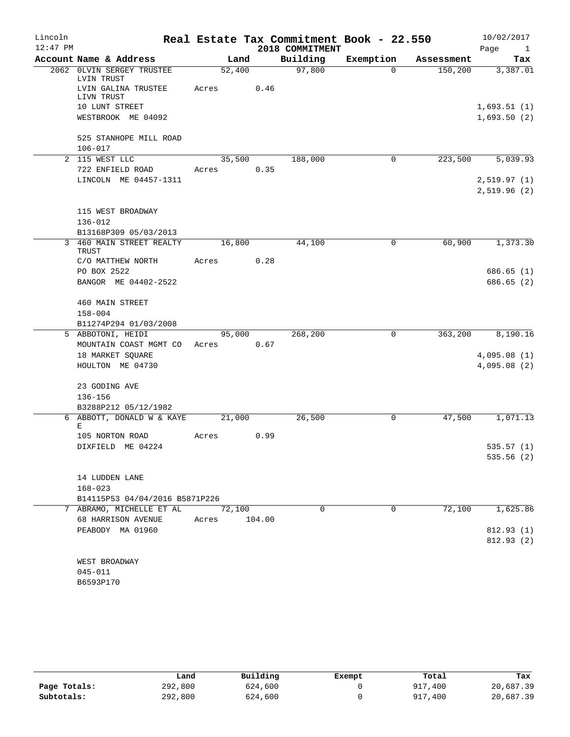# Real Estate Tax Commitment Book - 22.550

Lincoln
12:47 PM

2018 COMMITMENT

10/02/2017

| Account Name & Address | Land | Building | Exemption | Assessment | Tax |
|---|---|---|---|---|---|
| 2062 OLVIN SERGEY TRUSTEE LVIN TRUST | 52,400 | 97,800 | 0 | 150,200 | 3,387.01 |
| LVIN GALINA TRUSTEE LIVN TRUST | Acres 0.46 | | | | |
| 10 LUNT STREET | | | | | 1,693.51 (1) |
| WESTBROOK ME 04092 | | | | | 1,693.50 (2) |
| 525 STANHOPE MILL ROAD | | | | | |
| 106-017 | | | | | |
| 2 115 WEST LLC | 35,500 | 188,000 | 0 | 223,500 | 5,039.93 |
| 722 ENFIELD ROAD | Acres 0.35 | | | | |
| LINCOLN ME 04457-1311 | | | | | 2,519.97 (1) |
| | | | | | 2,519.96 (2) |
| 115 WEST BROADWAY | | | | | |
| 136-012 | | | | | |
| B13168P309 05/03/2013 | | | | | |
| 3 460 MAIN STREET REALTY TRUST | 16,800 | 44,100 | 0 | 60,900 | 1,373.30 |
| C/O MATTHEW NORTH | Acres 0.28 | | | | |
| PO BOX 2522 | | | | | 686.65 (1) |
| BANGOR ME 04402-2522 | | | | | 686.65 (2) |
| 460 MAIN STREET | | | | | |
| 158-004 | | | | | |
| B11274P294 01/03/2008 | | | | | |
| 5 ABBOTONI, HEIDI | 95,000 | 268,200 | 0 | 363,200 | 8,190.16 |
| MOUNTAIN COAST MGMT CO | Acres 0.67 | | | | |
| 18 MARKET SQUARE | | | | | 4,095.08 (1) |
| HOULTON ME 04730 | | | | | 4,095.08 (2) |
| 23 GODING AVE | | | | | |
| 136-156 | | | | | |
| B3288P212 05/12/1982 | | | | | |
| 6 ABBOTT, DONALD W & KAYE E | 21,000 | 26,500 | 0 | 47,500 | 1,071.13 |
| 105 NORTON ROAD | Acres 0.99 | | | | |
| DIXFIELD ME 04224 | | | | | 535.57 (1) |
| | | | | | 535.56 (2) |
| 14 LUDDEN LANE | | | | | |
| 168-023 | | | | | |
| B14115P53 04/04/2016 B5871P226 | | | | | |
| 7 ABRAMO, MICHELLE ET AL | 72,100 | 0 | 0 | 72,100 | 1,625.86 |
| 68 HARRISON AVENUE | Acres 104.00 | | | | |
| PEABODY MA 01960 | | | | | 812.93 (1) |
| | | | | | 812.93 (2) |
| WEST BROADWAY | | | | | |
| 045-011 | | | | | |
| B6593P170 | | | | | |

| | Land | Building | Exempt | Total | Tax |
|---|---|---|---|---|---|
| **Page Totals:** | 292,800 | 624,600 | 0 | 917,400 | 20,687.39 |
| **Subtotals:** | 292,800 | 624,600 | 0 | 917,400 | 20,687.39 |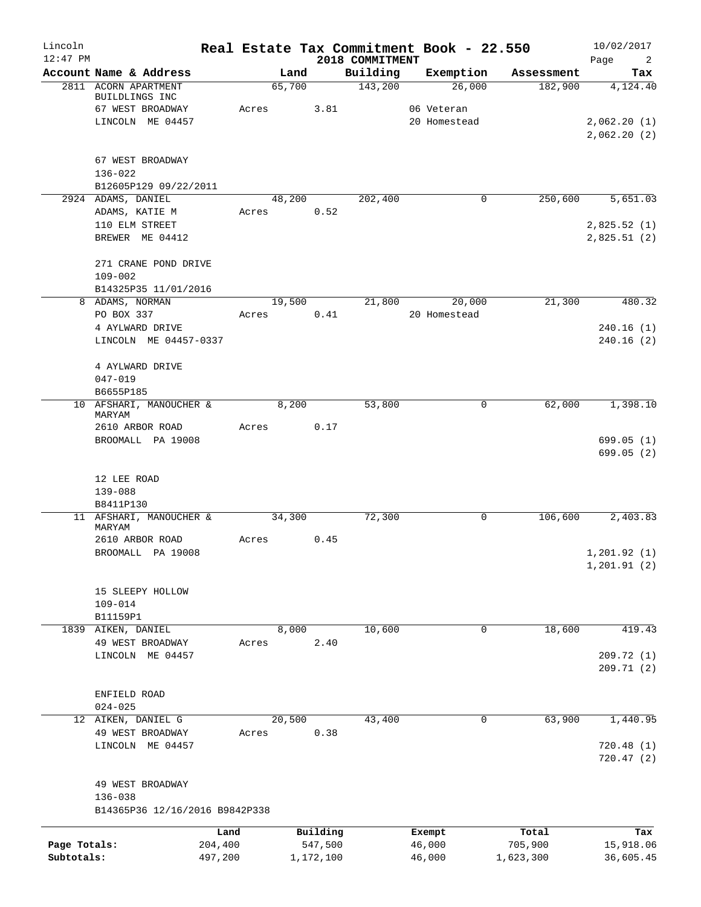Lincoln
12:47 PM

# Real Estate Tax Commitment Book - 22.550

## 2018 COMMITMENT

10/02/2017

| Account Name & Address | Land | Building | Exemption | Assessment | Tax |
|---|---|---|---|---|---|
| 2811 ACORN APARTMENT BUILDLINGS INC | 65,700 | 143,200 | 26,000 | 182,900 | 4,124.40 |
| 67 WEST BROADWAY | Acres 3.81 | | 06 Veteran | | |
| LINCOLN ME 04457 | | | 20 Homestead | | 2,062.20 (1) |
| | | | | | 2,062.20 (2) |
| 67 WEST BROADWAY | | | | | |
| 136-022 | | | | | |
| B12605P129 09/22/2011 | | | | | |
| 2924 ADAMS, DANIEL | 48,200 | 202,400 | 0 | 250,600 | 5,651.03 |
| ADAMS, KATIE M | Acres 0.52 | | | | |
| 110 ELM STREET | | | | | 2,825.52 (1) |
| BREWER ME 04412 | | | | | 2,825.51 (2) |
| 271 CRANE POND DRIVE | | | | | |
| 109-002 | | | | | |
| B14325P35 11/01/2016 | | | | | |
| 8 ADAMS, NORMAN | 19,500 | 21,800 | 20,000 | 21,300 | 480.32 |
| PO BOX 337 | Acres 0.41 | | 20 Homestead | | |
| 4 AYLWARD DRIVE | | | | | 240.16 (1) |
| LINCOLN ME 04457-0337 | | | | | 240.16 (2) |
| 4 AYLWARD DRIVE | | | | | |
| 047-019 | | | | | |
| B6655P185 | | | | | |
| 10 AFSHARI, MANOUCHER & MARYAM | 8,200 | 53,800 | 0 | 62,000 | 1,398.10 |
| 2610 ARBOR ROAD | Acres 0.17 | | | | |
| BROOMALL PA 19008 | | | | | 699.05 (1) |
| | | | | | 699.05 (2) |
| 12 LEE ROAD | | | | | |
| 139-088 | | | | | |
| B8411P130 | | | | | |
| 11 AFSHARI, MANOUCHER & MARYAM | 34,300 | 72,300 | 0 | 106,600 | 2,403.83 |
| 2610 ARBOR ROAD | Acres 0.45 | | | | |
| BROOMALL PA 19008 | | | | | 1,201.92 (1) |
| | | | | | 1,201.91 (2) |
| 15 SLEEPY HOLLOW | | | | | |
| 109-014 | | | | | |
| B11159P1 | | | | | |
| 1839 AIKEN, DANIEL | 8,000 | 10,600 | 0 | 18,600 | 419.43 |
| 49 WEST BROADWAY | Acres 2.40 | | | | |
| LINCOLN ME 04457 | | | | | 209.72 (1) |
| | | | | | 209.71 (2) |
| ENFIELD ROAD | | | | | |
| 024-025 | | | | | |
| 12 AIKEN, DANIEL G | 20,500 | 43,400 | 0 | 63,900 | 1,440.95 |
| 49 WEST BROADWAY | Acres 0.38 | | | | |
| LINCOLN ME 04457 | | | | | 720.48 (1) |
| | | | | | 720.47 (2) |
| 49 WEST BROADWAY | | | | | |
| 136-038 | | | | | |
| B14365P36 12/16/2016 B9842P338 | | | | | |

| | Land | Building | Exempt | Total | Tax |
|---|---|---|---|---|---|
| Page Totals: | 204,400 | 547,500 | 46,000 | 705,900 | 15,918.06 |
| Subtotals: | 497,200 | 1,172,100 | 46,000 | 1,623,300 | 36,605.45 |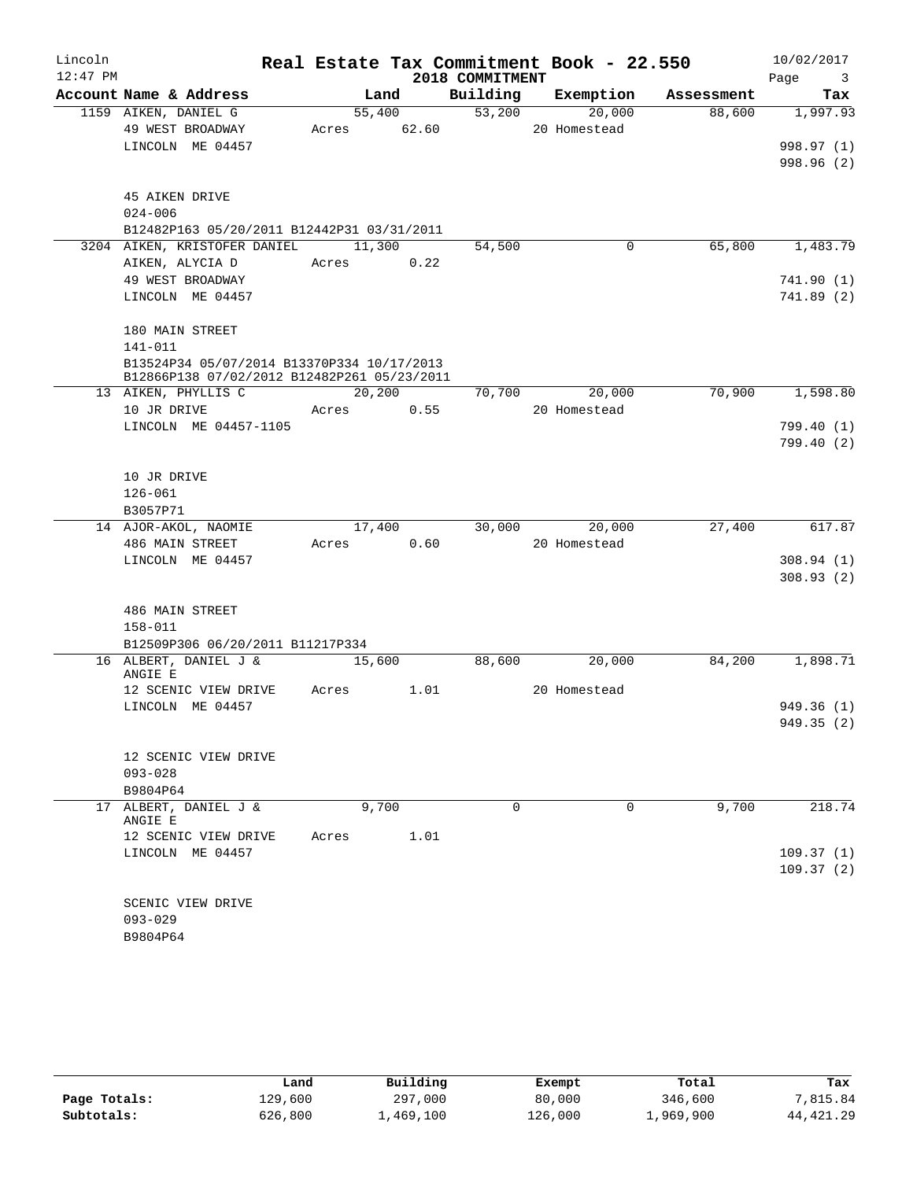Lincoln 12:47 PM

# Real Estate Tax Commitment Book - 22.550

2018 COMMITMENT

10/02/2017

| Account Name & Address | Land | Building | Exemption | Assessment | Tax |
|---|---|---|---|---|---|
| 1159 AIKEN, DANIEL G | 55,400 | 53,200 | 20,000 | 88,600 | 1,997.93 |
| 49 WEST BROADWAY | Acres 62.60 | | 20 Homestead | | |
| LINCOLN ME 04457 | | | | | 998.97 (1) |
| | | | | | 998.96 (2) |
| 45 AIKEN DRIVE | | | | | |
| 024-006 | | | | | |
| B12482P163 05/20/2011 B12442P31 03/31/2011 | | | | | |
| 3204 AIKEN, KRISTOFER DANIEL | 11,300 | 54,500 | 0 | 65,800 | 1,483.79 |
| AIKEN, ALYCIA D | Acres 0.22 | | | | |
| 49 WEST BROADWAY | | | | | 741.90 (1) |
| LINCOLN ME 04457 | | | | | 741.89 (2) |
| 180 MAIN STREET | | | | | |
| 141-011 | | | | | |
| B13524P34 05/07/2014 B13370P334 10/17/2013 B12866P138 07/02/2012 B12482P261 05/23/2011 | | | | | |
| 13 AIKEN, PHYLLIS C | 20,200 | 70,700 | 20,000 | 70,900 | 1,598.80 |
| 10 JR DRIVE | Acres 0.55 | | 20 Homestead | | |
| LINCOLN ME 04457-1105 | | | | | 799.40 (1) |
| | | | | | 799.40 (2) |
| 10 JR DRIVE | | | | | |
| 126-061 | | | | | |
| B3057P71 | | | | | |
| 14 AJOR-AKOL, NAOMIE | 17,400 | 30,000 | 20,000 | 27,400 | 617.87 |
| 486 MAIN STREET | Acres 0.60 | | 20 Homestead | | |
| LINCOLN ME 04457 | | | | | 308.94 (1) |
| | | | | | 308.93 (2) |
| 486 MAIN STREET | | | | | |
| 158-011 | | | | | |
| B12509P306 06/20/2011 B11217P334 | | | | | |
| 16 ALBERT, DANIEL J & ANGIE E | 15,600 | 88,600 | 20,000 | 84,200 | 1,898.71 |
| 12 SCENIC VIEW DRIVE | Acres 1.01 | | 20 Homestead | | |
| LINCOLN ME 04457 | | | | | 949.36 (1) |
| | | | | | 949.35 (2) |
| 12 SCENIC VIEW DRIVE | | | | | |
| 093-028 | | | | | |
| B9804P64 | | | | | |
| 17 ALBERT, DANIEL J & ANGIE E | 9,700 | 0 | 0 | 9,700 | 218.74 |
| 12 SCENIC VIEW DRIVE | Acres 1.01 | | | | |
| LINCOLN ME 04457 | | | | | 109.37 (1) |
| | | | | | 109.37 (2) |
| SCENIC VIEW DRIVE | | | | | |
| 093-029 | | | | | |
| B9804P64 | | | | | |

| | Land | Building | Exempt | Total | Tax |
|---|---|---|---|---|---|
| Page Totals: | 129,600 | 297,000 | 80,000 | 346,600 | 7,815.84 |
| Subtotals: | 626,800 | 1,469,100 | 126,000 | 1,969,900 | 44,421.29 |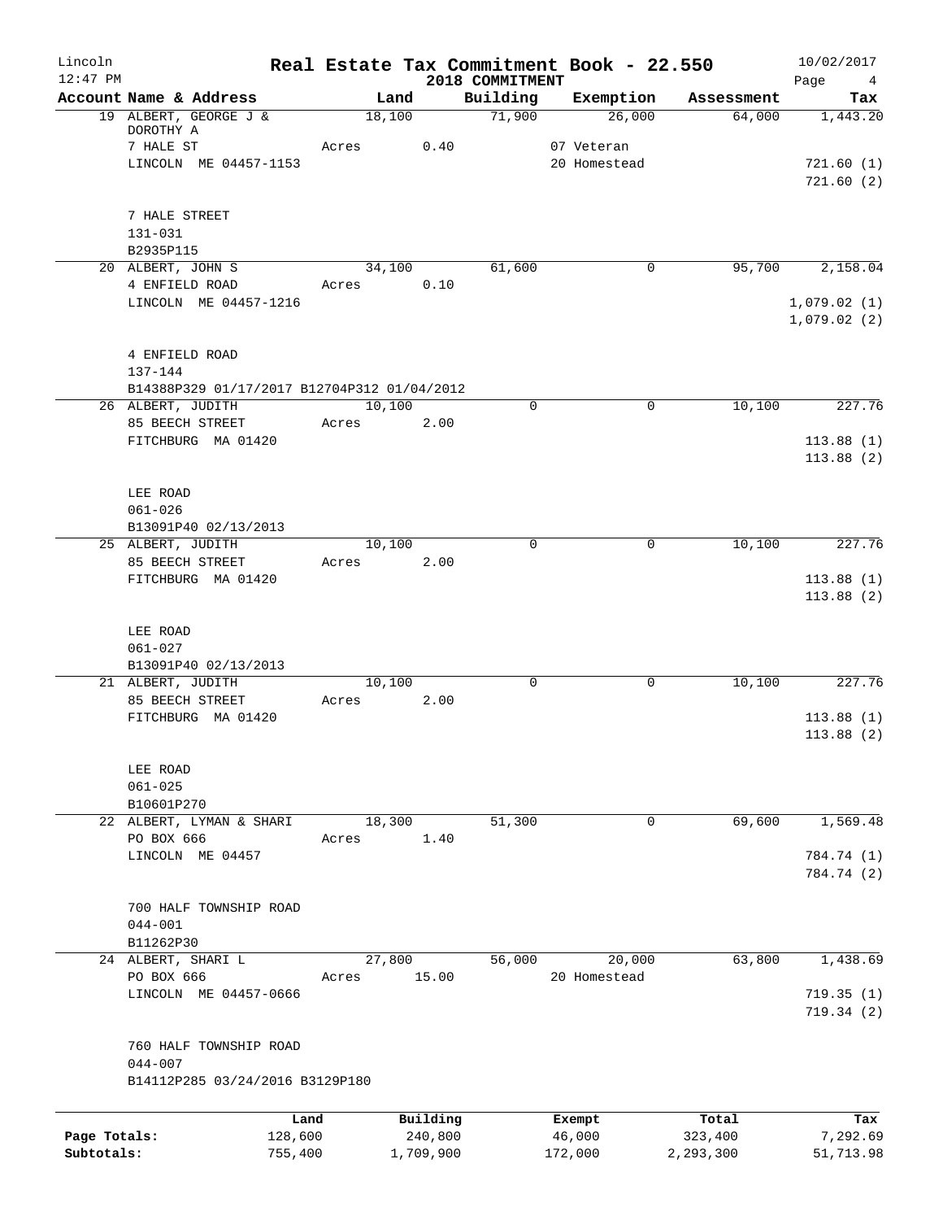# Real Estate Tax Commitment Book - 22.550

Lincoln 12:47 PM — 2018 COMMITMENT — 10/02/2017

| Account Name & Address | Land | Building | Exemption | Assessment | Tax |
|---|---|---|---|---|---|
| 19 ALBERT, GEORGE J & DOROTHY A | 18,100 | 71,900 | 26,000 | 64,000 | 1,443.20 |
| 7 HALE ST | Acres 0.40 | | 07 Veteran | | |
| LINCOLN ME 04457-1153 | | | 20 Homestead | | 721.60 (1) |
| | | | | | 721.60 (2) |
| 7 HALE STREET | | | | | |
| 131-031 | | | | | |
| B2935P115 | | | | | |
| 20 ALBERT, JOHN S | 34,100 | 61,600 | 0 | 95,700 | 2,158.04 |
| 4 ENFIELD ROAD | Acres 0.10 | | | | |
| LINCOLN ME 04457-1216 | | | | | 1,079.02 (1) |
| | | | | | 1,079.02 (2) |
| 4 ENFIELD ROAD | | | | | |
| 137-144 | | | | | |
| B14388P329 01/17/2017 B12704P312 01/04/2012 | | | | | |
| 26 ALBERT, JUDITH | 10,100 | 0 | 0 | 10,100 | 227.76 |
| 85 BEECH STREET | Acres 2.00 | | | | |
| FITCHBURG MA 01420 | | | | | 113.88 (1) |
| | | | | | 113.88 (2) |
| LEE ROAD | | | | | |
| 061-026 | | | | | |
| B13091P40 02/13/2013 | | | | | |
| 25 ALBERT, JUDITH | 10,100 | 0 | 0 | 10,100 | 227.76 |
| 85 BEECH STREET | Acres 2.00 | | | | |
| FITCHBURG MA 01420 | | | | | 113.88 (1) |
| | | | | | 113.88 (2) |
| LEE ROAD | | | | | |
| 061-027 | | | | | |
| B13091P40 02/13/2013 | | | | | |
| 21 ALBERT, JUDITH | 10,100 | 0 | 0 | 10,100 | 227.76 |
| 85 BEECH STREET | Acres 2.00 | | | | |
| FITCHBURG MA 01420 | | | | | 113.88 (1) |
| | | | | | 113.88 (2) |
| LEE ROAD | | | | | |
| 061-025 | | | | | |
| B10601P270 | | | | | |
| 22 ALBERT, LYMAN & SHARI | 18,300 | 51,300 | 0 | 69,600 | 1,569.48 |
| PO BOX 666 | Acres 1.40 | | | | |
| LINCOLN ME 04457 | | | | | 784.74 (1) |
| | | | | | 784.74 (2) |
| 700 HALF TOWNSHIP ROAD | | | | | |
| 044-001 | | | | | |
| B11262P30 | | | | | |
| 24 ALBERT, SHARI L | 27,800 | 56,000 | 20,000 | 63,800 | 1,438.69 |
| PO BOX 666 | Acres 15.00 | | 20 Homestead | | |
| LINCOLN ME 04457-0666 | | | | | 719.35 (1) |
| | | | | | 719.34 (2) |
| 760 HALF TOWNSHIP ROAD | | | | | |
| 044-007 | | | | | |
| B14112P285 03/24/2016 B3129P180 | | | | | |

| | Land | Building | Exempt | Total | Tax |
|---|---|---|---|---|---|
| Page Totals: | 128,600 | 240,800 | 46,000 | 323,400 | 7,292.69 |
| Subtotals: | 755,400 | 1,709,900 | 172,000 | 2,293,300 | 51,713.98 |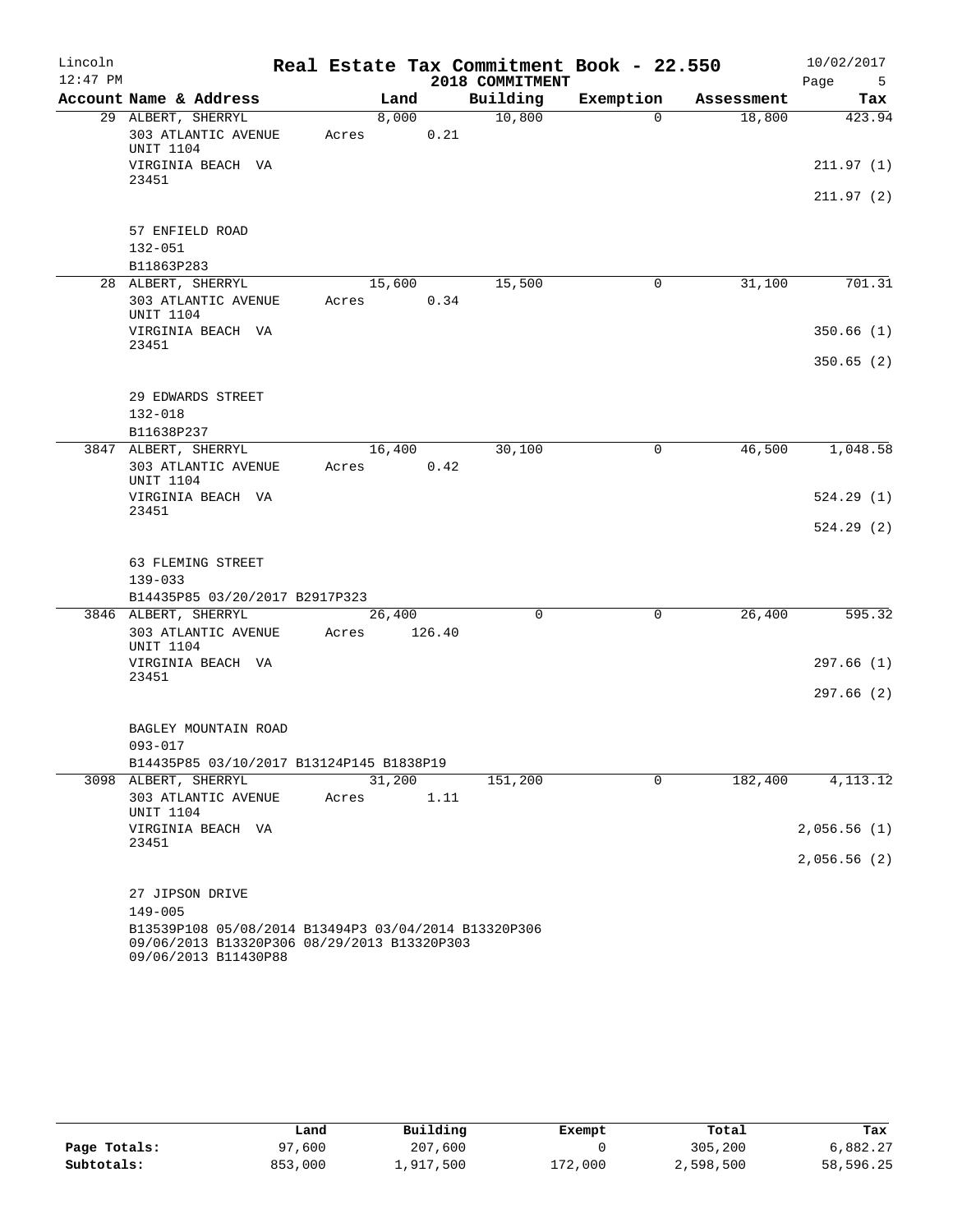# Real Estate Tax Commitment Book - 22.550

Lincoln
12:47 PM

2018 COMMITMENT

10/02/2017

| Account Name & Address | Land | Building | Exemption | Assessment | Tax |
|---|---|---|---|---|---|
| 29 ALBERT, SHERRYL<br>303 ATLANTIC AVENUE UNIT 1104<br>VIRGINIA BEACH VA 23451<br><br>57 ENFIELD ROAD<br>132-051<br>B11863P283 | 8,000<br>Acres 0.21 | 10,800 | 0 | 18,800 | 423.94<br>211.97 (1)<br>211.97 (2) |
| 28 ALBERT, SHERRYL<br>303 ATLANTIC AVENUE UNIT 1104<br>VIRGINIA BEACH VA 23451<br><br>29 EDWARDS STREET<br>132-018<br>B11638P237 | 15,600<br>Acres 0.34 | 15,500 | 0 | 31,100 | 701.31<br>350.66 (1)<br>350.65 (2) |
| 3847 ALBERT, SHERRYL<br>303 ATLANTIC AVENUE UNIT 1104<br>VIRGINIA BEACH VA 23451<br><br>63 FLEMING STREET<br>139-033<br>B14435P85 03/20/2017 B2917P323 | 16,400<br>Acres 0.42 | 30,100 | 0 | 46,500 | 1,048.58<br>524.29 (1)<br>524.29 (2) |
| 3846 ALBERT, SHERRYL<br>303 ATLANTIC AVENUE UNIT 1104<br>VIRGINIA BEACH VA 23451<br><br>BAGLEY MOUNTAIN ROAD<br>093-017<br>B14435P85 03/10/2017 B13124P145 B1838P19 | 26,400<br>Acres 126.40 | 0 | 0 | 26,400 | 595.32<br>297.66 (1)<br>297.66 (2) |
| 3098 ALBERT, SHERRYL<br>303 ATLANTIC AVENUE UNIT 1104<br>VIRGINIA BEACH VA 23451<br><br>27 JIPSON DRIVE<br>149-005<br>B13539P108 05/08/2014 B13494P3 03/04/2014 B13320P306 09/06/2013 B13320P306 08/29/2013 B13320P303 09/06/2013 B11430P88 | 31,200<br>Acres 1.11 | 151,200 | 0 | 182,400 | 4,113.12<br>2,056.56 (1)<br>2,056.56 (2) |

| | Land | Building | Exempt | Total | Tax |
|---|---|---|---|---|---|
| Page Totals: | 97,600 | 207,600 | 0 | 305,200 | 6,882.27 |
| Subtotals: | 853,000 | 1,917,500 | 172,000 | 2,598,500 | 58,596.25 |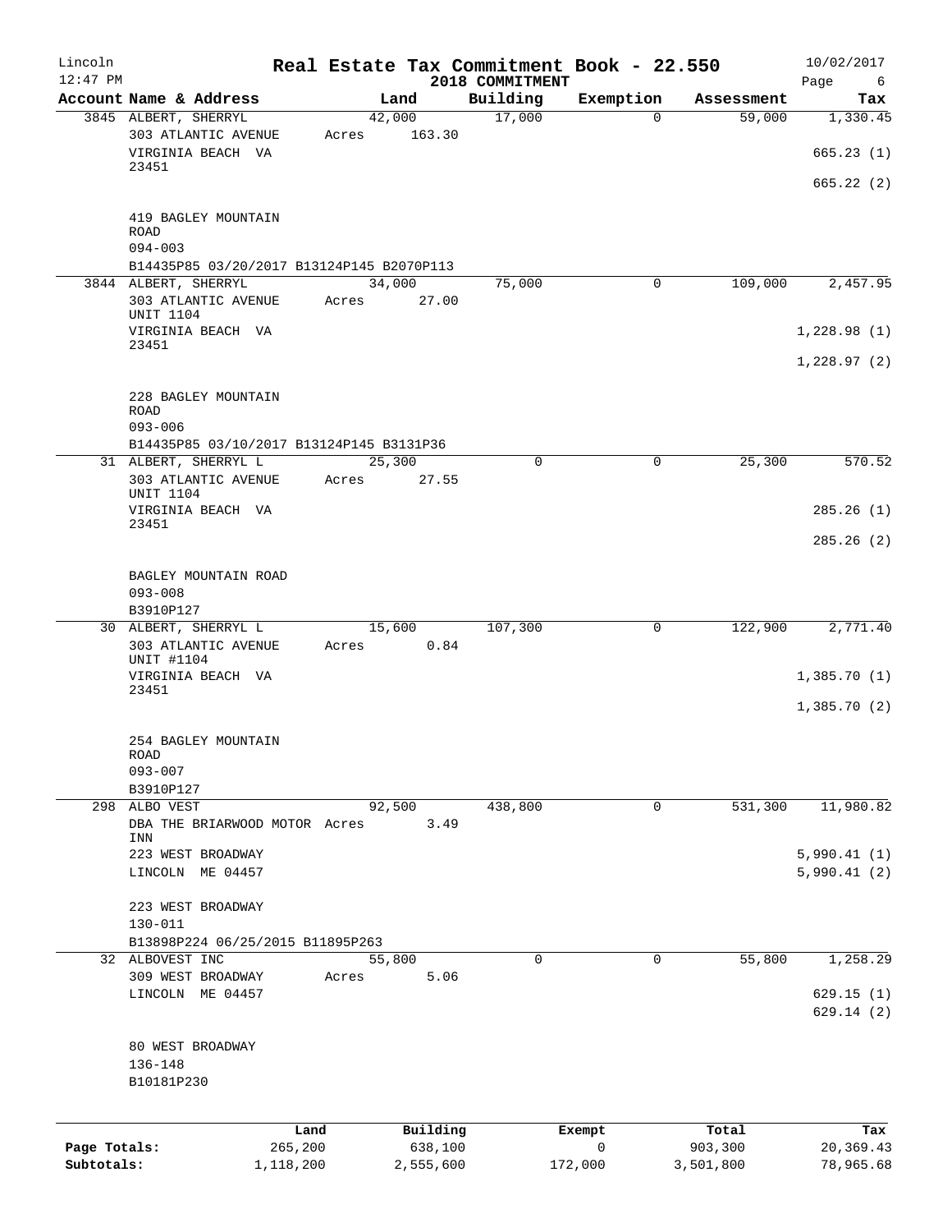# Real Estate Tax Commitment Book - 22.550

Lincoln 12:47 PM — 2018 COMMITMENT — 10/02/2017

| Account Name & Address | Land | Building | Exemption | Assessment | Tax |
|---|---|---|---|---|---|
| 3845 ALBERT, SHERRYL<br>303 ATLANTIC AVENUE<br>VIRGINIA BEACH VA 23451<br><br>419 BAGLEY MOUNTAIN ROAD<br>094-003<br>B14435P85 03/20/2017 B13124P145 B2070P113 | 42,000<br>Acres 163.30 | 17,000 | 0 | 59,000 | 1,330.45<br>665.23 (1)<br>665.22 (2) |
| 3844 ALBERT, SHERRYL<br>303 ATLANTIC AVENUE UNIT 1104<br>VIRGINIA BEACH VA 23451<br><br>228 BAGLEY MOUNTAIN ROAD<br>093-006<br>B14435P85 03/10/2017 B13124P145 B3131P36 | 34,000<br>Acres 27.00 | 75,000 | 0 | 109,000 | 2,457.95<br>1,228.98 (1)<br>1,228.97 (2) |
| 31 ALBERT, SHERRYL L<br>303 ATLANTIC AVENUE UNIT 1104<br>VIRGINIA BEACH VA 23451<br><br>BAGLEY MOUNTAIN ROAD<br>093-008<br>B3910P127 | 25,300<br>Acres 27.55 | 0 | 0 | 25,300 | 570.52<br>285.26 (1)<br>285.26 (2) |
| 30 ALBERT, SHERRYL L<br>303 ATLANTIC AVENUE UNIT #1104<br>VIRGINIA BEACH VA 23451<br><br>254 BAGLEY MOUNTAIN ROAD<br>093-007<br>B3910P127 | 15,600<br>Acres 0.84 | 107,300 | 0 | 122,900 | 2,771.40<br>1,385.70 (1)<br>1,385.70 (2) |
| 298 ALBO VEST<br>DBA THE BRIARWOOD MOTOR INN<br>223 WEST BROADWAY<br>LINCOLN ME 04457<br><br>223 WEST BROADWAY<br>130-011<br>B13898P224 06/25/2015 B11895P263 | 92,500<br>Acres 3.49 | 438,800 | 0 | 531,300 | 11,980.82<br>5,990.41 (1)<br>5,990.41 (2) |
| 32 ALBOVEST INC<br>309 WEST BROADWAY<br>LINCOLN ME 04457<br><br>80 WEST BROADWAY<br>136-148<br>B10181P230 | 55,800<br>Acres 5.06 | 0 | 0 | 55,800 | 1,258.29<br>629.15 (1)<br>629.14 (2) |

| | Land | Building | Exempt | Total | Tax |
|---|---|---|---|---|---|
| Page Totals: | 265,200 | 638,100 | 0 | 903,300 | 20,369.43 |
| Subtotals: | 1,118,200 | 2,555,600 | 172,000 | 3,501,800 | 78,965.68 |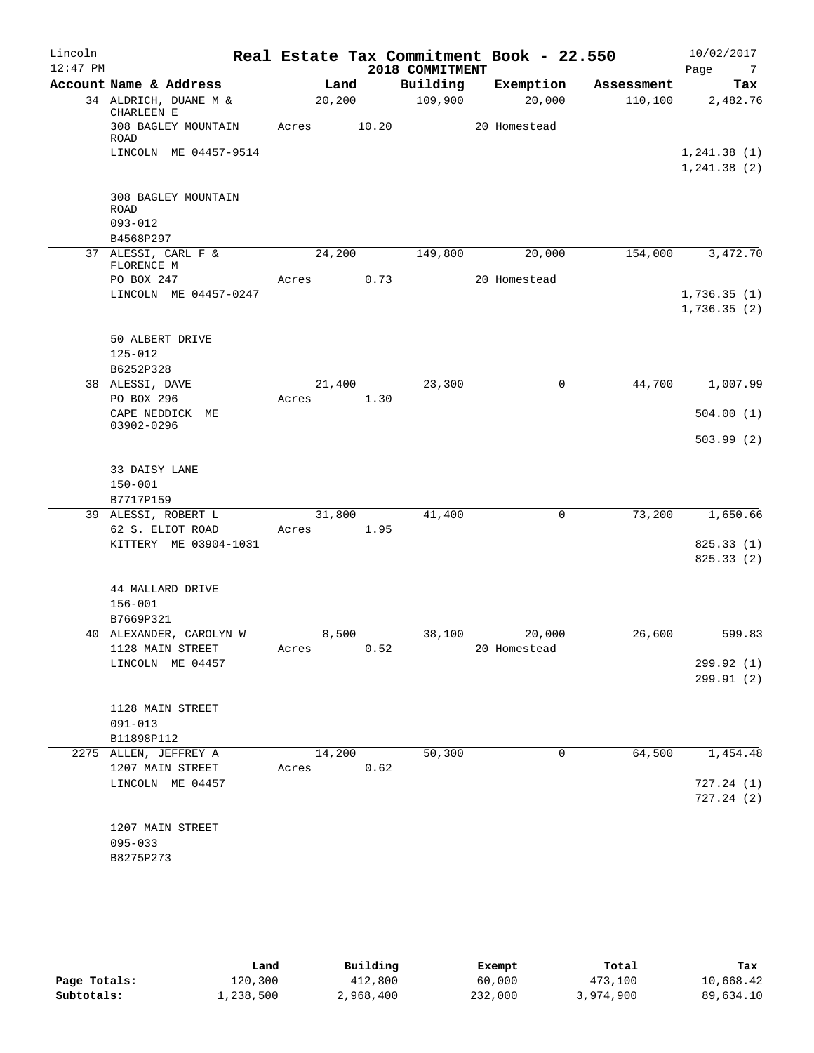# Real Estate Tax Commitment Book - 22.550

## 2018 COMMITMENT

Lincoln 12:47 PM — 10/02/2017

| Account Name & Address | Land | Building | Exemption | Assessment | Tax |
|---|---|---|---|---|---|
| 34 ALDRICH, DUANE M & CHARLEEN E | 20,200 | 109,900 | 20,000 | 110,100 | 2,482.76 |
| 308 BAGLEY MOUNTAIN ROAD | Acres 10.20 | | 20 Homestead | | |
| LINCOLN ME 04457-9514 | | | | | 1,241.38 (1) |
| | | | | | 1,241.38 (2) |
| 308 BAGLEY MOUNTAIN ROAD | | | | | |
| 093-012 | | | | | |
| B4568P297 | | | | | |
| 37 ALESSI, CARL F & FLORENCE M | 24,200 | 149,800 | 20,000 | 154,000 | 3,472.70 |
| PO BOX 247 | Acres 0.73 | | 20 Homestead | | |
| LINCOLN ME 04457-0247 | | | | | 1,736.35 (1) |
| | | | | | 1,736.35 (2) |
| 50 ALBERT DRIVE | | | | | |
| 125-012 | | | | | |
| B6252P328 | | | | | |
| 38 ALESSI, DAVE | 21,400 | 23,300 | 0 | 44,700 | 1,007.99 |
| PO BOX 296 | Acres 1.30 | | | | |
| CAPE NEDDICK ME 03902-0296 | | | | | 504.00 (1) |
| | | | | | 503.99 (2) |
| 33 DAISY LANE | | | | | |
| 150-001 | | | | | |
| B7717P159 | | | | | |
| 39 ALESSI, ROBERT L | 31,800 | 41,400 | 0 | 73,200 | 1,650.66 |
| 62 S. ELIOT ROAD | Acres 1.95 | | | | |
| KITTERY ME 03904-1031 | | | | | 825.33 (1) |
| | | | | | 825.33 (2) |
| 44 MALLARD DRIVE | | | | | |
| 156-001 | | | | | |
| B7669P321 | | | | | |
| 40 ALEXANDER, CAROLYN W | 8,500 | 38,100 | 20,000 | 26,600 | 599.83 |
| 1128 MAIN STREET | Acres 0.52 | | 20 Homestead | | |
| LINCOLN ME 04457 | | | | | 299.92 (1) |
| | | | | | 299.91 (2) |
| 1128 MAIN STREET | | | | | |
| 091-013 | | | | | |
| B11898P112 | | | | | |
| 2275 ALLEN, JEFFREY A | 14,200 | 50,300 | 0 | 64,500 | 1,454.48 |
| 1207 MAIN STREET | Acres 0.62 | | | | |
| LINCOLN ME 04457 | | | | | 727.24 (1) |
| | | | | | 727.24 (2) |
| 1207 MAIN STREET | | | | | |
| 095-033 | | | | | |
| B8275P273 | | | | | |

| | Land | Building | Exempt | Total | Tax |
|---|---|---|---|---|---|
| Page Totals: | 120,300 | 412,800 | 60,000 | 473,100 | 10,668.42 |
| Subtotals: | 1,238,500 | 2,968,400 | 232,000 | 3,974,900 | 89,634.10 |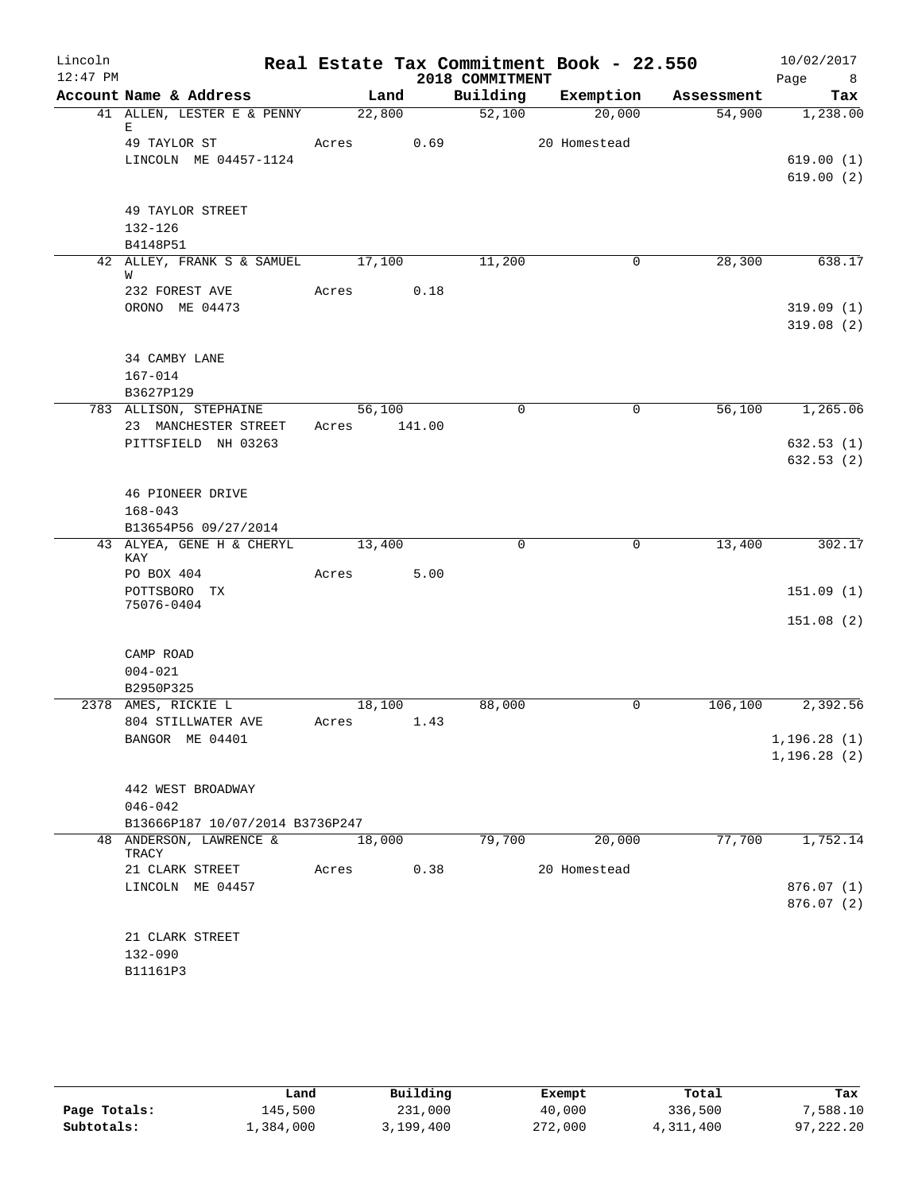# Real Estate Tax Commitment Book - 22.550

Lincoln 12:47 PM — 2018 COMMITMENT — 10/02/2017

| Account Name & Address | Land | Building | Exemption | Assessment | Tax |
|---|---|---|---|---|---|
| 41 ALLEN, LESTER E & PENNY E | 22,800 | 52,100 | 20,000 | 54,900 | 1,238.00 |
| 49 TAYLOR ST | Acres 0.69 | | 20 Homestead | | |
| LINCOLN ME 04457-1124 | | | | | 619.00 (1) |
| | | | | | 619.00 (2) |
| 49 TAYLOR STREET | | | | | |
| 132-126 | | | | | |
| B4148P51 | | | | | |
| 42 ALLEY, FRANK S & SAMUEL W | 17,100 | 11,200 | 0 | 28,300 | 638.17 |
| 232 FOREST AVE | Acres 0.18 | | | | |
| ORONO ME 04473 | | | | | 319.09 (1) |
| | | | | | 319.08 (2) |
| 34 CAMBY LANE | | | | | |
| 167-014 | | | | | |
| B3627P129 | | | | | |
| 783 ALLISON, STEPHAINE | 56,100 | 0 | 0 | 56,100 | 1,265.06 |
| 23 MANCHESTER STREET | Acres 141.00 | | | | |
| PITTSFIELD NH 03263 | | | | | 632.53 (1) |
| | | | | | 632.53 (2) |
| 46 PIONEER DRIVE | | | | | |
| 168-043 | | | | | |
| B13654P56 09/27/2014 | | | | | |
| 43 ALYEA, GENE H & CHERYL KAY | 13,400 | 0 | 0 | 13,400 | 302.17 |
| PO BOX 404 | Acres 5.00 | | | | |
| POTTSBORO TX 75076-0404 | | | | | 151.09 (1) |
| | | | | | 151.08 (2) |
| CAMP ROAD | | | | | |
| 004-021 | | | | | |
| B2950P325 | | | | | |
| 2378 AMES, RICKIE L | 18,100 | 88,000 | 0 | 106,100 | 2,392.56 |
| 804 STILLWATER AVE | Acres 1.43 | | | | |
| BANGOR ME 04401 | | | | | 1,196.28 (1) |
| | | | | | 1,196.28 (2) |
| 442 WEST BROADWAY | | | | | |
| 046-042 | | | | | |
| B13666P187 10/07/2014 B3736P247 | | | | | |
| 48 ANDERSON, LAWRENCE & TRACY | 18,000 | 79,700 | 20,000 | 77,700 | 1,752.14 |
| 21 CLARK STREET | Acres 0.38 | | 20 Homestead | | |
| LINCOLN ME 04457 | | | | | 876.07 (1) |
| | | | | | 876.07 (2) |
| 21 CLARK STREET | | | | | |
| 132-090 | | | | | |
| B11161P3 | | | | | |

| | Land | Building | Exempt | Total | Tax |
|---|---|---|---|---|---|
| Page Totals: | 145,500 | 231,000 | 40,000 | 336,500 | 7,588.10 |
| Subtotals: | 1,384,000 | 3,199,400 | 272,000 | 4,311,400 | 97,222.20 |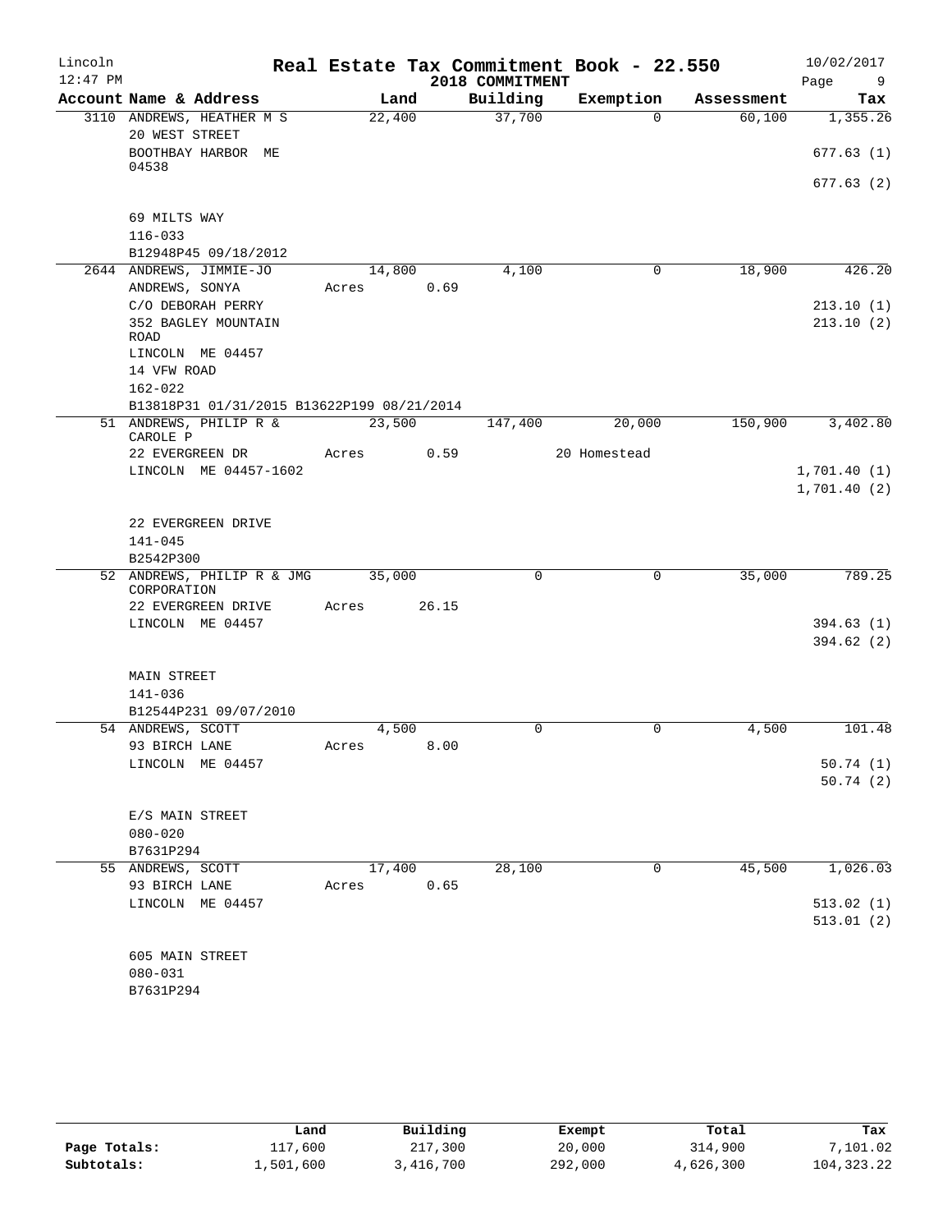# Real Estate Tax Commitment Book - 22.550

Lincoln
12:47 PM

2018 COMMITMENT

10/02/2017

| Account Name & Address | Land | Building | Exemption | Assessment | Tax |
|---|---|---|---|---|---|
| 3110 ANDREWS, HEATHER M S<br>20 WEST STREET<br>BOOTHBAY HARBOR ME 04538<br><br>69 MILTS WAY<br>116-033<br>B12948P45 09/18/2012 | 22,400 | 37,700 | 0 | 60,100 | 1,355.26<br>677.63 (1)<br>677.63 (2) |
| 2644 ANDREWS, JIMMIE-JO<br>ANDREWS, SONYA<br>C/O DEBORAH PERRY<br>352 BAGLEY MOUNTAIN ROAD<br>LINCOLN ME 04457<br>14 VFW ROAD<br>162-022<br>B13818P31 01/31/2015 B13622P199 08/21/2014 | 14,800<br>Acres 0.69 | 4,100 | 0 | 18,900 | 426.20<br>213.10 (1)<br>213.10 (2) |
| 51 ANDREWS, PHILIP R & CAROLE P<br>22 EVERGREEN DR<br>LINCOLN ME 04457-1602<br><br>22 EVERGREEN DRIVE<br>141-045<br>B2542P300 | 23,500<br>Acres 0.59 | 147,400 | 20,000<br>20 Homestead | 150,900 | 3,402.80<br>1,701.40 (1)<br>1,701.40 (2) |
| 52 ANDREWS, PHILIP R & JMG CORPORATION<br>22 EVERGREEN DRIVE<br>LINCOLN ME 04457<br><br>MAIN STREET<br>141-036<br>B12544P231 09/07/2010 | 35,000<br>Acres 26.15 | 0 | 0 | 35,000 | 789.25<br>394.63 (1)<br>394.62 (2) |
| 54 ANDREWS, SCOTT<br>93 BIRCH LANE<br>LINCOLN ME 04457<br><br>E/S MAIN STREET<br>080-020<br>B7631P294 | 4,500<br>Acres 8.00 | 0 | 0 | 4,500 | 101.48<br>50.74 (1)<br>50.74 (2) |
| 55 ANDREWS, SCOTT<br>93 BIRCH LANE<br>LINCOLN ME 04457<br><br>605 MAIN STREET<br>080-031<br>B7631P294 | 17,400<br>Acres 0.65 | 28,100 | 0 | 45,500 | 1,026.03<br>513.02 (1)<br>513.01 (2) |

| | Land | Building | Exempt | Total | Tax |
|---|---|---|---|---|---|
| Page Totals: | 117,600 | 217,300 | 20,000 | 314,900 | 7,101.02 |
| Subtotals: | 1,501,600 | 3,416,700 | 292,000 | 4,626,300 | 104,323.22 |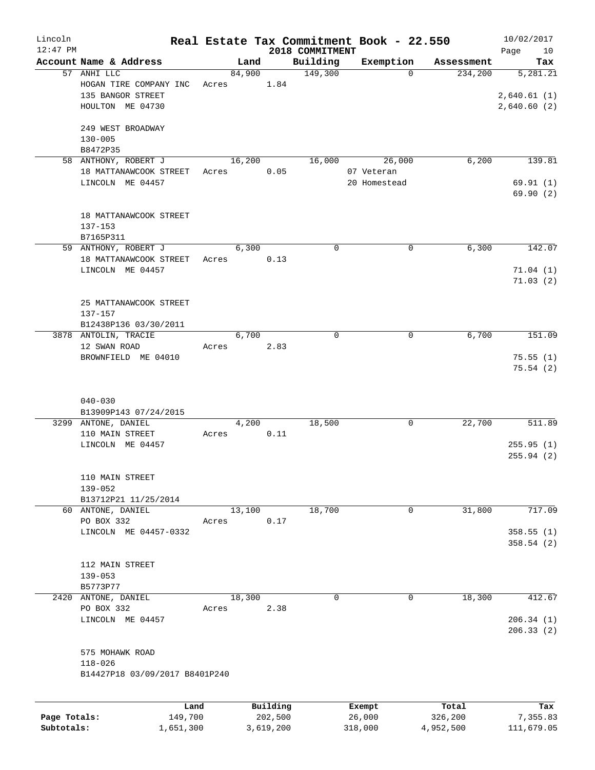# Real Estate Tax Commitment Book - 22.550

Lincoln 12:47 PM — 2018 COMMITMENT — 10/02/2017

| Account Name & Address | Land | Building | Exemption | Assessment | Tax |
|---|---|---|---|---|---|
| 57 ANHI LLC<br>HOGAN TIRE COMPANY INC<br>135 BANGOR STREET<br>HOULTON ME 04730<br><br>249 WEST BROADWAY<br>130-005<br>B8472P35 | 84,900<br>Acres 1.84 | 149,300 | 0 | 234,200 | 5,281.21<br><br>2,640.61 (1)<br>2,640.60 (2) |
| 58 ANTHONY, ROBERT J<br>18 MATTANAWCOOK STREET<br>LINCOLN ME 04457<br><br>18 MATTANAWCOOK STREET<br>137-153<br>B7165P311 | 16,200<br>Acres 0.05 | 16,000 | 26,000<br>07 Veteran<br>20 Homestead | 6,200 | 139.81<br><br>69.91 (1)<br>69.90 (2) |
| 59 ANTHONY, ROBERT J<br>18 MATTANAWCOOK STREET<br>LINCOLN ME 04457<br><br>25 MATTANAWCOOK STREET<br>137-157<br>B12438P136 03/30/2011 | 6,300<br>Acres 0.13 | 0 | 0 | 6,300 | 142.07<br><br>71.04 (1)<br>71.03 (2) |
| 3878 ANTOLIN, TRACIE<br>12 SWAN ROAD<br>BROWNFIELD ME 04010<br><br>040-030<br>B13909P143 07/24/2015 | 6,700<br>Acres 2.83 | 0 | 0 | 6,700 | 151.09<br><br>75.55 (1)<br>75.54 (2) |
| 3299 ANTONE, DANIEL<br>110 MAIN STREET<br>LINCOLN ME 04457<br><br>110 MAIN STREET<br>139-052<br>B13712P21 11/25/2014 | 4,200<br>Acres 0.11 | 18,500 | 0 | 22,700 | 511.89<br><br>255.95 (1)<br>255.94 (2) |
| 60 ANTONE, DANIEL<br>PO BOX 332<br>LINCOLN ME 04457-0332<br><br>112 MAIN STREET<br>139-053<br>B5773P77 | 13,100<br>Acres 0.17 | 18,700 | 0 | 31,800 | 717.09<br><br>358.55 (1)<br>358.54 (2) |
| 2420 ANTONE, DANIEL<br>PO BOX 332<br>LINCOLN ME 04457<br><br>575 MOHAWK ROAD<br>118-026<br>B14427P18 03/09/2017 B8401P240 | 18,300<br>Acres 2.38 | 0 | 0 | 18,300 | 412.67<br><br>206.34 (1)<br>206.33 (2) |

| | Land | Building | Exempt | Total | Tax |
|---|---|---|---|---|---|
| Page Totals: | 149,700 | 202,500 | 26,000 | 326,200 | 7,355.83 |
| Subtotals: | 1,651,300 | 3,619,200 | 318,000 | 4,952,500 | 111,679.05 |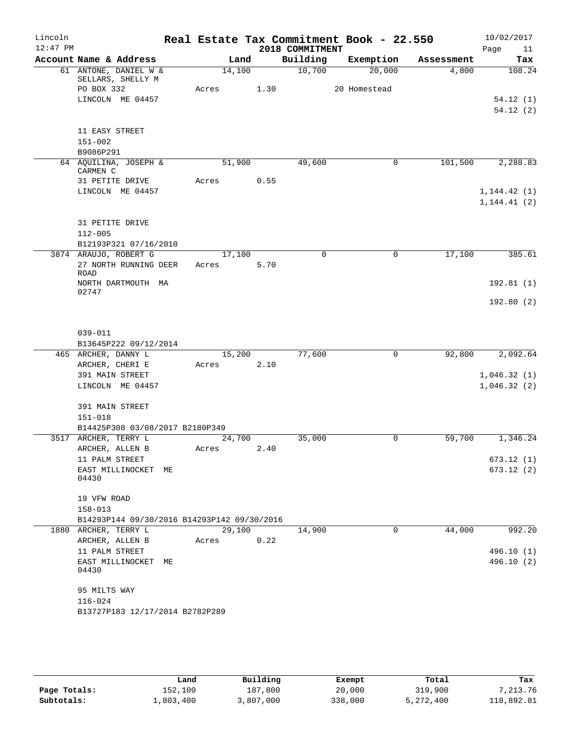# Real Estate Tax Commitment Book - 22.550

Lincoln
12:47 PM

2018 COMMITMENT

10/02/2017

| Account Name & Address | Land | Building | Exemption | Assessment | Tax |
|---|---|---|---|---|---|
| 61 ANTONE, DANIEL W & SELLARS, SHELLY M | 14,100 | 10,700 | 20,000 | 4,800 | 108.24 |
| PO BOX 332 | Acres 1.30 | | 20 Homestead | | |
| LINCOLN ME 04457 | | | | | 54.12 (1) |
| | | | | | 54.12 (2) |
| 11 EASY STREET | | | | | |
| 151-002 | | | | | |
| B9086P291 | | | | | |
| 64 AQUILINA, JOSEPH & CARMEN C | 51,900 | 49,600 | 0 | 101,500 | 2,288.83 |
| 31 PETITE DRIVE | Acres 0.55 | | | | |
| LINCOLN ME 04457 | | | | | 1,144.42 (1) |
| | | | | | 1,144.41 (2) |
| 31 PETITE DRIVE | | | | | |
| 112-005 | | | | | |
| B12193P321 07/16/2010 | | | | | |
| 3874 ARAUJO, ROBERT G | 17,100 | 0 | 0 | 17,100 | 385.61 |
| 27 NORTH RUNNING DEER ROAD | Acres 5.70 | | | | |
| NORTH DARTMOUTH MA 02747 | | | | | 192.81 (1) |
| | | | | | 192.80 (2) |
| 039-011 | | | | | |
| B13645P222 09/12/2014 | | | | | |
| 465 ARCHER, DANNY L | 15,200 | 77,600 | 0 | 92,800 | 2,092.64 |
| ARCHER, CHERI E | Acres 2.10 | | | | |
| 391 MAIN STREET | | | | | 1,046.32 (1) |
| LINCOLN ME 04457 | | | | | 1,046.32 (2) |
| 391 MAIN STREET | | | | | |
| 151-018 | | | | | |
| B14425P308 03/08/2017 B2180P349 | | | | | |
| 3517 ARCHER, TERRY L | 24,700 | 35,000 | 0 | 59,700 | 1,346.24 |
| ARCHER, ALLEN B | Acres 2.40 | | | | |
| 11 PALM STREET | | | | | 673.12 (1) |
| EAST MILLINOCKET ME 04430 | | | | | 673.12 (2) |
| 19 VFW ROAD | | | | | |
| 158-013 | | | | | |
| B14293P144 09/30/2016 B14293P142 09/30/2016 | | | | | |
| 1880 ARCHER, TERRY L | 29,100 | 14,900 | 0 | 44,000 | 992.20 |
| ARCHER, ALLEN B | Acres 0.22 | | | | |
| 11 PALM STREET | | | | | 496.10 (1) |
| EAST MILLINOCKET ME 04430 | | | | | 496.10 (2) |
| 95 MILTS WAY | | | | | |
| 116-024 | | | | | |
| B13727P183 12/17/2014 B2782P289 | | | | | |

| | Land | Building | Exempt | Total | Tax |
|---|---|---|---|---|---|
| Page Totals: | 152,100 | 187,800 | 20,000 | 319,900 | 7,213.76 |
| Subtotals: | 1,803,400 | 3,807,000 | 338,000 | 5,272,400 | 118,892.81 |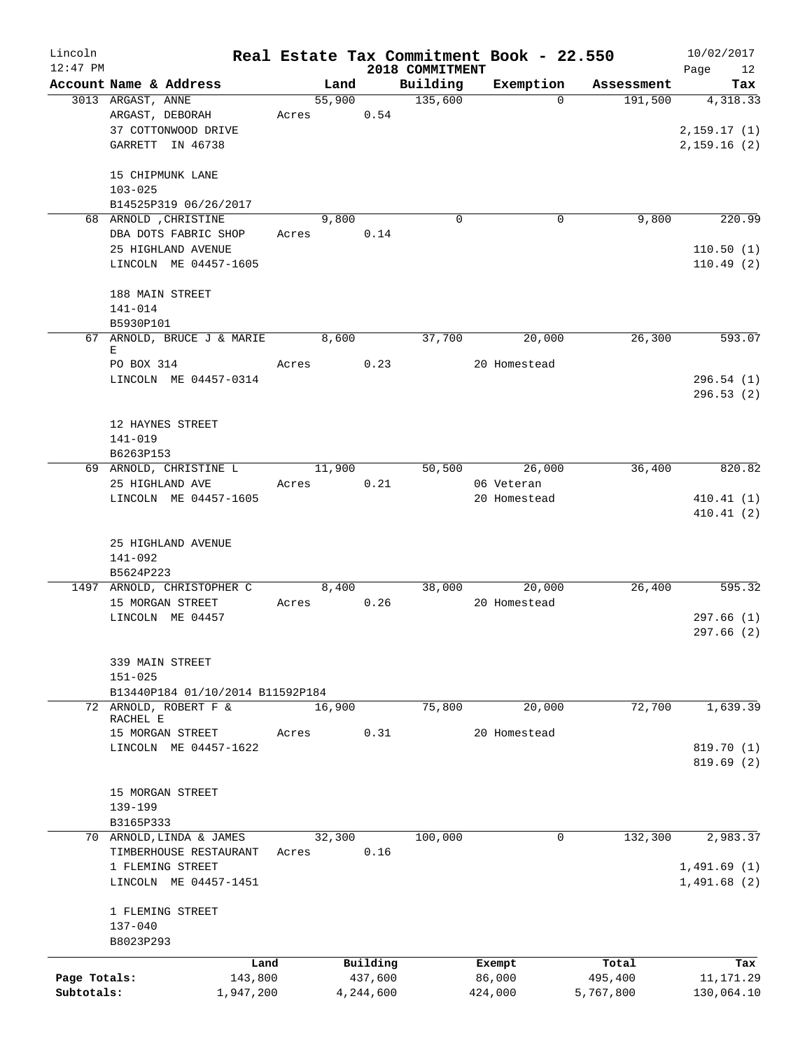# Real Estate Tax Commitment Book - 22.550

Lincoln 12:47 PM — 2018 COMMITMENT — 10/02/2017

| Account Name & Address | Land | Building | Exemption | Assessment | Tax |
|---|---|---|---|---|---|
| 3013 ARGAST, ANNE<br>ARGAST, DEBORAH<br>37 COTTONWOOD DRIVE<br>GARRETT IN 46738<br><br>15 CHIPMUNK LANE<br>103-025<br>B14525P319 06/26/2017 | 55,900<br>Acres 0.54 | 135,600 | 0 | 191,500 | 4,318.33<br><br>2,159.17 (1)<br>2,159.16 (2) |
| 68 ARNOLD ,CHRISTINE<br>DBA DOTS FABRIC SHOP<br>25 HIGHLAND AVENUE<br>LINCOLN ME 04457-1605<br><br>188 MAIN STREET<br>141-014<br>B5930P101 | 9,800<br>Acres 0.14 | 0 | 0 | 9,800 | 220.99<br><br>110.50 (1)<br>110.49 (2) |
| 67 ARNOLD, BRUCE J & MARIE E<br>PO BOX 314<br>LINCOLN ME 04457-0314<br><br>12 HAYNES STREET<br>141-019<br>B6263P153 | 8,600<br>Acres 0.23 | 37,700 | 20,000<br>20 Homestead | 26,300 | 593.07<br><br>296.54 (1)<br>296.53 (2) |
| 69 ARNOLD, CHRISTINE L<br>25 HIGHLAND AVE<br>LINCOLN ME 04457-1605<br><br>25 HIGHLAND AVENUE<br>141-092<br>B5624P223 | 11,900<br>Acres 0.21 | 50,500 | 26,000<br>06 Veteran<br>20 Homestead | 36,400 | 820.82<br><br>410.41 (1)<br>410.41 (2) |
| 1497 ARNOLD, CHRISTOPHER C<br>15 MORGAN STREET<br>LINCOLN ME 04457<br><br>339 MAIN STREET<br>151-025<br>B13440P184 01/10/2014 B11592P184 | 8,400<br>Acres 0.26 | 38,000 | 20,000<br>20 Homestead | 26,400 | 595.32<br><br>297.66 (1)<br>297.66 (2) |
| 72 ARNOLD, ROBERT F & RACHEL E<br>15 MORGAN STREET<br>LINCOLN ME 04457-1622<br><br>15 MORGAN STREET<br>139-199<br>B3165P333 | 16,900<br>Acres 0.31 | 75,800 | 20,000<br>20 Homestead | 72,700 | 1,639.39<br><br>819.70 (1)<br>819.69 (2) |
| 70 ARNOLD,LINDA & JAMES<br>TIMBERHOUSE RESTAURANT<br>1 FLEMING STREET<br>LINCOLN ME 04457-1451<br><br>1 FLEMING STREET<br>137-040<br>B8023P293 | 32,300<br>Acres 0.16 | 100,000 | 0 | 132,300 | 2,983.37<br><br>1,491.69 (1)<br>1,491.68 (2) |

| | Land | Building | Exempt | Total | Tax |
|---|---|---|---|---|---|
| Page Totals: | 143,800 | 437,600 | 86,000 | 495,400 | 11,171.29 |
| Subtotals: | 1,947,200 | 4,244,600 | 424,000 | 5,767,800 | 130,064.10 |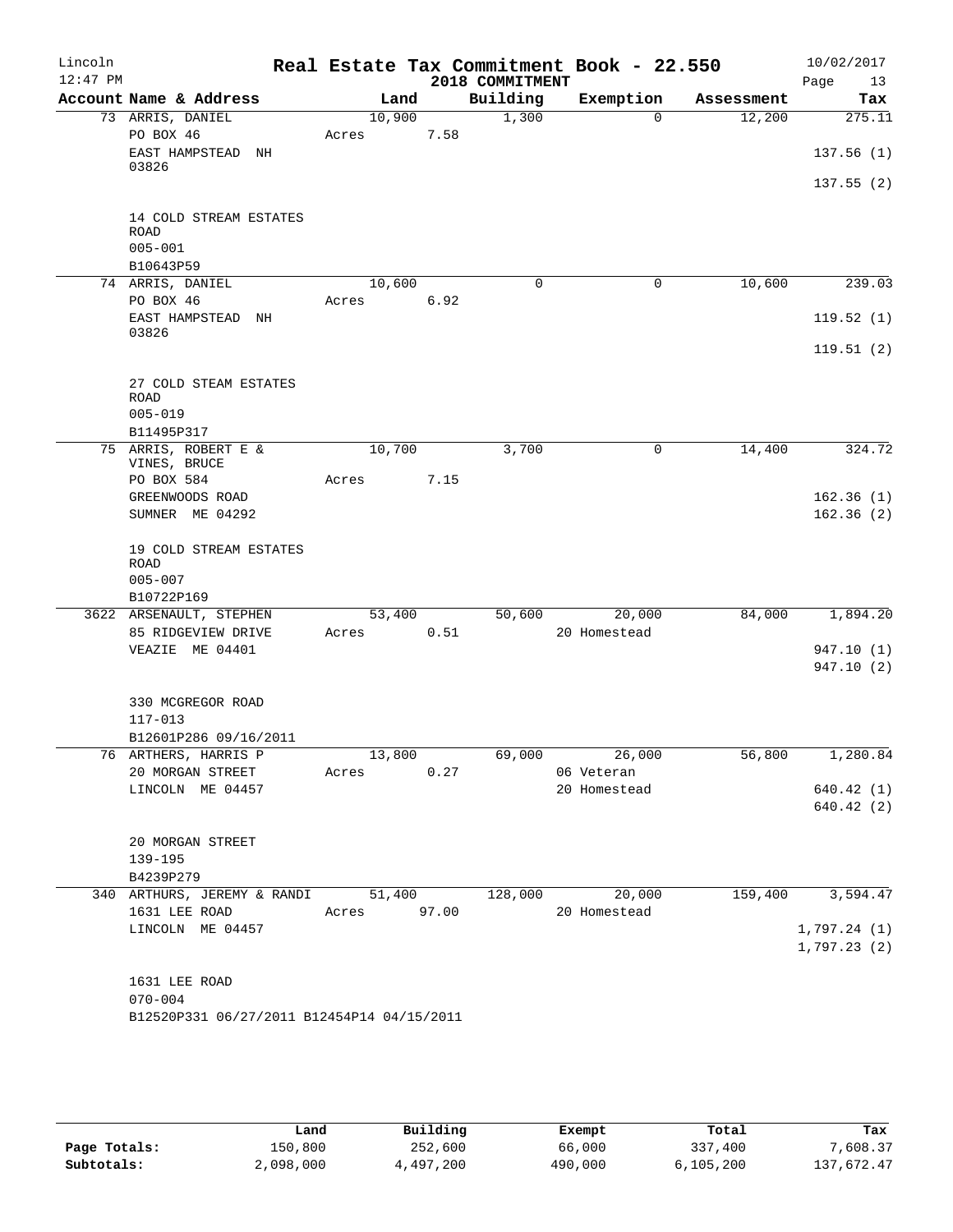Lincoln 12:47 PM

# Real Estate Tax Commitment Book - 22.550

2018 COMMITMENT

10/02/2017

| Account | Name & Address | Land | Building | Exemption | Assessment | Tax |
|---|---|---|---|---|---|---|
| 73 | ARRIS, DANIEL<br>PO BOX 46<br>EAST HAMPSTEAD NH 03826<br><br>14 COLD STREAM ESTATES ROAD<br>005-001<br>B10643P59 | 10,900<br>Acres 7.58 | 1,300 | 0 | 12,200 | 275.11<br>137.56 (1)<br>137.55 (2) |
| 74 | ARRIS, DANIEL<br>PO BOX 46<br>EAST HAMPSTEAD NH 03826<br><br>27 COLD STEAM ESTATES ROAD<br>005-019<br>B11495P317 | 10,600<br>Acres 6.92 | 0 | 0 | 10,600 | 239.03<br>119.52 (1)<br>119.51 (2) |
| 75 | ARRIS, ROBERT E & VINES, BRUCE<br>PO BOX 584<br>GREENWOODS ROAD<br>SUMNER ME 04292<br><br>19 COLD STREAM ESTATES ROAD<br>005-007<br>B10722P169 | 10,700<br>Acres 7.15 | 3,700 | 0 | 14,400 | 324.72<br>162.36 (1)<br>162.36 (2) |
| 3622 | ARSENAULT, STEPHEN<br>85 RIDGEVIEW DRIVE<br>VEAZIE ME 04401<br><br>330 MCGREGOR ROAD<br>117-013<br>B12601P286 09/16/2011 | 53,400<br>Acres 0.51 | 50,600 | 20,000<br>20 Homestead | 84,000 | 1,894.20<br>947.10 (1)<br>947.10 (2) |
| 76 | ARTHERS, HARRIS P<br>20 MORGAN STREET<br>LINCOLN ME 04457<br><br>20 MORGAN STREET<br>139-195<br>B4239P279 | 13,800<br>Acres 0.27 | 69,000 | 26,000<br>06 Veteran<br>20 Homestead | 56,800 | 1,280.84<br>640.42 (1)<br>640.42 (2) |
| 340 | ARTHURS, JEREMY & RANDI<br>1631 LEE ROAD<br>LINCOLN ME 04457<br><br>1631 LEE ROAD<br>070-004<br>B12520P331 06/27/2011 B12454P14 04/15/2011 | 51,400<br>Acres 97.00 | 128,000 | 20,000<br>20 Homestead | 159,400 | 3,594.47<br>1,797.24 (1)<br>1,797.23 (2) |

| | Land | Building | Exempt | Total | Tax |
|---|---|---|---|---|---|
| Page Totals: | 150,800 | 252,600 | 66,000 | 337,400 | 7,608.37 |
| Subtotals: | 2,098,000 | 4,497,200 | 490,000 | 6,105,200 | 137,672.47 |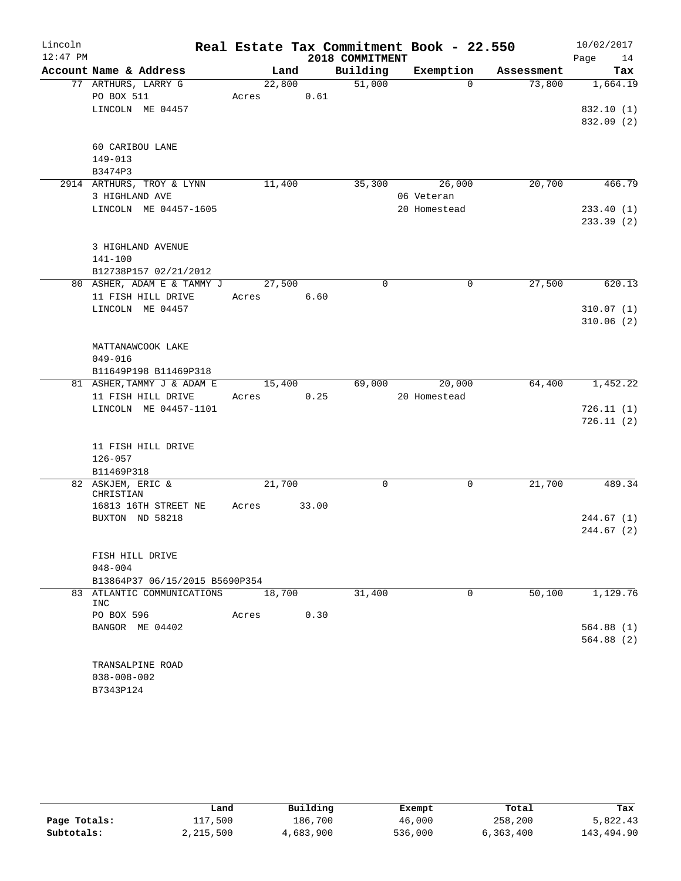# Real Estate Tax Commitment Book - 22.550

Lincoln
12:47 PM

2018 COMMITMENT

10/02/2017

| Account Name & Address | Land | Building | Exemption | Assessment | Tax |
|---|---|---|---|---|---|
| 77 ARTHURS, LARRY G | 22,800 | 51,000 | 0 | 73,800 | 1,664.19 |
| PO BOX 511 | Acres 0.61 | | | | |
| LINCOLN ME 04457 | | | | | 832.10 (1) |
| | | | | | 832.09 (2) |
| 60 CARIBOU LANE | | | | | |
| 149-013 | | | | | |
| B3474P3 | | | | | |
| 2914 ARTHURS, TROY & LYNN | 11,400 | 35,300 | 26,000 | 20,700 | 466.79 |
| 3 HIGHLAND AVE | | | 06 Veteran | | |
| LINCOLN ME 04457-1605 | | | 20 Homestead | | 233.40 (1) |
| | | | | | 233.39 (2) |
| 3 HIGHLAND AVENUE | | | | | |
| 141-100 | | | | | |
| B12738P157 02/21/2012 | | | | | |
| 80 ASHER, ADAM E & TAMMY J | 27,500 | 0 | 0 | 27,500 | 620.13 |
| 11 FISH HILL DRIVE | Acres 6.60 | | | | |
| LINCOLN ME 04457 | | | | | 310.07 (1) |
| | | | | | 310.06 (2) |
| MATTANAWCOOK LAKE | | | | | |
| 049-016 | | | | | |
| B11649P198 B11469P318 | | | | | |
| 81 ASHER, TAMMY J & ADAM E | 15,400 | 69,000 | 20,000 | 64,400 | 1,452.22 |
| 11 FISH HILL DRIVE | Acres 0.25 | | 20 Homestead | | |
| LINCOLN ME 04457-1101 | | | | | 726.11 (1) |
| | | | | | 726.11 (2) |
| 11 FISH HILL DRIVE | | | | | |
| 126-057 | | | | | |
| B11469P318 | | | | | |
| 82 ASKJEM, ERIC & CHRISTIAN | 21,700 | 0 | 0 | 21,700 | 489.34 |
| 16813 16TH STREET NE | Acres 33.00 | | | | |
| BUXTON ND 58218 | | | | | 244.67 (1) |
| | | | | | 244.67 (2) |
| FISH HILL DRIVE | | | | | |
| 048-004 | | | | | |
| B13864P37 06/15/2015 B5690P354 | | | | | |
| 83 ATLANTIC COMMUNICATIONS INC | 18,700 | 31,400 | 0 | 50,100 | 1,129.76 |
| PO BOX 596 | Acres 0.30 | | | | |
| BANGOR ME 04402 | | | | | 564.88 (1) |
| | | | | | 564.88 (2) |
| TRANSALPINE ROAD | | | | | |
| 038-008-002 | | | | | |
| B7343P124 | | | | | |

| | Land | Building | Exempt | Total | Tax |
|---|---|---|---|---|---|
| Page Totals: | 117,500 | 186,700 | 46,000 | 258,200 | 5,822.43 |
| Subtotals: | 2,215,500 | 4,683,900 | 536,000 | 6,363,400 | 143,494.90 |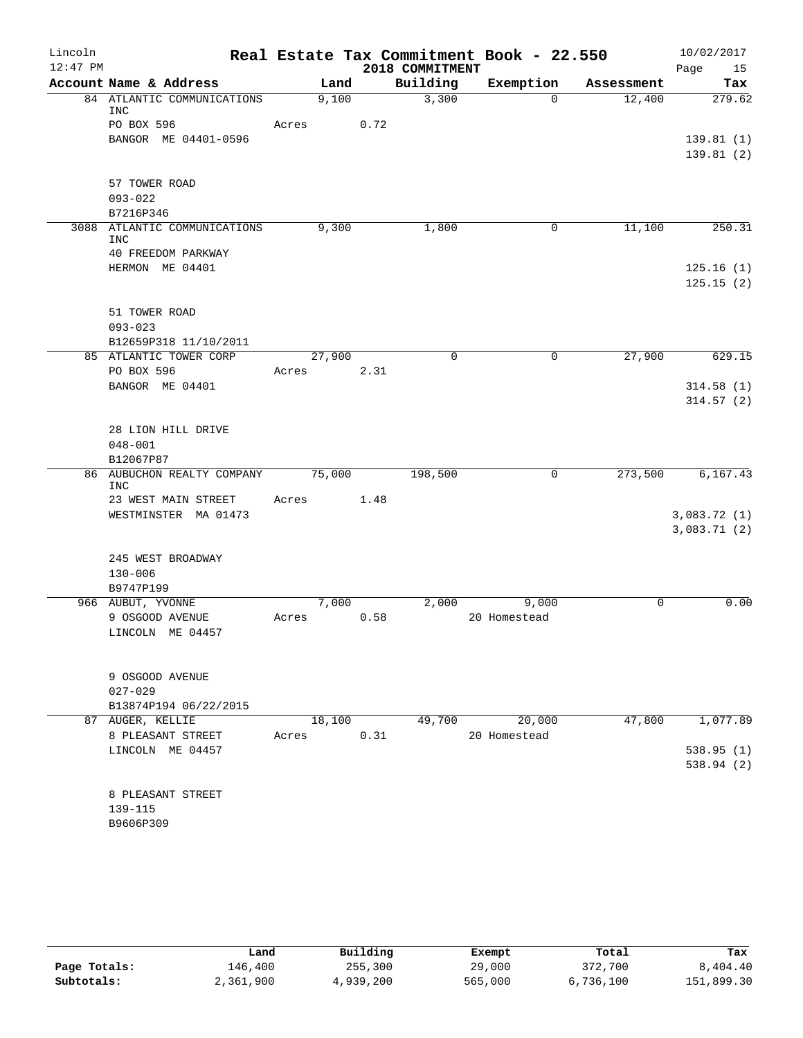Lincoln — Real Estate Tax Commitment Book - 22.550 — 10/02/2017
12:47 PM — 2018 COMMITMENT

| Account Name & Address | Land | Building | Exemption | Assessment | Tax |
|---|---|---|---|---|---|
| 84 ATLANTIC COMMUNICATIONS INC | 9,100 | 3,300 | 0 | 12,400 | 279.62 |
| PO BOX 596 | Acres 0.72 | | | | |
| BANGOR ME 04401-0596 | | | | | 139.81 (1) |
| | | | | | 139.81 (2) |
| 57 TOWER ROAD | | | | | |
| 093-022 | | | | | |
| B7216P346 | | | | | |
| 3088 ATLANTIC COMMUNICATIONS INC | 9,300 | 1,800 | 0 | 11,100 | 250.31 |
| 40 FREEDOM PARKWAY | | | | | |
| HERMON ME 04401 | | | | | 125.16 (1) |
| | | | | | 125.15 (2) |
| 51 TOWER ROAD | | | | | |
| 093-023 | | | | | |
| B12659P318 11/10/2011 | | | | | |
| 85 ATLANTIC TOWER CORP | 27,900 | 0 | 0 | 27,900 | 629.15 |
| PO BOX 596 | Acres 2.31 | | | | |
| BANGOR ME 04401 | | | | | 314.58 (1) |
| | | | | | 314.57 (2) |
| 28 LION HILL DRIVE | | | | | |
| 048-001 | | | | | |
| B12067P87 | | | | | |
| 86 AUBUCHON REALTY COMPANY INC | 75,000 | 198,500 | 0 | 273,500 | 6,167.43 |
| 23 WEST MAIN STREET | Acres 1.48 | | | | |
| WESTMINSTER MA 01473 | | | | | 3,083.72 (1) |
| | | | | | 3,083.71 (2) |
| 245 WEST BROADWAY | | | | | |
| 130-006 | | | | | |
| B9747P199 | | | | | |
| 966 AUBUT, YVONNE | 7,000 | 2,000 | 9,000 | 0 | 0.00 |
| 9 OSGOOD AVENUE | Acres 0.58 | | 20 Homestead | | |
| LINCOLN ME 04457 | | | | | |
| 9 OSGOOD AVENUE | | | | | |
| 027-029 | | | | | |
| B13874P194 06/22/2015 | | | | | |
| 87 AUGER, KELLIE | 18,100 | 49,700 | 20,000 | 47,800 | 1,077.89 |
| 8 PLEASANT STREET | Acres 0.31 | | 20 Homestead | | |
| LINCOLN ME 04457 | | | | | 538.95 (1) |
| | | | | | 538.94 (2) |
| 8 PLEASANT STREET | | | | | |
| 139-115 | | | | | |
| B9606P309 | | | | | |

| | Land | Building | Exempt | Total | Tax |
|---|---|---|---|---|---|
| Page Totals: | 146,400 | 255,300 | 29,000 | 372,700 | 8,404.40 |
| Subtotals: | 2,361,900 | 4,939,200 | 565,000 | 6,736,100 | 151,899.30 |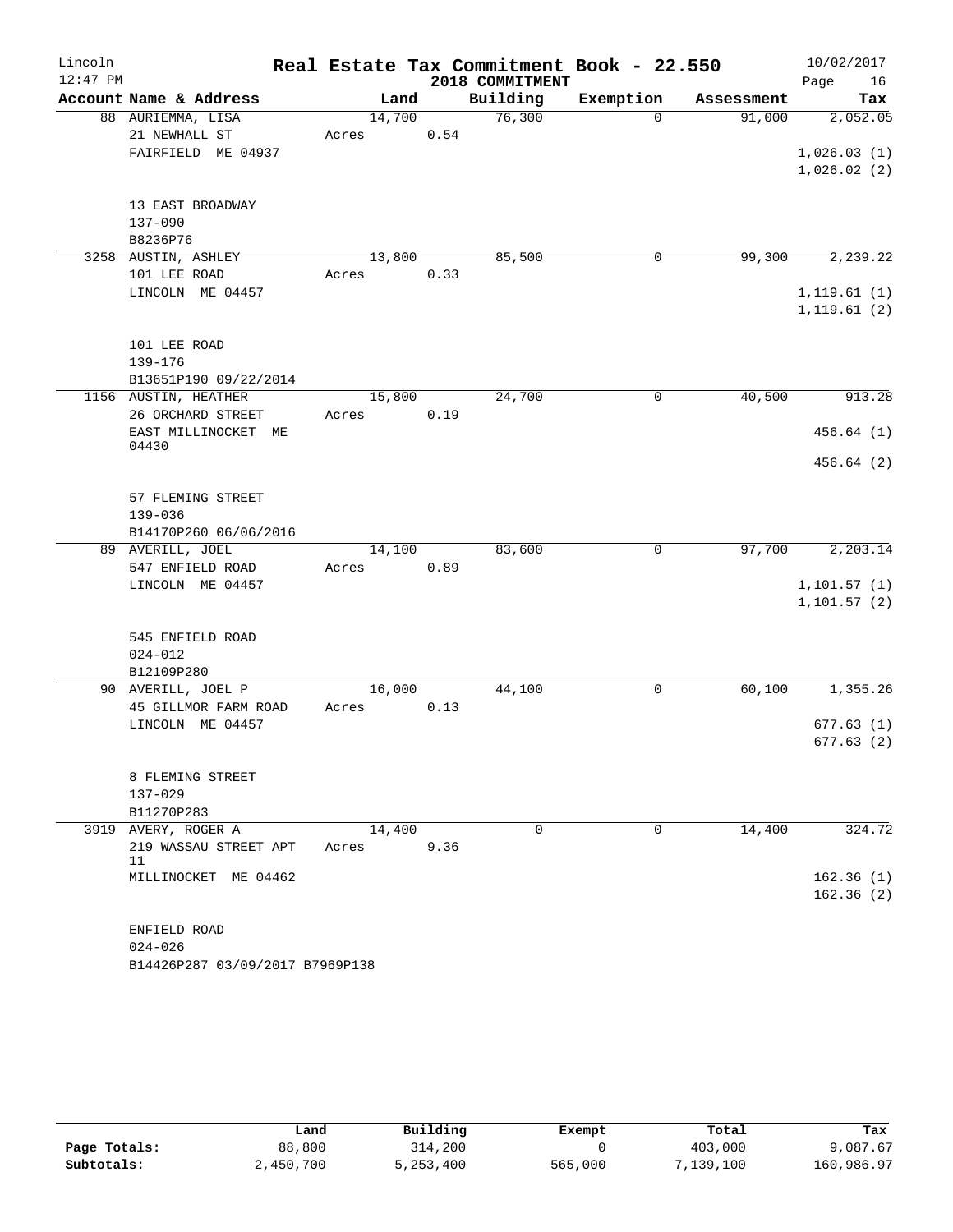# Real Estate Tax Commitment Book - 22.550

Lincoln
12:47 PM

2018 COMMITMENT

10/02/2017

| Account Name & Address | Land | Building | Exemption | Assessment | Tax |
|---|---|---|---|---|---|
| 88 AURIEMMA, LISA<br>21 NEWHALL ST<br>FAIRFIELD ME 04937<br><br>13 EAST BROADWAY<br>137-090<br>B8236P76 | 14,700<br>Acres 0.54 | 76,300 | 0 | 91,000 | 2,052.05<br>1,026.03 (1)<br>1,026.02 (2) |
| 3258 AUSTIN, ASHLEY<br>101 LEE ROAD<br>LINCOLN ME 04457<br><br>101 LEE ROAD<br>139-176<br>B13651P190 09/22/2014 | 13,800<br>Acres 0.33 | 85,500 | 0 | 99,300 | 2,239.22<br>1,119.61 (1)<br>1,119.61 (2) |
| 1156 AUSTIN, HEATHER<br>26 ORCHARD STREET<br>EAST MILLINOCKET ME 04430<br><br>57 FLEMING STREET<br>139-036<br>B14170P260 06/06/2016 | 15,800<br>Acres 0.19 | 24,700 | 0 | 40,500 | 913.28<br>456.64 (1)<br>456.64 (2) |
| 89 AVERILL, JOEL<br>547 ENFIELD ROAD<br>LINCOLN ME 04457<br><br>545 ENFIELD ROAD<br>024-012<br>B12109P280 | 14,100<br>Acres 0.89 | 83,600 | 0 | 97,700 | 2,203.14<br>1,101.57 (1)<br>1,101.57 (2) |
| 90 AVERILL, JOEL P<br>45 GILLMOR FARM ROAD<br>LINCOLN ME 04457<br><br>8 FLEMING STREET<br>137-029<br>B11270P283 | 16,000<br>Acres 0.13 | 44,100 | 0 | 60,100 | 1,355.26<br>677.63 (1)<br>677.63 (2) |
| 3919 AVERY, ROGER A<br>219 WASSAU STREET APT 11<br>MILLINOCKET ME 04462<br><br>ENFIELD ROAD<br>024-026<br>B14426P287 03/09/2017 B7969P138 | 14,400<br>Acres 9.36 | 0 | 0 | 14,400 | 324.72<br>162.36 (1)<br>162.36 (2) |

| | Land | Building | Exempt | Total | Tax |
|---|---|---|---|---|---|
| Page Totals: | 88,800 | 314,200 | 0 | 403,000 | 9,087.67 |
| Subtotals: | 2,450,700 | 5,253,400 | 565,000 | 7,139,100 | 160,986.97 |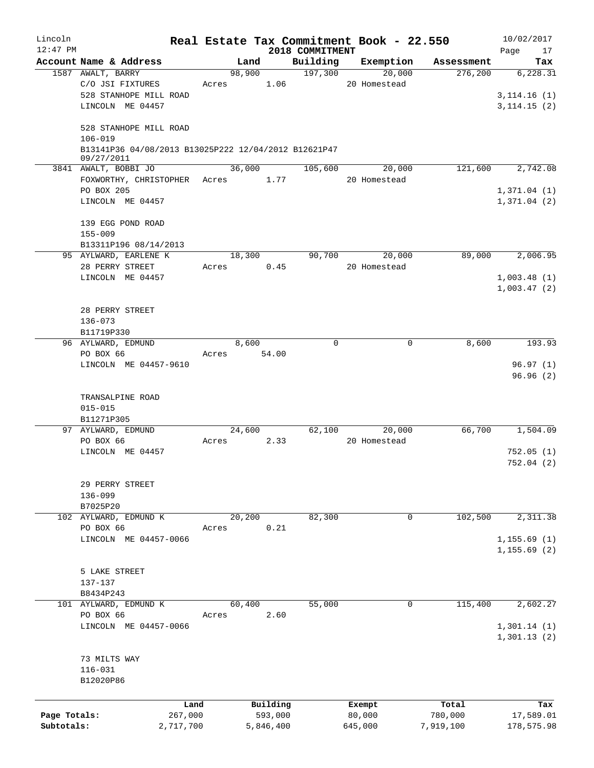# Real Estate Tax Commitment Book - 22.550

Lincoln 12:47 PM — 2018 COMMITMENT — 10/02/2017

| Account Name & Address | Land | Building | Exemption | Assessment | Tax |
|---|---|---|---|---|---|
| 1587 AWALT, BARRY | 98,900 | 197,300 | 20,000 | 276,200 | 6,228.31 |
| C/O JSI FIXTURES | Acres 1.06 | | 20 Homestead | | |
| 528 STANHOPE MILL ROAD | | | | | 3,114.16 (1) |
| LINCOLN ME 04457 | | | | | 3,114.15 (2) |
| 528 STANHOPE MILL ROAD | | | | | |
| 106-019 | | | | | |
| B13141P36 04/08/2013 B13025P222 12/04/2012 B12621P47 09/27/2011 | | | | | |
| 3841 AWALT, BOBBI JO | 36,000 | 105,600 | 20,000 | 121,600 | 2,742.08 |
| FOXWORTHY, CHRISTOPHER | Acres 1.77 | | 20 Homestead | | |
| PO BOX 205 | | | | | 1,371.04 (1) |
| LINCOLN ME 04457 | | | | | 1,371.04 (2) |
| 139 EGG POND ROAD | | | | | |
| 155-009 | | | | | |
| B13311P196 08/14/2013 | | | | | |
| 95 AYLWARD, EARLENE K | 18,300 | 90,700 | 20,000 | 89,000 | 2,006.95 |
| 28 PERRY STREET | Acres 0.45 | | 20 Homestead | | |
| LINCOLN ME 04457 | | | | | 1,003.48 (1) |
| | | | | | 1,003.47 (2) |
| 28 PERRY STREET | | | | | |
| 136-073 | | | | | |
| B11719P330 | | | | | |
| 96 AYLWARD, EDMUND | 8,600 | 0 | 0 | 8,600 | 193.93 |
| PO BOX 66 | Acres 54.00 | | | | |
| LINCOLN ME 04457-9610 | | | | | 96.97 (1) |
| | | | | | 96.96 (2) |
| TRANSALPINE ROAD | | | | | |
| 015-015 | | | | | |
| B11271P305 | | | | | |
| 97 AYLWARD, EDMUND | 24,600 | 62,100 | 20,000 | 66,700 | 1,504.09 |
| PO BOX 66 | Acres 2.33 | | 20 Homestead | | |
| LINCOLN ME 04457 | | | | | 752.05 (1) |
| | | | | | 752.04 (2) |
| 29 PERRY STREET | | | | | |
| 136-099 | | | | | |
| B7025P20 | | | | | |
| 102 AYLWARD, EDMUND K | 20,200 | 82,300 | 0 | 102,500 | 2,311.38 |
| PO BOX 66 | Acres 0.21 | | | | |
| LINCOLN ME 04457-0066 | | | | | 1,155.69 (1) |
| | | | | | 1,155.69 (2) |
| 5 LAKE STREET | | | | | |
| 137-137 | | | | | |
| B8434P243 | | | | | |
| 101 AYLWARD, EDMUND K | 60,400 | 55,000 | 0 | 115,400 | 2,602.27 |
| PO BOX 66 | Acres 2.60 | | | | |
| LINCOLN ME 04457-0066 | | | | | 1,301.14 (1) |
| | | | | | 1,301.13 (2) |
| 73 MILTS WAY | | | | | |
| 116-031 | | | | | |
| B12020P86 | | | | | |

| | Land | Building | Exempt | Total | Tax |
|---|---|---|---|---|---|
| Page Totals: | 267,000 | 593,000 | 80,000 | 780,000 | 17,589.01 |
| Subtotals: | 2,717,700 | 5,846,400 | 645,000 | 7,919,100 | 178,575.98 |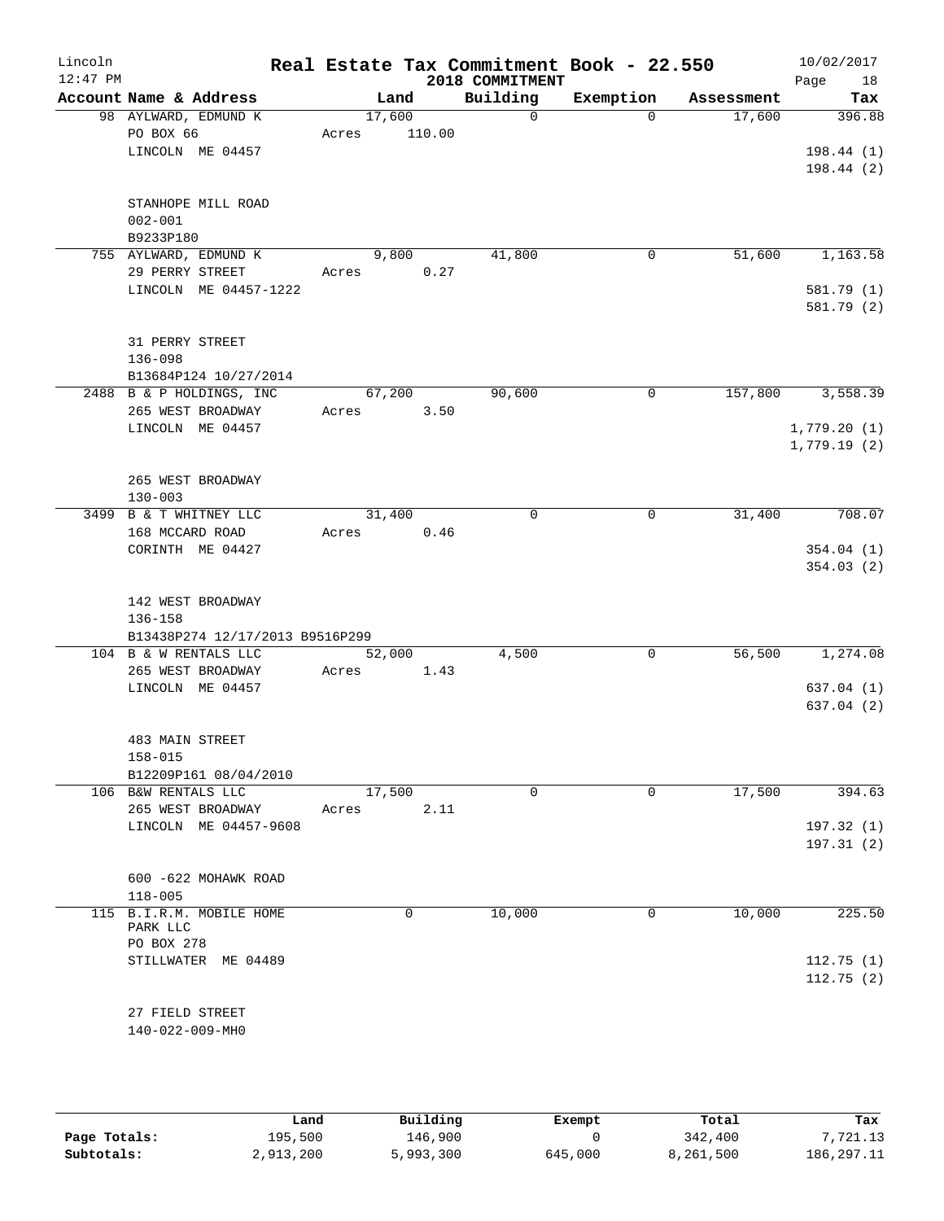# Real Estate Tax Commitment Book - 22.550

Lincoln
12:47 PM

2018 COMMITMENT

10/02/2017

| Account Name & Address | Land | Building | Exemption | Assessment | Tax |
|---|---|---|---|---|---|
| 98 AYLWARD, EDMUND K<br>PO BOX 66<br>LINCOLN ME 04457<br><br>STANHOPE MILL ROAD<br>002-001<br>B9233P180 | 17,600<br>Acres 110.00 | 0 | 0 | 17,600 | 396.88<br><br>198.44 (1)<br>198.44 (2) |
| 755 AYLWARD, EDMUND K<br>29 PERRY STREET<br>LINCOLN ME 04457-1222<br><br>31 PERRY STREET<br>136-098<br>B13684P124 10/27/2014 | 9,800<br>Acres 0.27 | 41,800 | 0 | 51,600 | 1,163.58<br><br>581.79 (1)<br>581.79 (2) |
| 2488 B & P HOLDINGS, INC<br>265 WEST BROADWAY<br>LINCOLN ME 04457<br><br>265 WEST BROADWAY<br>130-003 | 67,200<br>Acres 3.50 | 90,600 | 0 | 157,800 | 3,558.39<br><br>1,779.20 (1)<br>1,779.19 (2) |
| 3499 B & T WHITNEY LLC<br>168 MCCARD ROAD<br>CORINTH ME 04427<br><br>142 WEST BROADWAY<br>136-158<br>B13438P274 12/17/2013 B9516P299 | 31,400<br>Acres 0.46 | 0 | 0 | 31,400 | 708.07<br><br>354.04 (1)<br>354.03 (2) |
| 104 B & W RENTALS LLC<br>265 WEST BROADWAY<br>LINCOLN ME 04457<br><br>483 MAIN STREET<br>158-015<br>B12209P161 08/04/2010 | 52,000<br>Acres 1.43 | 4,500 | 0 | 56,500 | 1,274.08<br><br>637.04 (1)<br>637.04 (2) |
| 106 B&W RENTALS LLC<br>265 WEST BROADWAY<br>LINCOLN ME 04457-9608<br><br>600 -622 MOHAWK ROAD<br>118-005 | 17,500<br>Acres 2.11 | 0 | 0 | 17,500 | 394.63<br><br>197.32 (1)<br>197.31 (2) |
| 115 B.I.R.M. MOBILE HOME PARK LLC<br>PO BOX 278<br>STILLWATER ME 04489<br><br>27 FIELD STREET<br>140-022-009-MH0 | 0 | 10,000 | 0 | 10,000 | 225.50<br><br>112.75 (1)<br>112.75 (2) |

| | Land | Building | Exempt | Total | Tax |
|---|---|---|---|---|---|
| Page Totals: | 195,500 | 146,900 | 0 | 342,400 | 7,721.13 |
| Subtotals: | 2,913,200 | 5,993,300 | 645,000 | 8,261,500 | 186,297.11 |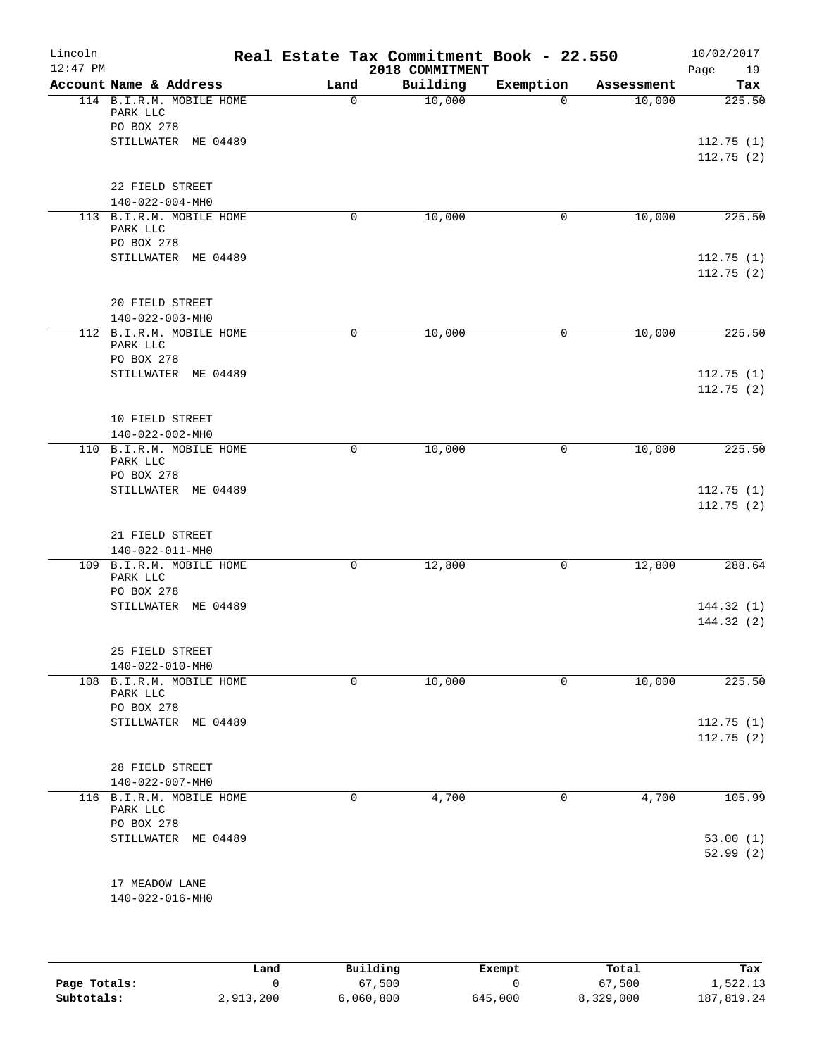# Real Estate Tax Commitment Book - 22.550

Lincoln
12:47 PM

2018 COMMITMENT

10/02/2017

| Account Name & Address | Land | Building | Exemption | Assessment | Tax |
|---|---|---|---|---|---|
| 114 B.I.R.M. MOBILE HOME PARK LLC<br>PO BOX 278<br>STILLWATER ME 04489<br><br>22 FIELD STREET<br>140-022-004-MH0 | 0 | 10,000 | 0 | 10,000 | 225.50<br><br>112.75 (1)<br>112.75 (2) |
| 113 B.I.R.M. MOBILE HOME PARK LLC<br>PO BOX 278<br>STILLWATER ME 04489<br><br>20 FIELD STREET<br>140-022-003-MH0 | 0 | 10,000 | 0 | 10,000 | 225.50<br><br>112.75 (1)<br>112.75 (2) |
| 112 B.I.R.M. MOBILE HOME PARK LLC<br>PO BOX 278<br>STILLWATER ME 04489<br><br>10 FIELD STREET<br>140-022-002-MH0 | 0 | 10,000 | 0 | 10,000 | 225.50<br><br>112.75 (1)<br>112.75 (2) |
| 110 B.I.R.M. MOBILE HOME PARK LLC<br>PO BOX 278<br>STILLWATER ME 04489<br><br>21 FIELD STREET<br>140-022-011-MH0 | 0 | 10,000 | 0 | 10,000 | 225.50<br><br>112.75 (1)<br>112.75 (2) |
| 109 B.I.R.M. MOBILE HOME PARK LLC<br>PO BOX 278<br>STILLWATER ME 04489<br><br>25 FIELD STREET<br>140-022-010-MH0 | 0 | 12,800 | 0 | 12,800 | 288.64<br><br>144.32 (1)<br>144.32 (2) |
| 108 B.I.R.M. MOBILE HOME PARK LLC<br>PO BOX 278<br>STILLWATER ME 04489<br><br>28 FIELD STREET<br>140-022-007-MH0 | 0 | 10,000 | 0 | 10,000 | 225.50<br><br>112.75 (1)<br>112.75 (2) |
| 116 B.I.R.M. MOBILE HOME PARK LLC<br>PO BOX 278<br>STILLWATER ME 04489<br><br>17 MEADOW LANE<br>140-022-016-MH0 | 0 | 4,700 | 0 | 4,700 | 105.99<br><br>53.00 (1)<br>52.99 (2) |

| | Land | Building | Exempt | Total | Tax |
|---|---|---|---|---|---|
| **Page Totals:** | 0 | 67,500 | 0 | 67,500 | 1,522.13 |
| **Subtotals:** | 2,913,200 | 6,060,800 | 645,000 | 8,329,000 | 187,819.24 |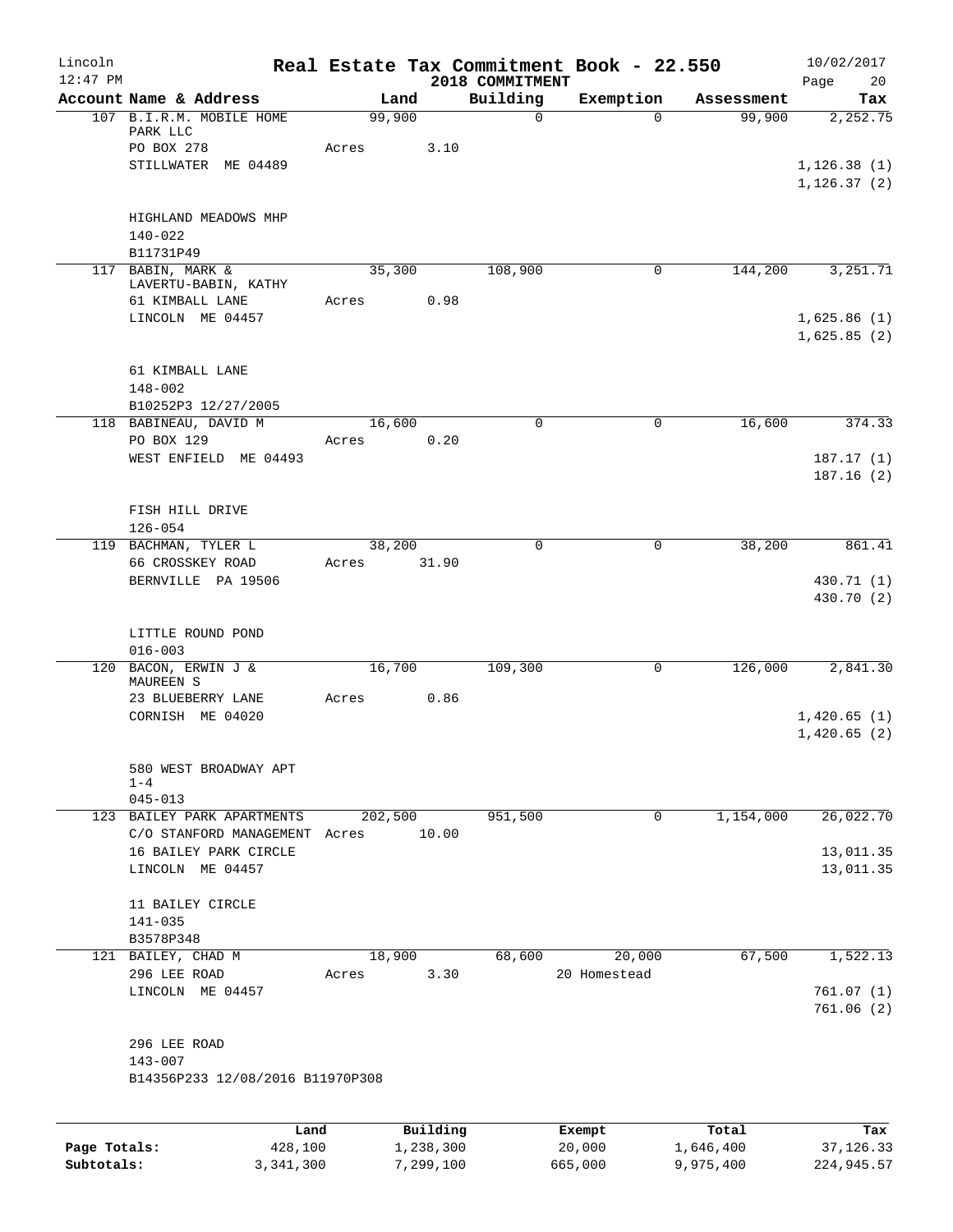# Lincoln — Real Estate Tax Commitment Book - 22.550

12:47 PM — 2018 COMMITMENT — 10/02/2017

| Account Name & Address | Land | Building | Exemption | Assessment | Tax |
|---|---|---|---|---|---|
| 107 B.I.R.M. MOBILE HOME PARK LLC<br>PO BOX 278<br>STILLWATER ME 04489<br><br>HIGHLAND MEADOWS MHP<br>140-022<br>B11731P49 | 99,900<br>Acres 3.10 | 0 | 0 | 99,900 | 2,252.75<br><br>1,126.38 (1)<br>1,126.37 (2) |
| 117 BABIN, MARK &<br>LAVERTU-BABIN, KATHY<br>61 KIMBALL LANE<br>LINCOLN ME 04457<br><br>61 KIMBALL LANE<br>148-002<br>B10252P3 12/27/2005 | 35,300<br>Acres 0.98 | 108,900 | 0 | 144,200 | 3,251.71<br><br>1,625.86 (1)<br>1,625.85 (2) |
| 118 BABINEAU, DAVID M<br>PO BOX 129<br>WEST ENFIELD ME 04493<br><br>FISH HILL DRIVE<br>126-054 | 16,600<br>Acres 0.20 | 0 | 0 | 16,600 | 374.33<br><br>187.17 (1)<br>187.16 (2) |
| 119 BACHMAN, TYLER L<br>66 CROSSKEY ROAD<br>BERNVILLE PA 19506<br><br>LITTLE ROUND POND<br>016-003 | 38,200<br>Acres 31.90 | 0 | 0 | 38,200 | 861.41<br><br>430.71 (1)<br>430.70 (2) |
| 120 BACON, ERWIN J &<br>MAUREEN S<br>23 BLUEBERRY LANE<br>CORNISH ME 04020<br><br>580 WEST BROADWAY APT 1-4<br>045-013 | 16,700<br>Acres 0.86 | 109,300 | 0 | 126,000 | 2,841.30<br><br>1,420.65 (1)<br>1,420.65 (2) |
| 123 BAILEY PARK APARTMENTS<br>C/O STANFORD MANAGEMENT<br>16 BAILEY PARK CIRCLE<br>LINCOLN ME 04457<br><br>11 BAILEY CIRCLE<br>141-035<br>B3578P348 | 202,500<br>Acres 10.00 | 951,500 | 0 | 1,154,000 | 26,022.70<br><br>13,011.35<br>13,011.35 |
| 121 BAILEY, CHAD M<br>296 LEE ROAD<br>LINCOLN ME 04457<br><br>296 LEE ROAD<br>143-007<br>B14356P233 12/08/2016 B11970P308 | 18,900<br>Acres 3.30 | 68,600 | 20,000<br>20 Homestead | 67,500 | 1,522.13<br><br>761.07 (1)<br>761.06 (2) |

| | Land | Building | Exempt | Total | Tax |
|---|---|---|---|---|---|
| Page Totals: | 428,100 | 1,238,300 | 20,000 | 1,646,400 | 37,126.33 |
| Subtotals: | 3,341,300 | 7,299,100 | 665,000 | 9,975,400 | 224,945.57 |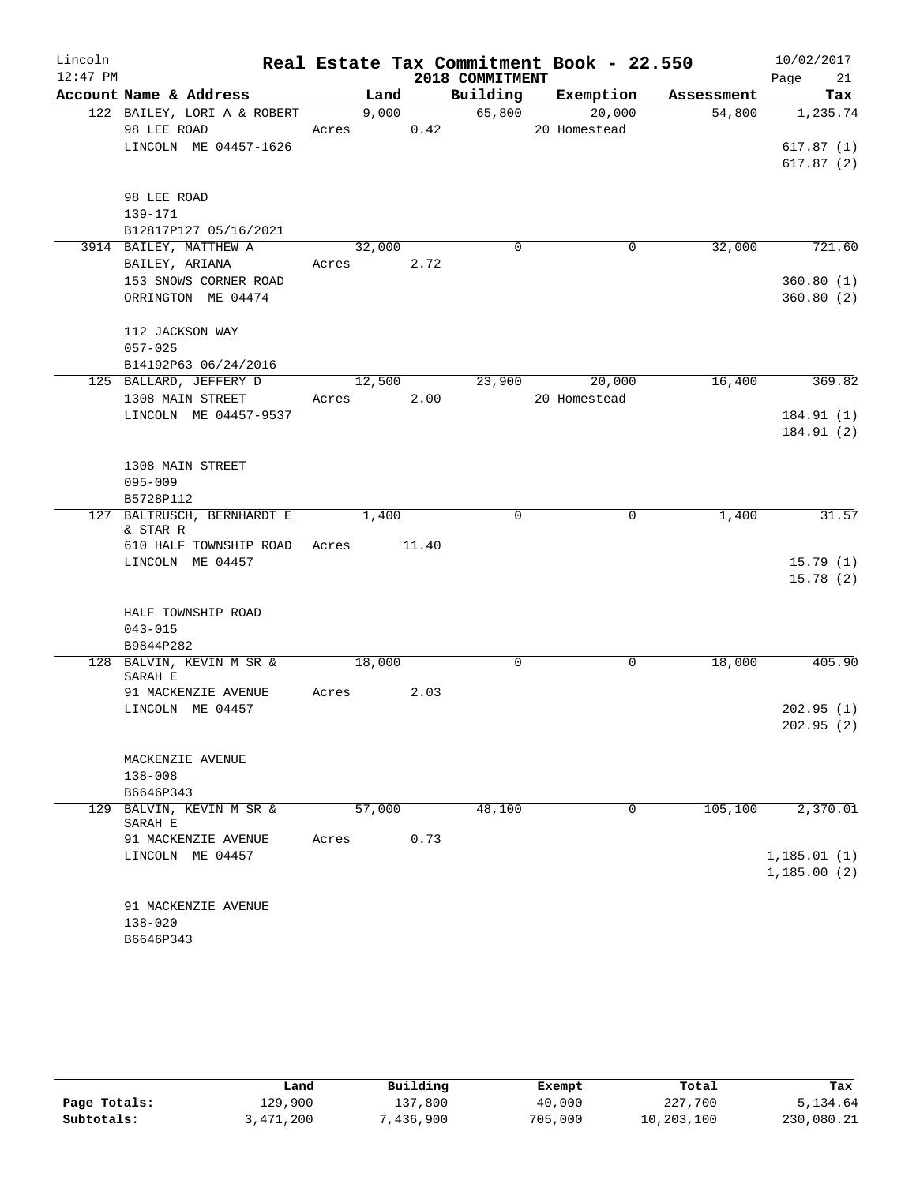# Real Estate Tax Commitment Book - 22.550

Lincoln
12:47 PM

2018 COMMITMENT

10/02/2017

| Account Name & Address | Land | Building | Exemption | Assessment | Tax |
|---|---|---|---|---|---|
| 122 BAILEY, LORI A & ROBERT | 9,000 | 65,800 | 20,000 | 54,800 | 1,235.74 |
| 98 LEE ROAD | Acres 0.42 | | 20 Homestead | | |
| LINCOLN ME 04457-1626 | | | | | 617.87 (1) |
| | | | | | 617.87 (2) |
| 98 LEE ROAD | | | | | |
| 139-171 | | | | | |
| B12817P127 05/16/2021 | | | | | |
| 3914 BAILEY, MATTHEW A | 32,000 | 0 | 0 | 32,000 | 721.60 |
| BAILEY, ARIANA | Acres 2.72 | | | | |
| 153 SNOWS CORNER ROAD | | | | | 360.80 (1) |
| ORRINGTON ME 04474 | | | | | 360.80 (2) |
| 112 JACKSON WAY | | | | | |
| 057-025 | | | | | |
| B14192P63 06/24/2016 | | | | | |
| 125 BALLARD, JEFFERY D | 12,500 | 23,900 | 20,000 | 16,400 | 369.82 |
| 1308 MAIN STREET | Acres 2.00 | | 20 Homestead | | |
| LINCOLN ME 04457-9537 | | | | | 184.91 (1) |
| | | | | | 184.91 (2) |
| 1308 MAIN STREET | | | | | |
| 095-009 | | | | | |
| B5728P112 | | | | | |
| 127 BALTRUSCH, BERNHARDT E & STAR R | 1,400 | 0 | 0 | 1,400 | 31.57 |
| 610 HALF TOWNSHIP ROAD | Acres 11.40 | | | | |
| LINCOLN ME 04457 | | | | | 15.79 (1) |
| | | | | | 15.78 (2) |
| HALF TOWNSHIP ROAD | | | | | |
| 043-015 | | | | | |
| B9844P282 | | | | | |
| 128 BALVIN, KEVIN M SR & SARAH E | 18,000 | 0 | 0 | 18,000 | 405.90 |
| 91 MACKENZIE AVENUE | Acres 2.03 | | | | |
| LINCOLN ME 04457 | | | | | 202.95 (1) |
| | | | | | 202.95 (2) |
| MACKENZIE AVENUE | | | | | |
| 138-008 | | | | | |
| B6646P343 | | | | | |
| 129 BALVIN, KEVIN M SR & SARAH E | 57,000 | 48,100 | 0 | 105,100 | 2,370.01 |
| 91 MACKENZIE AVENUE | Acres 0.73 | | | | |
| LINCOLN ME 04457 | | | | | 1,185.01 (1) |
| | | | | | 1,185.00 (2) |
| 91 MACKENZIE AVENUE | | | | | |
| 138-020 | | | | | |
| B6646P343 | | | | | |

| | Land | Building | Exempt | Total | Tax |
|---|---|---|---|---|---|
| Page Totals: | 129,900 | 137,800 | 40,000 | 227,700 | 5,134.64 |
| Subtotals: | 3,471,200 | 7,436,900 | 705,000 | 10,203,100 | 230,080.21 |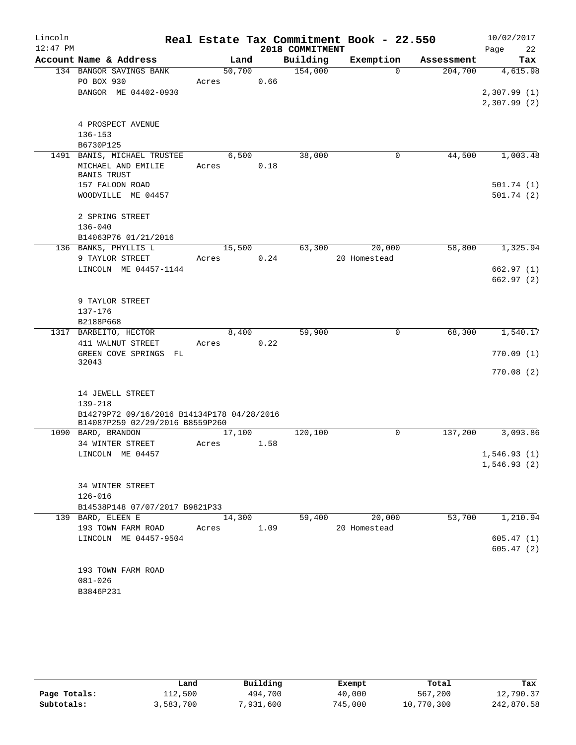# Real Estate Tax Commitment Book - 22.550

Lincoln 12:47 PM — 2018 COMMITMENT — 10/02/2017

| Account Name & Address | Land | Building | Exemption | Assessment | Tax |
|---|---|---|---|---|---|
| 134 BANGOR SAVINGS BANK<br>PO BOX 930<br>BANGOR ME 04402-0930<br><br>4 PROSPECT AVENUE<br>136-153<br>B6730P125 | 50,700<br>Acres 0.66 | 154,000 | 0 | 204,700 | 4,615.98<br><br>2,307.99 (1)<br>2,307.99 (2) |
| 1491 BANIS, MICHAEL TRUSTEE<br>MICHAEL AND EMILIE BANIS TRUST<br>157 FALOON ROAD<br>WOODVILLE ME 04457<br><br>2 SPRING STREET<br>136-040<br>B14063P76 01/21/2016 | 6,500<br>Acres 0.18 | 38,000 | 0 | 44,500 | 1,003.48<br><br>501.74 (1)<br>501.74 (2) |
| 136 BANKS, PHYLLIS L<br>9 TAYLOR STREET<br>LINCOLN ME 04457-1144<br><br>9 TAYLOR STREET<br>137-176<br>B2188P668 | 15,500<br>Acres 0.24 | 63,300 | 20,000<br>20 Homestead | 58,800 | 1,325.94<br><br>662.97 (1)<br>662.97 (2) |
| 1317 BARBEITO, HECTOR<br>411 WALNUT STREET<br>GREEN COVE SPRINGS FL 32043<br><br>14 JEWELL STREET<br>139-218<br>B14279P72 09/16/2016 B14134P178 04/28/2016 B14087P259 02/29/2016 B8559P260 | 8,400<br>Acres 0.22 | 59,900 | 0 | 68,300 | 1,540.17<br><br>770.09 (1)<br>770.08 (2) |
| 1090 BARD, BRANDON<br>34 WINTER STREET<br>LINCOLN ME 04457<br><br>34 WINTER STREET<br>126-016<br>B14538P148 07/07/2017 B9821P33 | 17,100<br>Acres 1.58 | 120,100 | 0 | 137,200 | 3,093.86<br><br>1,546.93 (1)<br>1,546.93 (2) |
| 139 BARD, ELEEN E<br>193 TOWN FARM ROAD<br>LINCOLN ME 04457-9504<br><br>193 TOWN FARM ROAD<br>081-026<br>B3846P231 | 14,300<br>Acres 1.09 | 59,400 | 20,000<br>20 Homestead | 53,700 | 1,210.94<br><br>605.47 (1)<br>605.47 (2) |

| | Land | Building | Exempt | Total | Tax |
|---|---|---|---|---|---|
| Page Totals: | 112,500 | 494,700 | 40,000 | 567,200 | 12,790.37 |
| Subtotals: | 3,583,700 | 7,931,600 | 745,000 | 10,770,300 | 242,870.58 |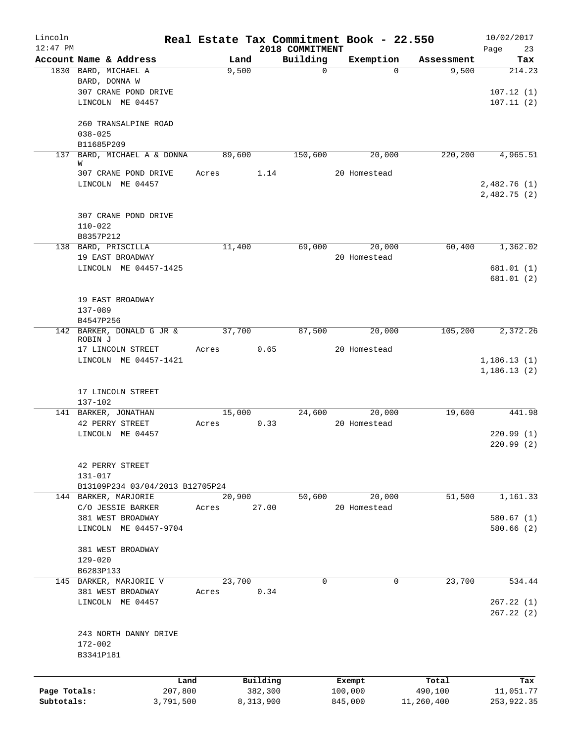Lincoln 12:47 PM

# Real Estate Tax Commitment Book - 22.550

## 2018 COMMITMENT

10/02/2017

| Account | Name & Address | Land | Building | Exemption | Assessment | Tax |
|---|---|---|---|---|---|---|
| 1830 | BARD, MICHAEL A<br>BARD, DONNA W<br>307 CRANE POND DRIVE<br>LINCOLN ME 04457<br><br>260 TRANSALPINE ROAD<br>038-025<br>B11685P209 | 9,500 | 0 | 0 | 9,500 | 214.23<br><br>107.12 (1)<br>107.11 (2) |
| 137 | BARD, MICHAEL A & DONNA W<br>307 CRANE POND DRIVE<br>LINCOLN ME 04457<br><br>307 CRANE POND DRIVE<br>110-022<br>B8357P212 | 89,600<br>Acres 1.14 | 150,600 | 20,000<br>20 Homestead | 220,200 | 4,965.51<br><br>2,482.76 (1)<br>2,482.75 (2) |
| 138 | BARD, PRISCILLA<br>19 EAST BROADWAY<br>LINCOLN ME 04457-1425<br><br>19 EAST BROADWAY<br>137-089<br>B4547P256 | 11,400 | 69,000 | 20,000<br>20 Homestead | 60,400 | 1,362.02<br><br>681.01 (1)<br>681.01 (2) |
| 142 | BARKER, DONALD G JR & ROBIN J<br>17 LINCOLN STREET<br>LINCOLN ME 04457-1421<br><br>17 LINCOLN STREET<br>137-102 | 37,700<br>Acres 0.65 | 87,500 | 20,000<br>20 Homestead | 105,200 | 2,372.26<br><br>1,186.13 (1)<br>1,186.13 (2) |
| 141 | BARKER, JONATHAN<br>42 PERRY STREET<br>LINCOLN ME 04457<br><br>42 PERRY STREET<br>131-017<br>B13109P234 03/04/2013 B12705P24 | 15,000<br>Acres 0.33 | 24,600 | 20,000<br>20 Homestead | 19,600 | 441.98<br><br>220.99 (1)<br>220.99 (2) |
| 144 | BARKER, MARJORIE<br>C/O JESSIE BARKER<br>381 WEST BROADWAY<br>LINCOLN ME 04457-9704<br><br>381 WEST BROADWAY<br>129-020<br>B6283P133 | 20,900<br>Acres 27.00 | 50,600 | 20,000<br>20 Homestead | 51,500 | 1,161.33<br><br>580.67 (1)<br>580.66 (2) |
| 145 | BARKER, MARJORIE V<br>381 WEST BROADWAY<br>LINCOLN ME 04457<br><br>243 NORTH DANNY DRIVE<br>172-002<br>B3341P181 | 23,700<br>Acres 0.34 | 0 | 0 | 23,700 | 534.44<br><br>267.22 (1)<br>267.22 (2) |

| | Land | Building | Exempt | Total | Tax |
|---|---|---|---|---|---|
| Page Totals: | 207,800 | 382,300 | 100,000 | 490,100 | 11,051.77 |
| Subtotals: | 3,791,500 | 8,313,900 | 845,000 | 11,260,400 | 253,922.35 |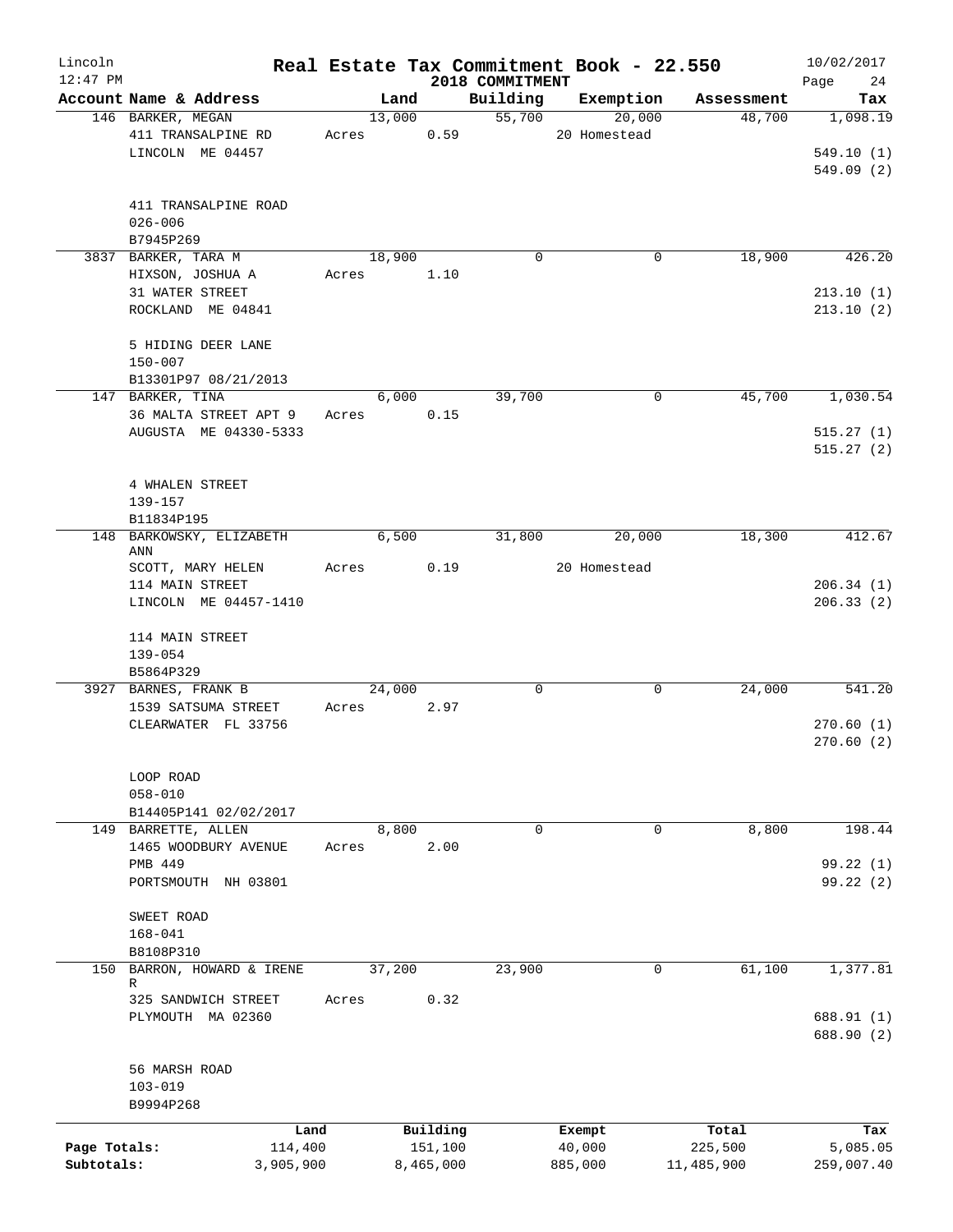# Real Estate Tax Commitment Book - 22.550

Lincoln
12:47 PM

2018 COMMITMENT

10/02/2017

| Account Name & Address | Land | Building | Exemption | Assessment | Tax |
|---|---|---|---|---|---|
| 146 BARKER, MEGAN | 13,000 | 55,700 | 20,000 | 48,700 | 1,098.19 |
| 411 TRANSALPINE RD | Acres 0.59 | | 20 Homestead | | |
| LINCOLN ME 04457 | | | | | 549.10 (1) |
| | | | | | 549.09 (2) |
| 411 TRANSALPINE ROAD | | | | | |
| 026-006 | | | | | |
| B7945P269 | | | | | |
| 3837 BARKER, TARA M | 18,900 | 0 | 0 | 18,900 | 426.20 |
| HIXSON, JOSHUA A | Acres 1.10 | | | | |
| 31 WATER STREET | | | | | 213.10 (1) |
| ROCKLAND ME 04841 | | | | | 213.10 (2) |
| 5 HIDING DEER LANE | | | | | |
| 150-007 | | | | | |
| B13301P97 08/21/2013 | | | | | |
| 147 BARKER, TINA | 6,000 | 39,700 | 0 | 45,700 | 1,030.54 |
| 36 MALTA STREET APT 9 | Acres 0.15 | | | | |
| AUGUSTA ME 04330-5333 | | | | | 515.27 (1) |
| | | | | | 515.27 (2) |
| 4 WHALEN STREET | | | | | |
| 139-157 | | | | | |
| B11834P195 | | | | | |
| 148 BARKOWSKY, ELIZABETH ANN | 6,500 | 31,800 | 20,000 | 18,300 | 412.67 |
| SCOTT, MARY HELEN | Acres 0.19 | | 20 Homestead | | |
| 114 MAIN STREET | | | | | 206.34 (1) |
| LINCOLN ME 04457-1410 | | | | | 206.33 (2) |
| 114 MAIN STREET | | | | | |
| 139-054 | | | | | |
| B5864P329 | | | | | |
| 3927 BARNES, FRANK B | 24,000 | 0 | 0 | 24,000 | 541.20 |
| 1539 SATSUMA STREET | Acres 2.97 | | | | |
| CLEARWATER FL 33756 | | | | | 270.60 (1) |
| | | | | | 270.60 (2) |
| LOOP ROAD | | | | | |
| 058-010 | | | | | |
| B14405P141 02/02/2017 | | | | | |
| 149 BARRETTE, ALLEN | 8,800 | 0 | 0 | 8,800 | 198.44 |
| 1465 WOODBURY AVENUE | Acres 2.00 | | | | |
| PMB 449 | | | | | 99.22 (1) |
| PORTSMOUTH NH 03801 | | | | | 99.22 (2) |
| SWEET ROAD | | | | | |
| 168-041 | | | | | |
| B8108P310 | | | | | |
| 150 BARRON, HOWARD & IRENE R | 37,200 | 23,900 | 0 | 61,100 | 1,377.81 |
| 325 SANDWICH STREET | Acres 0.32 | | | | |
| PLYMOUTH MA 02360 | | | | | 688.91 (1) |
| | | | | | 688.90 (2) |
| 56 MARSH ROAD | | | | | |
| 103-019 | | | | | |
| B9994P268 | | | | | |

| | Land | Building | Exempt | Total | Tax |
|---|---|---|---|---|---|
| Page Totals: | 114,400 | 151,100 | 40,000 | 225,500 | 5,085.05 |
| Subtotals: | 3,905,900 | 8,465,000 | 885,000 | 11,485,900 | 259,007.40 |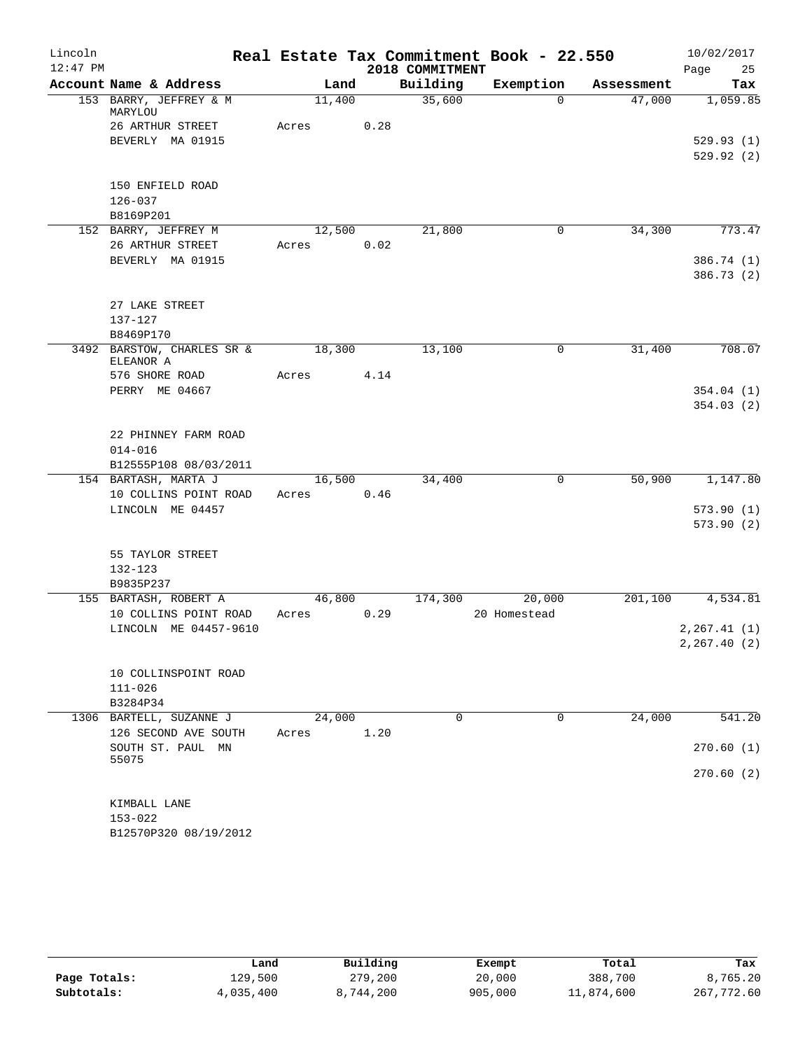# Real Estate Tax Commitment Book - 22.550

Lincoln
12:47 PM

2018 COMMITMENT

10/02/2017

| Account Name & Address | Land | Building | Exemption | Assessment | Tax |
|---|---|---|---|---|---|
| 153 BARRY, JEFFREY & M MARYLOU | 11,400 | 35,600 | 0 | 47,000 | 1,059.85 |
| 26 ARTHUR STREET | Acres 0.28 | | | | |
| BEVERLY MA 01915 | | | | | 529.93 (1) |
| | | | | | 529.92 (2) |
| 150 ENFIELD ROAD | | | | | |
| 126-037 | | | | | |
| B8169P201 | | | | | |
| 152 BARRY, JEFFREY M | 12,500 | 21,800 | 0 | 34,300 | 773.47 |
| 26 ARTHUR STREET | Acres 0.02 | | | | |
| BEVERLY MA 01915 | | | | | 386.74 (1) |
| | | | | | 386.73 (2) |
| 27 LAKE STREET | | | | | |
| 137-127 | | | | | |
| B8469P170 | | | | | |
| 3492 BARSTOW, CHARLES SR & ELEANOR A | 18,300 | 13,100 | 0 | 31,400 | 708.07 |
| 576 SHORE ROAD | Acres 4.14 | | | | |
| PERRY ME 04667 | | | | | 354.04 (1) |
| | | | | | 354.03 (2) |
| 22 PHINNEY FARM ROAD | | | | | |
| 014-016 | | | | | |
| B12555P108 08/03/2011 | | | | | |
| 154 BARTASH, MARTA J | 16,500 | 34,400 | 0 | 50,900 | 1,147.80 |
| 10 COLLINS POINT ROAD | Acres 0.46 | | | | |
| LINCOLN ME 04457 | | | | | 573.90 (1) |
| | | | | | 573.90 (2) |
| 55 TAYLOR STREET | | | | | |
| 132-123 | | | | | |
| B9835P237 | | | | | |
| 155 BARTASH, ROBERT A | 46,800 | 174,300 | 20,000 | 201,100 | 4,534.81 |
| 10 COLLINS POINT ROAD | Acres 0.29 | | 20 Homestead | | |
| LINCOLN ME 04457-9610 | | | | | 2,267.41 (1) |
| | | | | | 2,267.40 (2) |
| 10 COLLINSPOINT ROAD | | | | | |
| 111-026 | | | | | |
| B3284P34 | | | | | |
| 1306 BARTELL, SUZANNE J | 24,000 | 0 | 0 | 24,000 | 541.20 |
| 126 SECOND AVE SOUTH | Acres 1.20 | | | | |
| SOUTH ST. PAUL MN 55075 | | | | | 270.60 (1) |
| | | | | | 270.60 (2) |
| KIMBALL LANE | | | | | |
| 153-022 | | | | | |
| B12570P320 08/19/2012 | | | | | |

| | Land | Building | Exempt | Total | Tax |
|---|---|---|---|---|---|
| Page Totals: | 129,500 | 279,200 | 20,000 | 388,700 | 8,765.20 |
| Subtotals: | 4,035,400 | 8,744,200 | 905,000 | 11,874,600 | 267,772.60 |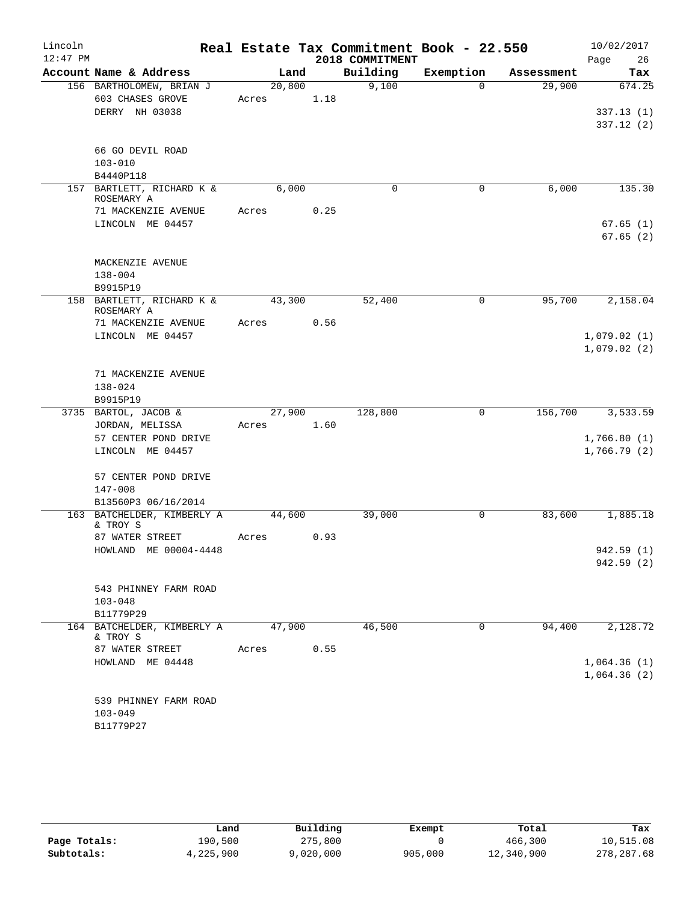Lincoln 12:47 PM

# Real Estate Tax Commitment Book - 22.550

## 2018 COMMITMENT

10/02/2017

| Account Name & Address | Land | Building | Exemption | Assessment | Tax |
|---|---|---|---|---|---|
| 156 BARTHOLOMEW, BRIAN J | 20,800 | 9,100 | 0 | 29,900 | 674.25 |
| 603 CHASES GROVE | Acres 1.18 | | | | |
| DERRY NH 03038 | | | | | 337.13 (1) |
| | | | | | 337.12 (2) |
| 66 GO DEVIL ROAD | | | | | |
| 103-010 | | | | | |
| B4440P118 | | | | | |
| 157 BARTLETT, RICHARD K & ROSEMARY A | 6,000 | 0 | 0 | 6,000 | 135.30 |
| 71 MACKENZIE AVENUE | Acres 0.25 | | | | |
| LINCOLN ME 04457 | | | | | 67.65 (1) |
| | | | | | 67.65 (2) |
| MACKENZIE AVENUE | | | | | |
| 138-004 | | | | | |
| B9915P19 | | | | | |
| 158 BARTLETT, RICHARD K & ROSEMARY A | 43,300 | 52,400 | 0 | 95,700 | 2,158.04 |
| 71 MACKENZIE AVENUE | Acres 0.56 | | | | |
| LINCOLN ME 04457 | | | | | 1,079.02 (1) |
| | | | | | 1,079.02 (2) |
| 71 MACKENZIE AVENUE | | | | | |
| 138-024 | | | | | |
| B9915P19 | | | | | |
| 3735 BARTOL, JACOB & | 27,900 | 128,800 | 0 | 156,700 | 3,533.59 |
| JORDAN, MELISSA | Acres 1.60 | | | | |
| 57 CENTER POND DRIVE | | | | | 1,766.80 (1) |
| LINCOLN ME 04457 | | | | | 1,766.79 (2) |
| 57 CENTER POND DRIVE | | | | | |
| 147-008 | | | | | |
| B13560P3 06/16/2014 | | | | | |
| 163 BATCHELDER, KIMBERLY A & TROY S | 44,600 | 39,000 | 0 | 83,600 | 1,885.18 |
| 87 WATER STREET | Acres 0.93 | | | | |
| HOWLAND ME 00004-4448 | | | | | 942.59 (1) |
| | | | | | 942.59 (2) |
| 543 PHINNEY FARM ROAD | | | | | |
| 103-048 | | | | | |
| B11779P29 | | | | | |
| 164 BATCHELDER, KIMBERLY A & TROY S | 47,900 | 46,500 | 0 | 94,400 | 2,128.72 |
| 87 WATER STREET | Acres 0.55 | | | | |
| HOWLAND ME 04448 | | | | | 1,064.36 (1) |
| | | | | | 1,064.36 (2) |
| 539 PHINNEY FARM ROAD | | | | | |
| 103-049 | | | | | |
| B11779P27 | | | | | |

| | Land | Building | Exempt | Total | Tax |
|---|---|---|---|---|---|
| Page Totals: | 190,500 | 275,800 | 0 | 466,300 | 10,515.08 |
| Subtotals: | 4,225,900 | 9,020,000 | 905,000 | 12,340,900 | 278,287.68 |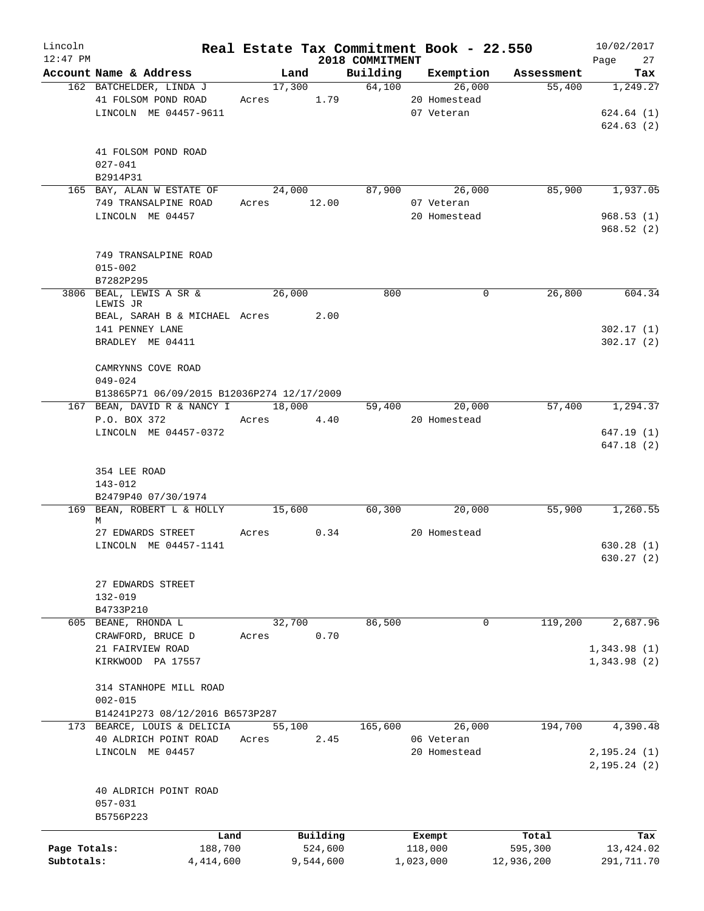Lincoln Real Estate Tax Commitment Book - 22.550 10/02/2017
12:47 PM 2018 COMMITMENT Page 27

| Account Name & Address | Land | Building | Exemption | Assessment | Tax |
|---|---|---|---|---|---|
| 162 BATCHELDER, LINDA J | 17,300 | 64,100 | 26,000 | 55,400 | 1,249.27 |
| 41 FOLSOM POND ROAD | Acres 1.79 | | 20 Homestead | | |
| LINCOLN ME 04457-9611 | | | 07 Veteran | | 624.64 (1) |
| | | | | | 624.63 (2) |
| 41 FOLSOM POND ROAD | | | | | |
| 027-041 | | | | | |
| B2914P31 | | | | | |
| 165 BAY, ALAN W ESTATE OF | 24,000 | 87,900 | 26,000 | 85,900 | 1,937.05 |
| 749 TRANSALPINE ROAD | Acres 12.00 | | 07 Veteran | | |
| LINCOLN ME 04457 | | | 20 Homestead | | 968.53 (1) |
| | | | | | 968.52 (2) |
| 749 TRANSALPINE ROAD | | | | | |
| 015-002 | | | | | |
| B7282P295 | | | | | |
| 3806 BEAL, LEWIS A SR & LEWIS JR | 26,000 | 800 | 0 | 26,800 | 604.34 |
| BEAL, SARAH B & MICHAEL | Acres 2.00 | | | | |
| 141 PENNEY LANE | | | | | 302.17 (1) |
| BRADLEY ME 04411 | | | | | 302.17 (2) |
| CAMRYNNS COVE ROAD | | | | | |
| 049-024 | | | | | |
| B13865P71 06/09/2015 B12036P274 12/17/2009 | | | | | |
| 167 BEAN, DAVID R & NANCY I | 18,000 | 59,400 | 20,000 | 57,400 | 1,294.37 |
| P.O. BOX 372 | Acres 4.40 | | 20 Homestead | | |
| LINCOLN ME 04457-0372 | | | | | 647.19 (1) |
| | | | | | 647.18 (2) |
| 354 LEE ROAD | | | | | |
| 143-012 | | | | | |
| B2479P40 07/30/1974 | | | | | |
| 169 BEAN, ROBERT L & HOLLY M | 15,600 | 60,300 | 20,000 | 55,900 | 1,260.55 |
| 27 EDWARDS STREET | Acres 0.34 | | 20 Homestead | | |
| LINCOLN ME 04457-1141 | | | | | 630.28 (1) |
| | | | | | 630.27 (2) |
| 27 EDWARDS STREET | | | | | |
| 132-019 | | | | | |
| B4733P210 | | | | | |
| 605 BEANE, RHONDA L | 32,700 | 86,500 | 0 | 119,200 | 2,687.96 |
| CRAWFORD, BRUCE D | Acres 0.70 | | | | |
| 21 FAIRVIEW ROAD | | | | | 1,343.98 (1) |
| KIRKWOOD PA 17557 | | | | | 1,343.98 (2) |
| 314 STANHOPE MILL ROAD | | | | | |
| 002-015 | | | | | |
| B14241P273 08/12/2016 B6573P287 | | | | | |
| 173 BEARCE, LOUIS & DELICIA | 55,100 | 165,600 | 26,000 | 194,700 | 4,390.48 |
| 40 ALDRICH POINT ROAD | Acres 2.45 | | 06 Veteran | | |
| LINCOLN ME 04457 | | | 20 Homestead | | 2,195.24 (1) |
| | | | | | 2,195.24 (2) |
| 40 ALDRICH POINT ROAD | | | | | |
| 057-031 | | | | | |
| B5756P223 | | | | | |

| | Land | Building | Exempt | Total | Tax |
|---|---|---|---|---|---|
| Page Totals: | 188,700 | 524,600 | 118,000 | 595,300 | 13,424.02 |
| Subtotals: | 4,414,600 | 9,544,600 | 1,023,000 | 12,936,200 | 291,711.70 |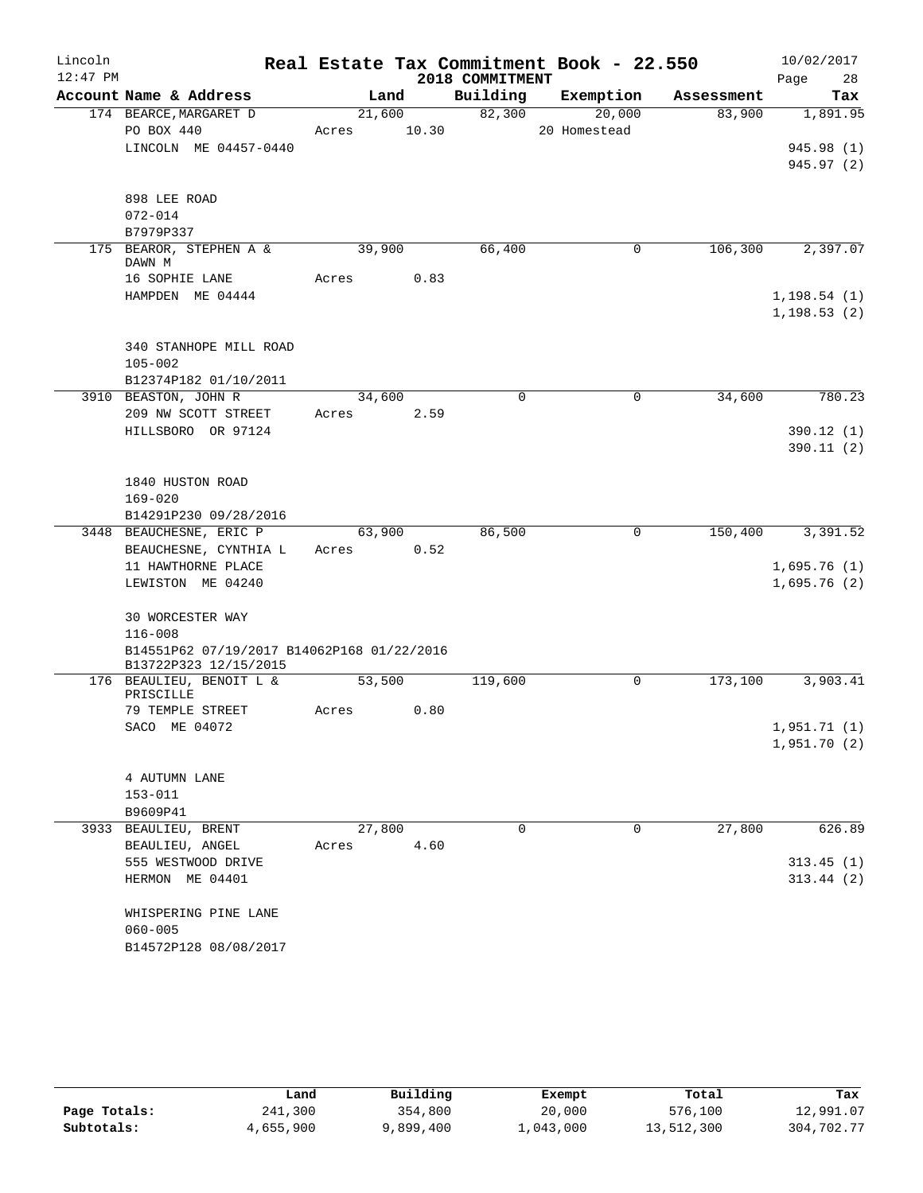# Real Estate Tax Commitment Book - 22.550

Lincoln
12:47 PM

2018 COMMITMENT

10/02/2017

| Account Name & Address | Land | Building | Exemption | Assessment | Tax |
|---|---|---|---|---|---|
| 174 BEARCE,MARGARET D | 21,600 | 82,300 | 20,000 | 83,900 | 1,891.95 |
| PO BOX 440 | Acres 10.30 | | 20 Homestead | | |
| LINCOLN ME 04457-0440 | | | | | 945.98 (1) |
| | | | | | 945.97 (2) |
| 898 LEE ROAD | | | | | |
| 072-014 | | | | | |
| B7979P337 | | | | | |
| 175 BEAROR, STEPHEN A & DAWN M | 39,900 | 66,400 | 0 | 106,300 | 2,397.07 |
| 16 SOPHIE LANE | Acres 0.83 | | | | |
| HAMPDEN ME 04444 | | | | | 1,198.54 (1) |
| | | | | | 1,198.53 (2) |
| 340 STANHOPE MILL ROAD | | | | | |
| 105-002 | | | | | |
| B12374P182 01/10/2011 | | | | | |
| 3910 BEASTON, JOHN R | 34,600 | 0 | 0 | 34,600 | 780.23 |
| 209 NW SCOTT STREET | Acres 2.59 | | | | |
| HILLSBORO OR 97124 | | | | | 390.12 (1) |
| | | | | | 390.11 (2) |
| 1840 HUSTON ROAD | | | | | |
| 169-020 | | | | | |
| B14291P230 09/28/2016 | | | | | |
| 3448 BEAUCHESNE, ERIC P | 63,900 | 86,500 | 0 | 150,400 | 3,391.52 |
| BEAUCHESNE, CYNTHIA L | Acres 0.52 | | | | |
| 11 HAWTHORNE PLACE | | | | | 1,695.76 (1) |
| LEWISTON ME 04240 | | | | | 1,695.76 (2) |
| 30 WORCESTER WAY | | | | | |
| 116-008 | | | | | |
| B14551P62 07/19/2017 B14062P168 01/22/2016 | | | | | |
| B13722P323 12/15/2015 | | | | | |
| 176 BEAULIEU, BENOIT L & PRISCILLE | 53,500 | 119,600 | 0 | 173,100 | 3,903.41 |
| 79 TEMPLE STREET | Acres 0.80 | | | | |
| SACO ME 04072 | | | | | 1,951.71 (1) |
| | | | | | 1,951.70 (2) |
| 4 AUTUMN LANE | | | | | |
| 153-011 | | | | | |
| B9609P41 | | | | | |
| 3933 BEAULIEU, BRENT | 27,800 | 0 | 0 | 27,800 | 626.89 |
| BEAULIEU, ANGEL | Acres 4.60 | | | | |
| 555 WESTWOOD DRIVE | | | | | 313.45 (1) |
| HERMON ME 04401 | | | | | 313.44 (2) |
| WHISPERING PINE LANE | | | | | |
| 060-005 | | | | | |
| B14572P128 08/08/2017 | | | | | |

| | Land | Building | Exempt | Total | Tax |
|---|---|---|---|---|---|
| Page Totals: | 241,300 | 354,800 | 20,000 | 576,100 | 12,991.07 |
| Subtotals: | 4,655,900 | 9,899,400 | 1,043,000 | 13,512,300 | 304,702.77 |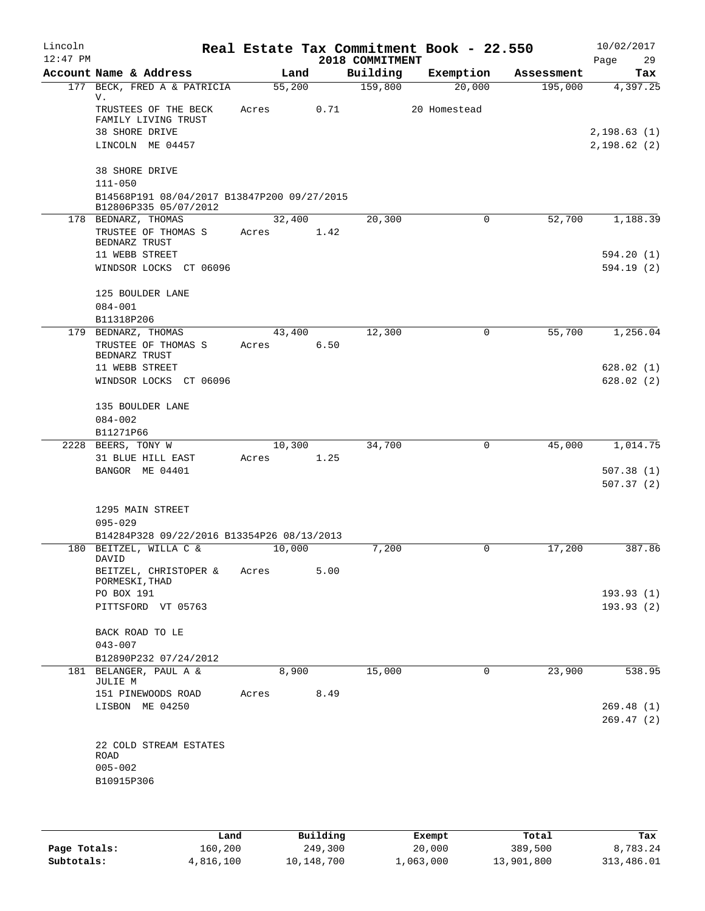Lincoln 12:47 PM

# Real Estate Tax Commitment Book - 22.550

2018 COMMITMENT

10/02/2017 Page 29

| Account Name & Address | Land | Building | Exemption | Assessment | Tax |
|---|---|---|---|---|---|
| 177 BECK, FRED A & PATRICIA V. | 55,200 | 159,800 | 20,000 | 195,000 | 4,397.25 |
| TRUSTEES OF THE BECK FAMILY LIVING TRUST | Acres 0.71 | | 20 Homestead | | |
| 38 SHORE DRIVE | | | | | 2,198.63 (1) |
| LINCOLN ME 04457 | | | | | 2,198.62 (2) |
| 38 SHORE DRIVE | | | | | |
| 111-050 | | | | | |
| B14568P191 08/04/2017 B13847P200 09/27/2015 B12806P335 05/07/2012 | | | | | |
| 178 BEDNARZ, THOMAS | 32,400 | 20,300 | 0 | 52,700 | 1,188.39 |
| TRUSTEE OF THOMAS S BEDNARZ TRUST | Acres 1.42 | | | | |
| 11 WEBB STREET | | | | | 594.20 (1) |
| WINDSOR LOCKS CT 06096 | | | | | 594.19 (2) |
| 125 BOULDER LANE | | | | | |
| 084-001 | | | | | |
| B11318P206 | | | | | |
| 179 BEDNARZ, THOMAS | 43,400 | 12,300 | 0 | 55,700 | 1,256.04 |
| TRUSTEE OF THOMAS S BEDNARZ TRUST | Acres 6.50 | | | | |
| 11 WEBB STREET | | | | | 628.02 (1) |
| WINDSOR LOCKS CT 06096 | | | | | 628.02 (2) |
| 135 BOULDER LANE | | | | | |
| 084-002 | | | | | |
| B11271P66 | | | | | |
| 2228 BEERS, TONY W | 10,300 | 34,700 | 0 | 45,000 | 1,014.75 |
| 31 BLUE HILL EAST | Acres 1.25 | | | | |
| BANGOR ME 04401 | | | | | 507.38 (1) |
| | | | | | 507.37 (2) |
| 1295 MAIN STREET | | | | | |
| 095-029 | | | | | |
| B14284P328 09/22/2016 B13354P26 08/13/2013 | | | | | |
| 180 BEITZEL, WILLA C & DAVID | 10,000 | 7,200 | 0 | 17,200 | 387.86 |
| BEITZEL, CHRISTOPER & PORMESKI, THAD | Acres 5.00 | | | | |
| PO BOX 191 | | | | | 193.93 (1) |
| PITTSFORD VT 05763 | | | | | 193.93 (2) |
| BACK ROAD TO LE | | | | | |
| 043-007 | | | | | |
| B12890P232 07/24/2012 | | | | | |
| 181 BELANGER, PAUL A & JULIE M | 8,900 | 15,000 | 0 | 23,900 | 538.95 |
| 151 PINEWOODS ROAD | Acres 8.49 | | | | |
| LISBON ME 04250 | | | | | 269.48 (1) |
| | | | | | 269.47 (2) |
| 22 COLD STREAM ESTATES ROAD | | | | | |
| 005-002 | | | | | |
| B10915P306 | | | | | |

| | Land | Building | Exempt | Total | Tax |
|---|---|---|---|---|---|
| Page Totals: | 160,200 | 249,300 | 20,000 | 389,500 | 8,783.24 |
| Subtotals: | 4,816,100 | 10,148,700 | 1,063,000 | 13,901,800 | 313,486.01 |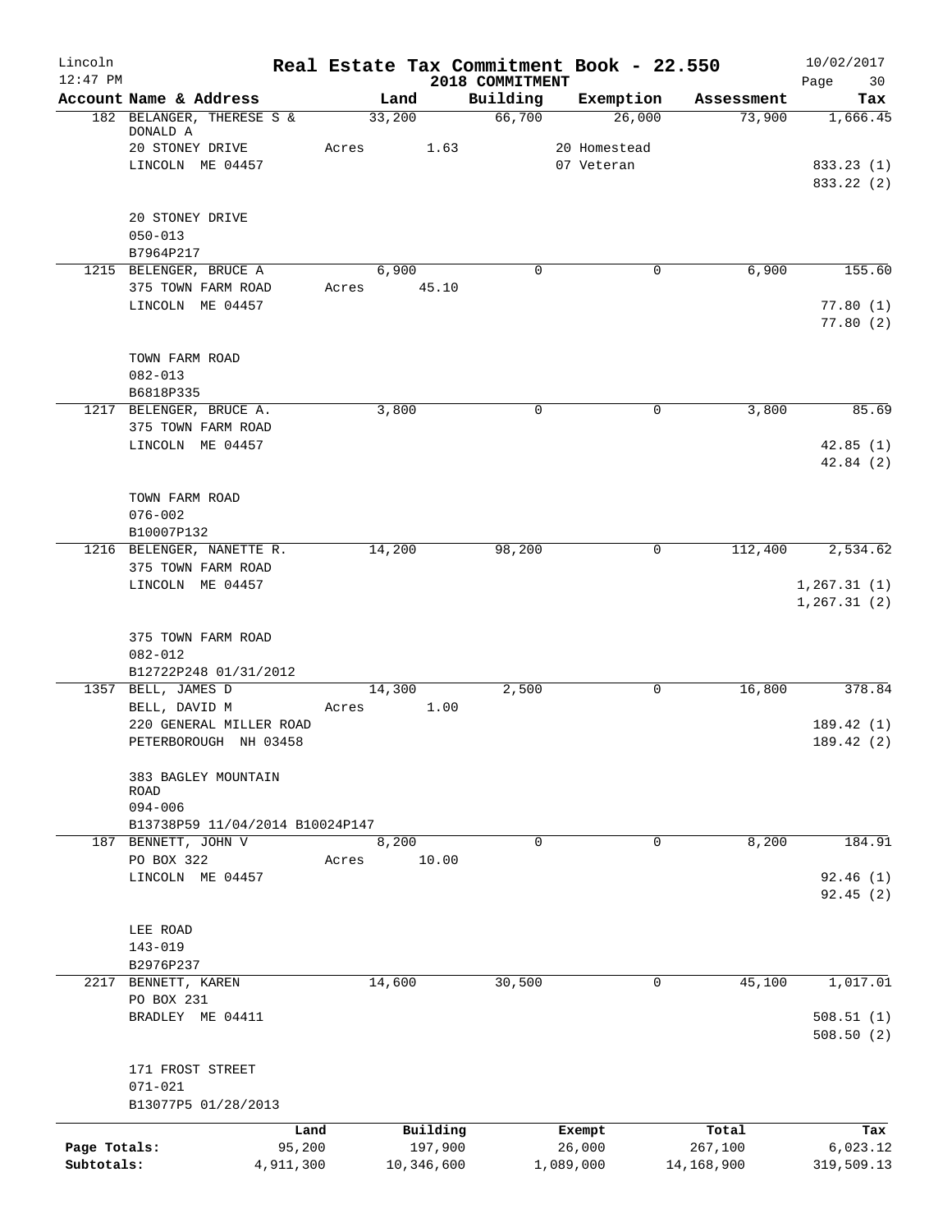Lincoln
12:47 PM

# Real Estate Tax Commitment Book - 22.550
## 2018 COMMITMENT

10/02/2017

| Account Name & Address | Land | Building | Exemption | Assessment | Tax |
|---|---|---|---|---|---|
| 182 BELANGER, THERESE S & DONALD A | 33,200 | 66,700 | 26,000 | 73,900 | 1,666.45 |
| 20 STONEY DRIVE | Acres 1.63 | | 20 Homestead | | |
| LINCOLN ME 04457 | | | 07 Veteran | | 833.23 (1) |
| | | | | | 833.22 (2) |
| 20 STONEY DRIVE | | | | | |
| 050-013 | | | | | |
| B7964P217 | | | | | |
| 1215 BELENGER, BRUCE A | 6,900 | 0 | 0 | 6,900 | 155.60 |
| 375 TOWN FARM ROAD | Acres 45.10 | | | | |
| LINCOLN ME 04457 | | | | | 77.80 (1) |
| | | | | | 77.80 (2) |
| TOWN FARM ROAD | | | | | |
| 082-013 | | | | | |
| B6818P335 | | | | | |
| 1217 BELENGER, BRUCE A. | 3,800 | 0 | 0 | 3,800 | 85.69 |
| 375 TOWN FARM ROAD | | | | | |
| LINCOLN ME 04457 | | | | | 42.85 (1) |
| | | | | | 42.84 (2) |
| TOWN FARM ROAD | | | | | |
| 076-002 | | | | | |
| B10007P132 | | | | | |
| 1216 BELENGER, NANETTE R. | 14,200 | 98,200 | 0 | 112,400 | 2,534.62 |
| 375 TOWN FARM ROAD | | | | | |
| LINCOLN ME 04457 | | | | | 1,267.31 (1) |
| | | | | | 1,267.31 (2) |
| 375 TOWN FARM ROAD | | | | | |
| 082-012 | | | | | |
| B12722P248 01/31/2012 | | | | | |
| 1357 BELL, JAMES D | 14,300 | 2,500 | 0 | 16,800 | 378.84 |
| BELL, DAVID M | Acres 1.00 | | | | |
| 220 GENERAL MILLER ROAD | | | | | 189.42 (1) |
| PETERBOROUGH NH 03458 | | | | | 189.42 (2) |
| 383 BAGLEY MOUNTAIN ROAD | | | | | |
| 094-006 | | | | | |
| B13738P59 11/04/2014 B10024P147 | | | | | |
| 187 BENNETT, JOHN V | 8,200 | 0 | 0 | 8,200 | 184.91 |
| PO BOX 322 | Acres 10.00 | | | | |
| LINCOLN ME 04457 | | | | | 92.46 (1) |
| | | | | | 92.45 (2) |
| LEE ROAD | | | | | |
| 143-019 | | | | | |
| B2976P237 | | | | | |
| 2217 BENNETT, KAREN | 14,600 | 30,500 | 0 | 45,100 | 1,017.01 |
| PO BOX 231 | | | | | |
| BRADLEY ME 04411 | | | | | 508.51 (1) |
| | | | | | 508.50 (2) |
| 171 FROST STREET | | | | | |
| 071-021 | | | | | |
| B13077P5 01/28/2013 | | | | | |

| | Land | Building | Exempt | Total | Tax |
|---|---|---|---|---|---|
| Page Totals: | 95,200 | 197,900 | 26,000 | 267,100 | 6,023.12 |
| Subtotals: | 4,911,300 | 10,346,600 | 1,089,000 | 14,168,900 | 319,509.13 |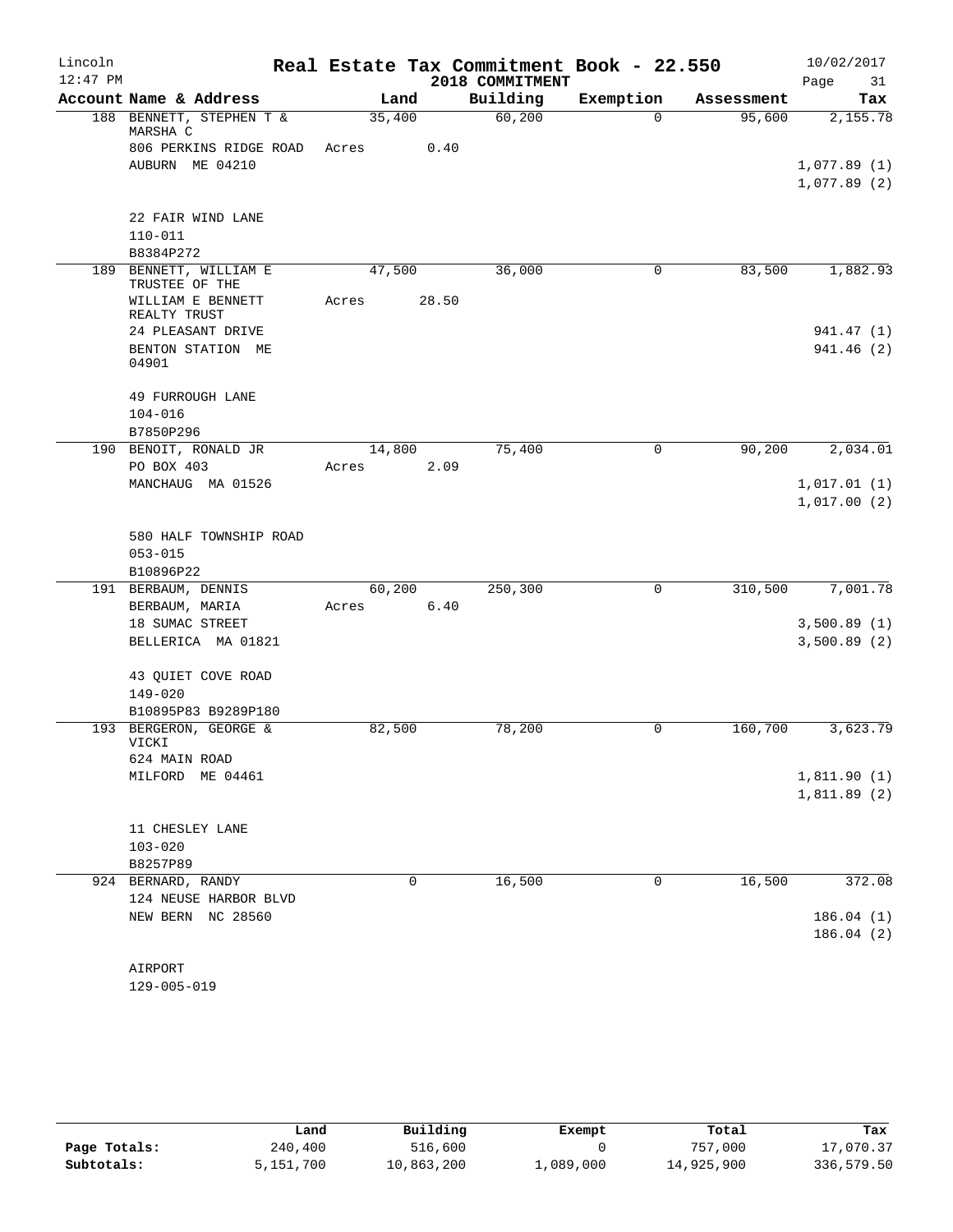# Real Estate Tax Commitment Book - 22.550

Lincoln
12:47 PM
2018 COMMITMENT
10/02/2017

| Account Name & Address | Land | Building | Exemption | Assessment | Tax |
|---|---|---|---|---|---|
| 188 BENNETT, STEPHEN T & MARSHA C | 35,400 | 60,200 | 0 | 95,600 | 2,155.78 |
| 806 PERKINS RIDGE ROAD | Acres 0.40 | | | | |
| AUBURN ME 04210 | | | | | 1,077.89 (1) |
| | | | | | 1,077.89 (2) |
| 22 FAIR WIND LANE | | | | | |
| 110-011 | | | | | |
| B8384P272 | | | | | |
| 189 BENNETT, WILLIAM E TRUSTEE OF THE | 47,500 | 36,000 | 0 | 83,500 | 1,882.93 |
| WILLIAM E BENNETT REALTY TRUST | Acres 28.50 | | | | |
| 24 PLEASANT DRIVE | | | | | 941.47 (1) |
| BENTON STATION ME 04901 | | | | | 941.46 (2) |
| 49 FURROUGH LANE | | | | | |
| 104-016 | | | | | |
| B7850P296 | | | | | |
| 190 BENOIT, RONALD JR | 14,800 | 75,400 | 0 | 90,200 | 2,034.01 |
| PO BOX 403 | Acres 2.09 | | | | |
| MANCHAUG MA 01526 | | | | | 1,017.01 (1) |
| | | | | | 1,017.00 (2) |
| 580 HALF TOWNSHIP ROAD | | | | | |
| 053-015 | | | | | |
| B10896P22 | | | | | |
| 191 BERBAUM, DENNIS | 60,200 | 250,300 | 0 | 310,500 | 7,001.78 |
| BERBAUM, MARIA | Acres 6.40 | | | | |
| 18 SUMAC STREET | | | | | 3,500.89 (1) |
| BELLERICA MA 01821 | | | | | 3,500.89 (2) |
| 43 QUIET COVE ROAD | | | | | |
| 149-020 | | | | | |
| B10895P83 B9289P180 | | | | | |
| 193 BERGERON, GEORGE & VICKI | 82,500 | 78,200 | 0 | 160,700 | 3,623.79 |
| 624 MAIN ROAD | | | | | |
| MILFORD ME 04461 | | | | | 1,811.90 (1) |
| | | | | | 1,811.89 (2) |
| 11 CHESLEY LANE | | | | | |
| 103-020 | | | | | |
| B8257P89 | | | | | |
| 924 BERNARD, RANDY | 0 | 16,500 | 0 | 16,500 | 372.08 |
| 124 NEUSE HARBOR BLVD | | | | | |
| NEW BERN NC 28560 | | | | | 186.04 (1) |
| | | | | | 186.04 (2) |
| AIRPORT | | | | | |
| 129-005-019 | | | | | |

| | Land | Building | Exempt | Total | Tax |
|---|---|---|---|---|---|
| Page Totals: | 240,400 | 516,600 | 0 | 757,000 | 17,070.37 |
| Subtotals: | 5,151,700 | 10,863,200 | 1,089,000 | 14,925,900 | 336,579.50 |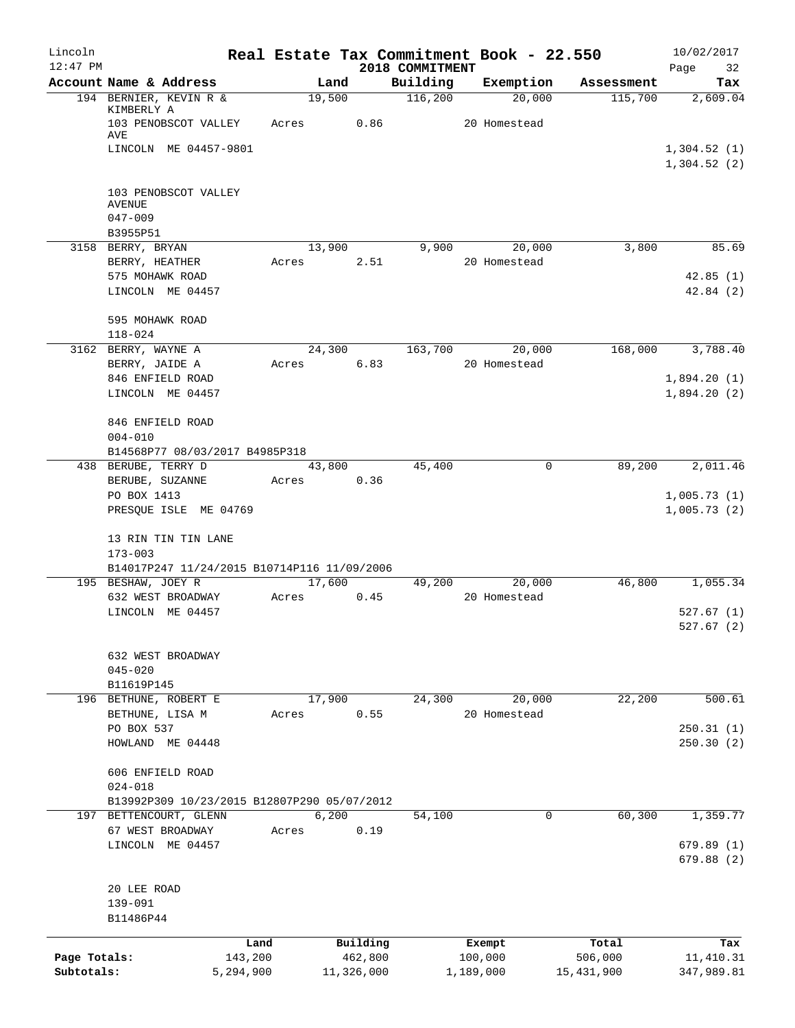# Real Estate Tax Commitment Book - 22.550

Lincoln
12:47 PM

2018 COMMITMENT

10/02/2017

| Account Name & Address | Land | Building | Exemption | Assessment | Tax |
|---|---|---|---|---|---|
| 194 BERNIER, KEVIN R & KIMBERLY A | 19,500 | 116,200 | 20,000 | 115,700 | 2,609.04 |
| 103 PENOBSCOT VALLEY AVE | Acres 0.86 | | 20 Homestead | | |
| LINCOLN ME 04457-9801 | | | | | 1,304.52 (1) |
| | | | | | 1,304.52 (2) |
| 103 PENOBSCOT VALLEY AVENUE | | | | | |
| 047-009 | | | | | |
| B3955P51 | | | | | |
| 3158 BERRY, BRYAN | 13,900 | 9,900 | 20,000 | 3,800 | 85.69 |
| BERRY, HEATHER | Acres 2.51 | | 20 Homestead | | |
| 575 MOHAWK ROAD | | | | | 42.85 (1) |
| LINCOLN ME 04457 | | | | | 42.84 (2) |
| 595 MOHAWK ROAD | | | | | |
| 118-024 | | | | | |
| 3162 BERRY, WAYNE A | 24,300 | 163,700 | 20,000 | 168,000 | 3,788.40 |
| BERRY, JAIDE A | Acres 6.83 | | 20 Homestead | | |
| 846 ENFIELD ROAD | | | | | 1,894.20 (1) |
| LINCOLN ME 04457 | | | | | 1,894.20 (2) |
| 846 ENFIELD ROAD | | | | | |
| 004-010 | | | | | |
| B14568P77 08/03/2017 B4985P318 | | | | | |
| 438 BERUBE, TERRY D | 43,800 | 45,400 | 0 | 89,200 | 2,011.46 |
| BERUBE, SUZANNE | Acres 0.36 | | | | |
| PO BOX 1413 | | | | | 1,005.73 (1) |
| PRESQUE ISLE ME 04769 | | | | | 1,005.73 (2) |
| 13 RIN TIN TIN LANE | | | | | |
| 173-003 | | | | | |
| B14017P247 11/24/2015 B10714P116 11/09/2006 | | | | | |
| 195 BESHAW, JOEY R | 17,600 | 49,200 | 20,000 | 46,800 | 1,055.34 |
| 632 WEST BROADWAY | Acres 0.45 | | 20 Homestead | | |
| LINCOLN ME 04457 | | | | | 527.67 (1) |
| | | | | | 527.67 (2) |
| 632 WEST BROADWAY | | | | | |
| 045-020 | | | | | |
| B11619P145 | | | | | |
| 196 BETHUNE, ROBERT E | 17,900 | 24,300 | 20,000 | 22,200 | 500.61 |
| BETHUNE, LISA M | Acres 0.55 | | 20 Homestead | | |
| PO BOX 537 | | | | | 250.31 (1) |
| HOWLAND ME 04448 | | | | | 250.30 (2) |
| 606 ENFIELD ROAD | | | | | |
| 024-018 | | | | | |
| B13992P309 10/23/2015 B12807P290 05/07/2012 | | | | | |
| 197 BETTENCOURT, GLENN | 6,200 | 54,100 | 0 | 60,300 | 1,359.77 |
| 67 WEST BROADWAY | Acres 0.19 | | | | |
| LINCOLN ME 04457 | | | | | 679.89 (1) |
| | | | | | 679.88 (2) |
| 20 LEE ROAD | | | | | |
| 139-091 | | | | | |
| B11486P44 | | | | | |

| | Land | Building | Exempt | Total | Tax |
|---|---|---|---|---|---|
| Page Totals: | 143,200 | 462,800 | 100,000 | 506,000 | 11,410.31 |
| Subtotals: | 5,294,900 | 11,326,000 | 1,189,000 | 15,431,900 | 347,989.81 |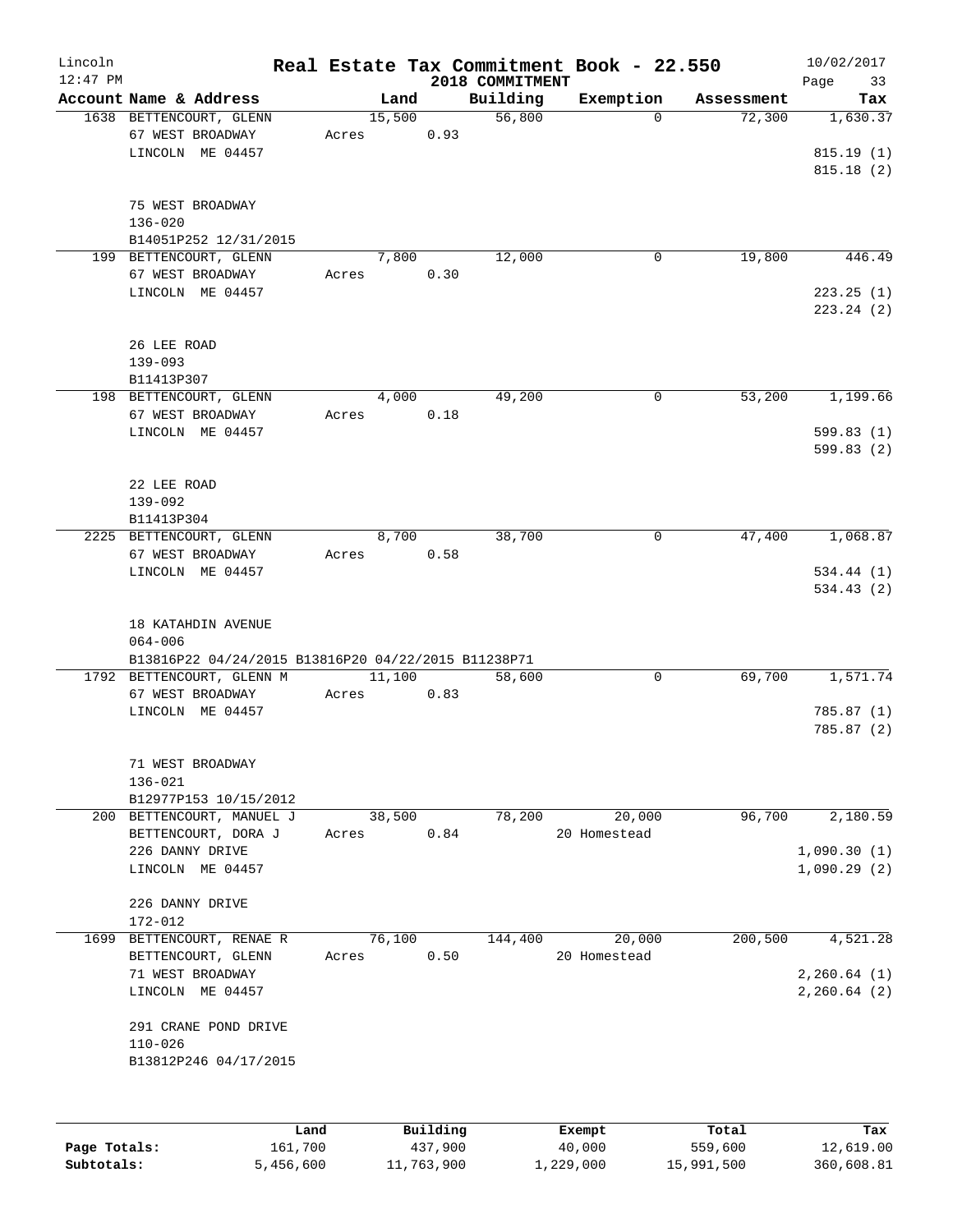Lincoln 12:47 PM

# Real Estate Tax Commitment Book - 22.550

2018 COMMITMENT

10/02/2017

| Account Name & Address | Land | Building | Exemption | Assessment | Tax |
|---|---|---|---|---|---|
| 1638 BETTENCOURT, GLENN | 15,500 | 56,800 | 0 | 72,300 | 1,630.37 |
| 67 WEST BROADWAY | Acres 0.93 | | | | |
| LINCOLN ME 04457 | | | | | 815.19 (1) |
| | | | | | 815.18 (2) |
| 75 WEST BROADWAY | | | | | |
| 136-020 | | | | | |
| B14051P252 12/31/2015 | | | | | |
| 199 BETTENCOURT, GLENN | 7,800 | 12,000 | 0 | 19,800 | 446.49 |
| 67 WEST BROADWAY | Acres 0.30 | | | | |
| LINCOLN ME 04457 | | | | | 223.25 (1) |
| | | | | | 223.24 (2) |
| 26 LEE ROAD | | | | | |
| 139-093 | | | | | |
| B11413P307 | | | | | |
| 198 BETTENCOURT, GLENN | 4,000 | 49,200 | 0 | 53,200 | 1,199.66 |
| 67 WEST BROADWAY | Acres 0.18 | | | | |
| LINCOLN ME 04457 | | | | | 599.83 (1) |
| | | | | | 599.83 (2) |
| 22 LEE ROAD | | | | | |
| 139-092 | | | | | |
| B11413P304 | | | | | |
| 2225 BETTENCOURT, GLENN | 8,700 | 38,700 | 0 | 47,400 | 1,068.87 |
| 67 WEST BROADWAY | Acres 0.58 | | | | |
| LINCOLN ME 04457 | | | | | 534.44 (1) |
| | | | | | 534.43 (2) |
| 18 KATAHDIN AVENUE | | | | | |
| 064-006 | | | | | |
| B13816P22 04/24/2015 B13816P20 04/22/2015 B11238P71 | | | | | |
| 1792 BETTENCOURT, GLENN M | 11,100 | 58,600 | 0 | 69,700 | 1,571.74 |
| 67 WEST BROADWAY | Acres 0.83 | | | | |
| LINCOLN ME 04457 | | | | | 785.87 (1) |
| | | | | | 785.87 (2) |
| 71 WEST BROADWAY | | | | | |
| 136-021 | | | | | |
| B12977P153 10/15/2012 | | | | | |
| 200 BETTENCOURT, MANUEL J | 38,500 | 78,200 | 20,000 | 96,700 | 2,180.59 |
| BETTENCOURT, DORA J | Acres 0.84 | | 20 Homestead | | |
| 226 DANNY DRIVE | | | | | 1,090.30 (1) |
| LINCOLN ME 04457 | | | | | 1,090.29 (2) |
| 226 DANNY DRIVE | | | | | |
| 172-012 | | | | | |
| 1699 BETTENCOURT, RENAE R | 76,100 | 144,400 | 20,000 | 200,500 | 4,521.28 |
| BETTENCOURT, GLENN | Acres 0.50 | | 20 Homestead | | |
| 71 WEST BROADWAY | | | | | 2,260.64 (1) |
| LINCOLN ME 04457 | | | | | 2,260.64 (2) |
| 291 CRANE POND DRIVE | | | | | |
| 110-026 | | | | | |
| B13812P246 04/17/2015 | | | | | |

| | Land | Building | Exempt | Total | Tax |
|---|---|---|---|---|---|
| Page Totals: | 161,700 | 437,900 | 40,000 | 559,600 | 12,619.00 |
| Subtotals: | 5,456,600 | 11,763,900 | 1,229,000 | 15,991,500 | 360,608.81 |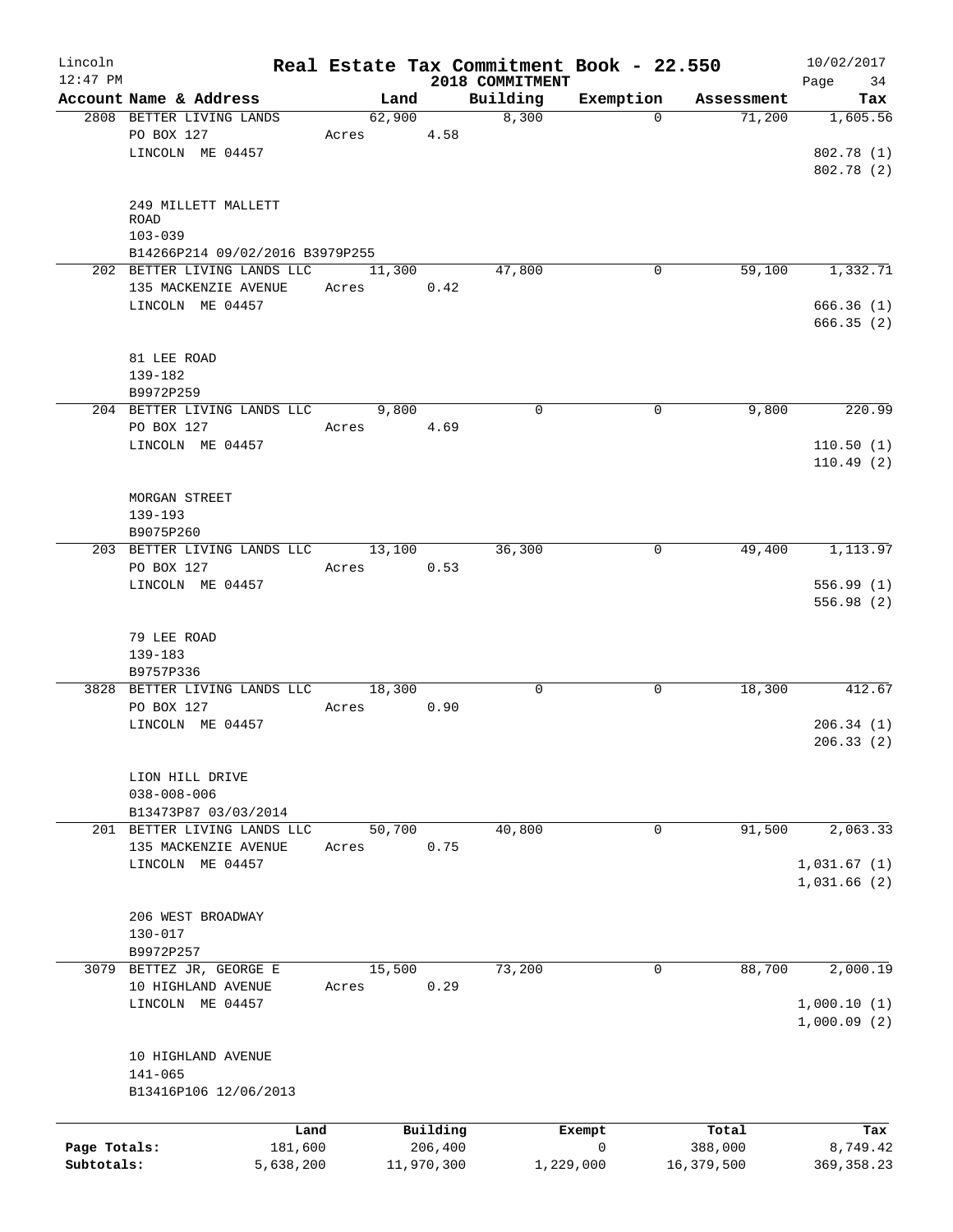Lincoln  
12:47 PM

**Real Estate Tax Commitment Book - 22.550**  
**2018 COMMITMENT**

10/02/2017

| Account Name & Address | Land | Building | Exemption | Assessment | Tax |
|---|---|---|---|---|---|
| 2808 BETTER LIVING LANDS<br>PO BOX 127<br>LINCOLN ME 04457<br><br>249 MILLETT MALLETT ROAD<br>103-039<br>B14266P214 09/02/2016 B3979P255 | 62,900<br>Acres 4.58 | 8,300 | 0 | 71,200 | 1,605.56<br><br>802.78 (1)<br>802.78 (2) |
| 202 BETTER LIVING LANDS LLC<br>135 MACKENZIE AVENUE<br>LINCOLN ME 04457<br><br>81 LEE ROAD<br>139-182<br>B9972P259 | 11,300<br>Acres 0.42 | 47,800 | 0 | 59,100 | 1,332.71<br><br>666.36 (1)<br>666.35 (2) |
| 204 BETTER LIVING LANDS LLC<br>PO BOX 127<br>LINCOLN ME 04457<br><br>MORGAN STREET<br>139-193<br>B9075P260 | 9,800<br>Acres 4.69 | 0 | 0 | 9,800 | 220.99<br><br>110.50 (1)<br>110.49 (2) |
| 203 BETTER LIVING LANDS LLC<br>PO BOX 127<br>LINCOLN ME 04457<br><br>79 LEE ROAD<br>139-183<br>B9757P336 | 13,100<br>Acres 0.53 | 36,300 | 0 | 49,400 | 1,113.97<br><br>556.99 (1)<br>556.98 (2) |
| 3828 BETTER LIVING LANDS LLC<br>PO BOX 127<br>LINCOLN ME 04457<br><br>LION HILL DRIVE<br>038-008-006<br>B13473P87 03/03/2014 | 18,300<br>Acres 0.90 | 0 | 0 | 18,300 | 412.67<br><br>206.34 (1)<br>206.33 (2) |
| 201 BETTER LIVING LANDS LLC<br>135 MACKENZIE AVENUE<br>LINCOLN ME 04457<br><br>206 WEST BROADWAY<br>130-017<br>B9972P257 | 50,700<br>Acres 0.75 | 40,800 | 0 | 91,500 | 2,063.33<br><br>1,031.67 (1)<br>1,031.66 (2) |
| 3079 BETTEZ JR, GEORGE E<br>10 HIGHLAND AVENUE<br>LINCOLN ME 04457<br><br>10 HIGHLAND AVENUE<br>141-065<br>B13416P106 12/06/2013 | 15,500<br>Acres 0.29 | 73,200 | 0 | 88,700 | 2,000.19<br><br>1,000.10 (1)<br>1,000.09 (2) |

| | Land | Building | Exempt | Total | Tax |
|---|---|---|---|---|---|
| Page Totals: | 181,600 | 206,400 | 0 | 388,000 | 8,749.42 |
| Subtotals: | 5,638,200 | 11,970,300 | 1,229,000 | 16,379,500 | 369,358.23 |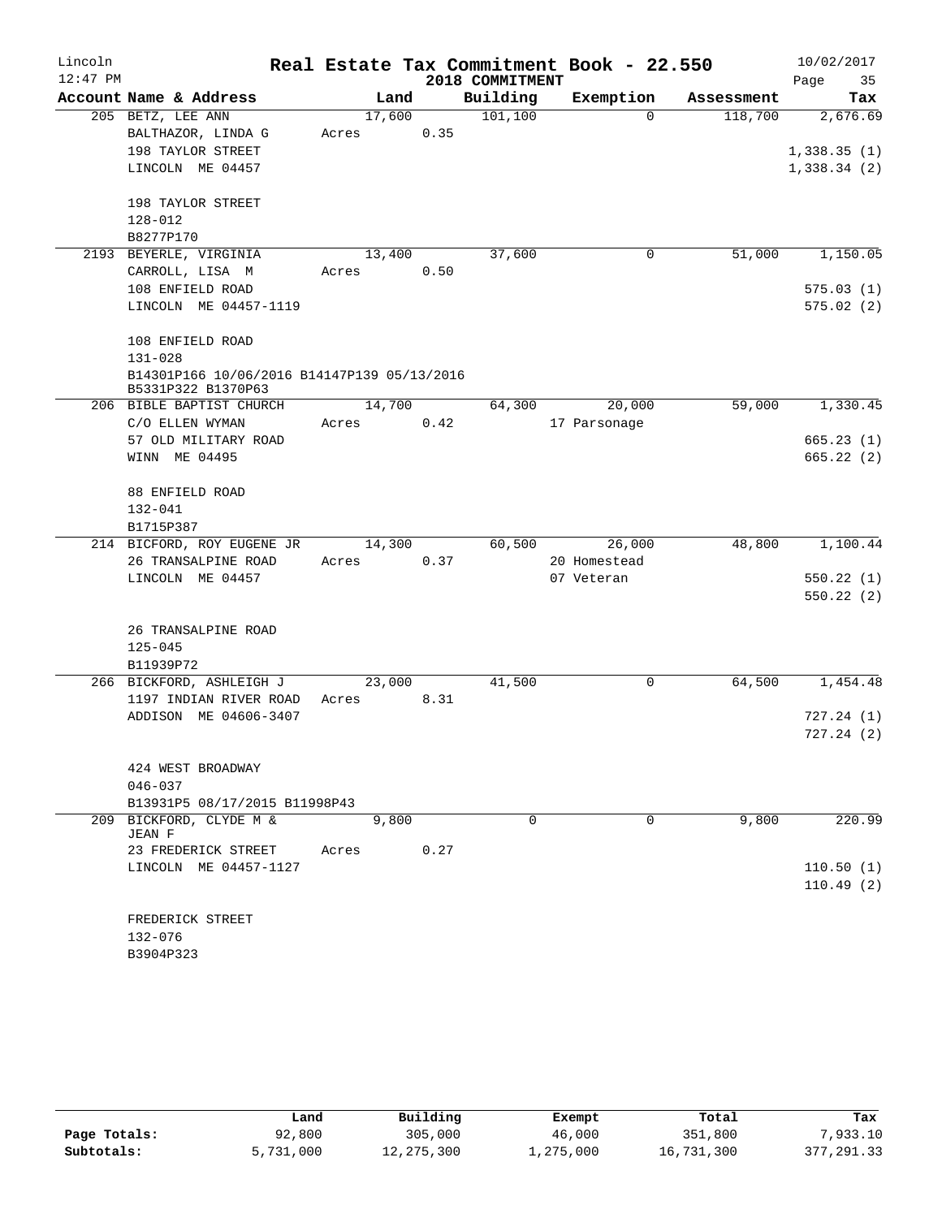# Real Estate Tax Commitment Book - 22.550

Lincoln
12:47 PM

2018 COMMITMENT

10/02/2017

| Account Name & Address | Land | Building | Exemption | Assessment | Tax |
|---|---|---|---|---|---|
| 205 BETZ, LEE ANN | 17,600 | 101,100 | 0 | 118,700 | 2,676.69 |
| BALTHAZOR, LINDA G | Acres 0.35 | | | | |
| 198 TAYLOR STREET | | | | | 1,338.35 (1) |
| LINCOLN ME 04457 | | | | | 1,338.34 (2) |
| 198 TAYLOR STREET | | | | | |
| 128-012 | | | | | |
| B8277P170 | | | | | |
| 2193 BEYERLE, VIRGINIA | 13,400 | 37,600 | 0 | 51,000 | 1,150.05 |
| CARROLL, LISA M | Acres 0.50 | | | | |
| 108 ENFIELD ROAD | | | | | 575.03 (1) |
| LINCOLN ME 04457-1119 | | | | | 575.02 (2) |
| 108 ENFIELD ROAD | | | | | |
| 131-028 | | | | | |
| B14301P166 10/06/2016 B14147P139 05/13/2016 B5331P322 B1370P63 | | | | | |
| 206 BIBLE BAPTIST CHURCH | 14,700 | 64,300 | 20,000 | 59,000 | 1,330.45 |
| C/O ELLEN WYMAN | Acres 0.42 | | 17 Parsonage | | |
| 57 OLD MILITARY ROAD | | | | | 665.23 (1) |
| WINN ME 04495 | | | | | 665.22 (2) |
| 88 ENFIELD ROAD | | | | | |
| 132-041 | | | | | |
| B1715P387 | | | | | |
| 214 BICFORD, ROY EUGENE JR | 14,300 | 60,500 | 26,000 | 48,800 | 1,100.44 |
| 26 TRANSALPINE ROAD | Acres 0.37 | | 20 Homestead | | |
| LINCOLN ME 04457 | | | 07 Veteran | | 550.22 (1) |
| | | | | | 550.22 (2) |
| 26 TRANSALPINE ROAD | | | | | |
| 125-045 | | | | | |
| B11939P72 | | | | | |
| 266 BICKFORD, ASHLEIGH J | 23,000 | 41,500 | 0 | 64,500 | 1,454.48 |
| 1197 INDIAN RIVER ROAD | Acres 8.31 | | | | |
| ADDISON ME 04606-3407 | | | | | 727.24 (1) |
| | | | | | 727.24 (2) |
| 424 WEST BROADWAY | | | | | |
| 046-037 | | | | | |
| B13931P5 08/17/2015 B11998P43 | | | | | |
| 209 BICKFORD, CLYDE M & JEAN F | 9,800 | 0 | 0 | 9,800 | 220.99 |
| 23 FREDERICK STREET | Acres 0.27 | | | | |
| LINCOLN ME 04457-1127 | | | | | 110.50 (1) |
| | | | | | 110.49 (2) |
| FREDERICK STREET | | | | | |
| 132-076 | | | | | |
| B3904P323 | | | | | |

| | Land | Building | Exempt | Total | Tax |
|---|---|---|---|---|---|
| Page Totals: | 92,800 | 305,000 | 46,000 | 351,800 | 7,933.10 |
| Subtotals: | 5,731,000 | 12,275,300 | 1,275,000 | 16,731,300 | 377,291.33 |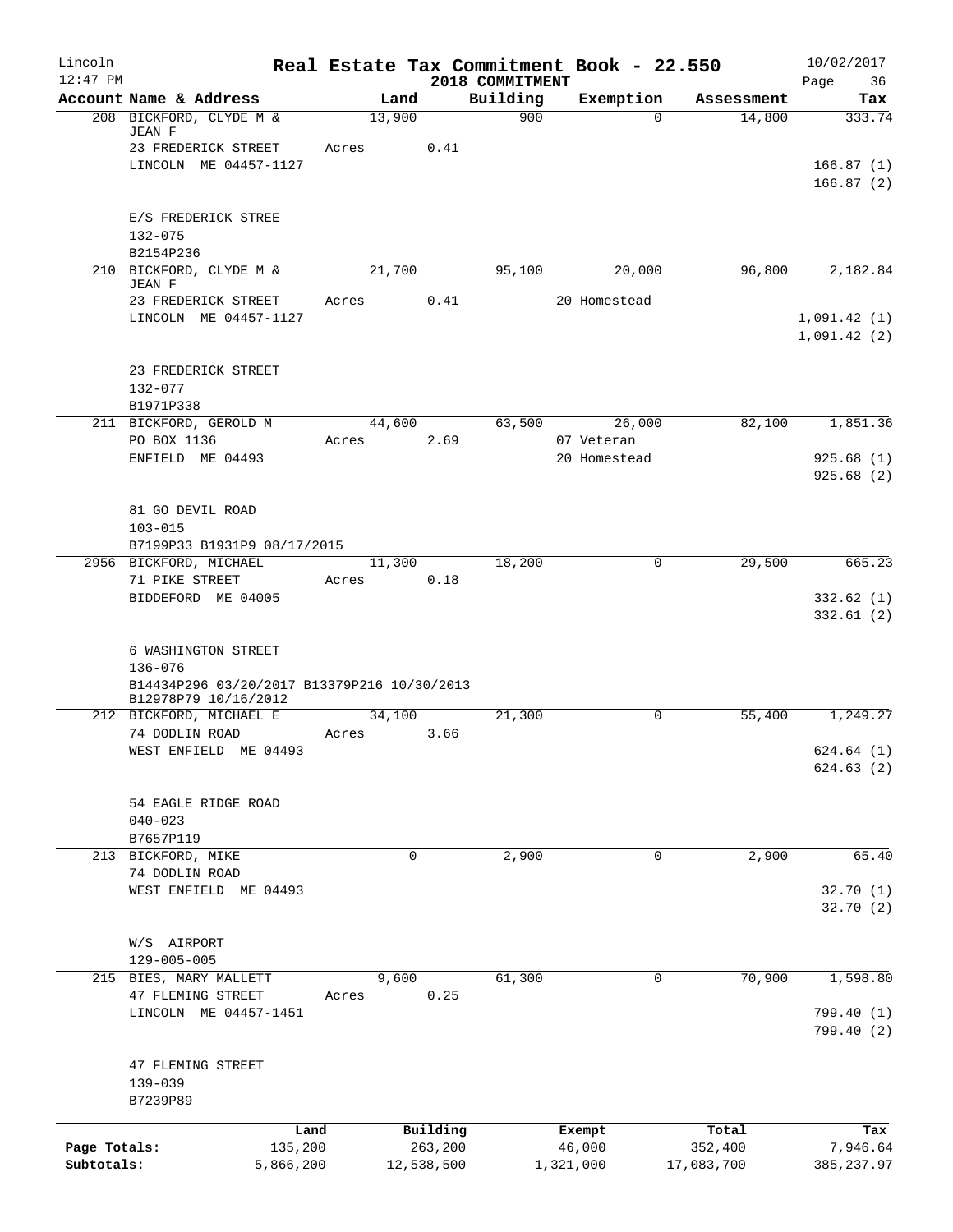# Real Estate Tax Commitment Book - 22.550

## 2018 COMMITMENT

Lincoln 12:47 PM — 10/02/2017

| Account Name & Address | Land | Building | Exemption | Assessment | Tax |
|---|---|---|---|---|---|
| 208 BICKFORD, CLYDE M & JEAN F | 13,900 | 900 | 0 | 14,800 | 333.74 |
| 23 FREDERICK STREET | Acres 0.41 | | | | |
| LINCOLN ME 04457-1127 | | | | | 166.87 (1) |
| | | | | | 166.87 (2) |
| E/S FREDERICK STREE | | | | | |
| 132-075 | | | | | |
| B2154P236 | | | | | |
| 210 BICKFORD, CLYDE M & JEAN F | 21,700 | 95,100 | 20,000 | 96,800 | 2,182.84 |
| 23 FREDERICK STREET | Acres 0.41 | | 20 Homestead | | |
| LINCOLN ME 04457-1127 | | | | | 1,091.42 (1) |
| | | | | | 1,091.42 (2) |
| 23 FREDERICK STREET | | | | | |
| 132-077 | | | | | |
| B1971P338 | | | | | |
| 211 BICKFORD, GEROLD M | 44,600 | 63,500 | 26,000 | 82,100 | 1,851.36 |
| PO BOX 1136 | Acres 2.69 | | 07 Veteran | | |
| ENFIELD ME 04493 | | | 20 Homestead | | 925.68 (1) |
| | | | | | 925.68 (2) |
| 81 GO DEVIL ROAD | | | | | |
| 103-015 | | | | | |
| B7199P33 B1931P9 08/17/2015 | | | | | |
| 2956 BICKFORD, MICHAEL | 11,300 | 18,200 | 0 | 29,500 | 665.23 |
| 71 PIKE STREET | Acres 0.18 | | | | |
| BIDDEFORD ME 04005 | | | | | 332.62 (1) |
| | | | | | 332.61 (2) |
| 6 WASHINGTON STREET | | | | | |
| 136-076 | | | | | |
| B14434P296 03/20/2017 B13379P216 10/30/2013 B12978P79 10/16/2012 | | | | | |
| 212 BICKFORD, MICHAEL E | 34,100 | 21,300 | 0 | 55,400 | 1,249.27 |
| 74 DODLIN ROAD | Acres 3.66 | | | | |
| WEST ENFIELD ME 04493 | | | | | 624.64 (1) |
| | | | | | 624.63 (2) |
| 54 EAGLE RIDGE ROAD | | | | | |
| 040-023 | | | | | |
| B7657P119 | | | | | |
| 213 BICKFORD, MIKE | 0 | 2,900 | 0 | 2,900 | 65.40 |
| 74 DODLIN ROAD | | | | | |
| WEST ENFIELD ME 04493 | | | | | 32.70 (1) |
| | | | | | 32.70 (2) |
| W/S AIRPORT | | | | | |
| 129-005-005 | | | | | |
| 215 BIES, MARY MALLETT | 9,600 | 61,300 | 0 | 70,900 | 1,598.80 |
| 47 FLEMING STREET | Acres 0.25 | | | | |
| LINCOLN ME 04457-1451 | | | | | 799.40 (1) |
| | | | | | 799.40 (2) |
| 47 FLEMING STREET | | | | | |
| 139-039 | | | | | |
| B7239P89 | | | | | |

| | Land | Building | Exempt | Total | Tax |
|---|---|---|---|---|---|
| Page Totals: | 135,200 | 263,200 | 46,000 | 352,400 | 7,946.64 |
| Subtotals: | 5,866,200 | 12,538,500 | 1,321,000 | 17,083,700 | 385,237.97 |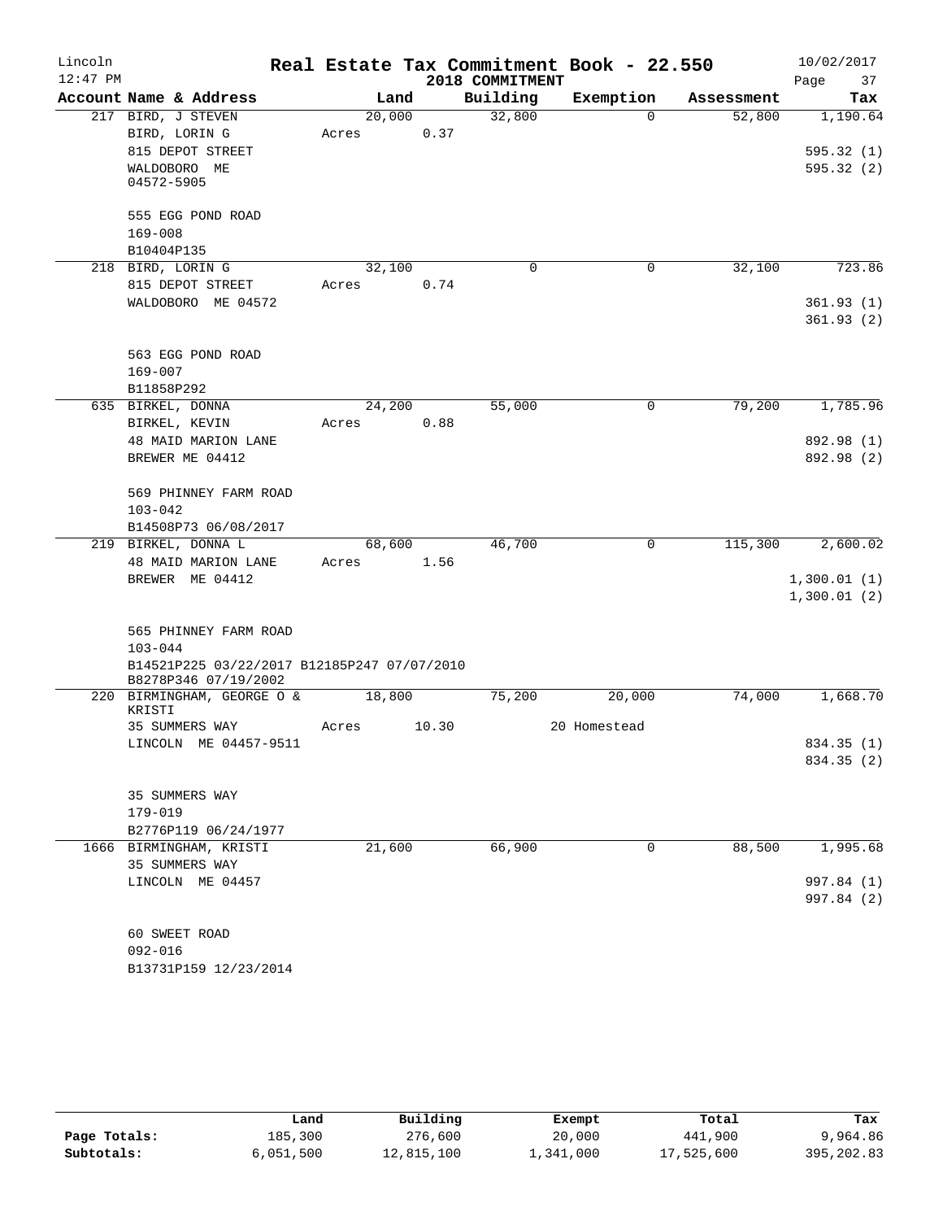# Real Estate Tax Commitment Book - 22.550

Lincoln
12:47 PM

2018 COMMITMENT

10/02/2017

| Account Name & Address | Land | Building | Exemption | Assessment | Tax |
|---|---|---|---|---|---|
| 217 BIRD, J STEVEN | 20,000 | 32,800 | 0 | 52,800 | 1,190.64 |
| BIRD, LORIN G | Acres 0.37 | | | | |
| 815 DEPOT STREET | | | | | 595.32 (1) |
| WALDOBORO ME | | | | | 595.32 (2) |
| 04572-5905 | | | | | |
| 555 EGG POND ROAD | | | | | |
| 169-008 | | | | | |
| B10404P135 | | | | | |
| 218 BIRD, LORIN G | 32,100 | 0 | 0 | 32,100 | 723.86 |
| 815 DEPOT STREET | Acres 0.74 | | | | |
| WALDOBORO ME 04572 | | | | | 361.93 (1) |
| | | | | | 361.93 (2) |
| 563 EGG POND ROAD | | | | | |
| 169-007 | | | | | |
| B11858P292 | | | | | |
| 635 BIRKEL, DONNA | 24,200 | 55,000 | 0 | 79,200 | 1,785.96 |
| BIRKEL, KEVIN | Acres 0.88 | | | | |
| 48 MAID MARION LANE | | | | | 892.98 (1) |
| BREWER ME 04412 | | | | | 892.98 (2) |
| 569 PHINNEY FARM ROAD | | | | | |
| 103-042 | | | | | |
| B14508P73 06/08/2017 | | | | | |
| 219 BIRKEL, DONNA L | 68,600 | 46,700 | 0 | 115,300 | 2,600.02 |
| 48 MAID MARION LANE | Acres 1.56 | | | | |
| BREWER ME 04412 | | | | | 1,300.01 (1) |
| | | | | | 1,300.01 (2) |
| 565 PHINNEY FARM ROAD | | | | | |
| 103-044 | | | | | |
| B14521P225 03/22/2017 B12185P247 07/07/2010 | | | | | |
| B8278P346 07/19/2002 | | | | | |
| 220 BIRMINGHAM, GEORGE O & KRISTI | 18,800 | 75,200 | 20,000 | 74,000 | 1,668.70 |
| 35 SUMMERS WAY | Acres 10.30 | | 20 Homestead | | |
| LINCOLN ME 04457-9511 | | | | | 834.35 (1) |
| | | | | | 834.35 (2) |
| 35 SUMMERS WAY | | | | | |
| 179-019 | | | | | |
| B2776P119 06/24/1977 | | | | | |
| 1666 BIRMINGHAM, KRISTI | 21,600 | 66,900 | 0 | 88,500 | 1,995.68 |
| 35 SUMMERS WAY | | | | | |
| LINCOLN ME 04457 | | | | | 997.84 (1) |
| | | | | | 997.84 (2) |
| 60 SWEET ROAD | | | | | |
| 092-016 | | | | | |
| B13731P159 12/23/2014 | | | | | |

| | Land | Building | Exempt | Total | Tax |
|---|---|---|---|---|---|
| Page Totals: | 185,300 | 276,600 | 20,000 | 441,900 | 9,964.86 |
| Subtotals: | 6,051,500 | 12,815,100 | 1,341,000 | 17,525,600 | 395,202.83 |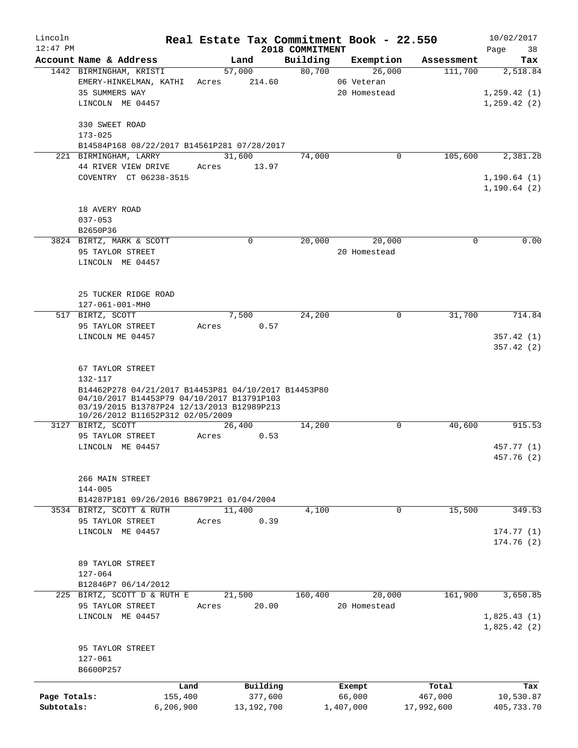Lincoln 12:47 PM

# Real Estate Tax Commitment Book - 22.550

2018 COMMITMENT

10/02/2017 Page 38

| Account Name & Address | Land | Building | Exemption | Assessment | Tax |
|---|---|---|---|---|---|
| 1442 BIRMINGHAM, KRISTI | 57,000 | 80,700 | 26,000 | 111,700 | 2,518.84 |
| EMERY-HINKELMAN, KATHI | Acres 214.60 | | 06 Veteran | | |
| 35 SUMMERS WAY | | | 20 Homestead | | 1,259.42 (1) |
| LINCOLN ME 04457 | | | | | 1,259.42 (2) |
| 330 SWEET ROAD | | | | | |
| 173-025 | | | | | |
| B14584P168 08/22/2017 B14561P281 07/28/2017 | | | | | |
| 221 BIRMINGHAM, LARRY | 31,600 | 74,000 | 0 | 105,600 | 2,381.28 |
| 44 RIVER VIEW DRIVE | Acres 13.97 | | | | |
| COVENTRY CT 06238-3515 | | | | | 1,190.64 (1) |
| | | | | | 1,190.64 (2) |
| 18 AVERY ROAD | | | | | |
| 037-053 | | | | | |
| B2650P36 | | | | | |
| 3824 BIRTZ, MARK & SCOTT | 0 | 20,000 | 20,000 | 0 | 0.00 |
| 95 TAYLOR STREET | | | 20 Homestead | | |
| LINCOLN ME 04457 | | | | | |
| 25 TUCKER RIDGE ROAD | | | | | |
| 127-061-001-MH0 | | | | | |
| 517 BIRTZ, SCOTT | 7,500 | 24,200 | 0 | 31,700 | 714.84 |
| 95 TAYLOR STREET | Acres 0.57 | | | | |
| LINCOLN ME 04457 | | | | | 357.42 (1) |
| | | | | | 357.42 (2) |
| 67 TAYLOR STREET | | | | | |
| 132-117 | | | | | |
| B14462P278 04/21/2017 B14453P81 04/10/2017 B14453P80 04/10/2017 B14453P79 04/10/2017 B13791P103 03/19/2015 B13787P24 12/13/2013 B12989P213 10/26/2012 B11652P312 02/05/2009 | | | | | |
| 3127 BIRTZ, SCOTT | 26,400 | 14,200 | 0 | 40,600 | 915.53 |
| 95 TAYLOR STREET | Acres 0.53 | | | | |
| LINCOLN ME 04457 | | | | | 457.77 (1) |
| | | | | | 457.76 (2) |
| 266 MAIN STREET | | | | | |
| 144-005 | | | | | |
| B14287P181 09/26/2016 B8679P21 01/04/2004 | | | | | |
| 3534 BIRTZ, SCOTT & RUTH | 11,400 | 4,100 | 0 | 15,500 | 349.53 |
| 95 TAYLOR STREET | Acres 0.39 | | | | |
| LINCOLN ME 04457 | | | | | 174.77 (1) |
| | | | | | 174.76 (2) |
| 89 TAYLOR STREET | | | | | |
| 127-064 | | | | | |
| B12846P7 06/14/2012 | | | | | |
| 225 BIRTZ, SCOTT D & RUTH E | 21,500 | 160,400 | 20,000 | 161,900 | 3,650.85 |
| 95 TAYLOR STREET | Acres 20.00 | | 20 Homestead | | |
| LINCOLN ME 04457 | | | | | 1,825.43 (1) |
| | | | | | 1,825.42 (2) |
| 95 TAYLOR STREET | | | | | |
| 127-061 | | | | | |
| B6600P257 | | | | | |

| | Land | Building | Exempt | Total | Tax |
|---|---|---|---|---|---|
| Page Totals: | 155,400 | 377,600 | 66,000 | 467,000 | 10,530.87 |
| Subtotals: | 6,206,900 | 13,192,700 | 1,407,000 | 17,992,600 | 405,733.70 |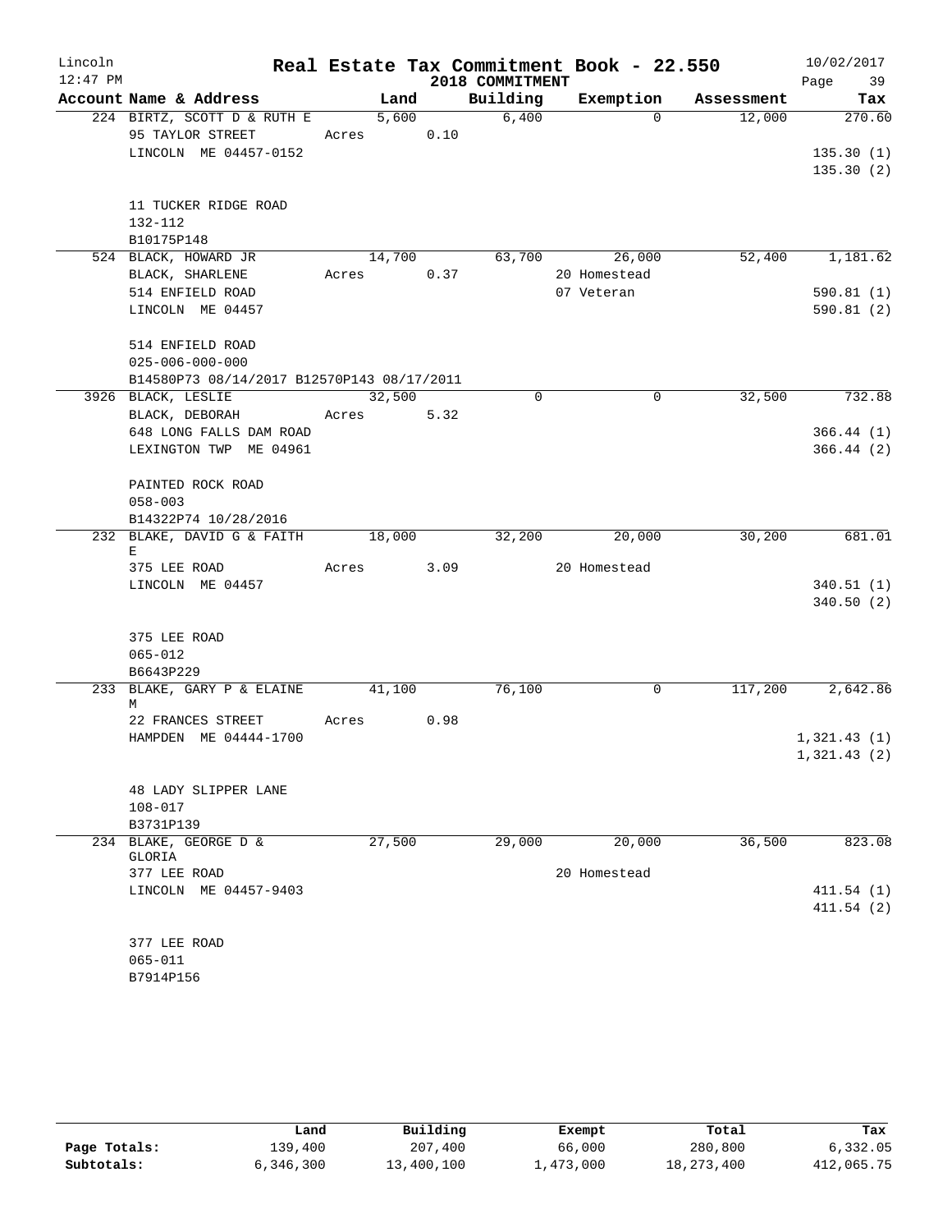# Real Estate Tax Commitment Book - 22.550

Lincoln
12:47 PM
2018 COMMITMENT
10/02/2017

| Account Name & Address | Land | Building | Exemption | Assessment | Tax |
|---|---|---|---|---|---|
| 224 BIRTZ, SCOTT D & RUTH E | 5,600 | 6,400 | 0 | 12,000 | 270.60 |
| 95 TAYLOR STREET | Acres 0.10 | | | | |
| LINCOLN ME 04457-0152 | | | | | 135.30 (1) |
| | | | | | 135.30 (2) |
| 11 TUCKER RIDGE ROAD | | | | | |
| 132-112 | | | | | |
| B10175P148 | | | | | |
| 524 BLACK, HOWARD JR | 14,700 | 63,700 | 26,000 | 52,400 | 1,181.62 |
| BLACK, SHARLENE | Acres 0.37 | | 20 Homestead | | |
| 514 ENFIELD ROAD | | | 07 Veteran | | 590.81 (1) |
| LINCOLN ME 04457 | | | | | 590.81 (2) |
| 514 ENFIELD ROAD | | | | | |
| 025-006-000-000 | | | | | |
| B14580P73 08/14/2017 B12570P143 08/17/2011 | | | | | |
| 3926 BLACK, LESLIE | 32,500 | 0 | 0 | 32,500 | 732.88 |
| BLACK, DEBORAH | Acres 5.32 | | | | |
| 648 LONG FALLS DAM ROAD | | | | | 366.44 (1) |
| LEXINGTON TWP ME 04961 | | | | | 366.44 (2) |
| PAINTED ROCK ROAD | | | | | |
| 058-003 | | | | | |
| B14322P74 10/28/2016 | | | | | |
| 232 BLAKE, DAVID G & FAITH E | 18,000 | 32,200 | 20,000 | 30,200 | 681.01 |
| 375 LEE ROAD | Acres 3.09 | | 20 Homestead | | |
| LINCOLN ME 04457 | | | | | 340.51 (1) |
| | | | | | 340.50 (2) |
| 375 LEE ROAD | | | | | |
| 065-012 | | | | | |
| B6643P229 | | | | | |
| 233 BLAKE, GARY P & ELAINE M | 41,100 | 76,100 | 0 | 117,200 | 2,642.86 |
| 22 FRANCES STREET | Acres 0.98 | | | | |
| HAMPDEN ME 04444-1700 | | | | | 1,321.43 (1) |
| | | | | | 1,321.43 (2) |
| 48 LADY SLIPPER LANE | | | | | |
| 108-017 | | | | | |
| B3731P139 | | | | | |
| 234 BLAKE, GEORGE D & GLORIA | 27,500 | 29,000 | 20,000 | 36,500 | 823.08 |
| 377 LEE ROAD | | | 20 Homestead | | |
| LINCOLN ME 04457-9403 | | | | | 411.54 (1) |
| | | | | | 411.54 (2) |
| 377 LEE ROAD | | | | | |
| 065-011 | | | | | |
| B7914P156 | | | | | |

| | Land | Building | Exempt | Total | Tax |
|---|---|---|---|---|---|
| Page Totals: | 139,400 | 207,400 | 66,000 | 280,800 | 6,332.05 |
| Subtotals: | 6,346,300 | 13,400,100 | 1,473,000 | 18,273,400 | 412,065.75 |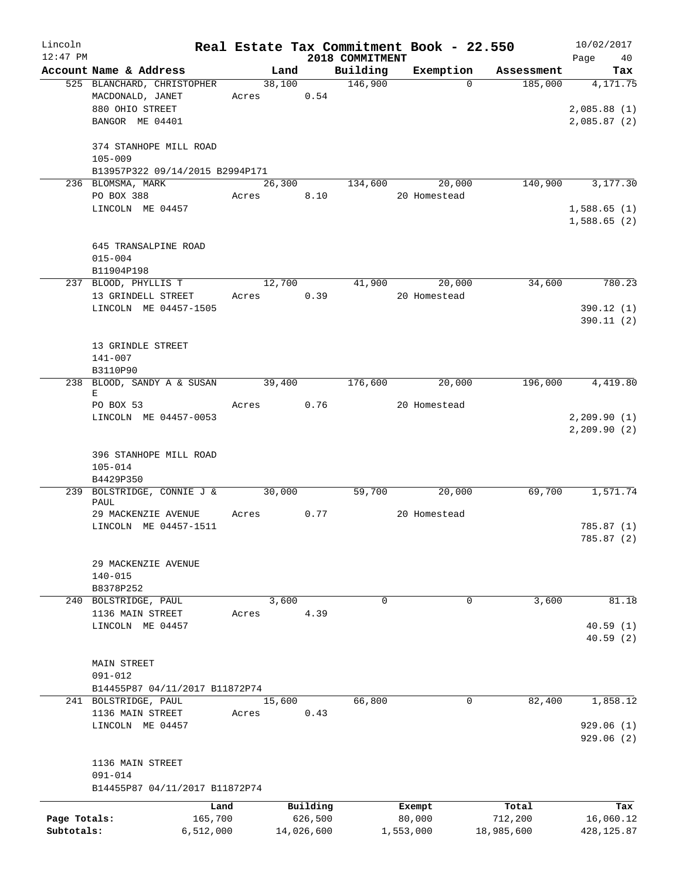# Real Estate Tax Commitment Book - 22.550

Lincoln
12:47 PM

2018 COMMITMENT

10/02/2017

| Account Name & Address | Land | Building | Exemption | Assessment | Tax |
|---|---|---|---|---|---|
| 525 BLANCHARD, CHRISTOPHER<br>MACDONALD, JANET<br>880 OHIO STREET<br>BANGOR ME 04401<br><br>374 STANHOPE MILL ROAD<br>105-009<br>B13957P322 09/14/2015 B2994P171 | 38,100<br>Acres 0.54 | 146,900 | 0 | 185,000 | 4,171.75<br><br>2,085.88 (1)<br>2,085.87 (2) |
| 236 BLOMSMA, MARK<br>PO BOX 388<br>LINCOLN ME 04457<br><br>645 TRANSALPINE ROAD<br>015-004<br>B11904P198 | 26,300<br>Acres 8.10 | 134,600 | 20,000<br>20 Homestead | 140,900 | 3,177.30<br><br>1,588.65 (1)<br>1,588.65 (2) |
| 237 BLOOD, PHYLLIS T<br>13 GRINDELL STREET<br>LINCOLN ME 04457-1505<br><br>13 GRINDLE STREET<br>141-007<br>B3110P90 | 12,700<br>Acres 0.39 | 41,900 | 20,000<br>20 Homestead | 34,600 | 780.23<br><br>390.12 (1)<br>390.11 (2) |
| 238 BLOOD, SANDY A & SUSAN E<br>PO BOX 53<br>LINCOLN ME 04457-0053<br><br>396 STANHOPE MILL ROAD<br>105-014<br>B4429P350 | 39,400<br>Acres 0.76 | 176,600 | 20,000<br>20 Homestead | 196,000 | 4,419.80<br><br>2,209.90 (1)<br>2,209.90 (2) |
| 239 BOLSTRIDGE, CONNIE J & PAUL<br>29 MACKENZIE AVENUE<br>LINCOLN ME 04457-1511<br><br>29 MACKENZIE AVENUE<br>140-015<br>B8378P252 | 30,000<br>Acres 0.77 | 59,700 | 20,000<br>20 Homestead | 69,700 | 1,571.74<br><br>785.87 (1)<br>785.87 (2) |
| 240 BOLSTRIDGE, PAUL<br>1136 MAIN STREET<br>LINCOLN ME 04457<br><br>MAIN STREET<br>091-012<br>B14455P87 04/11/2017 B11872P74 | 3,600<br>Acres 4.39 | 0 | 0 | 3,600 | 81.18<br><br>40.59 (1)<br>40.59 (2) |
| 241 BOLSTRIDGE, PAUL<br>1136 MAIN STREET<br>LINCOLN ME 04457<br><br>1136 MAIN STREET<br>091-014<br>B14455P87 04/11/2017 B11872P74 | 15,600<br>Acres 0.43 | 66,800 | 0 | 82,400 | 1,858.12<br><br>929.06 (1)<br>929.06 (2) |

| | Land | Building | Exempt | Total | Tax |
|---|---|---|---|---|---|
| Page Totals: | 165,700 | 626,500 | 80,000 | 712,200 | 16,060.12 |
| Subtotals: | 6,512,000 | 14,026,600 | 1,553,000 | 18,985,600 | 428,125.87 |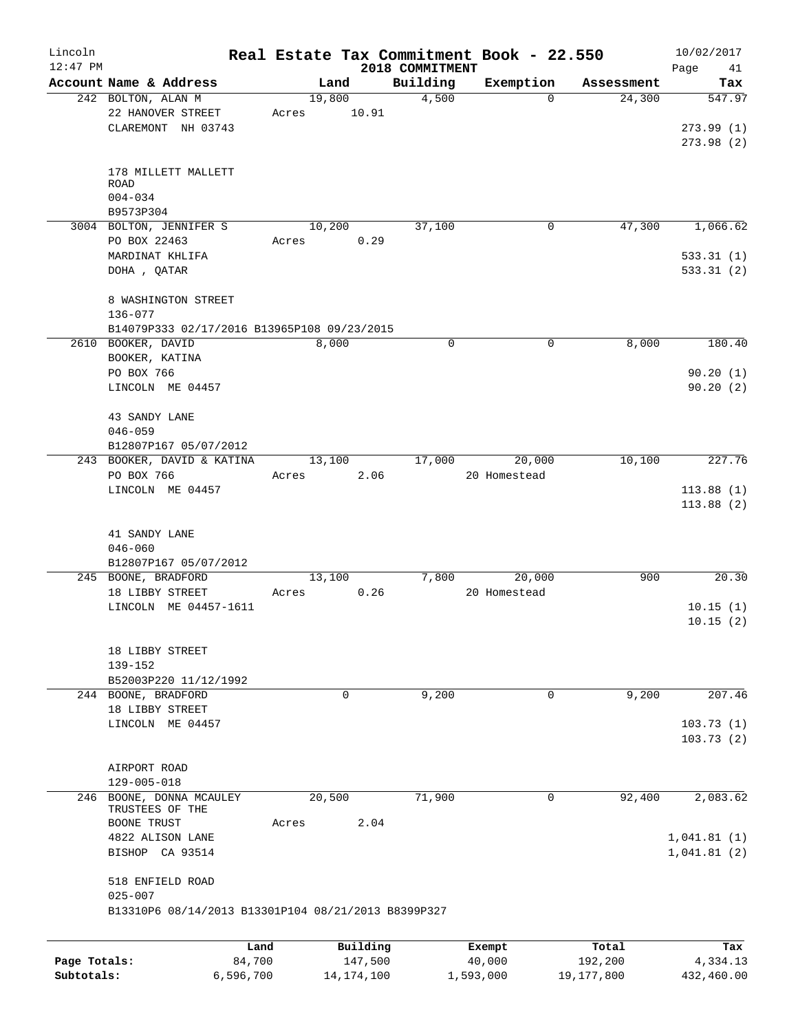Lincoln 12:47 PM

**Real Estate Tax Commitment Book - 22.550**
**2018 COMMITMENT**

10/02/2017

| Account Name & Address | Land | Building | Exemption | Assessment | Tax |
|---|---|---|---|---|---|
| 242 BOLTON, ALAN M | 19,800 | 4,500 | 0 | 24,300 | 547.97 |
| 22 HANOVER STREET | Acres 10.91 | | | | |
| CLAREMONT NH 03743 | | | | | 273.99 (1) |
| | | | | | 273.98 (2) |
| 178 MILLETT MALLETT ROAD | | | | | |
| 004-034 | | | | | |
| B9573P304 | | | | | |
| 3004 BOLTON, JENNIFER S | 10,200 | 37,100 | 0 | 47,300 | 1,066.62 |
| PO BOX 22463 | Acres 0.29 | | | | |
| MARDINAT KHLIFA | | | | | 533.31 (1) |
| DOHA , QATAR | | | | | 533.31 (2) |
| 8 WASHINGTON STREET | | | | | |
| 136-077 | | | | | |
| B14079P333 02/17/2016 B13965P108 09/23/2015 | | | | | |
| 2610 BOOKER, DAVID | 8,000 | 0 | 0 | 8,000 | 180.40 |
| BOOKER, KATINA | | | | | |
| PO BOX 766 | | | | | 90.20 (1) |
| LINCOLN ME 04457 | | | | | 90.20 (2) |
| 43 SANDY LANE | | | | | |
| 046-059 | | | | | |
| B12807P167 05/07/2012 | | | | | |
| 243 BOOKER, DAVID & KATINA | 13,100 | 17,000 | 20,000 | 10,100 | 227.76 |
| PO BOX 766 | Acres 2.06 | | 20 Homestead | | |
| LINCOLN ME 04457 | | | | | 113.88 (1) |
| | | | | | 113.88 (2) |
| 41 SANDY LANE | | | | | |
| 046-060 | | | | | |
| B12807P167 05/07/2012 | | | | | |
| 245 BOONE, BRADFORD | 13,100 | 7,800 | 20,000 | 900 | 20.30 |
| 18 LIBBY STREET | Acres 0.26 | | 20 Homestead | | |
| LINCOLN ME 04457-1611 | | | | | 10.15 (1) |
| | | | | | 10.15 (2) |
| 18 LIBBY STREET | | | | | |
| 139-152 | | | | | |
| B52003P220 11/12/1992 | | | | | |
| 244 BOONE, BRADFORD | 0 | 9,200 | 0 | 9,200 | 207.46 |
| 18 LIBBY STREET | | | | | |
| LINCOLN ME 04457 | | | | | 103.73 (1) |
| | | | | | 103.73 (2) |
| AIRPORT ROAD | | | | | |
| 129-005-018 | | | | | |
| 246 BOONE, DONNA MCAULEY | 20,500 | 71,900 | 0 | 92,400 | 2,083.62 |
| TRUSTEES OF THE | | | | | |
| BOONE TRUST | Acres 2.04 | | | | |
| 4822 ALISON LANE | | | | | 1,041.81 (1) |
| BISHOP CA 93514 | | | | | 1,041.81 (2) |
| 518 ENFIELD ROAD | | | | | |
| 025-007 | | | | | |
| B13310P6 08/14/2013 B13301P104 08/21/2013 B8399P327 | | | | | |

| | Land | Building | Exempt | Total | Tax |
|---|---|---|---|---|---|
| Page Totals: | 84,700 | 147,500 | 40,000 | 192,200 | 4,334.13 |
| Subtotals: | 6,596,700 | 14,174,100 | 1,593,000 | 19,177,800 | 432,460.00 |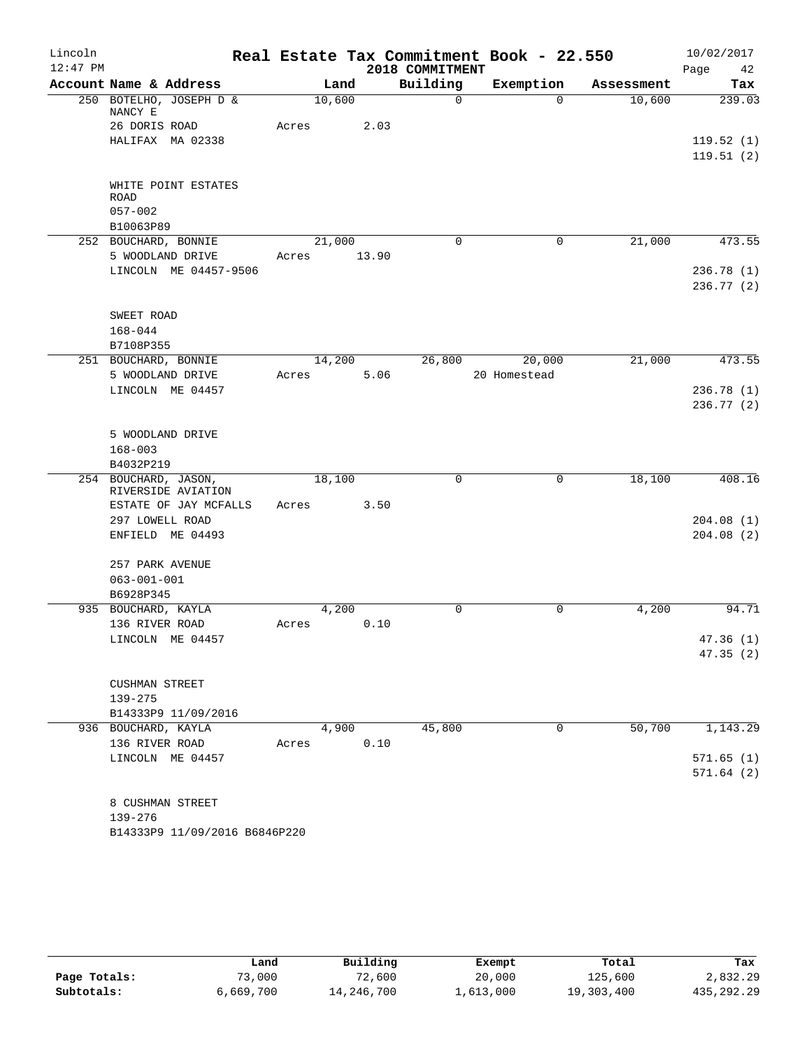# Real Estate Tax Commitment Book - 22.550

Lincoln
12:47 PM

2018 COMMITMENT

10/02/2017

| Account Name & Address | Land | Building | Exemption | Assessment | Tax |
|---|---|---|---|---|---|
| 250 BOTELHO, JOSEPH D & NANCY E | 10,600 | 0 | 0 | 10,600 | 239.03 |
| 26 DORIS ROAD | Acres 2.03 | | | | |
| HALIFAX MA 02338 | | | | | 119.52 (1) |
| | | | | | 119.51 (2) |
| WHITE POINT ESTATES ROAD | | | | | |
| 057-002 | | | | | |
| B10063P89 | | | | | |
| 252 BOUCHARD, BONNIE | 21,000 | 0 | 0 | 21,000 | 473.55 |
| 5 WOODLAND DRIVE | Acres 13.90 | | | | |
| LINCOLN ME 04457-9506 | | | | | 236.78 (1) |
| | | | | | 236.77 (2) |
| SWEET ROAD | | | | | |
| 168-044 | | | | | |
| B7108P355 | | | | | |
| 251 BOUCHARD, BONNIE | 14,200 | 26,800 | 20,000 | 21,000 | 473.55 |
| 5 WOODLAND DRIVE | Acres 5.06 | | 20 Homestead | | |
| LINCOLN ME 04457 | | | | | 236.78 (1) |
| | | | | | 236.77 (2) |
| 5 WOODLAND DRIVE | | | | | |
| 168-003 | | | | | |
| B4032P219 | | | | | |
| 254 BOUCHARD, JASON, RIVERSIDE AVIATION | 18,100 | 0 | 0 | 18,100 | 408.16 |
| ESTATE OF JAY MCFALLS | Acres 3.50 | | | | |
| 297 LOWELL ROAD | | | | | 204.08 (1) |
| ENFIELD ME 04493 | | | | | 204.08 (2) |
| 257 PARK AVENUE | | | | | |
| 063-001-001 | | | | | |
| B6928P345 | | | | | |
| 935 BOUCHARD, KAYLA | 4,200 | 0 | 0 | 4,200 | 94.71 |
| 136 RIVER ROAD | Acres 0.10 | | | | |
| LINCOLN ME 04457 | | | | | 47.36 (1) |
| | | | | | 47.35 (2) |
| CUSHMAN STREET | | | | | |
| 139-275 | | | | | |
| B14333P9 11/09/2016 | | | | | |
| 936 BOUCHARD, KAYLA | 4,900 | 45,800 | 0 | 50,700 | 1,143.29 |
| 136 RIVER ROAD | Acres 0.10 | | | | |
| LINCOLN ME 04457 | | | | | 571.65 (1) |
| | | | | | 571.64 (2) |
| 8 CUSHMAN STREET | | | | | |
| 139-276 | | | | | |
| B14333P9 11/09/2016 B6846P220 | | | | | |

| | Land | Building | Exempt | Total | Tax |
|---|---|---|---|---|---|
| Page Totals: | 73,000 | 72,600 | 20,000 | 125,600 | 2,832.29 |
| Subtotals: | 6,669,700 | 14,246,700 | 1,613,000 | 19,303,400 | 435,292.29 |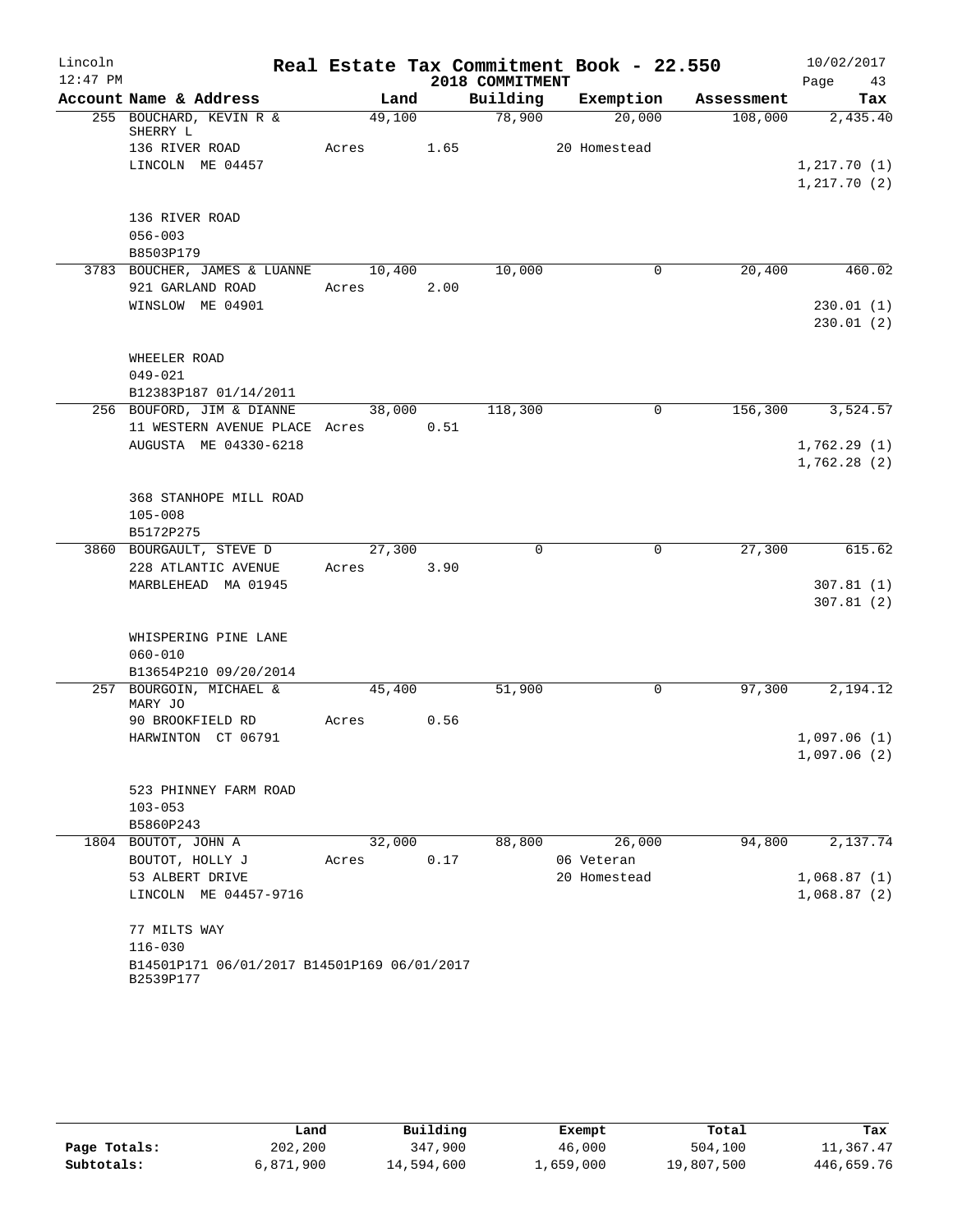# Real Estate Tax Commitment Book - 22.550

Lincoln
12:47 PM

2018 COMMITMENT

10/02/2017

| Account Name & Address | Land | Building | Exemption | Assessment | Tax |
|---|---|---|---|---|---|
| 255 BOUCHARD, KEVIN R & SHERRY L | 49,100 | 78,900 | 20,000 | 108,000 | 2,435.40 |
| 136 RIVER ROAD | Acres 1.65 | | 20 Homestead | | |
| LINCOLN ME 04457 | | | | | 1,217.70 (1) |
| | | | | | 1,217.70 (2) |
| 136 RIVER ROAD | | | | | |
| 056-003 | | | | | |
| B8503P179 | | | | | |
| 3783 BOUCHER, JAMES & LUANNE | 10,400 | 10,000 | 0 | 20,400 | 460.02 |
| 921 GARLAND ROAD | Acres 2.00 | | | | |
| WINSLOW ME 04901 | | | | | 230.01 (1) |
| | | | | | 230.01 (2) |
| WHEELER ROAD | | | | | |
| 049-021 | | | | | |
| B12383P187 01/14/2011 | | | | | |
| 256 BOUFORD, JIM & DIANNE | 38,000 | 118,300 | 0 | 156,300 | 3,524.57 |
| 11 WESTERN AVENUE PLACE | Acres 0.51 | | | | |
| AUGUSTA ME 04330-6218 | | | | | 1,762.29 (1) |
| | | | | | 1,762.28 (2) |
| 368 STANHOPE MILL ROAD | | | | | |
| 105-008 | | | | | |
| B5172P275 | | | | | |
| 3860 BOURGAULT, STEVE D | 27,300 | 0 | 0 | 27,300 | 615.62 |
| 228 ATLANTIC AVENUE | Acres 3.90 | | | | |
| MARBLEHEAD MA 01945 | | | | | 307.81 (1) |
| | | | | | 307.81 (2) |
| WHISPERING PINE LANE | | | | | |
| 060-010 | | | | | |
| B13654P210 09/20/2014 | | | | | |
| 257 BOURGOIN, MICHAEL & MARY JO | 45,400 | 51,900 | 0 | 97,300 | 2,194.12 |
| 90 BROOKFIELD RD | Acres 0.56 | | | | |
| HARWINTON CT 06791 | | | | | 1,097.06 (1) |
| | | | | | 1,097.06 (2) |
| 523 PHINNEY FARM ROAD | | | | | |
| 103-053 | | | | | |
| B5860P243 | | | | | |
| 1804 BOUTOT, JOHN A | 32,000 | 88,800 | 26,000 | 94,800 | 2,137.74 |
| BOUTOT, HOLLY J | Acres 0.17 | | 06 Veteran | | |
| 53 ALBERT DRIVE | | | 20 Homestead | | 1,068.87 (1) |
| LINCOLN ME 04457-9716 | | | | | 1,068.87 (2) |
| 77 MILTS WAY | | | | | |
| 116-030 | | | | | |
| B14501P171 06/01/2017 B14501P169 06/01/2017 | | | | | |
| B2539P177 | | | | | |

| | Land | Building | Exempt | Total | Tax |
|---|---|---|---|---|---|
| Page Totals: | 202,200 | 347,900 | 46,000 | 504,100 | 11,367.47 |
| Subtotals: | 6,871,900 | 14,594,600 | 1,659,000 | 19,807,500 | 446,659.76 |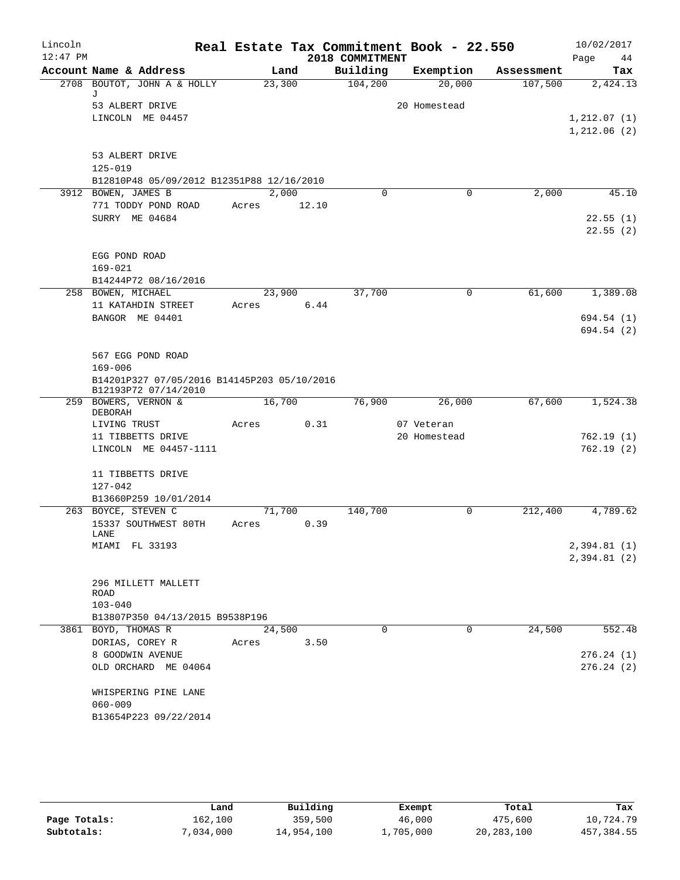Lincoln 12:47 PM

# Real Estate Tax Commitment Book - 22.550

2018 COMMITMENT

10/02/2017 Page 44

| Account Name & Address | Land | Building | Exemption | Assessment | Tax |
|---|---|---|---|---|---|
| 2708 BOUTOT, JOHN A & HOLLY J | 23,300 | 104,200 | 20,000 | 107,500 | 2,424.13 |
| 53 ALBERT DRIVE | | | 20 Homestead | | |
| LINCOLN ME 04457 | | | | | 1,212.07 (1) |
| | | | | | 1,212.06 (2) |
| 53 ALBERT DRIVE | | | | | |
| 125-019 | | | | | |
| B12810P48 05/09/2012 B12351P88 12/16/2010 | | | | | |
| 3912 BOWEN, JAMES B | 2,000 | 0 | 0 | 2,000 | 45.10 |
| 771 TODDY POND ROAD | Acres 12.10 | | | | |
| SURRY ME 04684 | | | | | 22.55 (1) |
| | | | | | 22.55 (2) |
| EGG POND ROAD | | | | | |
| 169-021 | | | | | |
| B14244P72 08/16/2016 | | | | | |
| 258 BOWEN, MICHAEL | 23,900 | 37,700 | 0 | 61,600 | 1,389.08 |
| 11 KATAHDIN STREET | Acres 6.44 | | | | |
| BANGOR ME 04401 | | | | | 694.54 (1) |
| | | | | | 694.54 (2) |
| 567 EGG POND ROAD | | | | | |
| 169-006 | | | | | |
| B14201P327 07/05/2016 B14145P203 05/10/2016 B12193P72 07/14/2010 | | | | | |
| 259 BOWERS, VERNON & DEBORAH | 16,700 | 76,900 | 26,000 | 67,600 | 1,524.38 |
| LIVING TRUST | Acres 0.31 | | 07 Veteran | | |
| 11 TIBBETTS DRIVE | | | 20 Homestead | | 762.19 (1) |
| LINCOLN ME 04457-1111 | | | | | 762.19 (2) |
| 11 TIBBETTS DRIVE | | | | | |
| 127-042 | | | | | |
| B13660P259 10/01/2014 | | | | | |
| 263 BOYCE, STEVEN C | 71,700 | 140,700 | 0 | 212,400 | 4,789.62 |
| 15337 SOUTHWEST 80TH LANE | Acres 0.39 | | | | |
| MIAMI FL 33193 | | | | | 2,394.81 (1) |
| | | | | | 2,394.81 (2) |
| 296 MILLETT MALLETT ROAD | | | | | |
| 103-040 | | | | | |
| B13807P350 04/13/2015 B9538P196 | | | | | |
| 3861 BOYD, THOMAS R | 24,500 | 0 | 0 | 24,500 | 552.48 |
| DORIAS, COREY R | Acres 3.50 | | | | |
| 8 GOODWIN AVENUE | | | | | 276.24 (1) |
| OLD ORCHARD ME 04064 | | | | | 276.24 (2) |
| WHISPERING PINE LANE | | | | | |
| 060-009 | | | | | |
| B13654P223 09/22/2014 | | | | | |

| | Land | Building | Exempt | Total | Tax |
|---|---|---|---|---|---|
| Page Totals: | 162,100 | 359,500 | 46,000 | 475,600 | 10,724.79 |
| Subtotals: | 7,034,000 | 14,954,100 | 1,705,000 | 20,283,100 | 457,384.55 |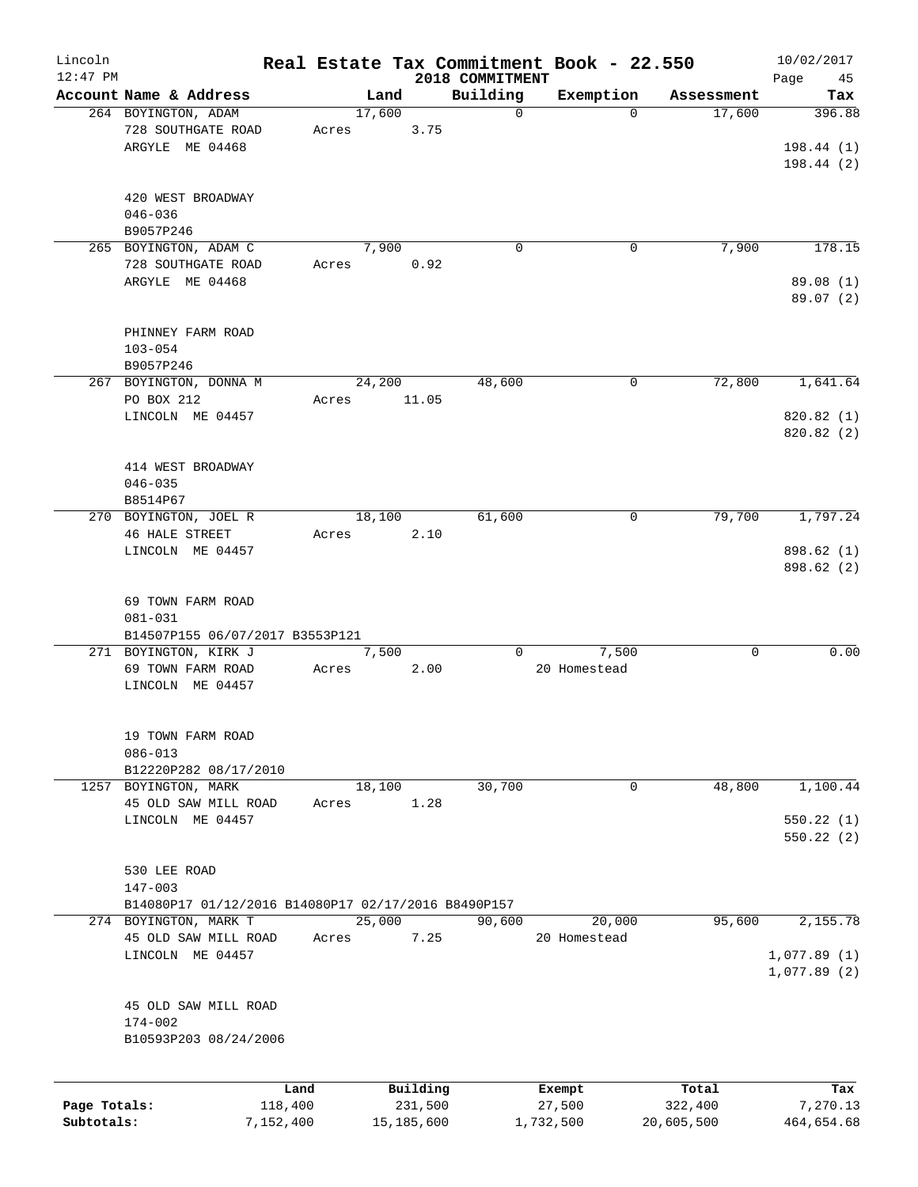# Real Estate Tax Commitment Book - 22.550

Lincoln
12:47 PM

2018 COMMITMENT

10/02/2017

| Account Name & Address | Land | Building | Exemption | Assessment | Tax |
|---|---|---|---|---|---|
| 264 BOYINGTON, ADAM<br>728 SOUTHGATE ROAD<br>ARGYLE ME 04468<br><br>420 WEST BROADWAY<br>046-036<br>B9057P246 | 17,600<br>Acres 3.75 | 0 | 0 | 17,600 | 396.88<br><br>198.44 (1)<br>198.44 (2) |
| 265 BOYINGTON, ADAM C<br>728 SOUTHGATE ROAD<br>ARGYLE ME 04468<br><br>PHINNEY FARM ROAD<br>103-054<br>B9057P246 | 7,900<br>Acres 0.92 | 0 | 0 | 7,900 | 178.15<br><br>89.08 (1)<br>89.07 (2) |
| 267 BOYINGTON, DONNA M<br>PO BOX 212<br>LINCOLN ME 04457<br><br>414 WEST BROADWAY<br>046-035<br>B8514P67 | 24,200<br>Acres 11.05 | 48,600 | 0 | 72,800 | 1,641.64<br><br>820.82 (1)<br>820.82 (2) |
| 270 BOYINGTON, JOEL R<br>46 HALE STREET<br>LINCOLN ME 04457<br><br>69 TOWN FARM ROAD<br>081-031<br>B14507P155 06/07/2017 B3553P121 | 18,100<br>Acres 2.10 | 61,600 | 0 | 79,700 | 1,797.24<br><br>898.62 (1)<br>898.62 (2) |
| 271 BOYINGTON, KIRK J<br>69 TOWN FARM ROAD<br>LINCOLN ME 04457<br><br>19 TOWN FARM ROAD<br>086-013<br>B12220P282 08/17/2010 | 7,500<br>Acres 2.00 | 0 | 7,500<br>20 Homestead | 0 | 0.00 |
| 1257 BOYINGTON, MARK<br>45 OLD SAW MILL ROAD<br>LINCOLN ME 04457<br><br>530 LEE ROAD<br>147-003<br>B14080P17 01/12/2016 B14080P17 02/17/2016 B8490P157 | 18,100<br>Acres 1.28 | 30,700 | 0 | 48,800 | 1,100.44<br><br>550.22 (1)<br>550.22 (2) |
| 274 BOYINGTON, MARK T<br>45 OLD SAW MILL ROAD<br>LINCOLN ME 04457<br><br>45 OLD SAW MILL ROAD<br>174-002<br>B10593P203 08/24/2006 | 25,000<br>Acres 7.25 | 90,600 | 20,000<br>20 Homestead | 95,600 | 2,155.78<br><br>1,077.89 (1)<br>1,077.89 (2) |

| | Land | Building | Exempt | Total | Tax |
|---|---|---|---|---|---|
| Page Totals: | 118,400 | 231,500 | 27,500 | 322,400 | 7,270.13 |
| Subtotals: | 7,152,400 | 15,185,600 | 1,732,500 | 20,605,500 | 464,654.68 |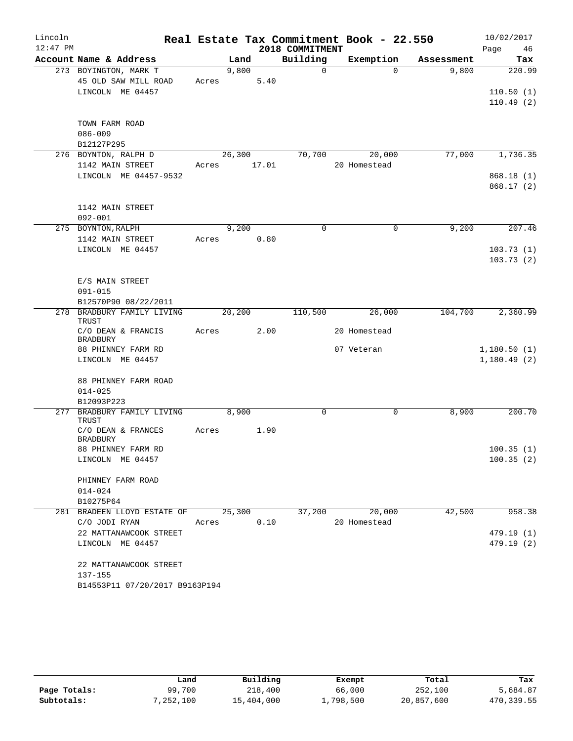# Real Estate Tax Commitment Book - 22.550

Lincoln
12:47 PM

2018 COMMITMENT

10/02/2017

| Account Name & Address | Land | Building | Exemption | Assessment | Tax |
|---|---|---|---|---|---|
| 273 BOYINGTON, MARK T | 9,800 | 0 | 0 | 9,800 | 220.99 |
| 45 OLD SAW MILL ROAD | Acres 5.40 | | | | |
| LINCOLN ME 04457 | | | | | 110.50 (1) |
| | | | | | 110.49 (2) |
| TOWN FARM ROAD | | | | | |
| 086-009 | | | | | |
| B12127P295 | | | | | |
| 276 BOYNTON, RALPH D | 26,300 | 70,700 | 20,000 | 77,000 | 1,736.35 |
| 1142 MAIN STREET | Acres 17.01 | | 20 Homestead | | |
| LINCOLN ME 04457-9532 | | | | | 868.18 (1) |
| | | | | | 868.17 (2) |
| 1142 MAIN STREET | | | | | |
| 092-001 | | | | | |
| 275 BOYNTON, RALPH | 9,200 | 0 | 0 | 9,200 | 207.46 |
| 1142 MAIN STREET | Acres 0.80 | | | | |
| LINCOLN ME 04457 | | | | | 103.73 (1) |
| | | | | | 103.73 (2) |
| E/S MAIN STREET | | | | | |
| 091-015 | | | | | |
| B12570P90 08/22/2011 | | | | | |
| 278 BRADBURY FAMILY LIVING TRUST | 20,200 | 110,500 | 26,000 | 104,700 | 2,360.99 |
| C/O DEAN & FRANCIS BRADBURY | Acres 2.00 | | 20 Homestead | | |
| 88 PHINNEY FARM RD | | | 07 Veteran | | 1,180.50 (1) |
| LINCOLN ME 04457 | | | | | 1,180.49 (2) |
| 88 PHINNEY FARM ROAD | | | | | |
| 014-025 | | | | | |
| B12093P223 | | | | | |
| 277 BRADBURY FAMILY LIVING TRUST | 8,900 | 0 | 0 | 8,900 | 200.70 |
| C/O DEAN & FRANCES BRADBURY | Acres 1.90 | | | | |
| 88 PHINNEY FARM RD | | | | | 100.35 (1) |
| LINCOLN ME 04457 | | | | | 100.35 (2) |
| PHINNEY FARM ROAD | | | | | |
| 014-024 | | | | | |
| B10275P64 | | | | | |
| 281 BRADEEN LLOYD ESTATE OF | 25,300 | 37,200 | 20,000 | 42,500 | 958.38 |
| C/O JODI RYAN | Acres 0.10 | | 20 Homestead | | |
| 22 MATTANAWCOOK STREET | | | | | 479.19 (1) |
| LINCOLN ME 04457 | | | | | 479.19 (2) |
| 22 MATTANAWCOOK STREET | | | | | |
| 137-155 | | | | | |
| B14553P11 07/20/2017 B9163P194 | | | | | |

| | Land | Building | Exempt | Total | Tax |
|---|---|---|---|---|---|
| Page Totals: | 99,700 | 218,400 | 66,000 | 252,100 | 5,684.87 |
| Subtotals: | 7,252,100 | 15,404,000 | 1,798,500 | 20,857,600 | 470,339.55 |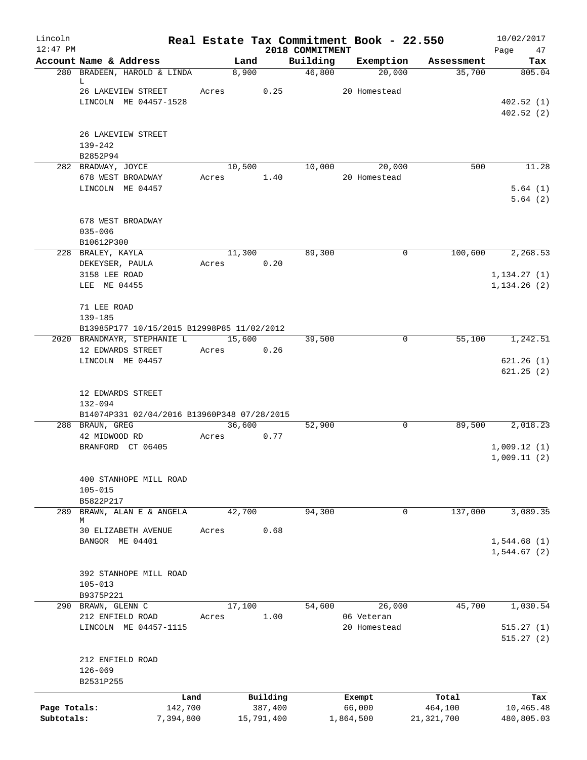# Real Estate Tax Commitment Book - 22.550

Lincoln 12:47 PM — 2018 COMMITMENT — 10/02/2017

| Account Name & Address | Land | Building | Exemption | Assessment | Tax |
|---|---|---|---|---|---|
| 280 BRADEEN, HAROLD & LINDA L | 8,900 | 46,800 | 20,000 | 35,700 | 805.04 |
| 26 LAKEVIEW STREET | Acres 0.25 | | 20 Homestead | | |
| LINCOLN ME 04457-1528 | | | | | 402.52 (1) |
| | | | | | 402.52 (2) |
| 26 LAKEVIEW STREET | | | | | |
| 139-242 | | | | | |
| B2852P94 | | | | | |
| 282 BRADWAY, JOYCE | 10,500 | 10,000 | 20,000 | 500 | 11.28 |
| 678 WEST BROADWAY | Acres 1.40 | | 20 Homestead | | |
| LINCOLN ME 04457 | | | | | 5.64 (1) |
| | | | | | 5.64 (2) |
| 678 WEST BROADWAY | | | | | |
| 035-006 | | | | | |
| B10612P300 | | | | | |
| 228 BRALEY, KAYLA | 11,300 | 89,300 | 0 | 100,600 | 2,268.53 |
| DEKEYSER, PAULA | Acres 0.20 | | | | |
| 3158 LEE ROAD | | | | | 1,134.27 (1) |
| LEE ME 04455 | | | | | 1,134.26 (2) |
| 71 LEE ROAD | | | | | |
| 139-185 | | | | | |
| B13985P177 10/15/2015 B12998P85 11/02/2012 | | | | | |
| 2020 BRANDMAYR, STEPHANIE L | 15,600 | 39,500 | 0 | 55,100 | 1,242.51 |
| 12 EDWARDS STREET | Acres 0.26 | | | | |
| LINCOLN ME 04457 | | | | | 621.26 (1) |
| | | | | | 621.25 (2) |
| 12 EDWARDS STREET | | | | | |
| 132-094 | | | | | |
| B14074P331 02/04/2016 B13960P348 07/28/2015 | | | | | |
| 288 BRAUN, GREG | 36,600 | 52,900 | 0 | 89,500 | 2,018.23 |
| 42 MIDWOOD RD | Acres 0.77 | | | | |
| BRANFORD CT 06405 | | | | | 1,009.12 (1) |
| | | | | | 1,009.11 (2) |
| 400 STANHOPE MILL ROAD | | | | | |
| 105-015 | | | | | |
| B5822P217 | | | | | |
| 289 BRAWN, ALAN E & ANGELA M | 42,700 | 94,300 | 0 | 137,000 | 3,089.35 |
| 30 ELIZABETH AVENUE | Acres 0.68 | | | | |
| BANGOR ME 04401 | | | | | 1,544.68 (1) |
| | | | | | 1,544.67 (2) |
| 392 STANHOPE MILL ROAD | | | | | |
| 105-013 | | | | | |
| B9375P221 | | | | | |
| 290 BRAWN, GLENN C | 17,100 | 54,600 | 26,000 | 45,700 | 1,030.54 |
| 212 ENFIELD ROAD | Acres 1.00 | | 06 Veteran | | |
| LINCOLN ME 04457-1115 | | | 20 Homestead | | 515.27 (1) |
| | | | | | 515.27 (2) |
| 212 ENFIELD ROAD | | | | | |
| 126-069 | | | | | |
| B2531P255 | | | | | |

| | Land | Building | Exempt | Total | Tax |
|---|---|---|---|---|---|
| Page Totals: | 142,700 | 387,400 | 66,000 | 464,100 | 10,465.48 |
| Subtotals: | 7,394,800 | 15,791,400 | 1,864,500 | 21,321,700 | 480,805.03 |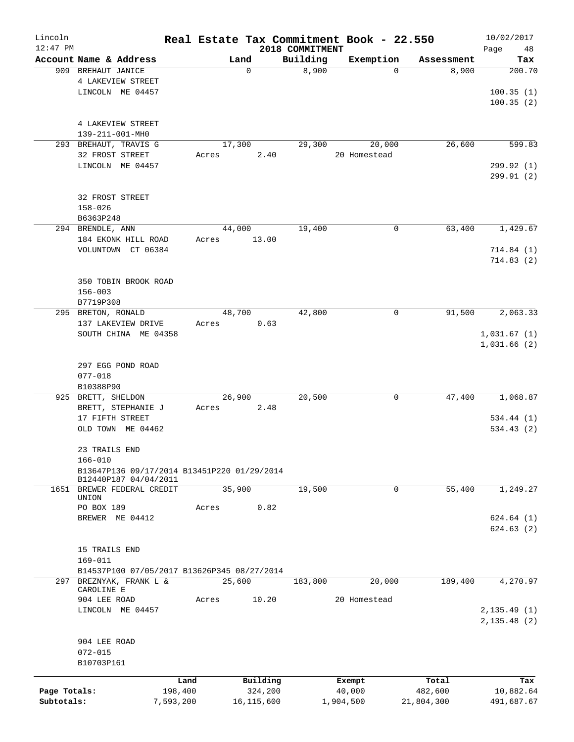# Real Estate Tax Commitment Book - 22.550

Lincoln
12:47 PM

2018 COMMITMENT

10/02/2017

| Account Name & Address | Land | Building | Exemption | Assessment | Tax |
|---|---|---|---|---|---|
| 909 BREHAUT JANICE<br>4 LAKEVIEW STREET<br>LINCOLN ME 04457<br><br>4 LAKEVIEW STREET<br>139-211-001-MH0 | 0 | 8,900 | 0 | 8,900 | 200.70<br>100.35 (1)<br>100.35 (2) |
| 293 BREHAUT, TRAVIS G<br>32 FROST STREET<br>LINCOLN ME 04457<br><br>32 FROST STREET<br>158-026<br>B6363P248 | 17,300<br>Acres 2.40 | 29,300 | 20,000<br>20 Homestead | 26,600 | 599.83<br>299.92 (1)<br>299.91 (2) |
| 294 BRENDLE, ANN<br>184 EKONK HILL ROAD<br>VOLUNTOWN CT 06384<br><br>350 TOBIN BROOK ROAD<br>156-003<br>B7719P308 | 44,000<br>Acres 13.00 | 19,400 | 0 | 63,400 | 1,429.67<br>714.84 (1)<br>714.83 (2) |
| 295 BRETON, RONALD<br>137 LAKEVIEW DRIVE<br>SOUTH CHINA ME 04358<br><br>297 EGG POND ROAD<br>077-018<br>B10388P90 | 48,700<br>Acres 0.63 | 42,800 | 0 | 91,500 | 2,063.33<br>1,031.67 (1)<br>1,031.66 (2) |
| 925 BRETT, SHELDON<br>BRETT, STEPHANIE J<br>17 FIFTH STREET<br>OLD TOWN ME 04462<br><br>23 TRAILS END<br>166-010<br>B13647P136 09/17/2014 B13451P220 01/29/2014<br>B12440P187 04/04/2011 | 26,900<br>Acres 2.48 | 20,500 | 0 | 47,400 | 1,068.87<br>534.44 (1)<br>534.43 (2) |
| 1651 BREWER FEDERAL CREDIT UNION<br>PO BOX 189<br>BREWER ME 04412<br><br>15 TRAILS END<br>169-011<br>B14537P100 07/05/2017 B13626P345 08/27/2014 | 35,900<br>Acres 0.82 | 19,500 | 0 | 55,400 | 1,249.27<br>624.64 (1)<br>624.63 (2) |
| 297 BREZNYAK, FRANK L &<br>CAROLINE E<br>904 LEE ROAD<br>LINCOLN ME 04457<br><br>904 LEE ROAD<br>072-015<br>B10703P161 | 25,600<br>Acres 10.20 | 183,800 | 20,000<br>20 Homestead | 189,400 | 4,270.97<br>2,135.49 (1)<br>2,135.48 (2) |

| | Land | Building | Exempt | Total | Tax |
|---|---|---|---|---|---|
| Page Totals: | 198,400 | 324,200 | 40,000 | 482,600 | 10,882.64 |
| Subtotals: | 7,593,200 | 16,115,600 | 1,904,500 | 21,804,300 | 491,687.67 |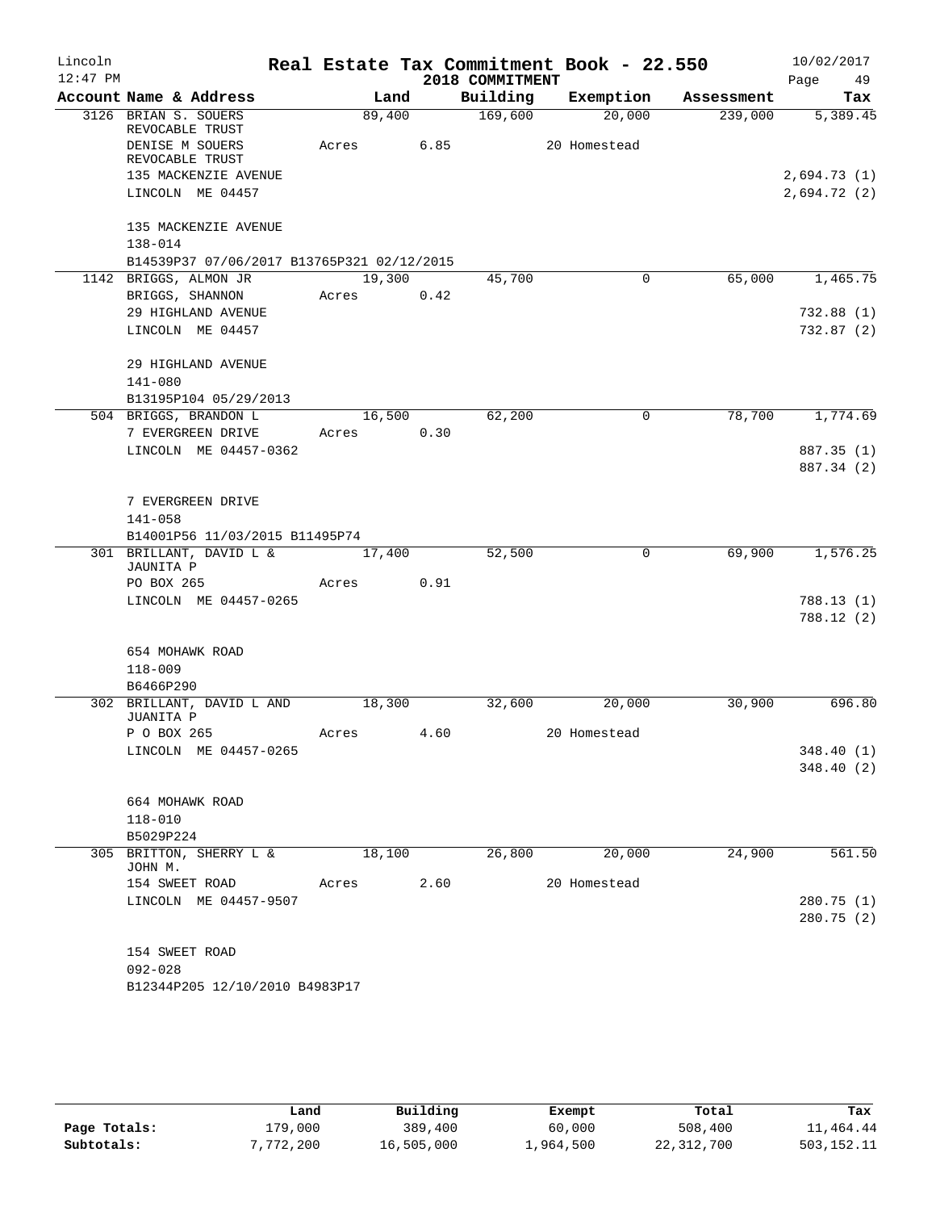Lincoln 12:47 PM

# Real Estate Tax Commitment Book - 22.550
## 2018 COMMITMENT

10/02/2017 Page 49

| Account Name & Address | Land | Building | Exemption | Assessment | Tax |
|---|---|---|---|---|---|
| 3126 BRIAN S. SOUERS REVOCABLE TRUST | 89,400 | 169,600 | 20,000 | 239,000 | 5,389.45 |
| DENISE M SOUERS REVOCABLE TRUST | Acres 6.85 | | 20 Homestead | | |
| 135 MACKENZIE AVENUE | | | | | 2,694.73 (1) |
| LINCOLN ME 04457 | | | | | 2,694.72 (2) |
| 135 MACKENZIE AVENUE | | | | | |
| 138-014 | | | | | |
| B14539P37 07/06/2017 B13765P321 02/12/2015 | | | | | |
| 1142 BRIGGS, ALMON JR | 19,300 | 45,700 | 0 | 65,000 | 1,465.75 |
| BRIGGS, SHANNON | Acres 0.42 | | | | |
| 29 HIGHLAND AVENUE | | | | | 732.88 (1) |
| LINCOLN ME 04457 | | | | | 732.87 (2) |
| 29 HIGHLAND AVENUE | | | | | |
| 141-080 | | | | | |
| B13195P104 05/29/2013 | | | | | |
| 504 BRIGGS, BRANDON L | 16,500 | 62,200 | 0 | 78,700 | 1,774.69 |
| 7 EVERGREEN DRIVE | Acres 0.30 | | | | |
| LINCOLN ME 04457-0362 | | | | | 887.35 (1) |
| | | | | | 887.34 (2) |
| 7 EVERGREEN DRIVE | | | | | |
| 141-058 | | | | | |
| B14001P56 11/03/2015 B11495P74 | | | | | |
| 301 BRILLANT, DAVID L & JAUNITA P | 17,400 | 52,500 | 0 | 69,900 | 1,576.25 |
| PO BOX 265 | Acres 0.91 | | | | |
| LINCOLN ME 04457-0265 | | | | | 788.13 (1) |
| | | | | | 788.12 (2) |
| 654 MOHAWK ROAD | | | | | |
| 118-009 | | | | | |
| B6466P290 | | | | | |
| 302 BRILLANT, DAVID L AND JUANITA P | 18,300 | 32,600 | 20,000 | 30,900 | 696.80 |
| P O BOX 265 | Acres 4.60 | | 20 Homestead | | |
| LINCOLN ME 04457-0265 | | | | | 348.40 (1) |
| | | | | | 348.40 (2) |
| 664 MOHAWK ROAD | | | | | |
| 118-010 | | | | | |
| B5029P224 | | | | | |
| 305 BRITTON, SHERRY L & JOHN M. | 18,100 | 26,800 | 20,000 | 24,900 | 561.50 |
| 154 SWEET ROAD | Acres 2.60 | | 20 Homestead | | |
| LINCOLN ME 04457-9507 | | | | | 280.75 (1) |
| | | | | | 280.75 (2) |
| 154 SWEET ROAD | | | | | |
| 092-028 | | | | | |
| B12344P205 12/10/2010 B4983P17 | | | | | |

| | Land | Building | Exempt | Total | Tax |
|---|---|---|---|---|---|
| Page Totals: | 179,000 | 389,400 | 60,000 | 508,400 | 11,464.44 |
| Subtotals: | 7,772,200 | 16,505,000 | 1,964,500 | 22,312,700 | 503,152.11 |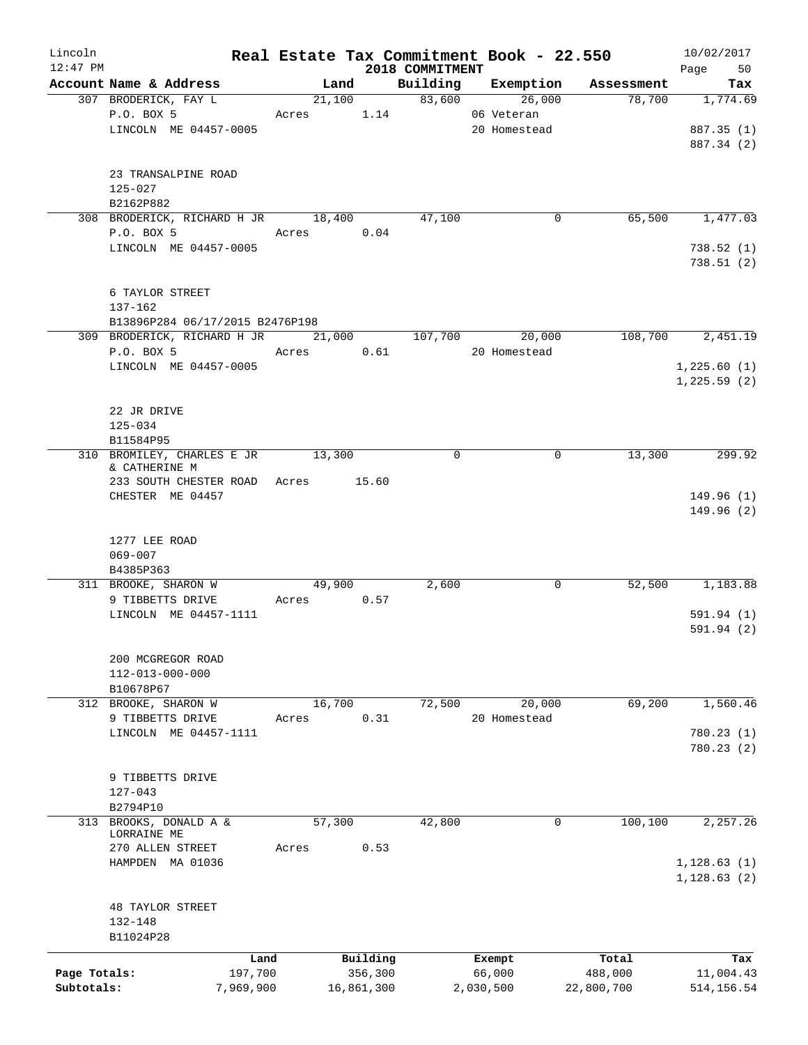# Lincoln — Real Estate Tax Commitment Book - 22.550 — 2018 COMMITMENT

12:47 PM — 10/02/2017

| Account Name & Address | Land | Building | Exemption | Assessment | Tax |
|---|---|---|---|---|---|
| 307 BRODERICK, FAY L | 21,100 | 83,600 | 26,000 | 78,700 | 1,774.69 |
| P.O. BOX 5 | Acres 1.14 | | 06 Veteran | | |
| LINCOLN ME 04457-0005 | | | 20 Homestead | | 887.35 (1) |
| | | | | | 887.34 (2) |
| 23 TRANSALPINE ROAD | | | | | |
| 125-027 | | | | | |
| B2162P882 | | | | | |
| 308 BRODERICK, RICHARD H JR | 18,400 | 47,100 | 0 | 65,500 | 1,477.03 |
| P.O. BOX 5 | Acres 0.04 | | | | |
| LINCOLN ME 04457-0005 | | | | | 738.52 (1) |
| | | | | | 738.51 (2) |
| 6 TAYLOR STREET | | | | | |
| 137-162 | | | | | |
| B13896P284 06/17/2015 B2476P198 | | | | | |
| 309 BRODERICK, RICHARD H JR | 21,000 | 107,700 | 20,000 | 108,700 | 2,451.19 |
| P.O. BOX 5 | Acres 0.61 | | 20 Homestead | | |
| LINCOLN ME 04457-0005 | | | | | 1,225.60 (1) |
| | | | | | 1,225.59 (2) |
| 22 JR DRIVE | | | | | |
| 125-034 | | | | | |
| B11584P95 | | | | | |
| 310 BROMILEY, CHARLES E JR & CATHERINE M | 13,300 | 0 | 0 | 13,300 | 299.92 |
| 233 SOUTH CHESTER ROAD | Acres 15.60 | | | | |
| CHESTER ME 04457 | | | | | 149.96 (1) |
| | | | | | 149.96 (2) |
| 1277 LEE ROAD | | | | | |
| 069-007 | | | | | |
| B4385P363 | | | | | |
| 311 BROOKE, SHARON W | 49,900 | 2,600 | 0 | 52,500 | 1,183.88 |
| 9 TIBBETTS DRIVE | Acres 0.57 | | | | |
| LINCOLN ME 04457-1111 | | | | | 591.94 (1) |
| | | | | | 591.94 (2) |
| 200 MCGREGOR ROAD | | | | | |
| 112-013-000-000 | | | | | |
| B10678P67 | | | | | |
| 312 BROOKE, SHARON W | 16,700 | 72,500 | 20,000 | 69,200 | 1,560.46 |
| 9 TIBBETTS DRIVE | Acres 0.31 | | 20 Homestead | | |
| LINCOLN ME 04457-1111 | | | | | 780.23 (1) |
| | | | | | 780.23 (2) |
| 9 TIBBETTS DRIVE | | | | | |
| 127-043 | | | | | |
| B2794P10 | | | | | |
| 313 BROOKS, DONALD A & LORRAINE ME | 57,300 | 42,800 | 0 | 100,100 | 2,257.26 |
| 270 ALLEN STREET | Acres 0.53 | | | | |
| HAMPDEN MA 01036 | | | | | 1,128.63 (1) |
| | | | | | 1,128.63 (2) |
| 48 TAYLOR STREET | | | | | |
| 132-148 | | | | | |
| B11024P28 | | | | | |

| | Land | Building | Exempt | Total | Tax |
|---|---|---|---|---|---|
| Page Totals: | 197,700 | 356,300 | 66,000 | 488,000 | 11,004.43 |
| Subtotals: | 7,969,900 | 16,861,300 | 2,030,500 | 22,800,700 | 514,156.54 |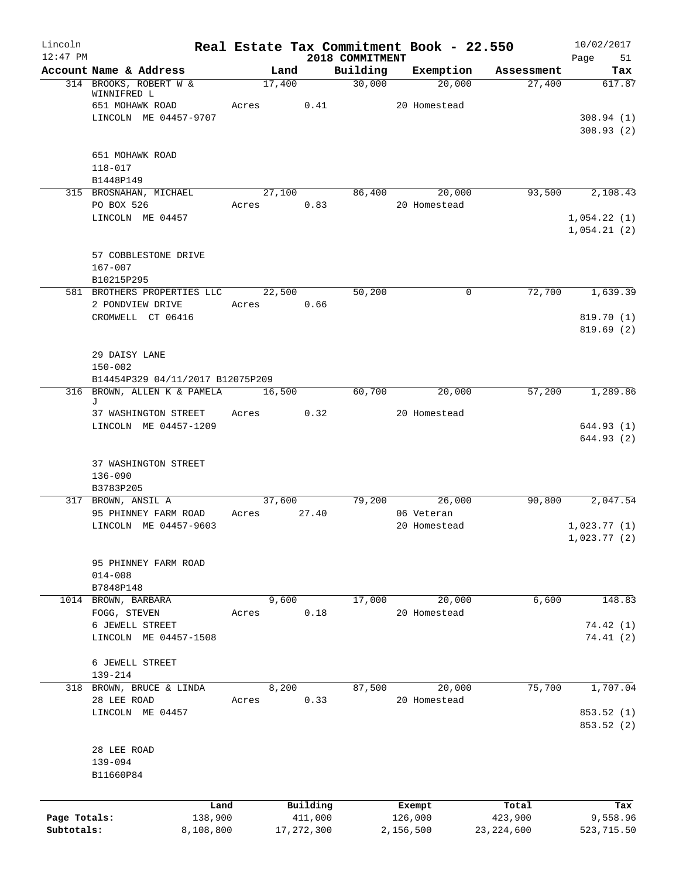# Real Estate Tax Commitment Book - 22.550

Lincoln
12:47 PM
2018 COMMITMENT
10/02/2017

| Account Name & Address | Land | Building | Exemption | Assessment | Tax |
|---|---|---|---|---|---|
| 314 BROOKS, ROBERT W & WINNIFRED L | 17,400 | 30,000 | 20,000 | 27,400 | 617.87 |
| 651 MOHAWK ROAD | Acres 0.41 | | 20 Homestead | | |
| LINCOLN ME 04457-9707 | | | | | 308.94 (1) |
| | | | | | 308.93 (2) |
| 651 MOHAWK ROAD | | | | | |
| 118-017 | | | | | |
| B1448P149 | | | | | |
| 315 BROSNAHAN, MICHAEL | 27,100 | 86,400 | 20,000 | 93,500 | 2,108.43 |
| PO BOX 526 | Acres 0.83 | | 20 Homestead | | |
| LINCOLN ME 04457 | | | | | 1,054.22 (1) |
| | | | | | 1,054.21 (2) |
| 57 COBBLESTONE DRIVE | | | | | |
| 167-007 | | | | | |
| B10215P295 | | | | | |
| 581 BROTHERS PROPERTIES LLC | 22,500 | 50,200 | 0 | 72,700 | 1,639.39 |
| 2 PONDVIEW DRIVE | Acres 0.66 | | | | |
| CROMWELL CT 06416 | | | | | 819.70 (1) |
| | | | | | 819.69 (2) |
| 29 DAISY LANE | | | | | |
| 150-002 | | | | | |
| B14454P329 04/11/2017 B12075P209 | | | | | |
| 316 BROWN, ALLEN K & PAMELA J | 16,500 | 60,700 | 20,000 | 57,200 | 1,289.86 |
| 37 WASHINGTON STREET | Acres 0.32 | | 20 Homestead | | |
| LINCOLN ME 04457-1209 | | | | | 644.93 (1) |
| | | | | | 644.93 (2) |
| 37 WASHINGTON STREET | | | | | |
| 136-090 | | | | | |
| B3783P205 | | | | | |
| 317 BROWN, ANSIL A | 37,600 | 79,200 | 26,000 | 90,800 | 2,047.54 |
| 95 PHINNEY FARM ROAD | Acres 27.40 | | 06 Veteran | | |
| LINCOLN ME 04457-9603 | | | 20 Homestead | | 1,023.77 (1) |
| | | | | | 1,023.77 (2) |
| 95 PHINNEY FARM ROAD | | | | | |
| 014-008 | | | | | |
| B7848P148 | | | | | |
| 1014 BROWN, BARBARA | 9,600 | 17,000 | 20,000 | 6,600 | 148.83 |
| FOGG, STEVEN | Acres 0.18 | | 20 Homestead | | |
| 6 JEWELL STREET | | | | | 74.42 (1) |
| LINCOLN ME 04457-1508 | | | | | 74.41 (2) |
| 6 JEWELL STREET | | | | | |
| 139-214 | | | | | |
| 318 BROWN, BRUCE & LINDA | 8,200 | 87,500 | 20,000 | 75,700 | 1,707.04 |
| 28 LEE ROAD | Acres 0.33 | | 20 Homestead | | |
| LINCOLN ME 04457 | | | | | 853.52 (1) |
| | | | | | 853.52 (2) |
| 28 LEE ROAD | | | | | |
| 139-094 | | | | | |
| B11660P84 | | | | | |

| | Land | Building | Exempt | Total | Tax |
|---|---|---|---|---|---|
| Page Totals: | 138,900 | 411,000 | 126,000 | 423,900 | 9,558.96 |
| Subtotals: | 8,108,800 | 17,272,300 | 2,156,500 | 23,224,600 | 523,715.50 |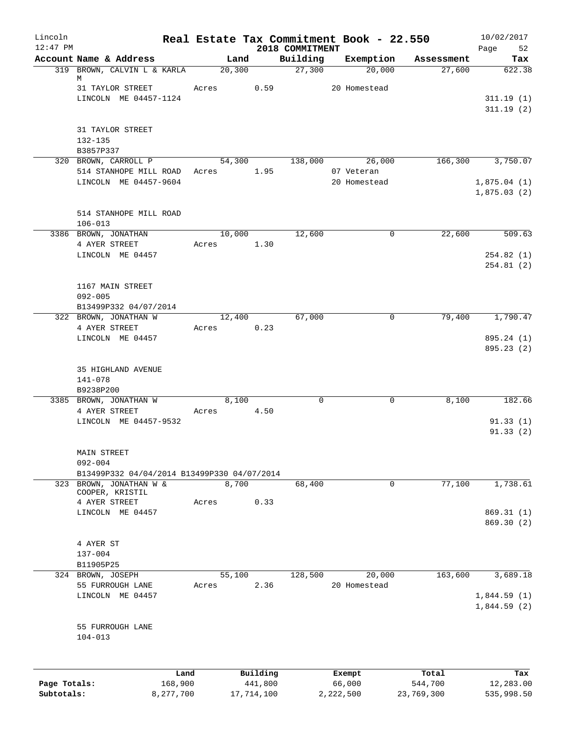Lincoln 12:47 PM — Real Estate Tax Commitment Book - 22.550 — 2018 COMMITMENT — 10/02/2017

| Account Name & Address | Land | Building | Exemption | Assessment | Tax |
|---|---|---|---|---|---|
| 319 BROWN, CALVIN L & KARLA M | 20,300 | 27,300 | 20,000 | 27,600 | 622.38 |
| 31 TAYLOR STREET | Acres 0.59 | | 20 Homestead | | |
| LINCOLN ME 04457-1124 | | | | | 311.19 (1) |
| | | | | | 311.19 (2) |
| 31 TAYLOR STREET | | | | | |
| 132-135 | | | | | |
| B3857P337 | | | | | |
| 320 BROWN, CARROLL P | 54,300 | 138,000 | 26,000 | 166,300 | 3,750.07 |
| 514 STANHOPE MILL ROAD | Acres 1.95 | | 07 Veteran | | |
| LINCOLN ME 04457-9604 | | | 20 Homestead | | 1,875.04 (1) |
| | | | | | 1,875.03 (2) |
| 514 STANHOPE MILL ROAD | | | | | |
| 106-013 | | | | | |
| 3386 BROWN, JONATHAN | 10,000 | 12,600 | 0 | 22,600 | 509.63 |
| 4 AYER STREET | Acres 1.30 | | | | |
| LINCOLN ME 04457 | | | | | 254.82 (1) |
| | | | | | 254.81 (2) |
| 1167 MAIN STREET | | | | | |
| 092-005 | | | | | |
| B13499P332 04/07/2014 | | | | | |
| 322 BROWN, JONATHAN W | 12,400 | 67,000 | 0 | 79,400 | 1,790.47 |
| 4 AYER STREET | Acres 0.23 | | | | |
| LINCOLN ME 04457 | | | | | 895.24 (1) |
| | | | | | 895.23 (2) |
| 35 HIGHLAND AVENUE | | | | | |
| 141-078 | | | | | |
| B9238P200 | | | | | |
| 3385 BROWN, JONATHAN W | 8,100 | 0 | 0 | 8,100 | 182.66 |
| 4 AYER STREET | Acres 4.50 | | | | |
| LINCOLN ME 04457-9532 | | | | | 91.33 (1) |
| | | | | | 91.33 (2) |
| MAIN STREET | | | | | |
| 092-004 | | | | | |
| B13499P332 04/04/2014 B13499P330 04/07/2014 | | | | | |
| 323 BROWN, JONATHAN W & COOPER, KRISTIL | 8,700 | 68,400 | 0 | 77,100 | 1,738.61 |
| 4 AYER STREET | Acres 0.33 | | | | |
| LINCOLN ME 04457 | | | | | 869.31 (1) |
| | | | | | 869.30 (2) |
| 4 AYER ST | | | | | |
| 137-004 | | | | | |
| B11905P25 | | | | | |
| 324 BROWN, JOSEPH | 55,100 | 128,500 | 20,000 | 163,600 | 3,689.18 |
| 55 FURROUGH LANE | Acres 2.36 | | 20 Homestead | | |
| LINCOLN ME 04457 | | | | | 1,844.59 (1) |
| | | | | | 1,844.59 (2) |
| 55 FURROUGH LANE | | | | | |
| 104-013 | | | | | |

| | Land | Building | Exempt | Total | Tax |
|---|---|---|---|---|---|
| Page Totals: | 168,900 | 441,800 | 66,000 | 544,700 | 12,283.00 |
| Subtotals: | 8,277,700 | 17,714,100 | 2,222,500 | 23,769,300 | 535,998.50 |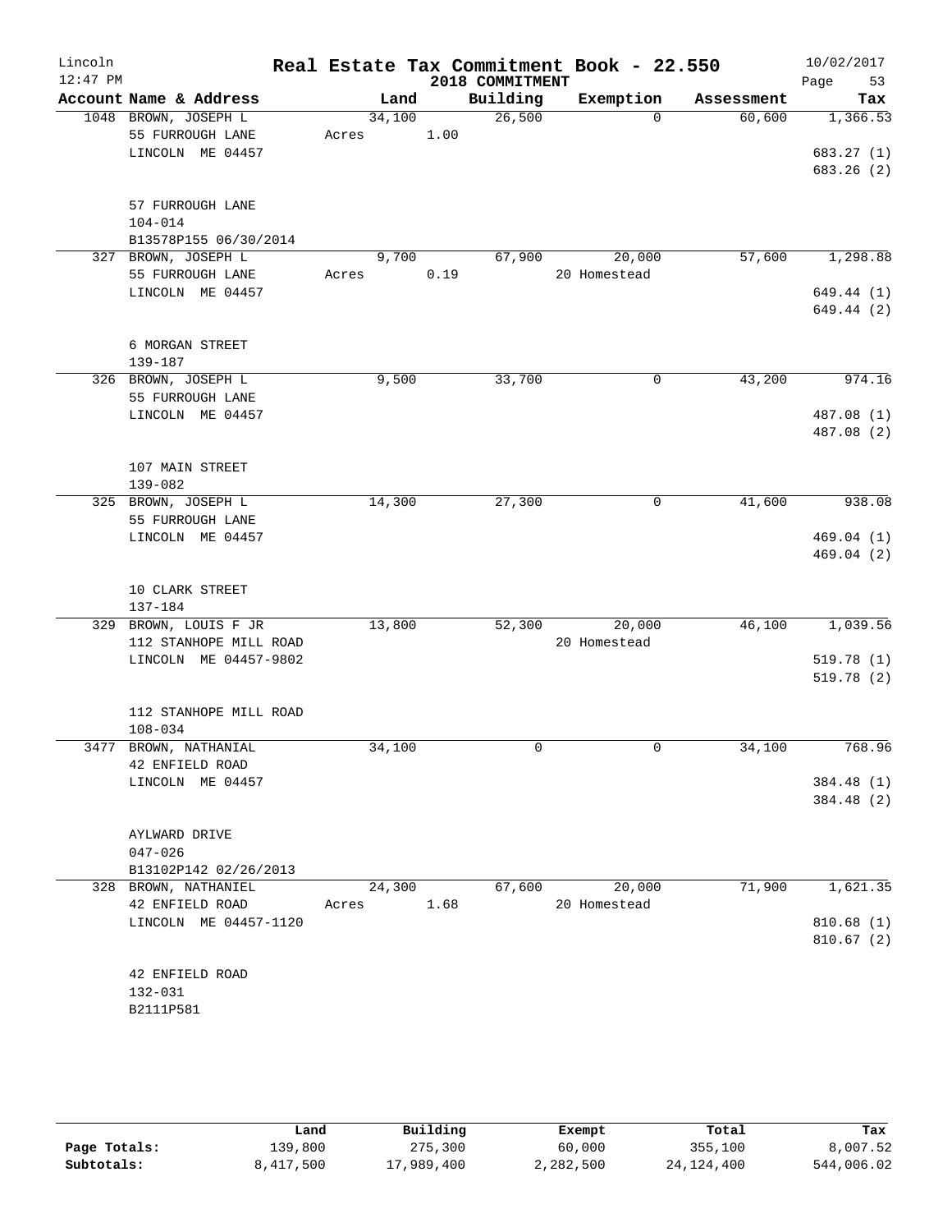# Real Estate Tax Commitment Book - 22.550

Lincoln
12:47 PM

2018 COMMITMENT

10/02/2017

| Account Name & Address | Land | Building | Exemption | Assessment | Tax |
|---|---|---|---|---|---|
| 1048 BROWN, JOSEPH L<br>55 FURROUGH LANE<br>LINCOLN ME 04457<br><br>57 FURROUGH LANE<br>104-014<br>B13578P155 06/30/2014 | 34,100<br>Acres 1.00 | 26,500 | 0 | 60,600 | 1,366.53<br><br>683.27 (1)<br>683.26 (2) |
| 327 BROWN, JOSEPH L<br>55 FURROUGH LANE<br>LINCOLN ME 04457<br><br>6 MORGAN STREET<br>139-187 | 9,700<br>Acres 0.19 | 67,900 | 20,000<br>20 Homestead | 57,600 | 1,298.88<br><br>649.44 (1)<br>649.44 (2) |
| 326 BROWN, JOSEPH L<br>55 FURROUGH LANE<br>LINCOLN ME 04457<br><br>107 MAIN STREET<br>139-082 | 9,500 | 33,700 | 0 | 43,200 | 974.16<br><br>487.08 (1)<br>487.08 (2) |
| 325 BROWN, JOSEPH L<br>55 FURROUGH LANE<br>LINCOLN ME 04457<br><br>10 CLARK STREET<br>137-184 | 14,300 | 27,300 | 0 | 41,600 | 938.08<br><br>469.04 (1)<br>469.04 (2) |
| 329 BROWN, LOUIS F JR<br>112 STANHOPE MILL ROAD<br>LINCOLN ME 04457-9802<br><br>112 STANHOPE MILL ROAD<br>108-034 | 13,800 | 52,300 | 20,000<br>20 Homestead | 46,100 | 1,039.56<br><br>519.78 (1)<br>519.78 (2) |
| 3477 BROWN, NATHANIAL<br>42 ENFIELD ROAD<br>LINCOLN ME 04457<br><br>AYLWARD DRIVE<br>047-026<br>B13102P142 02/26/2013 | 34,100 | 0 | 0 | 34,100 | 768.96<br><br>384.48 (1)<br>384.48 (2) |
| 328 BROWN, NATHANIEL<br>42 ENFIELD ROAD<br>LINCOLN ME 04457-1120<br><br>42 ENFIELD ROAD<br>132-031<br>B2111P581 | 24,300<br>Acres 1.68 | 67,600 | 20,000<br>20 Homestead | 71,900 | 1,621.35<br><br>810.68 (1)<br>810.67 (2) |

| | Land | Building | Exempt | Total | Tax |
|---|---|---|---|---|---|
| Page Totals: | 139,800 | 275,300 | 60,000 | 355,100 | 8,007.52 |
| Subtotals: | 8,417,500 | 17,989,400 | 2,282,500 | 24,124,400 | 544,006.02 |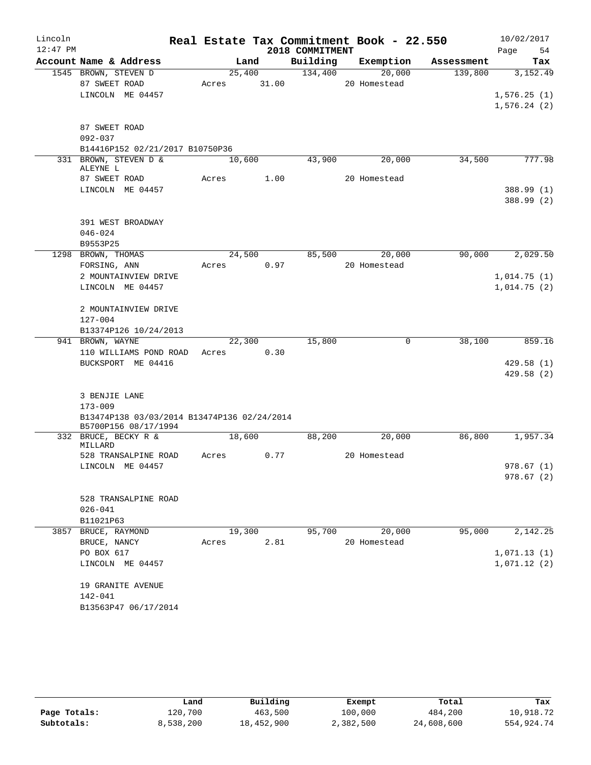# Real Estate Tax Commitment Book - 22.550

Lincoln
12:47 PM

2018 COMMITMENT

10/02/2017
Page 54

| Account Name & Address | Land | Building | Exemption | Assessment | Tax |
|---|---|---|---|---|---|
| 1545 BROWN, STEVEN D | 25,400 | 134,400 | 20,000 | 139,800 | 3,152.49 |
| 87 SWEET ROAD | Acres 31.00 | | 20 Homestead | | |
| LINCOLN ME 04457 | | | | | 1,576.25 (1) |
| | | | | | 1,576.24 (2) |
| 87 SWEET ROAD | | | | | |
| 092-037 | | | | | |
| B14416P152 02/21/2017 B10750P36 | | | | | |
| 331 BROWN, STEVEN D & ALEYNE L | 10,600 | 43,900 | 20,000 | 34,500 | 777.98 |
| 87 SWEET ROAD | Acres 1.00 | | 20 Homestead | | |
| LINCOLN ME 04457 | | | | | 388.99 (1) |
| | | | | | 388.99 (2) |
| 391 WEST BROADWAY | | | | | |
| 046-024 | | | | | |
| B9553P25 | | | | | |
| 1298 BROWN, THOMAS | 24,500 | 85,500 | 20,000 | 90,000 | 2,029.50 |
| FORSING, ANN | Acres 0.97 | | 20 Homestead | | |
| 2 MOUNTAINVIEW DRIVE | | | | | 1,014.75 (1) |
| LINCOLN ME 04457 | | | | | 1,014.75 (2) |
| 2 MOUNTAINVIEW DRIVE | | | | | |
| 127-004 | | | | | |
| B13374P126 10/24/2013 | | | | | |
| 941 BROWN, WAYNE | 22,300 | 15,800 | 0 | 38,100 | 859.16 |
| 110 WILLIAMS POND ROAD | Acres 0.30 | | | | |
| BUCKSPORT ME 04416 | | | | | 429.58 (1) |
| | | | | | 429.58 (2) |
| 3 BENJIE LANE | | | | | |
| 173-009 | | | | | |
| B13474P138 03/03/2014 B13474P136 02/24/2014 | | | | | |
| B5700P156 08/17/1994 | | | | | |
| 332 BRUCE, BECKY R & MILLARD | 18,600 | 88,200 | 20,000 | 86,800 | 1,957.34 |
| 528 TRANSALPINE ROAD | Acres 0.77 | | 20 Homestead | | |
| LINCOLN ME 04457 | | | | | 978.67 (1) |
| | | | | | 978.67 (2) |
| 528 TRANSALPINE ROAD | | | | | |
| 026-041 | | | | | |
| B11021P63 | | | | | |
| 3857 BRUCE, RAYMOND | 19,300 | 95,700 | 20,000 | 95,000 | 2,142.25 |
| BRUCE, NANCY | Acres 2.81 | | 20 Homestead | | |
| PO BOX 617 | | | | | 1,071.13 (1) |
| LINCOLN ME 04457 | | | | | 1,071.12 (2) |
| 19 GRANITE AVENUE | | | | | |
| 142-041 | | | | | |
| B13563P47 06/17/2014 | | | | | |

| | Land | Building | Exempt | Total | Tax |
|---|---|---|---|---|---|
| Page Totals: | 120,700 | 463,500 | 100,000 | 484,200 | 10,918.72 |
| Subtotals: | 8,538,200 | 18,452,900 | 2,382,500 | 24,608,600 | 554,924.74 |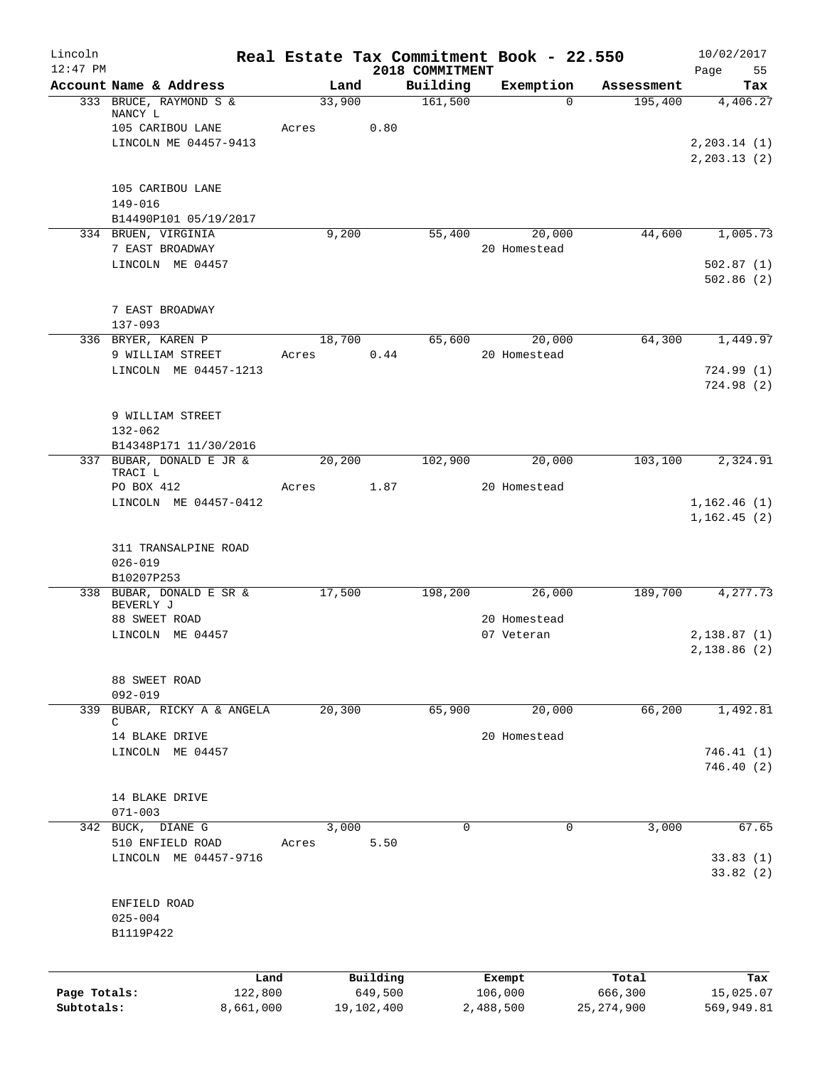# Lincoln — Real Estate Tax Commitment Book - 22.550

12:47 PM — 2018 COMMITMENT — 10/02/2017

| Account Name & Address | Land | Building | Exemption | Assessment | Tax |
|---|---|---|---|---|---|
| 333 BRUCE, RAYMOND S & NANCY L | 33,900 | 161,500 | 0 | 195,400 | 4,406.27 |
| 105 CARIBOU LANE | Acres 0.80 | | | | |
| LINCOLN ME 04457-9413 | | | | | 2,203.14 (1) |
| | | | | | 2,203.13 (2) |
| 105 CARIBOU LANE | | | | | |
| 149-016 | | | | | |
| B14490P101 05/19/2017 | | | | | |
| 334 BRUEN, VIRGINIA | 9,200 | 55,400 | 20,000 | 44,600 | 1,005.73 |
| 7 EAST BROADWAY | | | 20 Homestead | | |
| LINCOLN ME 04457 | | | | | 502.87 (1) |
| | | | | | 502.86 (2) |
| 7 EAST BROADWAY | | | | | |
| 137-093 | | | | | |
| 336 BRYER, KAREN P | 18,700 | 65,600 | 20,000 | 64,300 | 1,449.97 |
| 9 WILLIAM STREET | Acres 0.44 | | 20 Homestead | | |
| LINCOLN ME 04457-1213 | | | | | 724.99 (1) |
| | | | | | 724.98 (2) |
| 9 WILLIAM STREET | | | | | |
| 132-062 | | | | | |
| B14348P171 11/30/2016 | | | | | |
| 337 BUBAR, DONALD E JR & TRACI L | 20,200 | 102,900 | 20,000 | 103,100 | 2,324.91 |
| PO BOX 412 | Acres 1.87 | | 20 Homestead | | |
| LINCOLN ME 04457-0412 | | | | | 1,162.46 (1) |
| | | | | | 1,162.45 (2) |
| 311 TRANSALPINE ROAD | | | | | |
| 026-019 | | | | | |
| B10207P253 | | | | | |
| 338 BUBAR, DONALD E SR & BEVERLY J | 17,500 | 198,200 | 26,000 | 189,700 | 4,277.73 |
| 88 SWEET ROAD | | | 20 Homestead | | |
| LINCOLN ME 04457 | | | 07 Veteran | | 2,138.87 (1) |
| | | | | | 2,138.86 (2) |
| 88 SWEET ROAD | | | | | |
| 092-019 | | | | | |
| 339 BUBAR, RICKY A & ANGELA C | 20,300 | 65,900 | 20,000 | 66,200 | 1,492.81 |
| 14 BLAKE DRIVE | | | 20 Homestead | | |
| LINCOLN ME 04457 | | | | | 746.41 (1) |
| | | | | | 746.40 (2) |
| 14 BLAKE DRIVE | | | | | |
| 071-003 | | | | | |
| 342 BUCK, DIANE G | 3,000 | 0 | 0 | 3,000 | 67.65 |
| 510 ENFIELD ROAD | Acres 5.50 | | | | |
| LINCOLN ME 04457-9716 | | | | | 33.83 (1) |
| | | | | | 33.82 (2) |
| ENFIELD ROAD | | | | | |
| 025-004 | | | | | |
| B1119P422 | | | | | |

| | Land | Building | Exempt | Total | Tax |
|---|---|---|---|---|---|
| Page Totals: | 122,800 | 649,500 | 106,000 | 666,300 | 15,025.07 |
| Subtotals: | 8,661,000 | 19,102,400 | 2,488,500 | 25,274,900 | 569,949.81 |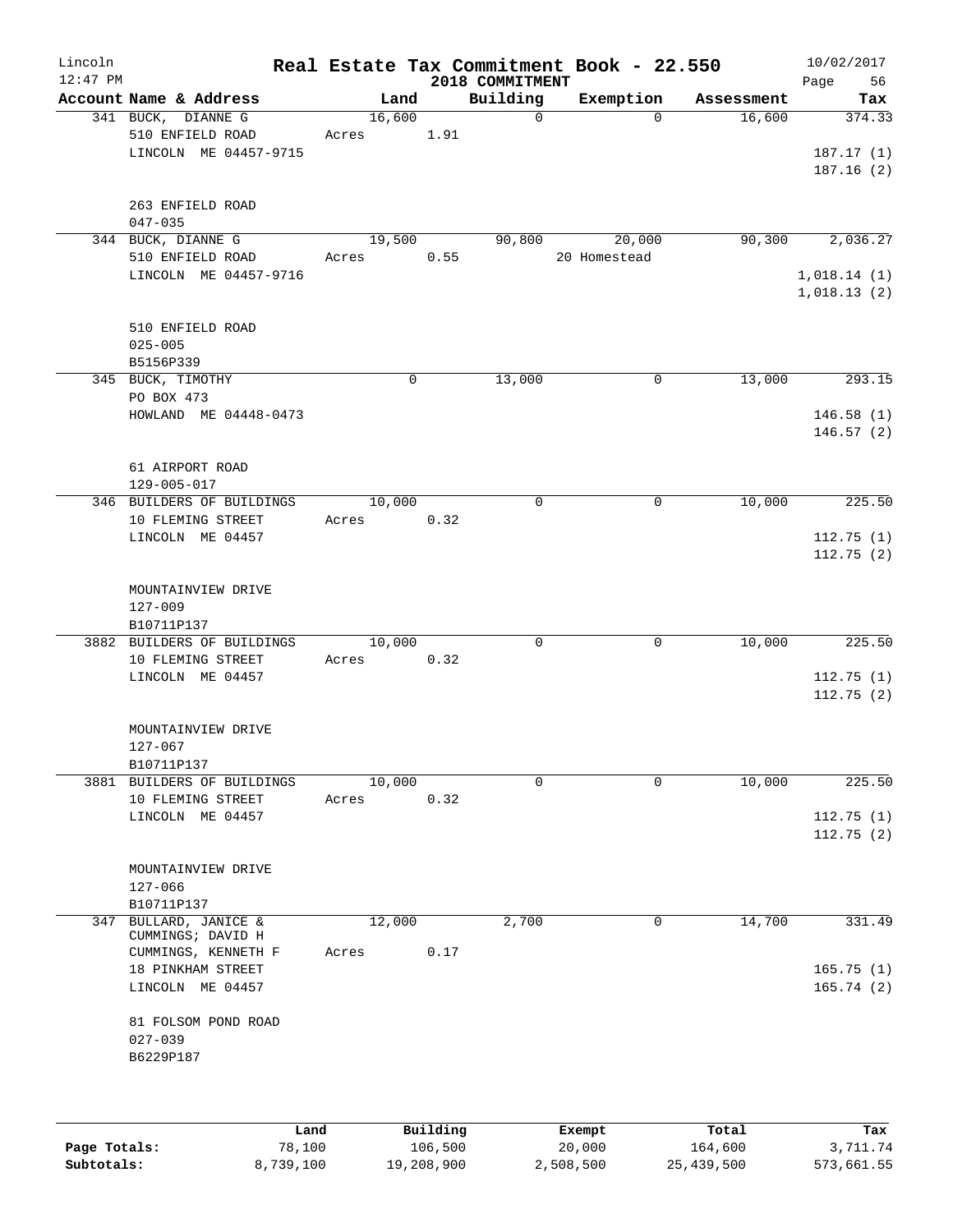# Real Estate Tax Commitment Book - 22.550

Lincoln 12:47 PM — 2018 COMMITMENT — 10/02/2017

| Account Name & Address | Land | Building | Exemption | Assessment | Tax |
|---|---|---|---|---|---|
| 341 BUCK, DIANNE G<br>510 ENFIELD ROAD<br>LINCOLN ME 04457-9715<br><br>263 ENFIELD ROAD<br>047-035 | 16,600<br>Acres 1.91 | 0 | 0 | 16,600 | 374.33<br><br>187.17 (1)<br>187.16 (2) |
| 344 BUCK, DIANNE G<br>510 ENFIELD ROAD<br>LINCOLN ME 04457-9716<br><br>510 ENFIELD ROAD<br>025-005<br>B5156P339 | 19,500<br>Acres 0.55 | 90,800 | 20,000<br>20 Homestead | 90,300 | 2,036.27<br><br>1,018.14 (1)<br>1,018.13 (2) |
| 345 BUCK, TIMOTHY<br>PO BOX 473<br>HOWLAND ME 04448-0473<br><br>61 AIRPORT ROAD<br>129-005-017 | 0 | 13,000 | 0 | 13,000 | 293.15<br><br>146.58 (1)<br>146.57 (2) |
| 346 BUILDERS OF BUILDINGS<br>10 FLEMING STREET<br>LINCOLN ME 04457<br><br>MOUNTAINVIEW DRIVE<br>127-009<br>B10711P137 | 10,000<br>Acres 0.32 | 0 | 0 | 10,000 | 225.50<br><br>112.75 (1)<br>112.75 (2) |
| 3882 BUILDERS OF BUILDINGS<br>10 FLEMING STREET<br>LINCOLN ME 04457<br><br>MOUNTAINVIEW DRIVE<br>127-067<br>B10711P137 | 10,000<br>Acres 0.32 | 0 | 0 | 10,000 | 225.50<br><br>112.75 (1)<br>112.75 (2) |
| 3881 BUILDERS OF BUILDINGS<br>10 FLEMING STREET<br>LINCOLN ME 04457<br><br>MOUNTAINVIEW DRIVE<br>127-066<br>B10711P137 | 10,000<br>Acres 0.32 | 0 | 0 | 10,000 | 225.50<br><br>112.75 (1)<br>112.75 (2) |
| 347 BULLARD, JANICE &<br>CUMMINGS; DAVID H<br>CUMMINGS, KENNETH F<br>18 PINKHAM STREET<br>LINCOLN ME 04457<br><br>81 FOLSOM POND ROAD<br>027-039<br>B6229P187 | 12,000<br>Acres 0.17 | 2,700 | 0 | 14,700 | 331.49<br><br>165.75 (1)<br>165.74 (2) |

| | Land | Building | Exempt | Total | Tax |
|---|---|---|---|---|---|
| Page Totals: | 78,100 | 106,500 | 20,000 | 164,600 | 3,711.74 |
| Subtotals: | 8,739,100 | 19,208,900 | 2,508,500 | 25,439,500 | 573,661.55 |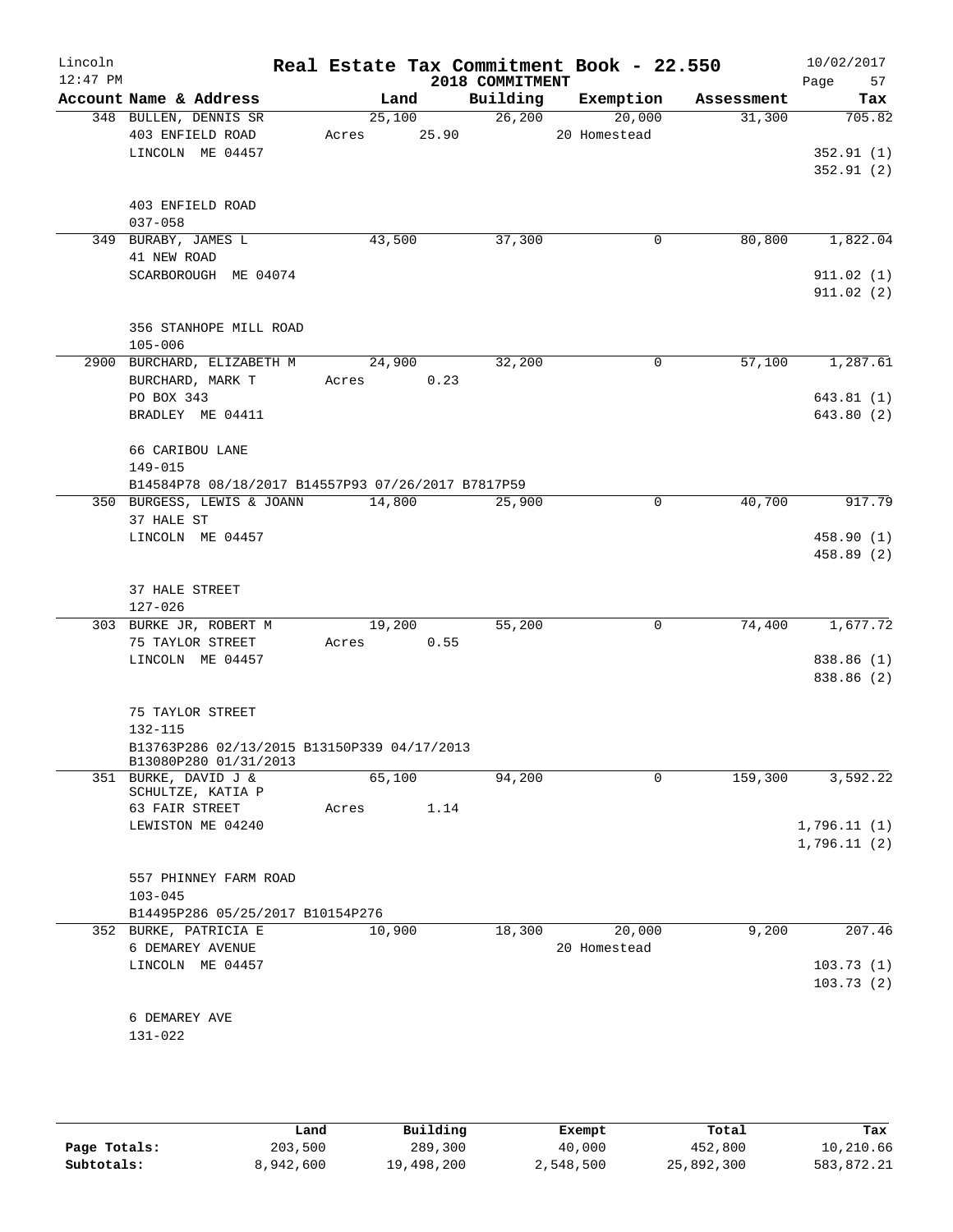Lincoln 12:47 PM

# Real Estate Tax Commitment Book - 22.550

2018 COMMITMENT

10/02/2017

| Account Name & Address | Land | Building | Exemption | Assessment | Tax |
|---|---|---|---|---|---|
| 348 BULLEN, DENNIS SR | 25,100 | 26,200 | 20,000 | 31,300 | 705.82 |
| 403 ENFIELD ROAD | Acres 25.90 | | 20 Homestead | | |
| LINCOLN ME 04457 | | | | | 352.91 (1) |
| | | | | | 352.91 (2) |
| 403 ENFIELD ROAD | | | | | |
| 037-058 | | | | | |
| 349 BURABY, JAMES L | 43,500 | 37,300 | 0 | 80,800 | 1,822.04 |
| 41 NEW ROAD | | | | | |
| SCARBOROUGH ME 04074 | | | | | 911.02 (1) |
| | | | | | 911.02 (2) |
| 356 STANHOPE MILL ROAD | | | | | |
| 105-006 | | | | | |
| 2900 BURCHARD, ELIZABETH M | 24,900 | 32,200 | 0 | 57,100 | 1,287.61 |
| BURCHARD, MARK T | Acres 0.23 | | | | |
| PO BOX 343 | | | | | 643.81 (1) |
| BRADLEY ME 04411 | | | | | 643.80 (2) |
| 66 CARIBOU LANE | | | | | |
| 149-015 | | | | | |
| B14584P78 08/18/2017 B14557P93 07/26/2017 B7817P59 | | | | | |
| 350 BURGESS, LEWIS & JOANN | 14,800 | 25,900 | 0 | 40,700 | 917.79 |
| 37 HALE ST | | | | | |
| LINCOLN ME 04457 | | | | | 458.90 (1) |
| | | | | | 458.89 (2) |
| 37 HALE STREET | | | | | |
| 127-026 | | | | | |
| 303 BURKE JR, ROBERT M | 19,200 | 55,200 | 0 | 74,400 | 1,677.72 |
| 75 TAYLOR STREET | Acres 0.55 | | | | |
| LINCOLN ME 04457 | | | | | 838.86 (1) |
| | | | | | 838.86 (2) |
| 75 TAYLOR STREET | | | | | |
| 132-115 | | | | | |
| B13763P286 02/13/2015 B13150P339 04/17/2013 B13080P280 01/31/2013 | | | | | |
| 351 BURKE, DAVID J & SCHULTZE, KATIA P | 65,100 | 94,200 | 0 | 159,300 | 3,592.22 |
| 63 FAIR STREET | Acres 1.14 | | | | |
| LEWISTON ME 04240 | | | | | 1,796.11 (1) |
| | | | | | 1,796.11 (2) |
| 557 PHINNEY FARM ROAD | | | | | |
| 103-045 | | | | | |
| B14495P286 05/25/2017 B10154P276 | | | | | |
| 352 BURKE, PATRICIA E | 10,900 | 18,300 | 20,000 | 9,200 | 207.46 |
| 6 DEMAREY AVENUE | | | 20 Homestead | | |
| LINCOLN ME 04457 | | | | | 103.73 (1) |
| | | | | | 103.73 (2) |
| 6 DEMAREY AVE | | | | | |
| 131-022 | | | | | |

| | Land | Building | Exempt | Total | Tax |
|---|---|---|---|---|---|
| Page Totals: | 203,500 | 289,300 | 40,000 | 452,800 | 10,210.66 |
| Subtotals: | 8,942,600 | 19,498,200 | 2,548,500 | 25,892,300 | 583,872.21 |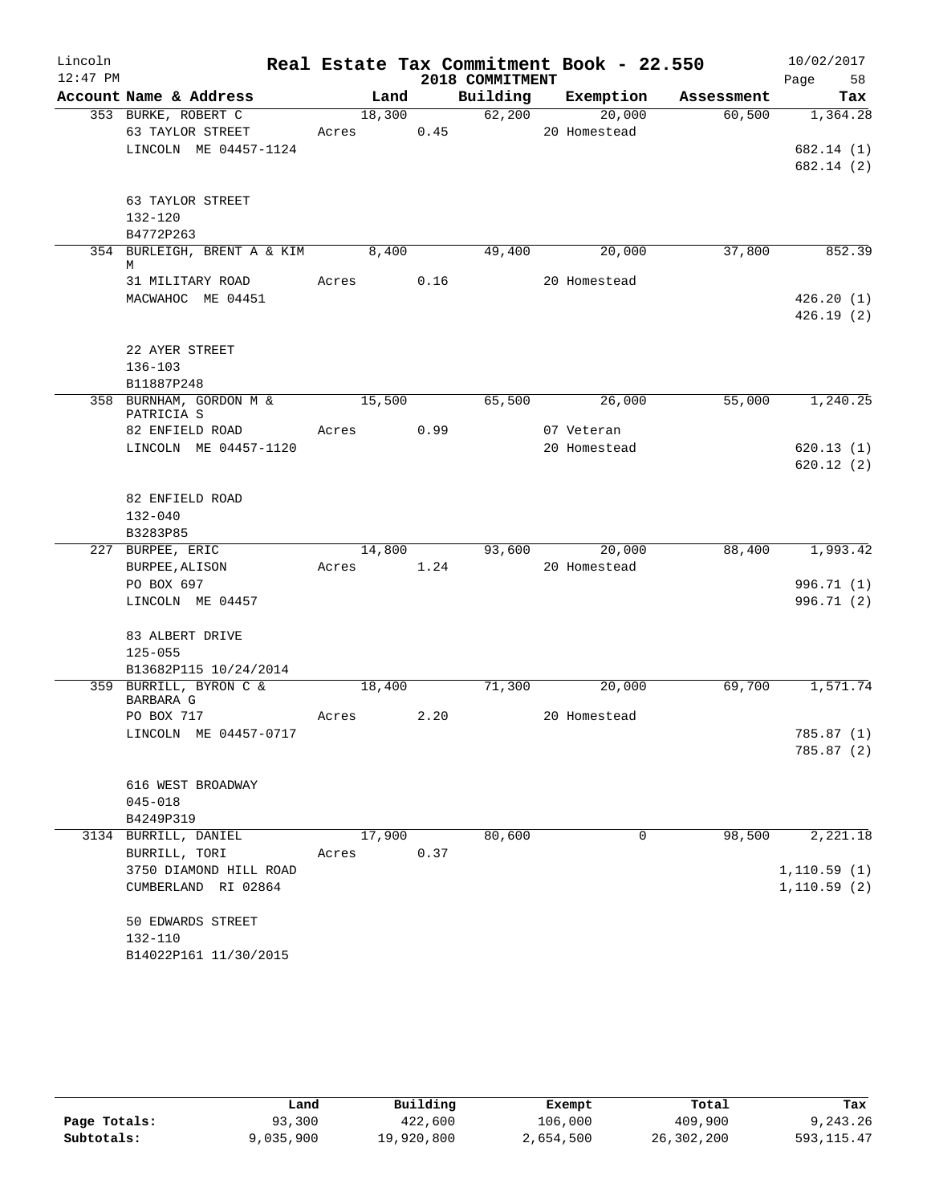# Real Estate Tax Commitment Book - 22.550

Lincoln
12:47 PM

2018 COMMITMENT

10/02/2017

| Account Name & Address | Land | Building | Exemption | Assessment | Tax |
|---|---|---|---|---|---|
| 353 BURKE, ROBERT C | 18,300 | 62,200 | 20,000 | 60,500 | 1,364.28 |
| 63 TAYLOR STREET | Acres 0.45 | | 20 Homestead | | |
| LINCOLN ME 04457-1124 | | | | | 682.14 (1) |
| | | | | | 682.14 (2) |
| 63 TAYLOR STREET | | | | | |
| 132-120 | | | | | |
| B4772P263 | | | | | |
| 354 BURLEIGH, BRENT A & KIM M | 8,400 | 49,400 | 20,000 | 37,800 | 852.39 |
| 31 MILITARY ROAD | Acres 0.16 | | 20 Homestead | | |
| MACWAHOC ME 04451 | | | | | 426.20 (1) |
| | | | | | 426.19 (2) |
| 22 AYER STREET | | | | | |
| 136-103 | | | | | |
| B11887P248 | | | | | |
| 358 BURNHAM, GORDON M & PATRICIA S | 15,500 | 65,500 | 26,000 | 55,000 | 1,240.25 |
| 82 ENFIELD ROAD | Acres 0.99 | | 07 Veteran | | |
| LINCOLN ME 04457-1120 | | | 20 Homestead | | 620.13 (1) |
| | | | | | 620.12 (2) |
| 82 ENFIELD ROAD | | | | | |
| 132-040 | | | | | |
| B3283P85 | | | | | |
| 227 BURPEE, ERIC | 14,800 | 93,600 | 20,000 | 88,400 | 1,993.42 |
| BURPEE, ALISON | Acres 1.24 | | 20 Homestead | | |
| PO BOX 697 | | | | | 996.71 (1) |
| LINCOLN ME 04457 | | | | | 996.71 (2) |
| 83 ALBERT DRIVE | | | | | |
| 125-055 | | | | | |
| B13682P115 10/24/2014 | | | | | |
| 359 BURRILL, BYRON C & BARBARA G | 18,400 | 71,300 | 20,000 | 69,700 | 1,571.74 |
| PO BOX 717 | Acres 2.20 | | 20 Homestead | | |
| LINCOLN ME 04457-0717 | | | | | 785.87 (1) |
| | | | | | 785.87 (2) |
| 616 WEST BROADWAY | | | | | |
| 045-018 | | | | | |
| B4249P319 | | | | | |
| 3134 BURRILL, DANIEL | 17,900 | 80,600 | 0 | 98,500 | 2,221.18 |
| BURRILL, TORI | Acres 0.37 | | | | |
| 3750 DIAMOND HILL ROAD | | | | | 1,110.59 (1) |
| CUMBERLAND RI 02864 | | | | | 1,110.59 (2) |
| 50 EDWARDS STREET | | | | | |
| 132-110 | | | | | |
| B14022P161 11/30/2015 | | | | | |

| | Land | Building | Exempt | Total | Tax |
|---|---|---|---|---|---|
| Page Totals: | 93,300 | 422,600 | 106,000 | 409,900 | 9,243.26 |
| Subtotals: | 9,035,900 | 19,920,800 | 2,654,500 | 26,302,200 | 593,115.47 |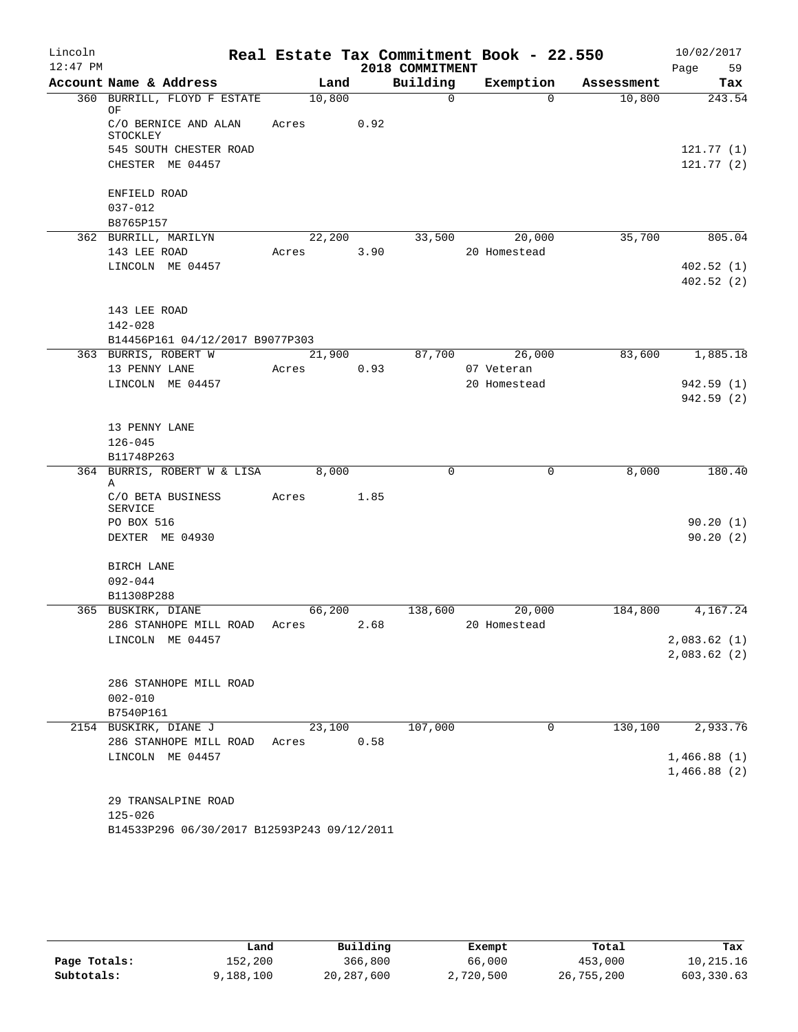# Real Estate Tax Commitment Book - 22.550

Lincoln
12:47 PM

2018 COMMITMENT

10/02/2017

| Account Name & Address | Land | Building | Exemption | Assessment | Tax |
|---|---|---|---|---|---|
| 360 BURRILL, FLOYD F ESTATE OF | 10,800 | 0 | 0 | 10,800 | 243.54 |
| C/O BERNICE AND ALAN STOCKLEY | Acres 0.92 | | | | |
| 545 SOUTH CHESTER ROAD | | | | | 121.77 (1) |
| CHESTER ME 04457 | | | | | 121.77 (2) |
| ENFIELD ROAD | | | | | |
| 037-012 | | | | | |
| B8765P157 | | | | | |
| 362 BURRILL, MARILYN | 22,200 | 33,500 | 20,000 | 35,700 | 805.04 |
| 143 LEE ROAD | Acres 3.90 | | 20 Homestead | | |
| LINCOLN ME 04457 | | | | | 402.52 (1) |
| | | | | | 402.52 (2) |
| 143 LEE ROAD | | | | | |
| 142-028 | | | | | |
| B14456P161 04/12/2017 B9077P303 | | | | | |
| 363 BURRIS, ROBERT W | 21,900 | 87,700 | 26,000 | 83,600 | 1,885.18 |
| 13 PENNY LANE | Acres 0.93 | | 07 Veteran | | |
| LINCOLN ME 04457 | | | 20 Homestead | | 942.59 (1) |
| | | | | | 942.59 (2) |
| 13 PENNY LANE | | | | | |
| 126-045 | | | | | |
| B11748P263 | | | | | |
| 364 BURRIS, ROBERT W & LISA A | 8,000 | 0 | 0 | 8,000 | 180.40 |
| C/O BETA BUSINESS SERVICE | Acres 1.85 | | | | |
| PO BOX 516 | | | | | 90.20 (1) |
| DEXTER ME 04930 | | | | | 90.20 (2) |
| BIRCH LANE | | | | | |
| 092-044 | | | | | |
| B11308P288 | | | | | |
| 365 BUSKIRK, DIANE | 66,200 | 138,600 | 20,000 | 184,800 | 4,167.24 |
| 286 STANHOPE MILL ROAD | Acres 2.68 | | 20 Homestead | | |
| LINCOLN ME 04457 | | | | | 2,083.62 (1) |
| | | | | | 2,083.62 (2) |
| 286 STANHOPE MILL ROAD | | | | | |
| 002-010 | | | | | |
| B7540P161 | | | | | |
| 2154 BUSKIRK, DIANE J | 23,100 | 107,000 | 0 | 130,100 | 2,933.76 |
| 286 STANHOPE MILL ROAD | Acres 0.58 | | | | |
| LINCOLN ME 04457 | | | | | 1,466.88 (1) |
| | | | | | 1,466.88 (2) |
| 29 TRANSALPINE ROAD | | | | | |
| 125-026 | | | | | |
| B14533P296 06/30/2017 B12593P243 09/12/2011 | | | | | |

| | Land | Building | Exempt | Total | Tax |
|---|---|---|---|---|---|
| Page Totals: | 152,200 | 366,800 | 66,000 | 453,000 | 10,215.16 |
| Subtotals: | 9,188,100 | 20,287,600 | 2,720,500 | 26,755,200 | 603,330.63 |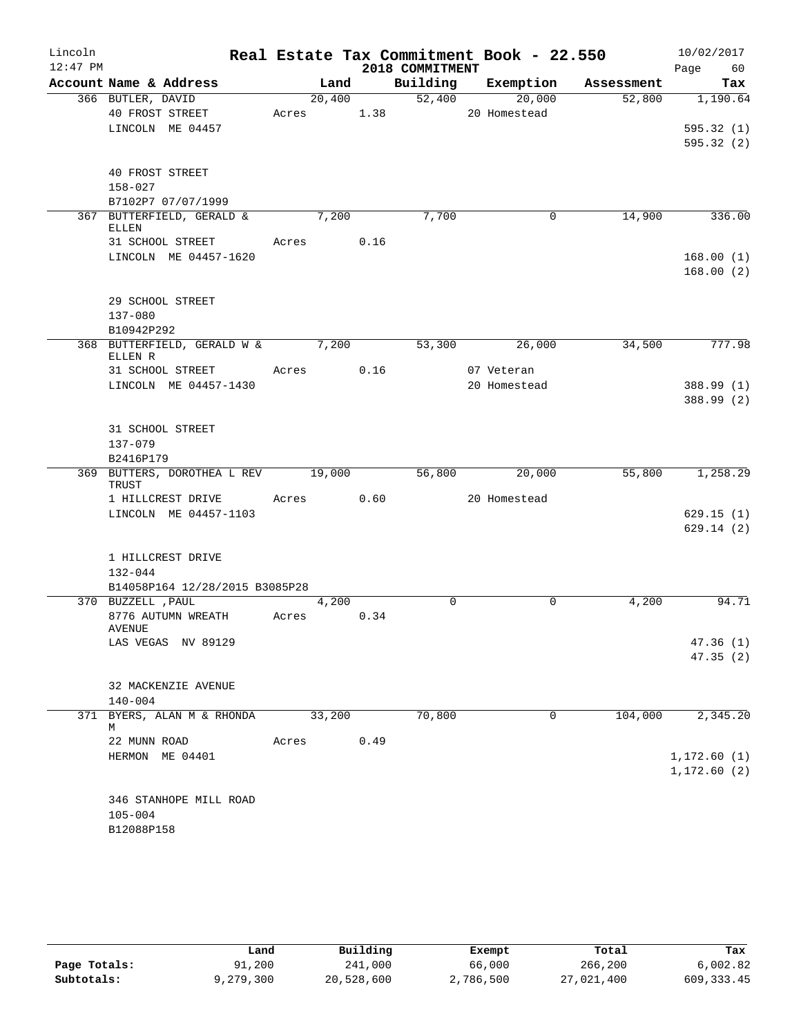# Real Estate Tax Commitment Book - 22.550

Lincoln 12:47 PM — 2018 COMMITMENT — 10/02/2017

| Account Name & Address | Land | Building | Exemption | Assessment | Tax |
|---|---|---|---|---|---|
| 366 BUTLER, DAVID | 20,400 | 52,400 | 20,000 | 52,800 | 1,190.64 |
| 40 FROST STREET | Acres 1.38 | | 20 Homestead | | |
| LINCOLN ME 04457 | | | | | 595.32 (1) |
| | | | | | 595.32 (2) |
| 40 FROST STREET | | | | | |
| 158-027 | | | | | |
| B7102P7 07/07/1999 | | | | | |
| 367 BUTTERFIELD, GERALD & ELLEN | 7,200 | 7,700 | 0 | 14,900 | 336.00 |
| 31 SCHOOL STREET | Acres 0.16 | | | | |
| LINCOLN ME 04457-1620 | | | | | 168.00 (1) |
| | | | | | 168.00 (2) |
| 29 SCHOOL STREET | | | | | |
| 137-080 | | | | | |
| B10942P292 | | | | | |
| 368 BUTTERFIELD, GERALD W & ELLEN R | 7,200 | 53,300 | 26,000 | 34,500 | 777.98 |
| 31 SCHOOL STREET | Acres 0.16 | | 07 Veteran | | |
| LINCOLN ME 04457-1430 | | | 20 Homestead | | 388.99 (1) |
| | | | | | 388.99 (2) |
| 31 SCHOOL STREET | | | | | |
| 137-079 | | | | | |
| B2416P179 | | | | | |
| 369 BUTTERS, DOROTHEA L REV TRUST | 19,000 | 56,800 | 20,000 | 55,800 | 1,258.29 |
| 1 HILLCREST DRIVE | Acres 0.60 | | 20 Homestead | | |
| LINCOLN ME 04457-1103 | | | | | 629.15 (1) |
| | | | | | 629.14 (2) |
| 1 HILLCREST DRIVE | | | | | |
| 132-044 | | | | | |
| B14058P164 12/28/2015 B3085P28 | | | | | |
| 370 BUZZELL ,PAUL | 4,200 | 0 | 0 | 4,200 | 94.71 |
| 8776 AUTUMN WREATH AVENUE | Acres 0.34 | | | | |
| LAS VEGAS NV 89129 | | | | | 47.36 (1) |
| | | | | | 47.35 (2) |
| 32 MACKENZIE AVENUE | | | | | |
| 140-004 | | | | | |
| 371 BYERS, ALAN M & RHONDA M | 33,200 | 70,800 | 0 | 104,000 | 2,345.20 |
| 22 MUNN ROAD | Acres 0.49 | | | | |
| HERMON ME 04401 | | | | | 1,172.60 (1) |
| | | | | | 1,172.60 (2) |
| 346 STANHOPE MILL ROAD | | | | | |
| 105-004 | | | | | |
| B12088P158 | | | | | |

| | Land | Building | Exempt | Total | Tax |
|---|---|---|---|---|---|
| Page Totals: | 91,200 | 241,000 | 66,000 | 266,200 | 6,002.82 |
| Subtotals: | 9,279,300 | 20,528,600 | 2,786,500 | 27,021,400 | 609,333.45 |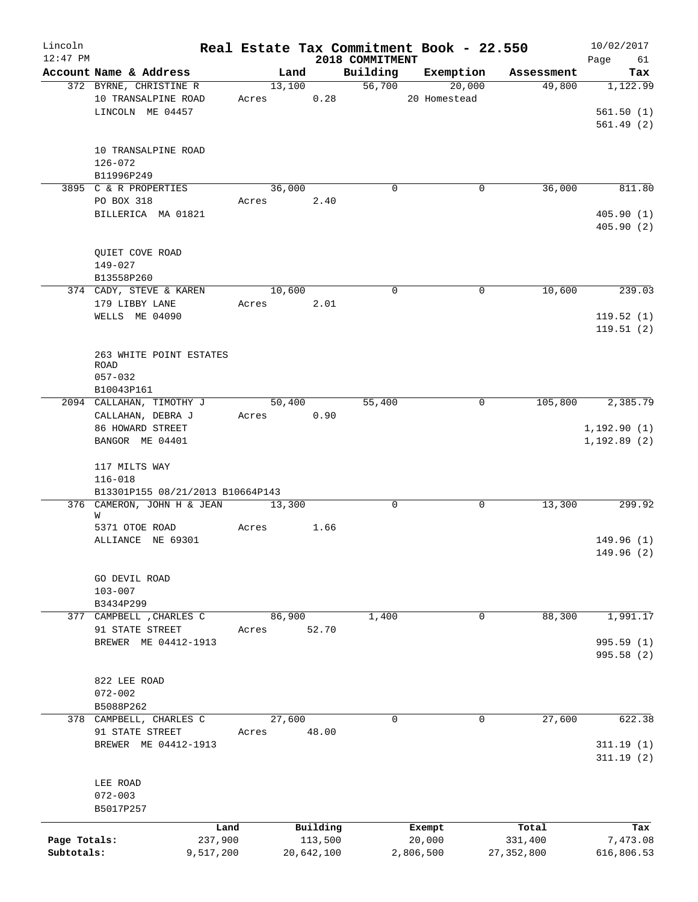# Real Estate Tax Commitment Book - 22.550

Lincoln
12:47 PM

2018 COMMITMENT

10/02/2017

| Account Name & Address | Land | Building | Exemption | Assessment | Tax |
|---|---|---|---|---|---|
| 372 BYRNE, CHRISTINE R<br>10 TRANSALPINE ROAD<br>LINCOLN ME 04457<br><br>10 TRANSALPINE ROAD<br>126-072<br>B11996P249 | 13,100<br>Acres 0.28 | 56,700 | 20,000<br>20 Homestead | 49,800 | 1,122.99<br>561.50 (1)<br>561.49 (2) |
| 3895 C & R PROPERTIES<br>PO BOX 318<br>BILLERICA MA 01821<br><br>QUIET COVE ROAD<br>149-027<br>B13558P260 | 36,000<br>Acres 2.40 | 0 | 0 | 36,000 | 811.80<br>405.90 (1)<br>405.90 (2) |
| 374 CADY, STEVE & KAREN<br>179 LIBBY LANE<br>WELLS ME 04090<br><br>263 WHITE POINT ESTATES ROAD<br>057-032<br>B10043P161 | 10,600<br>Acres 2.01 | 0 | 0 | 10,600 | 239.03<br>119.52 (1)<br>119.51 (2) |
| 2094 CALLAHAN, TIMOTHY J<br>CALLAHAN, DEBRA J<br>86 HOWARD STREET<br>BANGOR ME 04401<br><br>117 MILTS WAY<br>116-018<br>B13301P155 08/21/2013 B10664P143 | 50,400<br>Acres 0.90 | 55,400 | 0 | 105,800 | 2,385.79<br>1,192.90 (1)<br>1,192.89 (2) |
| 376 CAMERON, JOHN H & JEAN W<br>5371 OTOE ROAD<br>ALLIANCE NE 69301<br><br>GO DEVIL ROAD<br>103-007<br>B3434P299 | 13,300<br>Acres 1.66 | 0 | 0 | 13,300 | 299.92<br>149.96 (1)<br>149.96 (2) |
| 377 CAMPBELL ,CHARLES C<br>91 STATE STREET<br>BREWER ME 04412-1913<br><br>822 LEE ROAD<br>072-002<br>B5088P262 | 86,900<br>Acres 52.70 | 1,400 | 0 | 88,300 | 1,991.17<br>995.59 (1)<br>995.58 (2) |
| 378 CAMPBELL, CHARLES C<br>91 STATE STREET<br>BREWER ME 04412-1913<br><br>LEE ROAD<br>072-003<br>B5017P257 | 27,600<br>Acres 48.00 | 0 | 0 | 27,600 | 622.38<br>311.19 (1)<br>311.19 (2) |

| | Land | Building | Exempt | Total | Tax |
|---|---|---|---|---|---|
| Page Totals: | 237,900 | 113,500 | 20,000 | 331,400 | 7,473.08 |
| Subtotals: | 9,517,200 | 20,642,100 | 2,806,500 | 27,352,800 | 616,806.53 |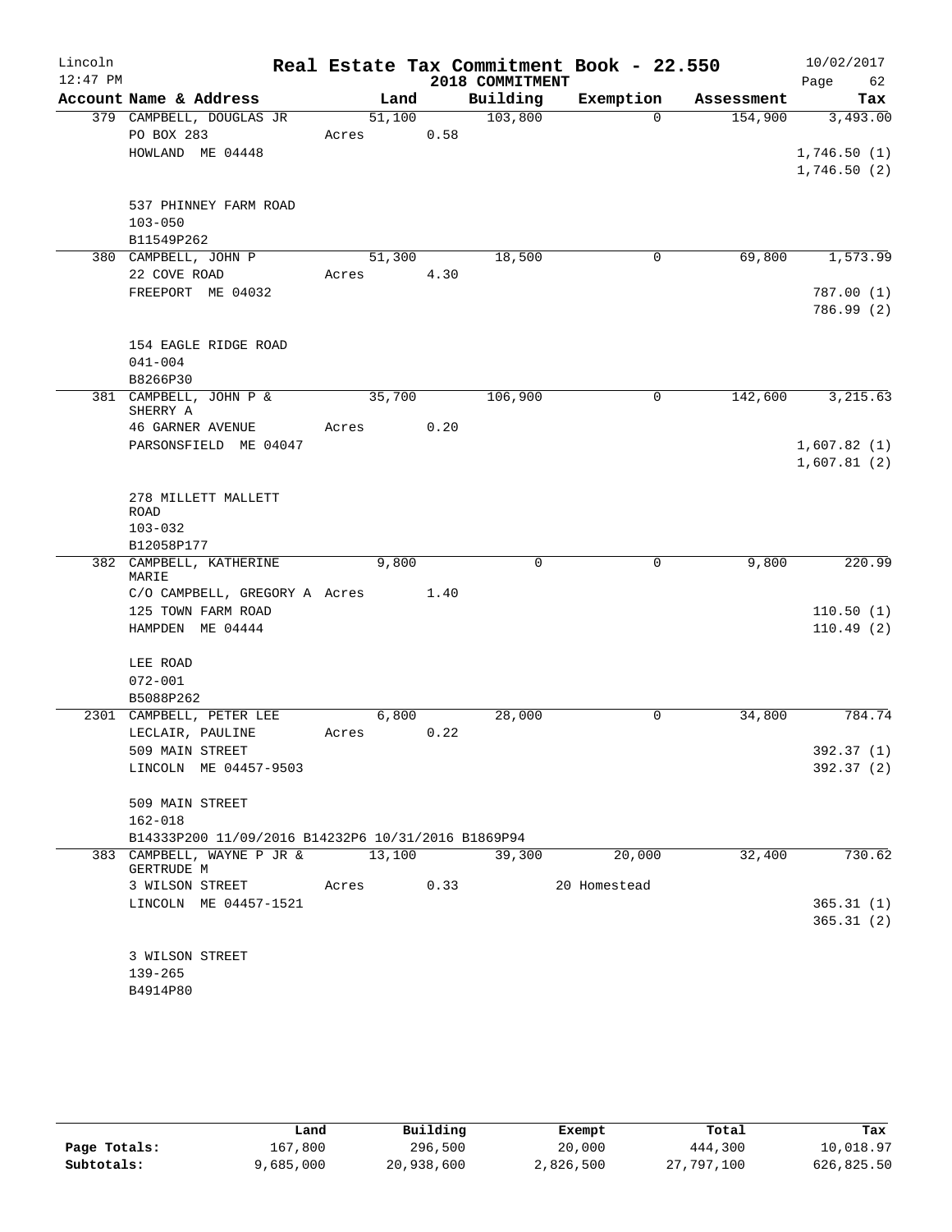Lincoln 12:47 PM

# Real Estate Tax Commitment Book - 22.550

2018 COMMITMENT

10/02/2017

| Account Name & Address | Land | Building | Exemption | Assessment | Tax |
|---|---|---|---|---|---|
| 379 CAMPBELL, DOUGLAS JR<br>PO BOX 283<br>HOWLAND ME 04448<br><br>537 PHINNEY FARM ROAD<br>103-050<br>B11549P262 | 51,100<br>Acres 0.58 | 103,800 | 0 | 154,900 | 3,493.00<br>1,746.50 (1)<br>1,746.50 (2) |
| 380 CAMPBELL, JOHN P<br>22 COVE ROAD<br>FREEPORT ME 04032<br><br>154 EAGLE RIDGE ROAD<br>041-004<br>B8266P30 | 51,300<br>Acres 4.30 | 18,500 | 0 | 69,800 | 1,573.99<br>787.00 (1)<br>786.99 (2) |
| 381 CAMPBELL, JOHN P & SHERRY A<br>46 GARNER AVENUE<br>PARSONSFIELD ME 04047<br><br>278 MILLETT MALLETT ROAD<br>103-032<br>B12058P177 | 35,700<br>Acres 0.20 | 106,900 | 0 | 142,600 | 3,215.63<br>1,607.82 (1)<br>1,607.81 (2) |
| 382 CAMPBELL, KATHERINE MARIE<br>C/O CAMPBELL, GREGORY A<br>125 TOWN FARM ROAD<br>HAMPDEN ME 04444<br><br>LEE ROAD<br>072-001<br>B5088P262 | 9,800<br>Acres 1.40 | 0 | 0 | 9,800 | 220.99<br>110.50 (1)<br>110.49 (2) |
| 2301 CAMPBELL, PETER LEE<br>LECLAIR, PAULINE<br>509 MAIN STREET<br>LINCOLN ME 04457-9503<br><br>509 MAIN STREET<br>162-018<br>B14333P200 11/09/2016 B14232P6 10/31/2016 B1869P94 | 6,800<br>Acres 0.22 | 28,000 | 0 | 34,800 | 784.74<br>392.37 (1)<br>392.37 (2) |
| 383 CAMPBELL, WAYNE P JR & GERTRUDE M<br>3 WILSON STREET<br>LINCOLN ME 04457-1521<br><br>3 WILSON STREET<br>139-265<br>B4914P80 | 13,100<br>Acres 0.33 | 39,300 | 20,000<br>20 Homestead | 32,400 | 730.62<br>365.31 (1)<br>365.31 (2) |

| | Land | Building | Exempt | Total | Tax |
|---|---|---|---|---|---|
| Page Totals: | 167,800 | 296,500 | 20,000 | 444,300 | 10,018.97 |
| Subtotals: | 9,685,000 | 20,938,600 | 2,826,500 | 27,797,100 | 626,825.50 |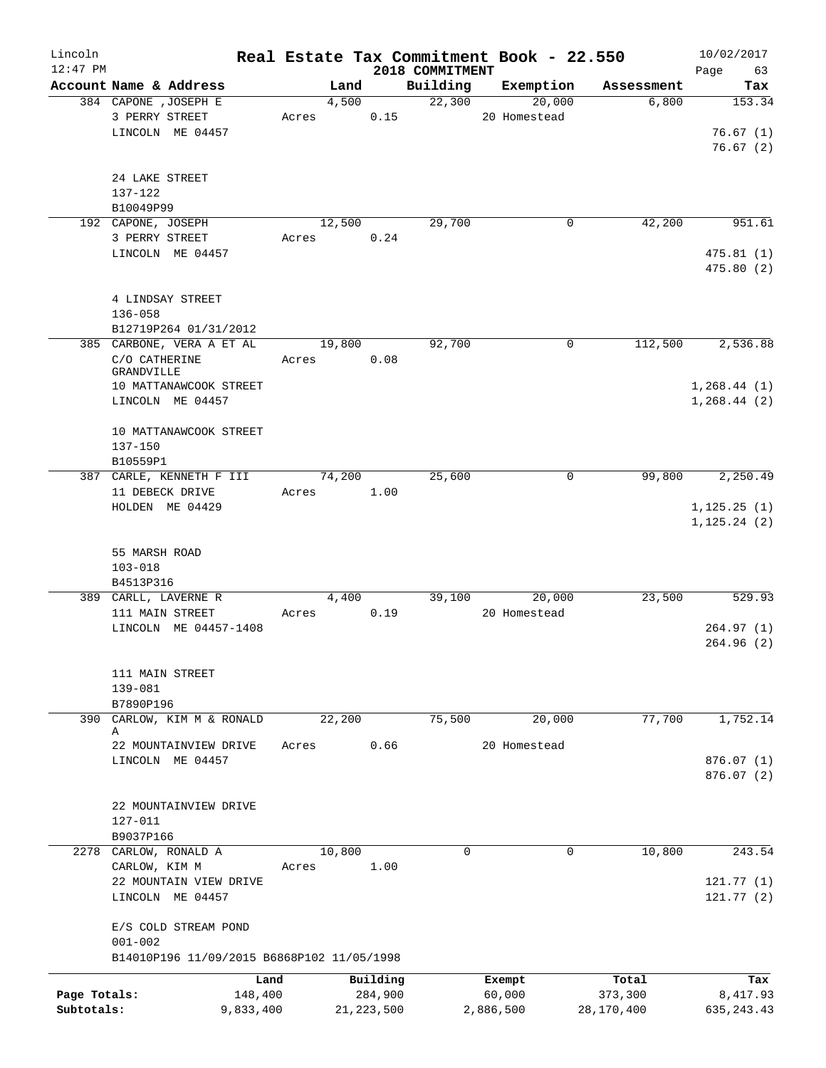# Real Estate Tax Commitment Book - 22.550

Lincoln
12:47 PM

2018 COMMITMENT

10/02/2017

| Account Name & Address | Land | Building | Exemption | Assessment | Tax |
|---|---|---|---|---|---|
| 384 CAPONE ,JOSEPH E | 4,500 | 22,300 | 20,000 | 6,800 | 153.34 |
| 3 PERRY STREET | Acres 0.15 | | 20 Homestead | | |
| LINCOLN ME 04457 | | | | | 76.67 (1) |
| | | | | | 76.67 (2) |
| 24 LAKE STREET | | | | | |
| 137-122 | | | | | |
| B10049P99 | | | | | |
| 192 CAPONE, JOSEPH | 12,500 | 29,700 | 0 | 42,200 | 951.61 |
| 3 PERRY STREET | Acres 0.24 | | | | |
| LINCOLN ME 04457 | | | | | 475.81 (1) |
| | | | | | 475.80 (2) |
| 4 LINDSAY STREET | | | | | |
| 136-058 | | | | | |
| B12719P264 01/31/2012 | | | | | |
| 385 CARBONE, VERA A ET AL | 19,800 | 92,700 | 0 | 112,500 | 2,536.88 |
| C/O CATHERINE GRANDVILLE | Acres 0.08 | | | | |
| 10 MATTANAWCOOK STREET | | | | | 1,268.44 (1) |
| LINCOLN ME 04457 | | | | | 1,268.44 (2) |
| 10 MATTANAWCOOK STREET | | | | | |
| 137-150 | | | | | |
| B10559P1 | | | | | |
| 387 CARLE, KENNETH F III | 74,200 | 25,600 | 0 | 99,800 | 2,250.49 |
| 11 DEBECK DRIVE | Acres 1.00 | | | | |
| HOLDEN ME 04429 | | | | | 1,125.25 (1) |
| | | | | | 1,125.24 (2) |
| 55 MARSH ROAD | | | | | |
| 103-018 | | | | | |
| B4513P316 | | | | | |
| 389 CARLL, LAVERNE R | 4,400 | 39,100 | 20,000 | 23,500 | 529.93 |
| 111 MAIN STREET | Acres 0.19 | | 20 Homestead | | |
| LINCOLN ME 04457-1408 | | | | | 264.97 (1) |
| | | | | | 264.96 (2) |
| 111 MAIN STREET | | | | | |
| 139-081 | | | | | |
| B7890P196 | | | | | |
| 390 CARLOW, KIM M & RONALD A | 22,200 | 75,500 | 20,000 | 77,700 | 1,752.14 |
| 22 MOUNTAINVIEW DRIVE | Acres 0.66 | | 20 Homestead | | |
| LINCOLN ME 04457 | | | | | 876.07 (1) |
| | | | | | 876.07 (2) |
| 22 MOUNTAINVIEW DRIVE | | | | | |
| 127-011 | | | | | |
| B9037P166 | | | | | |
| 2278 CARLOW, RONALD A | 10,800 | 0 | 0 | 10,800 | 243.54 |
| CARLOW, KIM M | Acres 1.00 | | | | |
| 22 MOUNTAIN VIEW DRIVE | | | | | 121.77 (1) |
| LINCOLN ME 04457 | | | | | 121.77 (2) |
| E/S COLD STREAM POND | | | | | |
| 001-002 | | | | | |
| B14010P196 11/09/2015 B6868P102 11/05/1998 | | | | | |

| | Land | Building | Exempt | Total | Tax |
|---|---|---|---|---|---|
| Page Totals: | 148,400 | 284,900 | 60,000 | 373,300 | 8,417.93 |
| Subtotals: | 9,833,400 | 21,223,500 | 2,886,500 | 28,170,400 | 635,243.43 |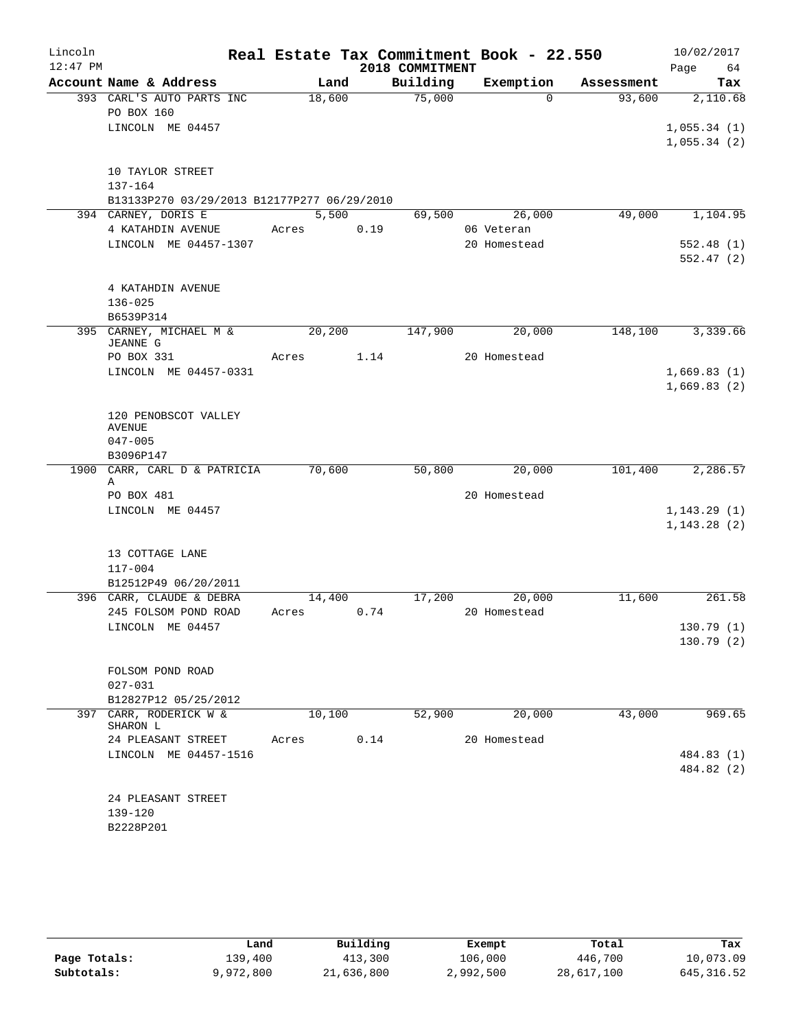# Real Estate Tax Commitment Book - 22.550

Lincoln
12:47 PM

2018 COMMITMENT

10/02/2017

| Account Name & Address | Land | Building | Exemption | Assessment | Tax |
|---|---|---|---|---|---|
| 393 CARL'S AUTO PARTS INC | 18,600 | 75,000 | 0 | 93,600 | 2,110.68 |
| PO BOX 160 | | | | | |
| LINCOLN ME 04457 | | | | | 1,055.34 (1) |
| | | | | | 1,055.34 (2) |
| 10 TAYLOR STREET | | | | | |
| 137-164 | | | | | |
| B13133P270 03/29/2013 B12177P277 06/29/2010 | | | | | |
| 394 CARNEY, DORIS E | 5,500 | 69,500 | 26,000 | 49,000 | 1,104.95 |
| 4 KATAHDIN AVENUE | Acres 0.19 | | 06 Veteran | | |
| LINCOLN ME 04457-1307 | | | 20 Homestead | | 552.48 (1) |
| | | | | | 552.47 (2) |
| 4 KATAHDIN AVENUE | | | | | |
| 136-025 | | | | | |
| B6539P314 | | | | | |
| 395 CARNEY, MICHAEL M & JEANNE G | 20,200 | 147,900 | 20,000 | 148,100 | 3,339.66 |
| PO BOX 331 | Acres 1.14 | | 20 Homestead | | |
| LINCOLN ME 04457-0331 | | | | | 1,669.83 (1) |
| | | | | | 1,669.83 (2) |
| 120 PENOBSCOT VALLEY AVENUE | | | | | |
| 047-005 | | | | | |
| B3096P147 | | | | | |
| 1900 CARR, CARL D & PATRICIA A | 70,600 | 50,800 | 20,000 | 101,400 | 2,286.57 |
| PO BOX 481 | | | 20 Homestead | | |
| LINCOLN ME 04457 | | | | | 1,143.29 (1) |
| | | | | | 1,143.28 (2) |
| 13 COTTAGE LANE | | | | | |
| 117-004 | | | | | |
| B12512P49 06/20/2011 | | | | | |
| 396 CARR, CLAUDE & DEBRA | 14,400 | 17,200 | 20,000 | 11,600 | 261.58 |
| 245 FOLSOM POND ROAD | Acres 0.74 | | 20 Homestead | | |
| LINCOLN ME 04457 | | | | | 130.79 (1) |
| | | | | | 130.79 (2) |
| FOLSOM POND ROAD | | | | | |
| 027-031 | | | | | |
| B12827P12 05/25/2012 | | | | | |
| 397 CARR, RODERICK W & SHARON L | 10,100 | 52,900 | 20,000 | 43,000 | 969.65 |
| 24 PLEASANT STREET | Acres 0.14 | | 20 Homestead | | |
| LINCOLN ME 04457-1516 | | | | | 484.83 (1) |
| | | | | | 484.82 (2) |
| 24 PLEASANT STREET | | | | | |
| 139-120 | | | | | |
| B2228P201 | | | | | |

| | Land | Building | Exempt | Total | Tax |
|---|---|---|---|---|---|
| Page Totals: | 139,400 | 413,300 | 106,000 | 446,700 | 10,073.09 |
| Subtotals: | 9,972,800 | 21,636,800 | 2,992,500 | 28,617,100 | 645,316.52 |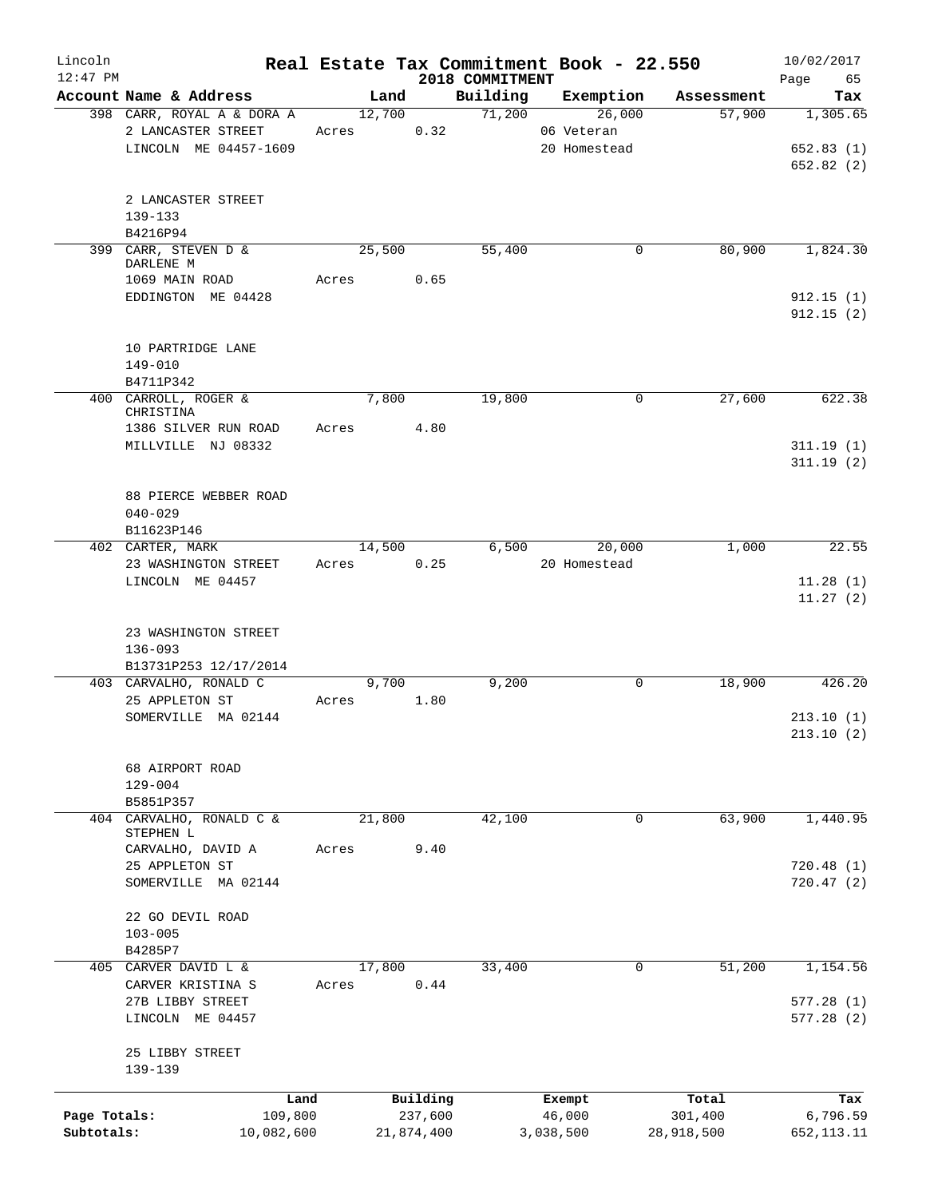# Real Estate Tax Commitment Book - 22.550

Lincoln
12:47 PM

2018 COMMITMENT

10/02/2017

| Account Name & Address | Land | Building | Exemption | Assessment | Tax |
|---|---|---|---|---|---|
| 398 CARR, ROYAL A & DORA A | 12,700 | 71,200 | 26,000 | 57,900 | 1,305.65 |
| 2 LANCASTER STREET | Acres 0.32 | | 06 Veteran | | |
| LINCOLN ME 04457-1609 | | | 20 Homestead | | 652.83 (1) |
| | | | | | 652.82 (2) |
| 2 LANCASTER STREET | | | | | |
| 139-133 | | | | | |
| B4216P94 | | | | | |
| 399 CARR, STEVEN D & DARLENE M | 25,500 | 55,400 | 0 | 80,900 | 1,824.30 |
| 1069 MAIN ROAD | Acres 0.65 | | | | |
| EDDINGTON ME 04428 | | | | | 912.15 (1) |
| | | | | | 912.15 (2) |
| 10 PARTRIDGE LANE | | | | | |
| 149-010 | | | | | |
| B4711P342 | | | | | |
| 400 CARROLL, ROGER & CHRISTINA | 7,800 | 19,800 | 0 | 27,600 | 622.38 |
| 1386 SILVER RUN ROAD | Acres 4.80 | | | | |
| MILLVILLE NJ 08332 | | | | | 311.19 (1) |
| | | | | | 311.19 (2) |
| 88 PIERCE WEBBER ROAD | | | | | |
| 040-029 | | | | | |
| B11623P146 | | | | | |
| 402 CARTER, MARK | 14,500 | 6,500 | 20,000 | 1,000 | 22.55 |
| 23 WASHINGTON STREET | Acres 0.25 | | 20 Homestead | | |
| LINCOLN ME 04457 | | | | | 11.28 (1) |
| | | | | | 11.27 (2) |
| 23 WASHINGTON STREET | | | | | |
| 136-093 | | | | | |
| B13731P253 12/17/2014 | | | | | |
| 403 CARVALHO, RONALD C | 9,700 | 9,200 | 0 | 18,900 | 426.20 |
| 25 APPLETON ST | Acres 1.80 | | | | |
| SOMERVILLE MA 02144 | | | | | 213.10 (1) |
| | | | | | 213.10 (2) |
| 68 AIRPORT ROAD | | | | | |
| 129-004 | | | | | |
| B5851P357 | | | | | |
| 404 CARVALHO, RONALD C & STEPHEN L | 21,800 | 42,100 | 0 | 63,900 | 1,440.95 |
| CARVALHO, DAVID A | Acres 9.40 | | | | |
| 25 APPLETON ST | | | | | 720.48 (1) |
| SOMERVILLE MA 02144 | | | | | 720.47 (2) |
| 22 GO DEVIL ROAD | | | | | |
| 103-005 | | | | | |
| B4285P7 | | | | | |
| 405 CARVER DAVID L & | 17,800 | 33,400 | 0 | 51,200 | 1,154.56 |
| CARVER KRISTINA S | Acres 0.44 | | | | |
| 27B LIBBY STREET | | | | | 577.28 (1) |
| LINCOLN ME 04457 | | | | | 577.28 (2) |
| 25 LIBBY STREET | | | | | |
| 139-139 | | | | | |

| | Land | Building | Exempt | Total | Tax |
|---|---|---|---|---|---|
| Page Totals: | 109,800 | 237,600 | 46,000 | 301,400 | 6,796.59 |
| Subtotals: | 10,082,600 | 21,874,400 | 3,038,500 | 28,918,500 | 652,113.11 |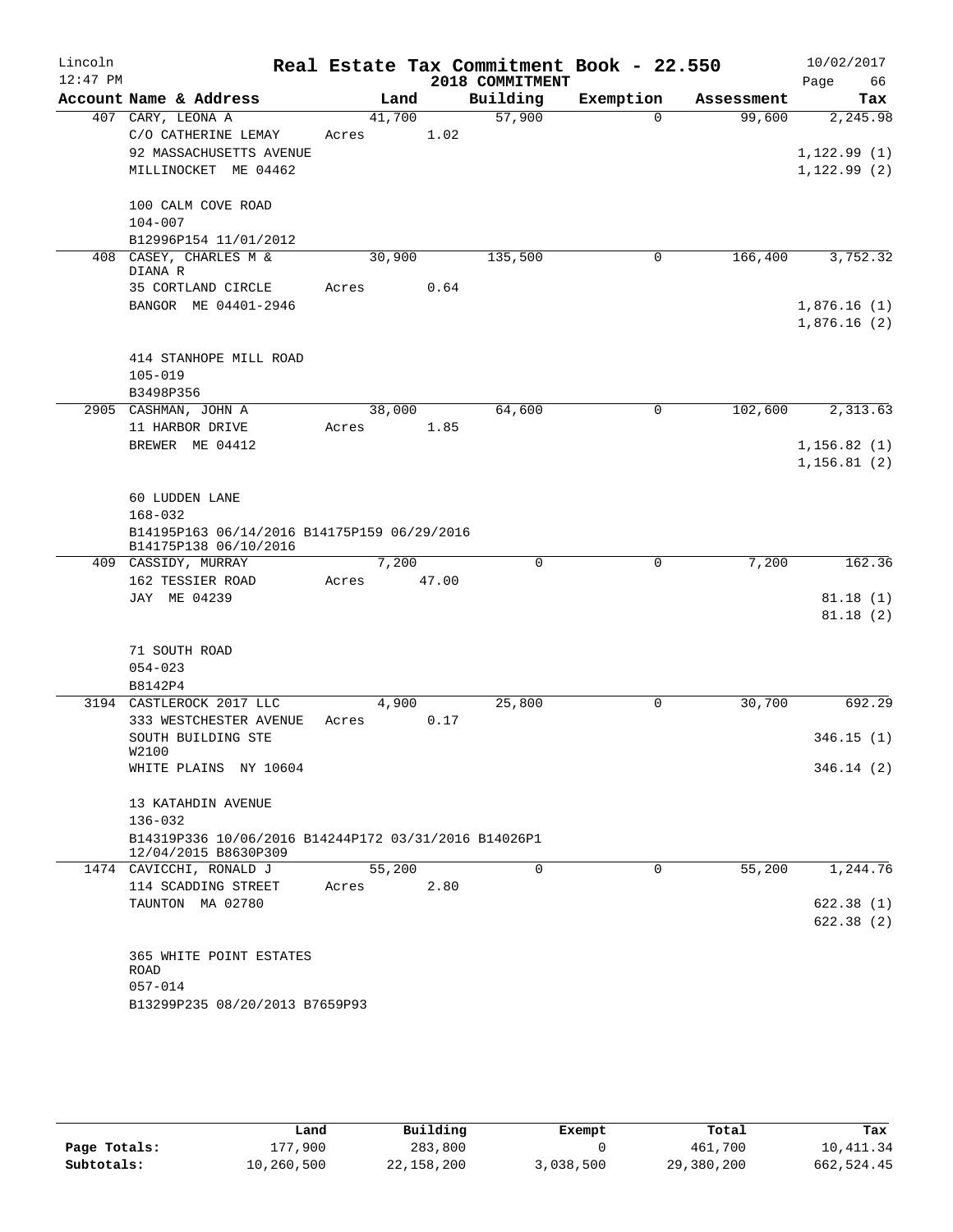# Real Estate Tax Commitment Book - 22.550

Lincoln — 12:47 PM — 2018 COMMITMENT — 10/02/2017

| Account Name & Address | Land | Building | Exemption | Assessment | Tax |
|---|---|---|---|---|---|
| 407 CARY, LEONA A<br>C/O CATHERINE LEMAY<br>92 MASSACHUSETTS AVENUE<br>MILLINOCKET ME 04462<br><br>100 CALM COVE ROAD<br>104-007<br>B12996P154 11/01/2012 | 41,700<br>Acres 1.02 | 57,900 | 0 | 99,600 | 2,245.98<br><br>1,122.99 (1)<br>1,122.99 (2) |
| 408 CASEY, CHARLES M & DIANA R<br>35 CORTLAND CIRCLE<br>BANGOR ME 04401-2946<br><br>414 STANHOPE MILL ROAD<br>105-019<br>B3498P356 | 30,900<br>Acres 0.64 | 135,500 | 0 | 166,400 | 3,752.32<br><br>1,876.16 (1)<br>1,876.16 (2) |
| 2905 CASHMAN, JOHN A<br>11 HARBOR DRIVE<br>BREWER ME 04412<br><br>60 LUDDEN LANE<br>168-032<br>B14195P163 06/14/2016 B14175P159 06/29/2016 B14175P138 06/10/2016 | 38,000<br>Acres 1.85 | 64,600 | 0 | 102,600 | 2,313.63<br><br>1,156.82 (1)<br>1,156.81 (2) |
| 409 CASSIDY, MURRAY<br>162 TESSIER ROAD<br>JAY ME 04239<br><br>71 SOUTH ROAD<br>054-023<br>B8142P4 | 7,200<br>Acres 47.00 | 0 | 0 | 7,200 | 162.36<br><br>81.18 (1)<br>81.18 (2) |
| 3194 CASTLEROCK 2017 LLC<br>333 WESTCHESTER AVENUE<br>SOUTH BUILDING STE W2100<br>WHITE PLAINS NY 10604<br><br>13 KATAHDIN AVENUE<br>136-032<br>B14319P336 10/06/2016 B14244P172 03/31/2016 B14026P1 12/04/2015 B8630P309 | 4,900<br>Acres 0.17 | 25,800 | 0 | 30,700 | 692.29<br><br>346.15 (1)<br>346.14 (2) |
| 1474 CAVICCHI, RONALD J<br>114 SCADDING STREET<br>TAUNTON MA 02780<br><br>365 WHITE POINT ESTATES ROAD<br>057-014<br>B13299P235 08/20/2013 B7659P93 | 55,200<br>Acres 2.80 | 0 | 0 | 55,200 | 1,244.76<br><br>622.38 (1)<br>622.38 (2) |

| | Land | Building | Exempt | Total | Tax |
|---|---|---|---|---|---|
| Page Totals: | 177,900 | 283,800 | 0 | 461,700 | 10,411.34 |
| Subtotals: | 10,260,500 | 22,158,200 | 3,038,500 | 29,380,200 | 662,524.45 |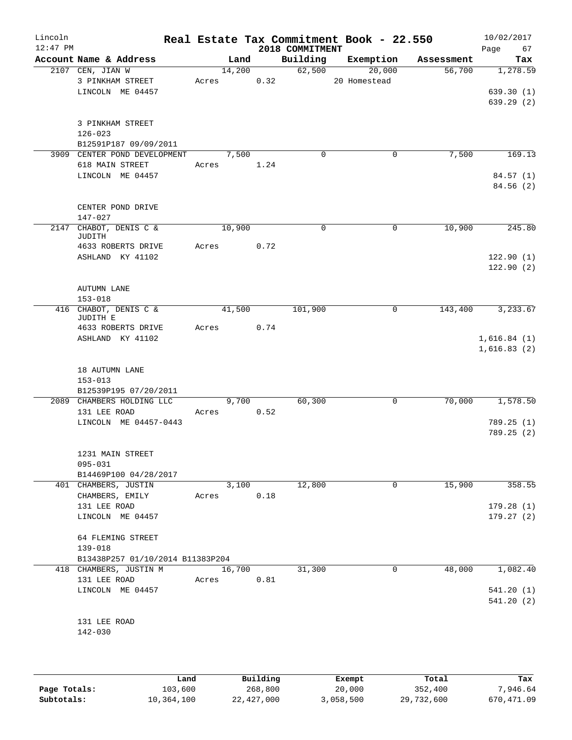# Real Estate Tax Commitment Book - 22.550

Lincoln 12:47 PM — 2018 COMMITMENT — 10/02/2017

| Account | Name & Address | Land | Building | Exemption | Assessment | Tax |
|---|---|---|---|---|---|---|
| 2107 | CEN, JIAN W<br>3 PINKHAM STREET<br>LINCOLN ME 04457<br><br>3 PINKHAM STREET<br>126-023<br>B12591P187 09/09/2011 | 14,200<br>Acres 0.32 | 62,500 | 20,000<br>20 Homestead | 56,700 | 1,278.59<br><br>639.30 (1)<br>639.29 (2) |
| 3909 | CENTER POND DEVELOPMENT<br>618 MAIN STREET<br>LINCOLN ME 04457<br><br>CENTER POND DRIVE<br>147-027 | 7,500<br>Acres 1.24 | 0 | 0 | 7,500 | 169.13<br><br>84.57 (1)<br>84.56 (2) |
| 2147 | CHABOT, DENIS C & JUDITH<br>4633 ROBERTS DRIVE<br>ASHLAND KY 41102<br><br>AUTUMN LANE<br>153-018 | 10,900<br>Acres 0.72 | 0 | 0 | 10,900 | 245.80<br><br>122.90 (1)<br>122.90 (2) |
| 416 | CHABOT, DENIS C & JUDITH E<br>4633 ROBERTS DRIVE<br>ASHLAND KY 41102<br><br>18 AUTUMN LANE<br>153-013<br>B12539P195 07/20/2011 | 41,500<br>Acres 0.74 | 101,900 | 0 | 143,400 | 3,233.67<br><br>1,616.84 (1)<br>1,616.83 (2) |
| 2089 | CHAMBERS HOLDING LLC<br>131 LEE ROAD<br>LINCOLN ME 04457-0443<br><br>1231 MAIN STREET<br>095-031<br>B14469P100 04/28/2017 | 9,700<br>Acres 0.52 | 60,300 | 0 | 70,000 | 1,578.50<br><br>789.25 (1)<br>789.25 (2) |
| 401 | CHAMBERS, JUSTIN<br>CHAMBERS, EMILY<br>131 LEE ROAD<br>LINCOLN ME 04457<br><br>64 FLEMING STREET<br>139-018<br>B13438P257 01/10/2014 B11383P204 | 3,100<br>Acres 0.18 | 12,800 | 0 | 15,900 | 358.55<br><br>179.28 (1)<br>179.27 (2) |
| 418 | CHAMBERS, JUSTIN M<br>131 LEE ROAD<br>LINCOLN ME 04457<br><br>131 LEE ROAD<br>142-030 | 16,700<br>Acres 0.81 | 31,300 | 0 | 48,000 | 1,082.40<br><br>541.20 (1)<br>541.20 (2) |

| | Land | Building | Exempt | Total | Tax |
|---|---|---|---|---|---|
| Page Totals: | 103,600 | 268,800 | 20,000 | 352,400 | 7,946.64 |
| Subtotals: | 10,364,100 | 22,427,000 | 3,058,500 | 29,732,600 | 670,471.09 |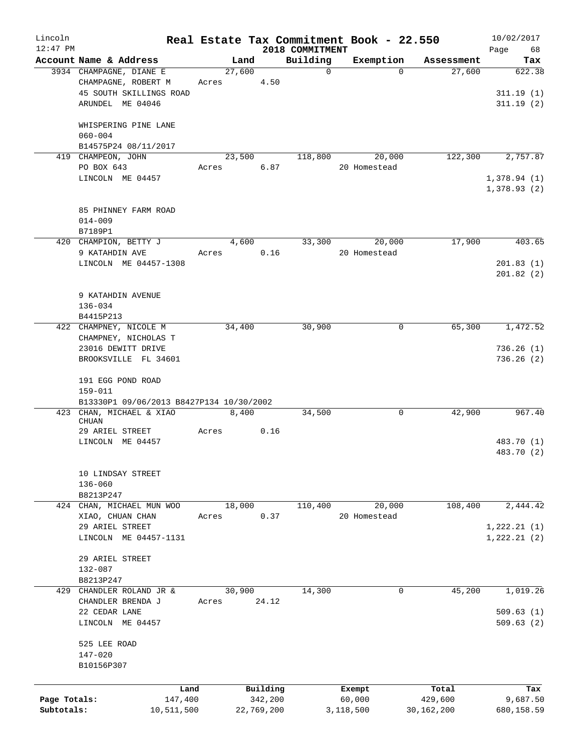# Real Estate Tax Commitment Book - 22.550

Lincoln
12:47 PM

2018 COMMITMENT

10/02/2017

| Account | Name & Address | Land | Building | Exemption | Assessment | Tax |
|---|---|---|---|---|---|---|
| 3934 | CHAMPAGNE, DIANE E<br>CHAMPAGNE, ROBERT M<br>45 SOUTH SKILLINGS ROAD<br>ARUNDEL ME 04046<br><br>WHISPERING PINE LANE<br>060-004<br>B14575P24 08/11/2017 | 27,600<br>Acres 4.50 | 0 | 0 | 27,600 | 622.38<br><br>311.19 (1)<br>311.19 (2) |
| 419 | CHAMPEON, JOHN<br>PO BOX 643<br>LINCOLN ME 04457<br><br>85 PHINNEY FARM ROAD<br>014-009<br>B7189P1 | 23,500<br>Acres 6.87 | 118,800 | 20,000<br>20 Homestead | 122,300 | 2,757.87<br><br>1,378.94 (1)<br>1,378.93 (2) |
| 420 | CHAMPION, BETTY J<br>9 KATAHDIN AVE<br>LINCOLN ME 04457-1308<br><br>9 KATAHDIN AVENUE<br>136-034<br>B4415P213 | 4,600<br>Acres 0.16 | 33,300 | 20,000<br>20 Homestead | 17,900 | 403.65<br><br>201.83 (1)<br>201.82 (2) |
| 422 | CHAMPNEY, NICOLE M<br>CHAMPNEY, NICHOLAS T<br>23016 DEWITT DRIVE<br>BROOKSVILLE FL 34601<br><br>191 EGG POND ROAD<br>159-011<br>B13330P1 09/06/2013 B8427P134 10/30/2002 | 34,400 | 30,900 | 0 | 65,300 | 1,472.52<br><br>736.26 (1)<br>736.26 (2) |
| 423 | CHAN, MICHAEL & XIAO CHUAN<br>29 ARIEL STREET<br>LINCOLN ME 04457<br><br>10 LINDSAY STREET<br>136-060<br>B8213P247 | 8,400<br>Acres 0.16 | 34,500 | 0 | 42,900 | 967.40<br><br>483.70 (1)<br>483.70 (2) |
| 424 | CHAN, MICHAEL MUN WOO<br>XIAO, CHUAN CHAN<br>29 ARIEL STREET<br>LINCOLN ME 04457-1131<br><br>29 ARIEL STREET<br>132-087<br>B8213P247 | 18,000<br>Acres 0.37 | 110,400 | 20,000<br>20 Homestead | 108,400 | 2,444.42<br><br>1,222.21 (1)<br>1,222.21 (2) |
| 429 | CHANDLER ROLAND JR &<br>CHANDLER BRENDA J<br>22 CEDAR LANE<br>LINCOLN ME 04457<br><br>525 LEE ROAD<br>147-020<br>B10156P307 | 30,900<br>Acres 24.12 | 14,300 | 0 | 45,200 | 1,019.26<br><br>509.63 (1)<br>509.63 (2) |

| | Land | Building | Exempt | Total | Tax |
|---|---|---|---|---|---|
| Page Totals: | 147,400 | 342,200 | 60,000 | 429,600 | 9,687.50 |
| Subtotals: | 10,511,500 | 22,769,200 | 3,118,500 | 30,162,200 | 680,158.59 |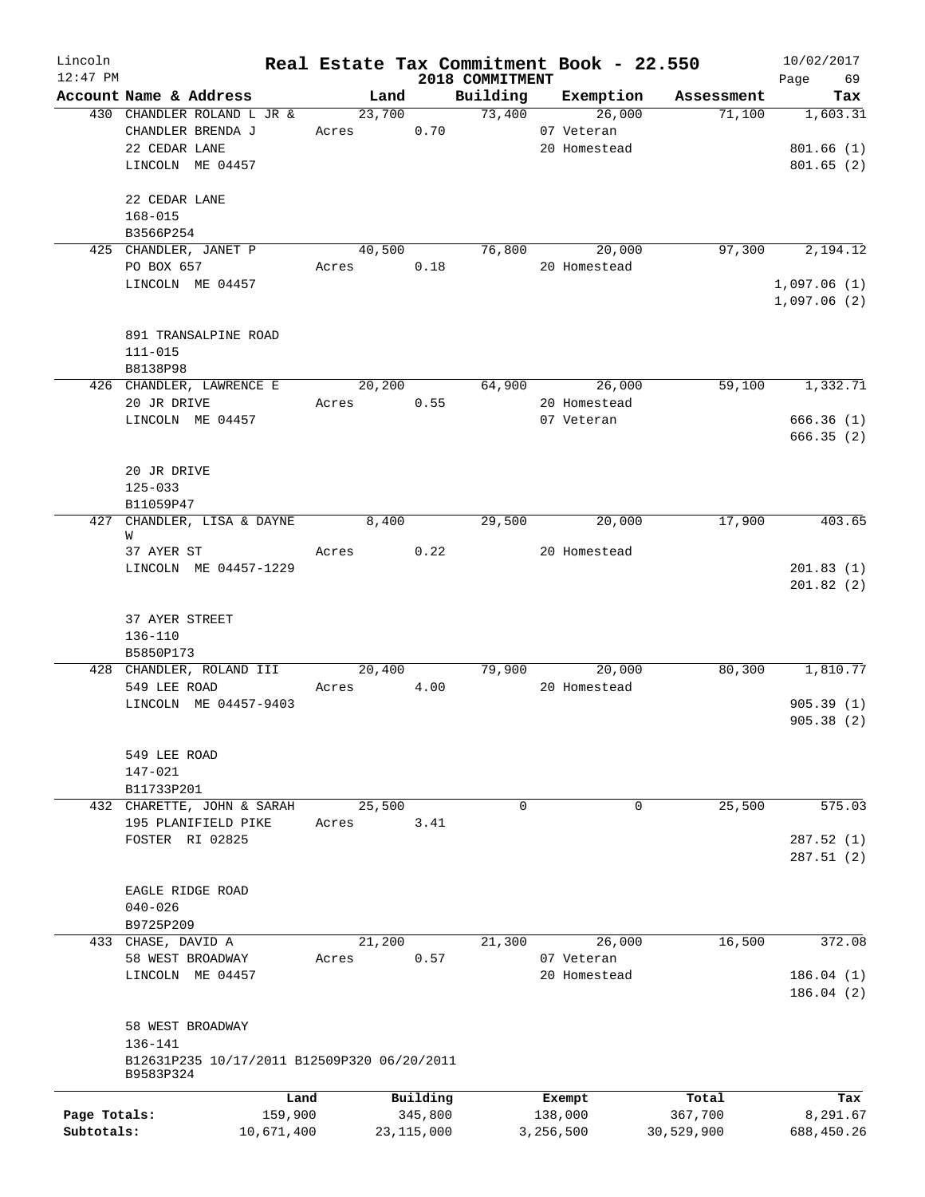# Real Estate Tax Commitment Book - 22.550

Lincoln 12:47 PM — 2018 COMMITMENT — 10/02/2017

| Account Name & Address | Land | Building | Exemption | Assessment | Tax |
|---|---|---|---|---|---|
| 430 CHANDLER ROLAND L JR & | 23,700 | 73,400 | 26,000 | 71,100 | 1,603.31 |
| CHANDLER BRENDA J | Acres 0.70 | | 07 Veteran | | |
| 22 CEDAR LANE | | | 20 Homestead | | 801.66 (1) |
| LINCOLN ME 04457 | | | | | 801.65 (2) |
| 22 CEDAR LANE | | | | | |
| 168-015 | | | | | |
| B3566P254 | | | | | |
| 425 CHANDLER, JANET P | 40,500 | 76,800 | 20,000 | 97,300 | 2,194.12 |
| PO BOX 657 | Acres 0.18 | | 20 Homestead | | |
| LINCOLN ME 04457 | | | | | 1,097.06 (1) |
| | | | | | 1,097.06 (2) |
| 891 TRANSALPINE ROAD | | | | | |
| 111-015 | | | | | |
| B8138P98 | | | | | |
| 426 CHANDLER, LAWRENCE E | 20,200 | 64,900 | 26,000 | 59,100 | 1,332.71 |
| 20 JR DRIVE | Acres 0.55 | | 20 Homestead | | |
| LINCOLN ME 04457 | | | 07 Veteran | | 666.36 (1) |
| | | | | | 666.35 (2) |
| 20 JR DRIVE | | | | | |
| 125-033 | | | | | |
| B11059P47 | | | | | |
| 427 CHANDLER, LISA & DAYNE W | 8,400 | 29,500 | 20,000 | 17,900 | 403.65 |
| 37 AYER ST | Acres 0.22 | | 20 Homestead | | |
| LINCOLN ME 04457-1229 | | | | | 201.83 (1) |
| | | | | | 201.82 (2) |
| 37 AYER STREET | | | | | |
| 136-110 | | | | | |
| B5850P173 | | | | | |
| 428 CHANDLER, ROLAND III | 20,400 | 79,900 | 20,000 | 80,300 | 1,810.77 |
| 549 LEE ROAD | Acres 4.00 | | 20 Homestead | | |
| LINCOLN ME 04457-9403 | | | | | 905.39 (1) |
| | | | | | 905.38 (2) |
| 549 LEE ROAD | | | | | |
| 147-021 | | | | | |
| B11733P201 | | | | | |
| 432 CHARETTE, JOHN & SARAH | 25,500 | 0 | 0 | 25,500 | 575.03 |
| 195 PLANIFIELD PIKE | Acres 3.41 | | | | |
| FOSTER RI 02825 | | | | | 287.52 (1) |
| | | | | | 287.51 (2) |
| EAGLE RIDGE ROAD | | | | | |
| 040-026 | | | | | |
| B9725P209 | | | | | |
| 433 CHASE, DAVID A | 21,200 | 21,300 | 26,000 | 16,500 | 372.08 |
| 58 WEST BROADWAY | Acres 0.57 | | 07 Veteran | | |
| LINCOLN ME 04457 | | | 20 Homestead | | 186.04 (1) |
| | | | | | 186.04 (2) |
| 58 WEST BROADWAY | | | | | |
| 136-141 | | | | | |
| B12631P235 10/17/2011 B12509P320 06/20/2011 | | | | | |
| B9583P324 | | | | | |

| | Land | Building | Exempt | Total | Tax |
|---|---|---|---|---|---|
| Page Totals: | 159,900 | 345,800 | 138,000 | 367,700 | 8,291.67 |
| Subtotals: | 10,671,400 | 23,115,000 | 3,256,500 | 30,529,900 | 688,450.26 |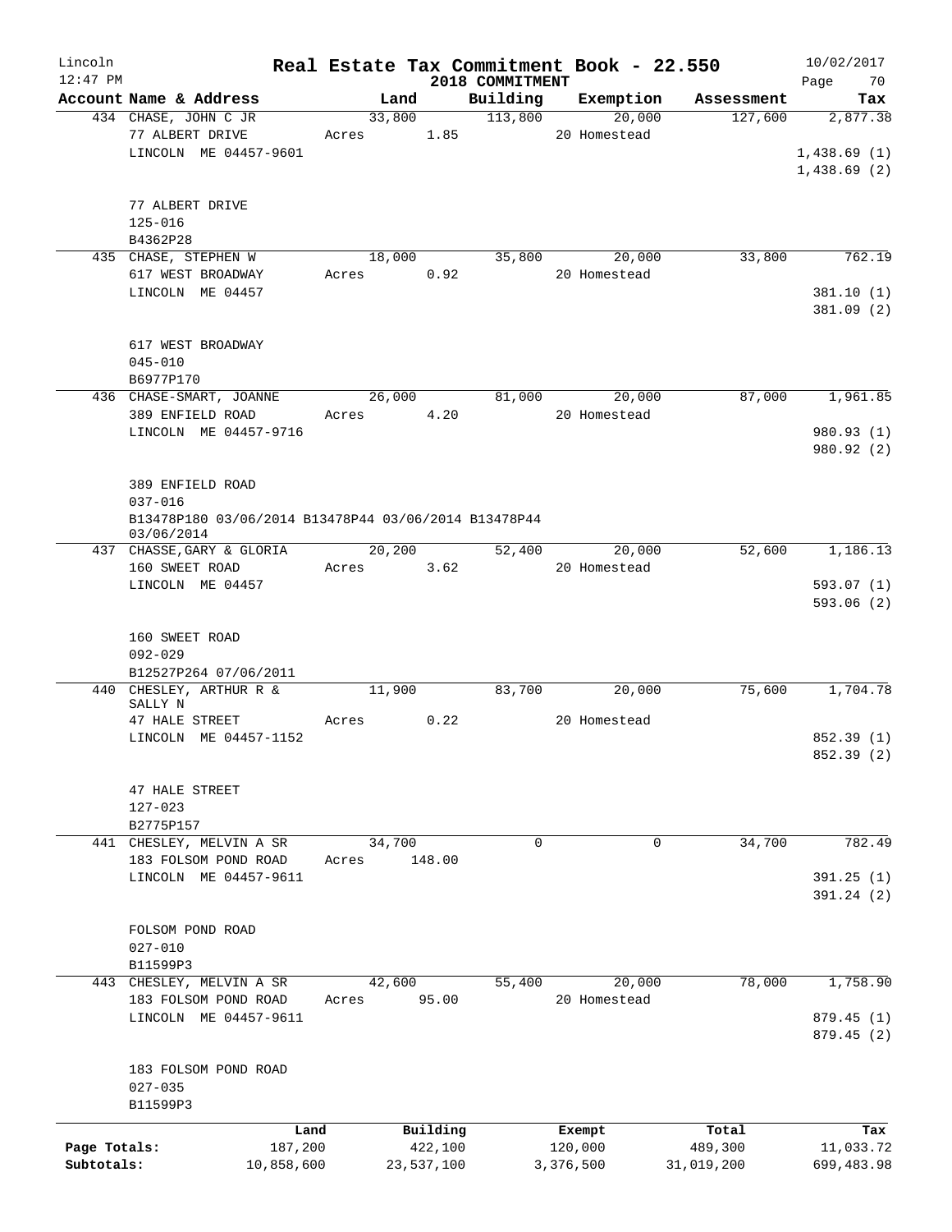Lincoln 12:47 PM

# Real Estate Tax Commitment Book - 22.550

2018 COMMITMENT

10/02/2017 Page 70

| Account Name & Address | Land | Building | Exemption | Assessment | Tax |
|---|---|---|---|---|---|
| 434 CHASE, JOHN C JR | 33,800 | 113,800 | 20,000 | 127,600 | 2,877.38 |
| 77 ALBERT DRIVE | Acres 1.85 | | 20 Homestead | | |
| LINCOLN ME 04457-9601 | | | | | 1,438.69 (1) |
| | | | | | 1,438.69 (2) |
| 77 ALBERT DRIVE | | | | | |
| 125-016 | | | | | |
| B4362P28 | | | | | |
| 435 CHASE, STEPHEN W | 18,000 | 35,800 | 20,000 | 33,800 | 762.19 |
| 617 WEST BROADWAY | Acres 0.92 | | 20 Homestead | | |
| LINCOLN ME 04457 | | | | | 381.10 (1) |
| | | | | | 381.09 (2) |
| 617 WEST BROADWAY | | | | | |
| 045-010 | | | | | |
| B6977P170 | | | | | |
| 436 CHASE-SMART, JOANNE | 26,000 | 81,000 | 20,000 | 87,000 | 1,961.85 |
| 389 ENFIELD ROAD | Acres 4.20 | | 20 Homestead | | |
| LINCOLN ME 04457-9716 | | | | | 980.93 (1) |
| | | | | | 980.92 (2) |
| 389 ENFIELD ROAD | | | | | |
| 037-016 | | | | | |
| B13478P180 03/06/2014 B13478P44 03/06/2014 B13478P44 03/06/2014 | | | | | |
| 437 CHASSE,GARY & GLORIA | 20,200 | 52,400 | 20,000 | 52,600 | 1,186.13 |
| 160 SWEET ROAD | Acres 3.62 | | 20 Homestead | | |
| LINCOLN ME 04457 | | | | | 593.07 (1) |
| | | | | | 593.06 (2) |
| 160 SWEET ROAD | | | | | |
| 092-029 | | | | | |
| B12527P264 07/06/2011 | | | | | |
| 440 CHESLEY, ARTHUR R & SALLY N | 11,900 | 83,700 | 20,000 | 75,600 | 1,704.78 |
| 47 HALE STREET | Acres 0.22 | | 20 Homestead | | |
| LINCOLN ME 04457-1152 | | | | | 852.39 (1) |
| | | | | | 852.39 (2) |
| 47 HALE STREET | | | | | |
| 127-023 | | | | | |
| B2775P157 | | | | | |
| 441 CHESLEY, MELVIN A SR | 34,700 | 0 | 0 | 34,700 | 782.49 |
| 183 FOLSOM POND ROAD | Acres 148.00 | | | | |
| LINCOLN ME 04457-9611 | | | | | 391.25 (1) |
| | | | | | 391.24 (2) |
| FOLSOM POND ROAD | | | | | |
| 027-010 | | | | | |
| B11599P3 | | | | | |
| 443 CHESLEY, MELVIN A SR | 42,600 | 55,400 | 20,000 | 78,000 | 1,758.90 |
| 183 FOLSOM POND ROAD | Acres 95.00 | | 20 Homestead | | |
| LINCOLN ME 04457-9611 | | | | | 879.45 (1) |
| | | | | | 879.45 (2) |
| 183 FOLSOM POND ROAD | | | | | |
| 027-035 | | | | | |
| B11599P3 | | | | | |

| | Land | Building | Exempt | Total | Tax |
|---|---|---|---|---|---|
| Page Totals: | 187,200 | 422,100 | 120,000 | 489,300 | 11,033.72 |
| Subtotals: | 10,858,600 | 23,537,100 | 3,376,500 | 31,019,200 | 699,483.98 |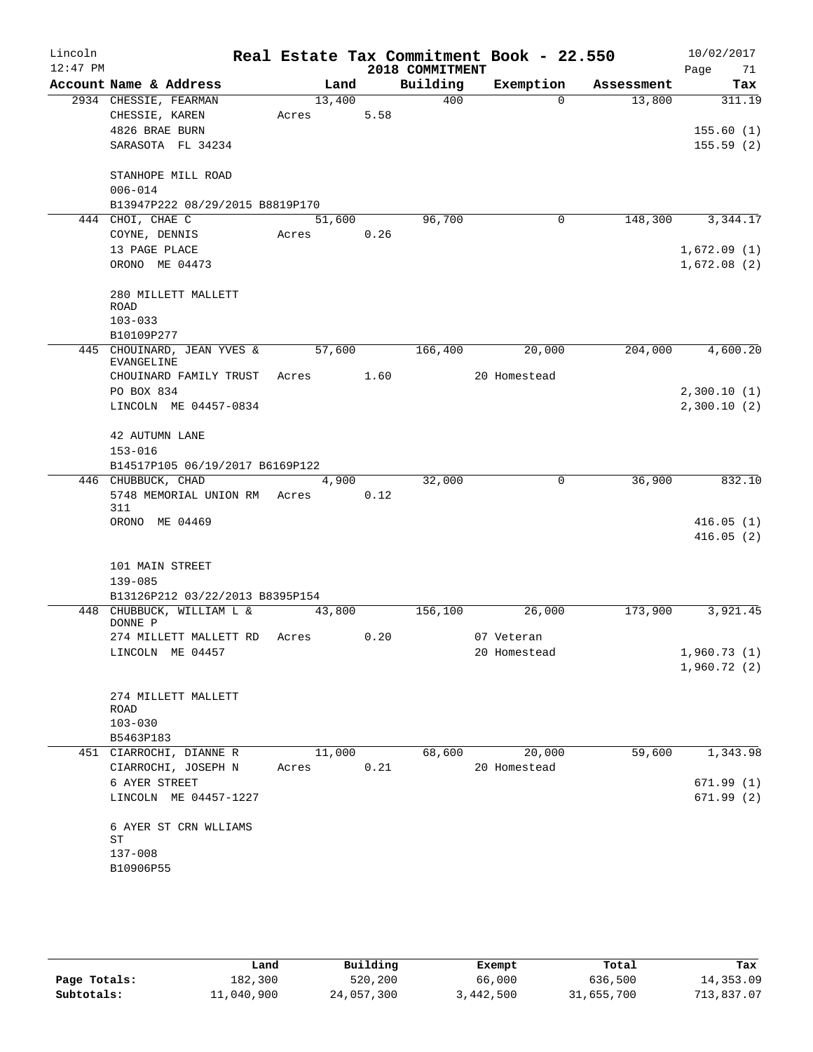# Real Estate Tax Commitment Book - 22.550

Lincoln 12:47 PM — 2018 COMMITMENT — 10/02/2017

| Account Name & Address | Land | Building | Exemption | Assessment | Tax |
|---|---|---|---|---|---|
| 2934 CHESSIE, FEARMAN | 13,400 | 400 | 0 | 13,800 | 311.19 |
| CHESSIE, KAREN | Acres 5.58 | | | | |
| 4826 BRAE BURN | | | | | 155.60 (1) |
| SARASOTA FL 34234 | | | | | 155.59 (2) |
| STANHOPE MILL ROAD | | | | | |
| 006-014 | | | | | |
| B13947P222 08/29/2015 B8819P170 | | | | | |
| 444 CHOI, CHAE C | 51,600 | 96,700 | 0 | 148,300 | 3,344.17 |
| COYNE, DENNIS | Acres 0.26 | | | | |
| 13 PAGE PLACE | | | | | 1,672.09 (1) |
| ORONO ME 04473 | | | | | 1,672.08 (2) |
| 280 MILLETT MALLETT ROAD | | | | | |
| 103-033 | | | | | |
| B10109P277 | | | | | |
| 445 CHOUINARD, JEAN YVES & EVANGELINE | 57,600 | 166,400 | 20,000 | 204,000 | 4,600.20 |
| CHOUINARD FAMILY TRUST | Acres 1.60 | | 20 Homestead | | |
| PO BOX 834 | | | | | 2,300.10 (1) |
| LINCOLN ME 04457-0834 | | | | | 2,300.10 (2) |
| 42 AUTUMN LANE | | | | | |
| 153-016 | | | | | |
| B14517P105 06/19/2017 B6169P122 | | | | | |
| 446 CHUBBUCK, CHAD | 4,900 | 32,000 | 0 | 36,900 | 832.10 |
| 5748 MEMORIAL UNION RM 311 | Acres 0.12 | | | | |
| ORONO ME 04469 | | | | | 416.05 (1) |
| | | | | | 416.05 (2) |
| 101 MAIN STREET | | | | | |
| 139-085 | | | | | |
| B13126P212 03/22/2013 B8395P154 | | | | | |
| 448 CHUBBUCK, WILLIAM L & DONNE P | 43,800 | 156,100 | 26,000 | 173,900 | 3,921.45 |
| 274 MILLETT MALLETT RD | Acres 0.20 | | 07 Veteran | | |
| LINCOLN ME 04457 | | | 20 Homestead | | 1,960.73 (1) |
| | | | | | 1,960.72 (2) |
| 274 MILLETT MALLETT ROAD | | | | | |
| 103-030 | | | | | |
| B5463P183 | | | | | |
| 451 CIARROCHI, DIANNE R | 11,000 | 68,600 | 20,000 | 59,600 | 1,343.98 |
| CIARROCHI, JOSEPH N | Acres 0.21 | | 20 Homestead | | |
| 6 AYER STREET | | | | | 671.99 (1) |
| LINCOLN ME 04457-1227 | | | | | 671.99 (2) |
| 6 AYER ST CRN WLLIAMS ST | | | | | |
| 137-008 | | | | | |
| B10906P55 | | | | | |

| | Land | Building | Exempt | Total | Tax |
|---|---|---|---|---|---|
| Page Totals: | 182,300 | 520,200 | 66,000 | 636,500 | 14,353.09 |
| Subtotals: | 11,040,900 | 24,057,300 | 3,442,500 | 31,655,700 | 713,837.07 |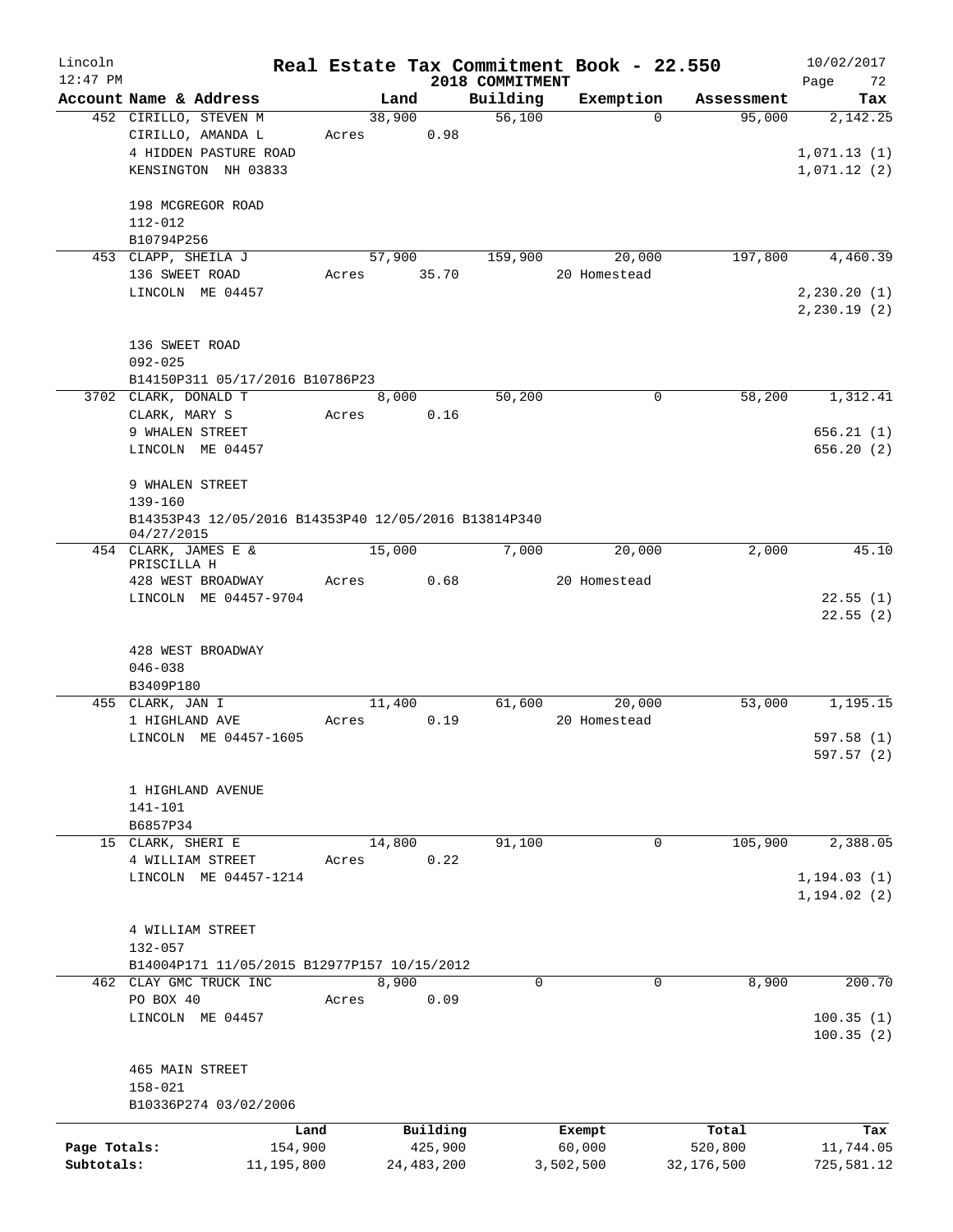# Real Estate Tax Commitment Book - 22.550

Lincoln
12:47 PM

2018 COMMITMENT

10/02/2017

| Account Name & Address | Land | Building | Exemption | Assessment | Tax |
|---|---|---|---|---|---|
| 452 CIRILLO, STEVEN M | 38,900 | 56,100 | 0 | 95,000 | 2,142.25 |
| CIRILLO, AMANDA L | Acres 0.98 | | | | |
| 4 HIDDEN PASTURE ROAD | | | | | 1,071.13 (1) |
| KENSINGTON NH 03833 | | | | | 1,071.12 (2) |
| 198 MCGREGOR ROAD | | | | | |
| 112-012 | | | | | |
| B10794P256 | | | | | |
| 453 CLAPP, SHEILA J | 57,900 | 159,900 | 20,000 | 197,800 | 4,460.39 |
| 136 SWEET ROAD | Acres 35.70 | | 20 Homestead | | |
| LINCOLN ME 04457 | | | | | 2,230.20 (1) |
| | | | | | 2,230.19 (2) |
| 136 SWEET ROAD | | | | | |
| 092-025 | | | | | |
| B14150P311 05/17/2016 B10786P23 | | | | | |
| 3702 CLARK, DONALD T | 8,000 | 50,200 | 0 | 58,200 | 1,312.41 |
| CLARK, MARY S | Acres 0.16 | | | | |
| 9 WHALEN STREET | | | | | 656.21 (1) |
| LINCOLN ME 04457 | | | | | 656.20 (2) |
| 9 WHALEN STREET | | | | | |
| 139-160 | | | | | |
| B14353P43 12/05/2016 B14353P40 12/05/2016 B13814P340 04/27/2015 | | | | | |
| 454 CLARK, JAMES E & PRISCILLA H | 15,000 | 7,000 | 20,000 | 2,000 | 45.10 |
| 428 WEST BROADWAY | Acres 0.68 | | 20 Homestead | | |
| LINCOLN ME 04457-9704 | | | | | 22.55 (1) |
| | | | | | 22.55 (2) |
| 428 WEST BROADWAY | | | | | |
| 046-038 | | | | | |
| B3409P180 | | | | | |
| 455 CLARK, JAN I | 11,400 | 61,600 | 20,000 | 53,000 | 1,195.15 |
| 1 HIGHLAND AVE | Acres 0.19 | | 20 Homestead | | |
| LINCOLN ME 04457-1605 | | | | | 597.58 (1) |
| | | | | | 597.57 (2) |
| 1 HIGHLAND AVENUE | | | | | |
| 141-101 | | | | | |
| B6857P34 | | | | | |
| 15 CLARK, SHERI E | 14,800 | 91,100 | 0 | 105,900 | 2,388.05 |
| 4 WILLIAM STREET | Acres 0.22 | | | | |
| LINCOLN ME 04457-1214 | | | | | 1,194.03 (1) |
| | | | | | 1,194.02 (2) |
| 4 WILLIAM STREET | | | | | |
| 132-057 | | | | | |
| B14004P171 11/05/2015 B12977P157 10/15/2012 | | | | | |
| 462 CLAY GMC TRUCK INC | 8,900 | 0 | 0 | 8,900 | 200.70 |
| PO BOX 40 | Acres 0.09 | | | | |
| LINCOLN ME 04457 | | | | | 100.35 (1) |
| | | | | | 100.35 (2) |
| 465 MAIN STREET | | | | | |
| 158-021 | | | | | |
| B10336P274 03/02/2006 | | | | | |

| | Land | Building | Exempt | Total | Tax |
|---|---|---|---|---|---|
| Page Totals: | 154,900 | 425,900 | 60,000 | 520,800 | 11,744.05 |
| Subtotals: | 11,195,800 | 24,483,200 | 3,502,500 | 32,176,500 | 725,581.12 |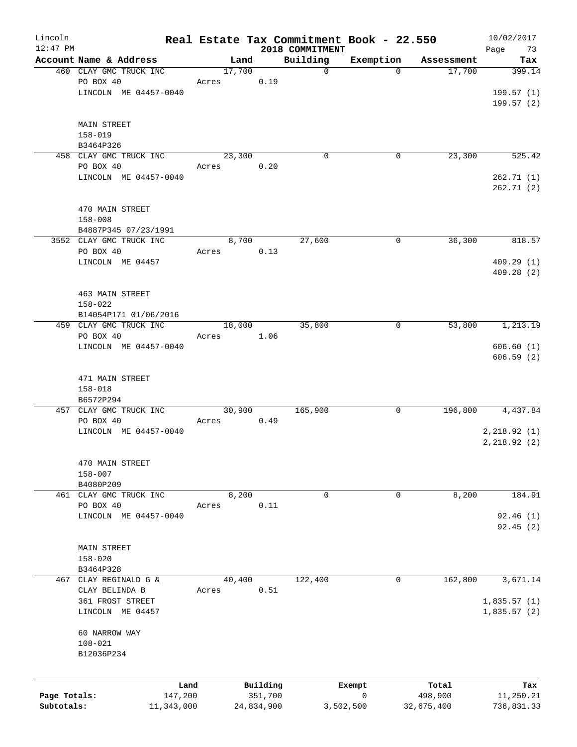Lincoln 12:47 PM

# Real Estate Tax Commitment Book - 22.550
## 2018 COMMITMENT

10/02/2017

| Account Name & Address | Land | Building | Exemption | Assessment | Tax |
|---|---|---|---|---|---|
| 460 CLAY GMC TRUCK INC<br>PO BOX 40<br>LINCOLN ME 04457-0040<br><br>MAIN STREET<br>158-019<br>B3464P326 | 17,700<br>Acres 0.19 | 0 | 0 | 17,700 | 399.14<br><br>199.57 (1)<br>199.57 (2) |
| 458 CLAY GMC TRUCK INC<br>PO BOX 40<br>LINCOLN ME 04457-0040<br><br>470 MAIN STREET<br>158-008<br>B4887P345 07/23/1991 | 23,300<br>Acres 0.20 | 0 | 0 | 23,300 | 525.42<br><br>262.71 (1)<br>262.71 (2) |
| 3552 CLAY GMC TRUCK INC<br>PO BOX 40<br>LINCOLN ME 04457<br><br>463 MAIN STREET<br>158-022<br>B14054P171 01/06/2016 | 8,700<br>Acres 0.13 | 27,600 | 0 | 36,300 | 818.57<br><br>409.29 (1)<br>409.28 (2) |
| 459 CLAY GMC TRUCK INC<br>PO BOX 40<br>LINCOLN ME 04457-0040<br><br>471 MAIN STREET<br>158-018<br>B6572P294 | 18,000<br>Acres 1.06 | 35,800 | 0 | 53,800 | 1,213.19<br><br>606.60 (1)<br>606.59 (2) |
| 457 CLAY GMC TRUCK INC<br>PO BOX 40<br>LINCOLN ME 04457-0040<br><br>470 MAIN STREET<br>158-007<br>B4080P209 | 30,900<br>Acres 0.49 | 165,900 | 0 | 196,800 | 4,437.84<br><br>2,218.92 (1)<br>2,218.92 (2) |
| 461 CLAY GMC TRUCK INC<br>PO BOX 40<br>LINCOLN ME 04457-0040<br><br>MAIN STREET<br>158-020<br>B3464P328 | 8,200<br>Acres 0.11 | 0 | 0 | 8,200 | 184.91<br><br>92.46 (1)<br>92.45 (2) |
| 467 CLAY REGINALD G &<br>CLAY BELINDA B<br>361 FROST STREET<br>LINCOLN ME 04457<br><br>60 NARROW WAY<br>108-021<br>B12036P234 | 40,400<br>Acres 0.51 | 122,400 | 0 | 162,800 | 3,671.14<br><br>1,835.57 (1)<br>1,835.57 (2) |

| | Land | Building | Exempt | Total | Tax |
|---|---|---|---|---|---|
| Page Totals: | 147,200 | 351,700 | 0 | 498,900 | 11,250.21 |
| Subtotals: | 11,343,000 | 24,834,900 | 3,502,500 | 32,675,400 | 736,831.33 |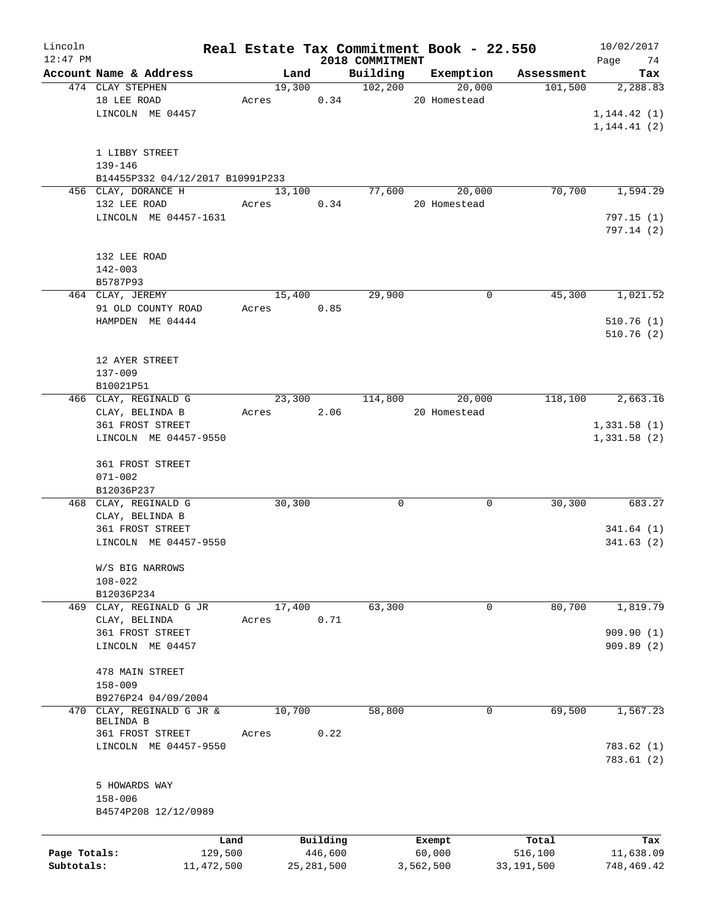# Real Estate Tax Commitment Book - 22.550

Lincoln
12:47 PM

2018 COMMITMENT

10/02/2017

| Account Name & Address | Land | Building | Exemption | Assessment | Tax |
|---|---|---|---|---|---|
| 474 CLAY STEPHEN | 19,300 | 102,200 | 20,000 | 101,500 | 2,288.83 |
| 18 LEE ROAD | Acres 0.34 | | 20 Homestead | | |
| LINCOLN ME 04457 | | | | | 1,144.42 (1) |
| | | | | | 1,144.41 (2) |
| 1 LIBBY STREET | | | | | |
| 139-146 | | | | | |
| B14455P332 04/12/2017 B10991P233 | | | | | |
| 456 CLAY, DORANCE H | 13,100 | 77,600 | 20,000 | 70,700 | 1,594.29 |
| 132 LEE ROAD | Acres 0.34 | | 20 Homestead | | |
| LINCOLN ME 04457-1631 | | | | | 797.15 (1) |
| | | | | | 797.14 (2) |
| 132 LEE ROAD | | | | | |
| 142-003 | | | | | |
| B5787P93 | | | | | |
| 464 CLAY, JEREMY | 15,400 | 29,900 | 0 | 45,300 | 1,021.52 |
| 91 OLD COUNTY ROAD | Acres 0.85 | | | | |
| HAMPDEN ME 04444 | | | | | 510.76 (1) |
| | | | | | 510.76 (2) |
| 12 AYER STREET | | | | | |
| 137-009 | | | | | |
| B10021P51 | | | | | |
| 466 CLAY, REGINALD G | 23,300 | 114,800 | 20,000 | 118,100 | 2,663.16 |
| CLAY, BELINDA B | Acres 2.06 | | 20 Homestead | | |
| 361 FROST STREET | | | | | 1,331.58 (1) |
| LINCOLN ME 04457-9550 | | | | | 1,331.58 (2) |
| 361 FROST STREET | | | | | |
| 071-002 | | | | | |
| B12036P237 | | | | | |
| 468 CLAY, REGINALD G | 30,300 | 0 | 0 | 30,300 | 683.27 |
| CLAY, BELINDA B | | | | | |
| 361 FROST STREET | | | | | 341.64 (1) |
| LINCOLN ME 04457-9550 | | | | | 341.63 (2) |
| W/S BIG NARROWS | | | | | |
| 108-022 | | | | | |
| B12036P234 | | | | | |
| 469 CLAY, REGINALD G JR | 17,400 | 63,300 | 0 | 80,700 | 1,819.79 |
| CLAY, BELINDA | Acres 0.71 | | | | |
| 361 FROST STREET | | | | | 909.90 (1) |
| LINCOLN ME 04457 | | | | | 909.89 (2) |
| 478 MAIN STREET | | | | | |
| 158-009 | | | | | |
| B9276P24 04/09/2004 | | | | | |
| 470 CLAY, REGINALD G JR & BELINDA B | 10,700 | 58,800 | 0 | 69,500 | 1,567.23 |
| 361 FROST STREET | Acres 0.22 | | | | |
| LINCOLN ME 04457-9550 | | | | | 783.62 (1) |
| | | | | | 783.61 (2) |
| 5 HOWARDS WAY | | | | | |
| 158-006 | | | | | |
| B4574P208 12/12/0989 | | | | | |

| | Land | Building | Exempt | Total | Tax |
|---|---|---|---|---|---|
| Page Totals: | 129,500 | 446,600 | 60,000 | 516,100 | 11,638.09 |
| Subtotals: | 11,472,500 | 25,281,500 | 3,562,500 | 33,191,500 | 748,469.42 |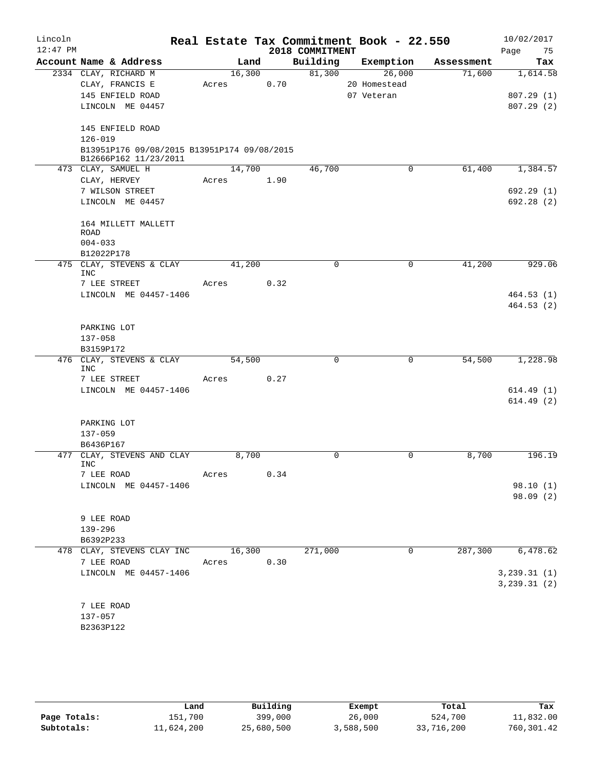Lincoln 12:47 PM

# Real Estate Tax Commitment Book - 22.550

2018 COMMITMENT

10/02/2017 Page 75

| Account Name & Address | Land | Building | Exemption | Assessment | Tax |
|---|---|---|---|---|---|
| 2334 CLAY, RICHARD M | 16,300 | 81,300 | 26,000 | 71,600 | 1,614.58 |
| CLAY, FRANCIS E | Acres 0.70 | | 20 Homestead | | |
| 145 ENFIELD ROAD | | | 07 Veteran | | 807.29 (1) |
| LINCOLN ME 04457 | | | | | 807.29 (2) |
| 145 ENFIELD ROAD | | | | | |
| 126-019 | | | | | |
| B13951P176 09/08/2015 B13951P174 09/08/2015 B12666P162 11/23/2011 | | | | | |
| 473 CLAY, SAMUEL H | 14,700 | 46,700 | 0 | 61,400 | 1,384.57 |
| CLAY, HERVEY | Acres 1.90 | | | | |
| 7 WILSON STREET | | | | | 692.29 (1) |
| LINCOLN ME 04457 | | | | | 692.28 (2) |
| 164 MILLETT MALLETT ROAD | | | | | |
| 004-033 | | | | | |
| B12022P178 | | | | | |
| 475 CLAY, STEVENS & CLAY INC | 41,200 | 0 | 0 | 41,200 | 929.06 |
| 7 LEE STREET | Acres 0.32 | | | | |
| LINCOLN ME 04457-1406 | | | | | 464.53 (1) |
| | | | | | 464.53 (2) |
| PARKING LOT | | | | | |
| 137-058 | | | | | |
| B3159P172 | | | | | |
| 476 CLAY, STEVENS & CLAY INC | 54,500 | 0 | 0 | 54,500 | 1,228.98 |
| 7 LEE STREET | Acres 0.27 | | | | |
| LINCOLN ME 04457-1406 | | | | | 614.49 (1) |
| | | | | | 614.49 (2) |
| PARKING LOT | | | | | |
| 137-059 | | | | | |
| B6436P167 | | | | | |
| 477 CLAY, STEVENS AND CLAY INC | 8,700 | 0 | 0 | 8,700 | 196.19 |
| 7 LEE ROAD | Acres 0.34 | | | | |
| LINCOLN ME 04457-1406 | | | | | 98.10 (1) |
| | | | | | 98.09 (2) |
| 9 LEE ROAD | | | | | |
| 139-296 | | | | | |
| B6392P233 | | | | | |
| 478 CLAY, STEVENS CLAY INC | 16,300 | 271,000 | 0 | 287,300 | 6,478.62 |
| 7 LEE ROAD | Acres 0.30 | | | | |
| LINCOLN ME 04457-1406 | | | | | 3,239.31 (1) |
| | | | | | 3,239.31 (2) |
| 7 LEE ROAD | | | | | |
| 137-057 | | | | | |
| B2363P122 | | | | | |

| | Land | Building | Exempt | Total | Tax |
|---|---|---|---|---|---|
| Page Totals: | 151,700 | 399,000 | 26,000 | 524,700 | 11,832.00 |
| Subtotals: | 11,624,200 | 25,680,500 | 3,588,500 | 33,716,200 | 760,301.42 |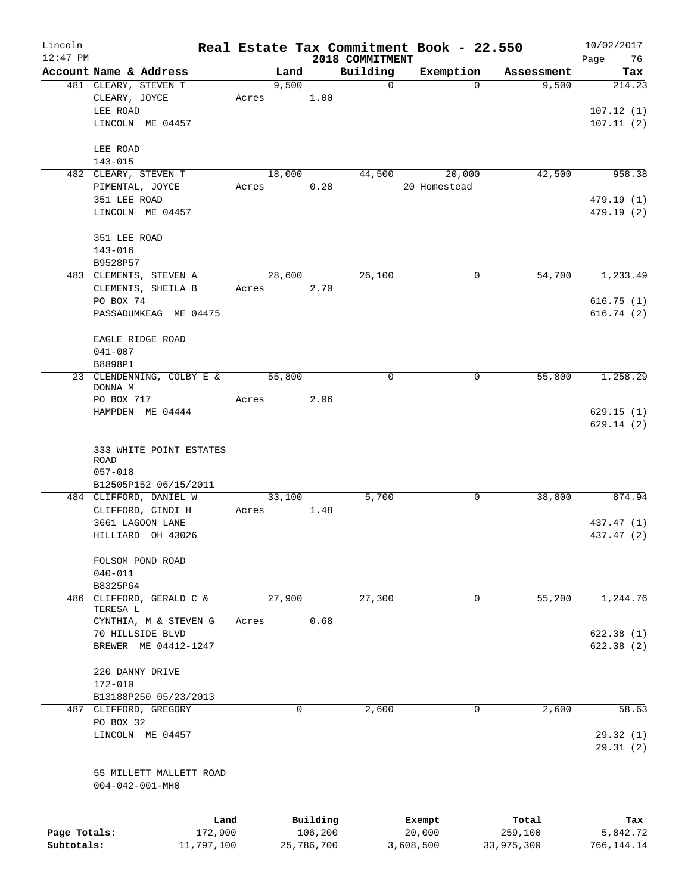# Real Estate Tax Commitment Book - 22.550

## 2018 COMMITMENT

Lincoln
12:47 PM
10/02/2017

| Account Name & Address | Land | Building | Exemption | Assessment | Tax |
|---|---|---|---|---|---|
| 481 CLEARY, STEVEN T | 9,500 | 0 | 0 | 9,500 | 214.23 |
| CLEARY, JOYCE | Acres 1.00 | | | | |
| LEE ROAD | | | | | 107.12 (1) |
| LINCOLN ME 04457 | | | | | 107.11 (2) |
| LEE ROAD | | | | | |
| 143-015 | | | | | |
| 482 CLEARY, STEVEN T | 18,000 | 44,500 | 20,000 | 42,500 | 958.38 |
| PIMENTAL, JOYCE | Acres 0.28 | | 20 Homestead | | |
| 351 LEE ROAD | | | | | 479.19 (1) |
| LINCOLN ME 04457 | | | | | 479.19 (2) |
| 351 LEE ROAD | | | | | |
| 143-016 | | | | | |
| B9528P57 | | | | | |
| 483 CLEMENTS, STEVEN A | 28,600 | 26,100 | 0 | 54,700 | 1,233.49 |
| CLEMENTS, SHEILA B | Acres 2.70 | | | | |
| PO BOX 74 | | | | | 616.75 (1) |
| PASSADUMKEAG ME 04475 | | | | | 616.74 (2) |
| EAGLE RIDGE ROAD | | | | | |
| 041-007 | | | | | |
| B8898P1 | | | | | |
| 23 CLENDENNING, COLBY E & DONNA M | 55,800 | 0 | 0 | 55,800 | 1,258.29 |
| PO BOX 717 | Acres 2.06 | | | | |
| HAMPDEN ME 04444 | | | | | 629.15 (1) |
| | | | | | 629.14 (2) |
| 333 WHITE POINT ESTATES ROAD | | | | | |
| 057-018 | | | | | |
| B12505P152 06/15/2011 | | | | | |
| 484 CLIFFORD, DANIEL W | 33,100 | 5,700 | 0 | 38,800 | 874.94 |
| CLIFFORD, CINDI H | Acres 1.48 | | | | |
| 3661 LAGOON LANE | | | | | 437.47 (1) |
| HILLIARD OH 43026 | | | | | 437.47 (2) |
| FOLSOM POND ROAD | | | | | |
| 040-011 | | | | | |
| B8325P64 | | | | | |
| 486 CLIFFORD, GERALD C & TERESA L | 27,900 | 27,300 | 0 | 55,200 | 1,244.76 |
| CYNTHIA, M & STEVEN G | Acres 0.68 | | | | |
| 70 HILLSIDE BLVD | | | | | 622.38 (1) |
| BREWER ME 04412-1247 | | | | | 622.38 (2) |
| 220 DANNY DRIVE | | | | | |
| 172-010 | | | | | |
| B13188P250 05/23/2013 | | | | | |
| 487 CLIFFORD, GREGORY | 0 | 2,600 | 0 | 2,600 | 58.63 |
| PO BOX 32 | | | | | |
| LINCOLN ME 04457 | | | | | 29.32 (1) |
| | | | | | 29.31 (2) |
| 55 MILLETT MALLETT ROAD | | | | | |
| 004-042-001-MH0 | | | | | |

| | Land | Building | Exempt | Total | Tax |
|---|---|---|---|---|---|
| Page Totals: | 172,900 | 106,200 | 20,000 | 259,100 | 5,842.72 |
| Subtotals: | 11,797,100 | 25,786,700 | 3,608,500 | 33,975,300 | 766,144.14 |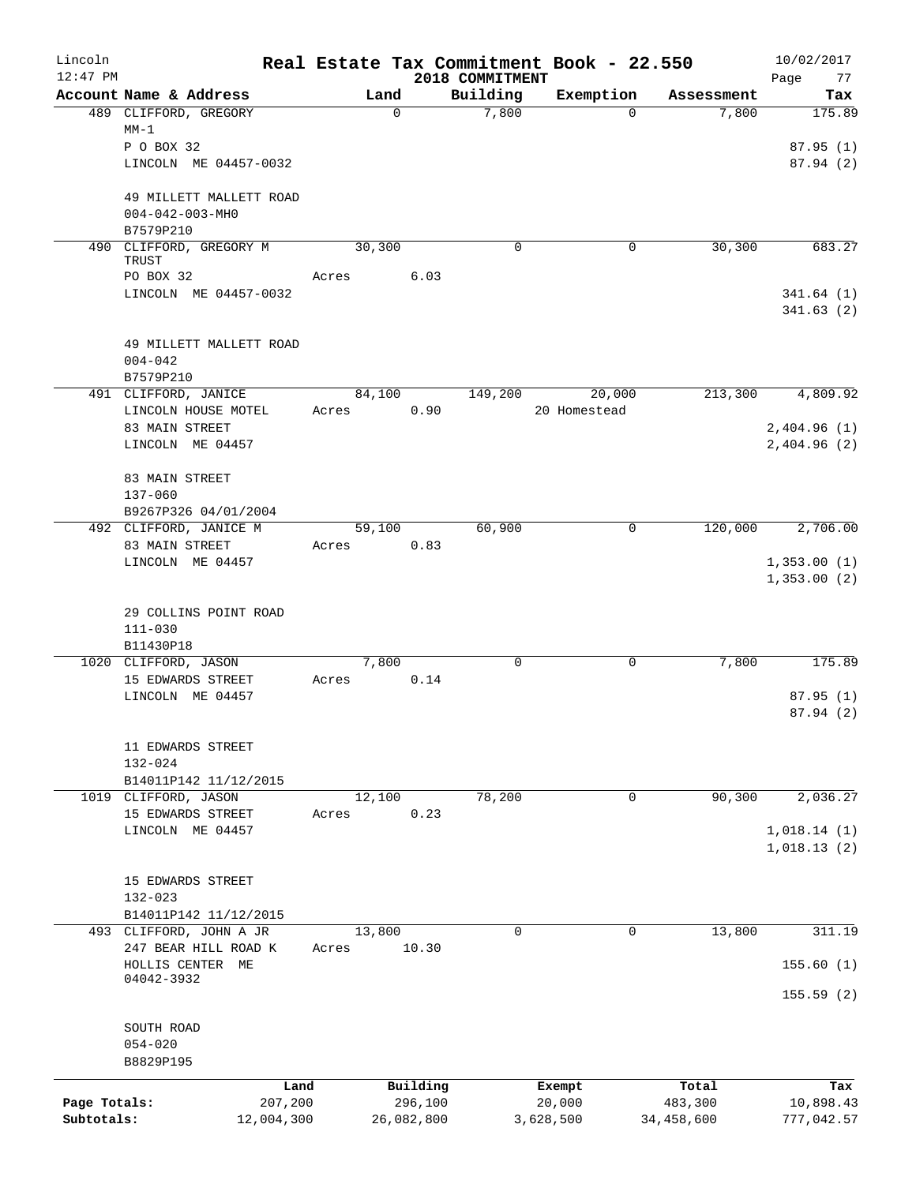# Real Estate Tax Commitment Book - 22.550

Lincoln
12:47 PM

2018 COMMITMENT

10/02/2017

| Account Name & Address | Land | Building | Exemption | Assessment | Tax |
|---|---|---|---|---|---|
| 489 CLIFFORD, GREGORY<br>MM-1<br>P O BOX 32<br>LINCOLN ME 04457-0032<br><br>49 MILLETT MALLETT ROAD<br>004-042-003-MH0<br>B7579P210 | 0 | 7,800 | 0 | 7,800 | 175.89<br><br>87.95 (1)<br>87.94 (2) |
| 490 CLIFFORD, GREGORY M TRUST<br>PO BOX 32<br>LINCOLN ME 04457-0032<br><br>49 MILLETT MALLETT ROAD<br>004-042<br>B7579P210 | 30,300<br>Acres 6.03 | 0 | 0 | 30,300 | 683.27<br><br>341.64 (1)<br>341.63 (2) |
| 491 CLIFFORD, JANICE<br>LINCOLN HOUSE MOTEL<br>83 MAIN STREET<br>LINCOLN ME 04457<br><br>83 MAIN STREET<br>137-060<br>B9267P326 04/01/2004 | 84,100<br>Acres 0.90 | 149,200 | 20,000<br>20 Homestead | 213,300 | 4,809.92<br><br>2,404.96 (1)<br>2,404.96 (2) |
| 492 CLIFFORD, JANICE M<br>83 MAIN STREET<br>LINCOLN ME 04457<br><br>29 COLLINS POINT ROAD<br>111-030<br>B11430P18 | 59,100<br>Acres 0.83 | 60,900 | 0 | 120,000 | 2,706.00<br><br>1,353.00 (1)<br>1,353.00 (2) |
| 1020 CLIFFORD, JASON<br>15 EDWARDS STREET<br>LINCOLN ME 04457<br><br>11 EDWARDS STREET<br>132-024<br>B14011P142 11/12/2015 | 7,800<br>Acres 0.14 | 0 | 0 | 7,800 | 175.89<br><br>87.95 (1)<br>87.94 (2) |
| 1019 CLIFFORD, JASON<br>15 EDWARDS STREET<br>LINCOLN ME 04457<br><br>15 EDWARDS STREET<br>132-023<br>B14011P142 11/12/2015 | 12,100<br>Acres 0.23 | 78,200 | 0 | 90,300 | 2,036.27<br><br>1,018.14 (1)<br>1,018.13 (2) |
| 493 CLIFFORD, JOHN A JR<br>247 BEAR HILL ROAD K<br>HOLLIS CENTER ME<br>04042-3932<br><br>SOUTH ROAD<br>054-020<br>B8829P195 | 13,800<br>Acres 10.30 | 0 | 0 | 13,800 | 311.19<br><br>155.60 (1)<br>155.59 (2) |

| | Land | Building | Exempt | Total | Tax |
|---|---|---|---|---|---|
| Page Totals: | 207,200 | 296,100 | 20,000 | 483,300 | 10,898.43 |
| Subtotals: | 12,004,300 | 26,082,800 | 3,628,500 | 34,458,600 | 777,042.57 |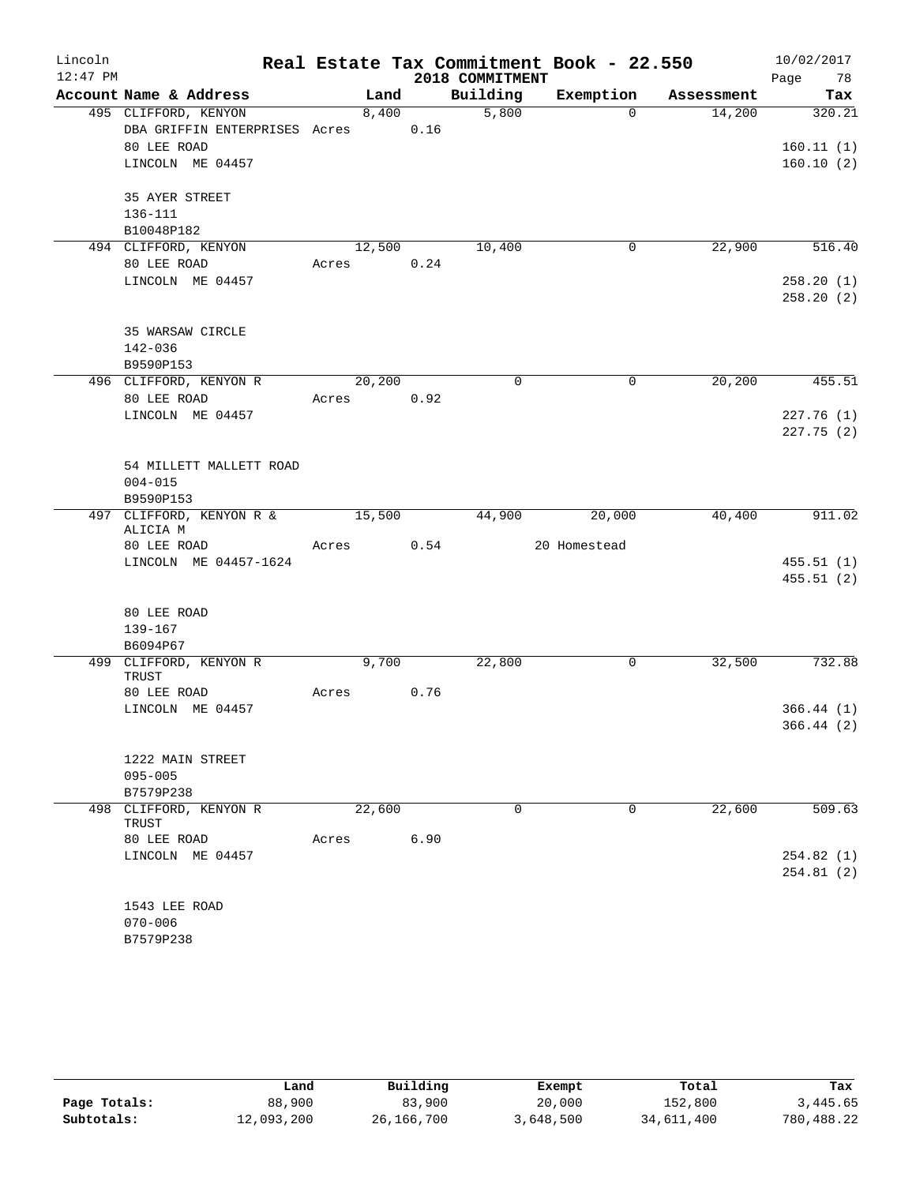# Real Estate Tax Commitment Book - 22.550

2018 COMMITMENT

| Account Name & Address | Land | Building | Exemption | Assessment | Tax |
|---|---|---|---|---|---|
| 495 CLIFFORD, KENYON | 8,400 | 5,800 | 0 | 14,200 | 320.21 |
| DBA GRIFFIN ENTERPRISES Acres 0.16 | | | | | |
| 80 LEE ROAD | | | | | 160.11 (1) |
| LINCOLN ME 04457 | | | | | 160.10 (2) |
| 35 AYER STREET | | | | | |
| 136-111 | | | | | |
| B10048P182 | | | | | |
| 494 CLIFFORD, KENYON | 12,500 | 10,400 | 0 | 22,900 | 516.40 |
| 80 LEE ROAD Acres 0.24 | | | | | |
| LINCOLN ME 04457 | | | | | 258.20 (1) |
| | | | | | 258.20 (2) |
| 35 WARSAW CIRCLE | | | | | |
| 142-036 | | | | | |
| B9590P153 | | | | | |
| 496 CLIFFORD, KENYON R | 20,200 | 0 | 0 | 20,200 | 455.51 |
| 80 LEE ROAD Acres 0.92 | | | | | |
| LINCOLN ME 04457 | | | | | 227.76 (1) |
| | | | | | 227.75 (2) |
| 54 MILLETT MALLETT ROAD | | | | | |
| 004-015 | | | | | |
| B9590P153 | | | | | |
| 497 CLIFFORD, KENYON R & ALICIA M | 15,500 | 44,900 | 20,000 | 40,400 | 911.02 |
| 80 LEE ROAD Acres 0.54 | | | 20 Homestead | | |
| LINCOLN ME 04457-1624 | | | | | 455.51 (1) |
| | | | | | 455.51 (2) |
| 80 LEE ROAD | | | | | |
| 139-167 | | | | | |
| B6094P67 | | | | | |
| 499 CLIFFORD, KENYON R TRUST | 9,700 | 22,800 | 0 | 32,500 | 732.88 |
| 80 LEE ROAD Acres 0.76 | | | | | |
| LINCOLN ME 04457 | | | | | 366.44 (1) |
| | | | | | 366.44 (2) |
| 1222 MAIN STREET | | | | | |
| 095-005 | | | | | |
| B7579P238 | | | | | |
| 498 CLIFFORD, KENYON R TRUST | 22,600 | 0 | 0 | 22,600 | 509.63 |
| 80 LEE ROAD Acres 6.90 | | | | | |
| LINCOLN ME 04457 | | | | | 254.82 (1) |
| | | | | | 254.81 (2) |
| 1543 LEE ROAD | | | | | |
| 070-006 | | | | | |
| B7579P238 | | | | | |

| | Land | Building | Exempt | Total | Tax |
|---|---|---|---|---|---|
| Page Totals: | 88,900 | 83,900 | 20,000 | 152,800 | 3,445.65 |
| Subtotals: | 12,093,200 | 26,166,700 | 3,648,500 | 34,611,400 | 780,488.22 |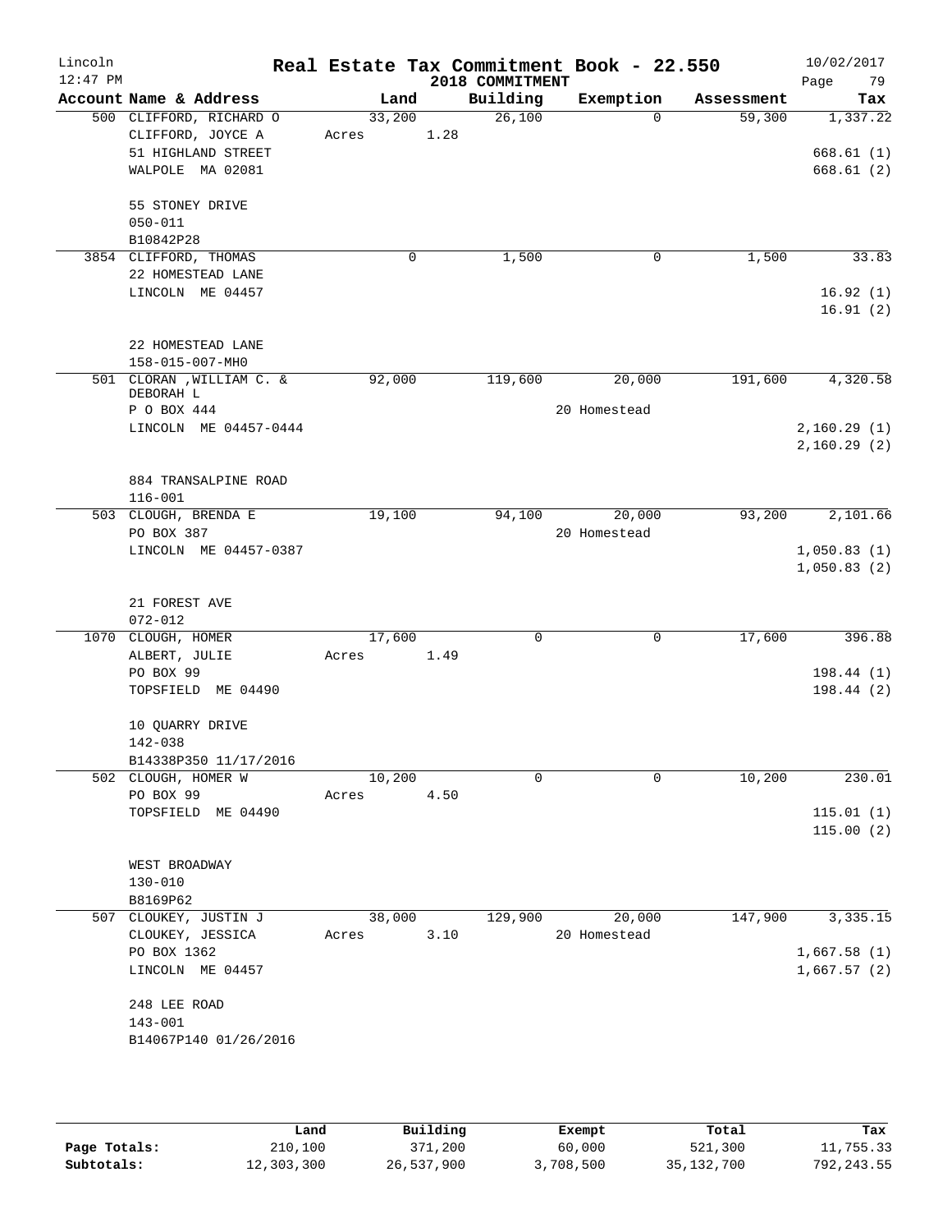# Real Estate Tax Commitment Book - 22.550

Lincoln
12:47 PM

2018 COMMITMENT

10/02/2017

| Account | Name & Address | Land | Building | Exemption | Assessment | Tax |
|---|---|---|---|---|---|---|
| 500 | CLIFFORD, RICHARD O<br>CLIFFORD, JOYCE A<br>51 HIGHLAND STREET<br>WALPOLE MA 02081<br><br>55 STONEY DRIVE<br>050-011<br>B10842P28 | 33,200<br>Acres 1.28 | 26,100 | 0 | 59,300 | 1,337.22<br><br>668.61 (1)<br>668.61 (2) |
| 3854 | CLIFFORD, THOMAS<br>22 HOMESTEAD LANE<br>LINCOLN ME 04457<br><br>22 HOMESTEAD LANE<br>158-015-007-MH0 | 0 | 1,500 | 0 | 1,500 | 33.83<br><br>16.92 (1)<br>16.91 (2) |
| 501 | CLORAN ,WILLIAM C. & DEBORAH L<br>P O BOX 444<br>LINCOLN ME 04457-0444<br><br>884 TRANSALPINE ROAD<br>116-001 | 92,000 | 119,600 | 20,000<br>20 Homestead | 191,600 | 4,320.58<br><br>2,160.29 (1)<br>2,160.29 (2) |
| 503 | CLOUGH, BRENDA E<br>PO BOX 387<br>LINCOLN ME 04457-0387<br><br>21 FOREST AVE<br>072-012 | 19,100 | 94,100 | 20,000<br>20 Homestead | 93,200 | 2,101.66<br><br>1,050.83 (1)<br>1,050.83 (2) |
| 1070 | CLOUGH, HOMER<br>ALBERT, JULIE<br>PO BOX 99<br>TOPSFIELD ME 04490<br><br>10 QUARRY DRIVE<br>142-038<br>B14338P350 11/17/2016 | 17,600<br>Acres 1.49 | 0 | 0 | 17,600 | 396.88<br><br>198.44 (1)<br>198.44 (2) |
| 502 | CLOUGH, HOMER W<br>PO BOX 99<br>TOPSFIELD ME 04490<br><br>WEST BROADWAY<br>130-010<br>B8169P62 | 10,200<br>Acres 4.50 | 0 | 0 | 10,200 | 230.01<br><br>115.01 (1)<br>115.00 (2) |
| 507 | CLOUKEY, JUSTIN J<br>CLOUKEY, JESSICA<br>PO BOX 1362<br>LINCOLN ME 04457<br><br>248 LEE ROAD<br>143-001<br>B14067P140 01/26/2016 | 38,000<br>Acres 3.10 | 129,900 | 20,000<br>20 Homestead | 147,900 | 3,335.15<br><br>1,667.58 (1)<br>1,667.57 (2) |

| | Land | Building | Exempt | Total | Tax |
|---|---|---|---|---|---|
| Page Totals: | 210,100 | 371,200 | 60,000 | 521,300 | 11,755.33 |
| Subtotals: | 12,303,300 | 26,537,900 | 3,708,500 | 35,132,700 | 792,243.55 |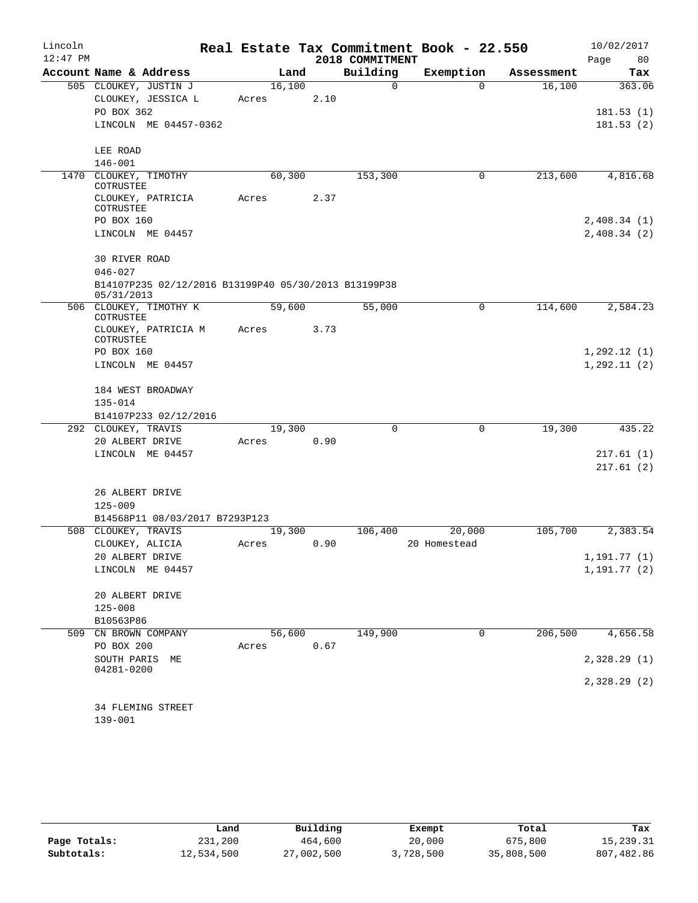# Real Estate Tax Commitment Book - 22.550

Lincoln
12:47 PM

2018 COMMITMENT

10/02/2017

| Account Name & Address | Land | Building | Exemption | Assessment | Tax |
|---|---|---|---|---|---|
| 505 CLOUKEY, JUSTIN J | 16,100 | 0 | 0 | 16,100 | 363.06 |
| CLOUKEY, JESSICA L | Acres 2.10 | | | | |
| PO BOX 362 | | | | | 181.53 (1) |
| LINCOLN ME 04457-0362 | | | | | 181.53 (2) |
| LEE ROAD | | | | | |
| 146-001 | | | | | |
| 1470 CLOUKEY, TIMOTHY COTRUSTEE | 60,300 | 153,300 | 0 | 213,600 | 4,816.68 |
| CLOUKEY, PATRICIA COTRUSTEE | Acres 2.37 | | | | |
| PO BOX 160 | | | | | 2,408.34 (1) |
| LINCOLN ME 04457 | | | | | 2,408.34 (2) |
| 30 RIVER ROAD | | | | | |
| 046-027 | | | | | |
| B14107P235 02/12/2016 B13199P40 05/30/2013 B13199P38 05/31/2013 | | | | | |
| 506 CLOUKEY, TIMOTHY K COTRUSTEE | 59,600 | 55,000 | 0 | 114,600 | 2,584.23 |
| CLOUKEY, PATRICIA M COTRUSTEE | Acres 3.73 | | | | |
| PO BOX 160 | | | | | 1,292.12 (1) |
| LINCOLN ME 04457 | | | | | 1,292.11 (2) |
| 184 WEST BROADWAY | | | | | |
| 135-014 | | | | | |
| B14107P233 02/12/2016 | | | | | |
| 292 CLOUKEY, TRAVIS | 19,300 | 0 | 0 | 19,300 | 435.22 |
| 20 ALBERT DRIVE | Acres 0.90 | | | | |
| LINCOLN ME 04457 | | | | | 217.61 (1) |
| | | | | | 217.61 (2) |
| 26 ALBERT DRIVE | | | | | |
| 125-009 | | | | | |
| B14568P11 08/03/2017 B7293P123 | | | | | |
| 508 CLOUKEY, TRAVIS | 19,300 | 106,400 | 20,000 | 105,700 | 2,383.54 |
| CLOUKEY, ALICIA | Acres 0.90 | | 20 Homestead | | |
| 20 ALBERT DRIVE | | | | | 1,191.77 (1) |
| LINCOLN ME 04457 | | | | | 1,191.77 (2) |
| 20 ALBERT DRIVE | | | | | |
| 125-008 | | | | | |
| B10563P86 | | | | | |
| 509 CN BROWN COMPANY | 56,600 | 149,900 | 0 | 206,500 | 4,656.58 |
| PO BOX 200 | Acres 0.67 | | | | |
| SOUTH PARIS ME 04281-0200 | | | | | 2,328.29 (1) |
| | | | | | 2,328.29 (2) |
| 34 FLEMING STREET | | | | | |
| 139-001 | | | | | |

| | Land | Building | Exempt | Total | Tax |
|---|---|---|---|---|---|
| Page Totals: | 231,200 | 464,600 | 20,000 | 675,800 | 15,239.31 |
| Subtotals: | 12,534,500 | 27,002,500 | 3,728,500 | 35,808,500 | 807,482.86 |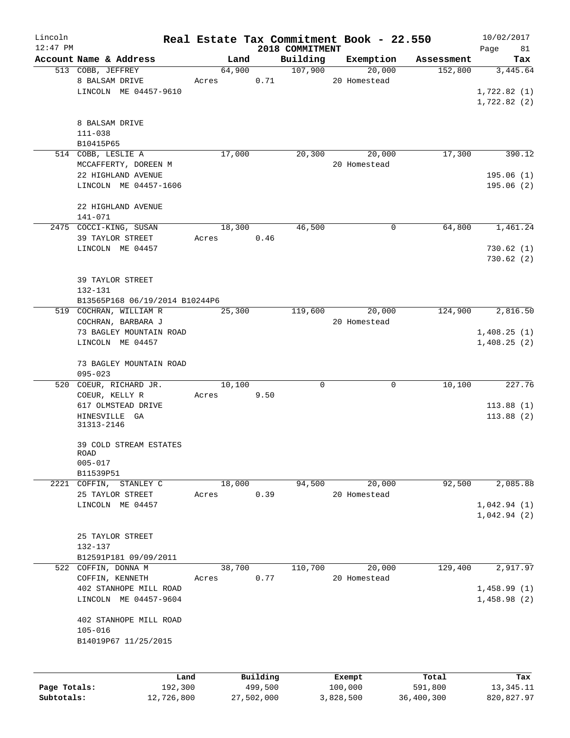# Real Estate Tax Commitment Book - 22.550

Lincoln 12:47 PM — 2018 COMMITMENT — 10/02/2017

| Account Name & Address | Land | Building | Exemption | Assessment | Tax |
|---|---|---|---|---|---|
| 513 COBB, JEFFREY<br>8 BALSAM DRIVE<br>LINCOLN ME 04457-9610<br><br>8 BALSAM DRIVE<br>111-038<br>B10415P65 | 64,900<br>Acres 0.71 | 107,900 | 20,000<br>20 Homestead | 152,800 | 3,445.64<br><br>1,722.82 (1)<br>1,722.82 (2) |
| 514 COBB, LESLIE A<br>MCCAFFERTY, DOREEN M<br>22 HIGHLAND AVENUE<br>LINCOLN ME 04457-1606<br><br>22 HIGHLAND AVENUE<br>141-071 | 17,000 | 20,300 | 20,000<br>20 Homestead | 17,300 | 390.12<br><br>195.06 (1)<br>195.06 (2) |
| 2475 COCCI-KING, SUSAN<br>39 TAYLOR STREET<br>LINCOLN ME 04457<br><br>39 TAYLOR STREET<br>132-131<br>B13565P168 06/19/2014 B10244P6 | 18,300<br>Acres 0.46 | 46,500 | 0 | 64,800 | 1,461.24<br><br>730.62 (1)<br>730.62 (2) |
| 519 COCHRAN, WILLIAM R<br>COCHRAN, BARBARA J<br>73 BAGLEY MOUNTAIN ROAD<br>LINCOLN ME 04457<br><br>73 BAGLEY MOUNTAIN ROAD<br>095-023 | 25,300 | 119,600 | 20,000<br>20 Homestead | 124,900 | 2,816.50<br><br>1,408.25 (1)<br>1,408.25 (2) |
| 520 COEUR, RICHARD JR.<br>COEUR, KELLY R<br>617 OLMSTEAD DRIVE<br>HINESVILLE GA<br>31313-2146<br><br>39 COLD STREAM ESTATES ROAD<br>005-017<br>B11539P51 | 10,100<br>Acres 9.50 | 0 | 0 | 10,100 | 227.76<br><br>113.88 (1)<br>113.88 (2) |
| 2221 COFFIN, STANLEY C<br>25 TAYLOR STREET<br>LINCOLN ME 04457<br><br>25 TAYLOR STREET<br>132-137<br>B12591P181 09/09/2011 | 18,000<br>Acres 0.39 | 94,500 | 20,000<br>20 Homestead | 92,500 | 2,085.88<br><br>1,042.94 (1)<br>1,042.94 (2) |
| 522 COFFIN, DONNA M<br>COFFIN, KENNETH<br>402 STANHOPE MILL ROAD<br>LINCOLN ME 04457-9604<br><br>402 STANHOPE MILL ROAD<br>105-016<br>B14019P67 11/25/2015 | 38,700<br>Acres 0.77 | 110,700 | 20,000<br>20 Homestead | 129,400 | 2,917.97<br><br>1,458.99 (1)<br>1,458.98 (2) |

| | Land | Building | Exempt | Total | Tax |
|---|---|---|---|---|---|
| Page Totals: | 192,300 | 499,500 | 100,000 | 591,800 | 13,345.11 |
| Subtotals: | 12,726,800 | 27,502,000 | 3,828,500 | 36,400,300 | 820,827.97 |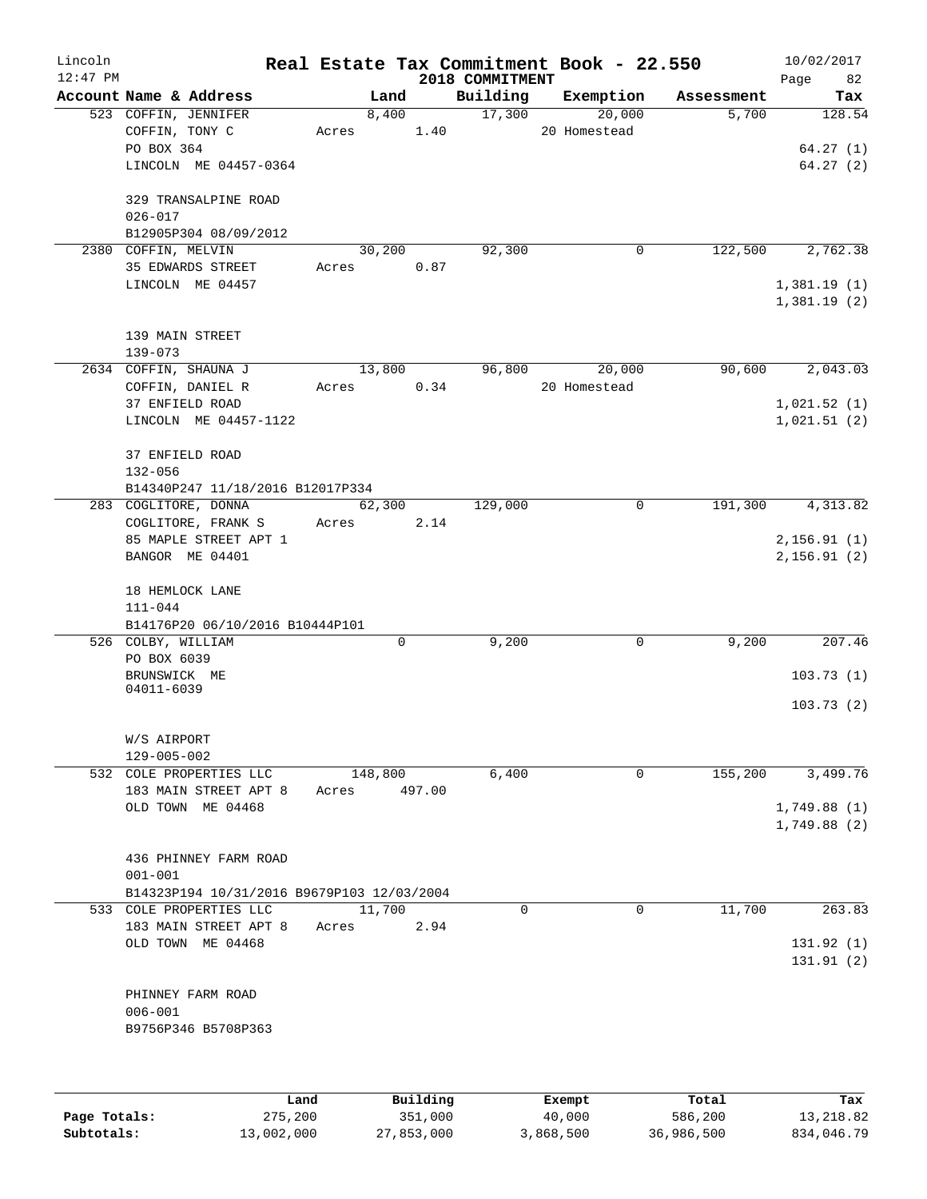# Real Estate Tax Commitment Book - 22.550

Lincoln
12:47 PM

2018 COMMITMENT

10/02/2017

| Account Name & Address | Land | Building | Exemption | Assessment | Tax |
|---|---|---|---|---|---|
| 523 COFFIN, JENNIFER | 8,400 | 17,300 | 20,000 | 5,700 | 128.54 |
| COFFIN, TONY C | Acres 1.40 | | 20 Homestead | | |
| PO BOX 364 | | | | | 64.27 (1) |
| LINCOLN ME 04457-0364 | | | | | 64.27 (2) |
| 329 TRANSALPINE ROAD | | | | | |
| 026-017 | | | | | |
| B12905P304 08/09/2012 | | | | | |
| 2380 COFFIN, MELVIN | 30,200 | 92,300 | 0 | 122,500 | 2,762.38 |
| 35 EDWARDS STREET | Acres 0.87 | | | | |
| LINCOLN ME 04457 | | | | | 1,381.19 (1) |
| | | | | | 1,381.19 (2) |
| 139 MAIN STREET | | | | | |
| 139-073 | | | | | |
| 2634 COFFIN, SHAUNA J | 13,800 | 96,800 | 20,000 | 90,600 | 2,043.03 |
| COFFIN, DANIEL R | Acres 0.34 | | 20 Homestead | | |
| 37 ENFIELD ROAD | | | | | 1,021.52 (1) |
| LINCOLN ME 04457-1122 | | | | | 1,021.51 (2) |
| 37 ENFIELD ROAD | | | | | |
| 132-056 | | | | | |
| B14340P247 11/18/2016 B12017P334 | | | | | |
| 283 COGLITORE, DONNA | 62,300 | 129,000 | 0 | 191,300 | 4,313.82 |
| COGLITORE, FRANK S | Acres 2.14 | | | | |
| 85 MAPLE STREET APT 1 | | | | | 2,156.91 (1) |
| BANGOR ME 04401 | | | | | 2,156.91 (2) |
| 18 HEMLOCK LANE | | | | | |
| 111-044 | | | | | |
| B14176P20 06/10/2016 B10444P101 | | | | | |
| 526 COLBY, WILLIAM | 0 | 9,200 | 0 | 9,200 | 207.46 |
| PO BOX 6039 | | | | | |
| BRUNSWICK ME 04011-6039 | | | | | 103.73 (1) |
| | | | | | 103.73 (2) |
| W/S AIRPORT | | | | | |
| 129-005-002 | | | | | |
| 532 COLE PROPERTIES LLC | 148,800 | 6,400 | 0 | 155,200 | 3,499.76 |
| 183 MAIN STREET APT 8 | Acres 497.00 | | | | |
| OLD TOWN ME 04468 | | | | | 1,749.88 (1) |
| | | | | | 1,749.88 (2) |
| 436 PHINNEY FARM ROAD | | | | | |
| 001-001 | | | | | |
| B14323P194 10/31/2016 B9679P103 12/03/2004 | | | | | |
| 533 COLE PROPERTIES LLC | 11,700 | 0 | 0 | 11,700 | 263.83 |
| 183 MAIN STREET APT 8 | Acres 2.94 | | | | |
| OLD TOWN ME 04468 | | | | | 131.92 (1) |
| | | | | | 131.91 (2) |
| PHINNEY FARM ROAD | | | | | |
| 006-001 | | | | | |
| B9756P346 B5708P363 | | | | | |

| | Land | Building | Exempt | Total | Tax |
|---|---|---|---|---|---|
| Page Totals: | 275,200 | 351,000 | 40,000 | 586,200 | 13,218.82 |
| Subtotals: | 13,002,000 | 27,853,000 | 3,868,500 | 36,986,500 | 834,046.79 |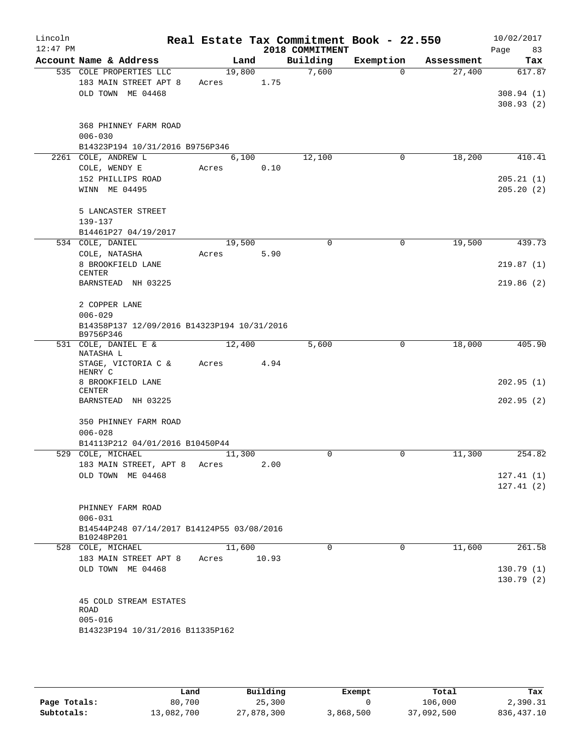Lincoln 12:47 PM

# Real Estate Tax Commitment Book - 22.550

2018 COMMITMENT

10/02/2017 Page 83

| Account Name & Address | Land | Building | Exemption | Assessment | Tax |
|---|---|---|---|---|---|
| 535 COLE PROPERTIES LLC | 19,800 | 7,600 | 0 | 27,400 | 617.87 |
| 183 MAIN STREET APT 8 | Acres 1.75 | | | | |
| OLD TOWN ME 04468 | | | | | 308.94 (1) |
| | | | | | 308.93 (2) |
| 368 PHINNEY FARM ROAD | | | | | |
| 006-030 | | | | | |
| B14323P194 10/31/2016 B9756P346 | | | | | |
| 2261 COLE, ANDREW L | 6,100 | 12,100 | 0 | 18,200 | 410.41 |
| COLE, WENDY E | Acres 0.10 | | | | |
| 152 PHILLIPS ROAD | | | | | 205.21 (1) |
| WINN ME 04495 | | | | | 205.20 (2) |
| 5 LANCASTER STREET | | | | | |
| 139-137 | | | | | |
| B14461P27 04/19/2017 | | | | | |
| 534 COLE, DANIEL | 19,500 | 0 | 0 | 19,500 | 439.73 |
| COLE, NATASHA | Acres 5.90 | | | | |
| 8 BROOKFIELD LANE CENTER | | | | | 219.87 (1) |
| BARNSTEAD NH 03225 | | | | | 219.86 (2) |
| 2 COPPER LANE | | | | | |
| 006-029 | | | | | |
| B14358P137 12/09/2016 B14323P194 10/31/2016 B9756P346 | | | | | |
| 531 COLE, DANIEL E & NATASHA L | 12,400 | 5,600 | 0 | 18,000 | 405.90 |
| STAGE, VICTORIA C & HENRY C | Acres 4.94 | | | | |
| 8 BROOKFIELD LANE CENTER | | | | | 202.95 (1) |
| BARNSTEAD NH 03225 | | | | | 202.95 (2) |
| 350 PHINNEY FARM ROAD | | | | | |
| 006-028 | | | | | |
| B14113P212 04/01/2016 B10450P44 | | | | | |
| 529 COLE, MICHAEL | 11,300 | 0 | 0 | 11,300 | 254.82 |
| 183 MAIN STREET, APT 8 | Acres 2.00 | | | | |
| OLD TOWN ME 04468 | | | | | 127.41 (1) |
| | | | | | 127.41 (2) |
| PHINNEY FARM ROAD | | | | | |
| 006-031 | | | | | |
| B14544P248 07/14/2017 B14124P55 03/08/2016 B10248P201 | | | | | |
| 528 COLE, MICHAEL | 11,600 | 0 | 0 | 11,600 | 261.58 |
| 183 MAIN STREET APT 8 | Acres 10.93 | | | | |
| OLD TOWN ME 04468 | | | | | 130.79 (1) |
| | | | | | 130.79 (2) |
| 45 COLD STREAM ESTATES ROAD | | | | | |
| 005-016 | | | | | |
| B14323P194 10/31/2016 B11335P162 | | | | | |

| | Land | Building | Exempt | Total | Tax |
|---|---|---|---|---|---|
| Page Totals: | 80,700 | 25,300 | 0 | 106,000 | 2,390.31 |
| Subtotals: | 13,082,700 | 27,878,300 | 3,868,500 | 37,092,500 | 836,437.10 |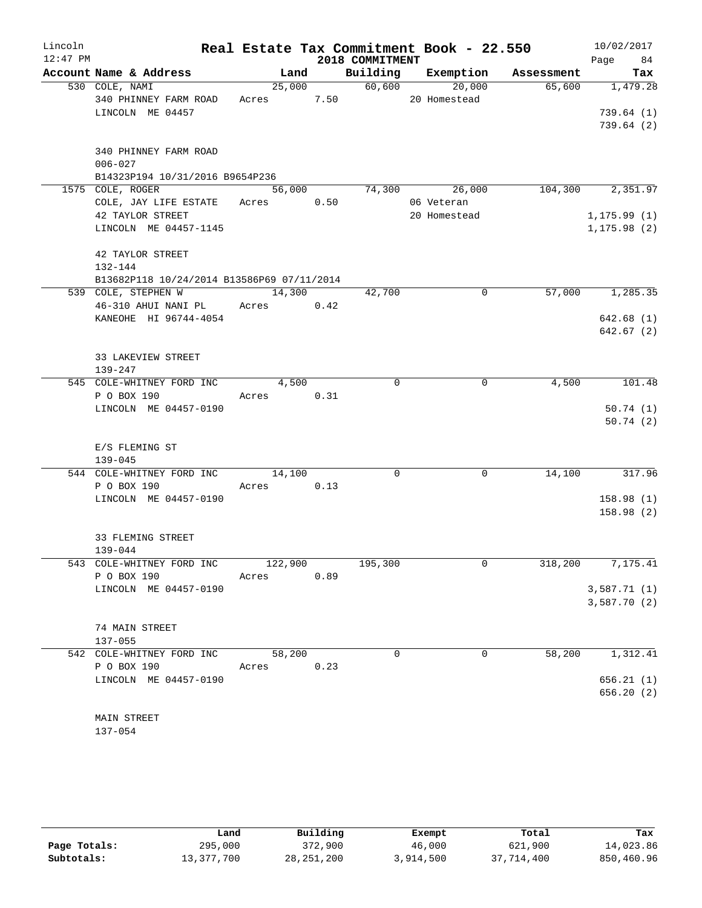# Real Estate Tax Commitment Book - 22.550

Lincoln 12:47 PM — 2018 COMMITMENT — 10/02/2017

| Account Name & Address | Land | Building | Exemption | Assessment | Tax |
|---|---|---|---|---|---|
| 530 COLE, NAMI<br>340 PHINNEY FARM ROAD<br>LINCOLN ME 04457<br><br>340 PHINNEY FARM ROAD<br>006-027<br>B14323P194 10/31/2016 B9654P236 | 25,000<br>Acres 7.50 | 60,600 | 20,000<br>20 Homestead | 65,600 | 1,479.28<br><br>739.64 (1)<br>739.64 (2) |
| 1575 COLE, ROGER<br>COLE, JAY LIFE ESTATE<br>42 TAYLOR STREET<br>LINCOLN ME 04457-1145<br><br>42 TAYLOR STREET<br>132-144<br>B13682P118 10/24/2014 B13586P69 07/11/2014 | 56,000<br>Acres 0.50 | 74,300 | 26,000<br>06 Veteran<br>20 Homestead | 104,300 | 2,351.97<br><br>1,175.99 (1)<br>1,175.98 (2) |
| 539 COLE, STEPHEN W<br>46-310 AHUI NANI PL<br>KANEOHE HI 96744-4054<br><br>33 LAKEVIEW STREET<br>139-247 | 14,300<br>Acres 0.42 | 42,700 | 0 | 57,000 | 1,285.35<br><br>642.68 (1)<br>642.67 (2) |
| 545 COLE-WHITNEY FORD INC<br>P O BOX 190<br>LINCOLN ME 04457-0190<br><br>E/S FLEMING ST<br>139-045 | 4,500<br>Acres 0.31 | 0 | 0 | 4,500 | 101.48<br><br>50.74 (1)<br>50.74 (2) |
| 544 COLE-WHITNEY FORD INC<br>P O BOX 190<br>LINCOLN ME 04457-0190<br><br>33 FLEMING STREET<br>139-044 | 14,100<br>Acres 0.13 | 0 | 0 | 14,100 | 317.96<br><br>158.98 (1)<br>158.98 (2) |
| 543 COLE-WHITNEY FORD INC<br>P O BOX 190<br>LINCOLN ME 04457-0190<br><br>74 MAIN STREET<br>137-055 | 122,900<br>Acres 0.89 | 195,300 | 0 | 318,200 | 7,175.41<br><br>3,587.71 (1)<br>3,587.70 (2) |
| 542 COLE-WHITNEY FORD INC<br>P O BOX 190<br>LINCOLN ME 04457-0190<br><br>MAIN STREET<br>137-054 | 58,200<br>Acres 0.23 | 0 | 0 | 58,200 | 1,312.41<br><br>656.21 (1)<br>656.20 (2) |

| | Land | Building | Exempt | Total | Tax |
|---|---|---|---|---|---|
| Page Totals: | 295,000 | 372,900 | 46,000 | 621,900 | 14,023.86 |
| Subtotals: | 13,377,700 | 28,251,200 | 3,914,500 | 37,714,400 | 850,460.96 |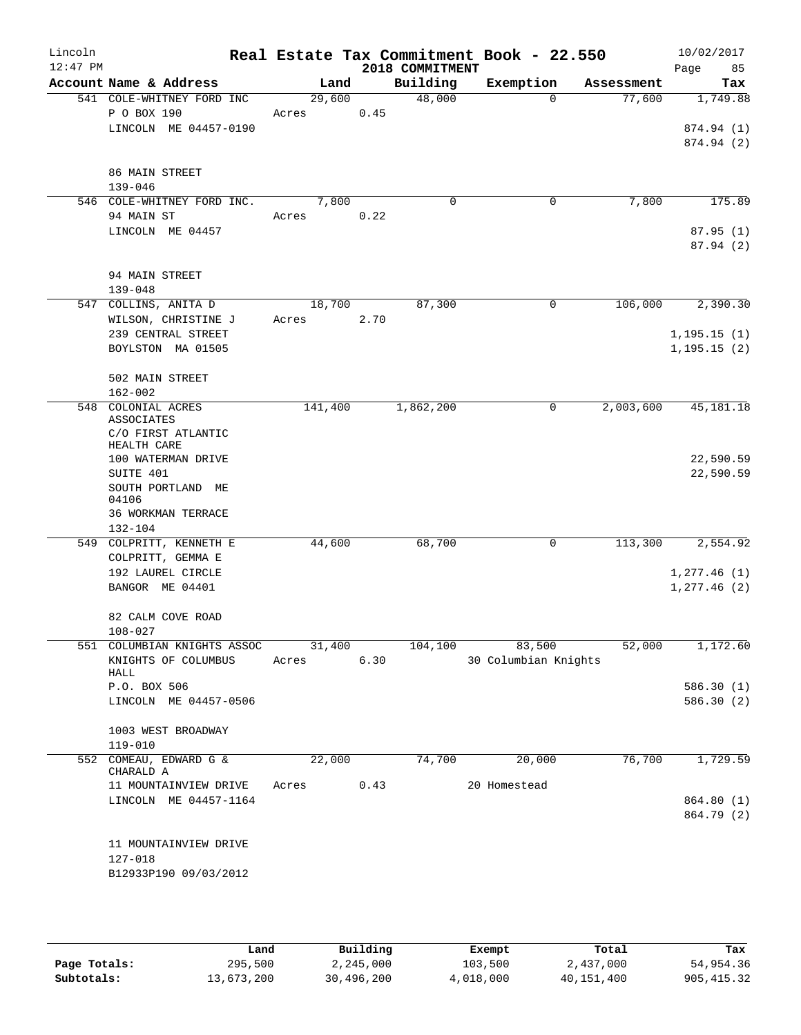Lincoln 12:47 PM

# Real Estate Tax Commitment Book - 22.550

## 2018 COMMITMENT

10/02/2017

| Account Name & Address | Land | Building | Exemption | Assessment | Tax |
|---|---|---|---|---|---|
| 541 COLE-WHITNEY FORD INC<br>P O BOX 190<br>LINCOLN ME 04457-0190<br><br>86 MAIN STREET<br>139-046 | 29,600<br>Acres 0.45 | 48,000 | 0 | 77,600 | 1,749.88<br><br>874.94 (1)<br>874.94 (2) |
| 546 COLE-WHITNEY FORD INC.<br>94 MAIN ST<br>LINCOLN ME 04457<br><br>94 MAIN STREET<br>139-048 | 7,800<br>Acres 0.22 | 0 | 0 | 7,800 | 175.89<br><br>87.95 (1)<br>87.94 (2) |
| 547 COLLINS, ANITA D<br>WILSON, CHRISTINE J<br>239 CENTRAL STREET<br>BOYLSTON MA 01505<br><br>502 MAIN STREET<br>162-002 | 18,700<br>Acres 2.70 | 87,300 | 0 | 106,000 | 2,390.30<br><br>1,195.15 (1)<br>1,195.15 (2) |
| 548 COLONIAL ACRES ASSOCIATES<br>C/O FIRST ATLANTIC HEALTH CARE<br>100 WATERMAN DRIVE<br>SUITE 401<br>SOUTH PORTLAND ME 04106<br>36 WORKMAN TERRACE<br>132-104 | 141,400 | 1,862,200 | 0 | 2,003,600 | 45,181.18<br><br>22,590.59<br>22,590.59 |
| 549 COLPRITT, KENNETH E<br>COLPRITT, GEMMA E<br>192 LAUREL CIRCLE<br>BANGOR ME 04401<br><br>82 CALM COVE ROAD<br>108-027 | 44,600 | 68,700 | 0 | 113,300 | 2,554.92<br><br>1,277.46 (1)<br>1,277.46 (2) |
| 551 COLUMBIAN KNIGHTS ASSOC<br>KNIGHTS OF COLUMBUS HALL<br>P.O. BOX 506<br>LINCOLN ME 04457-0506<br><br>1003 WEST BROADWAY<br>119-010 | 31,400<br>Acres 6.30 | 104,100 | 83,500<br>30 Columbian Knights | 52,000 | 1,172.60<br><br>586.30 (1)<br>586.30 (2) |
| 552 COMEAU, EDWARD G & CHARALD A<br>11 MOUNTAINVIEW DRIVE<br>LINCOLN ME 04457-1164<br><br>11 MOUNTAINVIEW DRIVE<br>127-018<br>B12933P190 09/03/2012 | 22,000<br>Acres 0.43 | 74,700 | 20,000<br>20 Homestead | 76,700 | 1,729.59<br><br>864.80 (1)<br>864.79 (2) |

| | Land | Building | Exempt | Total | Tax |
|---|---|---|---|---|---|
| Page Totals: | 295,500 | 2,245,000 | 103,500 | 2,437,000 | 54,954.36 |
| Subtotals: | 13,673,200 | 30,496,200 | 4,018,000 | 40,151,400 | 905,415.32 |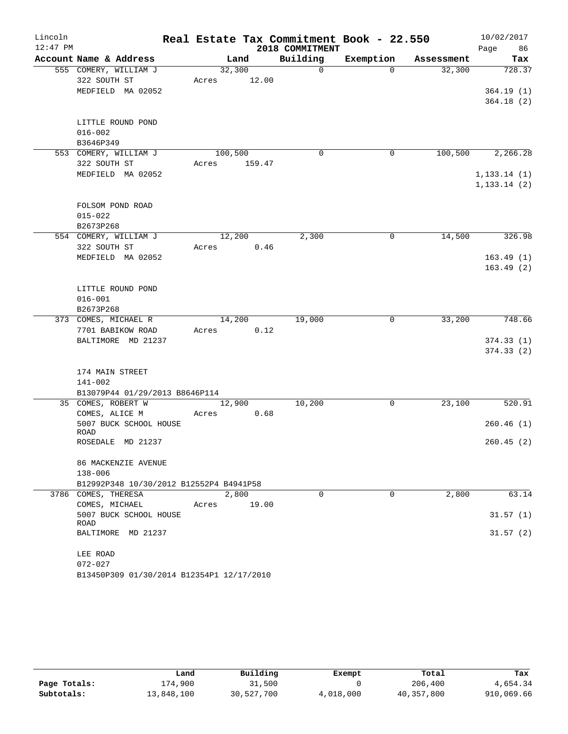# Real Estate Tax Commitment Book - 22.550

Lincoln 12:47 PM — 2018 COMMITMENT — 10/02/2017

| Account Name & Address | Land | Building | Exemption | Assessment | Tax |
|---|---|---|---|---|---|
| 555 COMERY, WILLIAM J<br>322 SOUTH ST<br>MEDFIELD MA 02052<br><br>LITTLE ROUND POND<br>016-002<br>B3646P349 | 32,300<br>Acres 12.00 | 0 | 0 | 32,300 | 728.37<br><br>364.19 (1)<br>364.18 (2) |
| 553 COMERY, WILLIAM J<br>322 SOUTH ST<br>MEDFIELD MA 02052<br><br>FOLSOM POND ROAD<br>015-022<br>B2673P268 | 100,500<br>Acres 159.47 | 0 | 0 | 100,500 | 2,266.28<br><br>1,133.14 (1)<br>1,133.14 (2) |
| 554 COMERY, WILLIAM J<br>322 SOUTH ST<br>MEDFIELD MA 02052<br><br>LITTLE ROUND POND<br>016-001<br>B2673P268 | 12,200<br>Acres 0.46 | 2,300 | 0 | 14,500 | 326.98<br><br>163.49 (1)<br>163.49 (2) |
| 373 COMES, MICHAEL R<br>7701 BABIKOW ROAD<br>BALTIMORE MD 21237<br><br>174 MAIN STREET<br>141-002<br>B13079P44 01/29/2013 B8646P114 | 14,200<br>Acres 0.12 | 19,000 | 0 | 33,200 | 748.66<br><br>374.33 (1)<br>374.33 (2) |
| 35 COMES, ROBERT W<br>COMES, ALICE M<br>5007 BUCK SCHOOL HOUSE ROAD<br>ROSEDALE MD 21237<br><br>86 MACKENZIE AVENUE<br>138-006<br>B12992P348 10/30/2012 B12552P4 B4941P58 | 12,900<br>Acres 0.68 | 10,200 | 0 | 23,100 | 520.91<br><br>260.46 (1)<br>260.45 (2) |
| 3786 COMES, THERESA<br>COMES, MICHAEL<br>5007 BUCK SCHOOL HOUSE ROAD<br>BALTIMORE MD 21237<br><br>LEE ROAD<br>072-027<br>B13450P309 01/30/2014 B12354P1 12/17/2010 | 2,800<br>Acres 19.00 | 0 | 0 | 2,800 | 63.14<br><br>31.57 (1)<br>31.57 (2) |

| | Land | Building | Exempt | Total | Tax |
|---|---|---|---|---|---|
| Page Totals: | 174,900 | 31,500 | 0 | 206,400 | 4,654.34 |
| Subtotals: | 13,848,100 | 30,527,700 | 4,018,000 | 40,357,800 | 910,069.66 |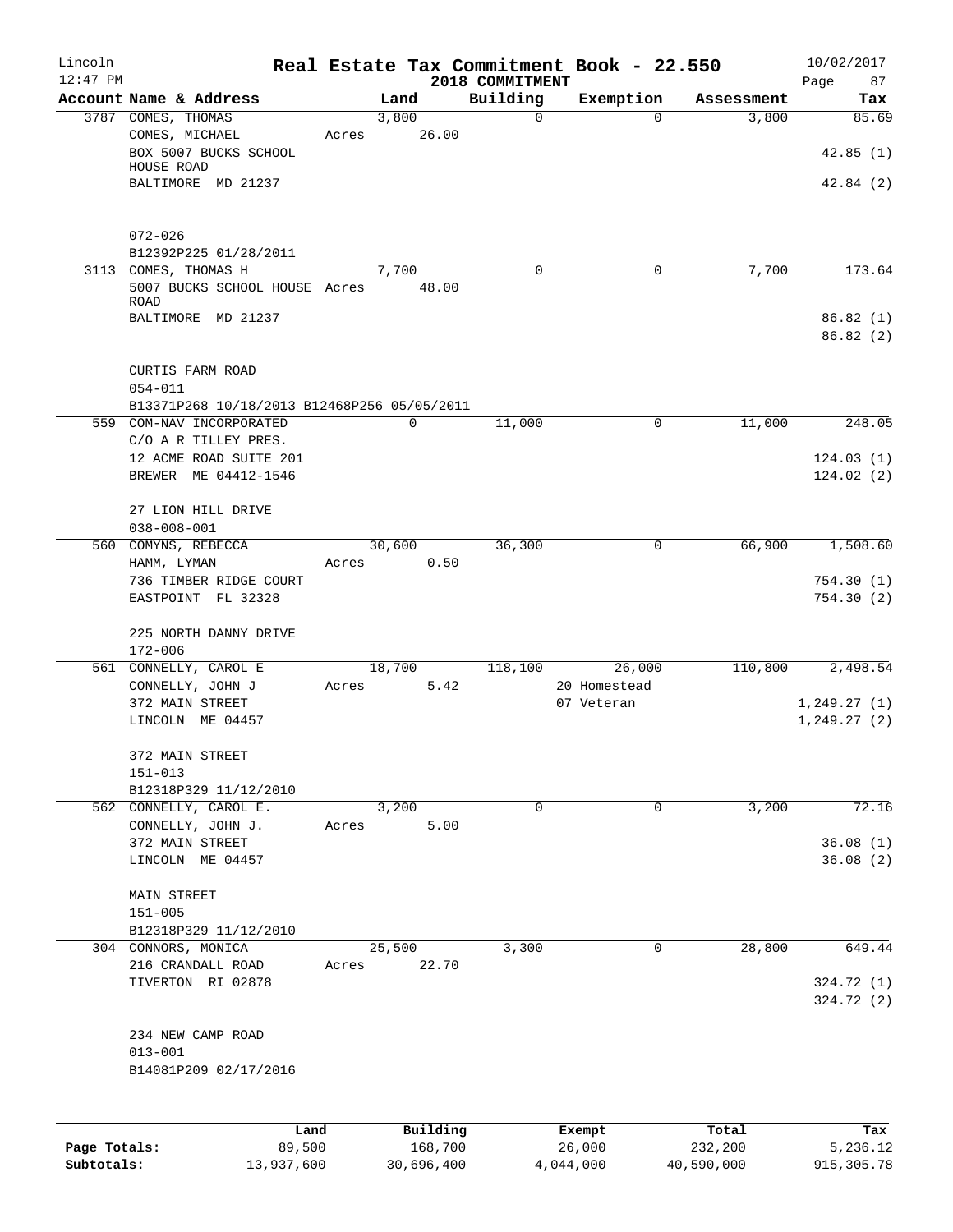# Real Estate Tax Commitment Book - 22.550

Lincoln
12:47 PM

2018 COMMITMENT

10/02/2017

| Account Name & Address | Land | Building | Exemption | Assessment | Tax |
|---|---|---|---|---|---|
| 3787 COMES, THOMAS<br>COMES, MICHAEL<br>BOX 5007 BUCKS SCHOOL HOUSE ROAD<br>BALTIMORE MD 21237<br><br>072-026<br>B12392P225 01/28/2011 | 3,800<br>Acres 26.00 | 0 | 0 | 3,800 | 85.69<br><br>42.85 (1)<br><br>42.84 (2) |
| 3113 COMES, THOMAS H<br>5007 BUCKS SCHOOL HOUSE ROAD<br>BALTIMORE MD 21237<br><br>CURTIS FARM ROAD<br>054-011<br>B13371P268 10/18/2013 B12468P256 05/05/2011 | 7,700<br>Acres 48.00 | 0 | 0 | 7,700 | 173.64<br><br>86.82 (1)<br>86.82 (2) |
| 559 COM-NAV INCORPORATED<br>C/O A R TILLEY PRES.<br>12 ACME ROAD SUITE 201<br>BREWER ME 04412-1546<br><br>27 LION HILL DRIVE<br>038-008-001 | 0 | 11,000 | 0 | 11,000 | 248.05<br><br>124.03 (1)<br>124.02 (2) |
| 560 COMYNS, REBECCA<br>HAMM, LYMAN<br>736 TIMBER RIDGE COURT<br>EASTPOINT FL 32328<br><br>225 NORTH DANNY DRIVE<br>172-006 | 30,600<br>Acres 0.50 | 36,300 | 0 | 66,900 | 1,508.60<br><br>754.30 (1)<br>754.30 (2) |
| 561 CONNELLY, CAROL E<br>CONNELLY, JOHN J<br>372 MAIN STREET<br>LINCOLN ME 04457<br><br>372 MAIN STREET<br>151-013<br>B12318P329 11/12/2010 | 18,700<br>Acres 5.42 | 118,100 | 26,000<br>20 Homestead<br>07 Veteran | 110,800 | 2,498.54<br><br>1,249.27 (1)<br>1,249.27 (2) |
| 562 CONNELLY, CAROL E.<br>CONNELLY, JOHN J.<br>372 MAIN STREET<br>LINCOLN ME 04457<br><br>MAIN STREET<br>151-005<br>B12318P329 11/12/2010 | 3,200<br>Acres 5.00 | 0 | 0 | 3,200 | 72.16<br><br>36.08 (1)<br>36.08 (2) |
| 304 CONNORS, MONICA<br>216 CRANDALL ROAD<br>TIVERTON RI 02878<br><br>234 NEW CAMP ROAD<br>013-001<br>B14081P209 02/17/2016 | 25,500<br>Acres 22.70 | 3,300 | 0 | 28,800 | 649.44<br><br>324.72 (1)<br>324.72 (2) |

| | Land | Building | Exempt | Total | Tax |
|---|---|---|---|---|---|
| Page Totals: | 89,500 | 168,700 | 26,000 | 232,200 | 5,236.12 |
| Subtotals: | 13,937,600 | 30,696,400 | 4,044,000 | 40,590,000 | 915,305.78 |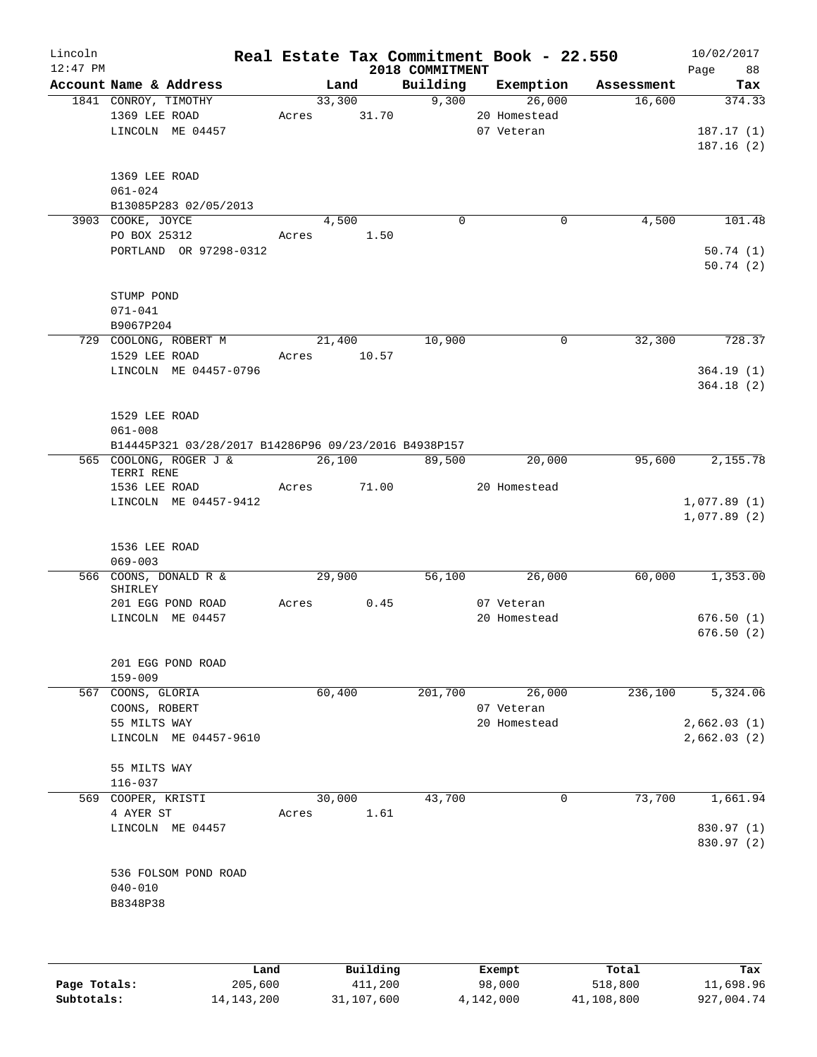# Real Estate Tax Commitment Book - 22.550

Lincoln
12:47 PM

2018 COMMITMENT

10/02/2017
Page 88

| Account Name & Address | Land | Building | Exemption | Assessment | Tax |
|---|---|---|---|---|---|
| 1841 CONROY, TIMOTHY | 33,300 | 9,300 | 26,000 | 16,600 | 374.33 |
| 1369 LEE ROAD | Acres 31.70 | | 20 Homestead | | |
| LINCOLN ME 04457 | | | 07 Veteran | | 187.17 (1) |
| | | | | | 187.16 (2) |
| 1369 LEE ROAD | | | | | |
| 061-024 | | | | | |
| B13085P283 02/05/2013 | | | | | |
| 3903 COOKE, JOYCE | 4,500 | 0 | 0 | 4,500 | 101.48 |
| PO BOX 25312 | Acres 1.50 | | | | |
| PORTLAND OR 97298-0312 | | | | | 50.74 (1) |
| | | | | | 50.74 (2) |
| STUMP POND | | | | | |
| 071-041 | | | | | |
| B9067P204 | | | | | |
| 729 COOLONG, ROBERT M | 21,400 | 10,900 | 0 | 32,300 | 728.37 |
| 1529 LEE ROAD | Acres 10.57 | | | | |
| LINCOLN ME 04457-0796 | | | | | 364.19 (1) |
| | | | | | 364.18 (2) |
| 1529 LEE ROAD | | | | | |
| 061-008 | | | | | |
| B14445P321 03/28/2017 B14286P96 09/23/2016 B4938P157 | | | | | |
| 565 COOLONG, ROGER J & TERRI RENE | 26,100 | 89,500 | 20,000 | 95,600 | 2,155.78 |
| 1536 LEE ROAD | Acres 71.00 | | 20 Homestead | | |
| LINCOLN ME 04457-9412 | | | | | 1,077.89 (1) |
| | | | | | 1,077.89 (2) |
| 1536 LEE ROAD | | | | | |
| 069-003 | | | | | |
| 566 COONS, DONALD R & SHIRLEY | 29,900 | 56,100 | 26,000 | 60,000 | 1,353.00 |
| 201 EGG POND ROAD | Acres 0.45 | | 07 Veteran | | |
| LINCOLN ME 04457 | | | 20 Homestead | | 676.50 (1) |
| | | | | | 676.50 (2) |
| 201 EGG POND ROAD | | | | | |
| 159-009 | | | | | |
| 567 COONS, GLORIA | 60,400 | 201,700 | 26,000 | 236,100 | 5,324.06 |
| COONS, ROBERT | | | 07 Veteran | | |
| 55 MILTS WAY | | | 20 Homestead | | 2,662.03 (1) |
| LINCOLN ME 04457-9610 | | | | | 2,662.03 (2) |
| 55 MILTS WAY | | | | | |
| 116-037 | | | | | |
| 569 COOPER, KRISTI | 30,000 | 43,700 | 0 | 73,700 | 1,661.94 |
| 4 AYER ST | Acres 1.61 | | | | |
| LINCOLN ME 04457 | | | | | 830.97 (1) |
| | | | | | 830.97 (2) |
| 536 FOLSOM POND ROAD | | | | | |
| 040-010 | | | | | |
| B8348P38 | | | | | |

| | Land | Building | Exempt | Total | Tax |
|---|---|---|---|---|---|
| Page Totals: | 205,600 | 411,200 | 98,000 | 518,800 | 11,698.96 |
| Subtotals: | 14,143,200 | 31,107,600 | 4,142,000 | 41,108,800 | 927,004.74 |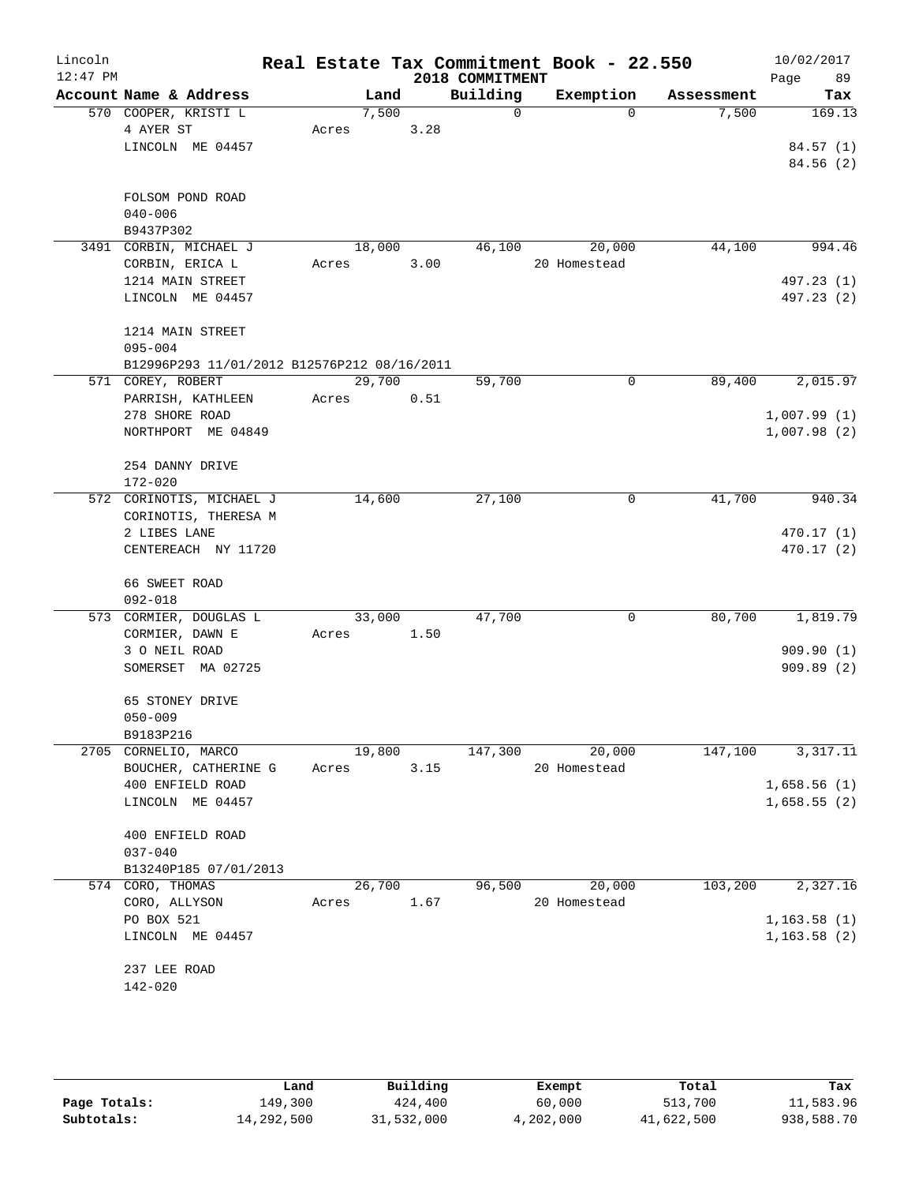# Real Estate Tax Commitment Book - 22.550

Lincoln, 12:47 PM — 2018 COMMITMENT — 10/02/2017

| Account Name & Address | Land | Building | Exemption | Assessment | Tax |
|---|---|---|---|---|---|
| 570 COOPER, KRISTI L<br>4 AYER ST<br>LINCOLN ME 04457<br><br>FOLSOM POND ROAD<br>040-006<br>B9437P302 | 7,500<br>Acres 3.28 | 0 | 0 | 7,500 | 169.13<br><br>84.57 (1)<br>84.56 (2) |
| 3491 CORBIN, MICHAEL J<br>CORBIN, ERICA L<br>1214 MAIN STREET<br>LINCOLN ME 04457<br><br>1214 MAIN STREET<br>095-004<br>B12996P293 11/01/2012 B12576P212 08/16/2011 | 18,000<br>Acres 3.00 | 46,100 | 20,000<br>20 Homestead | 44,100 | 994.46<br><br>497.23 (1)<br>497.23 (2) |
| 571 COREY, ROBERT<br>PARRISH, KATHLEEN<br>278 SHORE ROAD<br>NORTHPORT ME 04849<br><br>254 DANNY DRIVE<br>172-020 | 29,700<br>Acres 0.51 | 59,700 | 0 | 89,400 | 2,015.97<br><br>1,007.99 (1)<br>1,007.98 (2) |
| 572 CORINOTIS, MICHAEL J<br>CORINOTIS, THERESA M<br>2 LIBES LANE<br>CENTEREACH NY 11720<br><br>66 SWEET ROAD<br>092-018 | 14,600 | 27,100 | 0 | 41,700 | 940.34<br><br>470.17 (1)<br>470.17 (2) |
| 573 CORMIER, DOUGLAS L<br>CORMIER, DAWN E<br>3 O NEIL ROAD<br>SOMERSET MA 02725<br><br>65 STONEY DRIVE<br>050-009<br>B9183P216 | 33,000<br>Acres 1.50 | 47,700 | 0 | 80,700 | 1,819.79<br><br>909.90 (1)<br>909.89 (2) |
| 2705 CORNELIO, MARCO<br>BOUCHER, CATHERINE G<br>400 ENFIELD ROAD<br>LINCOLN ME 04457<br><br>400 ENFIELD ROAD<br>037-040<br>B13240P185 07/01/2013 | 19,800<br>Acres 3.15 | 147,300 | 20,000<br>20 Homestead | 147,100 | 3,317.11<br><br>1,658.56 (1)<br>1,658.55 (2) |
| 574 CORO, THOMAS<br>CORO, ALLYSON<br>PO BOX 521<br>LINCOLN ME 04457<br><br>237 LEE ROAD<br>142-020 | 26,700<br>Acres 1.67 | 96,500 | 20,000<br>20 Homestead | 103,200 | 2,327.16<br><br>1,163.58 (1)<br>1,163.58 (2) |

| | Land | Building | Exempt | Total | Tax |
|---|---|---|---|---|---|
| Page Totals: | 149,300 | 424,400 | 60,000 | 513,700 | 11,583.96 |
| Subtotals: | 14,292,500 | 31,532,000 | 4,202,000 | 41,622,500 | 938,588.70 |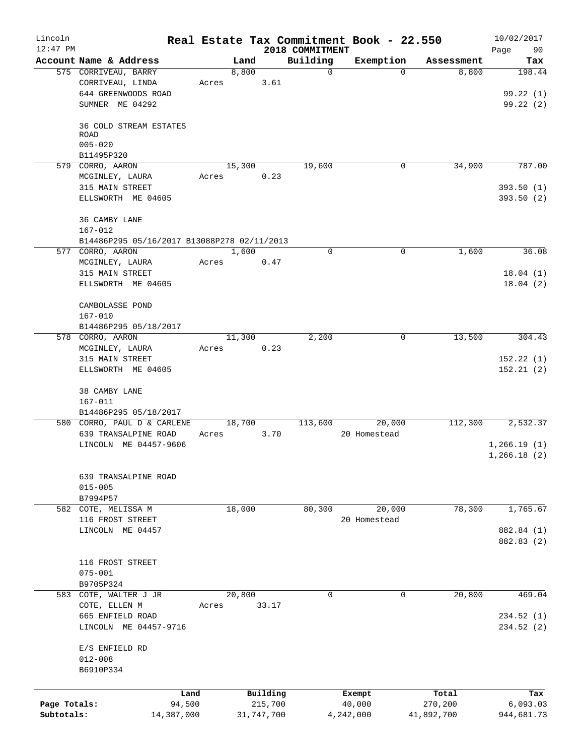# Real Estate Tax Commitment Book - 22.550

Lincoln 12:47 PM — 2018 COMMITMENT — 10/02/2017

| Account Name & Address | Land | Building | Exemption | Assessment | Tax |
|---|---|---|---|---|---|
| 575 CORRIVEAU, BARRY<br>CORRIVEAU, LINDA<br>644 GREENWOODS ROAD<br>SUMNER ME 04292<br><br>36 COLD STREAM ESTATES ROAD<br>005-020<br>B11495P320 | 8,800<br>Acres 3.61 | 0 | 0 | 8,800 | 198.44<br><br>99.22 (1)<br>99.22 (2) |
| 579 CORRO, AARON<br>MCGINLEY, LAURA<br>315 MAIN STREET<br>ELLSWORTH ME 04605<br><br>36 CAMBY LANE<br>167-012<br>B14486P295 05/16/2017 B13088P278 02/11/2013 | 15,300<br>Acres 0.23 | 19,600 | 0 | 34,900 | 787.00<br><br>393.50 (1)<br>393.50 (2) |
| 577 CORRO, AARON<br>MCGINLEY, LAURA<br>315 MAIN STREET<br>ELLSWORTH ME 04605<br><br>CAMBOLASSE POND<br>167-010<br>B14486P295 05/18/2017 | 1,600<br>Acres 0.47 | 0 | 0 | 1,600 | 36.08<br><br>18.04 (1)<br>18.04 (2) |
| 578 CORRO, AARON<br>MCGINLEY, LAURA<br>315 MAIN STREET<br>ELLSWORTH ME 04605<br><br>38 CAMBY LANE<br>167-011<br>B14486P295 05/18/2017 | 11,300<br>Acres 0.23 | 2,200 | 0 | 13,500 | 304.43<br><br>152.22 (1)<br>152.21 (2) |
| 580 CORRO, PAUL D & CARLENE<br>639 TRANSALPINE ROAD<br>LINCOLN ME 04457-9606<br><br>639 TRANSALPINE ROAD<br>015-005<br>B7994P57 | 18,700<br>Acres 3.70 | 113,600 | 20,000<br>20 Homestead | 112,300 | 2,532.37<br><br>1,266.19 (1)<br>1,266.18 (2) |
| 582 COTE, MELISSA M<br>116 FROST STREET<br>LINCOLN ME 04457<br><br>116 FROST STREET<br>075-001<br>B9705P324 | 18,000 | 80,300 | 20,000<br>20 Homestead | 78,300 | 1,765.67<br><br>882.84 (1)<br>882.83 (2) |
| 583 COTE, WALTER J JR<br>COTE, ELLEN M<br>665 ENFIELD ROAD<br>LINCOLN ME 04457-9716<br><br>E/S ENFIELD RD<br>012-008<br>B6910P334 | 20,800<br>Acres 33.17 | 0 | 0 | 20,800 | 469.04<br><br>234.52 (1)<br>234.52 (2) |

| | Land | Building | Exempt | Total | Tax |
|---|---|---|---|---|---|
| Page Totals: | 94,500 | 215,700 | 40,000 | 270,200 | 6,093.03 |
| Subtotals: | 14,387,000 | 31,747,700 | 4,242,000 | 41,892,700 | 944,681.73 |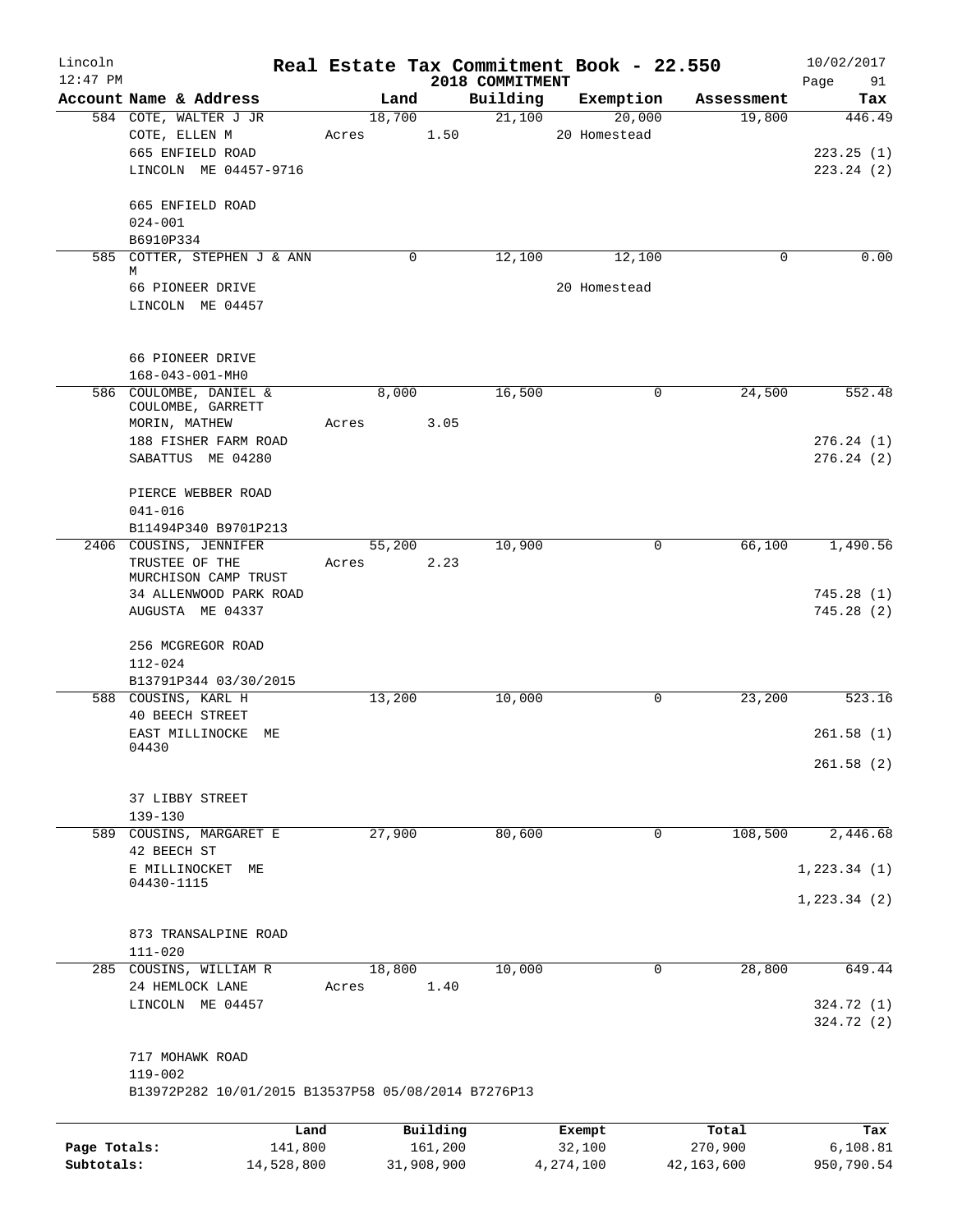# Real Estate Tax Commitment Book - 22.550

## 2018 COMMITMENT

Lincoln 12:47 PM — 10/02/2017

| Account Name & Address | Land | Building | Exemption | Assessment | Tax |
|---|---|---|---|---|---|
| 584 COTE, WALTER J JR | 18,700 | 21,100 | 20,000 | 19,800 | 446.49 |
| COTE, ELLEN M | Acres 1.50 | | 20 Homestead | | |
| 665 ENFIELD ROAD | | | | | 223.25 (1) |
| LINCOLN ME 04457-9716 | | | | | 223.24 (2) |
| 665 ENFIELD ROAD | | | | | |
| 024-001 | | | | | |
| B6910P334 | | | | | |
| 585 COTTER, STEPHEN J & ANN M | 0 | 12,100 | 12,100 | 0 | 0.00 |
| 66 PIONEER DRIVE | | | 20 Homestead | | |
| LINCOLN ME 04457 | | | | | |
| 66 PIONEER DRIVE | | | | | |
| 168-043-001-MH0 | | | | | |
| 586 COULOMBE, DANIEL & COULOMBE, GARRETT | 8,000 | 16,500 | 0 | 24,500 | 552.48 |
| MORIN, MATHEW | Acres 3.05 | | | | |
| 188 FISHER FARM ROAD | | | | | 276.24 (1) |
| SABATTUS ME 04280 | | | | | 276.24 (2) |
| PIERCE WEBBER ROAD | | | | | |
| 041-016 | | | | | |
| B11494P340 B9701P213 | | | | | |
| 2406 COUSINS, JENNIFER | 55,200 | 10,900 | 0 | 66,100 | 1,490.56 |
| TRUSTEE OF THE MURCHISON CAMP TRUST | Acres 2.23 | | | | |
| 34 ALLENWOOD PARK ROAD | | | | | 745.28 (1) |
| AUGUSTA ME 04337 | | | | | 745.28 (2) |
| 256 MCGREGOR ROAD | | | | | |
| 112-024 | | | | | |
| B13791P344 03/30/2015 | | | | | |
| 588 COUSINS, KARL H | 13,200 | 10,000 | 0 | 23,200 | 523.16 |
| 40 BEECH STREET | | | | | |
| EAST MILLINOCKE ME 04430 | | | | | 261.58 (1) |
| | | | | | 261.58 (2) |
| 37 LIBBY STREET | | | | | |
| 139-130 | | | | | |
| 589 COUSINS, MARGARET E | 27,900 | 80,600 | 0 | 108,500 | 2,446.68 |
| 42 BEECH ST | | | | | |
| E MILLINOCKET ME 04430-1115 | | | | | 1,223.34 (1) |
| | | | | | 1,223.34 (2) |
| 873 TRANSALPINE ROAD | | | | | |
| 111-020 | | | | | |
| 285 COUSINS, WILLIAM R | 18,800 | 10,000 | 0 | 28,800 | 649.44 |
| 24 HEMLOCK LANE | Acres 1.40 | | | | |
| LINCOLN ME 04457 | | | | | 324.72 (1) |
| | | | | | 324.72 (2) |
| 717 MOHAWK ROAD | | | | | |
| 119-002 | | | | | |
| B13972P282 10/01/2015 B13537P58 05/08/2014 B7276P13 | | | | | |

| | Land | Building | Exempt | Total | Tax |
|---|---|---|---|---|---|
| Page Totals: | 141,800 | 161,200 | 32,100 | 270,900 | 6,108.81 |
| Subtotals: | 14,528,800 | 31,908,900 | 4,274,100 | 42,163,600 | 950,790.54 |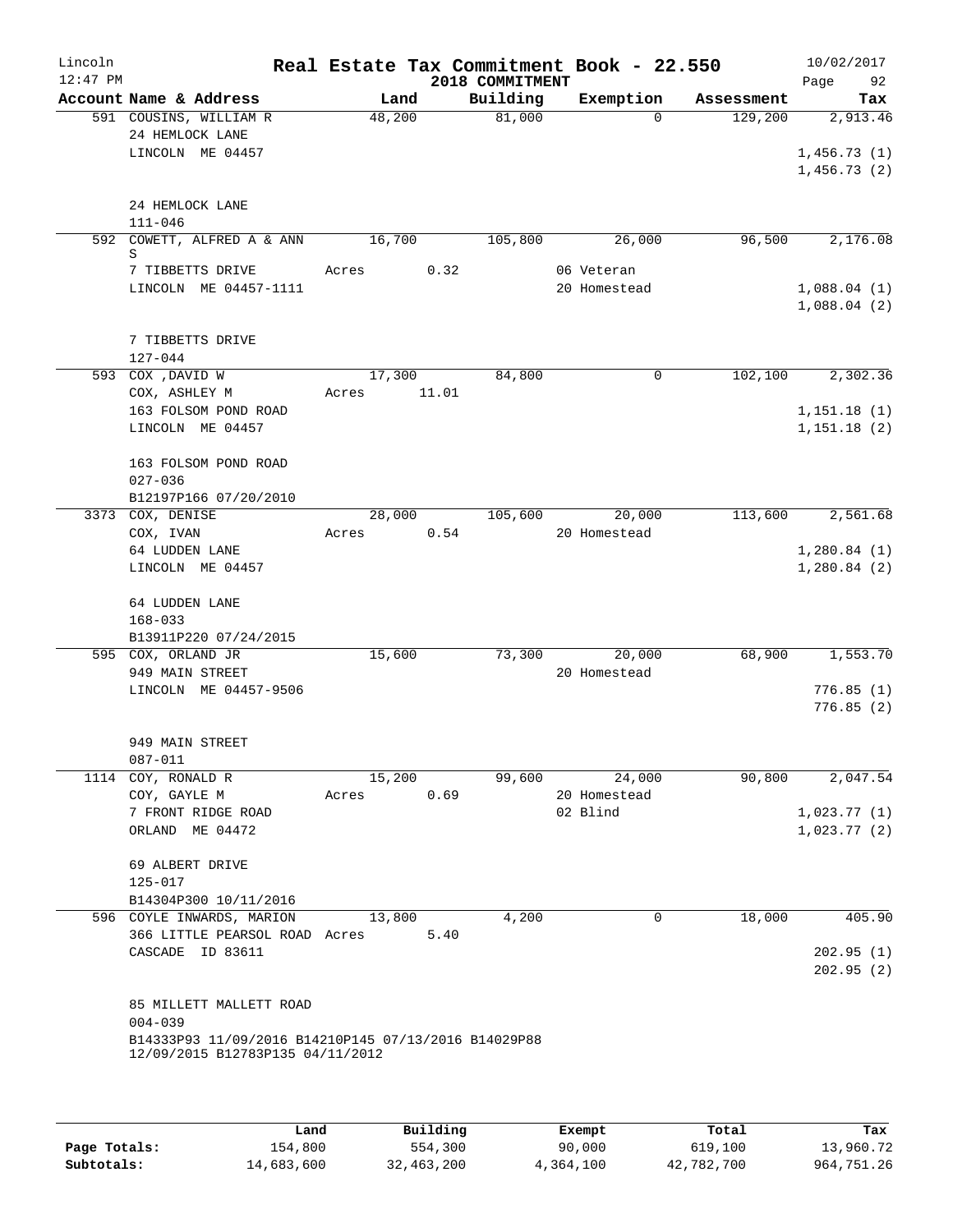# Lincoln Real Estate Tax Commitment Book - 22.550

12:47 PM — 2018 COMMITMENT — 10/02/2017

| Account Name & Address | Land | Building | Exemption | Assessment | Tax |
|---|---|---|---|---|---|
| 591 COUSINS, WILLIAM R | 48,200 | 81,000 | 0 | 129,200 | 2,913.46 |
| 24 HEMLOCK LANE | | | | | |
| LINCOLN ME 04457 | | | | | 1,456.73 (1) |
| | | | | | 1,456.73 (2) |
| 24 HEMLOCK LANE | | | | | |
| 111-046 | | | | | |
| 592 COWETT, ALFRED A & ANN S | 16,700 | 105,800 | 26,000 | 96,500 | 2,176.08 |
| 7 TIBBETTS DRIVE | Acres 0.32 | | 06 Veteran | | |
| LINCOLN ME 04457-1111 | | | 20 Homestead | | 1,088.04 (1) |
| | | | | | 1,088.04 (2) |
| 7 TIBBETTS DRIVE | | | | | |
| 127-044 | | | | | |
| 593 COX ,DAVID W | 17,300 | 84,800 | 0 | 102,100 | 2,302.36 |
| COX, ASHLEY M | Acres 11.01 | | | | |
| 163 FOLSOM POND ROAD | | | | | 1,151.18 (1) |
| LINCOLN ME 04457 | | | | | 1,151.18 (2) |
| 163 FOLSOM POND ROAD | | | | | |
| 027-036 | | | | | |
| B12197P166 07/20/2010 | | | | | |
| 3373 COX, DENISE | 28,000 | 105,600 | 20,000 | 113,600 | 2,561.68 |
| COX, IVAN | Acres 0.54 | | 20 Homestead | | |
| 64 LUDDEN LANE | | | | | 1,280.84 (1) |
| LINCOLN ME 04457 | | | | | 1,280.84 (2) |
| 64 LUDDEN LANE | | | | | |
| 168-033 | | | | | |
| B13911P220 07/24/2015 | | | | | |
| 595 COX, ORLAND JR | 15,600 | 73,300 | 20,000 | 68,900 | 1,553.70 |
| 949 MAIN STREET | | | 20 Homestead | | |
| LINCOLN ME 04457-9506 | | | | | 776.85 (1) |
| | | | | | 776.85 (2) |
| 949 MAIN STREET | | | | | |
| 087-011 | | | | | |
| 1114 COY, RONALD R | 15,200 | 99,600 | 24,000 | 90,800 | 2,047.54 |
| COY, GAYLE M | Acres 0.69 | | 20 Homestead | | |
| 7 FRONT RIDGE ROAD | | | 02 Blind | | 1,023.77 (1) |
| ORLAND ME 04472 | | | | | 1,023.77 (2) |
| 69 ALBERT DRIVE | | | | | |
| 125-017 | | | | | |
| B14304P300 10/11/2016 | | | | | |
| 596 COYLE INWARDS, MARION | 13,800 | 4,200 | 0 | 18,000 | 405.90 |
| 366 LITTLE PEARSOL ROAD | Acres 5.40 | | | | |
| CASCADE ID 83611 | | | | | 202.95 (1) |
| | | | | | 202.95 (2) |
| 85 MILLETT MALLETT ROAD | | | | | |
| 004-039 | | | | | |
| B14333P93 11/09/2016 B14210P145 07/13/2016 B14029P88 12/09/2015 B12783P135 04/11/2012 | | | | | |

| | Land | Building | Exempt | Total | Tax |
|---|---|---|---|---|---|
| Page Totals: | 154,800 | 554,300 | 90,000 | 619,100 | 13,960.72 |
| Subtotals: | 14,683,600 | 32,463,200 | 4,364,100 | 42,782,700 | 964,751.26 |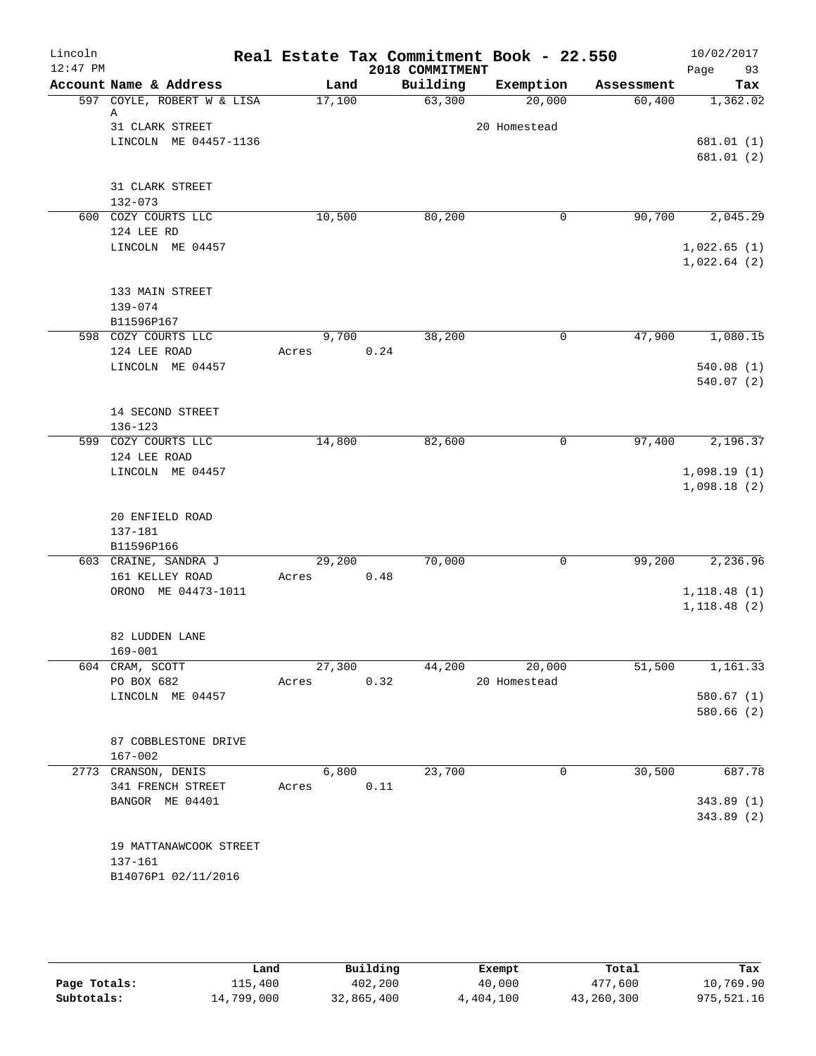Lincoln 12:47 PM

# Real Estate Tax Commitment Book - 22.550

2018 COMMITMENT

10/02/2017 Page 93

| Account Name & Address | Land | Building | Exemption | Assessment | Tax |
|---|---|---|---|---|---|
| 597 COYLE, ROBERT W & LISA A | 17,100 | 63,300 | 20,000 | 60,400 | 1,362.02 |
| 31 CLARK STREET | | | 20 Homestead | | |
| LINCOLN ME 04457-1136 | | | | | 681.01 (1) |
| | | | | | 681.01 (2) |
| 31 CLARK STREET | | | | | |
| 132-073 | | | | | |
| 600 COZY COURTS LLC | 10,500 | 80,200 | 0 | 90,700 | 2,045.29 |
| 124 LEE RD | | | | | |
| LINCOLN ME 04457 | | | | | 1,022.65 (1) |
| | | | | | 1,022.64 (2) |
| 133 MAIN STREET | | | | | |
| 139-074 | | | | | |
| B11596P167 | | | | | |
| 598 COZY COURTS LLC | 9,700 | 38,200 | 0 | 47,900 | 1,080.15 |
| 124 LEE ROAD | Acres 0.24 | | | | |
| LINCOLN ME 04457 | | | | | 540.08 (1) |
| | | | | | 540.07 (2) |
| 14 SECOND STREET | | | | | |
| 136-123 | | | | | |
| 599 COZY COURTS LLC | 14,800 | 82,600 | 0 | 97,400 | 2,196.37 |
| 124 LEE ROAD | | | | | |
| LINCOLN ME 04457 | | | | | 1,098.19 (1) |
| | | | | | 1,098.18 (2) |
| 20 ENFIELD ROAD | | | | | |
| 137-181 | | | | | |
| B11596P166 | | | | | |
| 603 CRAINE, SANDRA J | 29,200 | 70,000 | 0 | 99,200 | 2,236.96 |
| 161 KELLEY ROAD | Acres 0.48 | | | | |
| ORONO ME 04473-1011 | | | | | 1,118.48 (1) |
| | | | | | 1,118.48 (2) |
| 82 LUDDEN LANE | | | | | |
| 169-001 | | | | | |
| 604 CRAM, SCOTT | 27,300 | 44,200 | 20,000 | 51,500 | 1,161.33 |
| PO BOX 682 | Acres 0.32 | | 20 Homestead | | |
| LINCOLN ME 04457 | | | | | 580.67 (1) |
| | | | | | 580.66 (2) |
| 87 COBBLESTONE DRIVE | | | | | |
| 167-002 | | | | | |
| 2773 CRANSON, DENIS | 6,800 | 23,700 | 0 | 30,500 | 687.78 |
| 341 FRENCH STREET | Acres 0.11 | | | | |
| BANGOR ME 04401 | | | | | 343.89 (1) |
| | | | | | 343.89 (2) |
| 19 MATTANAWCOOK STREET | | | | | |
| 137-161 | | | | | |
| B14076P1 02/11/2016 | | | | | |

| | Land | Building | Exempt | Total | Tax |
|---|---|---|---|---|---|
| Page Totals: | 115,400 | 402,200 | 40,000 | 477,600 | 10,769.90 |
| Subtotals: | 14,799,000 | 32,865,400 | 4,404,100 | 43,260,300 | 975,521.16 |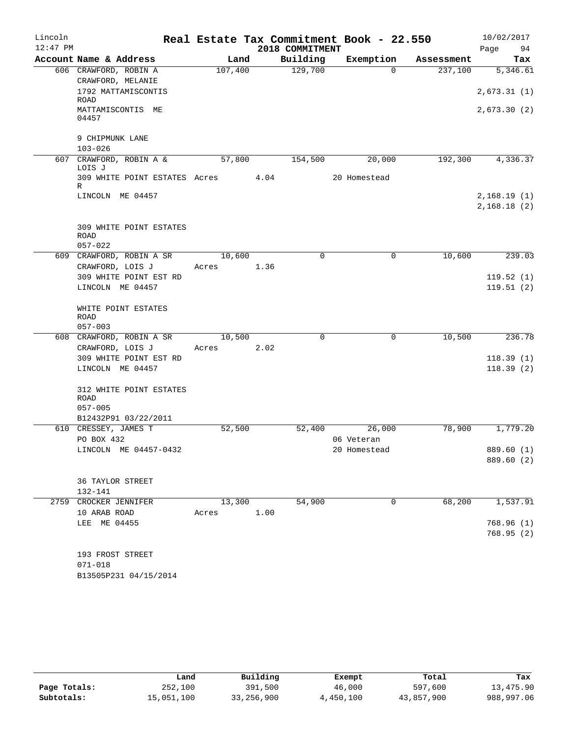# Real Estate Tax Commitment Book - 22.550

## 2018 COMMITMENT

| Account Name & Address | Land | Building | Exemption | Assessment | Tax |
|---|---|---|---|---|---|
| 606 CRAWFORD, ROBIN A<br>CRAWFORD, MELANIE<br>1792 MATTAMISCONTIS ROAD<br>MATTAMISCONTIS ME 04457<br><br>9 CHIPMUNK LANE<br>103-026 | 107,400 | 129,700 | 0 | 237,100 | 5,346.61<br><br>2,673.31 (1)<br><br>2,673.30 (2) |
| 607 CRAWFORD, ROBIN A & LOIS J<br>309 WHITE POINT ESTATES R<br>LINCOLN ME 04457<br><br>309 WHITE POINT ESTATES ROAD<br>057-022 | 57,800<br>Acres 4.04 | 154,500 | 20,000<br>20 Homestead | 192,300 | 4,336.37<br><br>2,168.19 (1)<br>2,168.18 (2) |
| 609 CRAWFORD, ROBIN A SR<br>CRAWFORD, LOIS J<br>309 WHITE POINT EST RD<br>LINCOLN ME 04457<br><br>WHITE POINT ESTATES ROAD<br>057-003 | 10,600<br>Acres 1.36 | 0 | 0 | 10,600 | 239.03<br><br>119.52 (1)<br>119.51 (2) |
| 608 CRAWFORD, ROBIN A SR<br>CRAWFORD, LOIS J<br>309 WHITE POINT EST RD<br>LINCOLN ME 04457<br><br>312 WHITE POINT ESTATES ROAD<br>057-005<br>B12432P91 03/22/2011 | 10,500<br>Acres 2.02 | 0 | 0 | 10,500 | 236.78<br><br>118.39 (1)<br>118.39 (2) |
| 610 CRESSEY, JAMES T<br>PO BOX 432<br>LINCOLN ME 04457-0432<br><br>36 TAYLOR STREET<br>132-141 | 52,500 | 52,400 | 26,000<br>06 Veteran<br>20 Homestead | 78,900 | 1,779.20<br><br>889.60 (1)<br>889.60 (2) |
| 2759 CROCKER JENNIFER<br>10 ARAB ROAD<br>LEE ME 04455<br><br>193 FROST STREET<br>071-018<br>B13505P231 04/15/2014 | 13,300<br>Acres 1.00 | 54,900 | 0 | 68,200 | 1,537.91<br><br>768.96 (1)<br>768.95 (2) |

| | Land | Building | Exempt | Total | Tax |
|---|---|---|---|---|---|
| **Page Totals:** | 252,100 | 391,500 | 46,000 | 597,600 | 13,475.90 |
| **Subtotals:** | 15,051,100 | 33,256,900 | 4,450,100 | 43,857,900 | 988,997.06 |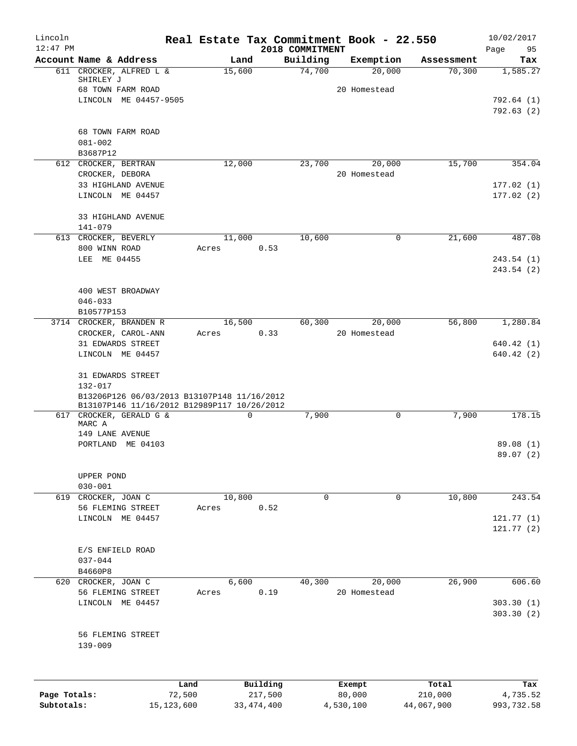# Real Estate Tax Commitment Book - 22.550

Lincoln
12:47 PM

2018 COMMITMENT

10/02/2017

| Account Name & Address | Land | Building | Exemption | Assessment | Tax |
|---|---|---|---|---|---|
| 611 CROCKER, ALFRED L & SHIRLEY J | 15,600 | 74,700 | 20,000 | 70,300 | 1,585.27 |
| 68 TOWN FARM ROAD | | | 20 Homestead | | |
| LINCOLN ME 04457-9505 | | | | | 792.64 (1) |
| | | | | | 792.63 (2) |
| 68 TOWN FARM ROAD | | | | | |
| 081-002 | | | | | |
| B3687P12 | | | | | |
| 612 CROCKER, BERTRAN | 12,000 | 23,700 | 20,000 | 15,700 | 354.04 |
| CROCKER, DEBORA | | | 20 Homestead | | |
| 33 HIGHLAND AVENUE | | | | | 177.02 (1) |
| LINCOLN ME 04457 | | | | | 177.02 (2) |
| 33 HIGHLAND AVENUE | | | | | |
| 141-079 | | | | | |
| 613 CROCKER, BEVERLY | 11,000 | 10,600 | 0 | 21,600 | 487.08 |
| 800 WINN ROAD | Acres 0.53 | | | | |
| LEE ME 04455 | | | | | 243.54 (1) |
| | | | | | 243.54 (2) |
| 400 WEST BROADWAY | | | | | |
| 046-033 | | | | | |
| B10577P153 | | | | | |
| 3714 CROCKER, BRANDEN R | 16,500 | 60,300 | 20,000 | 56,800 | 1,280.84 |
| CROCKER, CAROL-ANN | Acres 0.33 | | 20 Homestead | | |
| 31 EDWARDS STREET | | | | | 640.42 (1) |
| LINCOLN ME 04457 | | | | | 640.42 (2) |
| 31 EDWARDS STREET | | | | | |
| 132-017 | | | | | |
| B13206P126 06/03/2013 B13107P148 11/16/2012 B13107P146 11/16/2012 B12989P117 10/26/2012 | | | | | |
| 617 CROCKER, GERALD G & MARC A | 0 | 7,900 | 0 | 7,900 | 178.15 |
| 149 LANE AVENUE | | | | | |
| PORTLAND ME 04103 | | | | | 89.08 (1) |
| | | | | | 89.07 (2) |
| UPPER POND | | | | | |
| 030-001 | | | | | |
| 619 CROCKER, JOAN C | 10,800 | 0 | 0 | 10,800 | 243.54 |
| 56 FLEMING STREET | Acres 0.52 | | | | |
| LINCOLN ME 04457 | | | | | 121.77 (1) |
| | | | | | 121.77 (2) |
| E/S ENFIELD ROAD | | | | | |
| 037-044 | | | | | |
| B4660P8 | | | | | |
| 620 CROCKER, JOAN C | 6,600 | 40,300 | 20,000 | 26,900 | 606.60 |
| 56 FLEMING STREET | Acres 0.19 | | 20 Homestead | | |
| LINCOLN ME 04457 | | | | | 303.30 (1) |
| | | | | | 303.30 (2) |
| 56 FLEMING STREET | | | | | |
| 139-009 | | | | | |

| | Land | Building | Exempt | Total | Tax |
|---|---|---|---|---|---|
| Page Totals: | 72,500 | 217,500 | 80,000 | 210,000 | 4,735.52 |
| Subtotals: | 15,123,600 | 33,474,400 | 4,530,100 | 44,067,900 | 993,732.58 |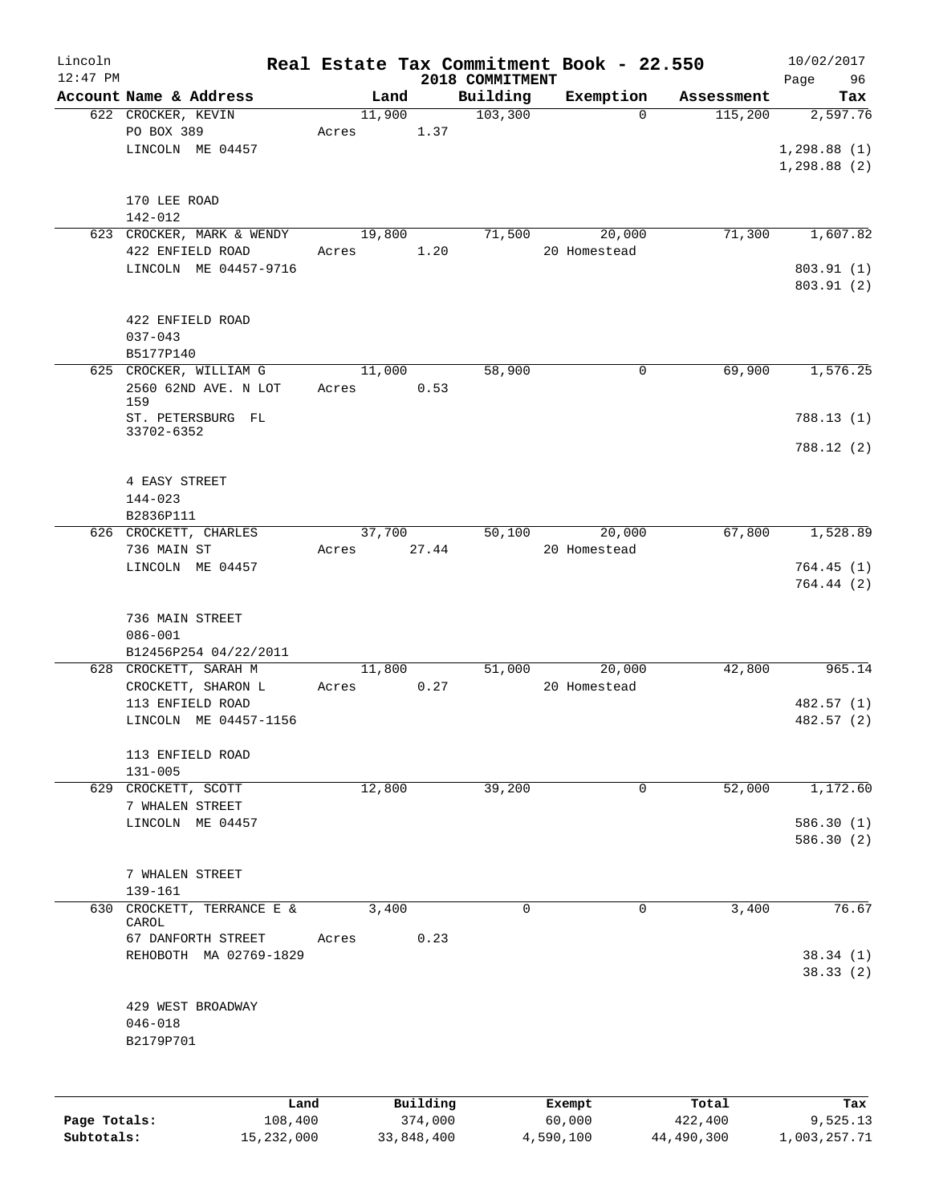# Real Estate Tax Commitment Book - 22.550

Lincoln 12:47 PM — 2018 COMMITMENT — 10/02/2017

| Account Name & Address | Land | Building | Exemption | Assessment | Tax |
|---|---|---|---|---|---|
| 622 CROCKER, KEVIN<br>PO BOX 389<br>LINCOLN ME 04457<br><br>170 LEE ROAD<br>142-012 | 11,900<br>Acres 1.37 | 103,300 | 0 | 115,200 | 2,597.76<br><br>1,298.88 (1)<br>1,298.88 (2) |
| 623 CROCKER, MARK & WENDY<br>422 ENFIELD ROAD<br>LINCOLN ME 04457-9716<br><br>422 ENFIELD ROAD<br>037-043<br>B5177P140 | 19,800<br>Acres 1.20 | 71,500 | 20,000<br>20 Homestead | 71,300 | 1,607.82<br><br>803.91 (1)<br>803.91 (2) |
| 625 CROCKER, WILLIAM G<br>2560 62ND AVE. N LOT 159<br>ST. PETERSBURG FL 33702-6352<br><br>4 EASY STREET<br>144-023<br>B2836P111 | 11,000<br>Acres 0.53 | 58,900 | 0 | 69,900 | 1,576.25<br><br>788.13 (1)<br>788.12 (2) |
| 626 CROCKETT, CHARLES<br>736 MAIN ST<br>LINCOLN ME 04457<br><br>736 MAIN STREET<br>086-001<br>B12456P254 04/22/2011 | 37,700<br>Acres 27.44 | 50,100 | 20,000<br>20 Homestead | 67,800 | 1,528.89<br><br>764.45 (1)<br>764.44 (2) |
| 628 CROCKETT, SARAH M<br>CROCKETT, SHARON L<br>113 ENFIELD ROAD<br>LINCOLN ME 04457-1156<br><br>113 ENFIELD ROAD<br>131-005 | 11,800<br>Acres 0.27 | 51,000 | 20,000<br>20 Homestead | 42,800 | 965.14<br><br>482.57 (1)<br>482.57 (2) |
| 629 CROCKETT, SCOTT<br>7 WHALEN STREET<br>LINCOLN ME 04457<br><br>7 WHALEN STREET<br>139-161 | 12,800 | 39,200 | 0 | 52,000 | 1,172.60<br><br>586.30 (1)<br>586.30 (2) |
| 630 CROCKETT, TERRANCE E & CAROL<br>67 DANFORTH STREET<br>REHOBOTH MA 02769-1829<br><br>429 WEST BROADWAY<br>046-018<br>B2179P701 | 3,400<br>Acres 0.23 | 0 | 0 | 3,400 | 76.67<br><br>38.34 (1)<br>38.33 (2) |

| | Land | Building | Exempt | Total | Tax |
|---|---|---|---|---|---|
| Page Totals: | 108,400 | 374,000 | 60,000 | 422,400 | 9,525.13 |
| Subtotals: | 15,232,000 | 33,848,400 | 4,590,100 | 44,490,300 | 1,003,257.71 |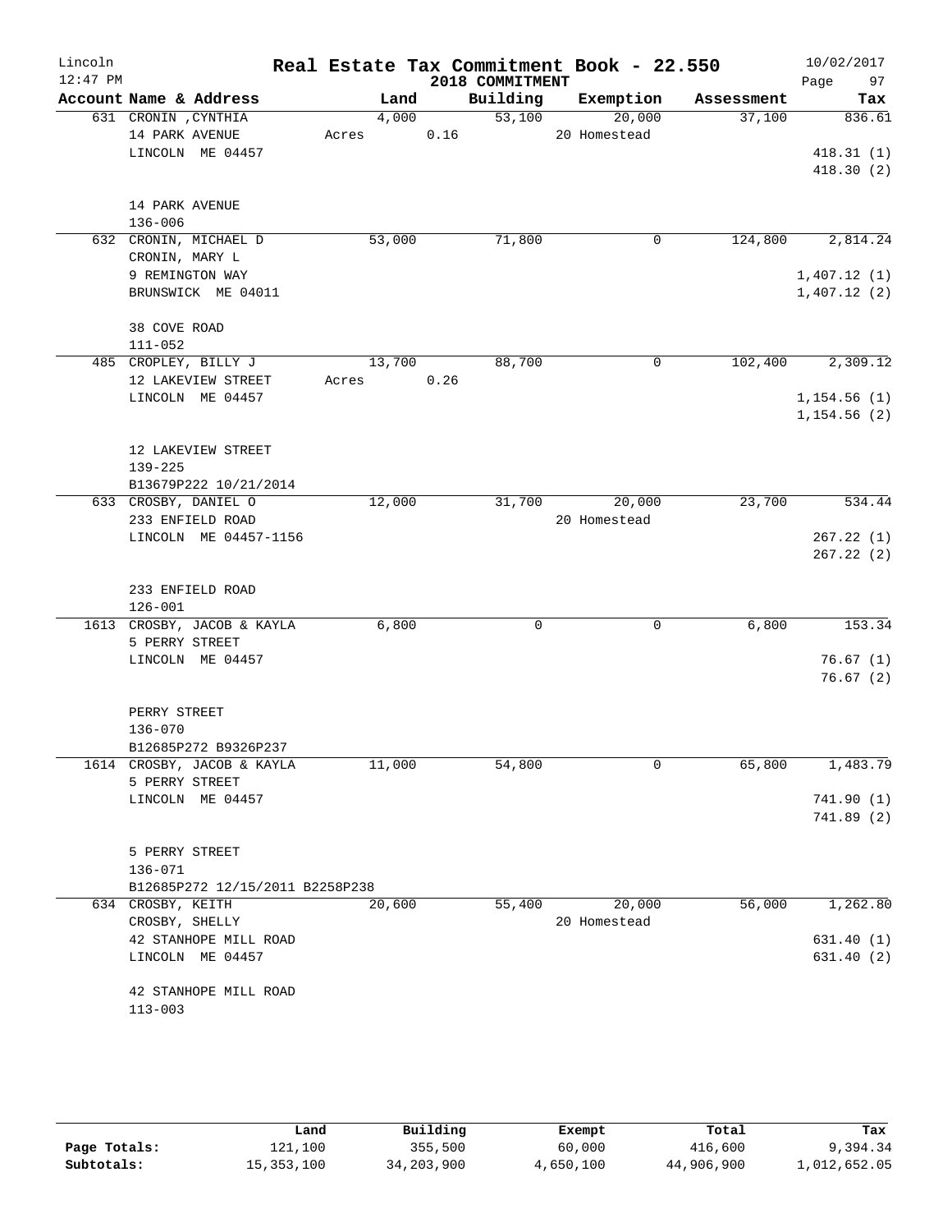# Real Estate Tax Commitment Book - 22.550

Lincoln
12:47 PM

2018 COMMITMENT

10/02/2017

| Account Name & Address | Land | Building | Exemption | Assessment | Tax |
|---|---|---|---|---|---|
| 631 CRONIN ,CYNTHIA<br>14 PARK AVENUE<br>LINCOLN ME 04457<br><br>14 PARK AVENUE<br>136-006 | 4,000<br>Acres 0.16 | 53,100 | 20,000<br>20 Homestead | 37,100 | 836.61<br><br>418.31 (1)<br>418.30 (2) |
| 632 CRONIN, MICHAEL D<br>CRONIN, MARY L<br>9 REMINGTON WAY<br>BRUNSWICK ME 04011<br><br>38 COVE ROAD<br>111-052 | 53,000 | 71,800 | 0 | 124,800 | 2,814.24<br><br>1,407.12 (1)<br>1,407.12 (2) |
| 485 CROPLEY, BILLY J<br>12 LAKEVIEW STREET<br>LINCOLN ME 04457<br><br>12 LAKEVIEW STREET<br>139-225<br>B13679P222 10/21/2014 | 13,700<br>Acres 0.26 | 88,700 | 0 | 102,400 | 2,309.12<br><br>1,154.56 (1)<br>1,154.56 (2) |
| 633 CROSBY, DANIEL O<br>233 ENFIELD ROAD<br>LINCOLN ME 04457-1156<br><br>233 ENFIELD ROAD<br>126-001 | 12,000 | 31,700 | 20,000<br>20 Homestead | 23,700 | 534.44<br><br>267.22 (1)<br>267.22 (2) |
| 1613 CROSBY, JACOB & KAYLA<br>5 PERRY STREET<br>LINCOLN ME 04457<br><br>PERRY STREET<br>136-070<br>B12685P272 B9326P237 | 6,800 | 0 | 0 | 6,800 | 153.34<br><br>76.67 (1)<br>76.67 (2) |
| 1614 CROSBY, JACOB & KAYLA<br>5 PERRY STREET<br>LINCOLN ME 04457<br><br>5 PERRY STREET<br>136-071<br>B12685P272 12/15/2011 B2258P238 | 11,000 | 54,800 | 0 | 65,800 | 1,483.79<br><br>741.90 (1)<br>741.89 (2) |
| 634 CROSBY, KEITH<br>CROSBY, SHELLY<br>42 STANHOPE MILL ROAD<br>LINCOLN ME 04457<br><br>42 STANHOPE MILL ROAD<br>113-003 | 20,600 | 55,400 | 20,000<br>20 Homestead | 56,000 | 1,262.80<br><br>631.40 (1)<br>631.40 (2) |

| | Land | Building | Exempt | Total | Tax |
|---|---|---|---|---|---|
| Page Totals: | 121,100 | 355,500 | 60,000 | 416,600 | 9,394.34 |
| Subtotals: | 15,353,100 | 34,203,900 | 4,650,100 | 44,906,900 | 1,012,652.05 |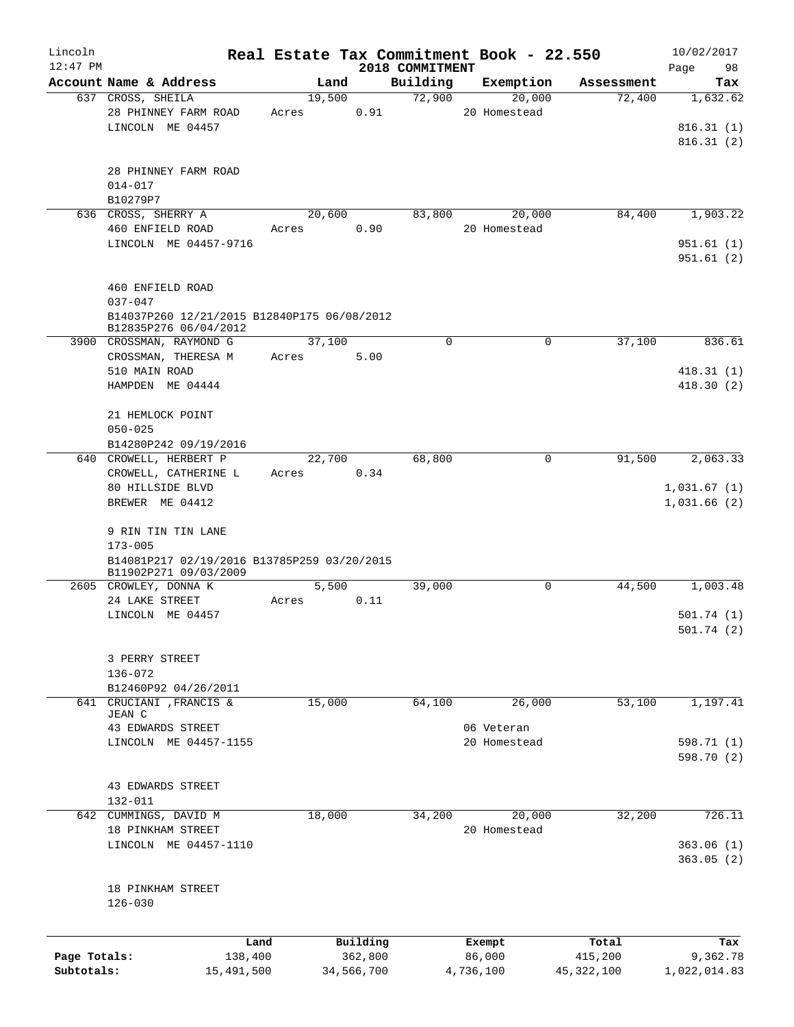# Real Estate Tax Commitment Book - 22.550

Lincoln
12:47 PM

2018 COMMITMENT

10/02/2017

| Account Name & Address | Land | Building | Exemption | Assessment | Tax |
|---|---|---|---|---|---|
| 637 CROSS, SHEILA | 19,500 | 72,900 | 20,000 | 72,400 | 1,632.62 |
| 28 PHINNEY FARM ROAD | Acres 0.91 | | 20 Homestead | | |
| LINCOLN ME 04457 | | | | | 816.31 (1) |
| | | | | | 816.31 (2) |
| 28 PHINNEY FARM ROAD | | | | | |
| 014-017 | | | | | |
| B10279P7 | | | | | |
| 636 CROSS, SHERRY A | 20,600 | 83,800 | 20,000 | 84,400 | 1,903.22 |
| 460 ENFIELD ROAD | Acres 0.90 | | 20 Homestead | | |
| LINCOLN ME 04457-9716 | | | | | 951.61 (1) |
| | | | | | 951.61 (2) |
| 460 ENFIELD ROAD | | | | | |
| 037-047 | | | | | |
| B14037P260 12/21/2015 B12840P175 06/08/2012 B12835P276 06/04/2012 | | | | | |
| 3900 CROSSMAN, RAYMOND G | 37,100 | 0 | 0 | 37,100 | 836.61 |
| CROSSMAN, THERESA M | Acres 5.00 | | | | |
| 510 MAIN ROAD | | | | | 418.31 (1) |
| HAMPDEN ME 04444 | | | | | 418.30 (2) |
| 21 HEMLOCK POINT | | | | | |
| 050-025 | | | | | |
| B14280P242 09/19/2016 | | | | | |
| 640 CROWELL, HERBERT P | 22,700 | 68,800 | 0 | 91,500 | 2,063.33 |
| CROWELL, CATHERINE L | Acres 0.34 | | | | |
| 80 HILLSIDE BLVD | | | | | 1,031.67 (1) |
| BREWER ME 04412 | | | | | 1,031.66 (2) |
| 9 RIN TIN TIN LANE | | | | | |
| 173-005 | | | | | |
| B14081P217 02/19/2016 B13785P259 03/20/2015 B11902P271 09/03/2009 | | | | | |
| 2605 CROWLEY, DONNA K | 5,500 | 39,000 | 0 | 44,500 | 1,003.48 |
| 24 LAKE STREET | Acres 0.11 | | | | |
| LINCOLN ME 04457 | | | | | 501.74 (1) |
| | | | | | 501.74 (2) |
| 3 PERRY STREET | | | | | |
| 136-072 | | | | | |
| B12460P92 04/26/2011 | | | | | |
| 641 CRUCIANI ,FRANCIS & JEAN C | 15,000 | 64,100 | 26,000 | 53,100 | 1,197.41 |
| 43 EDWARDS STREET | | | 06 Veteran | | |
| LINCOLN ME 04457-1155 | | | 20 Homestead | | 598.71 (1) |
| | | | | | 598.70 (2) |
| 43 EDWARDS STREET | | | | | |
| 132-011 | | | | | |
| 642 CUMMINGS, DAVID M | 18,000 | 34,200 | 20,000 | 32,200 | 726.11 |
| 18 PINKHAM STREET | | | 20 Homestead | | |
| LINCOLN ME 04457-1110 | | | | | 363.06 (1) |
| | | | | | 363.05 (2) |
| 18 PINKHAM STREET | | | | | |
| 126-030 | | | | | |

| | Land | Building | Exempt | Total | Tax |
|---|---|---|---|---|---|
| Page Totals: | 138,400 | 362,800 | 86,000 | 415,200 | 9,362.78 |
| Subtotals: | 15,491,500 | 34,566,700 | 4,736,100 | 45,322,100 | 1,022,014.83 |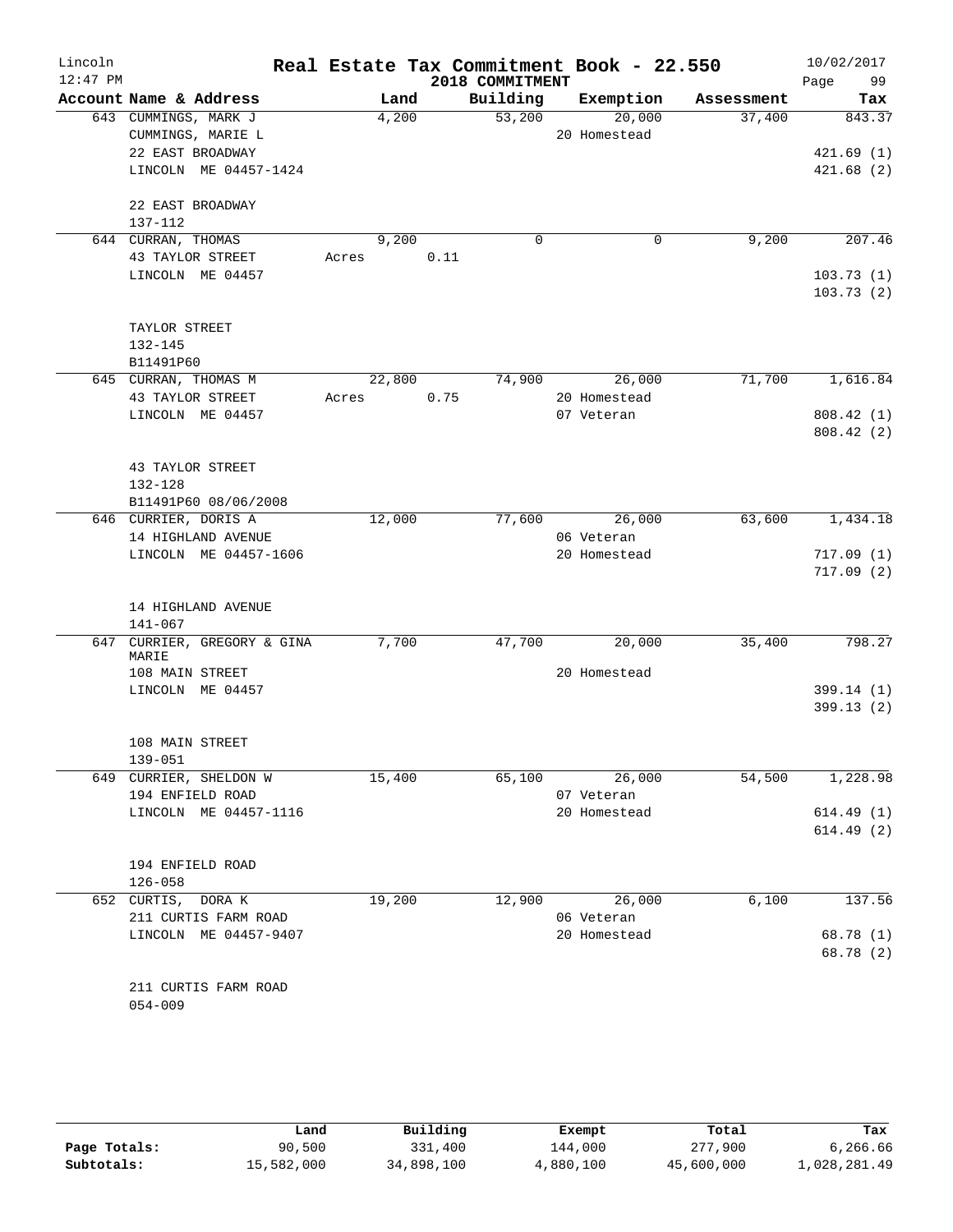# Real Estate Tax Commitment Book - 22.550

Lincoln 12:47 PM — 2018 COMMITMENT — 10/02/2017

| Account Name & Address | Land | Building | Exemption | Assessment | Tax |
|---|---|---|---|---|---|
| 643 CUMMINGS, MARK J | 4,200 | 53,200 | 20,000 | 37,400 | 843.37 |
| CUMMINGS, MARIE L | | | 20 Homestead | | |
| 22 EAST BROADWAY | | | | | 421.69 (1) |
| LINCOLN ME 04457-1424 | | | | | 421.68 (2) |
| 22 EAST BROADWAY | | | | | |
| 137-112 | | | | | |
| 644 CURRAN, THOMAS | 9,200 | 0 | 0 | 9,200 | 207.46 |
| 43 TAYLOR STREET | Acres 0.11 | | | | |
| LINCOLN ME 04457 | | | | | 103.73 (1) |
| | | | | | 103.73 (2) |
| TAYLOR STREET | | | | | |
| 132-145 | | | | | |
| B11491P60 | | | | | |
| 645 CURRAN, THOMAS M | 22,800 | 74,900 | 26,000 | 71,700 | 1,616.84 |
| 43 TAYLOR STREET | Acres 0.75 | | 20 Homestead | | |
| LINCOLN ME 04457 | | | 07 Veteran | | 808.42 (1) |
| | | | | | 808.42 (2) |
| 43 TAYLOR STREET | | | | | |
| 132-128 | | | | | |
| B11491P60 08/06/2008 | | | | | |
| 646 CURRIER, DORIS A | 12,000 | 77,600 | 26,000 | 63,600 | 1,434.18 |
| 14 HIGHLAND AVENUE | | | 06 Veteran | | |
| LINCOLN ME 04457-1606 | | | 20 Homestead | | 717.09 (1) |
| | | | | | 717.09 (2) |
| 14 HIGHLAND AVENUE | | | | | |
| 141-067 | | | | | |
| 647 CURRIER, GREGORY & GINA MARIE | 7,700 | 47,700 | 20,000 | 35,400 | 798.27 |
| 108 MAIN STREET | | | 20 Homestead | | |
| LINCOLN ME 04457 | | | | | 399.14 (1) |
| | | | | | 399.13 (2) |
| 108 MAIN STREET | | | | | |
| 139-051 | | | | | |
| 649 CURRIER, SHELDON W | 15,400 | 65,100 | 26,000 | 54,500 | 1,228.98 |
| 194 ENFIELD ROAD | | | 07 Veteran | | |
| LINCOLN ME 04457-1116 | | | 20 Homestead | | 614.49 (1) |
| | | | | | 614.49 (2) |
| 194 ENFIELD ROAD | | | | | |
| 126-058 | | | | | |
| 652 CURTIS, DORA K | 19,200 | 12,900 | 26,000 | 6,100 | 137.56 |
| 211 CURTIS FARM ROAD | | | 06 Veteran | | |
| LINCOLN ME 04457-9407 | | | 20 Homestead | | 68.78 (1) |
| | | | | | 68.78 (2) |
| 211 CURTIS FARM ROAD | | | | | |
| 054-009 | | | | | |

| | Land | Building | Exempt | Total | Tax |
|---|---|---|---|---|---|
| Page Totals: | 90,500 | 331,400 | 144,000 | 277,900 | 6,266.66 |
| Subtotals: | 15,582,000 | 34,898,100 | 4,880,100 | 45,600,000 | 1,028,281.49 |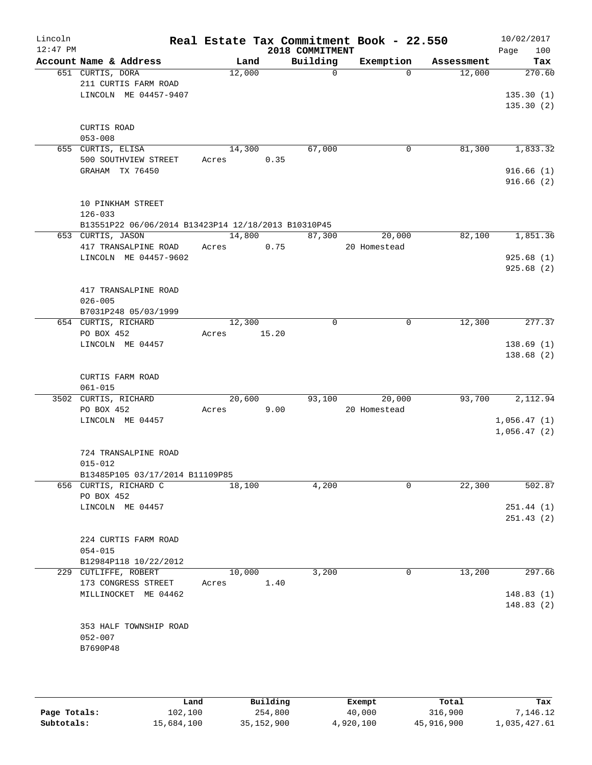# Real Estate Tax Commitment Book - 22.550

Lincoln 12:47 PM — 2018 COMMITMENT — 10/02/2017

| Account Name & Address | Land | Building | Exemption | Assessment | Tax |
|---|---|---|---|---|---|
| 651 CURTIS, DORA<br>211 CURTIS FARM ROAD<br>LINCOLN ME 04457-9407<br><br>CURTIS ROAD<br>053-008 | 12,000 | 0 | 0 | 12,000 | 270.60<br>135.30 (1)<br>135.30 (2) |
| 655 CURTIS, ELISA<br>500 SOUTHVIEW STREET<br>GRAHAM TX 76450<br><br>10 PINKHAM STREET<br>126-033<br>B13551P22 06/06/2014 B13423P14 12/18/2013 B10310P45 | 14,300<br>Acres 0.35 | 67,000 | 0 | 81,300 | 1,833.32<br>916.66 (1)<br>916.66 (2) |
| 653 CURTIS, JASON<br>417 TRANSALPINE ROAD<br>LINCOLN ME 04457-9602<br><br>417 TRANSALPINE ROAD<br>026-005<br>B7031P248 05/03/1999 | 14,800<br>Acres 0.75 | 87,300 | 20,000<br>20 Homestead | 82,100 | 1,851.36<br>925.68 (1)<br>925.68 (2) |
| 654 CURTIS, RICHARD<br>PO BOX 452<br>LINCOLN ME 04457<br><br>CURTIS FARM ROAD<br>061-015 | 12,300<br>Acres 15.20 | 0 | 0 | 12,300 | 277.37<br>138.69 (1)<br>138.68 (2) |
| 3502 CURTIS, RICHARD<br>PO BOX 452<br>LINCOLN ME 04457<br><br>724 TRANSALPINE ROAD<br>015-012<br>B13485P105 03/17/2014 B11109P85 | 20,600<br>Acres 9.00 | 93,100 | 20,000<br>20 Homestead | 93,700 | 2,112.94<br>1,056.47 (1)<br>1,056.47 (2) |
| 656 CURTIS, RICHARD C<br>PO BOX 452<br>LINCOLN ME 04457<br><br>224 CURTIS FARM ROAD<br>054-015<br>B12984P118 10/22/2012 | 18,100 | 4,200 | 0 | 22,300 | 502.87<br>251.44 (1)<br>251.43 (2) |
| 229 CUTLIFFE, ROBERT<br>173 CONGRESS STREET<br>MILLINOCKET ME 04462<br><br>353 HALF TOWNSHIP ROAD<br>052-007<br>B7690P48 | 10,000<br>Acres 1.40 | 3,200 | 0 | 13,200 | 297.66<br>148.83 (1)<br>148.83 (2) |

| | Land | Building | Exempt | Total | Tax |
|---|---|---|---|---|---|
| Page Totals: | 102,100 | 254,800 | 40,000 | 316,900 | 7,146.12 |
| Subtotals: | 15,684,100 | 35,152,900 | 4,920,100 | 45,916,900 | 1,035,427.61 |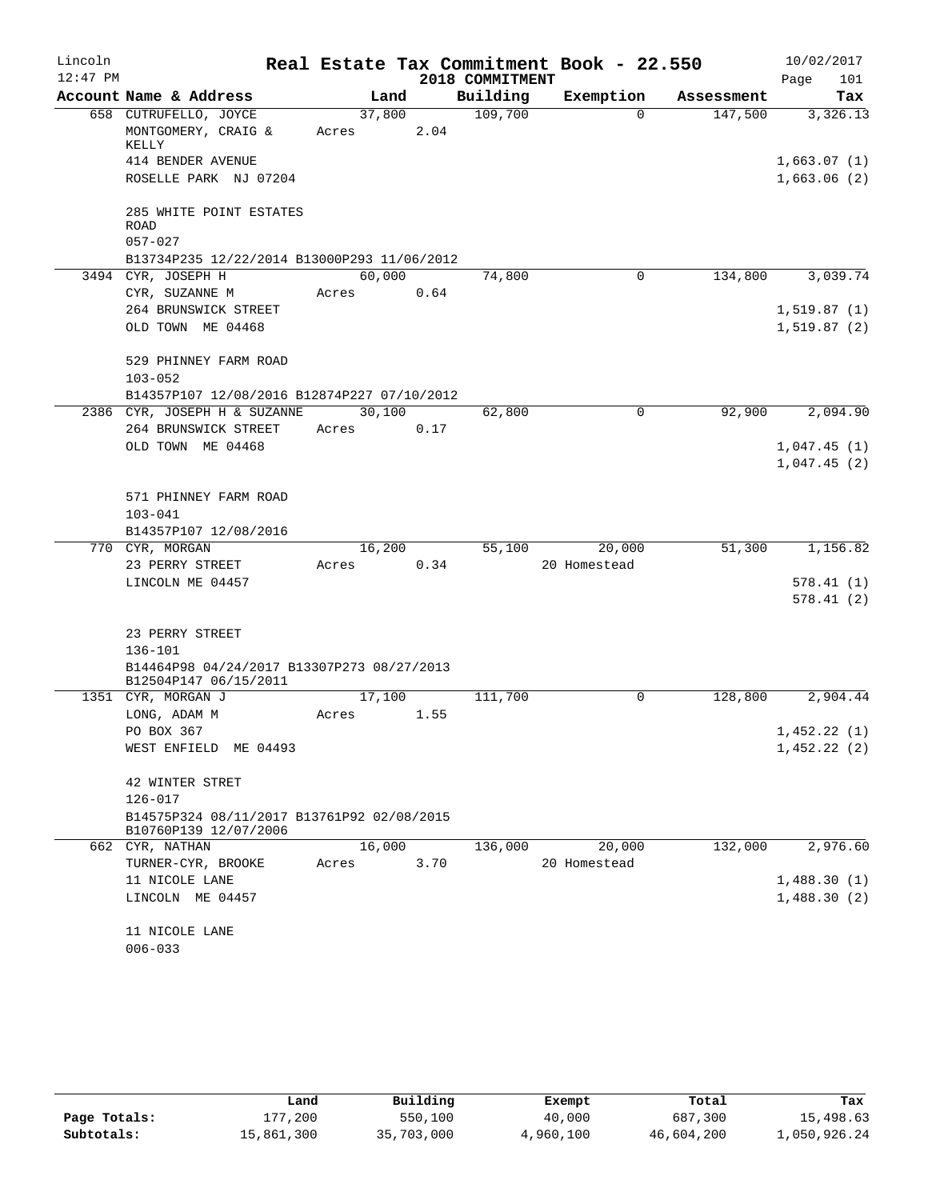# Real Estate Tax Commitment Book - 22.550

Lincoln
12:47 PM

2018 COMMITMENT

10/02/2017

| Account Name & Address | Land | Building | Exemption | Assessment | Tax |
|---|---|---|---|---|---|
| 658 CUTRUFELLO, JOYCE<br>MONTGOMERY, CRAIG & KELLY<br>414 BENDER AVENUE<br>ROSELLE PARK NJ 07204<br><br>285 WHITE POINT ESTATES ROAD<br>057-027<br>B13734P235 12/22/2014 B13000P293 11/06/2012 | 37,800<br>Acres 2.04 | 109,700 | 0 | 147,500 | 3,326.13<br><br>1,663.07 (1)<br>1,663.06 (2) |
| 3494 CYR, JOSEPH H<br>CYR, SUZANNE M<br>264 BRUNSWICK STREET<br>OLD TOWN ME 04468<br><br>529 PHINNEY FARM ROAD<br>103-052<br>B14357P107 12/08/2016 B12874P227 07/10/2012 | 60,000<br>Acres 0.64 | 74,800 | 0 | 134,800 | 3,039.74<br><br>1,519.87 (1)<br>1,519.87 (2) |
| 2386 CYR, JOSEPH H & SUZANNE<br>264 BRUNSWICK STREET<br>OLD TOWN ME 04468<br><br>571 PHINNEY FARM ROAD<br>103-041<br>B14357P107 12/08/2016 | 30,100<br>Acres 0.17 | 62,800 | 0 | 92,900 | 2,094.90<br><br>1,047.45 (1)<br>1,047.45 (2) |
| 770 CYR, MORGAN<br>23 PERRY STREET<br>LINCOLN ME 04457<br><br>23 PERRY STREET<br>136-101<br>B14464P98 04/24/2017 B13307P273 08/27/2013 B12504P147 06/15/2011 | 16,200<br>Acres 0.34 | 55,100 | 20,000<br>20 Homestead | 51,300 | 1,156.82<br><br>578.41 (1)<br>578.41 (2) |
| 1351 CYR, MORGAN J<br>LONG, ADAM M<br>PO BOX 367<br>WEST ENFIELD ME 04493<br><br>42 WINTER STRET<br>126-017<br>B14575P324 08/11/2017 B13761P92 02/08/2015 B10760P139 12/07/2006 | 17,100<br>Acres 1.55 | 111,700 | 0 | 128,800 | 2,904.44<br><br>1,452.22 (1)<br>1,452.22 (2) |
| 662 CYR, NATHAN<br>TURNER-CYR, BROOKE<br>11 NICOLE LANE<br>LINCOLN ME 04457<br><br>11 NICOLE LANE<br>006-033 | 16,000<br>Acres 3.70 | 136,000 | 20,000<br>20 Homestead | 132,000 | 2,976.60<br><br>1,488.30 (1)<br>1,488.30 (2) |

| | Land | Building | Exempt | Total | Tax |
|---|---|---|---|---|---|
| Page Totals: | 177,200 | 550,100 | 40,000 | 687,300 | 15,498.63 |
| Subtotals: | 15,861,300 | 35,703,000 | 4,960,100 | 46,604,200 | 1,050,926.24 |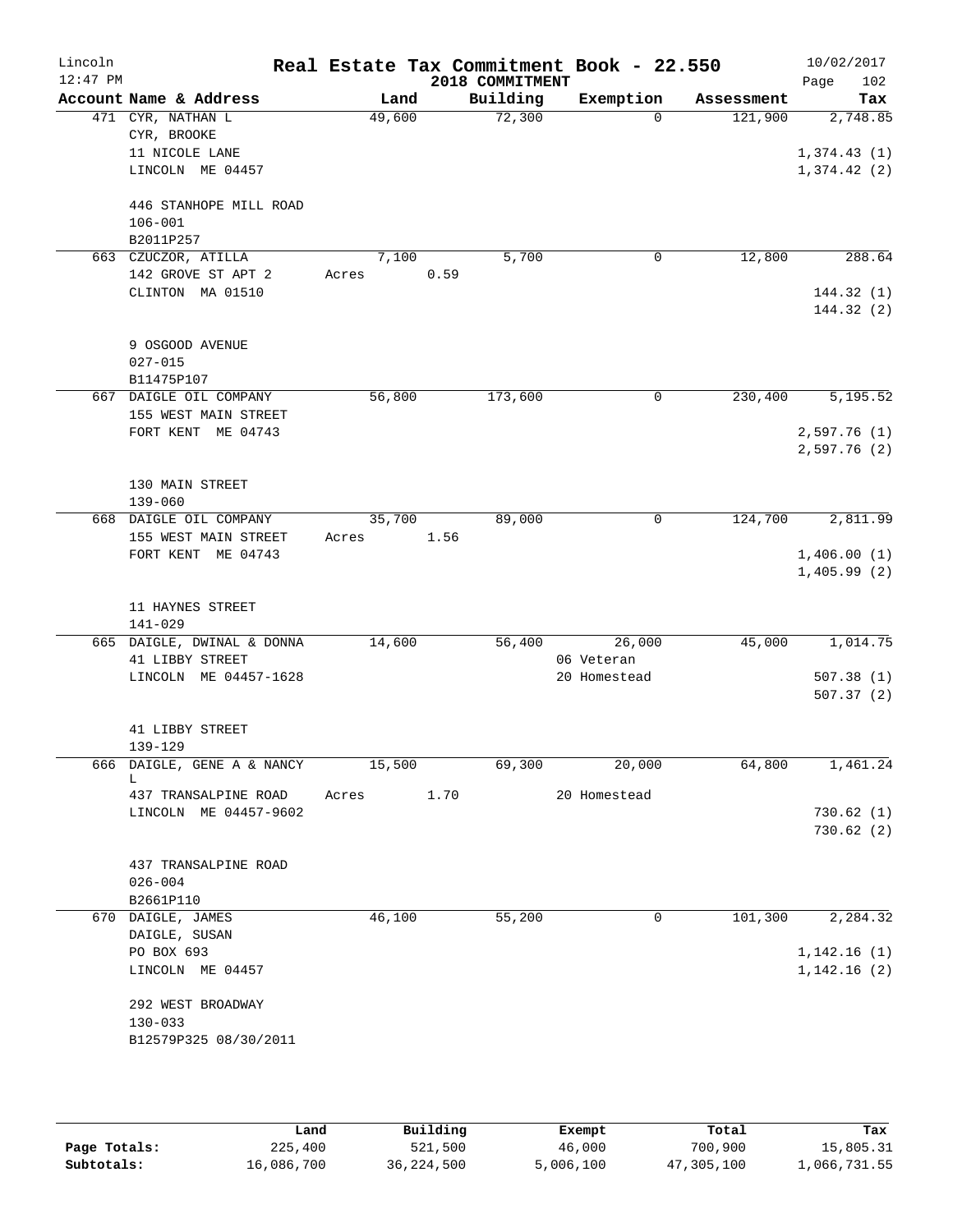# Real Estate Tax Commitment Book - 22.550

Lincoln 12:47 PM — 2018 COMMITMENT — 10/02/2017

| Account Name & Address | Land | Building | Exemption | Assessment | Tax |
|---|---|---|---|---|---|
| 471 CYR, NATHAN L<br>CYR, BROOKE<br>11 NICOLE LANE<br>LINCOLN ME 04457<br><br>446 STANHOPE MILL ROAD<br>106-001<br>B2011P257 | 49,600 | 72,300 | 0 | 121,900 | 2,748.85<br><br>1,374.43 (1)<br>1,374.42 (2) |
| 663 CZUCZOR, ATILLA<br>142 GROVE ST APT 2<br>CLINTON MA 01510<br><br>9 OSGOOD AVENUE<br>027-015<br>B11475P107 | 7,100<br>Acres 0.59 | 5,700 | 0 | 12,800 | 288.64<br><br>144.32 (1)<br>144.32 (2) |
| 667 DAIGLE OIL COMPANY<br>155 WEST MAIN STREET<br>FORT KENT ME 04743<br><br>130 MAIN STREET<br>139-060 | 56,800 | 173,600 | 0 | 230,400 | 5,195.52<br><br>2,597.76 (1)<br>2,597.76 (2) |
| 668 DAIGLE OIL COMPANY<br>155 WEST MAIN STREET<br>FORT KENT ME 04743<br><br>11 HAYNES STREET<br>141-029 | 35,700<br>Acres 1.56 | 89,000 | 0 | 124,700 | 2,811.99<br><br>1,406.00 (1)<br>1,405.99 (2) |
| 665 DAIGLE, DWINAL & DONNA<br>41 LIBBY STREET<br>LINCOLN ME 04457-1628<br><br>41 LIBBY STREET<br>139-129 | 14,600 | 56,400 | 26,000<br>06 Veteran<br>20 Homestead | 45,000 | 1,014.75<br><br>507.38 (1)<br>507.37 (2) |
| 666 DAIGLE, GENE A & NANCY L<br>437 TRANSALPINE ROAD<br>LINCOLN ME 04457-9602<br><br>437 TRANSALPINE ROAD<br>026-004<br>B2661P110 | 15,500<br>Acres 1.70 | 69,300 | 20,000<br>20 Homestead | 64,800 | 1,461.24<br><br>730.62 (1)<br>730.62 (2) |
| 670 DAIGLE, JAMES<br>DAIGLE, SUSAN<br>PO BOX 693<br>LINCOLN ME 04457<br><br>292 WEST BROADWAY<br>130-033<br>B12579P325 08/30/2011 | 46,100 | 55,200 | 0 | 101,300 | 2,284.32<br><br>1,142.16 (1)<br>1,142.16 (2) |

| | Land | Building | Exempt | Total | Tax |
|---|---|---|---|---|---|
| Page Totals: | 225,400 | 521,500 | 46,000 | 700,900 | 15,805.31 |
| Subtotals: | 16,086,700 | 36,224,500 | 5,006,100 | 47,305,100 | 1,066,731.55 |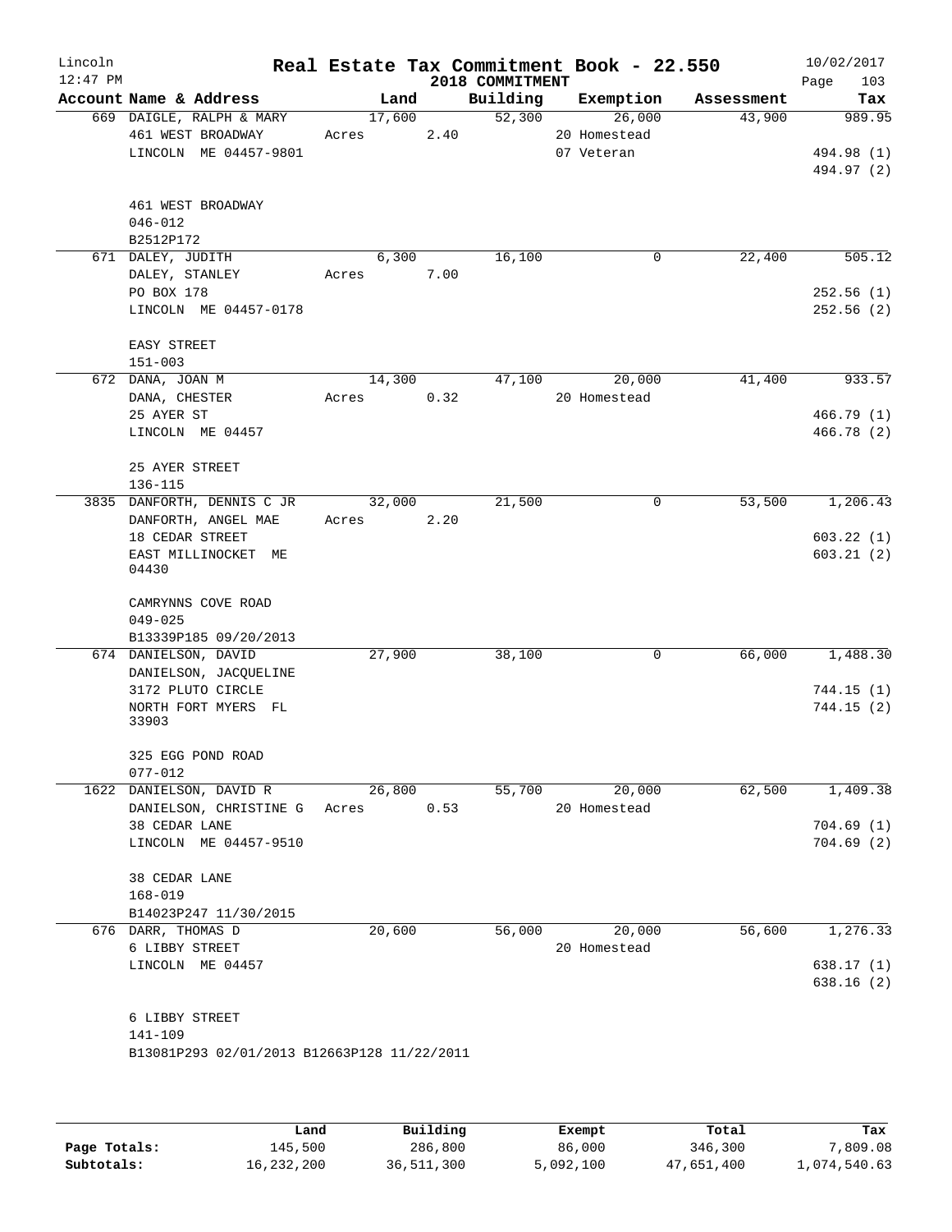# Lincoln — Real Estate Tax Commitment Book - 22.550 — 2018 COMMITMENT

12:47 PM — 10/02/2017

| Account Name & Address | Land | Building | Exemption | Assessment | Tax |
|---|---|---|---|---|---|
| 669 DAIGLE, RALPH & MARY<br>461 WEST BROADWAY<br>LINCOLN ME 04457-9801<br><br>461 WEST BROADWAY<br>046-012<br>B2512P172 | 17,600<br>Acres 2.40 | 52,300 | 26,000<br>20 Homestead<br>07 Veteran | 43,900 | 989.95<br><br>494.98 (1)<br>494.97 (2) |
| 671 DALEY, JUDITH<br>DALEY, STANLEY<br>PO BOX 178<br>LINCOLN ME 04457-0178<br><br>EASY STREET<br>151-003 | 6,300<br>Acres 7.00 | 16,100 | 0 | 22,400 | 505.12<br><br>252.56 (1)<br>252.56 (2) |
| 672 DANA, JOAN M<br>DANA, CHESTER<br>25 AYER ST<br>LINCOLN ME 04457<br><br>25 AYER STREET<br>136-115 | 14,300<br>Acres 0.32 | 47,100 | 20,000<br>20 Homestead | 41,400 | 933.57<br><br>466.79 (1)<br>466.78 (2) |
| 3835 DANFORTH, DENNIS C JR<br>DANFORTH, ANGEL MAE<br>18 CEDAR STREET<br>EAST MILLINOCKET ME 04430<br><br>CAMRYNNS COVE ROAD<br>049-025<br>B13339P185 09/20/2013 | 32,000<br>Acres 2.20 | 21,500 | 0 | 53,500 | 1,206.43<br><br>603.22 (1)<br>603.21 (2) |
| 674 DANIELSON, DAVID<br>DANIELSON, JACQUELINE<br>3172 PLUTO CIRCLE<br>NORTH FORT MYERS FL 33903<br><br>325 EGG POND ROAD<br>077-012 | 27,900 | 38,100 | 0 | 66,000 | 1,488.30<br><br>744.15 (1)<br>744.15 (2) |
| 1622 DANIELSON, DAVID R<br>DANIELSON, CHRISTINE G<br>38 CEDAR LANE<br>LINCOLN ME 04457-9510<br><br>38 CEDAR LANE<br>168-019<br>B14023P247 11/30/2015 | 26,800<br>Acres 0.53 | 55,700 | 20,000<br>20 Homestead | 62,500 | 1,409.38<br><br>704.69 (1)<br>704.69 (2) |
| 676 DARR, THOMAS D<br>6 LIBBY STREET<br>LINCOLN ME 04457<br><br>6 LIBBY STREET<br>141-109<br>B13081P293 02/01/2013 B12663P128 11/22/2011 | 20,600 | 56,000 | 20,000<br>20 Homestead | 56,600 | 1,276.33<br><br>638.17 (1)<br>638.16 (2) |

| | Land | Building | Exempt | Total | Tax |
|---|---|---|---|---|---|
| Page Totals: | 145,500 | 286,800 | 86,000 | 346,300 | 7,809.08 |
| Subtotals: | 16,232,200 | 36,511,300 | 5,092,100 | 47,651,400 | 1,074,540.63 |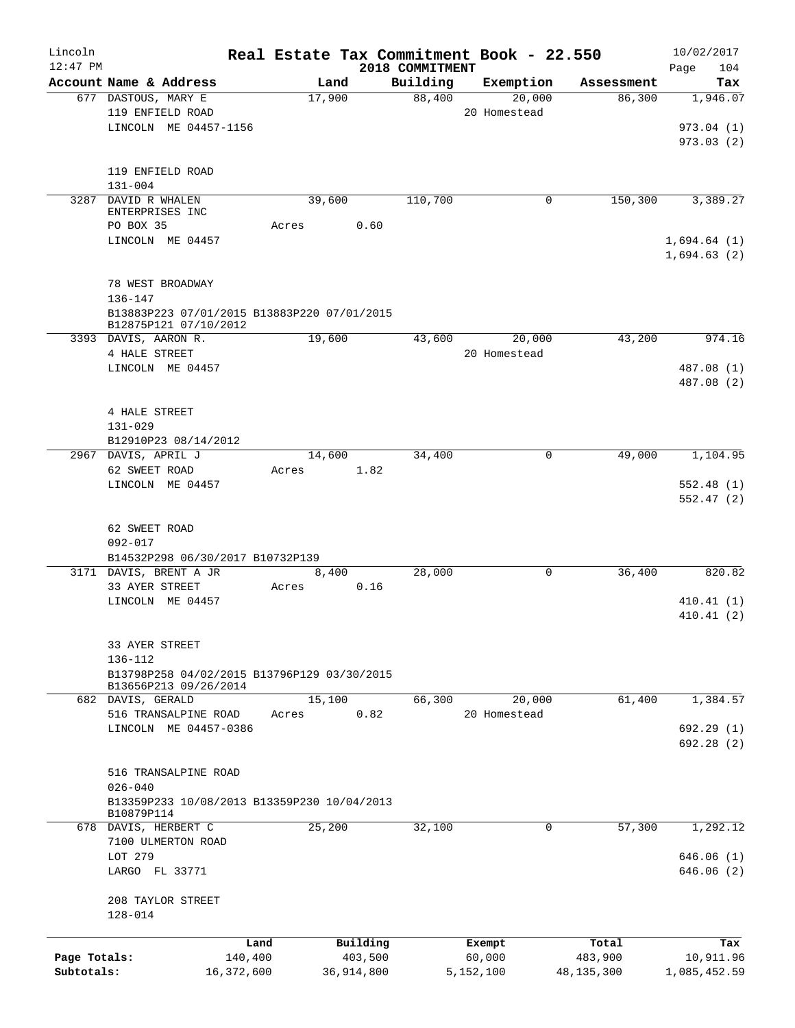Lincoln 12:47 PM

# Real Estate Tax Commitment Book - 22.550

## 2018 COMMITMENT

10/02/2017

| Account Name & Address | Land | Building | Exemption | Assessment | Tax |
|---|---|---|---|---|---|
| 677 DASTOUS, MARY E<br>119 ENFIELD ROAD<br>LINCOLN ME 04457-1156<br><br>119 ENFIELD ROAD<br>131-004 | 17,900 | 88,400 | 20,000<br>20 Homestead | 86,300 | 1,946.07<br>973.04 (1)<br>973.03 (2) |
| 3287 DAVID R WHALEN ENTERPRISES INC<br>PO BOX 35<br>LINCOLN ME 04457<br><br>78 WEST BROADWAY<br>136-147<br>B13883P223 07/01/2015 B13883P220 07/01/2015 B12875P121 07/10/2012 | 39,600<br>Acres 0.60 | 110,700 | 0 | 150,300 | 3,389.27<br>1,694.64 (1)<br>1,694.63 (2) |
| 3393 DAVIS, AARON R.<br>4 HALE STREET<br>LINCOLN ME 04457<br><br>4 HALE STREET<br>131-029<br>B12910P23 08/14/2012 | 19,600 | 43,600 | 20,000<br>20 Homestead | 43,200 | 974.16<br>487.08 (1)<br>487.08 (2) |
| 2967 DAVIS, APRIL J<br>62 SWEET ROAD<br>LINCOLN ME 04457<br><br>62 SWEET ROAD<br>092-017<br>B14532P298 06/30/2017 B10732P139 | 14,600<br>Acres 1.82 | 34,400 | 0 | 49,000 | 1,104.95<br>552.48 (1)<br>552.47 (2) |
| 3171 DAVIS, BRENT A JR<br>33 AYER STREET<br>LINCOLN ME 04457<br><br>33 AYER STREET<br>136-112<br>B13798P258 04/02/2015 B13796P129 03/30/2015 B13656P213 09/26/2014 | 8,400<br>Acres 0.16 | 28,000 | 0 | 36,400 | 820.82<br>410.41 (1)<br>410.41 (2) |
| 682 DAVIS, GERALD<br>516 TRANSALPINE ROAD<br>LINCOLN ME 04457-0386<br><br>516 TRANSALPINE ROAD<br>026-040<br>B13359P233 10/08/2013 B13359P230 10/04/2013 B10879P114 | 15,100<br>Acres 0.82 | 66,300 | 20,000<br>20 Homestead | 61,400 | 1,384.57<br>692.29 (1)<br>692.28 (2) |
| 678 DAVIS, HERBERT C<br>7100 ULMERTON ROAD<br>LOT 279<br>LARGO FL 33771<br><br>208 TAYLOR STREET<br>128-014 | 25,200 | 32,100 | 0 | 57,300 | 1,292.12<br>646.06 (1)<br>646.06 (2) |

| | Land | Building | Exempt | Total | Tax |
|---|---|---|---|---|---|
| Page Totals: | 140,400 | 403,500 | 60,000 | 483,900 | 10,911.96 |
| Subtotals: | 16,372,600 | 36,914,800 | 5,152,100 | 48,135,300 | 1,085,452.59 |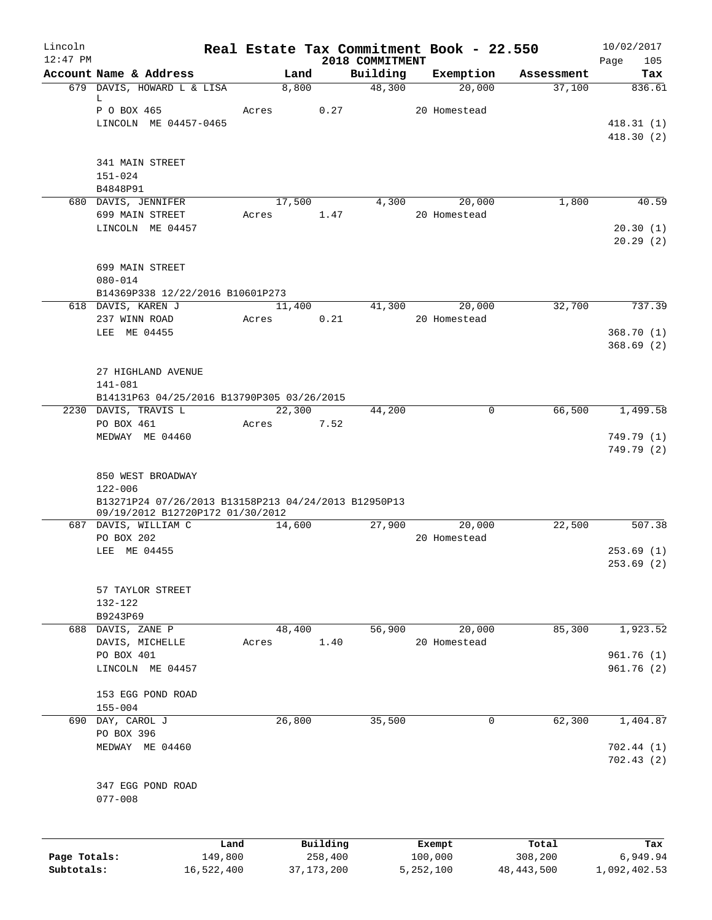# Real Estate Tax Commitment Book - 22.550

Lincoln
12:47 PM

2018 COMMITMENT

10/02/2017

| Account Name & Address | Land | Building | Exemption | Assessment | Tax |
|---|---|---|---|---|---|
| 679 DAVIS, HOWARD L & LISA L | 8,800 | 48,300 | 20,000 | 37,100 | 836.61 |
| P O BOX 465 | Acres 0.27 | | 20 Homestead | | |
| LINCOLN ME 04457-0465 | | | | | 418.31 (1) |
| | | | | | 418.30 (2) |
| 341 MAIN STREET | | | | | |
| 151-024 | | | | | |
| B4848P91 | | | | | |
| 680 DAVIS, JENNIFER | 17,500 | 4,300 | 20,000 | 1,800 | 40.59 |
| 699 MAIN STREET | Acres 1.47 | | 20 Homestead | | |
| LINCOLN ME 04457 | | | | | 20.30 (1) |
| | | | | | 20.29 (2) |
| 699 MAIN STREET | | | | | |
| 080-014 | | | | | |
| B14369P338 12/22/2016 B10601P273 | | | | | |
| 618 DAVIS, KAREN J | 11,400 | 41,300 | 20,000 | 32,700 | 737.39 |
| 237 WINN ROAD | Acres 0.21 | | 20 Homestead | | |
| LEE ME 04455 | | | | | 368.70 (1) |
| | | | | | 368.69 (2) |
| 27 HIGHLAND AVENUE | | | | | |
| 141-081 | | | | | |
| B14131P63 04/25/2016 B13790P305 03/26/2015 | | | | | |
| 2230 DAVIS, TRAVIS L | 22,300 | 44,200 | 0 | 66,500 | 1,499.58 |
| PO BOX 461 | Acres 7.52 | | | | |
| MEDWAY ME 04460 | | | | | 749.79 (1) |
| | | | | | 749.79 (2) |
| 850 WEST BROADWAY | | | | | |
| 122-006 | | | | | |
| B13271P24 07/26/2013 B13158P213 04/24/2013 B12950P13 09/19/2012 B12720P172 01/30/2012 | | | | | |
| 687 DAVIS, WILLIAM C | 14,600 | 27,900 | 20,000 | 22,500 | 507.38 |
| PO BOX 202 | | | 20 Homestead | | |
| LEE ME 04455 | | | | | 253.69 (1) |
| | | | | | 253.69 (2) |
| 57 TAYLOR STREET | | | | | |
| 132-122 | | | | | |
| B9243P69 | | | | | |
| 688 DAVIS, ZANE P | 48,400 | 56,900 | 20,000 | 85,300 | 1,923.52 |
| DAVIS, MICHELLE | Acres 1.40 | | 20 Homestead | | |
| PO BOX 401 | | | | | 961.76 (1) |
| LINCOLN ME 04457 | | | | | 961.76 (2) |
| 153 EGG POND ROAD | | | | | |
| 155-004 | | | | | |
| 690 DAY, CAROL J | 26,800 | 35,500 | 0 | 62,300 | 1,404.87 |
| PO BOX 396 | | | | | |
| MEDWAY ME 04460 | | | | | 702.44 (1) |
| | | | | | 702.43 (2) |
| 347 EGG POND ROAD | | | | | |
| 077-008 | | | | | |

| | Land | Building | Exempt | Total | Tax |
|---|---|---|---|---|---|
| Page Totals: | 149,800 | 258,400 | 100,000 | 308,200 | 6,949.94 |
| Subtotals: | 16,522,400 | 37,173,200 | 5,252,100 | 48,443,500 | 1,092,402.53 |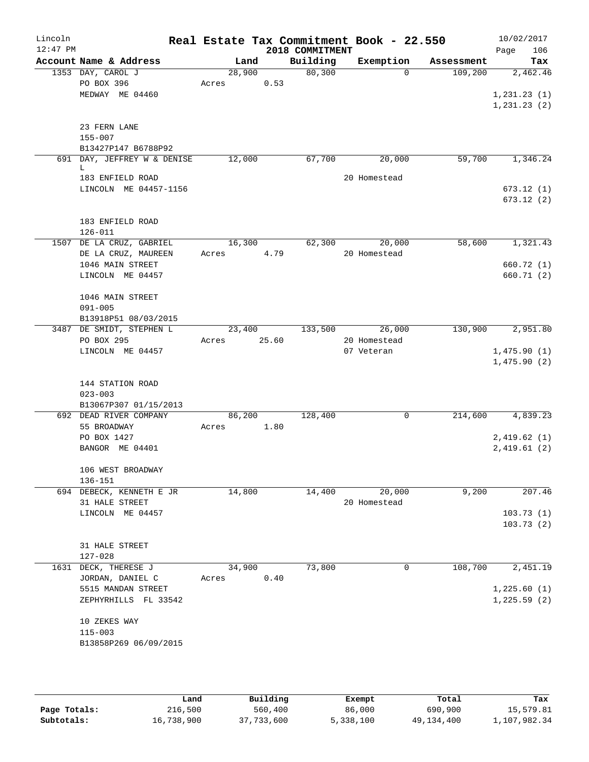# Real Estate Tax Commitment Book - 22.550

Lincoln, 12:47 PM — 2018 COMMITMENT — 10/02/2017

| Account Name & Address | Land | Building | Exemption | Assessment | Tax |
|---|---|---|---|---|---|
| 1353 DAY, CAROL J<br>PO BOX 396<br>MEDWAY ME 04460<br><br>23 FERN LANE<br>155-007<br>B13427P147 B6788P92 | 28,900<br>Acres 0.53 | 80,300 | 0 | 109,200 | 2,462.46<br><br>1,231.23 (1)<br>1,231.23 (2) |
| 691 DAY, JEFFREY W & DENISE L<br>183 ENFIELD ROAD<br>LINCOLN ME 04457-1156<br><br>183 ENFIELD ROAD<br>126-011 | 12,000 | 67,700 | 20,000<br>20 Homestead | 59,700 | 1,346.24<br><br>673.12 (1)<br>673.12 (2) |
| 1507 DE LA CRUZ, GABRIEL<br>DE LA CRUZ, MAUREEN<br>1046 MAIN STREET<br>LINCOLN ME 04457<br><br>1046 MAIN STREET<br>091-005<br>B13918P51 08/03/2015 | 16,300<br>Acres 4.79 | 62,300 | 20,000<br>20 Homestead | 58,600 | 1,321.43<br><br>660.72 (1)<br>660.71 (2) |
| 3487 DE SMIDT, STEPHEN L<br>PO BOX 295<br>LINCOLN ME 04457<br><br>144 STATION ROAD<br>023-003<br>B13067P307 01/15/2013 | 23,400<br>Acres 25.60 | 133,500 | 26,000<br>20 Homestead<br>07 Veteran | 130,900 | 2,951.80<br><br>1,475.90 (1)<br>1,475.90 (2) |
| 692 DEAD RIVER COMPANY<br>55 BROADWAY<br>PO BOX 1427<br>BANGOR ME 04401<br><br>106 WEST BROADWAY<br>136-151 | 86,200<br>Acres 1.80 | 128,400 | 0 | 214,600 | 4,839.23<br><br>2,419.62 (1)<br>2,419.61 (2) |
| 694 DEBECK, KENNETH E JR<br>31 HALE STREET<br>LINCOLN ME 04457<br><br>31 HALE STREET<br>127-028 | 14,800 | 14,400 | 20,000<br>20 Homestead | 9,200 | 207.46<br><br>103.73 (1)<br>103.73 (2) |
| 1631 DECK, THERESE J<br>JORDAN, DANIEL C<br>5515 MANDAN STREET<br>ZEPHYRHILLS FL 33542<br><br>10 ZEKES WAY<br>115-003<br>B13858P269 06/09/2015 | 34,900<br>Acres 0.40 | 73,800 | 0 | 108,700 | 2,451.19<br><br>1,225.60 (1)<br>1,225.59 (2) |

| | Land | Building | Exempt | Total | Tax |
|---|---|---|---|---|---|
| **Page Totals:** | 216,500 | 560,400 | 86,000 | 690,900 | 15,579.81 |
| **Subtotals:** | 16,738,900 | 37,733,600 | 5,338,100 | 49,134,400 | 1,107,982.34 |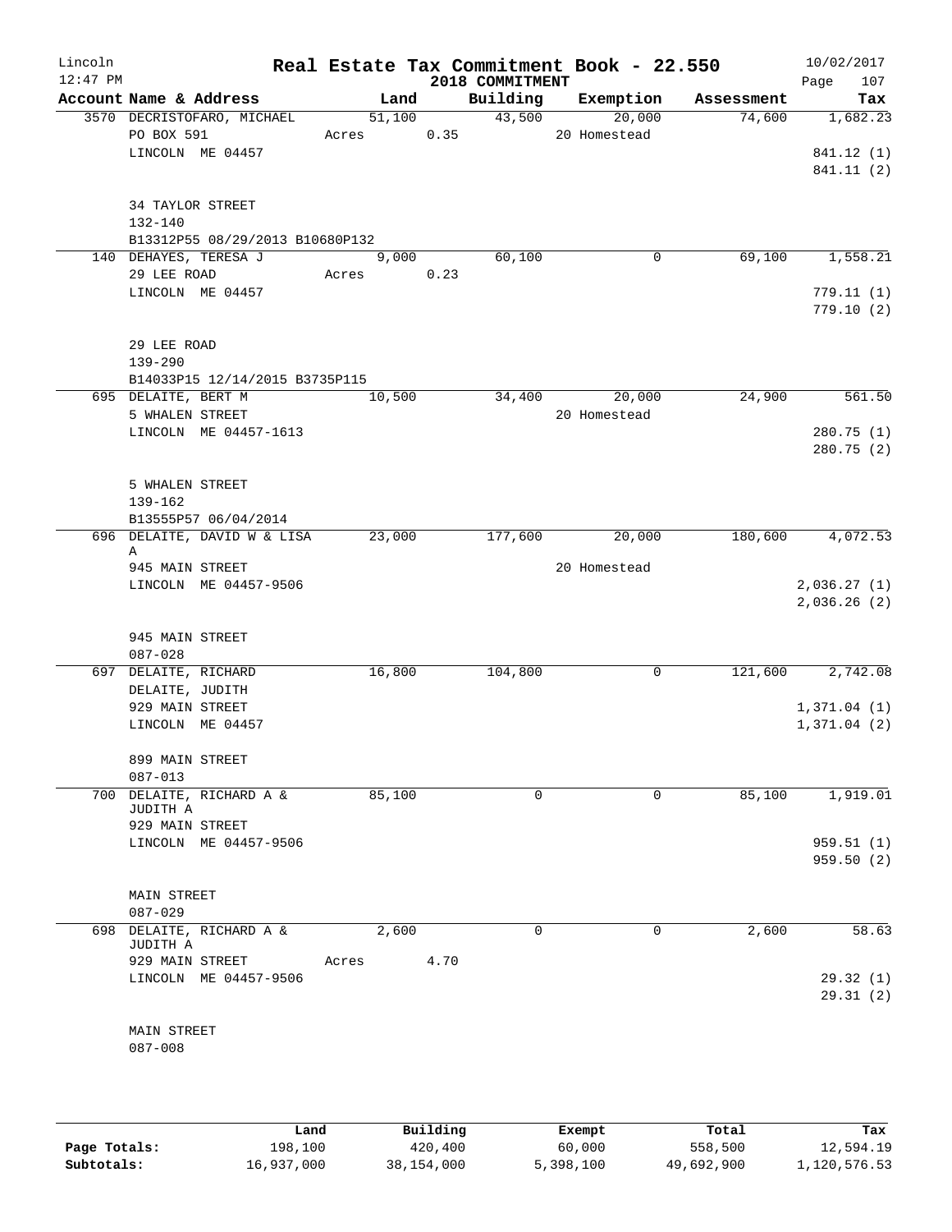Lincoln 12:47 PM

# Real Estate Tax Commitment Book - 22.550

2018 COMMITMENT

10/02/2017

| Account Name & Address | Land | Building | Exemption | Assessment | Tax |
|---|---|---|---|---|---|
| 3570 DECRISTOFARO, MICHAEL | 51,100 | 43,500 | 20,000 | 74,600 | 1,682.23 |
| PO BOX 591 | Acres 0.35 | | 20 Homestead | | |
| LINCOLN ME 04457 | | | | | 841.12 (1) |
| | | | | | 841.11 (2) |
| 34 TAYLOR STREET | | | | | |
| 132-140 | | | | | |
| B13312P55 08/29/2013 B10680P132 | | | | | |
| 140 DEHAYES, TERESA J | 9,000 | 60,100 | 0 | 69,100 | 1,558.21 |
| 29 LEE ROAD | Acres 0.23 | | | | |
| LINCOLN ME 04457 | | | | | 779.11 (1) |
| | | | | | 779.10 (2) |
| 29 LEE ROAD | | | | | |
| 139-290 | | | | | |
| B14033P15 12/14/2015 B3735P115 | | | | | |
| 695 DELAITE, BERT M | 10,500 | 34,400 | 20,000 | 24,900 | 561.50 |
| 5 WHALEN STREET | | | 20 Homestead | | |
| LINCOLN ME 04457-1613 | | | | | 280.75 (1) |
| | | | | | 280.75 (2) |
| 5 WHALEN STREET | | | | | |
| 139-162 | | | | | |
| B13555P57 06/04/2014 | | | | | |
| 696 DELAITE, DAVID W & LISA A | 23,000 | 177,600 | 20,000 | 180,600 | 4,072.53 |
| 945 MAIN STREET | | | 20 Homestead | | |
| LINCOLN ME 04457-9506 | | | | | 2,036.27 (1) |
| | | | | | 2,036.26 (2) |
| 945 MAIN STREET | | | | | |
| 087-028 | | | | | |
| 697 DELAITE, RICHARD | 16,800 | 104,800 | 0 | 121,600 | 2,742.08 |
| DELAITE, JUDITH | | | | | |
| 929 MAIN STREET | | | | | 1,371.04 (1) |
| LINCOLN ME 04457 | | | | | 1,371.04 (2) |
| 899 MAIN STREET | | | | | |
| 087-013 | | | | | |
| 700 DELAITE, RICHARD A & JUDITH A | 85,100 | 0 | 0 | 85,100 | 1,919.01 |
| 929 MAIN STREET | | | | | |
| LINCOLN ME 04457-9506 | | | | | 959.51 (1) |
| | | | | | 959.50 (2) |
| MAIN STREET | | | | | |
| 087-029 | | | | | |
| 698 DELAITE, RICHARD A & JUDITH A | 2,600 | 0 | 0 | 2,600 | 58.63 |
| 929 MAIN STREET | Acres 4.70 | | | | |
| LINCOLN ME 04457-9506 | | | | | 29.32 (1) |
| | | | | | 29.31 (2) |
| MAIN STREET | | | | | |
| 087-008 | | | | | |

| | Land | Building | Exempt | Total | Tax |
|---|---|---|---|---|---|
| Page Totals: | 198,100 | 420,400 | 60,000 | 558,500 | 12,594.19 |
| Subtotals: | 16,937,000 | 38,154,000 | 5,398,100 | 49,692,900 | 1,120,576.53 |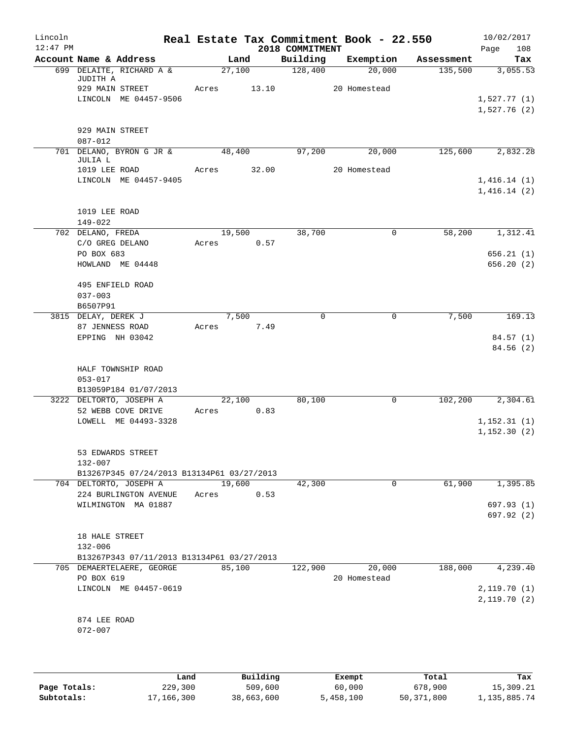# Real Estate Tax Commitment Book - 22.550

Lincoln
12:47 PM

2018 COMMITMENT

10/02/2017

| Account Name & Address | Land | Building | Exemption | Assessment | Tax |
|---|---|---|---|---|---|
| 699 DELAITE, RICHARD A & JUDITH A | 27,100 | 128,400 | 20,000 | 135,500 | 3,055.53 |
| 929 MAIN STREET | Acres 13.10 | | 20 Homestead | | |
| LINCOLN ME 04457-9506 | | | | | 1,527.77 (1) |
| | | | | | 1,527.76 (2) |
| 929 MAIN STREET | | | | | |
| 087-012 | | | | | |
| 701 DELANO, BYRON G JR & JULIA L | 48,400 | 97,200 | 20,000 | 125,600 | 2,832.28 |
| 1019 LEE ROAD | Acres 32.00 | | 20 Homestead | | |
| LINCOLN ME 04457-9405 | | | | | 1,416.14 (1) |
| | | | | | 1,416.14 (2) |
| 1019 LEE ROAD | | | | | |
| 149-022 | | | | | |
| 702 DELANO, FREDA | 19,500 | 38,700 | 0 | 58,200 | 1,312.41 |
| C/O GREG DELANO | Acres 0.57 | | | | |
| PO BOX 683 | | | | | 656.21 (1) |
| HOWLAND ME 04448 | | | | | 656.20 (2) |
| 495 ENFIELD ROAD | | | | | |
| 037-003 | | | | | |
| B6507P91 | | | | | |
| 3815 DELAY, DEREK J | 7,500 | 0 | 0 | 7,500 | 169.13 |
| 87 JENNESS ROAD | Acres 7.49 | | | | |
| EPPING NH 03042 | | | | | 84.57 (1) |
| | | | | | 84.56 (2) |
| HALF TOWNSHIP ROAD | | | | | |
| 053-017 | | | | | |
| B13059P184 01/07/2013 | | | | | |
| 3222 DELTORTO, JOSEPH A | 22,100 | 80,100 | 0 | 102,200 | 2,304.61 |
| 52 WEBB COVE DRIVE | Acres 0.83 | | | | |
| LOWELL ME 04493-3328 | | | | | 1,152.31 (1) |
| | | | | | 1,152.30 (2) |
| 53 EDWARDS STREET | | | | | |
| 132-007 | | | | | |
| B13267P345 07/24/2013 B13134P61 03/27/2013 | | | | | |
| 704 DELTORTO, JOSEPH A | 19,600 | 42,300 | 0 | 61,900 | 1,395.85 |
| 224 BURLINGTON AVENUE | Acres 0.53 | | | | |
| WILMINGTON MA 01887 | | | | | 697.93 (1) |
| | | | | | 697.92 (2) |
| 18 HALE STREET | | | | | |
| 132-006 | | | | | |
| B13267P343 07/11/2013 B13134P61 03/27/2013 | | | | | |
| 705 DEMAERTELAERE, GEORGE | 85,100 | 122,900 | 20,000 | 188,000 | 4,239.40 |
| PO BOX 619 | | | 20 Homestead | | |
| LINCOLN ME 04457-0619 | | | | | 2,119.70 (1) |
| | | | | | 2,119.70 (2) |
| 874 LEE ROAD | | | | | |
| 072-007 | | | | | |

| | Land | Building | Exempt | Total | Tax |
|---|---|---|---|---|---|
| Page Totals: | 229,300 | 509,600 | 60,000 | 678,900 | 15,309.21 |
| Subtotals: | 17,166,300 | 38,663,600 | 5,458,100 | 50,371,800 | 1,135,885.74 |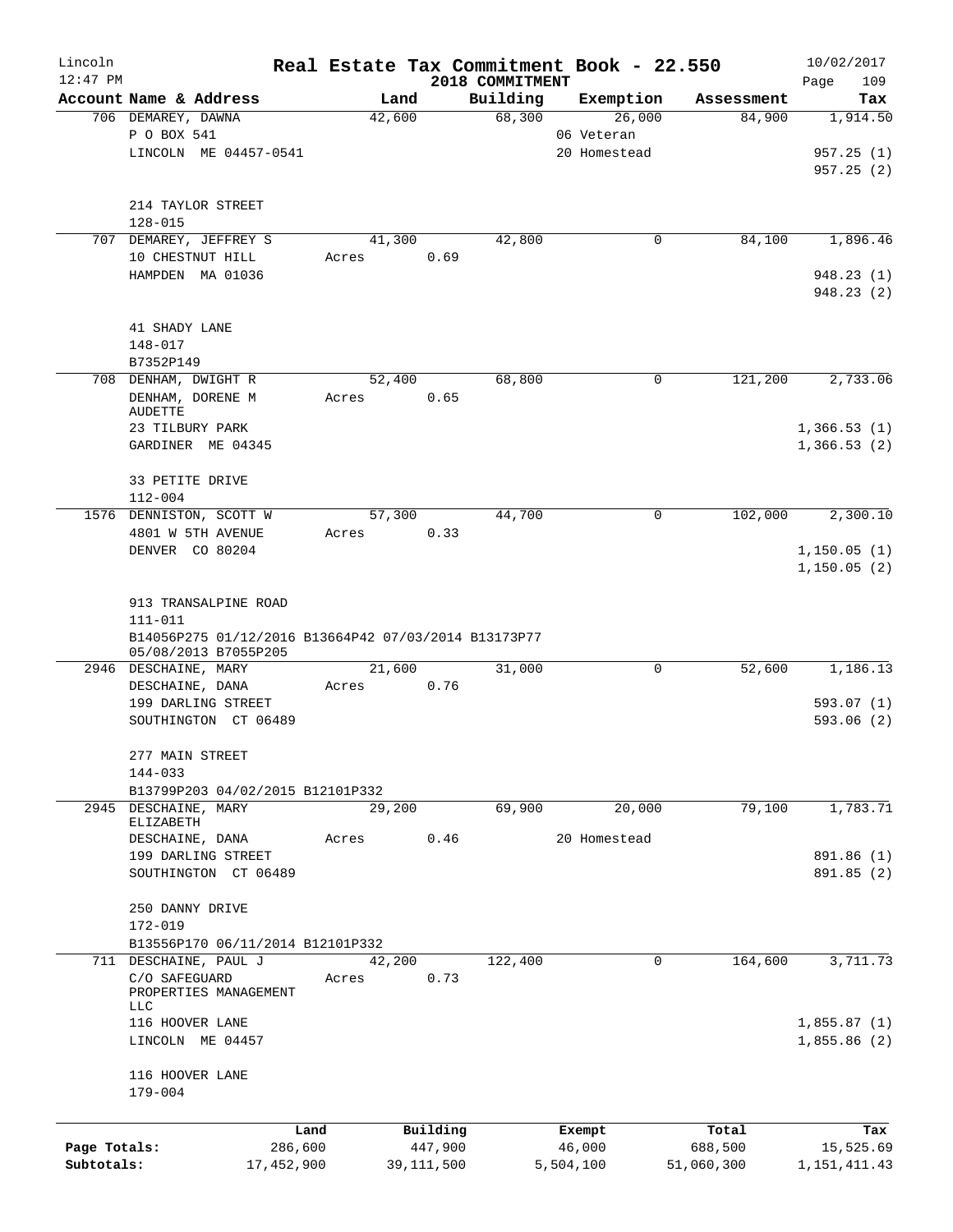# Real Estate Tax Commitment Book - 22.550

Lincoln 12:47 PM — 2018 COMMITMENT — 10/02/2017

| Account Name & Address | Land | Building | Exemption | Assessment | Tax |
|---|---|---|---|---|---|
| 706 DEMAREY, DAWNA<br>P O BOX 541<br>LINCOLN ME 04457-0541<br><br>214 TAYLOR STREET<br>128-015 | 42,600 | 68,300 | 26,000<br>06 Veteran<br>20 Homestead | 84,900 | 1,914.50<br><br>957.25 (1)<br>957.25 (2) |
| 707 DEMAREY, JEFFREY S<br>10 CHESTNUT HILL<br>HAMPDEN MA 01036<br><br>41 SHADY LANE<br>148-017<br>B7352P149 | 41,300<br>Acres 0.69 | 42,800 | 0 | 84,100 | 1,896.46<br><br>948.23 (1)<br>948.23 (2) |
| 708 DENHAM, DWIGHT R<br>DENHAM, DORENE M AUDETTE<br>23 TILBURY PARK<br>GARDINER ME 04345<br><br>33 PETITE DRIVE<br>112-004 | 52,400<br>Acres 0.65 | 68,800 | 0 | 121,200 | 2,733.06<br><br>1,366.53 (1)<br>1,366.53 (2) |
| 1576 DENNISTON, SCOTT W<br>4801 W 5TH AVENUE<br>DENVER CO 80204<br><br>913 TRANSALPINE ROAD<br>111-011<br>B14056P275 01/12/2016 B13664P42 07/03/2014 B13173P77 05/08/2013 B7055P205 | 57,300<br>Acres 0.33 | 44,700 | 0 | 102,000 | 2,300.10<br><br>1,150.05 (1)<br>1,150.05 (2) |
| 2946 DESCHAINE, MARY<br>DESCHAINE, DANA<br>199 DARLING STREET<br>SOUTHINGTON CT 06489<br><br>277 MAIN STREET<br>144-033<br>B13799P203 04/02/2015 B12101P332 | 21,600<br>Acres 0.76 | 31,000 | 0 | 52,600 | 1,186.13<br><br>593.07 (1)<br>593.06 (2) |
| 2945 DESCHAINE, MARY ELIZABETH<br>DESCHAINE, DANA<br>199 DARLING STREET<br>SOUTHINGTON CT 06489<br><br>250 DANNY DRIVE<br>172-019<br>B13556P170 06/11/2014 B12101P332 | 29,200<br>Acres 0.46 | 69,900 | 20,000<br>20 Homestead | 79,100 | 1,783.71<br><br>891.86 (1)<br>891.85 (2) |
| 711 DESCHAINE, PAUL J<br>C/O SAFEGUARD PROPERTIES MANAGEMENT LLC<br>116 HOOVER LANE<br>LINCOLN ME 04457<br><br>116 HOOVER LANE<br>179-004 | 42,200<br>Acres 0.73 | 122,400 | 0 | 164,600 | 3,711.73<br><br>1,855.87 (1)<br>1,855.86 (2) |

| | Land | Building | Exempt | Total | Tax |
|---|---|---|---|---|---|
| Page Totals: | 286,600 | 447,900 | 46,000 | 688,500 | 15,525.69 |
| Subtotals: | 17,452,900 | 39,111,500 | 5,504,100 | 51,060,300 | 1,151,411.43 |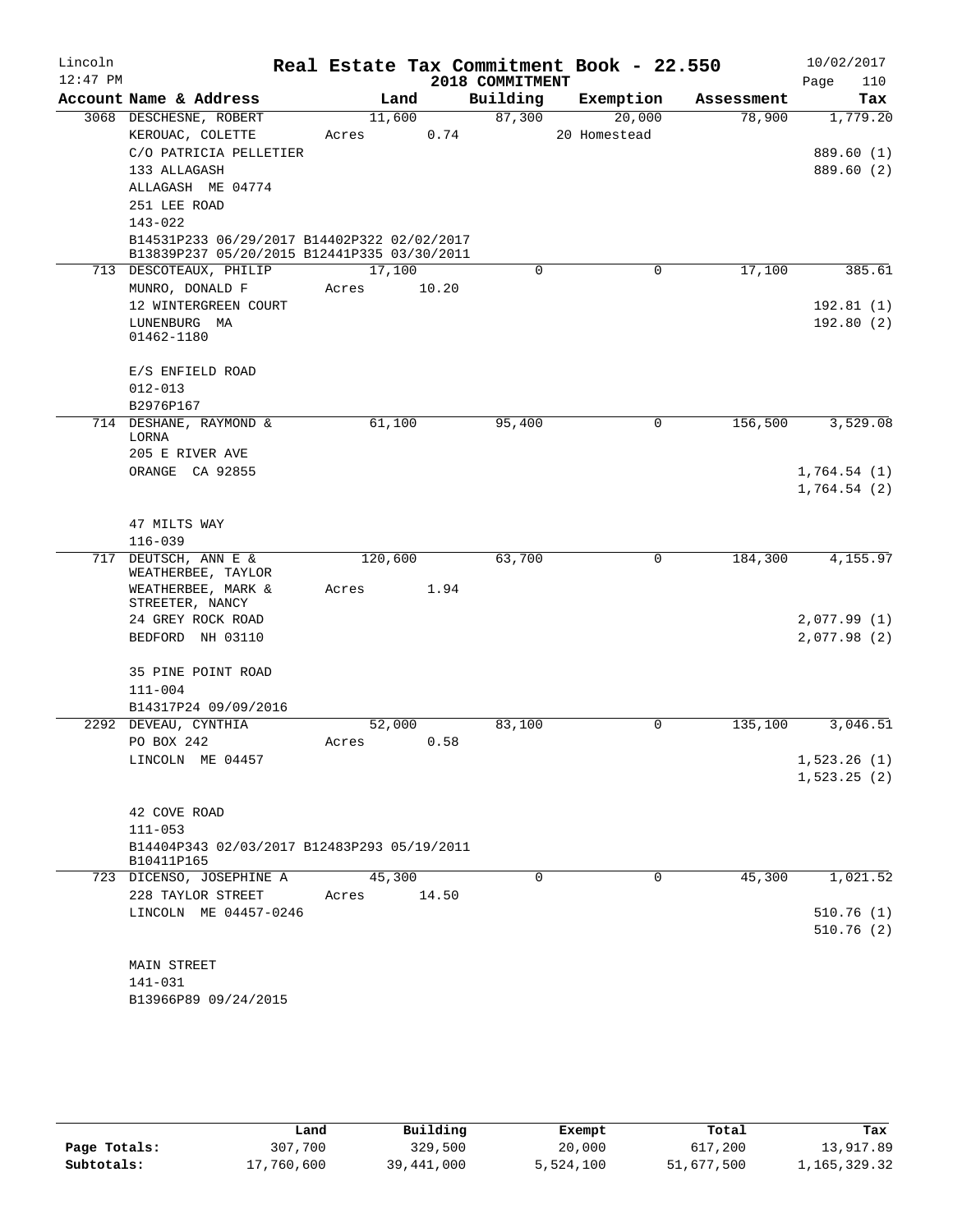# Real Estate Tax Commitment Book - 22.550

## 2018 COMMITMENT

Lincoln 12:47 PM — 10/02/2017

| Account Name & Address | Land | Building | Exemption | Assessment | Tax |
|---|---|---|---|---|---|
| 3068 DESCHESNE, ROBERT | 11,600 | 87,300 | 20,000 | 78,900 | 1,779.20 |
| KEROUAC, COLETTE | Acres 0.74 | | 20 Homestead | | |
| C/O PATRICIA PELLETIER | | | | | 889.60 (1) |
| 133 ALLAGASH | | | | | 889.60 (2) |
| ALLAGASH ME 04774 | | | | | |
| 251 LEE ROAD | | | | | |
| 143-022 | | | | | |
| B14531P233 06/29/2017 B14402P322 02/02/2017 | | | | | |
| B13839P237 05/20/2015 B12441P335 03/30/2011 | | | | | |
| 713 DESCOTEAUX, PHILIP | 17,100 | 0 | 0 | 17,100 | 385.61 |
| MUNRO, DONALD F | Acres 10.20 | | | | |
| 12 WINTERGREEN COURT | | | | | 192.81 (1) |
| LUNENBURG MA 01462-1180 | | | | | 192.80 (2) |
| E/S ENFIELD ROAD | | | | | |
| 012-013 | | | | | |
| B2976P167 | | | | | |
| 714 DESHANE, RAYMOND & LORNA | 61,100 | 95,400 | 0 | 156,500 | 3,529.08 |
| 205 E RIVER AVE | | | | | |
| ORANGE CA 92855 | | | | | 1,764.54 (1) |
| | | | | | 1,764.54 (2) |
| 47 MILTS WAY | | | | | |
| 116-039 | | | | | |
| 717 DEUTSCH, ANN E & WEATHERBEE, TAYLOR | 120,600 | 63,700 | 0 | 184,300 | 4,155.97 |
| WEATHERBEE, MARK & STREETER, NANCY | Acres 1.94 | | | | |
| 24 GREY ROCK ROAD | | | | | 2,077.99 (1) |
| BEDFORD NH 03110 | | | | | 2,077.98 (2) |
| 35 PINE POINT ROAD | | | | | |
| 111-004 | | | | | |
| B14317P24 09/09/2016 | | | | | |
| 2292 DEVEAU, CYNTHIA | 52,000 | 83,100 | 0 | 135,100 | 3,046.51 |
| PO BOX 242 | Acres 0.58 | | | | |
| LINCOLN ME 04457 | | | | | 1,523.26 (1) |
| | | | | | 1,523.25 (2) |
| 42 COVE ROAD | | | | | |
| 111-053 | | | | | |
| B14404P343 02/03/2017 B12483P293 05/19/2011 | | | | | |
| B10411P165 | | | | | |
| 723 DICENSO, JOSEPHINE A | 45,300 | 0 | 0 | 45,300 | 1,021.52 |
| 228 TAYLOR STREET | Acres 14.50 | | | | |
| LINCOLN ME 04457-0246 | | | | | 510.76 (1) |
| | | | | | 510.76 (2) |
| MAIN STREET | | | | | |
| 141-031 | | | | | |
| B13966P89 09/24/2015 | | | | | |

| | Land | Building | Exempt | Total | Tax |
|---|---|---|---|---|---|
| Page Totals: | 307,700 | 329,500 | 20,000 | 617,200 | 13,917.89 |
| Subtotals: | 17,760,600 | 39,441,000 | 5,524,100 | 51,677,500 | 1,165,329.32 |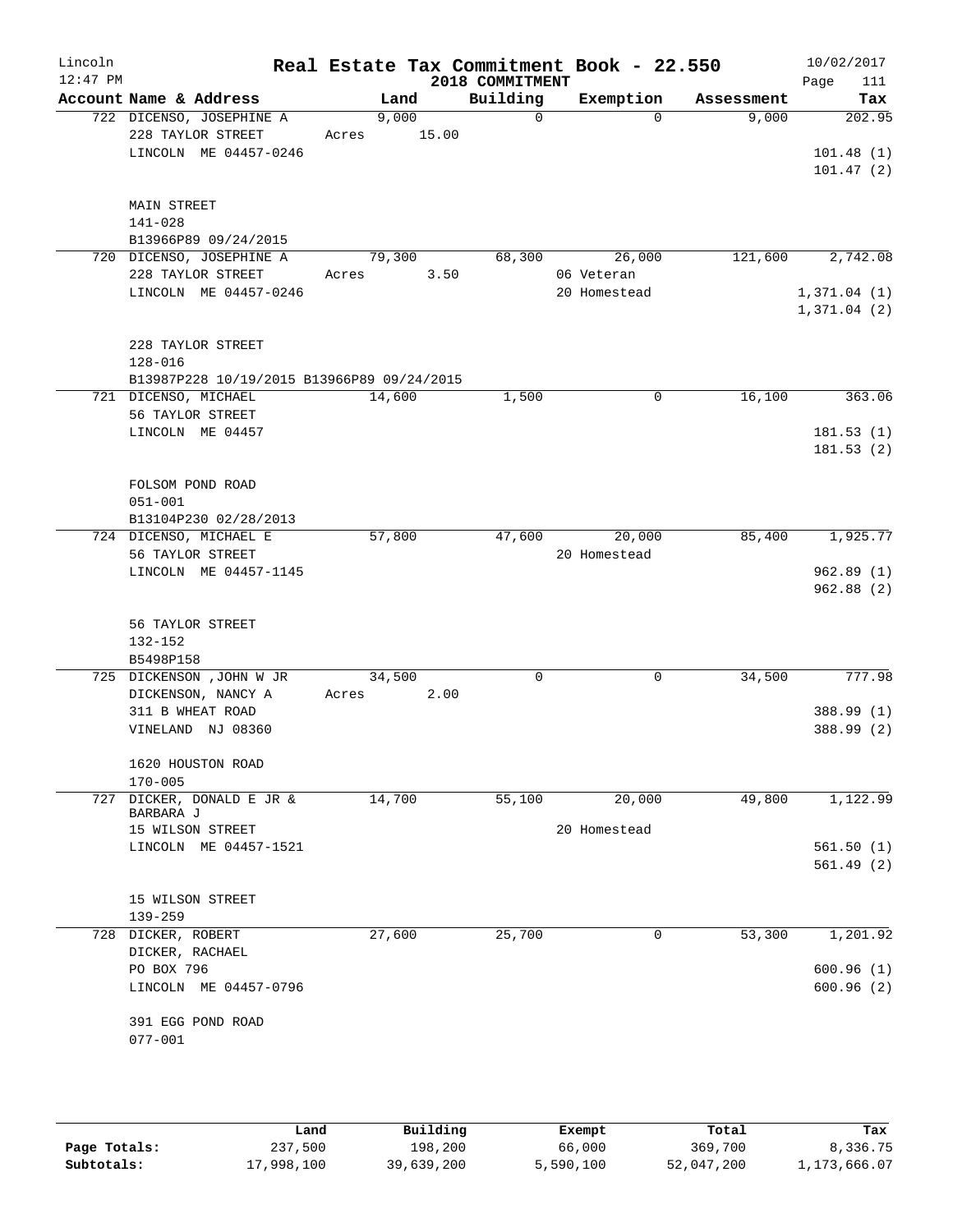# Real Estate Tax Commitment Book - 22.550

Lincoln 12:47 PM — 2018 COMMITMENT — 10/02/2017

| Account Name & Address | Land | Building | Exemption | Assessment | Tax |
|---|---|---|---|---|---|
| 722 DICENSO, JOSEPHINE A<br>228 TAYLOR STREET<br>LINCOLN ME 04457-0246<br><br>MAIN STREET<br>141-028<br>B13966P89 09/24/2015 | 9,000<br>Acres 15.00 | 0 | 0 | 9,000 | 202.95<br><br>101.48 (1)<br>101.47 (2) |
| 720 DICENSO, JOSEPHINE A<br>228 TAYLOR STREET<br>LINCOLN ME 04457-0246<br><br>228 TAYLOR STREET<br>128-016<br>B13987P228 10/19/2015 B13966P89 09/24/2015 | 79,300<br>Acres 3.50 | 68,300 | 26,000<br>06 Veteran<br>20 Homestead | 121,600 | 2,742.08<br><br>1,371.04 (1)<br>1,371.04 (2) |
| 721 DICENSO, MICHAEL<br>56 TAYLOR STREET<br>LINCOLN ME 04457<br><br>FOLSOM POND ROAD<br>051-001<br>B13104P230 02/28/2013 | 14,600 | 1,500 | 0 | 16,100 | 363.06<br><br>181.53 (1)<br>181.53 (2) |
| 724 DICENSO, MICHAEL E<br>56 TAYLOR STREET<br>LINCOLN ME 04457-1145<br><br>56 TAYLOR STREET<br>132-152<br>B5498P158 | 57,800 | 47,600 | 20,000<br>20 Homestead | 85,400 | 1,925.77<br><br>962.89 (1)<br>962.88 (2) |
| 725 DICKENSON ,JOHN W JR<br>DICKENSON, NANCY A<br>311 B WHEAT ROAD<br>VINELAND NJ 08360<br><br>1620 HOUSTON ROAD<br>170-005 | 34,500<br>Acres 2.00 | 0 | 0 | 34,500 | 777.98<br><br>388.99 (1)<br>388.99 (2) |
| 727 DICKER, DONALD E JR &<br>BARBARA J<br>15 WILSON STREET<br>LINCOLN ME 04457-1521<br><br>15 WILSON STREET<br>139-259 | 14,700 | 55,100 | 20,000<br>20 Homestead | 49,800 | 1,122.99<br><br>561.50 (1)<br>561.49 (2) |
| 728 DICKER, ROBERT<br>DICKER, RACHAEL<br>PO BOX 796<br>LINCOLN ME 04457-0796<br><br>391 EGG POND ROAD<br>077-001 | 27,600 | 25,700 | 0 | 53,300 | 1,201.92<br><br>600.96 (1)<br>600.96 (2) |

| | Land | Building | Exempt | Total | Tax |
|---|---|---|---|---|---|
| Page Totals: | 237,500 | 198,200 | 66,000 | 369,700 | 8,336.75 |
| Subtotals: | 17,998,100 | 39,639,200 | 5,590,100 | 52,047,200 | 1,173,666.07 |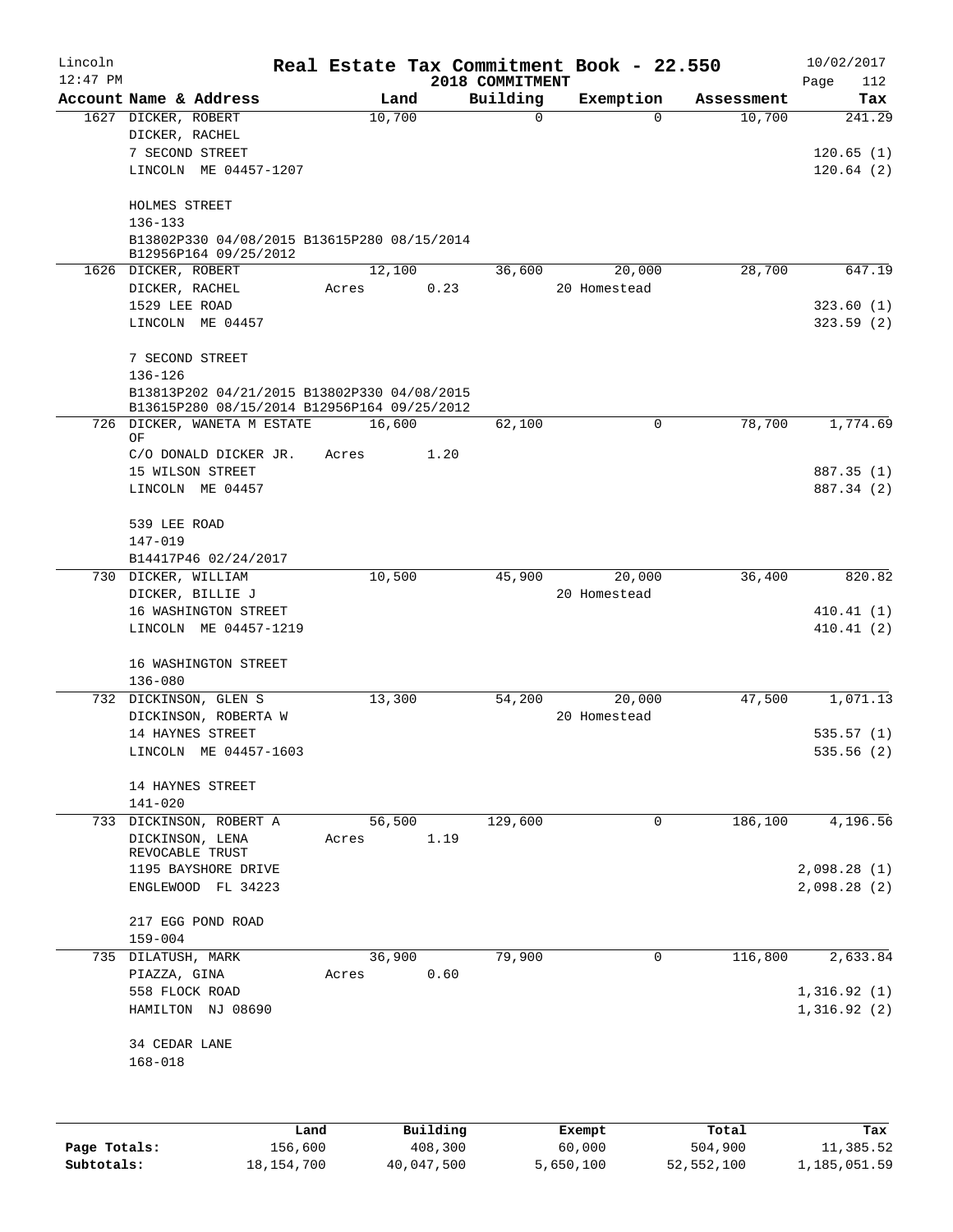# Real Estate Tax Commitment Book - 22.550

Lincoln 12:47 PM — 2018 COMMITMENT — 10/02/2017

| Account Name & Address | Land | Building | Exemption | Assessment | Tax |
|---|---|---|---|---|---|
| 1627 DICKER, ROBERT | 10,700 | 0 | 0 | 10,700 | 241.29 |
| DICKER, RACHEL | | | | | |
| 7 SECOND STREET | | | | | 120.65 (1) |
| LINCOLN ME 04457-1207 | | | | | 120.64 (2) |
| HOLMES STREET | | | | | |
| 136-133 | | | | | |
| B13802P330 04/08/2015 B13615P280 08/15/2014 B12956P164 09/25/2012 | | | | | |
| 1626 DICKER, ROBERT | 12,100 | 36,600 | 20,000 | 28,700 | 647.19 |
| DICKER, RACHEL | Acres 0.23 | | 20 Homestead | | |
| 1529 LEE ROAD | | | | | 323.60 (1) |
| LINCOLN ME 04457 | | | | | 323.59 (2) |
| 7 SECOND STREET | | | | | |
| 136-126 | | | | | |
| B13813P202 04/21/2015 B13802P330 04/08/2015 B13615P280 08/15/2014 B12956P164 09/25/2012 | | | | | |
| 726 DICKER, WANETA M ESTATE OF | 16,600 | 62,100 | 0 | 78,700 | 1,774.69 |
| C/O DONALD DICKER JR. | Acres 1.20 | | | | |
| 15 WILSON STREET | | | | | 887.35 (1) |
| LINCOLN ME 04457 | | | | | 887.34 (2) |
| 539 LEE ROAD | | | | | |
| 147-019 | | | | | |
| B14417P46 02/24/2017 | | | | | |
| 730 DICKER, WILLIAM | 10,500 | 45,900 | 20,000 | 36,400 | 820.82 |
| DICKER, BILLIE J | | | 20 Homestead | | |
| 16 WASHINGTON STREET | | | | | 410.41 (1) |
| LINCOLN ME 04457-1219 | | | | | 410.41 (2) |
| 16 WASHINGTON STREET | | | | | |
| 136-080 | | | | | |
| 732 DICKINSON, GLEN S | 13,300 | 54,200 | 20,000 | 47,500 | 1,071.13 |
| DICKINSON, ROBERTA W | | | 20 Homestead | | |
| 14 HAYNES STREET | | | | | 535.57 (1) |
| LINCOLN ME 04457-1603 | | | | | 535.56 (2) |
| 14 HAYNES STREET | | | | | |
| 141-020 | | | | | |
| 733 DICKINSON, ROBERT A | 56,500 | 129,600 | 0 | 186,100 | 4,196.56 |
| DICKINSON, LENA REVOCABLE TRUST | Acres 1.19 | | | | |
| 1195 BAYSHORE DRIVE | | | | | 2,098.28 (1) |
| ENGLEWOOD FL 34223 | | | | | 2,098.28 (2) |
| 217 EGG POND ROAD | | | | | |
| 159-004 | | | | | |
| 735 DILATUSH, MARK | 36,900 | 79,900 | 0 | 116,800 | 2,633.84 |
| PIAZZA, GINA | Acres 0.60 | | | | |
| 558 FLOCK ROAD | | | | | 1,316.92 (1) |
| HAMILTON NJ 08690 | | | | | 1,316.92 (2) |
| 34 CEDAR LANE | | | | | |
| 168-018 | | | | | |

| | Land | Building | Exempt | Total | Tax |
|---|---|---|---|---|---|
| Page Totals: | 156,600 | 408,300 | 60,000 | 504,900 | 11,385.52 |
| Subtotals: | 18,154,700 | 40,047,500 | 5,650,100 | 52,552,100 | 1,185,051.59 |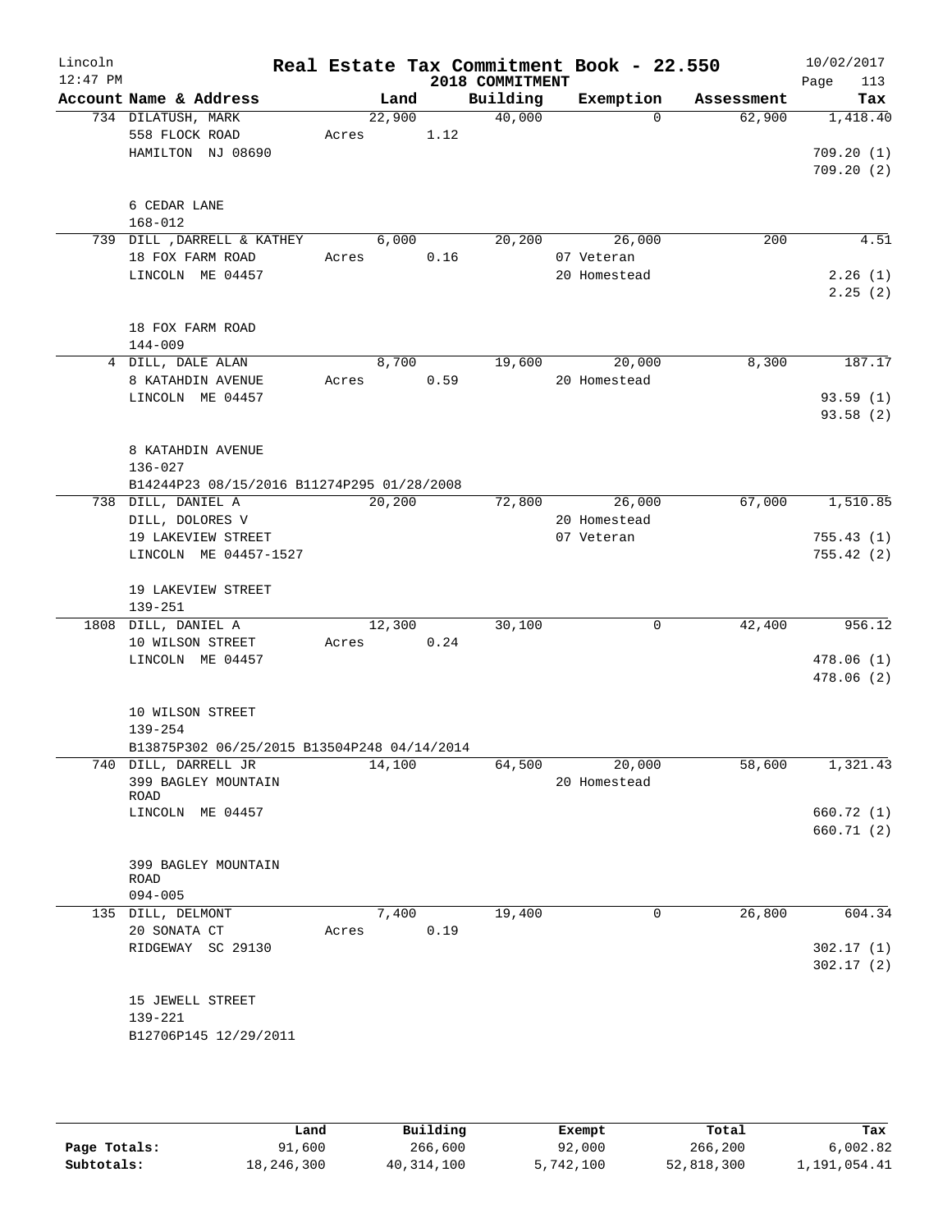# Lincoln — Real Estate Tax Commitment Book - 22.550

12:47 PM — 2018 COMMITMENT — 10/02/2017

| Account Name & Address | Land | Building | Exemption | Assessment | Tax |
|---|---|---|---|---|---|
| 734 DILATUSH, MARK<br>558 FLOCK ROAD<br>HAMILTON NJ 08690<br><br>6 CEDAR LANE<br>168-012 | 22,900<br>Acres 1.12 | 40,000 | 0 | 62,900 | 1,418.40<br><br>709.20 (1)<br>709.20 (2) |
| 739 DILL ,DARRELL & KATHEY<br>18 FOX FARM ROAD<br>LINCOLN ME 04457<br><br>18 FOX FARM ROAD<br>144-009 | 6,000<br>Acres 0.16 | 20,200 | 26,000<br>07 Veteran<br>20 Homestead | 200 | 4.51<br><br>2.26 (1)<br>2.25 (2) |
| 4 DILL, DALE ALAN<br>8 KATAHDIN AVENUE<br>LINCOLN ME 04457<br><br>8 KATAHDIN AVENUE<br>136-027<br>B14244P23 08/15/2016 B11274P295 01/28/2008 | 8,700<br>Acres 0.59 | 19,600 | 20,000<br>20 Homestead | 8,300 | 187.17<br><br>93.59 (1)<br>93.58 (2) |
| 738 DILL, DANIEL A<br>DILL, DOLORES V<br>19 LAKEVIEW STREET<br>LINCOLN ME 04457-1527<br><br>19 LAKEVIEW STREET<br>139-251 | 20,200 | 72,800 | 26,000<br>20 Homestead<br>07 Veteran | 67,000 | 1,510.85<br><br>755.43 (1)<br>755.42 (2) |
| 1808 DILL, DANIEL A<br>10 WILSON STREET<br>LINCOLN ME 04457<br><br>10 WILSON STREET<br>139-254<br>B13875P302 06/25/2015 B13504P248 04/14/2014 | 12,300<br>Acres 0.24 | 30,100 | 0 | 42,400 | 956.12<br><br>478.06 (1)<br>478.06 (2) |
| 740 DILL, DARRELL JR<br>399 BAGLEY MOUNTAIN ROAD<br>LINCOLN ME 04457<br><br>399 BAGLEY MOUNTAIN ROAD<br>094-005 | 14,100 | 64,500 | 20,000<br>20 Homestead | 58,600 | 1,321.43<br><br>660.72 (1)<br>660.71 (2) |
| 135 DILL, DELMONT<br>20 SONATA CT<br>RIDGEWAY SC 29130<br><br>15 JEWELL STREET<br>139-221<br>B12706P145 12/29/2011 | 7,400<br>Acres 0.19 | 19,400 | 0 | 26,800 | 604.34<br><br>302.17 (1)<br>302.17 (2) |

| | Land | Building | Exempt | Total | Tax |
|---|---|---|---|---|---|
| Page Totals: | 91,600 | 266,600 | 92,000 | 266,200 | 6,002.82 |
| Subtotals: | 18,246,300 | 40,314,100 | 5,742,100 | 52,818,300 | 1,191,054.41 |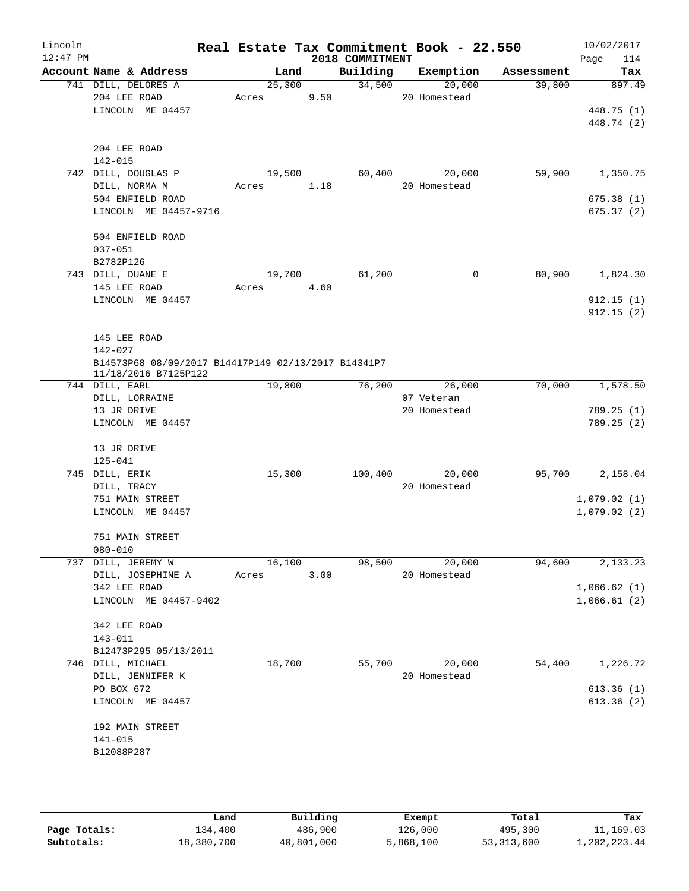Lincoln 12:47 PM

# Real Estate Tax Commitment Book - 22.550

2018 COMMITMENT

10/02/2017

| Account Name & Address | Land | Building | Exemption | Assessment | Tax |
|---|---|---|---|---|---|
| 741 DILL, DELORES A<br>204 LEE ROAD<br>LINCOLN ME 04457<br><br>204 LEE ROAD<br>142-015 | 25,300<br>Acres 9.50 | 34,500 | 20,000<br>20 Homestead | 39,800 | 897.49<br><br>448.75 (1)<br>448.74 (2) |
| 742 DILL, DOUGLAS P<br>DILL, NORMA M<br>504 ENFIELD ROAD<br>LINCOLN ME 04457-9716<br><br>504 ENFIELD ROAD<br>037-051<br>B2782P126 | 19,500<br>Acres 1.18 | 60,400 | 20,000<br>20 Homestead | 59,900 | 1,350.75<br><br>675.38 (1)<br>675.37 (2) |
| 743 DILL, DUANE E<br>145 LEE ROAD<br>LINCOLN ME 04457<br><br>145 LEE ROAD<br>142-027<br>B14573P68 08/09/2017 B14417P149 02/13/2017 B14341P7 11/18/2016 B7125P122 | 19,700<br>Acres 4.60 | 61,200 | 0 | 80,900 | 1,824.30<br><br>912.15 (1)<br>912.15 (2) |
| 744 DILL, EARL<br>DILL, LORRAINE<br>13 JR DRIVE<br>LINCOLN ME 04457<br><br>13 JR DRIVE<br>125-041 | 19,800 | 76,200 | 26,000<br>07 Veteran<br>20 Homestead | 70,000 | 1,578.50<br><br>789.25 (1)<br>789.25 (2) |
| 745 DILL, ERIK<br>DILL, TRACY<br>751 MAIN STREET<br>LINCOLN ME 04457<br><br>751 MAIN STREET<br>080-010 | 15,300 | 100,400 | 20,000<br>20 Homestead | 95,700 | 2,158.04<br><br>1,079.02 (1)<br>1,079.02 (2) |
| 737 DILL, JEREMY W<br>DILL, JOSEPHINE A<br>342 LEE ROAD<br>LINCOLN ME 04457-9402<br><br>342 LEE ROAD<br>143-011<br>B12473P295 05/13/2011 | 16,100<br>Acres 3.00 | 98,500 | 20,000<br>20 Homestead | 94,600 | 2,133.23<br><br>1,066.62 (1)<br>1,066.61 (2) |
| 746 DILL, MICHAEL<br>DILL, JENNIFER K<br>PO BOX 672<br>LINCOLN ME 04457<br><br>192 MAIN STREET<br>141-015<br>B12088P287 | 18,700 | 55,700 | 20,000<br>20 Homestead | 54,400 | 1,226.72<br><br>613.36 (1)<br>613.36 (2) |

| | Land | Building | Exempt | Total | Tax |
|---|---|---|---|---|---|
| Page Totals: | 134,400 | 486,900 | 126,000 | 495,300 | 11,169.03 |
| Subtotals: | 18,380,700 | 40,801,000 | 5,868,100 | 53,313,600 | 1,202,223.44 |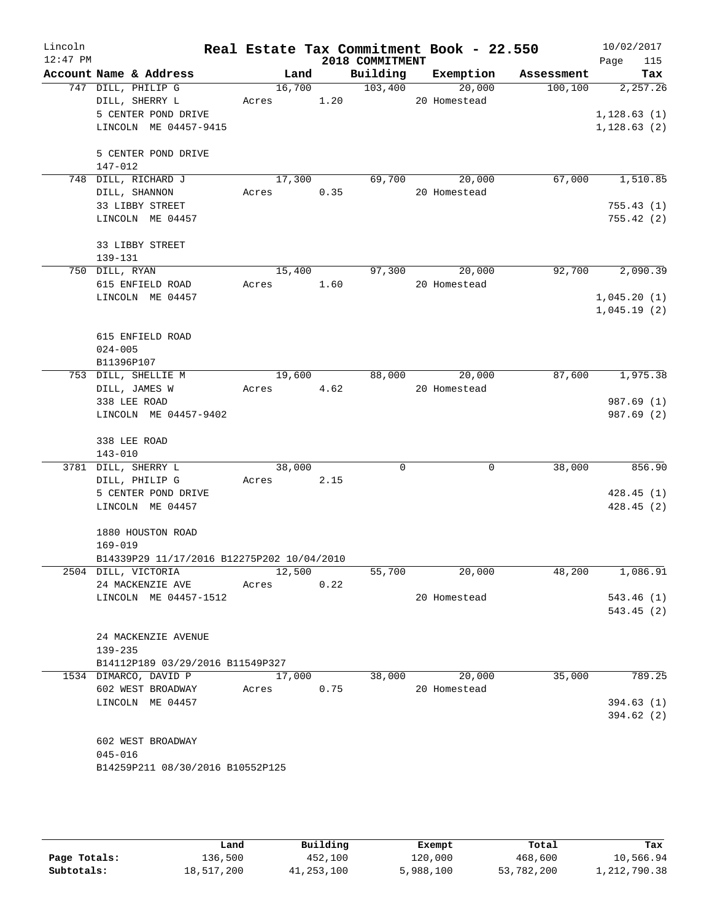# Lincoln — Real Estate Tax Commitment Book - 22.550

2018 COMMITMENT — 12:47 PM — 10/02/2017

| Account | Name & Address | Land | Acres | Building | Exemption | Assessment | Tax |
|---|---|---|---|---|---|---|---|
| 747 | DILL, PHILIP G<br>DILL, SHERRY L<br>5 CENTER POND DRIVE<br>LINCOLN ME 04457-9415<br><br>5 CENTER POND DRIVE<br>147-012 | 16,700 | 1.20 | 103,400 | 20,000<br>20 Homestead | 100,100 | 2,257.26<br>1,128.63 (1)<br>1,128.63 (2) |
| 748 | DILL, RICHARD J<br>DILL, SHANNON<br>33 LIBBY STREET<br>LINCOLN ME 04457<br><br>33 LIBBY STREET<br>139-131 | 17,300 | 0.35 | 69,700 | 20,000<br>20 Homestead | 67,000 | 1,510.85<br>755.43 (1)<br>755.42 (2) |
| 750 | DILL, RYAN<br>615 ENFIELD ROAD<br>LINCOLN ME 04457<br><br>615 ENFIELD ROAD<br>024-005<br>B11396P107 | 15,400 | 1.60 | 97,300 | 20,000<br>20 Homestead | 92,700 | 2,090.39<br>1,045.20 (1)<br>1,045.19 (2) |
| 753 | DILL, SHELLIE M<br>DILL, JAMES W<br>338 LEE ROAD<br>LINCOLN ME 04457-9402<br><br>338 LEE ROAD<br>143-010 | 19,600 | 4.62 | 88,000 | 20,000<br>20 Homestead | 87,600 | 1,975.38<br>987.69 (1)<br>987.69 (2) |
| 3781 | DILL, SHERRY L<br>DILL, PHILIP G<br>5 CENTER POND DRIVE<br>LINCOLN ME 04457<br><br>1880 HOUSTON ROAD<br>169-019<br>B14339P29 11/17/2016 B12275P202 10/04/2010 | 38,000 | 2.15 | 0 | 0 | 38,000 | 856.90<br>428.45 (1)<br>428.45 (2) |
| 2504 | DILL, VICTORIA<br>24 MACKENZIE AVE<br>LINCOLN ME 04457-1512<br><br>24 MACKENZIE AVENUE<br>139-235<br>B14112P189 03/29/2016 B11549P327 | 12,500 | 0.22 | 55,700 | 20,000<br>20 Homestead | 48,200 | 1,086.91<br>543.46 (1)<br>543.45 (2) |
| 1534 | DIMARCO, DAVID P<br>602 WEST BROADWAY<br>LINCOLN ME 04457<br><br>602 WEST BROADWAY<br>045-016<br>B14259P211 08/30/2016 B10552P125 | 17,000 | 0.75 | 38,000 | 20,000<br>20 Homestead | 35,000 | 789.25<br>394.63 (1)<br>394.62 (2) |

| | Land | Building | Exempt | Total | Tax |
|---|---|---|---|---|---|
| Page Totals: | 136,500 | 452,100 | 120,000 | 468,600 | 10,566.94 |
| Subtotals: | 18,517,200 | 41,253,100 | 5,988,100 | 53,782,200 | 1,212,790.38 |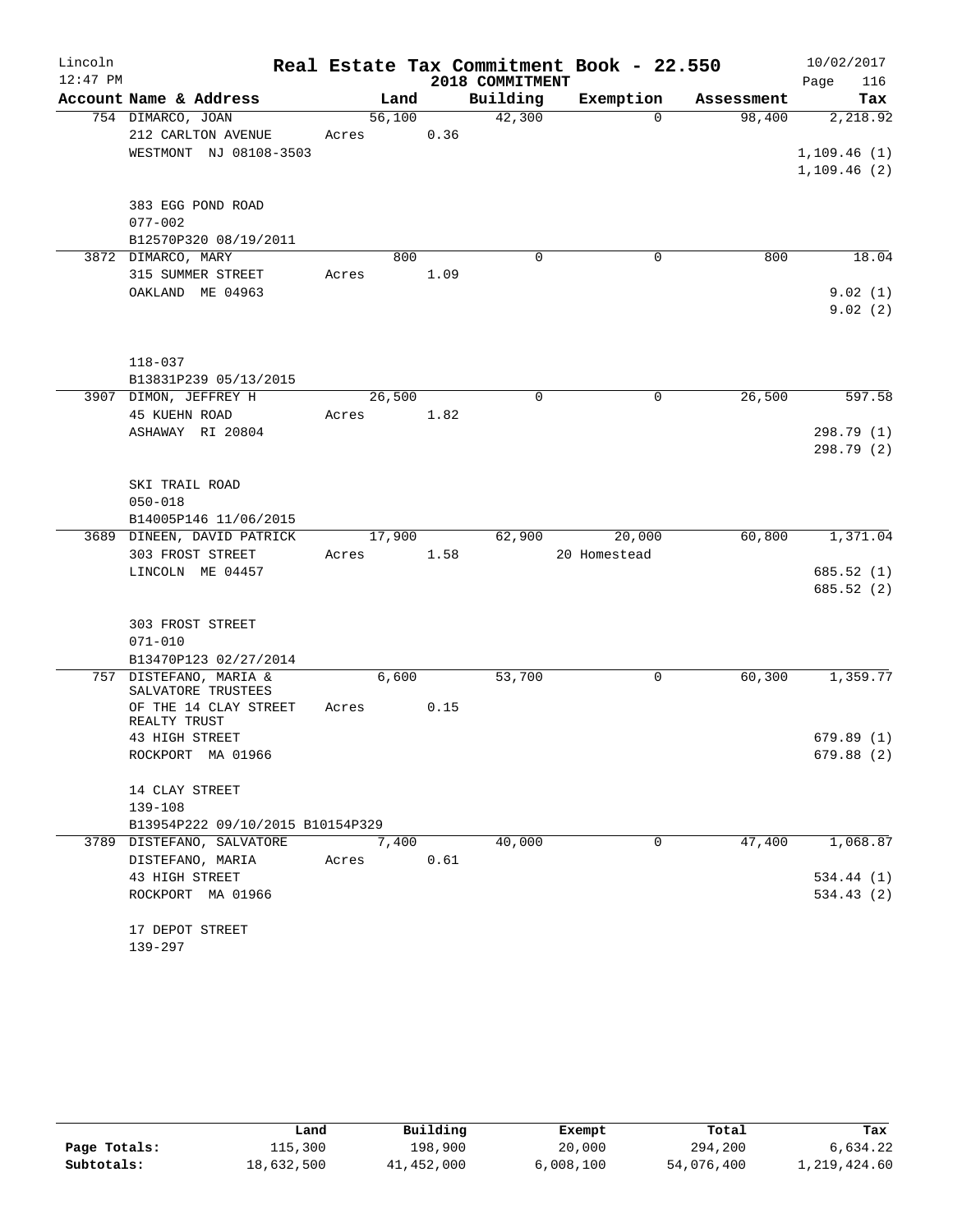# Real Estate Tax Commitment Book - 22.550

Lincoln 12:47 PM — 2018 COMMITMENT — 10/02/2017

| Account Name & Address | Land | Building | Exemption | Assessment | Tax |
|---|---|---|---|---|---|
| 754 DIMARCO, JOAN<br>212 CARLTON AVENUE<br>WESTMONT NJ 08108-3503<br><br>383 EGG POND ROAD<br>077-002<br>B12570P320 08/19/2011 | 56,100<br>Acres 0.36 | 42,300 | 0 | 98,400 | 2,218.92<br><br>1,109.46 (1)<br>1,109.46 (2) |
| 3872 DIMARCO, MARY<br>315 SUMMER STREET<br>OAKLAND ME 04963<br><br>118-037<br>B13831P239 05/13/2015 | 800<br>Acres 1.09 | 0 | 0 | 800 | 18.04<br><br>9.02 (1)<br>9.02 (2) |
| 3907 DIMON, JEFFREY H<br>45 KUEHN ROAD<br>ASHAWAY RI 20804<br><br>SKI TRAIL ROAD<br>050-018<br>B14005P146 11/06/2015 | 26,500<br>Acres 1.82 | 0 | 0 | 26,500 | 597.58<br><br>298.79 (1)<br>298.79 (2) |
| 3689 DINEEN, DAVID PATRICK<br>303 FROST STREET<br>LINCOLN ME 04457<br><br>303 FROST STREET<br>071-010<br>B13470P123 02/27/2014 | 17,900<br>Acres 1.58 | 62,900 | 20,000<br>20 Homestead | 60,800 | 1,371.04<br><br>685.52 (1)<br>685.52 (2) |
| 757 DISTEFANO, MARIA &<br>SALVATORE TRUSTEES<br>OF THE 14 CLAY STREET<br>REALTY TRUST<br>43 HIGH STREET<br>ROCKPORT MA 01966<br><br>14 CLAY STREET<br>139-108<br>B13954P222 09/10/2015 B10154P329 | 6,600<br>Acres 0.15 | 53,700 | 0 | 60,300 | 1,359.77<br><br>679.89 (1)<br>679.88 (2) |
| 3789 DISTEFANO, SALVATORE<br>DISTEFANO, MARIA<br>43 HIGH STREET<br>ROCKPORT MA 01966<br><br>17 DEPOT STREET<br>139-297 | 7,400<br>Acres 0.61 | 40,000 | 0 | 47,400 | 1,068.87<br><br>534.44 (1)<br>534.43 (2) |

| | Land | Building | Exempt | Total | Tax |
|---|---|---|---|---|---|
| Page Totals: | 115,300 | 198,900 | 20,000 | 294,200 | 6,634.22 |
| Subtotals: | 18,632,500 | 41,452,000 | 6,008,100 | 54,076,400 | 1,219,424.60 |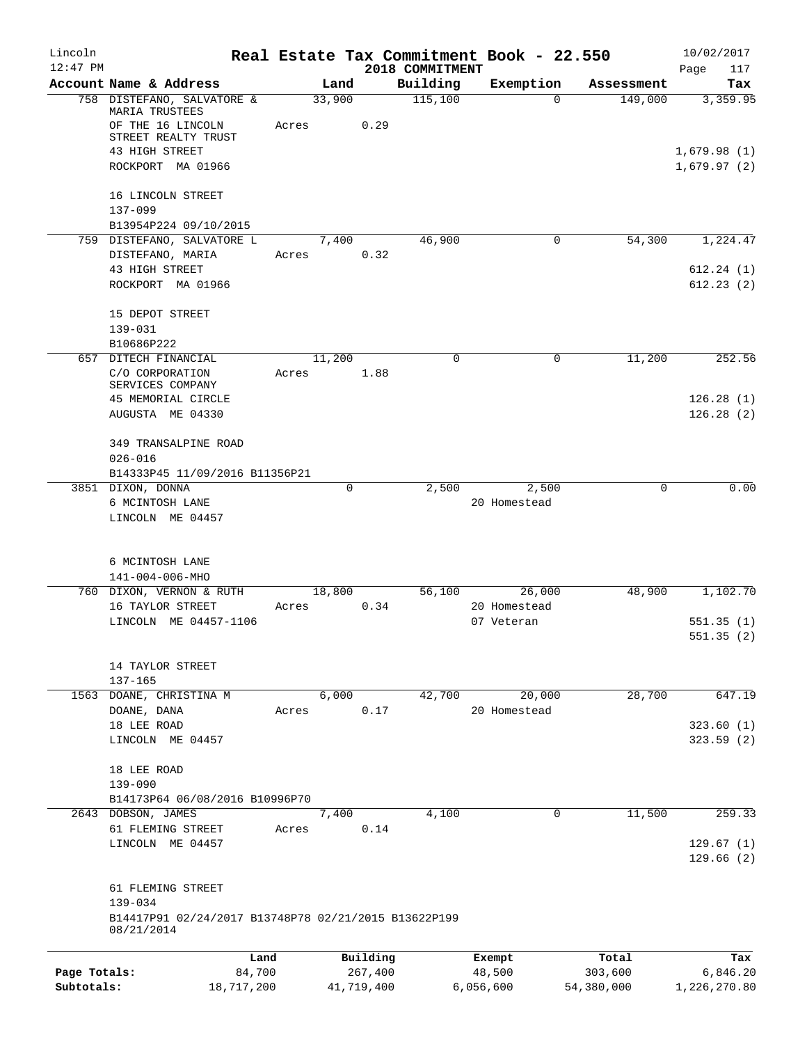# Real Estate Tax Commitment Book - 22.550

Lincoln 12:47 PM — 2018 COMMITMENT — 10/02/2017

| Account Name & Address | Land | Building | Exemption | Assessment | Tax |
|---|---|---|---|---|---|
| 758 DISTEFANO, SALVATORE & MARIA TRUSTEES | 33,900 | 115,100 | 0 | 149,000 | 3,359.95 |
| OF THE 16 LINCOLN STREET REALTY TRUST | Acres 0.29 | | | | |
| 43 HIGH STREET | | | | | 1,679.98 (1) |
| ROCKPORT MA 01966 | | | | | 1,679.97 (2) |
| 16 LINCOLN STREET | | | | | |
| 137-099 | | | | | |
| B13954P224 09/10/2015 | | | | | |
| 759 DISTEFANO, SALVATORE L | 7,400 | 46,900 | 0 | 54,300 | 1,224.47 |
| DISTEFANO, MARIA | Acres 0.32 | | | | |
| 43 HIGH STREET | | | | | 612.24 (1) |
| ROCKPORT MA 01966 | | | | | 612.23 (2) |
| 15 DEPOT STREET | | | | | |
| 139-031 | | | | | |
| B10686P222 | | | | | |
| 657 DITECH FINANCIAL | 11,200 | 0 | 0 | 11,200 | 252.56 |
| C/O CORPORATION SERVICES COMPANY | Acres 1.88 | | | | |
| 45 MEMORIAL CIRCLE | | | | | 126.28 (1) |
| AUGUSTA ME 04330 | | | | | 126.28 (2) |
| 349 TRANSALPINE ROAD | | | | | |
| 026-016 | | | | | |
| B14333P45 11/09/2016 B11356P21 | | | | | |
| 3851 DIXON, DONNA | 0 | 2,500 | 2,500 | 0 | 0.00 |
| 6 MCINTOSH LANE | | | 20 Homestead | | |
| LINCOLN ME 04457 | | | | | |
| 6 MCINTOSH LANE | | | | | |
| 141-004-006-MHO | | | | | |
| 760 DIXON, VERNON & RUTH | 18,800 | 56,100 | 26,000 | 48,900 | 1,102.70 |
| 16 TAYLOR STREET | Acres 0.34 | | 20 Homestead | | |
| LINCOLN ME 04457-1106 | | | 07 Veteran | | 551.35 (1) |
| | | | | | 551.35 (2) |
| 14 TAYLOR STREET | | | | | |
| 137-165 | | | | | |
| 1563 DOANE, CHRISTINA M | 6,000 | 42,700 | 20,000 | 28,700 | 647.19 |
| DOANE, DANA | Acres 0.17 | | 20 Homestead | | |
| 18 LEE ROAD | | | | | 323.60 (1) |
| LINCOLN ME 04457 | | | | | 323.59 (2) |
| 18 LEE ROAD | | | | | |
| 139-090 | | | | | |
| B14173P64 06/08/2016 B10996P70 | | | | | |
| 2643 DOBSON, JAMES | 7,400 | 4,100 | 0 | 11,500 | 259.33 |
| 61 FLEMING STREET | Acres 0.14 | | | | |
| LINCOLN ME 04457 | | | | | 129.67 (1) |
| | | | | | 129.66 (2) |
| 61 FLEMING STREET | | | | | |
| 139-034 | | | | | |
| B14417P91 02/24/2017 B13748P78 02/21/2015 B13622P199 08/21/2014 | | | | | |

| | Land | Building | Exempt | Total | Tax |
|---|---|---|---|---|---|
| Page Totals: | 84,700 | 267,400 | 48,500 | 303,600 | 6,846.20 |
| Subtotals: | 18,717,200 | 41,719,400 | 6,056,600 | 54,380,000 | 1,226,270.80 |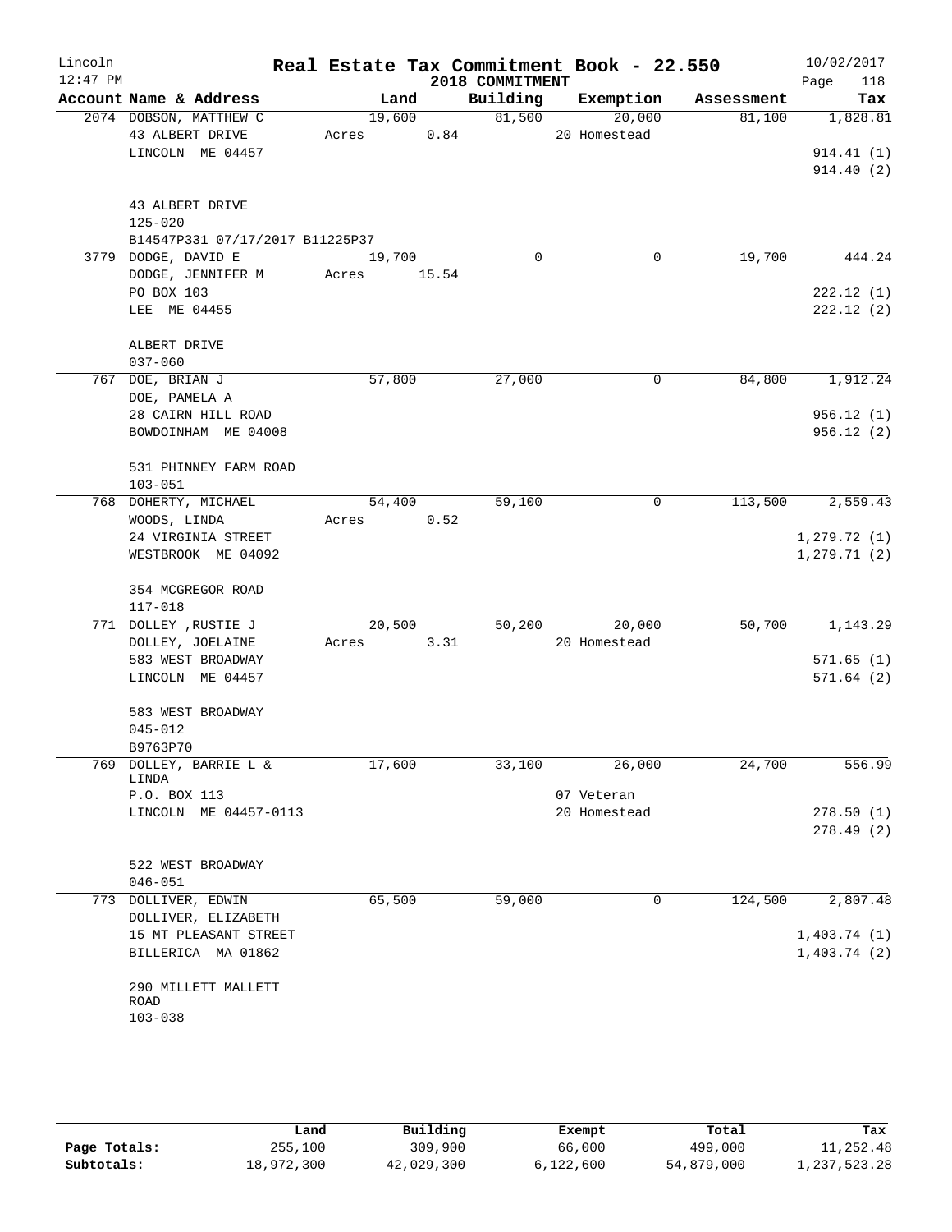# Real Estate Tax Commitment Book - 22.550

Lincoln 12:47 PM — 2018 COMMITMENT — 10/02/2017

| Account Name & Address | Land | Building | Exemption | Assessment | Tax |
|---|---|---|---|---|---|
| 2074 DOBSON, MATTHEW C<br>43 ALBERT DRIVE<br>LINCOLN ME 04457<br><br>43 ALBERT DRIVE<br>125-020<br>B14547P331 07/17/2017 B11225P37 | 19,600<br>Acres 0.84 | 81,500 | 20,000<br>20 Homestead | 81,100 | 1,828.81<br><br>914.41 (1)<br>914.40 (2) |
| 3779 DODGE, DAVID E<br>DODGE, JENNIFER M<br>PO BOX 103<br>LEE ME 04455<br><br>ALBERT DRIVE<br>037-060 | 19,700<br>Acres 15.54 | 0 | 0 | 19,700 | 444.24<br><br>222.12 (1)<br>222.12 (2) |
| 767 DOE, BRIAN J<br>DOE, PAMELA A<br>28 CAIRN HILL ROAD<br>BOWDOINHAM ME 04008<br><br>531 PHINNEY FARM ROAD<br>103-051 | 57,800 | 27,000 | 0 | 84,800 | 1,912.24<br><br>956.12 (1)<br>956.12 (2) |
| 768 DOHERTY, MICHAEL<br>WOODS, LINDA<br>24 VIRGINIA STREET<br>WESTBROOK ME 04092<br><br>354 MCGREGOR ROAD<br>117-018 | 54,400<br>Acres 0.52 | 59,100 | 0 | 113,500 | 2,559.43<br><br>1,279.72 (1)<br>1,279.71 (2) |
| 771 DOLLEY ,RUSTIE J<br>DOLLEY, JOELAINE<br>583 WEST BROADWAY<br>LINCOLN ME 04457<br><br>583 WEST BROADWAY<br>045-012<br>B9763P70 | 20,500<br>Acres 3.31 | 50,200 | 20,000<br>20 Homestead | 50,700 | 1,143.29<br><br>571.65 (1)<br>571.64 (2) |
| 769 DOLLEY, BARRIE L & LINDA<br>P.O. BOX 113<br>LINCOLN ME 04457-0113<br><br>522 WEST BROADWAY<br>046-051 | 17,600 | 33,100 | 26,000<br>07 Veteran<br>20 Homestead | 24,700 | 556.99<br><br>278.50 (1)<br>278.49 (2) |
| 773 DOLLIVER, EDWIN<br>DOLLIVER, ELIZABETH<br>15 MT PLEASANT STREET<br>BILLERICA MA 01862<br><br>290 MILLETT MALLETT ROAD<br>103-038 | 65,500 | 59,000 | 0 | 124,500 | 2,807.48<br><br>1,403.74 (1)<br>1,403.74 (2) |

| | Land | Building | Exempt | Total | Tax |
|---|---|---|---|---|---|
| Page Totals: | 255,100 | 309,900 | 66,000 | 499,000 | 11,252.48 |
| Subtotals: | 18,972,300 | 42,029,300 | 6,122,600 | 54,879,000 | 1,237,523.28 |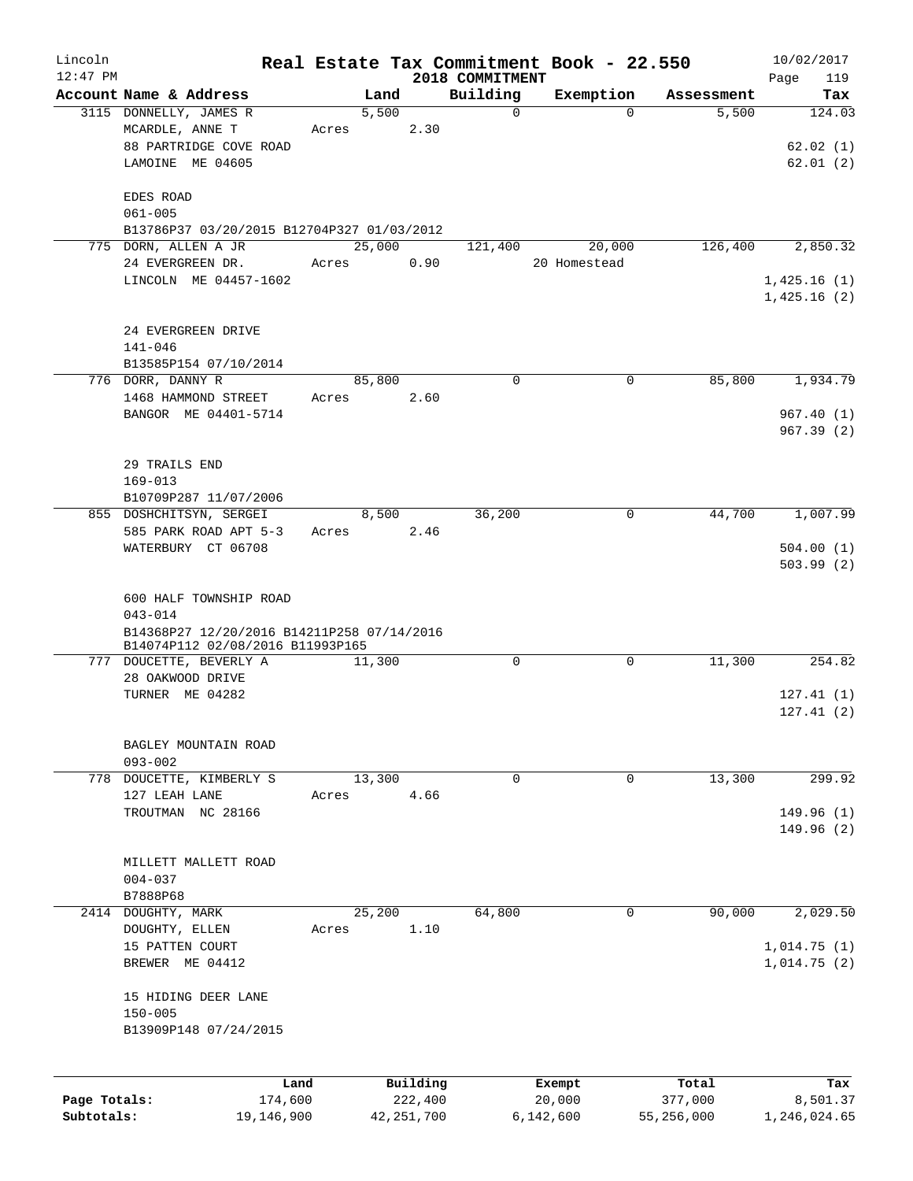# Real Estate Tax Commitment Book - 22.550

Lincoln
12:47 PM

2018 COMMITMENT

10/02/2017

| Account Name & Address | Land | Building | Exemption | Assessment | Tax |
|---|---|---|---|---|---|
| 3115 DONNELLY, JAMES R<br>MCARDLE, ANNE T<br>88 PARTRIDGE COVE ROAD<br>LAMOINE ME 04605<br><br>EDES ROAD<br>061-005<br>B13786P37 03/20/2015 B12704P327 01/03/2012 | 5,500<br>Acres 2.30 | 0 | 0 | 5,500 | 124.03<br><br>62.02 (1)<br>62.01 (2) |
| 775 DORN, ALLEN A JR<br>24 EVERGREEN DR.<br>LINCOLN ME 04457-1602<br><br>24 EVERGREEN DRIVE<br>141-046<br>B13585P154 07/10/2014 | 25,000<br>Acres 0.90 | 121,400 | 20,000<br>20 Homestead | 126,400 | 2,850.32<br><br>1,425.16 (1)<br>1,425.16 (2) |
| 776 DORR, DANNY R<br>1468 HAMMOND STREET<br>BANGOR ME 04401-5714<br><br>29 TRAILS END<br>169-013<br>B10709P287 11/07/2006 | 85,800<br>Acres 2.60 | 0 | 0 | 85,800 | 1,934.79<br><br>967.40 (1)<br>967.39 (2) |
| 855 DOSHCHITSYN, SERGEI<br>585 PARK ROAD APT 5-3<br>WATERBURY CT 06708<br><br>600 HALF TOWNSHIP ROAD<br>043-014<br>B14368P27 12/20/2016 B14211P258 07/14/2016<br>B14074P112 02/08/2016 B11993P165 | 8,500<br>Acres 2.46 | 36,200 | 0 | 44,700 | 1,007.99<br><br>504.00 (1)<br>503.99 (2) |
| 777 DOUCETTE, BEVERLY A<br>28 OAKWOOD DRIVE<br>TURNER ME 04282<br><br>BAGLEY MOUNTAIN ROAD<br>093-002 | 11,300 | 0 | 0 | 11,300 | 254.82<br><br>127.41 (1)<br>127.41 (2) |
| 778 DOUCETTE, KIMBERLY S<br>127 LEAH LANE<br>TROUTMAN NC 28166<br><br>MILLETT MALLETT ROAD<br>004-037<br>B7888P68 | 13,300<br>Acres 4.66 | 0 | 0 | 13,300 | 299.92<br><br>149.96 (1)<br>149.96 (2) |
| 2414 DOUGHTY, MARK<br>DOUGHTY, ELLEN<br>15 PATTEN COURT<br>BREWER ME 04412<br><br>15 HIDING DEER LANE<br>150-005<br>B13909P148 07/24/2015 | 25,200<br>Acres 1.10 | 64,800 | 0 | 90,000 | 2,029.50<br><br>1,014.75 (1)<br>1,014.75 (2) |

| | Land | Building | Exempt | Total | Tax |
|---|---|---|---|---|---|
| Page Totals: | 174,600 | 222,400 | 20,000 | 377,000 | 8,501.37 |
| Subtotals: | 19,146,900 | 42,251,700 | 6,142,600 | 55,256,000 | 1,246,024.65 |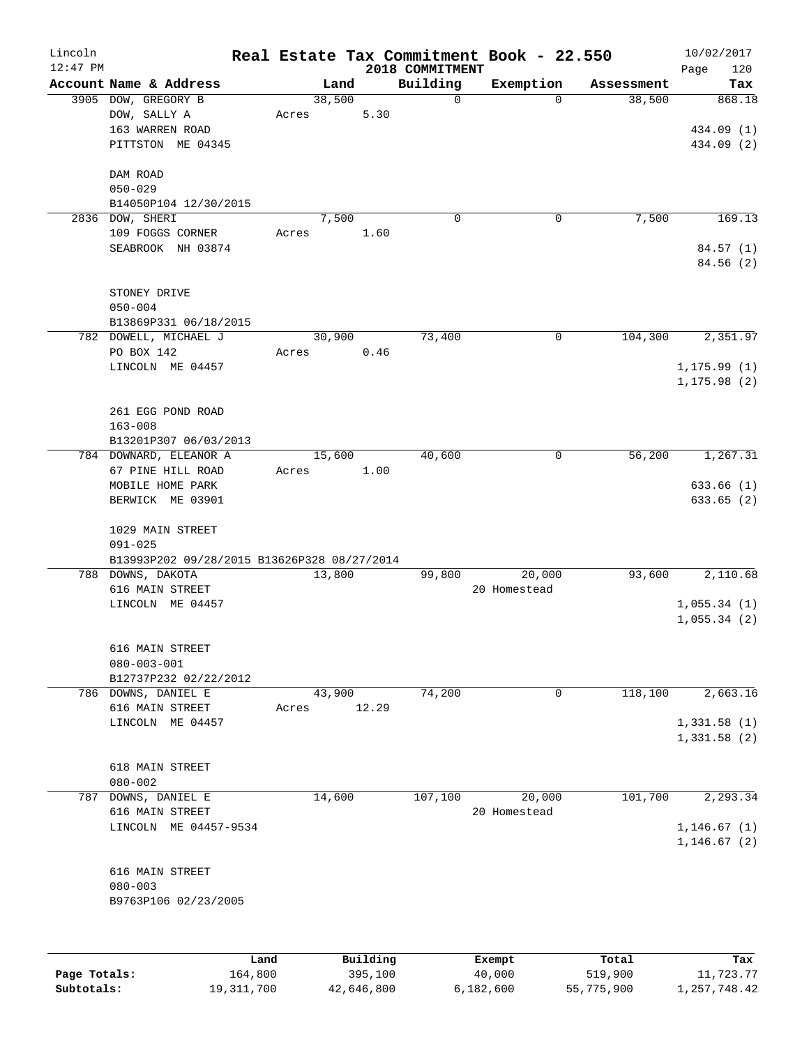# Real Estate Tax Commitment Book - 22.550

Lincoln 12:47 PM — 2018 COMMITMENT — 10/02/2017

| Account | Name & Address | Land | Building | Exemption | Assessment | Tax |
|---|---|---|---|---|---|---|
| 3905 | DOW, GREGORY B | 38,500 | 0 | 0 | 38,500 | 868.18 |
| | DOW, SALLY A | Acres 5.30 | | | | |
| | 163 WARREN ROAD | | | | | 434.09 (1) |
| | PITTSTON ME 04345 | | | | | 434.09 (2) |
| | DAM ROAD | | | | | |
| | 050-029 | | | | | |
| | B14050P104 12/30/2015 | | | | | |
| 2836 | DOW, SHERI | 7,500 | 0 | 0 | 7,500 | 169.13 |
| | 109 FOGGS CORNER | Acres 1.60 | | | | |
| | SEABROOK NH 03874 | | | | | 84.57 (1) |
| | | | | | | 84.56 (2) |
| | STONEY DRIVE | | | | | |
| | 050-004 | | | | | |
| | B13869P331 06/18/2015 | | | | | |
| 782 | DOWELL, MICHAEL J | 30,900 | 73,400 | 0 | 104,300 | 2,351.97 |
| | PO BOX 142 | Acres 0.46 | | | | |
| | LINCOLN ME 04457 | | | | | 1,175.99 (1) |
| | | | | | | 1,175.98 (2) |
| | 261 EGG POND ROAD | | | | | |
| | 163-008 | | | | | |
| | B13201P307 06/03/2013 | | | | | |
| 784 | DOWNARD, ELEANOR A | 15,600 | 40,600 | 0 | 56,200 | 1,267.31 |
| | 67 PINE HILL ROAD | Acres 1.00 | | | | |
| | MOBILE HOME PARK | | | | | 633.66 (1) |
| | BERWICK ME 03901 | | | | | 633.65 (2) |
| | 1029 MAIN STREET | | | | | |
| | 091-025 | | | | | |
| | B13993P202 09/28/2015 B13626P328 08/27/2014 | | | | | |
| 788 | DOWNS, DAKOTA | 13,800 | 99,800 | 20,000 | 93,600 | 2,110.68 |
| | 616 MAIN STREET | | | 20 Homestead | | |
| | LINCOLN ME 04457 | | | | | 1,055.34 (1) |
| | | | | | | 1,055.34 (2) |
| | 616 MAIN STREET | | | | | |
| | 080-003-001 | | | | | |
| | B12737P232 02/22/2012 | | | | | |
| 786 | DOWNS, DANIEL E | 43,900 | 74,200 | 0 | 118,100 | 2,663.16 |
| | 616 MAIN STREET | Acres 12.29 | | | | |
| | LINCOLN ME 04457 | | | | | 1,331.58 (1) |
| | | | | | | 1,331.58 (2) |
| | 618 MAIN STREET | | | | | |
| | 080-002 | | | | | |
| 787 | DOWNS, DANIEL E | 14,600 | 107,100 | 20,000 | 101,700 | 2,293.34 |
| | 616 MAIN STREET | | | 20 Homestead | | |
| | LINCOLN ME 04457-9534 | | | | | 1,146.67 (1) |
| | | | | | | 1,146.67 (2) |
| | 616 MAIN STREET | | | | | |
| | 080-003 | | | | | |
| | B9763P106 02/23/2005 | | | | | |

| | Land | Building | Exempt | Total | Tax |
|---|---|---|---|---|---|
| Page Totals: | 164,800 | 395,100 | 40,000 | 519,900 | 11,723.77 |
| Subtotals: | 19,311,700 | 42,646,800 | 6,182,600 | 55,775,900 | 1,257,748.42 |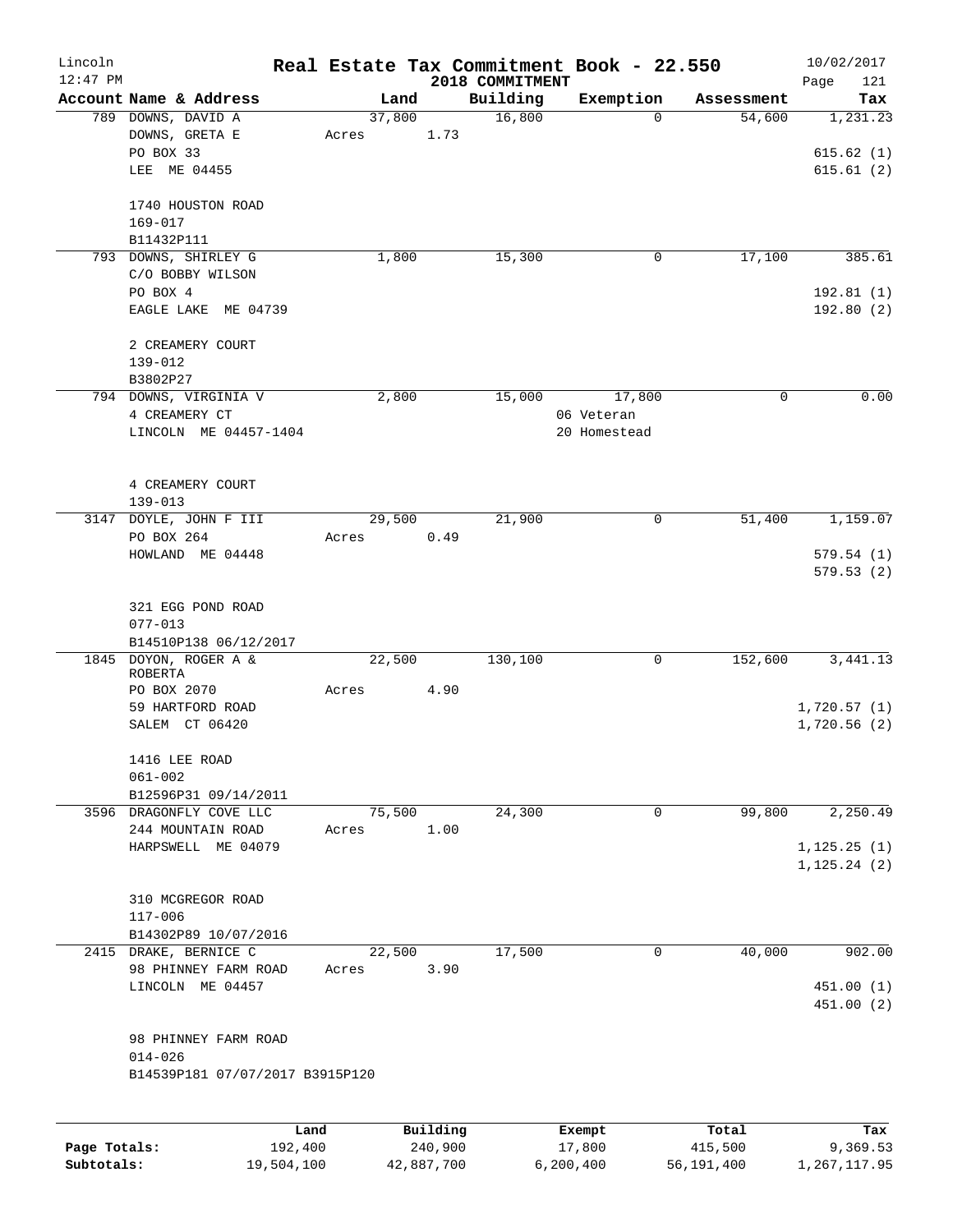# Real Estate Tax Commitment Book - 22.550

Lincoln — 12:47 PM — 2018 COMMITMENT — 10/02/2017

| Account Name & Address | Land | Building | Exemption | Assessment | Tax |
|---|---|---|---|---|---|
| 789 DOWNS, DAVID A<br>DOWNS, GRETA E<br>PO BOX 33<br>LEE ME 04455<br><br>1740 HOUSTON ROAD<br>169-017<br>B11432P111 | 37,800<br>Acres 1.73 | 16,800 | 0 | 54,600 | 1,231.23<br><br>615.62 (1)<br>615.61 (2) |
| 793 DOWNS, SHIRLEY G<br>C/O BOBBY WILSON<br>PO BOX 4<br>EAGLE LAKE ME 04739<br><br>2 CREAMERY COURT<br>139-012<br>B3802P27 | 1,800 | 15,300 | 0 | 17,100 | 385.61<br><br>192.81 (1)<br>192.80 (2) |
| 794 DOWNS, VIRGINIA V<br>4 CREAMERY CT<br>LINCOLN ME 04457-1404<br><br>4 CREAMERY COURT<br>139-013 | 2,800 | 15,000 | 17,800<br>06 Veteran<br>20 Homestead | 0 | 0.00 |
| 3147 DOYLE, JOHN F III<br>PO BOX 264<br>HOWLAND ME 04448<br><br>321 EGG POND ROAD<br>077-013<br>B14510P138 06/12/2017 | 29,500<br>Acres 0.49 | 21,900 | 0 | 51,400 | 1,159.07<br><br>579.54 (1)<br>579.53 (2) |
| 1845 DOYON, ROGER A & ROBERTA<br>PO BOX 2070<br>59 HARTFORD ROAD<br>SALEM CT 06420<br><br>1416 LEE ROAD<br>061-002<br>B12596P31 09/14/2011 | 22,500<br>Acres 4.90 | 130,100 | 0 | 152,600 | 3,441.13<br><br>1,720.57 (1)<br>1,720.56 (2) |
| 3596 DRAGONFLY COVE LLC<br>244 MOUNTAIN ROAD<br>HARPSWELL ME 04079<br><br>310 MCGREGOR ROAD<br>117-006<br>B14302P89 10/07/2016 | 75,500<br>Acres 1.00 | 24,300 | 0 | 99,800 | 2,250.49<br><br>1,125.25 (1)<br>1,125.24 (2) |
| 2415 DRAKE, BERNICE C<br>98 PHINNEY FARM ROAD<br>LINCOLN ME 04457<br><br>98 PHINNEY FARM ROAD<br>014-026<br>B14539P181 07/07/2017 B3915P120 | 22,500<br>Acres 3.90 | 17,500 | 0 | 40,000 | 902.00<br><br>451.00 (1)<br>451.00 (2) |

| | Land | Building | Exempt | Total | Tax |
|---|---|---|---|---|---|
| Page Totals: | 192,400 | 240,900 | 17,800 | 415,500 | 9,369.53 |
| Subtotals: | 19,504,100 | 42,887,700 | 6,200,400 | 56,191,400 | 1,267,117.95 |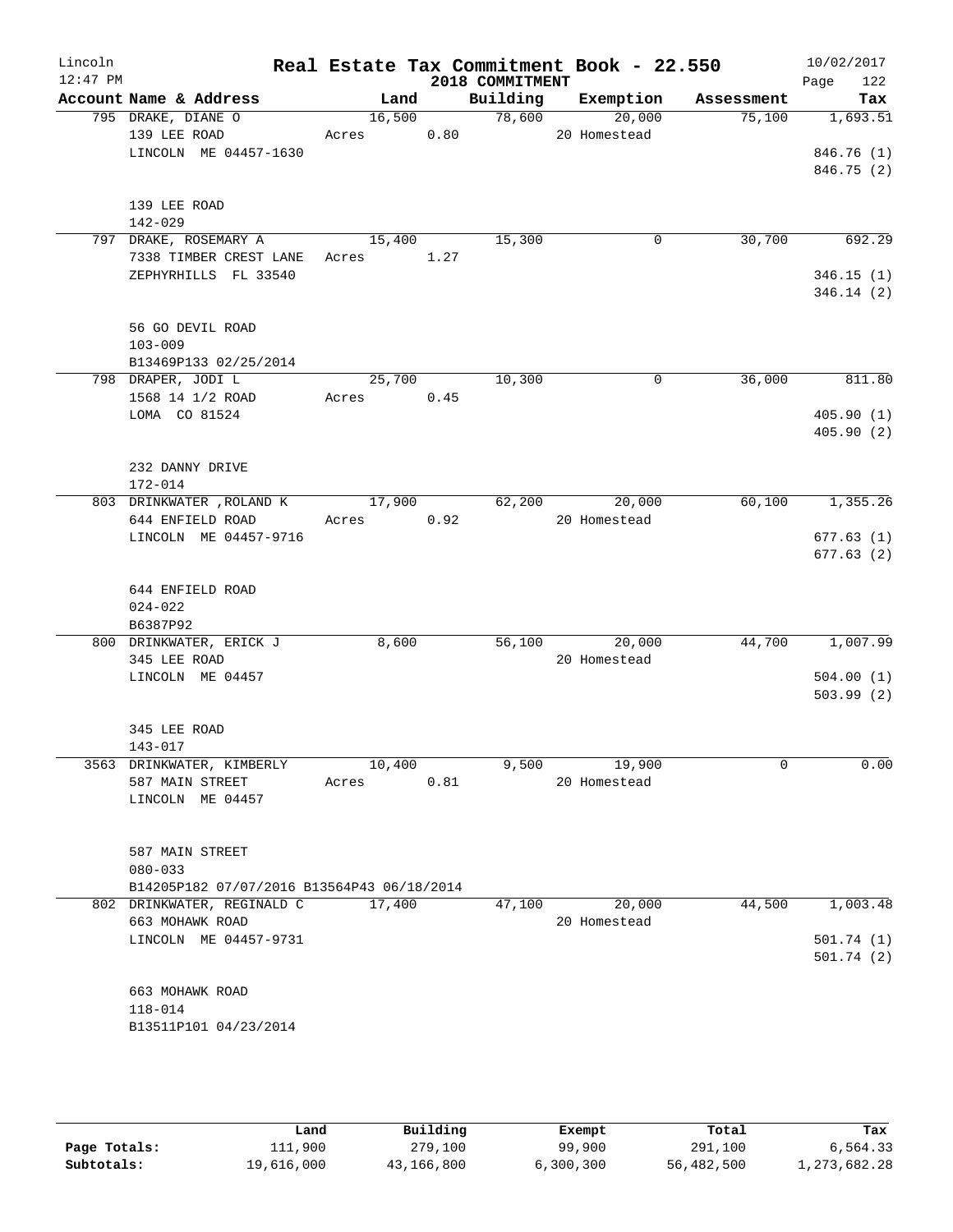# Real Estate Tax Commitment Book - 22.550

Lincoln 12:47 PM — 2018 COMMITMENT — 10/02/2017

| Account Name & Address | Land | Building | Exemption | Assessment | Tax |
|---|---|---|---|---|---|
| 795 DRAKE, DIANE O<br>139 LEE ROAD<br>LINCOLN ME 04457-1630<br><br>139 LEE ROAD<br>142-029 | 16,500<br>Acres 0.80 | 78,600 | 20,000<br>20 Homestead | 75,100 | 1,693.51<br><br>846.76 (1)<br>846.75 (2) |
| 797 DRAKE, ROSEMARY A<br>7338 TIMBER CREST LANE<br>ZEPHYRHILLS FL 33540<br><br>56 GO DEVIL ROAD<br>103-009<br>B13469P133 02/25/2014 | 15,400<br>Acres 1.27 | 15,300 | 0 | 30,700 | 692.29<br><br>346.15 (1)<br>346.14 (2) |
| 798 DRAPER, JODI L<br>1568 14 1/2 ROAD<br>LOMA CO 81524<br><br>232 DANNY DRIVE<br>172-014 | 25,700<br>Acres 0.45 | 10,300 | 0 | 36,000 | 811.80<br><br>405.90 (1)<br>405.90 (2) |
| 803 DRINKWATER ,ROLAND K<br>644 ENFIELD ROAD<br>LINCOLN ME 04457-9716<br><br>644 ENFIELD ROAD<br>024-022<br>B6387P92 | 17,900<br>Acres 0.92 | 62,200 | 20,000<br>20 Homestead | 60,100 | 1,355.26<br><br>677.63 (1)<br>677.63 (2) |
| 800 DRINKWATER, ERICK J<br>345 LEE ROAD<br>LINCOLN ME 04457<br><br>345 LEE ROAD<br>143-017 | 8,600 | 56,100 | 20,000<br>20 Homestead | 44,700 | 1,007.99<br><br>504.00 (1)<br>503.99 (2) |
| 3563 DRINKWATER, KIMBERLY<br>587 MAIN STREET<br>LINCOLN ME 04457<br><br>587 MAIN STREET<br>080-033<br>B14205P182 07/07/2016 B13564P43 06/18/2014 | 10,400<br>Acres 0.81 | 9,500 | 19,900<br>20 Homestead | 0 | 0.00 |
| 802 DRINKWATER, REGINALD C<br>663 MOHAWK ROAD<br>LINCOLN ME 04457-9731<br><br>663 MOHAWK ROAD<br>118-014<br>B13511P101 04/23/2014 | 17,400 | 47,100 | 20,000<br>20 Homestead | 44,500 | 1,003.48<br><br>501.74 (1)<br>501.74 (2) |

| | Land | Building | Exempt | Total | Tax |
|---|---|---|---|---|---|
| Page Totals: | 111,900 | 279,100 | 99,900 | 291,100 | 6,564.33 |
| Subtotals: | 19,616,000 | 43,166,800 | 6,300,300 | 56,482,500 | 1,273,682.28 |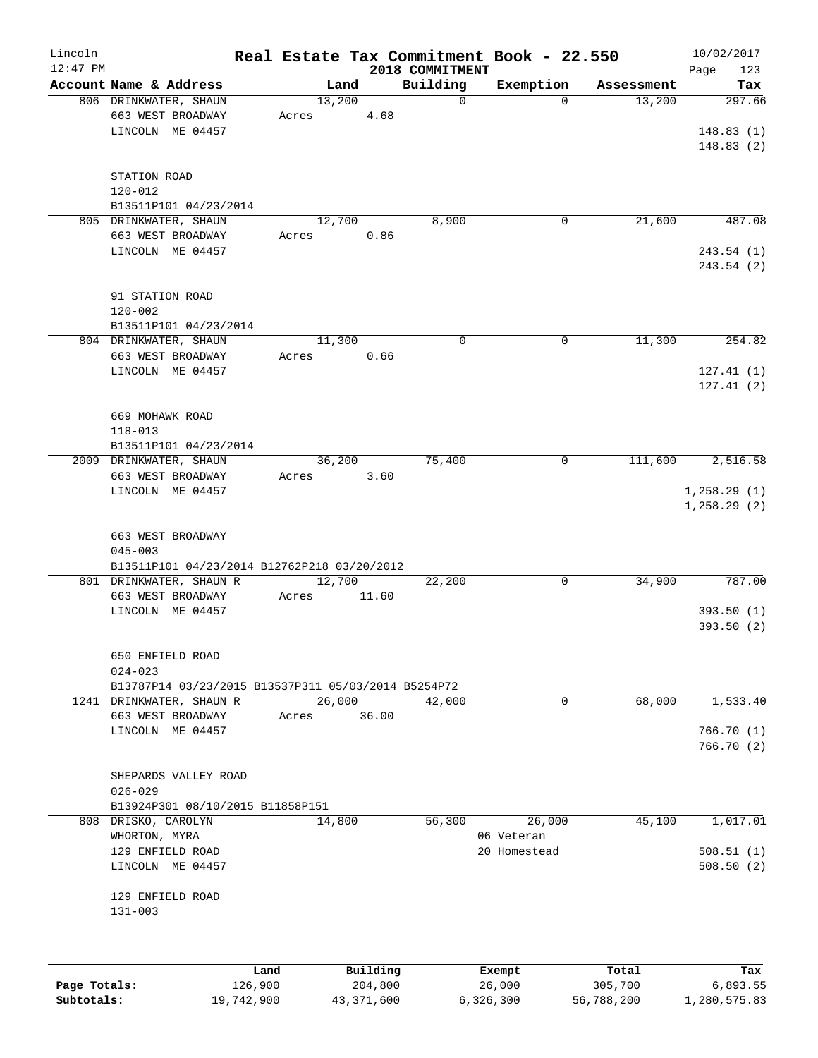# Real Estate Tax Commitment Book - 22.550

Lincoln
12:47 PM

2018 COMMITMENT

10/02/2017

| Account | Name & Address | Land | Building | Exemption | Assessment | Tax |
|---|---|---|---|---|---|---|
| 806 | DRINKWATER, SHAUN<br>663 WEST BROADWAY<br>LINCOLN ME 04457<br><br>STATION ROAD<br>120-012<br>B13511P101 04/23/2014 | 13,200<br>Acres 4.68 | 0 | 0 | 13,200 | 297.66<br>148.83 (1)<br>148.83 (2) |
| 805 | DRINKWATER, SHAUN<br>663 WEST BROADWAY<br>LINCOLN ME 04457<br><br>91 STATION ROAD<br>120-002<br>B13511P101 04/23/2014 | 12,700<br>Acres 0.86 | 8,900 | 0 | 21,600 | 487.08<br>243.54 (1)<br>243.54 (2) |
| 804 | DRINKWATER, SHAUN<br>663 WEST BROADWAY<br>LINCOLN ME 04457<br><br>669 MOHAWK ROAD<br>118-013<br>B13511P101 04/23/2014 | 11,300<br>Acres 0.66 | 0 | 0 | 11,300 | 254.82<br>127.41 (1)<br>127.41 (2) |
| 2009 | DRINKWATER, SHAUN<br>663 WEST BROADWAY<br>LINCOLN ME 04457<br><br>663 WEST BROADWAY<br>045-003<br>B13511P101 04/23/2014 B12762P218 03/20/2012 | 36,200<br>Acres 3.60 | 75,400 | 0 | 111,600 | 2,516.58<br>1,258.29 (1)<br>1,258.29 (2) |
| 801 | DRINKWATER, SHAUN R<br>663 WEST BROADWAY<br>LINCOLN ME 04457<br><br>650 ENFIELD ROAD<br>024-023<br>B13787P14 03/23/2015 B13537P311 05/03/2014 B5254P72 | 12,700<br>Acres 11.60 | 22,200 | 0 | 34,900 | 787.00<br>393.50 (1)<br>393.50 (2) |
| 1241 | DRINKWATER, SHAUN R<br>663 WEST BROADWAY<br>LINCOLN ME 04457<br><br>SHEPARDS VALLEY ROAD<br>026-029<br>B13924P301 08/10/2015 B11858P151 | 26,000<br>Acres 36.00 | 42,000 | 0 | 68,000 | 1,533.40<br>766.70 (1)<br>766.70 (2) |
| 808 | DRISKO, CAROLYN<br>WHORTON, MYRA<br>129 ENFIELD ROAD<br>LINCOLN ME 04457<br><br>129 ENFIELD ROAD<br>131-003 | 14,800 | 56,300 | 26,000<br>06 Veteran<br>20 Homestead | 45,100 | 1,017.01<br>508.51 (1)<br>508.50 (2) |

| | Land | Building | Exempt | Total | Tax |
|---|---|---|---|---|---|
| Page Totals: | 126,900 | 204,800 | 26,000 | 305,700 | 6,893.55 |
| Subtotals: | 19,742,900 | 43,371,600 | 6,326,300 | 56,788,200 | 1,280,575.83 |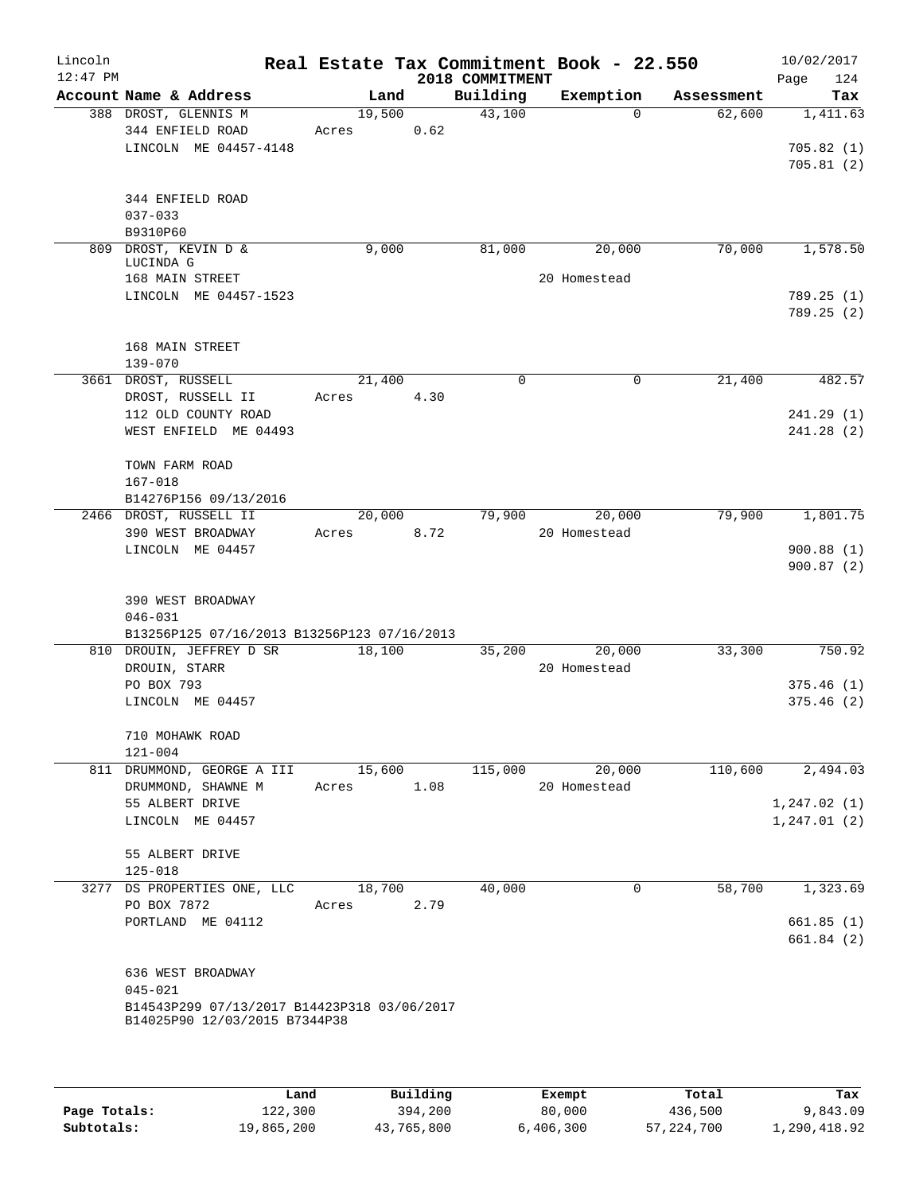# Real Estate Tax Commitment Book - 22.550

Lincoln
12:47 PM

2018 COMMITMENT

10/02/2017

| Account Name & Address | Land | Building | Exemption | Assessment | Tax |
|---|---|---|---|---|---|
| 388 DROST, GLENNIS M | 19,500 | 43,100 | 0 | 62,600 | 1,411.63 |
| 344 ENFIELD ROAD | Acres 0.62 | | | | |
| LINCOLN ME 04457-4148 | | | | | 705.82 (1) |
| | | | | | 705.81 (2) |
| 344 ENFIELD ROAD | | | | | |
| 037-033 | | | | | |
| B9310P60 | | | | | |
| 809 DROST, KEVIN D & LUCINDA G | 9,000 | 81,000 | 20,000 | 70,000 | 1,578.50 |
| 168 MAIN STREET | | | 20 Homestead | | |
| LINCOLN ME 04457-1523 | | | | | 789.25 (1) |
| | | | | | 789.25 (2) |
| 168 MAIN STREET | | | | | |
| 139-070 | | | | | |
| 3661 DROST, RUSSELL | 21,400 | 0 | 0 | 21,400 | 482.57 |
| DROST, RUSSELL II | Acres 4.30 | | | | |
| 112 OLD COUNTY ROAD | | | | | 241.29 (1) |
| WEST ENFIELD ME 04493 | | | | | 241.28 (2) |
| TOWN FARM ROAD | | | | | |
| 167-018 | | | | | |
| B14276P156 09/13/2016 | | | | | |
| 2466 DROST, RUSSELL II | 20,000 | 79,900 | 20,000 | 79,900 | 1,801.75 |
| 390 WEST BROADWAY | Acres 8.72 | | 20 Homestead | | |
| LINCOLN ME 04457 | | | | | 900.88 (1) |
| | | | | | 900.87 (2) |
| 390 WEST BROADWAY | | | | | |
| 046-031 | | | | | |
| B13256P125 07/16/2013 B13256P123 07/16/2013 | | | | | |
| 810 DROUIN, JEFFREY D SR | 18,100 | 35,200 | 20,000 | 33,300 | 750.92 |
| DROUIN, STARR | | | 20 Homestead | | |
| PO BOX 793 | | | | | 375.46 (1) |
| LINCOLN ME 04457 | | | | | 375.46 (2) |
| 710 MOHAWK ROAD | | | | | |
| 121-004 | | | | | |
| 811 DRUMMOND, GEORGE A III | 15,600 | 115,000 | 20,000 | 110,600 | 2,494.03 |
| DRUMMOND, SHAWNE M | Acres 1.08 | | 20 Homestead | | |
| 55 ALBERT DRIVE | | | | | 1,247.02 (1) |
| LINCOLN ME 04457 | | | | | 1,247.01 (2) |
| 55 ALBERT DRIVE | | | | | |
| 125-018 | | | | | |
| 3277 DS PROPERTIES ONE, LLC | 18,700 | 40,000 | 0 | 58,700 | 1,323.69 |
| PO BOX 7872 | Acres 2.79 | | | | |
| PORTLAND ME 04112 | | | | | 661.85 (1) |
| | | | | | 661.84 (2) |
| 636 WEST BROADWAY | | | | | |
| 045-021 | | | | | |
| B14543P299 07/13/2017 B14423P318 03/06/2017 B14025P90 12/03/2015 B7344P38 | | | | | |

| | Land | Building | Exempt | Total | Tax |
|---|---|---|---|---|---|
| Page Totals: | 122,300 | 394,200 | 80,000 | 436,500 | 9,843.09 |
| Subtotals: | 19,865,200 | 43,765,800 | 6,406,300 | 57,224,700 | 1,290,418.92 |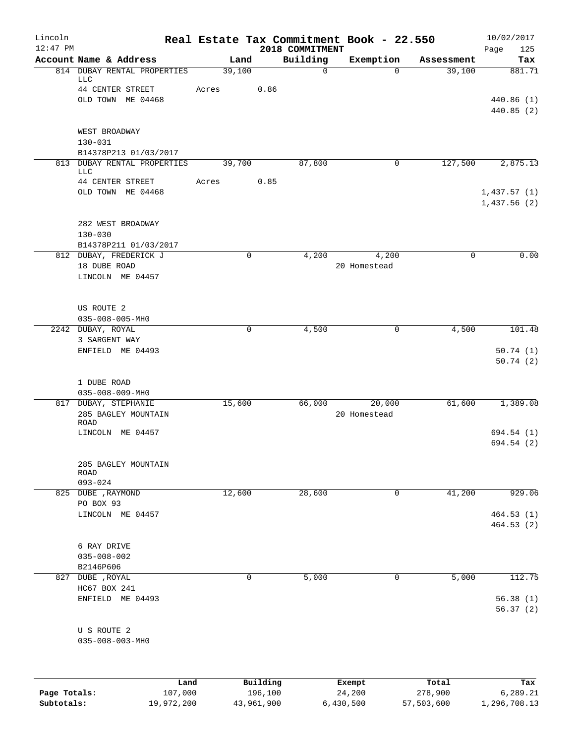# Real Estate Tax Commitment Book - 22.550

Lincoln
12:47 PM

2018 COMMITMENT

10/02/2017

| Account Name & Address | Land | Building | Exemption | Assessment | Tax |
|---|---|---|---|---|---|
| 814 DUBAY RENTAL PROPERTIES LLC | 39,100 | 0 | 0 | 39,100 | 881.71 |
| 44 CENTER STREET | Acres 0.86 | | | | |
| OLD TOWN ME 04468 | | | | | 440.86 (1) |
| | | | | | 440.85 (2) |
| WEST BROADWAY | | | | | |
| 130-031 | | | | | |
| B14378P213 01/03/2017 | | | | | |
| 813 DUBAY RENTAL PROPERTIES LLC | 39,700 | 87,800 | 0 | 127,500 | 2,875.13 |
| 44 CENTER STREET | Acres 0.85 | | | | |
| OLD TOWN ME 04468 | | | | | 1,437.57 (1) |
| | | | | | 1,437.56 (2) |
| 282 WEST BROADWAY | | | | | |
| 130-030 | | | | | |
| B14378P211 01/03/2017 | | | | | |
| 812 DUBAY, FREDERICK J | 0 | 4,200 | 4,200 | 0 | 0.00 |
| 18 DUBE ROAD | | | 20 Homestead | | |
| LINCOLN ME 04457 | | | | | |
| US ROUTE 2 | | | | | |
| 035-008-005-MH0 | | | | | |
| 2242 DUBAY, ROYAL | 0 | 4,500 | 0 | 4,500 | 101.48 |
| 3 SARGENT WAY | | | | | |
| ENFIELD ME 04493 | | | | | 50.74 (1) |
| | | | | | 50.74 (2) |
| 1 DUBE ROAD | | | | | |
| 035-008-009-MH0 | | | | | |
| 817 DUBAY, STEPHANIE | 15,600 | 66,000 | 20,000 | 61,600 | 1,389.08 |
| 285 BAGLEY MOUNTAIN ROAD | | | 20 Homestead | | |
| LINCOLN ME 04457 | | | | | 694.54 (1) |
| | | | | | 694.54 (2) |
| 285 BAGLEY MOUNTAIN ROAD | | | | | |
| 093-024 | | | | | |
| 825 DUBE ,RAYMOND | 12,600 | 28,600 | 0 | 41,200 | 929.06 |
| PO BOX 93 | | | | | |
| LINCOLN ME 04457 | | | | | 464.53 (1) |
| | | | | | 464.53 (2) |
| 6 RAY DRIVE | | | | | |
| 035-008-002 | | | | | |
| B2146P606 | | | | | |
| 827 DUBE ,ROYAL | 0 | 5,000 | 0 | 5,000 | 112.75 |
| HC67 BOX 241 | | | | | |
| ENFIELD ME 04493 | | | | | 56.38 (1) |
| | | | | | 56.37 (2) |
| U S ROUTE 2 | | | | | |
| 035-008-003-MH0 | | | | | |

| | Land | Building | Exempt | Total | Tax |
|---|---|---|---|---|---|
| Page Totals: | 107,000 | 196,100 | 24,200 | 278,900 | 6,289.21 |
| Subtotals: | 19,972,200 | 43,961,900 | 6,430,500 | 57,503,600 | 1,296,708.13 |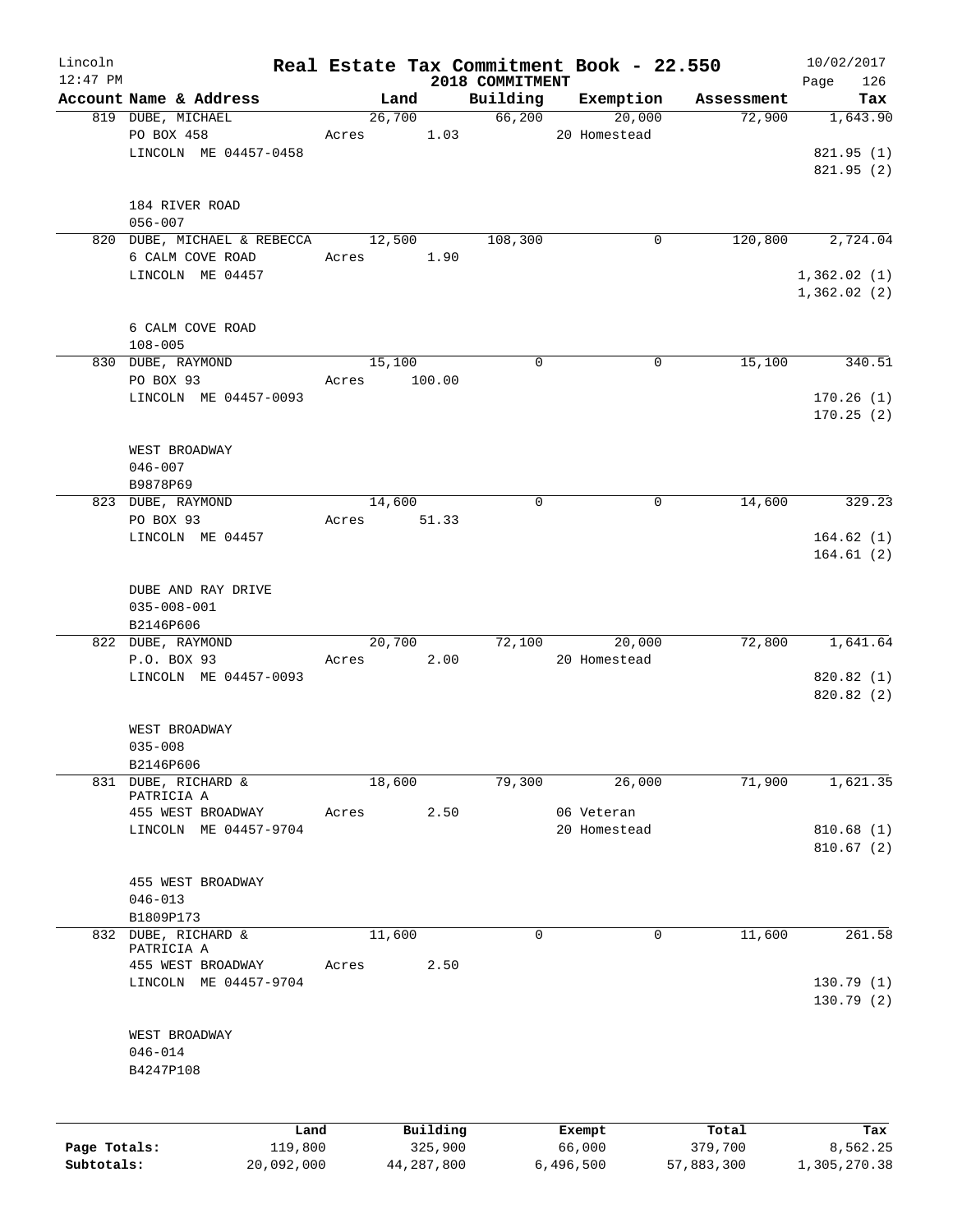# Real Estate Tax Commitment Book - 22.550

## 2018 COMMITMENT

| Account Name & Address | Land | Building | Exemption | Assessment | Tax |
|---|---|---|---|---|---|
| 819 DUBE, MICHAEL | 26,700 | 66,200 | 20,000 | 72,900 | 1,643.90 |
| PO BOX 458 | Acres 1.03 | | 20 Homestead | | |
| LINCOLN ME 04457-0458 | | | | | 821.95 (1) |
| | | | | | 821.95 (2) |
| 184 RIVER ROAD | | | | | |
| 056-007 | | | | | |
| 820 DUBE, MICHAEL & REBECCA | 12,500 | 108,300 | 0 | 120,800 | 2,724.04 |
| 6 CALM COVE ROAD | Acres 1.90 | | | | |
| LINCOLN ME 04457 | | | | | 1,362.02 (1) |
| | | | | | 1,362.02 (2) |
| 6 CALM COVE ROAD | | | | | |
| 108-005 | | | | | |
| 830 DUBE, RAYMOND | 15,100 | 0 | 0 | 15,100 | 340.51 |
| PO BOX 93 | Acres 100.00 | | | | |
| LINCOLN ME 04457-0093 | | | | | 170.26 (1) |
| | | | | | 170.25 (2) |
| WEST BROADWAY | | | | | |
| 046-007 | | | | | |
| B9878P69 | | | | | |
| 823 DUBE, RAYMOND | 14,600 | 0 | 0 | 14,600 | 329.23 |
| PO BOX 93 | Acres 51.33 | | | | |
| LINCOLN ME 04457 | | | | | 164.62 (1) |
| | | | | | 164.61 (2) |
| DUBE AND RAY DRIVE | | | | | |
| 035-008-001 | | | | | |
| B2146P606 | | | | | |
| 822 DUBE, RAYMOND | 20,700 | 72,100 | 20,000 | 72,800 | 1,641.64 |
| P.O. BOX 93 | Acres 2.00 | | 20 Homestead | | |
| LINCOLN ME 04457-0093 | | | | | 820.82 (1) |
| | | | | | 820.82 (2) |
| WEST BROADWAY | | | | | |
| 035-008 | | | | | |
| B2146P606 | | | | | |
| 831 DUBE, RICHARD & PATRICIA A | 18,600 | 79,300 | 26,000 | 71,900 | 1,621.35 |
| 455 WEST BROADWAY | Acres 2.50 | | 06 Veteran | | |
| LINCOLN ME 04457-9704 | | | 20 Homestead | | 810.68 (1) |
| | | | | | 810.67 (2) |
| 455 WEST BROADWAY | | | | | |
| 046-013 | | | | | |
| B1809P173 | | | | | |
| 832 DUBE, RICHARD & PATRICIA A | 11,600 | 0 | 0 | 11,600 | 261.58 |
| 455 WEST BROADWAY | Acres 2.50 | | | | |
| LINCOLN ME 04457-9704 | | | | | 130.79 (1) |
| | | | | | 130.79 (2) |
| WEST BROADWAY | | | | | |
| 046-014 | | | | | |
| B4247P108 | | | | | |

| | Land | Building | Exempt | Total | Tax |
|---|---|---|---|---|---|
| Page Totals: | 119,800 | 325,900 | 66,000 | 379,700 | 8,562.25 |
| Subtotals: | 20,092,000 | 44,287,800 | 6,496,500 | 57,883,300 | 1,305,270.38 |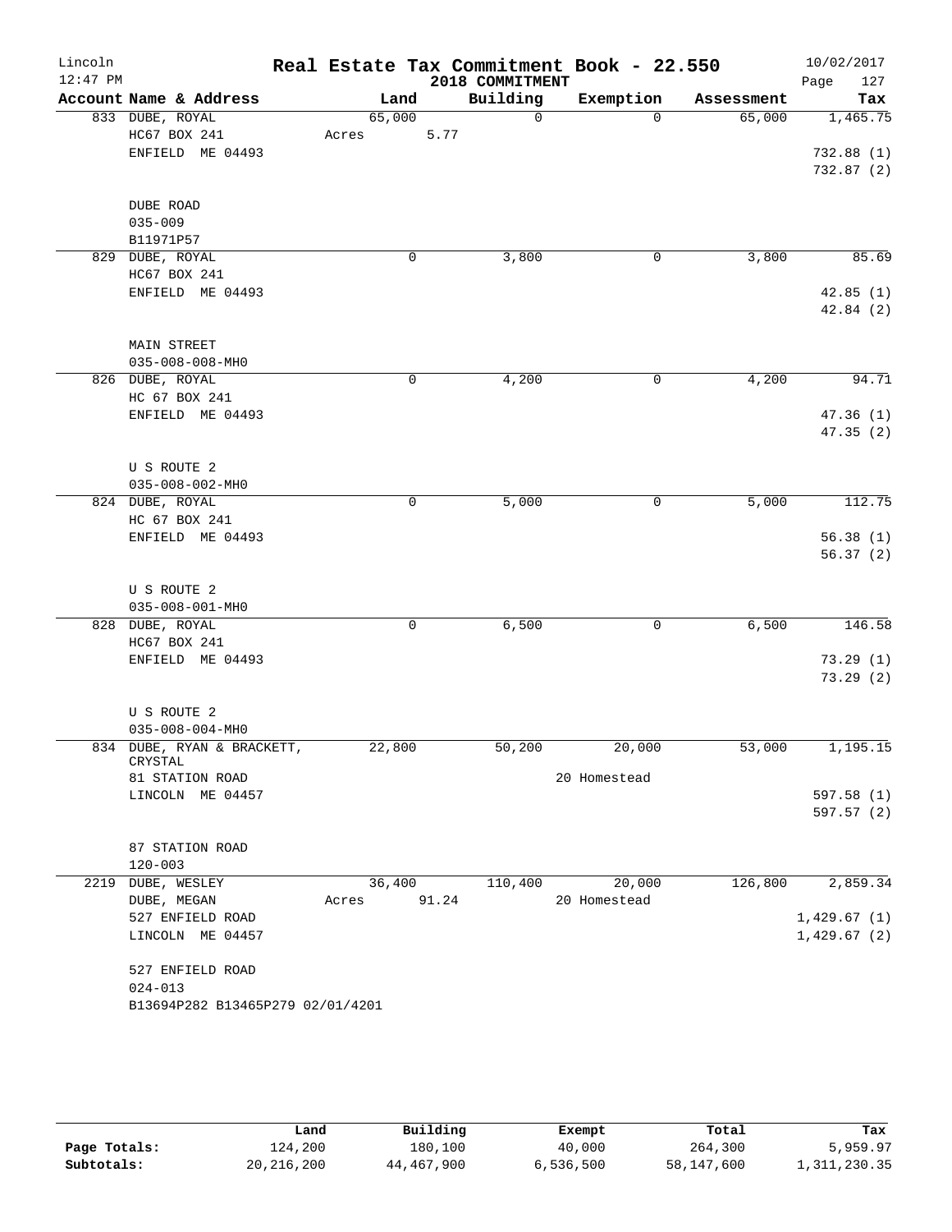# Real Estate Tax Commitment Book - 22.550

Lincoln
12:47 PM

2018 COMMITMENT

10/02/2017

| Account | Name & Address | Land | Building | Exemption | Assessment | Tax |
|---|---|---|---|---|---|---|
| 833 | DUBE, ROYAL<br>HC67 BOX 241<br>ENFIELD ME 04493<br><br>DUBE ROAD<br>035-009<br>B11971P57 | 65,000<br>Acres 5.77 | 0 | 0 | 65,000 | 1,465.75<br><br>732.88 (1)<br>732.87 (2) |
| 829 | DUBE, ROYAL<br>HC67 BOX 241<br>ENFIELD ME 04493<br><br>MAIN STREET<br>035-008-008-MH0 | 0 | 3,800 | 0 | 3,800 | 85.69<br><br>42.85 (1)<br>42.84 (2) |
| 826 | DUBE, ROYAL<br>HC 67 BOX 241<br>ENFIELD ME 04493<br><br>U S ROUTE 2<br>035-008-002-MH0 | 0 | 4,200 | 0 | 4,200 | 94.71<br><br>47.36 (1)<br>47.35 (2) |
| 824 | DUBE, ROYAL<br>HC 67 BOX 241<br>ENFIELD ME 04493<br><br>U S ROUTE 2<br>035-008-001-MH0 | 0 | 5,000 | 0 | 5,000 | 112.75<br><br>56.38 (1)<br>56.37 (2) |
| 828 | DUBE, ROYAL<br>HC67 BOX 241<br>ENFIELD ME 04493<br><br>U S ROUTE 2<br>035-008-004-MH0 | 0 | 6,500 | 0 | 6,500 | 146.58<br><br>73.29 (1)<br>73.29 (2) |
| 834 | DUBE, RYAN & BRACKETT, CRYSTAL<br>81 STATION ROAD<br>LINCOLN ME 04457<br><br>87 STATION ROAD<br>120-003 | 22,800 | 50,200 | 20,000<br>20 Homestead | 53,000 | 1,195.15<br><br>597.58 (1)<br>597.57 (2) |
| 2219 | DUBE, WESLEY<br>DUBE, MEGAN<br>527 ENFIELD ROAD<br>LINCOLN ME 04457<br><br>527 ENFIELD ROAD<br>024-013<br>B13694P282 B13465P279 02/01/4201 | 36,400<br>Acres 91.24 | 110,400 | 20,000<br>20 Homestead | 126,800 | 2,859.34<br><br>1,429.67 (1)<br>1,429.67 (2) |

| | Land | Building | Exempt | Total | Tax |
|---|---|---|---|---|---|
| **Page Totals:** | 124,200 | 180,100 | 40,000 | 264,300 | 5,959.97 |
| **Subtotals:** | 20,216,200 | 44,467,900 | 6,536,500 | 58,147,600 | 1,311,230.35 |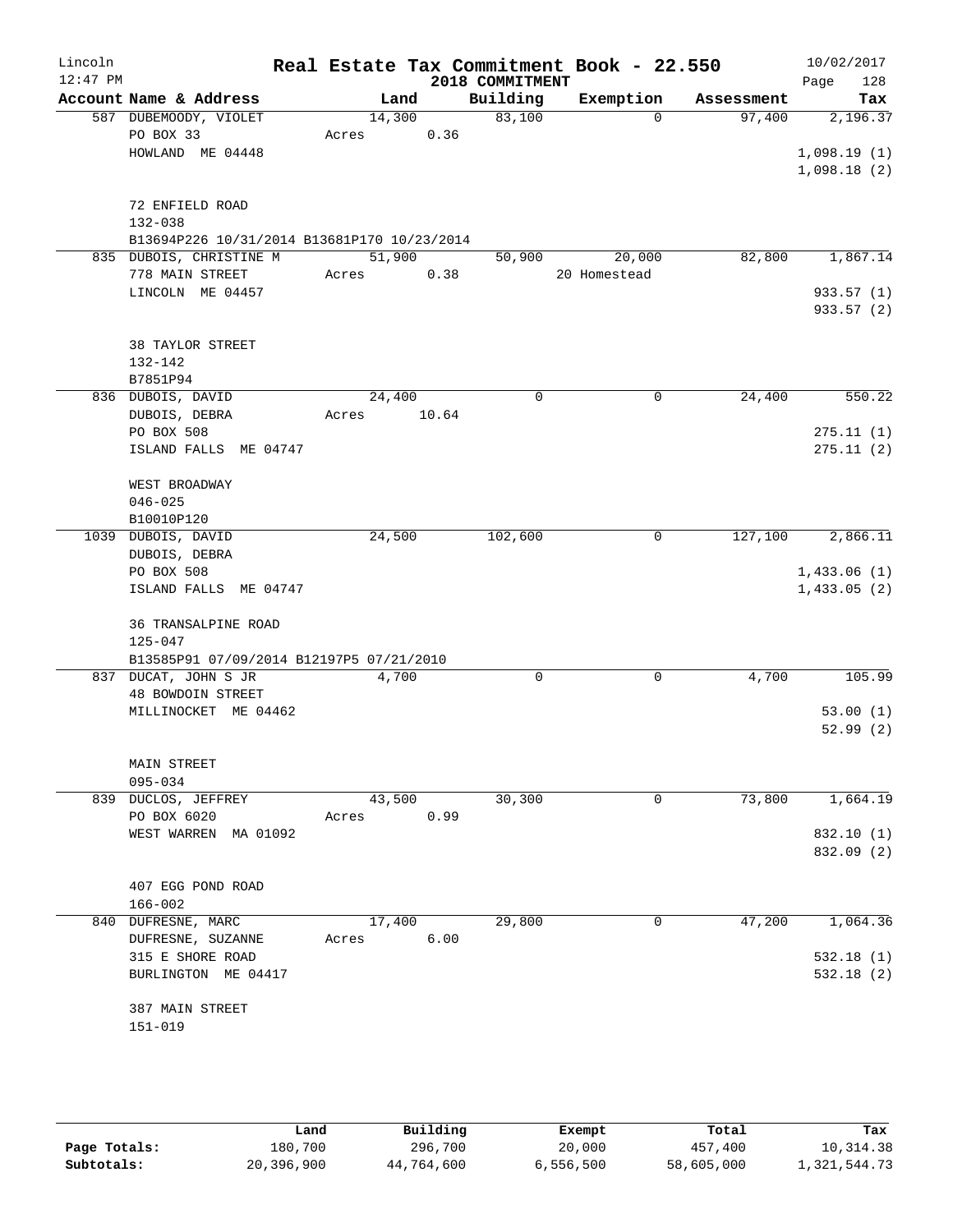# Real Estate Tax Commitment Book - 22.550

Lincoln 12:47 PM | 2018 COMMITMENT | 10/02/2017

| Account Name & Address | Land | Building | Exemption | Assessment | Tax |
|---|---|---|---|---|---|
| 587 DUBEMOODY, VIOLET<br>PO BOX 33<br>HOWLAND ME 04448<br><br>72 ENFIELD ROAD<br>132-038<br>B13694P226 10/31/2014 B13681P170 10/23/2014 | 14,300<br>Acres 0.36 | 83,100 | 0 | 97,400 | 2,196.37<br><br>1,098.19 (1)<br>1,098.18 (2) |
| 835 DUBOIS, CHRISTINE M<br>778 MAIN STREET<br>LINCOLN ME 04457<br><br>38 TAYLOR STREET<br>132-142<br>B7851P94 | 51,900<br>Acres 0.38 | 50,900 | 20,000<br>20 Homestead | 82,800 | 1,867.14<br><br>933.57 (1)<br>933.57 (2) |
| 836 DUBOIS, DAVID<br>DUBOIS, DEBRA<br>PO BOX 508<br>ISLAND FALLS ME 04747<br><br>WEST BROADWAY<br>046-025<br>B10010P120 | 24,400<br>Acres 10.64 | 0 | 0 | 24,400 | 550.22<br><br>275.11 (1)<br>275.11 (2) |
| 1039 DUBOIS, DAVID<br>DUBOIS, DEBRA<br>PO BOX 508<br>ISLAND FALLS ME 04747<br><br>36 TRANSALPINE ROAD<br>125-047<br>B13585P91 07/09/2014 B12197P5 07/21/2010 | 24,500 | 102,600 | 0 | 127,100 | 2,866.11<br><br>1,433.06 (1)<br>1,433.05 (2) |
| 837 DUCAT, JOHN S JR<br>48 BOWDOIN STREET<br>MILLINOCKET ME 04462<br><br>MAIN STREET<br>095-034 | 4,700 | 0 | 0 | 4,700 | 105.99<br><br>53.00 (1)<br>52.99 (2) |
| 839 DUCLOS, JEFFREY<br>PO BOX 6020<br>WEST WARREN MA 01092<br><br>407 EGG POND ROAD<br>166-002 | 43,500<br>Acres 0.99 | 30,300 | 0 | 73,800 | 1,664.19<br><br>832.10 (1)<br>832.09 (2) |
| 840 DUFRESNE, MARC<br>DUFRESNE, SUZANNE<br>315 E SHORE ROAD<br>BURLINGTON ME 04417<br><br>387 MAIN STREET<br>151-019 | 17,400<br>Acres 6.00 | 29,800 | 0 | 47,200 | 1,064.36<br><br>532.18 (1)<br>532.18 (2) |

| | Land | Building | Exempt | Total | Tax |
|---|---|---|---|---|---|
| Page Totals: | 180,700 | 296,700 | 20,000 | 457,400 | 10,314.38 |
| Subtotals: | 20,396,900 | 44,764,600 | 6,556,500 | 58,605,000 | 1,321,544.73 |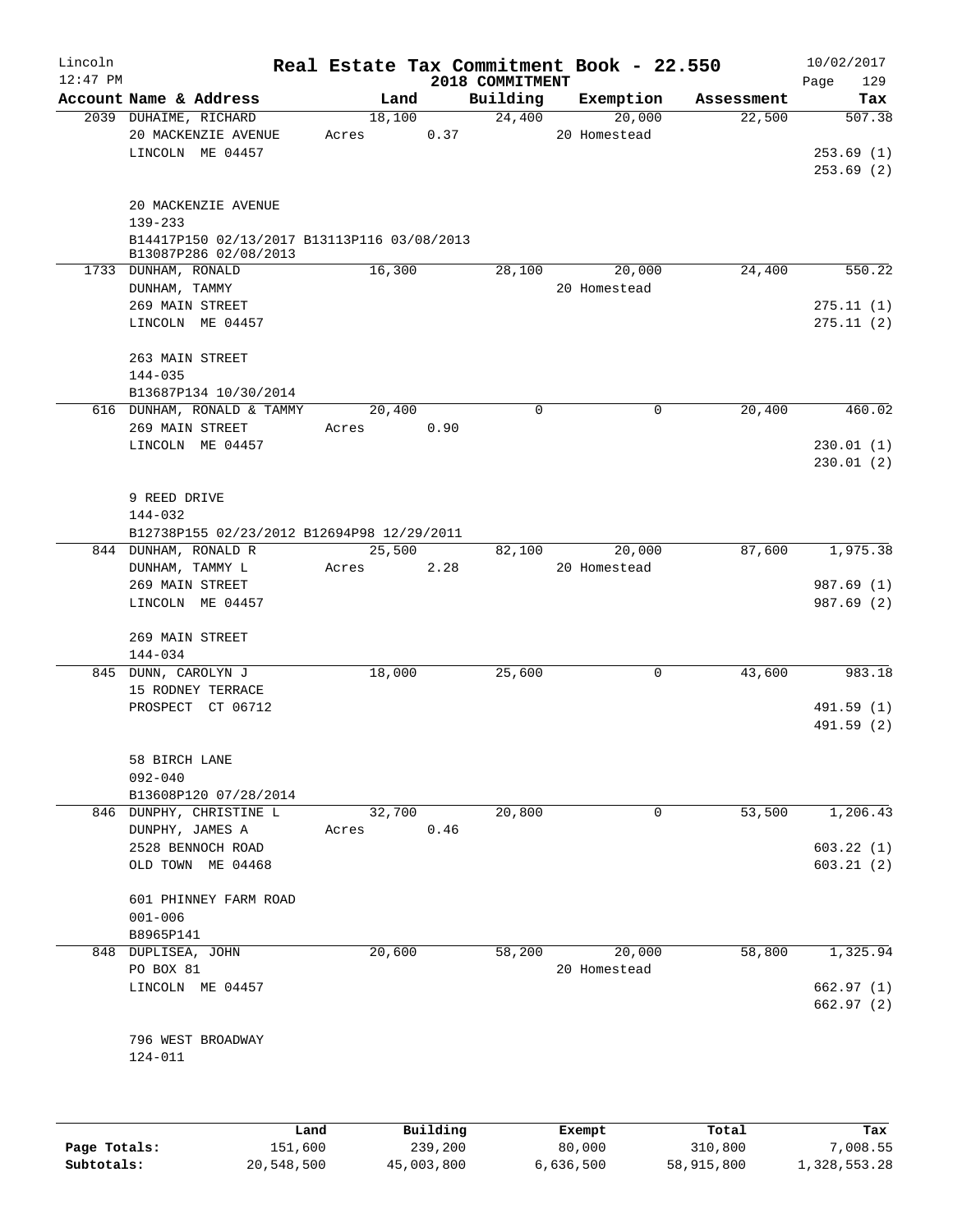# Real Estate Tax Commitment Book - 22.550

Lincoln 12:47 PM — 2018 COMMITMENT — 10/02/2017

| Account Name & Address | Land | Building | Exemption | Assessment | Tax |
|---|---|---|---|---|---|
| 2039 DUHAIME, RICHARD<br>20 MACKENZIE AVENUE<br>LINCOLN ME 04457<br><br>20 MACKENZIE AVENUE<br>139-233<br>B14417P150 02/13/2017 B13113P116 03/08/2013<br>B13087P286 02/08/2013 | 18,100<br>Acres 0.37 | 24,400 | 20,000<br>20 Homestead | 22,500 | 507.38<br><br>253.69 (1)<br>253.69 (2) |
| 1733 DUNHAM, RONALD<br>DUNHAM, TAMMY<br>269 MAIN STREET<br>LINCOLN ME 04457<br><br>263 MAIN STREET<br>144-035<br>B13687P134 10/30/2014 | 16,300 | 28,100 | 20,000<br>20 Homestead | 24,400 | 550.22<br><br>275.11 (1)<br>275.11 (2) |
| 616 DUNHAM, RONALD & TAMMY<br>269 MAIN STREET<br>LINCOLN ME 04457<br><br>9 REED DRIVE<br>144-032<br>B12738P155 02/23/2012 B12694P98 12/29/2011 | 20,400<br>Acres 0.90 | 0 | 0 | 20,400 | 460.02<br><br>230.01 (1)<br>230.01 (2) |
| 844 DUNHAM, RONALD R<br>DUNHAM, TAMMY L<br>269 MAIN STREET<br>LINCOLN ME 04457<br><br>269 MAIN STREET<br>144-034 | 25,500<br>Acres 2.28 | 82,100 | 20,000<br>20 Homestead | 87,600 | 1,975.38<br><br>987.69 (1)<br>987.69 (2) |
| 845 DUNN, CAROLYN J<br>15 RODNEY TERRACE<br>PROSPECT CT 06712<br><br>58 BIRCH LANE<br>092-040<br>B13608P120 07/28/2014 | 18,000 | 25,600 | 0 | 43,600 | 983.18<br><br>491.59 (1)<br>491.59 (2) |
| 846 DUNPHY, CHRISTINE L<br>DUNPHY, JAMES A<br>2528 BENNOCH ROAD<br>OLD TOWN ME 04468<br><br>601 PHINNEY FARM ROAD<br>001-006<br>B8965P141 | 32,700<br>Acres 0.46 | 20,800 | 0 | 53,500 | 1,206.43<br><br>603.22 (1)<br>603.21 (2) |
| 848 DUPLISEA, JOHN<br>PO BOX 81<br>LINCOLN ME 04457<br><br>796 WEST BROADWAY<br>124-011 | 20,600 | 58,200 | 20,000<br>20 Homestead | 58,800 | 1,325.94<br><br>662.97 (1)<br>662.97 (2) |

| | Land | Building | Exempt | Total | Tax |
|---|---|---|---|---|---|
| Page Totals: | 151,600 | 239,200 | 80,000 | 310,800 | 7,008.55 |
| Subtotals: | 20,548,500 | 45,003,800 | 6,636,500 | 58,915,800 | 1,328,553.28 |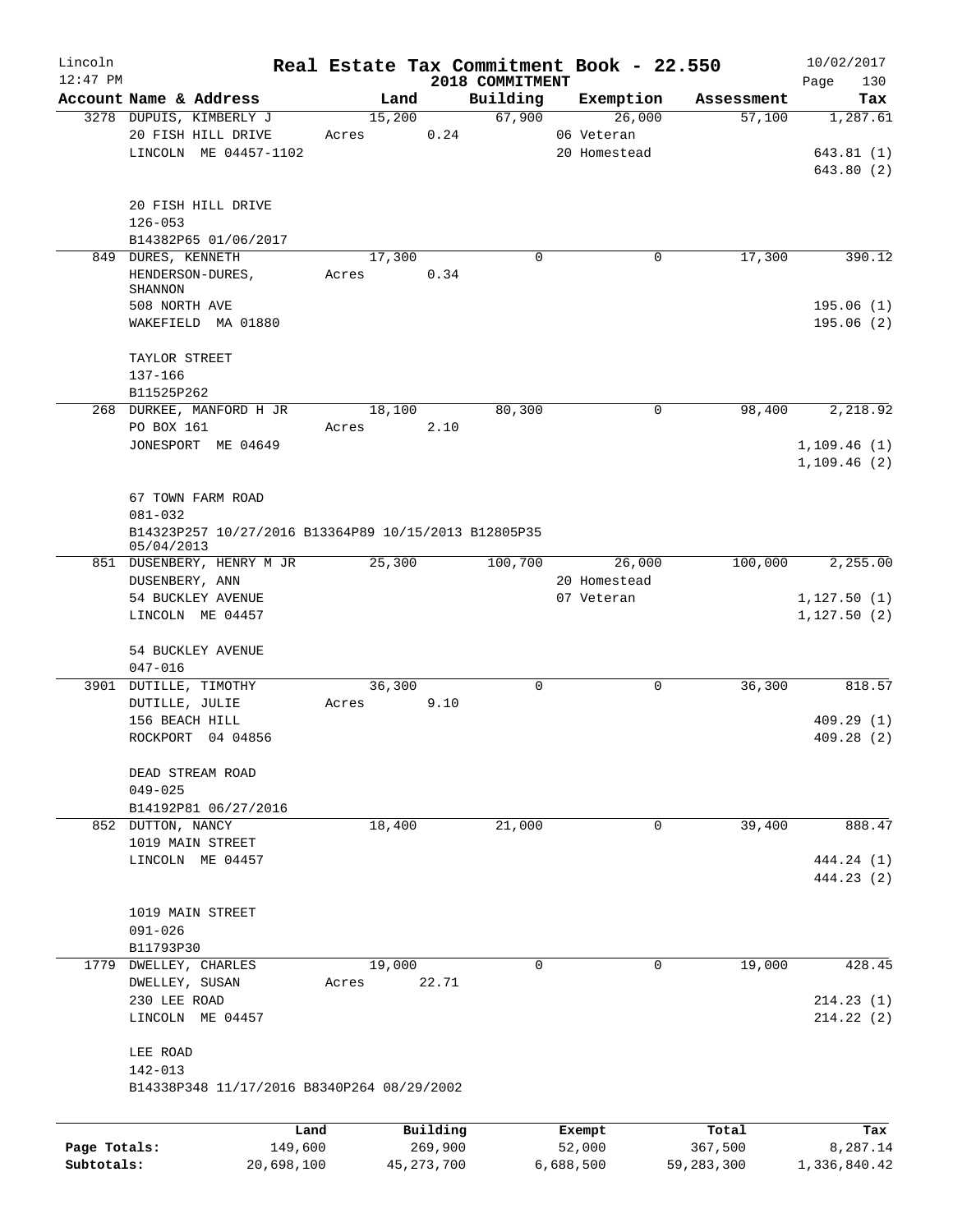Lincoln 12:47 PM

# Real Estate Tax Commitment Book - 22.550

2018 COMMITMENT

10/02/2017 Page 130

| Account Name & Address | Land | Building | Exemption | Assessment | Tax |
|---|---|---|---|---|---|
| 3278 DUPUIS, KIMBERLY J | 15,200 | 67,900 | 26,000 | 57,100 | 1,287.61 |
| 20 FISH HILL DRIVE | Acres 0.24 | | 06 Veteran | | |
| LINCOLN ME 04457-1102 | | | 20 Homestead | | 643.81 (1) |
| | | | | | 643.80 (2) |
| 20 FISH HILL DRIVE | | | | | |
| 126-053 | | | | | |
| B14382P65 01/06/2017 | | | | | |
| 849 DURES, KENNETH | 17,300 | 0 | 0 | 17,300 | 390.12 |
| HENDERSON-DURES, SHANNON | Acres 0.34 | | | | |
| 508 NORTH AVE | | | | | 195.06 (1) |
| WAKEFIELD MA 01880 | | | | | 195.06 (2) |
| TAYLOR STREET | | | | | |
| 137-166 | | | | | |
| B11525P262 | | | | | |
| 268 DURKEE, MANFORD H JR | 18,100 | 80,300 | 0 | 98,400 | 2,218.92 |
| PO BOX 161 | Acres 2.10 | | | | |
| JONESPORT ME 04649 | | | | | 1,109.46 (1) |
| | | | | | 1,109.46 (2) |
| 67 TOWN FARM ROAD | | | | | |
| 081-032 | | | | | |
| B14323P257 10/27/2016 B13364P89 10/15/2013 B12805P35 05/04/2013 | | | | | |
| 851 DUSENBERY, HENRY M JR | 25,300 | 100,700 | 26,000 | 100,000 | 2,255.00 |
| DUSENBERY, ANN | | | 20 Homestead | | |
| 54 BUCKLEY AVENUE | | | 07 Veteran | | 1,127.50 (1) |
| LINCOLN ME 04457 | | | | | 1,127.50 (2) |
| 54 BUCKLEY AVENUE | | | | | |
| 047-016 | | | | | |
| 3901 DUTILLE, TIMOTHY | 36,300 | 0 | 0 | 36,300 | 818.57 |
| DUTILLE, JULIE | Acres 9.10 | | | | |
| 156 BEACH HILL | | | | | 409.29 (1) |
| ROCKPORT 04 04856 | | | | | 409.28 (2) |
| DEAD STREAM ROAD | | | | | |
| 049-025 | | | | | |
| B14192P81 06/27/2016 | | | | | |
| 852 DUTTON, NANCY | 18,400 | 21,000 | 0 | 39,400 | 888.47 |
| 1019 MAIN STREET | | | | | |
| LINCOLN ME 04457 | | | | | 444.24 (1) |
| | | | | | 444.23 (2) |
| 1019 MAIN STREET | | | | | |
| 091-026 | | | | | |
| B11793P30 | | | | | |
| 1779 DWELLEY, CHARLES | 19,000 | 0 | 0 | 19,000 | 428.45 |
| DWELLEY, SUSAN | Acres 22.71 | | | | |
| 230 LEE ROAD | | | | | 214.23 (1) |
| LINCOLN ME 04457 | | | | | 214.22 (2) |
| LEE ROAD | | | | | |
| 142-013 | | | | | |
| B14338P348 11/17/2016 B8340P264 08/29/2002 | | | | | |

| | Land | Building | Exempt | Total | Tax |
|---|---|---|---|---|---|
| Page Totals: | 149,600 | 269,900 | 52,000 | 367,500 | 8,287.14 |
| Subtotals: | 20,698,100 | 45,273,700 | 6,688,500 | 59,283,300 | 1,336,840.42 |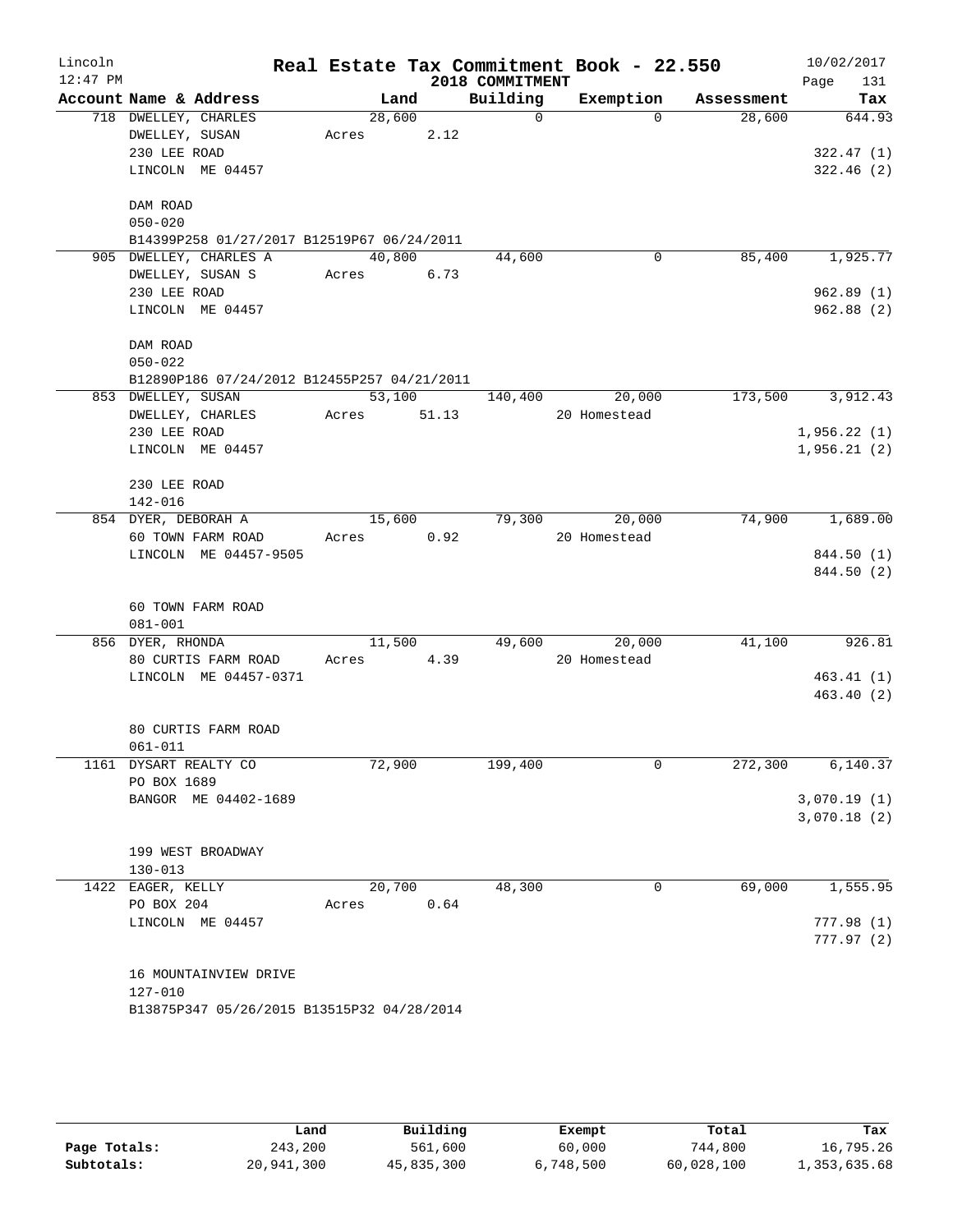# Lincoln — Real Estate Tax Commitment Book - 22.550

12:47 PM — 2018 COMMITMENT — 10/02/2017

| Account Name & Address | Land | Building | Exemption | Assessment | Tax |
|---|---|---|---|---|---|
| 718 DWELLEY, CHARLES<br>DWELLEY, SUSAN<br>230 LEE ROAD<br>LINCOLN ME 04457<br><br>DAM ROAD<br>050-020<br>B14399P258 01/27/2017 B12519P67 06/24/2011 | 28,600<br>Acres 2.12 | 0 | 0 | 28,600 | 644.93<br><br>322.47 (1)<br>322.46 (2) |
| 905 DWELLEY, CHARLES A<br>DWELLEY, SUSAN S<br>230 LEE ROAD<br>LINCOLN ME 04457<br><br>DAM ROAD<br>050-022<br>B12890P186 07/24/2012 B12455P257 04/21/2011 | 40,800<br>Acres 6.73 | 44,600 | 0 | 85,400 | 1,925.77<br><br>962.89 (1)<br>962.88 (2) |
| 853 DWELLEY, SUSAN<br>DWELLEY, CHARLES<br>230 LEE ROAD<br>LINCOLN ME 04457<br><br>230 LEE ROAD<br>142-016 | 53,100<br>Acres 51.13 | 140,400 | 20,000<br>20 Homestead | 173,500 | 3,912.43<br><br>1,956.22 (1)<br>1,956.21 (2) |
| 854 DYER, DEBORAH A<br>60 TOWN FARM ROAD<br>LINCOLN ME 04457-9505<br><br>60 TOWN FARM ROAD<br>081-001 | 15,600<br>Acres 0.92 | 79,300 | 20,000<br>20 Homestead | 74,900 | 1,689.00<br><br>844.50 (1)<br>844.50 (2) |
| 856 DYER, RHONDA<br>80 CURTIS FARM ROAD<br>LINCOLN ME 04457-0371<br><br>80 CURTIS FARM ROAD<br>061-011 | 11,500<br>Acres 4.39 | 49,600 | 20,000<br>20 Homestead | 41,100 | 926.81<br><br>463.41 (1)<br>463.40 (2) |
| 1161 DYSART REALTY CO<br>PO BOX 1689<br>BANGOR ME 04402-1689<br><br>199 WEST BROADWAY<br>130-013 | 72,900 | 199,400 | 0 | 272,300 | 6,140.37<br><br>3,070.19 (1)<br>3,070.18 (2) |
| 1422 EAGER, KELLY<br>PO BOX 204<br>LINCOLN ME 04457<br><br>16 MOUNTAINVIEW DRIVE<br>127-010<br>B13875P347 05/26/2015 B13515P32 04/28/2014 | 20,700<br>Acres 0.64 | 48,300 | 0 | 69,000 | 1,555.95<br><br>777.98 (1)<br>777.97 (2) |

| | Land | Building | Exempt | Total | Tax |
|---|---|---|---|---|---|
| Page Totals: | 243,200 | 561,600 | 60,000 | 744,800 | 16,795.26 |
| Subtotals: | 20,941,300 | 45,835,300 | 6,748,500 | 60,028,100 | 1,353,635.68 |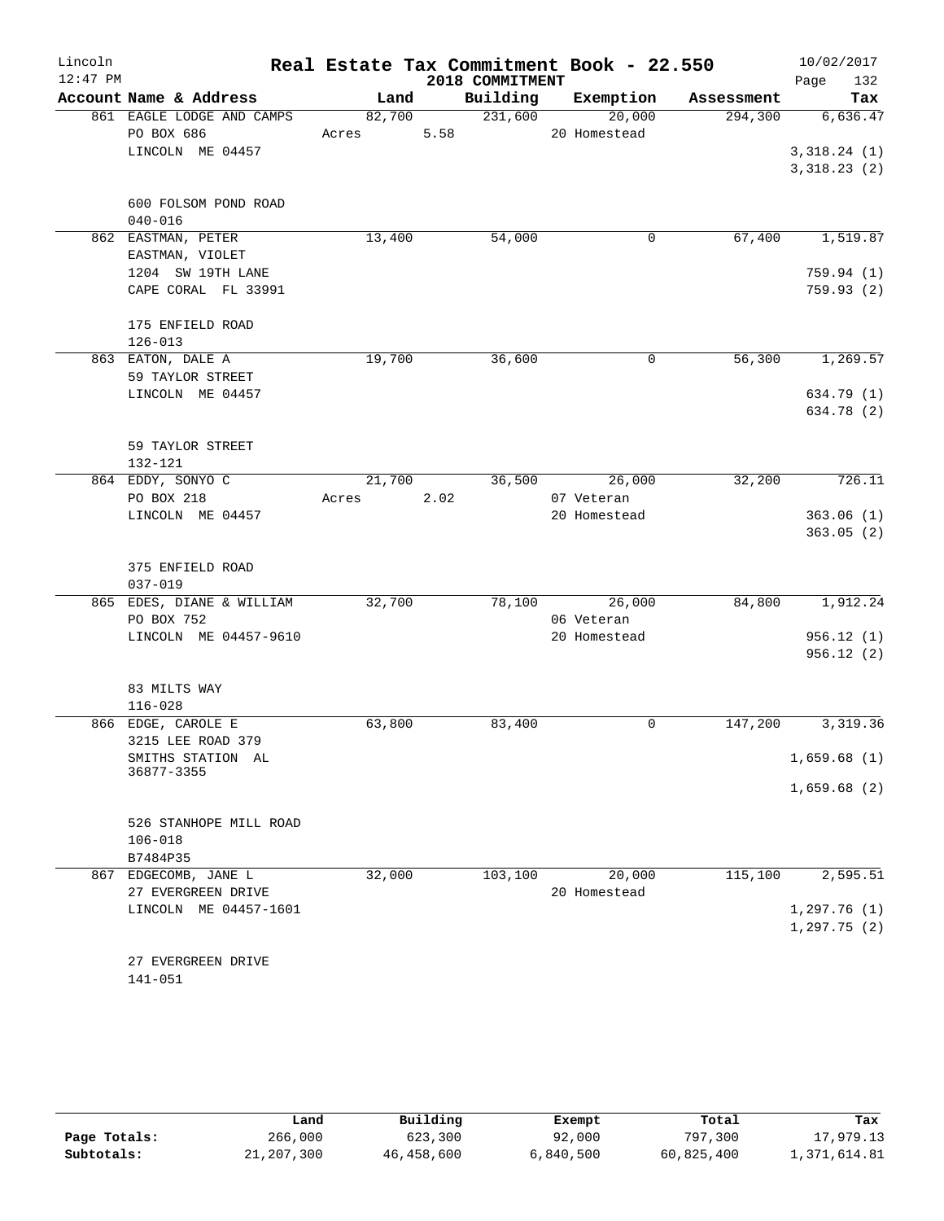Lincoln 12:47 PM

# Real Estate Tax Commitment Book - 22.550

2018 COMMITMENT

10/02/2017 Page 132

| Account Name & Address | Land | Building | Exemption | Assessment | Tax |
|---|---|---|---|---|---|
| 861 EAGLE LODGE AND CAMPS | 82,700 | 231,600 | 20,000 | 294,300 | 6,636.47 |
| PO BOX 686 | Acres 5.58 | | 20 Homestead | | |
| LINCOLN ME 04457 | | | | | 3,318.24 (1) |
| | | | | | 3,318.23 (2) |
| 600 FOLSOM POND ROAD | | | | | |
| 040-016 | | | | | |
| 862 EASTMAN, PETER | 13,400 | 54,000 | 0 | 67,400 | 1,519.87 |
| EASTMAN, VIOLET | | | | | |
| 1204 SW 19TH LANE | | | | | 759.94 (1) |
| CAPE CORAL FL 33991 | | | | | 759.93 (2) |
| 175 ENFIELD ROAD | | | | | |
| 126-013 | | | | | |
| 863 EATON, DALE A | 19,700 | 36,600 | 0 | 56,300 | 1,269.57 |
| 59 TAYLOR STREET | | | | | |
| LINCOLN ME 04457 | | | | | 634.79 (1) |
| | | | | | 634.78 (2) |
| 59 TAYLOR STREET | | | | | |
| 132-121 | | | | | |
| 864 EDDY, SONYO C | 21,700 | 36,500 | 26,000 | 32,200 | 726.11 |
| PO BOX 218 | Acres 2.02 | | 07 Veteran | | |
| LINCOLN ME 04457 | | | 20 Homestead | | 363.06 (1) |
| | | | | | 363.05 (2) |
| 375 ENFIELD ROAD | | | | | |
| 037-019 | | | | | |
| 865 EDES, DIANE & WILLIAM | 32,700 | 78,100 | 26,000 | 84,800 | 1,912.24 |
| PO BOX 752 | | | 06 Veteran | | |
| LINCOLN ME 04457-9610 | | | 20 Homestead | | 956.12 (1) |
| | | | | | 956.12 (2) |
| 83 MILTS WAY | | | | | |
| 116-028 | | | | | |
| 866 EDGE, CAROLE E | 63,800 | 83,400 | 0 | 147,200 | 3,319.36 |
| 3215 LEE ROAD 379 | | | | | |
| SMITHS STATION AL 36877-3355 | | | | | 1,659.68 (1) |
| | | | | | 1,659.68 (2) |
| 526 STANHOPE MILL ROAD | | | | | |
| 106-018 | | | | | |
| B7484P35 | | | | | |
| 867 EDGECOMB, JANE L | 32,000 | 103,100 | 20,000 | 115,100 | 2,595.51 |
| 27 EVERGREEN DRIVE | | | 20 Homestead | | |
| LINCOLN ME 04457-1601 | | | | | 1,297.76 (1) |
| | | | | | 1,297.75 (2) |
| 27 EVERGREEN DRIVE | | | | | |
| 141-051 | | | | | |

| | Land | Building | Exempt | Total | Tax |
|---|---|---|---|---|---|
| Page Totals: | 266,000 | 623,300 | 92,000 | 797,300 | 17,979.13 |
| Subtotals: | 21,207,300 | 46,458,600 | 6,840,500 | 60,825,400 | 1,371,614.81 |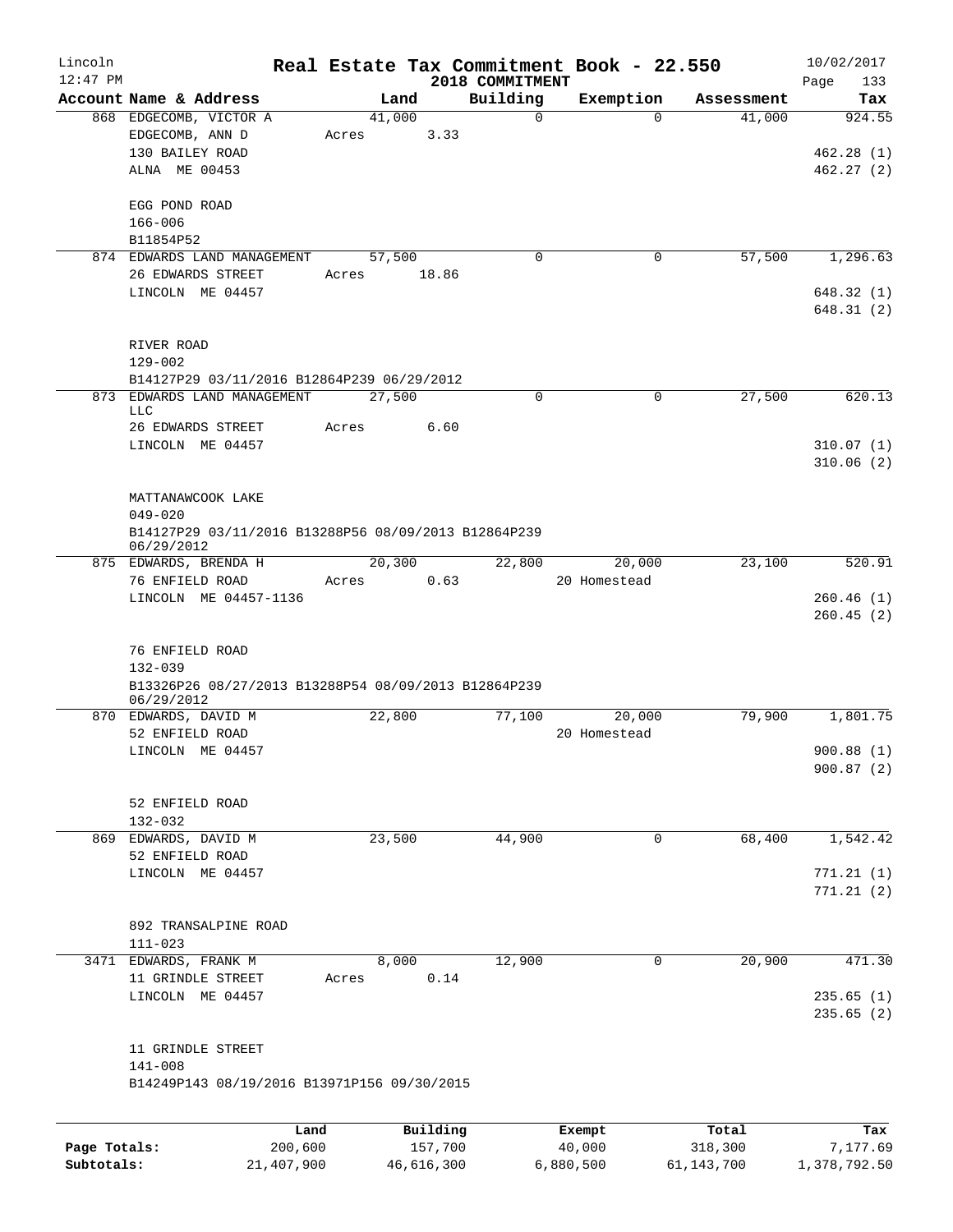# Real Estate Tax Commitment Book - 22.550

Lincoln
12:47 PM

2018 COMMITMENT

10/02/2017
Page 133

| Account Name & Address | Land | Building | Exemption | Assessment | Tax |
|---|---|---|---|---|---|
| 868 EDGECOMB, VICTOR A<br>EDGECOMB, ANN D<br>130 BAILEY ROAD<br>ALNA ME 00453<br><br>EGG POND ROAD<br>166-006<br>B11854P52 | 41,000<br>Acres 3.33 | 0 | 0 | 41,000 | 924.55<br><br>462.28 (1)<br>462.27 (2) |
| 874 EDWARDS LAND MANAGEMENT<br>26 EDWARDS STREET<br>LINCOLN ME 04457<br><br>RIVER ROAD<br>129-002<br>B14127P29 03/11/2016 B12864P239 06/29/2012 | 57,500<br>Acres 18.86 | 0 | 0 | 57,500 | 1,296.63<br><br>648.32 (1)<br>648.31 (2) |
| 873 EDWARDS LAND MANAGEMENT LLC<br>26 EDWARDS STREET<br>LINCOLN ME 04457<br><br>MATTANAWCOOK LAKE<br>049-020<br>B14127P29 03/11/2016 B13288P56 08/09/2013 B12864P239 06/29/2012 | 27,500<br>Acres 6.60 | 0 | 0 | 27,500 | 620.13<br><br>310.07 (1)<br>310.06 (2) |
| 875 EDWARDS, BRENDA H<br>76 ENFIELD ROAD<br>LINCOLN ME 04457-1136<br><br>76 ENFIELD ROAD<br>132-039<br>B13326P26 08/27/2013 B13288P54 08/09/2013 B12864P239 06/29/2012 | 20,300<br>Acres 0.63 | 22,800 | 20,000<br>20 Homestead | 23,100 | 520.91<br><br>260.46 (1)<br>260.45 (2) |
| 870 EDWARDS, DAVID M<br>52 ENFIELD ROAD<br>LINCOLN ME 04457<br><br>52 ENFIELD ROAD<br>132-032 | 22,800 | 77,100 | 20,000<br>20 Homestead | 79,900 | 1,801.75<br><br>900.88 (1)<br>900.87 (2) |
| 869 EDWARDS, DAVID M<br>52 ENFIELD ROAD<br>LINCOLN ME 04457<br><br>892 TRANSALPINE ROAD<br>111-023 | 23,500 | 44,900 | 0 | 68,400 | 1,542.42<br><br>771.21 (1)<br>771.21 (2) |
| 3471 EDWARDS, FRANK M<br>11 GRINDLE STREET<br>LINCOLN ME 04457<br><br>11 GRINDLE STREET<br>141-008<br>B14249P143 08/19/2016 B13971P156 09/30/2015 | 8,000<br>Acres 0.14 | 12,900 | 0 | 20,900 | 471.30<br><br>235.65 (1)<br>235.65 (2) |

| | Land | Building | Exempt | Total | Tax |
|---|---|---|---|---|---|
| Page Totals: | 200,600 | 157,700 | 40,000 | 318,300 | 7,177.69 |
| Subtotals: | 21,407,900 | 46,616,300 | 6,880,500 | 61,143,700 | 1,378,792.50 |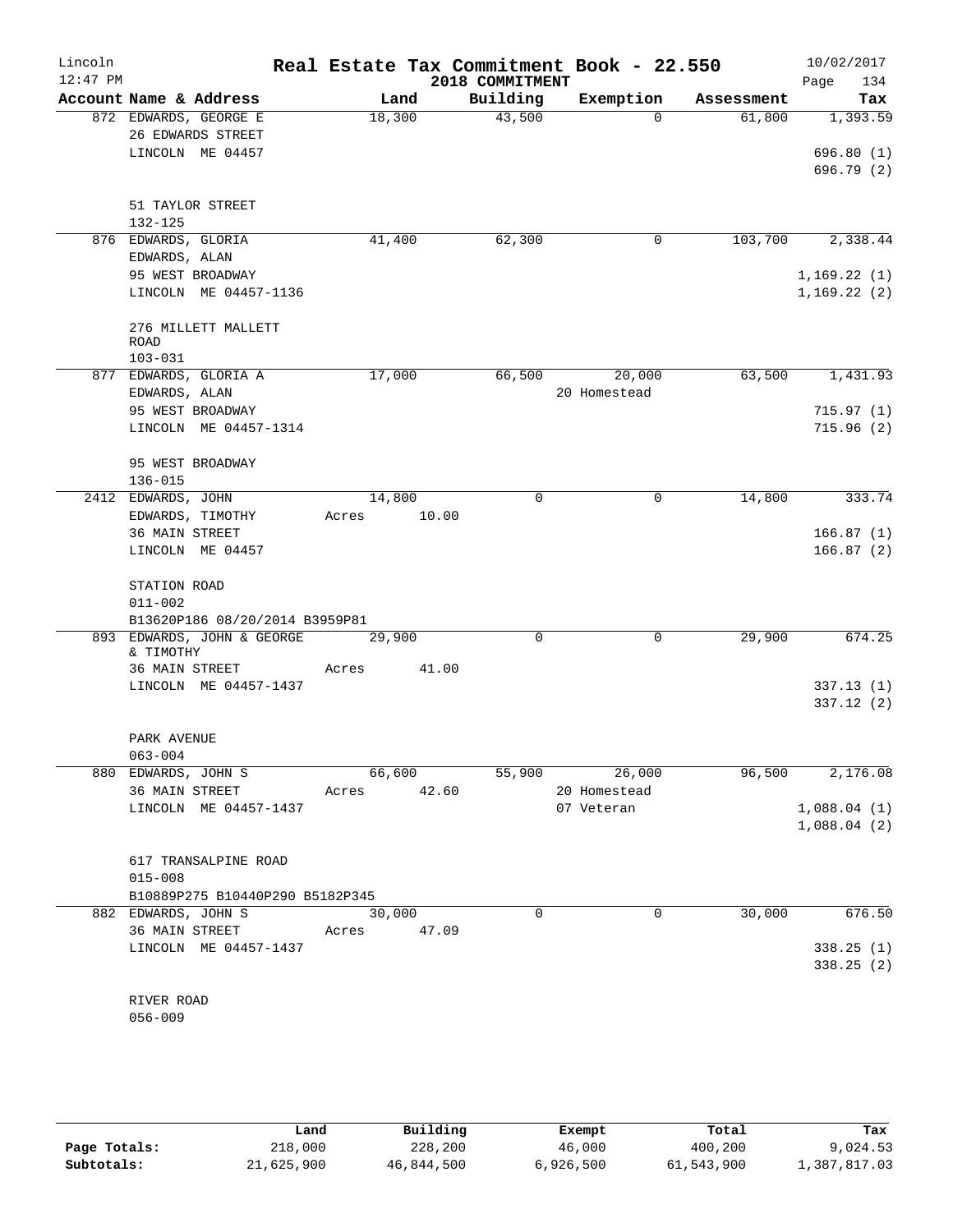# Real Estate Tax Commitment Book - 22.550

Lincoln
12:47 PM

2018 COMMITMENT

10/02/2017

| Account Name & Address | Land | Building | Exemption | Assessment | Tax |
|---|---|---|---|---|---|
| 872 EDWARDS, GEORGE E<br>26 EDWARDS STREET<br>LINCOLN ME 04457<br><br>51 TAYLOR STREET<br>132-125 | 18,300 | 43,500 | 0 | 61,800 | 1,393.59<br><br>696.80 (1)<br>696.79 (2) |
| 876 EDWARDS, GLORIA<br>EDWARDS, ALAN<br>95 WEST BROADWAY<br>LINCOLN ME 04457-1136<br><br>276 MILLETT MALLETT ROAD<br>103-031 | 41,400 | 62,300 | 0 | 103,700 | 2,338.44<br><br>1,169.22 (1)<br>1,169.22 (2) |
| 877 EDWARDS, GLORIA A<br>EDWARDS, ALAN<br>95 WEST BROADWAY<br>LINCOLN ME 04457-1314<br><br>95 WEST BROADWAY<br>136-015 | 17,000 | 66,500 | 20,000<br>20 Homestead | 63,500 | 1,431.93<br><br>715.97 (1)<br>715.96 (2) |
| 2412 EDWARDS, JOHN<br>EDWARDS, TIMOTHY<br>36 MAIN STREET<br>LINCOLN ME 04457<br><br>STATION ROAD<br>011-002<br>B13620P186 08/20/2014 B3959P81 | 14,800<br>Acres 10.00 | 0 | 0 | 14,800 | 333.74<br><br>166.87 (1)<br>166.87 (2) |
| 893 EDWARDS, JOHN & GEORGE & TIMOTHY<br>36 MAIN STREET<br>LINCOLN ME 04457-1437<br><br>PARK AVENUE<br>063-004 | 29,900<br>Acres 41.00 | 0 | 0 | 29,900 | 674.25<br><br>337.13 (1)<br>337.12 (2) |
| 880 EDWARDS, JOHN S<br>36 MAIN STREET<br>LINCOLN ME 04457-1437<br><br>617 TRANSALPINE ROAD<br>015-008<br>B10889P275 B10440P290 B5182P345 | 66,600<br>Acres 42.60 | 55,900 | 26,000<br>20 Homestead<br>07 Veteran | 96,500 | 2,176.08<br><br>1,088.04 (1)<br>1,088.04 (2) |
| 882 EDWARDS, JOHN S<br>36 MAIN STREET<br>LINCOLN ME 04457-1437<br><br>RIVER ROAD<br>056-009 | 30,000<br>Acres 47.09 | 0 | 0 | 30,000 | 676.50<br><br>338.25 (1)<br>338.25 (2) |

|  | Land | Building | Exempt | Total | Tax |
|---|---|---|---|---|---|
| Page Totals: | 218,000 | 228,200 | 46,000 | 400,200 | 9,024.53 |
| Subtotals: | 21,625,900 | 46,844,500 | 6,926,500 | 61,543,900 | 1,387,817.03 |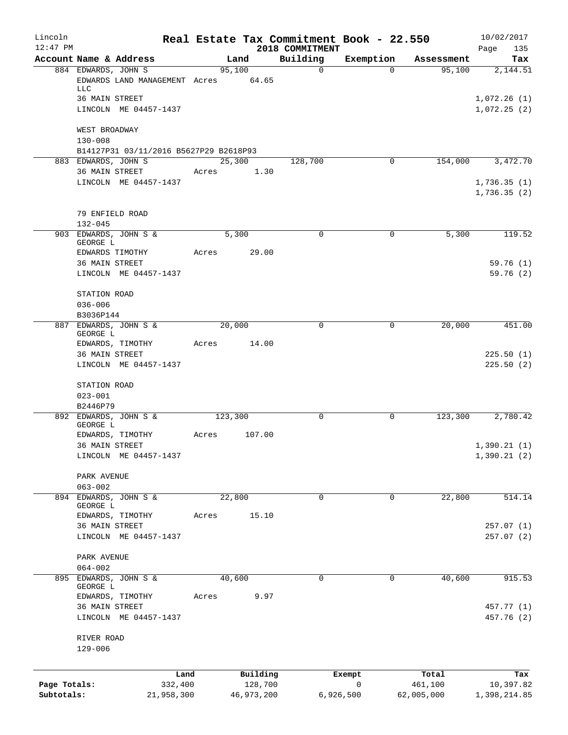Lincoln
12:47 PM

# Real Estate Tax Commitment Book - 22.550

## 2018 COMMITMENT

10/02/2017

| Account Name & Address | Land | Building | Exemption | Assessment | Tax |
|---|---|---|---|---|---|
| 884 EDWARDS, JOHN S | 95,100 | 0 | 0 | 95,100 | 2,144.51 |
| EDWARDS LAND MANAGEMENT LLC | Acres 64.65 | | | | |
| 36 MAIN STREET | | | | | 1,072.26 (1) |
| LINCOLN ME 04457-1437 | | | | | 1,072.25 (2) |
| WEST BROADWAY | | | | | |
| 130-008 | | | | | |
| B14127P31 03/11/2016 B5627P29 B2618P93 | | | | | |
| 883 EDWARDS, JOHN S | 25,300 | 128,700 | 0 | 154,000 | 3,472.70 |
| 36 MAIN STREET | Acres 1.30 | | | | |
| LINCOLN ME 04457-1437 | | | | | 1,736.35 (1) |
| | | | | | 1,736.35 (2) |
| 79 ENFIELD ROAD | | | | | |
| 132-045 | | | | | |
| 903 EDWARDS, JOHN S & GEORGE L | 5,300 | 0 | 0 | 5,300 | 119.52 |
| EDWARDS TIMOTHY | Acres 29.00 | | | | |
| 36 MAIN STREET | | | | | 59.76 (1) |
| LINCOLN ME 04457-1437 | | | | | 59.76 (2) |
| STATION ROAD | | | | | |
| 036-006 | | | | | |
| B3036P144 | | | | | |
| 887 EDWARDS, JOHN S & GEORGE L | 20,000 | 0 | 0 | 20,000 | 451.00 |
| EDWARDS, TIMOTHY | Acres 14.00 | | | | |
| 36 MAIN STREET | | | | | 225.50 (1) |
| LINCOLN ME 04457-1437 | | | | | 225.50 (2) |
| STATION ROAD | | | | | |
| 023-001 | | | | | |
| B2446P79 | | | | | |
| 892 EDWARDS, JOHN S & GEORGE L | 123,300 | 0 | 0 | 123,300 | 2,780.42 |
| EDWARDS, TIMOTHY | Acres 107.00 | | | | |
| 36 MAIN STREET | | | | | 1,390.21 (1) |
| LINCOLN ME 04457-1437 | | | | | 1,390.21 (2) |
| PARK AVENUE | | | | | |
| 063-002 | | | | | |
| 894 EDWARDS, JOHN S & GEORGE L | 22,800 | 0 | 0 | 22,800 | 514.14 |
| EDWARDS, TIMOTHY | Acres 15.10 | | | | |
| 36 MAIN STREET | | | | | 257.07 (1) |
| LINCOLN ME 04457-1437 | | | | | 257.07 (2) |
| PARK AVENUE | | | | | |
| 064-002 | | | | | |
| 895 EDWARDS, JOHN S & GEORGE L | 40,600 | 0 | 0 | 40,600 | 915.53 |
| EDWARDS, TIMOTHY | Acres 9.97 | | | | |
| 36 MAIN STREET | | | | | 457.77 (1) |
| LINCOLN ME 04457-1437 | | | | | 457.76 (2) |
| RIVER ROAD | | | | | |
| 129-006 | | | | | |

| | Land | Building | Exempt | Total | Tax |
|---|---|---|---|---|---|
| Page Totals: | 332,400 | 128,700 | 0 | 461,100 | 10,397.82 |
| Subtotals: | 21,958,300 | 46,973,200 | 6,926,500 | 62,005,000 | 1,398,214.85 |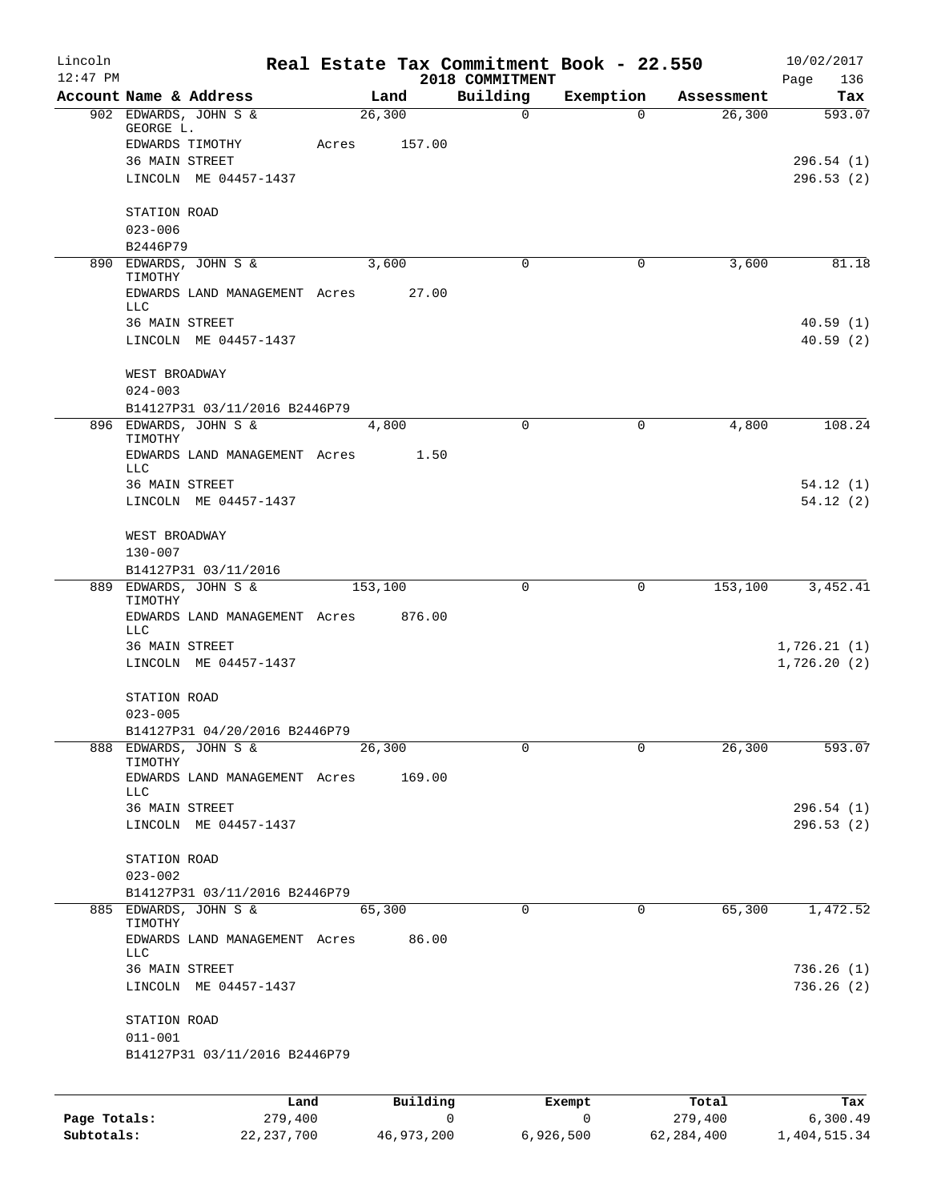Lincoln 12:47 PM

# Real Estate Tax Commitment Book - 22.550

2018 COMMITMENT

10/02/2017

| Account Name & Address | Land | Building | Exemption | Assessment | Tax |
|---|---|---|---|---|---|
| 902 EDWARDS, JOHN S & GEORGE L. | 26,300 | 0 | 0 | 26,300 | 593.07 |
| EDWARDS TIMOTHY | Acres 157.00 | | | | |
| 36 MAIN STREET | | | | | 296.54 (1) |
| LINCOLN ME 04457-1437 | | | | | 296.53 (2) |
| STATION ROAD | | | | | |
| 023-006 | | | | | |
| B2446P79 | | | | | |
| 890 EDWARDS, JOHN S & TIMOTHY | 3,600 | 0 | 0 | 3,600 | 81.18 |
| EDWARDS LAND MANAGEMENT LLC | Acres 27.00 | | | | |
| 36 MAIN STREET | | | | | 40.59 (1) |
| LINCOLN ME 04457-1437 | | | | | 40.59 (2) |
| WEST BROADWAY | | | | | |
| 024-003 | | | | | |
| B14127P31 03/11/2016 B2446P79 | | | | | |
| 896 EDWARDS, JOHN S & TIMOTHY | 4,800 | 0 | 0 | 4,800 | 108.24 |
| EDWARDS LAND MANAGEMENT LLC | Acres 1.50 | | | | |
| 36 MAIN STREET | | | | | 54.12 (1) |
| LINCOLN ME 04457-1437 | | | | | 54.12 (2) |
| WEST BROADWAY | | | | | |
| 130-007 | | | | | |
| B14127P31 03/11/2016 | | | | | |
| 889 EDWARDS, JOHN S & TIMOTHY | 153,100 | 0 | 0 | 153,100 | 3,452.41 |
| EDWARDS LAND MANAGEMENT LLC | Acres 876.00 | | | | |
| 36 MAIN STREET | | | | | 1,726.21 (1) |
| LINCOLN ME 04457-1437 | | | | | 1,726.20 (2) |
| STATION ROAD | | | | | |
| 023-005 | | | | | |
| B14127P31 04/20/2016 B2446P79 | | | | | |
| 888 EDWARDS, JOHN S & TIMOTHY | 26,300 | 0 | 0 | 26,300 | 593.07 |
| EDWARDS LAND MANAGEMENT LLC | Acres 169.00 | | | | |
| 36 MAIN STREET | | | | | 296.54 (1) |
| LINCOLN ME 04457-1437 | | | | | 296.53 (2) |
| STATION ROAD | | | | | |
| 023-002 | | | | | |
| B14127P31 03/11/2016 B2446P79 | | | | | |
| 885 EDWARDS, JOHN S & TIMOTHY | 65,300 | 0 | 0 | 65,300 | 1,472.52 |
| EDWARDS LAND MANAGEMENT LLC | Acres 86.00 | | | | |
| 36 MAIN STREET | | | | | 736.26 (1) |
| LINCOLN ME 04457-1437 | | | | | 736.26 (2) |
| STATION ROAD | | | | | |
| 011-001 | | | | | |
| B14127P31 03/11/2016 B2446P79 | | | | | |

| | Land | Building | Exempt | Total | Tax |
|---|---|---|---|---|---|
| Page Totals: | 279,400 | 0 | 0 | 279,400 | 6,300.49 |
| Subtotals: | 22,237,700 | 46,973,200 | 6,926,500 | 62,284,400 | 1,404,515.34 |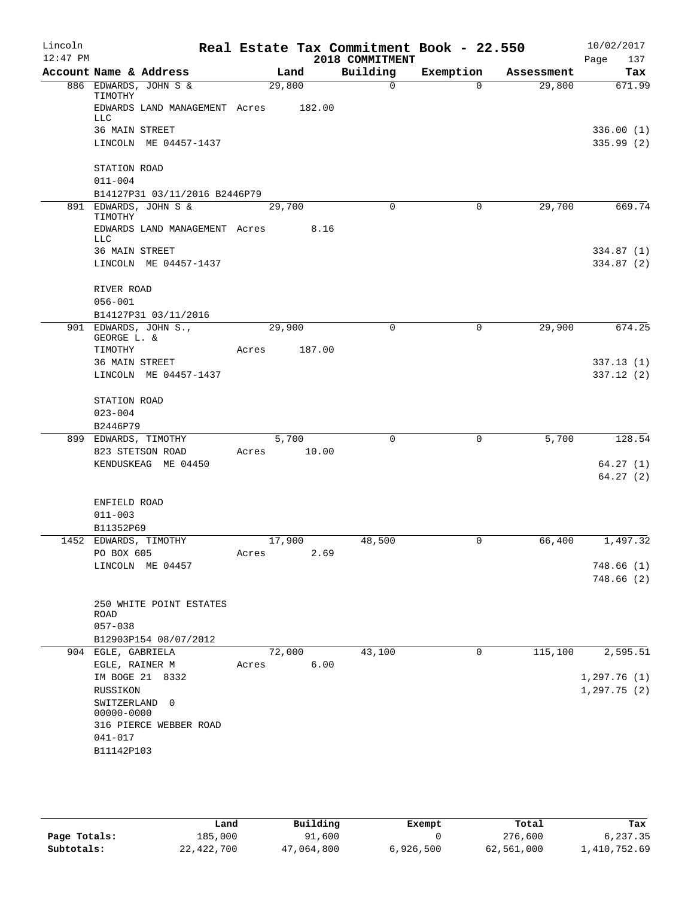# Real Estate Tax Commitment Book - 22.550

Lincoln
12:47 PM

2018 COMMITMENT

10/02/2017

| Account Name & Address | Land | Building | Exemption | Assessment | Tax |
|---|---|---|---|---|---|
| 886 EDWARDS, JOHN S & TIMOTHY<br>EDWARDS LAND MANAGEMENT LLC<br>36 MAIN STREET<br>LINCOLN ME 04457-1437<br><br>STATION ROAD<br>011-004<br>B14127P31 03/11/2016 B2446P79 | 29,800<br>Acres 182.00 | 0 | 0 | 29,800 | 671.99<br><br>336.00 (1)<br>335.99 (2) |
| 891 EDWARDS, JOHN S & TIMOTHY<br>EDWARDS LAND MANAGEMENT LLC<br>36 MAIN STREET<br>LINCOLN ME 04457-1437<br><br>RIVER ROAD<br>056-001<br>B14127P31 03/11/2016 | 29,700<br>Acres 8.16 | 0 | 0 | 29,700 | 669.74<br><br>334.87 (1)<br>334.87 (2) |
| 901 EDWARDS, JOHN S., GEORGE L. &<br>TIMOTHY<br>36 MAIN STREET<br>LINCOLN ME 04457-1437<br><br>STATION ROAD<br>023-004<br>B2446P79 | 29,900<br>Acres 187.00 | 0 | 0 | 29,900 | 674.25<br><br>337.13 (1)<br>337.12 (2) |
| 899 EDWARDS, TIMOTHY<br>823 STETSON ROAD<br>KENDUSKEAG ME 04450<br><br>ENFIELD ROAD<br>011-003<br>B11352P69 | 5,700<br>Acres 10.00 | 0 | 0 | 5,700 | 128.54<br><br>64.27 (1)<br>64.27 (2) |
| 1452 EDWARDS, TIMOTHY<br>PO BOX 605<br>LINCOLN ME 04457<br><br>250 WHITE POINT ESTATES ROAD<br>057-038<br>B12903P154 08/07/2012 | 17,900<br>Acres 2.69 | 48,500 | 0 | 66,400 | 1,497.32<br><br>748.66 (1)<br>748.66 (2) |
| 904 EGLE, GABRIELA<br>EGLE, RAINER M<br>IM BOGE 21 8332<br>RUSSIKON<br>SWITZERLAND 0<br>00000-0000<br>316 PIERCE WEBBER ROAD<br>041-017<br>B11142P103 | 72,000<br>Acres 6.00 | 43,100 | 0 | 115,100 | 2,595.51<br><br>1,297.76 (1)<br>1,297.75 (2) |

| | Land | Building | Exempt | Total | Tax |
|---|---|---|---|---|---|
| Page Totals: | 185,000 | 91,600 | 0 | 276,600 | 6,237.35 |
| Subtotals: | 22,422,700 | 47,064,800 | 6,926,500 | 62,561,000 | 1,410,752.69 |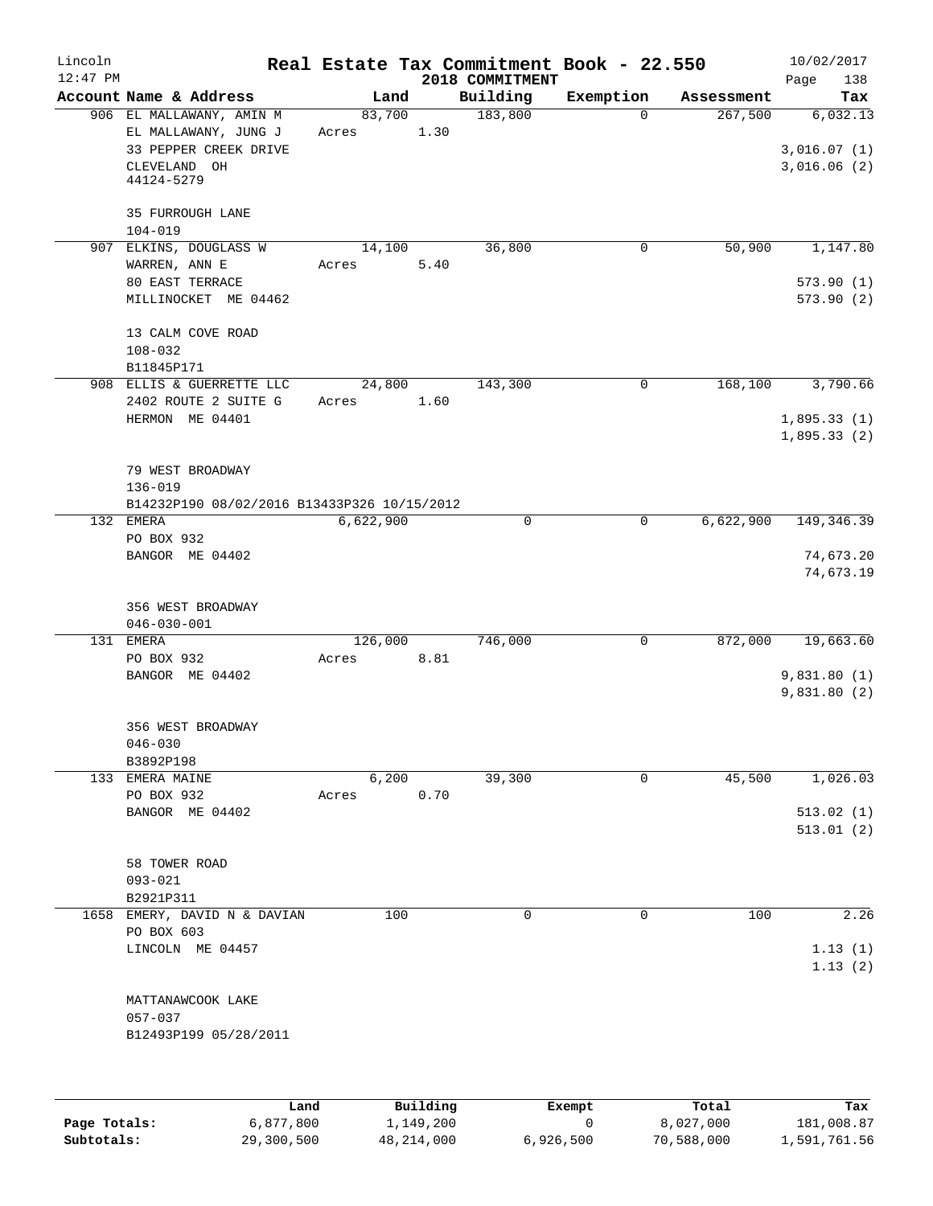Lincoln 12:47 PM

# Real Estate Tax Commitment Book - 22.550

2018 COMMITMENT

10/02/2017 Page 138

| Account Name & Address | Land | Building | Exemption | Assessment | Tax |
|---|---|---|---|---|---|
| 906 EL MALLAWANY, AMIN M<br>EL MALLAWANY, JUNG J<br>33 PEPPER CREEK DRIVE<br>CLEVELAND OH<br>44124-5279<br><br>35 FURROUGH LANE<br>104-019 | 83,700<br>Acres 1.30 | 183,800 | 0 | 267,500 | 6,032.13<br><br>3,016.07 (1)<br>3,016.06 (2) |
| 907 ELKINS, DOUGLASS W<br>WARREN, ANN E<br>80 EAST TERRACE<br>MILLINOCKET ME 04462<br><br>13 CALM COVE ROAD<br>108-032<br>B11845P171 | 14,100<br>Acres 5.40 | 36,800 | 0 | 50,900 | 1,147.80<br><br>573.90 (1)<br>573.90 (2) |
| 908 ELLIS & GUERRETTE LLC<br>2402 ROUTE 2 SUITE G<br>HERMON ME 04401<br><br>79 WEST BROADWAY<br>136-019<br>B14232P190 08/02/2016 B13433P326 10/15/2012 | 24,800<br>Acres 1.60 | 143,300 | 0 | 168,100 | 3,790.66<br><br>1,895.33 (1)<br>1,895.33 (2) |
| 132 EMERA<br>PO BOX 932<br>BANGOR ME 04402<br><br>356 WEST BROADWAY<br>046-030-001 | 6,622,900 | 0 | 0 | 6,622,900 | 149,346.39<br><br>74,673.20<br>74,673.19 |
| 131 EMERA<br>PO BOX 932<br>BANGOR ME 04402<br><br>356 WEST BROADWAY<br>046-030<br>B3892P198 | 126,000<br>Acres 8.81 | 746,000 | 0 | 872,000 | 19,663.60<br><br>9,831.80 (1)<br>9,831.80 (2) |
| 133 EMERA MAINE<br>PO BOX 932<br>BANGOR ME 04402<br><br>58 TOWER ROAD<br>093-021<br>B2921P311 | 6,200<br>Acres 0.70 | 39,300 | 0 | 45,500 | 1,026.03<br><br>513.02 (1)<br>513.01 (2) |
| 1658 EMERY, DAVID N & DAVIAN<br>PO BOX 603<br>LINCOLN ME 04457<br><br>MATTANAWCOOK LAKE<br>057-037<br>B12493P199 05/28/2011 | 100 | 0 | 0 | 100 | 2.26<br><br>1.13 (1)<br>1.13 (2) |

| | Land | Building | Exempt | Total | Tax |
|---|---|---|---|---|---|
| Page Totals: | 6,877,800 | 1,149,200 | 0 | 8,027,000 | 181,008.87 |
| Subtotals: | 29,300,500 | 48,214,000 | 6,926,500 | 70,588,000 | 1,591,761.56 |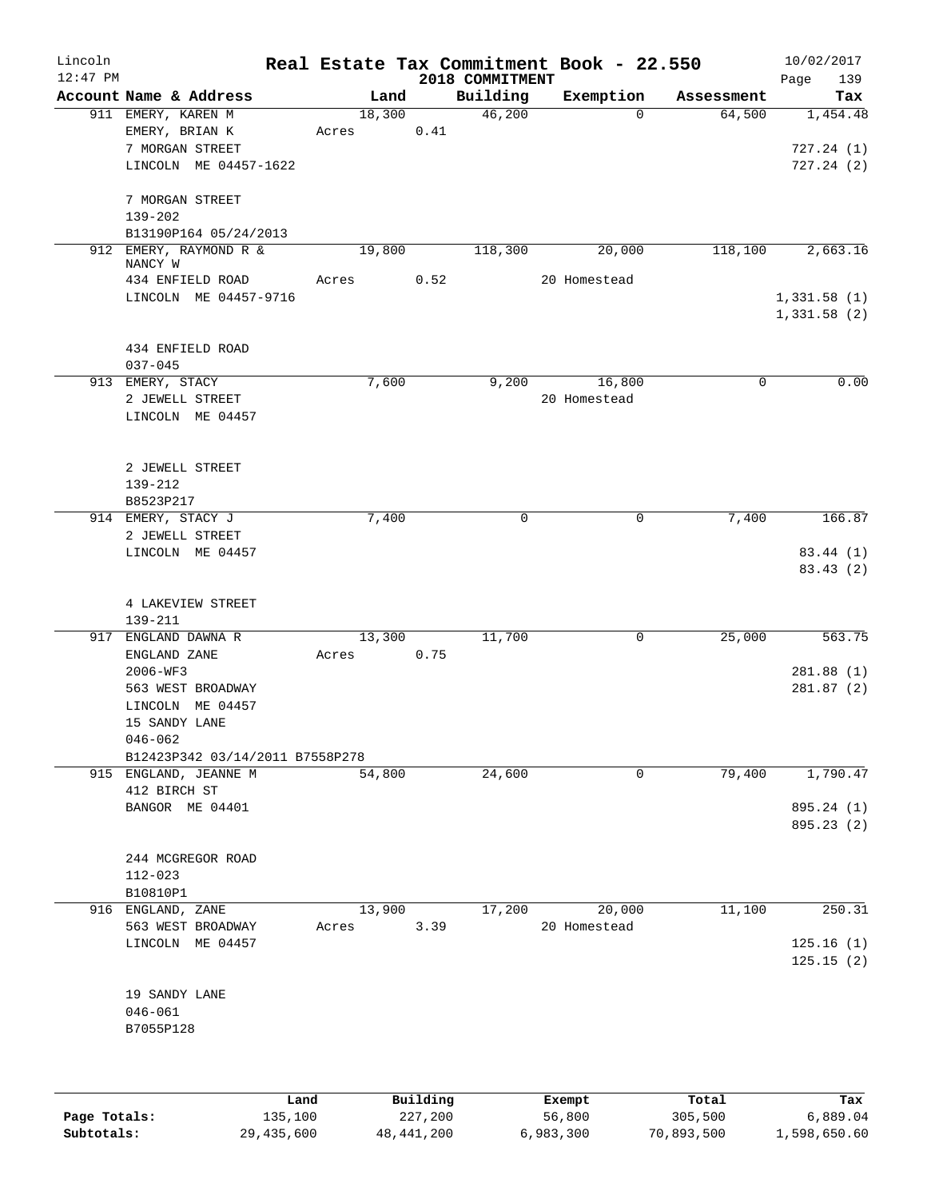Lincoln 12:47 PM

# Real Estate Tax Commitment Book - 22.550

2018 COMMITMENT

10/02/2017 Page 139

| Account Name & Address | Land | Building | Exemption | Assessment | Tax |
|---|---|---|---|---|---|
| 911 EMERY, KAREN M | 18,300 | 46,200 | 0 | 64,500 | 1,454.48 |
| EMERY, BRIAN K | Acres 0.41 | | | | |
| 7 MORGAN STREET | | | | | 727.24 (1) |
| LINCOLN ME 04457-1622 | | | | | 727.24 (2) |
| 7 MORGAN STREET | | | | | |
| 139-202 | | | | | |
| B13190P164 05/24/2013 | | | | | |
| 912 EMERY, RAYMOND R & NANCY W | 19,800 | 118,300 | 20,000 | 118,100 | 2,663.16 |
| 434 ENFIELD ROAD | Acres 0.52 | | 20 Homestead | | |
| LINCOLN ME 04457-9716 | | | | | 1,331.58 (1) |
| | | | | | 1,331.58 (2) |
| 434 ENFIELD ROAD | | | | | |
| 037-045 | | | | | |
| 913 EMERY, STACY | 7,600 | 9,200 | 16,800 | 0 | 0.00 |
| 2 JEWELL STREET | | | 20 Homestead | | |
| LINCOLN ME 04457 | | | | | |
| 2 JEWELL STREET | | | | | |
| 139-212 | | | | | |
| B8523P217 | | | | | |
| 914 EMERY, STACY J | 7,400 | 0 | 0 | 7,400 | 166.87 |
| 2 JEWELL STREET | | | | | |
| LINCOLN ME 04457 | | | | | 83.44 (1) |
| | | | | | 83.43 (2) |
| 4 LAKEVIEW STREET | | | | | |
| 139-211 | | | | | |
| 917 ENGLAND DAWNA R | 13,300 | 11,700 | 0 | 25,000 | 563.75 |
| ENGLAND ZANE | Acres 0.75 | | | | |
| 2006-WF3 | | | | | 281.88 (1) |
| 563 WEST BROADWAY | | | | | 281.87 (2) |
| LINCOLN ME 04457 | | | | | |
| 15 SANDY LANE | | | | | |
| 046-062 | | | | | |
| B12423P342 03/14/2011 B7558P278 | | | | | |
| 915 ENGLAND, JEANNE M | 54,800 | 24,600 | 0 | 79,400 | 1,790.47 |
| 412 BIRCH ST | | | | | |
| BANGOR ME 04401 | | | | | 895.24 (1) |
| | | | | | 895.23 (2) |
| 244 MCGREGOR ROAD | | | | | |
| 112-023 | | | | | |
| B10810P1 | | | | | |
| 916 ENGLAND, ZANE | 13,900 | 17,200 | 20,000 | 11,100 | 250.31 |
| 563 WEST BROADWAY | Acres 3.39 | | 20 Homestead | | |
| LINCOLN ME 04457 | | | | | 125.16 (1) |
| | | | | | 125.15 (2) |
| 19 SANDY LANE | | | | | |
| 046-061 | | | | | |
| B7055P128 | | | | | |

| | Land | Building | Exempt | Total | Tax |
|---|---|---|---|---|---|
| Page Totals: | 135,100 | 227,200 | 56,800 | 305,500 | 6,889.04 |
| Subtotals: | 29,435,600 | 48,441,200 | 6,983,300 | 70,893,500 | 1,598,650.60 |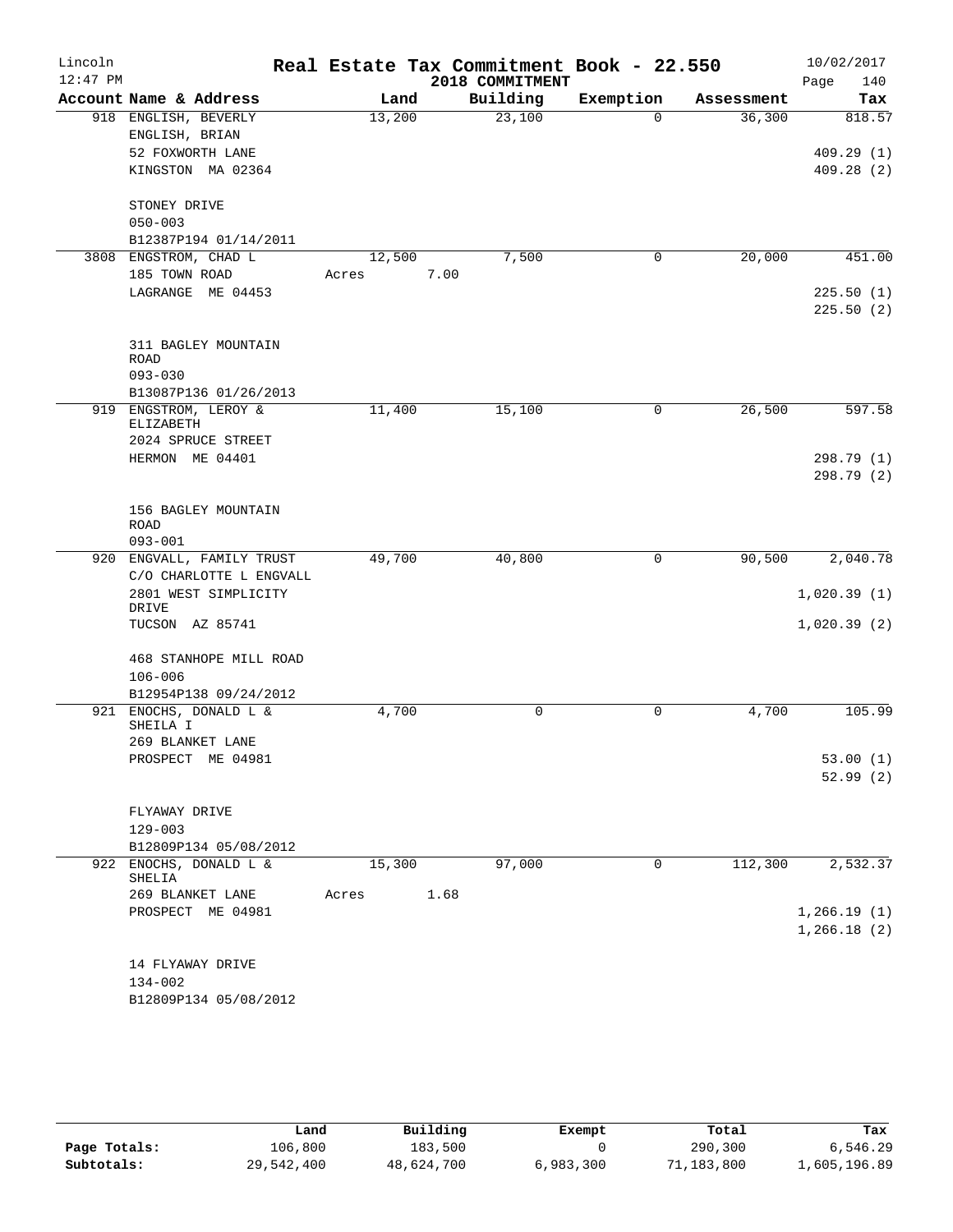# Real Estate Tax Commitment Book - 22.550

Lincoln 12:47 PM — 2018 COMMITMENT — 10/02/2017

| Account Name & Address | Land | Building | Exemption | Assessment | Tax |
|---|---|---|---|---|---|
| 918 ENGLISH, BEVERLY<br>ENGLISH, BRIAN<br>52 FOXWORTH LANE<br>KINGSTON MA 02364<br><br>STONEY DRIVE<br>050-003<br>B12387P194 01/14/2011 | 13,200 | 23,100 | 0 | 36,300 | 818.57<br><br>409.29 (1)<br>409.28 (2) |
| 3808 ENGSTROM, CHAD L<br>185 TOWN ROAD<br>LAGRANGE ME 04453<br><br>311 BAGLEY MOUNTAIN ROAD<br>093-030<br>B13087P136 01/26/2013 | 12,500<br>Acres 7.00 | 7,500 | 0 | 20,000 | 451.00<br><br>225.50 (1)<br>225.50 (2) |
| 919 ENGSTROM, LEROY & ELIZABETH<br>2024 SPRUCE STREET<br>HERMON ME 04401<br><br>156 BAGLEY MOUNTAIN ROAD<br>093-001 | 11,400 | 15,100 | 0 | 26,500 | 597.58<br><br>298.79 (1)<br>298.79 (2) |
| 920 ENGVALL, FAMILY TRUST<br>C/O CHARLOTTE L ENGVALL<br>2801 WEST SIMPLICITY DRIVE<br>TUCSON AZ 85741<br><br>468 STANHOPE MILL ROAD<br>106-006<br>B12954P138 09/24/2012 | 49,700 | 40,800 | 0 | 90,500 | 2,040.78<br><br>1,020.39 (1)<br>1,020.39 (2) |
| 921 ENOCHS, DONALD L & SHEILA I<br>269 BLANKET LANE<br>PROSPECT ME 04981<br><br>FLYAWAY DRIVE<br>129-003<br>B12809P134 05/08/2012 | 4,700 | 0 | 0 | 4,700 | 105.99<br><br>53.00 (1)<br>52.99 (2) |
| 922 ENOCHS, DONALD L & SHELIA<br>269 BLANKET LANE<br>PROSPECT ME 04981<br><br>14 FLYAWAY DRIVE<br>134-002<br>B12809P134 05/08/2012 | 15,300<br>Acres 1.68 | 97,000 | 0 | 112,300 | 2,532.37<br><br>1,266.19 (1)<br>1,266.18 (2) |

| | Land | Building | Exempt | Total | Tax |
|---|---|---|---|---|---|
| Page Totals: | 106,800 | 183,500 | 0 | 290,300 | 6,546.29 |
| Subtotals: | 29,542,400 | 48,624,700 | 6,983,300 | 71,183,800 | 1,605,196.89 |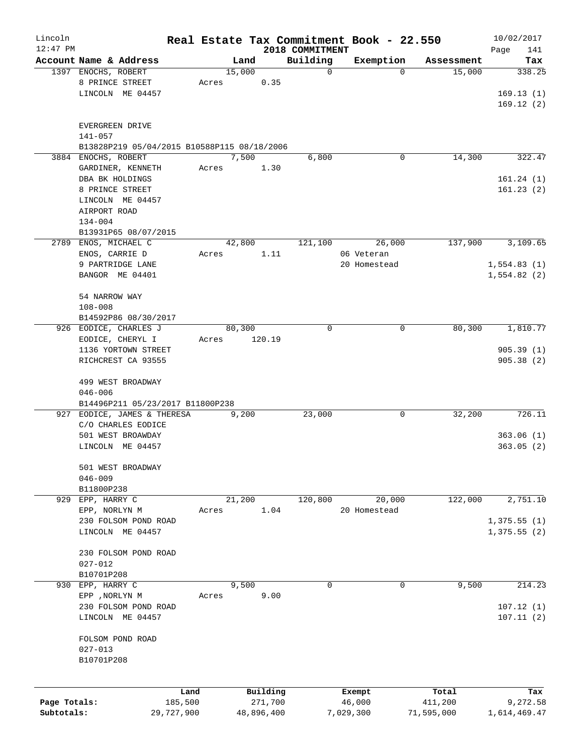# Real Estate Tax Commitment Book - 22.550

Lincoln
12:47 PM

2018 COMMITMENT

10/02/2017
Page 141

| Account Name & Address | Land | Building | Exemption | Assessment | Tax |
|---|---|---|---|---|---|
| 1397 ENOCHS, ROBERT | 15,000 | 0 | 0 | 15,000 | 338.25 |
| 8 PRINCE STREET | Acres 0.35 | | | | |
| LINCOLN ME 04457 | | | | | 169.13 (1) |
| | | | | | 169.12 (2) |
| EVERGREEN DRIVE | | | | | |
| 141-057 | | | | | |
| B13828P219 05/04/2015 B10588P115 08/18/2006 | | | | | |
| 3884 ENOCHS, ROBERT | 7,500 | 6,800 | 0 | 14,300 | 322.47 |
| GARDINER, KENNETH | Acres 1.30 | | | | |
| DBA BK HOLDINGS | | | | | 161.24 (1) |
| 8 PRINCE STREET | | | | | 161.23 (2) |
| LINCOLN ME 04457 | | | | | |
| AIRPORT ROAD | | | | | |
| 134-004 | | | | | |
| B13931P65 08/07/2015 | | | | | |
| 2789 ENOS, MICHAEL C | 42,800 | 121,100 | 26,000 | 137,900 | 3,109.65 |
| ENOS, CARRIE D | Acres 1.11 | | 06 Veteran | | |
| 9 PARTRIDGE LANE | | | 20 Homestead | | 1,554.83 (1) |
| BANGOR ME 04401 | | | | | 1,554.82 (2) |
| 54 NARROW WAY | | | | | |
| 108-008 | | | | | |
| B14592P86 08/30/2017 | | | | | |
| 926 EODICE, CHARLES J | 80,300 | 0 | 0 | 80,300 | 1,810.77 |
| EODICE, CHERYL I | Acres 120.19 | | | | |
| 1136 YORTOWN STREET | | | | | 905.39 (1) |
| RICHCREST CA 93555 | | | | | 905.38 (2) |
| 499 WEST BROADWAY | | | | | |
| 046-006 | | | | | |
| B14496P211 05/23/2017 B11800P238 | | | | | |
| 927 EODICE, JAMES & THERESA | 9,200 | 23,000 | 0 | 32,200 | 726.11 |
| C/O CHARLES EODICE | | | | | |
| 501 WEST BROAWDAY | | | | | 363.06 (1) |
| LINCOLN ME 04457 | | | | | 363.05 (2) |
| 501 WEST BROADWAY | | | | | |
| 046-009 | | | | | |
| B11800P238 | | | | | |
| 929 EPP, HARRY C | 21,200 | 120,800 | 20,000 | 122,000 | 2,751.10 |
| EPP, NORLYN M | Acres 1.04 | | 20 Homestead | | |
| 230 FOLSOM POND ROAD | | | | | 1,375.55 (1) |
| LINCOLN ME 04457 | | | | | 1,375.55 (2) |
| 230 FOLSOM POND ROAD | | | | | |
| 027-012 | | | | | |
| B10701P208 | | | | | |
| 930 EPP, HARRY C | 9,500 | 0 | 0 | 9,500 | 214.23 |
| EPP ,NORLYN M | Acres 9.00 | | | | |
| 230 FOLSOM POND ROAD | | | | | 107.12 (1) |
| LINCOLN ME 04457 | | | | | 107.11 (2) |
| FOLSOM POND ROAD | | | | | |
| 027-013 | | | | | |
| B10701P208 | | | | | |

| | Land | Building | Exempt | Total | Tax |
|---|---|---|---|---|---|
| Page Totals: | 185,500 | 271,700 | 46,000 | 411,200 | 9,272.58 |
| Subtotals: | 29,727,900 | 48,896,400 | 7,029,300 | 71,595,000 | 1,614,469.47 |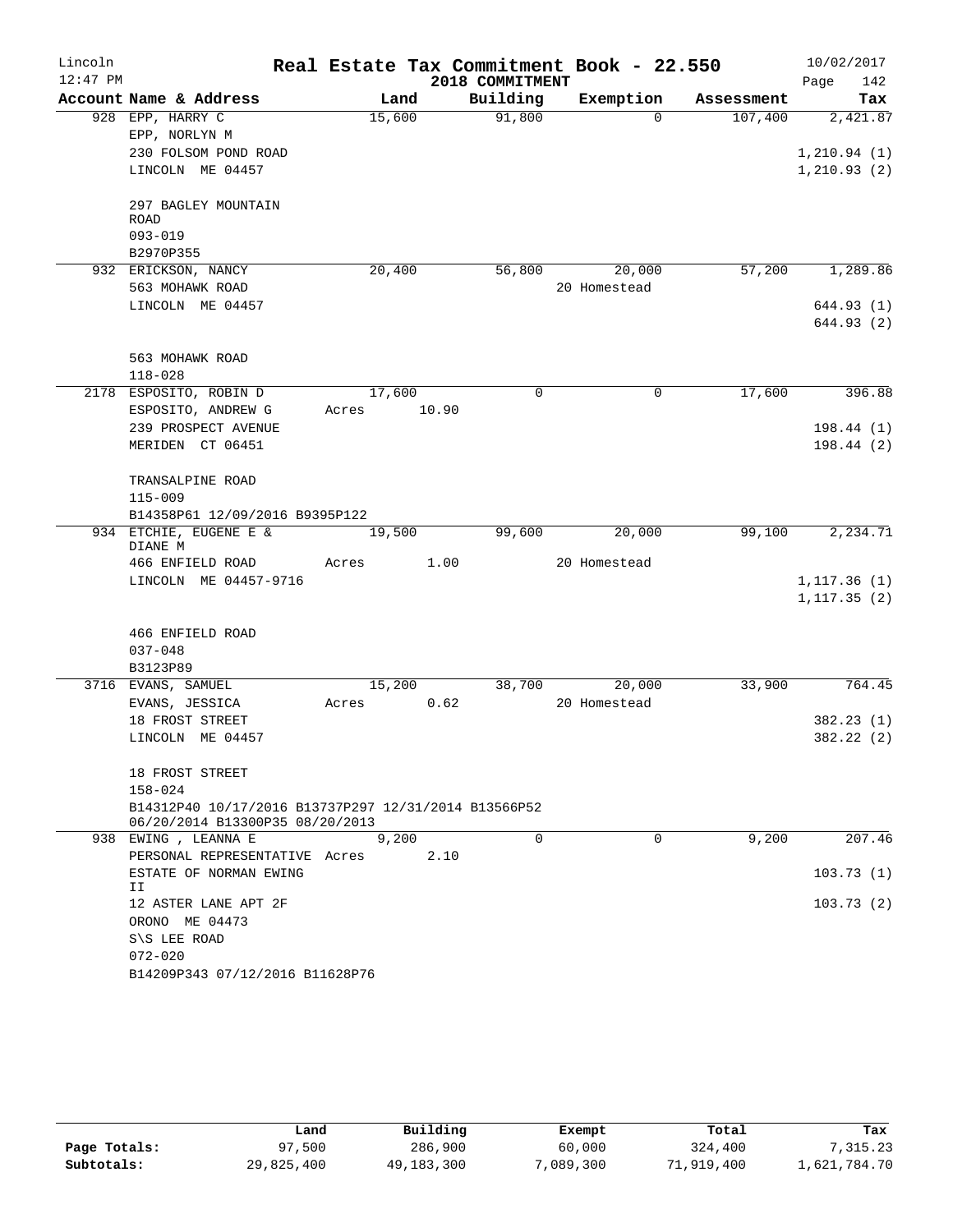# Real Estate Tax Commitment Book - 22.550

Lincoln
12:47 PM
2018 COMMITMENT
10/02/2017

| Account Name & Address | Land | Building | Exemption | Assessment | Tax |
|---|---|---|---|---|---|
| 928 EPP, HARRY C | 15,600 | 91,800 | 0 | 107,400 | 2,421.87 |
| EPP, NORLYN M | | | | | |
| 230 FOLSOM POND ROAD | | | | | 1,210.94 (1) |
| LINCOLN ME 04457 | | | | | 1,210.93 (2) |
| 297 BAGLEY MOUNTAIN ROAD | | | | | |
| 093-019 | | | | | |
| B2970P355 | | | | | |
| 932 ERICKSON, NANCY | 20,400 | 56,800 | 20,000 | 57,200 | 1,289.86 |
| 563 MOHAWK ROAD | | | 20 Homestead | | |
| LINCOLN ME 04457 | | | | | 644.93 (1) |
| | | | | | 644.93 (2) |
| 563 MOHAWK ROAD | | | | | |
| 118-028 | | | | | |
| 2178 ESPOSITO, ROBIN D | 17,600 | 0 | 0 | 17,600 | 396.88 |
| ESPOSITO, ANDREW G | Acres 10.90 | | | | |
| 239 PROSPECT AVENUE | | | | | 198.44 (1) |
| MERIDEN CT 06451 | | | | | 198.44 (2) |
| TRANSALPINE ROAD | | | | | |
| 115-009 | | | | | |
| B14358P61 12/09/2016 B9395P122 | | | | | |
| 934 ETCHIE, EUGENE E & DIANE M | 19,500 | 99,600 | 20,000 | 99,100 | 2,234.71 |
| 466 ENFIELD ROAD | Acres 1.00 | | 20 Homestead | | |
| LINCOLN ME 04457-9716 | | | | | 1,117.36 (1) |
| | | | | | 1,117.35 (2) |
| 466 ENFIELD ROAD | | | | | |
| 037-048 | | | | | |
| B3123P89 | | | | | |
| 3716 EVANS, SAMUEL | 15,200 | 38,700 | 20,000 | 33,900 | 764.45 |
| EVANS, JESSICA | Acres 0.62 | | 20 Homestead | | |
| 18 FROST STREET | | | | | 382.23 (1) |
| LINCOLN ME 04457 | | | | | 382.22 (2) |
| 18 FROST STREET | | | | | |
| 158-024 | | | | | |
| B14312P40 10/17/2016 B13737P297 12/31/2014 B13566P52 06/20/2014 B13300P35 08/20/2013 | | | | | |
| 938 EWING , LEANNA E | 9,200 | 0 | 0 | 9,200 | 207.46 |
| PERSONAL REPRESENTATIVE | Acres 2.10 | | | | |
| ESTATE OF NORMAN EWING II | | | | | 103.73 (1) |
| 12 ASTER LANE APT 2F | | | | | 103.73 (2) |
| ORONO ME 04473 | | | | | |
| S\S LEE ROAD | | | | | |
| 072-020 | | | | | |
| B14209P343 07/12/2016 B11628P76 | | | | | |

| | Land | Building | Exempt | Total | Tax |
|---|---|---|---|---|---|
| Page Totals: | 97,500 | 286,900 | 60,000 | 324,400 | 7,315.23 |
| Subtotals: | 29,825,400 | 49,183,300 | 7,089,300 | 71,919,400 | 1,621,784.70 |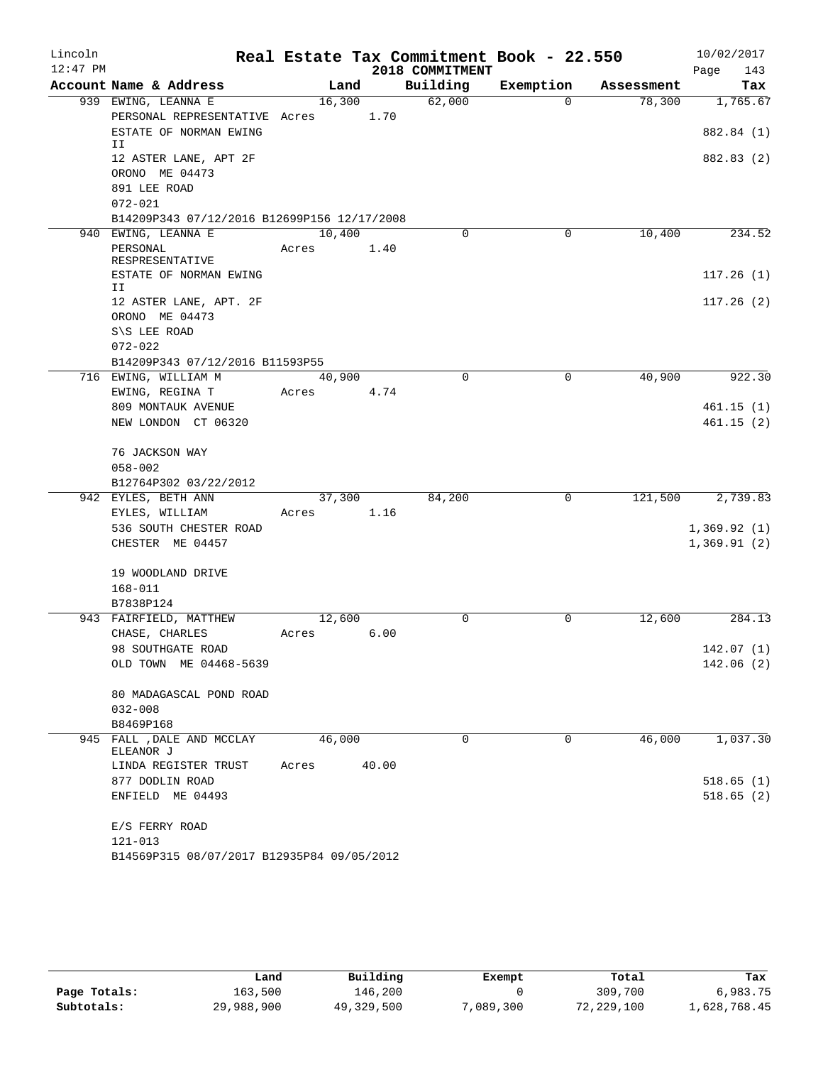Lincoln 12:47 PM

# Real Estate Tax Commitment Book - 22.550

2018 COMMITMENT

10/02/2017 Page 143

| Account Name & Address | Land | Building | Exemption | Assessment | Tax |
|---|---|---|---|---|---|
| 939 EWING, LEANNA E | 16,300 | 62,000 | 0 | 78,300 | 1,765.67 |
| PERSONAL REPRESENTATIVE | Acres 1.70 | | | | |
| ESTATE OF NORMAN EWING II | | | | | 882.84 (1) |
| 12 ASTER LANE, APT 2F | | | | | 882.83 (2) |
| ORONO ME 04473 | | | | | |
| 891 LEE ROAD | | | | | |
| 072-021 | | | | | |
| B14209P343 07/12/2016 B12699P156 12/17/2008 | | | | | |
| 940 EWING, LEANNA E | 10,400 | 0 | 0 | 10,400 | 234.52 |
| PERSONAL RESPRESENTATIVE | Acres 1.40 | | | | |
| ESTATE OF NORMAN EWING II | | | | | 117.26 (1) |
| 12 ASTER LANE, APT. 2F | | | | | 117.26 (2) |
| ORONO ME 04473 | | | | | |
| S\S LEE ROAD | | | | | |
| 072-022 | | | | | |
| B14209P343 07/12/2016 B11593P55 | | | | | |
| 716 EWING, WILLIAM M | 40,900 | 0 | 0 | 40,900 | 922.30 |
| EWING, REGINA T | Acres 4.74 | | | | |
| 809 MONTAUK AVENUE | | | | | 461.15 (1) |
| NEW LONDON CT 06320 | | | | | 461.15 (2) |
| 76 JACKSON WAY | | | | | |
| 058-002 | | | | | |
| B12764P302 03/22/2012 | | | | | |
| 942 EYLES, BETH ANN | 37,300 | 84,200 | 0 | 121,500 | 2,739.83 |
| EYLES, WILLIAM | Acres 1.16 | | | | |
| 536 SOUTH CHESTER ROAD | | | | | 1,369.92 (1) |
| CHESTER ME 04457 | | | | | 1,369.91 (2) |
| 19 WOODLAND DRIVE | | | | | |
| 168-011 | | | | | |
| B7838P124 | | | | | |
| 943 FAIRFIELD, MATTHEW | 12,600 | 0 | 0 | 12,600 | 284.13 |
| CHASE, CHARLES | Acres 6.00 | | | | |
| 98 SOUTHGATE ROAD | | | | | 142.07 (1) |
| OLD TOWN ME 04468-5639 | | | | | 142.06 (2) |
| 80 MADAGASCAL POND ROAD | | | | | |
| 032-008 | | | | | |
| B8469P168 | | | | | |
| 945 FALL ,DALE AND MCCLAY ELEANOR J | 46,000 | 0 | 0 | 46,000 | 1,037.30 |
| LINDA REGISTER TRUST | Acres 40.00 | | | | |
| 877 DODLIN ROAD | | | | | 518.65 (1) |
| ENFIELD ME 04493 | | | | | 518.65 (2) |
| E/S FERRY ROAD | | | | | |
| 121-013 | | | | | |
| B14569P315 08/07/2017 B12935P84 09/05/2012 | | | | | |

| | Land | Building | Exempt | Total | Tax |
|---|---|---|---|---|---|
| Page Totals: | 163,500 | 146,200 | 0 | 309,700 | 6,983.75 |
| Subtotals: | 29,988,900 | 49,329,500 | 7,089,300 | 72,229,100 | 1,628,768.45 |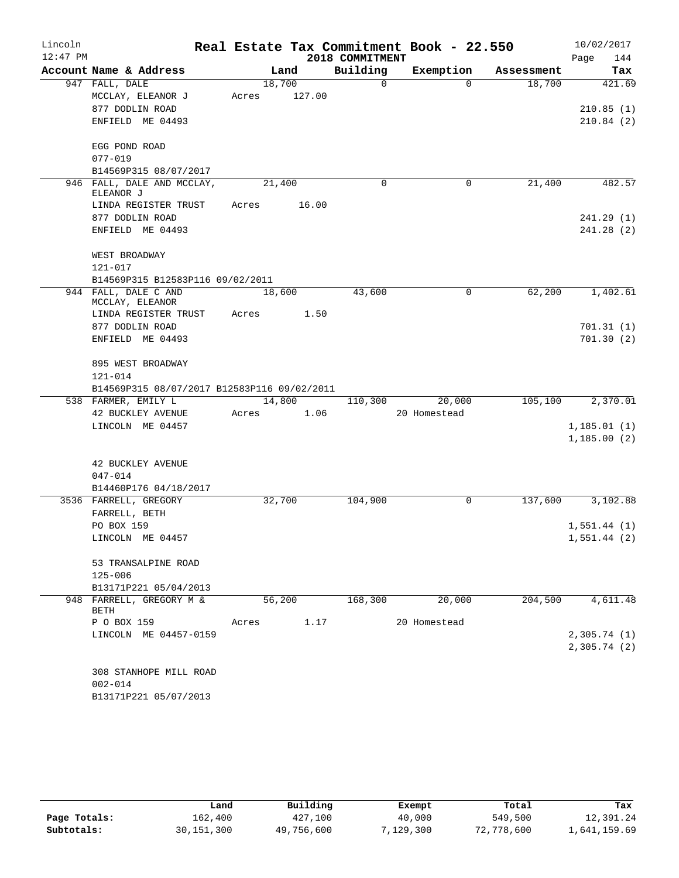# Real Estate Tax Commitment Book - 22.550

Lincoln 12:47 PM — 2018 COMMITMENT — 10/02/2017

| Account Name & Address | Land | Building | Exemption | Assessment | Tax |
|---|---|---|---|---|---|
| 947 FALL, DALE<br>MCCLAY, ELEANOR J<br>877 DODLIN ROAD<br>ENFIELD ME 04493<br><br>EGG POND ROAD<br>077-019<br>B14569P315 08/07/2017 | 18,700<br>Acres 127.00 | 0 | 0 | 18,700 | 421.69<br><br>210.85 (1)<br>210.84 (2) |
| 946 FALL, DALE AND MCCLAY, ELEANOR J<br>LINDA REGISTER TRUST<br>877 DODLIN ROAD<br>ENFIELD ME 04493<br><br>WEST BROADWAY<br>121-017<br>B14569P315 B12583P116 09/02/2011 | 21,400<br>Acres 16.00 | 0 | 0 | 21,400 | 482.57<br><br>241.29 (1)<br>241.28 (2) |
| 944 FALL, DALE C AND MCCLAY, ELEANOR<br>LINDA REGISTER TRUST<br>877 DODLIN ROAD<br>ENFIELD ME 04493<br><br>895 WEST BROADWAY<br>121-014<br>B14569P315 08/07/2017 B12583P116 09/02/2011 | 18,600<br>Acres 1.50 | 43,600 | 0 | 62,200 | 1,402.61<br><br>701.31 (1)<br>701.30 (2) |
| 538 FARMER, EMILY L<br>42 BUCKLEY AVENUE<br>LINCOLN ME 04457<br><br>42 BUCKLEY AVENUE<br>047-014<br>B14460P176 04/18/2017 | 14,800<br>Acres 1.06 | 110,300 | 20,000<br>20 Homestead | 105,100 | 2,370.01<br><br>1,185.01 (1)<br>1,185.00 (2) |
| 3536 FARRELL, GREGORY<br>FARRELL, BETH<br>PO BOX 159<br>LINCOLN ME 04457<br><br>53 TRANSALPINE ROAD<br>125-006<br>B13171P221 05/04/2013 | 32,700 | 104,900 | 0 | 137,600 | 3,102.88<br><br>1,551.44 (1)<br>1,551.44 (2) |
| 948 FARRELL, GREGORY M & BETH<br>P O BOX 159<br>LINCOLN ME 04457-0159<br><br>308 STANHOPE MILL ROAD<br>002-014<br>B13171P221 05/07/2013 | 56,200<br>Acres 1.17 | 168,300 | 20,000<br>20 Homestead | 204,500 | 4,611.48<br><br>2,305.74 (1)<br>2,305.74 (2) |

| | Land | Building | Exempt | Total | Tax |
|---|---|---|---|---|---|
| Page Totals: | 162,400 | 427,100 | 40,000 | 549,500 | 12,391.24 |
| Subtotals: | 30,151,300 | 49,756,600 | 7,129,300 | 72,778,600 | 1,641,159.69 |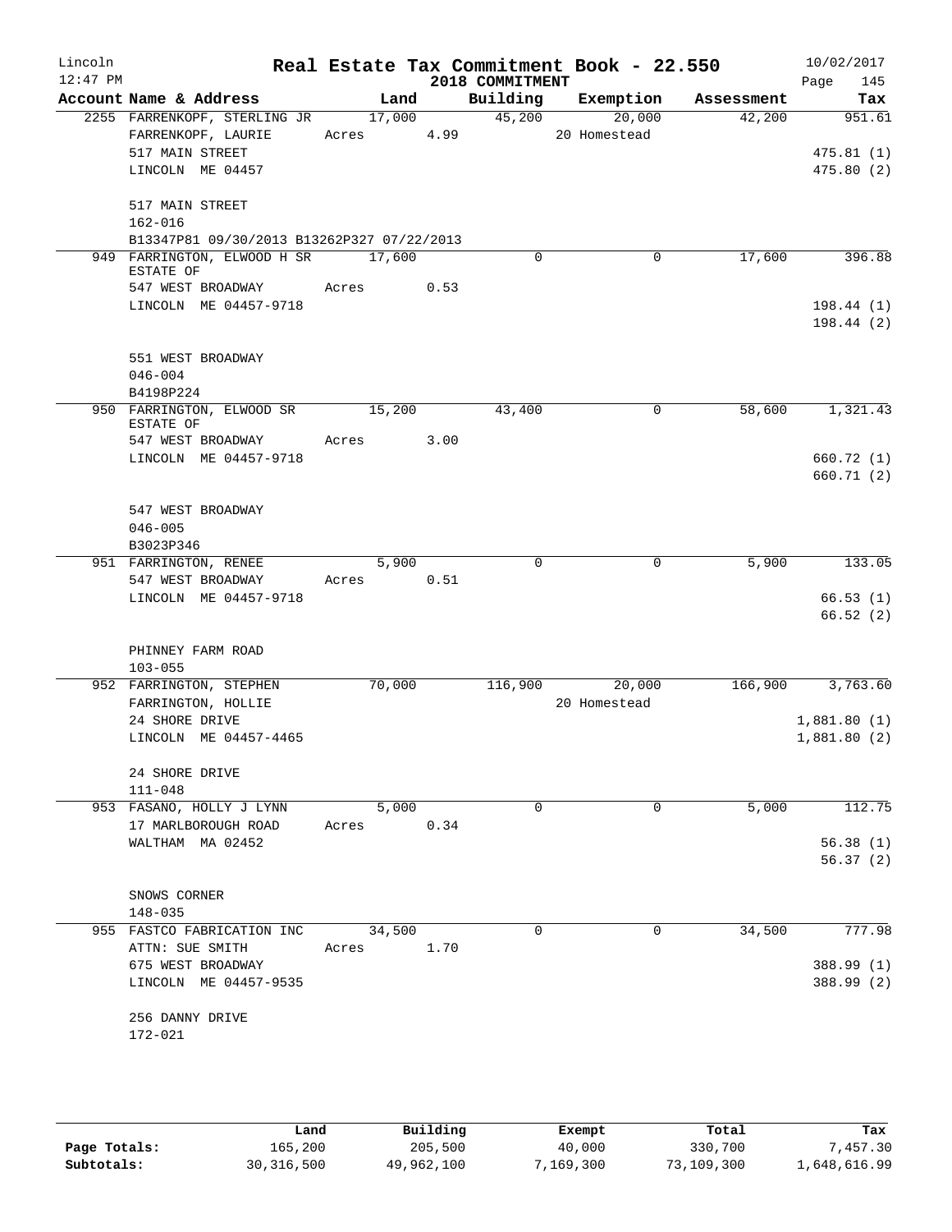Lincoln
12:47 PM

# Real Estate Tax Commitment Book - 22.550

## 2018 COMMITMENT

10/02/2017
Page 145

| Account Name & Address | Land | Building | Exemption | Assessment | Tax |
|---|---|---|---|---|---|
| 2255 FARRENKOPF, STERLING JR<br>FARRENKOPF, LAURIE<br>517 MAIN STREET<br>LINCOLN ME 04457<br><br>517 MAIN STREET<br>162-016<br>B13347P81 09/30/2013 B13262P327 07/22/2013 | 17,000<br>Acres 4.99 | 45,200 | 20,000<br>20 Homestead | 42,200 | 951.61<br><br>475.81 (1)<br>475.80 (2) |
| 949 FARRINGTON, ELWOOD H SR<br>ESTATE OF<br>547 WEST BROADWAY<br>LINCOLN ME 04457-9718<br><br>551 WEST BROADWAY<br>046-004<br>B4198P224 | 17,600<br>Acres 0.53 | 0 | 0 | 17,600 | 396.88<br><br>198.44 (1)<br>198.44 (2) |
| 950 FARRINGTON, ELWOOD SR<br>ESTATE OF<br>547 WEST BROADWAY<br>LINCOLN ME 04457-9718<br><br>547 WEST BROADWAY<br>046-005<br>B3023P346 | 15,200<br>Acres 3.00 | 43,400 | 0 | 58,600 | 1,321.43<br><br>660.72 (1)<br>660.71 (2) |
| 951 FARRINGTON, RENEE<br>547 WEST BROADWAY<br>LINCOLN ME 04457-9718<br><br>PHINNEY FARM ROAD<br>103-055 | 5,900<br>Acres 0.51 | 0 | 0 | 5,900 | 133.05<br><br>66.53 (1)<br>66.52 (2) |
| 952 FARRINGTON, STEPHEN<br>FARRINGTON, HOLLIE<br>24 SHORE DRIVE<br>LINCOLN ME 04457-4465<br><br>24 SHORE DRIVE<br>111-048 | 70,000 | 116,900 | 20,000<br>20 Homestead | 166,900 | 3,763.60<br><br>1,881.80 (1)<br>1,881.80 (2) |
| 953 FASANO, HOLLY J LYNN<br>17 MARLBOROUGH ROAD<br>WALTHAM MA 02452<br><br>SNOWS CORNER<br>148-035 | 5,000<br>Acres 0.34 | 0 | 0 | 5,000 | 112.75<br><br>56.38 (1)<br>56.37 (2) |
| 955 FASTCO FABRICATION INC<br>ATTN: SUE SMITH<br>675 WEST BROADWAY<br>LINCOLN ME 04457-9535<br><br>256 DANNY DRIVE<br>172-021 | 34,500<br>Acres 1.70 | 0 | 0 | 34,500 | 777.98<br><br>388.99 (1)<br>388.99 (2) |

| | Land | Building | Exempt | Total | Tax |
|---|---|---|---|---|---|
| Page Totals: | 165,200 | 205,500 | 40,000 | 330,700 | 7,457.30 |
| Subtotals: | 30,316,500 | 49,962,100 | 7,169,300 | 73,109,300 | 1,648,616.99 |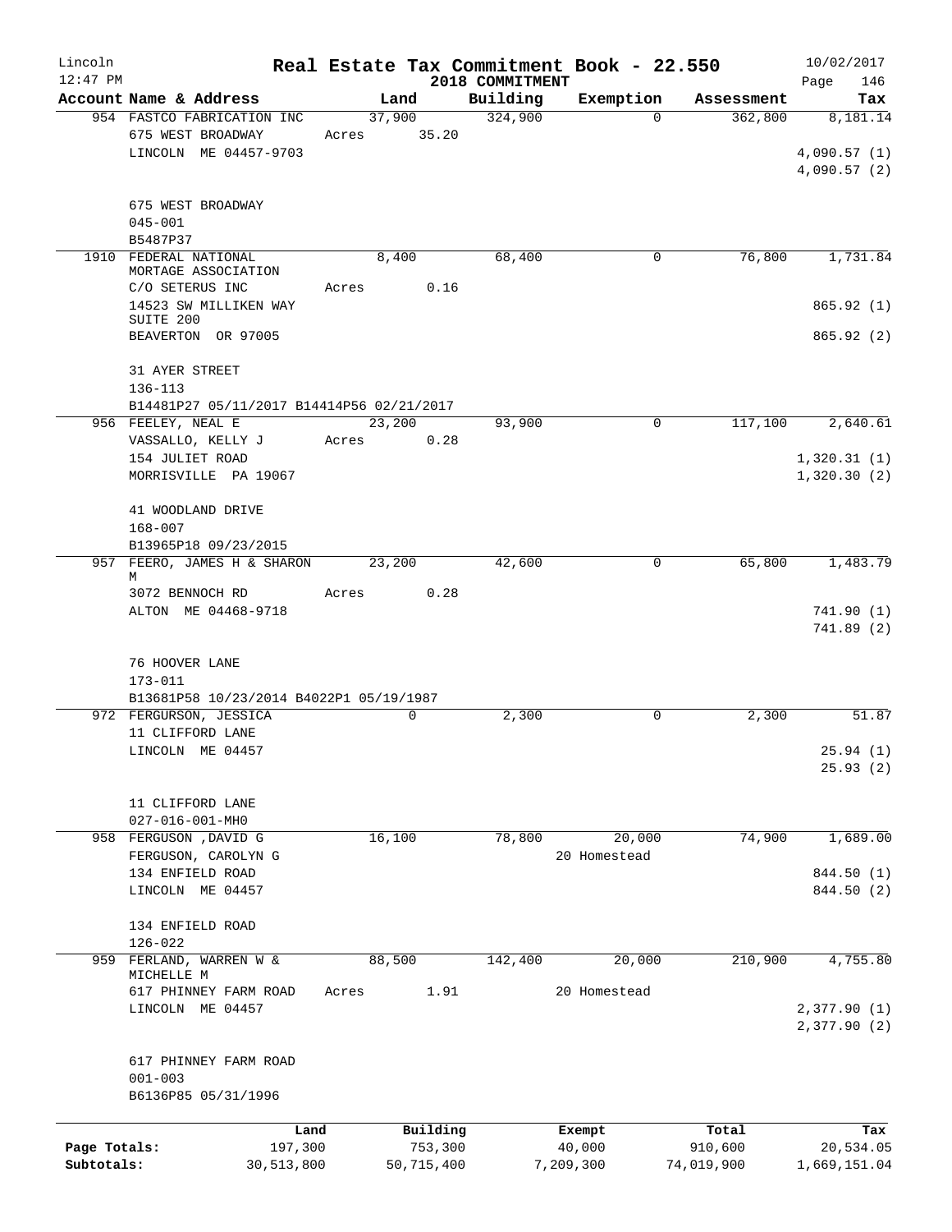Lincoln 12:47 PM

# Real Estate Tax Commitment Book - 22.550

2018 COMMITMENT

10/02/2017

| Account Name & Address | Land | Building | Exemption | Assessment | Tax |
|---|---|---|---|---|---|
| 954 FASTCO FABRICATION INC<br>675 WEST BROADWAY<br>LINCOLN ME 04457-9703<br><br>675 WEST BROADWAY<br>045-001<br>B5487P37 | 37,900<br>Acres 35.20 | 324,900 | 0 | 362,800 | 8,181.14<br><br>4,090.57 (1)<br>4,090.57 (2) |
| 1910 FEDERAL NATIONAL MORTAGE ASSOCIATION<br>C/O SETERUS INC<br>14523 SW MILLIKEN WAY SUITE 200<br>BEAVERTON OR 97005<br><br>31 AYER STREET<br>136-113<br>B14481P27 05/11/2017 B14414P56 02/21/2017 | 8,400<br>Acres 0.16 | 68,400 | 0 | 76,800 | 1,731.84<br><br>865.92 (1)<br><br>865.92 (2) |
| 956 FEELEY, NEAL E<br>VASSALLO, KELLY J<br>154 JULIET ROAD<br>MORRISVILLE PA 19067<br><br>41 WOODLAND DRIVE<br>168-007<br>B13965P18 09/23/2015 | 23,200<br>Acres 0.28 | 93,900 | 0 | 117,100 | 2,640.61<br><br>1,320.31 (1)<br>1,320.30 (2) |
| 957 FEERO, JAMES H & SHARON M<br>3072 BENNOCH RD<br>ALTON ME 04468-9718<br><br>76 HOOVER LANE<br>173-011<br>B13681P58 10/23/2014 B4022P1 05/19/1987 | 23,200<br>Acres 0.28 | 42,600 | 0 | 65,800 | 1,483.79<br><br>741.90 (1)<br>741.89 (2) |
| 972 FERGURSON, JESSICA<br>11 CLIFFORD LANE<br>LINCOLN ME 04457<br><br>11 CLIFFORD LANE<br>027-016-001-MH0 | 0 | 2,300 | 0 | 2,300 | 51.87<br><br>25.94 (1)<br>25.93 (2) |
| 958 FERGUSON ,DAVID G<br>FERGUSON, CAROLYN G<br>134 ENFIELD ROAD<br>LINCOLN ME 04457<br><br>134 ENFIELD ROAD<br>126-022 | 16,100 | 78,800 | 20,000<br>20 Homestead | 74,900 | 1,689.00<br><br>844.50 (1)<br>844.50 (2) |
| 959 FERLAND, WARREN W & MICHELLE M<br>617 PHINNEY FARM ROAD<br>LINCOLN ME 04457<br><br>617 PHINNEY FARM ROAD<br>001-003<br>B6136P85 05/31/1996 | 88,500<br>Acres 1.91 | 142,400 | 20,000<br>20 Homestead | 210,900 | 4,755.80<br><br>2,377.90 (1)<br>2,377.90 (2) |

| | Land | Building | Exempt | Total | Tax |
|---|---|---|---|---|---|
| Page Totals: | 197,300 | 753,300 | 40,000 | 910,600 | 20,534.05 |
| Subtotals: | 30,513,800 | 50,715,400 | 7,209,300 | 74,019,900 | 1,669,151.04 |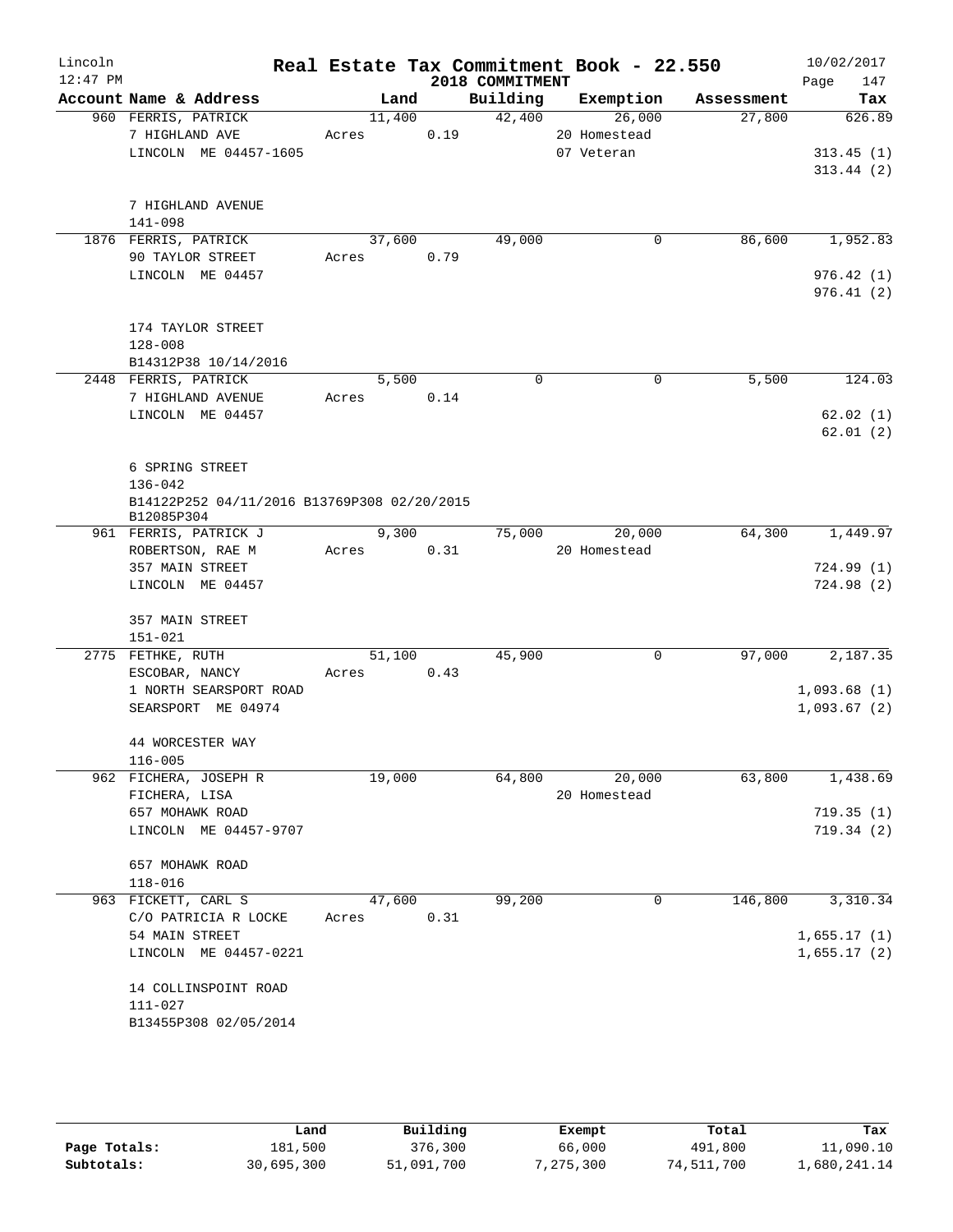Lincoln 12:47 PM

# Real Estate Tax Commitment Book - 22.550

## 2018 COMMITMENT

10/02/2017 Page 147

| Account Name & Address | Land | Building | Exemption | Assessment | Tax |
|---|---|---|---|---|---|
| 960 FERRIS, PATRICK<br>7 HIGHLAND AVE<br>LINCOLN ME 04457-1605<br><br>7 HIGHLAND AVENUE<br>141-098 | 11,400<br>Acres 0.19 | 42,400 | 26,000<br>20 Homestead<br>07 Veteran | 27,800 | 626.89<br><br>313.45 (1)<br>313.44 (2) |
| 1876 FERRIS, PATRICK<br>90 TAYLOR STREET<br>LINCOLN ME 04457<br><br>174 TAYLOR STREET<br>128-008<br>B14312P38 10/14/2016 | 37,600<br>Acres 0.79 | 49,000 | 0 | 86,600 | 1,952.83<br><br>976.42 (1)<br>976.41 (2) |
| 2448 FERRIS, PATRICK<br>7 HIGHLAND AVENUE<br>LINCOLN ME 04457<br><br>6 SPRING STREET<br>136-042<br>B14122P252 04/11/2016 B13769P308 02/20/2015<br>B12085P304 | 5,500<br>Acres 0.14 | 0 | 0 | 5,500 | 124.03<br><br>62.02 (1)<br>62.01 (2) |
| 961 FERRIS, PATRICK J<br>ROBERTSON, RAE M<br>357 MAIN STREET<br>LINCOLN ME 04457<br><br>357 MAIN STREET<br>151-021 | 9,300<br>Acres 0.31 | 75,000 | 20,000<br>20 Homestead | 64,300 | 1,449.97<br><br>724.99 (1)<br>724.98 (2) |
| 2775 FETHKE, RUTH<br>ESCOBAR, NANCY<br>1 NORTH SEARSPORT ROAD<br>SEARSPORT ME 04974<br><br>44 WORCESTER WAY<br>116-005 | 51,100<br>Acres 0.43 | 45,900 | 0 | 97,000 | 2,187.35<br><br>1,093.68 (1)<br>1,093.67 (2) |
| 962 FICHERA, JOSEPH R<br>FICHERA, LISA<br>657 MOHAWK ROAD<br>LINCOLN ME 04457-9707<br><br>657 MOHAWK ROAD<br>118-016 | 19,000 | 64,800 | 20,000<br>20 Homestead | 63,800 | 1,438.69<br><br>719.35 (1)<br>719.34 (2) |
| 963 FICKETT, CARL S<br>C/O PATRICIA R LOCKE<br>54 MAIN STREET<br>LINCOLN ME 04457-0221<br><br>14 COLLINSPOINT ROAD<br>111-027<br>B13455P308 02/05/2014 | 47,600<br>Acres 0.31 | 99,200 | 0 | 146,800 | 3,310.34<br><br>1,655.17 (1)<br>1,655.17 (2) |

| | Land | Building | Exempt | Total | Tax |
|---|---|---|---|---|---|
| **Page Totals:** | 181,500 | 376,300 | 66,000 | 491,800 | 11,090.10 |
| **Subtotals:** | 30,695,300 | 51,091,700 | 7,275,300 | 74,511,700 | 1,680,241.14 |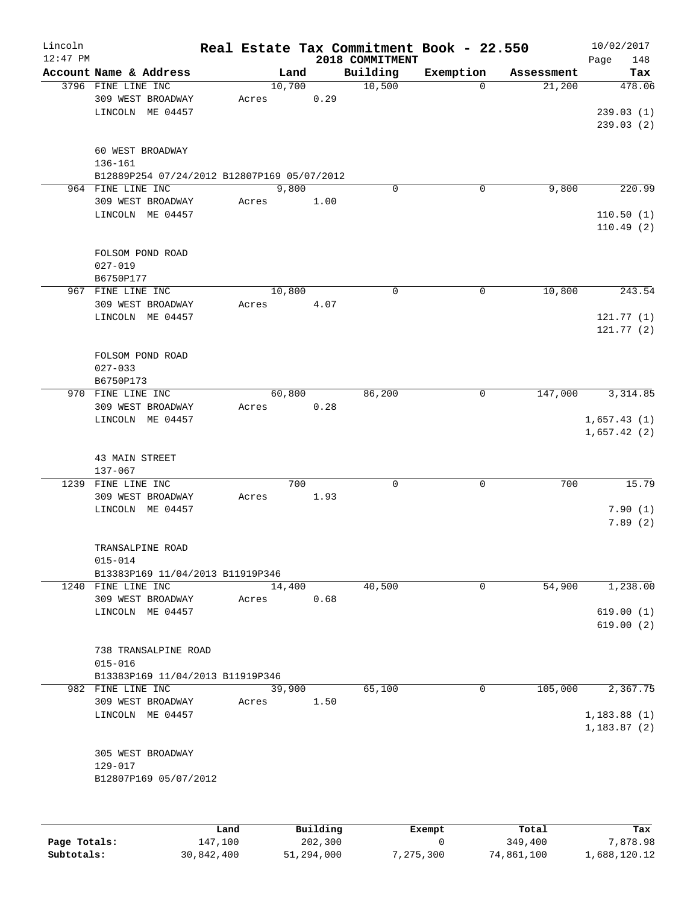# Real Estate Tax Commitment Book - 22.550

Lincoln
12:47 PM

2018 COMMITMENT

10/02/2017

| Account Name & Address | Land | Building | Exemption | Assessment | Tax |
|---|---|---|---|---|---|
| 3796 FINE LINE INC<br>309 WEST BROADWAY<br>LINCOLN ME 04457<br><br>60 WEST BROADWAY<br>136-161<br>B12889P254 07/24/2012 B12807P169 05/07/2012 | 10,700<br>Acres 0.29 | 10,500 | 0 | 21,200 | 478.06<br><br>239.03 (1)<br>239.03 (2) |
| 964 FINE LINE INC<br>309 WEST BROADWAY<br>LINCOLN ME 04457<br><br>FOLSOM POND ROAD<br>027-019<br>B6750P177 | 9,800<br>Acres 1.00 | 0 | 0 | 9,800 | 220.99<br><br>110.50 (1)<br>110.49 (2) |
| 967 FINE LINE INC<br>309 WEST BROADWAY<br>LINCOLN ME 04457<br><br>FOLSOM POND ROAD<br>027-033<br>B6750P173 | 10,800<br>Acres 4.07 | 0 | 0 | 10,800 | 243.54<br><br>121.77 (1)<br>121.77 (2) |
| 970 FINE LINE INC<br>309 WEST BROADWAY<br>LINCOLN ME 04457<br><br>43 MAIN STREET<br>137-067 | 60,800<br>Acres 0.28 | 86,200 | 0 | 147,000 | 3,314.85<br><br>1,657.43 (1)<br>1,657.42 (2) |
| 1239 FINE LINE INC<br>309 WEST BROADWAY<br>LINCOLN ME 04457<br><br>TRANSALPINE ROAD<br>015-014<br>B13383P169 11/04/2013 B11919P346 | 700<br>Acres 1.93 | 0 | 0 | 700 | 15.79<br><br>7.90 (1)<br>7.89 (2) |
| 1240 FINE LINE INC<br>309 WEST BROADWAY<br>LINCOLN ME 04457<br><br>738 TRANSALPINE ROAD<br>015-016<br>B13383P169 11/04/2013 B11919P346 | 14,400<br>Acres 0.68 | 40,500 | 0 | 54,900 | 1,238.00<br><br>619.00 (1)<br>619.00 (2) |
| 982 FINE LINE INC<br>309 WEST BROADWAY<br>LINCOLN ME 04457<br><br>305 WEST BROADWAY<br>129-017<br>B12807P169 05/07/2012 | 39,900<br>Acres 1.50 | 65,100 | 0 | 105,000 | 2,367.75<br><br>1,183.88 (1)<br>1,183.87 (2) |

| | Land | Building | Exempt | Total | Tax |
|---|---|---|---|---|---|
| Page Totals: | 147,100 | 202,300 | 0 | 349,400 | 7,878.98 |
| Subtotals: | 30,842,400 | 51,294,000 | 7,275,300 | 74,861,100 | 1,688,120.12 |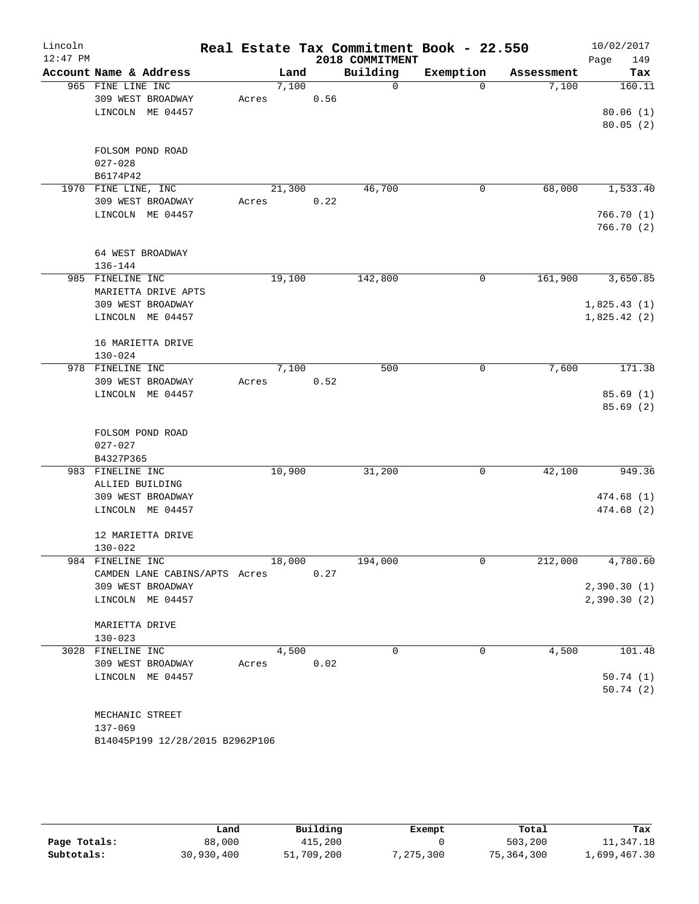# Lincoln — Real Estate Tax Commitment Book - 22.550 — 2018 COMMITMENT

12:47 PM — 10/02/2017

| Account Name & Address | Land | Building | Exemption | Assessment | Tax |
|---|---|---|---|---|---|
| 965 FINE LINE INC<br>309 WEST BROADWAY<br>LINCOLN ME 04457<br><br>FOLSOM POND ROAD<br>027-028<br>B6174P42 | 7,100<br>Acres 0.56 | 0 | 0 | 7,100 | 160.11<br><br>80.06 (1)<br>80.05 (2) |
| 1970 FINE LINE, INC<br>309 WEST BROADWAY<br>LINCOLN ME 04457<br><br>64 WEST BROADWAY<br>136-144 | 21,300<br>Acres 0.22 | 46,700 | 0 | 68,000 | 1,533.40<br><br>766.70 (1)<br>766.70 (2) |
| 985 FINELINE INC<br>MARIETTA DRIVE APTS<br>309 WEST BROADWAY<br>LINCOLN ME 04457<br><br>16 MARIETTA DRIVE<br>130-024 | 19,100 | 142,800 | 0 | 161,900 | 3,650.85<br><br>1,825.43 (1)<br>1,825.42 (2) |
| 978 FINELINE INC<br>309 WEST BROADWAY<br>LINCOLN ME 04457<br><br>FOLSOM POND ROAD<br>027-027<br>B4327P365 | 7,100<br>Acres 0.52 | 500 | 0 | 7,600 | 171.38<br><br>85.69 (1)<br>85.69 (2) |
| 983 FINELINE INC<br>ALLIED BUILDING<br>309 WEST BROADWAY<br>LINCOLN ME 04457<br><br>12 MARIETTA DRIVE<br>130-022 | 10,900 | 31,200 | 0 | 42,100 | 949.36<br><br>474.68 (1)<br>474.68 (2) |
| 984 FINELINE INC<br>CAMDEN LANE CABINS/APTS<br>309 WEST BROADWAY<br>LINCOLN ME 04457<br><br>MARIETTA DRIVE<br>130-023 | 18,000<br>Acres 0.27 | 194,000 | 0 | 212,000 | 4,780.60<br><br>2,390.30 (1)<br>2,390.30 (2) |
| 3028 FINELINE INC<br>309 WEST BROADWAY<br>LINCOLN ME 04457<br><br>MECHANIC STREET<br>137-069<br>B14045P199 12/28/2015 B2962P106 | 4,500<br>Acres 0.02 | 0 | 0 | 4,500 | 101.48<br><br>50.74 (1)<br>50.74 (2) |

| | Land | Building | Exempt | Total | Tax |
|---|---|---|---|---|---|
| Page Totals: | 88,000 | 415,200 | 0 | 503,200 | 11,347.18 |
| Subtotals: | 30,930,400 | 51,709,200 | 7,275,300 | 75,364,300 | 1,699,467.30 |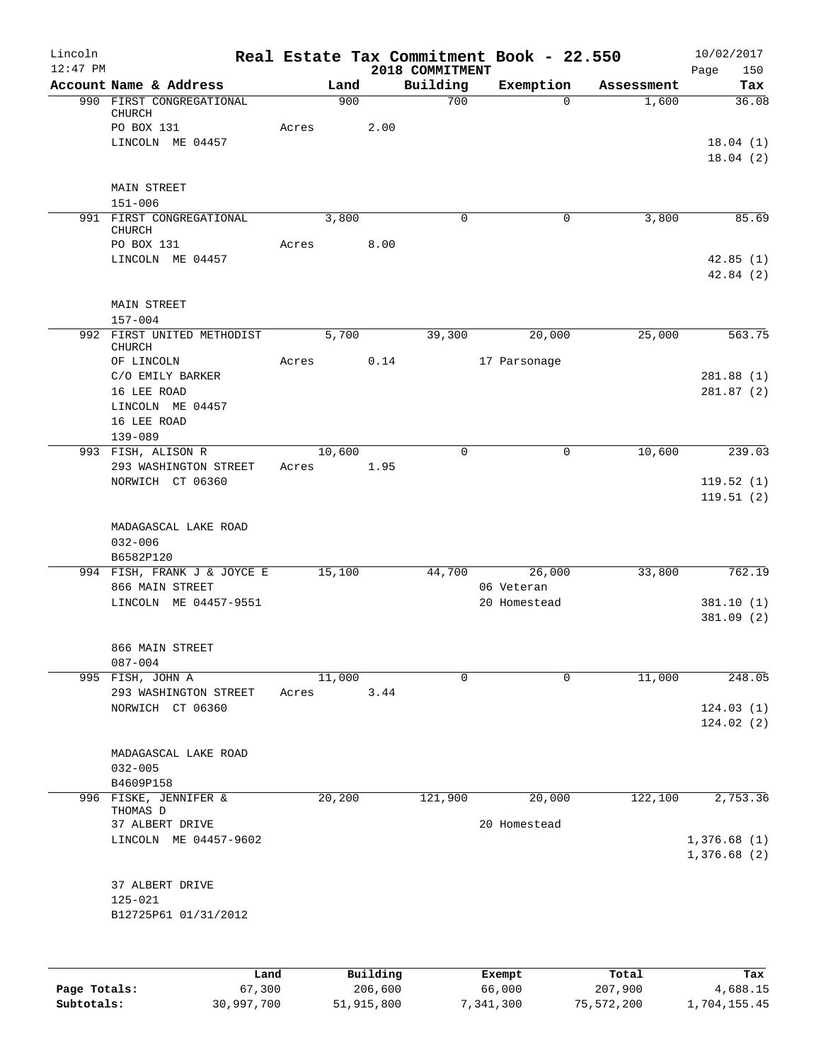# Real Estate Tax Commitment Book - 22.550

Lincoln
12:47 PM

2018 COMMITMENT

10/02/2017

| Account Name & Address | Land | Building | Exemption | Assessment | Tax |
|---|---|---|---|---|---|
| 990 FIRST CONGREGATIONAL CHURCH | 900 | 700 | 0 | 1,600 | 36.08 |
| PO BOX 131 | Acres 2.00 | | | | |
| LINCOLN ME 04457 | | | | | 18.04 (1) |
| | | | | | 18.04 (2) |
| MAIN STREET | | | | | |
| 151-006 | | | | | |
| 991 FIRST CONGREGATIONAL CHURCH | 3,800 | 0 | 0 | 3,800 | 85.69 |
| PO BOX 131 | Acres 8.00 | | | | |
| LINCOLN ME 04457 | | | | | 42.85 (1) |
| | | | | | 42.84 (2) |
| MAIN STREET | | | | | |
| 157-004 | | | | | |
| 992 FIRST UNITED METHODIST CHURCH | 5,700 | 39,300 | 20,000 | 25,000 | 563.75 |
| OF LINCOLN | Acres 0.14 | | 17 Parsonage | | |
| C/O EMILY BARKER | | | | | 281.88 (1) |
| 16 LEE ROAD | | | | | 281.87 (2) |
| LINCOLN ME 04457 | | | | | |
| 16 LEE ROAD | | | | | |
| 139-089 | | | | | |
| 993 FISH, ALISON R | 10,600 | 0 | 0 | 10,600 | 239.03 |
| 293 WASHINGTON STREET | Acres 1.95 | | | | |
| NORWICH CT 06360 | | | | | 119.52 (1) |
| | | | | | 119.51 (2) |
| MADAGASCAL LAKE ROAD | | | | | |
| 032-006 | | | | | |
| B6582P120 | | | | | |
| 994 FISH, FRANK J & JOYCE E | 15,100 | 44,700 | 26,000 | 33,800 | 762.19 |
| 866 MAIN STREET | | | 06 Veteran | | |
| LINCOLN ME 04457-9551 | | | 20 Homestead | | 381.10 (1) |
| | | | | | 381.09 (2) |
| 866 MAIN STREET | | | | | |
| 087-004 | | | | | |
| 995 FISH, JOHN A | 11,000 | 0 | 0 | 11,000 | 248.05 |
| 293 WASHINGTON STREET | Acres 3.44 | | | | |
| NORWICH CT 06360 | | | | | 124.03 (1) |
| | | | | | 124.02 (2) |
| MADAGASCAL LAKE ROAD | | | | | |
| 032-005 | | | | | |
| B4609P158 | | | | | |
| 996 FISKE, JENNIFER & THOMAS D | 20,200 | 121,900 | 20,000 | 122,100 | 2,753.36 |
| 37 ALBERT DRIVE | | | 20 Homestead | | |
| LINCOLN ME 04457-9602 | | | | | 1,376.68 (1) |
| | | | | | 1,376.68 (2) |
| 37 ALBERT DRIVE | | | | | |
| 125-021 | | | | | |
| B12725P61 01/31/2012 | | | | | |

| | Land | Building | Exempt | Total | Tax |
|---|---|---|---|---|---|
| Page Totals: | 67,300 | 206,600 | 66,000 | 207,900 | 4,688.15 |
| Subtotals: | 30,997,700 | 51,915,800 | 7,341,300 | 75,572,200 | 1,704,155.45 |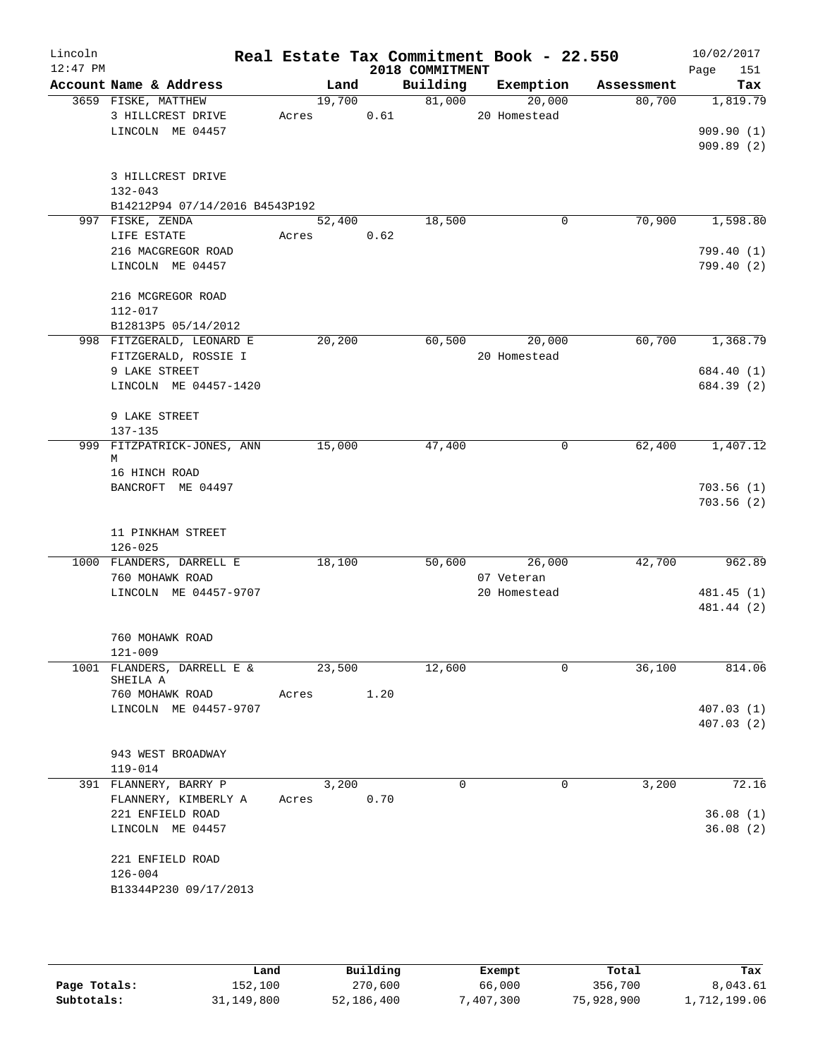# Real Estate Tax Commitment Book - 22.550

Lincoln
12:47 PM

2018 COMMITMENT

10/02/2017

| Account Name & Address | Land | Building | Exemption | Assessment | Tax |
|---|---|---|---|---|---|
| 3659 FISKE, MATTHEW<br>3 HILLCREST DRIVE<br>LINCOLN ME 04457<br><br>3 HILLCREST DRIVE<br>132-043<br>B14212P94 07/14/2016 B4543P192 | 19,700<br>Acres 0.61 | 81,000 | 20,000<br>20 Homestead | 80,700 | 1,819.79<br><br>909.90 (1)<br>909.89 (2) |
| 997 FISKE, ZENDA<br>LIFE ESTATE<br>216 MACGREGOR ROAD<br>LINCOLN ME 04457<br><br>216 MCGREGOR ROAD<br>112-017<br>B12813P5 05/14/2012 | 52,400<br>Acres 0.62 | 18,500 | 0 | 70,900 | 1,598.80<br><br>799.40 (1)<br>799.40 (2) |
| 998 FITZGERALD, LEONARD E<br>FITZGERALD, ROSSIE I<br>9 LAKE STREET<br>LINCOLN ME 04457-1420<br><br>9 LAKE STREET<br>137-135 | 20,200 | 60,500 | 20,000<br>20 Homestead | 60,700 | 1,368.79<br><br>684.40 (1)<br>684.39 (2) |
| 999 FITZPATRICK-JONES, ANN M<br>16 HINCH ROAD<br>BANCROFT ME 04497<br><br>11 PINKHAM STREET<br>126-025 | 15,000 | 47,400 | 0 | 62,400 | 1,407.12<br><br>703.56 (1)<br>703.56 (2) |
| 1000 FLANDERS, DARRELL E<br>760 MOHAWK ROAD<br>LINCOLN ME 04457-9707<br><br>760 MOHAWK ROAD<br>121-009 | 18,100 | 50,600 | 26,000<br>07 Veteran<br>20 Homestead | 42,700 | 962.89<br><br>481.45 (1)<br>481.44 (2) |
| 1001 FLANDERS, DARRELL E & SHEILA A<br>760 MOHAWK ROAD<br>LINCOLN ME 04457-9707<br><br>943 WEST BROADWAY<br>119-014 | 23,500<br>Acres 1.20 | 12,600 | 0 | 36,100 | 814.06<br><br>407.03 (1)<br>407.03 (2) |
| 391 FLANNERY, BARRY P<br>FLANNERY, KIMBERLY A<br>221 ENFIELD ROAD<br>LINCOLN ME 04457<br><br>221 ENFIELD ROAD<br>126-004<br>B13344P230 09/17/2013 | 3,200<br>Acres 0.70 | 0 | 0 | 3,200 | 72.16<br><br>36.08 (1)<br>36.08 (2) |

|  | Land | Building | Exempt | Total | Tax |
|---|---|---|---|---|---|
| Page Totals: | 152,100 | 270,600 | 66,000 | 356,700 | 8,043.61 |
| Subtotals: | 31,149,800 | 52,186,400 | 7,407,300 | 75,928,900 | 1,712,199.06 |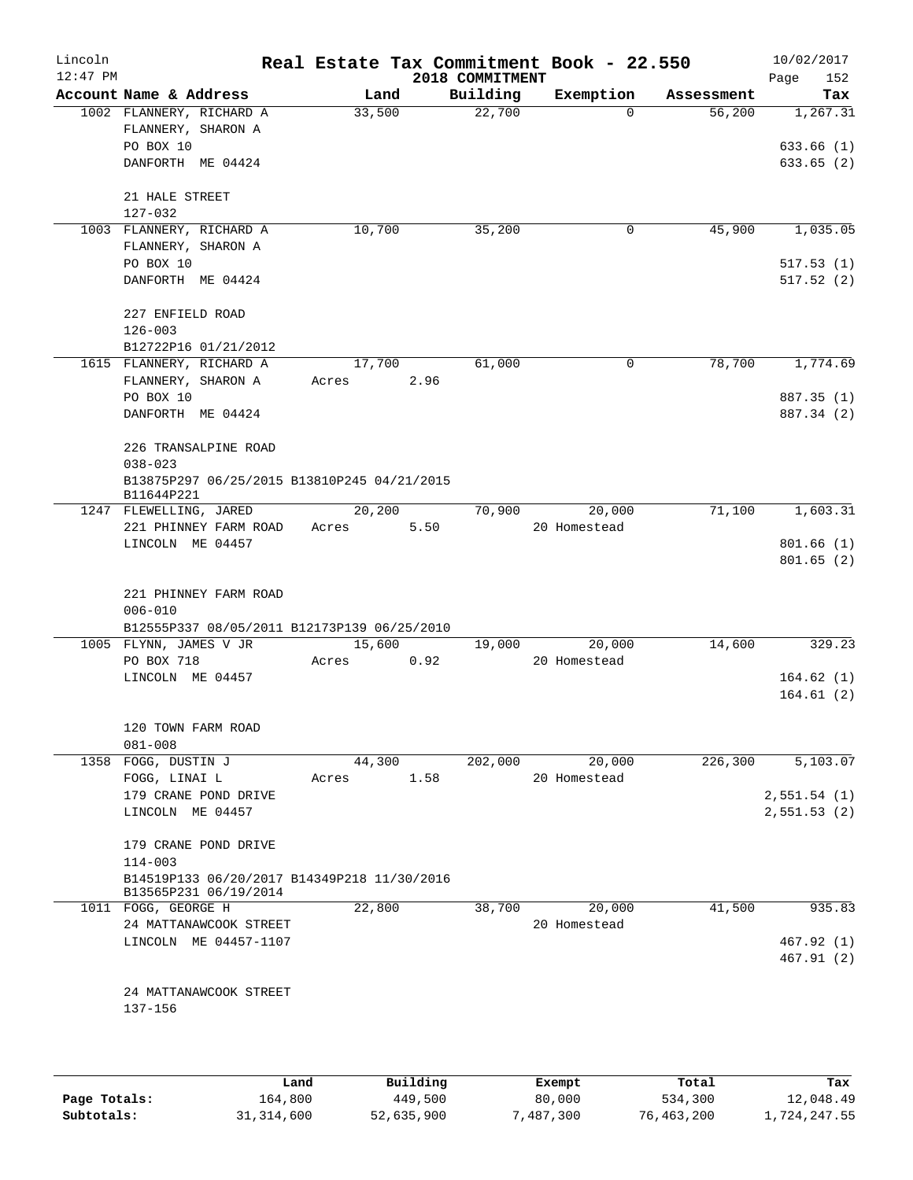# Real Estate Tax Commitment Book - 22.550

Lincoln 12:47 PM — 2018 COMMITMENT — 10/02/2017

| Account Name & Address | Land | Building | Exemption | Assessment | Tax |
|---|---|---|---|---|---|
| 1002 FLANNERY, RICHARD A<br>FLANNERY, SHARON A<br>PO BOX 10<br>DANFORTH ME 04424<br><br>21 HALE STREET<br>127-032 | 33,500 | 22,700 | 0 | 56,200 | 1,267.31<br><br>633.66 (1)<br>633.65 (2) |
| 1003 FLANNERY, RICHARD A<br>FLANNERY, SHARON A<br>PO BOX 10<br>DANFORTH ME 04424<br><br>227 ENFIELD ROAD<br>126-003<br>B12722P16 01/21/2012 | 10,700 | 35,200 | 0 | 45,900 | 1,035.05<br><br>517.53 (1)<br>517.52 (2) |
| 1615 FLANNERY, RICHARD A<br>FLANNERY, SHARON A<br>PO BOX 10<br>DANFORTH ME 04424<br><br>226 TRANSALPINE ROAD<br>038-023<br>B13875P297 06/25/2015 B13810P245 04/21/2015<br>B11644P221 | 17,700<br>Acres 2.96 | 61,000 | 0 | 78,700 | 1,774.69<br><br>887.35 (1)<br>887.34 (2) |
| 1247 FLEWELLING, JARED<br>221 PHINNEY FARM ROAD<br>LINCOLN ME 04457<br><br>221 PHINNEY FARM ROAD<br>006-010<br>B12555P337 08/05/2011 B12173P139 06/25/2010 | 20,200<br>Acres 5.50 | 70,900 | 20,000<br>20 Homestead | 71,100 | 1,603.31<br><br>801.66 (1)<br>801.65 (2) |
| 1005 FLYNN, JAMES V JR<br>PO BOX 718<br>LINCOLN ME 04457<br><br>120 TOWN FARM ROAD<br>081-008 | 15,600<br>Acres 0.92 | 19,000 | 20,000<br>20 Homestead | 14,600 | 329.23<br><br>164.62 (1)<br>164.61 (2) |
| 1358 FOGG, DUSTIN J<br>FOGG, LINAI L<br>179 CRANE POND DRIVE<br>LINCOLN ME 04457<br><br>179 CRANE POND DRIVE<br>114-003<br>B14519P133 06/20/2017 B14349P218 11/30/2016<br>B13565P231 06/19/2014 | 44,300<br>Acres 1.58 | 202,000 | 20,000<br>20 Homestead | 226,300 | 5,103.07<br><br>2,551.54 (1)<br>2,551.53 (2) |
| 1011 FOGG, GEORGE H<br>24 MATTANAWCOOK STREET<br>LINCOLN ME 04457-1107<br><br>24 MATTANAWCOOK STREET<br>137-156 | 22,800 | 38,700 | 20,000<br>20 Homestead | 41,500 | 935.83<br><br>467.92 (1)<br>467.91 (2) |

| | Land | Building | Exempt | Total | Tax |
|---|---|---|---|---|---|
| Page Totals: | 164,800 | 449,500 | 80,000 | 534,300 | 12,048.49 |
| Subtotals: | 31,314,600 | 52,635,900 | 7,487,300 | 76,463,200 | 1,724,247.55 |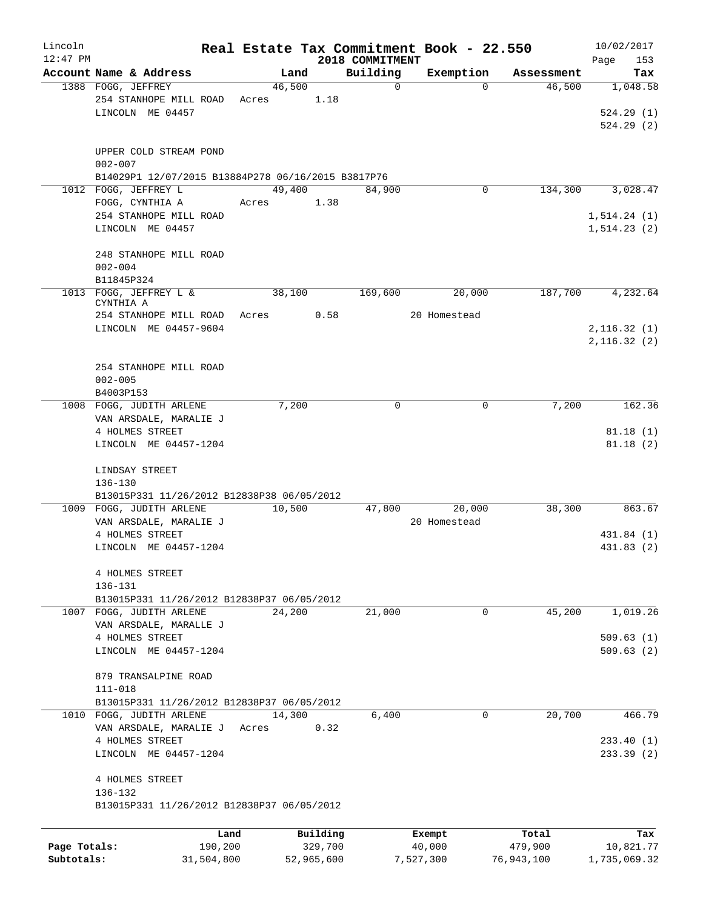# Real Estate Tax Commitment Book - 22.550

Lincoln
12:47 PM

2018 COMMITMENT

10/02/2017

| Account | Name & Address | Land | Building | Exemption | Assessment | Tax |
|---|---|---|---|---|---|---|
| 1388 | FOGG, JEFFREY<br>254 STANHOPE MILL ROAD<br>LINCOLN ME 04457<br><br>UPPER COLD STREAM POND<br>002-007<br>B14029P1 12/07/2015 B13884P278 06/16/2015 B3817P76 | 46,500<br>Acres 1.18 | 0 | 0 | 46,500 | 1,048.58<br><br>524.29 (1)<br>524.29 (2) |
| 1012 | FOGG, JEFFREY L<br>FOGG, CYNTHIA A<br>254 STANHOPE MILL ROAD<br>LINCOLN ME 04457<br><br>248 STANHOPE MILL ROAD<br>002-004<br>B11845P324 | 49,400<br>Acres 1.38 | 84,900 | 0 | 134,300 | 3,028.47<br><br>1,514.24 (1)<br>1,514.23 (2) |
| 1013 | FOGG, JEFFREY L & CYNTHIA A<br>254 STANHOPE MILL ROAD<br>LINCOLN ME 04457-9604<br><br>254 STANHOPE MILL ROAD<br>002-005<br>B4003P153 | 38,100<br>Acres 0.58 | 169,600 | 20,000<br>20 Homestead | 187,700 | 4,232.64<br><br>2,116.32 (1)<br>2,116.32 (2) |
| 1008 | FOGG, JUDITH ARLENE<br>VAN ARSDALE, MARALIE J<br>4 HOLMES STREET<br>LINCOLN ME 04457-1204<br><br>LINDSAY STREET<br>136-130<br>B13015P331 11/26/2012 B12838P38 06/05/2012 | 7,200 | 0 | 0 | 7,200 | 162.36<br><br>81.18 (1)<br>81.18 (2) |
| 1009 | FOGG, JUDITH ARLENE<br>VAN ARSDALE, MARALIE J<br>4 HOLMES STREET<br>LINCOLN ME 04457-1204<br><br>4 HOLMES STREET<br>136-131<br>B13015P331 11/26/2012 B12838P37 06/05/2012 | 10,500 | 47,800 | 20,000<br>20 Homestead | 38,300 | 863.67<br><br>431.84 (1)<br>431.83 (2) |
| 1007 | FOGG, JUDITH ARLENE<br>VAN ARSDALE, MARALLE J<br>4 HOLMES STREET<br>LINCOLN ME 04457-1204<br><br>879 TRANSALPINE ROAD<br>111-018<br>B13015P331 11/26/2012 B12838P37 06/05/2012 | 24,200 | 21,000 | 0 | 45,200 | 1,019.26<br><br>509.63 (1)<br>509.63 (2) |
| 1010 | FOGG, JUDITH ARLENE<br>VAN ARSDALE, MARALIE J<br>4 HOLMES STREET<br>LINCOLN ME 04457-1204<br><br>4 HOLMES STREET<br>136-132<br>B13015P331 11/26/2012 B12838P37 06/05/2012 | 14,300<br>Acres 0.32 | 6,400 | 0 | 20,700 | 466.79<br><br>233.40 (1)<br>233.39 (2) |

| | Land | Building | Exempt | Total | Tax |
|---|---|---|---|---|---|
| Page Totals: | 190,200 | 329,700 | 40,000 | 479,900 | 10,821.77 |
| Subtotals: | 31,504,800 | 52,965,600 | 7,527,300 | 76,943,100 | 1,735,069.32 |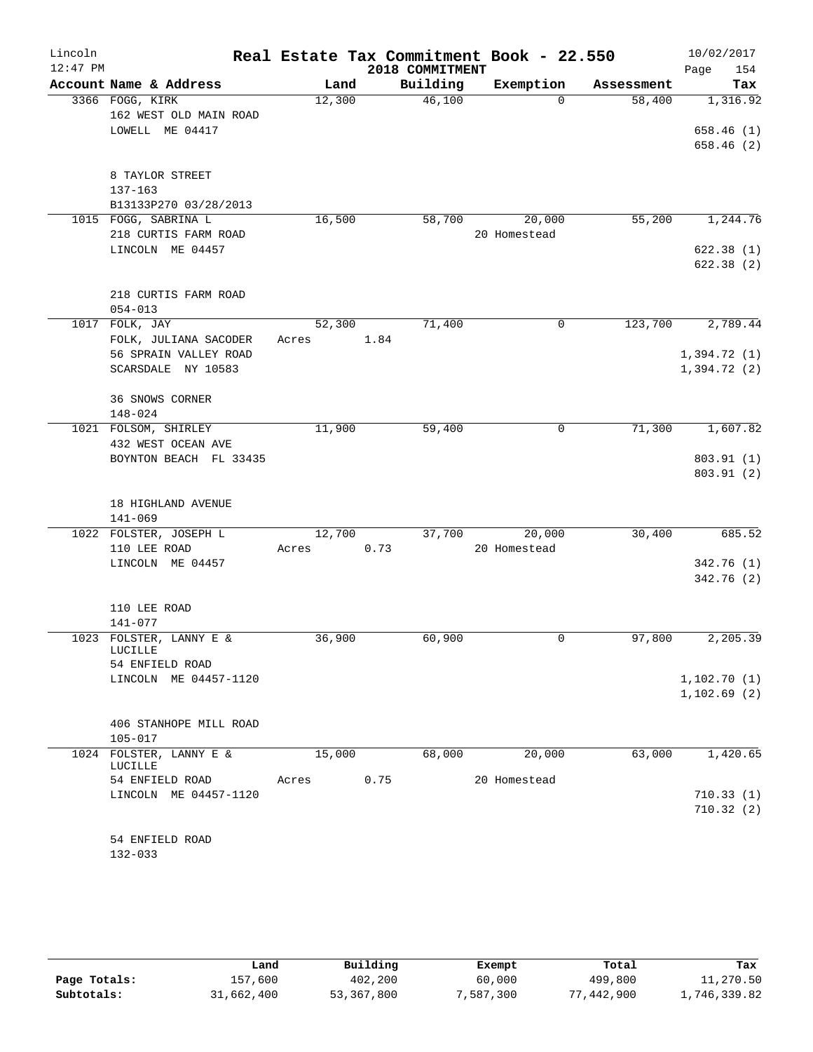# Real Estate Tax Commitment Book - 22.550

Lincoln
12:47 PM

2018 COMMITMENT

10/02/2017

| Account Name & Address | Land | Building | Exemption | Assessment | Tax |
|---|---|---|---|---|---|
| 3366 FOGG, KIRK<br>162 WEST OLD MAIN ROAD<br>LOWELL ME 04417<br><br>8 TAYLOR STREET<br>137-163<br>B13133P270 03/28/2013 | 12,300 | 46,100 | 0 | 58,400 | 1,316.92<br><br>658.46 (1)<br>658.46 (2) |
| 1015 FOGG, SABRINA L<br>218 CURTIS FARM ROAD<br>LINCOLN ME 04457<br><br>218 CURTIS FARM ROAD<br>054-013 | 16,500 | 58,700 | 20,000<br>20 Homestead | 55,200 | 1,244.76<br><br>622.38 (1)<br>622.38 (2) |
| 1017 FOLK, JAY<br>FOLK, JULIANA SACODER<br>56 SPRAIN VALLEY ROAD<br>SCARSDALE NY 10583<br><br>36 SNOWS CORNER<br>148-024 | 52,300<br>Acres 1.84 | 71,400 | 0 | 123,700 | 2,789.44<br><br>1,394.72 (1)<br>1,394.72 (2) |
| 1021 FOLSOM, SHIRLEY<br>432 WEST OCEAN AVE<br>BOYNTON BEACH FL 33435<br><br>18 HIGHLAND AVENUE<br>141-069 | 11,900 | 59,400 | 0 | 71,300 | 1,607.82<br><br>803.91 (1)<br>803.91 (2) |
| 1022 FOLSTER, JOSEPH L<br>110 LEE ROAD<br>LINCOLN ME 04457<br><br>110 LEE ROAD<br>141-077 | 12,700<br>Acres 0.73 | 37,700 | 20,000<br>20 Homestead | 30,400 | 685.52<br><br>342.76 (1)<br>342.76 (2) |
| 1023 FOLSTER, LANNY E & LUCILLE<br>54 ENFIELD ROAD<br>LINCOLN ME 04457-1120<br><br>406 STANHOPE MILL ROAD<br>105-017 | 36,900 | 60,900 | 0 | 97,800 | 2,205.39<br><br>1,102.70 (1)<br>1,102.69 (2) |
| 1024 FOLSTER, LANNY E & LUCILLE<br>54 ENFIELD ROAD<br>LINCOLN ME 04457-1120<br><br>54 ENFIELD ROAD<br>132-033 | 15,000<br>Acres 0.75 | 68,000 | 20,000<br>20 Homestead | 63,000 | 1,420.65<br><br>710.33 (1)<br>710.32 (2) |

| | Land | Building | Exempt | Total | Tax |
|---|---|---|---|---|---|
| Page Totals: | 157,600 | 402,200 | 60,000 | 499,800 | 11,270.50 |
| Subtotals: | 31,662,400 | 53,367,800 | 7,587,300 | 77,442,900 | 1,746,339.82 |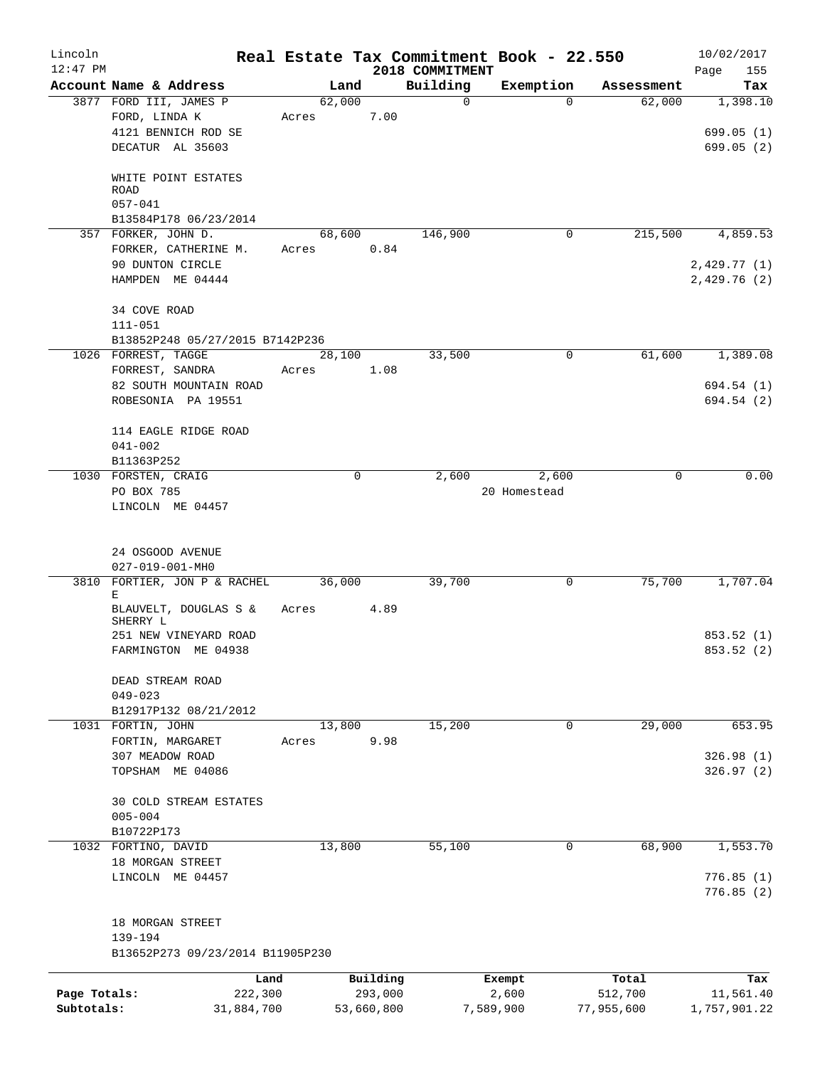Lincoln 12:47 PM

# Real Estate Tax Commitment Book - 22.550

2018 COMMITMENT

10/02/2017

| Account Name & Address | Land | Building | Exemption | Assessment | Tax |
|---|---|---|---|---|---|
| 3877 FORD III, JAMES P<br>FORD, LINDA K<br>4121 BENNICH ROD SE<br>DECATUR AL 35603<br><br>WHITE POINT ESTATES ROAD<br>057-041<br>B13584P178 06/23/2014 | 62,000<br>Acres 7.00 | 0 | 0 | 62,000 | 1,398.10<br><br>699.05 (1)<br>699.05 (2) |
| 357 FORKER, JOHN D.<br>FORKER, CATHERINE M.<br>90 DUNTON CIRCLE<br>HAMPDEN ME 04444<br><br>34 COVE ROAD<br>111-051<br>B13852P248 05/27/2015 B7142P236 | 68,600<br>Acres 0.84 | 146,900 | 0 | 215,500 | 4,859.53<br><br>2,429.77 (1)<br>2,429.76 (2) |
| 1026 FORREST, TAGGE<br>FORREST, SANDRA<br>82 SOUTH MOUNTAIN ROAD<br>ROBESONIA PA 19551<br><br>114 EAGLE RIDGE ROAD<br>041-002<br>B11363P252 | 28,100<br>Acres 1.08 | 33,500 | 0 | 61,600 | 1,389.08<br><br>694.54 (1)<br>694.54 (2) |
| 1030 FORSTEN, CRAIG<br>PO BOX 785<br>LINCOLN ME 04457<br><br>24 OSGOOD AVENUE<br>027-019-001-MH0 | 0 | 2,600 | 2,600<br>20 Homestead | 0 | 0.00 |
| 3810 FORTIER, JON P & RACHEL E<br>BLAUVELT, DOUGLAS S & SHERRY L<br>251 NEW VINEYARD ROAD<br>FARMINGTON ME 04938<br><br>DEAD STREAM ROAD<br>049-023<br>B12917P132 08/21/2012 | 36,000<br>Acres 4.89 | 39,700 | 0 | 75,700 | 1,707.04<br><br>853.52 (1)<br>853.52 (2) |
| 1031 FORTIN, JOHN<br>FORTIN, MARGARET<br>307 MEADOW ROAD<br>TOPSHAM ME 04086<br><br>30 COLD STREAM ESTATES<br>005-004<br>B10722P173 | 13,800<br>Acres 9.98 | 15,200 | 0 | 29,000 | 653.95<br><br>326.98 (1)<br>326.97 (2) |
| 1032 FORTINO, DAVID<br>18 MORGAN STREET<br>LINCOLN ME 04457<br><br>18 MORGAN STREET<br>139-194<br>B13652P273 09/23/2014 B11905P230 | 13,800 | 55,100 | 0 | 68,900 | 1,553.70<br><br>776.85 (1)<br>776.85 (2) |

| | Land | Building | Exempt | Total | Tax |
|---|---|---|---|---|---|
| Page Totals: | 222,300 | 293,000 | 2,600 | 512,700 | 11,561.40 |
| Subtotals: | 31,884,700 | 53,660,800 | 7,589,900 | 77,955,600 | 1,757,901.22 |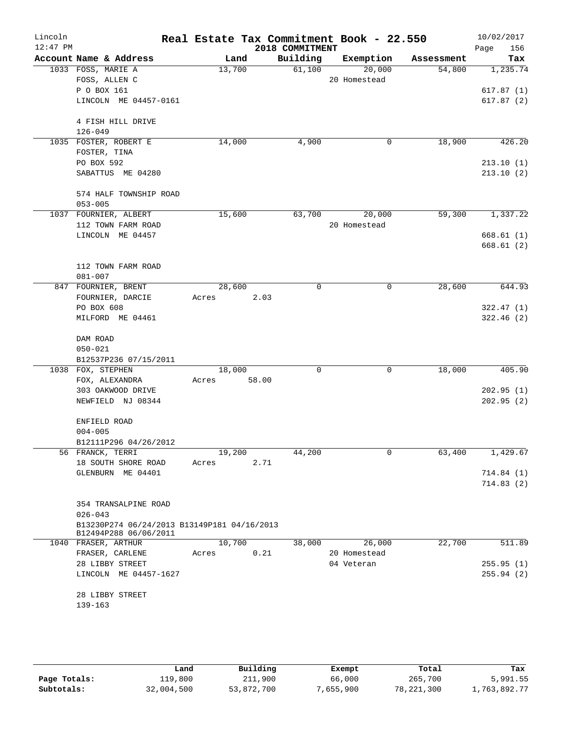# Real Estate Tax Commitment Book - 22.550

Lincoln 12:47 PM — 2018 COMMITMENT — 10/02/2017

| Account Name & Address | Land | Building | Exemption | Assessment | Tax |
|---|---|---|---|---|---|
| 1033 FOSS, MARIE A | 13,700 | 61,100 | 20,000 | 54,800 | 1,235.74 |
| FOSS, ALLEN C | | | 20 Homestead | | |
| P O BOX 161 | | | | | 617.87 (1) |
| LINCOLN ME 04457-0161 | | | | | 617.87 (2) |
| 4 FISH HILL DRIVE | | | | | |
| 126-049 | | | | | |
| 1035 FOSTER, ROBERT E | 14,000 | 4,900 | 0 | 18,900 | 426.20 |
| FOSTER, TINA | | | | | |
| PO BOX 592 | | | | | 213.10 (1) |
| SABATTUS ME 04280 | | | | | 213.10 (2) |
| 574 HALF TOWNSHIP ROAD | | | | | |
| 053-005 | | | | | |
| 1037 FOURNIER, ALBERT | 15,600 | 63,700 | 20,000 | 59,300 | 1,337.22 |
| 112 TOWN FARM ROAD | | | 20 Homestead | | |
| LINCOLN ME 04457 | | | | | 668.61 (1) |
| | | | | | 668.61 (2) |
| 112 TOWN FARM ROAD | | | | | |
| 081-007 | | | | | |
| 847 FOURNIER, BRENT | 28,600 | 0 | 0 | 28,600 | 644.93 |
| FOURNIER, DARCIE | Acres 2.03 | | | | |
| PO BOX 608 | | | | | 322.47 (1) |
| MILFORD ME 04461 | | | | | 322.46 (2) |
| DAM ROAD | | | | | |
| 050-021 | | | | | |
| B12537P236 07/15/2011 | | | | | |
| 1038 FOX, STEPHEN | 18,000 | 0 | 0 | 18,000 | 405.90 |
| FOX, ALEXANDRA | Acres 58.00 | | | | |
| 303 OAKWOOD DRIVE | | | | | 202.95 (1) |
| NEWFIELD NJ 08344 | | | | | 202.95 (2) |
| ENFIELD ROAD | | | | | |
| 004-005 | | | | | |
| B12111P296 04/26/2012 | | | | | |
| 56 FRANCK, TERRI | 19,200 | 44,200 | 0 | 63,400 | 1,429.67 |
| 18 SOUTH SHORE ROAD | Acres 2.71 | | | | |
| GLENBURN ME 04401 | | | | | 714.84 (1) |
| | | | | | 714.83 (2) |
| 354 TRANSALPINE ROAD | | | | | |
| 026-043 | | | | | |
| B13230P274 06/24/2013 B13149P181 04/16/2013 B12494P288 06/06/2011 | | | | | |
| 1040 FRASER, ARTHUR | 10,700 | 38,000 | 26,000 | 22,700 | 511.89 |
| FRASER, CARLENE | Acres 0.21 | | 20 Homestead | | |
| 28 LIBBY STREET | | | 04 Veteran | | 255.95 (1) |
| LINCOLN ME 04457-1627 | | | | | 255.94 (2) |
| 28 LIBBY STREET | | | | | |
| 139-163 | | | | | |

| | Land | Building | Exempt | Total | Tax |
|---|---|---|---|---|---|
| Page Totals: | 119,800 | 211,900 | 66,000 | 265,700 | 5,991.55 |
| Subtotals: | 32,004,500 | 53,872,700 | 7,655,900 | 78,221,300 | 1,763,892.77 |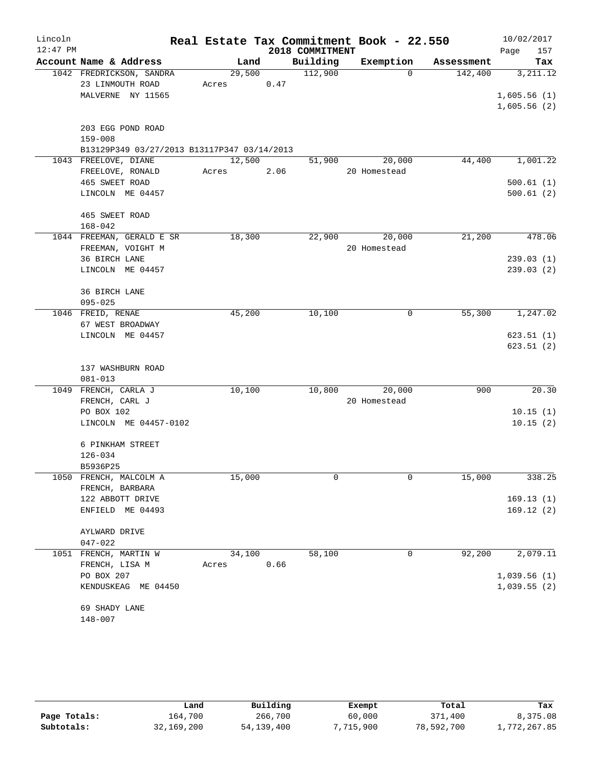# Real Estate Tax Commitment Book - 22.550

Lincoln
12:47 PM

2018 COMMITMENT

10/02/2017

| Account Name & Address | Land | Building | Exemption | Assessment | Tax |
|---|---|---|---|---|---|
| 1042 FREDRICKSON, SANDRA | 29,500 | 112,900 | 0 | 142,400 | 3,211.12 |
| 23 LINMOUTH ROAD | Acres 0.47 | | | | |
| MALVERNE NY 11565 | | | | | 1,605.56 (1) |
| | | | | | 1,605.56 (2) |
| 203 EGG POND ROAD | | | | | |
| 159-008 | | | | | |
| B13129P349 03/27/2013 B13117P347 03/14/2013 | | | | | |
| 1043 FREELOVE, DIANE | 12,500 | 51,900 | 20,000 | 44,400 | 1,001.22 |
| FREELOVE, RONALD | Acres 2.06 | | 20 Homestead | | |
| 465 SWEET ROAD | | | | | 500.61 (1) |
| LINCOLN ME 04457 | | | | | 500.61 (2) |
| 465 SWEET ROAD | | | | | |
| 168-042 | | | | | |
| 1044 FREEMAN, GERALD E SR | 18,300 | 22,900 | 20,000 | 21,200 | 478.06 |
| FREEMAN, VOIGHT M | | | 20 Homestead | | |
| 36 BIRCH LANE | | | | | 239.03 (1) |
| LINCOLN ME 04457 | | | | | 239.03 (2) |
| 36 BIRCH LANE | | | | | |
| 095-025 | | | | | |
| 1046 FREID, RENAE | 45,200 | 10,100 | 0 | 55,300 | 1,247.02 |
| 67 WEST BROADWAY | | | | | |
| LINCOLN ME 04457 | | | | | 623.51 (1) |
| | | | | | 623.51 (2) |
| 137 WASHBURN ROAD | | | | | |
| 081-013 | | | | | |
| 1049 FRENCH, CARLA J | 10,100 | 10,800 | 20,000 | 900 | 20.30 |
| FRENCH, CARL J | | | 20 Homestead | | |
| PO BOX 102 | | | | | 10.15 (1) |
| LINCOLN ME 04457-0102 | | | | | 10.15 (2) |
| 6 PINKHAM STREET | | | | | |
| 126-034 | | | | | |
| B5936P25 | | | | | |
| 1050 FRENCH, MALCOLM A | 15,000 | 0 | 0 | 15,000 | 338.25 |
| FRENCH, BARBARA | | | | | |
| 122 ABBOTT DRIVE | | | | | 169.13 (1) |
| ENFIELD ME 04493 | | | | | 169.12 (2) |
| AYLWARD DRIVE | | | | | |
| 047-022 | | | | | |
| 1051 FRENCH, MARTIN W | 34,100 | 58,100 | 0 | 92,200 | 2,079.11 |
| FRENCH, LISA M | Acres 0.66 | | | | |
| PO BOX 207 | | | | | 1,039.56 (1) |
| KENDUSKEAG ME 04450 | | | | | 1,039.55 (2) |
| 69 SHADY LANE | | | | | |
| 148-007 | | | | | |

| | Land | Building | Exempt | Total | Tax |
|---|---|---|---|---|---|
| Page Totals: | 164,700 | 266,700 | 60,000 | 371,400 | 8,375.08 |
| Subtotals: | 32,169,200 | 54,139,400 | 7,715,900 | 78,592,700 | 1,772,267.85 |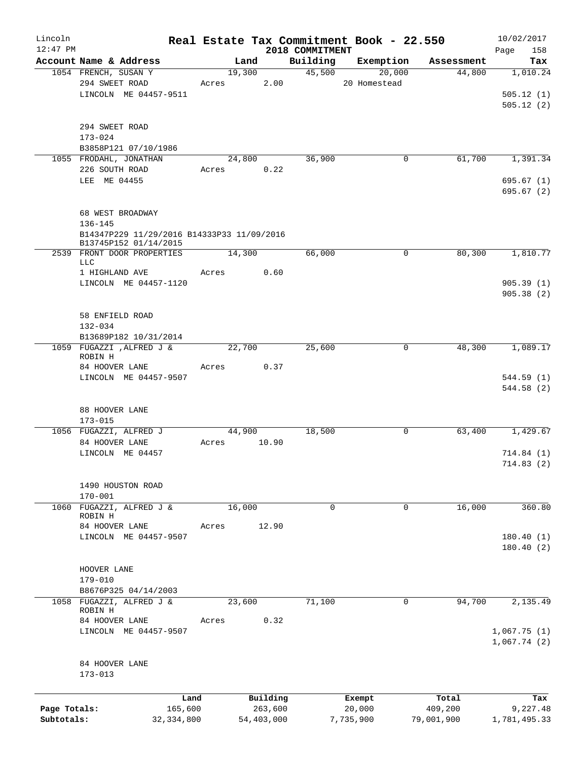# Real Estate Tax Commitment Book - 22.550

Lincoln
12:47 PM

2018 COMMITMENT

10/02/2017

| Account Name & Address | Land | Building | Exemption | Assessment | Tax |
|---|---|---|---|---|---|
| 1054 FRENCH, SUSAN Y | 19,300 | 45,500 | 20,000 | 44,800 | 1,010.24 |
| 294 SWEET ROAD | Acres 2.00 | | 20 Homestead | | |
| LINCOLN ME 04457-9511 | | | | | 505.12 (1) |
| | | | | | 505.12 (2) |
| 294 SWEET ROAD | | | | | |
| 173-024 | | | | | |
| B3858P121 07/10/1986 | | | | | |
| 1055 FRODAHL, JONATHAN | 24,800 | 36,900 | 0 | 61,700 | 1,391.34 |
| 226 SOUTH ROAD | Acres 0.22 | | | | |
| LEE ME 04455 | | | | | 695.67 (1) |
| | | | | | 695.67 (2) |
| 68 WEST BROADWAY | | | | | |
| 136-145 | | | | | |
| B14347P229 11/29/2016 B14333P33 11/09/2016 | | | | | |
| B13745P152 01/14/2015 | | | | | |
| 2539 FRONT DOOR PROPERTIES LLC | 14,300 | 66,000 | 0 | 80,300 | 1,810.77 |
| 1 HIGHLAND AVE | Acres 0.60 | | | | |
| LINCOLN ME 04457-1120 | | | | | 905.39 (1) |
| | | | | | 905.38 (2) |
| 58 ENFIELD ROAD | | | | | |
| 132-034 | | | | | |
| B13689P182 10/31/2014 | | | | | |
| 1059 FUGAZZI ,ALFRED J & ROBIN H | 22,700 | 25,600 | 0 | 48,300 | 1,089.17 |
| 84 HOOVER LANE | Acres 0.37 | | | | |
| LINCOLN ME 04457-9507 | | | | | 544.59 (1) |
| | | | | | 544.58 (2) |
| 88 HOOVER LANE | | | | | |
| 173-015 | | | | | |
| 1056 FUGAZZI, ALFRED J | 44,900 | 18,500 | 0 | 63,400 | 1,429.67 |
| 84 HOOVER LANE | Acres 10.90 | | | | |
| LINCOLN ME 04457 | | | | | 714.84 (1) |
| | | | | | 714.83 (2) |
| 1490 HOUSTON ROAD | | | | | |
| 170-001 | | | | | |
| 1060 FUGAZZI, ALFRED J & ROBIN H | 16,000 | 0 | 0 | 16,000 | 360.80 |
| 84 HOOVER LANE | Acres 12.90 | | | | |
| LINCOLN ME 04457-9507 | | | | | 180.40 (1) |
| | | | | | 180.40 (2) |
| HOOVER LANE | | | | | |
| 179-010 | | | | | |
| B8676P325 04/14/2003 | | | | | |
| 1058 FUGAZZI, ALFRED J & ROBIN H | 23,600 | 71,100 | 0 | 94,700 | 2,135.49 |
| 84 HOOVER LANE | Acres 0.32 | | | | |
| LINCOLN ME 04457-9507 | | | | | 1,067.75 (1) |
| | | | | | 1,067.74 (2) |
| 84 HOOVER LANE | | | | | |
| 173-013 | | | | | |

| | Land | Building | Exempt | Total | Tax |
|---|---|---|---|---|---|
| Page Totals: | 165,600 | 263,600 | 20,000 | 409,200 | 9,227.48 |
| Subtotals: | 32,334,800 | 54,403,000 | 7,735,900 | 79,001,900 | 1,781,495.33 |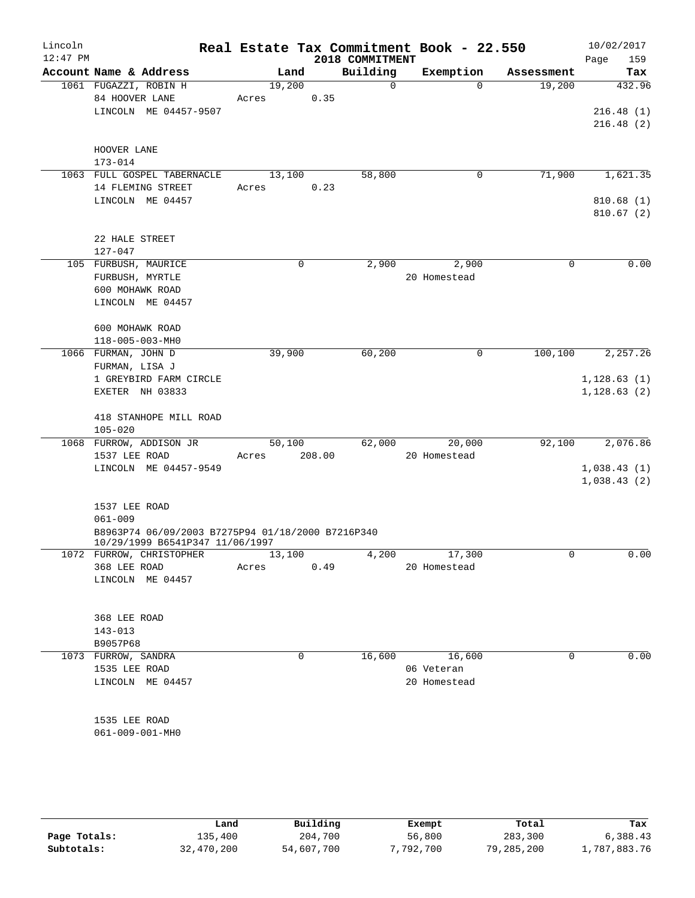Lincoln 12:47 PM

# Real Estate Tax Commitment Book - 22.550

2018 COMMITMENT

10/02/2017 Page 159

| Account Name & Address | Land | Building | Exemption | Assessment | Tax |
|---|---|---|---|---|---|
| 1061 FUGAZZI, ROBIN H | 19,200 | 0 | 0 | 19,200 | 432.96 |
| 84 HOOVER LANE | Acres 0.35 | | | | |
| LINCOLN ME 04457-9507 | | | | | 216.48 (1) |
| | | | | | 216.48 (2) |
| HOOVER LANE | | | | | |
| 173-014 | | | | | |
| 1063 FULL GOSPEL TABERNACLE | 13,100 | 58,800 | 0 | 71,900 | 1,621.35 |
| 14 FLEMING STREET | Acres 0.23 | | | | |
| LINCOLN ME 04457 | | | | | 810.68 (1) |
| | | | | | 810.67 (2) |
| 22 HALE STREET | | | | | |
| 127-047 | | | | | |
| 105 FURBUSH, MAURICE | 0 | 2,900 | 2,900 | 0 | 0.00 |
| FURBUSH, MYRTLE | | | 20 Homestead | | |
| 600 MOHAWK ROAD | | | | | |
| LINCOLN ME 04457 | | | | | |
| 600 MOHAWK ROAD | | | | | |
| 118-005-003-MH0 | | | | | |
| 1066 FURMAN, JOHN D | 39,900 | 60,200 | 0 | 100,100 | 2,257.26 |
| FURMAN, LISA J | | | | | |
| 1 GREYBIRD FARM CIRCLE | | | | | 1,128.63 (1) |
| EXETER NH 03833 | | | | | 1,128.63 (2) |
| 418 STANHOPE MILL ROAD | | | | | |
| 105-020 | | | | | |
| 1068 FURROW, ADDISON JR | 50,100 | 62,000 | 20,000 | 92,100 | 2,076.86 |
| 1537 LEE ROAD | Acres 208.00 | | 20 Homestead | | |
| LINCOLN ME 04457-9549 | | | | | 1,038.43 (1) |
| | | | | | 1,038.43 (2) |
| 1537 LEE ROAD | | | | | |
| 061-009 | | | | | |
| B8963P74 06/09/2003 B7275P94 01/18/2000 B7216P340 10/29/1999 B6541P347 11/06/1997 | | | | | |
| 1072 FURROW, CHRISTOPHER | 13,100 | 4,200 | 17,300 | 0 | 0.00 |
| 368 LEE ROAD | Acres 0.49 | | 20 Homestead | | |
| LINCOLN ME 04457 | | | | | |
| 368 LEE ROAD | | | | | |
| 143-013 | | | | | |
| B9057P68 | | | | | |
| 1073 FURROW, SANDRA | 0 | 16,600 | 16,600 | 0 | 0.00 |
| 1535 LEE ROAD | | | 06 Veteran | | |
| LINCOLN ME 04457 | | | 20 Homestead | | |
| 1535 LEE ROAD | | | | | |
| 061-009-001-MH0 | | | | | |

| | Land | Building | Exempt | Total | Tax |
|---|---|---|---|---|---|
| Page Totals: | 135,400 | 204,700 | 56,800 | 283,300 | 6,388.43 |
| Subtotals: | 32,470,200 | 54,607,700 | 7,792,700 | 79,285,200 | 1,787,883.76 |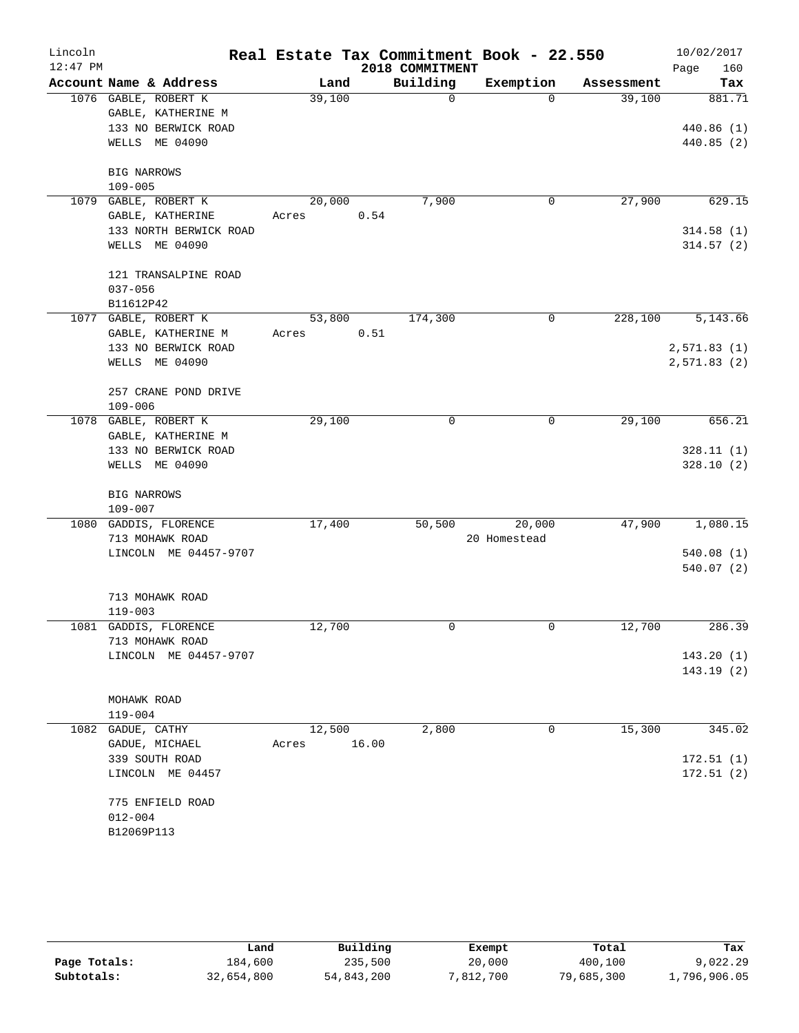Lincoln 12:47 PM

# Real Estate Tax Commitment Book - 22.550

2018 COMMITMENT

10/02/2017

| Account Name & Address | Land | Building | Exemption | Assessment | Tax |
|---|---|---|---|---|---|
| 1076 GABLE, ROBERT K<br>GABLE, KATHERINE M<br>133 NO BERWICK ROAD<br>WELLS ME 04090<br><br>BIG NARROWS<br>109-005 | 39,100 | 0 | 0 | 39,100 | 881.71<br><br>440.86 (1)<br>440.85 (2) |
| 1079 GABLE, ROBERT K<br>GABLE, KATHERINE<br>133 NORTH BERWICK ROAD<br>WELLS ME 04090<br><br>121 TRANSALPINE ROAD<br>037-056<br>B11612P42 | 20,000<br>Acres 0.54 | 7,900 | 0 | 27,900 | 629.15<br><br>314.58 (1)<br>314.57 (2) |
| 1077 GABLE, ROBERT K<br>GABLE, KATHERINE M<br>133 NO BERWICK ROAD<br>WELLS ME 04090<br><br>257 CRANE POND DRIVE<br>109-006 | 53,800<br>Acres 0.51 | 174,300 | 0 | 228,100 | 5,143.66<br><br>2,571.83 (1)<br>2,571.83 (2) |
| 1078 GABLE, ROBERT K<br>GABLE, KATHERINE M<br>133 NO BERWICK ROAD<br>WELLS ME 04090<br><br>BIG NARROWS<br>109-007 | 29,100 | 0 | 0 | 29,100 | 656.21<br><br>328.11 (1)<br>328.10 (2) |
| 1080 GADDIS, FLORENCE<br>713 MOHAWK ROAD<br>LINCOLN ME 04457-9707<br><br>713 MOHAWK ROAD<br>119-003 | 17,400 | 50,500 | 20,000<br>20 Homestead | 47,900 | 1,080.15<br><br>540.08 (1)<br>540.07 (2) |
| 1081 GADDIS, FLORENCE<br>713 MOHAWK ROAD<br>LINCOLN ME 04457-9707<br><br>MOHAWK ROAD<br>119-004 | 12,700 | 0 | 0 | 12,700 | 286.39<br><br>143.20 (1)<br>143.19 (2) |
| 1082 GADUE, CATHY<br>GADUE, MICHAEL<br>339 SOUTH ROAD<br>LINCOLN ME 04457<br><br>775 ENFIELD ROAD<br>012-004<br>B12069P113 | 12,500<br>Acres 16.00 | 2,800 | 0 | 15,300 | 345.02<br><br>172.51 (1)<br>172.51 (2) |

| | Land | Building | Exempt | Total | Tax |
|---|---|---|---|---|---|
| Page Totals: | 184,600 | 235,500 | 20,000 | 400,100 | 9,022.29 |
| Subtotals: | 32,654,800 | 54,843,200 | 7,812,700 | 79,685,300 | 1,796,906.05 |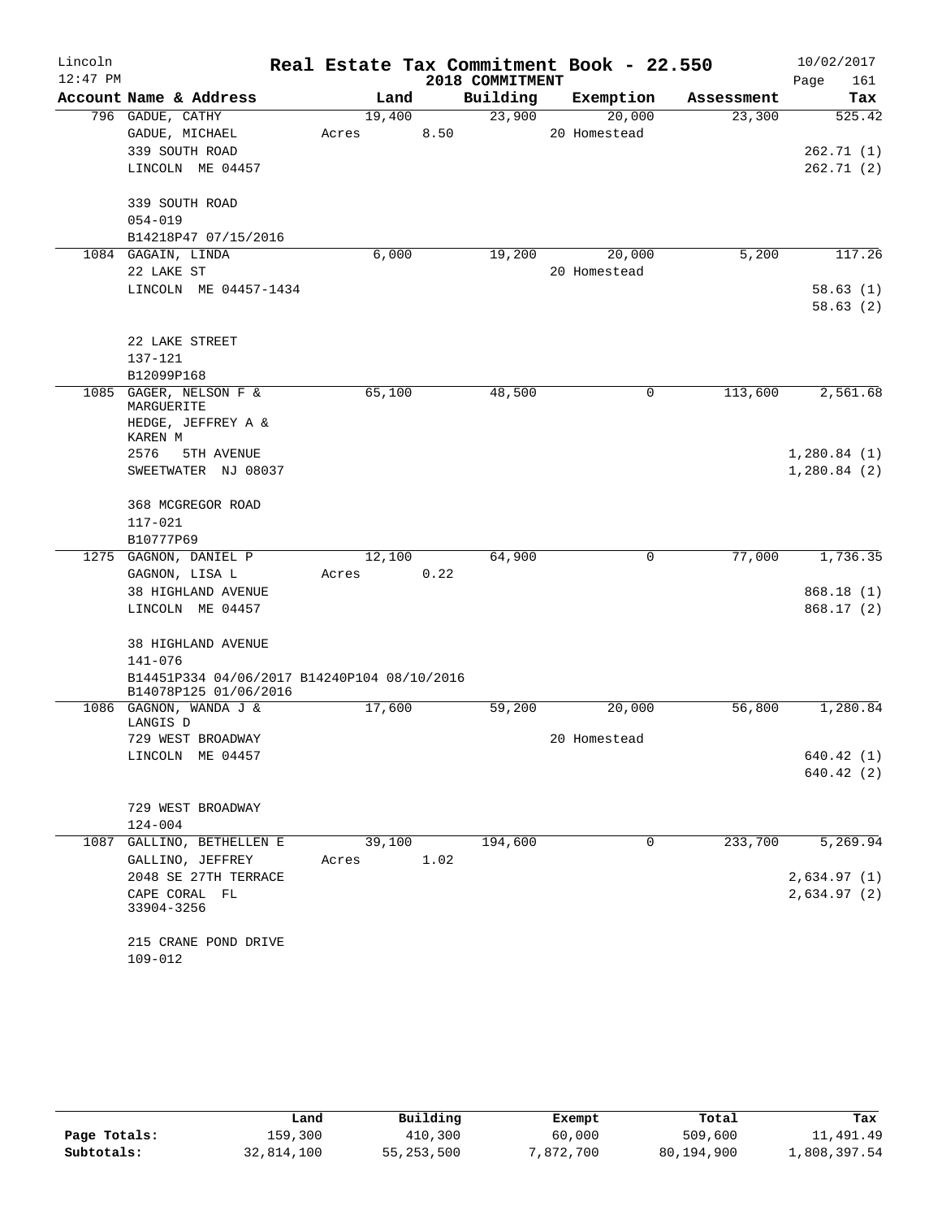# Real Estate Tax Commitment Book - 22.550

Lincoln, 12:47 PM — 2018 COMMITMENT — 10/02/2017

| Account Name & Address | Land | Building | Exemption | Assessment | Tax |
|---|---|---|---|---|---|
| 796 GADUE, CATHY | 19,400 | 23,900 | 20,000 | 23,300 | 525.42 |
| GADUE, MICHAEL | Acres 8.50 | | 20 Homestead | | |
| 339 SOUTH ROAD | | | | | 262.71 (1) |
| LINCOLN ME 04457 | | | | | 262.71 (2) |
| 339 SOUTH ROAD | | | | | |
| 054-019 | | | | | |
| B14218P47 07/15/2016 | | | | | |
| 1084 GAGAIN, LINDA | 6,000 | 19,200 | 20,000 | 5,200 | 117.26 |
| 22 LAKE ST | | | 20 Homestead | | |
| LINCOLN ME 04457-1434 | | | | | 58.63 (1) |
| | | | | | 58.63 (2) |
| 22 LAKE STREET | | | | | |
| 137-121 | | | | | |
| B12099P168 | | | | | |
| 1085 GAGER, NELSON F & MARGUERITE | 65,100 | 48,500 | 0 | 113,600 | 2,561.68 |
| HEDGE, JEFFREY A & KAREN M | | | | | |
| 2576 5TH AVENUE | | | | | 1,280.84 (1) |
| SWEETWATER NJ 08037 | | | | | 1,280.84 (2) |
| 368 MCGREGOR ROAD | | | | | |
| 117-021 | | | | | |
| B10777P69 | | | | | |
| 1275 GAGNON, DANIEL P | 12,100 | 64,900 | 0 | 77,000 | 1,736.35 |
| GAGNON, LISA L | Acres 0.22 | | | | |
| 38 HIGHLAND AVENUE | | | | | 868.18 (1) |
| LINCOLN ME 04457 | | | | | 868.17 (2) |
| 38 HIGHLAND AVENUE | | | | | |
| 141-076 | | | | | |
| B14451P334 04/06/2017 B14240P104 08/10/2016 B14078P125 01/06/2016 | | | | | |
| 1086 GAGNON, WANDA J & LANGIS D | 17,600 | 59,200 | 20,000 | 56,800 | 1,280.84 |
| 729 WEST BROADWAY | | | 20 Homestead | | |
| LINCOLN ME 04457 | | | | | 640.42 (1) |
| | | | | | 640.42 (2) |
| 729 WEST BROADWAY | | | | | |
| 124-004 | | | | | |
| 1087 GALLINO, BETHELLEN E | 39,100 | 194,600 | 0 | 233,700 | 5,269.94 |
| GALLINO, JEFFREY | Acres 1.02 | | | | |
| 2048 SE 27TH TERRACE | | | | | 2,634.97 (1) |
| CAPE CORAL FL 33904-3256 | | | | | 2,634.97 (2) |
| 215 CRANE POND DRIVE | | | | | |
| 109-012 | | | | | |

| | Land | Building | Exempt | Total | Tax |
|---|---|---|---|---|---|
| Page Totals: | 159,300 | 410,300 | 60,000 | 509,600 | 11,491.49 |
| Subtotals: | 32,814,100 | 55,253,500 | 7,872,700 | 80,194,900 | 1,808,397.54 |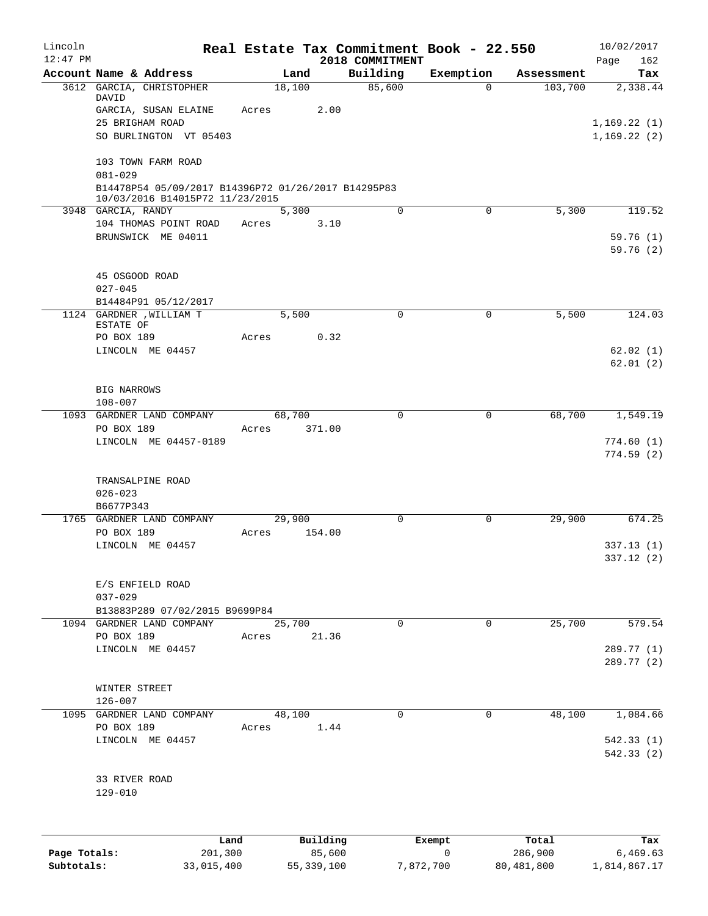Lincoln 12:47 PM

# Real Estate Tax Commitment Book - 22.550

2018 COMMITMENT

10/02/2017

| Account | Name & Address | Land | Building | Exemption | Assessment | Tax |
|---|---|---|---|---|---|---|
| 3612 | GARCIA, CHRISTOPHER DAVID | 18,100 | 85,600 | 0 | 103,700 | 2,338.44 |
| | GARCIA, SUSAN ELAINE | Acres 2.00 | | | | |
| | 25 BRIGHAM ROAD | | | | | 1,169.22 (1) |
| | SO BURLINGTON VT 05403 | | | | | 1,169.22 (2) |
| | 103 TOWN FARM ROAD | | | | | |
| | 081-029 | | | | | |
| | B14478P54 05/09/2017 B14396P72 01/26/2017 B14295P83 10/03/2016 B14015P72 11/23/2015 | | | | | |
| 3948 | GARCIA, RANDY | 5,300 | 0 | 0 | 5,300 | 119.52 |
| | 104 THOMAS POINT ROAD | Acres 3.10 | | | | |
| | BRUNSWICK ME 04011 | | | | | 59.76 (1) |
| | | | | | | 59.76 (2) |
| | 45 OSGOOD ROAD | | | | | |
| | 027-045 | | | | | |
| | B14484P91 05/12/2017 | | | | | |
| 1124 | GARDNER ,WILLIAM T ESTATE OF | 5,500 | 0 | 0 | 5,500 | 124.03 |
| | PO BOX 189 | Acres 0.32 | | | | |
| | LINCOLN ME 04457 | | | | | 62.02 (1) |
| | | | | | | 62.01 (2) |
| | BIG NARROWS | | | | | |
| | 108-007 | | | | | |
| 1093 | GARDNER LAND COMPANY | 68,700 | 0 | 0 | 68,700 | 1,549.19 |
| | PO BOX 189 | Acres 371.00 | | | | |
| | LINCOLN ME 04457-0189 | | | | | 774.60 (1) |
| | | | | | | 774.59 (2) |
| | TRANSALPINE ROAD | | | | | |
| | 026-023 | | | | | |
| | B6677P343 | | | | | |
| 1765 | GARDNER LAND COMPANY | 29,900 | 0 | 0 | 29,900 | 674.25 |
| | PO BOX 189 | Acres 154.00 | | | | |
| | LINCOLN ME 04457 | | | | | 337.13 (1) |
| | | | | | | 337.12 (2) |
| | E/S ENFIELD ROAD | | | | | |
| | 037-029 | | | | | |
| | B13883P289 07/02/2015 B9699P84 | | | | | |
| 1094 | GARDNER LAND COMPANY | 25,700 | 0 | 0 | 25,700 | 579.54 |
| | PO BOX 189 | Acres 21.36 | | | | |
| | LINCOLN ME 04457 | | | | | 289.77 (1) |
| | | | | | | 289.77 (2) |
| | WINTER STREET | | | | | |
| | 126-007 | | | | | |
| 1095 | GARDNER LAND COMPANY | 48,100 | 0 | 0 | 48,100 | 1,084.66 |
| | PO BOX 189 | Acres 1.44 | | | | |
| | LINCOLN ME 04457 | | | | | 542.33 (1) |
| | | | | | | 542.33 (2) |
| | 33 RIVER ROAD | | | | | |
| | 129-010 | | | | | |

| | Land | Building | Exempt | Total | Tax |
|---|---|---|---|---|---|
| Page Totals: | 201,300 | 85,600 | 0 | 286,900 | 6,469.63 |
| Subtotals: | 33,015,400 | 55,339,100 | 7,872,700 | 80,481,800 | 1,814,867.17 |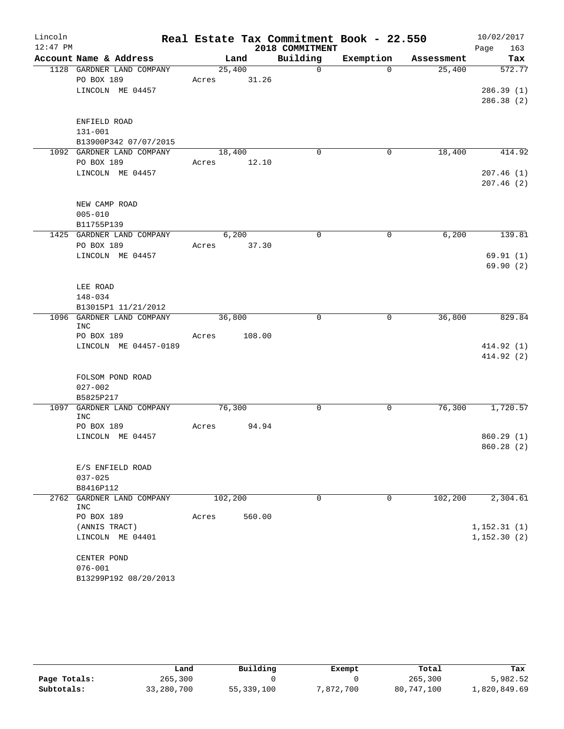# Real Estate Tax Commitment Book - 22.550

Lincoln
12:47 PM

2018 COMMITMENT

10/02/2017

| Account Name & Address | Land | Building | Exemption | Assessment | Tax |
|---|---|---|---|---|---|
| 1128 GARDNER LAND COMPANY | 25,400 | 0 | 0 | 25,400 | 572.77 |
| PO BOX 189 | Acres 31.26 | | | | |
| LINCOLN ME 04457 | | | | | 286.39 (1) |
| | | | | | 286.38 (2) |
| ENFIELD ROAD | | | | | |
| 131-001 | | | | | |
| B13900P342 07/07/2015 | | | | | |
| 1092 GARDNER LAND COMPANY | 18,400 | 0 | 0 | 18,400 | 414.92 |
| PO BOX 189 | Acres 12.10 | | | | |
| LINCOLN ME 04457 | | | | | 207.46 (1) |
| | | | | | 207.46 (2) |
| NEW CAMP ROAD | | | | | |
| 005-010 | | | | | |
| B11755P139 | | | | | |
| 1425 GARDNER LAND COMPANY | 6,200 | 0 | 0 | 6,200 | 139.81 |
| PO BOX 189 | Acres 37.30 | | | | |
| LINCOLN ME 04457 | | | | | 69.91 (1) |
| | | | | | 69.90 (2) |
| LEE ROAD | | | | | |
| 148-034 | | | | | |
| B13015P1 11/21/2012 | | | | | |
| 1096 GARDNER LAND COMPANY INC | 36,800 | 0 | 0 | 36,800 | 829.84 |
| PO BOX 189 | Acres 108.00 | | | | |
| LINCOLN ME 04457-0189 | | | | | 414.92 (1) |
| | | | | | 414.92 (2) |
| FOLSOM POND ROAD | | | | | |
| 027-002 | | | | | |
| B5825P217 | | | | | |
| 1097 GARDNER LAND COMPANY INC | 76,300 | 0 | 0 | 76,300 | 1,720.57 |
| PO BOX 189 | Acres 94.94 | | | | |
| LINCOLN ME 04457 | | | | | 860.29 (1) |
| | | | | | 860.28 (2) |
| E/S ENFIELD ROAD | | | | | |
| 037-025 | | | | | |
| B8416P112 | | | | | |
| 2762 GARDNER LAND COMPANY INC | 102,200 | 0 | 0 | 102,200 | 2,304.61 |
| PO BOX 189 | Acres 560.00 | | | | |
| (ANNIS TRACT) | | | | | 1,152.31 (1) |
| LINCOLN ME 04401 | | | | | 1,152.30 (2) |
| CENTER POND | | | | | |
| 076-001 | | | | | |
| B13299P192 08/20/2013 | | | | | |

| | Land | Building | Exempt | Total | Tax |
|---|---|---|---|---|---|
| Page Totals: | 265,300 | 0 | 0 | 265,300 | 5,982.52 |
| Subtotals: | 33,280,700 | 55,339,100 | 7,872,700 | 80,747,100 | 1,820,849.69 |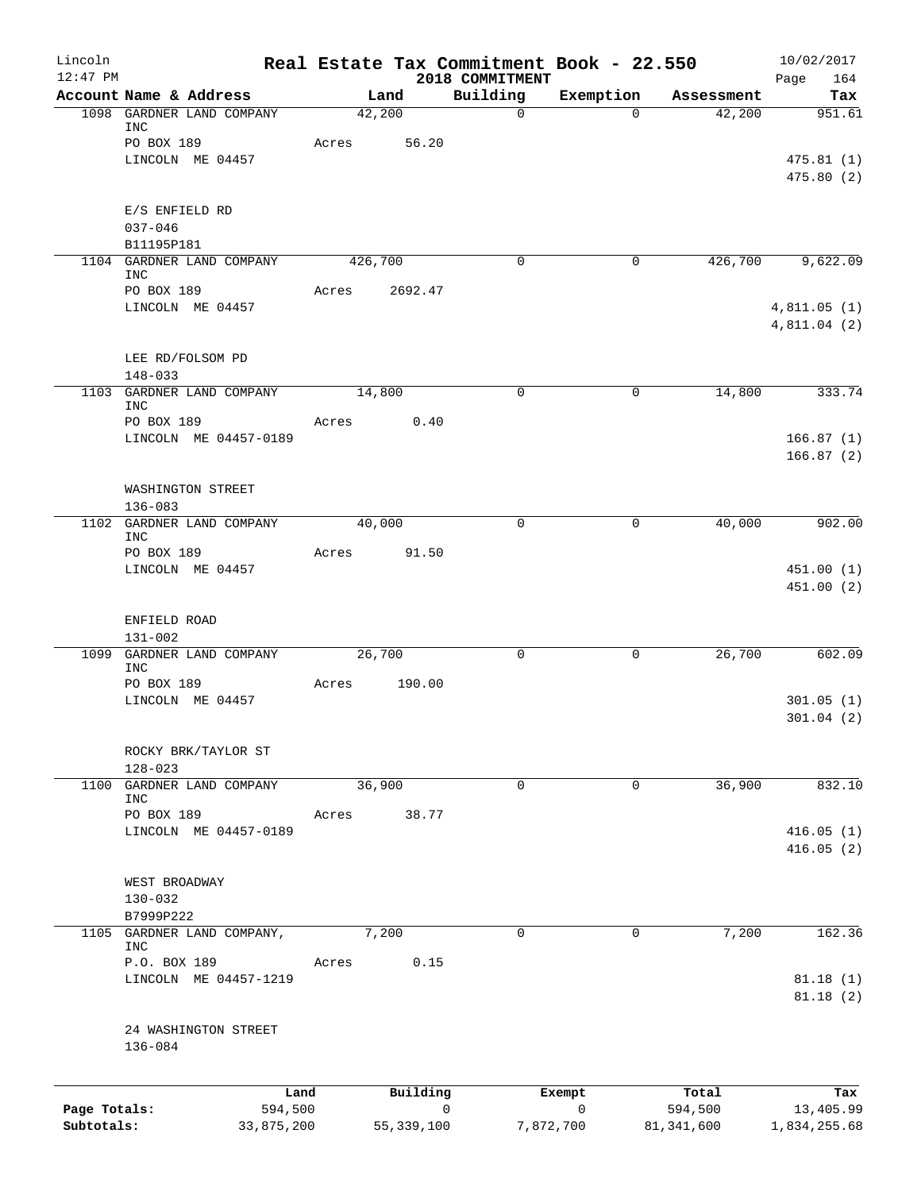Lincoln 12:47 PM

**Real Estate Tax Commitment Book - 22.550**

**2018 COMMITMENT**

10/02/2017

| Account Name & Address | Land | Building | Exemption | Assessment | Tax |
|---|---|---|---|---|---|
| 1098 GARDNER LAND COMPANY INC | 42,200 | 0 | 0 | 42,200 | 951.61 |
| PO BOX 189 | Acres 56.20 | | | | |
| LINCOLN ME 04457 | | | | | 475.81 (1) |
| | | | | | 475.80 (2) |
| E/S ENFIELD RD | | | | | |
| 037-046 | | | | | |
| B11195P181 | | | | | |
| 1104 GARDNER LAND COMPANY INC | 426,700 | 0 | 0 | 426,700 | 9,622.09 |
| PO BOX 189 | Acres 2692.47 | | | | |
| LINCOLN ME 04457 | | | | | 4,811.05 (1) |
| | | | | | 4,811.04 (2) |
| LEE RD/FOLSOM PD | | | | | |
| 148-033 | | | | | |
| 1103 GARDNER LAND COMPANY INC | 14,800 | 0 | 0 | 14,800 | 333.74 |
| PO BOX 189 | Acres 0.40 | | | | |
| LINCOLN ME 04457-0189 | | | | | 166.87 (1) |
| | | | | | 166.87 (2) |
| WASHINGTON STREET | | | | | |
| 136-083 | | | | | |
| 1102 GARDNER LAND COMPANY INC | 40,000 | 0 | 0 | 40,000 | 902.00 |
| PO BOX 189 | Acres 91.50 | | | | |
| LINCOLN ME 04457 | | | | | 451.00 (1) |
| | | | | | 451.00 (2) |
| ENFIELD ROAD | | | | | |
| 131-002 | | | | | |
| 1099 GARDNER LAND COMPANY INC | 26,700 | 0 | 0 | 26,700 | 602.09 |
| PO BOX 189 | Acres 190.00 | | | | |
| LINCOLN ME 04457 | | | | | 301.05 (1) |
| | | | | | 301.04 (2) |
| ROCKY BRK/TAYLOR ST | | | | | |
| 128-023 | | | | | |
| 1100 GARDNER LAND COMPANY INC | 36,900 | 0 | 0 | 36,900 | 832.10 |
| PO BOX 189 | Acres 38.77 | | | | |
| LINCOLN ME 04457-0189 | | | | | 416.05 (1) |
| | | | | | 416.05 (2) |
| WEST BROADWAY | | | | | |
| 130-032 | | | | | |
| B7999P222 | | | | | |
| 1105 GARDNER LAND COMPANY, INC | 7,200 | 0 | 0 | 7,200 | 162.36 |
| P.O. BOX 189 | Acres 0.15 | | | | |
| LINCOLN ME 04457-1219 | | | | | 81.18 (1) |
| | | | | | 81.18 (2) |
| 24 WASHINGTON STREET | | | | | |
| 136-084 | | | | | |

| | Land | Building | Exempt | Total | Tax |
|---|---|---|---|---|---|
| Page Totals: | 594,500 | 0 | 0 | 594,500 | 13,405.99 |
| Subtotals: | 33,875,200 | 55,339,100 | 7,872,700 | 81,341,600 | 1,834,255.68 |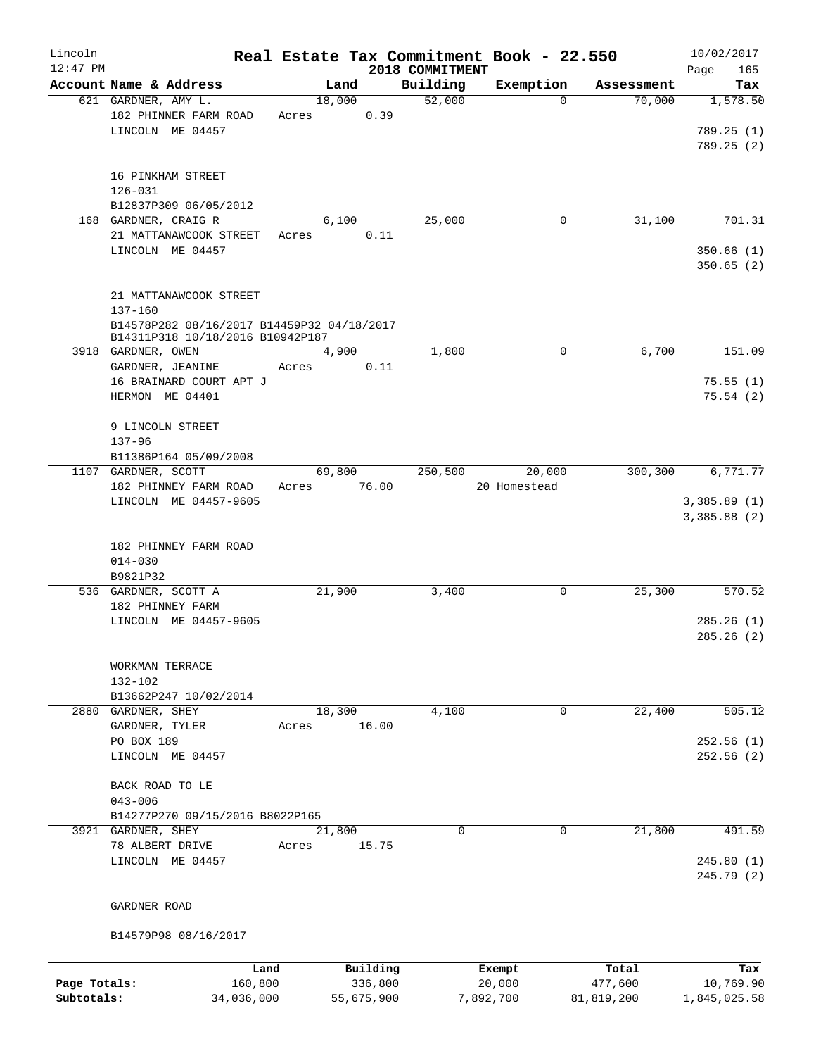# Real Estate Tax Commitment Book - 22.550

Lincoln
12:47 PM

2018 COMMITMENT

10/02/2017

| Account Name & Address | Land | Building | Exemption | Assessment | Tax |
|---|---|---|---|---|---|
| 621 GARDNER, AMY L. | 18,000 | 52,000 | 0 | 70,000 | 1,578.50 |
| 182 PHINNER FARM ROAD | Acres 0.39 | | | | |
| LINCOLN ME 04457 | | | | | 789.25 (1) |
| | | | | | 789.25 (2) |
| 16 PINKHAM STREET | | | | | |
| 126-031 | | | | | |
| B12837P309 06/05/2012 | | | | | |
| 168 GARDNER, CRAIG R | 6,100 | 25,000 | 0 | 31,100 | 701.31 |
| 21 MATTANAWCOOK STREET | Acres 0.11 | | | | |
| LINCOLN ME 04457 | | | | | 350.66 (1) |
| | | | | | 350.65 (2) |
| 21 MATTANAWCOOK STREET | | | | | |
| 137-160 | | | | | |
| B14578P282 08/16/2017 B14459P32 04/18/2017 | | | | | |
| B14311P318 10/18/2016 B10942P187 | | | | | |
| 3918 GARDNER, OWEN | 4,900 | 1,800 | 0 | 6,700 | 151.09 |
| GARDNER, JEANINE | Acres 0.11 | | | | |
| 16 BRAINARD COURT APT J | | | | | 75.55 (1) |
| HERMON ME 04401 | | | | | 75.54 (2) |
| 9 LINCOLN STREET | | | | | |
| 137-96 | | | | | |
| B11386P164 05/09/2008 | | | | | |
| 1107 GARDNER, SCOTT | 69,800 | 250,500 | 20,000 | 300,300 | 6,771.77 |
| 182 PHINNEY FARM ROAD | Acres 76.00 | | 20 Homestead | | |
| LINCOLN ME 04457-9605 | | | | | 3,385.89 (1) |
| | | | | | 3,385.88 (2) |
| 182 PHINNEY FARM ROAD | | | | | |
| 014-030 | | | | | |
| B9821P32 | | | | | |
| 536 GARDNER, SCOTT A | 21,900 | 3,400 | 0 | 25,300 | 570.52 |
| 182 PHINNEY FARM | | | | | |
| LINCOLN ME 04457-9605 | | | | | 285.26 (1) |
| | | | | | 285.26 (2) |
| WORKMAN TERRACE | | | | | |
| 132-102 | | | | | |
| B13662P247 10/02/2014 | | | | | |
| 2880 GARDNER, SHEY | 18,300 | 4,100 | 0 | 22,400 | 505.12 |
| GARDNER, TYLER | Acres 16.00 | | | | |
| PO BOX 189 | | | | | 252.56 (1) |
| LINCOLN ME 04457 | | | | | 252.56 (2) |
| BACK ROAD TO LE | | | | | |
| 043-006 | | | | | |
| B14277P270 09/15/2016 B8022P165 | | | | | |
| 3921 GARDNER, SHEY | 21,800 | 0 | 0 | 21,800 | 491.59 |
| 78 ALBERT DRIVE | Acres 15.75 | | | | |
| LINCOLN ME 04457 | | | | | 245.80 (1) |
| | | | | | 245.79 (2) |
| GARDNER ROAD | | | | | |
| B14579P98 08/16/2017 | | | | | |

| | Land | Building | Exempt | Total | Tax |
|---|---|---|---|---|---|
| Page Totals: | 160,800 | 336,800 | 20,000 | 477,600 | 10,769.90 |
| Subtotals: | 34,036,000 | 55,675,900 | 7,892,700 | 81,819,200 | 1,845,025.58 |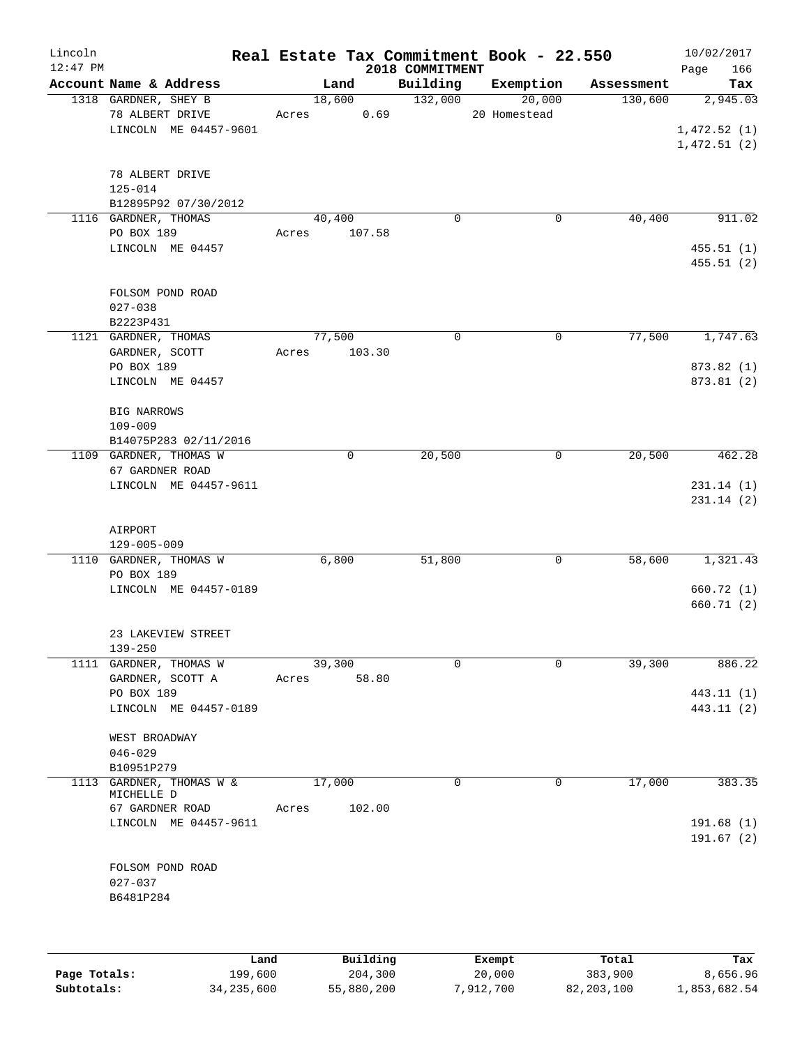# Real Estate Tax Commitment Book - 22.550

Lincoln
12:47 PM

2018 COMMITMENT

10/02/2017

| Account Name & Address | Land | Building | Exemption | Assessment | Tax |
|---|---|---|---|---|---|
| 1318 GARDNER, SHEY B<br>78 ALBERT DRIVE<br>LINCOLN ME 04457-9601<br><br>78 ALBERT DRIVE<br>125-014<br>B12895P92 07/30/2012 | 18,600<br>Acres 0.69 | 132,000 | 20,000<br>20 Homestead | 130,600 | 2,945.03<br><br>1,472.52 (1)<br>1,472.51 (2) |
| 1116 GARDNER, THOMAS<br>PO BOX 189<br>LINCOLN ME 04457<br><br>FOLSOM POND ROAD<br>027-038<br>B2223P431 | 40,400<br>Acres 107.58 | 0 | 0 | 40,400 | 911.02<br><br>455.51 (1)<br>455.51 (2) |
| 1121 GARDNER, THOMAS<br>GARDNER, SCOTT<br>PO BOX 189<br>LINCOLN ME 04457<br><br>BIG NARROWS<br>109-009<br>B14075P283 02/11/2016 | 77,500<br>Acres 103.30 | 0 | 0 | 77,500 | 1,747.63<br><br>873.82 (1)<br>873.81 (2) |
| 1109 GARDNER, THOMAS W<br>67 GARDNER ROAD<br>LINCOLN ME 04457-9611<br><br>AIRPORT<br>129-005-009 | 0 | 20,500 | 0 | 20,500 | 462.28<br><br>231.14 (1)<br>231.14 (2) |
| 1110 GARDNER, THOMAS W<br>PO BOX 189<br>LINCOLN ME 04457-0189<br><br>23 LAKEVIEW STREET<br>139-250 | 6,800 | 51,800 | 0 | 58,600 | 1,321.43<br><br>660.72 (1)<br>660.71 (2) |
| 1111 GARDNER, THOMAS W<br>GARDNER, SCOTT A<br>PO BOX 189<br>LINCOLN ME 04457-0189<br><br>WEST BROADWAY<br>046-029<br>B10951P279 | 39,300<br>Acres 58.80 | 0 | 0 | 39,300 | 886.22<br><br>443.11 (1)<br>443.11 (2) |
| 1113 GARDNER, THOMAS W &<br>MICHELLE D<br>67 GARDNER ROAD<br>LINCOLN ME 04457-9611<br><br>FOLSOM POND ROAD<br>027-037<br>B6481P284 | 17,000<br>Acres 102.00 | 0 | 0 | 17,000 | 383.35<br><br>191.68 (1)<br>191.67 (2) |

| | Land | Building | Exempt | Total | Tax |
|---|---|---|---|---|---|
| Page Totals: | 199,600 | 204,300 | 20,000 | 383,900 | 8,656.96 |
| Subtotals: | 34,235,600 | 55,880,200 | 7,912,700 | 82,203,100 | 1,853,682.54 |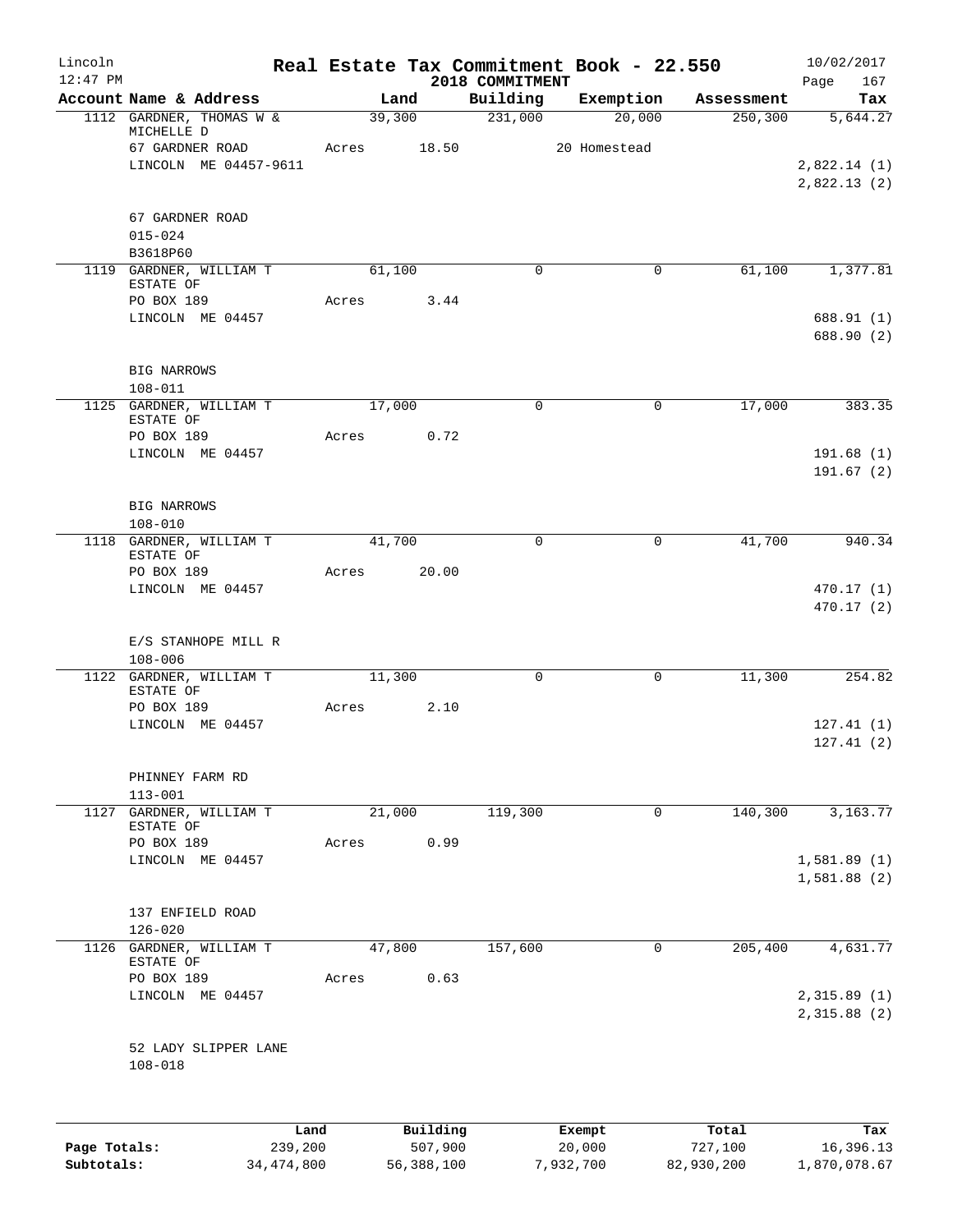Lincoln 12:47 PM

# Real Estate Tax Commitment Book - 22.550

2018 COMMITMENT

10/02/2017 Page 167

| Account Name & Address | Land | Building | Exemption | Assessment | Tax |
|---|---|---|---|---|---|
| 1112 GARDNER, THOMAS W & MICHELLE D | 39,300 | 231,000 | 20,000 | 250,300 | 5,644.27 |
| 67 GARDNER ROAD | Acres 18.50 | | 20 Homestead | | |
| LINCOLN ME 04457-9611 | | | | | 2,822.14 (1) |
| | | | | | 2,822.13 (2) |
| 67 GARDNER ROAD | | | | | |
| 015-024 | | | | | |
| B3618P60 | | | | | |
| 1119 GARDNER, WILLIAM T ESTATE OF | 61,100 | 0 | 0 | 61,100 | 1,377.81 |
| PO BOX 189 | Acres 3.44 | | | | |
| LINCOLN ME 04457 | | | | | 688.91 (1) |
| | | | | | 688.90 (2) |
| BIG NARROWS | | | | | |
| 108-011 | | | | | |
| 1125 GARDNER, WILLIAM T ESTATE OF | 17,000 | 0 | 0 | 17,000 | 383.35 |
| PO BOX 189 | Acres 0.72 | | | | |
| LINCOLN ME 04457 | | | | | 191.68 (1) |
| | | | | | 191.67 (2) |
| BIG NARROWS | | | | | |
| 108-010 | | | | | |
| 1118 GARDNER, WILLIAM T ESTATE OF | 41,700 | 0 | 0 | 41,700 | 940.34 |
| PO BOX 189 | Acres 20.00 | | | | |
| LINCOLN ME 04457 | | | | | 470.17 (1) |
| | | | | | 470.17 (2) |
| E/S STANHOPE MILL R | | | | | |
| 108-006 | | | | | |
| 1122 GARDNER, WILLIAM T ESTATE OF | 11,300 | 0 | 0 | 11,300 | 254.82 |
| PO BOX 189 | Acres 2.10 | | | | |
| LINCOLN ME 04457 | | | | | 127.41 (1) |
| | | | | | 127.41 (2) |
| PHINNEY FARM RD | | | | | |
| 113-001 | | | | | |
| 1127 GARDNER, WILLIAM T ESTATE OF | 21,000 | 119,300 | 0 | 140,300 | 3,163.77 |
| PO BOX 189 | Acres 0.99 | | | | |
| LINCOLN ME 04457 | | | | | 1,581.89 (1) |
| | | | | | 1,581.88 (2) |
| 137 ENFIELD ROAD | | | | | |
| 126-020 | | | | | |
| 1126 GARDNER, WILLIAM T ESTATE OF | 47,800 | 157,600 | 0 | 205,400 | 4,631.77 |
| PO BOX 189 | Acres 0.63 | | | | |
| LINCOLN ME 04457 | | | | | 2,315.89 (1) |
| | | | | | 2,315.88 (2) |
| 52 LADY SLIPPER LANE | | | | | |
| 108-018 | | | | | |

| | Land | Building | Exempt | Total | Tax |
|---|---|---|---|---|---|
| Page Totals: | 239,200 | 507,900 | 20,000 | 727,100 | 16,396.13 |
| Subtotals: | 34,474,800 | 56,388,100 | 7,932,700 | 82,930,200 | 1,870,078.67 |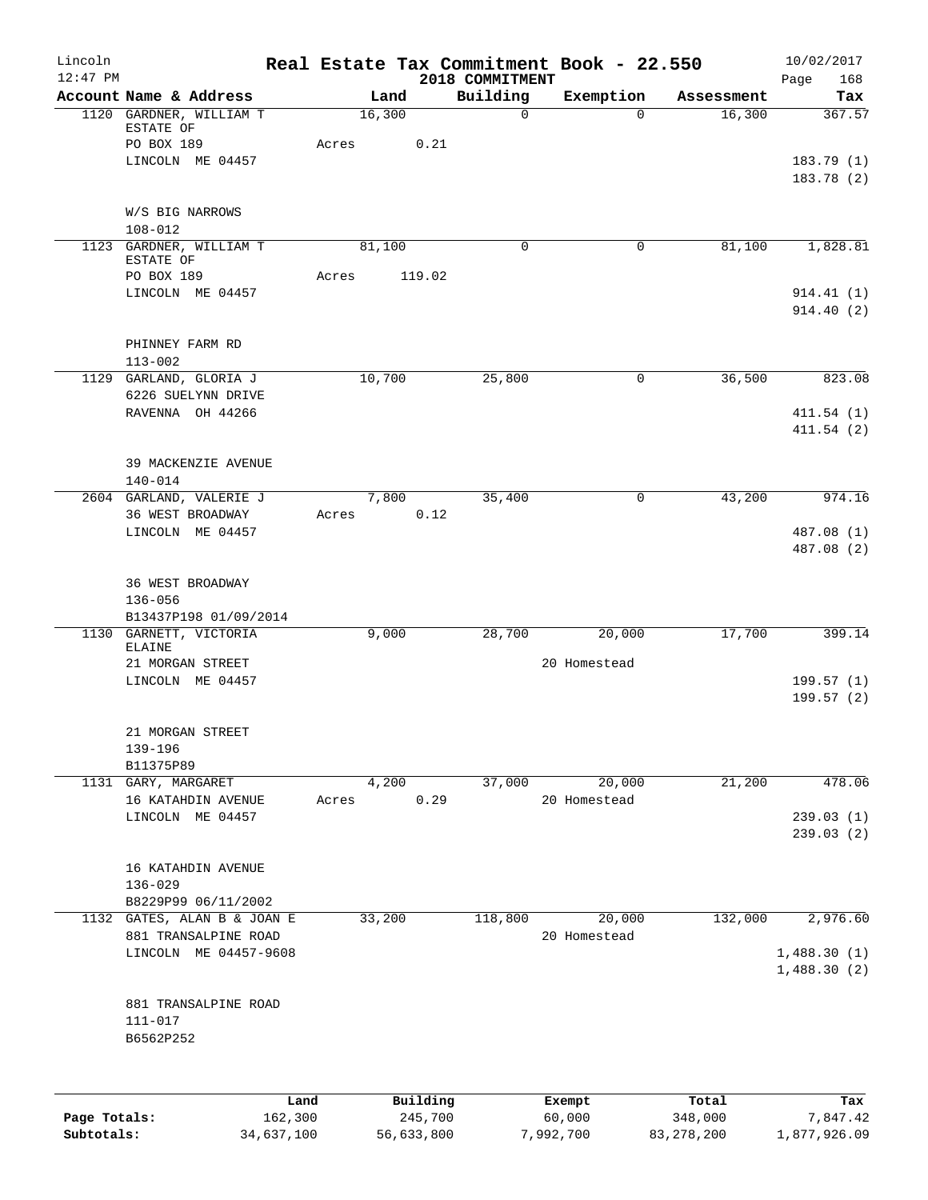# Real Estate Tax Commitment Book - 22.550

## 2018 COMMITMENT

Lincoln 12:47 PM — 10/02/2017

| Account | Name & Address | Land | Building | Exemption | Assessment | Tax |
|---|---|---|---|---|---|---|
| 1120 | GARDNER, WILLIAM T ESTATE OF<br>PO BOX 189<br>LINCOLN ME 04457<br><br>W/S BIG NARROWS<br>108-012 | 16,300<br>Acres 0.21 | 0 | 0 | 16,300 | 367.57<br><br>183.79 (1)<br>183.78 (2) |
| 1123 | GARDNER, WILLIAM T ESTATE OF<br>PO BOX 189<br>LINCOLN ME 04457<br><br>PHINNEY FARM RD<br>113-002 | 81,100<br>Acres 119.02 | 0 | 0 | 81,100 | 1,828.81<br><br>914.41 (1)<br>914.40 (2) |
| 1129 | GARLAND, GLORIA J<br>6226 SUELYNN DRIVE<br>RAVENNA OH 44266<br><br>39 MACKENZIE AVENUE<br>140-014 | 10,700 | 25,800 | 0 | 36,500 | 823.08<br><br>411.54 (1)<br>411.54 (2) |
| 2604 | GARLAND, VALERIE J<br>36 WEST BROADWAY<br>LINCOLN ME 04457<br><br>36 WEST BROADWAY<br>136-056<br>B13437P198 01/09/2014 | 7,800<br>Acres 0.12 | 35,400 | 0 | 43,200 | 974.16<br><br>487.08 (1)<br>487.08 (2) |
| 1130 | GARNETT, VICTORIA ELAINE<br>21 MORGAN STREET<br>LINCOLN ME 04457<br><br>21 MORGAN STREET<br>139-196<br>B11375P89 | 9,000 | 28,700 | 20,000<br>20 Homestead | 17,700 | 399.14<br><br>199.57 (1)<br>199.57 (2) |
| 1131 | GARY, MARGARET<br>16 KATAHDIN AVENUE<br>LINCOLN ME 04457<br><br>16 KATAHDIN AVENUE<br>136-029<br>B8229P99 06/11/2002 | 4,200<br>Acres 0.29 | 37,000 | 20,000<br>20 Homestead | 21,200 | 478.06<br><br>239.03 (1)<br>239.03 (2) |
| 1132 | GATES, ALAN B & JOAN E<br>881 TRANSALPINE ROAD<br>LINCOLN ME 04457-9608<br><br>881 TRANSALPINE ROAD<br>111-017<br>B6562P252 | 33,200 | 118,800 | 20,000<br>20 Homestead | 132,000 | 2,976.60<br><br>1,488.30 (1)<br>1,488.30 (2) |

| | Land | Building | Exempt | Total | Tax |
|---|---|---|---|---|---|
| Page Totals: | 162,300 | 245,700 | 60,000 | 348,000 | 7,847.42 |
| Subtotals: | 34,637,100 | 56,633,800 | 7,992,700 | 83,278,200 | 1,877,926.09 |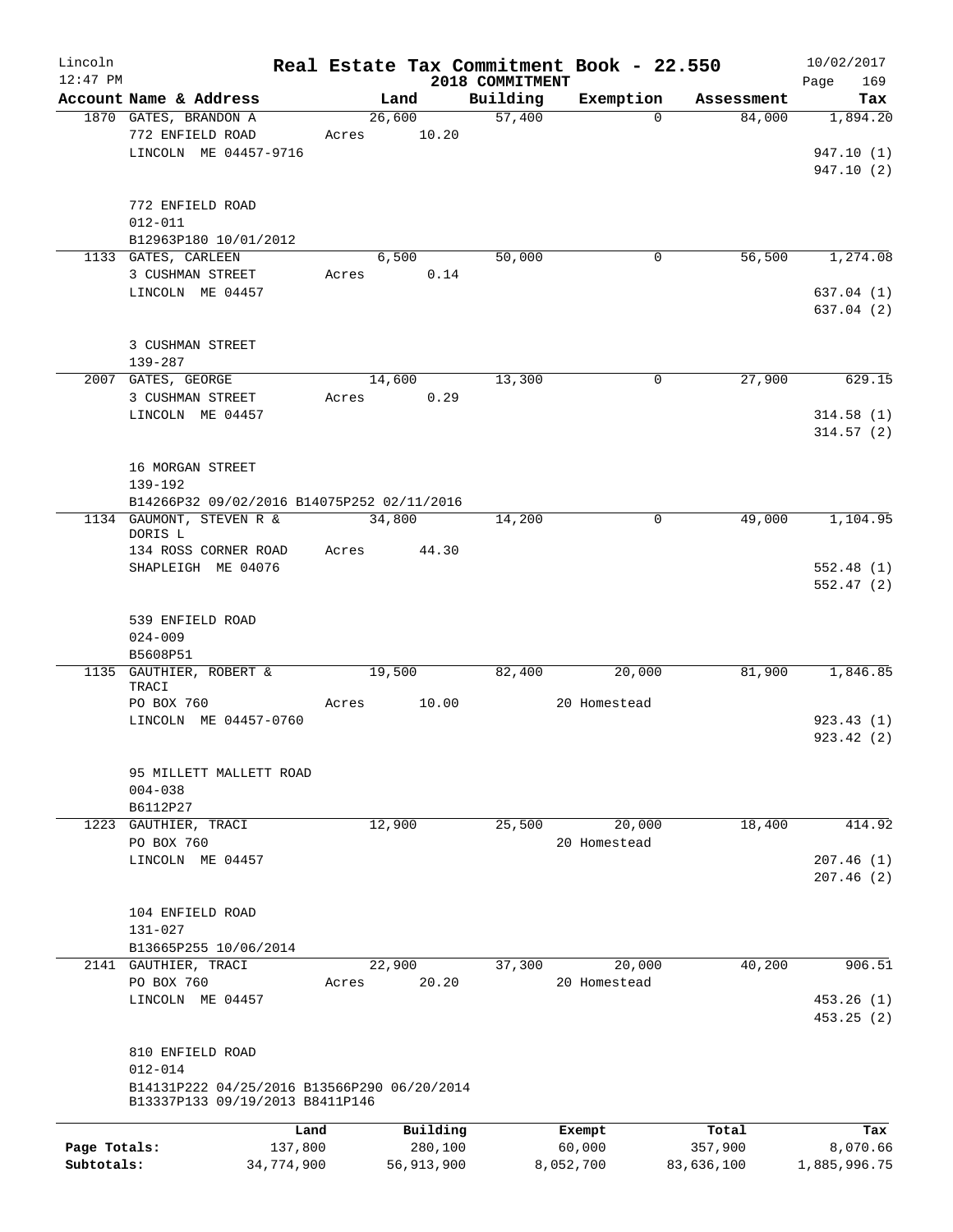# Real Estate Tax Commitment Book - 22.550

Lincoln
12:47 PM

2018 COMMITMENT

10/02/2017

| Account | Name & Address | Land | Building | Exemption | Assessment | Tax |
|---|---|---|---|---|---|---|
| 1870 | GATES, BRANDON A<br>772 ENFIELD ROAD<br>LINCOLN ME 04457-9716<br><br>772 ENFIELD ROAD<br>012-011<br>B12963P180 10/01/2012 | 26,600<br>Acres 10.20 | 57,400 | 0 | 84,000 | 1,894.20<br>947.10 (1)<br>947.10 (2) |
| 1133 | GATES, CARLEEN<br>3 CUSHMAN STREET<br>LINCOLN ME 04457<br><br>3 CUSHMAN STREET<br>139-287 | 6,500<br>Acres 0.14 | 50,000 | 0 | 56,500 | 1,274.08<br>637.04 (1)<br>637.04 (2) |
| 2007 | GATES, GEORGE<br>3 CUSHMAN STREET<br>LINCOLN ME 04457<br><br>16 MORGAN STREET<br>139-192<br>B14266P32 09/02/2016 B14075P252 02/11/2016 | 14,600<br>Acres 0.29 | 13,300 | 0 | 27,900 | 629.15<br>314.58 (1)<br>314.57 (2) |
| 1134 | GAUMONT, STEVEN R & DORIS L<br>134 ROSS CORNER ROAD<br>SHAPLEIGH ME 04076<br><br>539 ENFIELD ROAD<br>024-009<br>B5608P51 | 34,800<br>Acres 44.30 | 14,200 | 0 | 49,000 | 1,104.95<br>552.48 (1)<br>552.47 (2) |
| 1135 | GAUTHIER, ROBERT & TRACI<br>PO BOX 760<br>LINCOLN ME 04457-0760<br><br>95 MILLETT MALLETT ROAD<br>004-038<br>B6112P27 | 19,500<br>Acres 10.00 | 82,400 | 20,000<br>20 Homestead | 81,900 | 1,846.85<br>923.43 (1)<br>923.42 (2) |
| 1223 | GAUTHIER, TRACI<br>PO BOX 760<br>LINCOLN ME 04457<br><br>104 ENFIELD ROAD<br>131-027<br>B13665P255 10/06/2014 | 12,900 | 25,500 | 20,000<br>20 Homestead | 18,400 | 414.92<br>207.46 (1)<br>207.46 (2) |
| 2141 | GAUTHIER, TRACI<br>PO BOX 760<br>LINCOLN ME 04457<br><br>810 ENFIELD ROAD<br>012-014<br>B14131P222 04/25/2016 B13566P290 06/20/2014<br>B13337P133 09/19/2013 B8411P146 | 22,900<br>Acres 20.20 | 37,300 | 20,000<br>20 Homestead | 40,200 | 906.51<br>453.26 (1)<br>453.25 (2) |

| | Land | Building | Exempt | Total | Tax |
|---|---|---|---|---|---|
| Page Totals: | 137,800 | 280,100 | 60,000 | 357,900 | 8,070.66 |
| Subtotals: | 34,774,900 | 56,913,900 | 8,052,700 | 83,636,100 | 1,885,996.75 |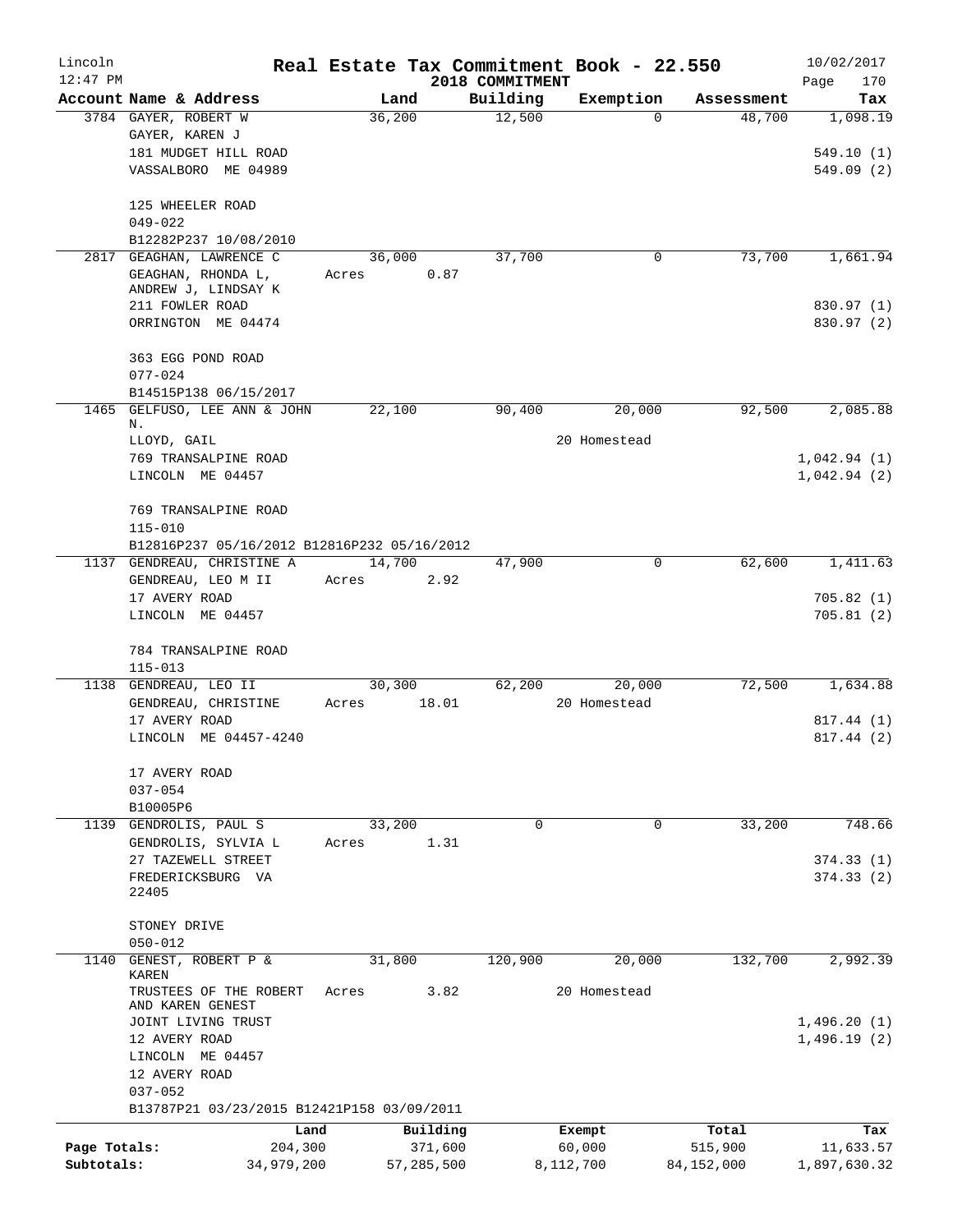# Real Estate Tax Commitment Book - 22.550

2018 COMMITMENT

| Account | Name & Address | Land | Building | Exemption | Assessment | Tax |
|---|---|---|---|---|---|---|
| 3784 | GAYER, ROBERT W<br>GAYER, KAREN J<br>181 MUDGET HILL ROAD<br>VASSALBORO ME 04989<br><br>125 WHEELER ROAD<br>049-022<br>B12282P237 10/08/2010 | 36,200 | 12,500 | 0 | 48,700 | 1,098.19<br><br>549.10 (1)<br>549.09 (2) |
| 2817 | GEAGHAN, LAWRENCE C<br>GEAGHAN, RHONDA L, ANDREW J, LINDSAY K<br>211 FOWLER ROAD<br>ORRINGTON ME 04474<br><br>363 EGG POND ROAD<br>077-024<br>B14515P138 06/15/2017 | 36,000<br>Acres 0.87 | 37,700 | 0 | 73,700 | 1,661.94<br><br>830.97 (1)<br>830.97 (2) |
| 1465 | GELFUSO, LEE ANN & JOHN N.<br>LLOYD, GAIL<br>769 TRANSALPINE ROAD<br>LINCOLN ME 04457<br><br>769 TRANSALPINE ROAD<br>115-010<br>B12816P237 05/16/2012 B12816P232 05/16/2012 | 22,100 | 90,400 | 20,000<br>20 Homestead | 92,500 | 2,085.88<br><br>1,042.94 (1)<br>1,042.94 (2) |
| 1137 | GENDREAU, CHRISTINE A<br>GENDREAU, LEO M II<br>17 AVERY ROAD<br>LINCOLN ME 04457<br><br>784 TRANSALPINE ROAD<br>115-013 | 14,700<br>Acres 2.92 | 47,900 | 0 | 62,600 | 1,411.63<br><br>705.82 (1)<br>705.81 (2) |
| 1138 | GENDREAU, LEO II<br>GENDREAU, CHRISTINE<br>17 AVERY ROAD<br>LINCOLN ME 04457-4240<br><br>17 AVERY ROAD<br>037-054<br>B10005P6 | 30,300<br>Acres 18.01 | 62,200 | 20,000<br>20 Homestead | 72,500 | 1,634.88<br><br>817.44 (1)<br>817.44 (2) |
| 1139 | GENDROLIS, PAUL S<br>GENDROLIS, SYLVIA L<br>27 TAZEWELL STREET<br>FREDERICKSBURG VA 22405<br><br>STONEY DRIVE<br>050-012 | 33,200<br>Acres 1.31 | 0 | 0 | 33,200 | 748.66<br><br>374.33 (1)<br>374.33 (2) |
| 1140 | GENEST, ROBERT P & KAREN<br>TRUSTEES OF THE ROBERT AND KAREN GENEST JOINT LIVING TRUST<br>12 AVERY ROAD<br>LINCOLN ME 04457<br>12 AVERY ROAD<br>037-052<br>B13787P21 03/23/2015 B12421P158 03/09/2011 | 31,800<br>Acres 3.82 | 120,900 | 20,000<br>20 Homestead | 132,700 | 2,992.39<br><br>1,496.20 (1)<br>1,496.19 (2) |

| | Land | Building | Exempt | Total | Tax |
|---|---|---|---|---|---|
| Page Totals: | 204,300 | 371,600 | 60,000 | 515,900 | 11,633.57 |
| Subtotals: | 34,979,200 | 57,285,500 | 8,112,700 | 84,152,000 | 1,897,630.32 |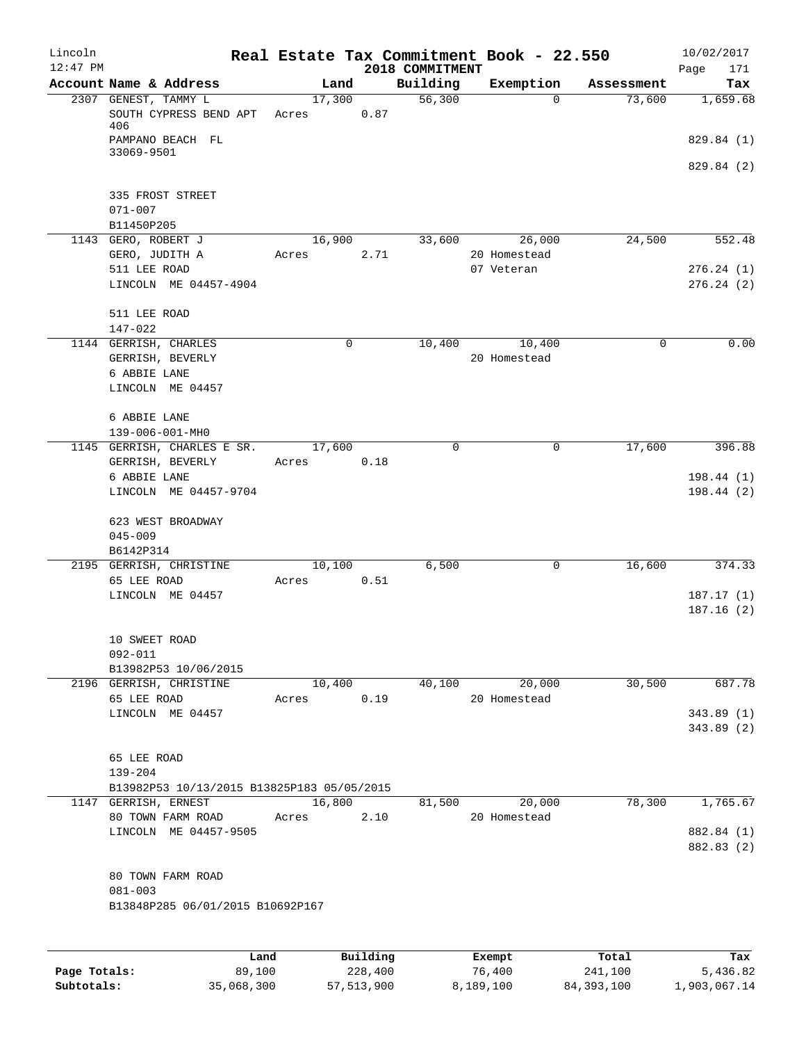Lincoln | Real Estate Tax Commitment Book - 22.550 | 10/02/2017
12:47 PM | 2018 COMMITMENT | Page 171

| Account Name & Address | Land | Building | Exemption | Assessment | Tax |
|---|---|---|---|---|---|
| 2307 GENEST, TAMMY L<br>SOUTH CYPRESS BEND APT 406<br>PAMPANO BEACH FL 33069-9501<br><br>335 FROST STREET<br>071-007<br>B11450P205 | 17,300<br>Acres 0.87 | 56,300 | 0 | 73,600 | 1,659.68<br><br>829.84 (1)<br>829.84 (2) |
| 1143 GERO, ROBERT J<br>GERO, JUDITH A<br>511 LEE ROAD<br>LINCOLN ME 04457-4904<br><br>511 LEE ROAD<br>147-022 | 16,900<br>Acres 2.71 | 33,600 | 26,000<br>20 Homestead<br>07 Veteran | 24,500 | 552.48<br><br>276.24 (1)<br>276.24 (2) |
| 1144 GERRISH, CHARLES<br>GERRISH, BEVERLY<br>6 ABBIE LANE<br>LINCOLN ME 04457<br><br>6 ABBIE LANE<br>139-006-001-MH0 | 0 | 10,400 | 10,400<br>20 Homestead | 0 | 0.00 |
| 1145 GERRISH, CHARLES E SR.<br>GERRISH, BEVERLY<br>6 ABBIE LANE<br>LINCOLN ME 04457-9704<br><br>623 WEST BROADWAY<br>045-009<br>B6142P314 | 17,600<br>Acres 0.18 | 0 | 0 | 17,600 | 396.88<br><br>198.44 (1)<br>198.44 (2) |
| 2195 GERRISH, CHRISTINE<br>65 LEE ROAD<br>LINCOLN ME 04457<br><br>10 SWEET ROAD<br>092-011<br>B13982P53 10/06/2015 | 10,100<br>Acres 0.51 | 6,500 | 0 | 16,600 | 374.33<br><br>187.17 (1)<br>187.16 (2) |
| 2196 GERRISH, CHRISTINE<br>65 LEE ROAD<br>LINCOLN ME 04457<br><br>65 LEE ROAD<br>139-204<br>B13982P53 10/13/2015 B13825P183 05/05/2015 | 10,400<br>Acres 0.19 | 40,100 | 20,000<br>20 Homestead | 30,500 | 687.78<br><br>343.89 (1)<br>343.89 (2) |
| 1147 GERRISH, ERNEST<br>80 TOWN FARM ROAD<br>LINCOLN ME 04457-9505<br><br>80 TOWN FARM ROAD<br>081-003<br>B13848P285 06/01/2015 B10692P167 | 16,800<br>Acres 2.10 | 81,500 | 20,000<br>20 Homestead | 78,300 | 1,765.67<br><br>882.84 (1)<br>882.83 (2) |

| | Land | Building | Exempt | Total | Tax |
|---|---|---|---|---|---|
| Page Totals: | 89,100 | 228,400 | 76,400 | 241,100 | 5,436.82 |
| Subtotals: | 35,068,300 | 57,513,900 | 8,189,100 | 84,393,100 | 1,903,067.14 |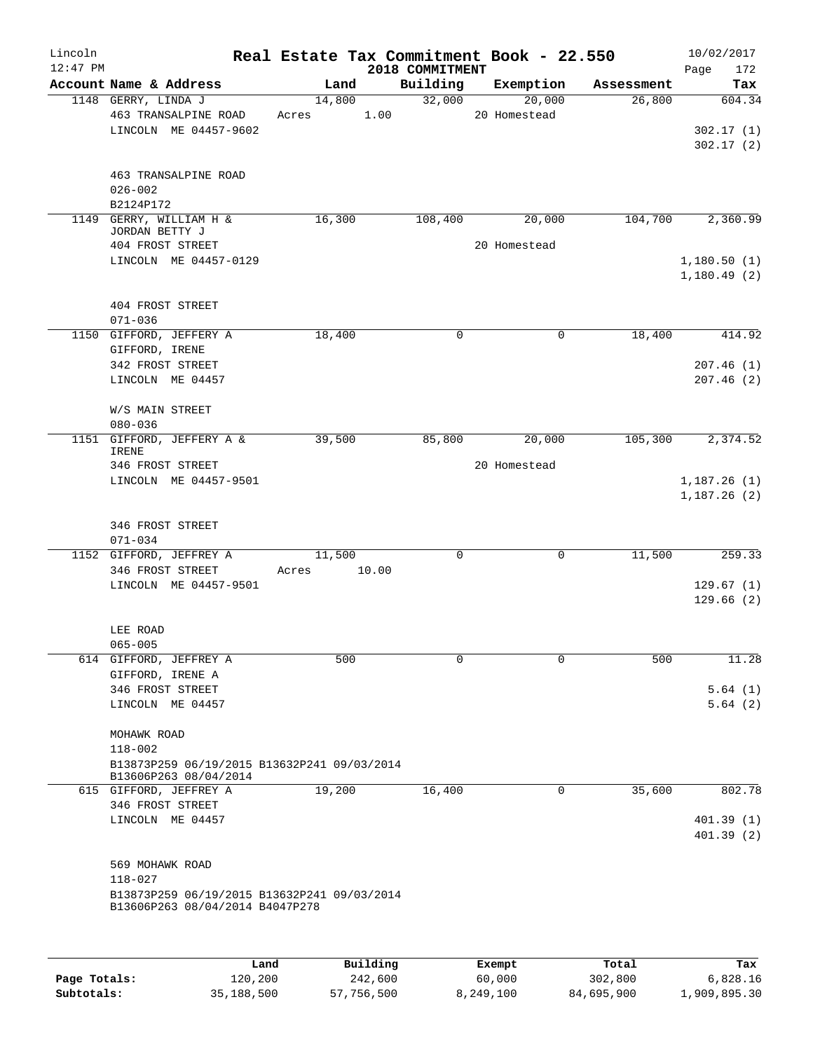Lincoln 12:47 PM

# Real Estate Tax Commitment Book - 22.550

## 2018 COMMITMENT

10/02/2017

| Account | Name & Address | Land | Building | Exemption | Assessment | Tax |
|---|---|---|---|---|---|---|
| 1148 | GERRY, LINDA J<br>463 TRANSALPINE ROAD<br>LINCOLN ME 04457-9602<br><br>463 TRANSALPINE ROAD<br>026-002<br>B2124P172 | 14,800<br>Acres 1.00 | 32,000 | 20,000<br>20 Homestead | 26,800 | 604.34<br>302.17 (1)<br>302.17 (2) |
| 1149 | GERRY, WILLIAM H &<br>JORDAN BETTY J<br>404 FROST STREET<br>LINCOLN ME 04457-0129<br><br>404 FROST STREET<br>071-036 | 16,300 | 108,400 | 20,000<br>20 Homestead | 104,700 | 2,360.99<br>1,180.50 (1)<br>1,180.49 (2) |
| 1150 | GIFFORD, JEFFERY A<br>GIFFORD, IRENE<br>342 FROST STREET<br>LINCOLN ME 04457<br><br>W/S MAIN STREET<br>080-036 | 18,400 | 0 | 0 | 18,400 | 414.92<br>207.46 (1)<br>207.46 (2) |
| 1151 | GIFFORD, JEFFERY A &<br>IRENE<br>346 FROST STREET<br>LINCOLN ME 04457-9501<br><br>346 FROST STREET<br>071-034 | 39,500 | 85,800 | 20,000<br>20 Homestead | 105,300 | 2,374.52<br>1,187.26 (1)<br>1,187.26 (2) |
| 1152 | GIFFORD, JEFFREY A<br>346 FROST STREET<br>LINCOLN ME 04457-9501<br><br>LEE ROAD<br>065-005 | 11,500<br>Acres 10.00 | 0 | 0 | 11,500 | 259.33<br>129.67 (1)<br>129.66 (2) |
| 614 | GIFFORD, JEFFREY A<br>GIFFORD, IRENE A<br>346 FROST STREET<br>LINCOLN ME 04457<br><br>MOHAWK ROAD<br>118-002<br>B13873P259 06/19/2015 B13632P241 09/03/2014<br>B13606P263 08/04/2014 | 500 | 0 | 0 | 500 | 11.28<br>5.64 (1)<br>5.64 (2) |
| 615 | GIFFORD, JEFFREY A<br>346 FROST STREET<br>LINCOLN ME 04457<br><br>569 MOHAWK ROAD<br>118-027<br>B13873P259 06/19/2015 B13632P241 09/03/2014<br>B13606P263 08/04/2014 B4047P278 | 19,200 | 16,400 | 0 | 35,600 | 802.78<br>401.39 (1)<br>401.39 (2) |

| | Land | Building | Exempt | Total | Tax |
|---|---|---|---|---|---|
| **Page Totals:** | 120,200 | 242,600 | 60,000 | 302,800 | 6,828.16 |
| **Subtotals:** | 35,188,500 | 57,756,500 | 8,249,100 | 84,695,900 | 1,909,895.30 |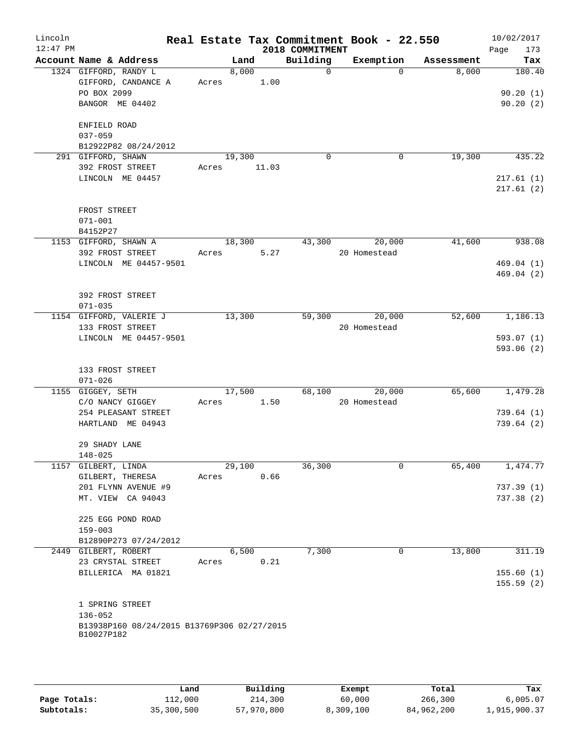# Real Estate Tax Commitment Book - 22.550

Lincoln 12:47 PM — 2018 COMMITMENT — 10/02/2017

| Account Name & Address | Land | Building | Exemption | Assessment | Tax |
|---|---|---|---|---|---|
| 1324 GIFFORD, RANDY L | 8,000 | 0 | 0 | 8,000 | 180.40 |
| GIFFORD, CANDANCE A | Acres 1.00 | | | | |
| PO BOX 2099 | | | | | 90.20 (1) |
| BANGOR ME 04402 | | | | | 90.20 (2) |
| ENFIELD ROAD | | | | | |
| 037-059 | | | | | |
| B12922P82 08/24/2012 | | | | | |
| 291 GIFFORD, SHAWN | 19,300 | 0 | 0 | 19,300 | 435.22 |
| 392 FROST STREET | Acres 11.03 | | | | |
| LINCOLN ME 04457 | | | | | 217.61 (1) |
| | | | | | 217.61 (2) |
| FROST STREET | | | | | |
| 071-001 | | | | | |
| B4152P27 | | | | | |
| 1153 GIFFORD, SHAWN A | 18,300 | 43,300 | 20,000 | 41,600 | 938.08 |
| 392 FROST STREET | Acres 5.27 | | 20 Homestead | | |
| LINCOLN ME 04457-9501 | | | | | 469.04 (1) |
| | | | | | 469.04 (2) |
| 392 FROST STREET | | | | | |
| 071-035 | | | | | |
| 1154 GIFFORD, VALERIE J | 13,300 | 59,300 | 20,000 | 52,600 | 1,186.13 |
| 133 FROST STREET | | | 20 Homestead | | |
| LINCOLN ME 04457-9501 | | | | | 593.07 (1) |
| | | | | | 593.06 (2) |
| 133 FROST STREET | | | | | |
| 071-026 | | | | | |
| 1155 GIGGEY, SETH | 17,500 | 68,100 | 20,000 | 65,600 | 1,479.28 |
| C/O NANCY GIGGEY | Acres 1.50 | | 20 Homestead | | |
| 254 PLEASANT STREET | | | | | 739.64 (1) |
| HARTLAND ME 04943 | | | | | 739.64 (2) |
| 29 SHADY LANE | | | | | |
| 148-025 | | | | | |
| 1157 GILBERT, LINDA | 29,100 | 36,300 | 0 | 65,400 | 1,474.77 |
| GILBERT, THERESA | Acres 0.66 | | | | |
| 201 FLYNN AVENUE #9 | | | | | 737.39 (1) |
| MT. VIEW CA 94043 | | | | | 737.38 (2) |
| 225 EGG POND ROAD | | | | | |
| 159-003 | | | | | |
| B12890P273 07/24/2012 | | | | | |
| 2449 GILBERT, ROBERT | 6,500 | 7,300 | 0 | 13,800 | 311.19 |
| 23 CRYSTAL STREET | Acres 0.21 | | | | |
| BILLERICA MA 01821 | | | | | 155.60 (1) |
| | | | | | 155.59 (2) |
| 1 SPRING STREET | | | | | |
| 136-052 | | | | | |
| B13938P160 08/24/2015 B13769P306 02/27/2015 B10027P182 | | | | | |

| | Land | Building | Exempt | Total | Tax |
|---|---|---|---|---|---|
| Page Totals: | 112,000 | 214,300 | 60,000 | 266,300 | 6,005.07 |
| Subtotals: | 35,300,500 | 57,970,800 | 8,309,100 | 84,962,200 | 1,915,900.37 |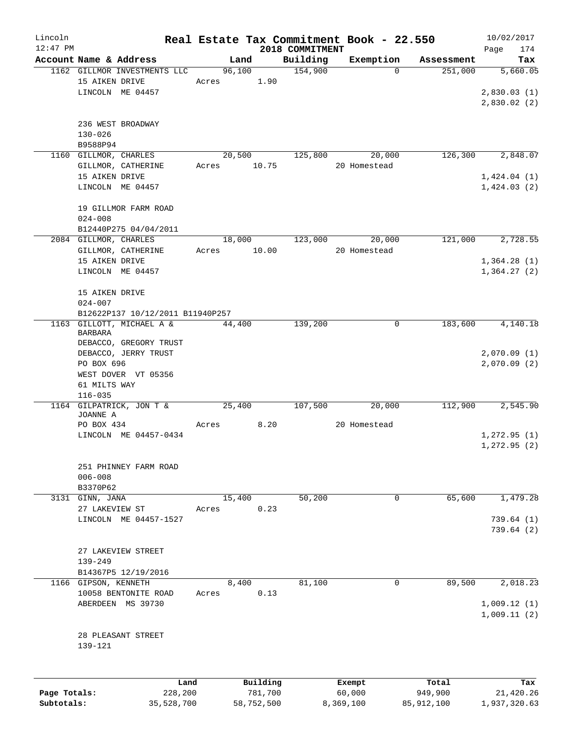# Real Estate Tax Commitment Book - 22.550

Lincoln 12:47 PM — 2018 COMMITMENT — 10/02/2017

| Account Name & Address | Land | Building | Exemption | Assessment | Tax |
|---|---|---|---|---|---|
| 1162 GILLMOR INVESTMENTS LLC<br>15 AIKEN DRIVE<br>LINCOLN ME 04457<br><br>236 WEST BROADWAY<br>130-026<br>B9588P94 | 96,100<br>Acres 1.90 | 154,900 | 0 | 251,000 | 5,660.05<br>2,830.03 (1)<br>2,830.02 (2) |
| 1160 GILLMOR, CHARLES<br>GILLMOR, CATHERINE<br>15 AIKEN DRIVE<br>LINCOLN ME 04457<br><br>19 GILLMOR FARM ROAD<br>024-008<br>B12440P275 04/04/2011 | 20,500<br>Acres 10.75 | 125,800 | 20,000<br>20 Homestead | 126,300 | 2,848.07<br>1,424.04 (1)<br>1,424.03 (2) |
| 2084 GILLMOR, CHARLES<br>GILLMOR, CATHERINE<br>15 AIKEN DRIVE<br>LINCOLN ME 04457<br><br>15 AIKEN DRIVE<br>024-007<br>B12622P137 10/12/2011 B11940P257 | 18,000<br>Acres 10.00 | 123,000 | 20,000<br>20 Homestead | 121,000 | 2,728.55<br>1,364.28 (1)<br>1,364.27 (2) |
| 1163 GILLOTT, MICHAEL A & BARBARA<br>DEBACCO, GREGORY TRUST<br>DEBACCO, JERRY TRUST<br>PO BOX 696<br>WEST DOVER VT 05356<br>61 MILTS WAY<br>116-035 | 44,400 | 139,200 | 0 | 183,600 | 4,140.18<br>2,070.09 (1)<br>2,070.09 (2) |
| 1164 GILPATRICK, JON T & JOANNE A<br>PO BOX 434<br>LINCOLN ME 04457-0434<br><br>251 PHINNEY FARM ROAD<br>006-008<br>B3370P62 | 25,400<br>Acres 8.20 | 107,500 | 20,000<br>20 Homestead | 112,900 | 2,545.90<br>1,272.95 (1)<br>1,272.95 (2) |
| 3131 GINN, JANA<br>27 LAKEVIEW ST<br>LINCOLN ME 04457-1527<br><br>27 LAKEVIEW STREET<br>139-249<br>B14367P5 12/19/2016 | 15,400<br>Acres 0.23 | 50,200 | 0 | 65,600 | 1,479.28<br>739.64 (1)<br>739.64 (2) |
| 1166 GIPSON, KENNETH<br>10058 BENTONITE ROAD<br>ABERDEEN MS 39730<br><br>28 PLEASANT STREET<br>139-121 | 8,400<br>Acres 0.13 | 81,100 | 0 | 89,500 | 2,018.23<br>1,009.12 (1)<br>1,009.11 (2) |

| | Land | Building | Exempt | Total | Tax |
|---|---|---|---|---|---|
| Page Totals: | 228,200 | 781,700 | 60,000 | 949,900 | 21,420.26 |
| Subtotals: | 35,528,700 | 58,752,500 | 8,369,100 | 85,912,100 | 1,937,320.63 |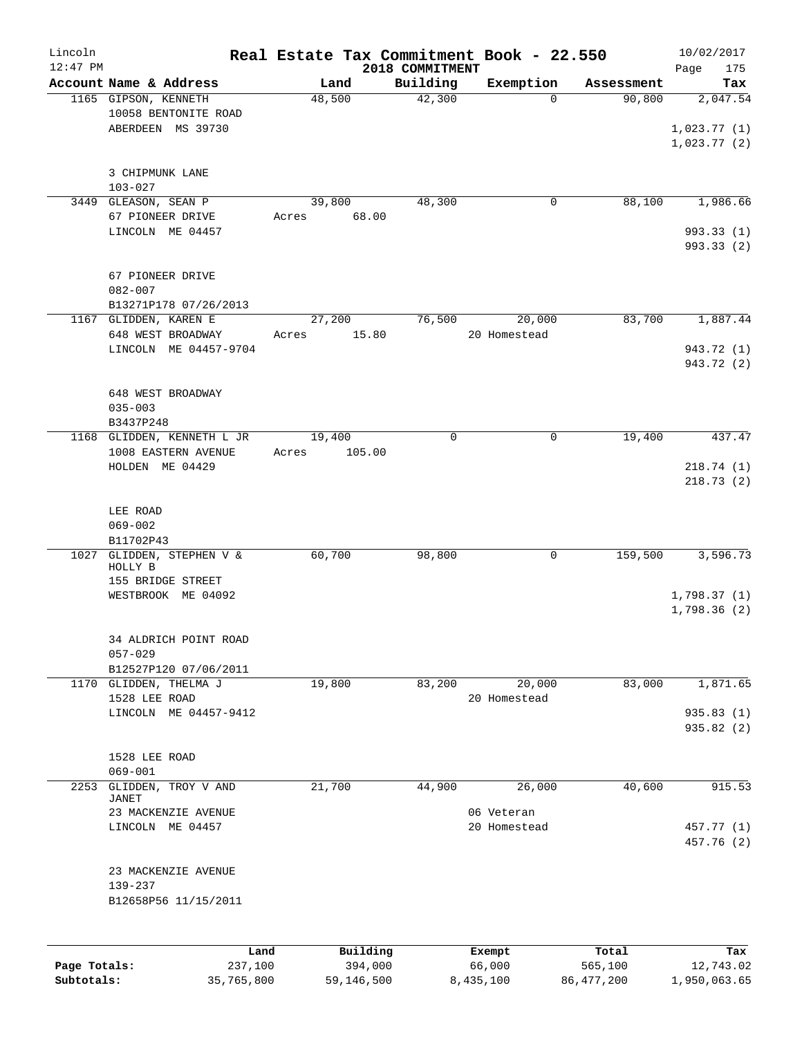# Real Estate Tax Commitment Book - 22.550

Lincoln
12:47 PM

2018 COMMITMENT

10/02/2017

| Account Name & Address | Land | Building | Exemption | Assessment | Tax |
|---|---|---|---|---|---|
| 1165 GIPSON, KENNETH<br>10058 BENTONITE ROAD<br>ABERDEEN MS 39730<br><br>3 CHIPMUNK LANE<br>103-027 | 48,500 | 42,300 | 0 | 90,800 | 2,047.54<br><br>1,023.77 (1)<br>1,023.77 (2) |
| 3449 GLEASON, SEAN P<br>67 PIONEER DRIVE<br>LINCOLN ME 04457<br><br>67 PIONEER DRIVE<br>082-007<br>B13271P178 07/26/2013 | 39,800<br>Acres 68.00 | 48,300 | 0 | 88,100 | 1,986.66<br><br>993.33 (1)<br>993.33 (2) |
| 1167 GLIDDEN, KAREN E<br>648 WEST BROADWAY<br>LINCOLN ME 04457-9704<br><br>648 WEST BROADWAY<br>035-003<br>B3437P248 | 27,200<br>Acres 15.80 | 76,500 | 20,000<br>20 Homestead | 83,700 | 1,887.44<br><br>943.72 (1)<br>943.72 (2) |
| 1168 GLIDDEN, KENNETH L JR<br>1008 EASTERN AVENUE<br>HOLDEN ME 04429<br><br>LEE ROAD<br>069-002<br>B11702P43 | 19,400<br>Acres 105.00 | 0 | 0 | 19,400 | 437.47<br><br>218.74 (1)<br>218.73 (2) |
| 1027 GLIDDEN, STEPHEN V & HOLLY B<br>155 BRIDGE STREET<br>WESTBROOK ME 04092<br><br>34 ALDRICH POINT ROAD<br>057-029<br>B12527P120 07/06/2011 | 60,700 | 98,800 | 0 | 159,500 | 3,596.73<br><br>1,798.37 (1)<br>1,798.36 (2) |
| 1170 GLIDDEN, THELMA J<br>1528 LEE ROAD<br>LINCOLN ME 04457-9412<br><br>1528 LEE ROAD<br>069-001 | 19,800 | 83,200 | 20,000<br>20 Homestead | 83,000 | 1,871.65<br><br>935.83 (1)<br>935.82 (2) |
| 2253 GLIDDEN, TROY V AND JANET<br>23 MACKENZIE AVENUE<br>LINCOLN ME 04457<br><br>23 MACKENZIE AVENUE<br>139-237<br>B12658P56 11/15/2011 | 21,700 | 44,900 | 26,000<br>06 Veteran<br>20 Homestead | 40,600 | 915.53<br><br>457.77 (1)<br>457.76 (2) |

|  | Land | Building | Exempt | Total | Tax |
|---|---|---|---|---|---|
| Page Totals: | 237,100 | 394,000 | 66,000 | 565,100 | 12,743.02 |
| Subtotals: | 35,765,800 | 59,146,500 | 8,435,100 | 86,477,200 | 1,950,063.65 |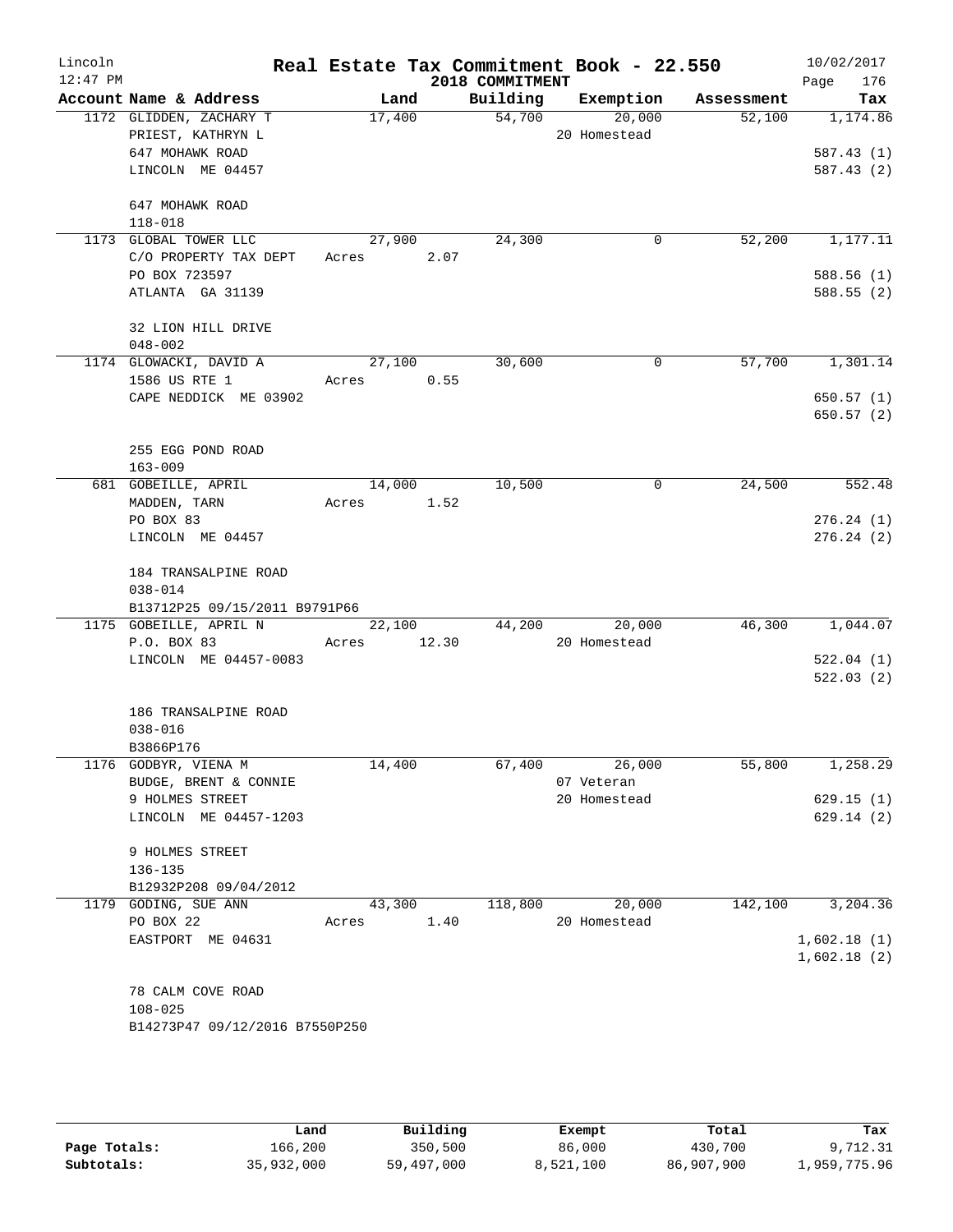# Real Estate Tax Commitment Book - 22.550

Lincoln
12:47 PM
2018 COMMITMENT
10/02/2017

| Account Name & Address | Land | Building | Exemption | Assessment | Tax |
|---|---|---|---|---|---|
| 1172 GLIDDEN, ZACHARY T<br>PRIEST, KATHRYN L<br>647 MOHAWK ROAD<br>LINCOLN ME 04457<br><br>647 MOHAWK ROAD<br>118-018 | 17,400 | 54,700 | 20,000<br>20 Homestead | 52,100 | 1,174.86<br><br>587.43 (1)<br>587.43 (2) |
| 1173 GLOBAL TOWER LLC<br>C/O PROPERTY TAX DEPT<br>PO BOX 723597<br>ATLANTA GA 31139<br><br>32 LION HILL DRIVE<br>048-002 | 27,900<br>Acres 2.07 | 24,300 | 0 | 52,200 | 1,177.11<br><br>588.56 (1)<br>588.55 (2) |
| 1174 GLOWACKI, DAVID A<br>1586 US RTE 1<br>CAPE NEDDICK ME 03902<br><br>255 EGG POND ROAD<br>163-009 | 27,100<br>Acres 0.55 | 30,600 | 0 | 57,700 | 1,301.14<br><br>650.57 (1)<br>650.57 (2) |
| 681 GOBEILLE, APRIL<br>MADDEN, TARN<br>PO BOX 83<br>LINCOLN ME 04457<br><br>184 TRANSALPINE ROAD<br>038-014<br>B13712P25 09/15/2011 B9791P66 | 14,000<br>Acres 1.52 | 10,500 | 0 | 24,500 | 552.48<br><br>276.24 (1)<br>276.24 (2) |
| 1175 GOBEILLE, APRIL N<br>P.O. BOX 83<br>LINCOLN ME 04457-0083<br><br>186 TRANSALPINE ROAD<br>038-016<br>B3866P176 | 22,100<br>Acres 12.30 | 44,200 | 20,000<br>20 Homestead | 46,300 | 1,044.07<br><br>522.04 (1)<br>522.03 (2) |
| 1176 GODBYR, VIENA M<br>BUDGE, BRENT & CONNIE<br>9 HOLMES STREET<br>LINCOLN ME 04457-1203<br><br>9 HOLMES STREET<br>136-135<br>B12932P208 09/04/2012 | 14,400 | 67,400 | 26,000<br>07 Veteran<br>20 Homestead | 55,800 | 1,258.29<br><br>629.15 (1)<br>629.14 (2) |
| 1179 GODING, SUE ANN<br>PO BOX 22<br>EASTPORT ME 04631<br><br>78 CALM COVE ROAD<br>108-025<br>B14273P47 09/12/2016 B7550P250 | 43,300<br>Acres 1.40 | 118,800 | 20,000<br>20 Homestead | 142,100 | 3,204.36<br><br>1,602.18 (1)<br>1,602.18 (2) |

| | Land | Building | Exempt | Total | Tax |
|---|---|---|---|---|---|
| Page Totals: | 166,200 | 350,500 | 86,000 | 430,700 | 9,712.31 |
| Subtotals: | 35,932,000 | 59,497,000 | 8,521,100 | 86,907,900 | 1,959,775.96 |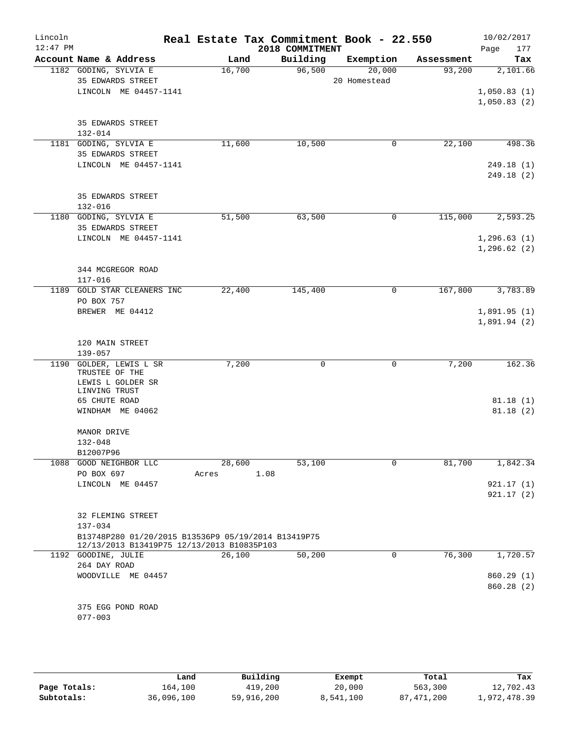# Real Estate Tax Commitment Book - 22.550

Lincoln
12:47 PM

2018 COMMITMENT

10/02/2017

| Account Name & Address | Land | Building | Exemption | Assessment | Tax |
|---|---|---|---|---|---|
| 1182 GODING, SYLVIA E<br>35 EDWARDS STREET<br>LINCOLN ME 04457-1141<br><br>35 EDWARDS STREET<br>132-014 | 16,700 | 96,500 | 20,000<br>20 Homestead | 93,200 | 2,101.66<br><br>1,050.83 (1)<br>1,050.83 (2) |
| 1181 GODING, SYLVIA E<br>35 EDWARDS STREET<br>LINCOLN ME 04457-1141<br><br>35 EDWARDS STREET<br>132-016 | 11,600 | 10,500 | 0 | 22,100 | 498.36<br><br>249.18 (1)<br>249.18 (2) |
| 1180 GODING, SYLVIA E<br>35 EDWARDS STREET<br>LINCOLN ME 04457-1141<br><br>344 MCGREGOR ROAD<br>117-016 | 51,500 | 63,500 | 0 | 115,000 | 2,593.25<br><br>1,296.63 (1)<br>1,296.62 (2) |
| 1189 GOLD STAR CLEANERS INC<br>PO BOX 757<br>BREWER ME 04412<br><br>120 MAIN STREET<br>139-057 | 22,400 | 145,400 | 0 | 167,800 | 3,783.89<br><br>1,891.95 (1)<br>1,891.94 (2) |
| 1190 GOLDER, LEWIS L SR<br>TRUSTEE OF THE<br>LEWIS L GOLDER SR<br>LINVING TRUST<br>65 CHUTE ROAD<br>WINDHAM ME 04062<br><br>MANOR DRIVE<br>132-048<br>B12007P96 | 7,200 | 0 | 0 | 7,200 | 162.36<br><br>81.18 (1)<br>81.18 (2) |
| 1088 GOOD NEIGHBOR LLC<br>PO BOX 697<br>LINCOLN ME 04457<br><br>32 FLEMING STREET<br>137-034<br>B13748P280 01/20/2015 B13536P9 05/19/2014 B13419P75 12/13/2013 B13419P75 12/13/2013 B10835P103 | 28,600<br>Acres 1.08 | 53,100 | 0 | 81,700 | 1,842.34<br><br>921.17 (1)<br>921.17 (2) |
| 1192 GOODINE, JULIE<br>264 DAY ROAD<br>WOODVILLE ME 04457<br><br>375 EGG POND ROAD<br>077-003 | 26,100 | 50,200 | 0 | 76,300 | 1,720.57<br><br>860.29 (1)<br>860.28 (2) |

| | Land | Building | Exempt | Total | Tax |
|---|---|---|---|---|---|
| **Page Totals:** | 164,100 | 419,200 | 20,000 | 563,300 | 12,702.43 |
| **Subtotals:** | 36,096,100 | 59,916,200 | 8,541,100 | 87,471,200 | 1,972,478.39 |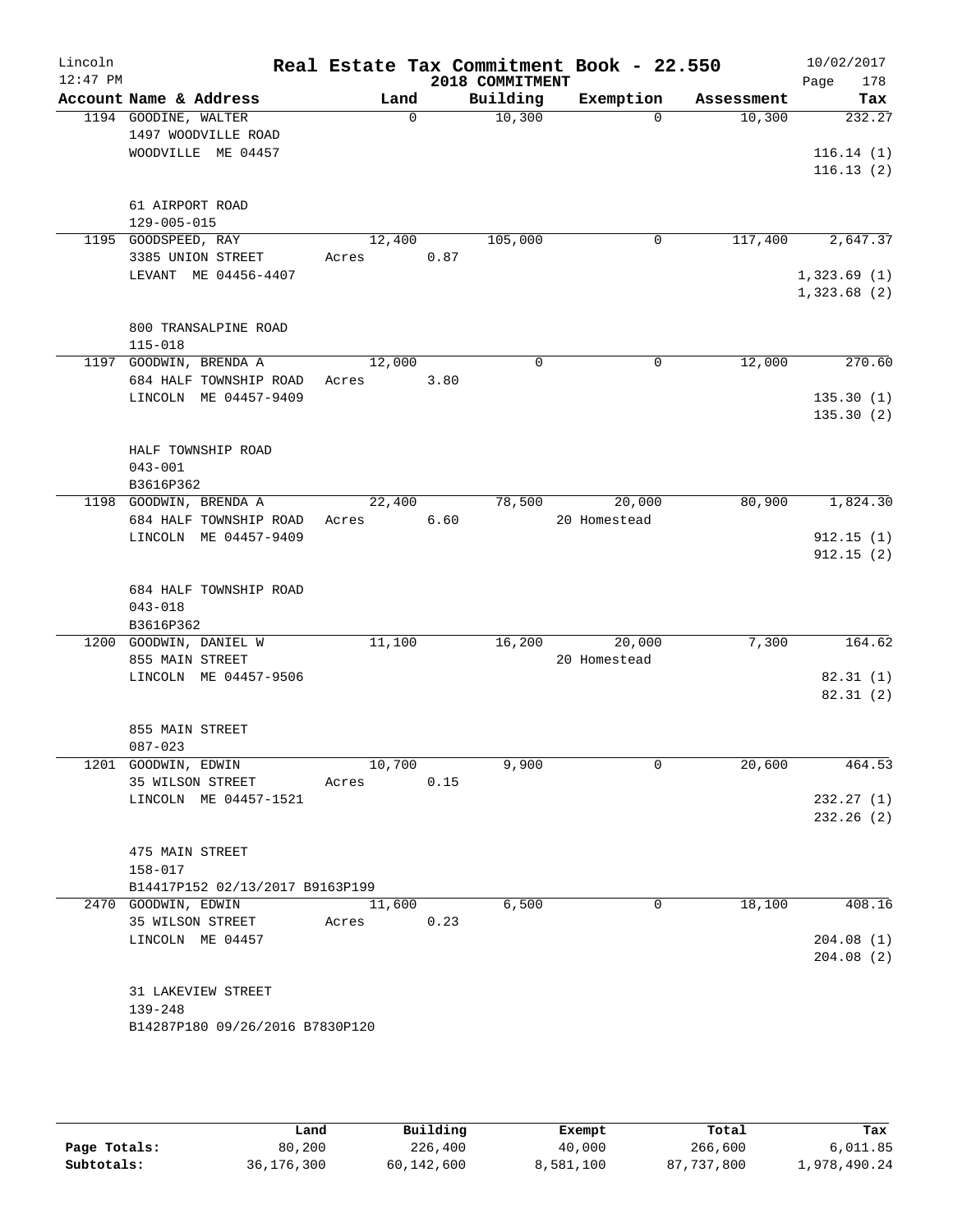# Real Estate Tax Commitment Book - 22.550

Lincoln 12:47 PM — 2018 COMMITMENT — 10/02/2017

| Account | Name & Address | Land | Building | Exemption | Assessment | Tax |
|---|---|---|---|---|---|---|
| 1194 | GOODINE, WALTER<br>1497 WOODVILLE ROAD<br>WOODVILLE ME 04457<br><br>61 AIRPORT ROAD<br>129-005-015 | 0 | 10,300 | 0 | 10,300 | 232.27<br>116.14 (1)<br>116.13 (2) |
| 1195 | GOODSPEED, RAY<br>3385 UNION STREET<br>LEVANT ME 04456-4407<br><br>800 TRANSALPINE ROAD<br>115-018 | 12,400<br>Acres 0.87 | 105,000 | 0 | 117,400 | 2,647.37<br>1,323.69 (1)<br>1,323.68 (2) |
| 1197 | GOODWIN, BRENDA A<br>684 HALF TOWNSHIP ROAD<br>LINCOLN ME 04457-9409<br><br>HALF TOWNSHIP ROAD<br>043-001<br>B3616P362 | 12,000<br>Acres 3.80 | 0 | 0 | 12,000 | 270.60<br>135.30 (1)<br>135.30 (2) |
| 1198 | GOODWIN, BRENDA A<br>684 HALF TOWNSHIP ROAD<br>LINCOLN ME 04457-9409<br><br>684 HALF TOWNSHIP ROAD<br>043-018<br>B3616P362 | 22,400<br>Acres 6.60 | 78,500 | 20,000<br>20 Homestead | 80,900 | 1,824.30<br>912.15 (1)<br>912.15 (2) |
| 1200 | GOODWIN, DANIEL W<br>855 MAIN STREET<br>LINCOLN ME 04457-9506<br><br>855 MAIN STREET<br>087-023 | 11,100 | 16,200 | 20,000<br>20 Homestead | 7,300 | 164.62<br>82.31 (1)<br>82.31 (2) |
| 1201 | GOODWIN, EDWIN<br>35 WILSON STREET<br>LINCOLN ME 04457-1521<br><br>475 MAIN STREET<br>158-017<br>B14417P152 02/13/2017 B9163P199 | 10,700<br>Acres 0.15 | 9,900 | 0 | 20,600 | 464.53<br>232.27 (1)<br>232.26 (2) |
| 2470 | GOODWIN, EDWIN<br>35 WILSON STREET<br>LINCOLN ME 04457<br><br>31 LAKEVIEW STREET<br>139-248<br>B14287P180 09/26/2016 B7830P120 | 11,600<br>Acres 0.23 | 6,500 | 0 | 18,100 | 408.16<br>204.08 (1)<br>204.08 (2) |

| | Land | Building | Exempt | Total | Tax |
|---|---|---|---|---|---|
| Page Totals: | 80,200 | 226,400 | 40,000 | 266,600 | 6,011.85 |
| Subtotals: | 36,176,300 | 60,142,600 | 8,581,100 | 87,737,800 | 1,978,490.24 |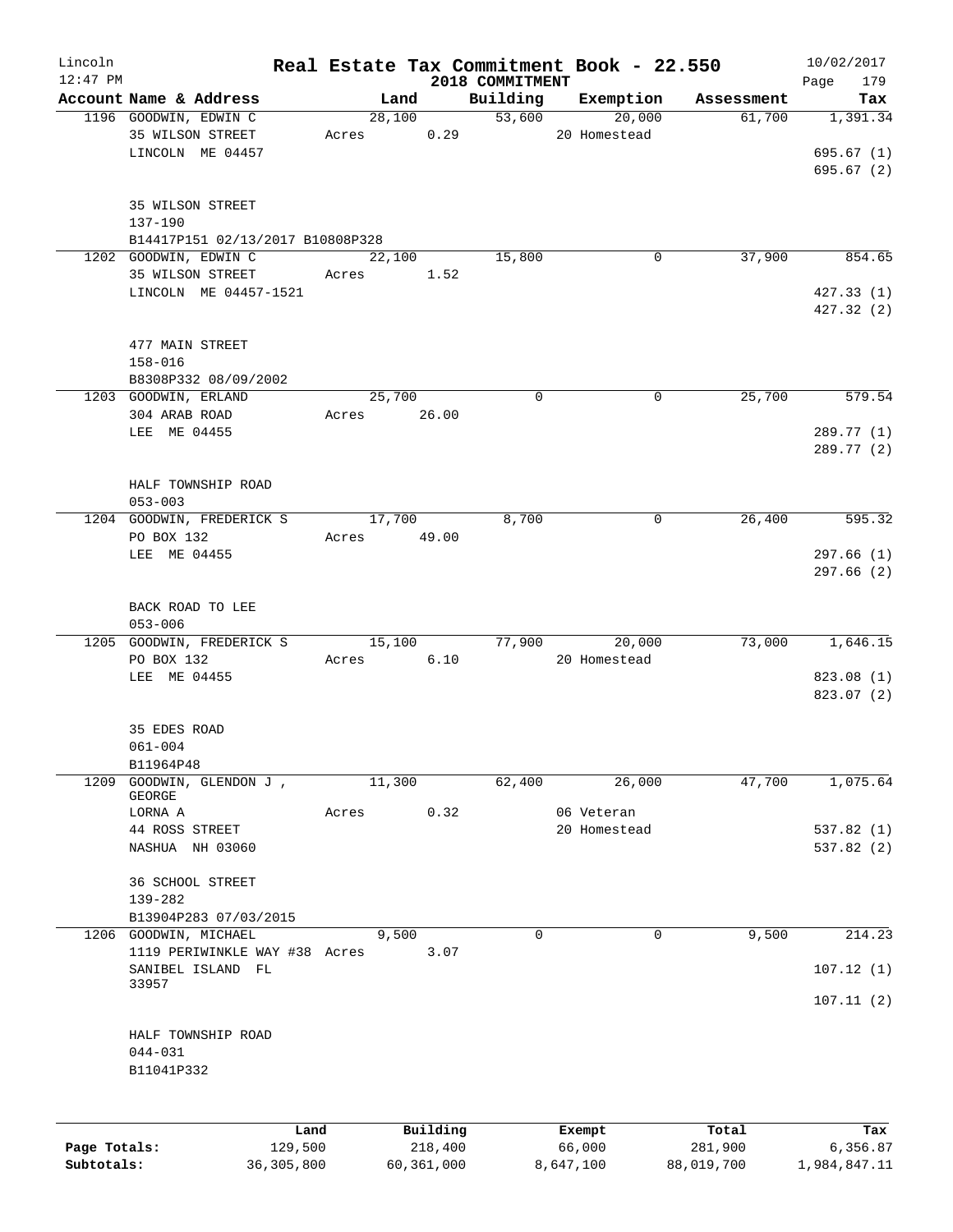# Real Estate Tax Commitment Book - 22.550

Lincoln 12:47 PM — 2018 COMMITMENT — 10/02/2017

| Account Name & Address | Land | Building | Exemption | Assessment | Tax |
|---|---|---|---|---|---|
| 1196 GOODWIN, EDWIN C<br>35 WILSON STREET<br>LINCOLN ME 04457<br><br>35 WILSON STREET<br>137-190<br>B14417P151 02/13/2017 B10808P328 | 28,100<br>Acres 0.29 | 53,600 | 20,000<br>20 Homestead | 61,700 | 1,391.34<br><br>695.67 (1)<br>695.67 (2) |
| 1202 GOODWIN, EDWIN C<br>35 WILSON STREET<br>LINCOLN ME 04457-1521<br><br>477 MAIN STREET<br>158-016<br>B8308P332 08/09/2002 | 22,100<br>Acres 1.52 | 15,800 | 0 | 37,900 | 854.65<br><br>427.33 (1)<br>427.32 (2) |
| 1203 GOODWIN, ERLAND<br>304 ARAB ROAD<br>LEE ME 04455<br><br>HALF TOWNSHIP ROAD<br>053-003 | 25,700<br>Acres 26.00 | 0 | 0 | 25,700 | 579.54<br><br>289.77 (1)<br>289.77 (2) |
| 1204 GOODWIN, FREDERICK S<br>PO BOX 132<br>LEE ME 04455<br><br>BACK ROAD TO LEE<br>053-006 | 17,700<br>Acres 49.00 | 8,700 | 0 | 26,400 | 595.32<br><br>297.66 (1)<br>297.66 (2) |
| 1205 GOODWIN, FREDERICK S<br>PO BOX 132<br>LEE ME 04455<br><br>35 EDES ROAD<br>061-004<br>B11964P48 | 15,100<br>Acres 6.10 | 77,900 | 20,000<br>20 Homestead | 73,000 | 1,646.15<br><br>823.08 (1)<br>823.07 (2) |
| 1209 GOODWIN, GLENDON J , GEORGE<br>LORNA A<br>44 ROSS STREET<br>NASHUA NH 03060<br><br>36 SCHOOL STREET<br>139-282<br>B13904P283 07/03/2015 | 11,300<br>Acres 0.32 | 62,400 | 26,000<br>06 Veteran<br>20 Homestead | 47,700 | 1,075.64<br><br>537.82 (1)<br>537.82 (2) |
| 1206 GOODWIN, MICHAEL<br>1119 PERIWINKLE WAY #38<br>SANIBEL ISLAND FL 33957<br><br>HALF TOWNSHIP ROAD<br>044-031<br>B11041P332 | 9,500<br>Acres 3.07 | 0 | 0 | 9,500 | 214.23<br><br>107.12 (1)<br>107.11 (2) |

| | Land | Building | Exempt | Total | Tax |
|---|---|---|---|---|---|
| Page Totals: | 129,500 | 218,400 | 66,000 | 281,900 | 6,356.87 |
| Subtotals: | 36,305,800 | 60,361,000 | 8,647,100 | 88,019,700 | 1,984,847.11 |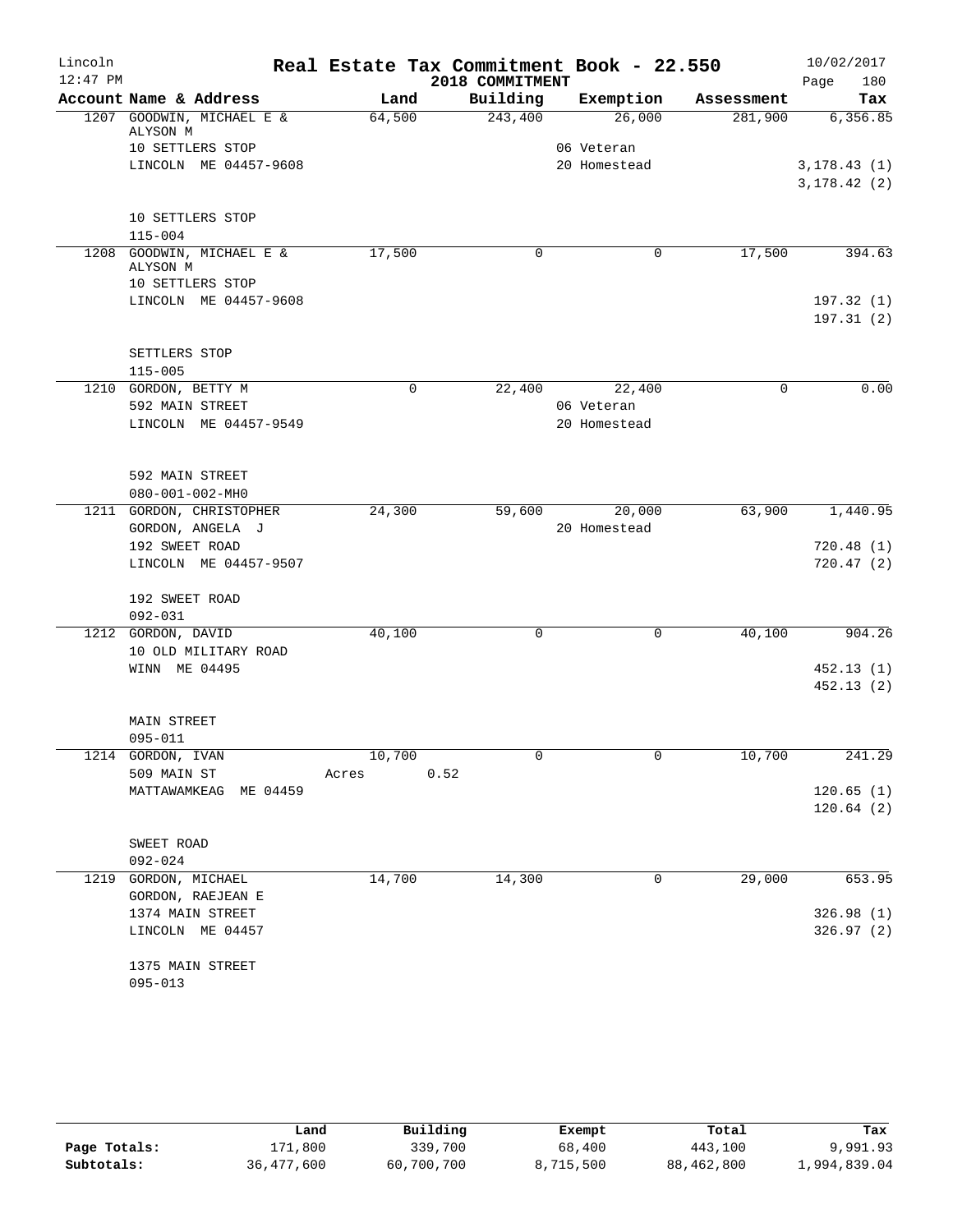# Real Estate Tax Commitment Book - 22.550

Lincoln
12:47 PM

2018 COMMITMENT

10/02/2017
Page 180

| Account Name & Address | Land | Building | Exemption | Assessment | Tax |
|---|---|---|---|---|---|
| 1207 GOODWIN, MICHAEL E & ALYSON M | 64,500 | 243,400 | 26,000 | 281,900 | 6,356.85 |
| 10 SETTLERS STOP | | | 06 Veteran | | |
| LINCOLN ME 04457-9608 | | | 20 Homestead | | 3,178.43 (1) |
| | | | | | 3,178.42 (2) |
| 10 SETTLERS STOP | | | | | |
| 115-004 | | | | | |
| 1208 GOODWIN, MICHAEL E & ALYSON M | 17,500 | 0 | 0 | 17,500 | 394.63 |
| 10 SETTLERS STOP | | | | | |
| LINCOLN ME 04457-9608 | | | | | 197.32 (1) |
| | | | | | 197.31 (2) |
| SETTLERS STOP | | | | | |
| 115-005 | | | | | |
| 1210 GORDON, BETTY M | 0 | 22,400 | 22,400 | 0 | 0.00 |
| 592 MAIN STREET | | | 06 Veteran | | |
| LINCOLN ME 04457-9549 | | | 20 Homestead | | |
| 592 MAIN STREET | | | | | |
| 080-001-002-MH0 | | | | | |
| 1211 GORDON, CHRISTOPHER | 24,300 | 59,600 | 20,000 | 63,900 | 1,440.95 |
| GORDON, ANGELA J | | | 20 Homestead | | |
| 192 SWEET ROAD | | | | | 720.48 (1) |
| LINCOLN ME 04457-9507 | | | | | 720.47 (2) |
| 192 SWEET ROAD | | | | | |
| 092-031 | | | | | |
| 1212 GORDON, DAVID | 40,100 | 0 | 0 | 40,100 | 904.26 |
| 10 OLD MILITARY ROAD | | | | | |
| WINN ME 04495 | | | | | 452.13 (1) |
| | | | | | 452.13 (2) |
| MAIN STREET | | | | | |
| 095-011 | | | | | |
| 1214 GORDON, IVAN | 10,700 | 0 | 0 | 10,700 | 241.29 |
| 509 MAIN ST | Acres 0.52 | | | | |
| MATTAWAMKEAG ME 04459 | | | | | 120.65 (1) |
| | | | | | 120.64 (2) |
| SWEET ROAD | | | | | |
| 092-024 | | | | | |
| 1219 GORDON, MICHAEL | 14,700 | 14,300 | 0 | 29,000 | 653.95 |
| GORDON, RAEJEAN E | | | | | |
| 1374 MAIN STREET | | | | | 326.98 (1) |
| LINCOLN ME 04457 | | | | | 326.97 (2) |
| 1375 MAIN STREET | | | | | |
| 095-013 | | | | | |

| | Land | Building | Exempt | Total | Tax |
|---|---|---|---|---|---|
| Page Totals: | 171,800 | 339,700 | 68,400 | 443,100 | 9,991.93 |
| Subtotals: | 36,477,600 | 60,700,700 | 8,715,500 | 88,462,800 | 1,994,839.04 |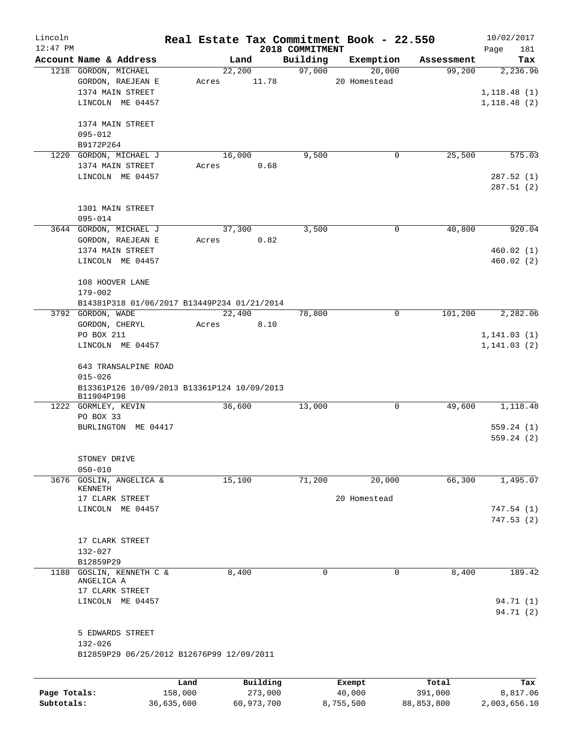# Real Estate Tax Commitment Book - 22.550

## 2018 COMMITMENT

Lincoln 12:47 PM — 10/02/2017

| Account Name & Address | Land | Building | Exemption | Assessment | Tax |
|---|---|---|---|---|---|
| 1218 GORDON, MICHAEL<br>GORDON, RAEJEAN E<br>1374 MAIN STREET<br>LINCOLN ME 04457<br><br>1374 MAIN STREET<br>095-012<br>B9172P264 | 22,200<br>Acres 11.78 | 97,000 | 20,000<br>20 Homestead | 99,200 | 2,236.96<br><br>1,118.48 (1)<br>1,118.48 (2) |
| 1220 GORDON, MICHAEL J<br>1374 MAIN STREET<br>LINCOLN ME 04457<br><br>1301 MAIN STREET<br>095-014 | 16,000<br>Acres 0.68 | 9,500 | 0 | 25,500 | 575.03<br><br>287.52 (1)<br>287.51 (2) |
| 3644 GORDON, MICHAEL J<br>GORDON, RAEJEAN E<br>1374 MAIN STREET<br>LINCOLN ME 04457<br><br>108 HOOVER LANE<br>179-002<br>B14381P318 01/06/2017 B13449P234 01/21/2014 | 37,300<br>Acres 0.82 | 3,500 | 0 | 40,800 | 920.04<br><br>460.02 (1)<br>460.02 (2) |
| 3792 GORDON, WADE<br>GORDON, CHERYL<br>PO BOX 211<br>LINCOLN ME 04457<br><br>643 TRANSALPINE ROAD<br>015-026<br>B13361P126 10/09/2013 B13361P124 10/09/2013<br>B11904P198 | 22,400<br>Acres 8.10 | 78,800 | 0 | 101,200 | 2,282.06<br><br>1,141.03 (1)<br>1,141.03 (2) |
| 1222 GORMLEY, KEVIN<br>PO BOX 33<br>BURLINGTON ME 04417<br><br>STONEY DRIVE<br>050-010 | 36,600 | 13,000 | 0 | 49,600 | 1,118.48<br><br>559.24 (1)<br>559.24 (2) |
| 3676 GOSLIN, ANGELICA &<br>KENNETH<br>17 CLARK STREET<br>LINCOLN ME 04457<br><br>17 CLARK STREET<br>132-027<br>B12859P29 | 15,100 | 71,200 | 20,000<br>20 Homestead | 66,300 | 1,495.07<br><br>747.54 (1)<br>747.53 (2) |
| 1188 GOSLIN, KENNETH C &<br>ANGELICA A<br>17 CLARK STREET<br>LINCOLN ME 04457<br><br>5 EDWARDS STREET<br>132-026<br>B12859P29 06/25/2012 B12676P99 12/09/2011 | 8,400 | 0 | 0 | 8,400 | 189.42<br><br>94.71 (1)<br>94.71 (2) |

| | Land | Building | Exempt | Total | Tax |
|---|---|---|---|---|---|
| Page Totals: | 158,000 | 273,000 | 40,000 | 391,000 | 8,817.06 |
| Subtotals: | 36,635,600 | 60,973,700 | 8,755,500 | 88,853,800 | 2,003,656.10 |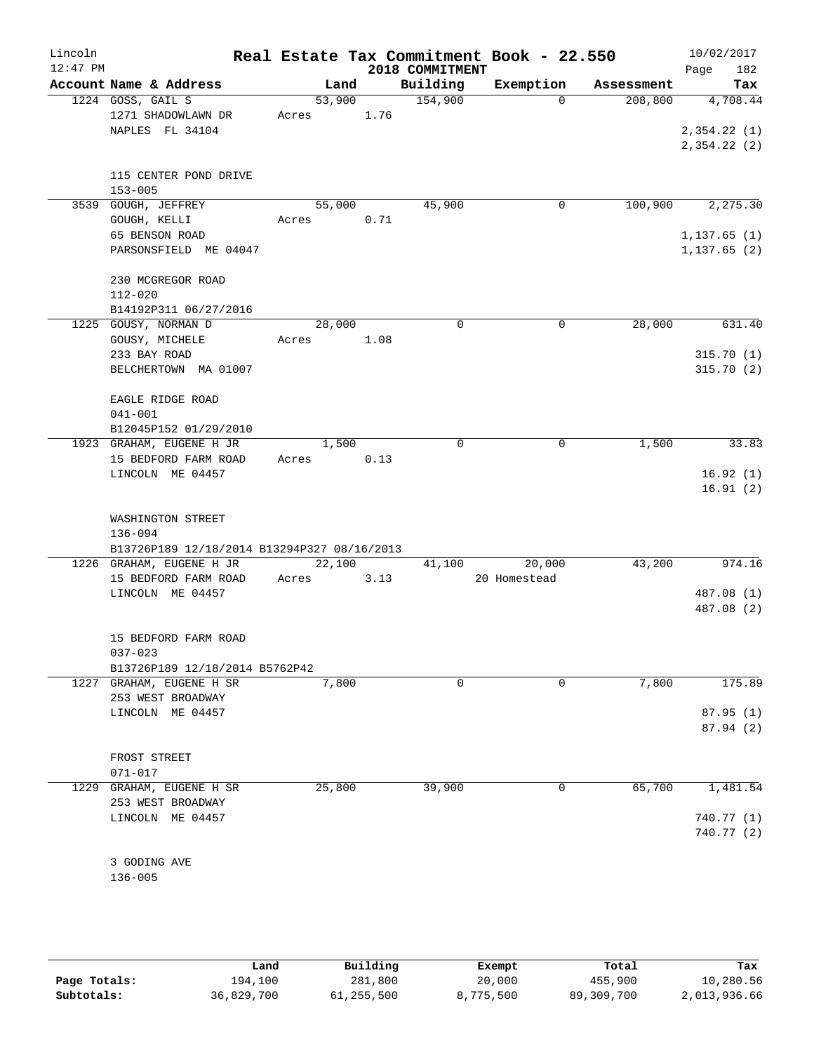# Real Estate Tax Commitment Book - 22.550

Lincoln
12:47 PM

2018 COMMITMENT

10/02/2017

| Account | Name & Address | Land | Building | Exemption | Assessment | Tax |
|---|---|---|---|---|---|---|
| 1224 | GOSS, GAIL S<br>1271 SHADOWLAWN DR<br>NAPLES FL 34104<br><br>115 CENTER POND DRIVE<br>153-005 | 53,900<br>Acres 1.76 | 154,900 | 0 | 208,800 | 4,708.44<br>2,354.22 (1)<br>2,354.22 (2) |
| 3539 | GOUGH, JEFFREY<br>GOUGH, KELLI<br>65 BENSON ROAD<br>PARSONSFIELD ME 04047<br><br>230 MCGREGOR ROAD<br>112-020<br>B14192P311 06/27/2016 | 55,000<br>Acres 0.71 | 45,900 | 0 | 100,900 | 2,275.30<br>1,137.65 (1)<br>1,137.65 (2) |
| 1225 | GOUSY, NORMAN D<br>GOUSY, MICHELE<br>233 BAY ROAD<br>BELCHERTOWN MA 01007<br><br>EAGLE RIDGE ROAD<br>041-001<br>B12045P152 01/29/2010 | 28,000<br>Acres 1.08 | 0 | 0 | 28,000 | 631.40<br>315.70 (1)<br>315.70 (2) |
| 1923 | GRAHAM, EUGENE H JR<br>15 BEDFORD FARM ROAD<br>LINCOLN ME 04457<br><br>WASHINGTON STREET<br>136-094<br>B13726P189 12/18/2014 B13294P327 08/16/2013 | 1,500<br>Acres 0.13 | 0 | 0 | 1,500 | 33.83<br>16.92 (1)<br>16.91 (2) |
| 1226 | GRAHAM, EUGENE H JR<br>15 BEDFORD FARM ROAD<br>LINCOLN ME 04457<br><br>15 BEDFORD FARM ROAD<br>037-023<br>B13726P189 12/18/2014 B5762P42 | 22,100<br>Acres 3.13 | 41,100 | 20,000<br>20 Homestead | 43,200 | 974.16<br>487.08 (1)<br>487.08 (2) |
| 1227 | GRAHAM, EUGENE H SR<br>253 WEST BROADWAY<br>LINCOLN ME 04457<br><br>FROST STREET<br>071-017 | 7,800 | 0 | 0 | 7,800 | 175.89<br>87.95 (1)<br>87.94 (2) |
| 1229 | GRAHAM, EUGENE H SR<br>253 WEST BROADWAY<br>LINCOLN ME 04457<br><br>3 GODING AVE<br>136-005 | 25,800 | 39,900 | 0 | 65,700 | 1,481.54<br>740.77 (1)<br>740.77 (2) |

| | Land | Building | Exempt | Total | Tax |
|---|---|---|---|---|---|
| Page Totals: | 194,100 | 281,800 | 20,000 | 455,900 | 10,280.56 |
| Subtotals: | 36,829,700 | 61,255,500 | 8,775,500 | 89,309,700 | 2,013,936.66 |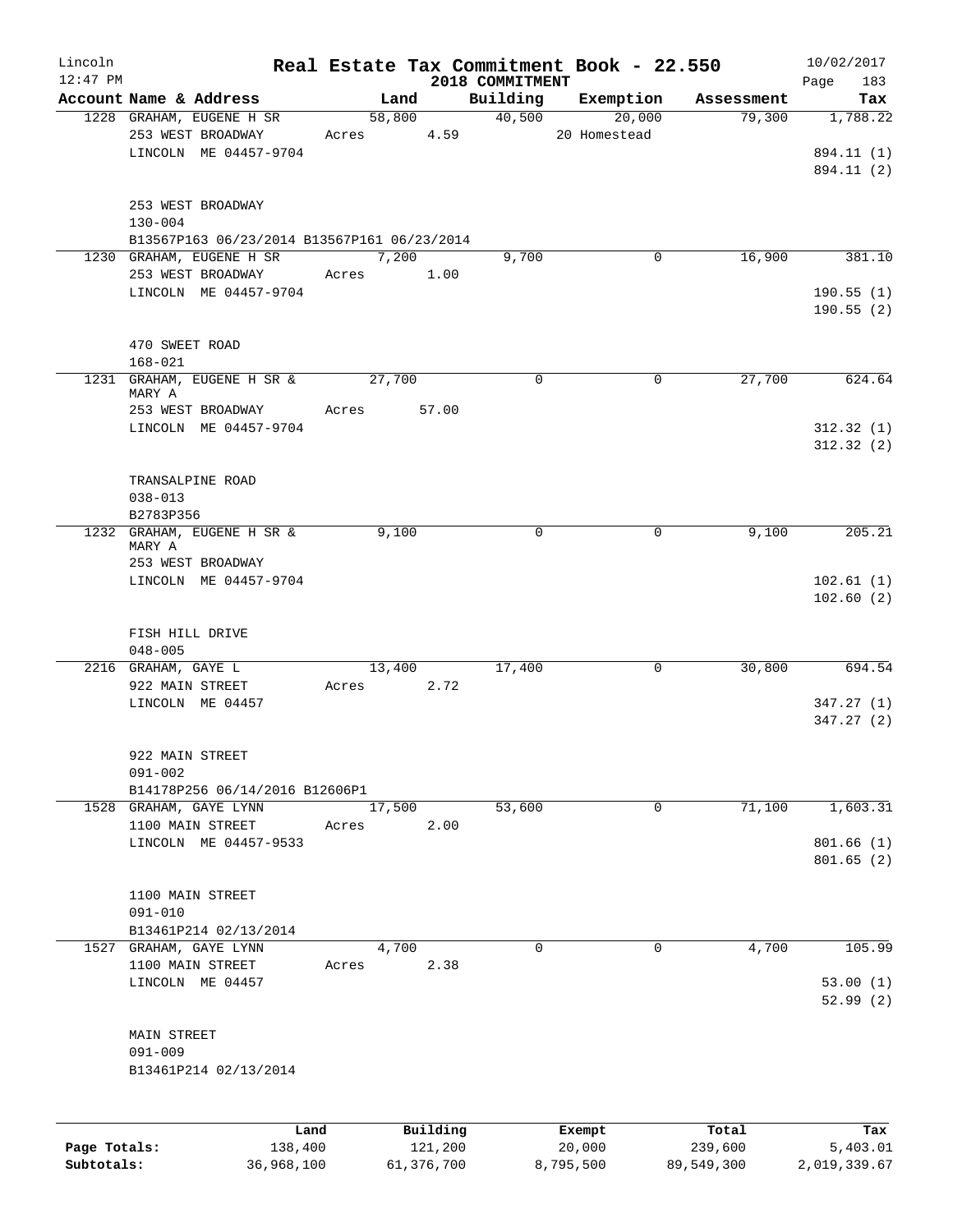# Real Estate Tax Commitment Book - 22.550

Lincoln 12:47 PM — 2018 COMMITMENT — 10/02/2017

| Account Name & Address | Land | Building | Exemption | Assessment | Tax |
|---|---|---|---|---|---|
| 1228 GRAHAM, EUGENE H SR<br>253 WEST BROADWAY<br>LINCOLN ME 04457-9704<br><br>253 WEST BROADWAY<br>130-004<br>B13567P163 06/23/2014 B13567P161 06/23/2014 | 58,800<br>Acres 4.59 | 40,500 | 20,000<br>20 Homestead | 79,300 | 1,788.22<br><br>894.11 (1)<br>894.11 (2) |
| 1230 GRAHAM, EUGENE H SR<br>253 WEST BROADWAY<br>LINCOLN ME 04457-9704<br><br>470 SWEET ROAD<br>168-021 | 7,200<br>Acres 1.00 | 9,700 | 0 | 16,900 | 381.10<br><br>190.55 (1)<br>190.55 (2) |
| 1231 GRAHAM, EUGENE H SR & MARY A<br>253 WEST BROADWAY<br>LINCOLN ME 04457-9704<br><br>TRANSALPINE ROAD<br>038-013<br>B2783P356 | 27,700<br>Acres 57.00 | 0 | 0 | 27,700 | 624.64<br><br>312.32 (1)<br>312.32 (2) |
| 1232 GRAHAM, EUGENE H SR & MARY A<br>253 WEST BROADWAY<br>LINCOLN ME 04457-9704<br><br>FISH HILL DRIVE<br>048-005 | 9,100 | 0 | 0 | 9,100 | 205.21<br><br>102.61 (1)<br>102.60 (2) |
| 2216 GRAHAM, GAYE L<br>922 MAIN STREET<br>LINCOLN ME 04457<br><br>922 MAIN STREET<br>091-002<br>B14178P256 06/14/2016 B12606P1 | 13,400<br>Acres 2.72 | 17,400 | 0 | 30,800 | 694.54<br><br>347.27 (1)<br>347.27 (2) |
| 1528 GRAHAM, GAYE LYNN<br>1100 MAIN STREET<br>LINCOLN ME 04457-9533<br><br>1100 MAIN STREET<br>091-010<br>B13461P214 02/13/2014 | 17,500<br>Acres 2.00 | 53,600 | 0 | 71,100 | 1,603.31<br><br>801.66 (1)<br>801.65 (2) |
| 1527 GRAHAM, GAYE LYNN<br>1100 MAIN STREET<br>LINCOLN ME 04457<br><br>MAIN STREET<br>091-009<br>B13461P214 02/13/2014 | 4,700<br>Acres 2.38 | 0 | 0 | 4,700 | 105.99<br><br>53.00 (1)<br>52.99 (2) |

| | Land | Building | Exempt | Total | Tax |
|---|---|---|---|---|---|
| Page Totals: | 138,400 | 121,200 | 20,000 | 239,600 | 5,403.01 |
| Subtotals: | 36,968,100 | 61,376,700 | 8,795,500 | 89,549,300 | 2,019,339.67 |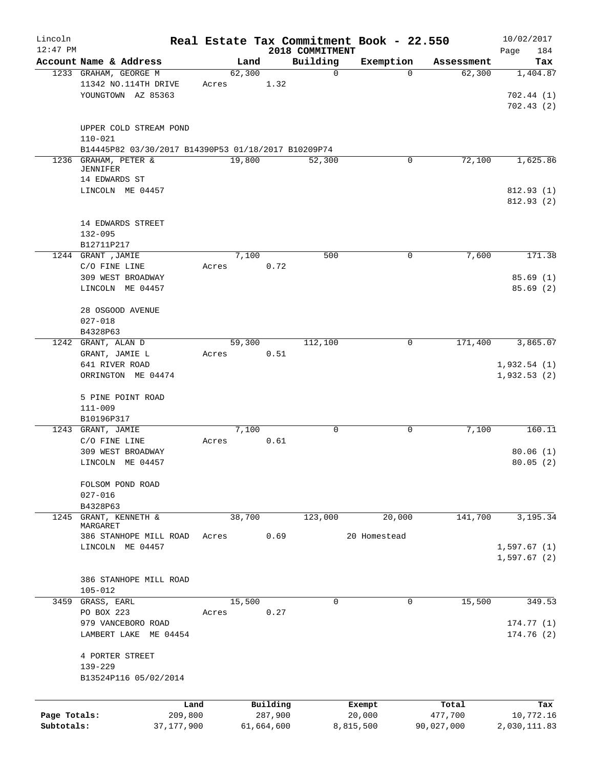Lincoln 12:47 PM

# Real Estate Tax Commitment Book - 22.550

## 2018 COMMITMENT

10/02/2017

| Account Name & Address | Land | Building | Exemption | Assessment | Tax |
|---|---|---|---|---|---|
| 1233 GRAHAM, GEORGE M<br>11342 NO.114TH DRIVE<br>YOUNGTOWN AZ 85363<br><br>UPPER COLD STREAM POND<br>110-021<br>B14445P82 03/30/2017 B14390P53 01/18/2017 B10209P74 | 62,300<br>Acres 1.32 | 0 | 0 | 62,300 | 1,404.87<br><br>702.44 (1)<br>702.43 (2) |
| 1236 GRAHAM, PETER & JENNIFER<br>14 EDWARDS ST<br>LINCOLN ME 04457<br><br>14 EDWARDS STREET<br>132-095<br>B12711P217 | 19,800 | 52,300 | 0 | 72,100 | 1,625.86<br><br>812.93 (1)<br>812.93 (2) |
| 1244 GRANT ,JAMIE<br>C/O FINE LINE<br>309 WEST BROADWAY<br>LINCOLN ME 04457<br><br>28 OSGOOD AVENUE<br>027-018<br>B4328P63 | 7,100<br>Acres 0.72 | 500 | 0 | 7,600 | 171.38<br><br>85.69 (1)<br>85.69 (2) |
| 1242 GRANT, ALAN D<br>GRANT, JAMIE L<br>641 RIVER ROAD<br>ORRINGTON ME 04474<br><br>5 PINE POINT ROAD<br>111-009<br>B10196P317 | 59,300<br>Acres 0.51 | 112,100 | 0 | 171,400 | 3,865.07<br><br>1,932.54 (1)<br>1,932.53 (2) |
| 1243 GRANT, JAMIE<br>C/O FINE LINE<br>309 WEST BROADWAY<br>LINCOLN ME 04457<br><br>FOLSOM POND ROAD<br>027-016<br>B4328P63 | 7,100<br>Acres 0.61 | 0 | 0 | 7,100 | 160.11<br><br>80.06 (1)<br>80.05 (2) |
| 1245 GRANT, KENNETH & MARGARET<br>386 STANHOPE MILL ROAD<br>LINCOLN ME 04457<br><br>386 STANHOPE MILL ROAD<br>105-012 | 38,700<br>Acres 0.69 | 123,000 | 20,000<br>20 Homestead | 141,700 | 3,195.34<br><br>1,597.67 (1)<br>1,597.67 (2) |
| 3459 GRASS, EARL<br>PO BOX 223<br>979 VANCEBORO ROAD<br>LAMBERT LAKE ME 04454<br><br>4 PORTER STREET<br>139-229<br>B13524P116 05/02/2014 | 15,500<br>Acres 0.27 | 0 | 0 | 15,500 | 349.53<br><br>174.77 (1)<br>174.76 (2) |

| | Land | Building | Exempt | Total | Tax |
|---|---|---|---|---|---|
| Page Totals: | 209,800 | 287,900 | 20,000 | 477,700 | 10,772.16 |
| Subtotals: | 37,177,900 | 61,664,600 | 8,815,500 | 90,027,000 | 2,030,111.83 |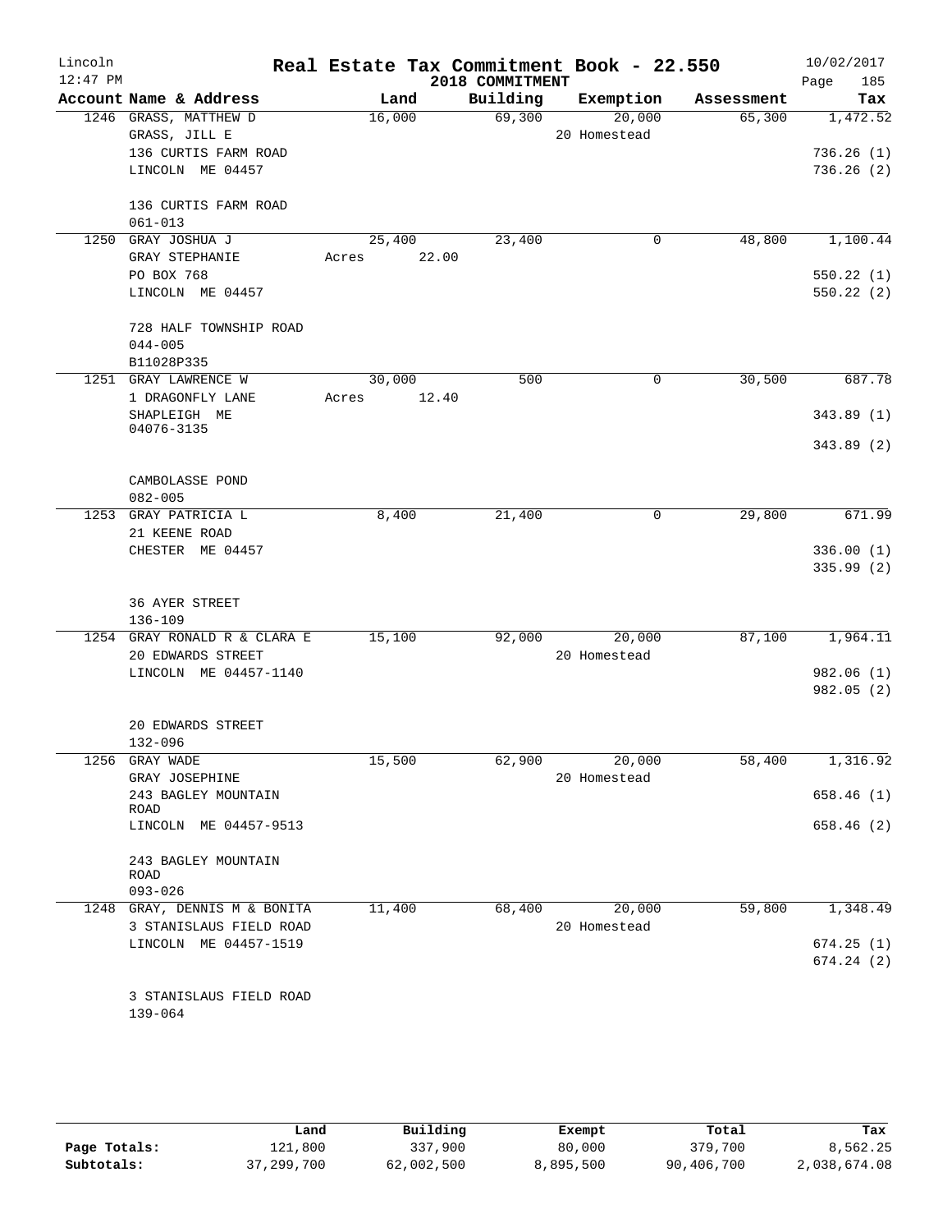# Real Estate Tax Commitment Book - 22.550

Lincoln
12:47 PM

2018 COMMITMENT

10/02/2017

| Account Name & Address | Land | Building | Exemption | Assessment | Tax |
|---|---|---|---|---|---|
| 1246 GRASS, MATTHEW D | 16,000 | 69,300 | 20,000 | 65,300 | 1,472.52 |
| GRASS, JILL E | | | 20 Homestead | | |
| 136 CURTIS FARM ROAD | | | | | 736.26 (1) |
| LINCOLN ME 04457 | | | | | 736.26 (2) |
| 136 CURTIS FARM ROAD | | | | | |
| 061-013 | | | | | |
| 1250 GRAY JOSHUA J | 25,400 | 23,400 | 0 | 48,800 | 1,100.44 |
| GRAY STEPHANIE | Acres 22.00 | | | | |
| PO BOX 768 | | | | | 550.22 (1) |
| LINCOLN ME 04457 | | | | | 550.22 (2) |
| 728 HALF TOWNSHIP ROAD | | | | | |
| 044-005 | | | | | |
| B11028P335 | | | | | |
| 1251 GRAY LAWRENCE W | 30,000 | 500 | 0 | 30,500 | 687.78 |
| 1 DRAGONFLY LANE | Acres 12.40 | | | | |
| SHAPLEIGH ME 04076-3135 | | | | | 343.89 (1) |
| | | | | | 343.89 (2) |
| CAMBOLASSE POND | | | | | |
| 082-005 | | | | | |
| 1253 GRAY PATRICIA L | 8,400 | 21,400 | 0 | 29,800 | 671.99 |
| 21 KEENE ROAD | | | | | |
| CHESTER ME 04457 | | | | | 336.00 (1) |
| | | | | | 335.99 (2) |
| 36 AYER STREET | | | | | |
| 136-109 | | | | | |
| 1254 GRAY RONALD R & CLARA E | 15,100 | 92,000 | 20,000 | 87,100 | 1,964.11 |
| 20 EDWARDS STREET | | | 20 Homestead | | |
| LINCOLN ME 04457-1140 | | | | | 982.06 (1) |
| | | | | | 982.05 (2) |
| 20 EDWARDS STREET | | | | | |
| 132-096 | | | | | |
| 1256 GRAY WADE | 15,500 | 62,900 | 20,000 | 58,400 | 1,316.92 |
| GRAY JOSEPHINE | | | 20 Homestead | | |
| 243 BAGLEY MOUNTAIN ROAD | | | | | 658.46 (1) |
| LINCOLN ME 04457-9513 | | | | | 658.46 (2) |
| 243 BAGLEY MOUNTAIN ROAD | | | | | |
| 093-026 | | | | | |
| 1248 GRAY, DENNIS M & BONITA | 11,400 | 68,400 | 20,000 | 59,800 | 1,348.49 |
| 3 STANISLAUS FIELD ROAD | | | 20 Homestead | | |
| LINCOLN ME 04457-1519 | | | | | 674.25 (1) |
| | | | | | 674.24 (2) |
| 3 STANISLAUS FIELD ROAD | | | | | |
| 139-064 | | | | | |

| | Land | Building | Exempt | Total | Tax |
|---|---|---|---|---|---|
| Page Totals: | 121,800 | 337,900 | 80,000 | 379,700 | 8,562.25 |
| Subtotals: | 37,299,700 | 62,002,500 | 8,895,500 | 90,406,700 | 2,038,674.08 |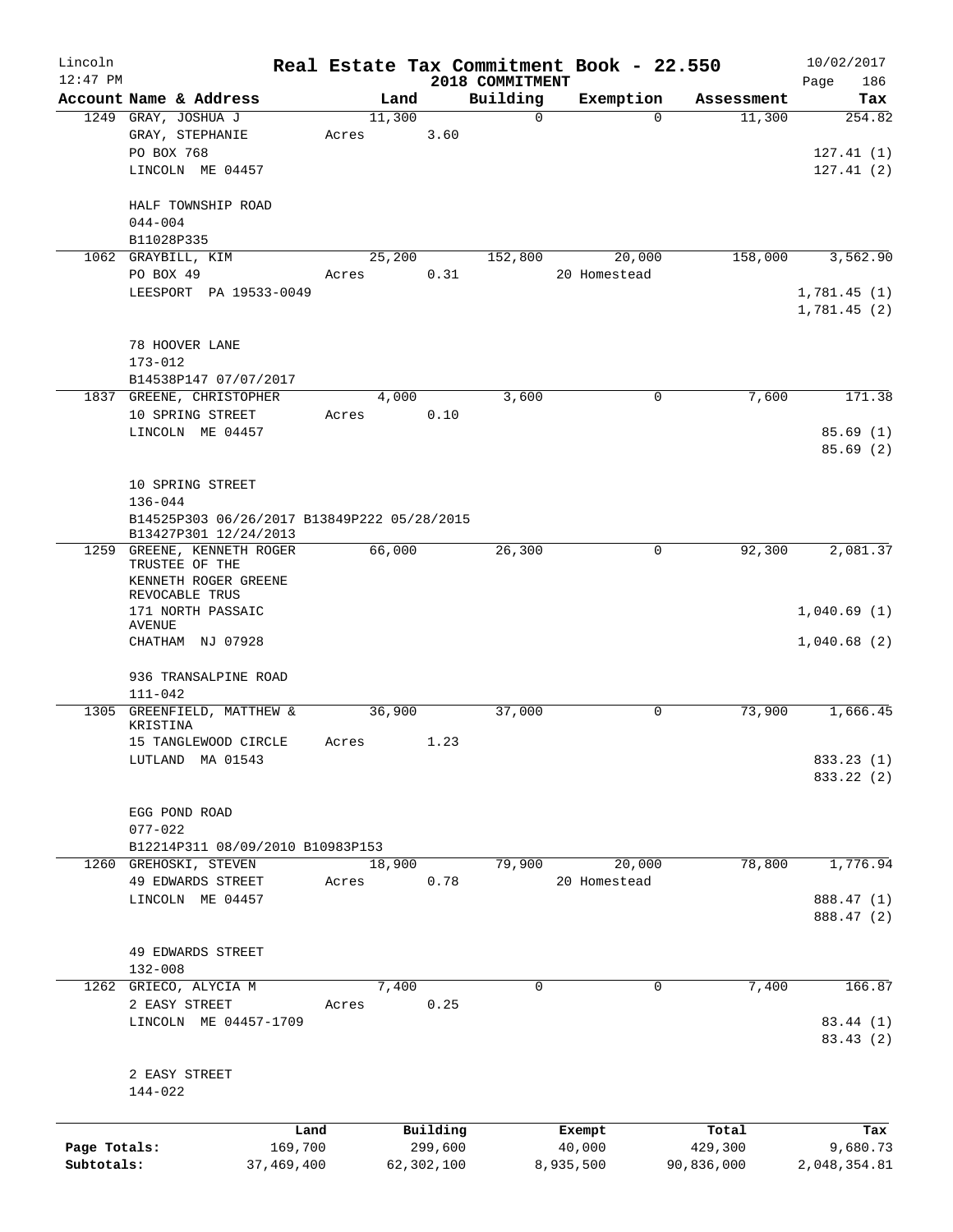# Real Estate Tax Commitment Book - 22.550

Lincoln 12:47 PM — 2018 COMMITMENT — 10/02/2017

| Account Name & Address | Land | Building | Exemption | Assessment | Tax |
|---|---|---|---|---|---|
| 1249 GRAY, JOSHUA J | 11,300 | 0 | 0 | 11,300 | 254.82 |
| GRAY, STEPHANIE | Acres 3.60 | | | | |
| PO BOX 768 | | | | | 127.41 (1) |
| LINCOLN ME 04457 | | | | | 127.41 (2) |
| HALF TOWNSHIP ROAD | | | | | |
| 044-004 | | | | | |
| B11028P335 | | | | | |
| 1062 GRAYBILL, KIM | 25,200 | 152,800 | 20,000 | 158,000 | 3,562.90 |
| PO BOX 49 | Acres 0.31 | | 20 Homestead | | |
| LEESPORT PA 19533-0049 | | | | | 1,781.45 (1) |
| | | | | | 1,781.45 (2) |
| 78 HOOVER LANE | | | | | |
| 173-012 | | | | | |
| B14538P147 07/07/2017 | | | | | |
| 1837 GREENE, CHRISTOPHER | 4,000 | 3,600 | 0 | 7,600 | 171.38 |
| 10 SPRING STREET | Acres 0.10 | | | | |
| LINCOLN ME 04457 | | | | | 85.69 (1) |
| | | | | | 85.69 (2) |
| 10 SPRING STREET | | | | | |
| 136-044 | | | | | |
| B14525P303 06/26/2017 B13849P222 05/28/2015 B13427P301 12/24/2013 | | | | | |
| 1259 GREENE, KENNETH ROGER TRUSTEE OF THE | 66,000 | 26,300 | 0 | 92,300 | 2,081.37 |
| KENNETH ROGER GREENE REVOCABLE TRUS | | | | | |
| 171 NORTH PASSAIC AVENUE | | | | | 1,040.69 (1) |
| CHATHAM NJ 07928 | | | | | 1,040.68 (2) |
| 936 TRANSALPINE ROAD | | | | | |
| 111-042 | | | | | |
| 1305 GREENFIELD, MATTHEW & KRISTINA | 36,900 | 37,000 | 0 | 73,900 | 1,666.45 |
| 15 TANGLEWOOD CIRCLE | Acres 1.23 | | | | |
| LUTLAND MA 01543 | | | | | 833.23 (1) |
| | | | | | 833.22 (2) |
| EGG POND ROAD | | | | | |
| 077-022 | | | | | |
| B12214P311 08/09/2010 B10983P153 | | | | | |
| 1260 GREHOSKI, STEVEN | 18,900 | 79,900 | 20,000 | 78,800 | 1,776.94 |
| 49 EDWARDS STREET | Acres 0.78 | | 20 Homestead | | |
| LINCOLN ME 04457 | | | | | 888.47 (1) |
| | | | | | 888.47 (2) |
| 49 EDWARDS STREET | | | | | |
| 132-008 | | | | | |
| 1262 GRIECO, ALYCIA M | 7,400 | 0 | 0 | 7,400 | 166.87 |
| 2 EASY STREET | Acres 0.25 | | | | |
| LINCOLN ME 04457-1709 | | | | | 83.44 (1) |
| | | | | | 83.43 (2) |
| 2 EASY STREET | | | | | |
| 144-022 | | | | | |

| | Land | Building | Exempt | Total | Tax |
|---|---|---|---|---|---|
| Page Totals: | 169,700 | 299,600 | 40,000 | 429,300 | 9,680.73 |
| Subtotals: | 37,469,400 | 62,302,100 | 8,935,500 | 90,836,000 | 2,048,354.81 |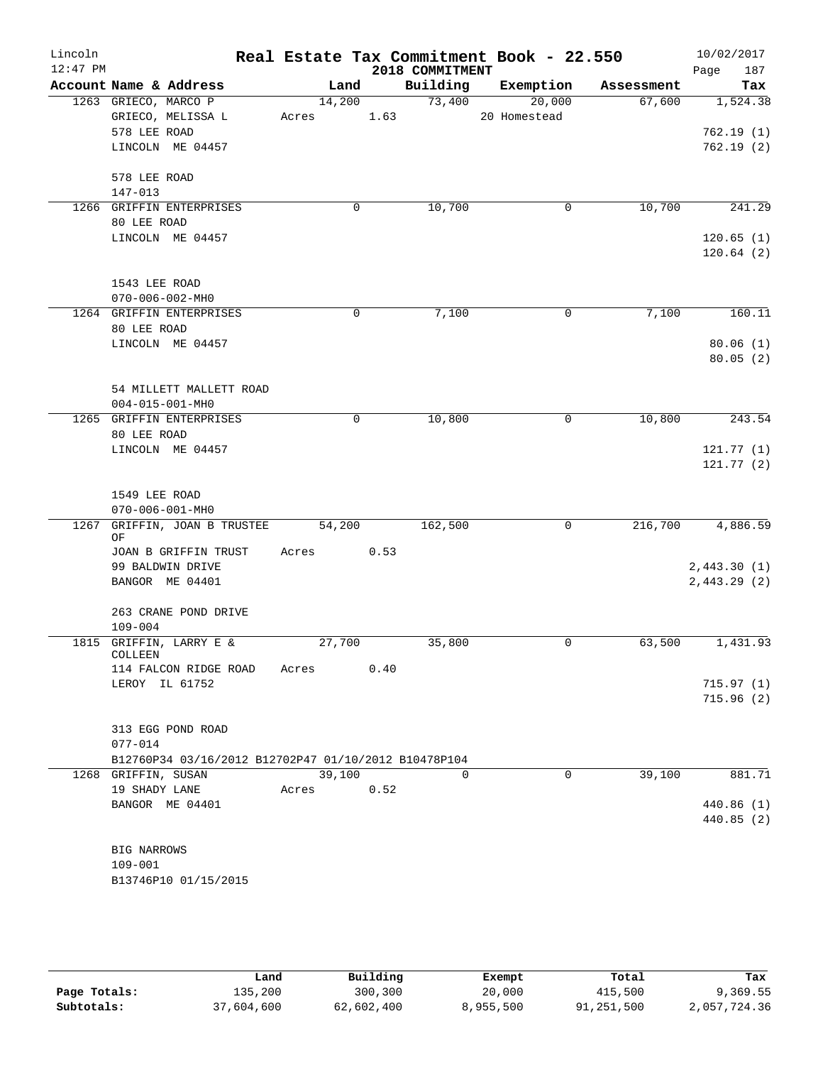Lincoln 12:47 PM

# Real Estate Tax Commitment Book - 22.550
## 2018 COMMITMENT

10/02/2017 Page 187

| Account Name & Address | Land | Building | Exemption | Assessment | Tax |
|---|---|---|---|---|---|
| 1263 GRIECO, MARCO P | 14,200 | 73,400 | 20,000 | 67,600 | 1,524.38 |
| GRIECO, MELISSA L | Acres 1.63 | | 20 Homestead | | |
| 578 LEE ROAD | | | | | 762.19 (1) |
| LINCOLN ME 04457 | | | | | 762.19 (2) |
| 578 LEE ROAD | | | | | |
| 147-013 | | | | | |
| 1266 GRIFFIN ENTERPRISES | 0 | 10,700 | 0 | 10,700 | 241.29 |
| 80 LEE ROAD | | | | | |
| LINCOLN ME 04457 | | | | | 120.65 (1) |
| | | | | | 120.64 (2) |
| 1543 LEE ROAD | | | | | |
| 070-006-002-MH0 | | | | | |
| 1264 GRIFFIN ENTERPRISES | 0 | 7,100 | 0 | 7,100 | 160.11 |
| 80 LEE ROAD | | | | | |
| LINCOLN ME 04457 | | | | | 80.06 (1) |
| | | | | | 80.05 (2) |
| 54 MILLETT MALLETT ROAD | | | | | |
| 004-015-001-MH0 | | | | | |
| 1265 GRIFFIN ENTERPRISES | 0 | 10,800 | 0 | 10,800 | 243.54 |
| 80 LEE ROAD | | | | | |
| LINCOLN ME 04457 | | | | | 121.77 (1) |
| | | | | | 121.77 (2) |
| 1549 LEE ROAD | | | | | |
| 070-006-001-MH0 | | | | | |
| 1267 GRIFFIN, JOAN B TRUSTEE OF | 54,200 | 162,500 | 0 | 216,700 | 4,886.59 |
| JOAN B GRIFFIN TRUST | Acres 0.53 | | | | |
| 99 BALDWIN DRIVE | | | | | 2,443.30 (1) |
| BANGOR ME 04401 | | | | | 2,443.29 (2) |
| 263 CRANE POND DRIVE | | | | | |
| 109-004 | | | | | |
| 1815 GRIFFIN, LARRY E & COLLEEN | 27,700 | 35,800 | 0 | 63,500 | 1,431.93 |
| 114 FALCON RIDGE ROAD | Acres 0.40 | | | | |
| LEROY IL 61752 | | | | | 715.97 (1) |
| | | | | | 715.96 (2) |
| 313 EGG POND ROAD | | | | | |
| 077-014 | | | | | |
| B12760P34 03/16/2012 B12702P47 01/10/2012 B10478P104 | | | | | |
| 1268 GRIFFIN, SUSAN | 39,100 | 0 | 0 | 39,100 | 881.71 |
| 19 SHADY LANE | Acres 0.52 | | | | |
| BANGOR ME 04401 | | | | | 440.86 (1) |
| | | | | | 440.85 (2) |
| BIG NARROWS | | | | | |
| 109-001 | | | | | |
| B13746P10 01/15/2015 | | | | | |

| | Land | Building | Exempt | Total | Tax |
|---|---|---|---|---|---|
| Page Totals: | 135,200 | 300,300 | 20,000 | 415,500 | 9,369.55 |
| Subtotals: | 37,604,600 | 62,602,400 | 8,955,500 | 91,251,500 | 2,057,724.36 |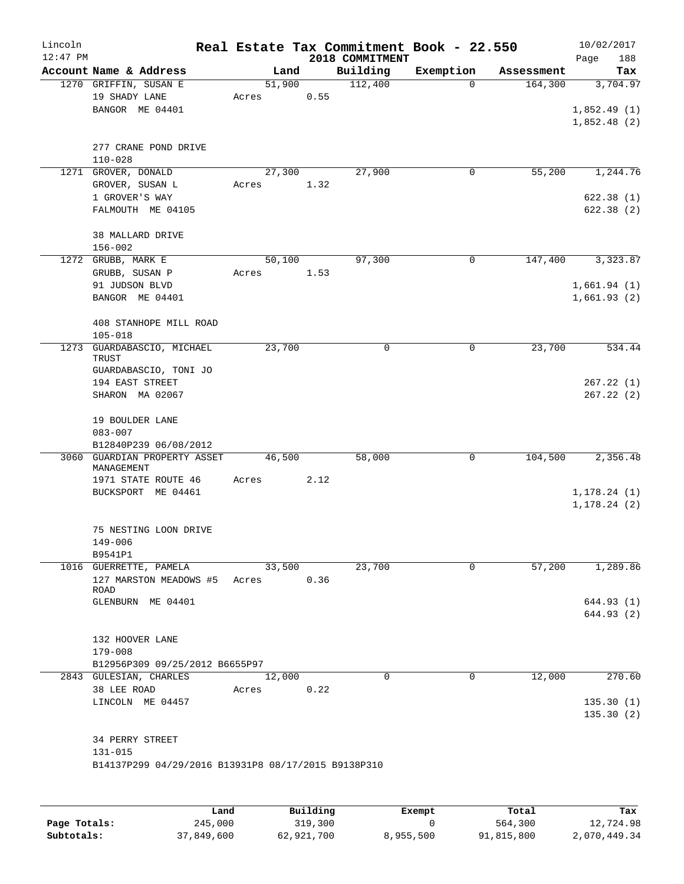# Real Estate Tax Commitment Book - 22.550

Lincoln
12:47 PM

2018 COMMITMENT

10/02/2017

| Account Name & Address | Land | Building | Exemption | Assessment | Tax |
|---|---|---|---|---|---|
| 1270 GRIFFIN, SUSAN E<br>19 SHADY LANE<br>BANGOR ME 04401<br><br>277 CRANE POND DRIVE<br>110-028 | 51,900<br>Acres 0.55 | 112,400 | 0 | 164,300 | 3,704.97<br><br>1,852.49 (1)<br>1,852.48 (2) |
| 1271 GROVER, DONALD<br>GROVER, SUSAN L<br>1 GROVER'S WAY<br>FALMOUTH ME 04105<br><br>38 MALLARD DRIVE<br>156-002 | 27,300<br>Acres 1.32 | 27,900 | 0 | 55,200 | 1,244.76<br><br>622.38 (1)<br>622.38 (2) |
| 1272 GRUBB, MARK E<br>GRUBB, SUSAN P<br>91 JUDSON BLVD<br>BANGOR ME 04401<br><br>408 STANHOPE MILL ROAD<br>105-018 | 50,100<br>Acres 1.53 | 97,300 | 0 | 147,400 | 3,323.87<br><br>1,661.94 (1)<br>1,661.93 (2) |
| 1273 GUARDABASCIO, MICHAEL TRUST<br>GUARDABASCIO, TONI JO<br>194 EAST STREET<br>SHARON MA 02067<br><br>19 BOULDER LANE<br>083-007<br>B12840P239 06/08/2012 | 23,700 | 0 | 0 | 23,700 | 534.44<br><br>267.22 (1)<br>267.22 (2) |
| 3060 GUARDIAN PROPERTY ASSET MANAGEMENT<br>1971 STATE ROUTE 46<br>BUCKSPORT ME 04461<br><br>75 NESTING LOON DRIVE<br>149-006<br>B9541P1 | 46,500<br>Acres 2.12 | 58,000 | 0 | 104,500 | 2,356.48<br><br>1,178.24 (1)<br>1,178.24 (2) |
| 1016 GUERRETTE, PAMELA<br>127 MARSTON MEADOWS #5 ROAD<br>GLENBURN ME 04401<br><br>132 HOOVER LANE<br>179-008<br>B12956P309 09/25/2012 B6655P97 | 33,500<br>Acres 0.36 | 23,700 | 0 | 57,200 | 1,289.86<br><br>644.93 (1)<br>644.93 (2) |
| 2843 GULESIAN, CHARLES<br>38 LEE ROAD<br>LINCOLN ME 04457<br><br>34 PERRY STREET<br>131-015<br>B14137P299 04/29/2016 B13931P8 08/17/2015 B9138P310 | 12,000<br>Acres 0.22 | 0 | 0 | 12,000 | 270.60<br><br>135.30 (1)<br>135.30 (2) |

| | Land | Building | Exempt | Total | Tax |
|---|---|---|---|---|---|
| **Page Totals:** | 245,000 | 319,300 | 0 | 564,300 | 12,724.98 |
| **Subtotals:** | 37,849,600 | 62,921,700 | 8,955,500 | 91,815,800 | 2,070,449.34 |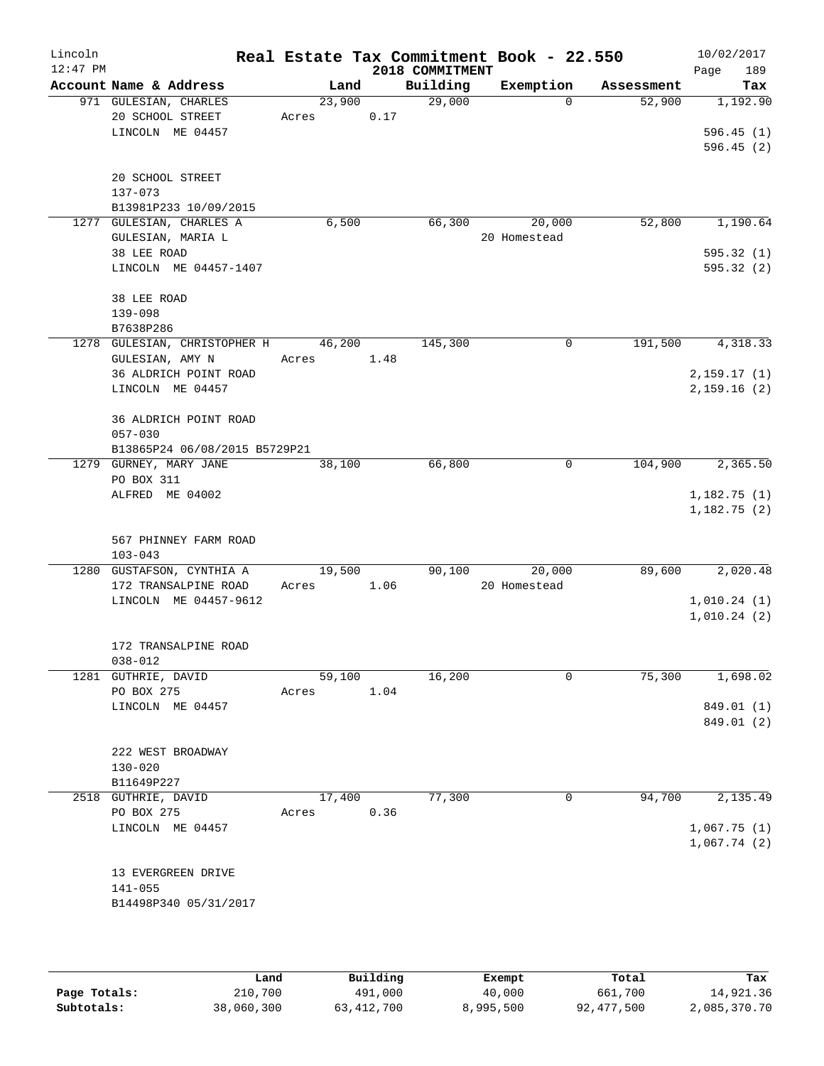Lincoln 12:47 PM

# Real Estate Tax Commitment Book - 22.550

## 2018 COMMITMENT

10/02/2017

| Account Name & Address | Land | Building | Exemption | Assessment | Tax |
|---|---|---|---|---|---|
| 971 GULESIAN, CHARLES<br>20 SCHOOL STREET<br>LINCOLN ME 04457<br><br>20 SCHOOL STREET<br>137-073<br>B13981P233 10/09/2015 | 23,900<br>Acres 0.17 | 29,000 | 0 | 52,900 | 1,192.90<br><br>596.45 (1)<br>596.45 (2) |
| 1277 GULESIAN, CHARLES A<br>GULESIAN, MARIA L<br>38 LEE ROAD<br>LINCOLN ME 04457-1407<br><br>38 LEE ROAD<br>139-098<br>B7638P286 | 6,500 | 66,300 | 20,000<br>20 Homestead | 52,800 | 1,190.64<br><br>595.32 (1)<br>595.32 (2) |
| 1278 GULESIAN, CHRISTOPHER H<br>GULESIAN, AMY N<br>36 ALDRICH POINT ROAD<br>LINCOLN ME 04457<br><br>36 ALDRICH POINT ROAD<br>057-030<br>B13865P24 06/08/2015 B5729P21 | 46,200<br>Acres 1.48 | 145,300 | 0 | 191,500 | 4,318.33<br><br>2,159.17 (1)<br>2,159.16 (2) |
| 1279 GURNEY, MARY JANE<br>PO BOX 311<br>ALFRED ME 04002<br><br>567 PHINNEY FARM ROAD<br>103-043 | 38,100 | 66,800 | 0 | 104,900 | 2,365.50<br><br>1,182.75 (1)<br>1,182.75 (2) |
| 1280 GUSTAFSON, CYNTHIA A<br>172 TRANSALPINE ROAD<br>LINCOLN ME 04457-9612<br><br>172 TRANSALPINE ROAD<br>038-012 | 19,500<br>Acres 1.06 | 90,100 | 20,000<br>20 Homestead | 89,600 | 2,020.48<br><br>1,010.24 (1)<br>1,010.24 (2) |
| 1281 GUTHRIE, DAVID<br>PO BOX 275<br>LINCOLN ME 04457<br><br>222 WEST BROADWAY<br>130-020<br>B11649P227 | 59,100<br>Acres 1.04 | 16,200 | 0 | 75,300 | 1,698.02<br><br>849.01 (1)<br>849.01 (2) |
| 2518 GUTHRIE, DAVID<br>PO BOX 275<br>LINCOLN ME 04457<br><br>13 EVERGREEN DRIVE<br>141-055<br>B14498P340 05/31/2017 | 17,400<br>Acres 0.36 | 77,300 | 0 | 94,700 | 2,135.49<br><br>1,067.75 (1)<br>1,067.74 (2) |

| | Land | Building | Exempt | Total | Tax |
|---|---|---|---|---|---|
| Page Totals: | 210,700 | 491,000 | 40,000 | 661,700 | 14,921.36 |
| Subtotals: | 38,060,300 | 63,412,700 | 8,995,500 | 92,477,500 | 2,085,370.70 |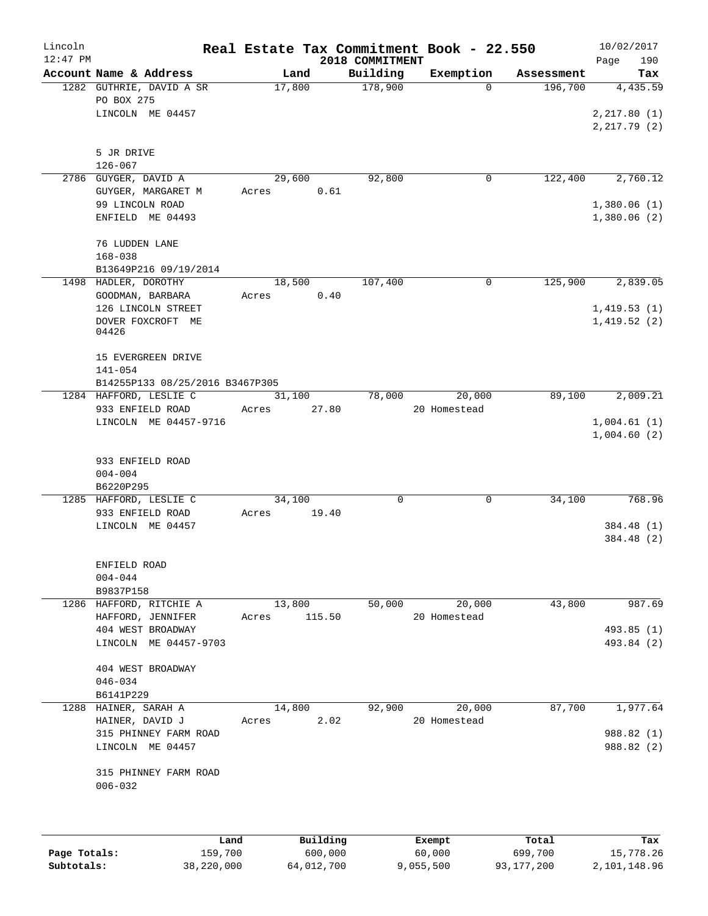# Real Estate Tax Commitment Book - 22.550

Lincoln
12:47 PM

2018 COMMITMENT

10/02/2017

| Account Name & Address | Land | Building | Exemption | Assessment | Tax |
|---|---|---|---|---|---|
| 1282 GUTHRIE, DAVID A SR<br>PO BOX 275<br>LINCOLN ME 04457<br><br>5 JR DRIVE<br>126-067 | 17,800 | 178,900 | 0 | 196,700 | 4,435.59<br><br>2,217.80 (1)<br>2,217.79 (2) |
| 2786 GUYGER, DAVID A<br>GUYGER, MARGARET M<br>99 LINCOLN ROAD<br>ENFIELD ME 04493<br><br>76 LUDDEN LANE<br>168-038<br>B13649P216 09/19/2014 | 29,600<br>Acres 0.61 | 92,800 | 0 | 122,400 | 2,760.12<br><br>1,380.06 (1)<br>1,380.06 (2) |
| 1498 HADLER, DOROTHY<br>GOODMAN, BARBARA<br>126 LINCOLN STREET<br>DOVER FOXCROFT ME 04426<br><br>15 EVERGREEN DRIVE<br>141-054<br>B14255P133 08/25/2016 B3467P305 | 18,500<br>Acres 0.40 | 107,400 | 0 | 125,900 | 2,839.05<br><br>1,419.53 (1)<br>1,419.52 (2) |
| 1284 HAFFORD, LESLIE C<br>933 ENFIELD ROAD<br>LINCOLN ME 04457-9716<br><br>933 ENFIELD ROAD<br>004-004<br>B6220P295 | 31,100<br>Acres 27.80 | 78,000 | 20,000<br>20 Homestead | 89,100 | 2,009.21<br><br>1,004.61 (1)<br>1,004.60 (2) |
| 1285 HAFFORD, LESLIE C<br>933 ENFIELD ROAD<br>LINCOLN ME 04457<br><br>ENFIELD ROAD<br>004-044<br>B9837P158 | 34,100<br>Acres 19.40 | 0 | 0 | 34,100 | 768.96<br><br>384.48 (1)<br>384.48 (2) |
| 1286 HAFFORD, RITCHIE A<br>HAFFORD, JENNIFER<br>404 WEST BROADWAY<br>LINCOLN ME 04457-9703<br><br>404 WEST BROADWAY<br>046-034<br>B6141P229 | 13,800<br>Acres 115.50 | 50,000 | 20,000<br>20 Homestead | 43,800 | 987.69<br><br>493.85 (1)<br>493.84 (2) |
| 1288 HAINER, SARAH A<br>HAINER, DAVID J<br>315 PHINNEY FARM ROAD<br>LINCOLN ME 04457<br><br>315 PHINNEY FARM ROAD<br>006-032 | 14,800<br>Acres 2.02 | 92,900 | 20,000<br>20 Homestead | 87,700 | 1,977.64<br><br>988.82 (1)<br>988.82 (2) |

| | Land | Building | Exempt | Total | Tax |
|---|---|---|---|---|---|
| Page Totals: | 159,700 | 600,000 | 60,000 | 699,700 | 15,778.26 |
| Subtotals: | 38,220,000 | 64,012,700 | 9,055,500 | 93,177,200 | 2,101,148.96 |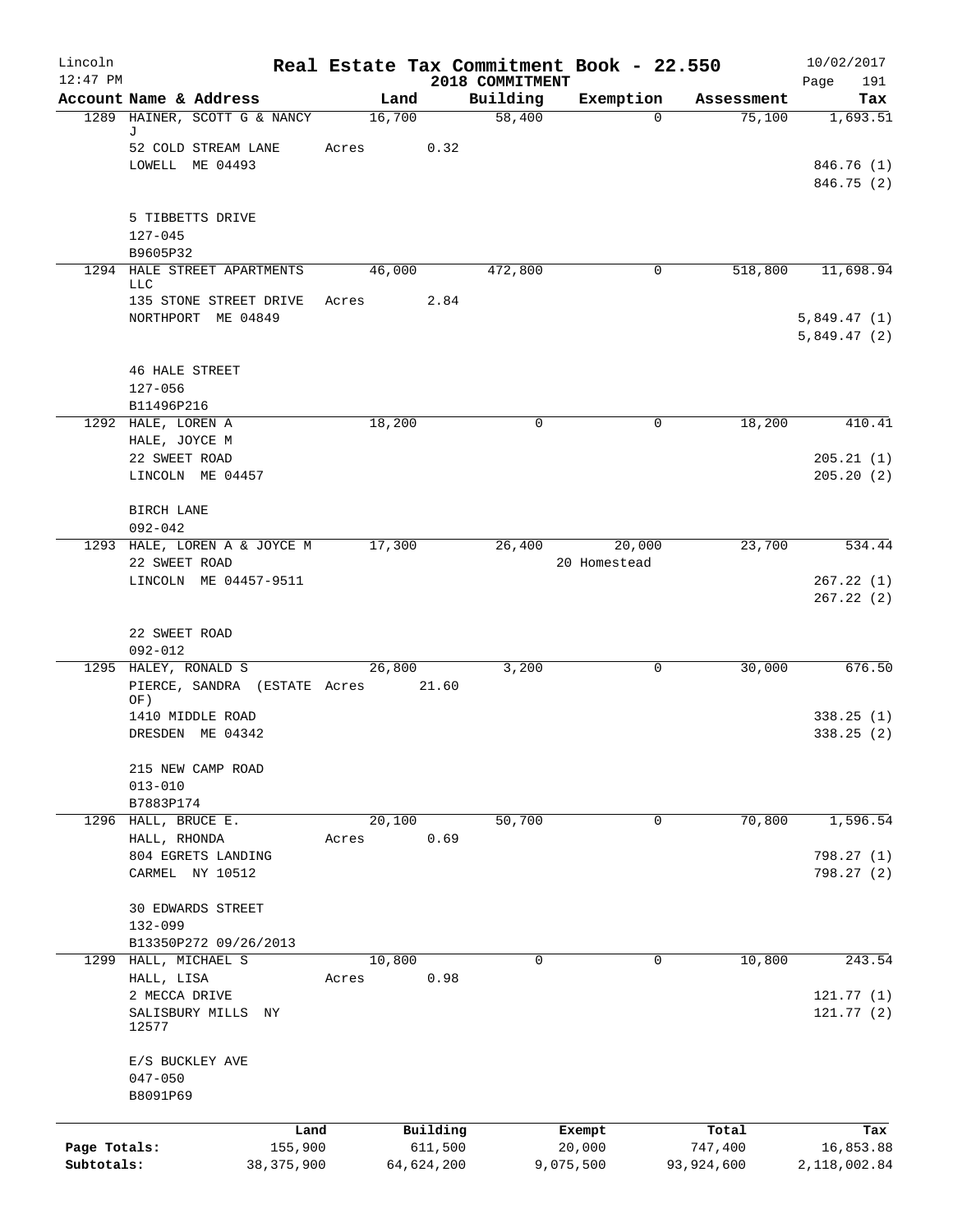# Real Estate Tax Commitment Book - 22.550

Lincoln 12:47 PM — 2018 COMMITMENT — 10/02/2017

| Account Name & Address | Land | Building | Exemption | Assessment | Tax |
|---|---|---|---|---|---|
| 1289 HAINER, SCOTT G & NANCY J | 16,700 | 58,400 | 0 | 75,100 | 1,693.51 |
| 52 COLD STREAM LANE | Acres 0.32 | | | | |
| LOWELL ME 04493 | | | | | 846.76 (1) |
| | | | | | 846.75 (2) |
| 5 TIBBETTS DRIVE | | | | | |
| 127-045 | | | | | |
| B9605P32 | | | | | |
| 1294 HALE STREET APARTMENTS LLC | 46,000 | 472,800 | 0 | 518,800 | 11,698.94 |
| 135 STONE STREET DRIVE | Acres 2.84 | | | | |
| NORTHPORT ME 04849 | | | | | 5,849.47 (1) |
| | | | | | 5,849.47 (2) |
| 46 HALE STREET | | | | | |
| 127-056 | | | | | |
| B11496P216 | | | | | |
| 1292 HALE, LOREN A | 18,200 | 0 | 0 | 18,200 | 410.41 |
| HALE, JOYCE M | | | | | |
| 22 SWEET ROAD | | | | | 205.21 (1) |
| LINCOLN ME 04457 | | | | | 205.20 (2) |
| BIRCH LANE | | | | | |
| 092-042 | | | | | |
| 1293 HALE, LOREN A & JOYCE M | 17,300 | 26,400 | 20,000 | 23,700 | 534.44 |
| 22 SWEET ROAD | | | 20 Homestead | | |
| LINCOLN ME 04457-9511 | | | | | 267.22 (1) |
| | | | | | 267.22 (2) |
| 22 SWEET ROAD | | | | | |
| 092-012 | | | | | |
| 1295 HALEY, RONALD S | 26,800 | 3,200 | 0 | 30,000 | 676.50 |
| PIERCE, SANDRA (ESTATE OF) | Acres 21.60 | | | | |
| 1410 MIDDLE ROAD | | | | | 338.25 (1) |
| DRESDEN ME 04342 | | | | | 338.25 (2) |
| 215 NEW CAMP ROAD | | | | | |
| 013-010 | | | | | |
| B7883P174 | | | | | |
| 1296 HALL, BRUCE E. | 20,100 | 50,700 | 0 | 70,800 | 1,596.54 |
| HALL, RHONDA | Acres 0.69 | | | | |
| 804 EGRETS LANDING | | | | | 798.27 (1) |
| CARMEL NY 10512 | | | | | 798.27 (2) |
| 30 EDWARDS STREET | | | | | |
| 132-099 | | | | | |
| B13350P272 09/26/2013 | | | | | |
| 1299 HALL, MICHAEL S | 10,800 | 0 | 0 | 10,800 | 243.54 |
| HALL, LISA | Acres 0.98 | | | | |
| 2 MECCA DRIVE | | | | | 121.77 (1) |
| SALISBURY MILLS NY 12577 | | | | | 121.77 (2) |
| E/S BUCKLEY AVE | | | | | |
| 047-050 | | | | | |
| B8091P69 | | | | | |

| | Land | Building | Exempt | Total | Tax |
|---|---|---|---|---|---|
| Page Totals: | 155,900 | 611,500 | 20,000 | 747,400 | 16,853.88 |
| Subtotals: | 38,375,900 | 64,624,200 | 9,075,500 | 93,924,600 | 2,118,002.84 |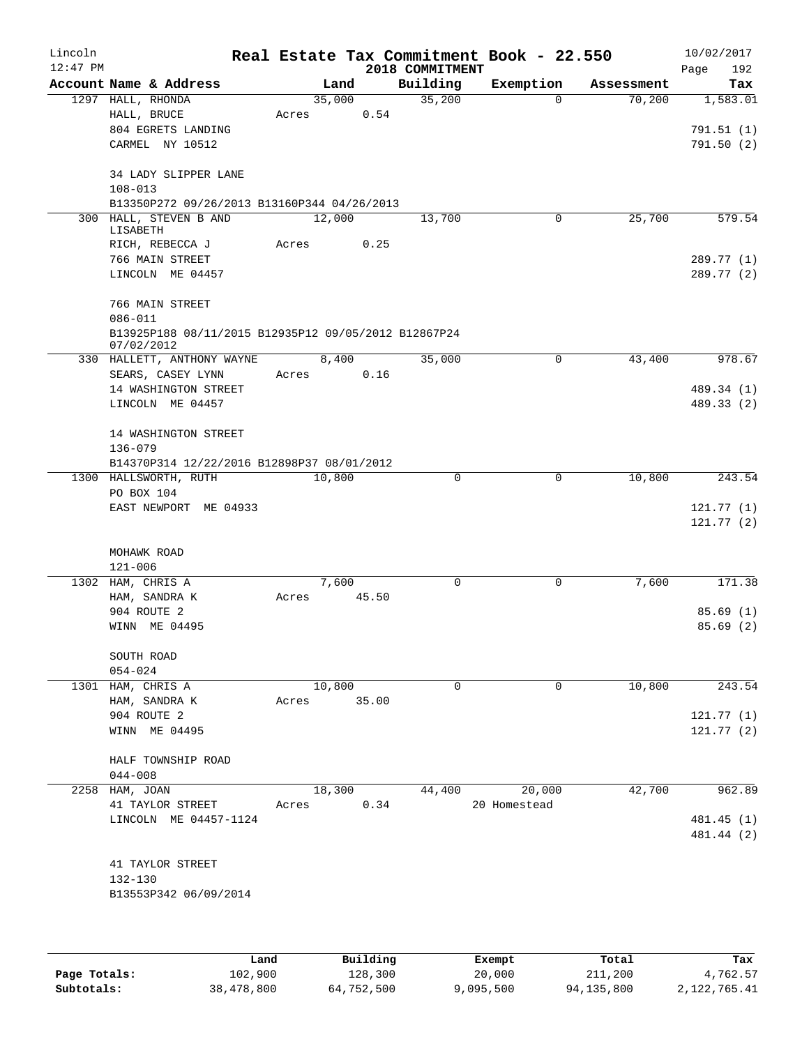# Real Estate Tax Commitment Book - 22.550

Lincoln
12:47 PM

2018 COMMITMENT

10/02/2017

| Account Name & Address | Land | Building | Exemption | Assessment | Tax |
|---|---|---|---|---|---|
| 1297 HALL, RHONDA | 35,000 | 35,200 | 0 | 70,200 | 1,583.01 |
| HALL, BRUCE | Acres 0.54 | | | | |
| 804 EGRETS LANDING | | | | | 791.51 (1) |
| CARMEL NY 10512 | | | | | 791.50 (2) |
| 34 LADY SLIPPER LANE | | | | | |
| 108-013 | | | | | |
| B13350P272 09/26/2013 B13160P344 04/26/2013 | | | | | |
| 300 HALL, STEVEN B AND LISABETH | 12,000 | 13,700 | 0 | 25,700 | 579.54 |
| RICH, REBECCA J | Acres 0.25 | | | | |
| 766 MAIN STREET | | | | | 289.77 (1) |
| LINCOLN ME 04457 | | | | | 289.77 (2) |
| 766 MAIN STREET | | | | | |
| 086-011 | | | | | |
| B13925P188 08/11/2015 B12935P12 09/05/2012 B12867P24 07/02/2012 | | | | | |
| 330 HALLETT, ANTHONY WAYNE | 8,400 | 35,000 | 0 | 43,400 | 978.67 |
| SEARS, CASEY LYNN | Acres 0.16 | | | | |
| 14 WASHINGTON STREET | | | | | 489.34 (1) |
| LINCOLN ME 04457 | | | | | 489.33 (2) |
| 14 WASHINGTON STREET | | | | | |
| 136-079 | | | | | |
| B14370P314 12/22/2016 B12898P37 08/01/2012 | | | | | |
| 1300 HALLSWORTH, RUTH | 10,800 | 0 | 0 | 10,800 | 243.54 |
| PO BOX 104 | | | | | |
| EAST NEWPORT ME 04933 | | | | | 121.77 (1) |
| | | | | | 121.77 (2) |
| MOHAWK ROAD | | | | | |
| 121-006 | | | | | |
| 1302 HAM, CHRIS A | 7,600 | 0 | 0 | 7,600 | 171.38 |
| HAM, SANDRA K | Acres 45.50 | | | | |
| 904 ROUTE 2 | | | | | 85.69 (1) |
| WINN ME 04495 | | | | | 85.69 (2) |
| SOUTH ROAD | | | | | |
| 054-024 | | | | | |
| 1301 HAM, CHRIS A | 10,800 | 0 | 0 | 10,800 | 243.54 |
| HAM, SANDRA K | Acres 35.00 | | | | |
| 904 ROUTE 2 | | | | | 121.77 (1) |
| WINN ME 04495 | | | | | 121.77 (2) |
| HALF TOWNSHIP ROAD | | | | | |
| 044-008 | | | | | |
| 2258 HAM, JOAN | 18,300 | 44,400 | 20,000 | 42,700 | 962.89 |
| 41 TAYLOR STREET | Acres 0.34 | | 20 Homestead | | |
| LINCOLN ME 04457-1124 | | | | | 481.45 (1) |
| | | | | | 481.44 (2) |
| 41 TAYLOR STREET | | | | | |
| 132-130 | | | | | |
| B13553P342 06/09/2014 | | | | | |

| | Land | Building | Exempt | Total | Tax |
|---|---|---|---|---|---|
| Page Totals: | 102,900 | 128,300 | 20,000 | 211,200 | 4,762.57 |
| Subtotals: | 38,478,800 | 64,752,500 | 9,095,500 | 94,135,800 | 2,122,765.41 |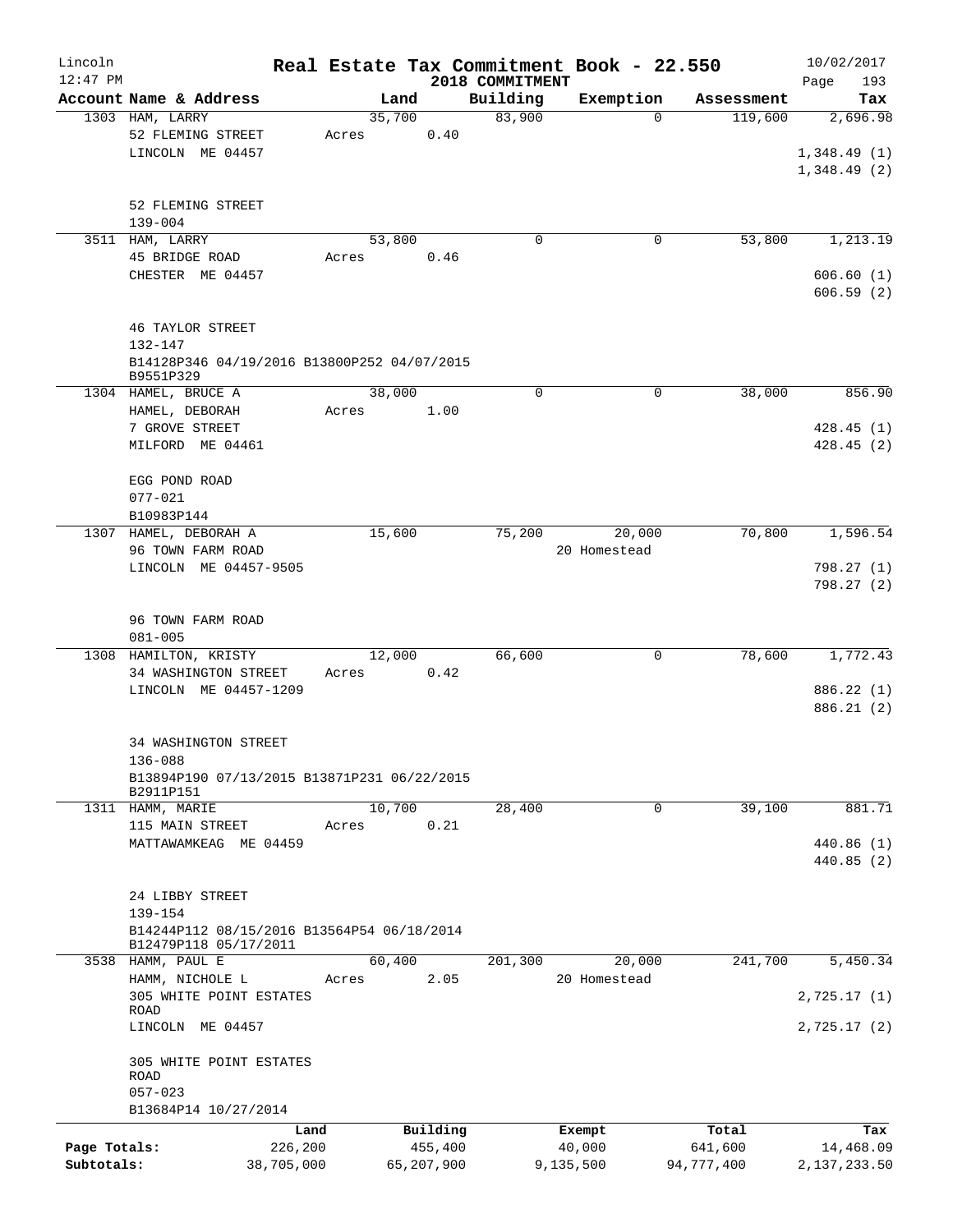# Real Estate Tax Commitment Book - 22.550

Lincoln
12:47 PM

2018 COMMITMENT

10/02/2017

| Account Name & Address | Land | Building | Exemption | Assessment | Tax |
|---|---|---|---|---|---|
| 1303 HAM, LARRY<br>52 FLEMING STREET<br>LINCOLN ME 04457<br><br>52 FLEMING STREET<br>139-004 | 35,700<br>Acres 0.40 | 83,900 | 0 | 119,600 | 2,696.98<br><br>1,348.49 (1)<br>1,348.49 (2) |
| 3511 HAM, LARRY<br>45 BRIDGE ROAD<br>CHESTER ME 04457<br><br>46 TAYLOR STREET<br>132-147<br>B14128P346 04/19/2016 B13800P252 04/07/2015<br>B9551P329 | 53,800<br>Acres 0.46 | 0 | 0 | 53,800 | 1,213.19<br><br>606.60 (1)<br>606.59 (2) |
| 1304 HAMEL, BRUCE A<br>HAMEL, DEBORAH<br>7 GROVE STREET<br>MILFORD ME 04461<br><br>EGG POND ROAD<br>077-021<br>B10983P144 | 38,000<br>Acres 1.00 | 0 | 0 | 38,000 | 856.90<br><br>428.45 (1)<br>428.45 (2) |
| 1307 HAMEL, DEBORAH A<br>96 TOWN FARM ROAD<br>LINCOLN ME 04457-9505<br><br>96 TOWN FARM ROAD<br>081-005 | 15,600 | 75,200 | 20,000<br>20 Homestead | 70,800 | 1,596.54<br><br>798.27 (1)<br>798.27 (2) |
| 1308 HAMILTON, KRISTY<br>34 WASHINGTON STREET<br>LINCOLN ME 04457-1209<br><br>34 WASHINGTON STREET<br>136-088<br>B13894P190 07/13/2015 B13871P231 06/22/2015<br>B2911P151 | 12,000<br>Acres 0.42 | 66,600 | 0 | 78,600 | 1,772.43<br><br>886.22 (1)<br>886.21 (2) |
| 1311 HAMM, MARIE<br>115 MAIN STREET<br>MATTAWAMKEAG ME 04459<br><br>24 LIBBY STREET<br>139-154<br>B14244P112 08/15/2016 B13564P54 06/18/2014<br>B12479P118 05/17/2011 | 10,700<br>Acres 0.21 | 28,400 | 0 | 39,100 | 881.71<br><br>440.86 (1)<br>440.85 (2) |
| 3538 HAMM, PAUL E<br>HAMM, NICHOLE L<br>305 WHITE POINT ESTATES ROAD<br>LINCOLN ME 04457<br><br>305 WHITE POINT ESTATES ROAD<br>057-023<br>B13684P14 10/27/2014 | 60,400<br>Acres 2.05 | 201,300 | 20,000<br>20 Homestead | 241,700 | 5,450.34<br><br>2,725.17 (1)<br>2,725.17 (2) |

| | Land | Building | Exempt | Total | Tax |
|---|---|---|---|---|---|
| Page Totals: | 226,200 | 455,400 | 40,000 | 641,600 | 14,468.09 |
| Subtotals: | 38,705,000 | 65,207,900 | 9,135,500 | 94,777,400 | 2,137,233.50 |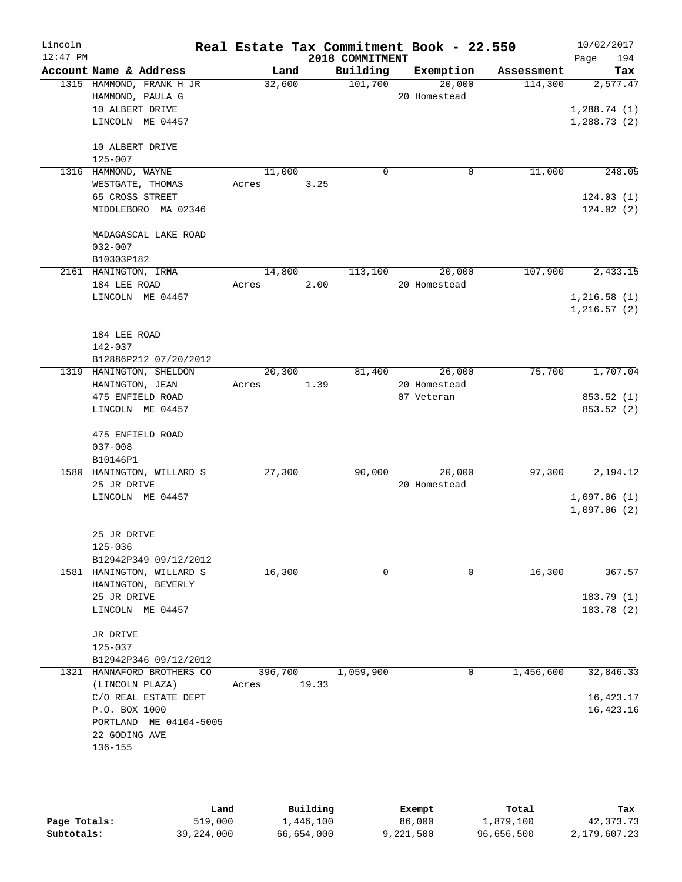# Real Estate Tax Commitment Book - 22.550

Lincoln
12:47 PM

2018 COMMITMENT

10/02/2017

| Account Name & Address | Land | Building | Exemption | Assessment | Tax |
|---|---|---|---|---|---|
| 1315 HAMMOND, FRANK H JR | 32,600 | 101,700 | 20,000 | 114,300 | 2,577.47 |
| HAMMOND, PAULA G | | | 20 Homestead | | |
| 10 ALBERT DRIVE | | | | | 1,288.74 (1) |
| LINCOLN ME 04457 | | | | | 1,288.73 (2) |
| 10 ALBERT DRIVE | | | | | |
| 125-007 | | | | | |
| 1316 HAMMOND, WAYNE | 11,000 | 0 | 0 | 11,000 | 248.05 |
| WESTGATE, THOMAS | Acres 3.25 | | | | |
| 65 CROSS STREET | | | | | 124.03 (1) |
| MIDDLEBORO MA 02346 | | | | | 124.02 (2) |
| MADAGASCAL LAKE ROAD | | | | | |
| 032-007 | | | | | |
| B10303P182 | | | | | |
| 2161 HANINGTON, IRMA | 14,800 | 113,100 | 20,000 | 107,900 | 2,433.15 |
| 184 LEE ROAD | Acres 2.00 | | 20 Homestead | | |
| LINCOLN ME 04457 | | | | | 1,216.58 (1) |
| | | | | | 1,216.57 (2) |
| 184 LEE ROAD | | | | | |
| 142-037 | | | | | |
| B12886P212 07/20/2012 | | | | | |
| 1319 HANINGTON, SHELDON | 20,300 | 81,400 | 26,000 | 75,700 | 1,707.04 |
| HANINGTON, JEAN | Acres 1.39 | | 20 Homestead | | |
| 475 ENFIELD ROAD | | | 07 Veteran | | 853.52 (1) |
| LINCOLN ME 04457 | | | | | 853.52 (2) |
| 475 ENFIELD ROAD | | | | | |
| 037-008 | | | | | |
| B10146P1 | | | | | |
| 1580 HANINGTON, WILLARD S | 27,300 | 90,000 | 20,000 | 97,300 | 2,194.12 |
| 25 JR DRIVE | | | 20 Homestead | | |
| LINCOLN ME 04457 | | | | | 1,097.06 (1) |
| | | | | | 1,097.06 (2) |
| 25 JR DRIVE | | | | | |
| 125-036 | | | | | |
| B12942P349 09/12/2012 | | | | | |
| 1581 HANINGTON, WILLARD S | 16,300 | 0 | 0 | 16,300 | 367.57 |
| HANINGTON, BEVERLY | | | | | |
| 25 JR DRIVE | | | | | 183.79 (1) |
| LINCOLN ME 04457 | | | | | 183.78 (2) |
| JR DRIVE | | | | | |
| 125-037 | | | | | |
| B12942P346 09/12/2012 | | | | | |
| 1321 HANNAFORD BROTHERS CO | 396,700 | 1,059,900 | 0 | 1,456,600 | 32,846.33 |
| (LINCOLN PLAZA) | Acres 19.33 | | | | |
| C/O REAL ESTATE DEPT | | | | | 16,423.17 |
| P.O. BOX 1000 | | | | | 16,423.16 |
| PORTLAND ME 04104-5005 | | | | | |
| 22 GODING AVE | | | | | |
| 136-155 | | | | | |

| | Land | Building | Exempt | Total | Tax |
|---|---|---|---|---|---|
| Page Totals: | 519,000 | 1,446,100 | 86,000 | 1,879,100 | 42,373.73 |
| Subtotals: | 39,224,000 | 66,654,000 | 9,221,500 | 96,656,500 | 2,179,607.23 |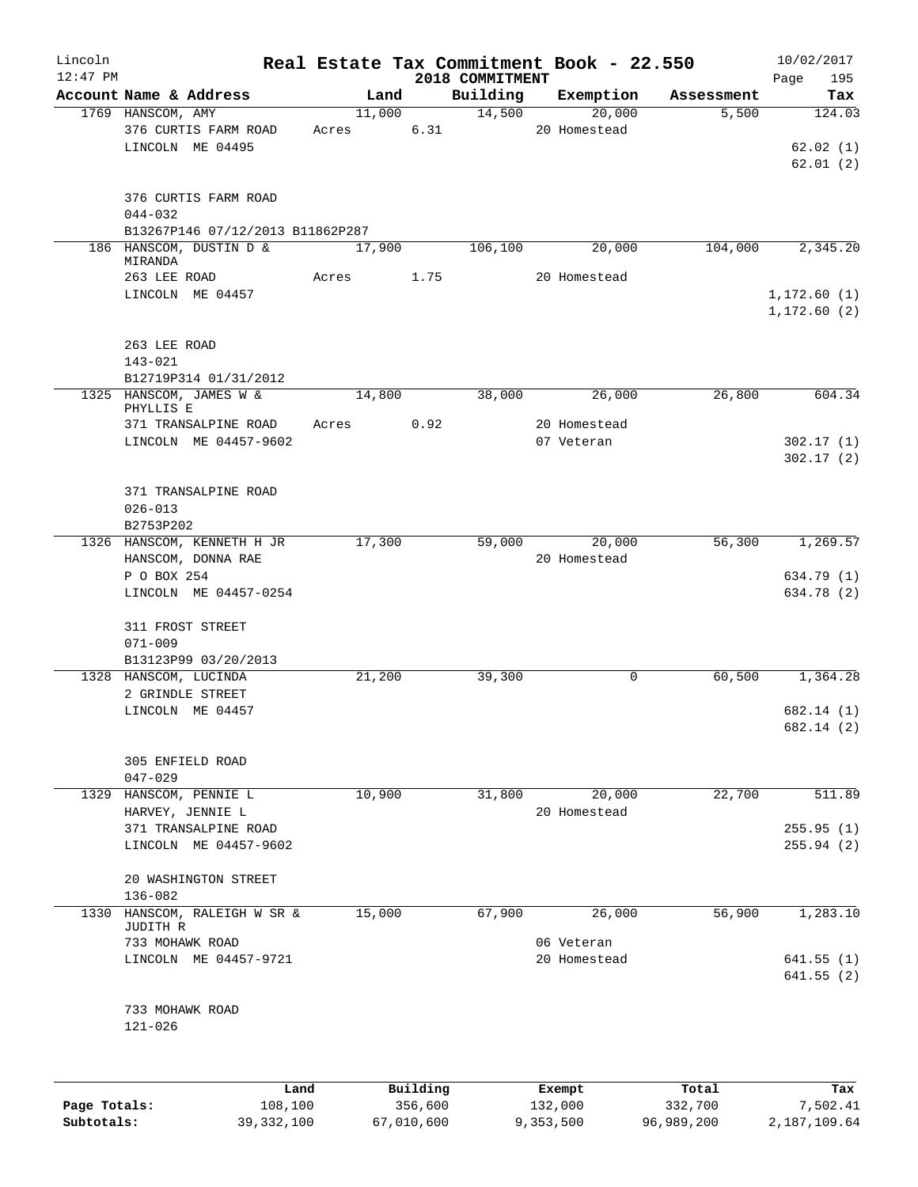Lincoln 12:47 PM — **Real Estate Tax Commitment Book - 22.550** — 2018 COMMITMENT — 10/02/2017

| Account Name & Address | Land | Building | Exemption | Assessment | Tax |
|---|---|---|---|---|---|
| 1769 HANSCOM, AMY | 11,000 | 14,500 | 20,000 | 5,500 | 124.03 |
| 376 CURTIS FARM ROAD | Acres 6.31 | | 20 Homestead | | |
| LINCOLN ME 04495 | | | | | 62.02 (1) |
| | | | | | 62.01 (2) |
| 376 CURTIS FARM ROAD | | | | | |
| 044-032 | | | | | |
| B13267P146 07/12/2013 B11862P287 | | | | | |
| 186 HANSCOM, DUSTIN D & MIRANDA | 17,900 | 106,100 | 20,000 | 104,000 | 2,345.20 |
| 263 LEE ROAD | Acres 1.75 | | 20 Homestead | | |
| LINCOLN ME 04457 | | | | | 1,172.60 (1) |
| | | | | | 1,172.60 (2) |
| 263 LEE ROAD | | | | | |
| 143-021 | | | | | |
| B12719P314 01/31/2012 | | | | | |
| 1325 HANSCOM, JAMES W & PHYLLIS E | 14,800 | 38,000 | 26,000 | 26,800 | 604.34 |
| 371 TRANSALPINE ROAD | Acres 0.92 | | 20 Homestead | | |
| LINCOLN ME 04457-9602 | | | 07 Veteran | | 302.17 (1) |
| | | | | | 302.17 (2) |
| 371 TRANSALPINE ROAD | | | | | |
| 026-013 | | | | | |
| B2753P202 | | | | | |
| 1326 HANSCOM, KENNETH H JR | 17,300 | 59,000 | 20,000 | 56,300 | 1,269.57 |
| HANSCOM, DONNA RAE | | | 20 Homestead | | |
| P O BOX 254 | | | | | 634.79 (1) |
| LINCOLN ME 04457-0254 | | | | | 634.78 (2) |
| 311 FROST STREET | | | | | |
| 071-009 | | | | | |
| B13123P99 03/20/2013 | | | | | |
| 1328 HANSCOM, LUCINDA | 21,200 | 39,300 | 0 | 60,500 | 1,364.28 |
| 2 GRINDLE STREET | | | | | |
| LINCOLN ME 04457 | | | | | 682.14 (1) |
| | | | | | 682.14 (2) |
| 305 ENFIELD ROAD | | | | | |
| 047-029 | | | | | |
| 1329 HANSCOM, PENNIE L | 10,900 | 31,800 | 20,000 | 22,700 | 511.89 |
| HARVEY, JENNIE L | | | 20 Homestead | | |
| 371 TRANSALPINE ROAD | | | | | 255.95 (1) |
| LINCOLN ME 04457-9602 | | | | | 255.94 (2) |
| 20 WASHINGTON STREET | | | | | |
| 136-082 | | | | | |
| 1330 HANSCOM, RALEIGH W SR & JUDITH R | 15,000 | 67,900 | 26,000 | 56,900 | 1,283.10 |
| 733 MOHAWK ROAD | | | 06 Veteran | | |
| LINCOLN ME 04457-9721 | | | 20 Homestead | | 641.55 (1) |
| | | | | | 641.55 (2) |
| 733 MOHAWK ROAD | | | | | |
| 121-026 | | | | | |

| | Land | Building | Exempt | Total | Tax |
|---|---|---|---|---|---|
| Page Totals: | 108,100 | 356,600 | 132,000 | 332,700 | 7,502.41 |
| Subtotals: | 39,332,100 | 67,010,600 | 9,353,500 | 96,989,200 | 2,187,109.64 |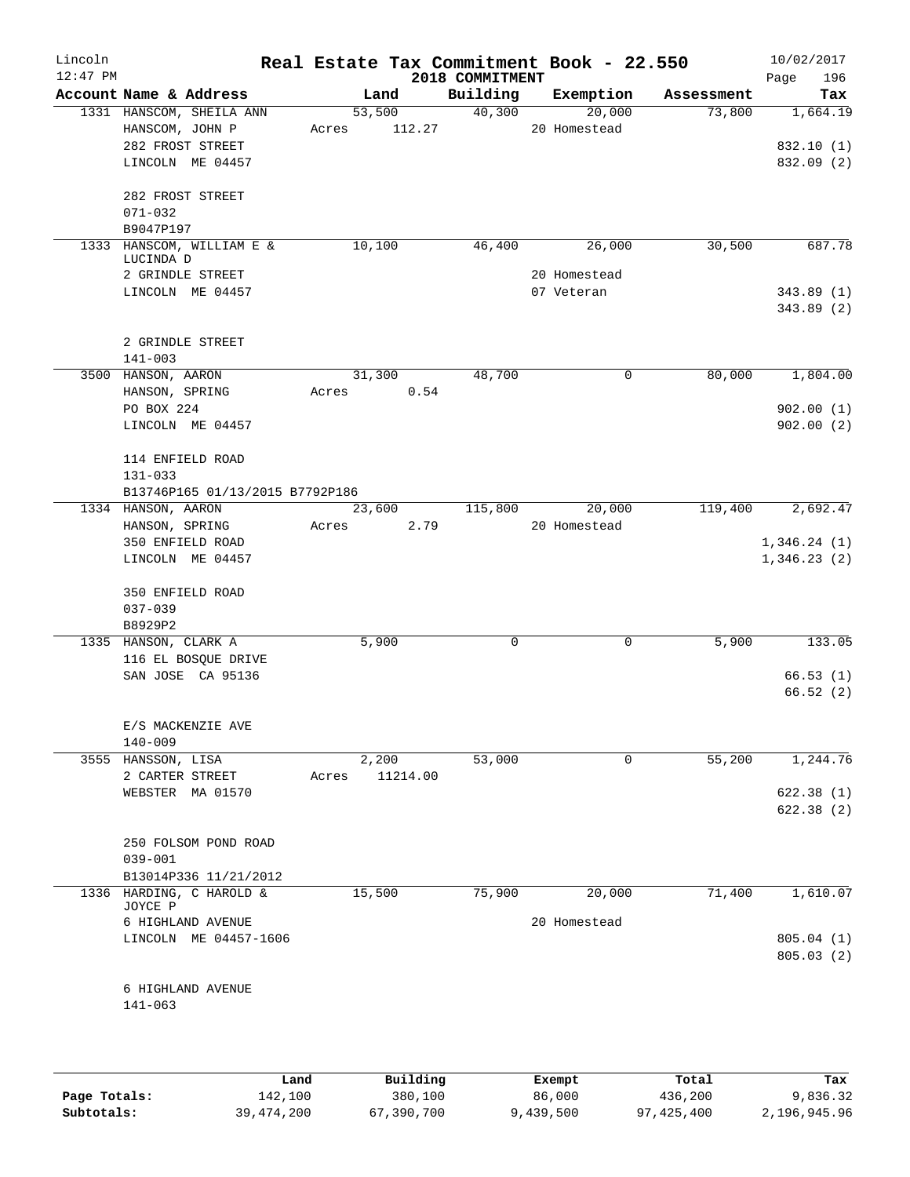# Real Estate Tax Commitment Book - 22.550

Lincoln
12:47 PM

2018 COMMITMENT

10/02/2017

| Account | Name & Address | Land | Building | Exemption | Assessment | Tax |
|---|---|---|---|---|---|---|
| 1331 | HANSCOM, SHEILA ANN<br>HANSCOM, JOHN P<br>282 FROST STREET<br>LINCOLN ME 04457<br><br>282 FROST STREET<br>071-032<br>B9047P197 | 53,500<br>Acres 112.27 | 40,300 | 20,000<br>20 Homestead | 73,800 | 1,664.19<br><br>832.10 (1)<br>832.09 (2) |
| 1333 | HANSCOM, WILLIAM E & LUCINDA D<br>2 GRINDLE STREET<br>LINCOLN ME 04457<br><br>2 GRINDLE STREET<br>141-003 | 10,100 | 46,400 | 26,000<br>20 Homestead<br>07 Veteran | 30,500 | 687.78<br><br>343.89 (1)<br>343.89 (2) |
| 3500 | HANSON, AARON<br>HANSON, SPRING<br>PO BOX 224<br>LINCOLN ME 04457<br><br>114 ENFIELD ROAD<br>131-033<br>B13746P165 01/13/2015 B7792P186 | 31,300<br>Acres 0.54 | 48,700 | 0 | 80,000 | 1,804.00<br><br>902.00 (1)<br>902.00 (2) |
| 1334 | HANSON, AARON<br>HANSON, SPRING<br>350 ENFIELD ROAD<br>LINCOLN ME 04457<br><br>350 ENFIELD ROAD<br>037-039<br>B8929P2 | 23,600<br>Acres 2.79 | 115,800 | 20,000<br>20 Homestead | 119,400 | 2,692.47<br><br>1,346.24 (1)<br>1,346.23 (2) |
| 1335 | HANSON, CLARK A<br>116 EL BOSQUE DRIVE<br>SAN JOSE CA 95136<br><br>E/S MACKENZIE AVE<br>140-009 | 5,900 | 0 | 0 | 5,900 | 133.05<br><br>66.53 (1)<br>66.52 (2) |
| 3555 | HANSSON, LISA<br>2 CARTER STREET<br>WEBSTER MA 01570<br><br>250 FOLSOM POND ROAD<br>039-001<br>B13014P336 11/21/2012 | 2,200<br>Acres 11214.00 | 53,000 | 0 | 55,200 | 1,244.76<br><br>622.38 (1)<br>622.38 (2) |
| 1336 | HARDING, C HAROLD & JOYCE P<br>6 HIGHLAND AVENUE<br>LINCOLN ME 04457-1606<br><br>6 HIGHLAND AVENUE<br>141-063 | 15,500 | 75,900 | 20,000<br>20 Homestead | 71,400 | 1,610.07<br><br>805.04 (1)<br>805.03 (2) |

| | Land | Building | Exempt | Total | Tax |
|---|---|---|---|---|---|
| Page Totals: | 142,100 | 380,100 | 86,000 | 436,200 | 9,836.32 |
| Subtotals: | 39,474,200 | 67,390,700 | 9,439,500 | 97,425,400 | 2,196,945.96 |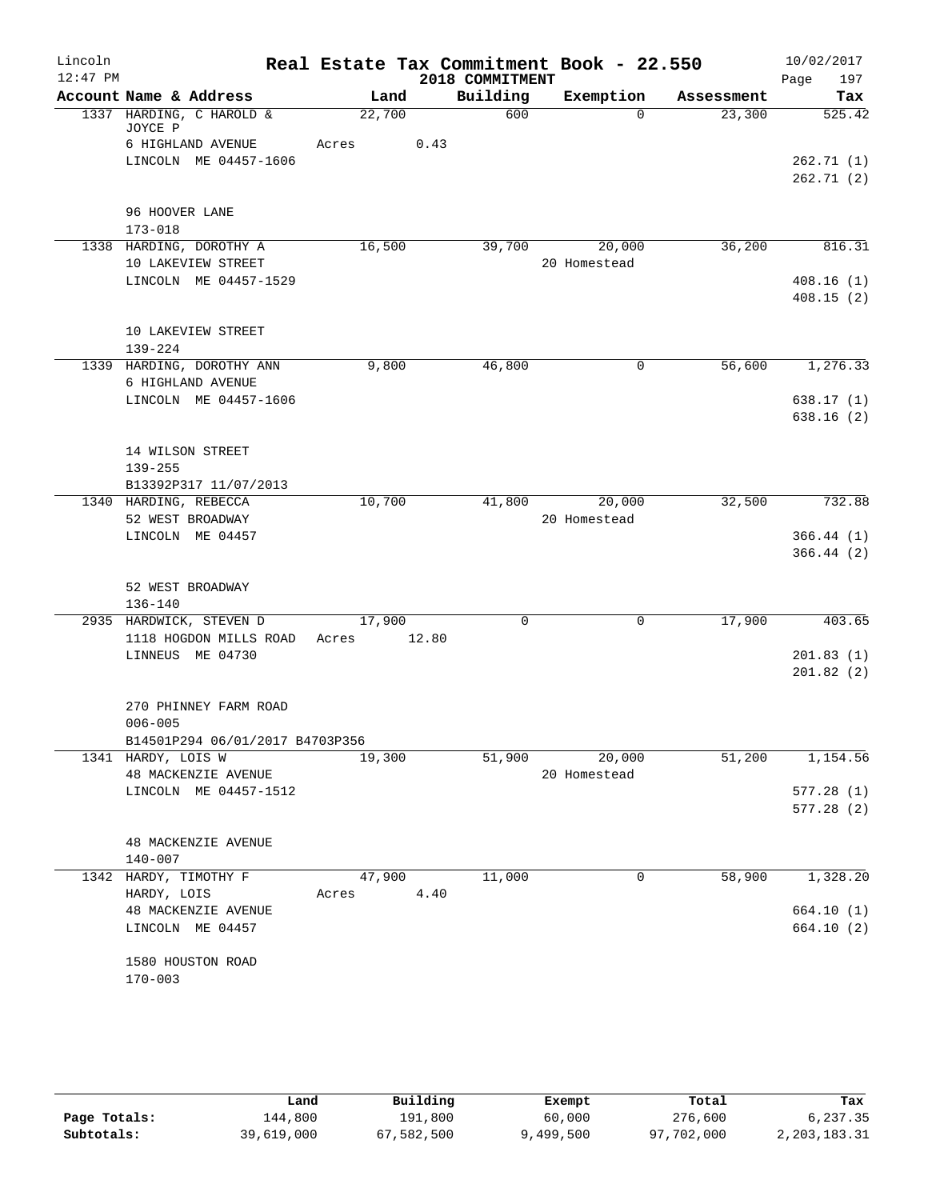Lincoln 12:47 PM

# Real Estate Tax Commitment Book - 22.550

2018 COMMITMENT

10/02/2017 Page 197

| Account Name & Address | Land | Building | Exemption | Assessment | Tax |
|---|---|---|---|---|---|
| 1337 HARDING, C HAROLD & JOYCE P | 22,700 | 600 | 0 | 23,300 | 525.42 |
| 6 HIGHLAND AVENUE | Acres 0.43 | | | | |
| LINCOLN ME 04457-1606 | | | | | 262.71 (1) |
| | | | | | 262.71 (2) |
| 96 HOOVER LANE | | | | | |
| 173-018 | | | | | |
| 1338 HARDING, DOROTHY A | 16,500 | 39,700 | 20,000 | 36,200 | 816.31 |
| 10 LAKEVIEW STREET | | | 20 Homestead | | |
| LINCOLN ME 04457-1529 | | | | | 408.16 (1) |
| | | | | | 408.15 (2) |
| 10 LAKEVIEW STREET | | | | | |
| 139-224 | | | | | |
| 1339 HARDING, DOROTHY ANN | 9,800 | 46,800 | 0 | 56,600 | 1,276.33 |
| 6 HIGHLAND AVENUE | | | | | |
| LINCOLN ME 04457-1606 | | | | | 638.17 (1) |
| | | | | | 638.16 (2) |
| 14 WILSON STREET | | | | | |
| 139-255 | | | | | |
| B13392P317 11/07/2013 | | | | | |
| 1340 HARDING, REBECCA | 10,700 | 41,800 | 20,000 | 32,500 | 732.88 |
| 52 WEST BROADWAY | | | 20 Homestead | | |
| LINCOLN ME 04457 | | | | | 366.44 (1) |
| | | | | | 366.44 (2) |
| 52 WEST BROADWAY | | | | | |
| 136-140 | | | | | |
| 2935 HARDWICK, STEVEN D | 17,900 | 0 | 0 | 17,900 | 403.65 |
| 1118 HOGDON MILLS ROAD | Acres 12.80 | | | | |
| LINNEUS ME 04730 | | | | | 201.83 (1) |
| | | | | | 201.82 (2) |
| 270 PHINNEY FARM ROAD | | | | | |
| 006-005 | | | | | |
| B14501P294 06/01/2017 B4703P356 | | | | | |
| 1341 HARDY, LOIS W | 19,300 | 51,900 | 20,000 | 51,200 | 1,154.56 |
| 48 MACKENZIE AVENUE | | | 20 Homestead | | |
| LINCOLN ME 04457-1512 | | | | | 577.28 (1) |
| | | | | | 577.28 (2) |
| 48 MACKENZIE AVENUE | | | | | |
| 140-007 | | | | | |
| 1342 HARDY, TIMOTHY F | 47,900 | 11,000 | 0 | 58,900 | 1,328.20 |
| HARDY, LOIS | Acres 4.40 | | | | |
| 48 MACKENZIE AVENUE | | | | | 664.10 (1) |
| LINCOLN ME 04457 | | | | | 664.10 (2) |
| 1580 HOUSTON ROAD | | | | | |
| 170-003 | | | | | |

| | Land | Building | Exempt | Total | Tax |
|---|---|---|---|---|---|
| Page Totals: | 144,800 | 191,800 | 60,000 | 276,600 | 6,237.35 |
| Subtotals: | 39,619,000 | 67,582,500 | 9,499,500 | 97,702,000 | 2,203,183.31 |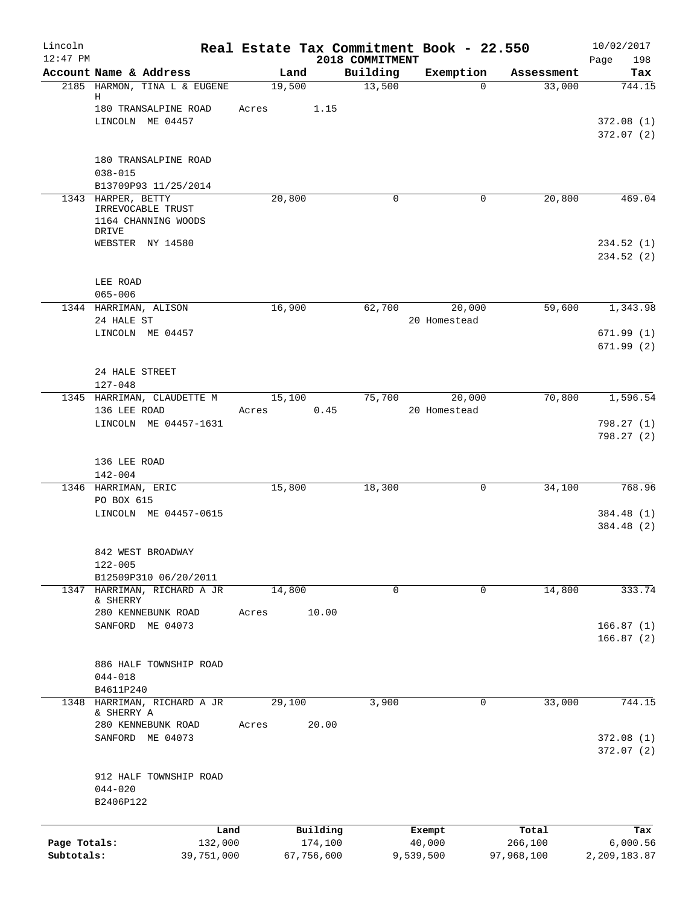Lincoln 12:47 PM — Real Estate Tax Commitment Book - 22.550 — 2018 COMMITMENT — 10/02/2017

| Account Name & Address | Land | Building | Exemption | Assessment | Tax |
|---|---|---|---|---|---|
| 2185 HARMON, TINA L & EUGENE H | 19,500 | 13,500 | 0 | 33,000 | 744.15 |
| 180 TRANSALPINE ROAD | Acres 1.15 | | | | |
| LINCOLN ME 04457 | | | | | 372.08 (1) |
| | | | | | 372.07 (2) |
| 180 TRANSALPINE ROAD | | | | | |
| 038-015 | | | | | |
| B13709P93 11/25/2014 | | | | | |
| 1343 HARPER, BETTY IRREVOCABLE TRUST | 20,800 | 0 | 0 | 20,800 | 469.04 |
| 1164 CHANNING WOODS DRIVE | | | | | |
| WEBSTER NY 14580 | | | | | 234.52 (1) |
| | | | | | 234.52 (2) |
| LEE ROAD | | | | | |
| 065-006 | | | | | |
| 1344 HARRIMAN, ALISON | 16,900 | 62,700 | 20,000 | 59,600 | 1,343.98 |
| 24 HALE ST | | | 20 Homestead | | |
| LINCOLN ME 04457 | | | | | 671.99 (1) |
| | | | | | 671.99 (2) |
| 24 HALE STREET | | | | | |
| 127-048 | | | | | |
| 1345 HARRIMAN, CLAUDETTE M | 15,100 | 75,700 | 20,000 | 70,800 | 1,596.54 |
| 136 LEE ROAD | Acres 0.45 | | 20 Homestead | | |
| LINCOLN ME 04457-1631 | | | | | 798.27 (1) |
| | | | | | 798.27 (2) |
| 136 LEE ROAD | | | | | |
| 142-004 | | | | | |
| 1346 HARRIMAN, ERIC | 15,800 | 18,300 | 0 | 34,100 | 768.96 |
| PO BOX 615 | | | | | |
| LINCOLN ME 04457-0615 | | | | | 384.48 (1) |
| | | | | | 384.48 (2) |
| 842 WEST BROADWAY | | | | | |
| 122-005 | | | | | |
| B12509P310 06/20/2011 | | | | | |
| 1347 HARRIMAN, RICHARD A JR & SHERRY | 14,800 | 0 | 0 | 14,800 | 333.74 |
| 280 KENNEBUNK ROAD | Acres 10.00 | | | | |
| SANFORD ME 04073 | | | | | 166.87 (1) |
| | | | | | 166.87 (2) |
| 886 HALF TOWNSHIP ROAD | | | | | |
| 044-018 | | | | | |
| B4611P240 | | | | | |
| 1348 HARRIMAN, RICHARD A JR & SHERRY A | 29,100 | 3,900 | 0 | 33,000 | 744.15 |
| 280 KENNEBUNK ROAD | Acres 20.00 | | | | |
| SANFORD ME 04073 | | | | | 372.08 (1) |
| | | | | | 372.07 (2) |
| 912 HALF TOWNSHIP ROAD | | | | | |
| 044-020 | | | | | |
| B2406P122 | | | | | |

| | Land | Building | Exempt | Total | Tax |
|---|---|---|---|---|---|
| Page Totals: | 132,000 | 174,100 | 40,000 | 266,100 | 6,000.56 |
| Subtotals: | 39,751,000 | 67,756,600 | 9,539,500 | 97,968,100 | 2,209,183.87 |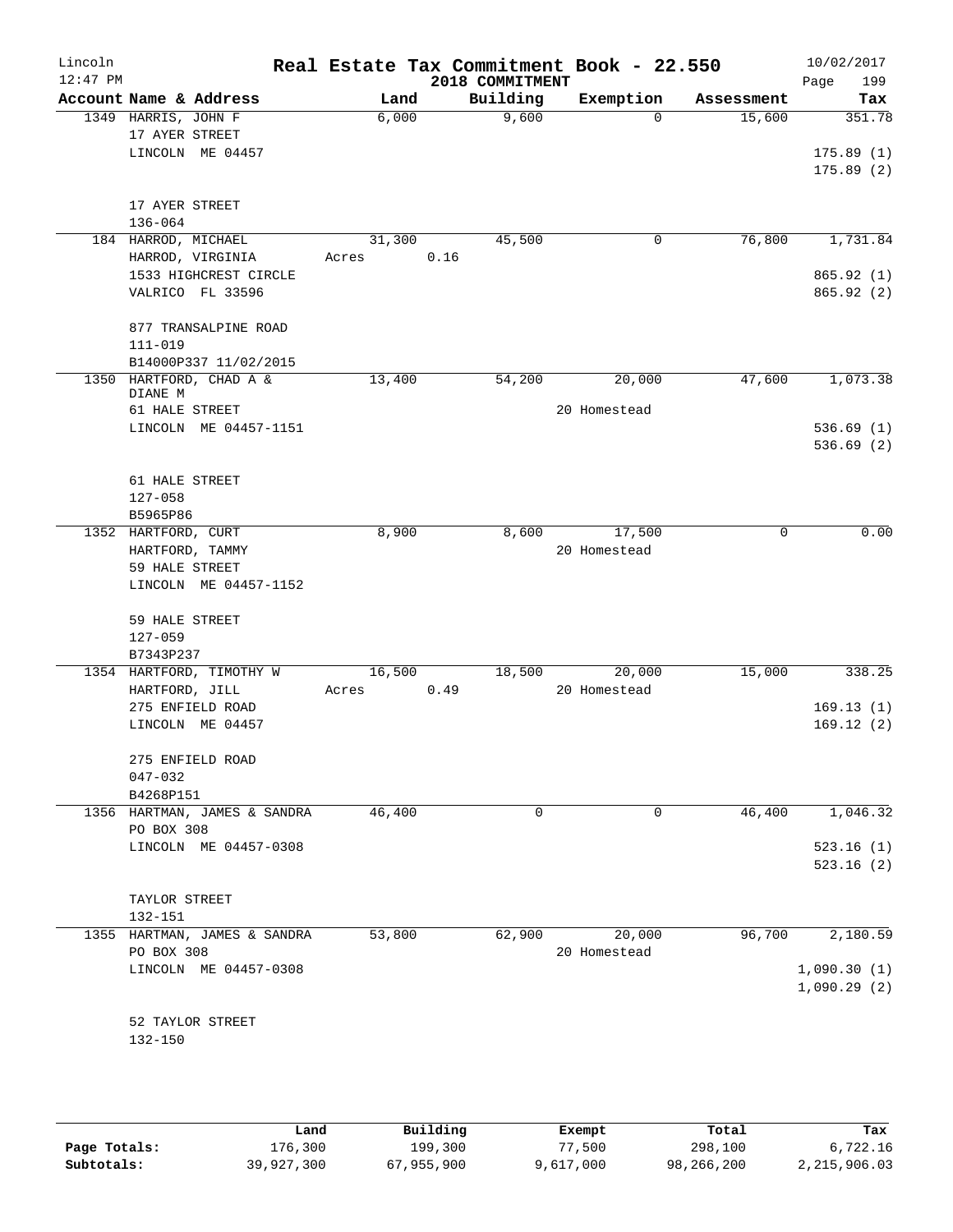# Real Estate Tax Commitment Book - 22.550

Lincoln 12:47 PM — 2018 COMMITMENT — 10/02/2017

| Account Name & Address | Land | Building | Exemption | Assessment | Tax |
|---|---|---|---|---|---|
| 1349 HARRIS, JOHN F<br>17 AYER STREET<br>LINCOLN ME 04457<br><br>17 AYER STREET<br>136-064 | 6,000 | 9,600 | 0 | 15,600 | 351.78<br>175.89 (1)<br>175.89 (2) |
| 184 HARROD, MICHAEL<br>HARROD, VIRGINIA<br>1533 HIGHCREST CIRCLE<br>VALRICO FL 33596<br><br>877 TRANSALPINE ROAD<br>111-019<br>B14000P337 11/02/2015 | 31,300<br>Acres 0.16 | 45,500 | 0 | 76,800 | 1,731.84<br>865.92 (1)<br>865.92 (2) |
| 1350 HARTFORD, CHAD A & DIANE M<br>61 HALE STREET<br>LINCOLN ME 04457-1151<br><br>61 HALE STREET<br>127-058<br>B5965P86 | 13,400 | 54,200 | 20,000<br>20 Homestead | 47,600 | 1,073.38<br>536.69 (1)<br>536.69 (2) |
| 1352 HARTFORD, CURT<br>HARTFORD, TAMMY<br>59 HALE STREET<br>LINCOLN ME 04457-1152<br><br>59 HALE STREET<br>127-059<br>B7343P237 | 8,900 | 8,600 | 17,500<br>20 Homestead | 0 | 0.00 |
| 1354 HARTFORD, TIMOTHY W<br>HARTFORD, JILL<br>275 ENFIELD ROAD<br>LINCOLN ME 04457<br><br>275 ENFIELD ROAD<br>047-032<br>B4268P151 | 16,500<br>Acres 0.49 | 18,500 | 20,000<br>20 Homestead | 15,000 | 338.25<br>169.13 (1)<br>169.12 (2) |
| 1356 HARTMAN, JAMES & SANDRA<br>PO BOX 308<br>LINCOLN ME 04457-0308<br><br>TAYLOR STREET<br>132-151 | 46,400 | 0 | 0 | 46,400 | 1,046.32<br>523.16 (1)<br>523.16 (2) |
| 1355 HARTMAN, JAMES & SANDRA<br>PO BOX 308<br>LINCOLN ME 04457-0308<br><br>52 TAYLOR STREET<br>132-150 | 53,800 | 62,900 | 20,000<br>20 Homestead | 96,700 | 2,180.59<br>1,090.30 (1)<br>1,090.29 (2) |

| | Land | Building | Exempt | Total | Tax |
|---|---|---|---|---|---|
| Page Totals: | 176,300 | 199,300 | 77,500 | 298,100 | 6,722.16 |
| Subtotals: | 39,927,300 | 67,955,900 | 9,617,000 | 98,266,200 | 2,215,906.03 |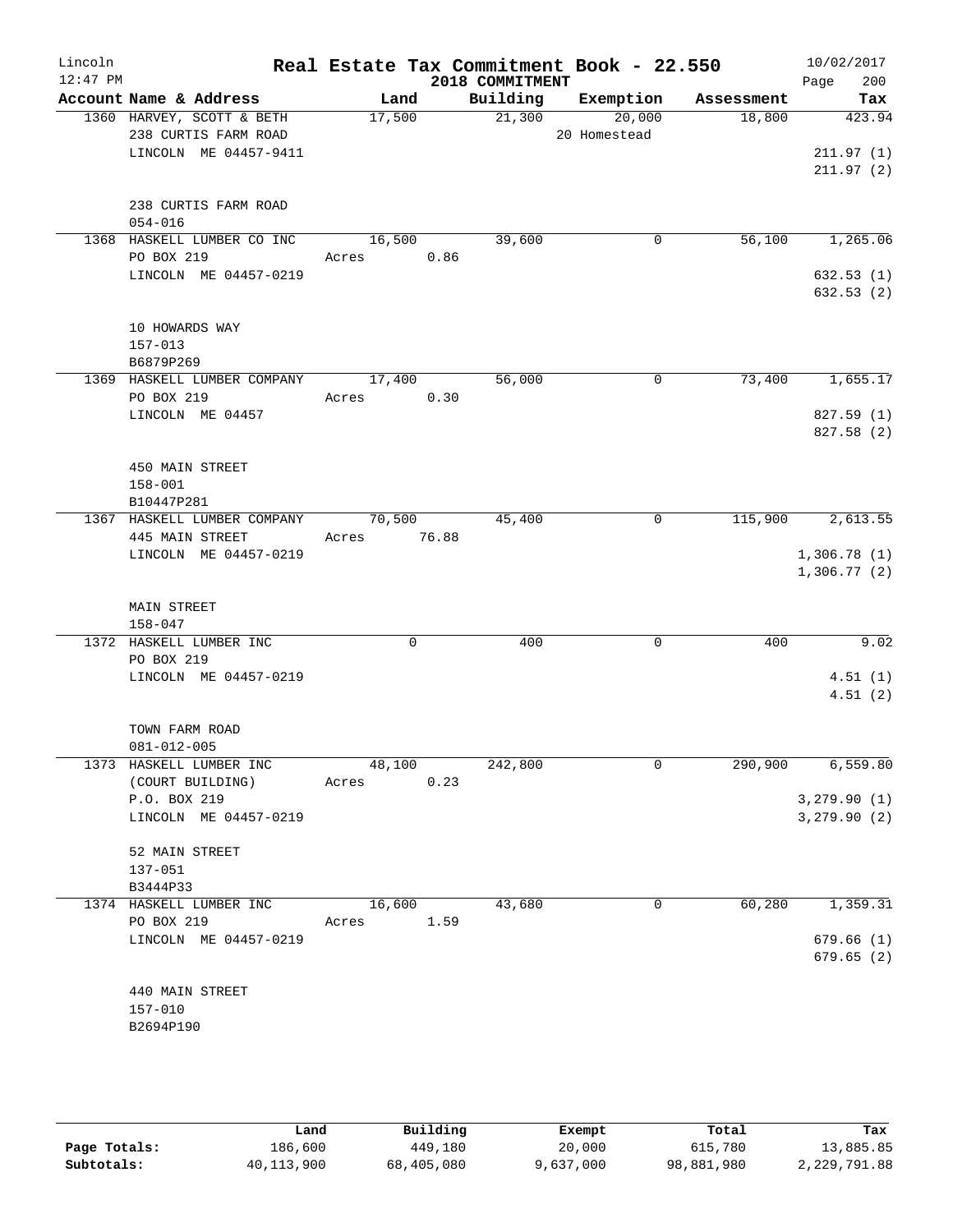# Real Estate Tax Commitment Book - 22.550

Lincoln
12:47 PM

2018 COMMITMENT

10/02/2017
Page 200

| Account Name & Address | Land | Building | Exemption | Assessment | Tax |
|---|---|---|---|---|---|
| 1360 HARVEY, SCOTT & BETH<br>238 CURTIS FARM ROAD<br>LINCOLN ME 04457-9411<br><br>238 CURTIS FARM ROAD<br>054-016 | 17,500 | 21,300 | 20,000<br>20 Homestead | 18,800 | 423.94<br><br>211.97 (1)<br>211.97 (2) |
| 1368 HASKELL LUMBER CO INC<br>PO BOX 219<br>LINCOLN ME 04457-0219<br><br>10 HOWARDS WAY<br>157-013<br>B6879P269 | 16,500<br>Acres 0.86 | 39,600 | 0 | 56,100 | 1,265.06<br><br>632.53 (1)<br>632.53 (2) |
| 1369 HASKELL LUMBER COMPANY<br>PO BOX 219<br>LINCOLN ME 04457<br><br>450 MAIN STREET<br>158-001<br>B10447P281 | 17,400<br>Acres 0.30 | 56,000 | 0 | 73,400 | 1,655.17<br><br>827.59 (1)<br>827.58 (2) |
| 1367 HASKELL LUMBER COMPANY<br>445 MAIN STREET<br>LINCOLN ME 04457-0219<br><br>MAIN STREET<br>158-047 | 70,500<br>Acres 76.88 | 45,400 | 0 | 115,900 | 2,613.55<br><br>1,306.78 (1)<br>1,306.77 (2) |
| 1372 HASKELL LUMBER INC<br>PO BOX 219<br>LINCOLN ME 04457-0219<br><br>TOWN FARM ROAD<br>081-012-005 | 0 | 400 | 0 | 400 | 9.02<br><br>4.51 (1)<br>4.51 (2) |
| 1373 HASKELL LUMBER INC<br>(COURT BUILDING)<br>P.O. BOX 219<br>LINCOLN ME 04457-0219<br><br>52 MAIN STREET<br>137-051<br>B3444P33 | 48,100<br>Acres 0.23 | 242,800 | 0 | 290,900 | 6,559.80<br><br>3,279.90 (1)<br>3,279.90 (2) |
| 1374 HASKELL LUMBER INC<br>PO BOX 219<br>LINCOLN ME 04457-0219<br><br>440 MAIN STREET<br>157-010<br>B2694P190 | 16,600<br>Acres 1.59 | 43,680 | 0 | 60,280 | 1,359.31<br><br>679.66 (1)<br>679.65 (2) |

| | Land | Building | Exempt | Total | Tax |
|---|---|---|---|---|---|
| **Page Totals:** | 186,600 | 449,180 | 20,000 | 615,780 | 13,885.85 |
| **Subtotals:** | 40,113,900 | 68,405,080 | 9,637,000 | 98,881,980 | 2,229,791.88 |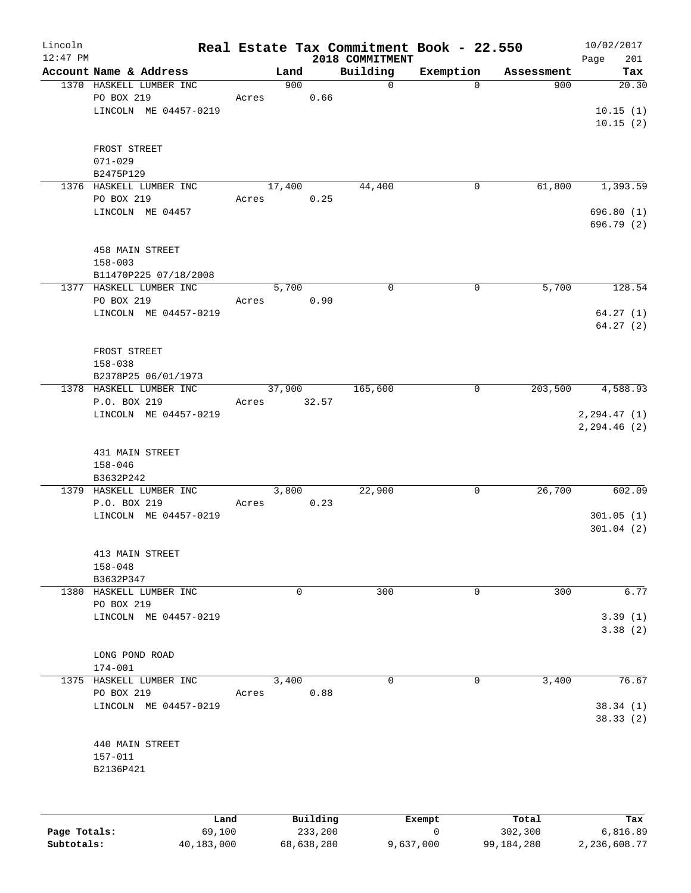# Real Estate Tax Commitment Book - 22.550

Lincoln
12:47 PM

2018 COMMITMENT

10/02/2017
Page 201

| Account | Name & Address | Land | Building | Exemption | Assessment | Tax |
|---|---|---|---|---|---|---|
| 1370 | HASKELL LUMBER INC<br>PO BOX 219<br>LINCOLN ME 04457-0219<br><br>FROST STREET<br>071-029<br>B2475P129 | 900<br>Acres 0.66 | 0 | 0 | 900 | 20.30<br>10.15 (1)<br>10.15 (2) |
| 1376 | HASKELL LUMBER INC<br>PO BOX 219<br>LINCOLN ME 04457<br><br>458 MAIN STREET<br>158-003<br>B11470P225 07/18/2008 | 17,400<br>Acres 0.25 | 44,400 | 0 | 61,800 | 1,393.59<br>696.80 (1)<br>696.79 (2) |
| 1377 | HASKELL LUMBER INC<br>PO BOX 219<br>LINCOLN ME 04457-0219<br><br>FROST STREET<br>158-038<br>B2378P25 06/01/1973 | 5,700<br>Acres 0.90 | 0 | 0 | 5,700 | 128.54<br>64.27 (1)<br>64.27 (2) |
| 1378 | HASKELL LUMBER INC<br>P.O. BOX 219<br>LINCOLN ME 04457-0219<br><br>431 MAIN STREET<br>158-046<br>B3632P242 | 37,900<br>Acres 32.57 | 165,600 | 0 | 203,500 | 4,588.93<br>2,294.47 (1)<br>2,294.46 (2) |
| 1379 | HASKELL LUMBER INC<br>P.O. BOX 219<br>LINCOLN ME 04457-0219<br><br>413 MAIN STREET<br>158-048<br>B3632P347 | 3,800<br>Acres 0.23 | 22,900 | 0 | 26,700 | 602.09<br>301.05 (1)<br>301.04 (2) |
| 1380 | HASKELL LUMBER INC<br>PO BOX 219<br>LINCOLN ME 04457-0219<br><br>LONG POND ROAD<br>174-001 | 0 | 300 | 0 | 300 | 6.77<br>3.39 (1)<br>3.38 (2) |
| 1375 | HASKELL LUMBER INC<br>PO BOX 219<br>LINCOLN ME 04457-0219<br><br>440 MAIN STREET<br>157-011<br>B2136P421 | 3,400<br>Acres 0.88 | 0 | 0 | 3,400 | 76.67<br>38.34 (1)<br>38.33 (2) |

| | Land | Building | Exempt | Total | Tax |
|---|---|---|---|---|---|
| Page Totals: | 69,100 | 233,200 | 0 | 302,300 | 6,816.89 |
| Subtotals: | 40,183,000 | 68,638,280 | 9,637,000 | 99,184,280 | 2,236,608.77 |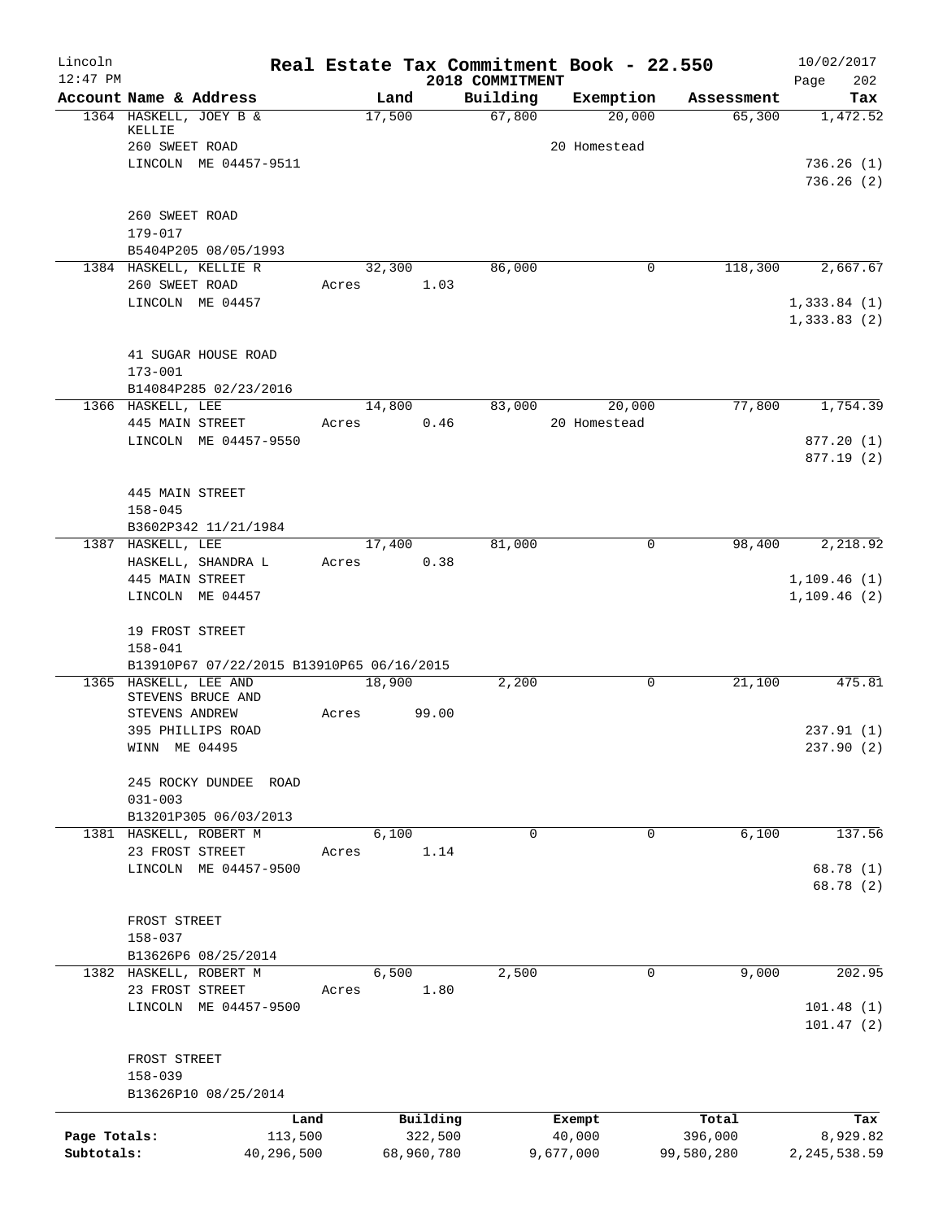# Real Estate Tax Commitment Book - 22.550

Lincoln
12:47 PM

2018 COMMITMENT

10/02/2017

| Account Name & Address | Land | Building | Exemption | Assessment | Tax |
|---|---|---|---|---|---|
| 1364 HASKELL, JOEY B & KELLIE | 17,500 | 67,800 | 20,000 | 65,300 | 1,472.52 |
| 260 SWEET ROAD | | | 20 Homestead | | |
| LINCOLN ME 04457-9511 | | | | | 736.26 (1) |
| | | | | | 736.26 (2) |
| 260 SWEET ROAD | | | | | |
| 179-017 | | | | | |
| B5404P205 08/05/1993 | | | | | |
| 1384 HASKELL, KELLIE R | 32,300 | 86,000 | 0 | 118,300 | 2,667.67 |
| 260 SWEET ROAD | Acres 1.03 | | | | |
| LINCOLN ME 04457 | | | | | 1,333.84 (1) |
| | | | | | 1,333.83 (2) |
| 41 SUGAR HOUSE ROAD | | | | | |
| 173-001 | | | | | |
| B14084P285 02/23/2016 | | | | | |
| 1366 HASKELL, LEE | 14,800 | 83,000 | 20,000 | 77,800 | 1,754.39 |
| 445 MAIN STREET | Acres 0.46 | | 20 Homestead | | |
| LINCOLN ME 04457-9550 | | | | | 877.20 (1) |
| | | | | | 877.19 (2) |
| 445 MAIN STREET | | | | | |
| 158-045 | | | | | |
| B3602P342 11/21/1984 | | | | | |
| 1387 HASKELL, LEE | 17,400 | 81,000 | 0 | 98,400 | 2,218.92 |
| HASKELL, SHANDRA L | Acres 0.38 | | | | |
| 445 MAIN STREET | | | | | 1,109.46 (1) |
| LINCOLN ME 04457 | | | | | 1,109.46 (2) |
| 19 FROST STREET | | | | | |
| 158-041 | | | | | |
| B13910P67 07/22/2015 B13910P65 06/16/2015 | | | | | |
| 1365 HASKELL, LEE AND STEVENS BRUCE AND | 18,900 | 2,200 | 0 | 21,100 | 475.81 |
| STEVENS ANDREW | Acres 99.00 | | | | |
| 395 PHILLIPS ROAD | | | | | 237.91 (1) |
| WINN ME 04495 | | | | | 237.90 (2) |
| 245 ROCKY DUNDEE ROAD | | | | | |
| 031-003 | | | | | |
| B13201P305 06/03/2013 | | | | | |
| 1381 HASKELL, ROBERT M | 6,100 | 0 | 0 | 6,100 | 137.56 |
| 23 FROST STREET | Acres 1.14 | | | | |
| LINCOLN ME 04457-9500 | | | | | 68.78 (1) |
| | | | | | 68.78 (2) |
| FROST STREET | | | | | |
| 158-037 | | | | | |
| B13626P6 08/25/2014 | | | | | |
| 1382 HASKELL, ROBERT M | 6,500 | 2,500 | 0 | 9,000 | 202.95 |
| 23 FROST STREET | Acres 1.80 | | | | |
| LINCOLN ME 04457-9500 | | | | | 101.48 (1) |
| | | | | | 101.47 (2) |
| FROST STREET | | | | | |
| 158-039 | | | | | |
| B13626P10 08/25/2014 | | | | | |

| | Land | Building | Exempt | Total | Tax |
|---|---|---|---|---|---|
| Page Totals: | 113,500 | 322,500 | 40,000 | 396,000 | 8,929.82 |
| Subtotals: | 40,296,500 | 68,960,780 | 9,677,000 | 99,580,280 | 2,245,538.59 |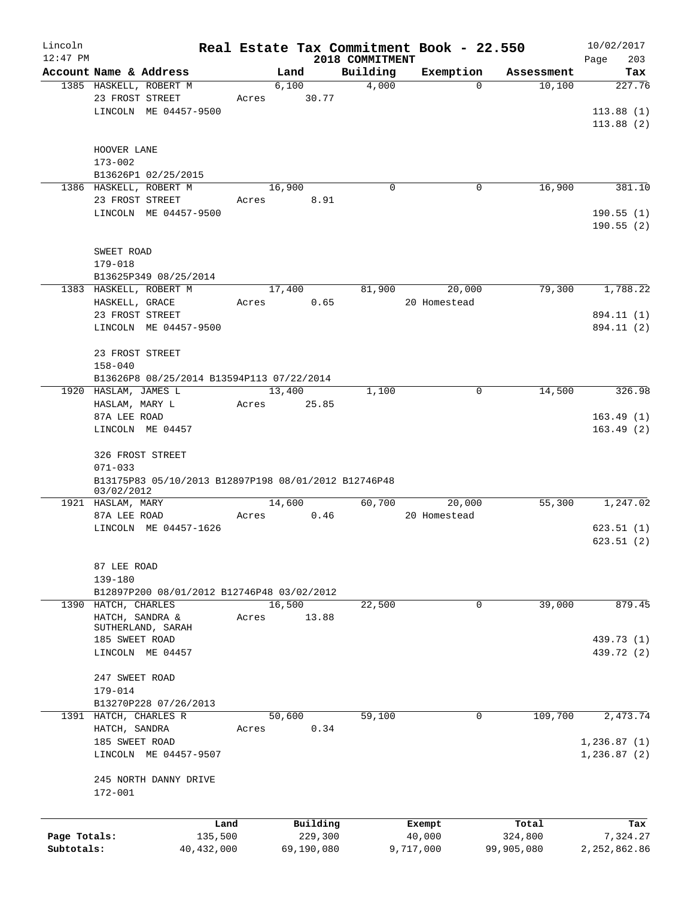# Real Estate Tax Commitment Book - 22.550

Lincoln
12:47 PM

2018 COMMITMENT

10/02/2017

| Account Name & Address | Land | Building | Exemption | Assessment | Tax |
|---|---|---|---|---|---|
| 1385 HASKELL, ROBERT M<br>23 FROST STREET<br>LINCOLN ME 04457-9500<br><br>HOOVER LANE<br>173-002<br>B13626P1 02/25/2015 | 6,100<br>Acres 30.77 | 4,000 | 0 | 10,100 | 227.76<br><br>113.88 (1)<br>113.88 (2) |
| 1386 HASKELL, ROBERT M<br>23 FROST STREET<br>LINCOLN ME 04457-9500<br><br>SWEET ROAD<br>179-018<br>B13625P349 08/25/2014 | 16,900<br>Acres 8.91 | 0 | 0 | 16,900 | 381.10<br><br>190.55 (1)<br>190.55 (2) |
| 1383 HASKELL, ROBERT M<br>HASKELL, GRACE<br>23 FROST STREET<br>LINCOLN ME 04457-9500<br><br>23 FROST STREET<br>158-040<br>B13626P8 08/25/2014 B13594P113 07/22/2014 | 17,400<br>Acres 0.65 | 81,900 | 20,000<br>20 Homestead | 79,300 | 1,788.22<br><br>894.11 (1)<br>894.11 (2) |
| 1920 HASLAM, JAMES L<br>HASLAM, MARY L<br>87A LEE ROAD<br>LINCOLN ME 04457<br><br>326 FROST STREET<br>071-033<br>B13175P83 05/10/2013 B12897P198 08/01/2012 B12746P48 03/02/2012 | 13,400<br>Acres 25.85 | 1,100 | 0 | 14,500 | 326.98<br><br>163.49 (1)<br>163.49 (2) |
| 1921 HASLAM, MARY<br>87A LEE ROAD<br>LINCOLN ME 04457-1626<br><br>87 LEE ROAD<br>139-180<br>B12897P200 08/01/2012 B12746P48 03/02/2012 | 14,600<br>Acres 0.46 | 60,700 | 20,000<br>20 Homestead | 55,300 | 1,247.02<br><br>623.51 (1)<br>623.51 (2) |
| 1390 HATCH, CHARLES<br>HATCH, SANDRA &<br>SUTHERLAND, SARAH<br>185 SWEET ROAD<br>LINCOLN ME 04457<br><br>247 SWEET ROAD<br>179-014<br>B13270P228 07/26/2013 | 16,500<br>Acres 13.88 | 22,500 | 0 | 39,000 | 879.45<br><br>439.73 (1)<br>439.72 (2) |
| 1391 HATCH, CHARLES R<br>HATCH, SANDRA<br>185 SWEET ROAD<br>LINCOLN ME 04457-9507<br><br>245 NORTH DANNY DRIVE<br>172-001 | 50,600<br>Acres 0.34 | 59,100 | 0 | 109,700 | 2,473.74<br><br>1,236.87 (1)<br>1,236.87 (2) |

| | Land | Building | Exempt | Total | Tax |
|---|---|---|---|---|---|
| Page Totals: | 135,500 | 229,300 | 40,000 | 324,800 | 7,324.27 |
| Subtotals: | 40,432,000 | 69,190,080 | 9,717,000 | 99,905,080 | 2,252,862.86 |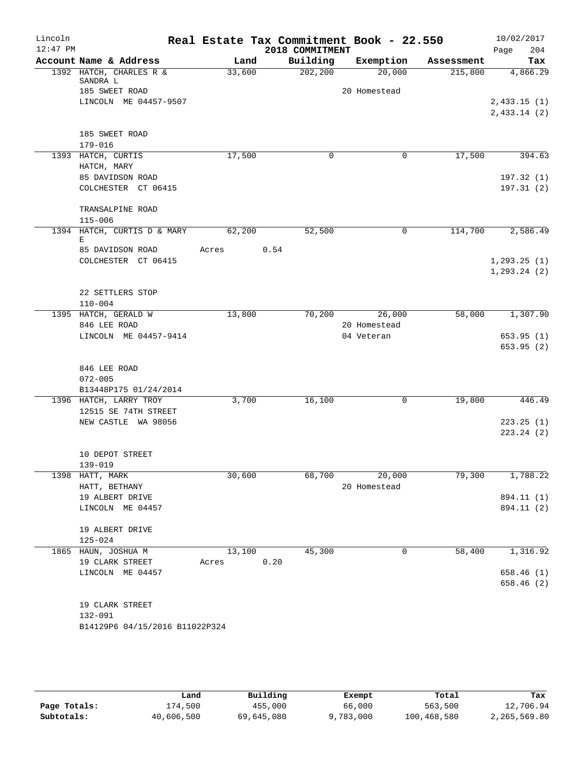Lincoln 12:47 PM

# Real Estate Tax Commitment Book - 22.550

2018 COMMITMENT

10/02/2017 Page 204

| Account Name & Address | Land | Building | Exemption | Assessment | Tax |
|---|---|---|---|---|---|
| 1392 HATCH, CHARLES R & SANDRA L | 33,600 | 202,200 | 20,000 | 215,800 | 4,866.29 |
| 185 SWEET ROAD | | | 20 Homestead | | |
| LINCOLN ME 04457-9507 | | | | | 2,433.15 (1) |
| | | | | | 2,433.14 (2) |
| 185 SWEET ROAD | | | | | |
| 179-016 | | | | | |
| 1393 HATCH, CURTIS | 17,500 | 0 | 0 | 17,500 | 394.63 |
| HATCH, MARY | | | | | |
| 85 DAVIDSON ROAD | | | | | 197.32 (1) |
| COLCHESTER CT 06415 | | | | | 197.31 (2) |
| TRANSALPINE ROAD | | | | | |
| 115-006 | | | | | |
| 1394 HATCH, CURTIS D & MARY E | 62,200 | 52,500 | 0 | 114,700 | 2,586.49 |
| 85 DAVIDSON ROAD | Acres 0.54 | | | | |
| COLCHESTER CT 06415 | | | | | 1,293.25 (1) |
| | | | | | 1,293.24 (2) |
| 22 SETTLERS STOP | | | | | |
| 110-004 | | | | | |
| 1395 HATCH, GERALD W | 13,800 | 70,200 | 26,000 | 58,000 | 1,307.90 |
| 846 LEE ROAD | | | 20 Homestead | | |
| LINCOLN ME 04457-9414 | | | 04 Veteran | | 653.95 (1) |
| | | | | | 653.95 (2) |
| 846 LEE ROAD | | | | | |
| 072-005 | | | | | |
| B13448P175 01/24/2014 | | | | | |
| 1396 HATCH, LARRY TROY | 3,700 | 16,100 | 0 | 19,800 | 446.49 |
| 12515 SE 74TH STREET | | | | | |
| NEW CASTLE WA 98056 | | | | | 223.25 (1) |
| | | | | | 223.24 (2) |
| 10 DEPOT STREET | | | | | |
| 139-019 | | | | | |
| 1398 HATT, MARK | 30,600 | 68,700 | 20,000 | 79,300 | 1,788.22 |
| HATT, BETHANY | | | 20 Homestead | | |
| 19 ALBERT DRIVE | | | | | 894.11 (1) |
| LINCOLN ME 04457 | | | | | 894.11 (2) |
| 19 ALBERT DRIVE | | | | | |
| 125-024 | | | | | |
| 1865 HAUN, JOSHUA M | 13,100 | 45,300 | 0 | 58,400 | 1,316.92 |
| 19 CLARK STREET | Acres 0.20 | | | | |
| LINCOLN ME 04457 | | | | | 658.46 (1) |
| | | | | | 658.46 (2) |
| 19 CLARK STREET | | | | | |
| 132-091 | | | | | |
| B14129P6 04/15/2016 B11022P324 | | | | | |

| | Land | Building | Exempt | Total | Tax |
|---|---|---|---|---|---|
| Page Totals: | 174,500 | 455,000 | 66,000 | 563,500 | 12,706.94 |
| Subtotals: | 40,606,500 | 69,645,080 | 9,783,000 | 100,468,580 | 2,265,569.80 |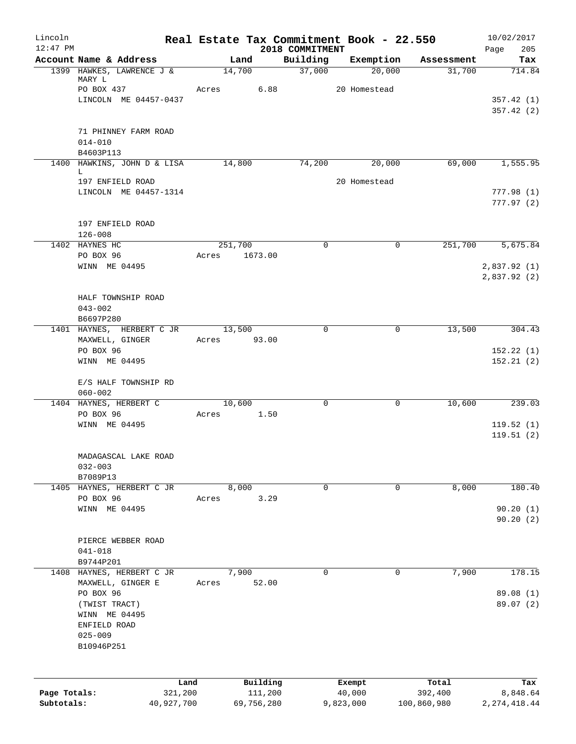# Real Estate Tax Commitment Book - 22.550

Lincoln
12:47 PM

2018 COMMITMENT

10/02/2017

| Account Name & Address | Land | Building | Exemption | Assessment | Tax |
|---|---|---|---|---|---|
| 1399 HAWKES, LAWRENCE J & MARY L | 14,700 | 37,000 | 20,000 | 31,700 | 714.84 |
| PO BOX 437 | Acres 6.88 | | 20 Homestead | | |
| LINCOLN ME 04457-0437 | | | | | 357.42 (1) |
| | | | | | 357.42 (2) |
| 71 PHINNEY FARM ROAD | | | | | |
| 014-010 | | | | | |
| B4603P113 | | | | | |
| 1400 HAWKINS, JOHN D & LISA L | 14,800 | 74,200 | 20,000 | 69,000 | 1,555.95 |
| 197 ENFIELD ROAD | | | 20 Homestead | | |
| LINCOLN ME 04457-1314 | | | | | 777.98 (1) |
| | | | | | 777.97 (2) |
| 197 ENFIELD ROAD | | | | | |
| 126-008 | | | | | |
| 1402 HAYNES HC | 251,700 | 0 | 0 | 251,700 | 5,675.84 |
| PO BOX 96 | Acres 1673.00 | | | | |
| WINN ME 04495 | | | | | 2,837.92 (1) |
| | | | | | 2,837.92 (2) |
| HALF TOWNSHIP ROAD | | | | | |
| 043-002 | | | | | |
| B6697P280 | | | | | |
| 1401 HAYNES, HERBERT C JR | 13,500 | 0 | 0 | 13,500 | 304.43 |
| MAXWELL, GINGER | Acres 93.00 | | | | |
| PO BOX 96 | | | | | 152.22 (1) |
| WINN ME 04495 | | | | | 152.21 (2) |
| E/S HALF TOWNSHIP RD | | | | | |
| 060-002 | | | | | |
| 1404 HAYNES, HERBERT C | 10,600 | 0 | 0 | 10,600 | 239.03 |
| PO BOX 96 | Acres 1.50 | | | | |
| WINN ME 04495 | | | | | 119.52 (1) |
| | | | | | 119.51 (2) |
| MADAGASCAL LAKE ROAD | | | | | |
| 032-003 | | | | | |
| B7089P13 | | | | | |
| 1405 HAYNES, HERBERT C JR | 8,000 | 0 | 0 | 8,000 | 180.40 |
| PO BOX 96 | Acres 3.29 | | | | |
| WINN ME 04495 | | | | | 90.20 (1) |
| | | | | | 90.20 (2) |
| PIERCE WEBBER ROAD | | | | | |
| 041-018 | | | | | |
| B9744P201 | | | | | |
| 1408 HAYNES, HERBERT C JR | 7,900 | 0 | 0 | 7,900 | 178.15 |
| MAXWELL, GINGER E | Acres 52.00 | | | | |
| PO BOX 96 | | | | | 89.08 (1) |
| (TWIST TRACT) | | | | | 89.07 (2) |
| WINN ME 04495 | | | | | |
| ENFIELD ROAD | | | | | |
| 025-009 | | | | | |
| B10946P251 | | | | | |

| | Land | Building | Exempt | Total | Tax |
|---|---|---|---|---|---|
| Page Totals: | 321,200 | 111,200 | 40,000 | 392,400 | 8,848.64 |
| Subtotals: | 40,927,700 | 69,756,280 | 9,823,000 | 100,860,980 | 2,274,418.44 |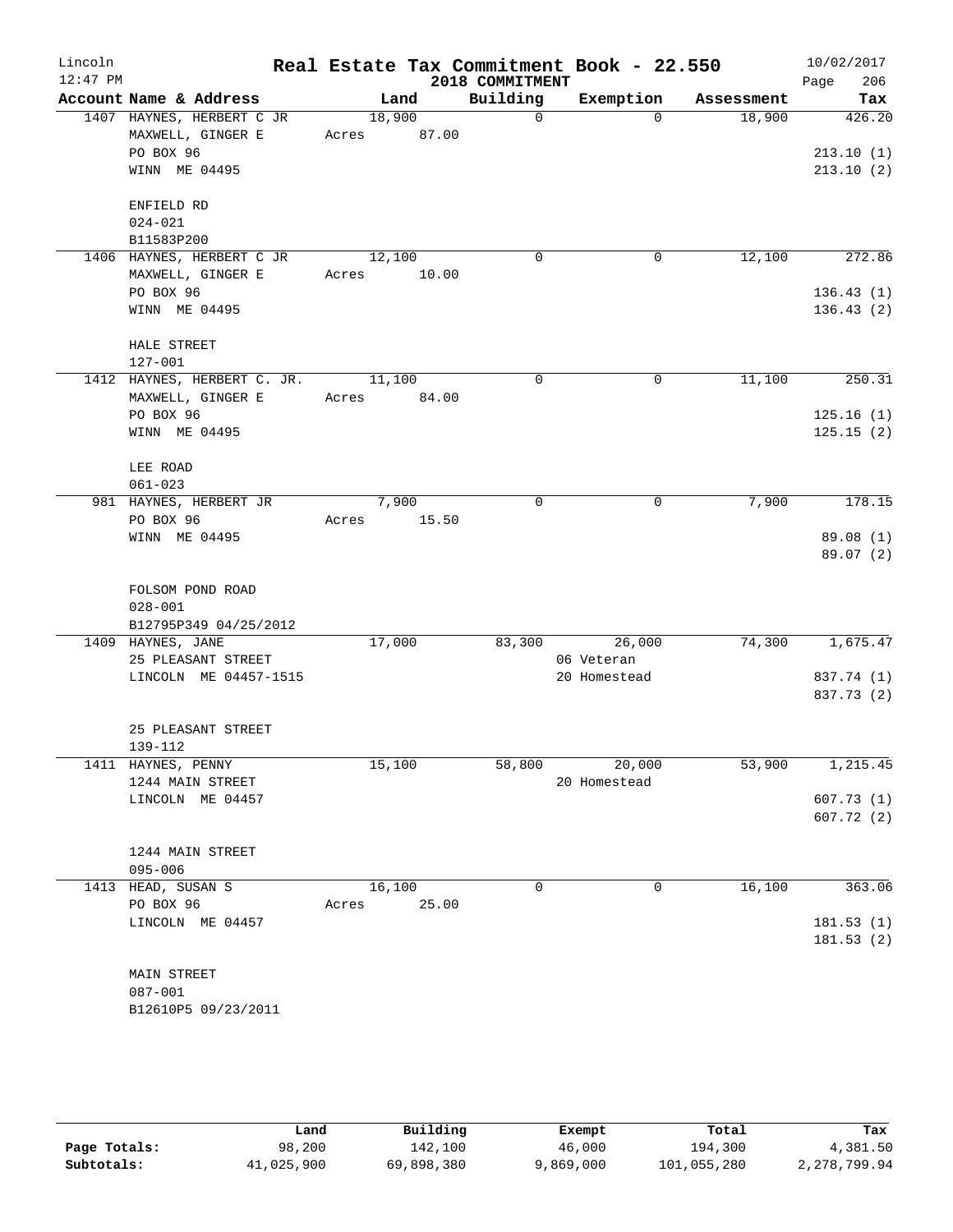# Real Estate Tax Commitment Book - 22.550

Lincoln
12:47 PM

2018 COMMITMENT

10/02/2017

| Account Name & Address | Land | Building | Exemption | Assessment | Tax |
|---|---|---|---|---|---|
| 1407 HAYNES, HERBERT C JR | 18,900 | 0 | 0 | 18,900 | 426.20 |
| MAXWELL, GINGER E | Acres 87.00 | | | | |
| PO BOX 96 | | | | | 213.10 (1) |
| WINN ME 04495 | | | | | 213.10 (2) |
| ENFIELD RD | | | | | |
| 024-021 | | | | | |
| B11583P200 | | | | | |
| 1406 HAYNES, HERBERT C JR | 12,100 | 0 | 0 | 12,100 | 272.86 |
| MAXWELL, GINGER E | Acres 10.00 | | | | |
| PO BOX 96 | | | | | 136.43 (1) |
| WINN ME 04495 | | | | | 136.43 (2) |
| HALE STREET | | | | | |
| 127-001 | | | | | |
| 1412 HAYNES, HERBERT C. JR. | 11,100 | 0 | 0 | 11,100 | 250.31 |
| MAXWELL, GINGER E | Acres 84.00 | | | | |
| PO BOX 96 | | | | | 125.16 (1) |
| WINN ME 04495 | | | | | 125.15 (2) |
| LEE ROAD | | | | | |
| 061-023 | | | | | |
| 981 HAYNES, HERBERT JR | 7,900 | 0 | 0 | 7,900 | 178.15 |
| PO BOX 96 | Acres 15.50 | | | | |
| WINN ME 04495 | | | | | 89.08 (1) |
| | | | | | 89.07 (2) |
| FOLSOM POND ROAD | | | | | |
| 028-001 | | | | | |
| B12795P349 04/25/2012 | | | | | |
| 1409 HAYNES, JANE | 17,000 | 83,300 | 26,000 | 74,300 | 1,675.47 |
| 25 PLEASANT STREET | | | 06 Veteran | | |
| LINCOLN ME 04457-1515 | | | 20 Homestead | | 837.74 (1) |
| | | | | | 837.73 (2) |
| 25 PLEASANT STREET | | | | | |
| 139-112 | | | | | |
| 1411 HAYNES, PENNY | 15,100 | 58,800 | 20,000 | 53,900 | 1,215.45 |
| 1244 MAIN STREET | | | 20 Homestead | | |
| LINCOLN ME 04457 | | | | | 607.73 (1) |
| | | | | | 607.72 (2) |
| 1244 MAIN STREET | | | | | |
| 095-006 | | | | | |
| 1413 HEAD, SUSAN S | 16,100 | 0 | 0 | 16,100 | 363.06 |
| PO BOX 96 | Acres 25.00 | | | | |
| LINCOLN ME 04457 | | | | | 181.53 (1) |
| | | | | | 181.53 (2) |
| MAIN STREET | | | | | |
| 087-001 | | | | | |
| B12610P5 09/23/2011 | | | | | |

| | Land | Building | Exempt | Total | Tax |
|---|---|---|---|---|---|
| Page Totals: | 98,200 | 142,100 | 46,000 | 194,300 | 4,381.50 |
| Subtotals: | 41,025,900 | 69,898,380 | 9,869,000 | 101,055,280 | 2,278,799.94 |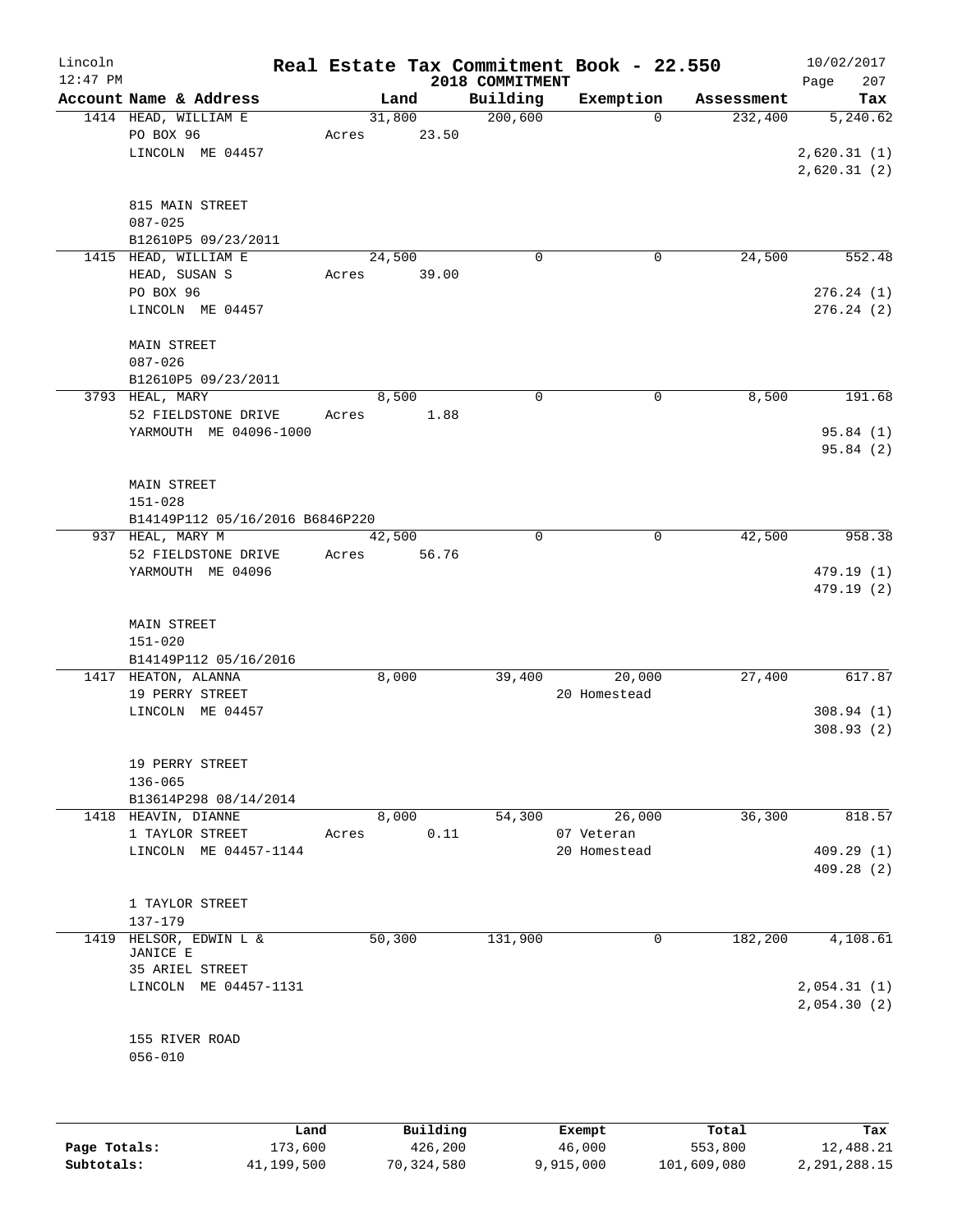Lincoln 12:47 PM

# Real Estate Tax Commitment Book - 22.550

## 2018 COMMITMENT

10/02/2017 Page 207

| Account Name & Address | Land | Building | Exemption | Assessment | Tax |
|---|---|---|---|---|---|
| 1414 HEAD, WILLIAM E<br>PO BOX 96<br>LINCOLN ME 04457<br><br>815 MAIN STREET<br>087-025<br>B12610P5 09/23/2011 | 31,800<br>Acres 23.50 | 200,600 | 0 | 232,400 | 5,240.62<br><br>2,620.31 (1)<br>2,620.31 (2) |
| 1415 HEAD, WILLIAM E<br>HEAD, SUSAN S<br>PO BOX 96<br>LINCOLN ME 04457<br><br>MAIN STREET<br>087-026<br>B12610P5 09/23/2011 | 24,500<br>Acres 39.00 | 0 | 0 | 24,500 | 552.48<br><br>276.24 (1)<br>276.24 (2) |
| 3793 HEAL, MARY<br>52 FIELDSTONE DRIVE<br>YARMOUTH ME 04096-1000<br><br>MAIN STREET<br>151-028<br>B14149P112 05/16/2016 B6846P220 | 8,500<br>Acres 1.88 | 0 | 0 | 8,500 | 191.68<br><br>95.84 (1)<br>95.84 (2) |
| 937 HEAL, MARY M<br>52 FIELDSTONE DRIVE<br>YARMOUTH ME 04096<br><br>MAIN STREET<br>151-020<br>B14149P112 05/16/2016 | 42,500<br>Acres 56.76 | 0 | 0 | 42,500 | 958.38<br><br>479.19 (1)<br>479.19 (2) |
| 1417 HEATON, ALANNA<br>19 PERRY STREET<br>LINCOLN ME 04457<br><br>19 PERRY STREET<br>136-065<br>B13614P298 08/14/2014 | 8,000 | 39,400 | 20,000<br>20 Homestead | 27,400 | 617.87<br><br>308.94 (1)<br>308.93 (2) |
| 1418 HEAVIN, DIANNE<br>1 TAYLOR STREET<br>LINCOLN ME 04457-1144<br><br>1 TAYLOR STREET<br>137-179 | 8,000<br>Acres 0.11 | 54,300 | 26,000<br>07 Veteran<br>20 Homestead | 36,300 | 818.57<br><br>409.29 (1)<br>409.28 (2) |
| 1419 HELSOR, EDWIN L &<br>JANICE E<br>35 ARIEL STREET<br>LINCOLN ME 04457-1131<br><br>155 RIVER ROAD<br>056-010 | 50,300 | 131,900 | 0 | 182,200 | 4,108.61<br><br>2,054.31 (1)<br>2,054.30 (2) |

| | Land | Building | Exempt | Total | Tax |
|---|---|---|---|---|---|
| Page Totals: | 173,600 | 426,200 | 46,000 | 553,800 | 12,488.21 |
| Subtotals: | 41,199,500 | 70,324,580 | 9,915,000 | 101,609,080 | 2,291,288.15 |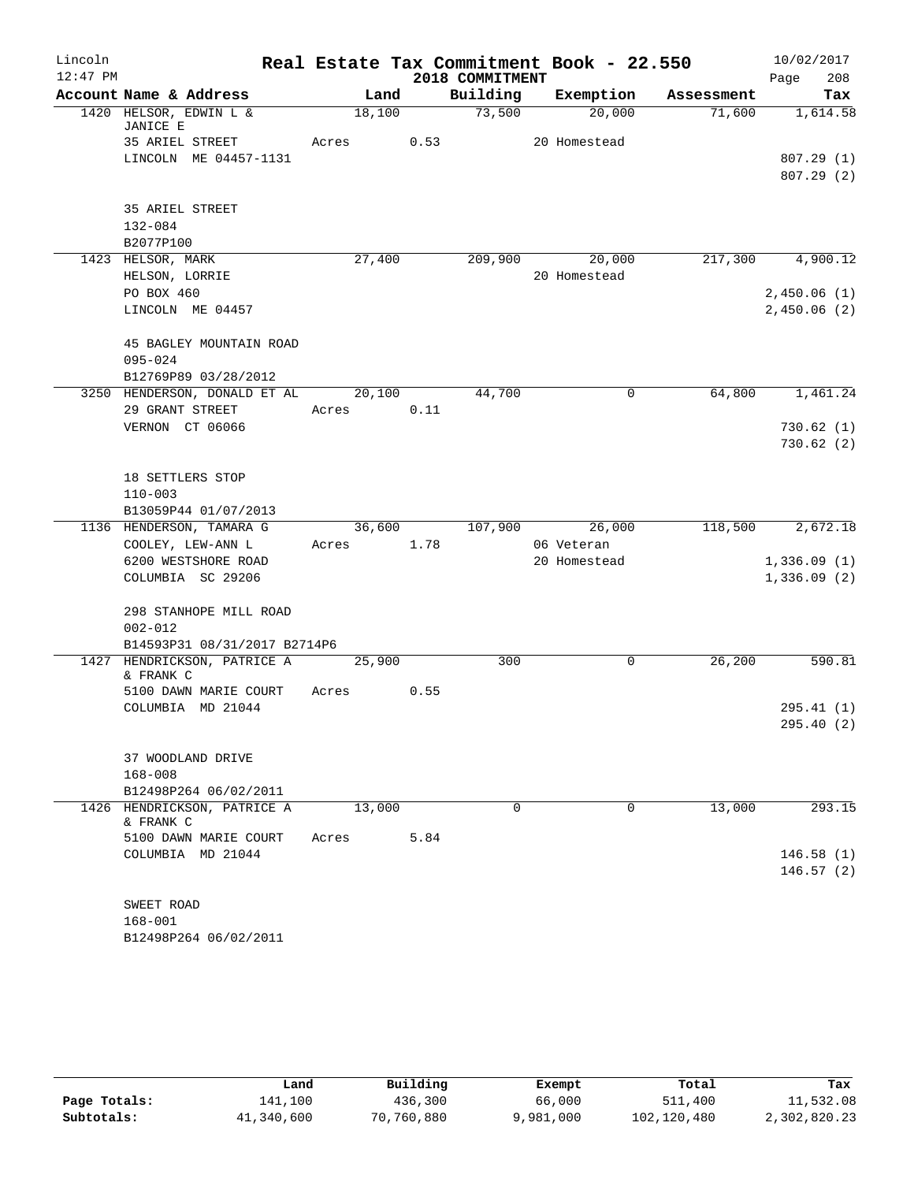# Real Estate Tax Commitment Book - 22.550

Lincoln 12:47 PM — 2018 COMMITMENT — 10/02/2017

| Account Name & Address | Land | Building | Exemption | Assessment | Tax |
|---|---|---|---|---|---|
| 1420 HELSOR, EDWIN L & JANICE E | 18,100 | 73,500 | 20,000 | 71,600 | 1,614.58 |
| 35 ARIEL STREET | Acres 0.53 | | 20 Homestead | | |
| LINCOLN ME 04457-1131 | | | | | 807.29 (1) |
| | | | | | 807.29 (2) |
| 35 ARIEL STREET | | | | | |
| 132-084 | | | | | |
| B2077P100 | | | | | |
| 1423 HELSOR, MARK | 27,400 | 209,900 | 20,000 | 217,300 | 4,900.12 |
| HELSON, LORRIE | | | 20 Homestead | | |
| PO BOX 460 | | | | | 2,450.06 (1) |
| LINCOLN ME 04457 | | | | | 2,450.06 (2) |
| 45 BAGLEY MOUNTAIN ROAD | | | | | |
| 095-024 | | | | | |
| B12769P89 03/28/2012 | | | | | |
| 3250 HENDERSON, DONALD ET AL | 20,100 | 44,700 | 0 | 64,800 | 1,461.24 |
| 29 GRANT STREET | Acres 0.11 | | | | |
| VERNON CT 06066 | | | | | 730.62 (1) |
| | | | | | 730.62 (2) |
| 18 SETTLERS STOP | | | | | |
| 110-003 | | | | | |
| B13059P44 01/07/2013 | | | | | |
| 1136 HENDERSON, TAMARA G | 36,600 | 107,900 | 26,000 | 118,500 | 2,672.18 |
| COOLEY, LEW-ANN L | Acres 1.78 | | 06 Veteran | | |
| 6200 WESTSHORE ROAD | | | 20 Homestead | | 1,336.09 (1) |
| COLUMBIA SC 29206 | | | | | 1,336.09 (2) |
| 298 STANHOPE MILL ROAD | | | | | |
| 002-012 | | | | | |
| B14593P31 08/31/2017 B2714P6 | | | | | |
| 1427 HENDRICKSON, PATRICE A & FRANK C | 25,900 | 300 | 0 | 26,200 | 590.81 |
| 5100 DAWN MARIE COURT | Acres 0.55 | | | | |
| COLUMBIA MD 21044 | | | | | 295.41 (1) |
| | | | | | 295.40 (2) |
| 37 WOODLAND DRIVE | | | | | |
| 168-008 | | | | | |
| B12498P264 06/02/2011 | | | | | |
| 1426 HENDRICKSON, PATRICE A & FRANK C | 13,000 | 0 | 0 | 13,000 | 293.15 |
| 5100 DAWN MARIE COURT | Acres 5.84 | | | | |
| COLUMBIA MD 21044 | | | | | 146.58 (1) |
| | | | | | 146.57 (2) |
| SWEET ROAD | | | | | |
| 168-001 | | | | | |
| B12498P264 06/02/2011 | | | | | |

| | Land | Building | Exempt | Total | Tax |
|---|---|---|---|---|---|
| Page Totals: | 141,100 | 436,300 | 66,000 | 511,400 | 11,532.08 |
| Subtotals: | 41,340,600 | 70,760,880 | 9,981,000 | 102,120,480 | 2,302,820.23 |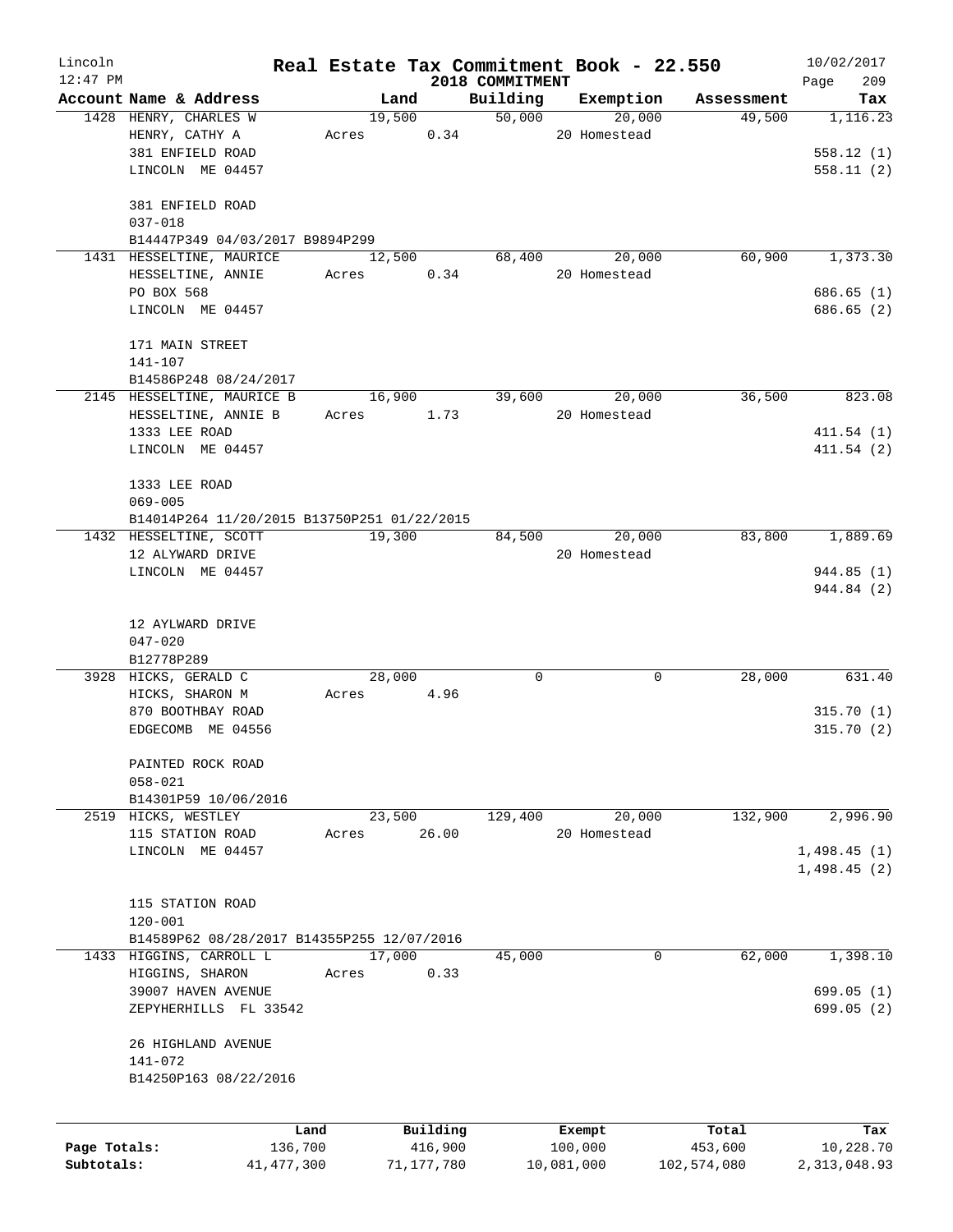# Real Estate Tax Commitment Book - 22.550

Lincoln
12:47 PM

2018 COMMITMENT

10/02/2017

| Account Name & Address | Land | Building | Exemption | Assessment | Tax |
|---|---|---|---|---|---|
| 1428 HENRY, CHARLES W | 19,500 | 50,000 | 20,000 | 49,500 | 1,116.23 |
| HENRY, CATHY A | Acres 0.34 | | 20 Homestead | | |
| 381 ENFIELD ROAD | | | | | 558.12 (1) |
| LINCOLN ME 04457 | | | | | 558.11 (2) |
| 381 ENFIELD ROAD | | | | | |
| 037-018 | | | | | |
| B14447P349 04/03/2017 B9894P299 | | | | | |
| 1431 HESSELTINE, MAURICE | 12,500 | 68,400 | 20,000 | 60,900 | 1,373.30 |
| HESSELTINE, ANNIE | Acres 0.34 | | 20 Homestead | | |
| PO BOX 568 | | | | | 686.65 (1) |
| LINCOLN ME 04457 | | | | | 686.65 (2) |
| 171 MAIN STREET | | | | | |
| 141-107 | | | | | |
| B14586P248 08/24/2017 | | | | | |
| 2145 HESSELTINE, MAURICE B | 16,900 | 39,600 | 20,000 | 36,500 | 823.08 |
| HESSELTINE, ANNIE B | Acres 1.73 | | 20 Homestead | | |
| 1333 LEE ROAD | | | | | 411.54 (1) |
| LINCOLN ME 04457 | | | | | 411.54 (2) |
| 1333 LEE ROAD | | | | | |
| 069-005 | | | | | |
| B14014P264 11/20/2015 B13750P251 01/22/2015 | | | | | |
| 1432 HESSELTINE, SCOTT | 19,300 | 84,500 | 20,000 | 83,800 | 1,889.69 |
| 12 ALYWARD DRIVE | | | 20 Homestead | | |
| LINCOLN ME 04457 | | | | | 944.85 (1) |
| | | | | | 944.84 (2) |
| 12 AYLWARD DRIVE | | | | | |
| 047-020 | | | | | |
| B12778P289 | | | | | |
| 3928 HICKS, GERALD C | 28,000 | 0 | 0 | 28,000 | 631.40 |
| HICKS, SHARON M | Acres 4.96 | | | | |
| 870 BOOTHBAY ROAD | | | | | 315.70 (1) |
| EDGECOMB ME 04556 | | | | | 315.70 (2) |
| PAINTED ROCK ROAD | | | | | |
| 058-021 | | | | | |
| B14301P59 10/06/2016 | | | | | |
| 2519 HICKS, WESTLEY | 23,500 | 129,400 | 20,000 | 132,900 | 2,996.90 |
| 115 STATION ROAD | Acres 26.00 | | 20 Homestead | | |
| LINCOLN ME 04457 | | | | | 1,498.45 (1) |
| | | | | | 1,498.45 (2) |
| 115 STATION ROAD | | | | | |
| 120-001 | | | | | |
| B14589P62 08/28/2017 B14355P255 12/07/2016 | | | | | |
| 1433 HIGGINS, CARROLL L | 17,000 | 45,000 | 0 | 62,000 | 1,398.10 |
| HIGGINS, SHARON | Acres 0.33 | | | | |
| 39007 HAVEN AVENUE | | | | | 699.05 (1) |
| ZEPYHERHILLS FL 33542 | | | | | 699.05 (2) |
| 26 HIGHLAND AVENUE | | | | | |
| 141-072 | | | | | |
| B14250P163 08/22/2016 | | | | | |

| | Land | Building | Exempt | Total | Tax |
|---|---|---|---|---|---|
| Page Totals: | 136,700 | 416,900 | 100,000 | 453,600 | 10,228.70 |
| Subtotals: | 41,477,300 | 71,177,780 | 10,081,000 | 102,574,080 | 2,313,048.93 |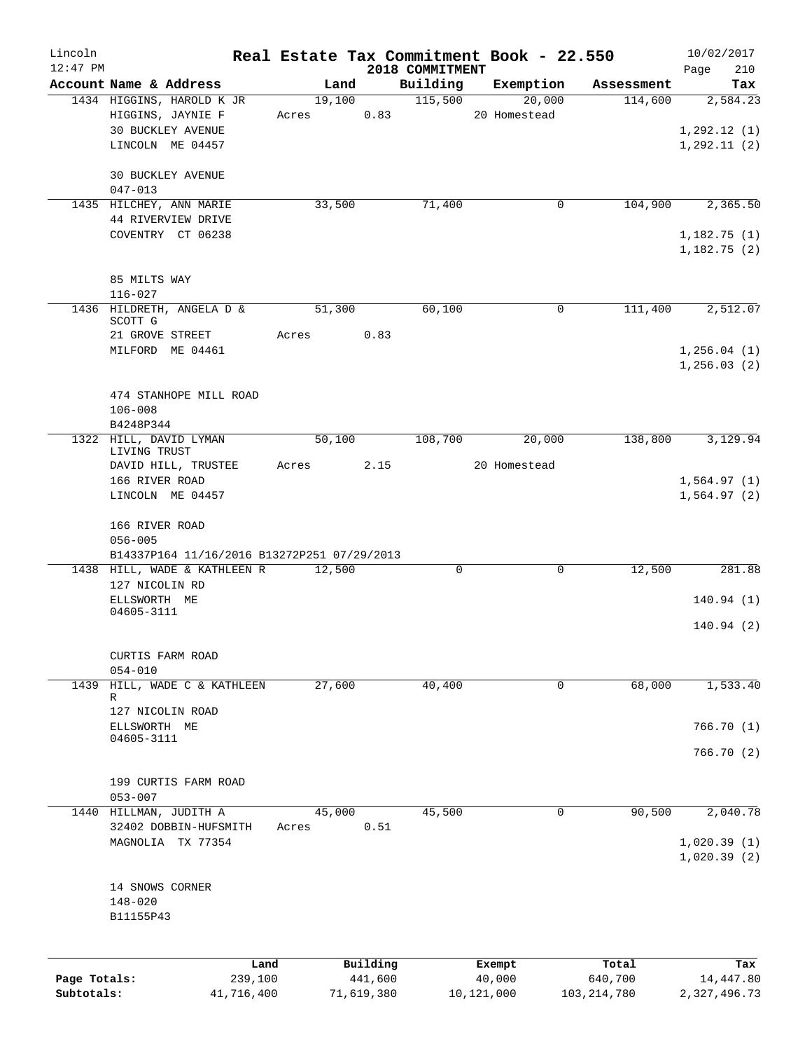# Real Estate Tax Commitment Book - 22.550

Lincoln 12:47 PM — 2018 COMMITMENT — 10/02/2017

| Account Name & Address | Land | Building | Exemption | Assessment | Tax |
|---|---|---|---|---|---|
| 1434 HIGGINS, HAROLD K JR<br>HIGGINS, JAYNIE F<br>30 BUCKLEY AVENUE<br>LINCOLN ME 04457<br><br>30 BUCKLEY AVENUE<br>047-013 | 19,100<br>Acres 0.83 | 115,500 | 20,000<br>20 Homestead | 114,600 | 2,584.23<br><br>1,292.12 (1)<br>1,292.11 (2) |
| 1435 HILCHEY, ANN MARIE<br>44 RIVERVIEW DRIVE<br>COVENTRY CT 06238<br><br>85 MILTS WAY<br>116-027 | 33,500 | 71,400 | 0 | 104,900 | 2,365.50<br><br>1,182.75 (1)<br>1,182.75 (2) |
| 1436 HILDRETH, ANGELA D & SCOTT G<br>21 GROVE STREET<br>MILFORD ME 04461<br><br>474 STANHOPE MILL ROAD<br>106-008<br>B4248P344 | 51,300<br>Acres 0.83 | 60,100 | 0 | 111,400 | 2,512.07<br><br>1,256.04 (1)<br>1,256.03 (2) |
| 1322 HILL, DAVID LYMAN LIVING TRUST<br>DAVID HILL, TRUSTEE<br>166 RIVER ROAD<br>LINCOLN ME 04457<br><br>166 RIVER ROAD<br>056-005<br>B14337P164 11/16/2016 B13272P251 07/29/2013 | 50,100<br>Acres 2.15 | 108,700 | 20,000<br>20 Homestead | 138,800 | 3,129.94<br><br>1,564.97 (1)<br>1,564.97 (2) |
| 1438 HILL, WADE & KATHLEEN R<br>127 NICOLIN RD<br>ELLSWORTH ME 04605-3111<br><br>CURTIS FARM ROAD<br>054-010 | 12,500 | 0 | 0 | 12,500 | 281.88<br><br>140.94 (1)<br>140.94 (2) |
| 1439 HILL, WADE C & KATHLEEN R<br>127 NICOLIN ROAD<br>ELLSWORTH ME 04605-3111<br><br>199 CURTIS FARM ROAD<br>053-007 | 27,600 | 40,400 | 0 | 68,000 | 1,533.40<br><br>766.70 (1)<br>766.70 (2) |
| 1440 HILLMAN, JUDITH A<br>32402 DOBBIN-HUFSMITH<br>MAGNOLIA TX 77354<br><br>14 SNOWS CORNER<br>148-020<br>B11155P43 | 45,000<br>Acres 0.51 | 45,500 | 0 | 90,500 | 2,040.78<br><br>1,020.39 (1)<br>1,020.39 (2) |

| | Land | Building | Exempt | Total | Tax |
|---|---|---|---|---|---|
| Page Totals: | 239,100 | 441,600 | 40,000 | 640,700 | 14,447.80 |
| Subtotals: | 41,716,400 | 71,619,380 | 10,121,000 | 103,214,780 | 2,327,496.73 |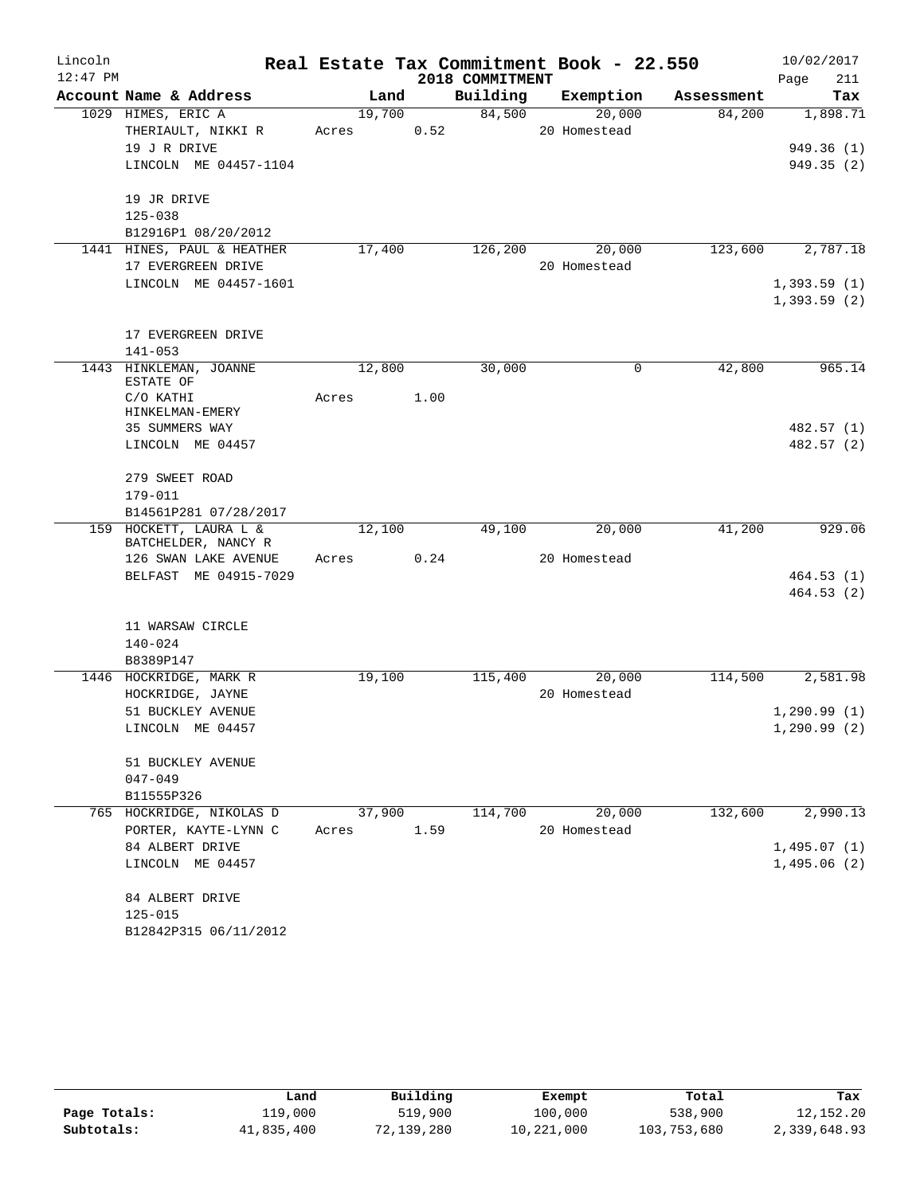# Real Estate Tax Commitment Book - 22.550

Lincoln
12:47 PM

2018 COMMITMENT

10/02/2017
Page 211

| Account Name & Address | Land | Building | Exemption | Assessment | Tax |
|---|---|---|---|---|---|
| 1029 HIMES, ERIC A | 19,700 | 84,500 | 20,000 | 84,200 | 1,898.71 |
| THERIAULT, NIKKI R | Acres 0.52 | | 20 Homestead | | |
| 19 J R DRIVE | | | | | 949.36 (1) |
| LINCOLN ME 04457-1104 | | | | | 949.35 (2) |
| 19 JR DRIVE | | | | | |
| 125-038 | | | | | |
| B12916P1 08/20/2012 | | | | | |
| 1441 HINES, PAUL & HEATHER | 17,400 | 126,200 | 20,000 | 123,600 | 2,787.18 |
| 17 EVERGREEN DRIVE | | | 20 Homestead | | |
| LINCOLN ME 04457-1601 | | | | | 1,393.59 (1) |
| | | | | | 1,393.59 (2) |
| 17 EVERGREEN DRIVE | | | | | |
| 141-053 | | | | | |
| 1443 HINKLEMAN, JOANNE ESTATE OF | 12,800 | 30,000 | 0 | 42,800 | 965.14 |
| C/O KATHI HINKELMAN-EMERY | Acres 1.00 | | | | |
| 35 SUMMERS WAY | | | | | 482.57 (1) |
| LINCOLN ME 04457 | | | | | 482.57 (2) |
| 279 SWEET ROAD | | | | | |
| 179-011 | | | | | |
| B14561P281 07/28/2017 | | | | | |
| 159 HOCKETT, LAURA L & BATCHELDER, NANCY R | 12,100 | 49,100 | 20,000 | 41,200 | 929.06 |
| 126 SWAN LAKE AVENUE | Acres 0.24 | | 20 Homestead | | |
| BELFAST ME 04915-7029 | | | | | 464.53 (1) |
| | | | | | 464.53 (2) |
| 11 WARSAW CIRCLE | | | | | |
| 140-024 | | | | | |
| B8389P147 | | | | | |
| 1446 HOCKRIDGE, MARK R | 19,100 | 115,400 | 20,000 | 114,500 | 2,581.98 |
| HOCKRIDGE, JAYNE | | | 20 Homestead | | |
| 51 BUCKLEY AVENUE | | | | | 1,290.99 (1) |
| LINCOLN ME 04457 | | | | | 1,290.99 (2) |
| 51 BUCKLEY AVENUE | | | | | |
| 047-049 | | | | | |
| B11555P326 | | | | | |
| 765 HOCKRIDGE, NIKOLAS D | 37,900 | 114,700 | 20,000 | 132,600 | 2,990.13 |
| PORTER, KAYTE-LYNN C | Acres 1.59 | | 20 Homestead | | |
| 84 ALBERT DRIVE | | | | | 1,495.07 (1) |
| LINCOLN ME 04457 | | | | | 1,495.06 (2) |
| 84 ALBERT DRIVE | | | | | |
| 125-015 | | | | | |
| B12842P315 06/11/2012 | | | | | |

| | Land | Building | Exempt | Total | Tax |
|---|---|---|---|---|---|
| Page Totals: | 119,000 | 519,900 | 100,000 | 538,900 | 12,152.20 |
| Subtotals: | 41,835,400 | 72,139,280 | 10,221,000 | 103,753,680 | 2,339,648.93 |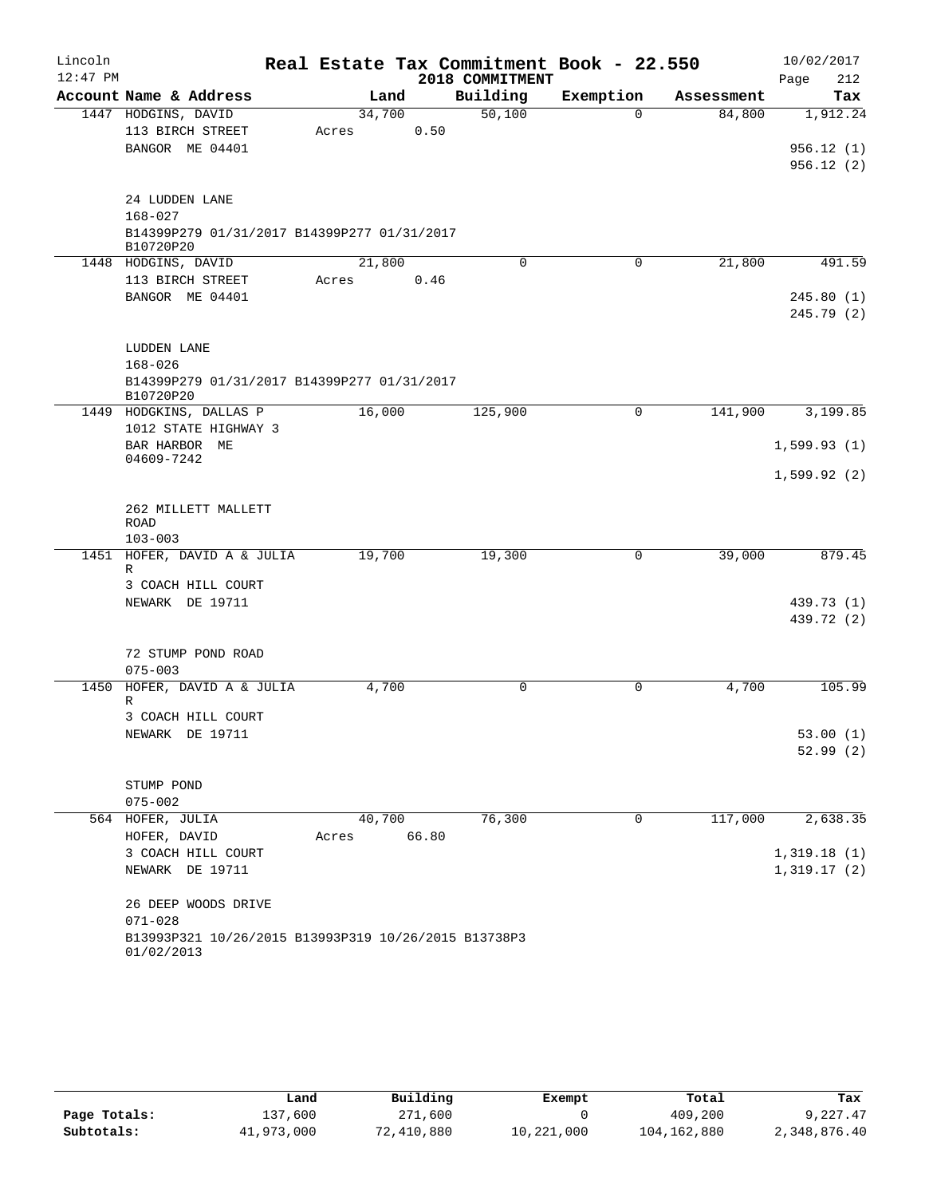Lincoln 12:47 PM

# Real Estate Tax Commitment Book - 22.550

2018 COMMITMENT

10/02/2017 Page 212

| Account Name & Address | Land | Building | Exemption | Assessment | Tax |
|---|---|---|---|---|---|
| 1447 HODGINS, DAVID | 34,700 | 50,100 | 0 | 84,800 | 1,912.24 |
| 113 BIRCH STREET | Acres 0.50 | | | | |
| BANGOR ME 04401 | | | | | 956.12 (1) |
| | | | | | 956.12 (2) |
| 24 LUDDEN LANE | | | | | |
| 168-027 | | | | | |
| B14399P279 01/31/2017 B14399P277 01/31/2017 B10720P20 | | | | | |
| 1448 HODGINS, DAVID | 21,800 | 0 | 0 | 21,800 | 491.59 |
| 113 BIRCH STREET | Acres 0.46 | | | | |
| BANGOR ME 04401 | | | | | 245.80 (1) |
| | | | | | 245.79 (2) |
| LUDDEN LANE | | | | | |
| 168-026 | | | | | |
| B14399P279 01/31/2017 B14399P277 01/31/2017 B10720P20 | | | | | |
| 1449 HODGKINS, DALLAS P | 16,000 | 125,900 | 0 | 141,900 | 3,199.85 |
| 1012 STATE HIGHWAY 3 | | | | | |
| BAR HARBOR ME 04609-7242 | | | | | 1,599.93 (1) |
| | | | | | 1,599.92 (2) |
| 262 MILLETT MALLETT ROAD | | | | | |
| 103-003 | | | | | |
| 1451 HOFER, DAVID A & JULIA R | 19,700 | 19,300 | 0 | 39,000 | 879.45 |
| 3 COACH HILL COURT | | | | | |
| NEWARK DE 19711 | | | | | 439.73 (1) |
| | | | | | 439.72 (2) |
| 72 STUMP POND ROAD | | | | | |
| 075-003 | | | | | |
| 1450 HOFER, DAVID A & JULIA R | 4,700 | 0 | 0 | 4,700 | 105.99 |
| 3 COACH HILL COURT | | | | | |
| NEWARK DE 19711 | | | | | 53.00 (1) |
| | | | | | 52.99 (2) |
| STUMP POND | | | | | |
| 075-002 | | | | | |
| 564 HOFER, JULIA | 40,700 | 76,300 | 0 | 117,000 | 2,638.35 |
| HOFER, DAVID | Acres 66.80 | | | | |
| 3 COACH HILL COURT | | | | | 1,319.18 (1) |
| NEWARK DE 19711 | | | | | 1,319.17 (2) |
| 26 DEEP WOODS DRIVE | | | | | |
| 071-028 | | | | | |
| B13993P321 10/26/2015 B13993P319 10/26/2015 B13738P3 01/02/2013 | | | | | |

| | Land | Building | Exempt | Total | Tax |
|---|---|---|---|---|---|
| Page Totals: | 137,600 | 271,600 | 0 | 409,200 | 9,227.47 |
| Subtotals: | 41,973,000 | 72,410,880 | 10,221,000 | 104,162,880 | 2,348,876.40 |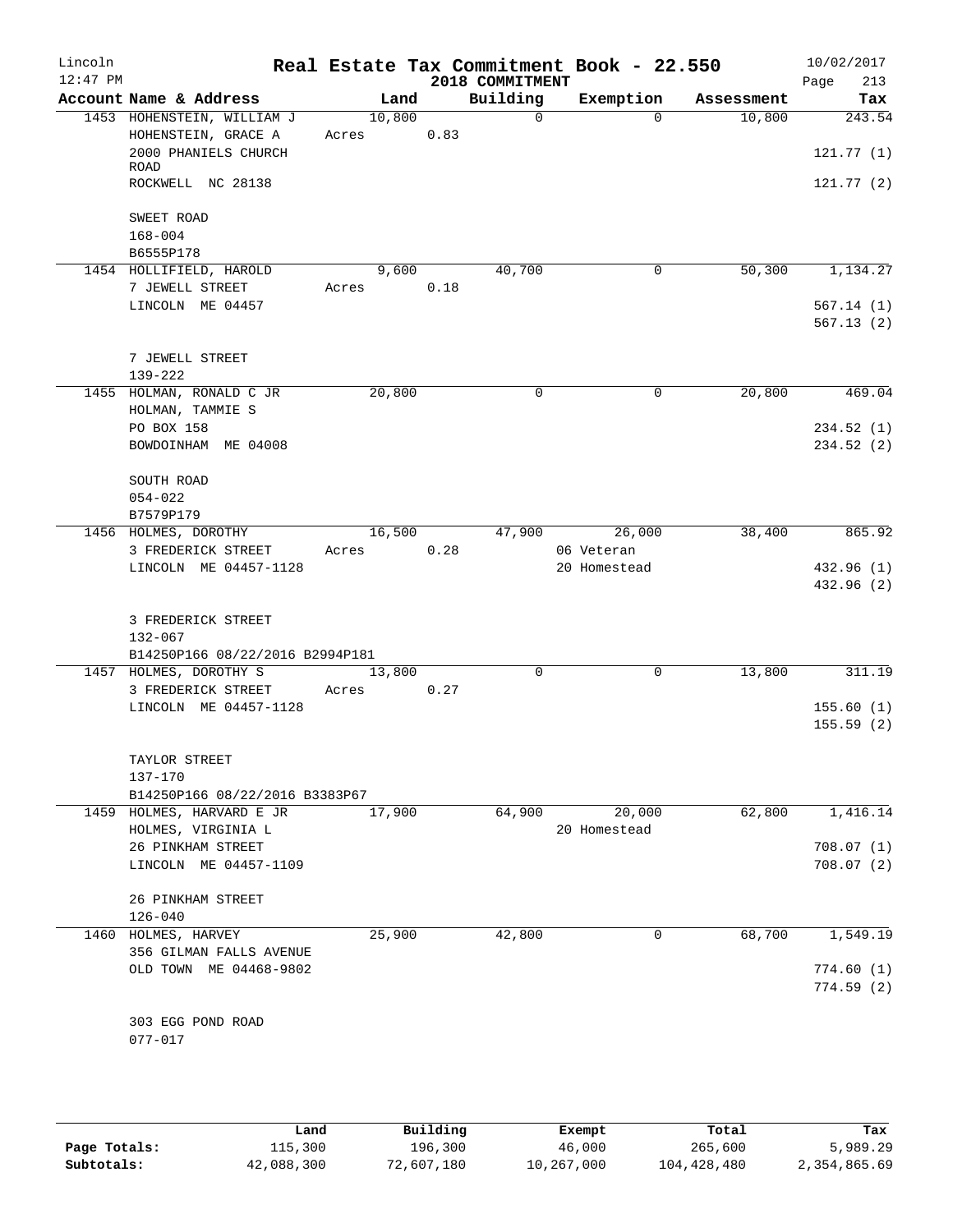# Real Estate Tax Commitment Book - 22.550

Lincoln
12:47 PM

2018 COMMITMENT

10/02/2017
Page 213

| Account Name & Address | Land | Building | Exemption | Assessment | Tax |
|---|---|---|---|---|---|
| 1453 HOHENSTEIN, WILLIAM J | 10,800 | 0 | 0 | 10,800 | 243.54 |
| HOHENSTEIN, GRACE A | Acres 0.83 | | | | |
| 2000 PHANIELS CHURCH ROAD | | | | | 121.77 (1) |
| ROCKWELL NC 28138 | | | | | 121.77 (2) |
| SWEET ROAD | | | | | |
| 168-004 | | | | | |
| B6555P178 | | | | | |
| 1454 HOLLIFIELD, HAROLD | 9,600 | 40,700 | 0 | 50,300 | 1,134.27 |
| 7 JEWELL STREET | Acres 0.18 | | | | |
| LINCOLN ME 04457 | | | | | 567.14 (1) |
| | | | | | 567.13 (2) |
| 7 JEWELL STREET | | | | | |
| 139-222 | | | | | |
| 1455 HOLMAN, RONALD C JR | 20,800 | 0 | 0 | 20,800 | 469.04 |
| HOLMAN, TAMMIE S | | | | | |
| PO BOX 158 | | | | | 234.52 (1) |
| BOWDOINHAM ME 04008 | | | | | 234.52 (2) |
| SOUTH ROAD | | | | | |
| 054-022 | | | | | |
| B7579P179 | | | | | |
| 1456 HOLMES, DOROTHY | 16,500 | 47,900 | 26,000 | 38,400 | 865.92 |
| 3 FREDERICK STREET | Acres 0.28 | | 06 Veteran | | |
| LINCOLN ME 04457-1128 | | | 20 Homestead | | 432.96 (1) |
| | | | | | 432.96 (2) |
| 3 FREDERICK STREET | | | | | |
| 132-067 | | | | | |
| B14250P166 08/22/2016 B2994P181 | | | | | |
| 1457 HOLMES, DOROTHY S | 13,800 | 0 | 0 | 13,800 | 311.19 |
| 3 FREDERICK STREET | Acres 0.27 | | | | |
| LINCOLN ME 04457-1128 | | | | | 155.60 (1) |
| | | | | | 155.59 (2) |
| TAYLOR STREET | | | | | |
| 137-170 | | | | | |
| B14250P166 08/22/2016 B3383P67 | | | | | |
| 1459 HOLMES, HARVARD E JR | 17,900 | 64,900 | 20,000 | 62,800 | 1,416.14 |
| HOLMES, VIRGINIA L | | | 20 Homestead | | |
| 26 PINKHAM STREET | | | | | 708.07 (1) |
| LINCOLN ME 04457-1109 | | | | | 708.07 (2) |
| 26 PINKHAM STREET | | | | | |
| 126-040 | | | | | |
| 1460 HOLMES, HARVEY | 25,900 | 42,800 | 0 | 68,700 | 1,549.19 |
| 356 GILMAN FALLS AVENUE | | | | | |
| OLD TOWN ME 04468-9802 | | | | | 774.60 (1) |
| | | | | | 774.59 (2) |
| 303 EGG POND ROAD | | | | | |
| 077-017 | | | | | |

| | Land | Building | Exempt | Total | Tax |
|---|---|---|---|---|---|
| Page Totals: | 115,300 | 196,300 | 46,000 | 265,600 | 5,989.29 |
| Subtotals: | 42,088,300 | 72,607,180 | 10,267,000 | 104,428,480 | 2,354,865.69 |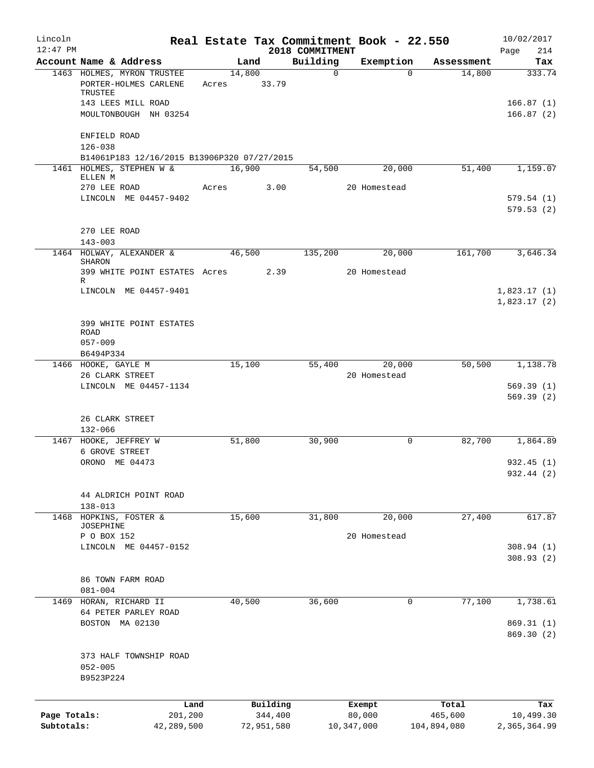# Real Estate Tax Commitment Book - 22.550

Lincoln 12:47 PM — 2018 COMMITMENT — 10/02/2017

| Account Name & Address | Land | Building | Exemption | Assessment | Tax |
|---|---|---|---|---|---|
| 1463 HOLMES, MYRON TRUSTEE<br>PORTER-HOLMES CARLENE TRUSTEE<br>143 LEES MILL ROAD<br>MOULTONBOUGH NH 03254<br><br>ENFIELD ROAD<br>126-038<br>B14061P183 12/16/2015 B13906P320 07/27/2015 | 14,800<br>Acres 33.79 | 0 | 0 | 14,800 | 333.74<br><br>166.87 (1)<br>166.87 (2) |
| 1461 HOLMES, STEPHEN W & ELLEN M<br>270 LEE ROAD<br>LINCOLN ME 04457-9402<br><br>270 LEE ROAD<br>143-003 | 16,900<br>Acres 3.00 | 54,500 | 20,000<br>20 Homestead | 51,400 | 1,159.07<br><br>579.54 (1)<br>579.53 (2) |
| 1464 HOLWAY, ALEXANDER & SHARON<br>399 WHITE POINT ESTATES R<br>LINCOLN ME 04457-9401<br><br>399 WHITE POINT ESTATES ROAD<br>057-009<br>B6494P334 | 46,500<br>Acres 2.39 | 135,200 | 20,000<br>20 Homestead | 161,700 | 3,646.34<br><br>1,823.17 (1)<br>1,823.17 (2) |
| 1466 HOOKE, GAYLE M<br>26 CLARK STREET<br>LINCOLN ME 04457-1134<br><br>26 CLARK STREET<br>132-066 | 15,100 | 55,400 | 20,000<br>20 Homestead | 50,500 | 1,138.78<br><br>569.39 (1)<br>569.39 (2) |
| 1467 HOOKE, JEFFREY W<br>6 GROVE STREET<br>ORONO ME 04473<br><br>44 ALDRICH POINT ROAD<br>138-013 | 51,800 | 30,900 | 0 | 82,700 | 1,864.89<br><br>932.45 (1)<br>932.44 (2) |
| 1468 HOPKINS, FOSTER & JOSEPHINE<br>P O BOX 152<br>LINCOLN ME 04457-0152<br><br>86 TOWN FARM ROAD<br>081-004 | 15,600 | 31,800 | 20,000<br>20 Homestead | 27,400 | 617.87<br><br>308.94 (1)<br>308.93 (2) |
| 1469 HORAN, RICHARD II<br>64 PETER PARLEY ROAD<br>BOSTON MA 02130<br><br>373 HALF TOWNSHIP ROAD<br>052-005<br>B9523P224 | 40,500 | 36,600 | 0 | 77,100 | 1,738.61<br><br>869.31 (1)<br>869.30 (2) |

| | Land | Building | Exempt | Total | Tax |
|---|---|---|---|---|---|
| Page Totals: | 201,200 | 344,400 | 80,000 | 465,600 | 10,499.30 |
| Subtotals: | 42,289,500 | 72,951,580 | 10,347,000 | 104,894,080 | 2,365,364.99 |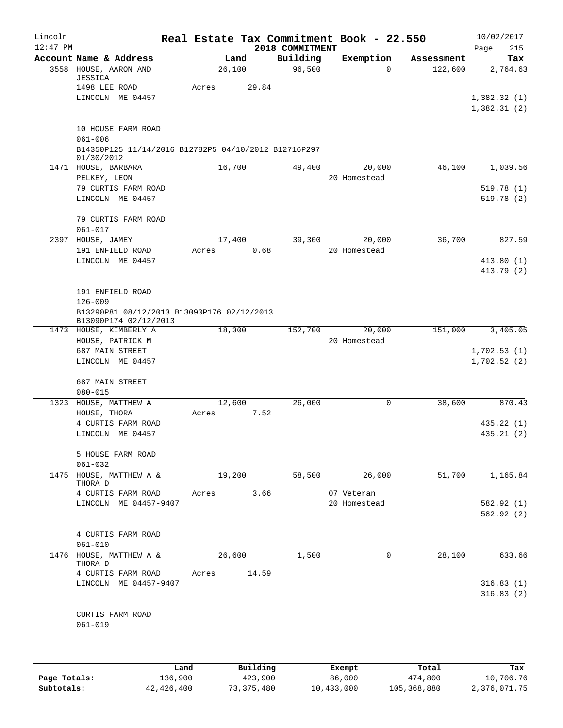Lincoln 12:47 PM

# Real Estate Tax Commitment Book - 22.550

2018 COMMITMENT

10/02/2017 Page 215

| Account Name & Address | Land | Building | Exemption | Assessment | Tax |
|---|---|---|---|---|---|
| 3558 HOUSE, AARON AND JESSICA | 26,100 | 96,500 | 0 | 122,600 | 2,764.63 |
| 1498 LEE ROAD | Acres 29.84 | | | | |
| LINCOLN ME 04457 | | | | | 1,382.32 (1) |
| | | | | | 1,382.31 (2) |
| 10 HOUSE FARM ROAD | | | | | |
| 061-006 | | | | | |
| B14350P125 11/14/2016 B12782P5 04/10/2012 B12716P297 01/30/2012 | | | | | |
| 1471 HOUSE, BARBARA | 16,700 | 49,400 | 20,000 | 46,100 | 1,039.56 |
| PELKEY, LEON | | | 20 Homestead | | |
| 79 CURTIS FARM ROAD | | | | | 519.78 (1) |
| LINCOLN ME 04457 | | | | | 519.78 (2) |
| 79 CURTIS FARM ROAD | | | | | |
| 061-017 | | | | | |
| 2397 HOUSE, JAMEY | 17,400 | 39,300 | 20,000 | 36,700 | 827.59 |
| 191 ENFIELD ROAD | Acres 0.68 | | 20 Homestead | | |
| LINCOLN ME 04457 | | | | | 413.80 (1) |
| | | | | | 413.79 (2) |
| 191 ENFIELD ROAD | | | | | |
| 126-009 | | | | | |
| B13290P81 08/12/2013 B13090P176 02/12/2013 B13090P174 02/12/2013 | | | | | |
| 1473 HOUSE, KIMBERLY A | 18,300 | 152,700 | 20,000 | 151,000 | 3,405.05 |
| HOUSE, PATRICK M | | | 20 Homestead | | |
| 687 MAIN STREET | | | | | 1,702.53 (1) |
| LINCOLN ME 04457 | | | | | 1,702.52 (2) |
| 687 MAIN STREET | | | | | |
| 080-015 | | | | | |
| 1323 HOUSE, MATTHEW A | 12,600 | 26,000 | 0 | 38,600 | 870.43 |
| HOUSE, THORA | Acres 7.52 | | | | |
| 4 CURTIS FARM ROAD | | | | | 435.22 (1) |
| LINCOLN ME 04457 | | | | | 435.21 (2) |
| 5 HOUSE FARM ROAD | | | | | |
| 061-032 | | | | | |
| 1475 HOUSE, MATTHEW A & THORA D | 19,200 | 58,500 | 26,000 | 51,700 | 1,165.84 |
| 4 CURTIS FARM ROAD | Acres 3.66 | | 07 Veteran | | |
| LINCOLN ME 04457-9407 | | | 20 Homestead | | 582.92 (1) |
| | | | | | 582.92 (2) |
| 4 CURTIS FARM ROAD | | | | | |
| 061-010 | | | | | |
| 1476 HOUSE, MATTHEW A & THORA D | 26,600 | 1,500 | 0 | 28,100 | 633.66 |
| 4 CURTIS FARM ROAD | Acres 14.59 | | | | |
| LINCOLN ME 04457-9407 | | | | | 316.83 (1) |
| | | | | | 316.83 (2) |
| CURTIS FARM ROAD | | | | | |
| 061-019 | | | | | |

| | Land | Building | Exempt | Total | Tax |
|---|---|---|---|---|---|
| Page Totals: | 136,900 | 423,900 | 86,000 | 474,800 | 10,706.76 |
| Subtotals: | 42,426,400 | 73,375,480 | 10,433,000 | 105,368,880 | 2,376,071.75 |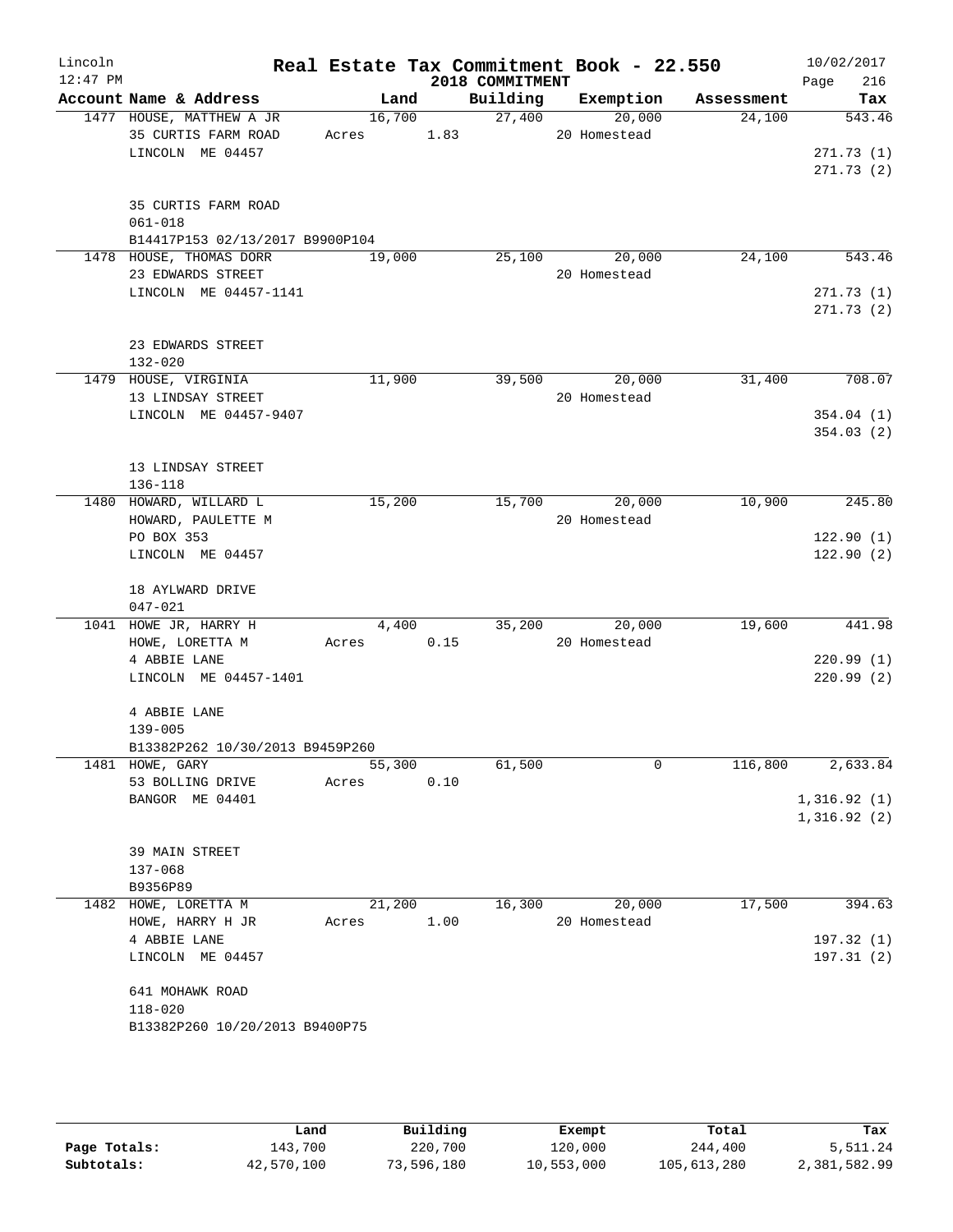Lincoln 12:47 PM

# Real Estate Tax Commitment Book - 22.550

2018 COMMITMENT

10/02/2017 Page 216

| Account Name & Address | Land | Building | Exemption | Assessment | Tax |
|---|---|---|---|---|---|
| 1477 HOUSE, MATTHEW A JR | 16,700 | 27,400 | 20,000 | 24,100 | 543.46 |
| 35 CURTIS FARM ROAD | Acres 1.83 | | 20 Homestead | | |
| LINCOLN ME 04457 | | | | | 271.73 (1) |
| | | | | | 271.73 (2) |
| 35 CURTIS FARM ROAD | | | | | |
| 061-018 | | | | | |
| B14417P153 02/13/2017 B9900P104 | | | | | |
| 1478 HOUSE, THOMAS DORR | 19,000 | 25,100 | 20,000 | 24,100 | 543.46 |
| 23 EDWARDS STREET | | | 20 Homestead | | |
| LINCOLN ME 04457-1141 | | | | | 271.73 (1) |
| | | | | | 271.73 (2) |
| 23 EDWARDS STREET | | | | | |
| 132-020 | | | | | |
| 1479 HOUSE, VIRGINIA | 11,900 | 39,500 | 20,000 | 31,400 | 708.07 |
| 13 LINDSAY STREET | | | 20 Homestead | | |
| LINCOLN ME 04457-9407 | | | | | 354.04 (1) |
| | | | | | 354.03 (2) |
| 13 LINDSAY STREET | | | | | |
| 136-118 | | | | | |
| 1480 HOWARD, WILLARD L | 15,200 | 15,700 | 20,000 | 10,900 | 245.80 |
| HOWARD, PAULETTE M | | | 20 Homestead | | |
| PO BOX 353 | | | | | 122.90 (1) |
| LINCOLN ME 04457 | | | | | 122.90 (2) |
| 18 AYLWARD DRIVE | | | | | |
| 047-021 | | | | | |
| 1041 HOWE JR, HARRY H | 4,400 | 35,200 | 20,000 | 19,600 | 441.98 |
| HOWE, LORETTA M | Acres 0.15 | | 20 Homestead | | |
| 4 ABBIE LANE | | | | | 220.99 (1) |
| LINCOLN ME 04457-1401 | | | | | 220.99 (2) |
| 4 ABBIE LANE | | | | | |
| 139-005 | | | | | |
| B13382P262 10/30/2013 B9459P260 | | | | | |
| 1481 HOWE, GARY | 55,300 | 61,500 | 0 | 116,800 | 2,633.84 |
| 53 BOLLING DRIVE | Acres 0.10 | | | | |
| BANGOR ME 04401 | | | | | 1,316.92 (1) |
| | | | | | 1,316.92 (2) |
| 39 MAIN STREET | | | | | |
| 137-068 | | | | | |
| B9356P89 | | | | | |
| 1482 HOWE, LORETTA M | 21,200 | 16,300 | 20,000 | 17,500 | 394.63 |
| HOWE, HARRY H JR | Acres 1.00 | | 20 Homestead | | |
| 4 ABBIE LANE | | | | | 197.32 (1) |
| LINCOLN ME 04457 | | | | | 197.31 (2) |
| 641 MOHAWK ROAD | | | | | |
| 118-020 | | | | | |
| B13382P260 10/20/2013 B9400P75 | | | | | |

| | Land | Building | Exempt | Total | Tax |
|---|---|---|---|---|---|
| Page Totals: | 143,700 | 220,700 | 120,000 | 244,400 | 5,511.24 |
| Subtotals: | 42,570,100 | 73,596,180 | 10,553,000 | 105,613,280 | 2,381,582.99 |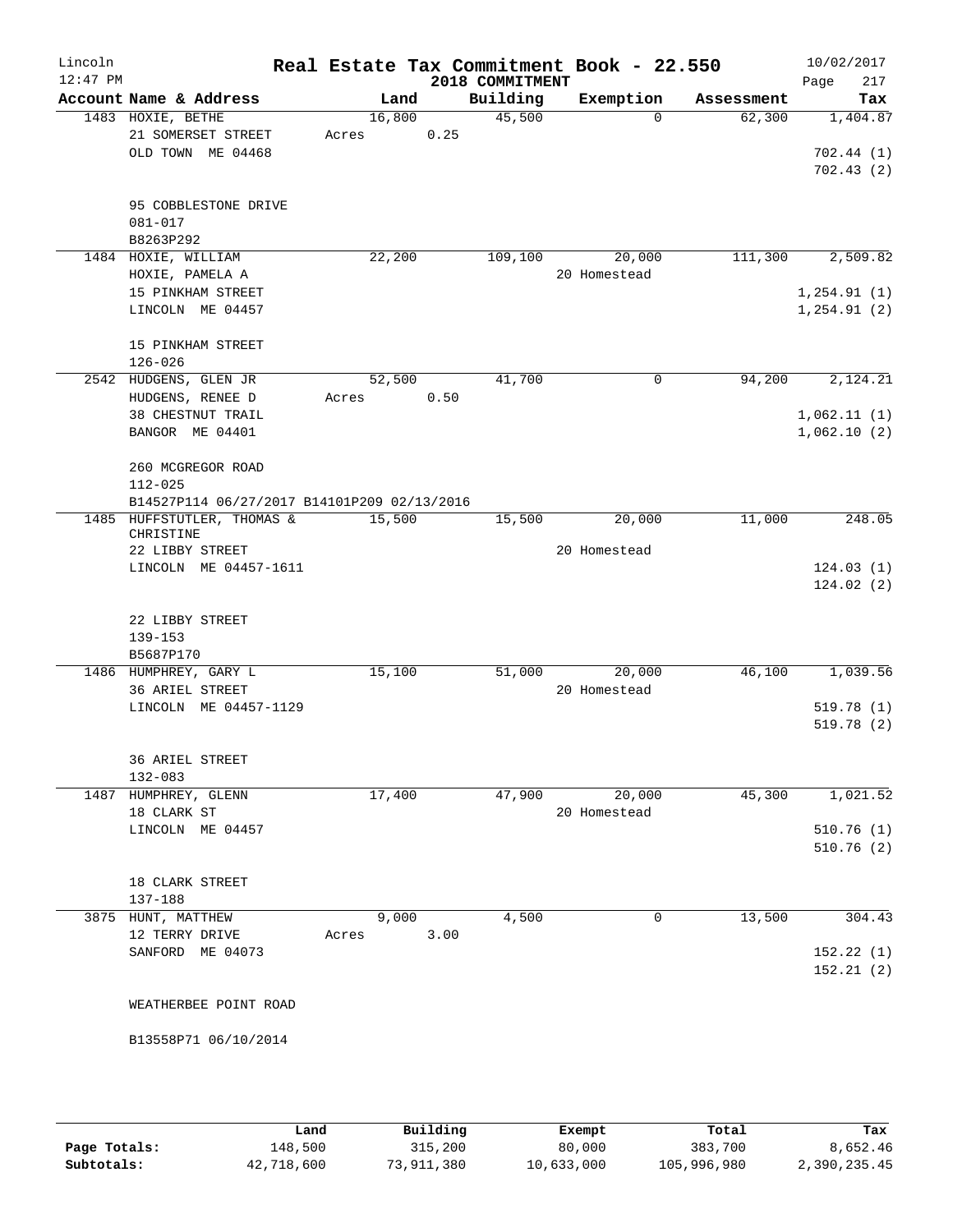# Real Estate Tax Commitment Book - 22.550

Lincoln 12:47 PM — 2018 COMMITMENT — 10/02/2017

| Account Name & Address | Land | Building | Exemption | Assessment | Tax |
|---|---|---|---|---|---|
| 1483 HOXIE, BETHE<br>21 SOMERSET STREET<br>OLD TOWN ME 04468<br><br>95 COBBLESTONE DRIVE<br>081-017<br>B8263P292 | 16,800<br>Acres 0.25 | 45,500 | 0 | 62,300 | 1,404.87<br><br>702.44 (1)<br>702.43 (2) |
| 1484 HOXIE, WILLIAM<br>HOXIE, PAMELA A<br>15 PINKHAM STREET<br>LINCOLN ME 04457<br><br>15 PINKHAM STREET<br>126-026 | 22,200 | 109,100 | 20,000<br>20 Homestead | 111,300 | 2,509.82<br><br>1,254.91 (1)<br>1,254.91 (2) |
| 2542 HUDGENS, GLEN JR<br>HUDGENS, RENEE D<br>38 CHESTNUT TRAIL<br>BANGOR ME 04401<br><br>260 MCGREGOR ROAD<br>112-025<br>B14527P114 06/27/2017 B14101P209 02/13/2016 | 52,500<br>Acres 0.50 | 41,700 | 0 | 94,200 | 2,124.21<br><br>1,062.11 (1)<br>1,062.10 (2) |
| 1485 HUFFSTUTLER, THOMAS & CHRISTINE<br>22 LIBBY STREET<br>LINCOLN ME 04457-1611<br><br>22 LIBBY STREET<br>139-153<br>B5687P170 | 15,500 | 15,500 | 20,000<br>20 Homestead | 11,000 | 248.05<br><br>124.03 (1)<br>124.02 (2) |
| 1486 HUMPHREY, GARY L<br>36 ARIEL STREET<br>LINCOLN ME 04457-1129<br><br>36 ARIEL STREET<br>132-083 | 15,100 | 51,000 | 20,000<br>20 Homestead | 46,100 | 1,039.56<br><br>519.78 (1)<br>519.78 (2) |
| 1487 HUMPHREY, GLENN<br>18 CLARK ST<br>LINCOLN ME 04457<br><br>18 CLARK STREET<br>137-188 | 17,400 | 47,900 | 20,000<br>20 Homestead | 45,300 | 1,021.52<br><br>510.76 (1)<br>510.76 (2) |
| 3875 HUNT, MATTHEW<br>12 TERRY DRIVE<br>SANFORD ME 04073<br><br>WEATHERBEE POINT ROAD<br><br>B13558P71 06/10/2014 | 9,000<br>Acres 3.00 | 4,500 | 0 | 13,500 | 304.43<br><br>152.22 (1)<br>152.21 (2) |

| | Land | Building | Exempt | Total | Tax |
|---|---|---|---|---|---|
| **Page Totals:** | 148,500 | 315,200 | 80,000 | 383,700 | 8,652.46 |
| **Subtotals:** | 42,718,600 | 73,911,380 | 10,633,000 | 105,996,980 | 2,390,235.45 |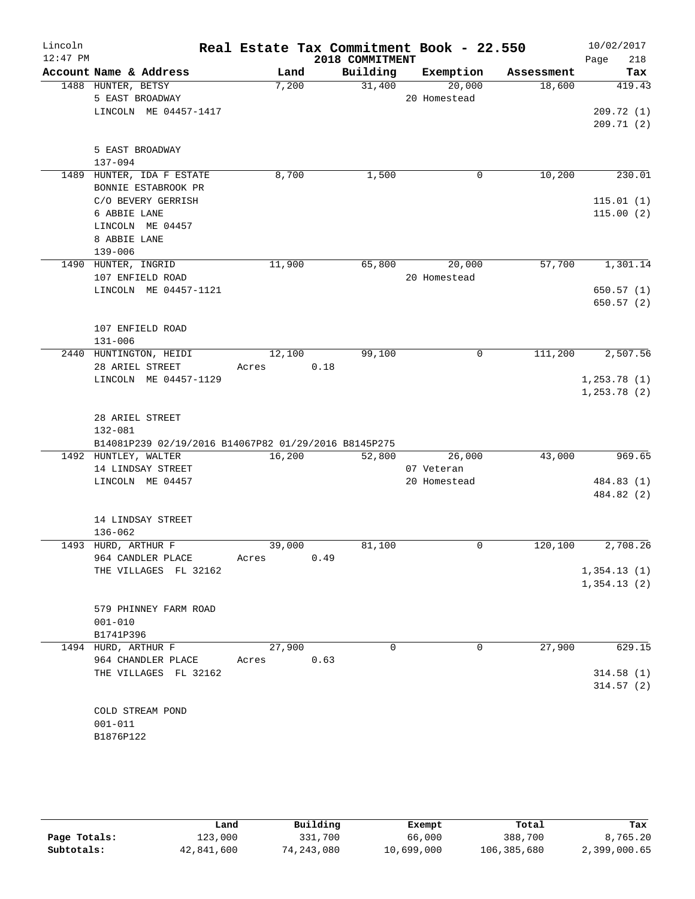Lincoln 12:47 PM — Real Estate Tax Commitment Book - 22.550 — 2018 COMMITMENT — 10/02/2017

| Account Name & Address | Land | Building | Exemption | Assessment | Tax |
|---|---|---|---|---|---|
| 1488 HUNTER, BETSY<br>5 EAST BROADWAY<br>LINCOLN ME 04457-1417<br><br>5 EAST BROADWAY<br>137-094 | 7,200 | 31,400 | 20,000<br>20 Homestead | 18,600 | 419.43<br><br>209.72 (1)<br>209.71 (2) |
| 1489 HUNTER, IDA F ESTATE<br>BONNIE ESTABROOK PR<br>C/O BEVERY GERRISH<br>6 ABBIE LANE<br>LINCOLN ME 04457<br>8 ABBIE LANE<br>139-006 | 8,700 | 1,500 | 0 | 10,200 | 230.01<br><br>115.01 (1)<br>115.00 (2) |
| 1490 HUNTER, INGRID<br>107 ENFIELD ROAD<br>LINCOLN ME 04457-1121<br><br>107 ENFIELD ROAD<br>131-006 | 11,900 | 65,800 | 20,000<br>20 Homestead | 57,700 | 1,301.14<br><br>650.57 (1)<br>650.57 (2) |
| 2440 HUNTINGTON, HEIDI<br>28 ARIEL STREET<br>LINCOLN ME 04457-1129<br><br>28 ARIEL STREET<br>132-081<br>B14081P239 02/19/2016 B14067P82 01/29/2016 B8145P275 | 12,100<br>Acres 0.18 | 99,100 | 0 | 111,200 | 2,507.56<br><br>1,253.78 (1)<br>1,253.78 (2) |
| 1492 HUNTLEY, WALTER<br>14 LINDSAY STREET<br>LINCOLN ME 04457<br><br>14 LINDSAY STREET<br>136-062 | 16,200 | 52,800 | 26,000<br>07 Veteran<br>20 Homestead | 43,000 | 969.65<br><br>484.83 (1)<br>484.82 (2) |
| 1493 HURD, ARTHUR F<br>964 CANDLER PLACE<br>THE VILLAGES FL 32162<br><br>579 PHINNEY FARM ROAD<br>001-010<br>B1741P396 | 39,000<br>Acres 0.49 | 81,100 | 0 | 120,100 | 2,708.26<br><br>1,354.13 (1)<br>1,354.13 (2) |
| 1494 HURD, ARTHUR F<br>964 CHANDLER PLACE<br>THE VILLAGES FL 32162<br><br>COLD STREAM POND<br>001-011<br>B1876P122 | 27,900<br>Acres 0.63 | 0 | 0 | 27,900 | 629.15<br><br>314.58 (1)<br>314.57 (2) |

| | Land | Building | Exempt | Total | Tax |
|---|---|---|---|---|---|
| Page Totals: | 123,000 | 331,700 | 66,000 | 388,700 | 8,765.20 |
| Subtotals: | 42,841,600 | 74,243,080 | 10,699,000 | 106,385,680 | 2,399,000.65 |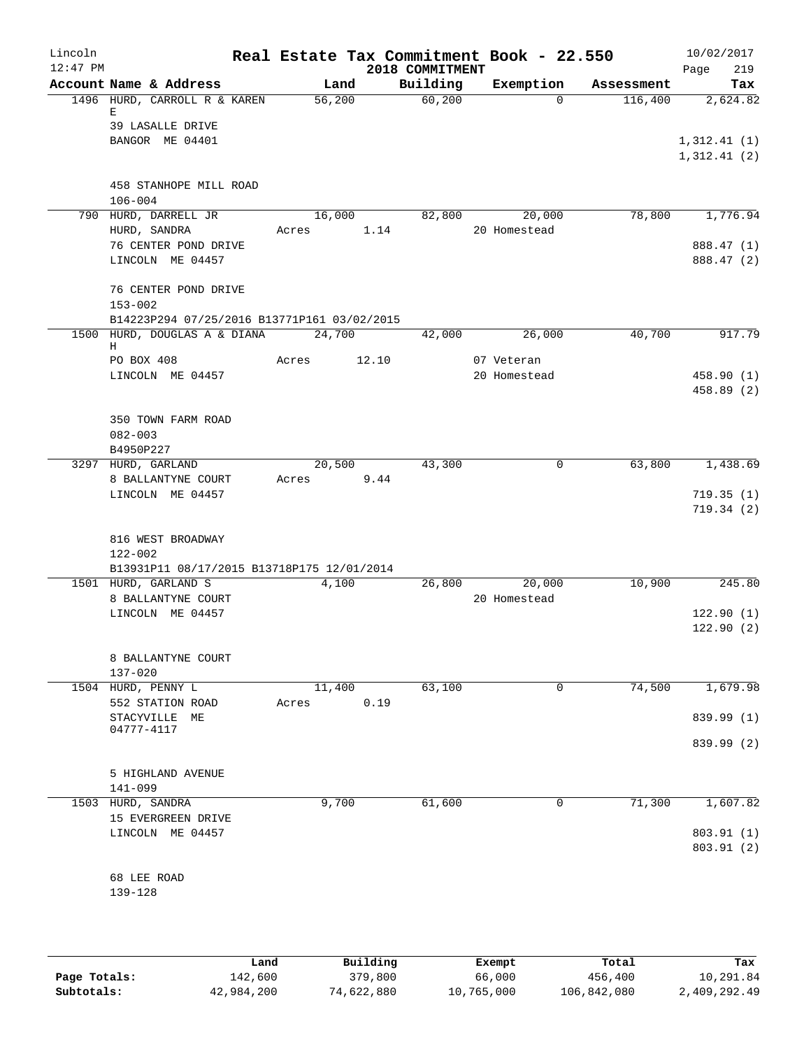Lincoln 12:47 PM — Real Estate Tax Commitment Book - 22.550 — 2018 COMMITMENT — 10/02/2017

| Account Name & Address | Land | Building | Exemption | Assessment | Tax |
|---|---|---|---|---|---|
| 1496 HURD, CARROLL R & KAREN E | 56,200 | 60,200 | 0 | 116,400 | 2,624.82 |
| 39 LASALLE DRIVE | | | | | |
| BANGOR ME 04401 | | | | | 1,312.41 (1) |
| | | | | | 1,312.41 (2) |
| 458 STANHOPE MILL ROAD | | | | | |
| 106-004 | | | | | |
| 790 HURD, DARRELL JR | 16,000 | 82,800 | 20,000 | 78,800 | 1,776.94 |
| HURD, SANDRA | Acres 1.14 | | 20 Homestead | | |
| 76 CENTER POND DRIVE | | | | | 888.47 (1) |
| LINCOLN ME 04457 | | | | | 888.47 (2) |
| 76 CENTER POND DRIVE | | | | | |
| 153-002 | | | | | |
| B14223P294 07/25/2016 B13771P161 03/02/2015 | | | | | |
| 1500 HURD, DOUGLAS A & DIANA H | 24,700 | 42,000 | 26,000 | 40,700 | 917.79 |
| PO BOX 408 | Acres 12.10 | | 07 Veteran | | |
| LINCOLN ME 04457 | | | 20 Homestead | | 458.90 (1) |
| | | | | | 458.89 (2) |
| 350 TOWN FARM ROAD | | | | | |
| 082-003 | | | | | |
| B4950P227 | | | | | |
| 3297 HURD, GARLAND | 20,500 | 43,300 | 0 | 63,800 | 1,438.69 |
| 8 BALLANTYNE COURT | Acres 9.44 | | | | |
| LINCOLN ME 04457 | | | | | 719.35 (1) |
| | | | | | 719.34 (2) |
| 816 WEST BROADWAY | | | | | |
| 122-002 | | | | | |
| B13931P11 08/17/2015 B13718P175 12/01/2014 | | | | | |
| 1501 HURD, GARLAND S | 4,100 | 26,800 | 20,000 | 10,900 | 245.80 |
| 8 BALLANTYNE COURT | | | 20 Homestead | | |
| LINCOLN ME 04457 | | | | | 122.90 (1) |
| | | | | | 122.90 (2) |
| 8 BALLANTYNE COURT | | | | | |
| 137-020 | | | | | |
| 1504 HURD, PENNY L | 11,400 | 63,100 | 0 | 74,500 | 1,679.98 |
| 552 STATION ROAD | Acres 0.19 | | | | |
| STACYVILLE ME 04777-4117 | | | | | 839.99 (1) |
| | | | | | 839.99 (2) |
| 5 HIGHLAND AVENUE | | | | | |
| 141-099 | | | | | |
| 1503 HURD, SANDRA | 9,700 | 61,600 | 0 | 71,300 | 1,607.82 |
| 15 EVERGREEN DRIVE | | | | | |
| LINCOLN ME 04457 | | | | | 803.91 (1) |
| | | | | | 803.91 (2) |
| 68 LEE ROAD | | | | | |
| 139-128 | | | | | |

| | Land | Building | Exempt | Total | Tax |
|---|---|---|---|---|---|
| Page Totals: | 142,600 | 379,800 | 66,000 | 456,400 | 10,291.84 |
| Subtotals: | 42,984,200 | 74,622,880 | 10,765,000 | 106,842,080 | 2,409,292.49 |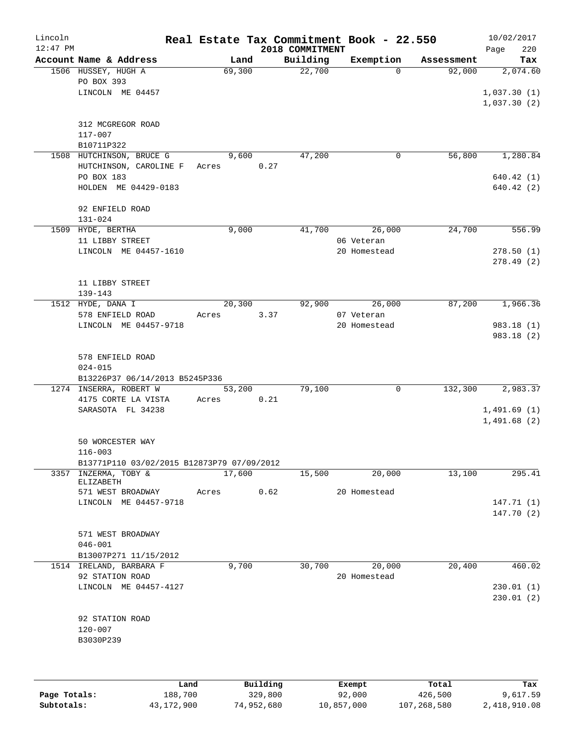Lincoln 12:47 PM

# Real Estate Tax Commitment Book - 22.550

2018 COMMITMENT

10/02/2017 Page 220

| Account Name & Address | Land | Building | Exemption | Assessment | Tax |
|---|---|---|---|---|---|
| 1506 HUSSEY, HUGH A | 69,300 | 22,700 | 0 | 92,000 | 2,074.60 |
| PO BOX 393 | | | | | |
| LINCOLN ME 04457 | | | | | 1,037.30 (1) |
| | | | | | 1,037.30 (2) |
| 312 MCGREGOR ROAD | | | | | |
| 117-007 | | | | | |
| B10711P322 | | | | | |
| 1508 HUTCHINSON, BRUCE G | 9,600 | 47,200 | 0 | 56,800 | 1,280.84 |
| HUTCHINSON, CAROLINE F | Acres 0.27 | | | | |
| PO BOX 183 | | | | | 640.42 (1) |
| HOLDEN ME 04429-0183 | | | | | 640.42 (2) |
| 92 ENFIELD ROAD | | | | | |
| 131-024 | | | | | |
| 1509 HYDE, BERTHA | 9,000 | 41,700 | 26,000 | 24,700 | 556.99 |
| 11 LIBBY STREET | | | 06 Veteran | | |
| LINCOLN ME 04457-1610 | | | 20 Homestead | | 278.50 (1) |
| | | | | | 278.49 (2) |
| 11 LIBBY STREET | | | | | |
| 139-143 | | | | | |
| 1512 HYDE, DANA I | 20,300 | 92,900 | 26,000 | 87,200 | 1,966.36 |
| 578 ENFIELD ROAD | Acres 3.37 | | 07 Veteran | | |
| LINCOLN ME 04457-9718 | | | 20 Homestead | | 983.18 (1) |
| | | | | | 983.18 (2) |
| 578 ENFIELD ROAD | | | | | |
| 024-015 | | | | | |
| B13226P37 06/14/2013 B5245P336 | | | | | |
| 1274 INSERRA, ROBERT W | 53,200 | 79,100 | 0 | 132,300 | 2,983.37 |
| 4175 CORTE LA VISTA | Acres 0.21 | | | | |
| SARASOTA FL 34238 | | | | | 1,491.69 (1) |
| | | | | | 1,491.68 (2) |
| 50 WORCESTER WAY | | | | | |
| 116-003 | | | | | |
| B13771P110 03/02/2015 B12873P79 07/09/2012 | | | | | |
| 3357 INZERMA, TOBY & ELIZABETH | 17,600 | 15,500 | 20,000 | 13,100 | 295.41 |
| 571 WEST BROADWAY | Acres 0.62 | | 20 Homestead | | |
| LINCOLN ME 04457-9718 | | | | | 147.71 (1) |
| | | | | | 147.70 (2) |
| 571 WEST BROADWAY | | | | | |
| 046-001 | | | | | |
| B13007P271 11/15/2012 | | | | | |
| 1514 IRELAND, BARBARA F | 9,700 | 30,700 | 20,000 | 20,400 | 460.02 |
| 92 STATION ROAD | | | 20 Homestead | | |
| LINCOLN ME 04457-4127 | | | | | 230.01 (1) |
| | | | | | 230.01 (2) |
| 92 STATION ROAD | | | | | |
| 120-007 | | | | | |
| B3030P239 | | | | | |

| | Land | Building | Exempt | Total | Tax |
|---|---|---|---|---|---|
| Page Totals: | 188,700 | 329,800 | 92,000 | 426,500 | 9,617.59 |
| Subtotals: | 43,172,900 | 74,952,680 | 10,857,000 | 107,268,580 | 2,418,910.08 |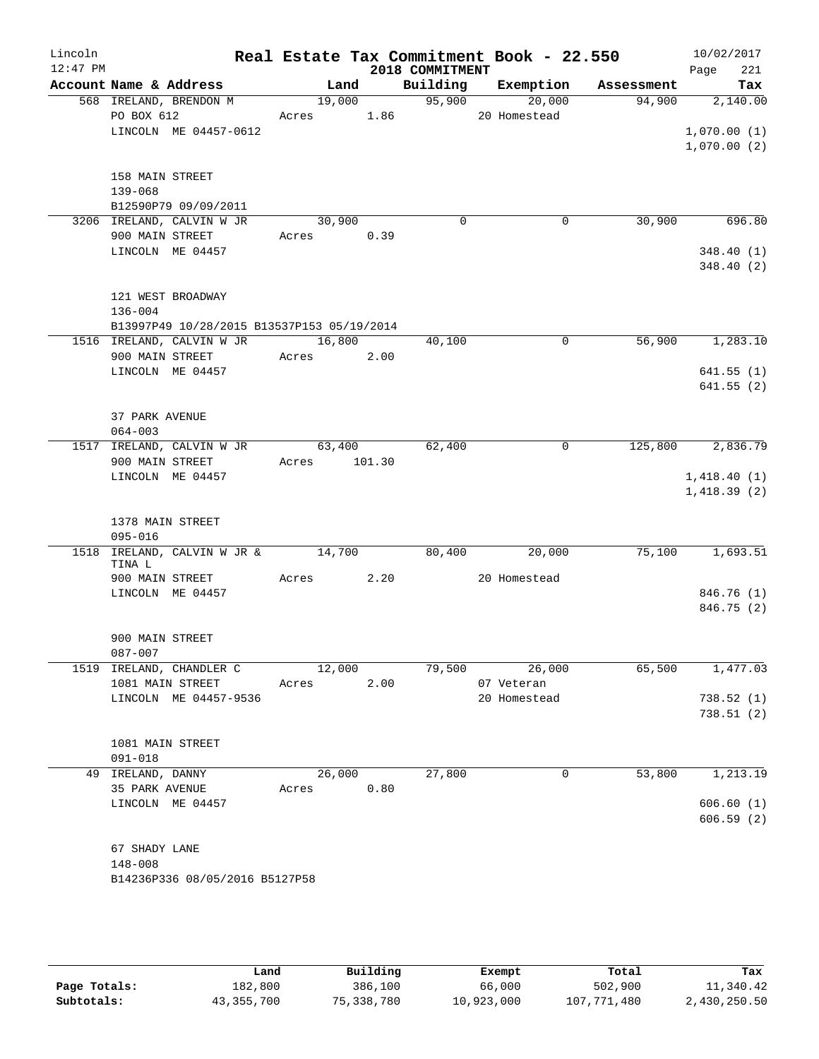Lincoln 12:47 PM

# Real Estate Tax Commitment Book - 22.550

2018 COMMITMENT

10/02/2017 Page 221

| Account | Name & Address | Land | Building | Exemption | Assessment | Tax |
|---|---|---|---|---|---|---|
| 568 | IRELAND, BRENDON M | 19,000 | 95,900 | 20,000 | 94,900 | 2,140.00 |
| | PO BOX 612 | Acres 1.86 | | 20 Homestead | | |
| | LINCOLN ME 04457-0612 | | | | | 1,070.00 (1) |
| | | | | | | 1,070.00 (2) |
| | 158 MAIN STREET | | | | | |
| | 139-068 | | | | | |
| | B12590P79 09/09/2011 | | | | | |
| 3206 | IRELAND, CALVIN W JR | 30,900 | 0 | 0 | 30,900 | 696.80 |
| | 900 MAIN STREET | Acres 0.39 | | | | |
| | LINCOLN ME 04457 | | | | | 348.40 (1) |
| | | | | | | 348.40 (2) |
| | 121 WEST BROADWAY | | | | | |
| | 136-004 | | | | | |
| | B13997P49 10/28/2015 B13537P153 05/19/2014 | | | | | |
| 1516 | IRELAND, CALVIN W JR | 16,800 | 40,100 | 0 | 56,900 | 1,283.10 |
| | 900 MAIN STREET | Acres 2.00 | | | | |
| | LINCOLN ME 04457 | | | | | 641.55 (1) |
| | | | | | | 641.55 (2) |
| | 37 PARK AVENUE | | | | | |
| | 064-003 | | | | | |
| 1517 | IRELAND, CALVIN W JR | 63,400 | 62,400 | 0 | 125,800 | 2,836.79 |
| | 900 MAIN STREET | Acres 101.30 | | | | |
| | LINCOLN ME 04457 | | | | | 1,418.40 (1) |
| | | | | | | 1,418.39 (2) |
| | 1378 MAIN STREET | | | | | |
| | 095-016 | | | | | |
| 1518 | IRELAND, CALVIN W JR & TINA L | 14,700 | 80,400 | 20,000 | 75,100 | 1,693.51 |
| | 900 MAIN STREET | Acres 2.20 | | 20 Homestead | | |
| | LINCOLN ME 04457 | | | | | 846.76 (1) |
| | | | | | | 846.75 (2) |
| | 900 MAIN STREET | | | | | |
| | 087-007 | | | | | |
| 1519 | IRELAND, CHANDLER C | 12,000 | 79,500 | 26,000 | 65,500 | 1,477.03 |
| | 1081 MAIN STREET | Acres 2.00 | | 07 Veteran | | |
| | LINCOLN ME 04457-9536 | | | 20 Homestead | | 738.52 (1) |
| | | | | | | 738.51 (2) |
| | 1081 MAIN STREET | | | | | |
| | 091-018 | | | | | |
| 49 | IRELAND, DANNY | 26,000 | 27,800 | 0 | 53,800 | 1,213.19 |
| | 35 PARK AVENUE | Acres 0.80 | | | | |
| | LINCOLN ME 04457 | | | | | 606.60 (1) |
| | | | | | | 606.59 (2) |
| | 67 SHADY LANE | | | | | |
| | 148-008 | | | | | |
| | B14236P336 08/05/2016 B5127P58 | | | | | |

| | Land | Building | Exempt | Total | Tax |
|---|---|---|---|---|---|
| Page Totals: | 182,800 | 386,100 | 66,000 | 502,900 | 11,340.42 |
| Subtotals: | 43,355,700 | 75,338,780 | 10,923,000 | 107,771,480 | 2,430,250.50 |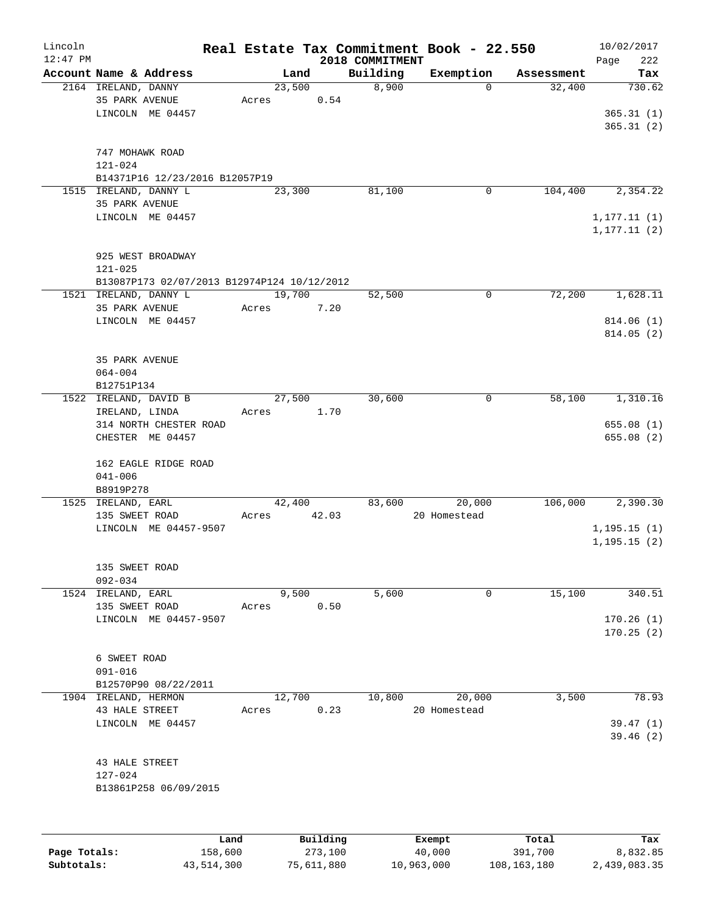# Lincoln Real Estate Tax Commitment Book - 22.550

2018 COMMITMENT

12:47 PM — 10/02/2017

| Account Name & Address | Land | Building | Exemption | Assessment | Tax |
|---|---|---|---|---|---|
| 2164 IRELAND, DANNY<br>35 PARK AVENUE<br>LINCOLN ME 04457<br><br>747 MOHAWK ROAD<br>121-024<br>B14371P16 12/23/2016 B12057P19 | 23,500<br>Acres 0.54 | 8,900 | 0 | 32,400 | 730.62<br><br>365.31 (1)<br>365.31 (2) |
| 1515 IRELAND, DANNY L<br>35 PARK AVENUE<br>LINCOLN ME 04457<br><br>925 WEST BROADWAY<br>121-025<br>B13087P173 02/07/2013 B12974P124 10/12/2012 | 23,300 | 81,100 | 0 | 104,400 | 2,354.22<br><br>1,177.11 (1)<br>1,177.11 (2) |
| 1521 IRELAND, DANNY L<br>35 PARK AVENUE<br>LINCOLN ME 04457<br><br>35 PARK AVENUE<br>064-004<br>B12751P134 | 19,700<br>Acres 7.20 | 52,500 | 0 | 72,200 | 1,628.11<br><br>814.06 (1)<br>814.05 (2) |
| 1522 IRELAND, DAVID B<br>IRELAND, LINDA<br>314 NORTH CHESTER ROAD<br>CHESTER ME 04457<br><br>162 EAGLE RIDGE ROAD<br>041-006<br>B8919P278 | 27,500<br>Acres 1.70 | 30,600 | 0 | 58,100 | 1,310.16<br><br>655.08 (1)<br>655.08 (2) |
| 1525 IRELAND, EARL<br>135 SWEET ROAD<br>LINCOLN ME 04457-9507<br><br>135 SWEET ROAD<br>092-034 | 42,400<br>Acres 42.03 | 83,600 | 20,000<br>20 Homestead | 106,000 | 2,390.30<br><br>1,195.15 (1)<br>1,195.15 (2) |
| 1524 IRELAND, EARL<br>135 SWEET ROAD<br>LINCOLN ME 04457-9507<br><br>6 SWEET ROAD<br>091-016<br>B12570P90 08/22/2011 | 9,500<br>Acres 0.50 | 5,600 | 0 | 15,100 | 340.51<br><br>170.26 (1)<br>170.25 (2) |
| 1904 IRELAND, HERMON<br>43 HALE STREET<br>LINCOLN ME 04457<br><br>43 HALE STREET<br>127-024<br>B13861P258 06/09/2015 | 12,700<br>Acres 0.23 | 10,800 | 20,000<br>20 Homestead | 3,500 | 78.93<br><br>39.47 (1)<br>39.46 (2) |

| | Land | Building | Exempt | Total | Tax |
|---|---|---|---|---|---|
| Page Totals: | 158,600 | 273,100 | 40,000 | 391,700 | 8,832.85 |
| Subtotals: | 43,514,300 | 75,611,880 | 10,963,000 | 108,163,180 | 2,439,083.35 |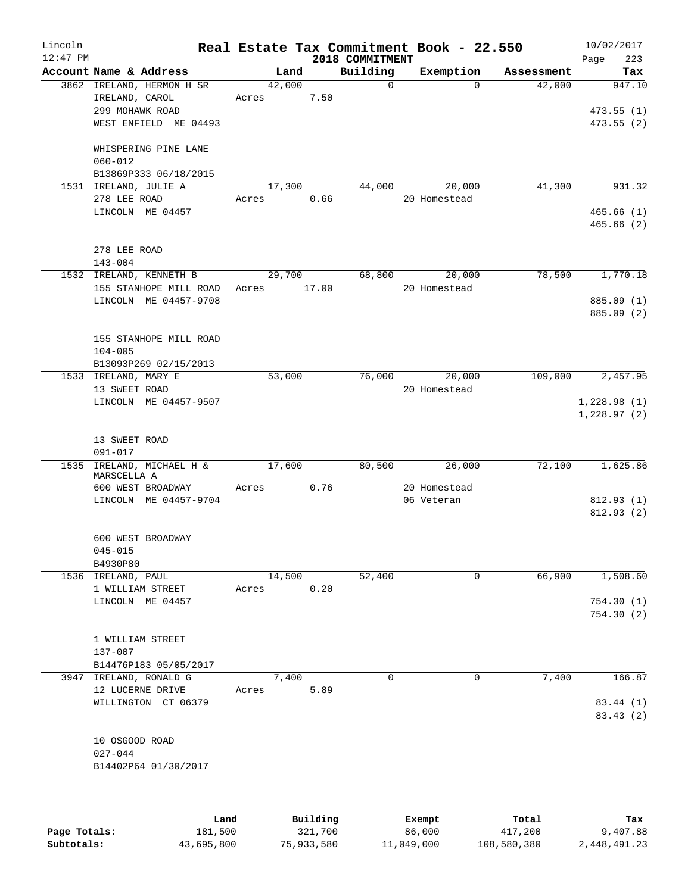Lincoln 12:47 PM

# Real Estate Tax Commitment Book - 22.550
## 2018 COMMITMENT

10/02/2017 Page 223

| Account Name & Address | Land | Building | Exemption | Assessment | Tax |
|---|---|---|---|---|---|
| 3862 IRELAND, HERMON H SR<br>IRELAND, CAROL<br>299 MOHAWK ROAD<br>WEST ENFIELD ME 04493<br><br>WHISPERING PINE LANE<br>060-012<br>B13869P333 06/18/2015 | 42,000<br>Acres 7.50 | 0 | 0 | 42,000 | 947.10<br><br>473.55 (1)<br>473.55 (2) |
| 1531 IRELAND, JULIE A<br>278 LEE ROAD<br>LINCOLN ME 04457<br><br>278 LEE ROAD<br>143-004 | 17,300<br>Acres 0.66 | 44,000 | 20,000<br>20 Homestead | 41,300 | 931.32<br><br>465.66 (1)<br>465.66 (2) |
| 1532 IRELAND, KENNETH B<br>155 STANHOPE MILL ROAD<br>LINCOLN ME 04457-9708<br><br>155 STANHOPE MILL ROAD<br>104-005<br>B13093P269 02/15/2013 | 29,700<br>Acres 17.00 | 68,800 | 20,000<br>20 Homestead | 78,500 | 1,770.18<br><br>885.09 (1)<br>885.09 (2) |
| 1533 IRELAND, MARY E<br>13 SWEET ROAD<br>LINCOLN ME 04457-9507<br><br>13 SWEET ROAD<br>091-017 | 53,000 | 76,000 | 20,000<br>20 Homestead | 109,000 | 2,457.95<br><br>1,228.98 (1)<br>1,228.97 (2) |
| 1535 IRELAND, MICHAEL H &<br>MARSCELLA A<br>600 WEST BROADWAY<br>LINCOLN ME 04457-9704<br><br>600 WEST BROADWAY<br>045-015<br>B4930P80 | 17,600<br>Acres 0.76 | 80,500 | 26,000<br>20 Homestead<br>06 Veteran | 72,100 | 1,625.86<br><br>812.93 (1)<br>812.93 (2) |
| 1536 IRELAND, PAUL<br>1 WILLIAM STREET<br>LINCOLN ME 04457<br><br>1 WILLIAM STREET<br>137-007<br>B14476P183 05/05/2017 | 14,500<br>Acres 0.20 | 52,400 | 0 | 66,900 | 1,508.60<br><br>754.30 (1)<br>754.30 (2) |
| 3947 IRELAND, RONALD G<br>12 LUCERNE DRIVE<br>WILLINGTON CT 06379<br><br>10 OSGOOD ROAD<br>027-044<br>B14402P64 01/30/2017 | 7,400<br>Acres 5.89 | 0 | 0 | 7,400 | 166.87<br><br>83.44 (1)<br>83.43 (2) |

| | Land | Building | Exempt | Total | Tax |
|---|---|---|---|---|---|
| Page Totals: | 181,500 | 321,700 | 86,000 | 417,200 | 9,407.88 |
| Subtotals: | 43,695,800 | 75,933,580 | 11,049,000 | 108,580,380 | 2,448,491.23 |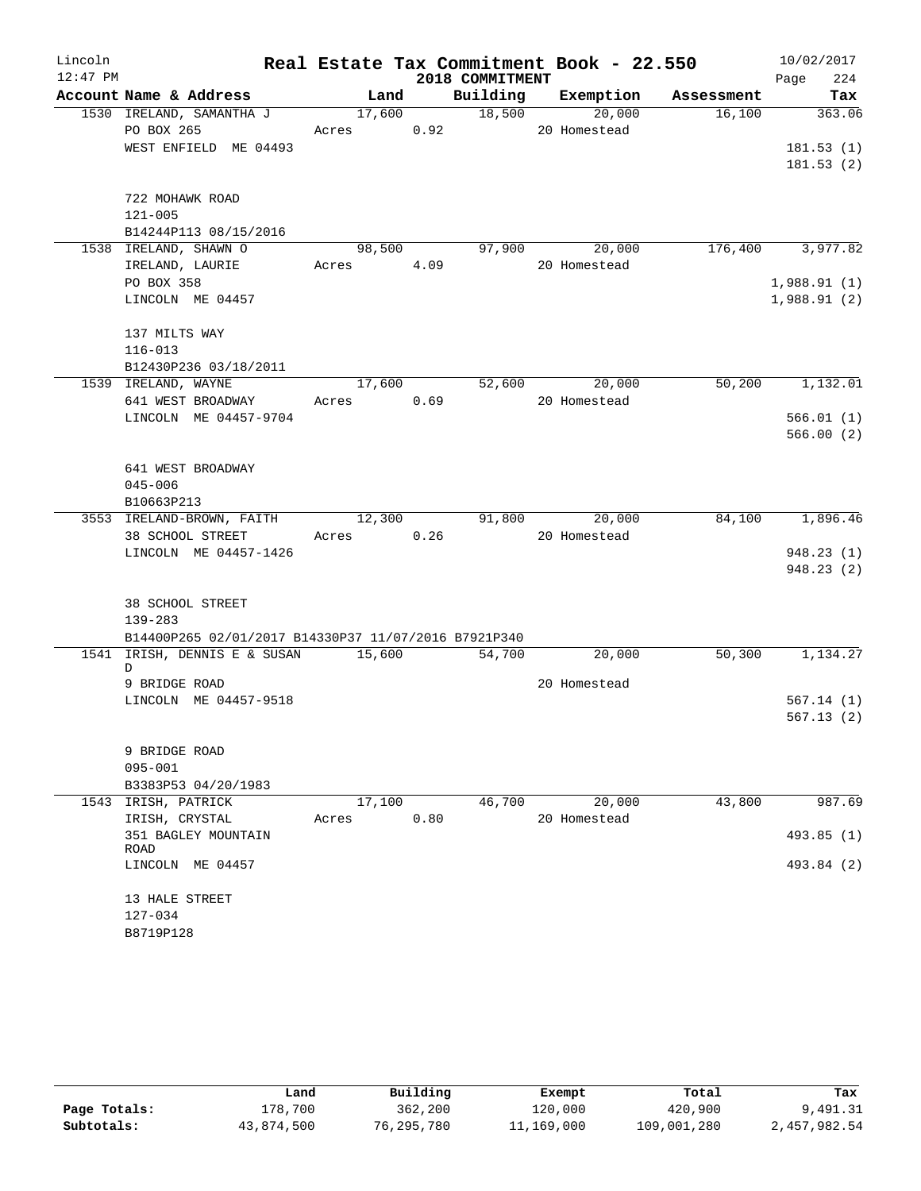# Real Estate Tax Commitment Book - 22.550

Lincoln 12:47 PM — 2018 COMMITMENT — 10/02/2017

| Account Name & Address | Land | Building | Exemption | Assessment | Tax |
|---|---|---|---|---|---|
| 1530 IRELAND, SAMANTHA J | 17,600 | 18,500 | 20,000 | 16,100 | 363.06 |
| PO BOX 265 | Acres 0.92 | | 20 Homestead | | |
| WEST ENFIELD ME 04493 | | | | | 181.53 (1) |
| | | | | | 181.53 (2) |
| 722 MOHAWK ROAD | | | | | |
| 121-005 | | | | | |
| B14244P113 08/15/2016 | | | | | |
| 1538 IRELAND, SHAWN O | 98,500 | 97,900 | 20,000 | 176,400 | 3,977.82 |
| IRELAND, LAURIE | Acres 4.09 | | 20 Homestead | | |
| PO BOX 358 | | | | | 1,988.91 (1) |
| LINCOLN ME 04457 | | | | | 1,988.91 (2) |
| 137 MILTS WAY | | | | | |
| 116-013 | | | | | |
| B12430P236 03/18/2011 | | | | | |
| 1539 IRELAND, WAYNE | 17,600 | 52,600 | 20,000 | 50,200 | 1,132.01 |
| 641 WEST BROADWAY | Acres 0.69 | | 20 Homestead | | |
| LINCOLN ME 04457-9704 | | | | | 566.01 (1) |
| | | | | | 566.00 (2) |
| 641 WEST BROADWAY | | | | | |
| 045-006 | | | | | |
| B10663P213 | | | | | |
| 3553 IRELAND-BROWN, FAITH | 12,300 | 91,800 | 20,000 | 84,100 | 1,896.46 |
| 38 SCHOOL STREET | Acres 0.26 | | 20 Homestead | | |
| LINCOLN ME 04457-1426 | | | | | 948.23 (1) |
| | | | | | 948.23 (2) |
| 38 SCHOOL STREET | | | | | |
| 139-283 | | | | | |
| B14400P265 02/01/2017 B14330P37 11/07/2016 B7921P340 | | | | | |
| 1541 IRISH, DENNIS E & SUSAN D | 15,600 | 54,700 | 20,000 | 50,300 | 1,134.27 |
| 9 BRIDGE ROAD | | | 20 Homestead | | |
| LINCOLN ME 04457-9518 | | | | | 567.14 (1) |
| | | | | | 567.13 (2) |
| 9 BRIDGE ROAD | | | | | |
| 095-001 | | | | | |
| B3383P53 04/20/1983 | | | | | |
| 1543 IRISH, PATRICK | 17,100 | 46,700 | 20,000 | 43,800 | 987.69 |
| IRISH, CRYSTAL | Acres 0.80 | | 20 Homestead | | |
| 351 BAGLEY MOUNTAIN ROAD | | | | | 493.85 (1) |
| LINCOLN ME 04457 | | | | | 493.84 (2) |
| 13 HALE STREET | | | | | |
| 127-034 | | | | | |
| B8719P128 | | | | | |

| | Land | Building | Exempt | Total | Tax |
|---|---|---|---|---|---|
| Page Totals: | 178,700 | 362,200 | 120,000 | 420,900 | 9,491.31 |
| Subtotals: | 43,874,500 | 76,295,780 | 11,169,000 | 109,001,280 | 2,457,982.54 |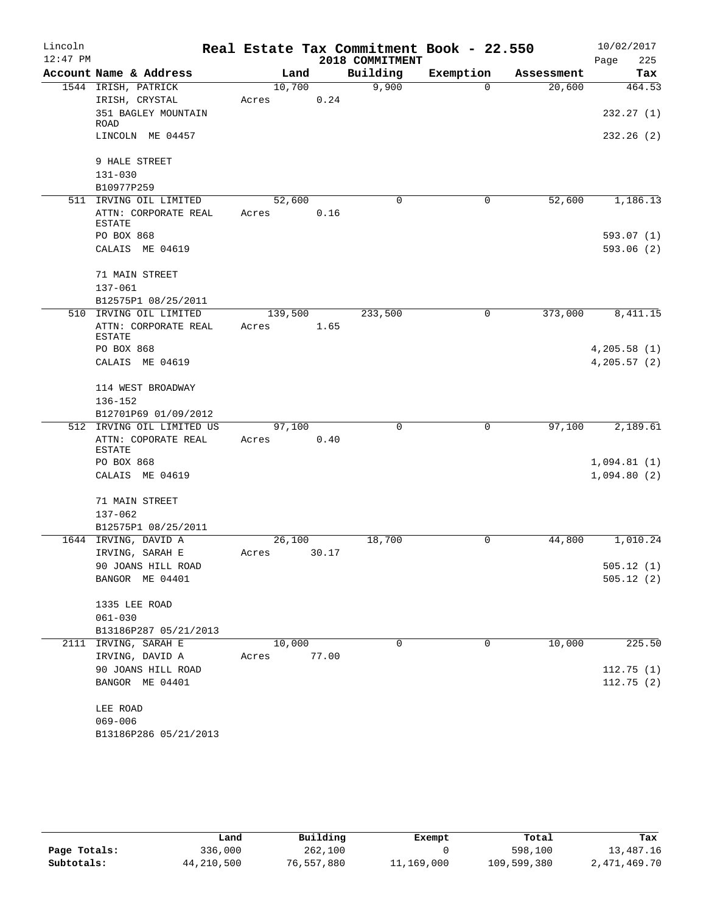# Real Estate Tax Commitment Book - 22.550

Lincoln 12:47 PM — 2018 COMMITMENT — 10/02/2017

| Account Name & Address | Land | Building | Exemption | Assessment | Tax |
|---|---|---|---|---|---|
| 1544 IRISH, PATRICK<br>IRISH, CRYSTAL<br>351 BAGLEY MOUNTAIN ROAD<br>LINCOLN ME 04457<br><br>9 HALE STREET<br>131-030<br>B10977P259 | 10,700<br>Acres 0.24 | 9,900 | 0 | 20,600 | 464.53<br><br>232.27 (1)<br>232.26 (2) |
| 511 IRVING OIL LIMITED<br>ATTN: CORPORATE REAL ESTATE<br>PO BOX 868<br>CALAIS ME 04619<br><br>71 MAIN STREET<br>137-061<br>B12575P1 08/25/2011 | 52,600<br>Acres 0.16 | 0 | 0 | 52,600 | 1,186.13<br><br>593.07 (1)<br>593.06 (2) |
| 510 IRVING OIL LIMITED<br>ATTN: CORPORATE REAL ESTATE<br>PO BOX 868<br>CALAIS ME 04619<br><br>114 WEST BROADWAY<br>136-152<br>B12701P69 01/09/2012 | 139,500<br>Acres 1.65 | 233,500 | 0 | 373,000 | 8,411.15<br><br>4,205.58 (1)<br>4,205.57 (2) |
| 512 IRVING OIL LIMITED US<br>ATTN: COPORATE REAL ESTATE<br>PO BOX 868<br>CALAIS ME 04619<br><br>71 MAIN STREET<br>137-062<br>B12575P1 08/25/2011 | 97,100<br>Acres 0.40 | 0 | 0 | 97,100 | 2,189.61<br><br>1,094.81 (1)<br>1,094.80 (2) |
| 1644 IRVING, DAVID A<br>IRVING, SARAH E<br>90 JOANS HILL ROAD<br>BANGOR ME 04401<br><br>1335 LEE ROAD<br>061-030<br>B13186P287 05/21/2013 | 26,100<br>Acres 30.17 | 18,700 | 0 | 44,800 | 1,010.24<br><br>505.12 (1)<br>505.12 (2) |
| 2111 IRVING, SARAH E<br>IRVING, DAVID A<br>90 JOANS HILL ROAD<br>BANGOR ME 04401<br><br>LEE ROAD<br>069-006<br>B13186P286 05/21/2013 | 10,000<br>Acres 77.00 | 0 | 0 | 10,000 | 225.50<br><br>112.75 (1)<br>112.75 (2) |

| | Land | Building | Exempt | Total | Tax |
|---|---|---|---|---|---|
| Page Totals: | 336,000 | 262,100 | 0 | 598,100 | 13,487.16 |
| Subtotals: | 44,210,500 | 76,557,880 | 11,169,000 | 109,599,380 | 2,471,469.70 |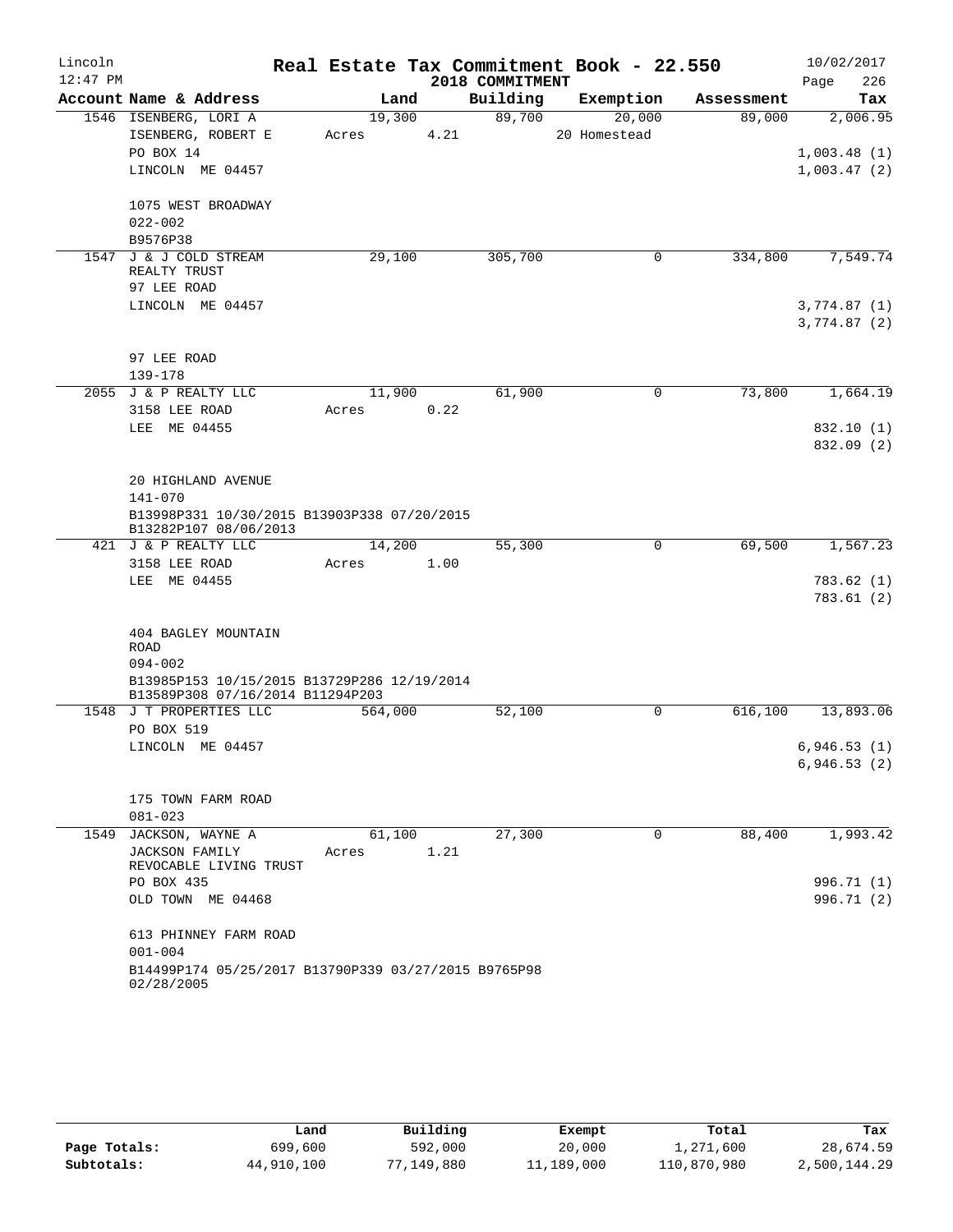# Real Estate Tax Commitment Book - 22.550

Lincoln
12:47 PM

2018 COMMITMENT

10/02/2017
Page 226

| Account Name & Address | Land | Building | Exemption | Assessment | Tax |
|---|---|---|---|---|---|
| 1546 ISENBERG, LORI A | 19,300 | 89,700 | 20,000 | 89,000 | 2,006.95 |
| ISENBERG, ROBERT E | Acres 4.21 | | 20 Homestead | | |
| PO BOX 14 | | | | | 1,003.48 (1) |
| LINCOLN ME 04457 | | | | | 1,003.47 (2) |
| 1075 WEST BROADWAY | | | | | |
| 022-002 | | | | | |
| B9576P38 | | | | | |
| 1547 J & J COLD STREAM REALTY TRUST | 29,100 | 305,700 | 0 | 334,800 | 7,549.74 |
| 97 LEE ROAD | | | | | |
| LINCOLN ME 04457 | | | | | 3,774.87 (1) |
| | | | | | 3,774.87 (2) |
| 97 LEE ROAD | | | | | |
| 139-178 | | | | | |
| 2055 J & P REALTY LLC | 11,900 | 61,900 | 0 | 73,800 | 1,664.19 |
| 3158 LEE ROAD | Acres 0.22 | | | | |
| LEE ME 04455 | | | | | 832.10 (1) |
| | | | | | 832.09 (2) |
| 20 HIGHLAND AVENUE | | | | | |
| 141-070 | | | | | |
| B13998P331 10/30/2015 B13903P338 07/20/2015 B13282P107 08/06/2013 | | | | | |
| 421 J & P REALTY LLC | 14,200 | 55,300 | 0 | 69,500 | 1,567.23 |
| 3158 LEE ROAD | Acres 1.00 | | | | |
| LEE ME 04455 | | | | | 783.62 (1) |
| | | | | | 783.61 (2) |
| 404 BAGLEY MOUNTAIN ROAD | | | | | |
| 094-002 | | | | | |
| B13985P153 10/15/2015 B13729P286 12/19/2014 B13589P308 07/16/2014 B11294P203 | | | | | |
| 1548 J T PROPERTIES LLC | 564,000 | 52,100 | 0 | 616,100 | 13,893.06 |
| PO BOX 519 | | | | | |
| LINCOLN ME 04457 | | | | | 6,946.53 (1) |
| | | | | | 6,946.53 (2) |
| 175 TOWN FARM ROAD | | | | | |
| 081-023 | | | | | |
| 1549 JACKSON, WAYNE A | 61,100 | 27,300 | 0 | 88,400 | 1,993.42 |
| JACKSON FAMILY REVOCABLE LIVING TRUST | Acres 1.21 | | | | |
| PO BOX 435 | | | | | 996.71 (1) |
| OLD TOWN ME 04468 | | | | | 996.71 (2) |
| 613 PHINNEY FARM ROAD | | | | | |
| 001-004 | | | | | |
| B14499P174 05/25/2017 B13790P339 03/27/2015 B9765P98 02/28/2005 | | | | | |

| | Land | Building | Exempt | Total | Tax |
|---|---|---|---|---|---|
| Page Totals: | 699,600 | 592,000 | 20,000 | 1,271,600 | 28,674.59 |
| Subtotals: | 44,910,100 | 77,149,880 | 11,189,000 | 110,870,980 | 2,500,144.29 |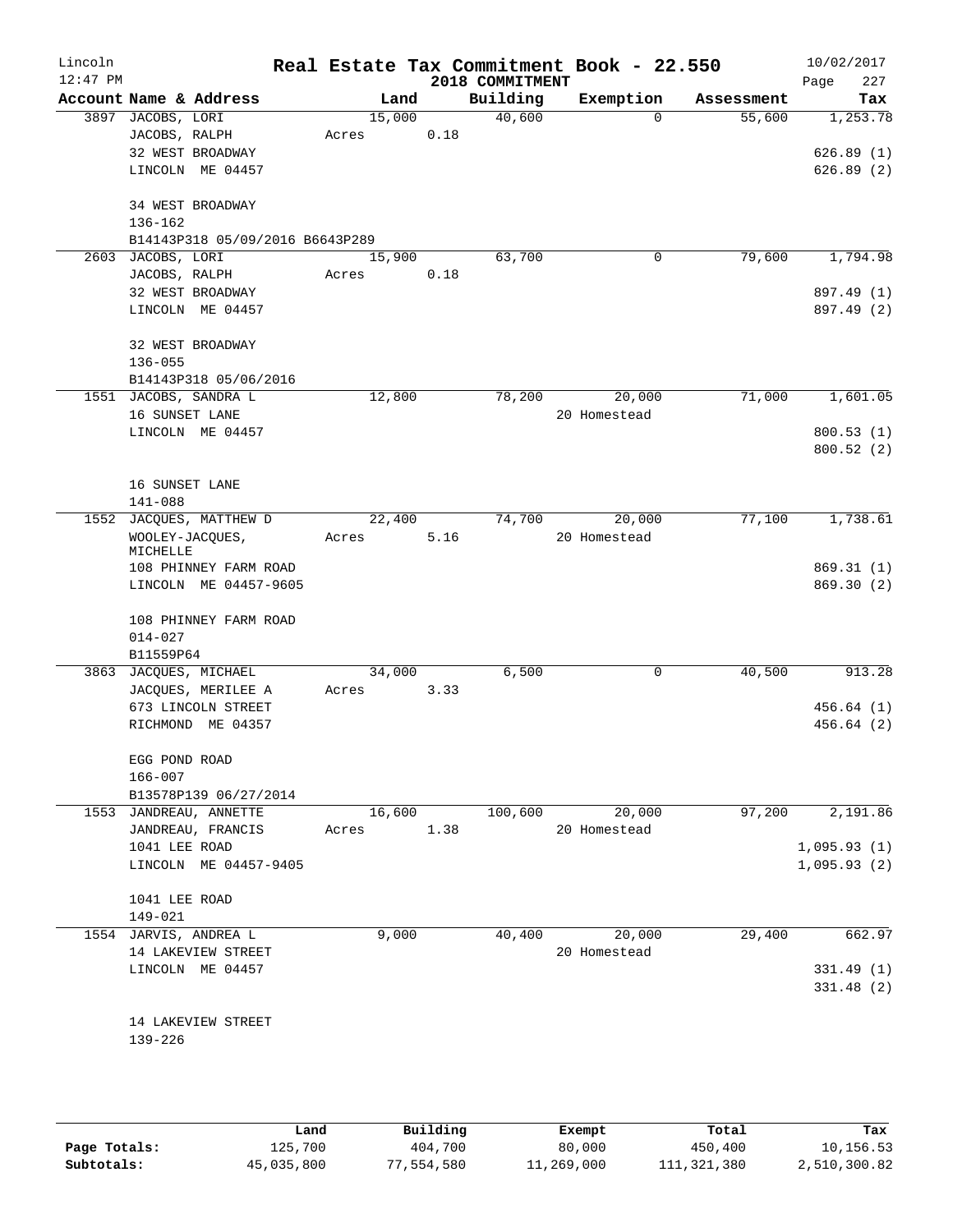# Real Estate Tax Commitment Book - 22.550

Lincoln 12:47 PM — 2018 COMMITMENT — 10/02/2017

| Account | Name & Address | Land | Building | Exemption | Assessment | Tax |
|---|---|---|---|---|---|---|
| 3897 | JACOBS, LORI<br>JACOBS, RALPH<br>32 WEST BROADWAY<br>LINCOLN ME 04457<br><br>34 WEST BROADWAY<br>136-162<br>B14143P318 05/09/2016 B6643P289 | 15,000<br>Acres 0.18 | 40,600 | 0 | 55,600 | 1,253.78<br>626.89 (1)<br>626.89 (2) |
| 2603 | JACOBS, LORI<br>JACOBS, RALPH<br>32 WEST BROADWAY<br>LINCOLN ME 04457<br><br>32 WEST BROADWAY<br>136-055<br>B14143P318 05/06/2016 | 15,900<br>Acres 0.18 | 63,700 | 0 | 79,600 | 1,794.98<br>897.49 (1)<br>897.49 (2) |
| 1551 | JACOBS, SANDRA L<br>16 SUNSET LANE<br>LINCOLN ME 04457<br><br>16 SUNSET LANE<br>141-088 | 12,800 | 78,200 | 20,000<br>20 Homestead | 71,000 | 1,601.05<br>800.53 (1)<br>800.52 (2) |
| 1552 | JACQUES, MATTHEW D<br>WOOLEY-JACQUES, MICHELLE<br>108 PHINNEY FARM ROAD<br>LINCOLN ME 04457-9605<br><br>108 PHINNEY FARM ROAD<br>014-027<br>B11559P64 | 22,400<br>Acres 5.16 | 74,700 | 20,000<br>20 Homestead | 77,100 | 1,738.61<br>869.31 (1)<br>869.30 (2) |
| 3863 | JACQUES, MICHAEL<br>JACQUES, MERILEE A<br>673 LINCOLN STREET<br>RICHMOND ME 04357<br><br>EGG POND ROAD<br>166-007<br>B13578P139 06/27/2014 | 34,000<br>Acres 3.33 | 6,500 | 0 | 40,500 | 913.28<br>456.64 (1)<br>456.64 (2) |
| 1553 | JANDREAU, ANNETTE<br>JANDREAU, FRANCIS<br>1041 LEE ROAD<br>LINCOLN ME 04457-9405<br><br>1041 LEE ROAD<br>149-021 | 16,600<br>Acres 1.38 | 100,600 | 20,000<br>20 Homestead | 97,200 | 2,191.86<br>1,095.93 (1)<br>1,095.93 (2) |
| 1554 | JARVIS, ANDREA L<br>14 LAKEVIEW STREET<br>LINCOLN ME 04457<br><br>14 LAKEVIEW STREET<br>139-226 | 9,000 | 40,400 | 20,000<br>20 Homestead | 29,400 | 662.97<br>331.49 (1)<br>331.48 (2) |

| | Land | Building | Exempt | Total | Tax |
|---|---|---|---|---|---|
| Page Totals: | 125,700 | 404,700 | 80,000 | 450,400 | 10,156.53 |
| Subtotals: | 45,035,800 | 77,554,580 | 11,269,000 | 111,321,380 | 2,510,300.82 |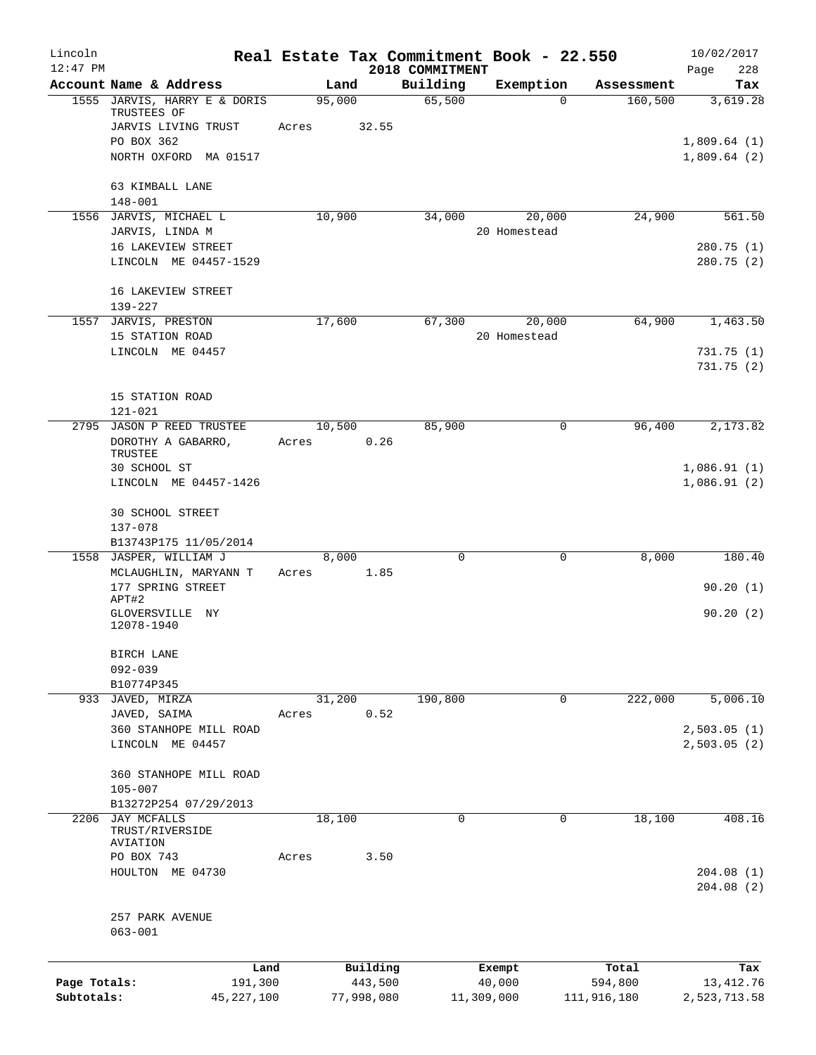Lincoln 12:47 PM

# Real Estate Tax Commitment Book - 22.550

2018 COMMITMENT

10/02/2017 Page 228

| Account Name & Address | Land | Building | Exemption | Assessment | Tax |
|---|---|---|---|---|---|
| 1555 JARVIS, HARRY E & DORIS TRUSTEES OF | 95,000 | 65,500 | 0 | 160,500 | 3,619.28 |
| JARVIS LIVING TRUST | Acres 32.55 | | | | |
| PO BOX 362 | | | | | 1,809.64 (1) |
| NORTH OXFORD MA 01517 | | | | | 1,809.64 (2) |
| 63 KIMBALL LANE | | | | | |
| 148-001 | | | | | |
| 1556 JARVIS, MICHAEL L | 10,900 | 34,000 | 20,000 | 24,900 | 561.50 |
| JARVIS, LINDA M | | | 20 Homestead | | |
| 16 LAKEVIEW STREET | | | | | 280.75 (1) |
| LINCOLN ME 04457-1529 | | | | | 280.75 (2) |
| 16 LAKEVIEW STREET | | | | | |
| 139-227 | | | | | |
| 1557 JARVIS, PRESTON | 17,600 | 67,300 | 20,000 | 64,900 | 1,463.50 |
| 15 STATION ROAD | | | 20 Homestead | | |
| LINCOLN ME 04457 | | | | | 731.75 (1) |
| | | | | | 731.75 (2) |
| 15 STATION ROAD | | | | | |
| 121-021 | | | | | |
| 2795 JASON P REED TRUSTEE | 10,500 | 85,900 | 0 | 96,400 | 2,173.82 |
| DOROTHY A GABARRO, TRUSTEE | Acres 0.26 | | | | |
| 30 SCHOOL ST | | | | | 1,086.91 (1) |
| LINCOLN ME 04457-1426 | | | | | 1,086.91 (2) |
| 30 SCHOOL STREET | | | | | |
| 137-078 | | | | | |
| B13743P175 11/05/2014 | | | | | |
| 1558 JASPER, WILLIAM J | 8,000 | 0 | 0 | 8,000 | 180.40 |
| MCLAUGHLIN, MARYANN T | Acres 1.85 | | | | |
| 177 SPRING STREET APT#2 | | | | | 90.20 (1) |
| GLOVERSVILLE NY 12078-1940 | | | | | 90.20 (2) |
| BIRCH LANE | | | | | |
| 092-039 | | | | | |
| B10774P345 | | | | | |
| 933 JAVED, MIRZA | 31,200 | 190,800 | 0 | 222,000 | 5,006.10 |
| JAVED, SAIMA | Acres 0.52 | | | | |
| 360 STANHOPE MILL ROAD | | | | | 2,503.05 (1) |
| LINCOLN ME 04457 | | | | | 2,503.05 (2) |
| 360 STANHOPE MILL ROAD | | | | | |
| 105-007 | | | | | |
| B13272P254 07/29/2013 | | | | | |
| 2206 JAY MCFALLS TRUST/RIVERSIDE AVIATION | 18,100 | 0 | 0 | 18,100 | 408.16 |
| PO BOX 743 | Acres 3.50 | | | | |
| HOULTON ME 04730 | | | | | 204.08 (1) |
| | | | | | 204.08 (2) |
| 257 PARK AVENUE | | | | | |
| 063-001 | | | | | |

| | Land | Building | Exempt | Total | Tax |
|---|---|---|---|---|---|
| Page Totals: | 191,300 | 443,500 | 40,000 | 594,800 | 13,412.76 |
| Subtotals: | 45,227,100 | 77,998,080 | 11,309,000 | 111,916,180 | 2,523,713.58 |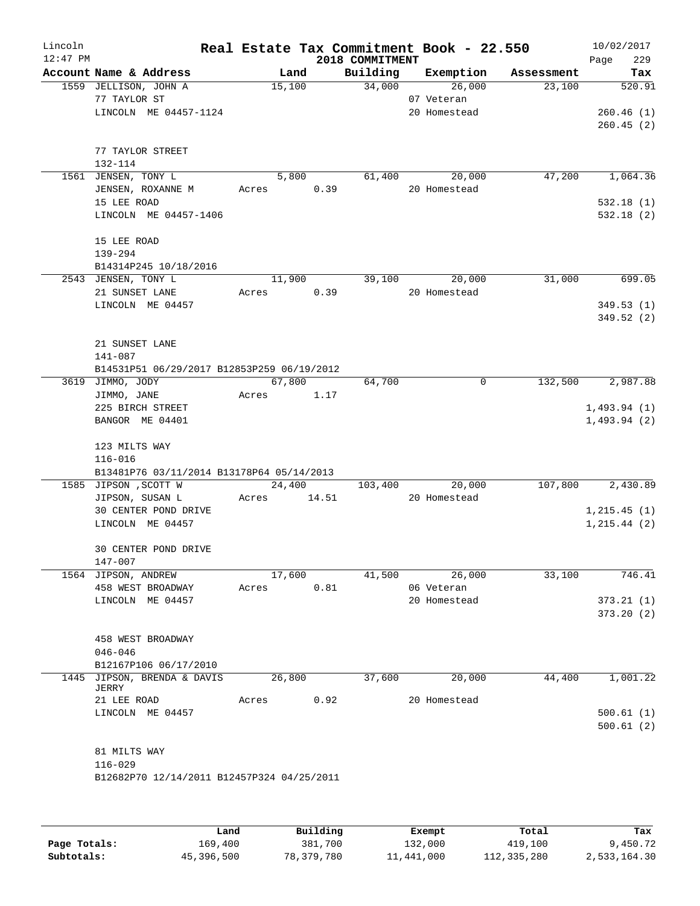# Real Estate Tax Commitment Book - 22.550

Lincoln
12:47 PM

2018 COMMITMENT

10/02/2017

| Account Name & Address | Land | Building | Exemption | Assessment | Tax |
|---|---|---|---|---|---|
| 1559 JELLISON, JOHN A<br>77 TAYLOR ST<br>LINCOLN ME 04457-1124<br><br>77 TAYLOR STREET<br>132-114 | 15,100 | 34,000 | 26,000<br>07 Veteran<br>20 Homestead | 23,100 | 520.91<br><br>260.46 (1)<br>260.45 (2) |
| 1561 JENSEN, TONY L<br>JENSEN, ROXANNE M<br>15 LEE ROAD<br>LINCOLN ME 04457-1406<br><br>15 LEE ROAD<br>139-294<br>B14314P245 10/18/2016 | 5,800<br>Acres 0.39 | 61,400 | 20,000<br>20 Homestead | 47,200 | 1,064.36<br><br>532.18 (1)<br>532.18 (2) |
| 2543 JENSEN, TONY L<br>21 SUNSET LANE<br>LINCOLN ME 04457<br><br>21 SUNSET LANE<br>141-087<br>B14531P51 06/29/2017 B12853P259 06/19/2012 | 11,900<br>Acres 0.39 | 39,100 | 20,000<br>20 Homestead | 31,000 | 699.05<br><br>349.53 (1)<br>349.52 (2) |
| 3619 JIMMO, JODY<br>JIMMO, JANE<br>225 BIRCH STREET<br>BANGOR ME 04401<br><br>123 MILTS WAY<br>116-016<br>B13481P76 03/11/2014 B13178P64 05/14/2013 | 67,800<br>Acres 1.17 | 64,700 | 0 | 132,500 | 2,987.88<br><br>1,493.94 (1)<br>1,493.94 (2) |
| 1585 JIPSON ,SCOTT W<br>JIPSON, SUSAN L<br>30 CENTER POND DRIVE<br>LINCOLN ME 04457<br><br>30 CENTER POND DRIVE<br>147-007 | 24,400<br>Acres 14.51 | 103,400 | 20,000<br>20 Homestead | 107,800 | 2,430.89<br><br>1,215.45 (1)<br>1,215.44 (2) |
| 1564 JIPSON, ANDREW<br>458 WEST BROADWAY<br>LINCOLN ME 04457<br><br>458 WEST BROADWAY<br>046-046<br>B12167P106 06/17/2010 | 17,600<br>Acres 0.81 | 41,500 | 26,000<br>06 Veteran<br>20 Homestead | 33,100 | 746.41<br><br>373.21 (1)<br>373.20 (2) |
| 1445 JIPSON, BRENDA & DAVIS JERRY<br>21 LEE ROAD<br>LINCOLN ME 04457<br><br>81 MILTS WAY<br>116-029<br>B12682P70 12/14/2011 B12457P324 04/25/2011 | 26,800<br>Acres 0.92 | 37,600 | 20,000<br>20 Homestead | 44,400 | 1,001.22<br><br>500.61 (1)<br>500.61 (2) |

| | Land | Building | Exempt | Total | Tax |
|---|---|---|---|---|---|
| Page Totals: | 169,400 | 381,700 | 132,000 | 419,100 | 9,450.72 |
| Subtotals: | 45,396,500 | 78,379,780 | 11,441,000 | 112,335,280 | 2,533,164.30 |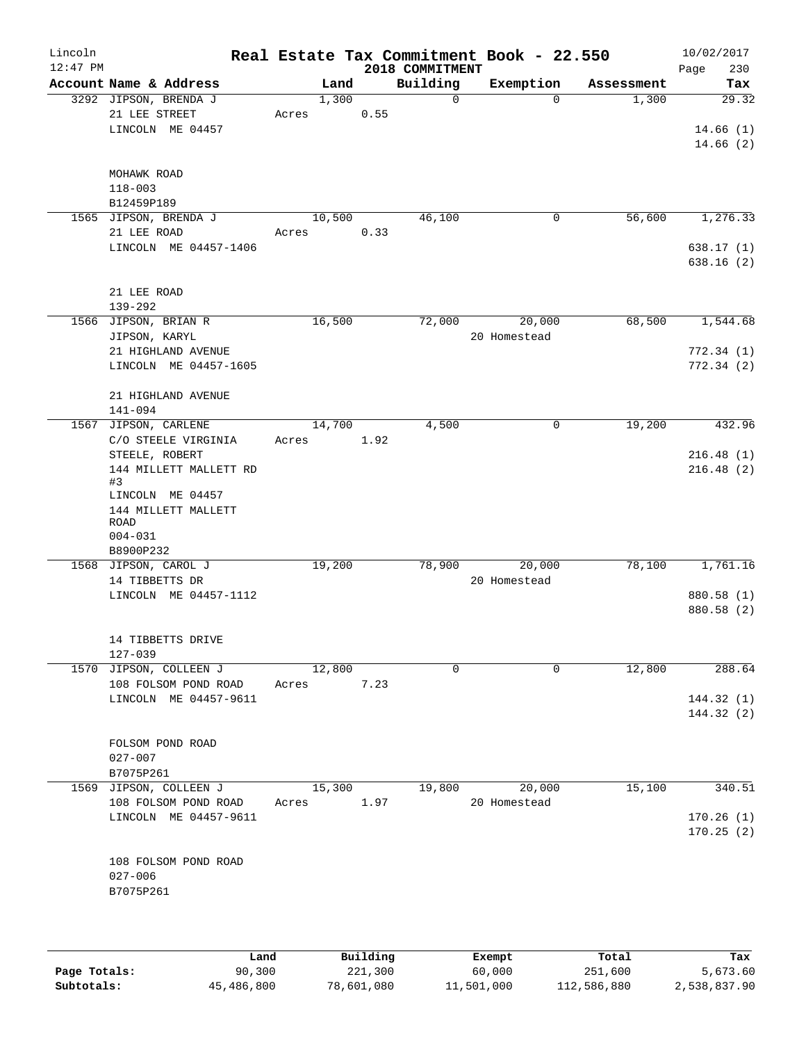Lincoln 12:47 PM

# Real Estate Tax Commitment Book - 22.550

2018 COMMITMENT

10/02/2017

| Account | Name & Address | Land | Building | Exemption | Assessment | Tax |
|---|---|---|---|---|---|---|
| 3292 | JIPSON, BRENDA J<br>21 LEE STREET<br>LINCOLN ME 04457<br><br>MOHAWK ROAD<br>118-003<br>B12459P189 | 1,300<br>Acres 0.55 | 0 | 0 | 1,300 | 29.32<br><br>14.66 (1)<br>14.66 (2) |
| 1565 | JIPSON, BRENDA J<br>21 LEE ROAD<br>LINCOLN ME 04457-1406<br><br>21 LEE ROAD<br>139-292 | 10,500<br>Acres 0.33 | 46,100 | 0 | 56,600 | 1,276.33<br><br>638.17 (1)<br>638.16 (2) |
| 1566 | JIPSON, BRIAN R<br>JIPSON, KARYL<br>21 HIGHLAND AVENUE<br>LINCOLN ME 04457-1605<br><br>21 HIGHLAND AVENUE<br>141-094 | 16,500 | 72,000 | 20,000<br>20 Homestead | 68,500 | 1,544.68<br><br>772.34 (1)<br>772.34 (2) |
| 1567 | JIPSON, CARLENE<br>C/O STEELE VIRGINIA<br>STEELE, ROBERT<br>144 MILLETT MALLETT RD #3<br>LINCOLN ME 04457<br>144 MILLETT MALLETT ROAD<br>004-031<br>B8900P232 | 14,700<br>Acres 1.92 | 4,500 | 0 | 19,200 | 432.96<br><br>216.48 (1)<br>216.48 (2) |
| 1568 | JIPSON, CAROL J<br>14 TIBBETTS DR<br>LINCOLN ME 04457-1112<br><br>14 TIBBETTS DRIVE<br>127-039 | 19,200 | 78,900 | 20,000<br>20 Homestead | 78,100 | 1,761.16<br><br>880.58 (1)<br>880.58 (2) |
| 1570 | JIPSON, COLLEEN J<br>108 FOLSOM POND ROAD<br>LINCOLN ME 04457-9611<br><br>FOLSOM POND ROAD<br>027-007<br>B7075P261 | 12,800<br>Acres 7.23 | 0 | 0 | 12,800 | 288.64<br><br>144.32 (1)<br>144.32 (2) |
| 1569 | JIPSON, COLLEEN J<br>108 FOLSOM POND ROAD<br>LINCOLN ME 04457-9611<br><br>108 FOLSOM POND ROAD<br>027-006<br>B7075P261 | 15,300<br>Acres 1.97 | 19,800 | 20,000<br>20 Homestead | 15,100 | 340.51<br><br>170.26 (1)<br>170.25 (2) |

| | Land | Building | Exempt | Total | Tax |
|---|---|---|---|---|---|
| Page Totals: | 90,300 | 221,300 | 60,000 | 251,600 | 5,673.60 |
| Subtotals: | 45,486,800 | 78,601,080 | 11,501,000 | 112,586,880 | 2,538,837.90 |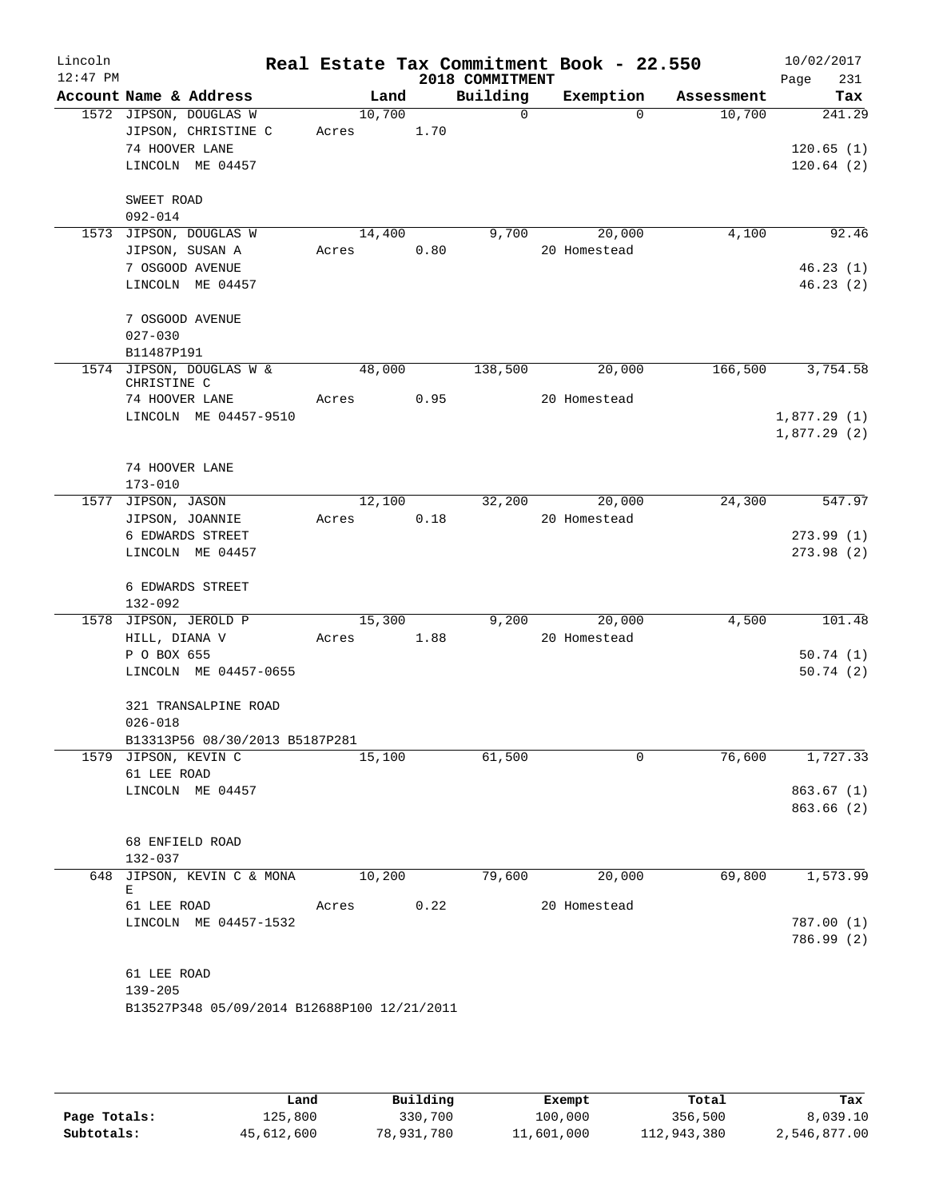# Real Estate Tax Commitment Book - 22.550

Lincoln 12:47 PM — 2018 COMMITMENT — 10/02/2017

| Account | Name & Address | Land | Building | Exemption | Assessment | Tax |
|---|---|---|---|---|---|---|
| 1572 | JIPSON, DOUGLAS W<br>JIPSON, CHRISTINE C<br>74 HOOVER LANE<br>LINCOLN ME 04457<br><br>SWEET ROAD<br>092-014 | 10,700<br>Acres 1.70 | 0 | 0 | 10,700 | 241.29<br><br>120.65 (1)<br>120.64 (2) |
| 1573 | JIPSON, DOUGLAS W<br>JIPSON, SUSAN A<br>7 OSGOOD AVENUE<br>LINCOLN ME 04457<br><br>7 OSGOOD AVENUE<br>027-030<br>B11487P191 | 14,400<br>Acres 0.80 | 9,700 | 20,000<br>20 Homestead | 4,100 | 92.46<br><br>46.23 (1)<br>46.23 (2) |
| 1574 | JIPSON, DOUGLAS W & CHRISTINE C<br>74 HOOVER LANE<br>LINCOLN ME 04457-9510<br><br>74 HOOVER LANE<br>173-010 | 48,000<br>Acres 0.95 | 138,500 | 20,000<br>20 Homestead | 166,500 | 3,754.58<br><br>1,877.29 (1)<br>1,877.29 (2) |
| 1577 | JIPSON, JASON<br>JIPSON, JOANNIE<br>6 EDWARDS STREET<br>LINCOLN ME 04457<br><br>6 EDWARDS STREET<br>132-092 | 12,100<br>Acres 0.18 | 32,200 | 20,000<br>20 Homestead | 24,300 | 547.97<br><br>273.99 (1)<br>273.98 (2) |
| 1578 | JIPSON, JEROLD P<br>HILL, DIANA V<br>P O BOX 655<br>LINCOLN ME 04457-0655<br><br>321 TRANSALPINE ROAD<br>026-018<br>B13313P56 08/30/2013 B5187P281 | 15,300<br>Acres 1.88 | 9,200 | 20,000<br>20 Homestead | 4,500 | 101.48<br><br>50.74 (1)<br>50.74 (2) |
| 1579 | JIPSON, KEVIN C<br>61 LEE ROAD<br>LINCOLN ME 04457<br><br>68 ENFIELD ROAD<br>132-037 | 15,100 | 61,500 | 0 | 76,600 | 1,727.33<br><br>863.67 (1)<br>863.66 (2) |
| 648 | JIPSON, KEVIN C & MONA E<br>61 LEE ROAD<br>LINCOLN ME 04457-1532<br><br>61 LEE ROAD<br>139-205<br>B13527P348 05/09/2014 B12688P100 12/21/2011 | 10,200<br>Acres 0.22 | 79,600 | 20,000<br>20 Homestead | 69,800 | 1,573.99<br><br>787.00 (1)<br>786.99 (2) |

| | Land | Building | Exempt | Total | Tax |
|---|---|---|---|---|---|
| Page Totals: | 125,800 | 330,700 | 100,000 | 356,500 | 8,039.10 |
| Subtotals: | 45,612,600 | 78,931,780 | 11,601,000 | 112,943,380 | 2,546,877.00 |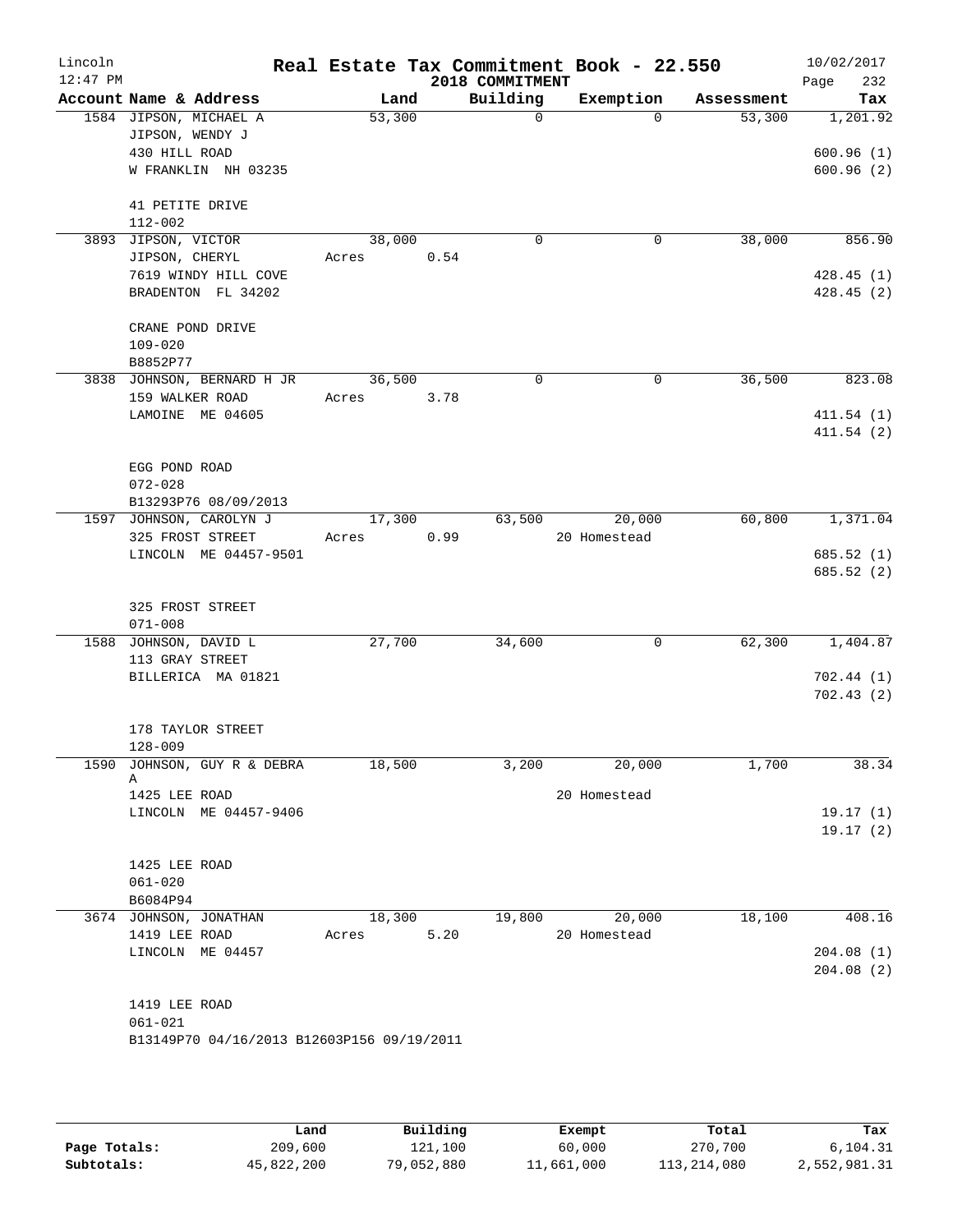# Lincoln — Real Estate Tax Commitment Book - 22.550 — 2018 COMMITMENT

12:47 PM — 10/02/2017

| Account | Name & Address | Land | Building | Exemption | Assessment | Tax |
|---|---|---|---|---|---|---|
| 1584 | JIPSON, MICHAEL A<br>JIPSON, WENDY J<br>430 HILL ROAD<br>W FRANKLIN NH 03235<br><br>41 PETITE DRIVE<br>112-002 | 53,300 | 0 | 0 | 53,300 | 1,201.92<br><br>600.96 (1)<br>600.96 (2) |
| 3893 | JIPSON, VICTOR<br>JIPSON, CHERYL<br>7619 WINDY HILL COVE<br>BRADENTON FL 34202<br><br>CRANE POND DRIVE<br>109-020<br>B8852P77 | 38,000<br>Acres 0.54 | 0 | 0 | 38,000 | 856.90<br><br>428.45 (1)<br>428.45 (2) |
| 3838 | JOHNSON, BERNARD H JR<br>159 WALKER ROAD<br>LAMOINE ME 04605<br><br>EGG POND ROAD<br>072-028<br>B13293P76 08/09/2013 | 36,500<br>Acres 3.78 | 0 | 0 | 36,500 | 823.08<br><br>411.54 (1)<br>411.54 (2) |
| 1597 | JOHNSON, CAROLYN J<br>325 FROST STREET<br>LINCOLN ME 04457-9501<br><br>325 FROST STREET<br>071-008 | 17,300<br>Acres 0.99 | 63,500 | 20,000<br>20 Homestead | 60,800 | 1,371.04<br><br>685.52 (1)<br>685.52 (2) |
| 1588 | JOHNSON, DAVID L<br>113 GRAY STREET<br>BILLERICA MA 01821<br><br>178 TAYLOR STREET<br>128-009 | 27,700 | 34,600 | 0 | 62,300 | 1,404.87<br><br>702.44 (1)<br>702.43 (2) |
| 1590 | JOHNSON, GUY R & DEBRA A<br>1425 LEE ROAD<br>LINCOLN ME 04457-9406<br><br>1425 LEE ROAD<br>061-020<br>B6084P94 | 18,500 | 3,200 | 20,000<br>20 Homestead | 1,700 | 38.34<br><br>19.17 (1)<br>19.17 (2) |
| 3674 | JOHNSON, JONATHAN<br>1419 LEE ROAD<br>LINCOLN ME 04457<br><br>1419 LEE ROAD<br>061-021<br>B13149P70 04/16/2013 B12603P156 09/19/2011 | 18,300<br>Acres 5.20 | 19,800 | 20,000<br>20 Homestead | 18,100 | 408.16<br><br>204.08 (1)<br>204.08 (2) |

| | Land | Building | Exempt | Total | Tax |
|---|---|---|---|---|---|
| Page Totals: | 209,600 | 121,100 | 60,000 | 270,700 | 6,104.31 |
| Subtotals: | 45,822,200 | 79,052,880 | 11,661,000 | 113,214,080 | 2,552,981.31 |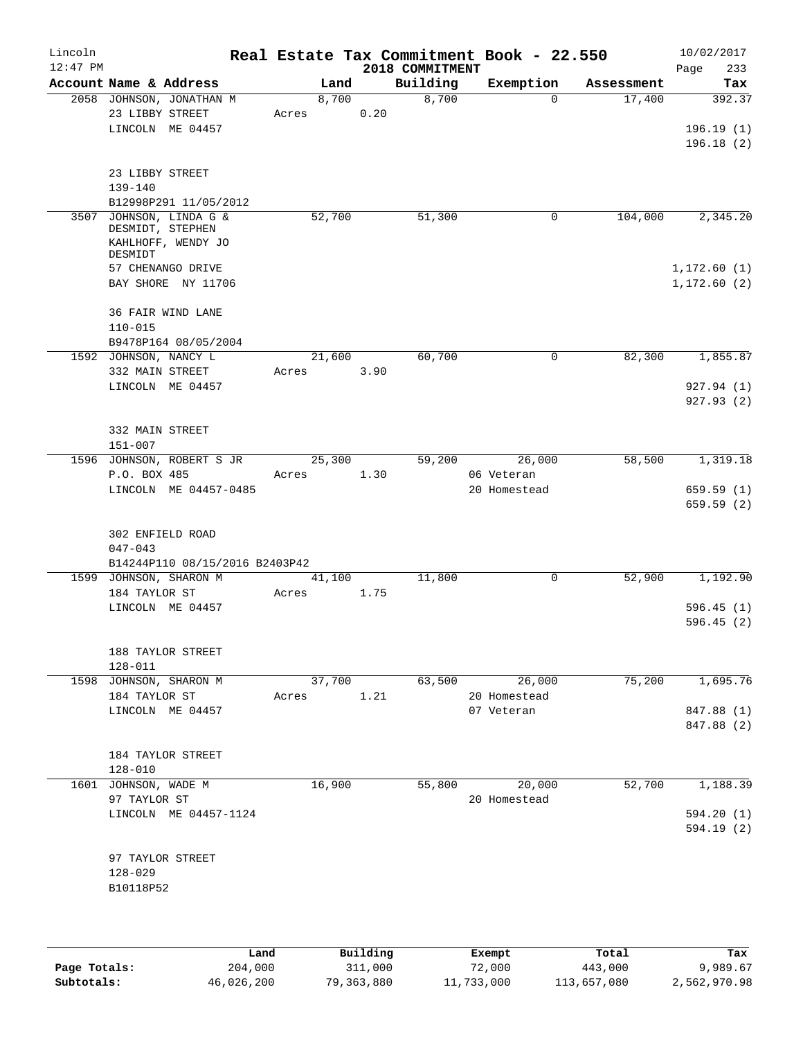# Real Estate Tax Commitment Book - 22.550

Lincoln 12:47 PM — 2018 COMMITMENT — 10/02/2017

| Account Name & Address | Land | Building | Exemption | Assessment | Tax |
|---|---|---|---|---|---|
| 2058 JOHNSON, JONATHAN M<br>23 LIBBY STREET<br>LINCOLN ME 04457<br><br>23 LIBBY STREET<br>139-140<br>B12998P291 11/05/2012 | 8,700<br>Acres 0.20 | 8,700 | 0 | 17,400 | 392.37<br><br>196.19 (1)<br>196.18 (2) |
| 3507 JOHNSON, LINDA G &<br>DESMIDT, STEPHEN<br>KAHLHOFF, WENDY JO<br>DESMIDT<br>57 CHENANGO DRIVE<br>BAY SHORE NY 11706<br><br>36 FAIR WIND LANE<br>110-015<br>B9478P164 08/05/2004 | 52,700 | 51,300 | 0 | 104,000 | 2,345.20<br><br>1,172.60 (1)<br>1,172.60 (2) |
| 1592 JOHNSON, NANCY L<br>332 MAIN STREET<br>LINCOLN ME 04457<br><br>332 MAIN STREET<br>151-007 | 21,600<br>Acres 3.90 | 60,700 | 0 | 82,300 | 1,855.87<br><br>927.94 (1)<br>927.93 (2) |
| 1596 JOHNSON, ROBERT S JR<br>P.O. BOX 485<br>LINCOLN ME 04457-0485<br><br>302 ENFIELD ROAD<br>047-043<br>B14244P110 08/15/2016 B2403P42 | 25,300<br>Acres 1.30 | 59,200 | 26,000<br>06 Veteran<br>20 Homestead | 58,500 | 1,319.18<br><br>659.59 (1)<br>659.59 (2) |
| 1599 JOHNSON, SHARON M<br>184 TAYLOR ST<br>LINCOLN ME 04457<br><br>188 TAYLOR STREET<br>128-011 | 41,100<br>Acres 1.75 | 11,800 | 0 | 52,900 | 1,192.90<br><br>596.45 (1)<br>596.45 (2) |
| 1598 JOHNSON, SHARON M<br>184 TAYLOR ST<br>LINCOLN ME 04457<br><br>184 TAYLOR STREET<br>128-010 | 37,700<br>Acres 1.21 | 63,500 | 26,000<br>20 Homestead<br>07 Veteran | 75,200 | 1,695.76<br><br>847.88 (1)<br>847.88 (2) |
| 1601 JOHNSON, WADE M<br>97 TAYLOR ST<br>LINCOLN ME 04457-1124<br><br>97 TAYLOR STREET<br>128-029<br>B10118P52 | 16,900 | 55,800 | 20,000<br>20 Homestead | 52,700 | 1,188.39<br><br>594.20 (1)<br>594.19 (2) |

| | Land | Building | Exempt | Total | Tax |
|---|---|---|---|---|---|
| Page Totals: | 204,000 | 311,000 | 72,000 | 443,000 | 9,989.67 |
| Subtotals: | 46,026,200 | 79,363,880 | 11,733,000 | 113,657,080 | 2,562,970.98 |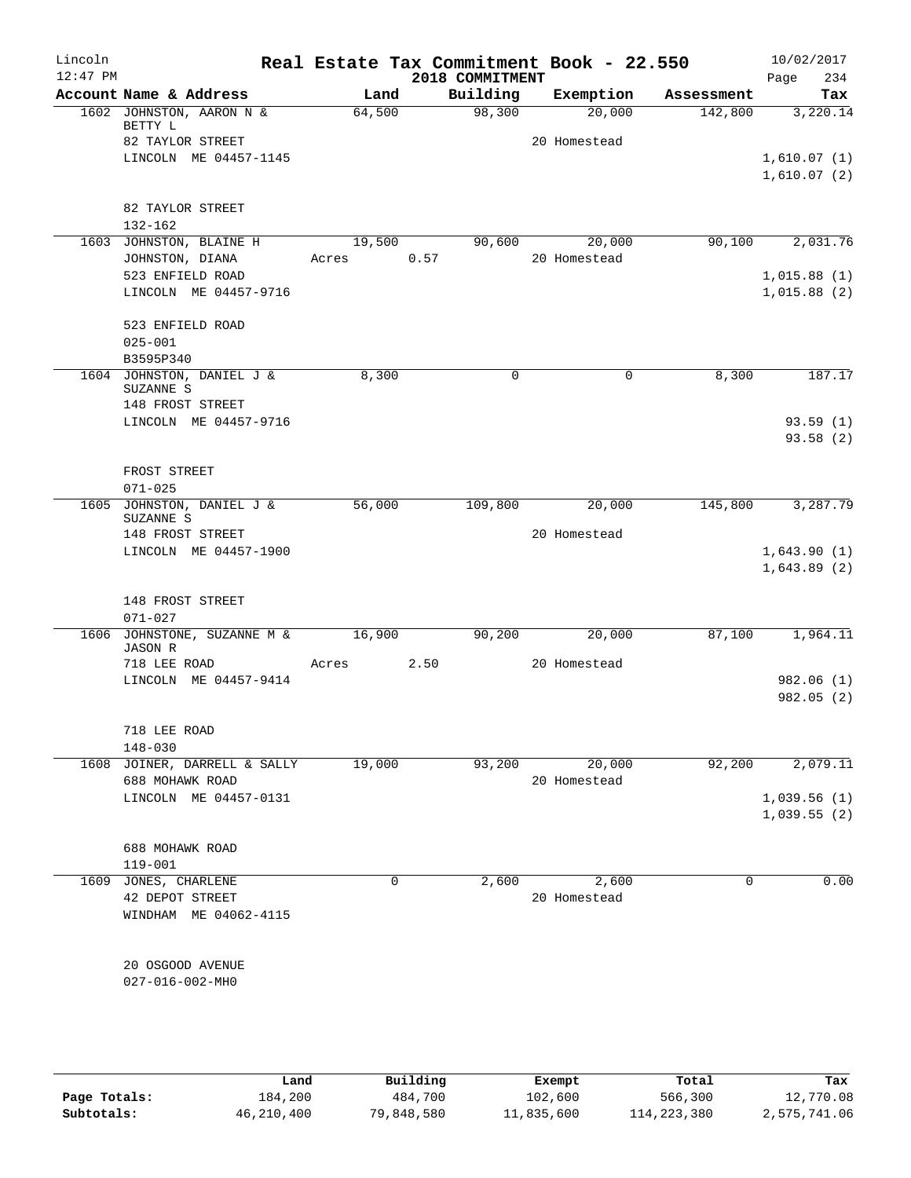# Real Estate Tax Commitment Book - 22.550

Lincoln
12:47 PM

2018 COMMITMENT

10/02/2017

| Account Name & Address | Land | Building | Exemption | Assessment | Tax |
|---|---|---|---|---|---|
| 1602 JOHNSTON, AARON N & BETTY L | 64,500 | 98,300 | 20,000 | 142,800 | 3,220.14 |
| 82 TAYLOR STREET | | | 20 Homestead | | |
| LINCOLN ME 04457-1145 | | | | | 1,610.07 (1) |
| | | | | | 1,610.07 (2) |
| 82 TAYLOR STREET | | | | | |
| 132-162 | | | | | |
| 1603 JOHNSTON, BLAINE H | 19,500 | 90,600 | 20,000 | 90,100 | 2,031.76 |
| JOHNSTON, DIANA | Acres 0.57 | | 20 Homestead | | |
| 523 ENFIELD ROAD | | | | | 1,015.88 (1) |
| LINCOLN ME 04457-9716 | | | | | 1,015.88 (2) |
| 523 ENFIELD ROAD | | | | | |
| 025-001 | | | | | |
| B3595P340 | | | | | |
| 1604 JOHNSTON, DANIEL J & SUZANNE S | 8,300 | 0 | 0 | 8,300 | 187.17 |
| 148 FROST STREET | | | | | |
| LINCOLN ME 04457-9716 | | | | | 93.59 (1) |
| | | | | | 93.58 (2) |
| FROST STREET | | | | | |
| 071-025 | | | | | |
| 1605 JOHNSTON, DANIEL J & SUZANNE S | 56,000 | 109,800 | 20,000 | 145,800 | 3,287.79 |
| 148 FROST STREET | | | 20 Homestead | | |
| LINCOLN ME 04457-1900 | | | | | 1,643.90 (1) |
| | | | | | 1,643.89 (2) |
| 148 FROST STREET | | | | | |
| 071-027 | | | | | |
| 1606 JOHNSTONE, SUZANNE M & JASON R | 16,900 | 90,200 | 20,000 | 87,100 | 1,964.11 |
| 718 LEE ROAD | Acres 2.50 | | 20 Homestead | | |
| LINCOLN ME 04457-9414 | | | | | 982.06 (1) |
| | | | | | 982.05 (2) |
| 718 LEE ROAD | | | | | |
| 148-030 | | | | | |
| 1608 JOINER, DARRELL & SALLY | 19,000 | 93,200 | 20,000 | 92,200 | 2,079.11 |
| 688 MOHAWK ROAD | | | 20 Homestead | | |
| LINCOLN ME 04457-0131 | | | | | 1,039.56 (1) |
| | | | | | 1,039.55 (2) |
| 688 MOHAWK ROAD | | | | | |
| 119-001 | | | | | |
| 1609 JONES, CHARLENE | 0 | 2,600 | 2,600 | 0 | 0.00 |
| 42 DEPOT STREET | | | 20 Homestead | | |
| WINDHAM ME 04062-4115 | | | | | |
| 20 OSGOOD AVENUE | | | | | |
| 027-016-002-MH0 | | | | | |

| | Land | Building | Exempt | Total | Tax |
|---|---|---|---|---|---|
| Page Totals: | 184,200 | 484,700 | 102,600 | 566,300 | 12,770.08 |
| Subtotals: | 46,210,400 | 79,848,580 | 11,835,600 | 114,223,380 | 2,575,741.06 |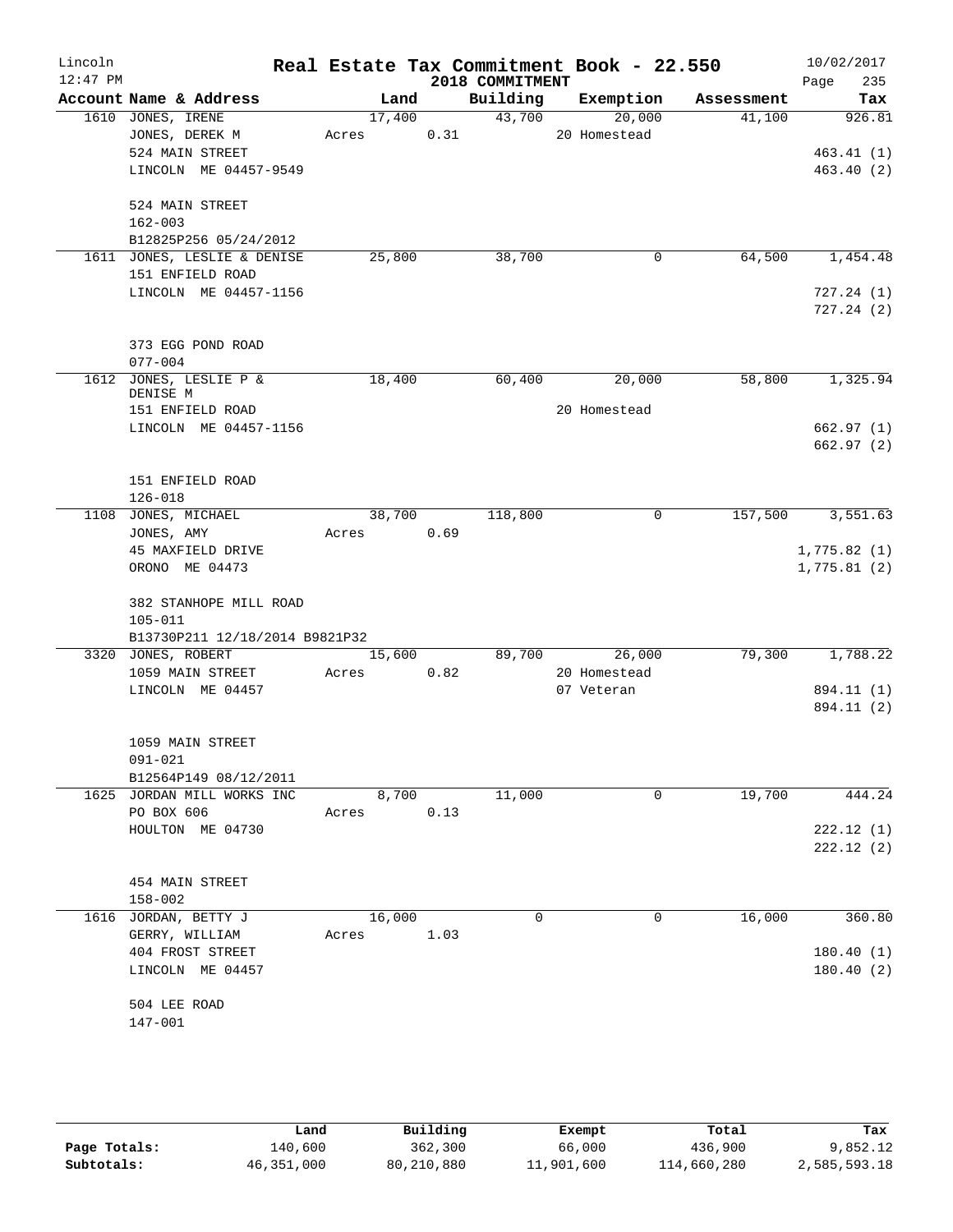# Real Estate Tax Commitment Book - 22.550

Lincoln
12:47 PM

2018 COMMITMENT

10/02/2017
Page 235

| Account | Name & Address | Land | Building | Exemption | Assessment | Tax |
|---|---|---|---|---|---|---|
| 1610 | JONES, IRENE | 17,400 | 43,700 | 20,000 | 41,100 | 926.81 |
| | JONES, DEREK M | Acres 0.31 | | 20 Homestead | | |
| | 524 MAIN STREET | | | | | 463.41 (1) |
| | LINCOLN ME 04457-9549 | | | | | 463.40 (2) |
| | 524 MAIN STREET | | | | | |
| | 162-003 | | | | | |
| | B12825P256 05/24/2012 | | | | | |
| 1611 | JONES, LESLIE & DENISE | 25,800 | 38,700 | 0 | 64,500 | 1,454.48 |
| | 151 ENFIELD ROAD | | | | | |
| | LINCOLN ME 04457-1156 | | | | | 727.24 (1) |
| | | | | | | 727.24 (2) |
| | 373 EGG POND ROAD | | | | | |
| | 077-004 | | | | | |
| 1612 | JONES, LESLIE P & DENISE M | 18,400 | 60,400 | 20,000 | 58,800 | 1,325.94 |
| | 151 ENFIELD ROAD | | | 20 Homestead | | |
| | LINCOLN ME 04457-1156 | | | | | 662.97 (1) |
| | | | | | | 662.97 (2) |
| | 151 ENFIELD ROAD | | | | | |
| | 126-018 | | | | | |
| 1108 | JONES, MICHAEL | 38,700 | 118,800 | 0 | 157,500 | 3,551.63 |
| | JONES, AMY | Acres 0.69 | | | | |
| | 45 MAXFIELD DRIVE | | | | | 1,775.82 (1) |
| | ORONO ME 04473 | | | | | 1,775.81 (2) |
| | 382 STANHOPE MILL ROAD | | | | | |
| | 105-011 | | | | | |
| | B13730P211 12/18/2014 B9821P32 | | | | | |
| 3320 | JONES, ROBERT | 15,600 | 89,700 | 26,000 | 79,300 | 1,788.22 |
| | 1059 MAIN STREET | Acres 0.82 | | 20 Homestead | | |
| | LINCOLN ME 04457 | | | 07 Veteran | | 894.11 (1) |
| | | | | | | 894.11 (2) |
| | 1059 MAIN STREET | | | | | |
| | 091-021 | | | | | |
| | B12564P149 08/12/2011 | | | | | |
| 1625 | JORDAN MILL WORKS INC | 8,700 | 11,000 | 0 | 19,700 | 444.24 |
| | PO BOX 606 | Acres 0.13 | | | | |
| | HOULTON ME 04730 | | | | | 222.12 (1) |
| | | | | | | 222.12 (2) |
| | 454 MAIN STREET | | | | | |
| | 158-002 | | | | | |
| 1616 | JORDAN, BETTY J | 16,000 | 0 | 0 | 16,000 | 360.80 |
| | GERRY, WILLIAM | Acres 1.03 | | | | |
| | 404 FROST STREET | | | | | 180.40 (1) |
| | LINCOLN ME 04457 | | | | | 180.40 (2) |
| | 504 LEE ROAD | | | | | |
| | 147-001 | | | | | |

| | Land | Building | Exempt | Total | Tax |
|---|---|---|---|---|---|
| Page Totals: | 140,600 | 362,300 | 66,000 | 436,900 | 9,852.12 |
| Subtotals: | 46,351,000 | 80,210,880 | 11,901,600 | 114,660,280 | 2,585,593.18 |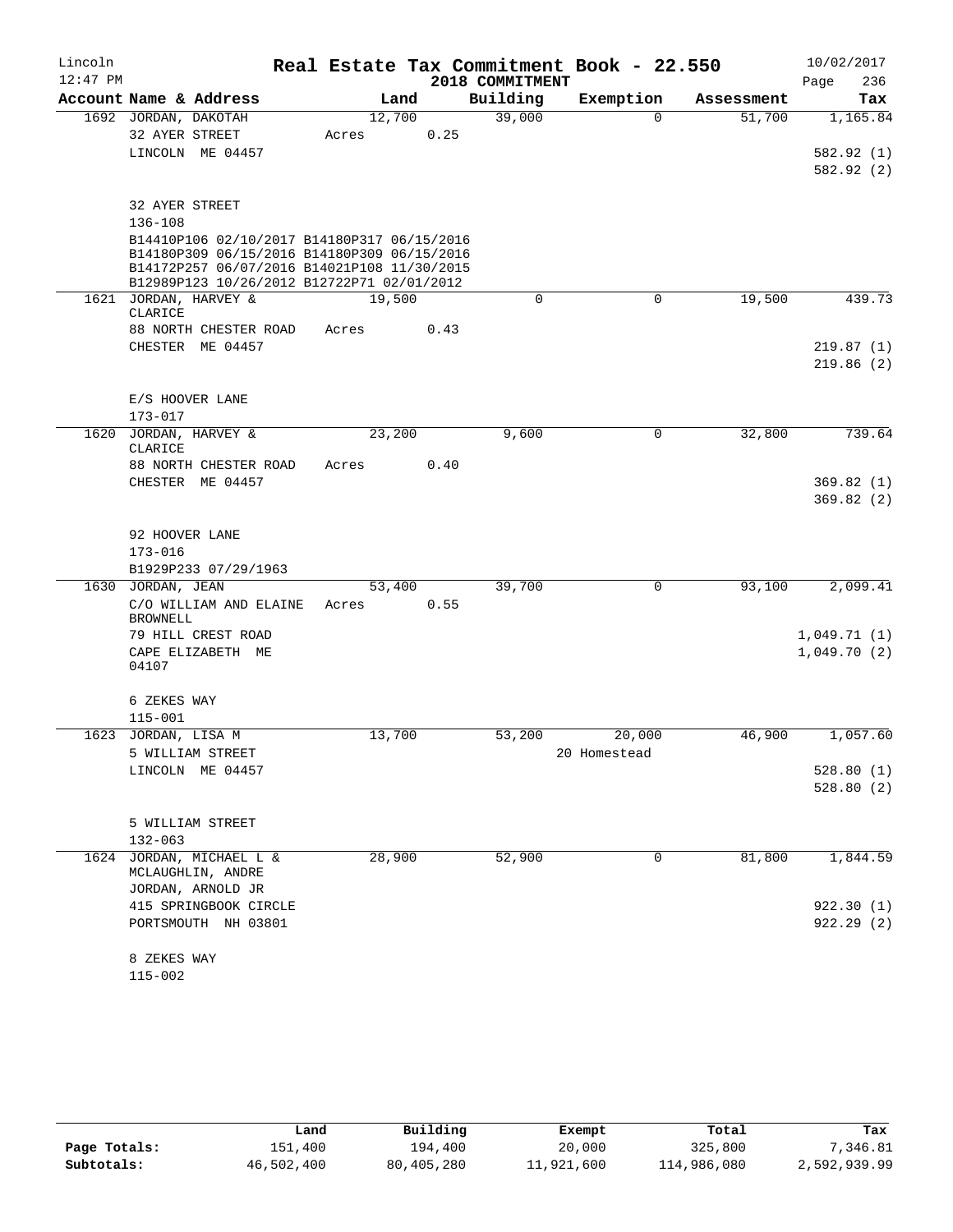# Real Estate Tax Commitment Book - 22.550

Lincoln
12:47 PM

2018 COMMITMENT

10/02/2017

| Account Name & Address | Land | Building | Exemption | Assessment | Tax |
|---|---|---|---|---|---|
| 1692 JORDAN, DAKOTAH | 12,700 | 39,000 | 0 | 51,700 | 1,165.84 |
| 32 AYER STREET | Acres 0.25 | | | | |
| LINCOLN ME 04457 | | | | | 582.92 (1) |
| | | | | | 582.92 (2) |
| 32 AYER STREET | | | | | |
| 136-108 | | | | | |
| B14410P106 02/10/2017 B14180P317 06/15/2016 B14180P309 06/15/2016 B14180P309 06/15/2016 B14172P257 06/07/2016 B14021P108 11/30/2015 B12989P123 10/26/2012 B12722P71 02/01/2012 | | | | | |
| 1621 JORDAN, HARVEY & CLARICE | 19,500 | 0 | 0 | 19,500 | 439.73 |
| 88 NORTH CHESTER ROAD | Acres 0.43 | | | | |
| CHESTER ME 04457 | | | | | 219.87 (1) |
| | | | | | 219.86 (2) |
| E/S HOOVER LANE | | | | | |
| 173-017 | | | | | |
| 1620 JORDAN, HARVEY & CLARICE | 23,200 | 9,600 | 0 | 32,800 | 739.64 |
| 88 NORTH CHESTER ROAD | Acres 0.40 | | | | |
| CHESTER ME 04457 | | | | | 369.82 (1) |
| | | | | | 369.82 (2) |
| 92 HOOVER LANE | | | | | |
| 173-016 | | | | | |
| B1929P233 07/29/1963 | | | | | |
| 1630 JORDAN, JEAN | 53,400 | 39,700 | 0 | 93,100 | 2,099.41 |
| C/O WILLIAM AND ELAINE BROWNELL | Acres 0.55 | | | | |
| 79 HILL CREST ROAD | | | | | 1,049.71 (1) |
| CAPE ELIZABETH ME 04107 | | | | | 1,049.70 (2) |
| 6 ZEKES WAY | | | | | |
| 115-001 | | | | | |
| 1623 JORDAN, LISA M | 13,700 | 53,200 | 20,000 | 46,900 | 1,057.60 |
| 5 WILLIAM STREET | | | 20 Homestead | | |
| LINCOLN ME 04457 | | | | | 528.80 (1) |
| | | | | | 528.80 (2) |
| 5 WILLIAM STREET | | | | | |
| 132-063 | | | | | |
| 1624 JORDAN, MICHAEL L & MCLAUGHLIN, ANDRE | 28,900 | 52,900 | 0 | 81,800 | 1,844.59 |
| JORDAN, ARNOLD JR | | | | | |
| 415 SPRINGBOOK CIRCLE | | | | | 922.30 (1) |
| PORTSMOUTH NH 03801 | | | | | 922.29 (2) |
| 8 ZEKES WAY | | | | | |
| 115-002 | | | | | |

| | Land | Building | Exempt | Total | Tax |
|---|---|---|---|---|---|
| Page Totals: | 151,400 | 194,400 | 20,000 | 325,800 | 7,346.81 |
| Subtotals: | 46,502,400 | 80,405,280 | 11,921,600 | 114,986,080 | 2,592,939.99 |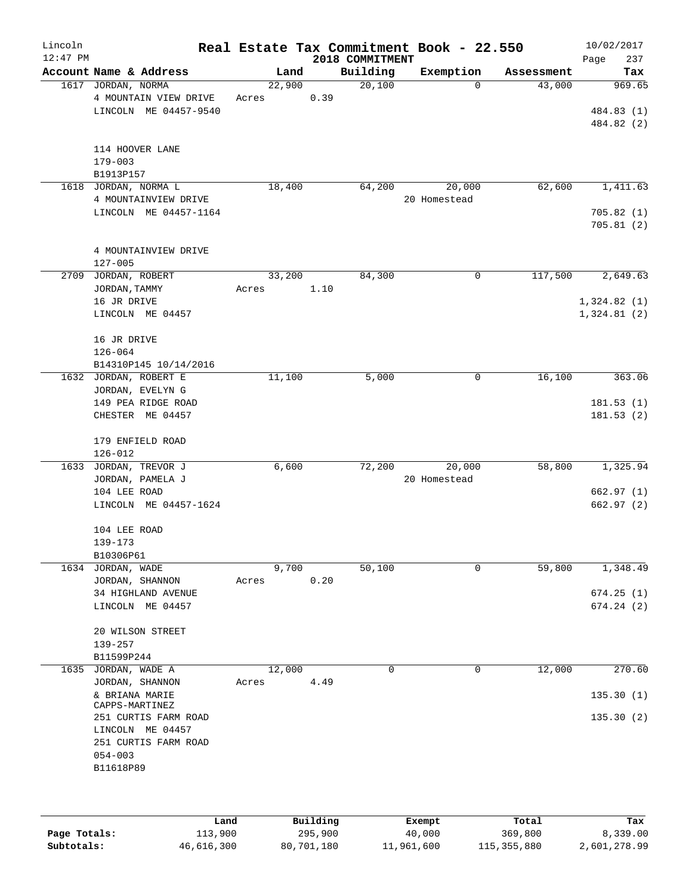Lincoln 12:47 PM

# Real Estate Tax Commitment Book - 22.550

2018 COMMITMENT

10/02/2017 Page 237

| Account | Name & Address | Land | Building | Exemption | Assessment | Tax |
|---|---|---|---|---|---|---|
| 1617 | JORDAN, NORMA<br>4 MOUNTAIN VIEW DRIVE<br>LINCOLN ME 04457-9540<br><br>114 HOOVER LANE<br>179-003<br>B1913P157 | 22,900<br>Acres 0.39 | 20,100 | 0 | 43,000 | 969.65<br>484.83 (1)<br>484.82 (2) |
| 1618 | JORDAN, NORMA L<br>4 MOUNTAINVIEW DRIVE<br>LINCOLN ME 04457-1164<br><br>4 MOUNTAINVIEW DRIVE<br>127-005 | 18,400 | 64,200 | 20,000<br>20 Homestead | 62,600 | 1,411.63<br>705.82 (1)<br>705.81 (2) |
| 2709 | JORDAN, ROBERT<br>JORDAN, TAMMY<br>16 JR DRIVE<br>LINCOLN ME 04457<br><br>16 JR DRIVE<br>126-064<br>B14310P145 10/14/2016 | 33,200<br>Acres 1.10 | 84,300 | 0 | 117,500 | 2,649.63<br>1,324.82 (1)<br>1,324.81 (2) |
| 1632 | JORDAN, ROBERT E<br>JORDAN, EVELYN G<br>149 PEA RIDGE ROAD<br>CHESTER ME 04457<br><br>179 ENFIELD ROAD<br>126-012 | 11,100 | 5,000 | 0 | 16,100 | 363.06<br>181.53 (1)<br>181.53 (2) |
| 1633 | JORDAN, TREVOR J<br>JORDAN, PAMELA J<br>104 LEE ROAD<br>LINCOLN ME 04457-1624<br><br>104 LEE ROAD<br>139-173<br>B10306P61 | 6,600 | 72,200 | 20,000<br>20 Homestead | 58,800 | 1,325.94<br>662.97 (1)<br>662.97 (2) |
| 1634 | JORDAN, WADE<br>JORDAN, SHANNON<br>34 HIGHLAND AVENUE<br>LINCOLN ME 04457<br><br>20 WILSON STREET<br>139-257<br>B11599P244 | 9,700<br>Acres 0.20 | 50,100 | 0 | 59,800 | 1,348.49<br>674.25 (1)<br>674.24 (2) |
| 1635 | JORDAN, WADE A<br>JORDAN, SHANNON<br>& BRIANA MARIE CAPPS-MARTINEZ<br>251 CURTIS FARM ROAD<br>LINCOLN ME 04457<br>251 CURTIS FARM ROAD<br>054-003<br>B11618P89 | 12,000<br>Acres 4.49 | 0 | 0 | 12,000 | 270.60<br>135.30 (1)<br>135.30 (2) |

| | Land | Building | Exempt | Total | Tax |
|---|---|---|---|---|---|
| Page Totals: | 113,900 | 295,900 | 40,000 | 369,800 | 8,339.00 |
| Subtotals: | 46,616,300 | 80,701,180 | 11,961,600 | 115,355,880 | 2,601,278.99 |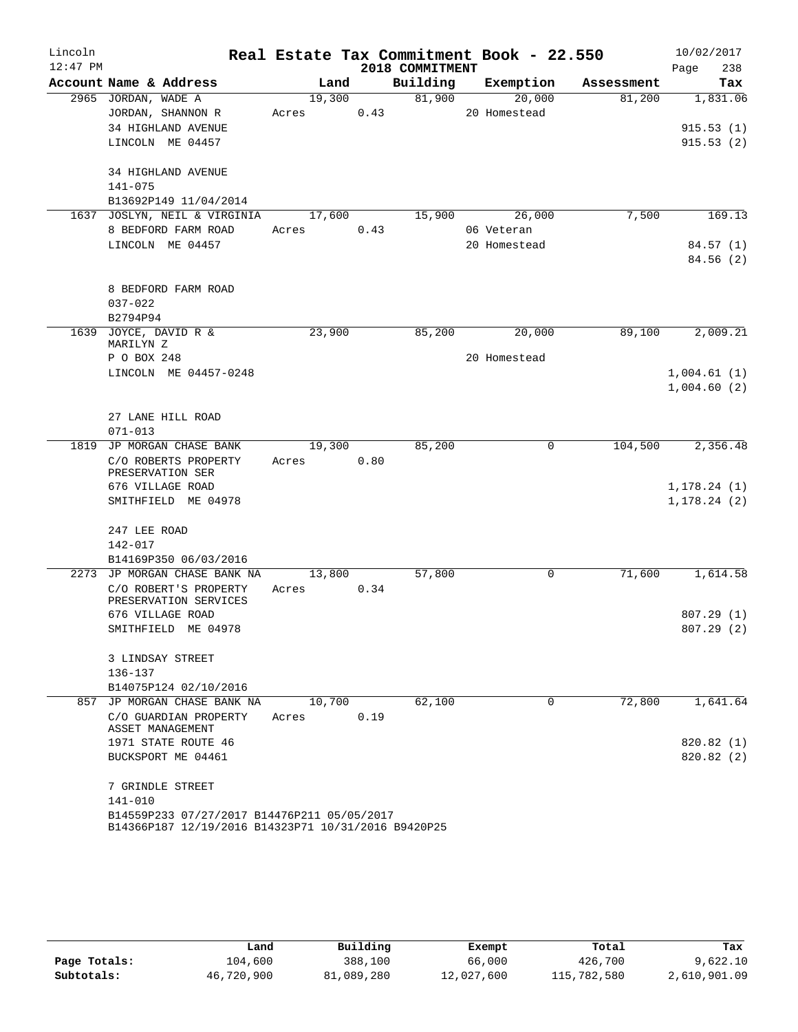# Real Estate Tax Commitment Book - 22.550

Lincoln
12:47 PM

2018 COMMITMENT

10/02/2017

| Account Name & Address | Land | Building | Exemption | Assessment | Tax |
|---|---|---|---|---|---|
| 2965 JORDAN, WADE A | 19,300 | 81,900 | 20,000 | 81,200 | 1,831.06 |
| JORDAN, SHANNON R | Acres 0.43 | | 20 Homestead | | |
| 34 HIGHLAND AVENUE | | | | | 915.53 (1) |
| LINCOLN ME 04457 | | | | | 915.53 (2) |
| 34 HIGHLAND AVENUE | | | | | |
| 141-075 | | | | | |
| B13692P149 11/04/2014 | | | | | |
| 1637 JOSLYN, NEIL & VIRGINIA | 17,600 | 15,900 | 26,000 | 7,500 | 169.13 |
| 8 BEDFORD FARM ROAD | Acres 0.43 | | 06 Veteran | | |
| LINCOLN ME 04457 | | | 20 Homestead | | 84.57 (1) |
| | | | | | 84.56 (2) |
| 8 BEDFORD FARM ROAD | | | | | |
| 037-022 | | | | | |
| B2794P94 | | | | | |
| 1639 JOYCE, DAVID R & MARILYN Z | 23,900 | 85,200 | 20,000 | 89,100 | 2,009.21 |
| P O BOX 248 | | | 20 Homestead | | |
| LINCOLN ME 04457-0248 | | | | | 1,004.61 (1) |
| | | | | | 1,004.60 (2) |
| 27 LANE HILL ROAD | | | | | |
| 071-013 | | | | | |
| 1819 JP MORGAN CHASE BANK | 19,300 | 85,200 | 0 | 104,500 | 2,356.48 |
| C/O ROBERTS PROPERTY PRESERVATION SER | Acres 0.80 | | | | |
| 676 VILLAGE ROAD | | | | | 1,178.24 (1) |
| SMITHFIELD ME 04978 | | | | | 1,178.24 (2) |
| 247 LEE ROAD | | | | | |
| 142-017 | | | | | |
| B14169P350 06/03/2016 | | | | | |
| 2273 JP MORGAN CHASE BANK NA | 13,800 | 57,800 | 0 | 71,600 | 1,614.58 |
| C/O ROBERT'S PROPERTY PRESERVATION SERVICES | Acres 0.34 | | | | |
| 676 VILLAGE ROAD | | | | | 807.29 (1) |
| SMITHFIELD ME 04978 | | | | | 807.29 (2) |
| 3 LINDSAY STREET | | | | | |
| 136-137 | | | | | |
| B14075P124 02/10/2016 | | | | | |
| 857 JP MORGAN CHASE BANK NA | 10,700 | 62,100 | 0 | 72,800 | 1,641.64 |
| C/O GUARDIAN PROPERTY ASSET MANAGEMENT | Acres 0.19 | | | | |
| 1971 STATE ROUTE 46 | | | | | 820.82 (1) |
| BUCKSPORT ME 04461 | | | | | 820.82 (2) |
| 7 GRINDLE STREET | | | | | |
| 141-010 | | | | | |
| B14559P233 07/27/2017 B14476P211 05/05/2017 B14366P187 12/19/2016 B14323P71 10/31/2016 B9420P25 | | | | | |

| | Land | Building | Exempt | Total | Tax |
|---|---|---|---|---|---|
| Page Totals: | 104,600 | 388,100 | 66,000 | 426,700 | 9,622.10 |
| Subtotals: | 46,720,900 | 81,089,280 | 12,027,600 | 115,782,580 | 2,610,901.09 |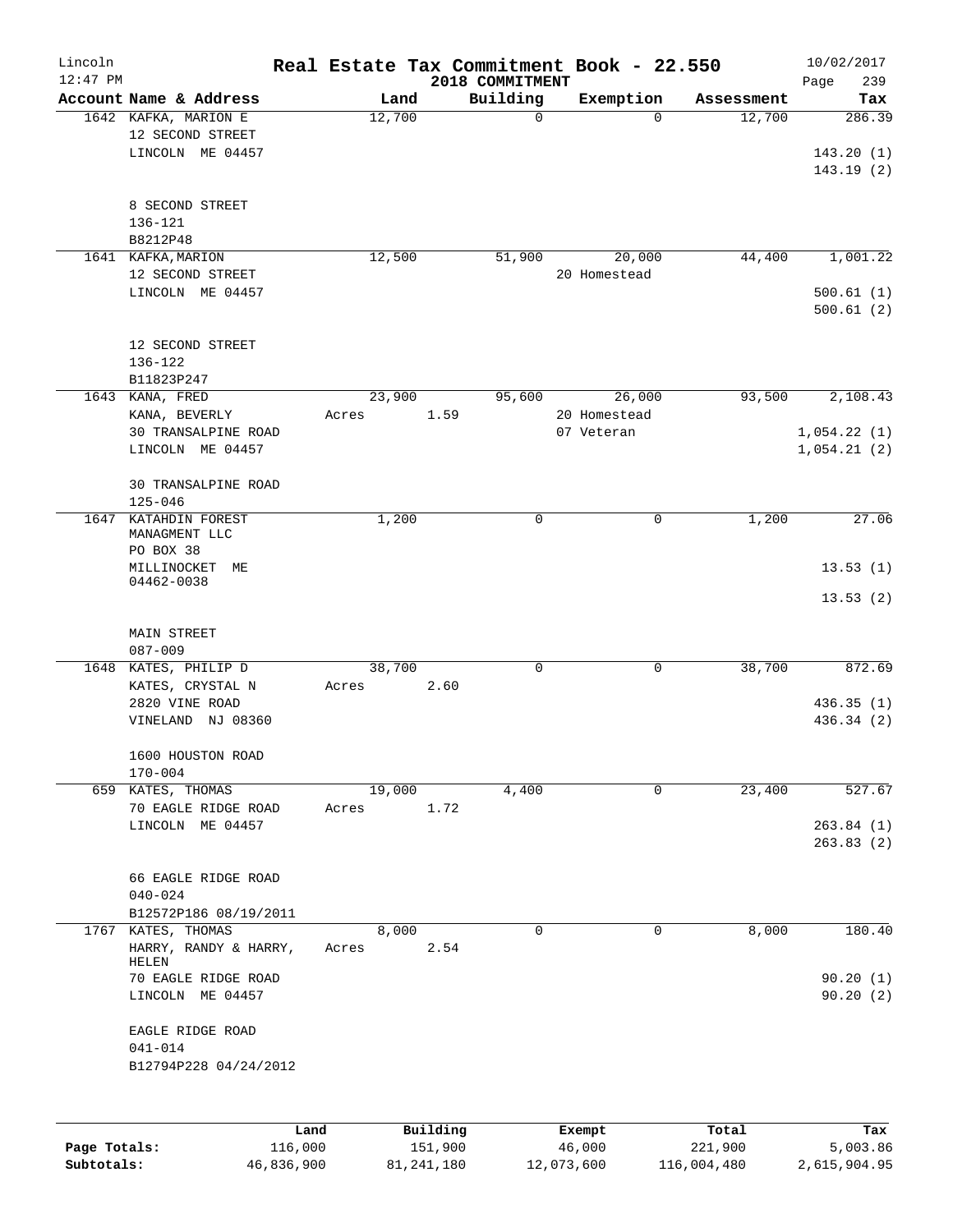# Real Estate Tax Commitment Book - 22.550

Lincoln 12:47 PM — 2018 COMMITMENT — 10/02/2017

| Account Name & Address | Land | Building | Exemption | Assessment | Tax |
|---|---|---|---|---|---|
| 1642 KAFKA, MARION E<br>12 SECOND STREET<br>LINCOLN ME 04457<br><br>8 SECOND STREET<br>136-121<br>B8212P48 | 12,700 | 0 | 0 | 12,700 | 286.39<br><br>143.20 (1)<br>143.19 (2) |
| 1641 KAFKA, MARION<br>12 SECOND STREET<br>LINCOLN ME 04457<br><br>12 SECOND STREET<br>136-122<br>B11823P247 | 12,500 | 51,900 | 20,000<br>20 Homestead | 44,400 | 1,001.22<br><br>500.61 (1)<br>500.61 (2) |
| 1643 KANA, FRED<br>KANA, BEVERLY<br>30 TRANSALPINE ROAD<br>LINCOLN ME 04457<br><br>30 TRANSALPINE ROAD<br>125-046 | 23,900<br>Acres 1.59 | 95,600 | 26,000<br>20 Homestead<br>07 Veteran | 93,500 | 2,108.43<br><br>1,054.22 (1)<br>1,054.21 (2) |
| 1647 KATAHDIN FOREST MANAGMENT LLC<br>PO BOX 38<br>MILLINOCKET ME 04462-0038<br><br>MAIN STREET<br>087-009 | 1,200 | 0 | 0 | 1,200 | 27.06<br><br>13.53 (1)<br>13.53 (2) |
| 1648 KATES, PHILIP D<br>KATES, CRYSTAL N<br>2820 VINE ROAD<br>VINELAND NJ 08360<br><br>1600 HOUSTON ROAD<br>170-004 | 38,700<br>Acres 2.60 | 0 | 0 | 38,700 | 872.69<br><br>436.35 (1)<br>436.34 (2) |
| 659 KATES, THOMAS<br>70 EAGLE RIDGE ROAD<br>LINCOLN ME 04457<br><br>66 EAGLE RIDGE ROAD<br>040-024<br>B12572P186 08/19/2011 | 19,000<br>Acres 1.72 | 4,400 | 0 | 23,400 | 527.67<br><br>263.84 (1)<br>263.83 (2) |
| 1767 KATES, THOMAS<br>HARRY, RANDY & HARRY, HELEN<br>70 EAGLE RIDGE ROAD<br>LINCOLN ME 04457<br><br>EAGLE RIDGE ROAD<br>041-014<br>B12794P228 04/24/2012 | 8,000<br>Acres 2.54 | 0 | 0 | 8,000 | 180.40<br><br>90.20 (1)<br>90.20 (2) |

| | Land | Building | Exempt | Total | Tax |
|---|---|---|---|---|---|
| Page Totals: | 116,000 | 151,900 | 46,000 | 221,900 | 5,003.86 |
| Subtotals: | 46,836,900 | 81,241,180 | 12,073,600 | 116,004,480 | 2,615,904.95 |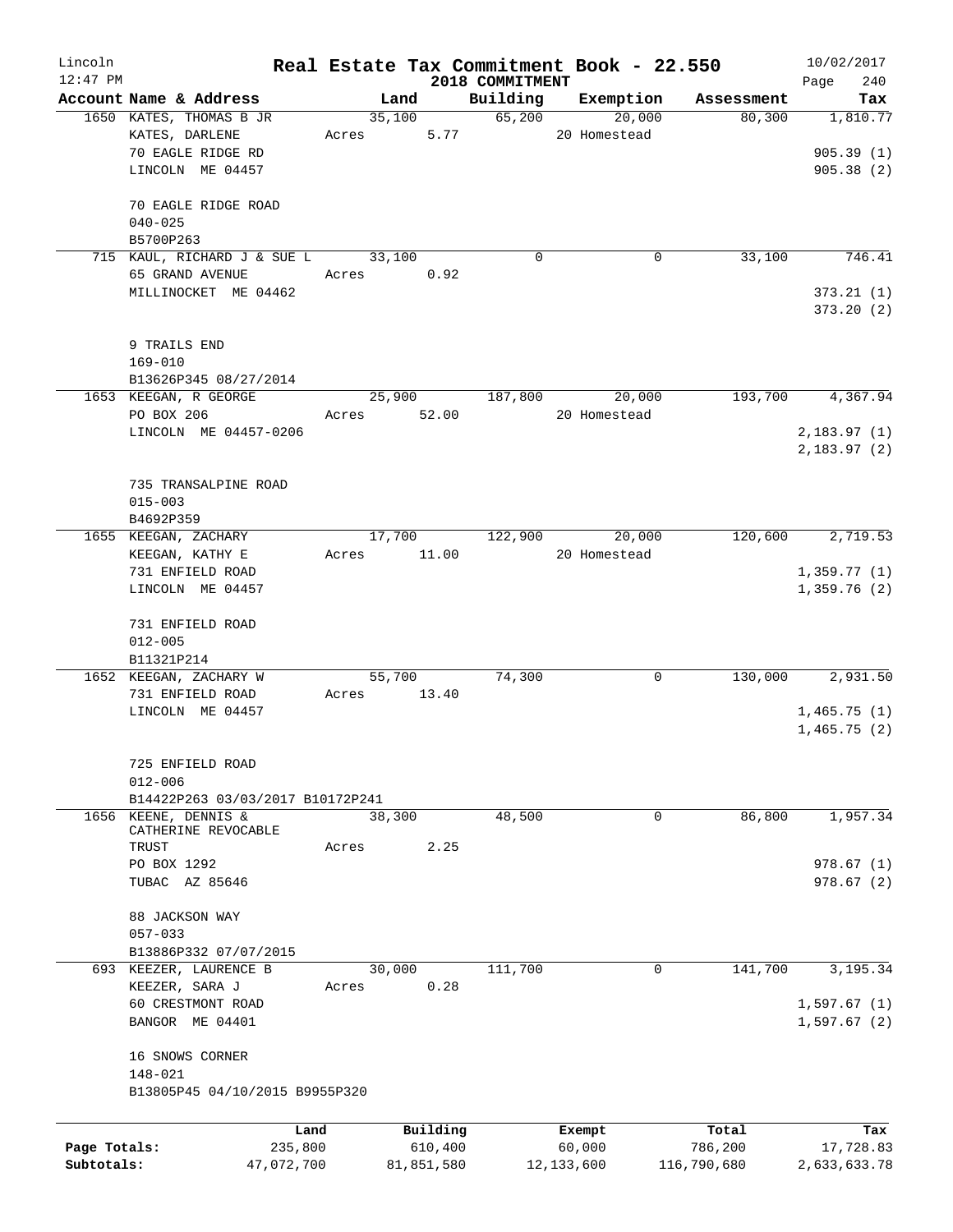# Real Estate Tax Commitment Book - 22.550

## 2018 COMMITMENT

Lincoln 12:47 PM — 10/02/2017

| Account Name & Address | Land | Building | Exemption | Assessment | Tax |
|---|---|---|---|---|---|
| 1650 KATES, THOMAS B JR<br>KATES, DARLENE<br>70 EAGLE RIDGE RD<br>LINCOLN ME 04457<br><br>70 EAGLE RIDGE ROAD<br>040-025<br>B5700P263 | 35,100<br>Acres 5.77 | 65,200 | 20,000<br>20 Homestead | 80,300 | 1,810.77<br><br>905.39 (1)<br>905.38 (2) |
| 715 KAUL, RICHARD J & SUE L<br>65 GRAND AVENUE<br>MILLINOCKET ME 04462<br><br>9 TRAILS END<br>169-010<br>B13626P345 08/27/2014 | 33,100<br>Acres 0.92 | 0 | 0 | 33,100 | 746.41<br><br>373.21 (1)<br>373.20 (2) |
| 1653 KEEGAN, R GEORGE<br>PO BOX 206<br>LINCOLN ME 04457-0206<br><br>735 TRANSALPINE ROAD<br>015-003<br>B4692P359 | 25,900<br>Acres 52.00 | 187,800 | 20,000<br>20 Homestead | 193,700 | 4,367.94<br><br>2,183.97 (1)<br>2,183.97 (2) |
| 1655 KEEGAN, ZACHARY<br>KEEGAN, KATHY E<br>731 ENFIELD ROAD<br>LINCOLN ME 04457<br><br>731 ENFIELD ROAD<br>012-005<br>B11321P214 | 17,700<br>Acres 11.00 | 122,900 | 20,000<br>20 Homestead | 120,600 | 2,719.53<br><br>1,359.77 (1)<br>1,359.76 (2) |
| 1652 KEEGAN, ZACHARY W<br>731 ENFIELD ROAD<br>LINCOLN ME 04457<br><br>725 ENFIELD ROAD<br>012-006<br>B14422P263 03/03/2017 B10172P241 | 55,700<br>Acres 13.40 | 74,300 | 0 | 130,000 | 2,931.50<br><br>1,465.75 (1)<br>1,465.75 (2) |
| 1656 KEENE, DENNIS &<br>CATHERINE REVOCABLE<br>TRUST<br>PO BOX 1292<br>TUBAC AZ 85646<br><br>88 JACKSON WAY<br>057-033<br>B13886P332 07/07/2015 | 38,300<br>Acres 2.25 | 48,500 | 0 | 86,800 | 1,957.34<br><br>978.67 (1)<br>978.67 (2) |
| 693 KEEZER, LAURENCE B<br>KEEZER, SARA J<br>60 CRESTMONT ROAD<br>BANGOR ME 04401<br><br>16 SNOWS CORNER<br>148-021<br>B13805P45 04/10/2015 B9955P320 | 30,000<br>Acres 0.28 | 111,700 | 0 | 141,700 | 3,195.34<br><br>1,597.67 (1)<br>1,597.67 (2) |

| | Land | Building | Exempt | Total | Tax |
|---|---|---|---|---|---|
| Page Totals: | 235,800 | 610,400 | 60,000 | 786,200 | 17,728.83 |
| Subtotals: | 47,072,700 | 81,851,580 | 12,133,600 | 116,790,680 | 2,633,633.78 |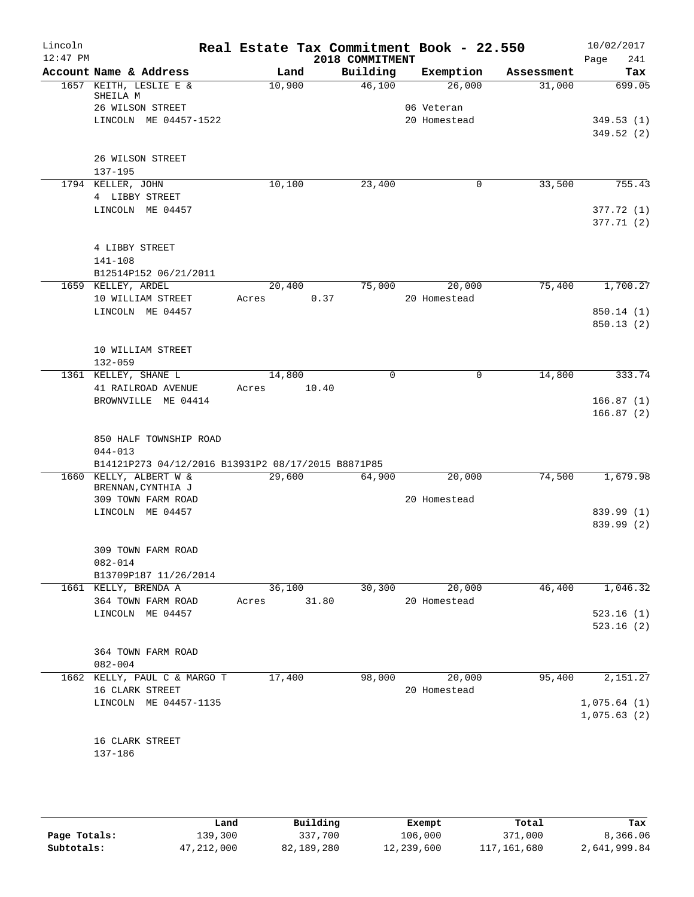# Real Estate Tax Commitment Book - 22.550

Lincoln
12:47 PM

2018 COMMITMENT

10/02/2017
Page 241

| Account Name & Address | Land | Building | Exemption | Assessment | Tax |
|---|---|---|---|---|---|
| 1657 KEITH, LESLIE E & SHEILA M | 10,900 | 46,100 | 26,000 | 31,000 | 699.05 |
| 26 WILSON STREET | | | 06 Veteran | | |
| LINCOLN ME 04457-1522 | | | 20 Homestead | | 349.53 (1) |
| | | | | | 349.52 (2) |
| 26 WILSON STREET | | | | | |
| 137-195 | | | | | |
| 1794 KELLER, JOHN | 10,100 | 23,400 | 0 | 33,500 | 755.43 |
| 4 LIBBY STREET | | | | | |
| LINCOLN ME 04457 | | | | | 377.72 (1) |
| | | | | | 377.71 (2) |
| 4 LIBBY STREET | | | | | |
| 141-108 | | | | | |
| B12514P152 06/21/2011 | | | | | |
| 1659 KELLEY, ARDEL | 20,400 | 75,000 | 20,000 | 75,400 | 1,700.27 |
| 10 WILLIAM STREET | Acres 0.37 | | 20 Homestead | | |
| LINCOLN ME 04457 | | | | | 850.14 (1) |
| | | | | | 850.13 (2) |
| 10 WILLIAM STREET | | | | | |
| 132-059 | | | | | |
| 1361 KELLEY, SHANE L | 14,800 | 0 | 0 | 14,800 | 333.74 |
| 41 RAILROAD AVENUE | Acres 10.40 | | | | |
| BROWNVILLE ME 04414 | | | | | 166.87 (1) |
| | | | | | 166.87 (2) |
| 850 HALF TOWNSHIP ROAD | | | | | |
| 044-013 | | | | | |
| B14121P273 04/12/2016 B13931P2 08/17/2015 B8871P85 | | | | | |
| 1660 KELLY, ALBERT W & BRENNAN,CYNTHIA J | 29,600 | 64,900 | 20,000 | 74,500 | 1,679.98 |
| 309 TOWN FARM ROAD | | | 20 Homestead | | |
| LINCOLN ME 04457 | | | | | 839.99 (1) |
| | | | | | 839.99 (2) |
| 309 TOWN FARM ROAD | | | | | |
| 082-014 | | | | | |
| B13709P187 11/26/2014 | | | | | |
| 1661 KELLY, BRENDA A | 36,100 | 30,300 | 20,000 | 46,400 | 1,046.32 |
| 364 TOWN FARM ROAD | Acres 31.80 | | 20 Homestead | | |
| LINCOLN ME 04457 | | | | | 523.16 (1) |
| | | | | | 523.16 (2) |
| 364 TOWN FARM ROAD | | | | | |
| 082-004 | | | | | |
| 1662 KELLY, PAUL C & MARGO T | 17,400 | 98,000 | 20,000 | 95,400 | 2,151.27 |
| 16 CLARK STREET | | | 20 Homestead | | |
| LINCOLN ME 04457-1135 | | | | | 1,075.64 (1) |
| | | | | | 1,075.63 (2) |
| 16 CLARK STREET | | | | | |
| 137-186 | | | | | |

| | Land | Building | Exempt | Total | Tax |
|---|---|---|---|---|---|
| Page Totals: | 139,300 | 337,700 | 106,000 | 371,000 | 8,366.06 |
| Subtotals: | 47,212,000 | 82,189,280 | 12,239,600 | 117,161,680 | 2,641,999.84 |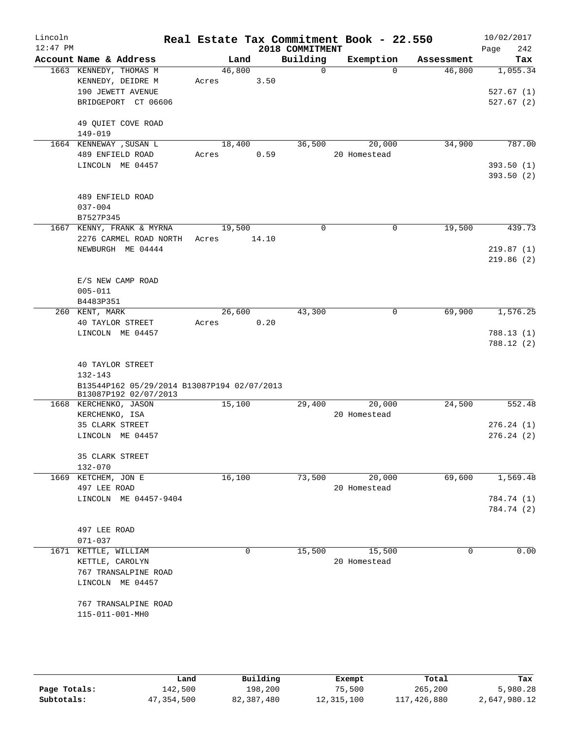# Real Estate Tax Commitment Book - 22.550

Lincoln
12:47 PM

2018 COMMITMENT

10/02/2017
Page 242

| Account Name & Address | Land | Building | Exemption | Assessment | Tax |
|---|---|---|---|---|---|
| 1663 KENNEDY, THOMAS M<br>KENNEDY, DEIDRE M<br>190 JEWETT AVENUE<br>BRIDGEPORT CT 06606<br><br>49 QUIET COVE ROAD<br>149-019 | 46,800<br>Acres 3.50 | 0 | 0 | 46,800 | 1,055.34<br><br>527.67 (1)<br>527.67 (2) |
| 1664 KENNEWAY ,SUSAN L<br>489 ENFIELD ROAD<br>LINCOLN ME 04457<br><br>489 ENFIELD ROAD<br>037-004<br>B7527P345 | 18,400<br>Acres 0.59 | 36,500 | 20,000<br>20 Homestead | 34,900 | 787.00<br><br>393.50 (1)<br>393.50 (2) |
| 1667 KENNY, FRANK & MYRNA<br>2276 CARMEL ROAD NORTH<br>NEWBURGH ME 04444<br><br>E/S NEW CAMP ROAD<br>005-011<br>B4483P351 | 19,500<br>Acres 14.10 | 0 | 0 | 19,500 | 439.73<br><br>219.87 (1)<br>219.86 (2) |
| 260 KENT, MARK<br>40 TAYLOR STREET<br>LINCOLN ME 04457<br><br>40 TAYLOR STREET<br>132-143<br>B13544P162 05/29/2014 B13087P194 02/07/2013<br>B13087P192 02/07/2013 | 26,600<br>Acres 0.20 | 43,300 | 0 | 69,900 | 1,576.25<br><br>788.13 (1)<br>788.12 (2) |
| 1668 KERCHENKO, JASON<br>KERCHENKO, ISA<br>35 CLARK STREET<br>LINCOLN ME 04457<br><br>35 CLARK STREET<br>132-070 | 15,100 | 29,400 | 20,000<br>20 Homestead | 24,500 | 552.48<br><br>276.24 (1)<br>276.24 (2) |
| 1669 KETCHEM, JON E<br>497 LEE ROAD<br>LINCOLN ME 04457-9404<br><br>497 LEE ROAD<br>071-037 | 16,100 | 73,500 | 20,000<br>20 Homestead | 69,600 | 1,569.48<br><br>784.74 (1)<br>784.74 (2) |
| 1671 KETTLE, WILLIAM<br>KETTLE, CAROLYN<br>767 TRANSALPINE ROAD<br>LINCOLN ME 04457<br><br>767 TRANSALPINE ROAD<br>115-011-001-MH0 | 0 | 15,500 | 15,500<br>20 Homestead | 0 | 0.00 |

| | Land | Building | Exempt | Total | Tax |
|---|---|---|---|---|---|
| Page Totals: | 142,500 | 198,200 | 75,500 | 265,200 | 5,980.28 |
| Subtotals: | 47,354,500 | 82,387,480 | 12,315,100 | 117,426,880 | 2,647,980.12 |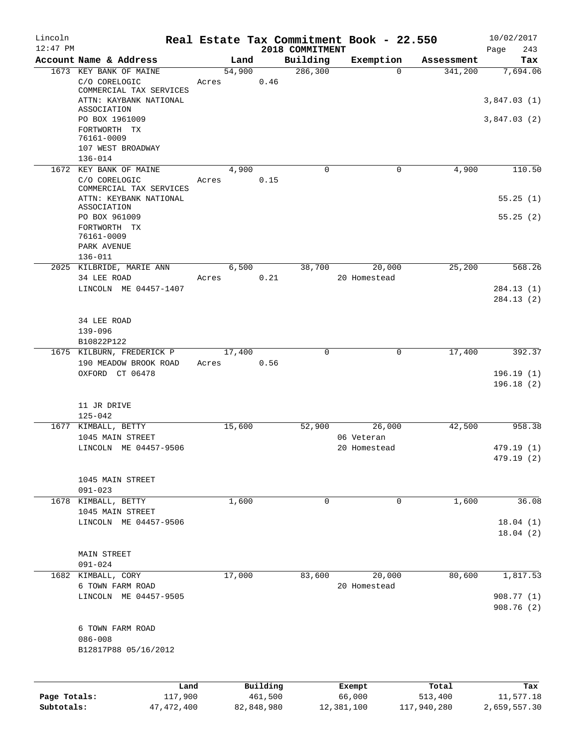# Real Estate Tax Commitment Book - 22.550

Lincoln
12:47 PM

2018 COMMITMENT

10/02/2017

| Account Name & Address | Land | Building | Exemption | Assessment | Tax |
|---|---|---|---|---|---|
| 1673 KEY BANK OF MAINE | 54,900 | 286,300 | 0 | 341,200 | 7,694.06 |
| C/O CORELOGIC COMMERCIAL TAX SERVICES | Acres 0.46 | | | | |
| ATTN: KAYBANK NATIONAL ASSOCIATION | | | | | 3,847.03 (1) |
| PO BOX 1961009 | | | | | 3,847.03 (2) |
| FORTWORTH TX 76161-0009 | | | | | |
| 107 WEST BROADWAY | | | | | |
| 136-014 | | | | | |
| 1672 KEY BANK OF MAINE | 4,900 | 0 | 0 | 4,900 | 110.50 |
| C/O CORELOGIC COMMERCIAL TAX SERVICES | Acres 0.15 | | | | |
| ATTN: KEYBANK NATIONAL ASSOCIATION | | | | | 55.25 (1) |
| PO BOX 961009 | | | | | 55.25 (2) |
| FORTWORTH TX 76161-0009 | | | | | |
| PARK AVENUE | | | | | |
| 136-011 | | | | | |
| 2025 KILBRIDE, MARIE ANN | 6,500 | 38,700 | 20,000 | 25,200 | 568.26 |
| 34 LEE ROAD | Acres 0.21 | | 20 Homestead | | |
| LINCOLN ME 04457-1407 | | | | | 284.13 (1) |
| | | | | | 284.13 (2) |
| 34 LEE ROAD | | | | | |
| 139-096 | | | | | |
| B10822P122 | | | | | |
| 1675 KILBURN, FREDERICK P | 17,400 | 0 | 0 | 17,400 | 392.37 |
| 190 MEADOW BROOK ROAD | Acres 0.56 | | | | |
| OXFORD CT 06478 | | | | | 196.19 (1) |
| | | | | | 196.18 (2) |
| 11 JR DRIVE | | | | | |
| 125-042 | | | | | |
| 1677 KIMBALL, BETTY | 15,600 | 52,900 | 26,000 | 42,500 | 958.38 |
| 1045 MAIN STREET | | | 06 Veteran | | |
| LINCOLN ME 04457-9506 | | | 20 Homestead | | 479.19 (1) |
| | | | | | 479.19 (2) |
| 1045 MAIN STREET | | | | | |
| 091-023 | | | | | |
| 1678 KIMBALL, BETTY | 1,600 | 0 | 0 | 1,600 | 36.08 |
| 1045 MAIN STREET | | | | | |
| LINCOLN ME 04457-9506 | | | | | 18.04 (1) |
| | | | | | 18.04 (2) |
| MAIN STREET | | | | | |
| 091-024 | | | | | |
| 1682 KIMBALL, CORY | 17,000 | 83,600 | 20,000 | 80,600 | 1,817.53 |
| 6 TOWN FARM ROAD | | | 20 Homestead | | |
| LINCOLN ME 04457-9505 | | | | | 908.77 (1) |
| | | | | | 908.76 (2) |
| 6 TOWN FARM ROAD | | | | | |
| 086-008 | | | | | |
| B12817P88 05/16/2012 | | | | | |

| | Land | Building | Exempt | Total | Tax |
|---|---|---|---|---|---|
| Page Totals: | 117,900 | 461,500 | 66,000 | 513,400 | 11,577.18 |
| Subtotals: | 47,472,400 | 82,848,980 | 12,381,100 | 117,940,280 | 2,659,557.30 |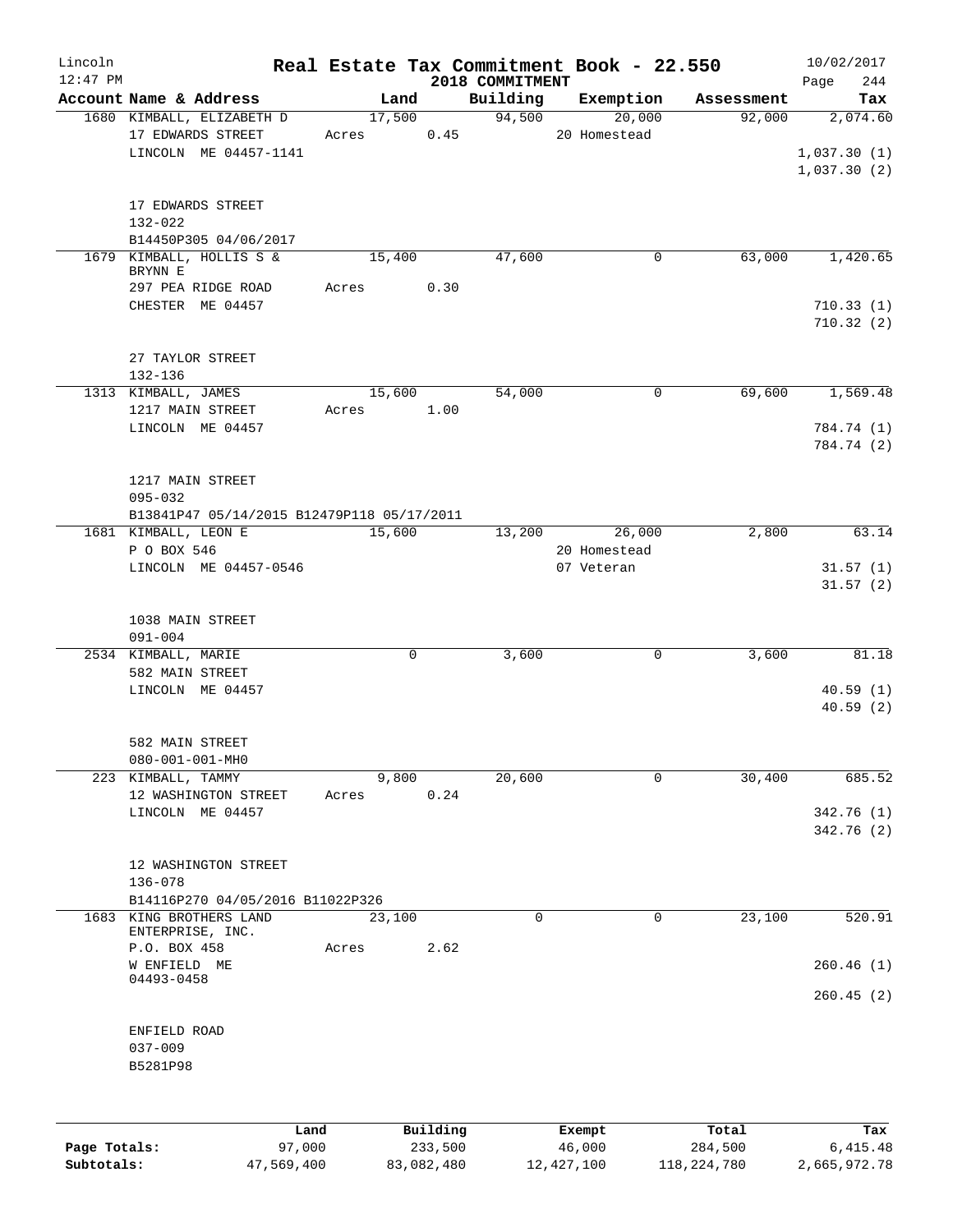Lincoln 12:47 PM

# Real Estate Tax Commitment Book - 22.550

2018 COMMITMENT

10/02/2017

| Account Name & Address | Land | Building | Exemption | Assessment | Tax |
|---|---|---|---|---|---|
| 1680 KIMBALL, ELIZABETH D | 17,500 | 94,500 | 20,000 | 92,000 | 2,074.60 |
| 17 EDWARDS STREET | Acres 0.45 | | 20 Homestead | | |
| LINCOLN ME 04457-1141 | | | | | 1,037.30 (1) |
| | | | | | 1,037.30 (2) |
| 17 EDWARDS STREET | | | | | |
| 132-022 | | | | | |
| B14450P305 04/06/2017 | | | | | |
| 1679 KIMBALL, HOLLIS S & BRYNN E | 15,400 | 47,600 | 0 | 63,000 | 1,420.65 |
| 297 PEA RIDGE ROAD | Acres 0.30 | | | | |
| CHESTER ME 04457 | | | | | 710.33 (1) |
| | | | | | 710.32 (2) |
| 27 TAYLOR STREET | | | | | |
| 132-136 | | | | | |
| 1313 KIMBALL, JAMES | 15,600 | 54,000 | 0 | 69,600 | 1,569.48 |
| 1217 MAIN STREET | Acres 1.00 | | | | |
| LINCOLN ME 04457 | | | | | 784.74 (1) |
| | | | | | 784.74 (2) |
| 1217 MAIN STREET | | | | | |
| 095-032 | | | | | |
| B13841P47 05/14/2015 B12479P118 05/17/2011 | | | | | |
| 1681 KIMBALL, LEON E | 15,600 | 13,200 | 26,000 | 2,800 | 63.14 |
| P O BOX 546 | | | 20 Homestead | | |
| LINCOLN ME 04457-0546 | | | 07 Veteran | | 31.57 (1) |
| | | | | | 31.57 (2) |
| 1038 MAIN STREET | | | | | |
| 091-004 | | | | | |
| 2534 KIMBALL, MARIE | 0 | 3,600 | 0 | 3,600 | 81.18 |
| 582 MAIN STREET | | | | | |
| LINCOLN ME 04457 | | | | | 40.59 (1) |
| | | | | | 40.59 (2) |
| 582 MAIN STREET | | | | | |
| 080-001-001-MH0 | | | | | |
| 223 KIMBALL, TAMMY | 9,800 | 20,600 | 0 | 30,400 | 685.52 |
| 12 WASHINGTON STREET | Acres 0.24 | | | | |
| LINCOLN ME 04457 | | | | | 342.76 (1) |
| | | | | | 342.76 (2) |
| 12 WASHINGTON STREET | | | | | |
| 136-078 | | | | | |
| B14116P270 04/05/2016 B11022P326 | | | | | |
| 1683 KING BROTHERS LAND ENTERPRISE, INC. | 23,100 | 0 | 0 | 23,100 | 520.91 |
| P.O. BOX 458 | Acres 2.62 | | | | |
| W ENFIELD ME 04493-0458 | | | | | 260.46 (1) |
| | | | | | 260.45 (2) |
| ENFIELD ROAD | | | | | |
| 037-009 | | | | | |
| B5281P98 | | | | | |

| | Land | Building | Exempt | Total | Tax |
|---|---|---|---|---|---|
| Page Totals: | 97,000 | 233,500 | 46,000 | 284,500 | 6,415.48 |
| Subtotals: | 47,569,400 | 83,082,480 | 12,427,100 | 118,224,780 | 2,665,972.78 |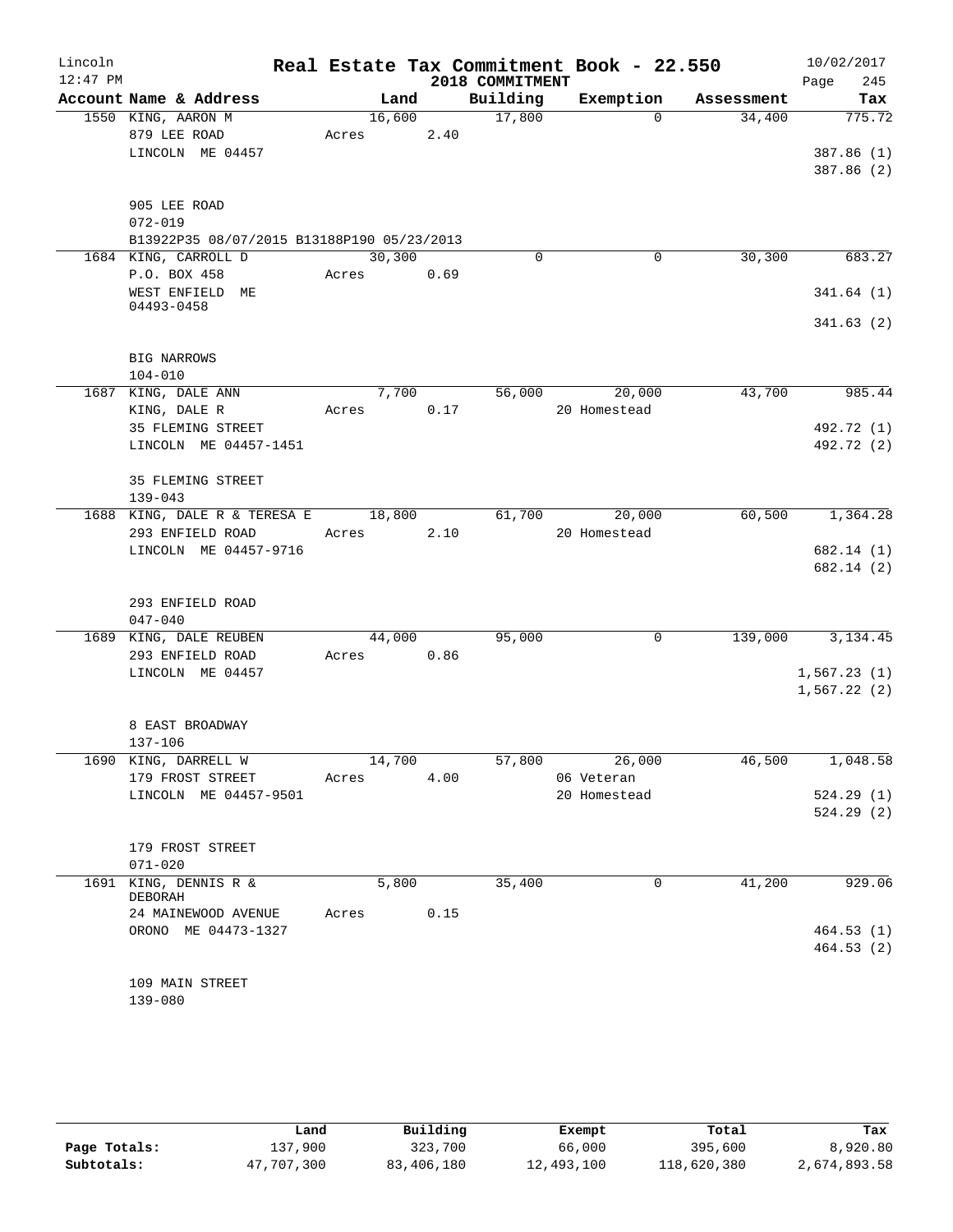# Real Estate Tax Commitment Book - 22.550

Lincoln
12:47 PM

2018 COMMITMENT

10/02/2017

| Account Name & Address | Land | Building | Exemption | Assessment | Tax |
|---|---|---|---|---|---|
| 1550 KING, AARON M<br>879 LEE ROAD<br>LINCOLN ME 04457<br><br>905 LEE ROAD<br>072-019<br>B13922P35 08/07/2015 B13188P190 05/23/2013 | 16,600<br>Acres 2.40 | 17,800 | 0 | 34,400 | 775.72<br>387.86 (1)<br>387.86 (2) |
| 1684 KING, CARROLL D<br>P.O. BOX 458<br>WEST ENFIELD ME 04493-0458<br><br>BIG NARROWS<br>104-010 | 30,300<br>Acres 0.69 | 0 | 0 | 30,300 | 683.27<br>341.64 (1)<br>341.63 (2) |
| 1687 KING, DALE ANN<br>KING, DALE R<br>35 FLEMING STREET<br>LINCOLN ME 04457-1451<br><br>35 FLEMING STREET<br>139-043 | 7,700<br>Acres 0.17 | 56,000 | 20,000<br>20 Homestead | 43,700 | 985.44<br>492.72 (1)<br>492.72 (2) |
| 1688 KING, DALE R & TERESA E<br>293 ENFIELD ROAD<br>LINCOLN ME 04457-9716<br><br>293 ENFIELD ROAD<br>047-040 | 18,800<br>Acres 2.10 | 61,700 | 20,000<br>20 Homestead | 60,500 | 1,364.28<br>682.14 (1)<br>682.14 (2) |
| 1689 KING, DALE REUBEN<br>293 ENFIELD ROAD<br>LINCOLN ME 04457<br><br>8 EAST BROADWAY<br>137-106 | 44,000<br>Acres 0.86 | 95,000 | 0 | 139,000 | 3,134.45<br>1,567.23 (1)<br>1,567.22 (2) |
| 1690 KING, DARRELL W<br>179 FROST STREET<br>LINCOLN ME 04457-9501<br><br>179 FROST STREET<br>071-020 | 14,700<br>Acres 4.00 | 57,800 | 26,000<br>06 Veteran<br>20 Homestead | 46,500 | 1,048.58<br>524.29 (1)<br>524.29 (2) |
| 1691 KING, DENNIS R & DEBORAH<br>24 MAINEWOOD AVENUE<br>ORONO ME 04473-1327<br><br>109 MAIN STREET<br>139-080 | 5,800<br>Acres 0.15 | 35,400 | 0 | 41,200 | 929.06<br>464.53 (1)<br>464.53 (2) |

| | Land | Building | Exempt | Total | Tax |
|---|---|---|---|---|---|
| Page Totals: | 137,900 | 323,700 | 66,000 | 395,600 | 8,920.80 |
| Subtotals: | 47,707,300 | 83,406,180 | 12,493,100 | 118,620,380 | 2,674,893.58 |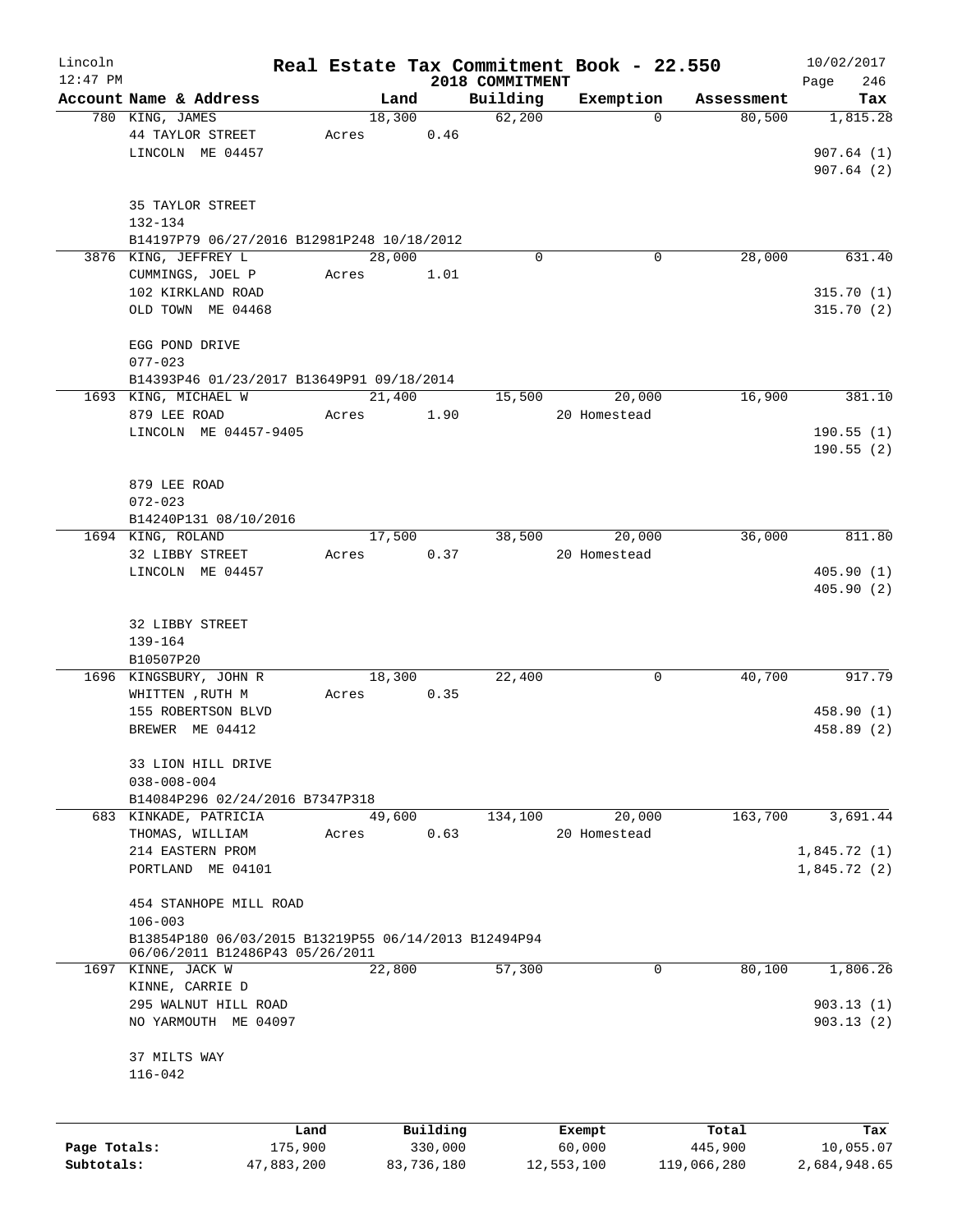# Real Estate Tax Commitment Book - 22.550

Lincoln
12:47 PM

2018 COMMITMENT

10/02/2017

| Account Name & Address | Land | Building | Exemption | Assessment | Tax |
|---|---|---|---|---|---|
| 780 KING, JAMES<br>44 TAYLOR STREET<br>LINCOLN ME 04457<br><br>35 TAYLOR STREET<br>132-134<br>B14197P79 06/27/2016 B12981P248 10/18/2012 | 18,300<br>Acres 0.46 | 62,200 | 0 | 80,500 | 1,815.28<br><br>907.64 (1)<br>907.64 (2) |
| 3876 KING, JEFFREY L<br>CUMMINGS, JOEL P<br>102 KIRKLAND ROAD<br>OLD TOWN ME 04468<br><br>EGG POND DRIVE<br>077-023<br>B14393P46 01/23/2017 B13649P91 09/18/2014 | 28,000<br>Acres 1.01 | 0 | 0 | 28,000 | 631.40<br><br>315.70 (1)<br>315.70 (2) |
| 1693 KING, MICHAEL W<br>879 LEE ROAD<br>LINCOLN ME 04457-9405<br><br>879 LEE ROAD<br>072-023<br>B14240P131 08/10/2016 | 21,400<br>Acres 1.90 | 15,500 | 20,000<br>20 Homestead | 16,900 | 381.10<br><br>190.55 (1)<br>190.55 (2) |
| 1694 KING, ROLAND<br>32 LIBBY STREET<br>LINCOLN ME 04457<br><br>32 LIBBY STREET<br>139-164<br>B10507P20 | 17,500<br>Acres 0.37 | 38,500 | 20,000<br>20 Homestead | 36,000 | 811.80<br><br>405.90 (1)<br>405.90 (2) |
| 1696 KINGSBURY, JOHN R<br>WHITTEN ,RUTH M<br>155 ROBERTSON BLVD<br>BREWER ME 04412<br><br>33 LION HILL DRIVE<br>038-008-004<br>B14084P296 02/24/2016 B7347P318 | 18,300<br>Acres 0.35 | 22,400 | 0 | 40,700 | 917.79<br><br>458.90 (1)<br>458.89 (2) |
| 683 KINKADE, PATRICIA<br>THOMAS, WILLIAM<br>214 EASTERN PROM<br>PORTLAND ME 04101<br><br>454 STANHOPE MILL ROAD<br>106-003<br>B13854P180 06/03/2015 B13219P55 06/14/2013 B12494P94 06/06/2011 B12486P43 05/26/2011 | 49,600<br>Acres 0.63 | 134,100 | 20,000<br>20 Homestead | 163,700 | 3,691.44<br><br>1,845.72 (1)<br>1,845.72 (2) |
| 1697 KINNE, JACK W<br>KINNE, CARRIE D<br>295 WALNUT HILL ROAD<br>NO YARMOUTH ME 04097<br><br>37 MILTS WAY<br>116-042 | 22,800 | 57,300 | 0 | 80,100 | 1,806.26<br><br>903.13 (1)<br>903.13 (2) |

| | Land | Building | Exempt | Total | Tax |
|---|---|---|---|---|---|
| Page Totals: | 175,900 | 330,000 | 60,000 | 445,900 | 10,055.07 |
| Subtotals: | 47,883,200 | 83,736,180 | 12,553,100 | 119,066,280 | 2,684,948.65 |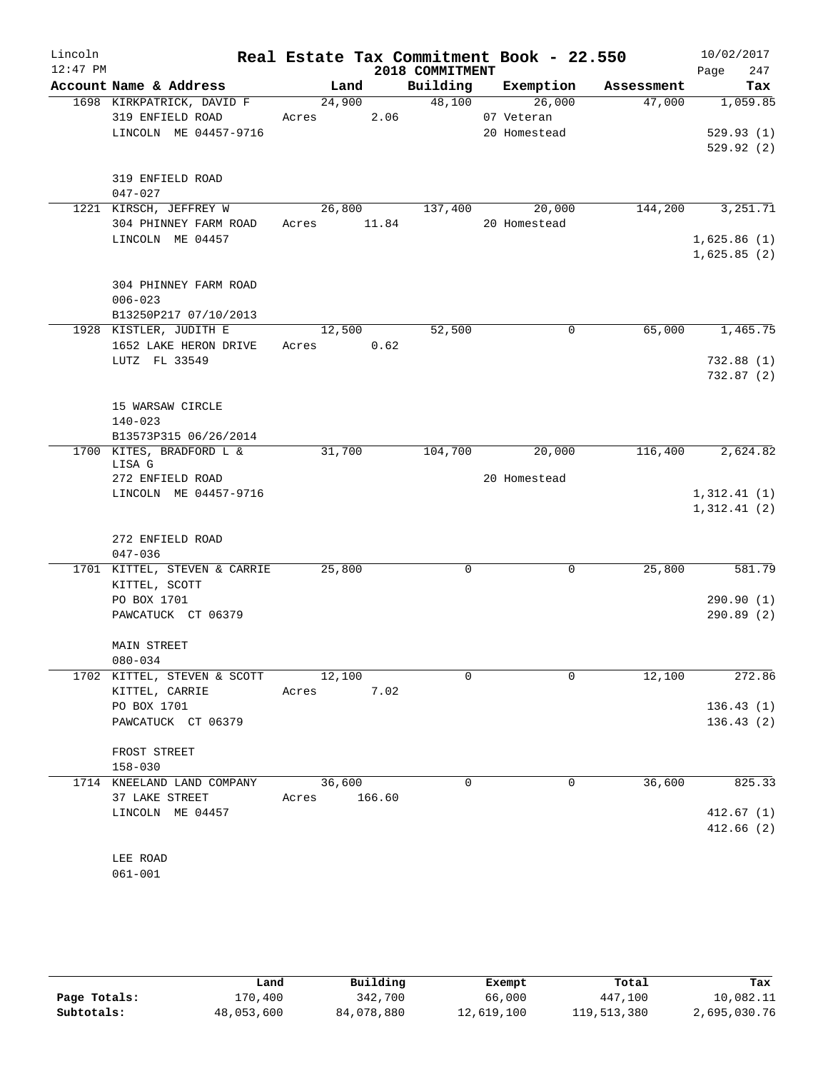# Real Estate Tax Commitment Book - 22.550

Lincoln 12:47 PM — 2018 COMMITMENT — 10/02/2017

| Account Name & Address | Land | Building | Exemption | Assessment | Tax |
|---|---|---|---|---|---|
| 1698 KIRKPATRICK, DAVID F | 24,900 | 48,100 | 26,000 | 47,000 | 1,059.85 |
| 319 ENFIELD ROAD | Acres 2.06 | | 07 Veteran | | |
| LINCOLN ME 04457-9716 | | | 20 Homestead | | 529.93 (1) |
| | | | | | 529.92 (2) |
| 319 ENFIELD ROAD | | | | | |
| 047-027 | | | | | |
| 1221 KIRSCH, JEFFREY W | 26,800 | 137,400 | 20,000 | 144,200 | 3,251.71 |
| 304 PHINNEY FARM ROAD | Acres 11.84 | | 20 Homestead | | |
| LINCOLN ME 04457 | | | | | 1,625.86 (1) |
| | | | | | 1,625.85 (2) |
| 304 PHINNEY FARM ROAD | | | | | |
| 006-023 | | | | | |
| B13250P217 07/10/2013 | | | | | |
| 1928 KISTLER, JUDITH E | 12,500 | 52,500 | 0 | 65,000 | 1,465.75 |
| 1652 LAKE HERON DRIVE | Acres 0.62 | | | | |
| LUTZ FL 33549 | | | | | 732.88 (1) |
| | | | | | 732.87 (2) |
| 15 WARSAW CIRCLE | | | | | |
| 140-023 | | | | | |
| B13573P315 06/26/2014 | | | | | |
| 1700 KITES, BRADFORD L & LISA G | 31,700 | 104,700 | 20,000 | 116,400 | 2,624.82 |
| 272 ENFIELD ROAD | | | 20 Homestead | | |
| LINCOLN ME 04457-9716 | | | | | 1,312.41 (1) |
| | | | | | 1,312.41 (2) |
| 272 ENFIELD ROAD | | | | | |
| 047-036 | | | | | |
| 1701 KITTEL, STEVEN & CARRIE | 25,800 | 0 | 0 | 25,800 | 581.79 |
| KITTEL, SCOTT | | | | | |
| PO BOX 1701 | | | | | 290.90 (1) |
| PAWCATUCK CT 06379 | | | | | 290.89 (2) |
| MAIN STREET | | | | | |
| 080-034 | | | | | |
| 1702 KITTEL, STEVEN & SCOTT | 12,100 | 0 | 0 | 12,100 | 272.86 |
| KITTEL, CARRIE | Acres 7.02 | | | | |
| PO BOX 1701 | | | | | 136.43 (1) |
| PAWCATUCK CT 06379 | | | | | 136.43 (2) |
| FROST STREET | | | | | |
| 158-030 | | | | | |
| 1714 KNEELAND LAND COMPANY | 36,600 | 0 | 0 | 36,600 | 825.33 |
| 37 LAKE STREET | Acres 166.60 | | | | |
| LINCOLN ME 04457 | | | | | 412.67 (1) |
| | | | | | 412.66 (2) |
| LEE ROAD | | | | | |
| 061-001 | | | | | |

| | Land | Building | Exempt | Total | Tax |
|---|---|---|---|---|---|
| Page Totals: | 170,400 | 342,700 | 66,000 | 447,100 | 10,082.11 |
| Subtotals: | 48,053,600 | 84,078,880 | 12,619,100 | 119,513,380 | 2,695,030.76 |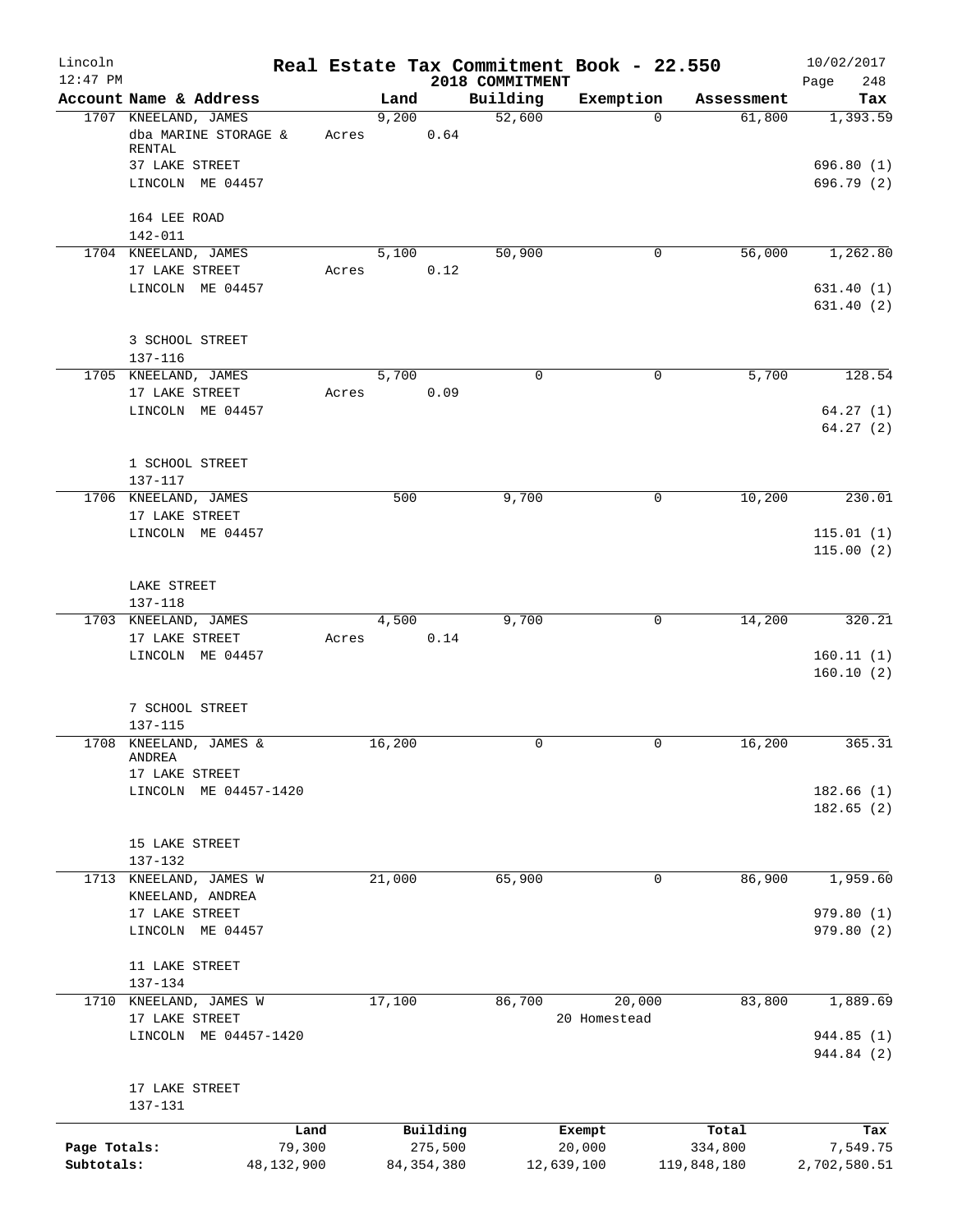# Real Estate Tax Commitment Book - 22.550

## 2018 COMMITMENT

Lincoln
12:47 PM

10/02/2017

| Account Name & Address | Land | Building | Exemption | Assessment | Tax |
|---|---|---|---|---|---|
| 1707 KNEELAND, JAMES | 9,200 | 52,600 | 0 | 61,800 | 1,393.59 |
| dba MARINE STORAGE & RENTAL | Acres 0.64 | | | | |
| 37 LAKE STREET | | | | | 696.80 (1) |
| LINCOLN ME 04457 | | | | | 696.79 (2) |
| 164 LEE ROAD | | | | | |
| 142-011 | | | | | |
| 1704 KNEELAND, JAMES | 5,100 | 50,900 | 0 | 56,000 | 1,262.80 |
| 17 LAKE STREET | Acres 0.12 | | | | |
| LINCOLN ME 04457 | | | | | 631.40 (1) |
| | | | | | 631.40 (2) |
| 3 SCHOOL STREET | | | | | |
| 137-116 | | | | | |
| 1705 KNEELAND, JAMES | 5,700 | 0 | 0 | 5,700 | 128.54 |
| 17 LAKE STREET | Acres 0.09 | | | | |
| LINCOLN ME 04457 | | | | | 64.27 (1) |
| | | | | | 64.27 (2) |
| 1 SCHOOL STREET | | | | | |
| 137-117 | | | | | |
| 1706 KNEELAND, JAMES | 500 | 9,700 | 0 | 10,200 | 230.01 |
| 17 LAKE STREET | | | | | |
| LINCOLN ME 04457 | | | | | 115.01 (1) |
| | | | | | 115.00 (2) |
| LAKE STREET | | | | | |
| 137-118 | | | | | |
| 1703 KNEELAND, JAMES | 4,500 | 9,700 | 0 | 14,200 | 320.21 |
| 17 LAKE STREET | Acres 0.14 | | | | |
| LINCOLN ME 04457 | | | | | 160.11 (1) |
| | | | | | 160.10 (2) |
| 7 SCHOOL STREET | | | | | |
| 137-115 | | | | | |
| 1708 KNEELAND, JAMES & ANDREA | 16,200 | 0 | 0 | 16,200 | 365.31 |
| 17 LAKE STREET | | | | | |
| LINCOLN ME 04457-1420 | | | | | 182.66 (1) |
| | | | | | 182.65 (2) |
| 15 LAKE STREET | | | | | |
| 137-132 | | | | | |
| 1713 KNEELAND, JAMES W | 21,000 | 65,900 | 0 | 86,900 | 1,959.60 |
| KNEELAND, ANDREA | | | | | |
| 17 LAKE STREET | | | | | 979.80 (1) |
| LINCOLN ME 04457 | | | | | 979.80 (2) |
| 11 LAKE STREET | | | | | |
| 137-134 | | | | | |
| 1710 KNEELAND, JAMES W | 17,100 | 86,700 | 20,000 | 83,800 | 1,889.69 |
| 17 LAKE STREET | | | 20 Homestead | | |
| LINCOLN ME 04457-1420 | | | | | 944.85 (1) |
| | | | | | 944.84 (2) |
| 17 LAKE STREET | | | | | |
| 137-131 | | | | | |

| | Land | Building | Exempt | Total | Tax |
|---|---|---|---|---|---|
| Page Totals: | 79,300 | 275,500 | 20,000 | 334,800 | 7,549.75 |
| Subtotals: | 48,132,900 | 84,354,380 | 12,639,100 | 119,848,180 | 2,702,580.51 |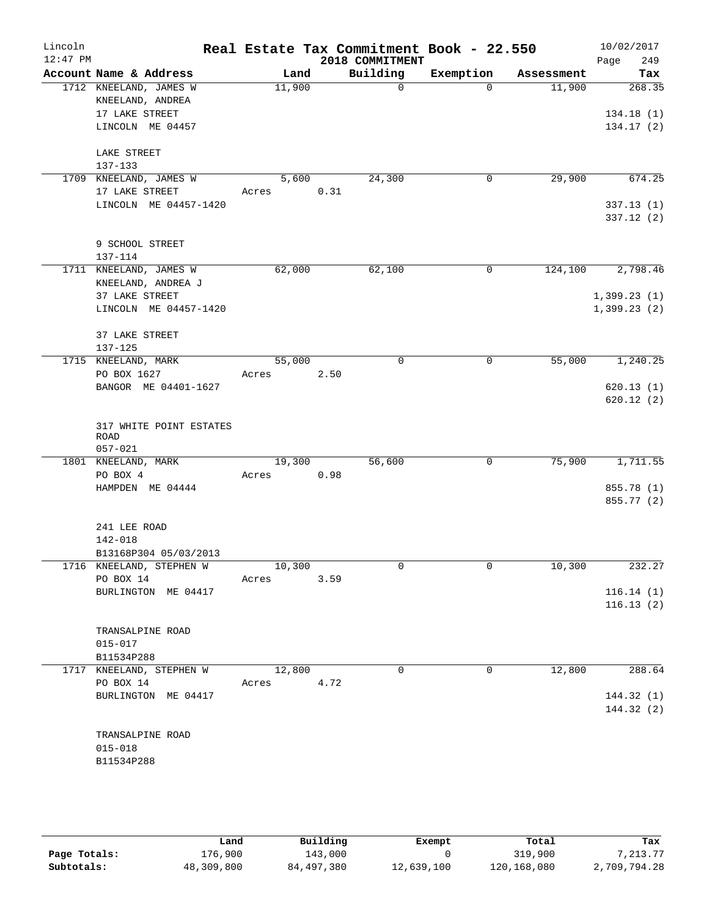# Lincoln — Real Estate Tax Commitment Book - 22.550 — 2018 COMMITMENT

12:47 PM — 10/02/2017

| Account Name & Address | Land | Building | Exemption | Assessment | Tax |
|---|---|---|---|---|---|
| 1712 KNEELAND, JAMES W<br>KNEELAND, ANDREA<br>17 LAKE STREET<br>LINCOLN ME 04457<br><br>LAKE STREET<br>137-133 | 11,900 | 0 | 0 | 11,900 | 268.35<br><br>134.18 (1)<br>134.17 (2) |
| 1709 KNEELAND, JAMES W<br>17 LAKE STREET<br>LINCOLN ME 04457-1420<br><br>9 SCHOOL STREET<br>137-114 | 5,600<br>Acres 0.31 | 24,300 | 0 | 29,900 | 674.25<br><br>337.13 (1)<br>337.12 (2) |
| 1711 KNEELAND, JAMES W<br>KNEELAND, ANDREA J<br>37 LAKE STREET<br>LINCOLN ME 04457-1420<br><br>37 LAKE STREET<br>137-125 | 62,000 | 62,100 | 0 | 124,100 | 2,798.46<br><br>1,399.23 (1)<br>1,399.23 (2) |
| 1715 KNEELAND, MARK<br>PO BOX 1627<br>BANGOR ME 04401-1627<br><br>317 WHITE POINT ESTATES ROAD<br>057-021 | 55,000<br>Acres 2.50 | 0 | 0 | 55,000 | 1,240.25<br><br>620.13 (1)<br>620.12 (2) |
| 1801 KNEELAND, MARK<br>PO BOX 4<br>HAMPDEN ME 04444<br><br>241 LEE ROAD<br>142-018<br>B13168P304 05/03/2013 | 19,300<br>Acres 0.98 | 56,600 | 0 | 75,900 | 1,711.55<br><br>855.78 (1)<br>855.77 (2) |
| 1716 KNEELAND, STEPHEN W<br>PO BOX 14<br>BURLINGTON ME 04417<br><br>TRANSALPINE ROAD<br>015-017<br>B11534P288 | 10,300<br>Acres 3.59 | 0 | 0 | 10,300 | 232.27<br><br>116.14 (1)<br>116.13 (2) |
| 1717 KNEELAND, STEPHEN W<br>PO BOX 14<br>BURLINGTON ME 04417<br><br>TRANSALPINE ROAD<br>015-018<br>B11534P288 | 12,800<br>Acres 4.72 | 0 | 0 | 12,800 | 288.64<br><br>144.32 (1)<br>144.32 (2) |

| | Land | Building | Exempt | Total | Tax |
|---|---|---|---|---|---|
| Page Totals: | 176,900 | 143,000 | 0 | 319,900 | 7,213.77 |
| Subtotals: | 48,309,800 | 84,497,380 | 12,639,100 | 120,168,080 | 2,709,794.28 |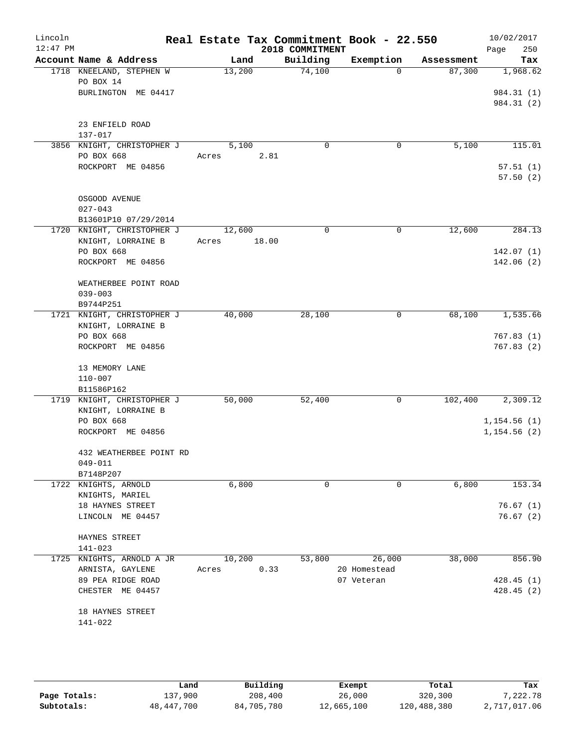Lincoln 12:47 PM

# Real Estate Tax Commitment Book - 22.550

2018 COMMITMENT

10/02/2017

| Account Name & Address | Land | Building | Exemption | Assessment | Tax |
|---|---|---|---|---|---|
| 1718 KNEELAND, STEPHEN W<br>PO BOX 14<br>BURLINGTON ME 04417<br><br>23 ENFIELD ROAD<br>137-017 | 13,200 | 74,100 | 0 | 87,300 | 1,968.62<br><br>984.31 (1)<br>984.31 (2) |
| 3856 KNIGHT, CHRISTOPHER J<br>PO BOX 668<br>ROCKPORT ME 04856<br><br>OSGOOD AVENUE<br>027-043<br>B13601P10 07/29/2014 | 5,100<br>Acres 2.81 | 0 | 0 | 5,100 | 115.01<br><br>57.51 (1)<br>57.50 (2) |
| 1720 KNIGHT, CHRISTOPHER J<br>KNIGHT, LORRAINE B<br>PO BOX 668<br>ROCKPORT ME 04856<br><br>WEATHERBEE POINT ROAD<br>039-003<br>B9744P251 | 12,600<br>Acres 18.00 | 0 | 0 | 12,600 | 284.13<br><br>142.07 (1)<br>142.06 (2) |
| 1721 KNIGHT, CHRISTOPHER J<br>KNIGHT, LORRAINE B<br>PO BOX 668<br>ROCKPORT ME 04856<br><br>13 MEMORY LANE<br>110-007<br>B11586P162 | 40,000 | 28,100 | 0 | 68,100 | 1,535.66<br><br>767.83 (1)<br>767.83 (2) |
| 1719 KNIGHT, CHRISTOPHER J<br>KNIGHT, LORRAINE B<br>PO BOX 668<br>ROCKPORT ME 04856<br><br>432 WEATHERBEE POINT RD<br>049-011<br>B7148P207 | 50,000 | 52,400 | 0 | 102,400 | 2,309.12<br><br>1,154.56 (1)<br>1,154.56 (2) |
| 1722 KNIGHTS, ARNOLD<br>KNIGHTS, MARIEL<br>18 HAYNES STREET<br>LINCOLN ME 04457<br><br>HAYNES STREET<br>141-023 | 6,800 | 0 | 0 | 6,800 | 153.34<br><br>76.67 (1)<br>76.67 (2) |
| 1725 KNIGHTS, ARNOLD A JR<br>ARNISTA, GAYLENE<br>89 PEA RIDGE ROAD<br>CHESTER ME 04457<br><br>18 HAYNES STREET<br>141-022 | 10,200<br>Acres 0.33 | 53,800 | 26,000<br>20 Homestead<br>07 Veteran | 38,000 | 856.90<br><br>428.45 (1)<br>428.45 (2) |

| | Land | Building | Exempt | Total | Tax |
|---|---|---|---|---|---|
| Page Totals: | 137,900 | 208,400 | 26,000 | 320,300 | 7,222.78 |
| Subtotals: | 48,447,700 | 84,705,780 | 12,665,100 | 120,488,380 | 2,717,017.06 |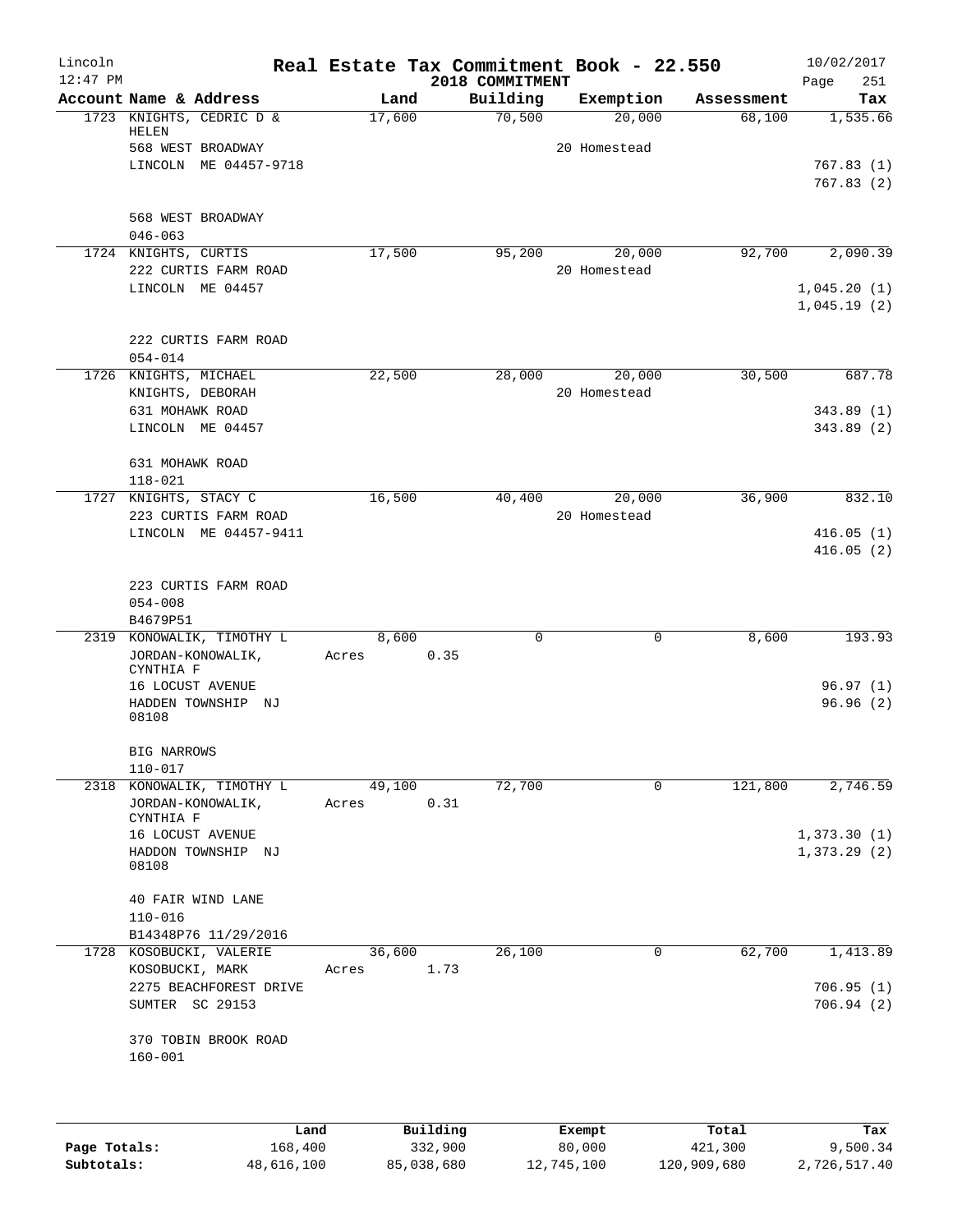# Real Estate Tax Commitment Book - 22.550

Lincoln
12:47 PM

2018 COMMITMENT

10/02/2017

| Account Name & Address | Land | Building | Exemption | Assessment | Tax |
|---|---|---|---|---|---|
| 1723 KNIGHTS, CEDRIC D & HELEN | 17,600 | 70,500 | 20,000 | 68,100 | 1,535.66 |
| 568 WEST BROADWAY | | | 20 Homestead | | |
| LINCOLN ME 04457-9718 | | | | | 767.83 (1) |
| | | | | | 767.83 (2) |
| 568 WEST BROADWAY | | | | | |
| 046-063 | | | | | |
| 1724 KNIGHTS, CURTIS | 17,500 | 95,200 | 20,000 | 92,700 | 2,090.39 |
| 222 CURTIS FARM ROAD | | | 20 Homestead | | |
| LINCOLN ME 04457 | | | | | 1,045.20 (1) |
| | | | | | 1,045.19 (2) |
| 222 CURTIS FARM ROAD | | | | | |
| 054-014 | | | | | |
| 1726 KNIGHTS, MICHAEL | 22,500 | 28,000 | 20,000 | 30,500 | 687.78 |
| KNIGHTS, DEBORAH | | | 20 Homestead | | |
| 631 MOHAWK ROAD | | | | | 343.89 (1) |
| LINCOLN ME 04457 | | | | | 343.89 (2) |
| 631 MOHAWK ROAD | | | | | |
| 118-021 | | | | | |
| 1727 KNIGHTS, STACY C | 16,500 | 40,400 | 20,000 | 36,900 | 832.10 |
| 223 CURTIS FARM ROAD | | | 20 Homestead | | |
| LINCOLN ME 04457-9411 | | | | | 416.05 (1) |
| | | | | | 416.05 (2) |
| 223 CURTIS FARM ROAD | | | | | |
| 054-008 | | | | | |
| B4679P51 | | | | | |
| 2319 KONOWALIK, TIMOTHY L | 8,600 | 0 | 0 | 8,600 | 193.93 |
| JORDAN-KONOWALIK, CYNTHIA F | Acres 0.35 | | | | |
| 16 LOCUST AVENUE | | | | | 96.97 (1) |
| HADDEN TOWNSHIP NJ 08108 | | | | | 96.96 (2) |
| BIG NARROWS | | | | | |
| 110-017 | | | | | |
| 2318 KONOWALIK, TIMOTHY L | 49,100 | 72,700 | 0 | 121,800 | 2,746.59 |
| JORDAN-KONOWALIK, CYNTHIA F | Acres 0.31 | | | | |
| 16 LOCUST AVENUE | | | | | 1,373.30 (1) |
| HADDON TOWNSHIP NJ 08108 | | | | | 1,373.29 (2) |
| 40 FAIR WIND LANE | | | | | |
| 110-016 | | | | | |
| B14348P76 11/29/2016 | | | | | |
| 1728 KOSOBUCKI, VALERIE | 36,600 | 26,100 | 0 | 62,700 | 1,413.89 |
| KOSOBUCKI, MARK | Acres 1.73 | | | | |
| 2275 BEACHFOREST DRIVE | | | | | 706.95 (1) |
| SUMTER SC 29153 | | | | | 706.94 (2) |
| 370 TOBIN BROOK ROAD | | | | | |
| 160-001 | | | | | |

| | Land | Building | Exempt | Total | Tax |
|---|---|---|---|---|---|
| Page Totals: | 168,400 | 332,900 | 80,000 | 421,300 | 9,500.34 |
| Subtotals: | 48,616,100 | 85,038,680 | 12,745,100 | 120,909,680 | 2,726,517.40 |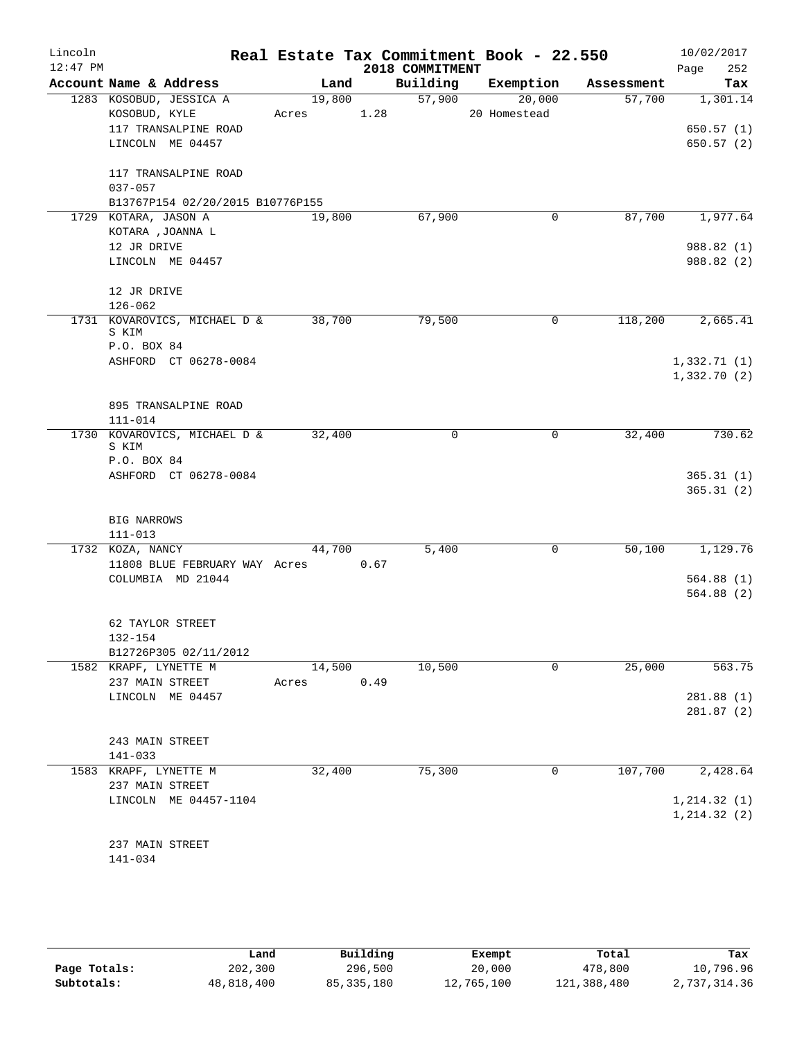# Real Estate Tax Commitment Book - 22.550

Lincoln 12:47 PM — 2018 COMMITMENT — 10/02/2017

| Account Name & Address | Land | Building | Exemption | Assessment | Tax |
|---|---|---|---|---|---|
| 1283 KOSOBUD, JESSICA A | 19,800 | 57,900 | 20,000 | 57,700 | 1,301.14 |
| KOSOBUD, KYLE | Acres 1.28 | | 20 Homestead | | |
| 117 TRANSALPINE ROAD | | | | | 650.57 (1) |
| LINCOLN ME 04457 | | | | | 650.57 (2) |
| 117 TRANSALPINE ROAD | | | | | |
| 037-057 | | | | | |
| B13767P154 02/20/2015 B10776P155 | | | | | |
| 1729 KOTARA, JASON A | 19,800 | 67,900 | 0 | 87,700 | 1,977.64 |
| KOTARA ,JOANNA L | | | | | |
| 12 JR DRIVE | | | | | 988.82 (1) |
| LINCOLN ME 04457 | | | | | 988.82 (2) |
| 12 JR DRIVE | | | | | |
| 126-062 | | | | | |
| 1731 KOVAROVICS, MICHAEL D & S KIM | 38,700 | 79,500 | 0 | 118,200 | 2,665.41 |
| P.O. BOX 84 | | | | | |
| ASHFORD CT 06278-0084 | | | | | 1,332.71 (1) |
| | | | | | 1,332.70 (2) |
| 895 TRANSALPINE ROAD | | | | | |
| 111-014 | | | | | |
| 1730 KOVAROVICS, MICHAEL D & S KIM | 32,400 | 0 | 0 | 32,400 | 730.62 |
| P.O. BOX 84 | | | | | |
| ASHFORD CT 06278-0084 | | | | | 365.31 (1) |
| | | | | | 365.31 (2) |
| BIG NARROWS | | | | | |
| 111-013 | | | | | |
| 1732 KOZA, NANCY | 44,700 | 5,400 | 0 | 50,100 | 1,129.76 |
| 11808 BLUE FEBRUARY WAY | Acres 0.67 | | | | |
| COLUMBIA MD 21044 | | | | | 564.88 (1) |
| | | | | | 564.88 (2) |
| 62 TAYLOR STREET | | | | | |
| 132-154 | | | | | |
| B12726P305 02/11/2012 | | | | | |
| 1582 KRAPF, LYNETTE M | 14,500 | 10,500 | 0 | 25,000 | 563.75 |
| 237 MAIN STREET | Acres 0.49 | | | | |
| LINCOLN ME 04457 | | | | | 281.88 (1) |
| | | | | | 281.87 (2) |
| 243 MAIN STREET | | | | | |
| 141-033 | | | | | |
| 1583 KRAPF, LYNETTE M | 32,400 | 75,300 | 0 | 107,700 | 2,428.64 |
| 237 MAIN STREET | | | | | |
| LINCOLN ME 04457-1104 | | | | | 1,214.32 (1) |
| | | | | | 1,214.32 (2) |
| 237 MAIN STREET | | | | | |
| 141-034 | | | | | |

| | Land | Building | Exempt | Total | Tax |
|---|---|---|---|---|---|
| Page Totals: | 202,300 | 296,500 | 20,000 | 478,800 | 10,796.96 |
| Subtotals: | 48,818,400 | 85,335,180 | 12,765,100 | 121,388,480 | 2,737,314.36 |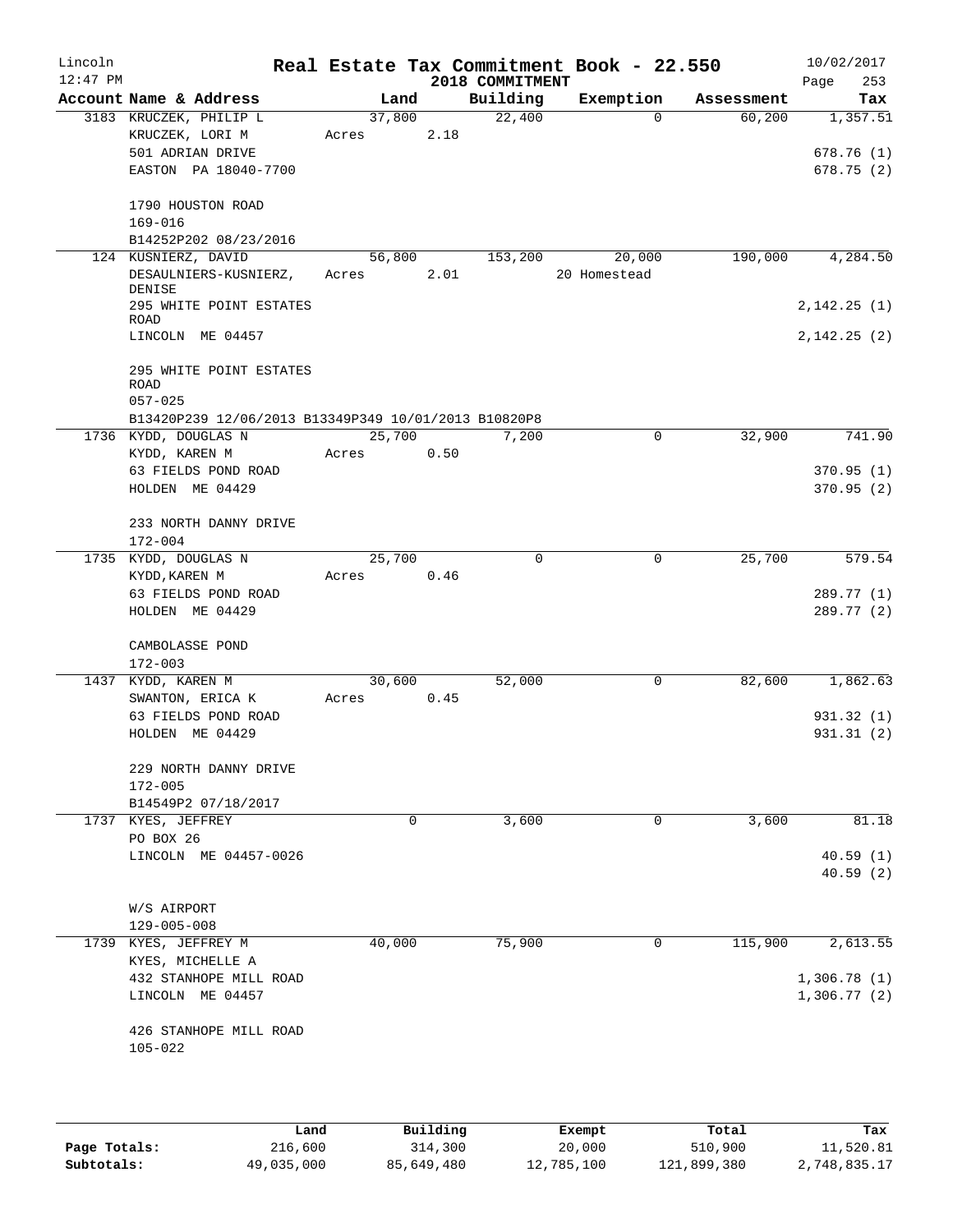# Real Estate Tax Commitment Book - 22.550

Lincoln
12:47 PM

2018 COMMITMENT

10/02/2017

| Account Name & Address | Land | Building | Exemption | Assessment | Tax |
|---|---|---|---|---|---|
| 3183 KRUCZEK, PHILIP L | 37,800 | 22,400 | 0 | 60,200 | 1,357.51 |
| KRUCZEK, LORI M | Acres 2.18 | | | | |
| 501 ADRIAN DRIVE | | | | | 678.76 (1) |
| EASTON PA 18040-7700 | | | | | 678.75 (2) |
| 1790 HOUSTON ROAD | | | | | |
| 169-016 | | | | | |
| B14252P202 08/23/2016 | | | | | |
| 124 KUSNIERZ, DAVID | 56,800 | 153,200 | 20,000 | 190,000 | 4,284.50 |
| DESAULNIERS-KUSNIERZ, DENISE | Acres 2.01 | | 20 Homestead | | |
| 295 WHITE POINT ESTATES ROAD | | | | | 2,142.25 (1) |
| LINCOLN ME 04457 | | | | | 2,142.25 (2) |
| 295 WHITE POINT ESTATES ROAD | | | | | |
| 057-025 | | | | | |
| B13420P239 12/06/2013 B13349P349 10/01/2013 B10820P8 | | | | | |
| 1736 KYDD, DOUGLAS N | 25,700 | 7,200 | 0 | 32,900 | 741.90 |
| KYDD, KAREN M | Acres 0.50 | | | | |
| 63 FIELDS POND ROAD | | | | | 370.95 (1) |
| HOLDEN ME 04429 | | | | | 370.95 (2) |
| 233 NORTH DANNY DRIVE | | | | | |
| 172-004 | | | | | |
| 1735 KYDD, DOUGLAS N | 25,700 | 0 | 0 | 25,700 | 579.54 |
| KYDD,KAREN M | Acres 0.46 | | | | |
| 63 FIELDS POND ROAD | | | | | 289.77 (1) |
| HOLDEN ME 04429 | | | | | 289.77 (2) |
| CAMBOLASSE POND | | | | | |
| 172-003 | | | | | |
| 1437 KYDD, KAREN M | 30,600 | 52,000 | 0 | 82,600 | 1,862.63 |
| SWANTON, ERICA K | Acres 0.45 | | | | |
| 63 FIELDS POND ROAD | | | | | 931.32 (1) |
| HOLDEN ME 04429 | | | | | 931.31 (2) |
| 229 NORTH DANNY DRIVE | | | | | |
| 172-005 | | | | | |
| B14549P2 07/18/2017 | | | | | |
| 1737 KYES, JEFFREY | 0 | 3,600 | 0 | 3,600 | 81.18 |
| PO BOX 26 | | | | | |
| LINCOLN ME 04457-0026 | | | | | 40.59 (1) |
| | | | | | 40.59 (2) |
| W/S AIRPORT | | | | | |
| 129-005-008 | | | | | |
| 1739 KYES, JEFFREY M | 40,000 | 75,900 | 0 | 115,900 | 2,613.55 |
| KYES, MICHELLE A | | | | | |
| 432 STANHOPE MILL ROAD | | | | | 1,306.78 (1) |
| LINCOLN ME 04457 | | | | | 1,306.77 (2) |
| 426 STANHOPE MILL ROAD | | | | | |
| 105-022 | | | | | |

| | Land | Building | Exempt | Total | Tax |
|---|---|---|---|---|---|
| Page Totals: | 216,600 | 314,300 | 20,000 | 510,900 | 11,520.81 |
| Subtotals: | 49,035,000 | 85,649,480 | 12,785,100 | 121,899,380 | 2,748,835.17 |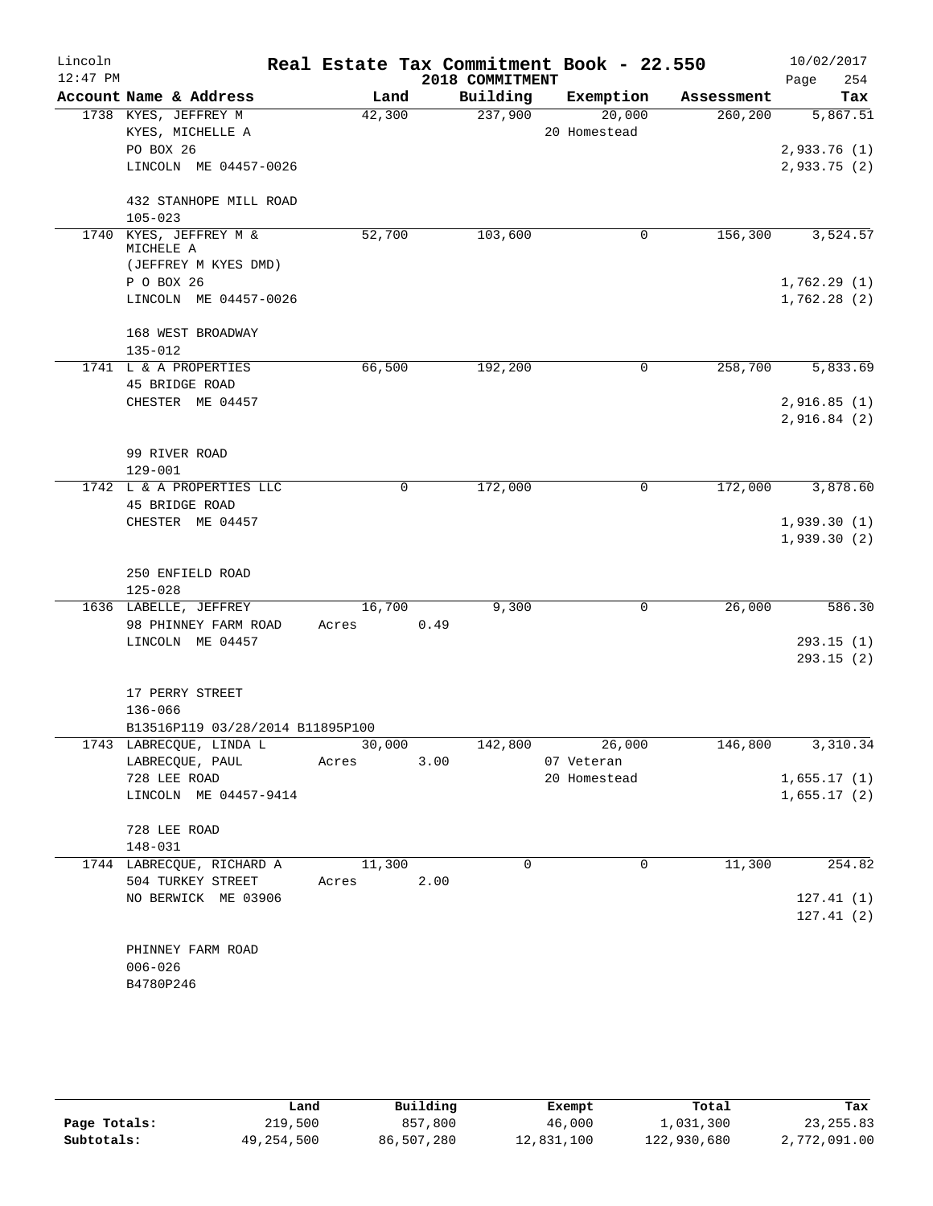# Real Estate Tax Commitment Book - 22.550

Lincoln 12:47 PM — 2018 COMMITMENT — 10/02/2017

| Account Name & Address | Land | Building | Exemption | Assessment | Tax |
|---|---|---|---|---|---|
| 1738 KYES, JEFFREY M<br>KYES, MICHELLE A<br>PO BOX 26<br>LINCOLN ME 04457-0026<br><br>432 STANHOPE MILL ROAD<br>105-023 | 42,300 | 237,900 | 20,000<br>20 Homestead | 260,200 | 5,867.51<br><br>2,933.76 (1)<br>2,933.75 (2) |
| 1740 KYES, JEFFREY M & MICHELE A<br>(JEFFREY M KYES DMD)<br>P O BOX 26<br>LINCOLN ME 04457-0026<br><br>168 WEST BROADWAY<br>135-012 | 52,700 | 103,600 | 0 | 156,300 | 3,524.57<br><br>1,762.29 (1)<br>1,762.28 (2) |
| 1741 L & A PROPERTIES<br>45 BRIDGE ROAD<br>CHESTER ME 04457<br><br>99 RIVER ROAD<br>129-001 | 66,500 | 192,200 | 0 | 258,700 | 5,833.69<br><br>2,916.85 (1)<br>2,916.84 (2) |
| 1742 L & A PROPERTIES LLC<br>45 BRIDGE ROAD<br>CHESTER ME 04457<br><br>250 ENFIELD ROAD<br>125-028 | 0 | 172,000 | 0 | 172,000 | 3,878.60<br><br>1,939.30 (1)<br>1,939.30 (2) |
| 1636 LABELLE, JEFFREY<br>98 PHINNEY FARM ROAD<br>LINCOLN ME 04457<br><br>17 PERRY STREET<br>136-066<br>B13516P119 03/28/2014 B11895P100 | 16,700<br>Acres 0.49 | 9,300 | 0 | 26,000 | 586.30<br><br>293.15 (1)<br>293.15 (2) |
| 1743 LABRECQUE, LINDA L<br>LABRECQUE, PAUL<br>728 LEE ROAD<br>LINCOLN ME 04457-9414<br><br>728 LEE ROAD<br>148-031 | 30,000<br>Acres 3.00 | 142,800 | 26,000<br>07 Veteran<br>20 Homestead | 146,800 | 3,310.34<br><br>1,655.17 (1)<br>1,655.17 (2) |
| 1744 LABRECQUE, RICHARD A<br>504 TURKEY STREET<br>NO BERWICK ME 03906<br><br>PHINNEY FARM ROAD<br>006-026<br>B4780P246 | 11,300<br>Acres 2.00 | 0 | 0 | 11,300 | 254.82<br><br>127.41 (1)<br>127.41 (2) |

| | Land | Building | Exempt | Total | Tax |
|---|---|---|---|---|---|
| Page Totals: | 219,500 | 857,800 | 46,000 | 1,031,300 | 23,255.83 |
| Subtotals: | 49,254,500 | 86,507,280 | 12,831,100 | 122,930,680 | 2,772,091.00 |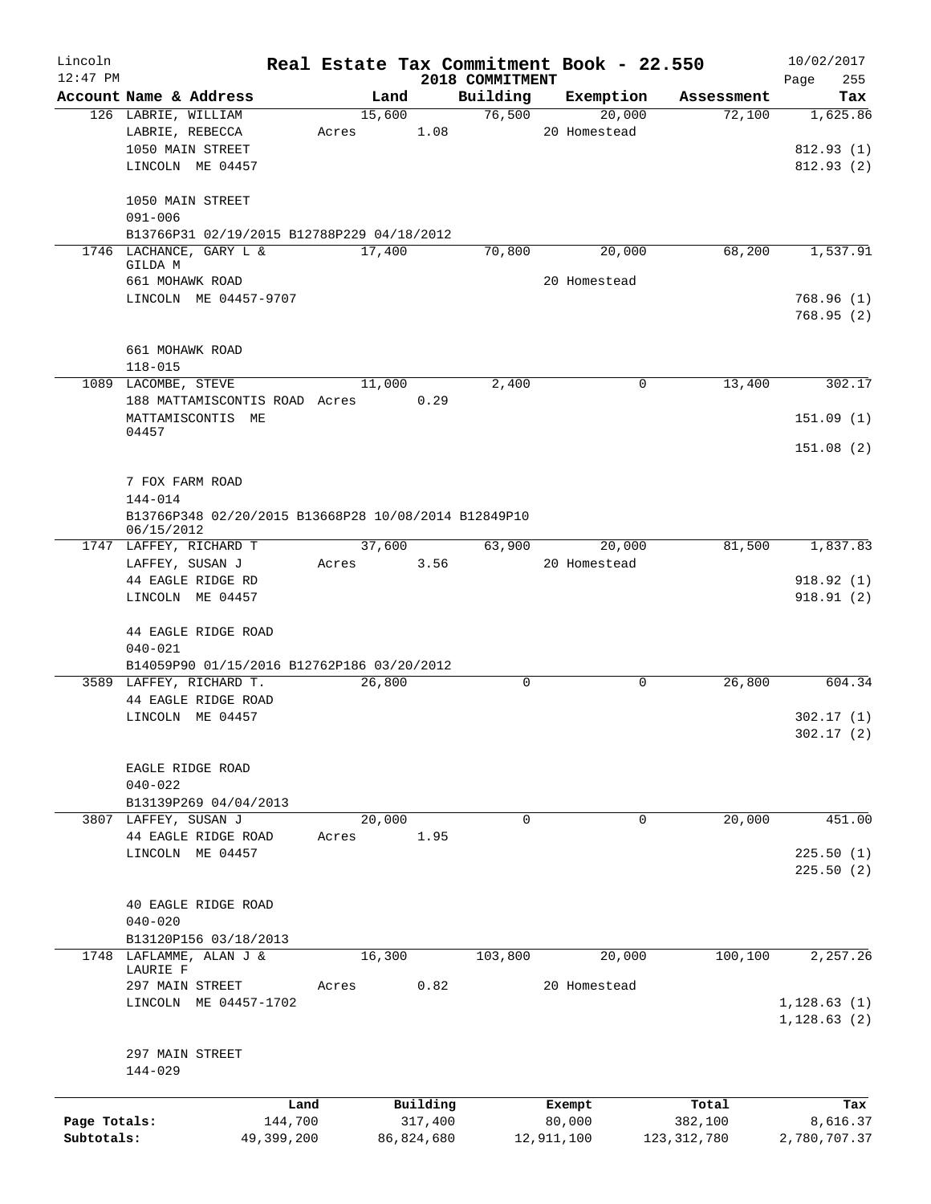Lincoln 12:47 PM

**Real Estate Tax Commitment Book - 22.550**

2018 COMMITMENT

10/02/2017

| Account Name & Address | Land | Building | Exemption | Assessment | Tax |
|---|---|---|---|---|---|
| 126 LABRIE, WILLIAM | 15,600 | 76,500 | 20,000 | 72,100 | 1,625.86 |
| LABRIE, REBECCA | Acres 1.08 | | 20 Homestead | | |
| 1050 MAIN STREET | | | | | 812.93 (1) |
| LINCOLN ME 04457 | | | | | 812.93 (2) |
| 1050 MAIN STREET | | | | | |
| 091-006 | | | | | |
| B13766P31 02/19/2015 B12788P229 04/18/2012 | | | | | |
| 1746 LACHANCE, GARY L & GILDA M | 17,400 | 70,800 | 20,000 | 68,200 | 1,537.91 |
| 661 MOHAWK ROAD | | | 20 Homestead | | |
| LINCOLN ME 04457-9707 | | | | | 768.96 (1) |
| | | | | | 768.95 (2) |
| 661 MOHAWK ROAD | | | | | |
| 118-015 | | | | | |
| 1089 LACOMBE, STEVE | 11,000 | 2,400 | 0 | 13,400 | 302.17 |
| 188 MATTAMISCONTIS ROAD | Acres 0.29 | | | | |
| MATTAMISCONTIS ME 04457 | | | | | 151.09 (1) |
| | | | | | 151.08 (2) |
| 7 FOX FARM ROAD | | | | | |
| 144-014 | | | | | |
| B13766P348 02/20/2015 B13668P28 10/08/2014 B12849P10 06/15/2012 | | | | | |
| 1747 LAFFEY, RICHARD T | 37,600 | 63,900 | 20,000 | 81,500 | 1,837.83 |
| LAFFEY, SUSAN J | Acres 3.56 | | 20 Homestead | | |
| 44 EAGLE RIDGE RD | | | | | 918.92 (1) |
| LINCOLN ME 04457 | | | | | 918.91 (2) |
| 44 EAGLE RIDGE ROAD | | | | | |
| 040-021 | | | | | |
| B14059P90 01/15/2016 B12762P186 03/20/2012 | | | | | |
| 3589 LAFFEY, RICHARD T. | 26,800 | 0 | 0 | 26,800 | 604.34 |
| 44 EAGLE RIDGE ROAD | | | | | |
| LINCOLN ME 04457 | | | | | 302.17 (1) |
| | | | | | 302.17 (2) |
| EAGLE RIDGE ROAD | | | | | |
| 040-022 | | | | | |
| B13139P269 04/04/2013 | | | | | |
| 3807 LAFFEY, SUSAN J | 20,000 | 0 | 0 | 20,000 | 451.00 |
| 44 EAGLE RIDGE ROAD | Acres 1.95 | | | | |
| LINCOLN ME 04457 | | | | | 225.50 (1) |
| | | | | | 225.50 (2) |
| 40 EAGLE RIDGE ROAD | | | | | |
| 040-020 | | | | | |
| B13120P156 03/18/2013 | | | | | |
| 1748 LAFLAMME, ALAN J & LAURIE F | 16,300 | 103,800 | 20,000 | 100,100 | 2,257.26 |
| 297 MAIN STREET | Acres 0.82 | | 20 Homestead | | |
| LINCOLN ME 04457-1702 | | | | | 1,128.63 (1) |
| | | | | | 1,128.63 (2) |
| 297 MAIN STREET | | | | | |
| 144-029 | | | | | |

| | Land | Building | Exempt | Total | Tax |
|---|---|---|---|---|---|
| Page Totals: | 144,700 | 317,400 | 80,000 | 382,100 | 8,616.37 |
| Subtotals: | 49,399,200 | 86,824,680 | 12,911,100 | 123,312,780 | 2,780,707.37 |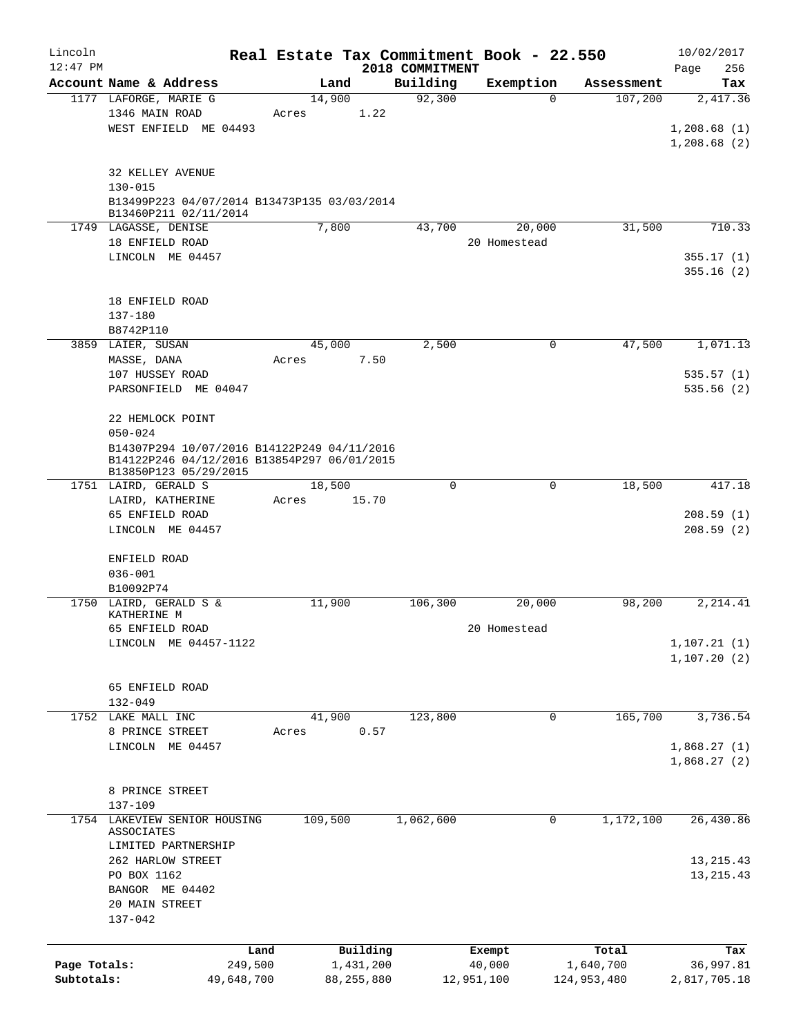# Real Estate Tax Commitment Book - 22.550

Lincoln 12:47 PM — 2018 COMMITMENT — 10/02/2017

| Account Name & Address | Land | Building | Exemption | Assessment | Tax |
|---|---|---|---|---|---|
| 1177 LAFORGE, MARIE G<br>1346 MAIN ROAD<br>WEST ENFIELD ME 04493<br><br>32 KELLEY AVENUE<br>130-015<br>B13499P223 04/07/2014 B13473P135 03/03/2014<br>B13460P211 02/11/2014 | 14,900<br>Acres 1.22 | 92,300 | 0 | 107,200 | 2,417.36<br><br>1,208.68 (1)<br>1,208.68 (2) |
| 1749 LAGASSE, DENISE<br>18 ENFIELD ROAD<br>LINCOLN ME 04457<br><br>18 ENFIELD ROAD<br>137-180<br>B8742P110 | 7,800 | 43,700 | 20,000<br>20 Homestead | 31,500 | 710.33<br><br>355.17 (1)<br>355.16 (2) |
| 3859 LAIER, SUSAN<br>MASSE, DANA<br>107 HUSSEY ROAD<br>PARSONFIELD ME 04047<br><br>22 HEMLOCK POINT<br>050-024<br>B14307P294 10/07/2016 B14122P249 04/11/2016<br>B14122P246 04/12/2016 B13854P297 06/01/2015<br>B13850P123 05/29/2015 | 45,000<br>Acres 7.50 | 2,500 | 0 | 47,500 | 1,071.13<br><br>535.57 (1)<br>535.56 (2) |
| 1751 LAIRD, GERALD S<br>LAIRD, KATHERINE<br>65 ENFIELD ROAD<br>LINCOLN ME 04457<br><br>ENFIELD ROAD<br>036-001<br>B10092P74 | 18,500<br>Acres 15.70 | 0 | 0 | 18,500 | 417.18<br><br>208.59 (1)<br>208.59 (2) |
| 1750 LAIRD, GERALD S & KATHERINE M<br>65 ENFIELD ROAD<br>LINCOLN ME 04457-1122<br><br>65 ENFIELD ROAD<br>132-049 | 11,900 | 106,300 | 20,000<br>20 Homestead | 98,200 | 2,214.41<br><br>1,107.21 (1)<br>1,107.20 (2) |
| 1752 LAKE MALL INC<br>8 PRINCE STREET<br>LINCOLN ME 04457<br><br>8 PRINCE STREET<br>137-109 | 41,900<br>Acres 0.57 | 123,800 | 0 | 165,700 | 3,736.54<br><br>1,868.27 (1)<br>1,868.27 (2) |
| 1754 LAKEVIEW SENIOR HOUSING ASSOCIATES<br>LIMITED PARTNERSHIP<br>262 HARLOW STREET<br>PO BOX 1162<br>BANGOR ME 04402<br>20 MAIN STREET<br>137-042 | 109,500 | 1,062,600 | 0 | 1,172,100 | 26,430.86<br><br>13,215.43<br>13,215.43 |

| | Land | Building | Exempt | Total | Tax |
|---|---|---|---|---|---|
| Page Totals: | 249,500 | 1,431,200 | 40,000 | 1,640,700 | 36,997.81 |
| Subtotals: | 49,648,700 | 88,255,880 | 12,951,100 | 124,953,480 | 2,817,705.18 |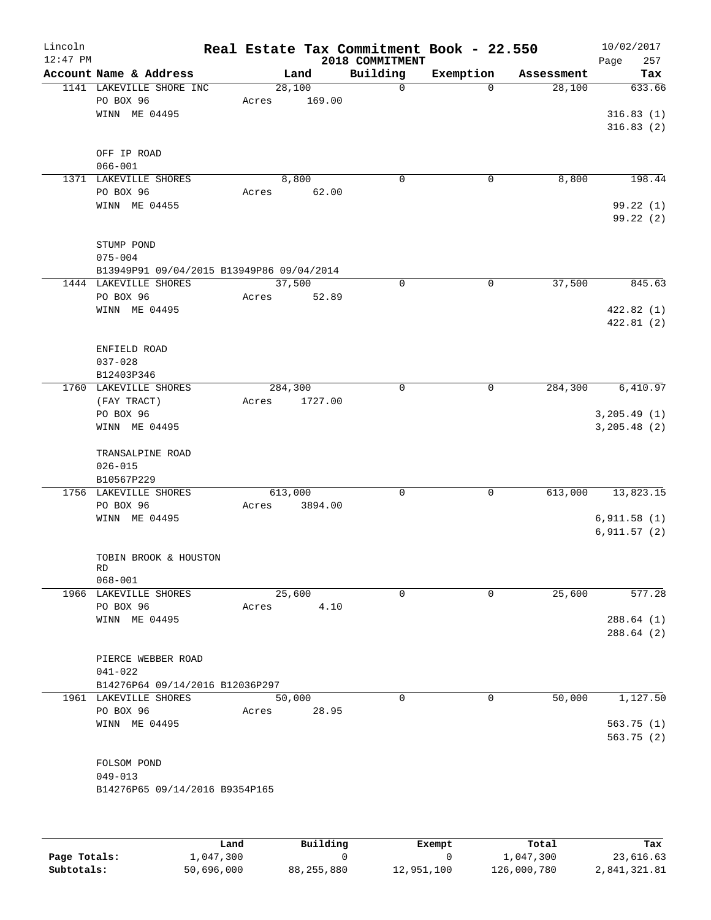Lincoln 12:47 PM

# Real Estate Tax Commitment Book - 22.550

2018 COMMITMENT

10/02/2017

| Account Name & Address | Land | Building | Exemption | Assessment | Tax |
|---|---|---|---|---|---|
| 1141 LAKEVILLE SHORE INC<br>PO BOX 96<br>WINN ME 04495<br><br>OFF IP ROAD<br>066-001 | 28,100<br>Acres 169.00 | 0 | 0 | 28,100 | 633.66<br><br>316.83 (1)<br>316.83 (2) |
| 1371 LAKEVILLE SHORES<br>PO BOX 96<br>WINN ME 04455<br><br>STUMP POND<br>075-004<br>B13949P91 09/04/2015 B13949P86 09/04/2014 | 8,800<br>Acres 62.00 | 0 | 0 | 8,800 | 198.44<br><br>99.22 (1)<br>99.22 (2) |
| 1444 LAKEVILLE SHORES<br>PO BOX 96<br>WINN ME 04495<br><br>ENFIELD ROAD<br>037-028<br>B12403P346 | 37,500<br>Acres 52.89 | 0 | 0 | 37,500 | 845.63<br><br>422.82 (1)<br>422.81 (2) |
| 1760 LAKEVILLE SHORES<br>(FAY TRACT)<br>PO BOX 96<br>WINN ME 04495<br><br>TRANSALPINE ROAD<br>026-015<br>B10567P229 | 284,300<br>Acres 1727.00 | 0 | 0 | 284,300 | 6,410.97<br><br>3,205.49 (1)<br>3,205.48 (2) |
| 1756 LAKEVILLE SHORES<br>PO BOX 96<br>WINN ME 04495<br><br>TOBIN BROOK & HOUSTON RD<br>068-001 | 613,000<br>Acres 3894.00 | 0 | 0 | 613,000 | 13,823.15<br><br>6,911.58 (1)<br>6,911.57 (2) |
| 1966 LAKEVILLE SHORES<br>PO BOX 96<br>WINN ME 04495<br><br>PIERCE WEBBER ROAD<br>041-022<br>B14276P64 09/14/2016 B12036P297 | 25,600<br>Acres 4.10 | 0 | 0 | 25,600 | 577.28<br><br>288.64 (1)<br>288.64 (2) |
| 1961 LAKEVILLE SHORES<br>PO BOX 96<br>WINN ME 04495<br><br>FOLSOM POND<br>049-013<br>B14276P65 09/14/2016 B9354P165 | 50,000<br>Acres 28.95 | 0 | 0 | 50,000 | 1,127.50<br><br>563.75 (1)<br>563.75 (2) |

| | Land | Building | Exempt | Total | Tax |
|---|---|---|---|---|---|
| Page Totals: | 1,047,300 | 0 | 0 | 1,047,300 | 23,616.63 |
| Subtotals: | 50,696,000 | 88,255,880 | 12,951,100 | 126,000,780 | 2,841,321.81 |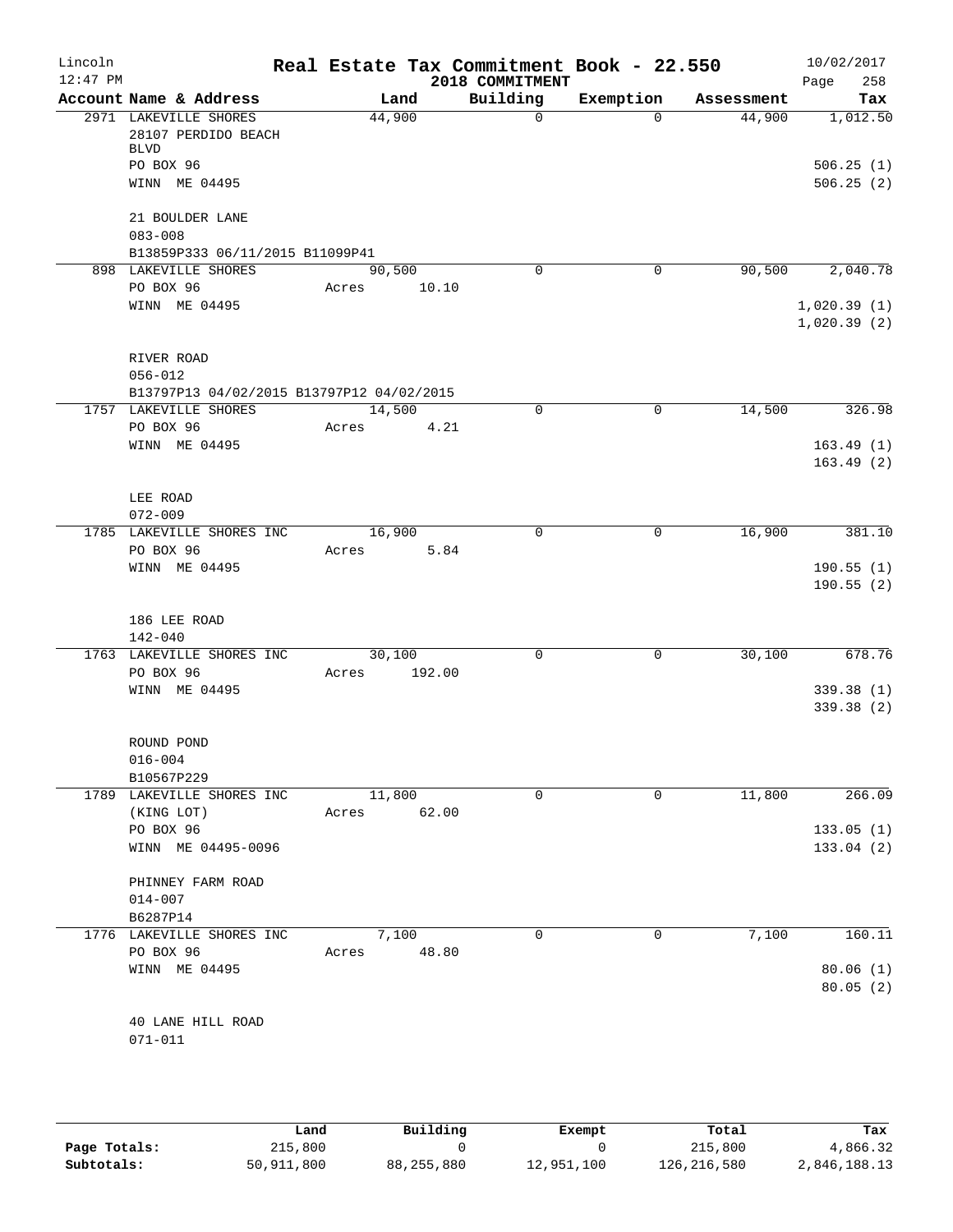Lincoln 12:47 PM

# Real Estate Tax Commitment Book - 22.550

2018 COMMITMENT

10/02/2017

| Account Name & Address | Land | Building | Exemption | Assessment | Tax |
|---|---|---|---|---|---|
| 2971 LAKEVILLE SHORES<br>28107 PERDIDO BEACH BLVD<br>PO BOX 96<br>WINN ME 04495<br><br>21 BOULDER LANE<br>083-008<br>B13859P333 06/11/2015 B11099P41 | 44,900 | 0 | 0 | 44,900 | 1,012.50<br><br>506.25 (1)<br>506.25 (2) |
| 898 LAKEVILLE SHORES<br>PO BOX 96<br>WINN ME 04495<br><br>RIVER ROAD<br>056-012<br>B13797P13 04/02/2015 B13797P12 04/02/2015 | 90,500<br>Acres 10.10 | 0 | 0 | 90,500 | 2,040.78<br><br>1,020.39 (1)<br>1,020.39 (2) |
| 1757 LAKEVILLE SHORES<br>PO BOX 96<br>WINN ME 04495<br><br>LEE ROAD<br>072-009 | 14,500<br>Acres 4.21 | 0 | 0 | 14,500 | 326.98<br><br>163.49 (1)<br>163.49 (2) |
| 1785 LAKEVILLE SHORES INC<br>PO BOX 96<br>WINN ME 04495<br><br>186 LEE ROAD<br>142-040 | 16,900<br>Acres 5.84 | 0 | 0 | 16,900 | 381.10<br><br>190.55 (1)<br>190.55 (2) |
| 1763 LAKEVILLE SHORES INC<br>PO BOX 96<br>WINN ME 04495<br><br>ROUND POND<br>016-004<br>B10567P229 | 30,100<br>Acres 192.00 | 0 | 0 | 30,100 | 678.76<br><br>339.38 (1)<br>339.38 (2) |
| 1789 LAKEVILLE SHORES INC<br>(KING LOT)<br>PO BOX 96<br>WINN ME 04495-0096<br><br>PHINNEY FARM ROAD<br>014-007<br>B6287P14 | 11,800<br>Acres 62.00 | 0 | 0 | 11,800 | 266.09<br><br>133.05 (1)<br>133.04 (2) |
| 1776 LAKEVILLE SHORES INC<br>PO BOX 96<br>WINN ME 04495<br><br>40 LANE HILL ROAD<br>071-011 | 7,100<br>Acres 48.80 | 0 | 0 | 7,100 | 160.11<br><br>80.06 (1)<br>80.05 (2) |

| | Land | Building | Exempt | Total | Tax |
|---|---|---|---|---|---|
| Page Totals: | 215,800 | 0 | 0 | 215,800 | 4,866.32 |
| Subtotals: | 50,911,800 | 88,255,880 | 12,951,100 | 126,216,580 | 2,846,188.13 |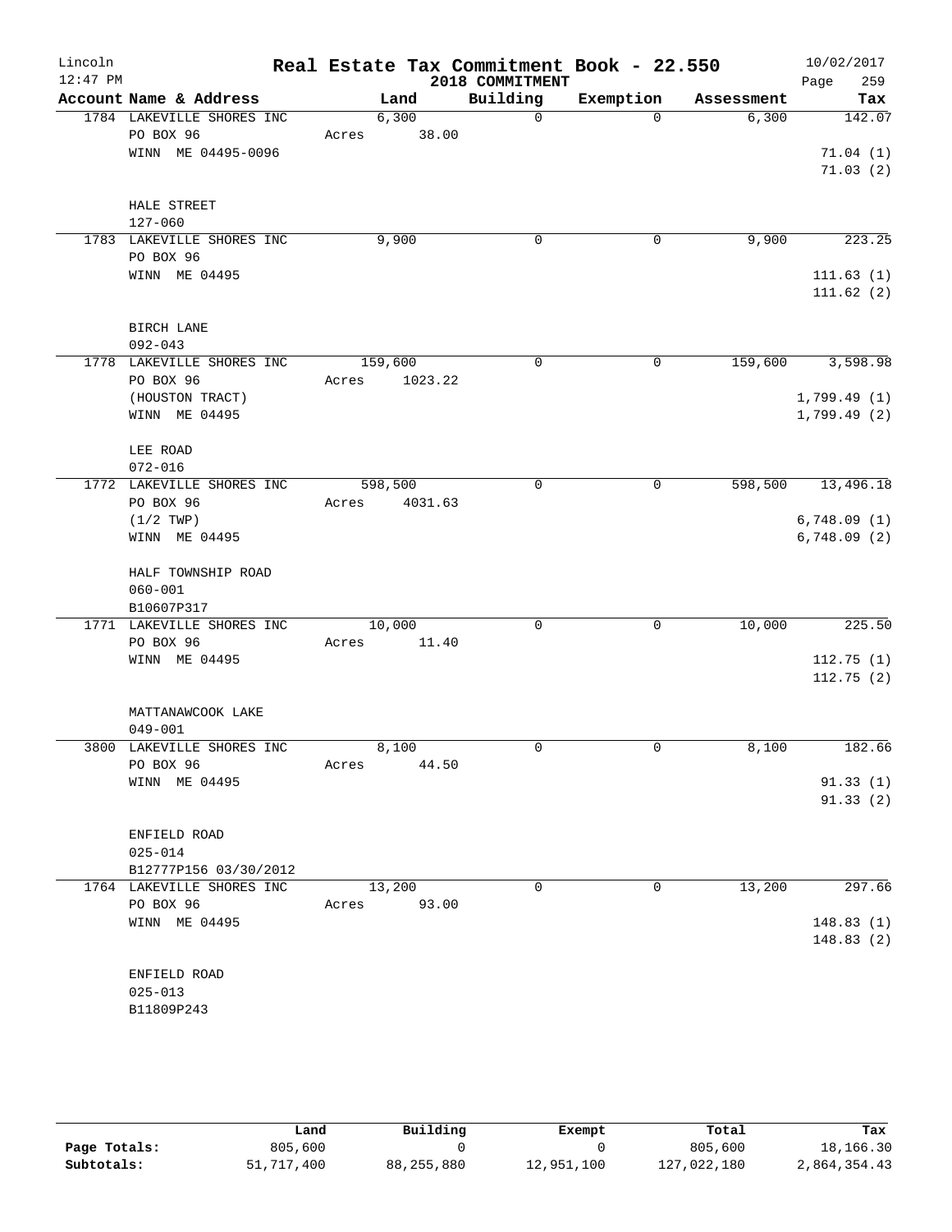# Lincoln — Real Estate Tax Commitment Book - 22.550

2018 COMMITMENT

12:47 PM — 10/02/2017

| Account | Name & Address | Land | Building | Exemption | Assessment | Tax |
|---|---|---|---|---|---|---|
| 1784 | LAKEVILLE SHORES INC<br>PO BOX 96<br>WINN ME 04495-0096<br><br>HALE STREET<br>127-060 | 6,300<br>Acres 38.00 | 0 | 0 | 6,300 | 142.07<br>71.04 (1)<br>71.03 (2) |
| 1783 | LAKEVILLE SHORES INC<br>PO BOX 96<br>WINN ME 04495<br><br>BIRCH LANE<br>092-043 | 9,900 | 0 | 0 | 9,900 | 223.25<br>111.63 (1)<br>111.62 (2) |
| 1778 | LAKEVILLE SHORES INC<br>PO BOX 96<br>(HOUSTON TRACT)<br>WINN ME 04495<br><br>LEE ROAD<br>072-016 | 159,600<br>Acres 1023.22 | 0 | 0 | 159,600 | 3,598.98<br>1,799.49 (1)<br>1,799.49 (2) |
| 1772 | LAKEVILLE SHORES INC<br>PO BOX 96<br>(1/2 TWP)<br>WINN ME 04495<br><br>HALF TOWNSHIP ROAD<br>060-001<br>B10607P317 | 598,500<br>Acres 4031.63 | 0 | 0 | 598,500 | 13,496.18<br>6,748.09 (1)<br>6,748.09 (2) |
| 1771 | LAKEVILLE SHORES INC<br>PO BOX 96<br>WINN ME 04495<br><br>MATTANAWCOOK LAKE<br>049-001 | 10,000<br>Acres 11.40 | 0 | 0 | 10,000 | 225.50<br>112.75 (1)<br>112.75 (2) |
| 3800 | LAKEVILLE SHORES INC<br>PO BOX 96<br>WINN ME 04495<br><br>ENFIELD ROAD<br>025-014<br>B12777P156 03/30/2012 | 8,100<br>Acres 44.50 | 0 | 0 | 8,100 | 182.66<br>91.33 (1)<br>91.33 (2) |
| 1764 | LAKEVILLE SHORES INC<br>PO BOX 96<br>WINN ME 04495<br><br>ENFIELD ROAD<br>025-013<br>B11809P243 | 13,200<br>Acres 93.00 | 0 | 0 | 13,200 | 297.66<br>148.83 (1)<br>148.83 (2) |

| | Land | Building | Exempt | Total | Tax |
|---|---|---|---|---|---|
| Page Totals: | 805,600 | 0 | 0 | 805,600 | 18,166.30 |
| Subtotals: | 51,717,400 | 88,255,880 | 12,951,100 | 127,022,180 | 2,864,354.43 |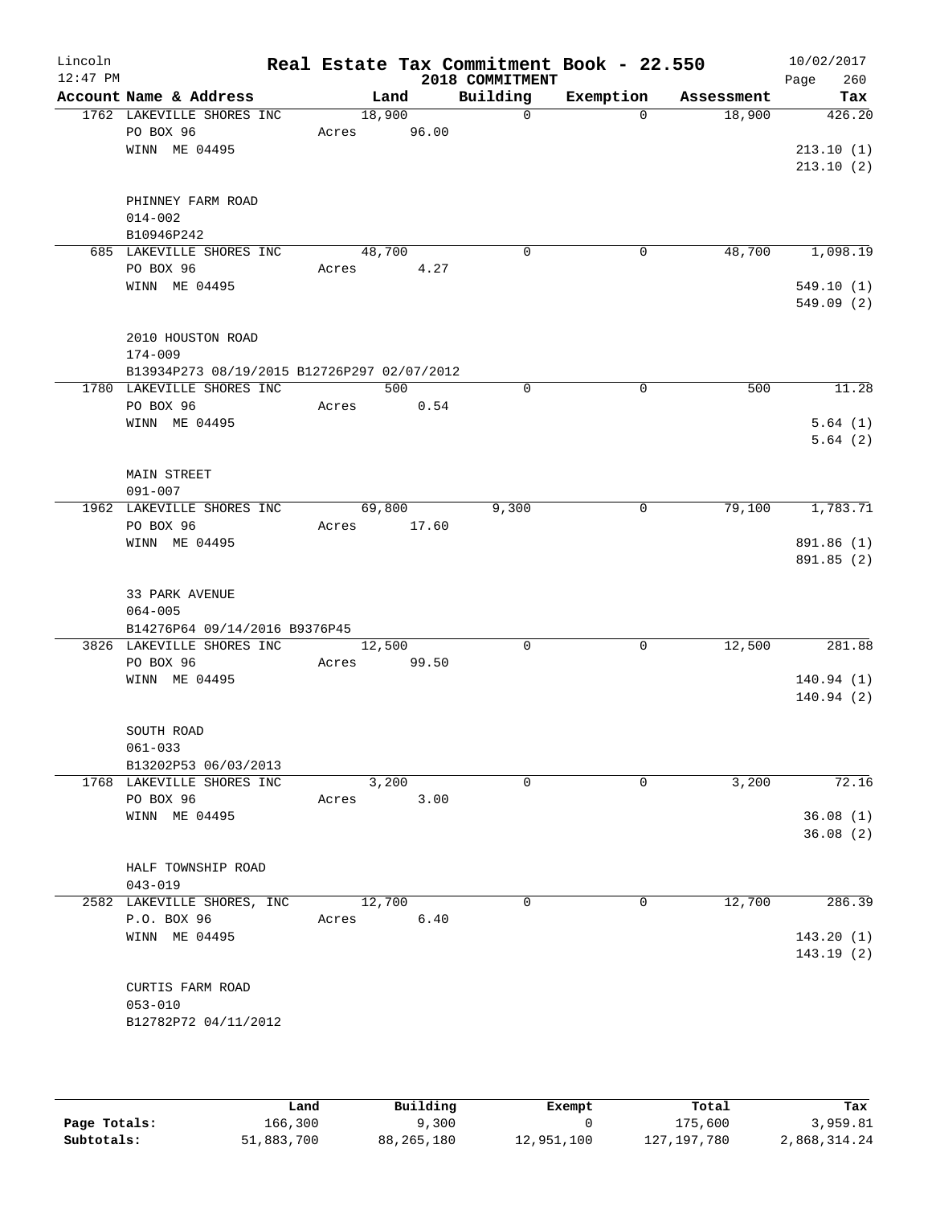# Real Estate Tax Commitment Book - 22.550

Lincoln 12:47 PM — 2018 COMMITMENT — 10/02/2017

| Account Name & Address | Land | Building | Exemption | Assessment | Tax |
|---|---|---|---|---|---|
| 1762 LAKEVILLE SHORES INC<br>PO BOX 96<br>WINN ME 04495<br><br>PHINNEY FARM ROAD<br>014-002<br>B10946P242 | 18,900<br>Acres 96.00 | 0 | 0 | 18,900 | 426.20<br><br>213.10 (1)<br>213.10 (2) |
| 685 LAKEVILLE SHORES INC<br>PO BOX 96<br>WINN ME 04495<br><br>2010 HOUSTON ROAD<br>174-009<br>B13934P273 08/19/2015 B12726P297 02/07/2012 | 48,700<br>Acres 4.27 | 0 | 0 | 48,700 | 1,098.19<br><br>549.10 (1)<br>549.09 (2) |
| 1780 LAKEVILLE SHORES INC<br>PO BOX 96<br>WINN ME 04495<br><br>MAIN STREET<br>091-007 | 500<br>Acres 0.54 | 0 | 0 | 500 | 11.28<br><br>5.64 (1)<br>5.64 (2) |
| 1962 LAKEVILLE SHORES INC<br>PO BOX 96<br>WINN ME 04495<br><br>33 PARK AVENUE<br>064-005<br>B14276P64 09/14/2016 B9376P45 | 69,800<br>Acres 17.60 | 9,300 | 0 | 79,100 | 1,783.71<br><br>891.86 (1)<br>891.85 (2) |
| 3826 LAKEVILLE SHORES INC<br>PO BOX 96<br>WINN ME 04495<br><br>SOUTH ROAD<br>061-033<br>B13202P53 06/03/2013 | 12,500<br>Acres 99.50 | 0 | 0 | 12,500 | 281.88<br><br>140.94 (1)<br>140.94 (2) |
| 1768 LAKEVILLE SHORES INC<br>PO BOX 96<br>WINN ME 04495<br><br>HALF TOWNSHIP ROAD<br>043-019 | 3,200<br>Acres 3.00 | 0 | 0 | 3,200 | 72.16<br><br>36.08 (1)<br>36.08 (2) |
| 2582 LAKEVILLE SHORES, INC<br>P.O. BOX 96<br>WINN ME 04495<br><br>CURTIS FARM ROAD<br>053-010<br>B12782P72 04/11/2012 | 12,700<br>Acres 6.40 | 0 | 0 | 12,700 | 286.39<br><br>143.20 (1)<br>143.19 (2) |

| | Land | Building | Exempt | Total | Tax |
|---|---|---|---|---|---|
| Page Totals: | 166,300 | 9,300 | 0 | 175,600 | 3,959.81 |
| Subtotals: | 51,883,700 | 88,265,180 | 12,951,100 | 127,197,780 | 2,868,314.24 |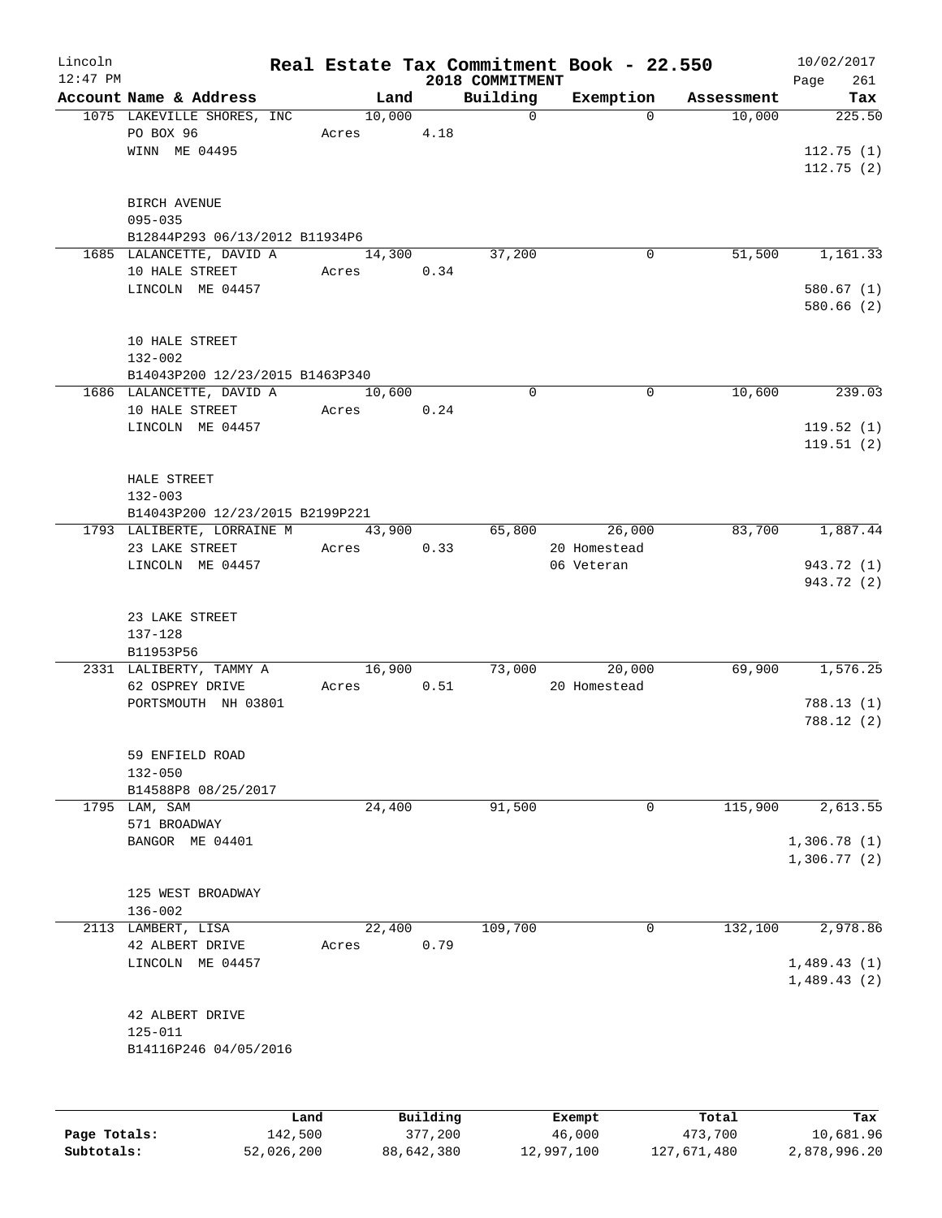# Real Estate Tax Commitment Book - 22.550

Lincoln
12:47 PM

2018 COMMITMENT

10/02/2017

| Account Name & Address | Land | Building | Exemption | Assessment | Tax |
|---|---|---|---|---|---|
| 1075 LAKEVILLE SHORES, INC | 10,000 | 0 | 0 | 10,000 | 225.50 |
| PO BOX 96 | Acres 4.18 | | | | |
| WINN ME 04495 | | | | | 112.75 (1) |
| | | | | | 112.75 (2) |
| BIRCH AVENUE | | | | | |
| 095-035 | | | | | |
| B12844P293 06/13/2012 B11934P6 | | | | | |
| 1685 LALANCETTE, DAVID A | 14,300 | 37,200 | 0 | 51,500 | 1,161.33 |
| 10 HALE STREET | Acres 0.34 | | | | |
| LINCOLN ME 04457 | | | | | 580.67 (1) |
| | | | | | 580.66 (2) |
| 10 HALE STREET | | | | | |
| 132-002 | | | | | |
| B14043P200 12/23/2015 B1463P340 | | | | | |
| 1686 LALANCETTE, DAVID A | 10,600 | 0 | 0 | 10,600 | 239.03 |
| 10 HALE STREET | Acres 0.24 | | | | |
| LINCOLN ME 04457 | | | | | 119.52 (1) |
| | | | | | 119.51 (2) |
| HALE STREET | | | | | |
| 132-003 | | | | | |
| B14043P200 12/23/2015 B2199P221 | | | | | |
| 1793 LALIBERTE, LORRAINE M | 43,900 | 65,800 | 26,000 | 83,700 | 1,887.44 |
| 23 LAKE STREET | Acres 0.33 | | 20 Homestead | | |
| LINCOLN ME 04457 | | | 06 Veteran | | 943.72 (1) |
| | | | | | 943.72 (2) |
| 23 LAKE STREET | | | | | |
| 137-128 | | | | | |
| B11953P56 | | | | | |
| 2331 LALIBERTY, TAMMY A | 16,900 | 73,000 | 20,000 | 69,900 | 1,576.25 |
| 62 OSPREY DRIVE | Acres 0.51 | | 20 Homestead | | |
| PORTSMOUTH NH 03801 | | | | | 788.13 (1) |
| | | | | | 788.12 (2) |
| 59 ENFIELD ROAD | | | | | |
| 132-050 | | | | | |
| B14588P8 08/25/2017 | | | | | |
| 1795 LAM, SAM | 24,400 | 91,500 | 0 | 115,900 | 2,613.55 |
| 571 BROADWAY | | | | | |
| BANGOR ME 04401 | | | | | 1,306.78 (1) |
| | | | | | 1,306.77 (2) |
| 125 WEST BROADWAY | | | | | |
| 136-002 | | | | | |
| 2113 LAMBERT, LISA | 22,400 | 109,700 | 0 | 132,100 | 2,978.86 |
| 42 ALBERT DRIVE | Acres 0.79 | | | | |
| LINCOLN ME 04457 | | | | | 1,489.43 (1) |
| | | | | | 1,489.43 (2) |
| 42 ALBERT DRIVE | | | | | |
| 125-011 | | | | | |
| B14116P246 04/05/2016 | | | | | |

| | Land | Building | Exempt | Total | Tax |
|---|---|---|---|---|---|
| Page Totals: | 142,500 | 377,200 | 46,000 | 473,700 | 10,681.96 |
| Subtotals: | 52,026,200 | 88,642,380 | 12,997,100 | 127,671,480 | 2,878,996.20 |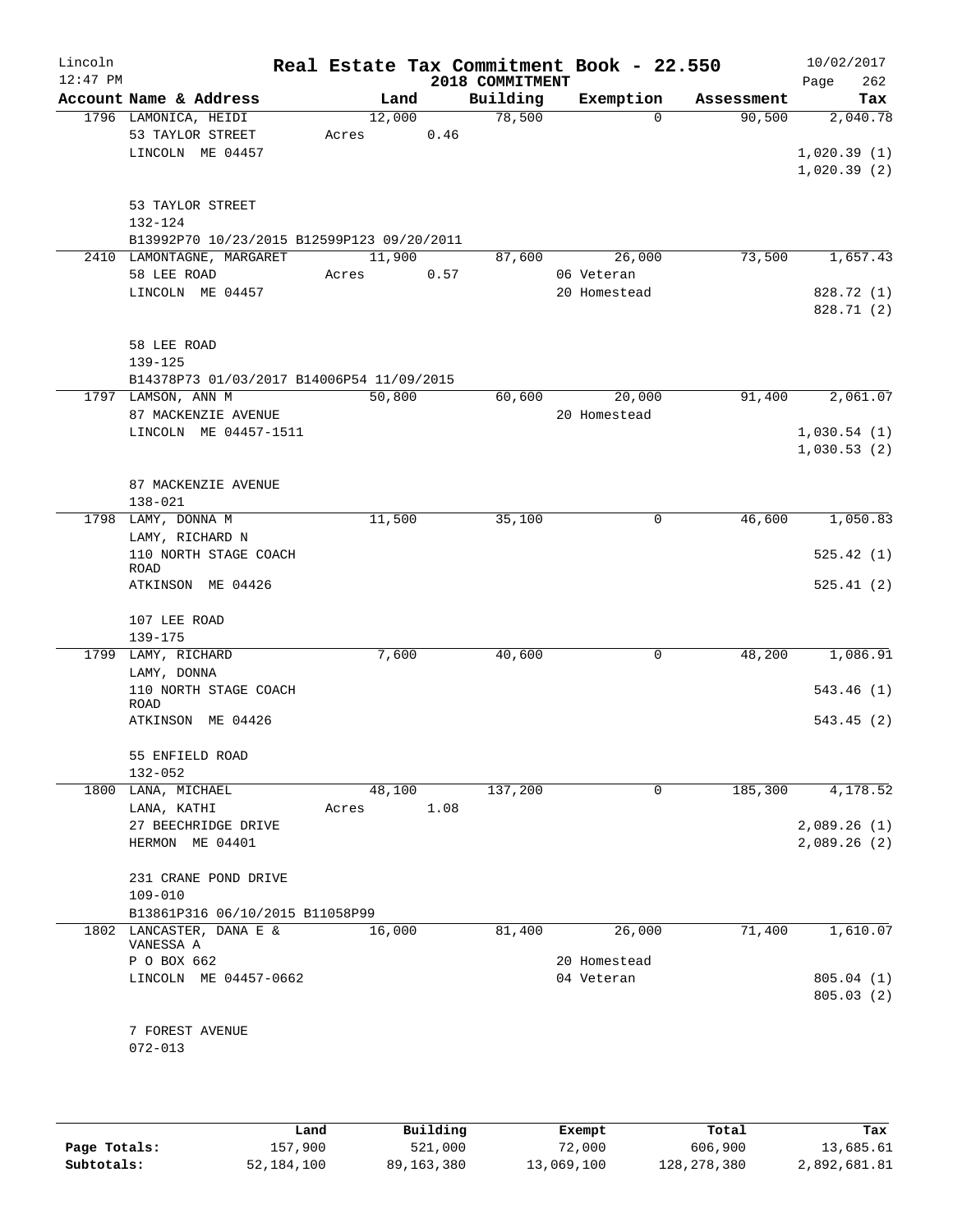Lincoln 12:47 PM

# Real Estate Tax Commitment Book - 22.550

2018 COMMITMENT

10/02/2017

| Account Name & Address | Land | Building | Exemption | Assessment | Tax |
|---|---|---|---|---|---|
| 1796 LAMONICA, HEIDI<br>53 TAYLOR STREET<br>LINCOLN ME 04457<br><br>53 TAYLOR STREET<br>132-124<br>B13992P70 10/23/2015 B12599P123 09/20/2011 | 12,000<br>Acres 0.46 | 78,500 | 0 | 90,500 | 2,040.78<br><br>1,020.39 (1)<br>1,020.39 (2) |
| 2410 LAMONTAGNE, MARGARET<br>58 LEE ROAD<br>LINCOLN ME 04457<br><br>58 LEE ROAD<br>139-125<br>B14378P73 01/03/2017 B14006P54 11/09/2015 | 11,900<br>Acres 0.57 | 87,600 | 26,000<br>06 Veteran<br>20 Homestead | 73,500 | 1,657.43<br><br>828.72 (1)<br>828.71 (2) |
| 1797 LAMSON, ANN M<br>87 MACKENZIE AVENUE<br>LINCOLN ME 04457-1511<br><br>87 MACKENZIE AVENUE<br>138-021 | 50,800 | 60,600 | 20,000<br>20 Homestead | 91,400 | 2,061.07<br><br>1,030.54 (1)<br>1,030.53 (2) |
| 1798 LAMY, DONNA M<br>LAMY, RICHARD N<br>110 NORTH STAGE COACH ROAD<br>ATKINSON ME 04426<br><br>107 LEE ROAD<br>139-175 | 11,500 | 35,100 | 0 | 46,600 | 1,050.83<br><br>525.42 (1)<br>525.41 (2) |
| 1799 LAMY, RICHARD<br>LAMY, DONNA<br>110 NORTH STAGE COACH ROAD<br>ATKINSON ME 04426<br><br>55 ENFIELD ROAD<br>132-052 | 7,600 | 40,600 | 0 | 48,200 | 1,086.91<br><br>543.46 (1)<br>543.45 (2) |
| 1800 LANA, MICHAEL<br>LANA, KATHI<br>27 BEECHRIDGE DRIVE<br>HERMON ME 04401<br><br>231 CRANE POND DRIVE<br>109-010<br>B13861P316 06/10/2015 B11058P99 | 48,100<br>Acres 1.08 | 137,200 | 0 | 185,300 | 4,178.52<br><br>2,089.26 (1)<br>2,089.26 (2) |
| 1802 LANCASTER, DANA E & VANESSA A<br>P O BOX 662<br>LINCOLN ME 04457-0662<br><br>7 FOREST AVENUE<br>072-013 | 16,000 | 81,400 | 26,000<br>20 Homestead<br>04 Veteran | 71,400 | 1,610.07<br><br>805.04 (1)<br>805.03 (2) |

| | Land | Building | Exempt | Total | Tax |
|---|---|---|---|---|---|
| Page Totals: | 157,900 | 521,000 | 72,000 | 606,900 | 13,685.61 |
| Subtotals: | 52,184,100 | 89,163,380 | 13,069,100 | 128,278,380 | 2,892,681.81 |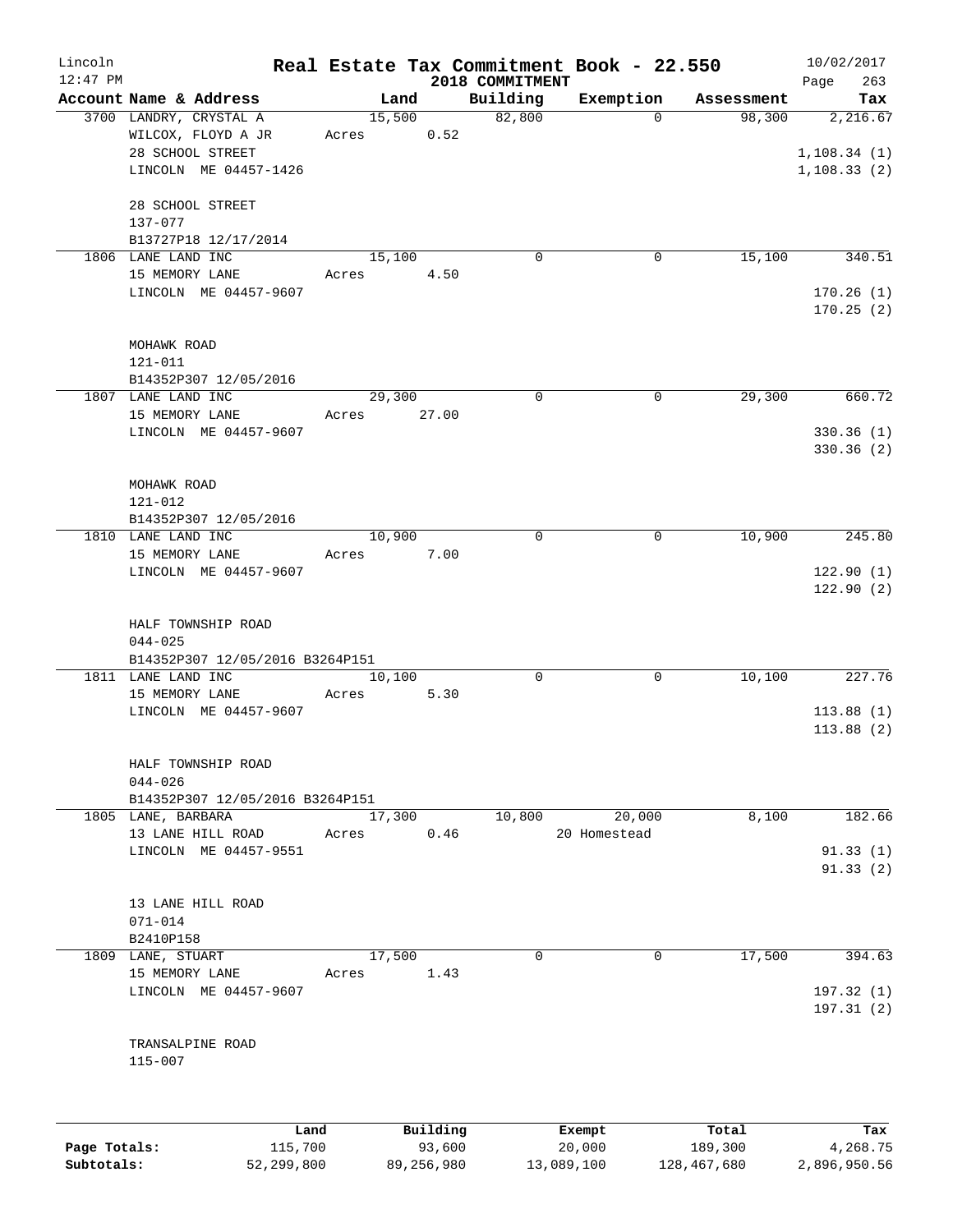# Real Estate Tax Commitment Book - 22.550

Lincoln 12:47 PM — 2018 COMMITMENT — 10/02/2017

| Account Name & Address | Land | Building | Exemption | Assessment | Tax |
|---|---|---|---|---|---|
| 3700 LANDRY, CRYSTAL A<br>WILCOX, FLOYD A JR<br>28 SCHOOL STREET<br>LINCOLN ME 04457-1426<br><br>28 SCHOOL STREET<br>137-077<br>B13727P18 12/17/2014 | 15,500<br>Acres 0.52 | 82,800 | 0 | 98,300 | 2,216.67<br>1,108.34 (1)<br>1,108.33 (2) |
| 1806 LANE LAND INC<br>15 MEMORY LANE<br>LINCOLN ME 04457-9607<br><br>MOHAWK ROAD<br>121-011<br>B14352P307 12/05/2016 | 15,100<br>Acres 4.50 | 0 | 0 | 15,100 | 340.51<br>170.26 (1)<br>170.25 (2) |
| 1807 LANE LAND INC<br>15 MEMORY LANE<br>LINCOLN ME 04457-9607<br><br>MOHAWK ROAD<br>121-012<br>B14352P307 12/05/2016 | 29,300<br>Acres 27.00 | 0 | 0 | 29,300 | 660.72<br>330.36 (1)<br>330.36 (2) |
| 1810 LANE LAND INC<br>15 MEMORY LANE<br>LINCOLN ME 04457-9607<br><br>HALF TOWNSHIP ROAD<br>044-025<br>B14352P307 12/05/2016 B3264P151 | 10,900<br>Acres 7.00 | 0 | 0 | 10,900 | 245.80<br>122.90 (1)<br>122.90 (2) |
| 1811 LANE LAND INC<br>15 MEMORY LANE<br>LINCOLN ME 04457-9607<br><br>HALF TOWNSHIP ROAD<br>044-026<br>B14352P307 12/05/2016 B3264P151 | 10,100<br>Acres 5.30 | 0 | 0 | 10,100 | 227.76<br>113.88 (1)<br>113.88 (2) |
| 1805 LANE, BARBARA<br>13 LANE HILL ROAD<br>LINCOLN ME 04457-9551<br><br>13 LANE HILL ROAD<br>071-014<br>B2410P158 | 17,300<br>Acres 0.46 | 10,800 | 20,000<br>20 Homestead | 8,100 | 182.66<br>91.33 (1)<br>91.33 (2) |
| 1809 LANE, STUART<br>15 MEMORY LANE<br>LINCOLN ME 04457-9607<br><br>TRANSALPINE ROAD<br>115-007 | 17,500<br>Acres 1.43 | 0 | 0 | 17,500 | 394.63<br>197.32 (1)<br>197.31 (2) |

| | Land | Building | Exempt | Total | Tax |
|---|---|---|---|---|---|
| Page Totals: | 115,700 | 93,600 | 20,000 | 189,300 | 4,268.75 |
| Subtotals: | 52,299,800 | 89,256,980 | 13,089,100 | 128,467,680 | 2,896,950.56 |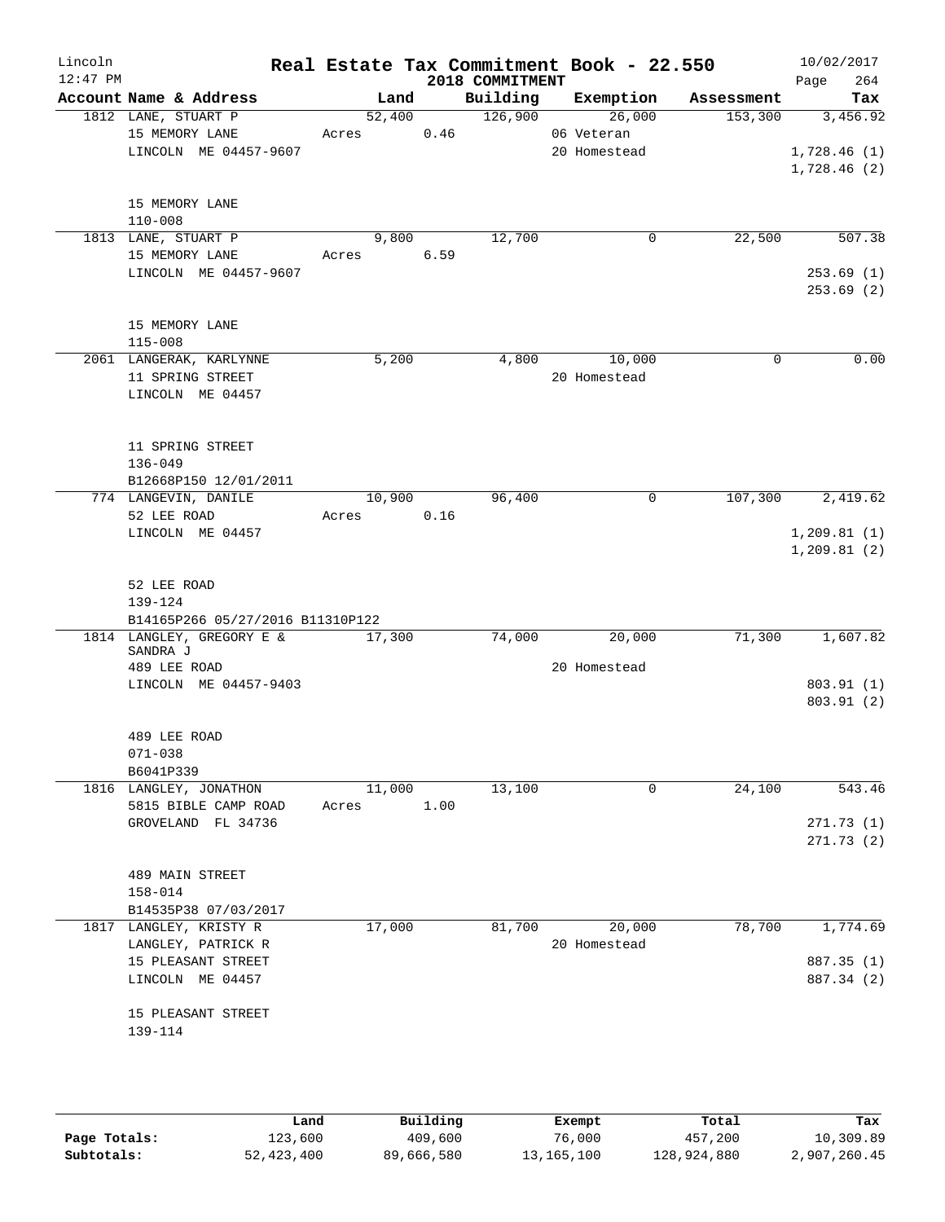# Real Estate Tax Commitment Book - 22.550

Lincoln 12:47 PM — 2018 COMMITMENT — 10/02/2017

| Account | Name & Address | Land | Building | Exemption | Assessment | Tax |
|---|---|---|---|---|---|---|
| 1812 | LANE, STUART P<br>15 MEMORY LANE<br>LINCOLN ME 04457-9607<br><br>15 MEMORY LANE<br>110-008 | 52,400<br>Acres 0.46 | 126,900 | 26,000<br>06 Veteran<br>20 Homestead | 153,300 | 3,456.92<br><br>1,728.46 (1)<br>1,728.46 (2) |
| 1813 | LANE, STUART P<br>15 MEMORY LANE<br>LINCOLN ME 04457-9607<br><br>15 MEMORY LANE<br>115-008 | 9,800<br>Acres 6.59 | 12,700 | 0 | 22,500 | 507.38<br><br>253.69 (1)<br>253.69 (2) |
| 2061 | LANGERAK, KARLYNNE<br>11 SPRING STREET<br>LINCOLN ME 04457<br><br>11 SPRING STREET<br>136-049<br>B12668P150 12/01/2011 | 5,200 | 4,800 | 10,000<br>20 Homestead | 0 | 0.00 |
| 774 | LANGEVIN, DANILE<br>52 LEE ROAD<br>LINCOLN ME 04457<br><br>52 LEE ROAD<br>139-124<br>B14165P266 05/27/2016 B11310P122 | 10,900<br>Acres 0.16 | 96,400 | 0 | 107,300 | 2,419.62<br><br>1,209.81 (1)<br>1,209.81 (2) |
| 1814 | LANGLEY, GREGORY E &<br>SANDRA J<br>489 LEE ROAD<br>LINCOLN ME 04457-9403<br><br>489 LEE ROAD<br>071-038<br>B6041P339 | 17,300 | 74,000 | 20,000<br>20 Homestead | 71,300 | 1,607.82<br><br>803.91 (1)<br>803.91 (2) |
| 1816 | LANGLEY, JONATHON<br>5815 BIBLE CAMP ROAD<br>GROVELAND FL 34736<br><br>489 MAIN STREET<br>158-014<br>B14535P38 07/03/2017 | 11,000<br>Acres 1.00 | 13,100 | 0 | 24,100 | 543.46<br><br>271.73 (1)<br>271.73 (2) |
| 1817 | LANGLEY, KRISTY R<br>LANGLEY, PATRICK R<br>15 PLEASANT STREET<br>LINCOLN ME 04457<br><br>15 PLEASANT STREET<br>139-114 | 17,000 | 81,700 | 20,000<br>20 Homestead | 78,700 | 1,774.69<br><br>887.35 (1)<br>887.34 (2) |

| | Land | Building | Exempt | Total | Tax |
|---|---|---|---|---|---|
| Page Totals: | 123,600 | 409,600 | 76,000 | 457,200 | 10,309.89 |
| Subtotals: | 52,423,400 | 89,666,580 | 13,165,100 | 128,924,880 | 2,907,260.45 |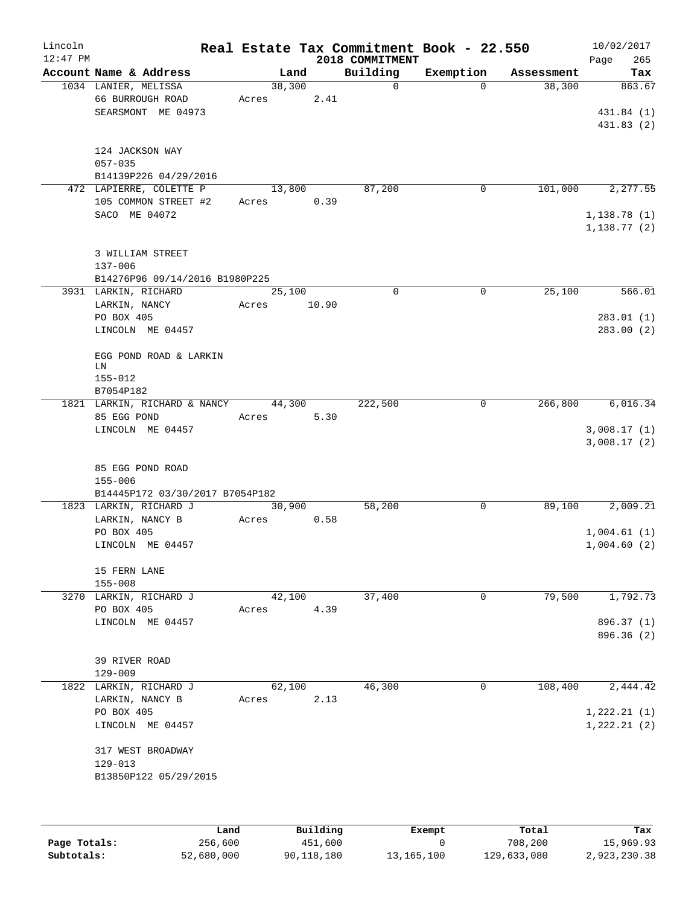# Real Estate Tax Commitment Book - 22.550

Lincoln 12:47 PM — 2018 COMMITMENT — 10/02/2017

| Account Name & Address | Land | Building | Exemption | Assessment | Tax |
|---|---|---|---|---|---|
| 1034 LANIER, MELISSA<br>66 BURROUGH ROAD<br>SEARSMONT ME 04973<br><br>124 JACKSON WAY<br>057-035<br>B14139P226 04/29/2016 | 38,300<br>Acres 2.41 | 0 | 0 | 38,300 | 863.67<br><br>431.84 (1)<br>431.83 (2) |
| 472 LAPIERRE, COLETTE P<br>105 COMMON STREET #2<br>SACO ME 04072<br><br>3 WILLIAM STREET<br>137-006<br>B14276P96 09/14/2016 B1980P225 | 13,800<br>Acres 0.39 | 87,200 | 0 | 101,000 | 2,277.55<br><br>1,138.78 (1)<br>1,138.77 (2) |
| 3931 LARKIN, RICHARD<br>LARKIN, NANCY<br>PO BOX 405<br>LINCOLN ME 04457<br><br>EGG POND ROAD & LARKIN LN<br>155-012<br>B7054P182 | 25,100<br>Acres 10.90 | 0 | 0 | 25,100 | 566.01<br><br>283.01 (1)<br>283.00 (2) |
| 1821 LARKIN, RICHARD & NANCY<br>85 EGG POND<br>LINCOLN ME 04457<br><br>85 EGG POND ROAD<br>155-006<br>B14445P172 03/30/2017 B7054P182 | 44,300<br>Acres 5.30 | 222,500 | 0 | 266,800 | 6,016.34<br><br>3,008.17 (1)<br>3,008.17 (2) |
| 1823 LARKIN, RICHARD J<br>LARKIN, NANCY B<br>PO BOX 405<br>LINCOLN ME 04457<br><br>15 FERN LANE<br>155-008 | 30,900<br>Acres 0.58 | 58,200 | 0 | 89,100 | 2,009.21<br><br>1,004.61 (1)<br>1,004.60 (2) |
| 3270 LARKIN, RICHARD J<br>PO BOX 405<br>LINCOLN ME 04457<br><br>39 RIVER ROAD<br>129-009 | 42,100<br>Acres 4.39 | 37,400 | 0 | 79,500 | 1,792.73<br><br>896.37 (1)<br>896.36 (2) |
| 1822 LARKIN, RICHARD J<br>LARKIN, NANCY B<br>PO BOX 405<br>LINCOLN ME 04457<br><br>317 WEST BROADWAY<br>129-013<br>B13850P122 05/29/2015 | 62,100<br>Acres 2.13 | 46,300 | 0 | 108,400 | 2,444.42<br><br>1,222.21 (1)<br>1,222.21 (2) |

| | Land | Building | Exempt | Total | Tax |
|---|---|---|---|---|---|
| Page Totals: | 256,600 | 451,600 | 0 | 708,200 | 15,969.93 |
| Subtotals: | 52,680,000 | 90,118,180 | 13,165,100 | 129,633,080 | 2,923,230.38 |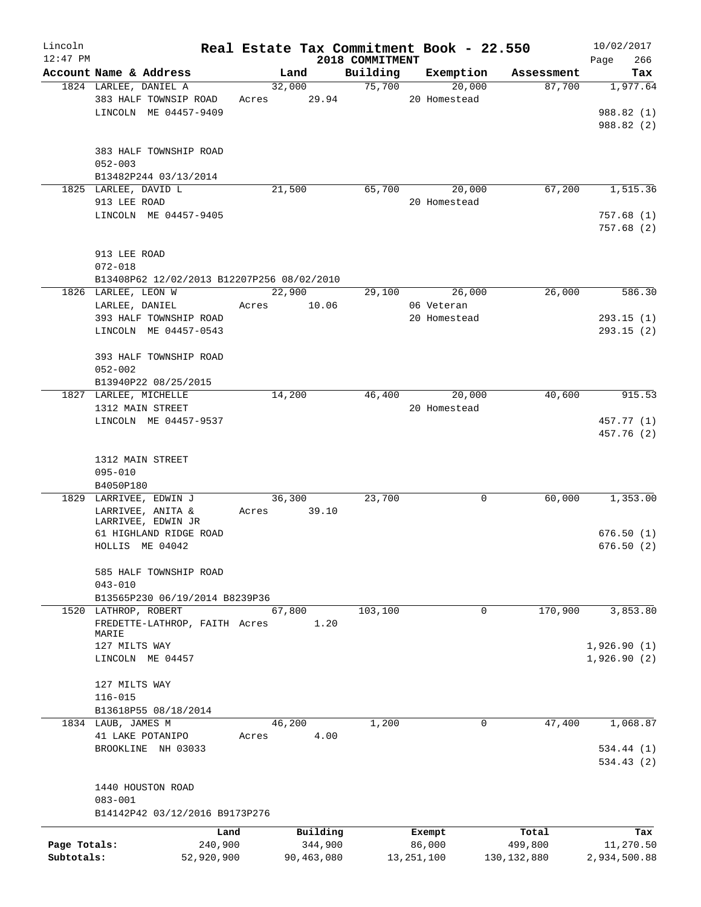# Real Estate Tax Commitment Book - 22.550

Lincoln 12:47 PM — 2018 COMMITMENT — 10/02/2017

| Account Name & Address | Land | Building | Exemption | Assessment | Tax |
|---|---|---|---|---|---|
| 1824 LARLEE, DANIEL A<br>383 HALF TOWNSIP ROAD<br>LINCOLN ME 04457-9409<br><br>383 HALF TOWNSHIP ROAD<br>052-003<br>B13482P244 03/13/2014 | 32,000<br>Acres 29.94 | 75,700 | 20,000<br>20 Homestead | 87,700 | 1,977.64<br><br>988.82 (1)<br>988.82 (2) |
| 1825 LARLEE, DAVID L<br>913 LEE ROAD<br>LINCOLN ME 04457-9405<br><br>913 LEE ROAD<br>072-018<br>B13408P62 12/02/2013 B12207P256 08/02/2010 | 21,500 | 65,700 | 20,000<br>20 Homestead | 67,200 | 1,515.36<br><br>757.68 (1)<br>757.68 (2) |
| 1826 LARLEE, LEON W<br>LARLEE, DANIEL<br>393 HALF TOWNSHIP ROAD<br>LINCOLN ME 04457-0543<br><br>393 HALF TOWNSHIP ROAD<br>052-002<br>B13940P22 08/25/2015 | 22,900<br>Acres 10.06 | 29,100 | 26,000<br>06 Veteran<br>20 Homestead | 26,000 | 586.30<br><br>293.15 (1)<br>293.15 (2) |
| 1827 LARLEE, MICHELLE<br>1312 MAIN STREET<br>LINCOLN ME 04457-9537<br><br>1312 MAIN STREET<br>095-010<br>B4050P180 | 14,200 | 46,400 | 20,000<br>20 Homestead | 40,600 | 915.53<br><br>457.77 (1)<br>457.76 (2) |
| 1829 LARRIVEE, EDWIN J<br>LARRIVEE, ANITA &<br>LARRIVEE, EDWIN JR<br>61 HIGHLAND RIDGE ROAD<br>HOLLIS ME 04042<br><br>585 HALF TOWNSHIP ROAD<br>043-010<br>B13565P230 06/19/2014 B8239P36 | 36,300<br>Acres 39.10 | 23,700 | 0 | 60,000 | 1,353.00<br><br>676.50 (1)<br>676.50 (2) |
| 1520 LATHROP, ROBERT<br>FREDETTE-LATHROP, FAITH MARIE<br>127 MILTS WAY<br>LINCOLN ME 04457<br><br>127 MILTS WAY<br>116-015<br>B13618P55 08/18/2014 | 67,800<br>Acres 1.20 | 103,100 | 0 | 170,900 | 3,853.80<br><br>1,926.90 (1)<br>1,926.90 (2) |
| 1834 LAUB, JAMES M<br>41 LAKE POTANIPO<br>BROOKLINE NH 03033<br><br>1440 HOUSTON ROAD<br>083-001<br>B14142P42 03/12/2016 B9173P276 | 46,200<br>Acres 4.00 | 1,200 | 0 | 47,400 | 1,068.87<br><br>534.44 (1)<br>534.43 (2) |

| | Land | Building | Exempt | Total | Tax |
|---|---|---|---|---|---|
| Page Totals: | 240,900 | 344,900 | 86,000 | 499,800 | 11,270.50 |
| Subtotals: | 52,920,900 | 90,463,080 | 13,251,100 | 130,132,880 | 2,934,500.88 |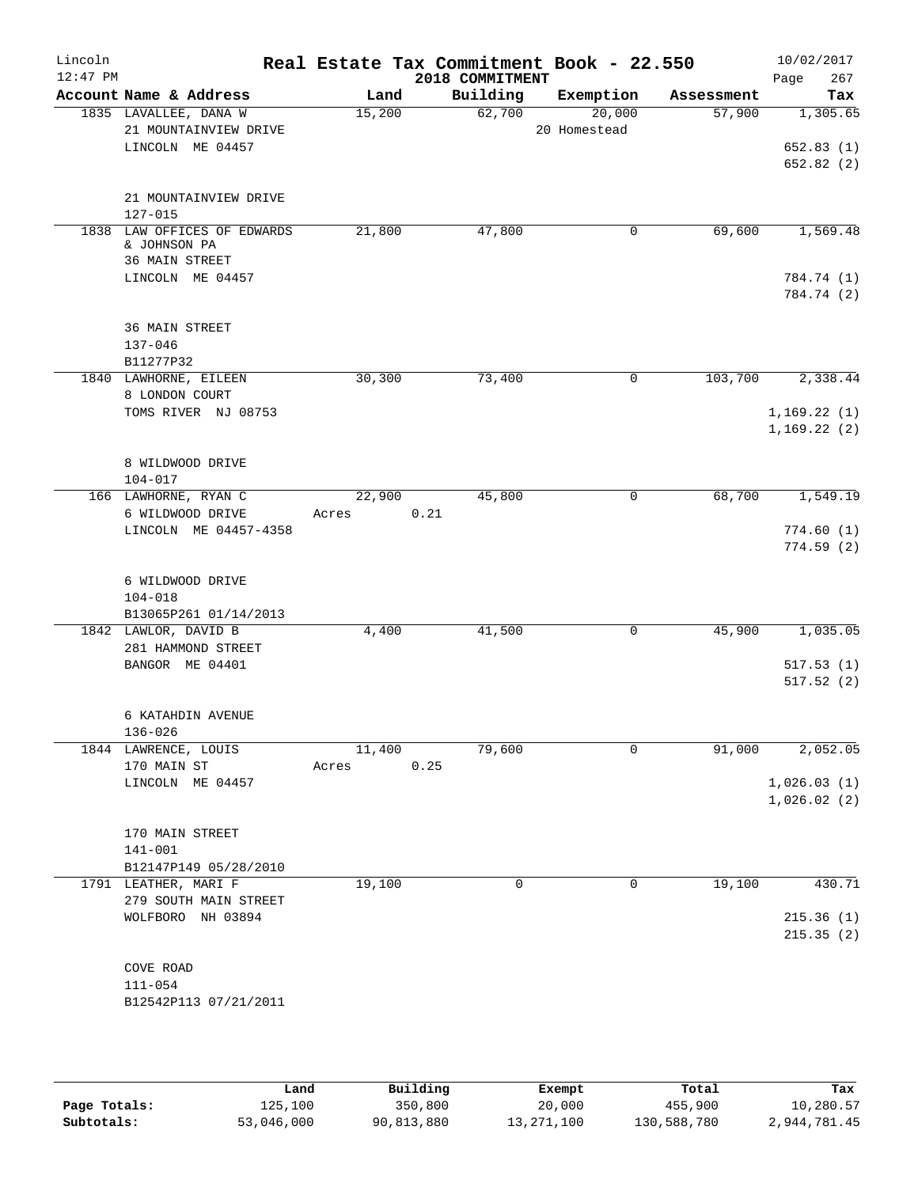# Real Estate Tax Commitment Book - 22.550

Lincoln
12:47 PM
2018 COMMITMENT
10/02/2017

| Account Name & Address | Land | Building | Exemption | Assessment | Tax |
|---|---|---|---|---|---|
| 1835 LAVALLEE, DANA W<br>21 MOUNTAINVIEW DRIVE<br>LINCOLN ME 04457<br><br>21 MOUNTAINVIEW DRIVE<br>127-015 | 15,200 | 62,700 | 20,000<br>20 Homestead | 57,900 | 1,305.65<br>652.83 (1)<br>652.82 (2) |
| 1838 LAW OFFICES OF EDWARDS & JOHNSON PA<br>36 MAIN STREET<br>LINCOLN ME 04457<br><br>36 MAIN STREET<br>137-046<br>B11277P32 | 21,800 | 47,800 | 0 | 69,600 | 1,569.48<br>784.74 (1)<br>784.74 (2) |
| 1840 LAWHORNE, EILEEN<br>8 LONDON COURT<br>TOMS RIVER NJ 08753<br><br>8 WILDWOOD DRIVE<br>104-017 | 30,300 | 73,400 | 0 | 103,700 | 2,338.44<br>1,169.22 (1)<br>1,169.22 (2) |
| 166 LAWHORNE, RYAN C<br>6 WILDWOOD DRIVE<br>LINCOLN ME 04457-4358<br><br>6 WILDWOOD DRIVE<br>104-018<br>B13065P261 01/14/2013 | 22,900<br>Acres 0.21 | 45,800 | 0 | 68,700 | 1,549.19<br>774.60 (1)<br>774.59 (2) |
| 1842 LAWLOR, DAVID B<br>281 HAMMOND STREET<br>BANGOR ME 04401<br><br>6 KATAHDIN AVENUE<br>136-026 | 4,400 | 41,500 | 0 | 45,900 | 1,035.05<br>517.53 (1)<br>517.52 (2) |
| 1844 LAWRENCE, LOUIS<br>170 MAIN ST<br>LINCOLN ME 04457<br><br>170 MAIN STREET<br>141-001<br>B12147P149 05/28/2010 | 11,400<br>Acres 0.25 | 79,600 | 0 | 91,000 | 2,052.05<br>1,026.03 (1)<br>1,026.02 (2) |
| 1791 LEATHER, MARI F<br>279 SOUTH MAIN STREET<br>WOLFBORO NH 03894<br><br>COVE ROAD<br>111-054<br>B12542P113 07/21/2011 | 19,100 | 0 | 0 | 19,100 | 430.71<br>215.36 (1)<br>215.35 (2) |

| | Land | Building | Exempt | Total | Tax |
|---|---|---|---|---|---|
| Page Totals: | 125,100 | 350,800 | 20,000 | 455,900 | 10,280.57 |
| Subtotals: | 53,046,000 | 90,813,880 | 13,271,100 | 130,588,780 | 2,944,781.45 |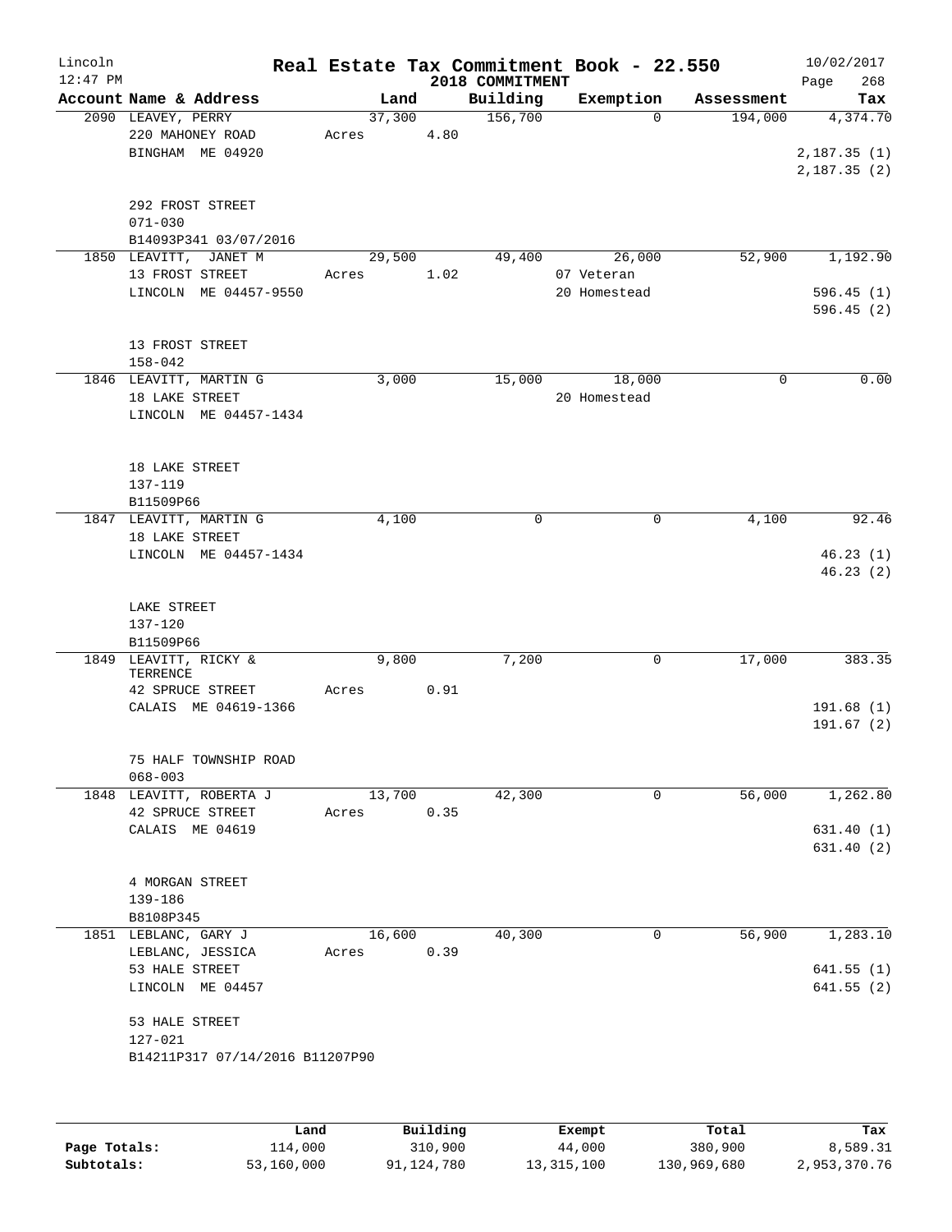# Real Estate Tax Commitment Book - 22.550

Lincoln
12:47 PM

2018 COMMITMENT

10/02/2017

| Account Name & Address | Land | Building | Exemption | Assessment | Tax |
|---|---|---|---|---|---|
| 2090 LEAVEY, PERRY<br>220 MAHONEY ROAD<br>BINGHAM ME 04920<br><br>292 FROST STREET<br>071-030<br>B14093P341 03/07/2016 | 37,300<br>Acres 4.80 | 156,700 | 0 | 194,000 | 4,374.70<br><br>2,187.35 (1)<br>2,187.35 (2) |
| 1850 LEAVITT, JANET M<br>13 FROST STREET<br>LINCOLN ME 04457-9550<br><br>13 FROST STREET<br>158-042 | 29,500<br>Acres 1.02 | 49,400 | 26,000<br>07 Veteran<br>20 Homestead | 52,900 | 1,192.90<br><br>596.45 (1)<br>596.45 (2) |
| 1846 LEAVITT, MARTIN G<br>18 LAKE STREET<br>LINCOLN ME 04457-1434<br><br>18 LAKE STREET<br>137-119<br>B11509P66 | 3,000 | 15,000 | 18,000<br>20 Homestead | 0 | 0.00 |
| 1847 LEAVITT, MARTIN G<br>18 LAKE STREET<br>LINCOLN ME 04457-1434<br><br>LAKE STREET<br>137-120<br>B11509P66 | 4,100 | 0 | 0 | 4,100 | 92.46<br><br>46.23 (1)<br>46.23 (2) |
| 1849 LEAVITT, RICKY & TERRENCE<br>42 SPRUCE STREET<br>CALAIS ME 04619-1366<br><br>75 HALF TOWNSHIP ROAD<br>068-003 | 9,800<br>Acres 0.91 | 7,200 | 0 | 17,000 | 383.35<br><br>191.68 (1)<br>191.67 (2) |
| 1848 LEAVITT, ROBERTA J<br>42 SPRUCE STREET<br>CALAIS ME 04619<br><br>4 MORGAN STREET<br>139-186<br>B8108P345 | 13,700<br>Acres 0.35 | 42,300 | 0 | 56,000 | 1,262.80<br><br>631.40 (1)<br>631.40 (2) |
| 1851 LEBLANC, GARY J<br>LEBLANC, JESSICA<br>53 HALE STREET<br>LINCOLN ME 04457<br><br>53 HALE STREET<br>127-021<br>B14211P317 07/14/2016 B11207P90 | 16,600<br>Acres 0.39 | 40,300 | 0 | 56,900 | 1,283.10<br><br>641.55 (1)<br>641.55 (2) |

| | Land | Building | Exempt | Total | Tax |
|---|---|---|---|---|---|
| Page Totals: | 114,000 | 310,900 | 44,000 | 380,900 | 8,589.31 |
| Subtotals: | 53,160,000 | 91,124,780 | 13,315,100 | 130,969,680 | 2,953,370.76 |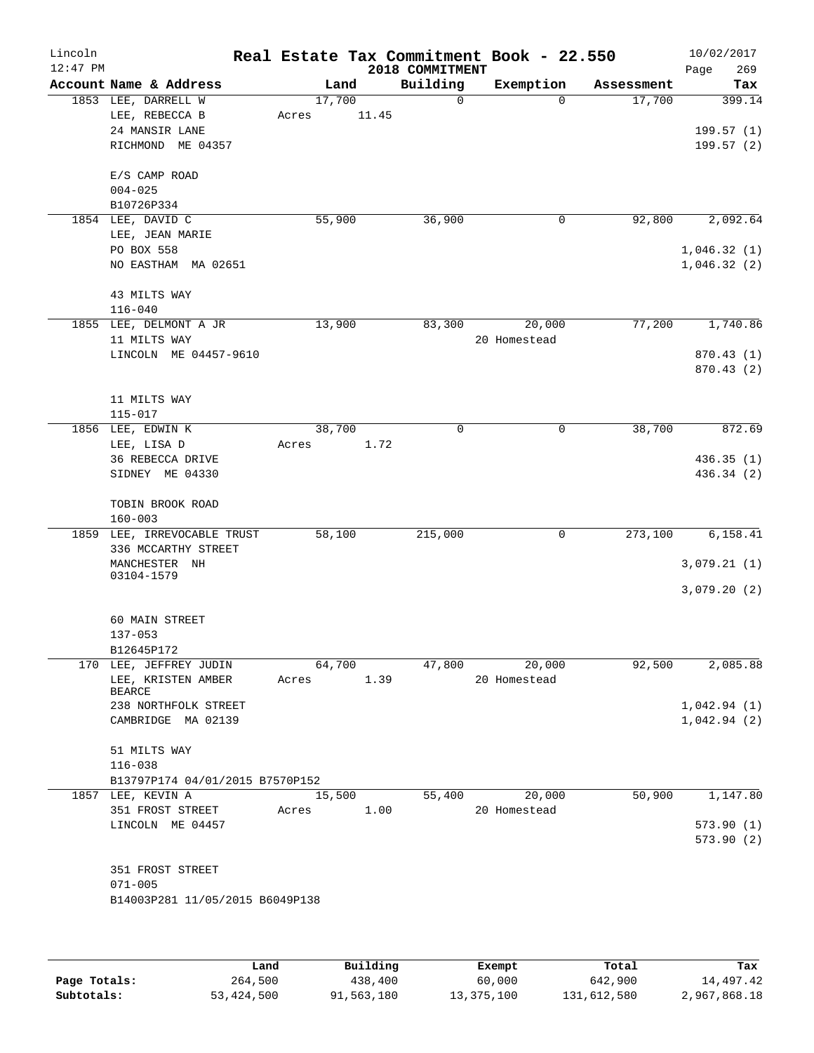# Real Estate Tax Commitment Book - 22.550

Lincoln
12:47 PM

2018 COMMITMENT

10/02/2017

| Account | Name & Address | Land | Building | Exemption | Assessment | Tax |
|---|---|---|---|---|---|---|
| 1853 | LEE, DARRELL W<br>LEE, REBECCA B<br>24 MANSIR LANE<br>RICHMOND ME 04357<br><br>E/S CAMP ROAD<br>004-025<br>B10726P334 | 17,700<br>Acres 11.45 | 0 | 0 | 17,700 | 399.14<br><br>199.57 (1)<br>199.57 (2) |
| 1854 | LEE, DAVID C<br>LEE, JEAN MARIE<br>PO BOX 558<br>NO EASTHAM MA 02651<br><br>43 MILTS WAY<br>116-040 | 55,900 | 36,900 | 0 | 92,800 | 2,092.64<br><br>1,046.32 (1)<br>1,046.32 (2) |
| 1855 | LEE, DELMONT A JR<br>11 MILTS WAY<br>LINCOLN ME 04457-9610<br><br>11 MILTS WAY<br>115-017 | 13,900 | 83,300 | 20,000<br>20 Homestead | 77,200 | 1,740.86<br><br>870.43 (1)<br>870.43 (2) |
| 1856 | LEE, EDWIN K<br>LEE, LISA D<br>36 REBECCA DRIVE<br>SIDNEY ME 04330<br><br>TOBIN BROOK ROAD<br>160-003 | 38,700<br>Acres 1.72 | 0 | 0 | 38,700 | 872.69<br><br>436.35 (1)<br>436.34 (2) |
| 1859 | LEE, IRREVOCABLE TRUST<br>336 MCCARTHY STREET<br>MANCHESTER NH<br>03104-1579<br><br>60 MAIN STREET<br>137-053<br>B12645P172 | 58,100 | 215,000 | 0 | 273,100 | 6,158.41<br><br>3,079.21 (1)<br><br>3,079.20 (2) |
| 170 | LEE, JEFFREY JUDIN<br>LEE, KRISTEN AMBER BEARCE<br>238 NORTHFOLK STREET<br>CAMBRIDGE MA 02139<br><br>51 MILTS WAY<br>116-038<br>B13797P174 04/01/2015 B7570P152 | 64,700<br>Acres 1.39 | 47,800 | 20,000<br>20 Homestead | 92,500 | 2,085.88<br><br>1,042.94 (1)<br>1,042.94 (2) |
| 1857 | LEE, KEVIN A<br>351 FROST STREET<br>LINCOLN ME 04457<br><br>351 FROST STREET<br>071-005<br>B14003P281 11/05/2015 B6049P138 | 15,500<br>Acres 1.00 | 55,400 | 20,000<br>20 Homestead | 50,900 | 1,147.80<br><br>573.90 (1)<br>573.90 (2) |

| | Land | Building | Exempt | Total | Tax |
|---|---|---|---|---|---|
| Page Totals: | 264,500 | 438,400 | 60,000 | 642,900 | 14,497.42 |
| Subtotals: | 53,424,500 | 91,563,180 | 13,375,100 | 131,612,580 | 2,967,868.18 |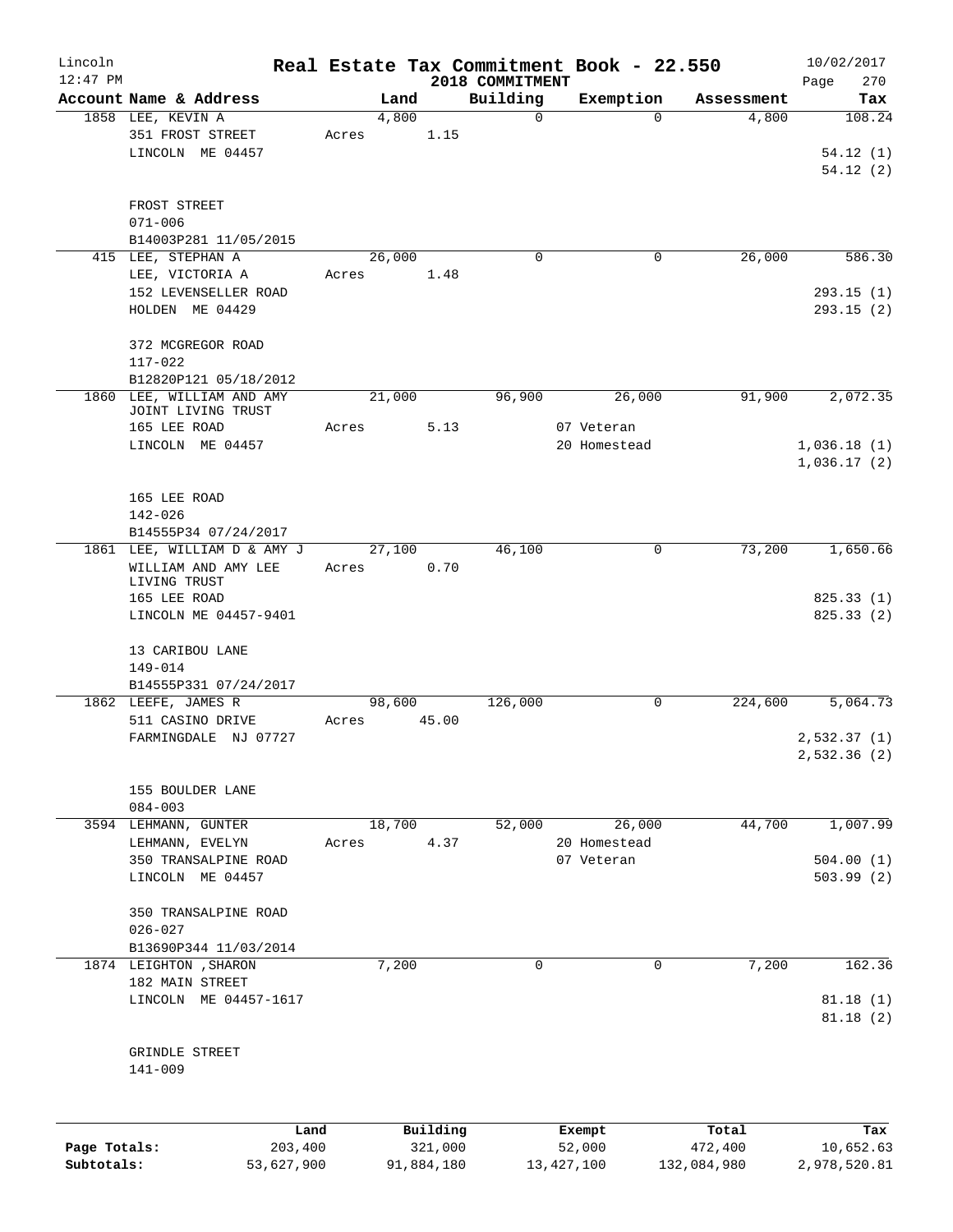# Real Estate Tax Commitment Book - 22.550

Lincoln
12:47 PM

2018 COMMITMENT

10/02/2017
Page 270

| Account Name & Address | Land | Building | Exemption | Assessment | Tax |
|---|---|---|---|---|---|
| 1858 LEE, KEVIN A<br>351 FROST STREET<br>LINCOLN ME 04457<br><br>FROST STREET<br>071-006<br>B14003P281 11/05/2015 | 4,800<br>Acres 1.15 | 0 | 0 | 4,800 | 108.24<br><br>54.12 (1)<br>54.12 (2) |
| 415 LEE, STEPHAN A<br>LEE, VICTORIA A<br>152 LEVENSELLER ROAD<br>HOLDEN ME 04429<br><br>372 MCGREGOR ROAD<br>117-022<br>B12820P121 05/18/2012 | 26,000<br>Acres 1.48 | 0 | 0 | 26,000 | 586.30<br><br>293.15 (1)<br>293.15 (2) |
| 1860 LEE, WILLIAM AND AMY<br>JOINT LIVING TRUST<br>165 LEE ROAD<br>LINCOLN ME 04457<br><br>165 LEE ROAD<br>142-026<br>B14555P34 07/24/2017 | 21,000<br>Acres 5.13 | 96,900 | 26,000<br>07 Veteran<br>20 Homestead | 91,900 | 2,072.35<br><br>1,036.18 (1)<br>1,036.17 (2) |
| 1861 LEE, WILLIAM D & AMY J<br>WILLIAM AND AMY LEE<br>LIVING TRUST<br>165 LEE ROAD<br>LINCOLN ME 04457-9401<br><br>13 CARIBOU LANE<br>149-014<br>B14555P331 07/24/2017 | 27,100<br>Acres 0.70 | 46,100 | 0 | 73,200 | 1,650.66<br><br>825.33 (1)<br>825.33 (2) |
| 1862 LEEFE, JAMES R<br>511 CASINO DRIVE<br>FARMINGDALE NJ 07727<br><br>155 BOULDER LANE<br>084-003 | 98,600<br>Acres 45.00 | 126,000 | 0 | 224,600 | 5,064.73<br><br>2,532.37 (1)<br>2,532.36 (2) |
| 3594 LEHMANN, GUNTER<br>LEHMANN, EVELYN<br>350 TRANSALPINE ROAD<br>LINCOLN ME 04457<br><br>350 TRANSALPINE ROAD<br>026-027<br>B13690P344 11/03/2014 | 18,700<br>Acres 4.37 | 52,000 | 26,000<br>20 Homestead<br>07 Veteran | 44,700 | 1,007.99<br><br>504.00 (1)<br>503.99 (2) |
| 1874 LEIGHTON ,SHARON<br>182 MAIN STREET<br>LINCOLN ME 04457-1617<br><br>GRINDLE STREET<br>141-009 | 7,200 | 0 | 0 | 7,200 | 162.36<br><br>81.18 (1)<br>81.18 (2) |

| | Land | Building | Exempt | Total | Tax |
|---|---|---|---|---|---|
| Page Totals: | 203,400 | 321,000 | 52,000 | 472,400 | 10,652.63 |
| Subtotals: | 53,627,900 | 91,884,180 | 13,427,100 | 132,084,980 | 2,978,520.81 |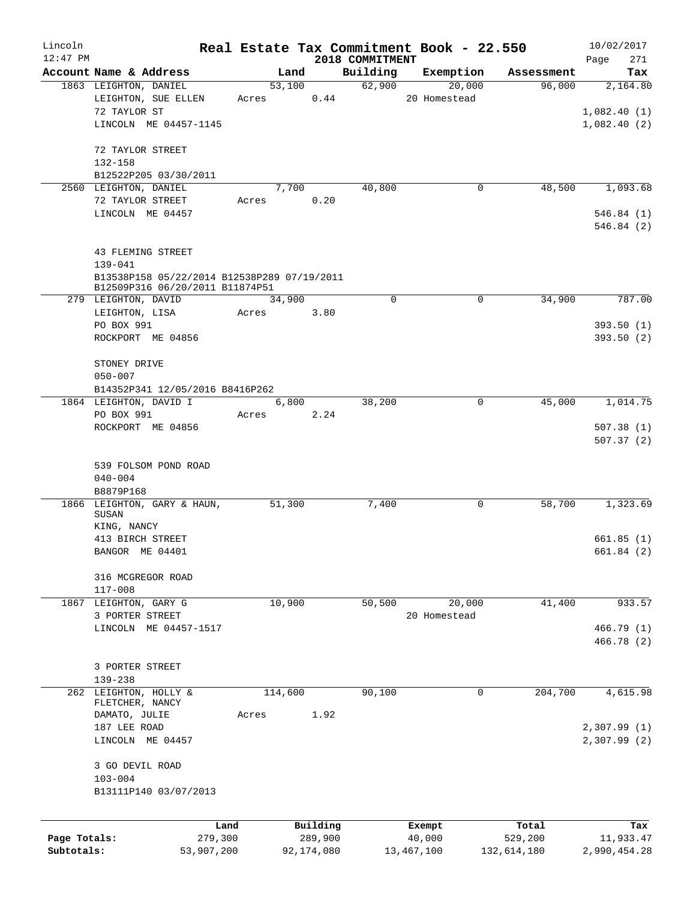# Real Estate Tax Commitment Book - 22.550

Lincoln
12:47 PM

2018 COMMITMENT

| Account Name & Address | Land | Building | Exemption | Assessment | Tax |
|---|---|---|---|---|---|
| 1863 LEIGHTON, DANIEL<br>LEIGHTON, SUE ELLEN<br>72 TAYLOR ST<br>LINCOLN ME 04457-1145<br><br>72 TAYLOR STREET<br>132-158<br>B12522P205 03/30/2011 | 53,100<br>Acres 0.44 | 62,900 | 20,000<br>20 Homestead | 96,000 | 2,164.80<br><br>1,082.40 (1)<br>1,082.40 (2) |
| 2560 LEIGHTON, DANIEL<br>72 TAYLOR STREET<br>LINCOLN ME 04457<br><br>43 FLEMING STREET<br>139-041<br>B13538P158 05/22/2014 B12538P289 07/19/2011<br>B12509P316 06/20/2011 B11874P51 | 7,700<br>Acres 0.20 | 40,800 | 0 | 48,500 | 1,093.68<br><br>546.84 (1)<br>546.84 (2) |
| 279 LEIGHTON, DAVID<br>LEIGHTON, LISA<br>PO BOX 991<br>ROCKPORT ME 04856<br><br>STONEY DRIVE<br>050-007<br>B14352P341 12/05/2016 B8416P262 | 34,900<br>Acres 3.80 | 0 | 0 | 34,900 | 787.00<br><br>393.50 (1)<br>393.50 (2) |
| 1864 LEIGHTON, DAVID I<br>PO BOX 991<br>ROCKPORT ME 04856<br><br>539 FOLSOM POND ROAD<br>040-004<br>B8879P168 | 6,800<br>Acres 2.24 | 38,200 | 0 | 45,000 | 1,014.75<br><br>507.38 (1)<br>507.37 (2) |
| 1866 LEIGHTON, GARY & HAUN, SUSAN<br>KING, NANCY<br>413 BIRCH STREET<br>BANGOR ME 04401<br><br>316 MCGREGOR ROAD<br>117-008 | 51,300 | 7,400 | 0 | 58,700 | 1,323.69<br><br>661.85 (1)<br>661.84 (2) |
| 1867 LEIGHTON, GARY G<br>3 PORTER STREET<br>LINCOLN ME 04457-1517<br><br>3 PORTER STREET<br>139-238 | 10,900 | 50,500 | 20,000<br>20 Homestead | 41,400 | 933.57<br><br>466.79 (1)<br>466.78 (2) |
| 262 LEIGHTON, HOLLY & FLETCHER, NANCY<br>DAMATO, JULIE<br>187 LEE ROAD<br>LINCOLN ME 04457<br><br>3 GO DEVIL ROAD<br>103-004<br>B13111P140 03/07/2013 | 114,600<br>Acres 1.92 | 90,100 | 0 | 204,700 | 4,615.98<br><br>2,307.99 (1)<br>2,307.99 (2) |

| | Land | Building | Exempt | Total | Tax |
|---|---|---|---|---|---|
| Page Totals: | 279,300 | 289,900 | 40,000 | 529,200 | 11,933.47 |
| Subtotals: | 53,907,200 | 92,174,080 | 13,467,100 | 132,614,180 | 2,990,454.28 |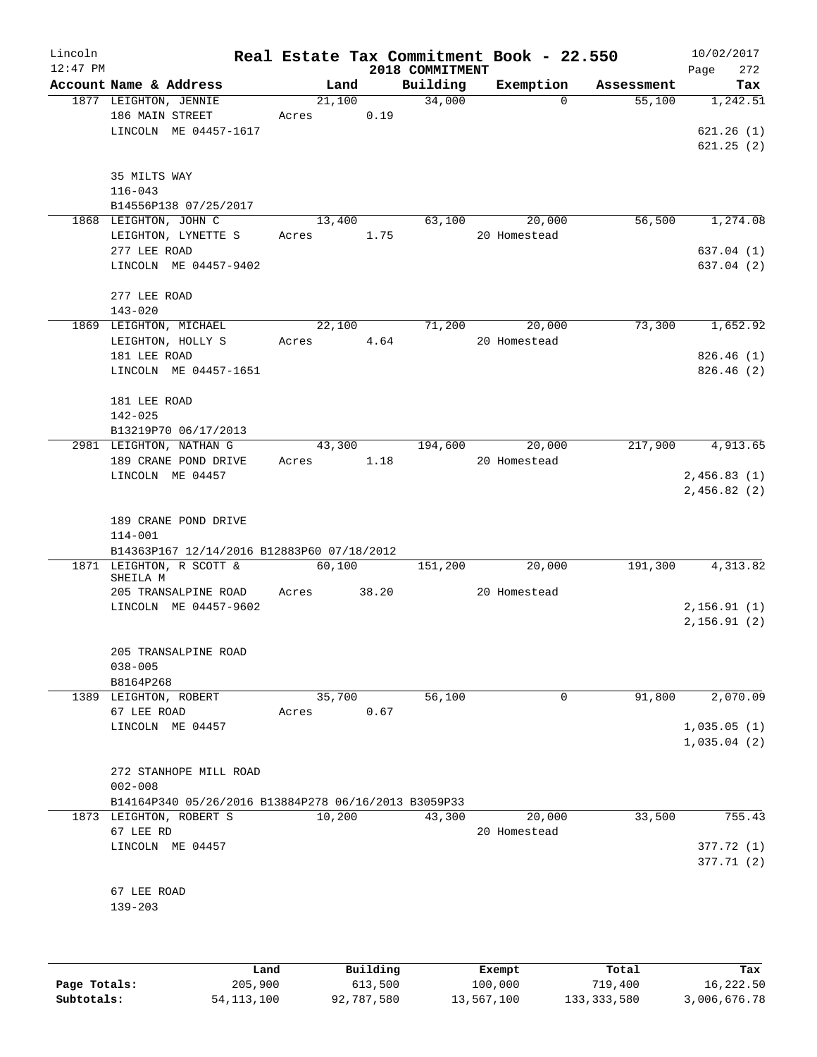# Real Estate Tax Commitment Book - 22.550

Lincoln
12:47 PM

2018 COMMITMENT

10/02/2017

| Account Name & Address | Land | Building | Exemption | Assessment | Tax |
|---|---|---|---|---|---|
| 1877 LEIGHTON, JENNIE | 21,100 | 34,000 | 0 | 55,100 | 1,242.51 |
| 186 MAIN STREET | Acres 0.19 | | | | |
| LINCOLN ME 04457-1617 | | | | | 621.26 (1) |
| | | | | | 621.25 (2) |
| 35 MILTS WAY | | | | | |
| 116-043 | | | | | |
| B14556P138 07/25/2017 | | | | | |
| 1868 LEIGHTON, JOHN C | 13,400 | 63,100 | 20,000 | 56,500 | 1,274.08 |
| LEIGHTON, LYNETTE S | Acres 1.75 | | 20 Homestead | | |
| 277 LEE ROAD | | | | | 637.04 (1) |
| LINCOLN ME 04457-9402 | | | | | 637.04 (2) |
| 277 LEE ROAD | | | | | |
| 143-020 | | | | | |
| 1869 LEIGHTON, MICHAEL | 22,100 | 71,200 | 20,000 | 73,300 | 1,652.92 |
| LEIGHTON, HOLLY S | Acres 4.64 | | 20 Homestead | | |
| 181 LEE ROAD | | | | | 826.46 (1) |
| LINCOLN ME 04457-1651 | | | | | 826.46 (2) |
| 181 LEE ROAD | | | | | |
| 142-025 | | | | | |
| B13219P70 06/17/2013 | | | | | |
| 2981 LEIGHTON, NATHAN G | 43,300 | 194,600 | 20,000 | 217,900 | 4,913.65 |
| 189 CRANE POND DRIVE | Acres 1.18 | | 20 Homestead | | |
| LINCOLN ME 04457 | | | | | 2,456.83 (1) |
| | | | | | 2,456.82 (2) |
| 189 CRANE POND DRIVE | | | | | |
| 114-001 | | | | | |
| B14363P167 12/14/2016 B12883P60 07/18/2012 | | | | | |
| 1871 LEIGHTON, R SCOTT & SHEILA M | 60,100 | 151,200 | 20,000 | 191,300 | 4,313.82 |
| 205 TRANSALPINE ROAD | Acres 38.20 | | 20 Homestead | | |
| LINCOLN ME 04457-9602 | | | | | 2,156.91 (1) |
| | | | | | 2,156.91 (2) |
| 205 TRANSALPINE ROAD | | | | | |
| 038-005 | | | | | |
| B8164P268 | | | | | |
| 1389 LEIGHTON, ROBERT | 35,700 | 56,100 | 0 | 91,800 | 2,070.09 |
| 67 LEE ROAD | Acres 0.67 | | | | |
| LINCOLN ME 04457 | | | | | 1,035.05 (1) |
| | | | | | 1,035.04 (2) |
| 272 STANHOPE MILL ROAD | | | | | |
| 002-008 | | | | | |
| B14164P340 05/26/2016 B13884P278 06/16/2013 B3059P33 | | | | | |
| 1873 LEIGHTON, ROBERT S | 10,200 | 43,300 | 20,000 | 33,500 | 755.43 |
| 67 LEE RD | | | 20 Homestead | | |
| LINCOLN ME 04457 | | | | | 377.72 (1) |
| | | | | | 377.71 (2) |
| 67 LEE ROAD | | | | | |
| 139-203 | | | | | |

| | Land | Building | Exempt | Total | Tax |
|---|---|---|---|---|---|
| Page Totals: | 205,900 | 613,500 | 100,000 | 719,400 | 16,222.50 |
| Subtotals: | 54,113,100 | 92,787,580 | 13,567,100 | 133,333,580 | 3,006,676.78 |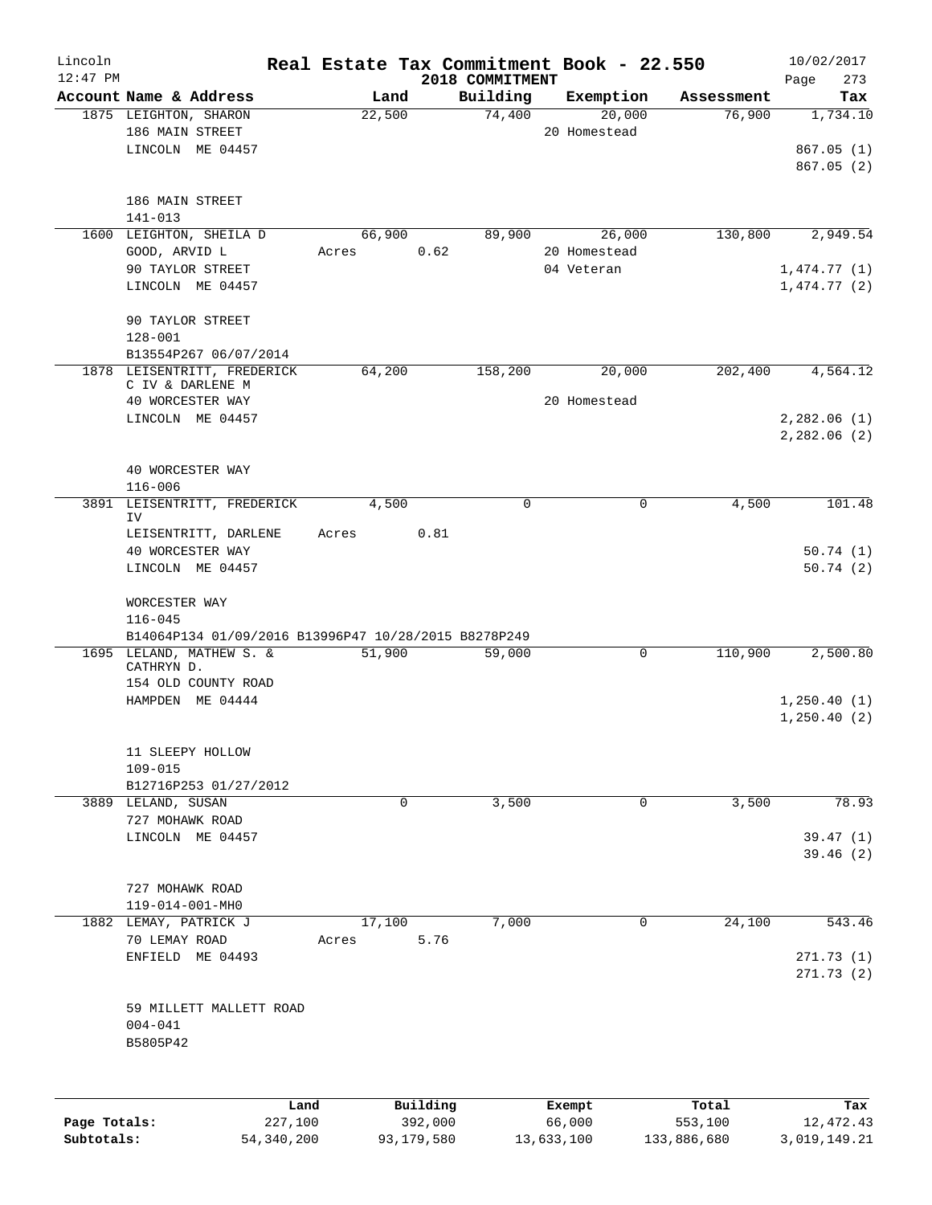Lincoln 12:47 PM

# Real Estate Tax Commitment Book - 22.550

2018 COMMITMENT

10/02/2017 Page 273

| Account Name & Address | Land | Building | Exemption | Assessment | Tax |
|---|---|---|---|---|---|
| 1875 LEIGHTON, SHARON<br>186 MAIN STREET<br>LINCOLN ME 04457<br><br>186 MAIN STREET<br>141-013 | 22,500 | 74,400 | 20,000<br>20 Homestead | 76,900 | 1,734.10<br><br>867.05 (1)<br>867.05 (2) |
| 1600 LEIGHTON, SHEILA D<br>GOOD, ARVID L<br>90 TAYLOR STREET<br>LINCOLN ME 04457<br><br>90 TAYLOR STREET<br>128-001<br>B13554P267 06/07/2014 | 66,900<br>Acres 0.62 | 89,900 | 26,000<br>20 Homestead<br>04 Veteran | 130,800 | 2,949.54<br><br>1,474.77 (1)<br>1,474.77 (2) |
| 1878 LEISENTRITT, FREDERICK C IV & DARLENE M<br>40 WORCESTER WAY<br>LINCOLN ME 04457<br><br>40 WORCESTER WAY<br>116-006 | 64,200 | 158,200 | 20,000<br>20 Homestead | 202,400 | 4,564.12<br><br>2,282.06 (1)<br>2,282.06 (2) |
| 3891 LEISENTRITT, FREDERICK IV<br>LEISENTRITT, DARLENE<br>40 WORCESTER WAY<br>LINCOLN ME 04457<br><br>WORCESTER WAY<br>116-045<br>B14064P134 01/09/2016 B13996P47 10/28/2015 B8278P249 | 4,500<br>Acres 0.81 | 0 | 0 | 4,500 | 101.48<br><br>50.74 (1)<br>50.74 (2) |
| 1695 LELAND, MATHEW S. & CATHRYN D.<br>154 OLD COUNTY ROAD<br>HAMPDEN ME 04444<br><br>11 SLEEPY HOLLOW<br>109-015<br>B12716P253 01/27/2012 | 51,900 | 59,000 | 0 | 110,900 | 2,500.80<br><br>1,250.40 (1)<br>1,250.40 (2) |
| 3889 LELAND, SUSAN<br>727 MOHAWK ROAD<br>LINCOLN ME 04457<br><br>727 MOHAWK ROAD<br>119-014-001-MH0 | 0 | 3,500 | 0 | 3,500 | 78.93<br><br>39.47 (1)<br>39.46 (2) |
| 1882 LEMAY, PATRICK J<br>70 LEMAY ROAD<br>ENFIELD ME 04493<br><br>59 MILLETT MALLETT ROAD<br>004-041<br>B5805P42 | 17,100<br>Acres 5.76 | 7,000 | 0 | 24,100 | 543.46<br><br>271.73 (1)<br>271.73 (2) |

| | Land | Building | Exempt | Total | Tax |
|---|---|---|---|---|---|
| Page Totals: | 227,100 | 392,000 | 66,000 | 553,100 | 12,472.43 |
| Subtotals: | 54,340,200 | 93,179,580 | 13,633,100 | 133,886,680 | 3,019,149.21 |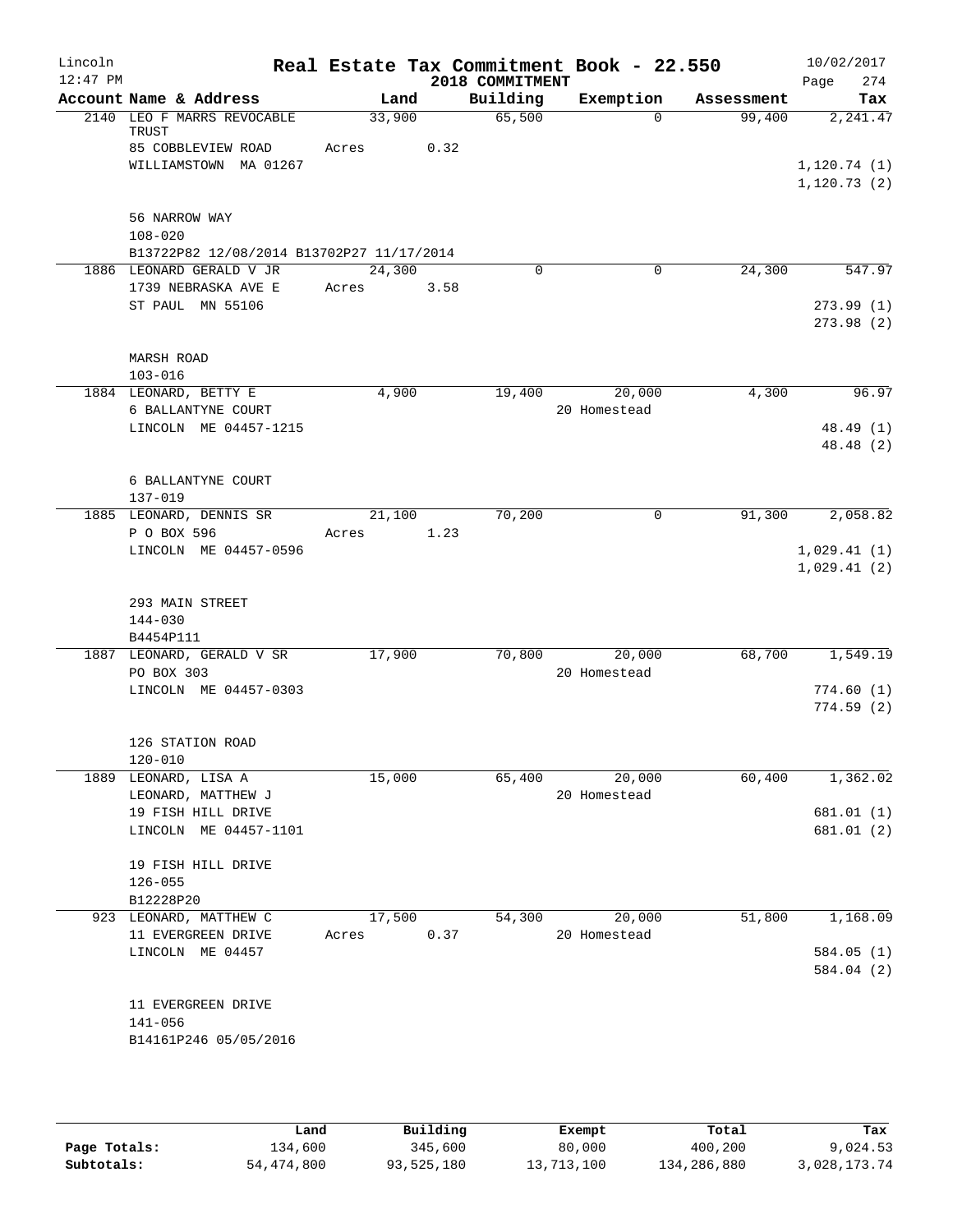Lincoln 12:47 PM

# Real Estate Tax Commitment Book - 22.550

## 2018 COMMITMENT

10/02/2017 Page 274

| Account Name & Address | Land | Building | Exemption | Assessment | Tax |
|---|---|---|---|---|---|
| 2140 LEO F MARRS REVOCABLE TRUST | 33,900 | 65,500 | 0 | 99,400 | 2,241.47 |
| 85 COBBLEVIEW ROAD | Acres 0.32 | | | | |
| WILLIAMSTOWN MA 01267 | | | | | 1,120.74 (1) |
| | | | | | 1,120.73 (2) |
| 56 NARROW WAY | | | | | |
| 108-020 | | | | | |
| B13722P82 12/08/2014 B13702P27 11/17/2014 | | | | | |
| 1886 LEONARD GERALD V JR | 24,300 | 0 | 0 | 24,300 | 547.97 |
| 1739 NEBRASKA AVE E | Acres 3.58 | | | | |
| ST PAUL MN 55106 | | | | | 273.99 (1) |
| | | | | | 273.98 (2) |
| MARSH ROAD | | | | | |
| 103-016 | | | | | |
| 1884 LEONARD, BETTY E | 4,900 | 19,400 | 20,000 | 4,300 | 96.97 |
| 6 BALLANTYNE COURT | | | 20 Homestead | | |
| LINCOLN ME 04457-1215 | | | | | 48.49 (1) |
| | | | | | 48.48 (2) |
| 6 BALLANTYNE COURT | | | | | |
| 137-019 | | | | | |
| 1885 LEONARD, DENNIS SR | 21,100 | 70,200 | 0 | 91,300 | 2,058.82 |
| P O BOX 596 | Acres 1.23 | | | | |
| LINCOLN ME 04457-0596 | | | | | 1,029.41 (1) |
| | | | | | 1,029.41 (2) |
| 293 MAIN STREET | | | | | |
| 144-030 | | | | | |
| B4454P111 | | | | | |
| 1887 LEONARD, GERALD V SR | 17,900 | 70,800 | 20,000 | 68,700 | 1,549.19 |
| PO BOX 303 | | | 20 Homestead | | |
| LINCOLN ME 04457-0303 | | | | | 774.60 (1) |
| | | | | | 774.59 (2) |
| 126 STATION ROAD | | | | | |
| 120-010 | | | | | |
| 1889 LEONARD, LISA A | 15,000 | 65,400 | 20,000 | 60,400 | 1,362.02 |
| LEONARD, MATTHEW J | | | 20 Homestead | | |
| 19 FISH HILL DRIVE | | | | | 681.01 (1) |
| LINCOLN ME 04457-1101 | | | | | 681.01 (2) |
| 19 FISH HILL DRIVE | | | | | |
| 126-055 | | | | | |
| B12228P20 | | | | | |
| 923 LEONARD, MATTHEW C | 17,500 | 54,300 | 20,000 | 51,800 | 1,168.09 |
| 11 EVERGREEN DRIVE | Acres 0.37 | | 20 Homestead | | |
| LINCOLN ME 04457 | | | | | 584.05 (1) |
| | | | | | 584.04 (2) |
| 11 EVERGREEN DRIVE | | | | | |
| 141-056 | | | | | |
| B14161P246 05/05/2016 | | | | | |

| | Land | Building | Exempt | Total | Tax |
|---|---|---|---|---|---|
| Page Totals: | 134,600 | 345,600 | 80,000 | 400,200 | 9,024.53 |
| Subtotals: | 54,474,800 | 93,525,180 | 13,713,100 | 134,286,880 | 3,028,173.74 |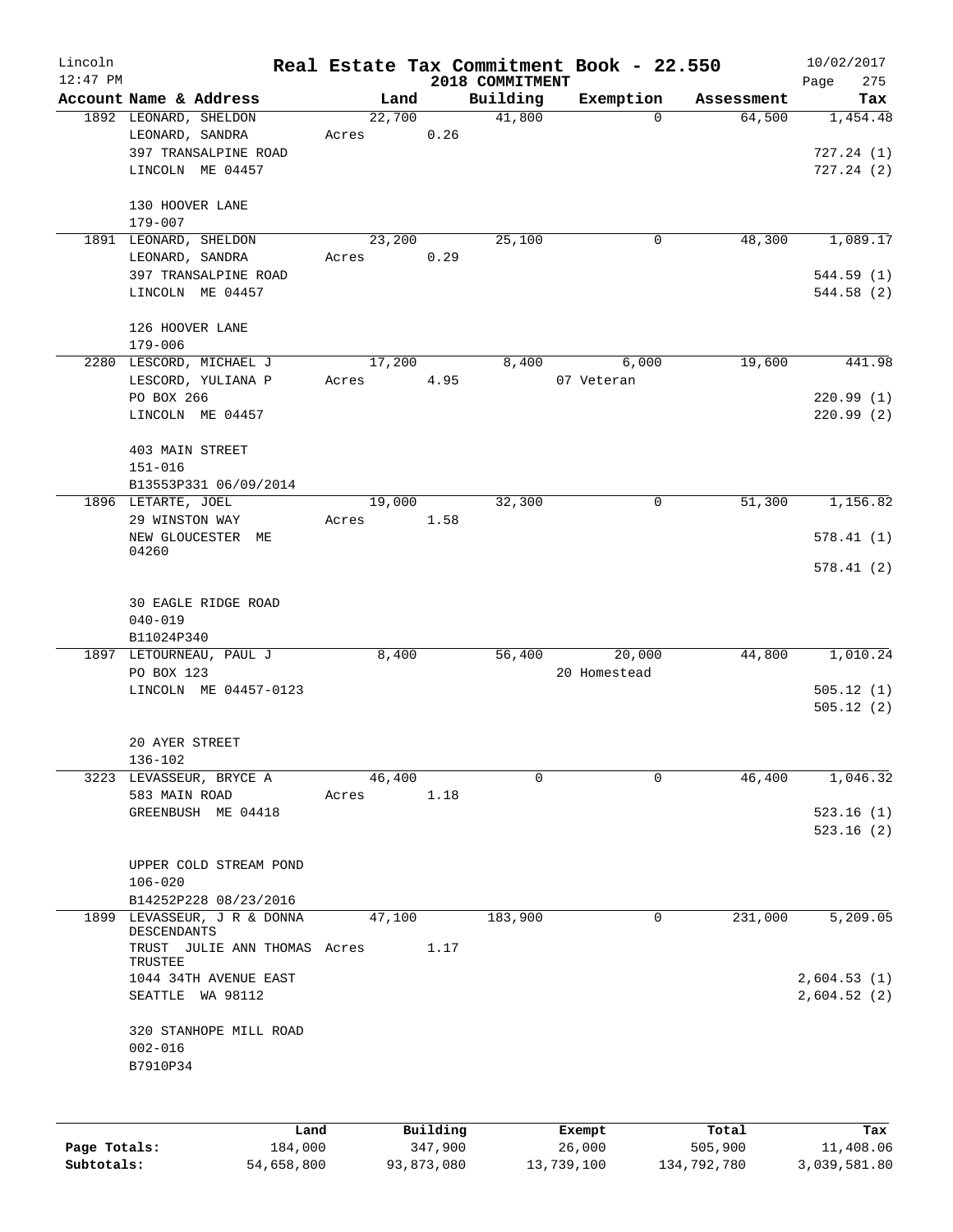Lincoln 12:47 PM

# Real Estate Tax Commitment Book - 22.550

2018 COMMITMENT

10/02/2017 Page 275

| Account Name & Address | Land | Building | Exemption | Assessment | Tax |
|---|---|---|---|---|---|
| 1892 LEONARD, SHELDON | 22,700 | 41,800 | 0 | 64,500 | 1,454.48 |
| LEONARD, SANDRA | Acres 0.26 | | | | |
| 397 TRANSALPINE ROAD | | | | | 727.24 (1) |
| LINCOLN ME 04457 | | | | | 727.24 (2) |
| 130 HOOVER LANE | | | | | |
| 179-007 | | | | | |
| 1891 LEONARD, SHELDON | 23,200 | 25,100 | 0 | 48,300 | 1,089.17 |
| LEONARD, SANDRA | Acres 0.29 | | | | |
| 397 TRANSALPINE ROAD | | | | | 544.59 (1) |
| LINCOLN ME 04457 | | | | | 544.58 (2) |
| 126 HOOVER LANE | | | | | |
| 179-006 | | | | | |
| 2280 LESCORD, MICHAEL J | 17,200 | 8,400 | 6,000 | 19,600 | 441.98 |
| LESCORD, YULIANA P | Acres 4.95 | | 07 Veteran | | |
| PO BOX 266 | | | | | 220.99 (1) |
| LINCOLN ME 04457 | | | | | 220.99 (2) |
| 403 MAIN STREET | | | | | |
| 151-016 | | | | | |
| B13553P331 06/09/2014 | | | | | |
| 1896 LETARTE, JOEL | 19,000 | 32,300 | 0 | 51,300 | 1,156.82 |
| 29 WINSTON WAY | Acres 1.58 | | | | |
| NEW GLOUCESTER ME 04260 | | | | | 578.41 (1) |
| | | | | | 578.41 (2) |
| 30 EAGLE RIDGE ROAD | | | | | |
| 040-019 | | | | | |
| B11024P340 | | | | | |
| 1897 LETOURNEAU, PAUL J | 8,400 | 56,400 | 20,000 | 44,800 | 1,010.24 |
| PO BOX 123 | | | 20 Homestead | | |
| LINCOLN ME 04457-0123 | | | | | 505.12 (1) |
| | | | | | 505.12 (2) |
| 20 AYER STREET | | | | | |
| 136-102 | | | | | |
| 3223 LEVASSEUR, BRYCE A | 46,400 | 0 | 0 | 46,400 | 1,046.32 |
| 583 MAIN ROAD | Acres 1.18 | | | | |
| GREENBUSH ME 04418 | | | | | 523.16 (1) |
| | | | | | 523.16 (2) |
| UPPER COLD STREAM POND | | | | | |
| 106-020 | | | | | |
| B14252P228 08/23/2016 | | | | | |
| 1899 LEVASSEUR, J R & DONNA DESCENDANTS | 47,100 | 183,900 | 0 | 231,000 | 5,209.05 |
| TRUST JULIE ANN THOMAS TRUSTEE | Acres 1.17 | | | | |
| 1044 34TH AVENUE EAST | | | | | 2,604.53 (1) |
| SEATTLE WA 98112 | | | | | 2,604.52 (2) |
| 320 STANHOPE MILL ROAD | | | | | |
| 002-016 | | | | | |
| B7910P34 | | | | | |

| | Land | Building | Exempt | Total | Tax |
|---|---|---|---|---|---|
| Page Totals: | 184,000 | 347,900 | 26,000 | 505,900 | 11,408.06 |
| Subtotals: | 54,658,800 | 93,873,080 | 13,739,100 | 134,792,780 | 3,039,581.80 |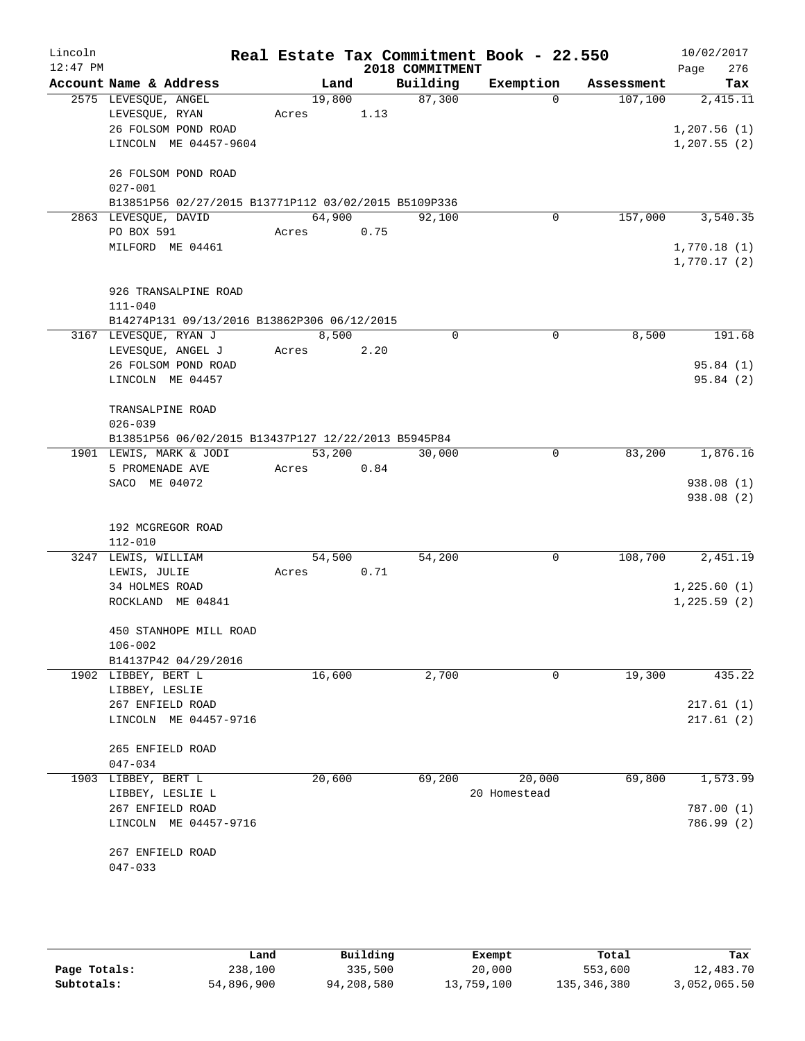Lincoln
12:47 PM

# Real Estate Tax Commitment Book - 22.550
## 2018 COMMITMENT

10/02/2017

| Account Name & Address | Land | Building | Exemption | Assessment | Tax |
|---|---|---|---|---|---|
| 2575 LEVESQUE, ANGEL | 19,800 | 87,300 | 0 | 107,100 | 2,415.11 |
| LEVESQUE, RYAN | Acres 1.13 | | | | |
| 26 FOLSOM POND ROAD | | | | | 1,207.56 (1) |
| LINCOLN ME 04457-9604 | | | | | 1,207.55 (2) |
| 26 FOLSOM POND ROAD | | | | | |
| 027-001 | | | | | |
| B13851P56 02/27/2015 B13771P112 03/02/2015 B5109P336 | | | | | |
| 2863 LEVESQUE, DAVID | 64,900 | 92,100 | 0 | 157,000 | 3,540.35 |
| PO BOX 591 | Acres 0.75 | | | | |
| MILFORD ME 04461 | | | | | 1,770.18 (1) |
| | | | | | 1,770.17 (2) |
| 926 TRANSALPINE ROAD | | | | | |
| 111-040 | | | | | |
| B14274P131 09/13/2016 B13862P306 06/12/2015 | | | | | |
| 3167 LEVESQUE, RYAN J | 8,500 | 0 | 0 | 8,500 | 191.68 |
| LEVESQUE, ANGEL J | Acres 2.20 | | | | |
| 26 FOLSOM POND ROAD | | | | | 95.84 (1) |
| LINCOLN ME 04457 | | | | | 95.84 (2) |
| TRANSALPINE ROAD | | | | | |
| 026-039 | | | | | |
| B13851P56 06/02/2015 B13437P127 12/22/2013 B5945P84 | | | | | |
| 1901 LEWIS, MARK & JODI | 53,200 | 30,000 | 0 | 83,200 | 1,876.16 |
| 5 PROMENADE AVE | Acres 0.84 | | | | |
| SACO ME 04072 | | | | | 938.08 (1) |
| | | | | | 938.08 (2) |
| 192 MCGREGOR ROAD | | | | | |
| 112-010 | | | | | |
| 3247 LEWIS, WILLIAM | 54,500 | 54,200 | 0 | 108,700 | 2,451.19 |
| LEWIS, JULIE | Acres 0.71 | | | | |
| 34 HOLMES ROAD | | | | | 1,225.60 (1) |
| ROCKLAND ME 04841 | | | | | 1,225.59 (2) |
| 450 STANHOPE MILL ROAD | | | | | |
| 106-002 | | | | | |
| B14137P42 04/29/2016 | | | | | |
| 1902 LIBBEY, BERT L | 16,600 | 2,700 | 0 | 19,300 | 435.22 |
| LIBBEY, LESLIE | | | | | |
| 267 ENFIELD ROAD | | | | | 217.61 (1) |
| LINCOLN ME 04457-9716 | | | | | 217.61 (2) |
| 265 ENFIELD ROAD | | | | | |
| 047-034 | | | | | |
| 1903 LIBBEY, BERT L | 20,600 | 69,200 | 20,000 | 69,800 | 1,573.99 |
| LIBBEY, LESLIE L | | | 20 Homestead | | |
| 267 ENFIELD ROAD | | | | | 787.00 (1) |
| LINCOLN ME 04457-9716 | | | | | 786.99 (2) |
| 267 ENFIELD ROAD | | | | | |
| 047-033 | | | | | |

| | Land | Building | Exempt | Total | Tax |
|---|---|---|---|---|---|
| Page Totals: | 238,100 | 335,500 | 20,000 | 553,600 | 12,483.70 |
| Subtotals: | 54,896,900 | 94,208,580 | 13,759,100 | 135,346,380 | 3,052,065.50 |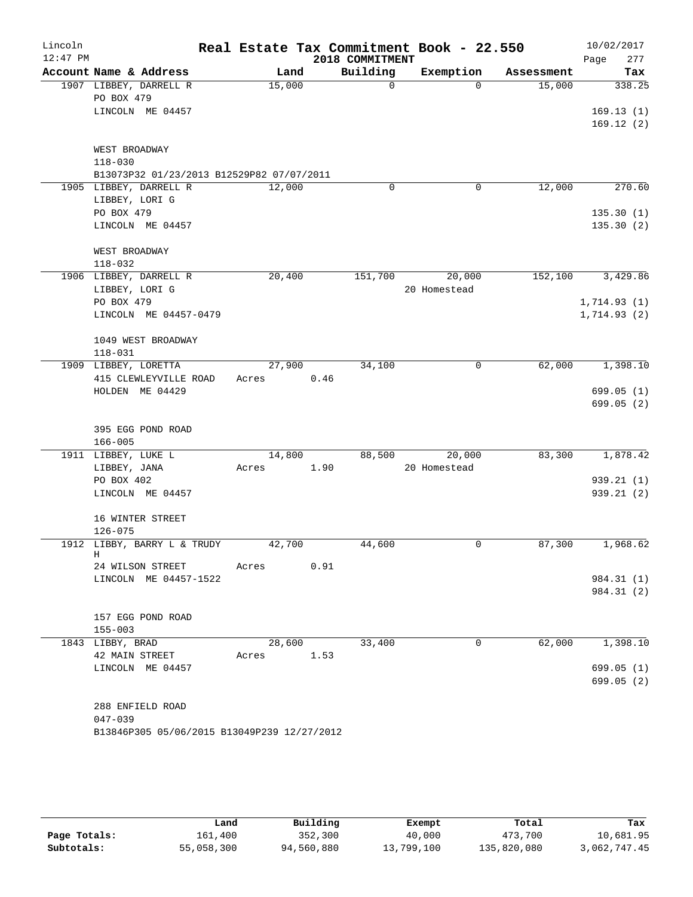# Real Estate Tax Commitment Book - 22.550

Lincoln
12:47 PM
2018 COMMITMENT
10/02/2017

| Account Name & Address | Land | Building | Exemption | Assessment | Tax |
|---|---|---|---|---|---|
| 1907 LIBBEY, DARRELL R<br>PO BOX 479<br>LINCOLN ME 04457<br><br>WEST BROADWAY<br>118-030<br>B13073P32 01/23/2013 B12529P82 07/07/2011 | 15,000 | 0 | 0 | 15,000 | 338.25<br><br>169.13 (1)<br>169.12 (2) |
| 1905 LIBBEY, DARRELL R<br>LIBBEY, LORI G<br>PO BOX 479<br>LINCOLN ME 04457<br><br>WEST BROADWAY<br>118-032 | 12,000 | 0 | 0 | 12,000 | 270.60<br><br>135.30 (1)<br>135.30 (2) |
| 1906 LIBBEY, DARRELL R<br>LIBBEY, LORI G<br>PO BOX 479<br>LINCOLN ME 04457-0479<br><br>1049 WEST BROADWAY<br>118-031 | 20,400 | 151,700 | 20,000<br>20 Homestead | 152,100 | 3,429.86<br><br>1,714.93 (1)<br>1,714.93 (2) |
| 1909 LIBBEY, LORETTA<br>415 CLEWLEYVILLE ROAD<br>HOLDEN ME 04429<br><br>395 EGG POND ROAD<br>166-005 | 27,900<br>Acres 0.46 | 34,100 | 0 | 62,000 | 1,398.10<br><br>699.05 (1)<br>699.05 (2) |
| 1911 LIBBEY, LUKE L<br>LIBBEY, JANA<br>PO BOX 402<br>LINCOLN ME 04457<br><br>16 WINTER STREET<br>126-075 | 14,800<br>Acres 1.90 | 88,500 | 20,000<br>20 Homestead | 83,300 | 1,878.42<br><br>939.21 (1)<br>939.21 (2) |
| 1912 LIBBY, BARRY L & TRUDY H<br>24 WILSON STREET<br>LINCOLN ME 04457-1522<br><br>157 EGG POND ROAD<br>155-003 | 42,700<br>Acres 0.91 | 44,600 | 0 | 87,300 | 1,968.62<br><br>984.31 (1)<br>984.31 (2) |
| 1843 LIBBY, BRAD<br>42 MAIN STREET<br>LINCOLN ME 04457<br><br>288 ENFIELD ROAD<br>047-039<br>B13846P305 05/06/2015 B13049P239 12/27/2012 | 28,600<br>Acres 1.53 | 33,400 | 0 | 62,000 | 1,398.10<br><br>699.05 (1)<br>699.05 (2) |

| | Land | Building | Exempt | Total | Tax |
|---|---|---|---|---|---|
| Page Totals: | 161,400 | 352,300 | 40,000 | 473,700 | 10,681.95 |
| Subtotals: | 55,058,300 | 94,560,880 | 13,799,100 | 135,820,080 | 3,062,747.45 |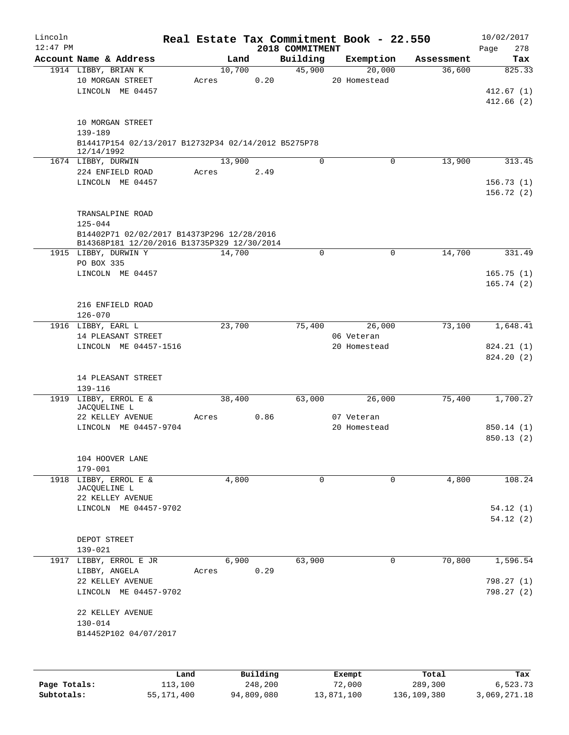Lincoln 12:47 PM

# Real Estate Tax Commitment Book - 22.550

2018 COMMITMENT

10/02/2017

| Account Name & Address | Land | Building | Exemption | Assessment | Tax |
|---|---|---|---|---|---|
| 1914 LIBBY, BRIAN K | 10,700 | 45,900 | 20,000 | 36,600 | 825.33 |
| 10 MORGAN STREET | Acres 0.20 | | 20 Homestead | | |
| LINCOLN ME 04457 | | | | | 412.67 (1) |
| | | | | | 412.66 (2) |
| 10 MORGAN STREET | | | | | |
| 139-189 | | | | | |
| B14417P154 02/13/2017 B12732P34 02/14/2012 B5275P78 12/14/1992 | | | | | |
| 1674 LIBBY, DURWIN | 13,900 | 0 | 0 | 13,900 | 313.45 |
| 224 ENFIELD ROAD | Acres 2.49 | | | | |
| LINCOLN ME 04457 | | | | | 156.73 (1) |
| | | | | | 156.72 (2) |
| TRANSALPINE ROAD | | | | | |
| 125-044 | | | | | |
| B14402P71 02/02/2017 B14373P296 12/28/2016 B14368P181 12/20/2016 B13735P329 12/30/2014 | | | | | |
| 1915 LIBBY, DURWIN Y | 14,700 | 0 | 0 | 14,700 | 331.49 |
| PO BOX 335 | | | | | |
| LINCOLN ME 04457 | | | | | 165.75 (1) |
| | | | | | 165.74 (2) |
| 216 ENFIELD ROAD | | | | | |
| 126-070 | | | | | |
| 1916 LIBBY, EARL L | 23,700 | 75,400 | 26,000 | 73,100 | 1,648.41 |
| 14 PLEASANT STREET | | | 06 Veteran | | |
| LINCOLN ME 04457-1516 | | | 20 Homestead | | 824.21 (1) |
| | | | | | 824.20 (2) |
| 14 PLEASANT STREET | | | | | |
| 139-116 | | | | | |
| 1919 LIBBY, ERROL E & JACQUELINE L | 38,400 | 63,000 | 26,000 | 75,400 | 1,700.27 |
| 22 KELLEY AVENUE | Acres 0.86 | | 07 Veteran | | |
| LINCOLN ME 04457-9704 | | | 20 Homestead | | 850.14 (1) |
| | | | | | 850.13 (2) |
| 104 HOOVER LANE | | | | | |
| 179-001 | | | | | |
| 1918 LIBBY, ERROL E & JACQUELINE L | 4,800 | 0 | 0 | 4,800 | 108.24 |
| 22 KELLEY AVENUE | | | | | |
| LINCOLN ME 04457-9702 | | | | | 54.12 (1) |
| | | | | | 54.12 (2) |
| DEPOT STREET | | | | | |
| 139-021 | | | | | |
| 1917 LIBBY, ERROL E JR | 6,900 | 63,900 | 0 | 70,800 | 1,596.54 |
| LIBBY, ANGELA | Acres 0.29 | | | | |
| 22 KELLEY AVENUE | | | | | 798.27 (1) |
| LINCOLN ME 04457-9702 | | | | | 798.27 (2) |
| 22 KELLEY AVENUE | | | | | |
| 130-014 | | | | | |
| B14452P102 04/07/2017 | | | | | |

| | Land | Building | Exempt | Total | Tax |
|---|---|---|---|---|---|
| Page Totals: | 113,100 | 248,200 | 72,000 | 289,300 | 6,523.73 |
| Subtotals: | 55,171,400 | 94,809,080 | 13,871,100 | 136,109,380 | 3,069,271.18 |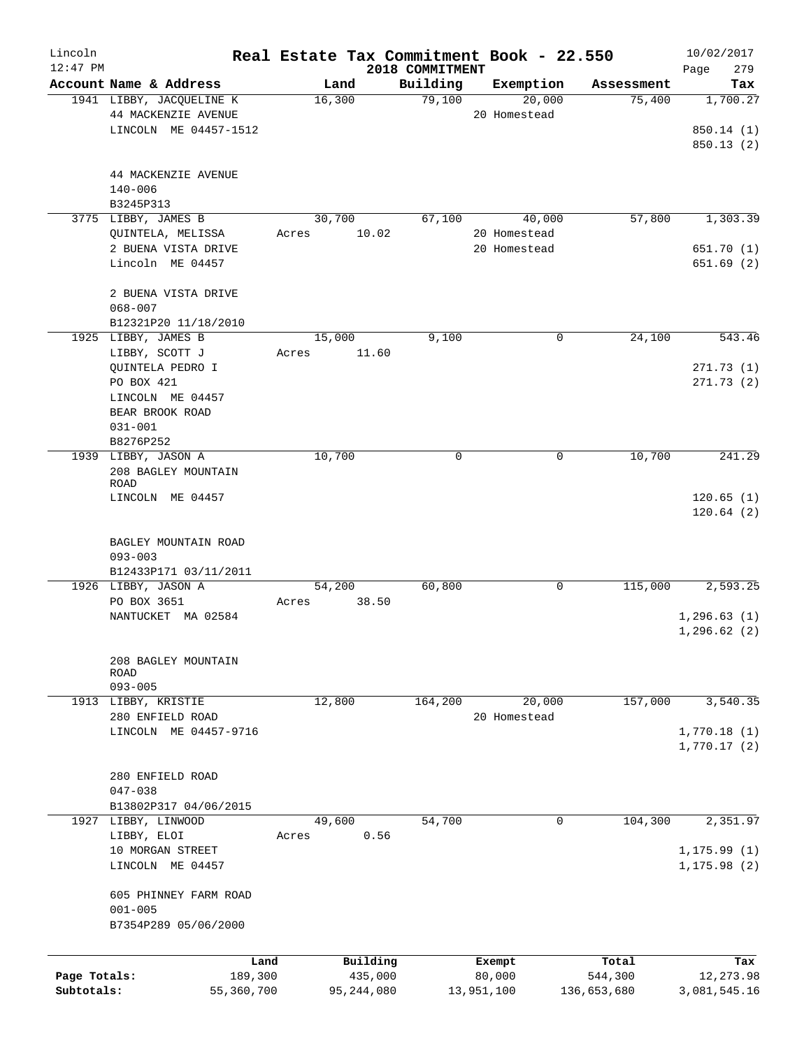Lincoln 12:47 PM

# Real Estate Tax Commitment Book - 22.550

2018 COMMITMENT

10/02/2017 Page 279

| Account Name & Address | Land | Building | Exemption | Assessment | Tax |
|---|---|---|---|---|---|
| 1941 LIBBY, JACQUELINE K<br>44 MACKENZIE AVENUE<br>LINCOLN ME 04457-1512<br><br>44 MACKENZIE AVENUE<br>140-006<br>B3245P313 | 16,300 | 79,100 | 20,000<br>20 Homestead | 75,400 | 1,700.27<br><br>850.14 (1)<br>850.13 (2) |
| 3775 LIBBY, JAMES B<br>QUINTELA, MELISSA<br>2 BUENA VISTA DRIVE<br>Lincoln ME 04457<br><br>2 BUENA VISTA DRIVE<br>068-007<br>B12321P20 11/18/2010 | 30,700<br>Acres 10.02 | 67,100 | 40,000<br>20 Homestead<br>20 Homestead | 57,800 | 1,303.39<br><br>651.70 (1)<br>651.69 (2) |
| 1925 LIBBY, JAMES B<br>LIBBY, SCOTT J<br>QUINTELA PEDRO I<br>PO BOX 421<br>LINCOLN ME 04457<br>BEAR BROOK ROAD<br>031-001<br>B8276P252 | 15,000<br>Acres 11.60 | 9,100 | 0 | 24,100 | 543.46<br><br>271.73 (1)<br>271.73 (2) |
| 1939 LIBBY, JASON A<br>208 BAGLEY MOUNTAIN ROAD<br>LINCOLN ME 04457<br><br>BAGLEY MOUNTAIN ROAD<br>093-003<br>B12433P171 03/11/2011 | 10,700 | 0 | 0 | 10,700 | 241.29<br><br>120.65 (1)<br>120.64 (2) |
| 1926 LIBBY, JASON A<br>PO BOX 3651<br>NANTUCKET MA 02584<br><br>208 BAGLEY MOUNTAIN ROAD<br>093-005 | 54,200<br>Acres 38.50 | 60,800 | 0 | 115,000 | 2,593.25<br><br>1,296.63 (1)<br>1,296.62 (2) |
| 1913 LIBBY, KRISTIE<br>280 ENFIELD ROAD<br>LINCOLN ME 04457-9716<br><br>280 ENFIELD ROAD<br>047-038<br>B13802P317 04/06/2015 | 12,800 | 164,200 | 20,000<br>20 Homestead | 157,000 | 3,540.35<br><br>1,770.18 (1)<br>1,770.17 (2) |
| 1927 LIBBY, LINWOOD<br>LIBBY, ELOI<br>10 MORGAN STREET<br>LINCOLN ME 04457<br><br>605 PHINNEY FARM ROAD<br>001-005<br>B7354P289 05/06/2000 | 49,600<br>Acres 0.56 | 54,700 | 0 | 104,300 | 2,351.97<br><br>1,175.99 (1)<br>1,175.98 (2) |

| | Land | Building | Exempt | Total | Tax |
|---|---|---|---|---|---|
| Page Totals: | 189,300 | 435,000 | 80,000 | 544,300 | 12,273.98 |
| Subtotals: | 55,360,700 | 95,244,080 | 13,951,100 | 136,653,680 | 3,081,545.16 |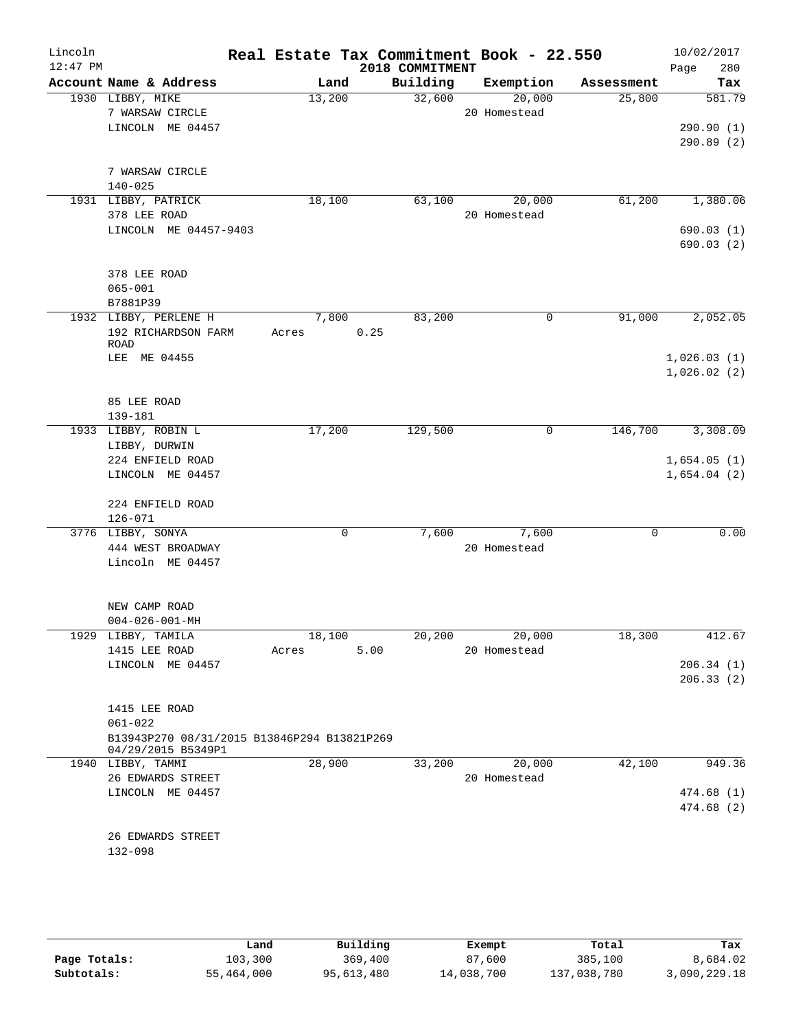Lincoln 12:47 PM

# Real Estate Tax Commitment Book - 22.550

2018 COMMITMENT

10/02/2017

| Account Name & Address | Land | Building | Exemption | Assessment | Tax |
|---|---|---|---|---|---|
| 1930 LIBBY, MIKE | 13,200 | 32,600 | 20,000 | 25,800 | 581.79 |
| 7 WARSAW CIRCLE | | | 20 Homestead | | |
| LINCOLN ME 04457 | | | | | 290.90 (1) |
| | | | | | 290.89 (2) |
| 7 WARSAW CIRCLE | | | | | |
| 140-025 | | | | | |
| 1931 LIBBY, PATRICK | 18,100 | 63,100 | 20,000 | 61,200 | 1,380.06 |
| 378 LEE ROAD | | | 20 Homestead | | |
| LINCOLN ME 04457-9403 | | | | | 690.03 (1) |
| | | | | | 690.03 (2) |
| 378 LEE ROAD | | | | | |
| 065-001 | | | | | |
| B7881P39 | | | | | |
| 1932 LIBBY, PERLENE H | 7,800 | 83,200 | 0 | 91,000 | 2,052.05 |
| 192 RICHARDSON FARM ROAD | Acres 0.25 | | | | |
| LEE ME 04455 | | | | | 1,026.03 (1) |
| | | | | | 1,026.02 (2) |
| 85 LEE ROAD | | | | | |
| 139-181 | | | | | |
| 1933 LIBBY, ROBIN L | 17,200 | 129,500 | 0 | 146,700 | 3,308.09 |
| LIBBY, DURWIN | | | | | |
| 224 ENFIELD ROAD | | | | | 1,654.05 (1) |
| LINCOLN ME 04457 | | | | | 1,654.04 (2) |
| 224 ENFIELD ROAD | | | | | |
| 126-071 | | | | | |
| 3776 LIBBY, SONYA | 0 | 7,600 | 7,600 | 0 | 0.00 |
| 444 WEST BROADWAY | | | 20 Homestead | | |
| Lincoln ME 04457 | | | | | |
| NEW CAMP ROAD | | | | | |
| 004-026-001-MH | | | | | |
| 1929 LIBBY, TAMILA | 18,100 | 20,200 | 20,000 | 18,300 | 412.67 |
| 1415 LEE ROAD | Acres 5.00 | | 20 Homestead | | |
| LINCOLN ME 04457 | | | | | 206.34 (1) |
| | | | | | 206.33 (2) |
| 1415 LEE ROAD | | | | | |
| 061-022 | | | | | |
| B13943P270 08/31/2015 B13846P294 B13821P269 04/29/2015 B5349P1 | | | | | |
| 1940 LIBBY, TAMMI | 28,900 | 33,200 | 20,000 | 42,100 | 949.36 |
| 26 EDWARDS STREET | | | 20 Homestead | | |
| LINCOLN ME 04457 | | | | | 474.68 (1) |
| | | | | | 474.68 (2) |
| 26 EDWARDS STREET | | | | | |
| 132-098 | | | | | |

| | Land | Building | Exempt | Total | Tax |
|---|---|---|---|---|---|
| Page Totals: | 103,300 | 369,400 | 87,600 | 385,100 | 8,684.02 |
| Subtotals: | 55,464,000 | 95,613,480 | 14,038,700 | 137,038,780 | 3,090,229.18 |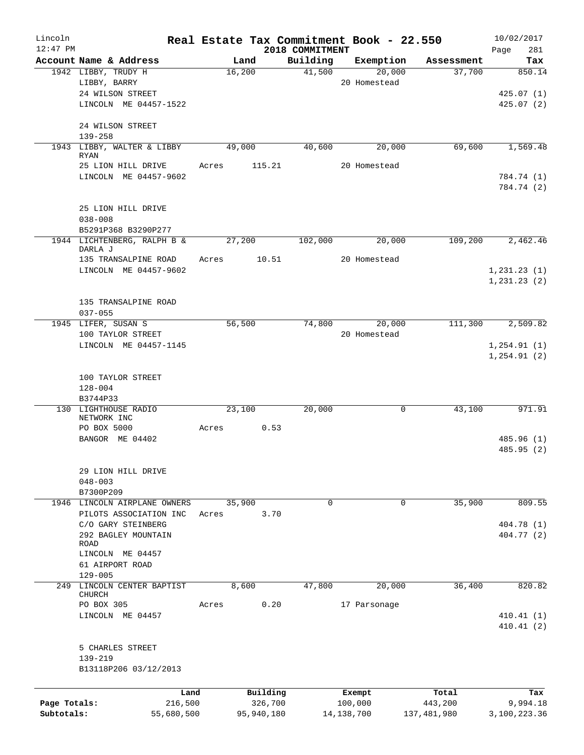# Real Estate Tax Commitment Book - 22.550

Lincoln
12:47 PM

2018 COMMITMENT

10/02/2017

| Account Name & Address | Land | Building | Exemption | Assessment | Tax |
|---|---|---|---|---|---|
| 1942 LIBBY, TRUDY H | 16,200 | 41,500 | 20,000 | 37,700 | 850.14 |
| LIBBY, BARRY | | | 20 Homestead | | |
| 24 WILSON STREET | | | | | 425.07 (1) |
| LINCOLN ME 04457-1522 | | | | | 425.07 (2) |
| 24 WILSON STREET | | | | | |
| 139-258 | | | | | |
| 1943 LIBBY, WALTER & LIBBY RYAN | 49,000 | 40,600 | 20,000 | 69,600 | 1,569.48 |
| 25 LION HILL DRIVE | Acres 115.21 | | 20 Homestead | | |
| LINCOLN ME 04457-9602 | | | | | 784.74 (1) |
| | | | | | 784.74 (2) |
| 25 LION HILL DRIVE | | | | | |
| 038-008 | | | | | |
| B5291P368 B3290P277 | | | | | |
| 1944 LICHTENBERG, RALPH B & DARLA J | 27,200 | 102,000 | 20,000 | 109,200 | 2,462.46 |
| 135 TRANSALPINE ROAD | Acres 10.51 | | 20 Homestead | | |
| LINCOLN ME 04457-9602 | | | | | 1,231.23 (1) |
| | | | | | 1,231.23 (2) |
| 135 TRANSALPINE ROAD | | | | | |
| 037-055 | | | | | |
| 1945 LIFER, SUSAN S | 56,500 | 74,800 | 20,000 | 111,300 | 2,509.82 |
| 100 TAYLOR STREET | | | 20 Homestead | | |
| LINCOLN ME 04457-1145 | | | | | 1,254.91 (1) |
| | | | | | 1,254.91 (2) |
| 100 TAYLOR STREET | | | | | |
| 128-004 | | | | | |
| B3744P33 | | | | | |
| 130 LIGHTHOUSE RADIO NETWORK INC | 23,100 | 20,000 | 0 | 43,100 | 971.91 |
| PO BOX 5000 | Acres 0.53 | | | | |
| BANGOR ME 04402 | | | | | 485.96 (1) |
| | | | | | 485.95 (2) |
| 29 LION HILL DRIVE | | | | | |
| 048-003 | | | | | |
| B7300P209 | | | | | |
| 1946 LINCOLN AIRPLANE OWNERS | 35,900 | 0 | 0 | 35,900 | 809.55 |
| PILOTS ASSOCIATION INC | Acres 3.70 | | | | |
| C/O GARY STEINBERG | | | | | 404.78 (1) |
| 292 BAGLEY MOUNTAIN ROAD | | | | | 404.77 (2) |
| LINCOLN ME 04457 | | | | | |
| 61 AIRPORT ROAD | | | | | |
| 129-005 | | | | | |
| 249 LINCOLN CENTER BAPTIST CHURCH | 8,600 | 47,800 | 20,000 | 36,400 | 820.82 |
| PO BOX 305 | Acres 0.20 | | 17 Parsonage | | |
| LINCOLN ME 04457 | | | | | 410.41 (1) |
| | | | | | 410.41 (2) |
| 5 CHARLES STREET | | | | | |
| 139-219 | | | | | |
| B13118P206 03/12/2013 | | | | | |

| | Land | Building | Exempt | Total | Tax |
|---|---|---|---|---|---|
| Page Totals: | 216,500 | 326,700 | 100,000 | 443,200 | 9,994.18 |
| Subtotals: | 55,680,500 | 95,940,180 | 14,138,700 | 137,481,980 | 3,100,223.36 |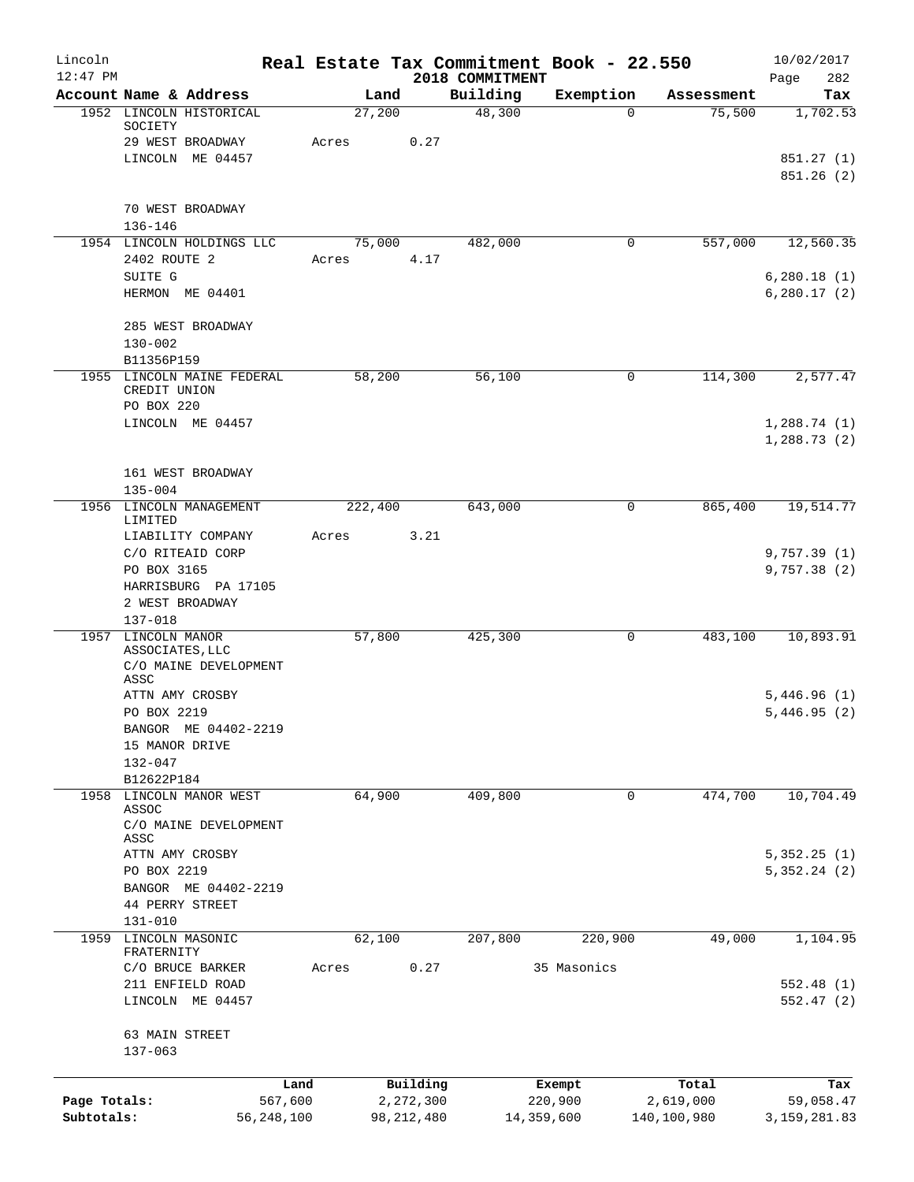Lincoln 12:47 PM

# Real Estate Tax Commitment Book - 22.550

2018 COMMITMENT

10/02/2017 Page 282

| Account Name & Address | Land | Building | Exemption | Assessment | Tax |
|---|---|---|---|---|---|
| 1952 LINCOLN HISTORICAL SOCIETY | 27,200 | 48,300 | 0 | 75,500 | 1,702.53 |
| 29 WEST BROADWAY | Acres 0.27 | | | | |
| LINCOLN ME 04457 | | | | | 851.27 (1) |
| | | | | | 851.26 (2) |
| 70 WEST BROADWAY | | | | | |
| 136-146 | | | | | |
| 1954 LINCOLN HOLDINGS LLC | 75,000 | 482,000 | 0 | 557,000 | 12,560.35 |
| 2402 ROUTE 2 | Acres 4.17 | | | | |
| SUITE G | | | | | 6,280.18 (1) |
| HERMON ME 04401 | | | | | 6,280.17 (2) |
| 285 WEST BROADWAY | | | | | |
| 130-002 | | | | | |
| B11356P159 | | | | | |
| 1955 LINCOLN MAINE FEDERAL CREDIT UNION | 58,200 | 56,100 | 0 | 114,300 | 2,577.47 |
| PO BOX 220 | | | | | |
| LINCOLN ME 04457 | | | | | 1,288.74 (1) |
| | | | | | 1,288.73 (2) |
| 161 WEST BROADWAY | | | | | |
| 135-004 | | | | | |
| 1956 LINCOLN MANAGEMENT LIMITED | 222,400 | 643,000 | 0 | 865,400 | 19,514.77 |
| LIABILITY COMPANY | Acres 3.21 | | | | |
| C/O RITEAID CORP | | | | | 9,757.39 (1) |
| PO BOX 3165 | | | | | 9,757.38 (2) |
| HARRISBURG PA 17105 | | | | | |
| 2 WEST BROADWAY | | | | | |
| 137-018 | | | | | |
| 1957 LINCOLN MANOR ASSOCIATES,LLC | 57,800 | 425,300 | 0 | 483,100 | 10,893.91 |
| C/O MAINE DEVELOPMENT ASSC | | | | | |
| ATTN AMY CROSBY | | | | | 5,446.96 (1) |
| PO BOX 2219 | | | | | 5,446.95 (2) |
| BANGOR ME 04402-2219 | | | | | |
| 15 MANOR DRIVE | | | | | |
| 132-047 | | | | | |
| B12622P184 | | | | | |
| 1958 LINCOLN MANOR WEST ASSOC | 64,900 | 409,800 | 0 | 474,700 | 10,704.49 |
| C/O MAINE DEVELOPMENT ASSC | | | | | |
| ATTN AMY CROSBY | | | | | 5,352.25 (1) |
| PO BOX 2219 | | | | | 5,352.24 (2) |
| BANGOR ME 04402-2219 | | | | | |
| 44 PERRY STREET | | | | | |
| 131-010 | | | | | |
| 1959 LINCOLN MASONIC FRATERNITY | 62,100 | 207,800 | 220,900 | 49,000 | 1,104.95 |
| C/O BRUCE BARKER | Acres 0.27 | | 35 Masonics | | |
| 211 ENFIELD ROAD | | | | | 552.48 (1) |
| LINCOLN ME 04457 | | | | | 552.47 (2) |
| 63 MAIN STREET | | | | | |
| 137-063 | | | | | |

| | Land | Building | Exempt | Total | Tax |
|---|---|---|---|---|---|
| Page Totals: | 567,600 | 2,272,300 | 220,900 | 2,619,000 | 59,058.47 |
| Subtotals: | 56,248,100 | 98,212,480 | 14,359,600 | 140,100,980 | 3,159,281.83 |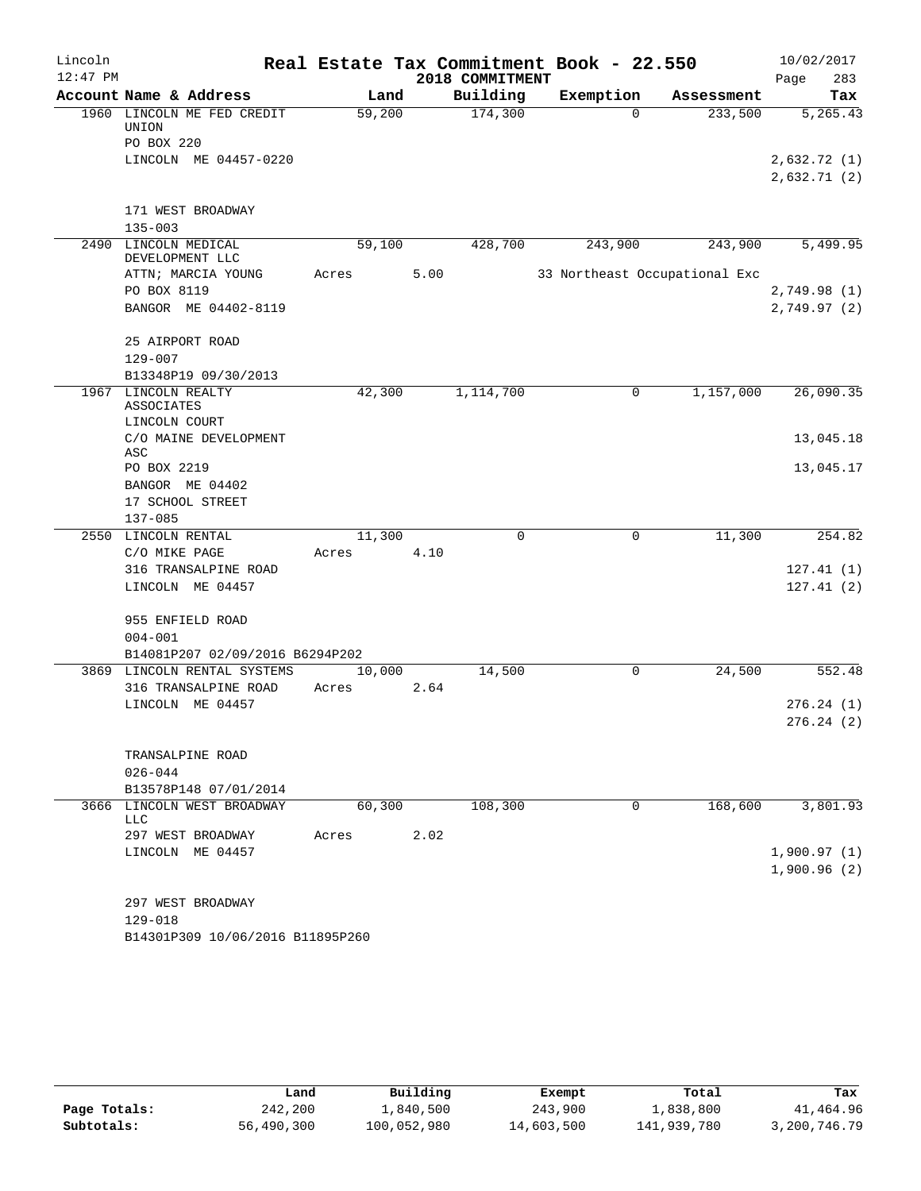Lincoln 12:47 PM — Real Estate Tax Commitment Book - 22.550 — 2018 COMMITMENT — 10/02/2017

| Account Name & Address | Land | Building | Exemption | Assessment | Tax |
|---|---|---|---|---|---|
| 1960 LINCOLN ME FED CREDIT UNION | 59,200 | 174,300 | 0 | 233,500 | 5,265.43 |
| PO BOX 220 | | | | | |
| LINCOLN ME 04457-0220 | | | | | 2,632.72 (1) |
| | | | | | 2,632.71 (2) |
| 171 WEST BROADWAY | | | | | |
| 135-003 | | | | | |
| 2490 LINCOLN MEDICAL DEVELOPMENT LLC | 59,100 | 428,700 | 243,900 | 243,900 | 5,499.95 |
| ATTN; MARCIA YOUNG | Acres 5.00 | | 33 Northeast Occupational Exc | | |
| PO BOX 8119 | | | | | 2,749.98 (1) |
| BANGOR ME 04402-8119 | | | | | 2,749.97 (2) |
| 25 AIRPORT ROAD | | | | | |
| 129-007 | | | | | |
| B13348P19 09/30/2013 | | | | | |
| 1967 LINCOLN REALTY ASSOCIATES | 42,300 | 1,114,700 | 0 | 1,157,000 | 26,090.35 |
| LINCOLN COURT | | | | | |
| C/O MAINE DEVELOPMENT ASC | | | | | 13,045.18 |
| PO BOX 2219 | | | | | 13,045.17 |
| BANGOR ME 04402 | | | | | |
| 17 SCHOOL STREET | | | | | |
| 137-085 | | | | | |
| 2550 LINCOLN RENTAL | 11,300 | 0 | 0 | 11,300 | 254.82 |
| C/O MIKE PAGE | Acres 4.10 | | | | |
| 316 TRANSALPINE ROAD | | | | | 127.41 (1) |
| LINCOLN ME 04457 | | | | | 127.41 (2) |
| 955 ENFIELD ROAD | | | | | |
| 004-001 | | | | | |
| B14081P207 02/09/2016 B6294P202 | | | | | |
| 3869 LINCOLN RENTAL SYSTEMS | 10,000 | 14,500 | 0 | 24,500 | 552.48 |
| 316 TRANSALPINE ROAD | Acres 2.64 | | | | |
| LINCOLN ME 04457 | | | | | 276.24 (1) |
| | | | | | 276.24 (2) |
| TRANSALPINE ROAD | | | | | |
| 026-044 | | | | | |
| B13578P148 07/01/2014 | | | | | |
| 3666 LINCOLN WEST BROADWAY LLC | 60,300 | 108,300 | 0 | 168,600 | 3,801.93 |
| 297 WEST BROADWAY | Acres 2.02 | | | | |
| LINCOLN ME 04457 | | | | | 1,900.97 (1) |
| | | | | | 1,900.96 (2) |
| 297 WEST BROADWAY | | | | | |
| 129-018 | | | | | |
| B14301P309 10/06/2016 B11895P260 | | | | | |

| | Land | Building | Exempt | Total | Tax |
|---|---|---|---|---|---|
| Page Totals: | 242,200 | 1,840,500 | 243,900 | 1,838,800 | 41,464.96 |
| Subtotals: | 56,490,300 | 100,052,980 | 14,603,500 | 141,939,780 | 3,200,746.79 |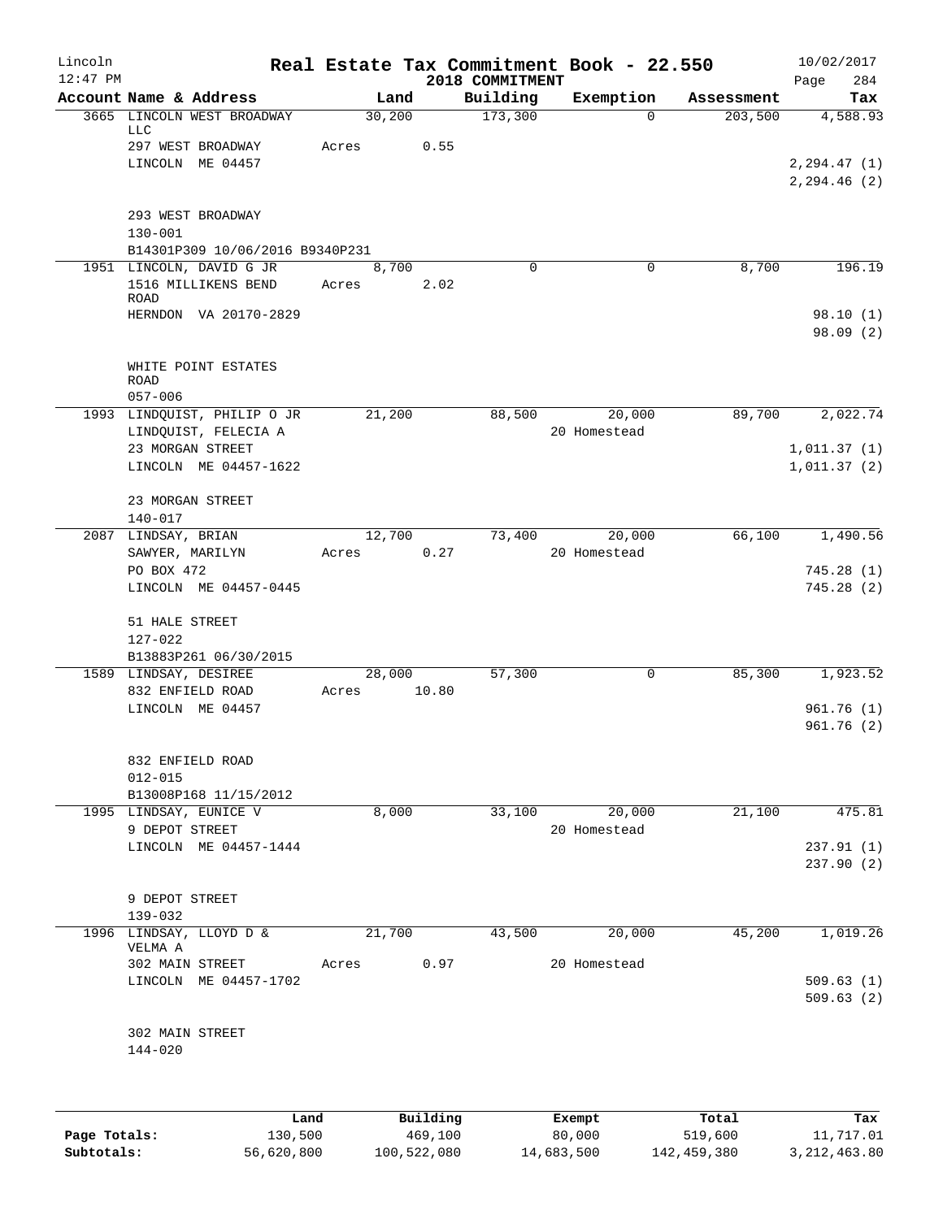# Real Estate Tax Commitment Book - 22.550

Lincoln
12:47 PM

2018 COMMITMENT

10/02/2017

| Account | Name & Address | Land | Building | Exemption | Assessment | Tax |
|---|---|---|---|---|---|---|
| 3665 | LINCOLN WEST BROADWAY LLC<br>297 WEST BROADWAY<br>LINCOLN ME 04457<br><br>293 WEST BROADWAY<br>130-001<br>B14301P309 10/06/2016 B9340P231 | 30,200<br>Acres 0.55 | 173,300 | 0 | 203,500 | 4,588.93<br>2,294.47 (1)<br>2,294.46 (2) |
| 1951 | LINCOLN, DAVID G JR<br>1516 MILLIKENS BEND ROAD<br>HERNDON VA 20170-2829<br><br>WHITE POINT ESTATES ROAD<br>057-006 | 8,700<br>Acres 2.02 | 0 | 0 | 8,700 | 196.19<br>98.10 (1)<br>98.09 (2) |
| 1993 | LINDQUIST, PHILIP O JR<br>LINDQUIST, FELECIA A<br>23 MORGAN STREET<br>LINCOLN ME 04457-1622<br><br>23 MORGAN STREET<br>140-017 | 21,200 | 88,500 | 20,000<br>20 Homestead | 89,700 | 2,022.74<br>1,011.37 (1)<br>1,011.37 (2) |
| 2087 | LINDSAY, BRIAN<br>SAWYER, MARILYN<br>PO BOX 472<br>LINCOLN ME 04457-0445<br><br>51 HALE STREET<br>127-022<br>B13883P261 06/30/2015 | 12,700<br>Acres 0.27 | 73,400 | 20,000<br>20 Homestead | 66,100 | 1,490.56<br>745.28 (1)<br>745.28 (2) |
| 1589 | LINDSAY, DESIREE<br>832 ENFIELD ROAD<br>LINCOLN ME 04457<br><br>832 ENFIELD ROAD<br>012-015<br>B13008P168 11/15/2012 | 28,000<br>Acres 10.80 | 57,300 | 0 | 85,300 | 1,923.52<br>961.76 (1)<br>961.76 (2) |
| 1995 | LINDSAY, EUNICE V<br>9 DEPOT STREET<br>LINCOLN ME 04457-1444<br><br>9 DEPOT STREET<br>139-032 | 8,000 | 33,100 | 20,000<br>20 Homestead | 21,100 | 475.81<br>237.91 (1)<br>237.90 (2) |
| 1996 | LINDSAY, LLOYD D & VELMA A<br>302 MAIN STREET<br>LINCOLN ME 04457-1702<br><br>302 MAIN STREET<br>144-020 | 21,700<br>Acres 0.97 | 43,500 | 20,000<br>20 Homestead | 45,200 | 1,019.26<br>509.63 (1)<br>509.63 (2) |

| | Land | Building | Exempt | Total | Tax |
|---|---|---|---|---|---|
| Page Totals: | 130,500 | 469,100 | 80,000 | 519,600 | 11,717.01 |
| Subtotals: | 56,620,800 | 100,522,080 | 14,683,500 | 142,459,380 | 3,212,463.80 |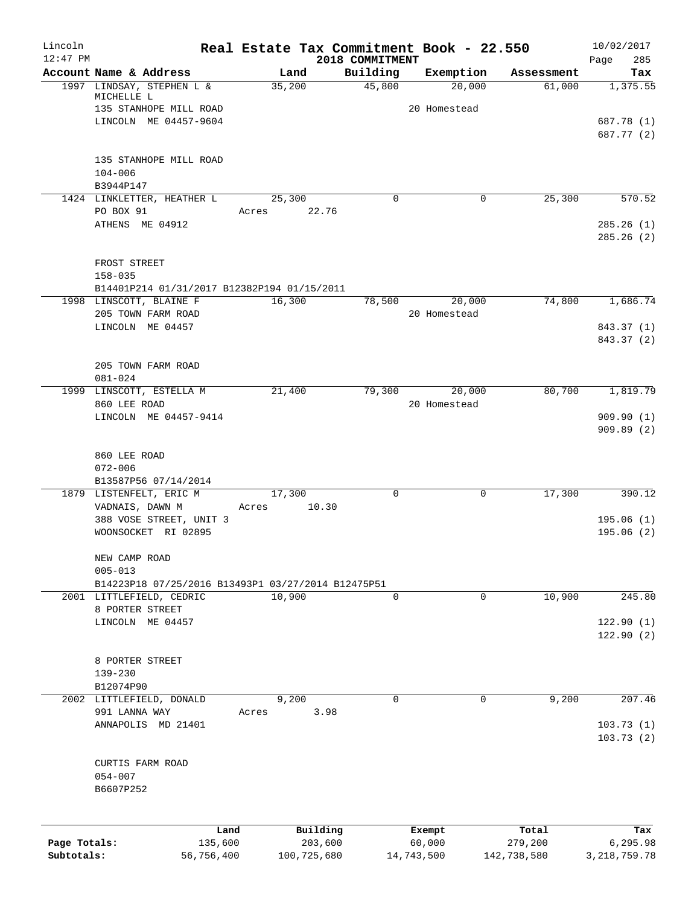Lincoln 12:47 PM

# Real Estate Tax Commitment Book - 22.550

2018 COMMITMENT

10/02/2017

| Account Name & Address | Land | Building | Exemption | Assessment | Tax |
|---|---|---|---|---|---|
| 1997 LINDSAY, STEPHEN L & MICHELLE L | 35,200 | 45,800 | 20,000 | 61,000 | 1,375.55 |
| 135 STANHOPE MILL ROAD | | | 20 Homestead | | |
| LINCOLN ME 04457-9604 | | | | | 687.78 (1) |
| | | | | | 687.77 (2) |
| 135 STANHOPE MILL ROAD | | | | | |
| 104-006 | | | | | |
| B3944P147 | | | | | |
| 1424 LINKLETTER, HEATHER L | 25,300 | 0 | 0 | 25,300 | 570.52 |
| PO BOX 91 | Acres 22.76 | | | | |
| ATHENS ME 04912 | | | | | 285.26 (1) |
| | | | | | 285.26 (2) |
| FROST STREET | | | | | |
| 158-035 | | | | | |
| B14401P214 01/31/2017 B12382P194 01/15/2011 | | | | | |
| 1998 LINSCOTT, BLAINE F | 16,300 | 78,500 | 20,000 | 74,800 | 1,686.74 |
| 205 TOWN FARM ROAD | | | 20 Homestead | | |
| LINCOLN ME 04457 | | | | | 843.37 (1) |
| | | | | | 843.37 (2) |
| 205 TOWN FARM ROAD | | | | | |
| 081-024 | | | | | |
| 1999 LINSCOTT, ESTELLA M | 21,400 | 79,300 | 20,000 | 80,700 | 1,819.79 |
| 860 LEE ROAD | | | 20 Homestead | | |
| LINCOLN ME 04457-9414 | | | | | 909.90 (1) |
| | | | | | 909.89 (2) |
| 860 LEE ROAD | | | | | |
| 072-006 | | | | | |
| B13587P56 07/14/2014 | | | | | |
| 1879 LISTENFELT, ERIC M | 17,300 | 0 | 0 | 17,300 | 390.12 |
| VADNAIS, DAWN M | Acres 10.30 | | | | |
| 388 VOSE STREET, UNIT 3 | | | | | 195.06 (1) |
| WOONSOCKET RI 02895 | | | | | 195.06 (2) |
| NEW CAMP ROAD | | | | | |
| 005-013 | | | | | |
| B14223P18 07/25/2016 B13493P1 03/27/2014 B12475P51 | | | | | |
| 2001 LITTLEFIELD, CEDRIC | 10,900 | 0 | 0 | 10,900 | 245.80 |
| 8 PORTER STREET | | | | | |
| LINCOLN ME 04457 | | | | | 122.90 (1) |
| | | | | | 122.90 (2) |
| 8 PORTER STREET | | | | | |
| 139-230 | | | | | |
| B12074P90 | | | | | |
| 2002 LITTLEFIELD, DONALD | 9,200 | 0 | 0 | 9,200 | 207.46 |
| 991 LANNA WAY | Acres 3.98 | | | | |
| ANNAPOLIS MD 21401 | | | | | 103.73 (1) |
| | | | | | 103.73 (2) |
| CURTIS FARM ROAD | | | | | |
| 054-007 | | | | | |
| B6607P252 | | | | | |

| | Land | Building | Exempt | Total | Tax |
|---|---|---|---|---|---|
| Page Totals: | 135,600 | 203,600 | 60,000 | 279,200 | 6,295.98 |
| Subtotals: | 56,756,400 | 100,725,680 | 14,743,500 | 142,738,580 | 3,218,759.78 |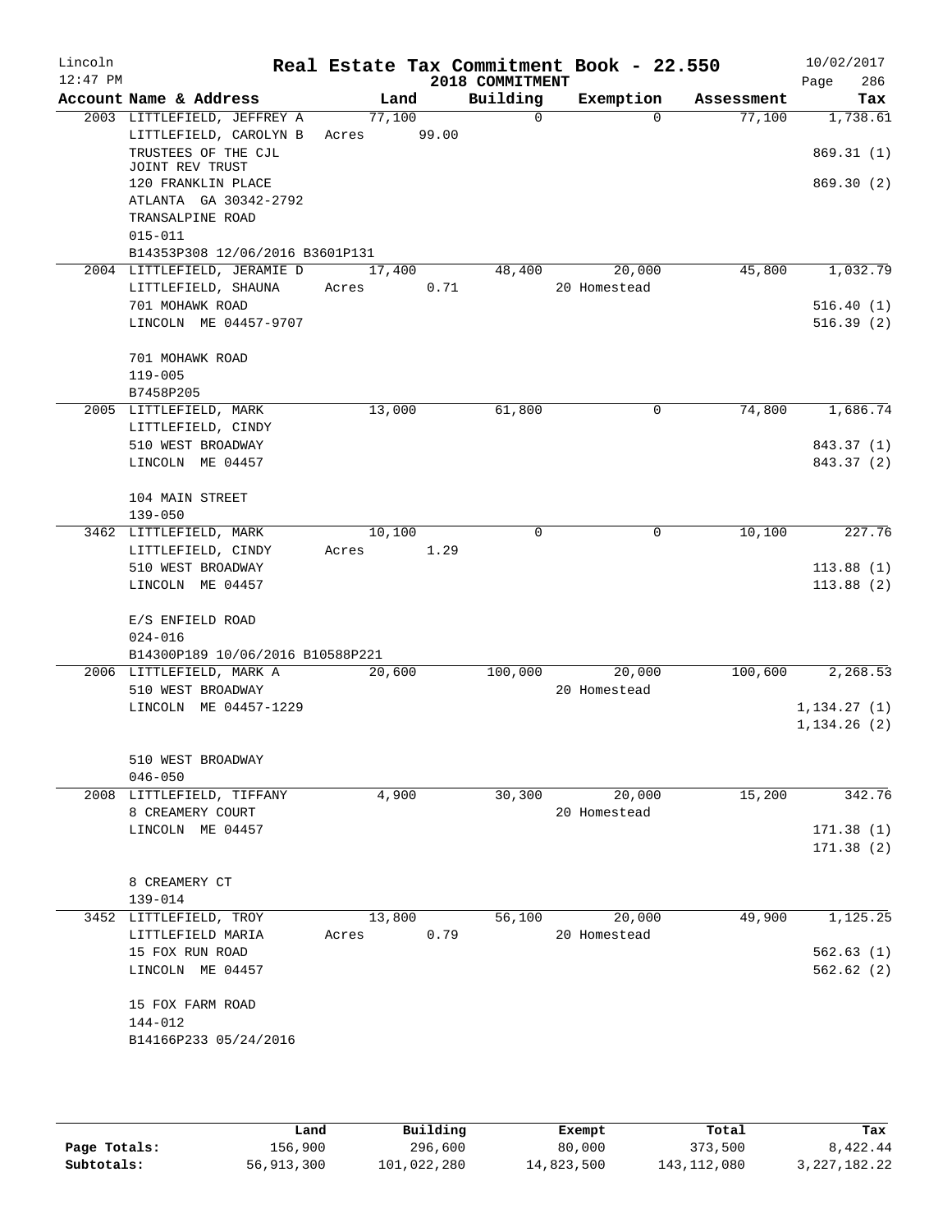# Real Estate Tax Commitment Book - 22.550

Lincoln
12:47 PM

2018 COMMITMENT

10/02/2017

| Account Name & Address | Land | Building | Exemption | Assessment | Tax |
|---|---|---|---|---|---|
| 2003 LITTLEFIELD, JEFFREY A | 77,100 | 0 | 0 | 77,100 | 1,738.61 |
| LITTLEFIELD, CAROLYN B | Acres 99.00 | | | | |
| TRUSTEES OF THE CJL JOINT REV TRUST | | | | | 869.31 (1) |
| 120 FRANKLIN PLACE | | | | | 869.30 (2) |
| ATLANTA GA 30342-2792 | | | | | |
| TRANSALPINE ROAD | | | | | |
| 015-011 | | | | | |
| B14353P308 12/06/2016 B3601P131 | | | | | |
| 2004 LITTLEFIELD, JERAMIE D | 17,400 | 48,400 | 20,000 | 45,800 | 1,032.79 |
| LITTLEFIELD, SHAUNA | Acres 0.71 | | 20 Homestead | | |
| 701 MOHAWK ROAD | | | | | 516.40 (1) |
| LINCOLN ME 04457-9707 | | | | | 516.39 (2) |
| 701 MOHAWK ROAD | | | | | |
| 119-005 | | | | | |
| B7458P205 | | | | | |
| 2005 LITTLEFIELD, MARK | 13,000 | 61,800 | 0 | 74,800 | 1,686.74 |
| LITTLEFIELD, CINDY | | | | | |
| 510 WEST BROADWAY | | | | | 843.37 (1) |
| LINCOLN ME 04457 | | | | | 843.37 (2) |
| 104 MAIN STREET | | | | | |
| 139-050 | | | | | |
| 3462 LITTLEFIELD, MARK | 10,100 | 0 | 0 | 10,100 | 227.76 |
| LITTLEFIELD, CINDY | Acres 1.29 | | | | |
| 510 WEST BROADWAY | | | | | 113.88 (1) |
| LINCOLN ME 04457 | | | | | 113.88 (2) |
| E/S ENFIELD ROAD | | | | | |
| 024-016 | | | | | |
| B14300P189 10/06/2016 B10588P221 | | | | | |
| 2006 LITTLEFIELD, MARK A | 20,600 | 100,000 | 20,000 | 100,600 | 2,268.53 |
| 510 WEST BROADWAY | | | 20 Homestead | | |
| LINCOLN ME 04457-1229 | | | | | 1,134.27 (1) |
| | | | | | 1,134.26 (2) |
| 510 WEST BROADWAY | | | | | |
| 046-050 | | | | | |
| 2008 LITTLEFIELD, TIFFANY | 4,900 | 30,300 | 20,000 | 15,200 | 342.76 |
| 8 CREAMERY COURT | | | 20 Homestead | | |
| LINCOLN ME 04457 | | | | | 171.38 (1) |
| | | | | | 171.38 (2) |
| 8 CREAMERY CT | | | | | |
| 139-014 | | | | | |
| 3452 LITTLEFIELD, TROY | 13,800 | 56,100 | 20,000 | 49,900 | 1,125.25 |
| LITTLEFIELD MARIA | Acres 0.79 | | 20 Homestead | | |
| 15 FOX RUN ROAD | | | | | 562.63 (1) |
| LINCOLN ME 04457 | | | | | 562.62 (2) |
| 15 FOX FARM ROAD | | | | | |
| 144-012 | | | | | |
| B14166P233 05/24/2016 | | | | | |

| | Land | Building | Exempt | Total | Tax |
|---|---|---|---|---|---|
| Page Totals: | 156,900 | 296,600 | 80,000 | 373,500 | 8,422.44 |
| Subtotals: | 56,913,300 | 101,022,280 | 14,823,500 | 143,112,080 | 3,227,182.22 |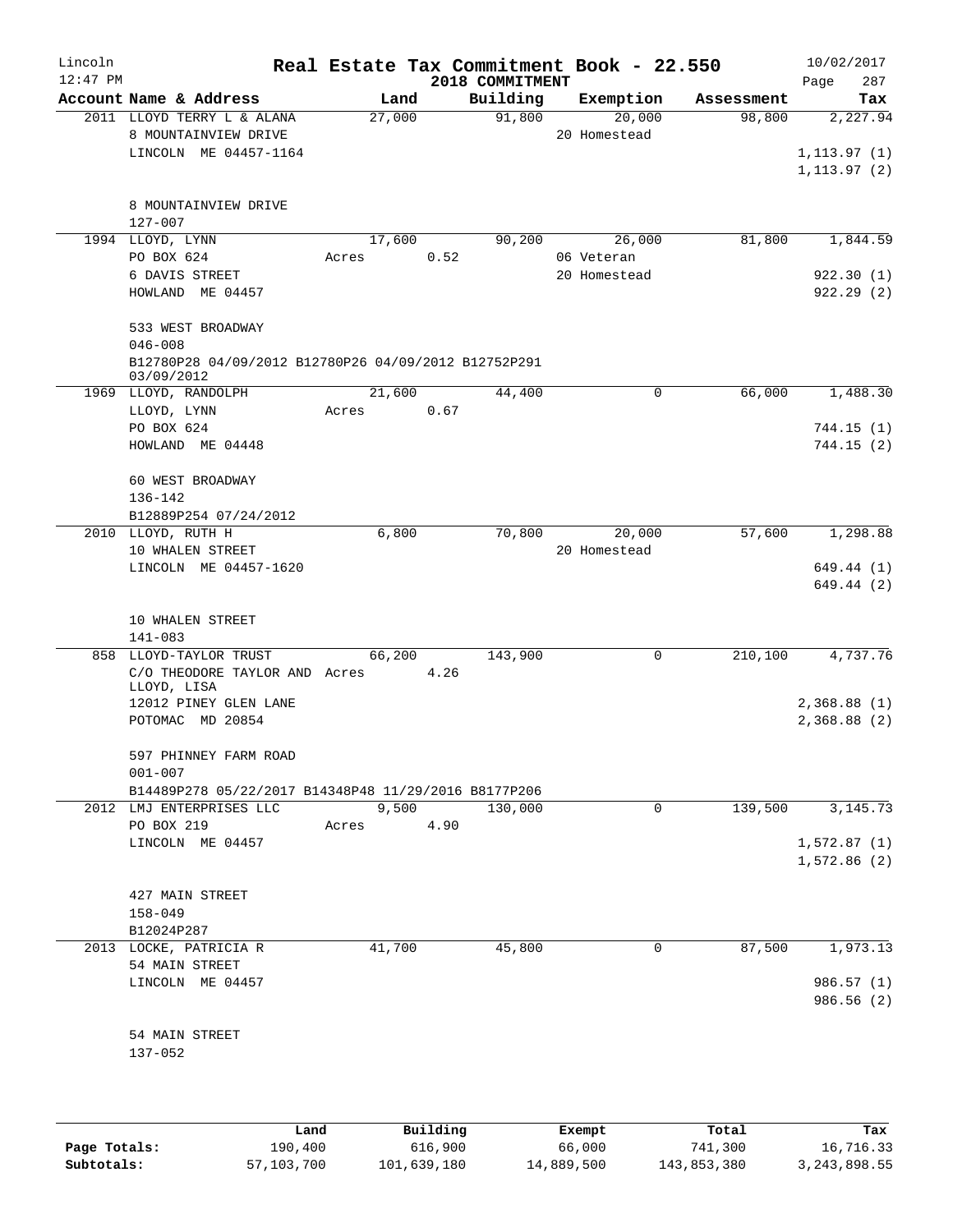# Real Estate Tax Commitment Book - 22.550

## 2018 COMMITMENT

Lincoln 12:47 PM — 10/02/2017

| Account | Name & Address | Land | Building | Exemption | Assessment | Tax |
|---|---|---|---|---|---|---|
| 2011 | LLOYD TERRY L & ALANA<br>8 MOUNTAINVIEW DRIVE<br>LINCOLN ME 04457-1164<br><br>8 MOUNTAINVIEW DRIVE<br>127-007 | 27,000 | 91,800 | 20,000<br>20 Homestead | 98,800 | 2,227.94<br>1,113.97 (1)<br>1,113.97 (2) |
| 1994 | LLOYD, LYNN<br>PO BOX 624<br>6 DAVIS STREET<br>HOWLAND ME 04457<br><br>533 WEST BROADWAY<br>046-008<br>B12780P28 04/09/2012 B12780P26 04/09/2012 B12752P291 03/09/2012 | 17,600<br>Acres 0.52 | 90,200 | 26,000<br>06 Veteran<br>20 Homestead | 81,800 | 1,844.59<br>922.30 (1)<br>922.29 (2) |
| 1969 | LLOYD, RANDOLPH<br>LLOYD, LYNN<br>PO BOX 624<br>HOWLAND ME 04448<br><br>60 WEST BROADWAY<br>136-142<br>B12889P254 07/24/2012 | 21,600<br>Acres 0.67 | 44,400 | 0 | 66,000 | 1,488.30<br>744.15 (1)<br>744.15 (2) |
| 2010 | LLOYD, RUTH H<br>10 WHALEN STREET<br>LINCOLN ME 04457-1620<br><br>10 WHALEN STREET<br>141-083 | 6,800 | 70,800 | 20,000<br>20 Homestead | 57,600 | 1,298.88<br>649.44 (1)<br>649.44 (2) |
| 858 | LLOYD-TAYLOR TRUST<br>C/O THEODORE TAYLOR AND LLOYD, LISA<br>12012 PINEY GLEN LANE<br>POTOMAC MD 20854<br><br>597 PHINNEY FARM ROAD<br>001-007<br>B14489P278 05/22/2017 B14348P48 11/29/2016 B8177P206 | 66,200<br>Acres 4.26 | 143,900 | 0 | 210,100 | 4,737.76<br>2,368.88 (1)<br>2,368.88 (2) |
| 2012 | LMJ ENTERPRISES LLC<br>PO BOX 219<br>LINCOLN ME 04457<br><br>427 MAIN STREET<br>158-049<br>B12024P287 | 9,500<br>Acres 4.90 | 130,000 | 0 | 139,500 | 3,145.73<br>1,572.87 (1)<br>1,572.86 (2) |
| 2013 | LOCKE, PATRICIA R<br>54 MAIN STREET<br>LINCOLN ME 04457<br><br>54 MAIN STREET<br>137-052 | 41,700 | 45,800 | 0 | 87,500 | 1,973.13<br>986.57 (1)<br>986.56 (2) |

| | Land | Building | Exempt | Total | Tax |
|---|---|---|---|---|---|
| Page Totals: | 190,400 | 616,900 | 66,000 | 741,300 | 16,716.33 |
| Subtotals: | 57,103,700 | 101,639,180 | 14,889,500 | 143,853,380 | 3,243,898.55 |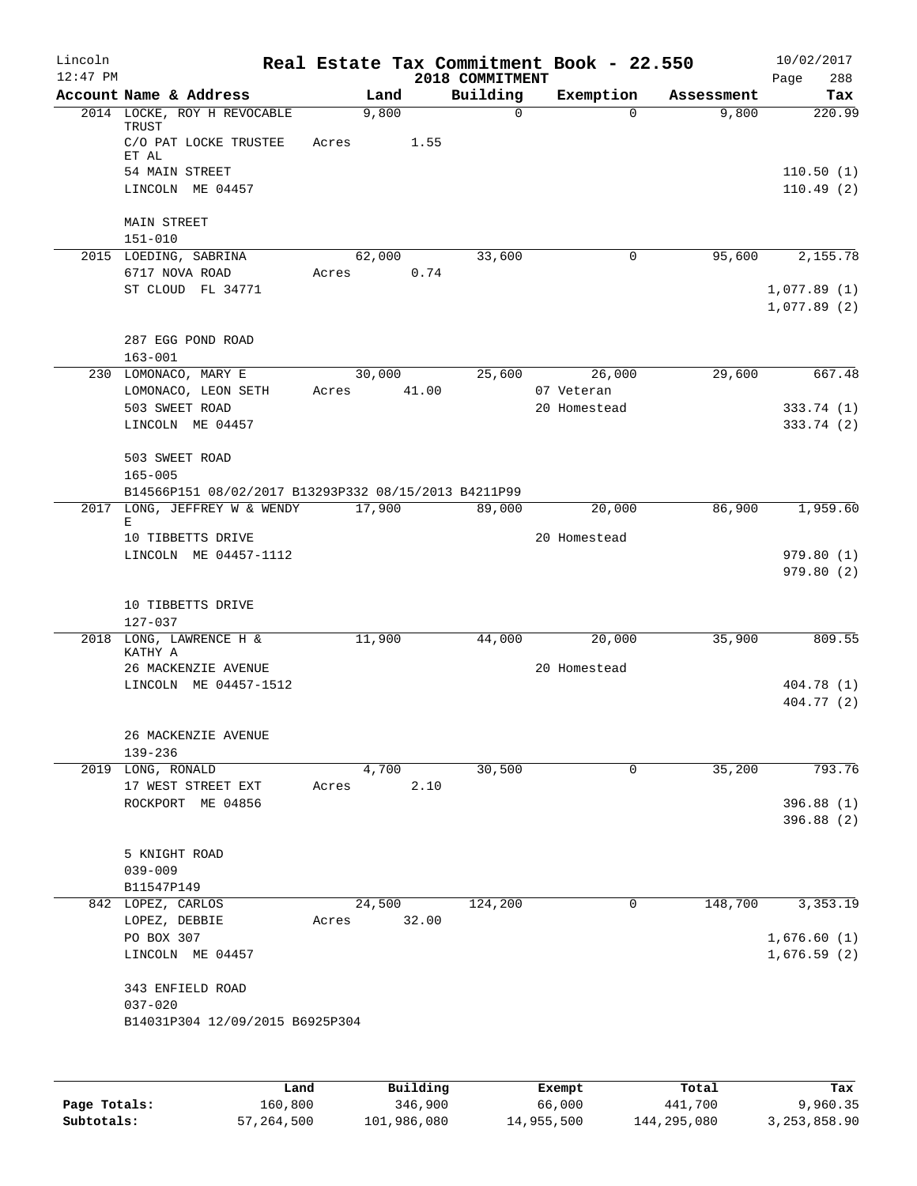# Lincoln — Real Estate Tax Commitment Book - 22.550 — 2018 COMMITMENT

12:47 PM — 10/02/2017

| Account Name & Address | Land | Building | Exemption | Assessment | Tax |
|---|---|---|---|---|---|
| 2014 LOCKE, ROY H REVOCABLE TRUST | 9,800 | 0 | 0 | 9,800 | 220.99 |
| C/O PAT LOCKE TRUSTEE ET AL | Acres 1.55 | | | | |
| 54 MAIN STREET | | | | | 110.50 (1) |
| LINCOLN ME 04457 | | | | | 110.49 (2) |
| MAIN STREET | | | | | |
| 151-010 | | | | | |
| 2015 LOEDING, SABRINA | 62,000 | 33,600 | 0 | 95,600 | 2,155.78 |
| 6717 NOVA ROAD | Acres 0.74 | | | | |
| ST CLOUD FL 34771 | | | | | 1,077.89 (1) |
| | | | | | 1,077.89 (2) |
| 287 EGG POND ROAD | | | | | |
| 163-001 | | | | | |
| 230 LOMONACO, MARY E | 30,000 | 25,600 | 26,000 | 29,600 | 667.48 |
| LOMONACO, LEON SETH | Acres 41.00 | | 07 Veteran | | |
| 503 SWEET ROAD | | | 20 Homestead | | 333.74 (1) |
| LINCOLN ME 04457 | | | | | 333.74 (2) |
| 503 SWEET ROAD | | | | | |
| 165-005 | | | | | |
| B14566P151 08/02/2017 B13293P332 08/15/2013 B4211P99 | | | | | |
| 2017 LONG, JEFFREY W & WENDY E | 17,900 | 89,000 | 20,000 | 86,900 | 1,959.60 |
| 10 TIBBETTS DRIVE | | | 20 Homestead | | |
| LINCOLN ME 04457-1112 | | | | | 979.80 (1) |
| | | | | | 979.80 (2) |
| 10 TIBBETTS DRIVE | | | | | |
| 127-037 | | | | | |
| 2018 LONG, LAWRENCE H & KATHY A | 11,900 | 44,000 | 20,000 | 35,900 | 809.55 |
| 26 MACKENZIE AVENUE | | | 20 Homestead | | |
| LINCOLN ME 04457-1512 | | | | | 404.78 (1) |
| | | | | | 404.77 (2) |
| 26 MACKENZIE AVENUE | | | | | |
| 139-236 | | | | | |
| 2019 LONG, RONALD | 4,700 | 30,500 | 0 | 35,200 | 793.76 |
| 17 WEST STREET EXT | Acres 2.10 | | | | |
| ROCKPORT ME 04856 | | | | | 396.88 (1) |
| | | | | | 396.88 (2) |
| 5 KNIGHT ROAD | | | | | |
| 039-009 | | | | | |
| B11547P149 | | | | | |
| 842 LOPEZ, CARLOS | 24,500 | 124,200 | 0 | 148,700 | 3,353.19 |
| LOPEZ, DEBBIE | Acres 32.00 | | | | |
| PO BOX 307 | | | | | 1,676.60 (1) |
| LINCOLN ME 04457 | | | | | 1,676.59 (2) |
| 343 ENFIELD ROAD | | | | | |
| 037-020 | | | | | |
| B14031P304 12/09/2015 B6925P304 | | | | | |

| | Land | Building | Exempt | Total | Tax |
|---|---|---|---|---|---|
| Page Totals: | 160,800 | 346,900 | 66,000 | 441,700 | 9,960.35 |
| Subtotals: | 57,264,500 | 101,986,080 | 14,955,500 | 144,295,080 | 3,253,858.90 |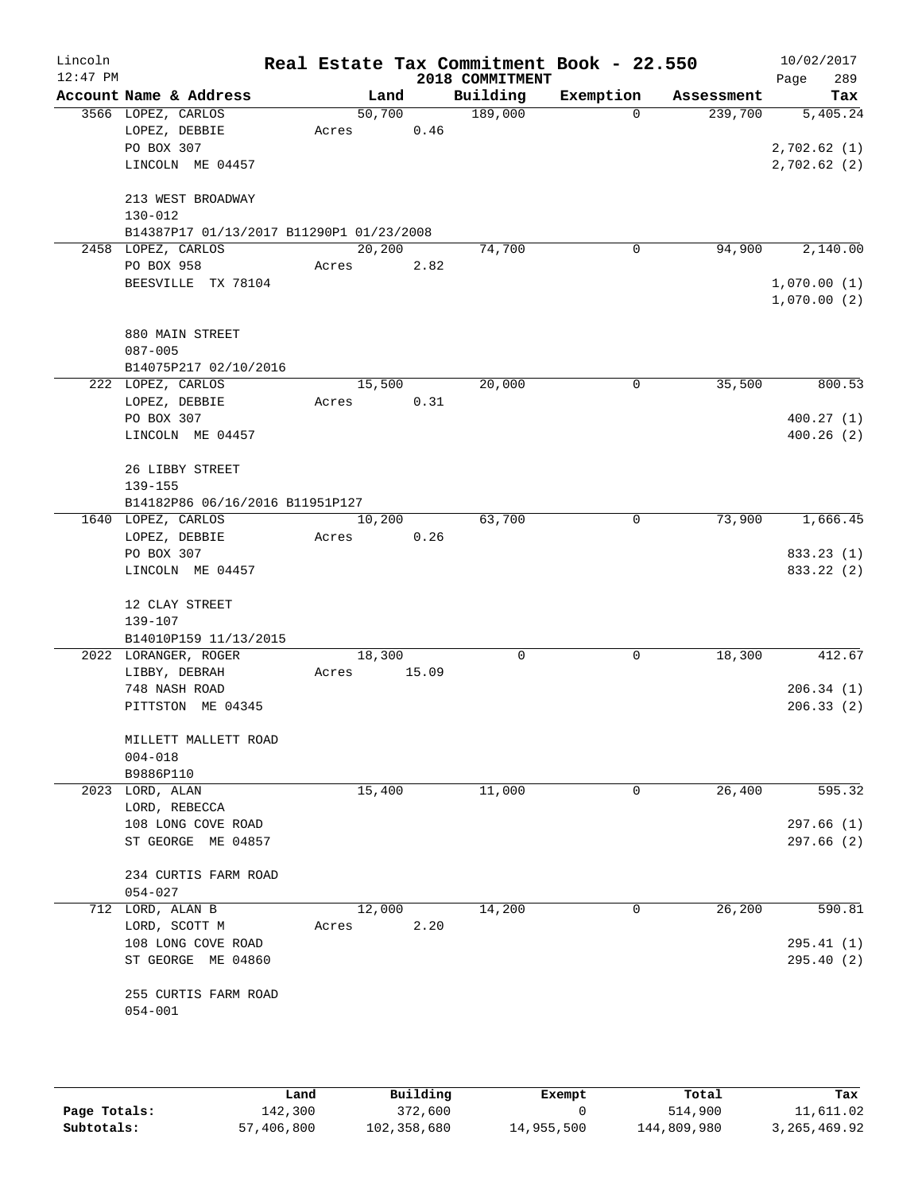Lincoln 12:47 PM

# Real Estate Tax Commitment Book - 22.550

## 2018 COMMITMENT

10/02/2017 Page 289

| Account Name & Address | Land | Building | Exemption | Assessment | Tax |
|---|---|---|---|---|---|
| 3566 LOPEZ, CARLOS<br>LOPEZ, DEBBIE<br>PO BOX 307<br>LINCOLN ME 04457<br><br>213 WEST BROADWAY<br>130-012<br>B14387P17 01/13/2017 B11290P1 01/23/2008 | 50,700<br>Acres 0.46 | 189,000 | 0 | 239,700 | 5,405.24<br><br>2,702.62 (1)<br>2,702.62 (2) |
| 2458 LOPEZ, CARLOS<br>PO BOX 958<br>BEESVILLE TX 78104<br><br>880 MAIN STREET<br>087-005<br>B14075P217 02/10/2016 | 20,200<br>Acres 2.82 | 74,700 | 0 | 94,900 | 2,140.00<br><br>1,070.00 (1)<br>1,070.00 (2) |
| 222 LOPEZ, CARLOS<br>LOPEZ, DEBBIE<br>PO BOX 307<br>LINCOLN ME 04457<br><br>26 LIBBY STREET<br>139-155<br>B14182P86 06/16/2016 B11951P127 | 15,500<br>Acres 0.31 | 20,000 | 0 | 35,500 | 800.53<br><br>400.27 (1)<br>400.26 (2) |
| 1640 LOPEZ, CARLOS<br>LOPEZ, DEBBIE<br>PO BOX 307<br>LINCOLN ME 04457<br><br>12 CLAY STREET<br>139-107<br>B14010P159 11/13/2015 | 10,200<br>Acres 0.26 | 63,700 | 0 | 73,900 | 1,666.45<br><br>833.23 (1)<br>833.22 (2) |
| 2022 LORANGER, ROGER<br>LIBBY, DEBRAH<br>748 NASH ROAD<br>PITTSTON ME 04345<br><br>MILLETT MALLETT ROAD<br>004-018<br>B9886P110 | 18,300<br>Acres 15.09 | 0 | 0 | 18,300 | 412.67<br><br>206.34 (1)<br>206.33 (2) |
| 2023 LORD, ALAN<br>LORD, REBECCA<br>108 LONG COVE ROAD<br>ST GEORGE ME 04857<br><br>234 CURTIS FARM ROAD<br>054-027 | 15,400 | 11,000 | 0 | 26,400 | 595.32<br><br>297.66 (1)<br>297.66 (2) |
| 712 LORD, ALAN B<br>LORD, SCOTT M<br>108 LONG COVE ROAD<br>ST GEORGE ME 04860<br><br>255 CURTIS FARM ROAD<br>054-001 | 12,000<br>Acres 2.20 | 14,200 | 0 | 26,200 | 590.81<br><br>295.41 (1)<br>295.40 (2) |

| | Land | Building | Exempt | Total | Tax |
|---|---|---|---|---|---|
| Page Totals: | 142,300 | 372,600 | 0 | 514,900 | 11,611.02 |
| Subtotals: | 57,406,800 | 102,358,680 | 14,955,500 | 144,809,980 | 3,265,469.92 |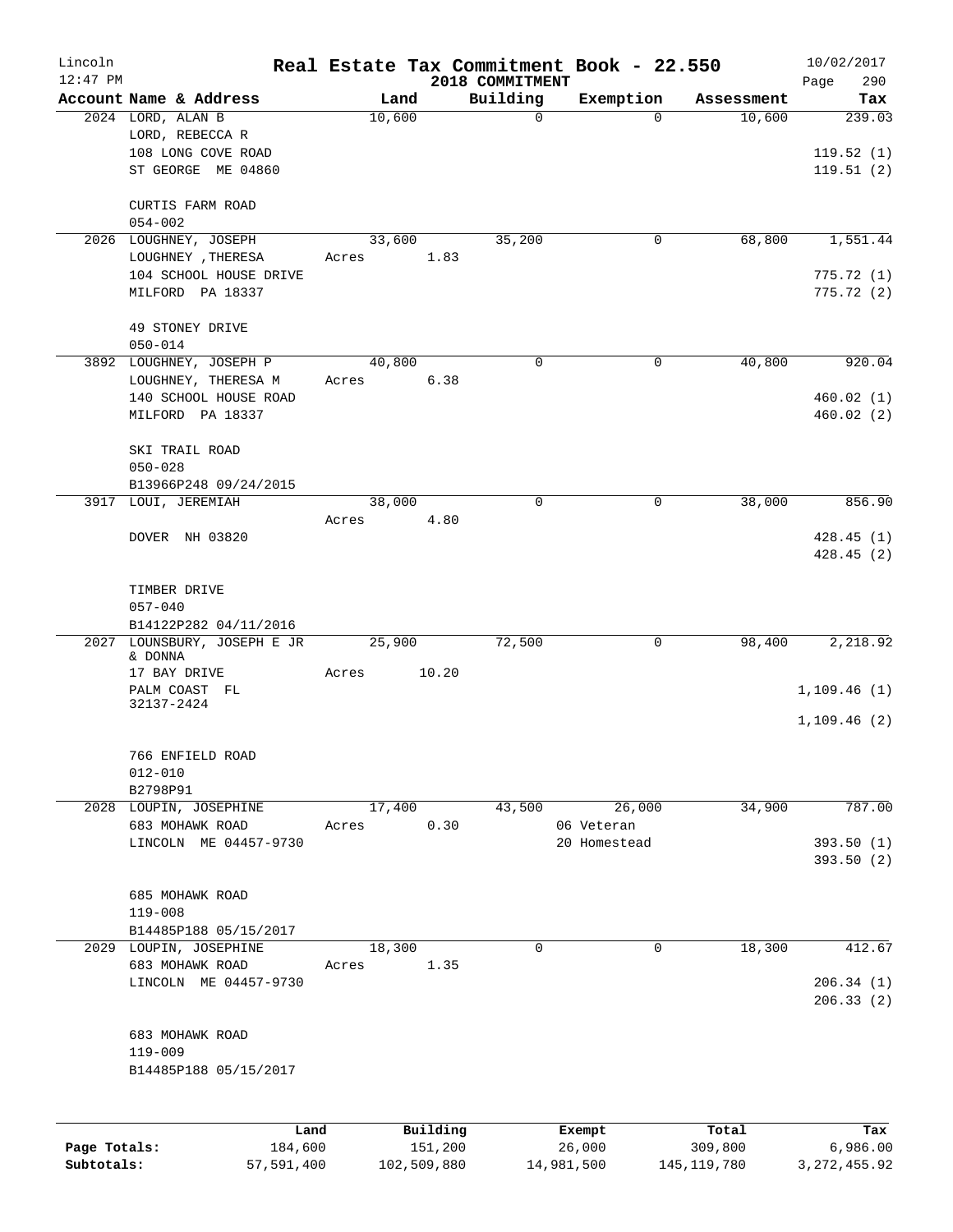# Real Estate Tax Commitment Book - 22.550

Lincoln
12:47 PM

2018 COMMITMENT

10/02/2017

| Account | Name & Address | Land | Building | Exemption | Assessment | Tax |
|---|---|---|---|---|---|---|
| 2024 | LORD, ALAN B<br>LORD, REBECCA R<br>108 LONG COVE ROAD<br>ST GEORGE ME 04860<br><br>CURTIS FARM ROAD<br>054-002 | 10,600 | 0 | 0 | 10,600 | 239.03<br><br>119.52 (1)<br>119.51 (2) |
| 2026 | LOUGHNEY, JOSEPH<br>LOUGHNEY ,THERESA<br>104 SCHOOL HOUSE DRIVE<br>MILFORD PA 18337<br><br>49 STONEY DRIVE<br>050-014 | 33,600<br>Acres 1.83 | 35,200 | 0 | 68,800 | 1,551.44<br><br>775.72 (1)<br>775.72 (2) |
| 3892 | LOUGHNEY, JOSEPH P<br>LOUGHNEY, THERESA M<br>140 SCHOOL HOUSE ROAD<br>MILFORD PA 18337<br><br>SKI TRAIL ROAD<br>050-028<br>B13966P248 09/24/2015 | 40,800<br>Acres 6.38 | 0 | 0 | 40,800 | 920.04<br><br>460.02 (1)<br>460.02 (2) |
| 3917 | LOUI, JEREMIAH<br><br>DOVER NH 03820<br><br>TIMBER DRIVE<br>057-040<br>B14122P282 04/11/2016 | 38,000<br>Acres 4.80 | 0 | 0 | 38,000 | 856.90<br><br>428.45 (1)<br>428.45 (2) |
| 2027 | LOUNSBURY, JOSEPH E JR & DONNA<br>17 BAY DRIVE<br>PALM COAST FL 32137-2424<br><br>766 ENFIELD ROAD<br>012-010<br>B2798P91 | 25,900<br>Acres 10.20 | 72,500 | 0 | 98,400 | 2,218.92<br><br>1,109.46 (1)<br>1,109.46 (2) |
| 2028 | LOUPIN, JOSEPHINE<br>683 MOHAWK ROAD<br>LINCOLN ME 04457-9730<br><br>685 MOHAWK ROAD<br>119-008<br>B14485P188 05/15/2017 | 17,400<br>Acres 0.30 | 43,500 | 26,000<br>06 Veteran<br>20 Homestead | 34,900 | 787.00<br><br>393.50 (1)<br>393.50 (2) |
| 2029 | LOUPIN, JOSEPHINE<br>683 MOHAWK ROAD<br>LINCOLN ME 04457-9730<br><br>683 MOHAWK ROAD<br>119-009<br>B14485P188 05/15/2017 | 18,300<br>Acres 1.35 | 0 | 0 | 18,300 | 412.67<br><br>206.34 (1)<br>206.33 (2) |

| | Land | Building | Exempt | Total | Tax |
|---|---|---|---|---|---|
| Page Totals: | 184,600 | 151,200 | 26,000 | 309,800 | 6,986.00 |
| Subtotals: | 57,591,400 | 102,509,880 | 14,981,500 | 145,119,780 | 3,272,455.92 |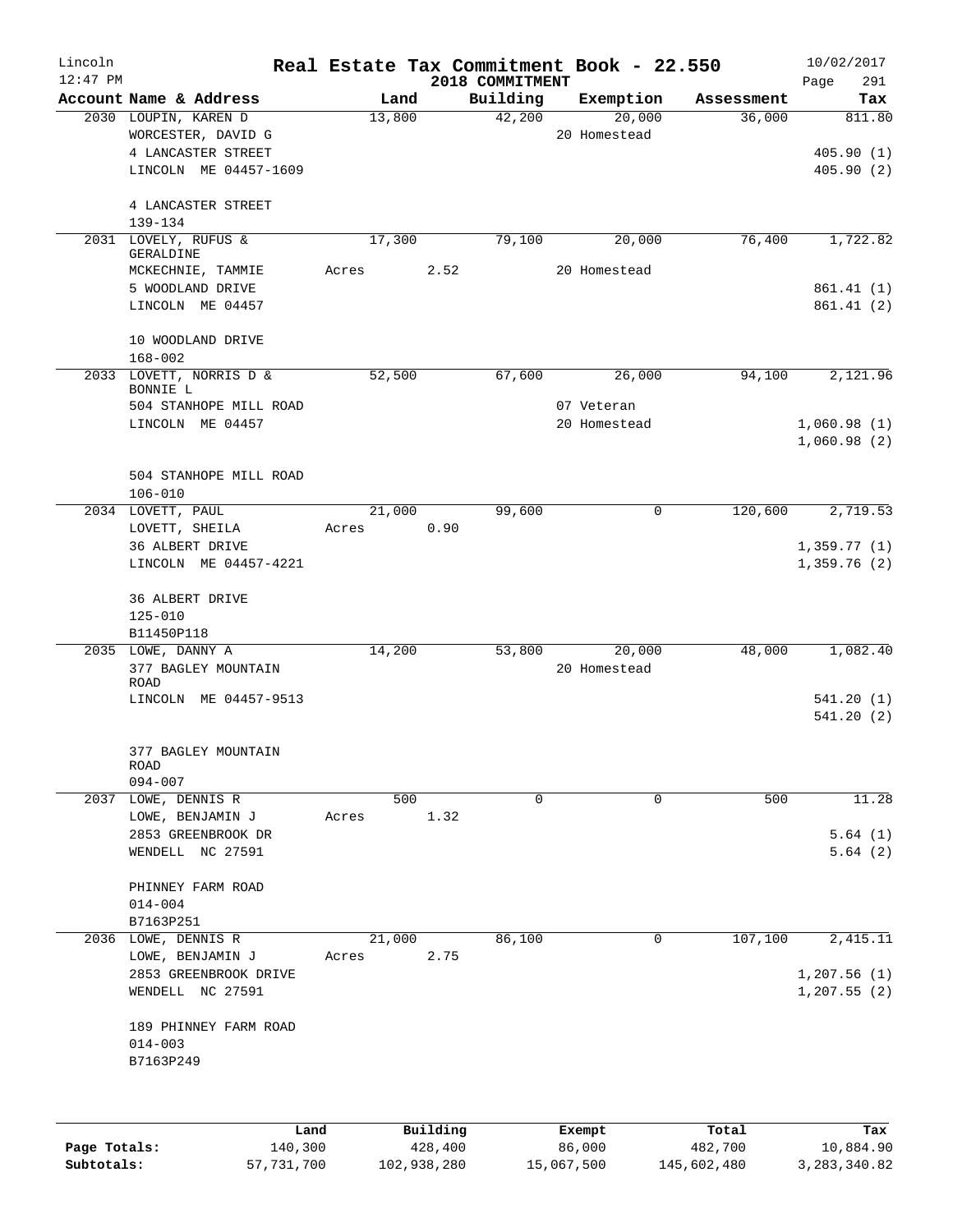Lincoln 12:47 PM

# Real Estate Tax Commitment Book - 22.550

## 2018 COMMITMENT

10/02/2017 Page 291

| Account Name & Address | Land | Building | Exemption | Assessment | Tax |
|---|---|---|---|---|---|
| 2030 LOUPIN, KAREN D | 13,800 | 42,200 | 20,000 | 36,000 | 811.80 |
| WORCESTER, DAVID G | | | 20 Homestead | | |
| 4 LANCASTER STREET | | | | | 405.90 (1) |
| LINCOLN ME 04457-1609 | | | | | 405.90 (2) |
| 4 LANCASTER STREET | | | | | |
| 139-134 | | | | | |
| 2031 LOVELY, RUFUS & GERALDINE | 17,300 | 79,100 | 20,000 | 76,400 | 1,722.82 |
| MCKECHNIE, TAMMIE | Acres 2.52 | | 20 Homestead | | |
| 5 WOODLAND DRIVE | | | | | 861.41 (1) |
| LINCOLN ME 04457 | | | | | 861.41 (2) |
| 10 WOODLAND DRIVE | | | | | |
| 168-002 | | | | | |
| 2033 LOVETT, NORRIS D & BONNIE L | 52,500 | 67,600 | 26,000 | 94,100 | 2,121.96 |
| 504 STANHOPE MILL ROAD | | | 07 Veteran | | |
| LINCOLN ME 04457 | | | 20 Homestead | | 1,060.98 (1) |
| | | | | | 1,060.98 (2) |
| 504 STANHOPE MILL ROAD | | | | | |
| 106-010 | | | | | |
| 2034 LOVETT, PAUL | 21,000 | 99,600 | 0 | 120,600 | 2,719.53 |
| LOVETT, SHEILA | Acres 0.90 | | | | |
| 36 ALBERT DRIVE | | | | | 1,359.77 (1) |
| LINCOLN ME 04457-4221 | | | | | 1,359.76 (2) |
| 36 ALBERT DRIVE | | | | | |
| 125-010 | | | | | |
| B11450P118 | | | | | |
| 2035 LOWE, DANNY A | 14,200 | 53,800 | 20,000 | 48,000 | 1,082.40 |
| 377 BAGLEY MOUNTAIN ROAD | | | 20 Homestead | | |
| LINCOLN ME 04457-9513 | | | | | 541.20 (1) |
| | | | | | 541.20 (2) |
| 377 BAGLEY MOUNTAIN ROAD | | | | | |
| 094-007 | | | | | |
| 2037 LOWE, DENNIS R | 500 | 0 | 0 | 500 | 11.28 |
| LOWE, BENJAMIN J | Acres 1.32 | | | | |
| 2853 GREENBROOK DR | | | | | 5.64 (1) |
| WENDELL NC 27591 | | | | | 5.64 (2) |
| PHINNEY FARM ROAD | | | | | |
| 014-004 | | | | | |
| B7163P251 | | | | | |
| 2036 LOWE, DENNIS R | 21,000 | 86,100 | 0 | 107,100 | 2,415.11 |
| LOWE, BENJAMIN J | Acres 2.75 | | | | |
| 2853 GREENBROOK DRIVE | | | | | 1,207.56 (1) |
| WENDELL NC 27591 | | | | | 1,207.55 (2) |
| 189 PHINNEY FARM ROAD | | | | | |
| 014-003 | | | | | |
| B7163P249 | | | | | |

| | Land | Building | Exempt | Total | Tax |
|---|---|---|---|---|---|
| Page Totals: | 140,300 | 428,400 | 86,000 | 482,700 | 10,884.90 |
| Subtotals: | 57,731,700 | 102,938,280 | 15,067,500 | 145,602,480 | 3,283,340.82 |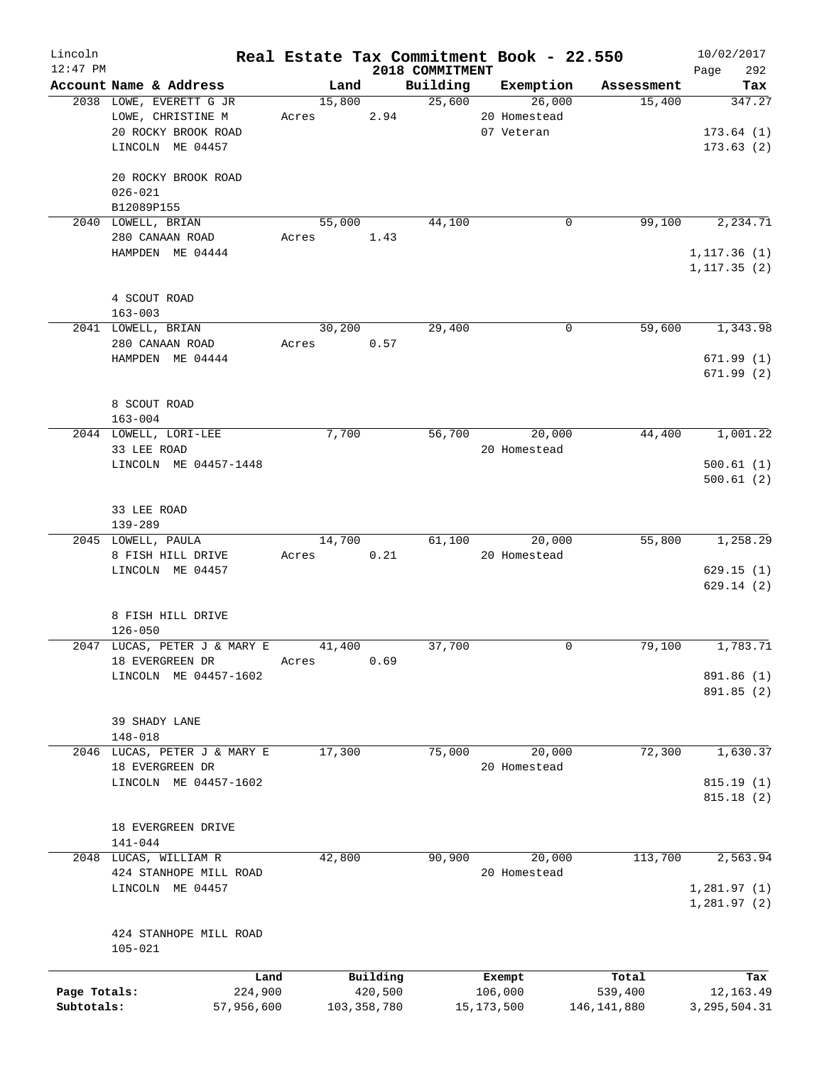# Real Estate Tax Commitment Book - 22.550

Lincoln
12:47 PM

2018 COMMITMENT

10/02/2017
Page 292

| Account Name & Address | Land | Building | Exemption | Assessment | Tax |
|---|---|---|---|---|---|
| 2038 LOWE, EVERETT G JR<br>LOWE, CHRISTINE M<br>20 ROCKY BROOK ROAD<br>LINCOLN ME 04457<br><br>20 ROCKY BROOK ROAD<br>026-021<br>B12089P155 | 15,800<br>Acres 2.94 | 25,600 | 26,000<br>20 Homestead<br>07 Veteran | 15,400 | 347.27<br><br>173.64 (1)<br>173.63 (2) |
| 2040 LOWELL, BRIAN<br>280 CANAAN ROAD<br>HAMPDEN ME 04444<br><br>4 SCOUT ROAD<br>163-003 | 55,000<br>Acres 1.43 | 44,100 | 0 | 99,100 | 2,234.71<br><br>1,117.36 (1)<br>1,117.35 (2) |
| 2041 LOWELL, BRIAN<br>280 CANAAN ROAD<br>HAMPDEN ME 04444<br><br>8 SCOUT ROAD<br>163-004 | 30,200<br>Acres 0.57 | 29,400 | 0 | 59,600 | 1,343.98<br><br>671.99 (1)<br>671.99 (2) |
| 2044 LOWELL, LORI-LEE<br>33 LEE ROAD<br>LINCOLN ME 04457-1448<br><br>33 LEE ROAD<br>139-289 | 7,700 | 56,700 | 20,000<br>20 Homestead | 44,400 | 1,001.22<br><br>500.61 (1)<br>500.61 (2) |
| 2045 LOWELL, PAULA<br>8 FISH HILL DRIVE<br>LINCOLN ME 04457<br><br>8 FISH HILL DRIVE<br>126-050 | 14,700<br>Acres 0.21 | 61,100 | 20,000<br>20 Homestead | 55,800 | 1,258.29<br><br>629.15 (1)<br>629.14 (2) |
| 2047 LUCAS, PETER J & MARY E<br>18 EVERGREEN DR<br>LINCOLN ME 04457-1602<br><br>39 SHADY LANE<br>148-018 | 41,400<br>Acres 0.69 | 37,700 | 0 | 79,100 | 1,783.71<br><br>891.86 (1)<br>891.85 (2) |
| 2046 LUCAS, PETER J & MARY E<br>18 EVERGREEN DR<br>LINCOLN ME 04457-1602<br><br>18 EVERGREEN DRIVE<br>141-044 | 17,300 | 75,000 | 20,000<br>20 Homestead | 72,300 | 1,630.37<br><br>815.19 (1)<br>815.18 (2) |
| 2048 LUCAS, WILLIAM R<br>424 STANHOPE MILL ROAD<br>LINCOLN ME 04457<br><br>424 STANHOPE MILL ROAD<br>105-021 | 42,800 | 90,900 | 20,000<br>20 Homestead | 113,700 | 2,563.94<br><br>1,281.97 (1)<br>1,281.97 (2) |

| | Land | Building | Exempt | Total | Tax |
|---|---|---|---|---|---|
| Page Totals: | 224,900 | 420,500 | 106,000 | 539,400 | 12,163.49 |
| Subtotals: | 57,956,600 | 103,358,780 | 15,173,500 | 146,141,880 | 3,295,504.31 |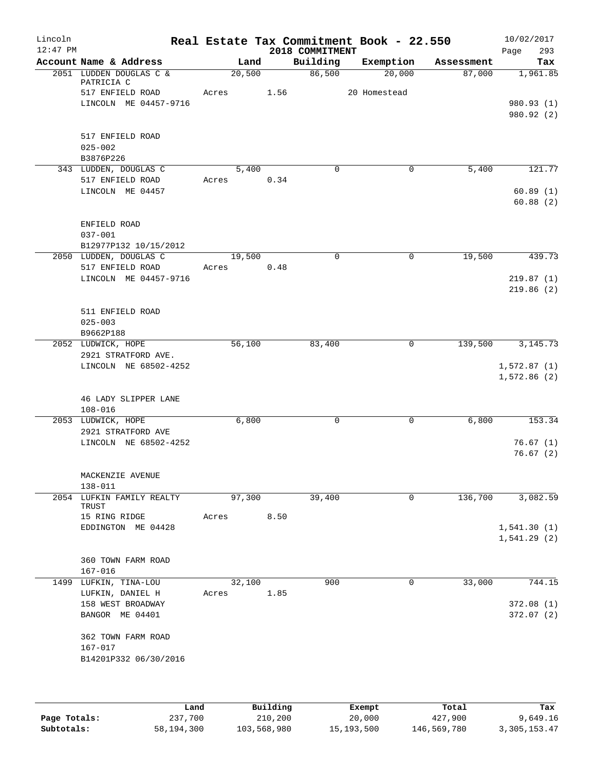Lincoln 12:47 PM — Real Estate Tax Commitment Book - 22.550 — 2018 COMMITMENT — 10/02/2017

| Account Name & Address | Land | Building | Exemption | Assessment | Tax |
|---|---|---|---|---|---|
| 2051 LUDDEN DOUGLAS C & PATRICIA C | 20,500 | 86,500 | 20,000 | 87,000 | 1,961.85 |
| 517 ENFIELD ROAD | Acres 1.56 | | 20 Homestead | | |
| LINCOLN ME 04457-9716 | | | | | 980.93 (1) |
| | | | | | 980.92 (2) |
| 517 ENFIELD ROAD | | | | | |
| 025-002 | | | | | |
| B3876P226 | | | | | |
| 343 LUDDEN, DOUGLAS C | 5,400 | 0 | 0 | 5,400 | 121.77 |
| 517 ENFIELD ROAD | Acres 0.34 | | | | |
| LINCOLN ME 04457 | | | | | 60.89 (1) |
| | | | | | 60.88 (2) |
| ENFIELD ROAD | | | | | |
| 037-001 | | | | | |
| B12977P132 10/15/2012 | | | | | |
| 2050 LUDDEN, DOUGLAS C | 19,500 | 0 | 0 | 19,500 | 439.73 |
| 517 ENFIELD ROAD | Acres 0.48 | | | | |
| LINCOLN ME 04457-9716 | | | | | 219.87 (1) |
| | | | | | 219.86 (2) |
| 511 ENFIELD ROAD | | | | | |
| 025-003 | | | | | |
| B9662P188 | | | | | |
| 2052 LUDWICK, HOPE | 56,100 | 83,400 | 0 | 139,500 | 3,145.73 |
| 2921 STRATFORD AVE. | | | | | |
| LINCOLN NE 68502-4252 | | | | | 1,572.87 (1) |
| | | | | | 1,572.86 (2) |
| 46 LADY SLIPPER LANE | | | | | |
| 108-016 | | | | | |
| 2053 LUDWICK, HOPE | 6,800 | 0 | 0 | 6,800 | 153.34 |
| 2921 STRATFORD AVE | | | | | |
| LINCOLN NE 68502-4252 | | | | | 76.67 (1) |
| | | | | | 76.67 (2) |
| MACKENZIE AVENUE | | | | | |
| 138-011 | | | | | |
| 2054 LUFKIN FAMILY REALTY TRUST | 97,300 | 39,400 | 0 | 136,700 | 3,082.59 |
| 15 RING RIDGE | Acres 8.50 | | | | |
| EDDINGTON ME 04428 | | | | | 1,541.30 (1) |
| | | | | | 1,541.29 (2) |
| 360 TOWN FARM ROAD | | | | | |
| 167-016 | | | | | |
| 1499 LUFKIN, TINA-LOU | 32,100 | 900 | 0 | 33,000 | 744.15 |
| LUFKIN, DANIEL H | Acres 1.85 | | | | |
| 158 WEST BROADWAY | | | | | 372.08 (1) |
| BANGOR ME 04401 | | | | | 372.07 (2) |
| 362 TOWN FARM ROAD | | | | | |
| 167-017 | | | | | |
| B14201P332 06/30/2016 | | | | | |

| | Land | Building | Exempt | Total | Tax |
|---|---|---|---|---|---|
| Page Totals: | 237,700 | 210,200 | 20,000 | 427,900 | 9,649.16 |
| Subtotals: | 58,194,300 | 103,568,980 | 15,193,500 | 146,569,780 | 3,305,153.47 |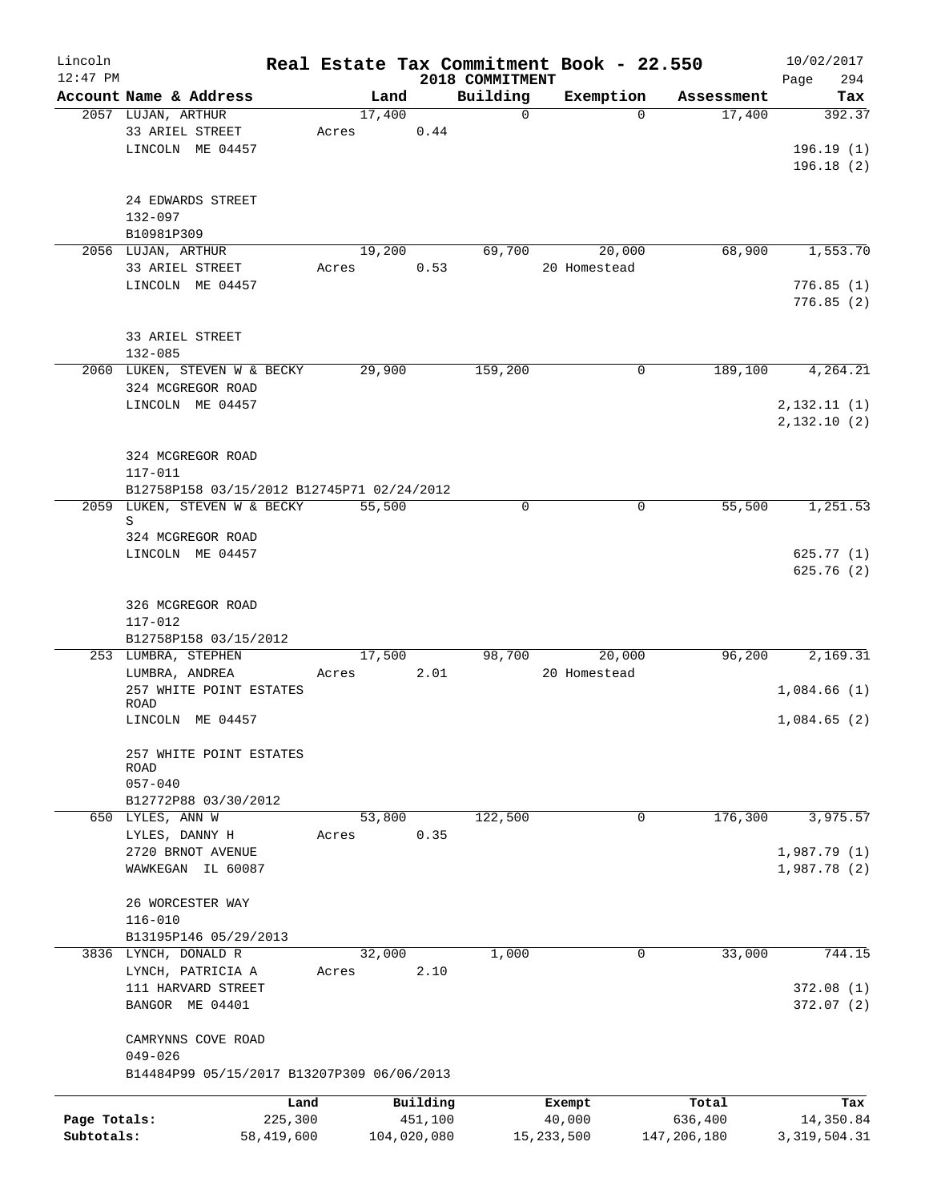# Real Estate Tax Commitment Book - 22.550

Lincoln
12:47 PM
2018 COMMITMENT
10/02/2017

| Account Name & Address | Land | Building | Exemption | Assessment | Tax |
|---|---|---|---|---|---|
| 2057 LUJAN, ARTHUR<br>33 ARIEL STREET<br>LINCOLN ME 04457<br><br>24 EDWARDS STREET<br>132-097<br>B10981P309 | 17,400<br>Acres 0.44 | 0 | 0 | 17,400 | 392.37<br><br>196.19 (1)<br>196.18 (2) |
| 2056 LUJAN, ARTHUR<br>33 ARIEL STREET<br>LINCOLN ME 04457<br><br>33 ARIEL STREET<br>132-085 | 19,200<br>Acres 0.53 | 69,700 | 20,000<br>20 Homestead | 68,900 | 1,553.70<br><br>776.85 (1)<br>776.85 (2) |
| 2060 LUKEN, STEVEN W & BECKY<br>324 MCGREGOR ROAD<br>LINCOLN ME 04457<br><br>324 MCGREGOR ROAD<br>117-011<br>B12758P158 03/15/2012 B12745P71 02/24/2012 | 29,900 | 159,200 | 0 | 189,100 | 4,264.21<br><br>2,132.11 (1)<br>2,132.10 (2) |
| 2059 LUKEN, STEVEN W & BECKY S<br>324 MCGREGOR ROAD<br>LINCOLN ME 04457<br><br>326 MCGREGOR ROAD<br>117-012<br>B12758P158 03/15/2012 | 55,500 | 0 | 0 | 55,500 | 1,251.53<br><br>625.77 (1)<br>625.76 (2) |
| 253 LUMBRA, STEPHEN<br>LUMBRA, ANDREA<br>257 WHITE POINT ESTATES ROAD<br>LINCOLN ME 04457<br><br>257 WHITE POINT ESTATES ROAD<br>057-040<br>B12772P88 03/30/2012 | 17,500<br>Acres 2.01 | 98,700 | 20,000<br>20 Homestead | 96,200 | 2,169.31<br><br>1,084.66 (1)<br>1,084.65 (2) |
| 650 LYLES, ANN W<br>LYLES, DANNY H<br>2720 BRNOT AVENUE<br>WAWKEGAN IL 60087<br><br>26 WORCESTER WAY<br>116-010<br>B13195P146 05/29/2013 | 53,800<br>Acres 0.35 | 122,500 | 0 | 176,300 | 3,975.57<br><br>1,987.79 (1)<br>1,987.78 (2) |
| 3836 LYNCH, DONALD R<br>LYNCH, PATRICIA A<br>111 HARVARD STREET<br>BANGOR ME 04401<br><br>CAMRYNNS COVE ROAD<br>049-026<br>B14484P99 05/15/2017 B13207P309 06/06/2013 | 32,000<br>Acres 2.10 | 1,000 | 0 | 33,000 | 744.15<br><br>372.08 (1)<br>372.07 (2) |

| | Land | Building | Exempt | Total | Tax |
|---|---|---|---|---|---|
| Page Totals: | 225,300 | 451,100 | 40,000 | 636,400 | 14,350.84 |
| Subtotals: | 58,419,600 | 104,020,080 | 15,233,500 | 147,206,180 | 3,319,504.31 |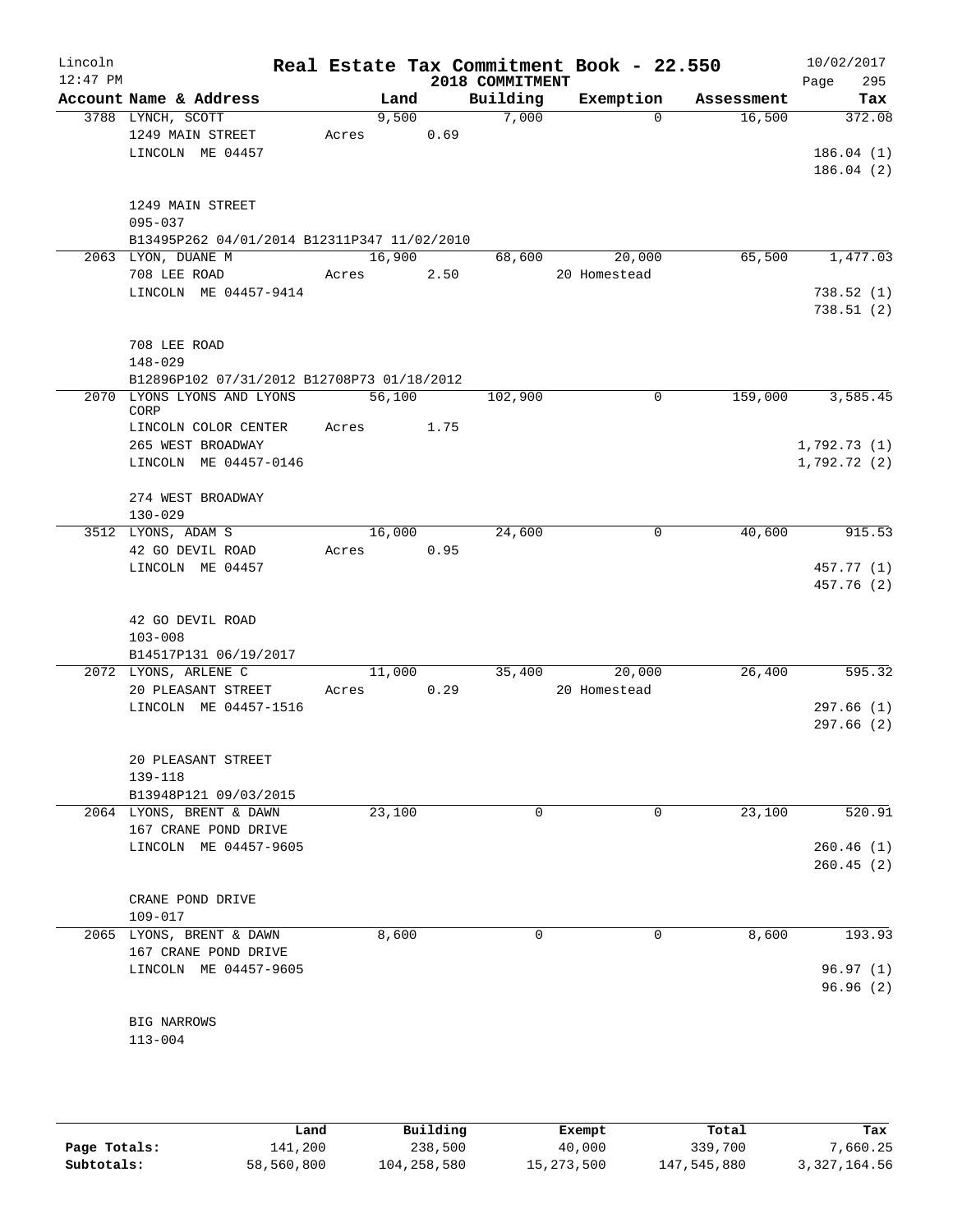# Real Estate Tax Commitment Book - 22.550

Lincoln
12:47 PM

2018 COMMITMENT

10/02/2017

| Account Name & Address | Land | Building | Exemption | Assessment | Tax |
|---|---|---|---|---|---|
| 3788 LYNCH, SCOTT<br>1249 MAIN STREET<br>LINCOLN ME 04457<br><br>1249 MAIN STREET<br>095-037<br>B13495P262 04/01/2014 B12311P347 11/02/2010 | 9,500<br>Acres 0.69 | 7,000 | 0 | 16,500 | 372.08<br><br>186.04 (1)<br>186.04 (2) |
| 2063 LYON, DUANE M<br>708 LEE ROAD<br>LINCOLN ME 04457-9414<br><br>708 LEE ROAD<br>148-029<br>B12896P102 07/31/2012 B12708P73 01/18/2012 | 16,900<br>Acres 2.50 | 68,600 | 20,000<br>20 Homestead | 65,500 | 1,477.03<br><br>738.52 (1)<br>738.51 (2) |
| 2070 LYONS LYONS AND LYONS CORP<br>LINCOLN COLOR CENTER<br>265 WEST BROADWAY<br>LINCOLN ME 04457-0146<br><br>274 WEST BROADWAY<br>130-029 | 56,100<br>Acres 1.75 | 102,900 | 0 | 159,000 | 3,585.45<br><br>1,792.73 (1)<br>1,792.72 (2) |
| 3512 LYONS, ADAM S<br>42 GO DEVIL ROAD<br>LINCOLN ME 04457<br><br>42 GO DEVIL ROAD<br>103-008<br>B14517P131 06/19/2017 | 16,000<br>Acres 0.95 | 24,600 | 0 | 40,600 | 915.53<br><br>457.77 (1)<br>457.76 (2) |
| 2072 LYONS, ARLENE C<br>20 PLEASANT STREET<br>LINCOLN ME 04457-1516<br><br>20 PLEASANT STREET<br>139-118<br>B13948P121 09/03/2015 | 11,000<br>Acres 0.29 | 35,400 | 20,000<br>20 Homestead | 26,400 | 595.32<br><br>297.66 (1)<br>297.66 (2) |
| 2064 LYONS, BRENT & DAWN<br>167 CRANE POND DRIVE<br>LINCOLN ME 04457-9605<br><br>CRANE POND DRIVE<br>109-017 | 23,100 | 0 | 0 | 23,100 | 520.91<br><br>260.46 (1)<br>260.45 (2) |
| 2065 LYONS, BRENT & DAWN<br>167 CRANE POND DRIVE<br>LINCOLN ME 04457-9605<br><br>BIG NARROWS<br>113-004 | 8,600 | 0 | 0 | 8,600 | 193.93<br><br>96.97 (1)<br>96.96 (2) |

| | Land | Building | Exempt | Total | Tax |
|---|---|---|---|---|---|
| **Page Totals:** | 141,200 | 238,500 | 40,000 | 339,700 | 7,660.25 |
| **Subtotals:** | 58,560,800 | 104,258,580 | 15,273,500 | 147,545,880 | 3,327,164.56 |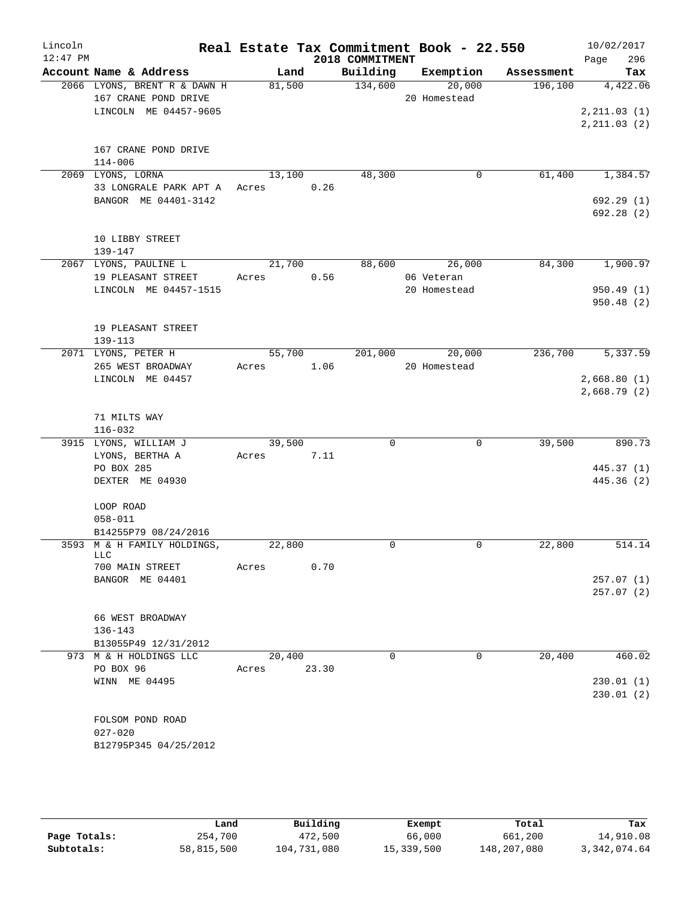Lincoln 12:47 PM

# Real Estate Tax Commitment Book - 22.550

## 2018 COMMITMENT

10/02/2017 Page 296

| Account Name & Address | Land | Building | Exemption | Assessment | Tax |
|---|---|---|---|---|---|
| 2066 LYONS, BRENT R & DAWN H<br>167 CRANE POND DRIVE<br>LINCOLN ME 04457-9605<br><br>167 CRANE POND DRIVE<br>114-006 | 81,500 | 134,600 | 20,000<br>20 Homestead | 196,100 | 4,422.06<br><br>2,211.03 (1)<br>2,211.03 (2) |
| 2069 LYONS, LORNA<br>33 LONGRALE PARK APT A<br>BANGOR ME 04401-3142<br><br>10 LIBBY STREET<br>139-147 | 13,100<br>Acres 0.26 | 48,300 | 0 | 61,400 | 1,384.57<br><br>692.29 (1)<br>692.28 (2) |
| 2067 LYONS, PAULINE L<br>19 PLEASANT STREET<br>LINCOLN ME 04457-1515<br><br>19 PLEASANT STREET<br>139-113 | 21,700<br>Acres 0.56 | 88,600 | 26,000<br>06 Veteran<br>20 Homestead | 84,300 | 1,900.97<br><br>950.49 (1)<br>950.48 (2) |
| 2071 LYONS, PETER H<br>265 WEST BROADWAY<br>LINCOLN ME 04457<br><br>71 MILTS WAY<br>116-032 | 55,700<br>Acres 1.06 | 201,000 | 20,000<br>20 Homestead | 236,700 | 5,337.59<br><br>2,668.80 (1)<br>2,668.79 (2) |
| 3915 LYONS, WILLIAM J<br>LYONS, BERTHA A<br>PO BOX 285<br>DEXTER ME 04930<br><br>LOOP ROAD<br>058-011<br>B14255P79 08/24/2016 | 39,500<br>Acres 7.11 | 0 | 0 | 39,500 | 890.73<br><br>445.37 (1)<br>445.36 (2) |
| 3593 M & H FAMILY HOLDINGS, LLC<br>700 MAIN STREET<br>BANGOR ME 04401<br><br>66 WEST BROADWAY<br>136-143<br>B13055P49 12/31/2012 | 22,800<br>Acres 0.70 | 0 | 0 | 22,800 | 514.14<br><br>257.07 (1)<br>257.07 (2) |
| 973 M & H HOLDINGS LLC<br>PO BOX 96<br>WINN ME 04495<br><br>FOLSOM POND ROAD<br>027-020<br>B12795P345 04/25/2012 | 20,400<br>Acres 23.30 | 0 | 0 | 20,400 | 460.02<br><br>230.01 (1)<br>230.01 (2) |

| | Land | Building | Exempt | Total | Tax |
|---|---|---|---|---|---|
| Page Totals: | 254,700 | 472,500 | 66,000 | 661,200 | 14,910.08 |
| Subtotals: | 58,815,500 | 104,731,080 | 15,339,500 | 148,207,080 | 3,342,074.64 |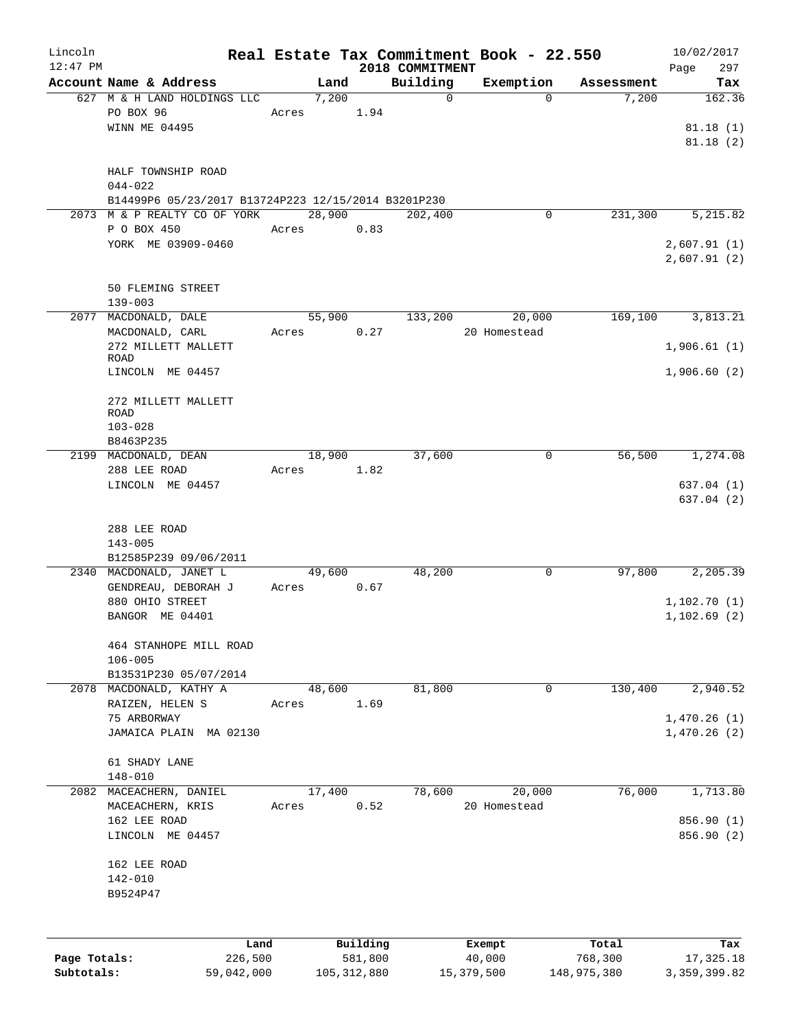# Real Estate Tax Commitment Book - 22.550

Lincoln 12:47 PM — 2018 COMMITMENT — 10/02/2017

| Account Name & Address | Land | Building | Exemption | Assessment | Tax |
|---|---|---|---|---|---|
| 627 M & H LAND HOLDINGS LLC<br>PO BOX 96<br>WINN ME 04495<br><br>HALF TOWNSHIP ROAD<br>044-022<br>B14499P6 05/23/2017 B13724P223 12/15/2014 B3201P230 | 7,200<br>Acres 1.94 | 0 | 0 | 7,200 | 162.36<br><br>81.18 (1)<br>81.18 (2) |
| 2073 M & P REALTY CO OF YORK<br>P O BOX 450<br>YORK ME 03909-0460<br><br>50 FLEMING STREET<br>139-003 | 28,900<br>Acres 0.83 | 202,400 | 0 | 231,300 | 5,215.82<br><br>2,607.91 (1)<br>2,607.91 (2) |
| 2077 MACDONALD, DALE<br>MACDONALD, CARL<br>272 MILLETT MALLETT ROAD<br>LINCOLN ME 04457<br><br>272 MILLETT MALLETT ROAD<br>103-028<br>B8463P235 | 55,900<br>Acres 0.27 | 133,200 | 20,000<br>20 Homestead | 169,100 | 3,813.21<br><br>1,906.61 (1)<br>1,906.60 (2) |
| 2199 MACDONALD, DEAN<br>288 LEE ROAD<br>LINCOLN ME 04457<br><br>288 LEE ROAD<br>143-005<br>B12585P239 09/06/2011 | 18,900<br>Acres 1.82 | 37,600 | 0 | 56,500 | 1,274.08<br><br>637.04 (1)<br>637.04 (2) |
| 2340 MACDONALD, JANET L<br>GENDREAU, DEBORAH J<br>880 OHIO STREET<br>BANGOR ME 04401<br><br>464 STANHOPE MILL ROAD<br>106-005<br>B13531P230 05/07/2014 | 49,600<br>Acres 0.67 | 48,200 | 0 | 97,800 | 2,205.39<br><br>1,102.70 (1)<br>1,102.69 (2) |
| 2078 MACDONALD, KATHY A<br>RAIZEN, HELEN S<br>75 ARBORWAY<br>JAMAICA PLAIN MA 02130<br><br>61 SHADY LANE<br>148-010 | 48,600<br>Acres 1.69 | 81,800 | 0 | 130,400 | 2,940.52<br><br>1,470.26 (1)<br>1,470.26 (2) |
| 2082 MACEACHERN, DANIEL<br>MACEACHERN, KRIS<br>162 LEE ROAD<br>LINCOLN ME 04457<br><br>162 LEE ROAD<br>142-010<br>B9524P47 | 17,400<br>Acres 0.52 | 78,600 | 20,000<br>20 Homestead | 76,000 | 1,713.80<br><br>856.90 (1)<br>856.90 (2) |

| | Land | Building | Exempt | Total | Tax |
|---|---|---|---|---|---|
| Page Totals: | 226,500 | 581,800 | 40,000 | 768,300 | 17,325.18 |
| Subtotals: | 59,042,000 | 105,312,880 | 15,379,500 | 148,975,380 | 3,359,399.82 |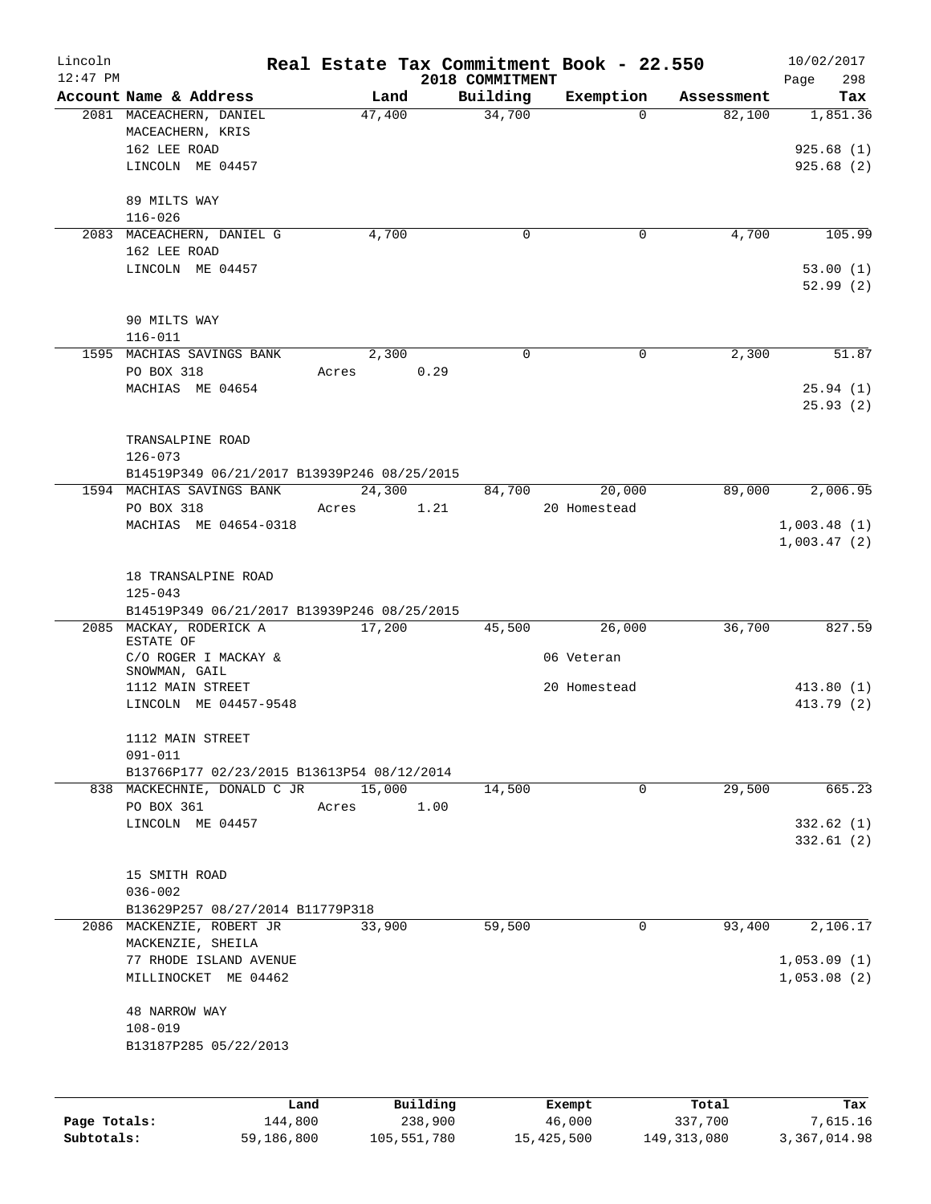# Real Estate Tax Commitment Book - 22.550

Lincoln 12:47 PM — 2018 COMMITMENT — 10/02/2017

| Account Name & Address | Land | Building | Exemption | Assessment | Tax |
|---|---|---|---|---|---|
| 2081 MACEACHERN, DANIEL<br>MACEACHERN, KRIS<br>162 LEE ROAD<br>LINCOLN ME 04457<br><br>89 MILTS WAY<br>116-026 | 47,400 | 34,700 | 0 | 82,100 | 1,851.36<br><br>925.68 (1)<br>925.68 (2) |
| 2083 MACEACHERN, DANIEL G<br>162 LEE ROAD<br>LINCOLN ME 04457<br><br>90 MILTS WAY<br>116-011 | 4,700 | 0 | 0 | 4,700 | 105.99<br><br>53.00 (1)<br>52.99 (2) |
| 1595 MACHIAS SAVINGS BANK<br>PO BOX 318<br>MACHIAS ME 04654<br><br>TRANSALPINE ROAD<br>126-073<br>B14519P349 06/21/2017 B13939P246 08/25/2015 | 2,300<br>Acres 0.29 | 0 | 0 | 2,300 | 51.87<br><br>25.94 (1)<br>25.93 (2) |
| 1594 MACHIAS SAVINGS BANK<br>PO BOX 318<br>MACHIAS ME 04654-0318<br><br>18 TRANSALPINE ROAD<br>125-043<br>B14519P349 06/21/2017 B13939P246 08/25/2015 | 24,300<br>Acres 1.21 | 84,700 | 20,000<br>20 Homestead | 89,000 | 2,006.95<br><br>1,003.48 (1)<br>1,003.47 (2) |
| 2085 MACKAY, RODERICK A<br>ESTATE OF<br>C/O ROGER I MACKAY &<br>SNOWMAN, GAIL<br>1112 MAIN STREET<br>LINCOLN ME 04457-9548<br><br>1112 MAIN STREET<br>091-011<br>B13766P177 02/23/2015 B13613P54 08/12/2014 | 17,200 | 45,500 | 26,000<br>06 Veteran<br>20 Homestead | 36,700 | 827.59<br><br>413.80 (1)<br>413.79 (2) |
| 838 MACKECHNIE, DONALD C JR<br>PO BOX 361<br>LINCOLN ME 04457<br><br>15 SMITH ROAD<br>036-002<br>B13629P257 08/27/2014 B11779P318 | 15,000<br>Acres 1.00 | 14,500 | 0 | 29,500 | 665.23<br><br>332.62 (1)<br>332.61 (2) |
| 2086 MACKENZIE, ROBERT JR<br>MACKENZIE, SHEILA<br>77 RHODE ISLAND AVENUE<br>MILLINOCKET ME 04462<br><br>48 NARROW WAY<br>108-019<br>B13187P285 05/22/2013 | 33,900 | 59,500 | 0 | 93,400 | 2,106.17<br><br>1,053.09 (1)<br>1,053.08 (2) |

| | Land | Building | Exempt | Total | Tax |
|---|---|---|---|---|---|
| Page Totals: | 144,800 | 238,900 | 46,000 | 337,700 | 7,615.16 |
| Subtotals: | 59,186,800 | 105,551,780 | 15,425,500 | 149,313,080 | 3,367,014.98 |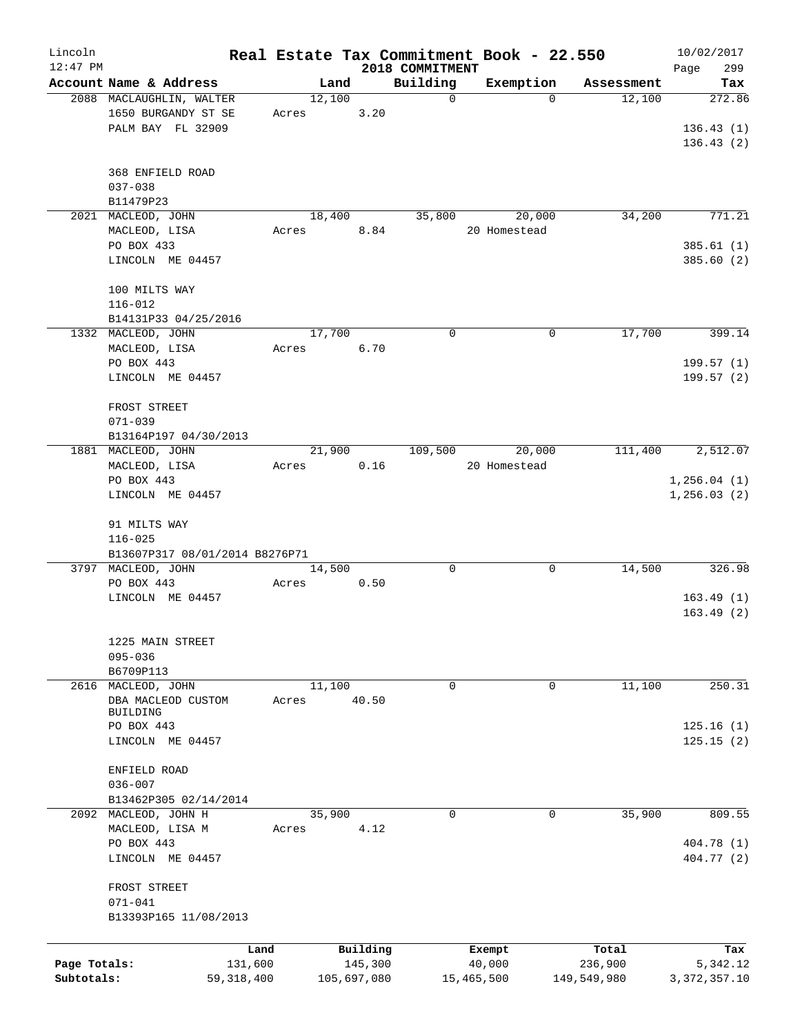# Real Estate Tax Commitment Book - 22.550

Lincoln
12:47 PM

2018 COMMITMENT

10/02/2017

| Account Name & Address | Land | Building | Exemption | Assessment | Tax |
|---|---|---|---|---|---|
| 2088 MACLAUGHLIN, WALTER<br>1650 BURGANDY ST SE<br>PALM BAY FL 32909<br><br>368 ENFIELD ROAD<br>037-038<br>B11479P23 | 12,100<br>Acres 3.20 | 0 | 0 | 12,100 | 272.86<br><br>136.43 (1)<br>136.43 (2) |
| 2021 MACLEOD, JOHN<br>MACLEOD, LISA<br>PO BOX 433<br>LINCOLN ME 04457<br><br>100 MILTS WAY<br>116-012<br>B14131P33 04/25/2016 | 18,400<br>Acres 8.84 | 35,800 | 20,000<br>20 Homestead | 34,200 | 771.21<br><br>385.61 (1)<br>385.60 (2) |
| 1332 MACLEOD, JOHN<br>MACLEOD, LISA<br>PO BOX 443<br>LINCOLN ME 04457<br><br>FROST STREET<br>071-039<br>B13164P197 04/30/2013 | 17,700<br>Acres 6.70 | 0 | 0 | 17,700 | 399.14<br><br>199.57 (1)<br>199.57 (2) |
| 1881 MACLEOD, JOHN<br>MACLEOD, LISA<br>PO BOX 443<br>LINCOLN ME 04457<br><br>91 MILTS WAY<br>116-025<br>B13607P317 08/01/2014 B8276P71 | 21,900<br>Acres 0.16 | 109,500 | 20,000<br>20 Homestead | 111,400 | 2,512.07<br><br>1,256.04 (1)<br>1,256.03 (2) |
| 3797 MACLEOD, JOHN<br>PO BOX 443<br>LINCOLN ME 04457<br><br>1225 MAIN STREET<br>095-036<br>B6709P113 | 14,500<br>Acres 0.50 | 0 | 0 | 14,500 | 326.98<br><br>163.49 (1)<br>163.49 (2) |
| 2616 MACLEOD, JOHN<br>DBA MACLEOD CUSTOM BUILDING<br>PO BOX 443<br>LINCOLN ME 04457<br><br>ENFIELD ROAD<br>036-007<br>B13462P305 02/14/2014 | 11,100<br>Acres 40.50 | 0 | 0 | 11,100 | 250.31<br><br>125.16 (1)<br>125.15 (2) |
| 2092 MACLEOD, JOHN H<br>MACLEOD, LISA M<br>PO BOX 443<br>LINCOLN ME 04457<br><br>FROST STREET<br>071-041<br>B13393P165 11/08/2013 | 35,900<br>Acres 4.12 | 0 | 0 | 35,900 | 809.55<br><br>404.78 (1)<br>404.77 (2) |

| | Land | Building | Exempt | Total | Tax |
|---|---|---|---|---|---|
| Page Totals: | 131,600 | 145,300 | 40,000 | 236,900 | 5,342.12 |
| Subtotals: | 59,318,400 | 105,697,080 | 15,465,500 | 149,549,980 | 3,372,357.10 |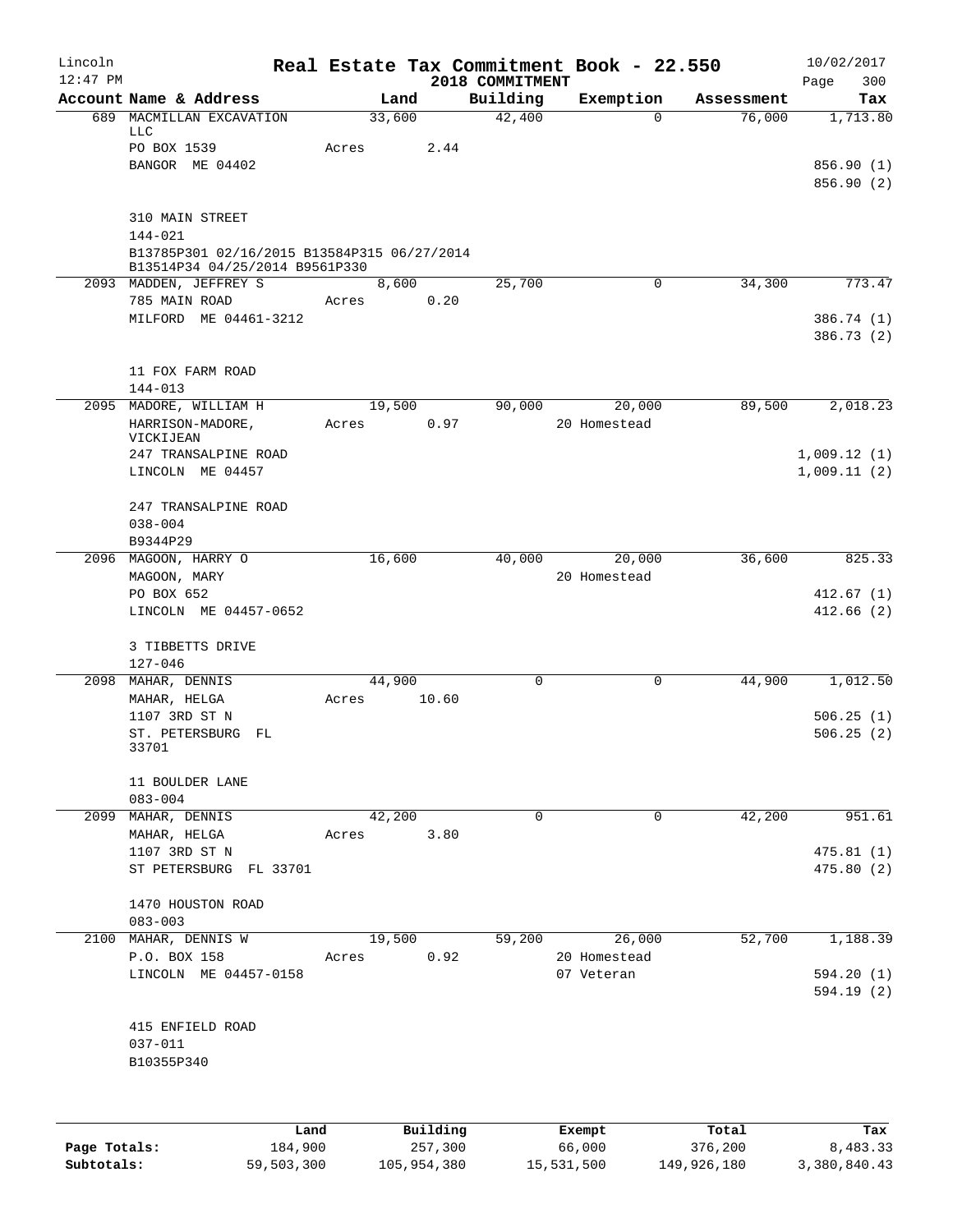# Real Estate Tax Commitment Book - 22.550

Lincoln, 12:47 PM — 2018 COMMITMENT — 10/02/2017

| Account Name & Address | Land | Building | Exemption | Assessment | Tax |
|---|---|---|---|---|---|
| 689 MACMILLAN EXCAVATION LLC | 33,600 | 42,400 | 0 | 76,000 | 1,713.80 |
| PO BOX 1539 | Acres 2.44 | | | | |
| BANGOR ME 04402 | | | | | 856.90 (1) |
| | | | | | 856.90 (2) |
| 310 MAIN STREET | | | | | |
| 144-021 | | | | | |
| B13785P301 02/16/2015 B13584P315 06/27/2014 B13514P34 04/25/2014 B9561P330 | | | | | |
| 2093 MADDEN, JEFFREY S | 8,600 | 25,700 | 0 | 34,300 | 773.47 |
| 785 MAIN ROAD | Acres 0.20 | | | | |
| MILFORD ME 04461-3212 | | | | | 386.74 (1) |
| | | | | | 386.73 (2) |
| 11 FOX FARM ROAD | | | | | |
| 144-013 | | | | | |
| 2095 MADORE, WILLIAM H | 19,500 | 90,000 | 20,000 | 89,500 | 2,018.23 |
| HARRISON-MADORE, VICKIJEAN | Acres 0.97 | | 20 Homestead | | |
| 247 TRANSALPINE ROAD | | | | | 1,009.12 (1) |
| LINCOLN ME 04457 | | | | | 1,009.11 (2) |
| 247 TRANSALPINE ROAD | | | | | |
| 038-004 | | | | | |
| B9344P29 | | | | | |
| 2096 MAGOON, HARRY O | 16,600 | 40,000 | 20,000 | 36,600 | 825.33 |
| MAGOON, MARY | | | 20 Homestead | | |
| PO BOX 652 | | | | | 412.67 (1) |
| LINCOLN ME 04457-0652 | | | | | 412.66 (2) |
| 3 TIBBETTS DRIVE | | | | | |
| 127-046 | | | | | |
| 2098 MAHAR, DENNIS | 44,900 | 0 | 0 | 44,900 | 1,012.50 |
| MAHAR, HELGA | Acres 10.60 | | | | |
| 1107 3RD ST N | | | | | 506.25 (1) |
| ST. PETERSBURG FL 33701 | | | | | 506.25 (2) |
| 11 BOULDER LANE | | | | | |
| 083-004 | | | | | |
| 2099 MAHAR, DENNIS | 42,200 | 0 | 0 | 42,200 | 951.61 |
| MAHAR, HELGA | Acres 3.80 | | | | |
| 1107 3RD ST N | | | | | 475.81 (1) |
| ST PETERSBURG FL 33701 | | | | | 475.80 (2) |
| 1470 HOUSTON ROAD | | | | | |
| 083-003 | | | | | |
| 2100 MAHAR, DENNIS W | 19,500 | 59,200 | 26,000 | 52,700 | 1,188.39 |
| P.O. BOX 158 | Acres 0.92 | | 20 Homestead | | |
| LINCOLN ME 04457-0158 | | | 07 Veteran | | 594.20 (1) |
| | | | | | 594.19 (2) |
| 415 ENFIELD ROAD | | | | | |
| 037-011 | | | | | |
| B10355P340 | | | | | |

| | Land | Building | Exempt | Total | Tax |
|---|---|---|---|---|---|
| Page Totals: | 184,900 | 257,300 | 66,000 | 376,200 | 8,483.33 |
| Subtotals: | 59,503,300 | 105,954,380 | 15,531,500 | 149,926,180 | 3,380,840.43 |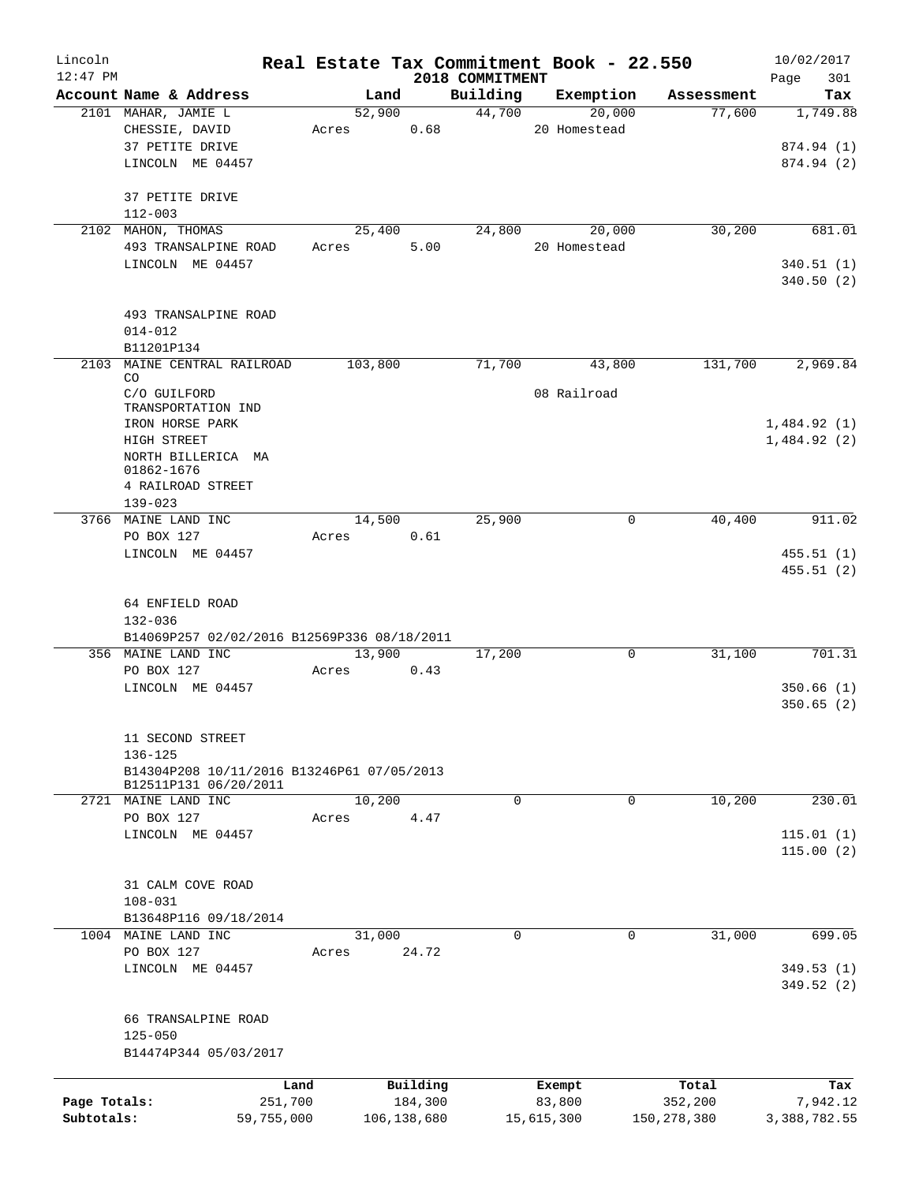Lincoln 12:47 PM

# Real Estate Tax Commitment Book - 22.550

2018 COMMITMENT

10/02/2017

| Account | Name & Address | Land | Building | Exemption | Assessment | Tax |
|---|---|---|---|---|---|---|
| 2101 | MAHAR, JAMIE L | 52,900 | 44,700 | 20,000 | 77,600 | 1,749.88 |
| | CHESSIE, DAVID | Acres 0.68 | | 20 Homestead | | |
| | 37 PETITE DRIVE | | | | | 874.94 (1) |
| | LINCOLN ME 04457 | | | | | 874.94 (2) |
| | 37 PETITE DRIVE | | | | | |
| | 112-003 | | | | | |
| 2102 | MAHON, THOMAS | 25,400 | 24,800 | 20,000 | 30,200 | 681.01 |
| | 493 TRANSALPINE ROAD | Acres 5.00 | | 20 Homestead | | |
| | LINCOLN ME 04457 | | | | | 340.51 (1) |
| | | | | | | 340.50 (2) |
| | 493 TRANSALPINE ROAD | | | | | |
| | 014-012 | | | | | |
| | B11201P134 | | | | | |
| 2103 | MAINE CENTRAL RAILROAD CO | 103,800 | 71,700 | 43,800 | 131,700 | 2,969.84 |
| | C/O GUILFORD TRANSPORTATION IND | | | 08 Railroad | | |
| | IRON HORSE PARK | | | | | 1,484.92 (1) |
| | HIGH STREET | | | | | 1,484.92 (2) |
| | NORTH BILLERICA MA 01862-1676 | | | | | |
| | 4 RAILROAD STREET | | | | | |
| | 139-023 | | | | | |
| 3766 | MAINE LAND INC | 14,500 | 25,900 | 0 | 40,400 | 911.02 |
| | PO BOX 127 | Acres 0.61 | | | | |
| | LINCOLN ME 04457 | | | | | 455.51 (1) |
| | | | | | | 455.51 (2) |
| | 64 ENFIELD ROAD | | | | | |
| | 132-036 | | | | | |
| | B14069P257 02/02/2016 B12569P336 08/18/2011 | | | | | |
| 356 | MAINE LAND INC | 13,900 | 17,200 | 0 | 31,100 | 701.31 |
| | PO BOX 127 | Acres 0.43 | | | | |
| | LINCOLN ME 04457 | | | | | 350.66 (1) |
| | | | | | | 350.65 (2) |
| | 11 SECOND STREET | | | | | |
| | 136-125 | | | | | |
| | B14304P208 10/11/2016 B13246P61 07/05/2013 B12511P131 06/20/2011 | | | | | |
| 2721 | MAINE LAND INC | 10,200 | 0 | 0 | 10,200 | 230.01 |
| | PO BOX 127 | Acres 4.47 | | | | |
| | LINCOLN ME 04457 | | | | | 115.01 (1) |
| | | | | | | 115.00 (2) |
| | 31 CALM COVE ROAD | | | | | |
| | 108-031 | | | | | |
| | B13648P116 09/18/2014 | | | | | |
| 1004 | MAINE LAND INC | 31,000 | 0 | 0 | 31,000 | 699.05 |
| | PO BOX 127 | Acres 24.72 | | | | |
| | LINCOLN ME 04457 | | | | | 349.53 (1) |
| | | | | | | 349.52 (2) |
| | 66 TRANSALPINE ROAD | | | | | |
| | 125-050 | | | | | |
| | B14474P344 05/03/2017 | | | | | |

| | Land | Building | Exempt | Total | Tax |
|---|---|---|---|---|---|
| Page Totals: | 251,700 | 184,300 | 83,800 | 352,200 | 7,942.12 |
| Subtotals: | 59,755,000 | 106,138,680 | 15,615,300 | 150,278,380 | 3,388,782.55 |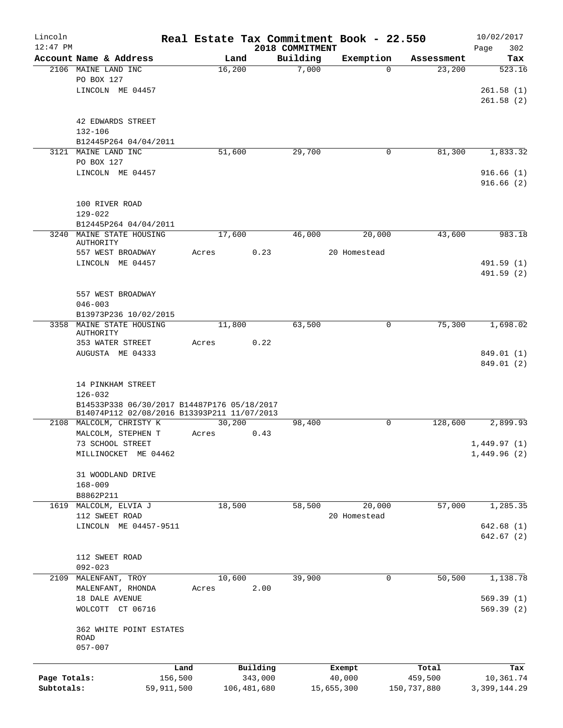Lincoln 12:47 PM

# Real Estate Tax Commitment Book - 22.550

2018 COMMITMENT

10/02/2017 Page 302

| Account Name & Address | Land | Building | Exemption | Assessment | Tax |
|---|---|---|---|---|---|
| 2106 MAINE LAND INC<br>PO BOX 127<br>LINCOLN ME 04457<br><br>42 EDWARDS STREET<br>132-106<br>B12445P264 04/04/2011 | 16,200 | 7,000 | 0 | 23,200 | 523.16<br>261.58 (1)<br>261.58 (2) |
| 3121 MAINE LAND INC<br>PO BOX 127<br>LINCOLN ME 04457<br><br>100 RIVER ROAD<br>129-022<br>B12445P264 04/04/2011 | 51,600 | 29,700 | 0 | 81,300 | 1,833.32<br>916.66 (1)<br>916.66 (2) |
| 3240 MAINE STATE HOUSING AUTHORITY<br>557 WEST BROADWAY<br>LINCOLN ME 04457<br><br>557 WEST BROADWAY<br>046-003<br>B13973P236 10/02/2015 | 17,600<br>Acres 0.23 | 46,000 | 20,000<br>20 Homestead | 43,600 | 983.18<br>491.59 (1)<br>491.59 (2) |
| 3358 MAINE STATE HOUSING AUTHORITY<br>353 WATER STREET<br>AUGUSTA ME 04333<br><br>14 PINKHAM STREET<br>126-032<br>B14533P338 06/30/2017 B14487P176 05/18/2017<br>B14074P112 02/08/2016 B13393P211 11/07/2013 | 11,800<br>Acres 0.22 | 63,500 | 0 | 75,300 | 1,698.02<br>849.01 (1)<br>849.01 (2) |
| 2108 MALCOLM, CHRISTY K<br>MALCOLM, STEPHEN T<br>73 SCHOOL STREET<br>MILLINOCKET ME 04462<br><br>31 WOODLAND DRIVE<br>168-009<br>B8862P211 | 30,200<br>Acres 0.43 | 98,400 | 0 | 128,600 | 2,899.93<br>1,449.97 (1)<br>1,449.96 (2) |
| 1619 MALCOLM, ELVIA J<br>112 SWEET ROAD<br>LINCOLN ME 04457-9511<br><br>112 SWEET ROAD<br>092-023 | 18,500 | 58,500 | 20,000<br>20 Homestead | 57,000 | 1,285.35<br>642.68 (1)<br>642.67 (2) |
| 2109 MALENFANT, TROY<br>MALENFANT, RHONDA<br>18 DALE AVENUE<br>WOLCOTT CT 06716<br><br>362 WHITE POINT ESTATES ROAD<br>057-007 | 10,600<br>Acres 2.00 | 39,900 | 0 | 50,500 | 1,138.78<br>569.39 (1)<br>569.39 (2) |

| | Land | Building | Exempt | Total | Tax |
|---|---|---|---|---|---|
| Page Totals: | 156,500 | 343,000 | 40,000 | 459,500 | 10,361.74 |
| Subtotals: | 59,911,500 | 106,481,680 | 15,655,300 | 150,737,880 | 3,399,144.29 |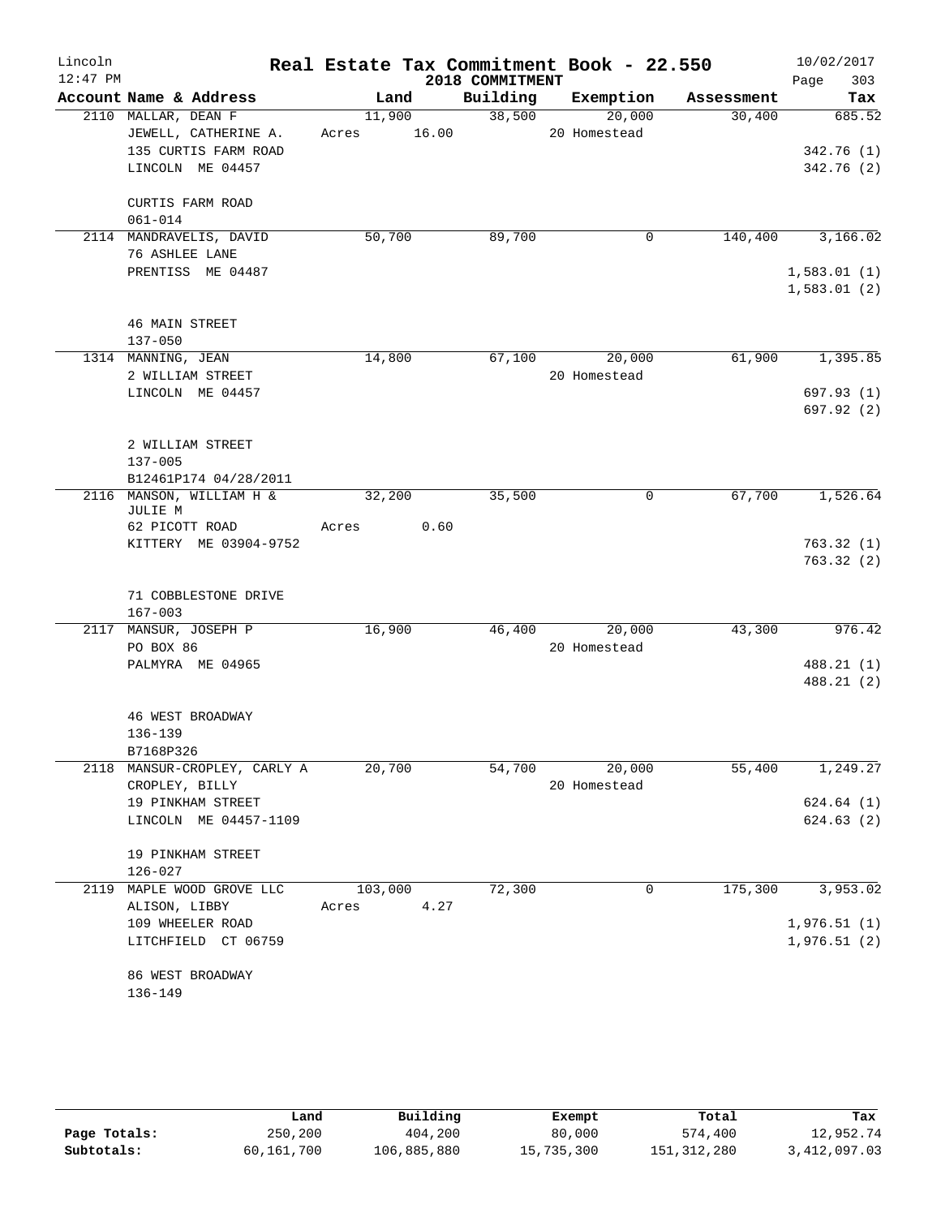Lincoln 12:47 PM

# Real Estate Tax Commitment Book - 22.550

## 2018 COMMITMENT

10/02/2017 Page 303

| Account Name & Address | Land | Building | Exemption | Assessment | Tax |
|---|---|---|---|---|---|
| 2110 MALLAR, DEAN F<br>JEWELL, CATHERINE A.<br>135 CURTIS FARM ROAD<br>LINCOLN ME 04457<br><br>CURTIS FARM ROAD<br>061-014 | 11,900<br>Acres 16.00 | 38,500 | 20,000<br>20 Homestead | 30,400 | 685.52<br><br>342.76 (1)<br>342.76 (2) |
| 2114 MANDRAVELIS, DAVID<br>76 ASHLEE LANE<br>PRENTISS ME 04487<br><br>46 MAIN STREET<br>137-050 | 50,700 | 89,700 | 0 | 140,400 | 3,166.02<br><br>1,583.01 (1)<br>1,583.01 (2) |
| 1314 MANNING, JEAN<br>2 WILLIAM STREET<br>LINCOLN ME 04457<br><br>2 WILLIAM STREET<br>137-005<br>B12461P174 04/28/2011 | 14,800 | 67,100 | 20,000<br>20 Homestead | 61,900 | 1,395.85<br><br>697.93 (1)<br>697.92 (2) |
| 2116 MANSON, WILLIAM H & JULIE M<br>62 PICOTT ROAD<br>KITTERY ME 03904-9752<br><br>71 COBBLESTONE DRIVE<br>167-003 | 32,200<br>Acres 0.60 | 35,500 | 0 | 67,700 | 1,526.64<br><br>763.32 (1)<br>763.32 (2) |
| 2117 MANSUR, JOSEPH P<br>PO BOX 86<br>PALMYRA ME 04965<br><br>46 WEST BROADWAY<br>136-139<br>B7168P326 | 16,900 | 46,400 | 20,000<br>20 Homestead | 43,300 | 976.42<br><br>488.21 (1)<br>488.21 (2) |
| 2118 MANSUR-CROPLEY, CARLY A<br>CROPLEY, BILLY<br>19 PINKHAM STREET<br>LINCOLN ME 04457-1109<br><br>19 PINKHAM STREET<br>126-027 | 20,700 | 54,700 | 20,000<br>20 Homestead | 55,400 | 1,249.27<br><br>624.64 (1)<br>624.63 (2) |
| 2119 MAPLE WOOD GROVE LLC<br>ALISON, LIBBY<br>109 WHEELER ROAD<br>LITCHFIELD CT 06759<br><br>86 WEST BROADWAY<br>136-149 | 103,000<br>Acres 4.27 | 72,300 | 0 | 175,300 | 3,953.02<br><br>1,976.51 (1)<br>1,976.51 (2) |

|  | Land | Building | Exempt | Total | Tax |
|---|---|---|---|---|---|
| Page Totals: | 250,200 | 404,200 | 80,000 | 574,400 | 12,952.74 |
| Subtotals: | 60,161,700 | 106,885,880 | 15,735,300 | 151,312,280 | 3,412,097.03 |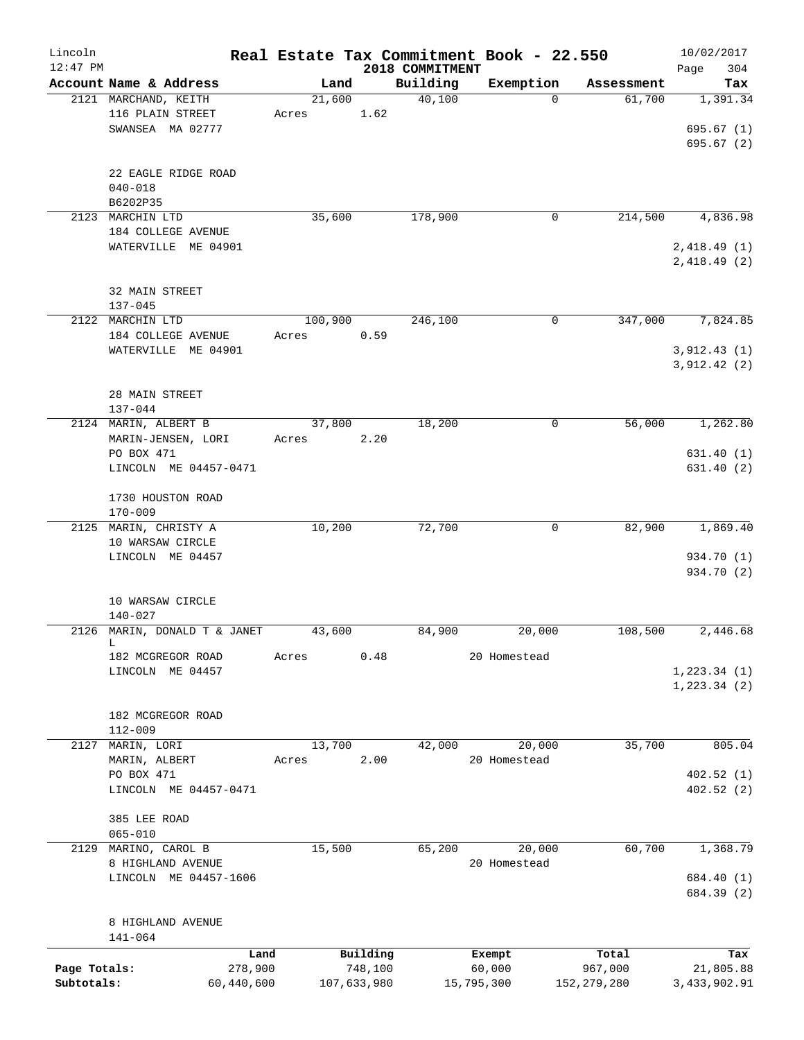# Real Estate Tax Commitment Book - 22.550

Lincoln
12:47 PM

2018 COMMITMENT

10/02/2017

| Account Name & Address | Land | Building | Exemption | Assessment | Tax |
|---|---|---|---|---|---|
| 2121 MARCHAND, KEITH<br>116 PLAIN STREET<br>SWANSEA MA 02777<br><br>22 EAGLE RIDGE ROAD<br>040-018<br>B6202P35 | 21,600<br>Acres 1.62 | 40,100 | 0 | 61,700 | 1,391.34<br><br>695.67 (1)<br>695.67 (2) |
| 2123 MARCHIN LTD<br>184 COLLEGE AVENUE<br>WATERVILLE ME 04901<br><br>32 MAIN STREET<br>137-045 | 35,600 | 178,900 | 0 | 214,500 | 4,836.98<br><br>2,418.49 (1)<br>2,418.49 (2) |
| 2122 MARCHIN LTD<br>184 COLLEGE AVENUE<br>WATERVILLE ME 04901<br><br>28 MAIN STREET<br>137-044 | 100,900<br>Acres 0.59 | 246,100 | 0 | 347,000 | 7,824.85<br><br>3,912.43 (1)<br>3,912.42 (2) |
| 2124 MARIN, ALBERT B<br>MARIN-JENSEN, LORI<br>PO BOX 471<br>LINCOLN ME 04457-0471<br><br>1730 HOUSTON ROAD<br>170-009 | 37,800<br>Acres 2.20 | 18,200 | 0 | 56,000 | 1,262.80<br><br>631.40 (1)<br>631.40 (2) |
| 2125 MARIN, CHRISTY A<br>10 WARSAW CIRCLE<br>LINCOLN ME 04457<br><br>10 WARSAW CIRCLE<br>140-027 | 10,200 | 72,700 | 0 | 82,900 | 1,869.40<br><br>934.70 (1)<br>934.70 (2) |
| 2126 MARIN, DONALD T & JANET L<br>182 MCGREGOR ROAD<br>LINCOLN ME 04457<br><br>182 MCGREGOR ROAD<br>112-009 | 43,600<br>Acres 0.48 | 84,900 | 20,000<br>20 Homestead | 108,500 | 2,446.68<br><br>1,223.34 (1)<br>1,223.34 (2) |
| 2127 MARIN, LORI<br>MARIN, ALBERT<br>PO BOX 471<br>LINCOLN ME 04457-0471<br><br>385 LEE ROAD<br>065-010 | 13,700<br>Acres 2.00 | 42,000 | 20,000<br>20 Homestead | 35,700 | 805.04<br><br>402.52 (1)<br>402.52 (2) |
| 2129 MARINO, CAROL B<br>8 HIGHLAND AVENUE<br>LINCOLN ME 04457-1606<br><br>8 HIGHLAND AVENUE<br>141-064 | 15,500 | 65,200 | 20,000<br>20 Homestead | 60,700 | 1,368.79<br><br>684.40 (1)<br>684.39 (2) |

| | Land | Building | Exempt | Total | Tax |
|---|---|---|---|---|---|
| Page Totals: | 278,900 | 748,100 | 60,000 | 967,000 | 21,805.88 |
| Subtotals: | 60,440,600 | 107,633,980 | 15,795,300 | 152,279,280 | 3,433,902.91 |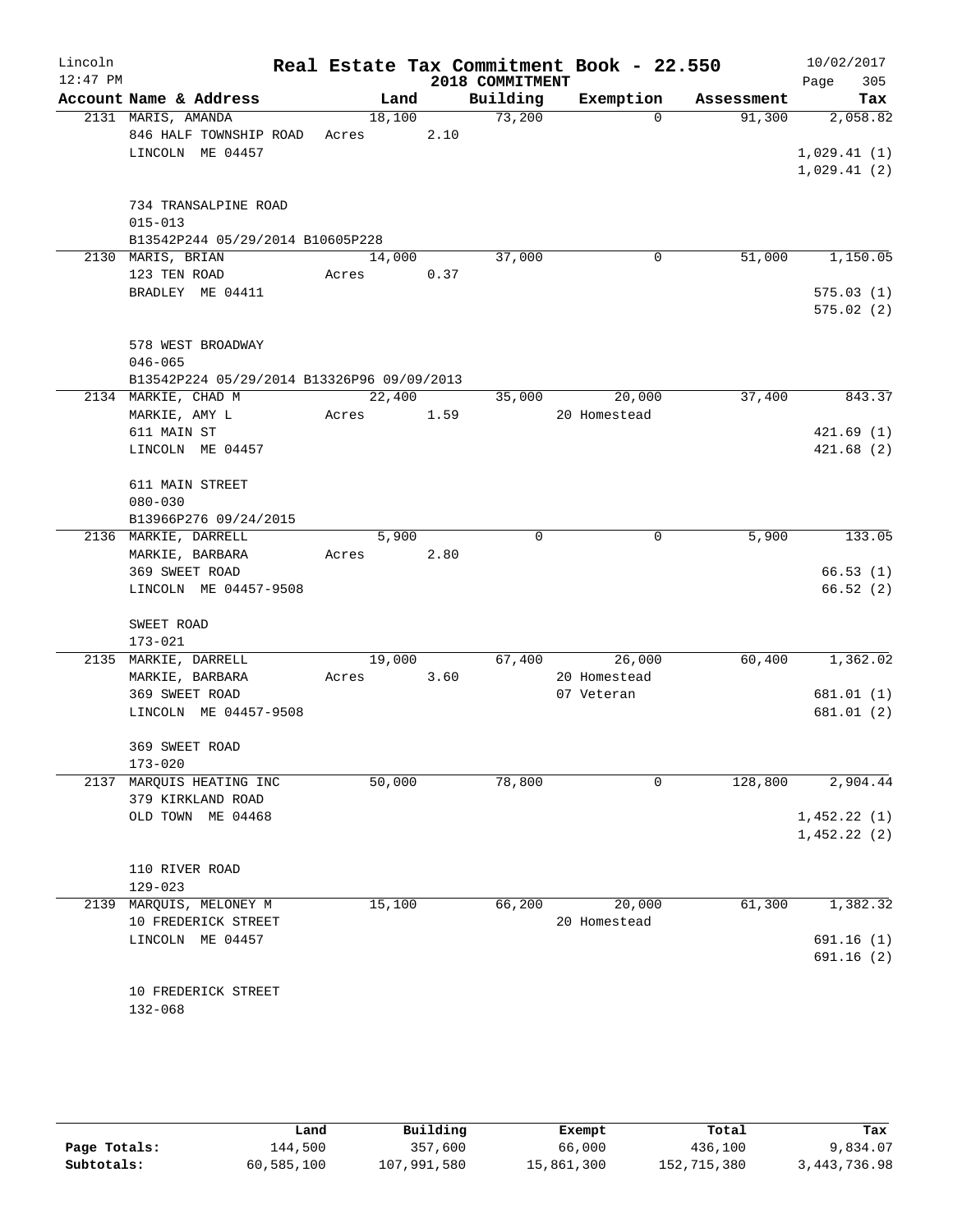# Real Estate Tax Commitment Book - 22.550

Lincoln — 12:47 PM — 2018 COMMITMENT — 10/02/2017

| Account Name & Address | Land | Building | Exemption | Assessment | Tax |
|---|---|---|---|---|---|
| 2131 MARIS, AMANDA | 18,100 | 73,200 | 0 | 91,300 | 2,058.82 |
| 846 HALF TOWNSHIP ROAD | Acres 2.10 | | | | |
| LINCOLN ME 04457 | | | | | 1,029.41 (1) |
| | | | | | 1,029.41 (2) |
| 734 TRANSALPINE ROAD | | | | | |
| 015-013 | | | | | |
| B13542P244 05/29/2014 B10605P228 | | | | | |
| 2130 MARIS, BRIAN | 14,000 | 37,000 | 0 | 51,000 | 1,150.05 |
| 123 TEN ROAD | Acres 0.37 | | | | |
| BRADLEY ME 04411 | | | | | 575.03 (1) |
| | | | | | 575.02 (2) |
| 578 WEST BROADWAY | | | | | |
| 046-065 | | | | | |
| B13542P224 05/29/2014 B13326P96 09/09/2013 | | | | | |
| 2134 MARKIE, CHAD M | 22,400 | 35,000 | 20,000 | 37,400 | 843.37 |
| MARKIE, AMY L | Acres 1.59 | | 20 Homestead | | |
| 611 MAIN ST | | | | | 421.69 (1) |
| LINCOLN ME 04457 | | | | | 421.68 (2) |
| 611 MAIN STREET | | | | | |
| 080-030 | | | | | |
| B13966P276 09/24/2015 | | | | | |
| 2136 MARKIE, DARRELL | 5,900 | 0 | 0 | 5,900 | 133.05 |
| MARKIE, BARBARA | Acres 2.80 | | | | |
| 369 SWEET ROAD | | | | | 66.53 (1) |
| LINCOLN ME 04457-9508 | | | | | 66.52 (2) |
| SWEET ROAD | | | | | |
| 173-021 | | | | | |
| 2135 MARKIE, DARRELL | 19,000 | 67,400 | 26,000 | 60,400 | 1,362.02 |
| MARKIE, BARBARA | Acres 3.60 | | 20 Homestead | | |
| 369 SWEET ROAD | | | 07 Veteran | | 681.01 (1) |
| LINCOLN ME 04457-9508 | | | | | 681.01 (2) |
| 369 SWEET ROAD | | | | | |
| 173-020 | | | | | |
| 2137 MARQUIS HEATING INC | 50,000 | 78,800 | 0 | 128,800 | 2,904.44 |
| 379 KIRKLAND ROAD | | | | | |
| OLD TOWN ME 04468 | | | | | 1,452.22 (1) |
| | | | | | 1,452.22 (2) |
| 110 RIVER ROAD | | | | | |
| 129-023 | | | | | |
| 2139 MARQUIS, MELONEY M | 15,100 | 66,200 | 20,000 | 61,300 | 1,382.32 |
| 10 FREDERICK STREET | | | 20 Homestead | | |
| LINCOLN ME 04457 | | | | | 691.16 (1) |
| | | | | | 691.16 (2) |
| 10 FREDERICK STREET | | | | | |
| 132-068 | | | | | |

| | Land | Building | Exempt | Total | Tax |
|---|---|---|---|---|---|
| Page Totals: | 144,500 | 357,600 | 66,000 | 436,100 | 9,834.07 |
| Subtotals: | 60,585,100 | 107,991,580 | 15,861,300 | 152,715,380 | 3,443,736.98 |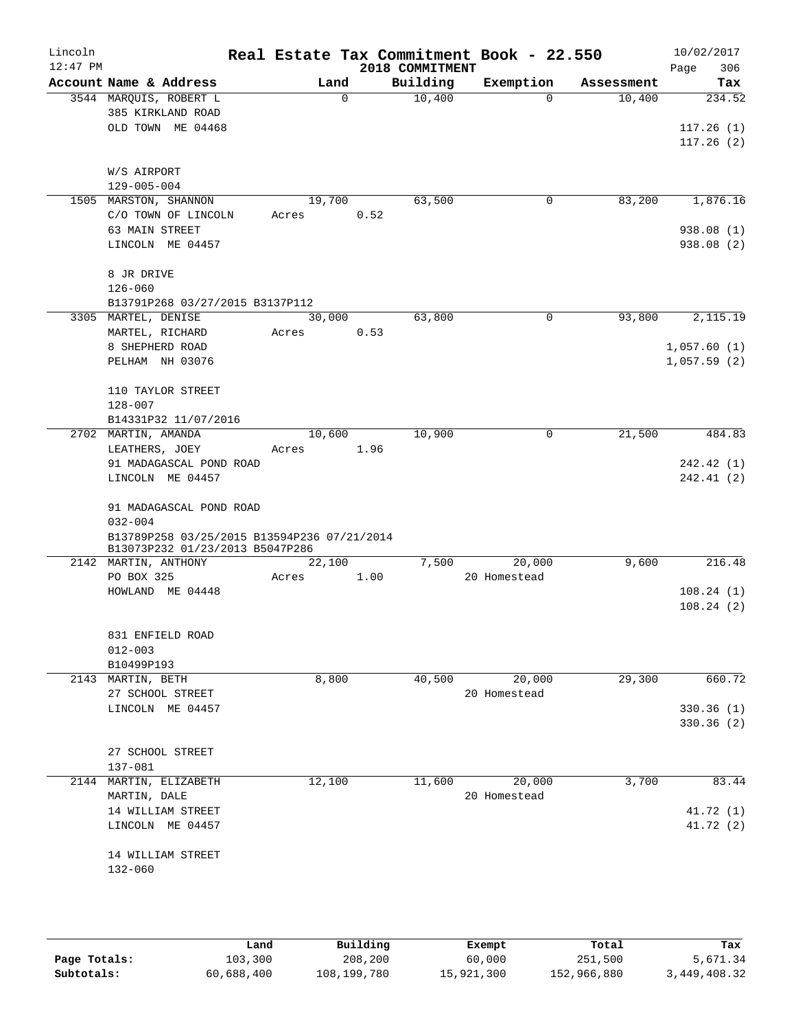# Real Estate Tax Commitment Book - 22.550

## 2018 COMMITMENT

Lincoln 12:47 PM — 10/02/2017

| Account Name & Address | Land | Building | Exemption | Assessment | Tax |
|---|---|---|---|---|---|
| 3544 MARQUIS, ROBERT L<br>385 KIRKLAND ROAD<br>OLD TOWN ME 04468<br><br>W/S AIRPORT<br>129-005-004 | 0 | 10,400 | 0 | 10,400 | 234.52<br><br>117.26 (1)<br>117.26 (2) |
| 1505 MARSTON, SHANNON<br>C/O TOWN OF LINCOLN<br>63 MAIN STREET<br>LINCOLN ME 04457<br><br>8 JR DRIVE<br>126-060<br>B13791P268 03/27/2015 B3137P112 | 19,700<br>Acres 0.52 | 63,500 | 0 | 83,200 | 1,876.16<br><br>938.08 (1)<br>938.08 (2) |
| 3305 MARTEL, DENISE<br>MARTEL, RICHARD<br>8 SHEPHERD ROAD<br>PELHAM NH 03076<br><br>110 TAYLOR STREET<br>128-007<br>B14331P32 11/07/2016 | 30,000<br>Acres 0.53 | 63,800 | 0 | 93,800 | 2,115.19<br><br>1,057.60 (1)<br>1,057.59 (2) |
| 2702 MARTIN, AMANDA<br>LEATHERS, JOEY<br>91 MADAGASCAL POND ROAD<br>LINCOLN ME 04457<br><br>91 MADAGASCAL POND ROAD<br>032-004<br>B13789P258 03/25/2015 B13594P236 07/21/2014<br>B13073P232 01/23/2013 B5047P286 | 10,600<br>Acres 1.96 | 10,900 | 0 | 21,500 | 484.83<br><br>242.42 (1)<br>242.41 (2) |
| 2142 MARTIN, ANTHONY<br>PO BOX 325<br>HOWLAND ME 04448<br><br>831 ENFIELD ROAD<br>012-003<br>B10499P193 | 22,100<br>Acres 1.00 | 7,500 | 20,000<br>20 Homestead | 9,600 | 216.48<br><br>108.24 (1)<br>108.24 (2) |
| 2143 MARTIN, BETH<br>27 SCHOOL STREET<br>LINCOLN ME 04457<br><br>27 SCHOOL STREET<br>137-081 | 8,800 | 40,500 | 20,000<br>20 Homestead | 29,300 | 660.72<br><br>330.36 (1)<br>330.36 (2) |
| 2144 MARTIN, ELIZABETH<br>MARTIN, DALE<br>14 WILLIAM STREET<br>LINCOLN ME 04457<br><br>14 WILLIAM STREET<br>132-060 | 12,100 | 11,600 | 20,000<br>20 Homestead | 3,700 | 83.44<br><br>41.72 (1)<br>41.72 (2) |

| | Land | Building | Exempt | Total | Tax |
|---|---|---|---|---|---|
| Page Totals: | 103,300 | 208,200 | 60,000 | 251,500 | 5,671.34 |
| Subtotals: | 60,688,400 | 108,199,780 | 15,921,300 | 152,966,880 | 3,449,408.32 |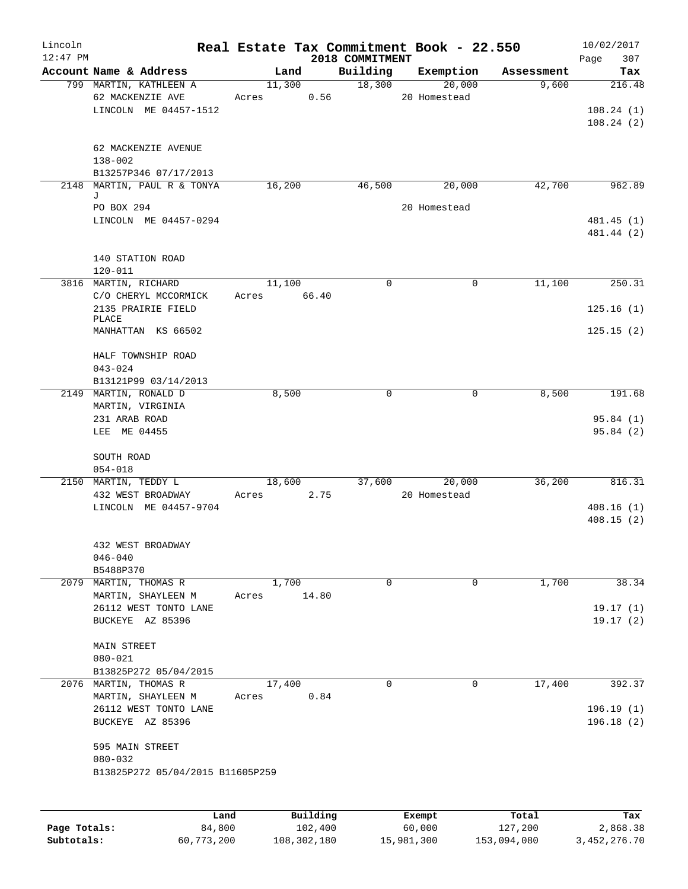Lincoln
12:47 PM

# Real Estate Tax Commitment Book - 22.550

2018 COMMITMENT

10/02/2017

| Account | Name & Address | Land | Building | Exemption | Assessment | Tax |
|---|---|---|---|---|---|---|
| 799 | MARTIN, KATHLEEN A | 11,300 | 18,300 | 20,000 | 9,600 | 216.48 |
| | 62 MACKENZIE AVE | Acres 0.56 | | 20 Homestead | | |
| | LINCOLN ME 04457-1512 | | | | | 108.24 (1) |
| | | | | | | 108.24 (2) |
| | 62 MACKENZIE AVENUE | | | | | |
| | 138-002 | | | | | |
| | B13257P346 07/17/2013 | | | | | |
| 2148 | MARTIN, PAUL R & TONYA J | 16,200 | 46,500 | 20,000 | 42,700 | 962.89 |
| | PO BOX 294 | | | 20 Homestead | | |
| | LINCOLN ME 04457-0294 | | | | | 481.45 (1) |
| | | | | | | 481.44 (2) |
| | 140 STATION ROAD | | | | | |
| | 120-011 | | | | | |
| 3816 | MARTIN, RICHARD | 11,100 | 0 | 0 | 11,100 | 250.31 |
| | C/O CHERYL MCCORMICK | Acres 66.40 | | | | |
| | 2135 PRAIRIE FIELD PLACE | | | | | 125.16 (1) |
| | MANHATTAN KS 66502 | | | | | 125.15 (2) |
| | HALF TOWNSHIP ROAD | | | | | |
| | 043-024 | | | | | |
| | B13121P99 03/14/2013 | | | | | |
| 2149 | MARTIN, RONALD D | 8,500 | 0 | 0 | 8,500 | 191.68 |
| | MARTIN, VIRGINIA | | | | | |
| | 231 ARAB ROAD | | | | | 95.84 (1) |
| | LEE ME 04455 | | | | | 95.84 (2) |
| | SOUTH ROAD | | | | | |
| | 054-018 | | | | | |
| 2150 | MARTIN, TEDDY L | 18,600 | 37,600 | 20,000 | 36,200 | 816.31 |
| | 432 WEST BROADWAY | Acres 2.75 | | 20 Homestead | | |
| | LINCOLN ME 04457-9704 | | | | | 408.16 (1) |
| | | | | | | 408.15 (2) |
| | 432 WEST BROADWAY | | | | | |
| | 046-040 | | | | | |
| | B5488P370 | | | | | |
| 2079 | MARTIN, THOMAS R | 1,700 | 0 | 0 | 1,700 | 38.34 |
| | MARTIN, SHAYLEEN M | Acres 14.80 | | | | |
| | 26112 WEST TONTO LANE | | | | | 19.17 (1) |
| | BUCKEYE AZ 85396 | | | | | 19.17 (2) |
| | MAIN STREET | | | | | |
| | 080-021 | | | | | |
| | B13825P272 05/04/2015 | | | | | |
| 2076 | MARTIN, THOMAS R | 17,400 | 0 | 0 | 17,400 | 392.37 |
| | MARTIN, SHAYLEEN M | Acres 0.84 | | | | |
| | 26112 WEST TONTO LANE | | | | | 196.19 (1) |
| | BUCKEYE AZ 85396 | | | | | 196.18 (2) |
| | 595 MAIN STREET | | | | | |
| | 080-032 | | | | | |
| | B13825P272 05/04/2015 B11605P259 | | | | | |

| | Land | Building | Exempt | Total | Tax |
|---|---|---|---|---|---|
| Page Totals: | 84,800 | 102,400 | 60,000 | 127,200 | 2,868.38 |
| Subtotals: | 60,773,200 | 108,302,180 | 15,981,300 | 153,094,080 | 3,452,276.70 |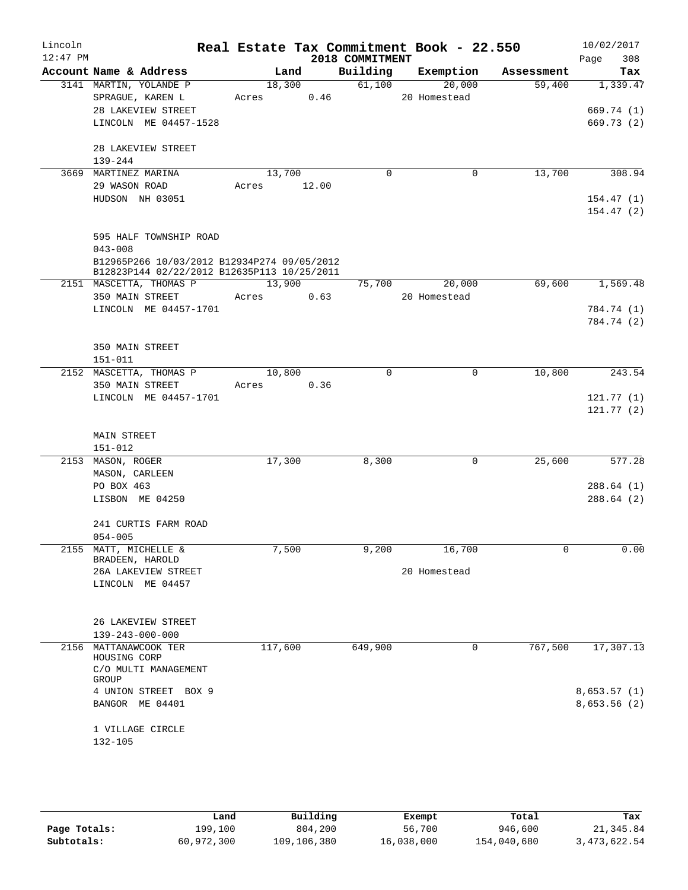# Real Estate Tax Commitment Book - 22.550

Lincoln
12:47 PM

2018 COMMITMENT

10/02/2017

| Account Name & Address | Land | Building | Exemption | Assessment | Tax |
|---|---|---|---|---|---|
| 3141 MARTIN, YOLANDE P | 18,300 | 61,100 | 20,000 | 59,400 | 1,339.47 |
| SPRAGUE, KAREN L | Acres 0.46 | | 20 Homestead | | |
| 28 LAKEVIEW STREET | | | | | 669.74 (1) |
| LINCOLN ME 04457-1528 | | | | | 669.73 (2) |
| 28 LAKEVIEW STREET | | | | | |
| 139-244 | | | | | |
| 3669 MARTINEZ MARINA | 13,700 | 0 | 0 | 13,700 | 308.94 |
| 29 WASON ROAD | Acres 12.00 | | | | |
| HUDSON NH 03051 | | | | | 154.47 (1) |
| | | | | | 154.47 (2) |
| 595 HALF TOWNSHIP ROAD | | | | | |
| 043-008 | | | | | |
| B12965P266 10/03/2012 B12934P274 09/05/2012 | | | | | |
| B12823P144 02/22/2012 B12635P113 10/25/2011 | | | | | |
| 2151 MASCETTA, THOMAS P | 13,900 | 75,700 | 20,000 | 69,600 | 1,569.48 |
| 350 MAIN STREET | Acres 0.63 | | 20 Homestead | | |
| LINCOLN ME 04457-1701 | | | | | 784.74 (1) |
| | | | | | 784.74 (2) |
| 350 MAIN STREET | | | | | |
| 151-011 | | | | | |
| 2152 MASCETTA, THOMAS P | 10,800 | 0 | 0 | 10,800 | 243.54 |
| 350 MAIN STREET | Acres 0.36 | | | | |
| LINCOLN ME 04457-1701 | | | | | 121.77 (1) |
| | | | | | 121.77 (2) |
| MAIN STREET | | | | | |
| 151-012 | | | | | |
| 2153 MASON, ROGER | 17,300 | 8,300 | 0 | 25,600 | 577.28 |
| MASON, CARLEEN | | | | | |
| PO BOX 463 | | | | | 288.64 (1) |
| LISBON ME 04250 | | | | | 288.64 (2) |
| 241 CURTIS FARM ROAD | | | | | |
| 054-005 | | | | | |
| 2155 MATT, MICHELLE & | 7,500 | 9,200 | 16,700 | 0 | 0.00 |
| BRADEEN, HAROLD | | | | | |
| 26A LAKEVIEW STREET | | | 20 Homestead | | |
| LINCOLN ME 04457 | | | | | |
| 26 LAKEVIEW STREET | | | | | |
| 139-243-000-000 | | | | | |
| 2156 MATTANAWCOOK TER HOUSING CORP | 117,600 | 649,900 | 0 | 767,500 | 17,307.13 |
| C/O MULTI MANAGEMENT GROUP | | | | | |
| 4 UNION STREET BOX 9 | | | | | 8,653.57 (1) |
| BANGOR ME 04401 | | | | | 8,653.56 (2) |
| 1 VILLAGE CIRCLE | | | | | |
| 132-105 | | | | | |

| | Land | Building | Exempt | Total | Tax |
|---|---|---|---|---|---|
| Page Totals: | 199,100 | 804,200 | 56,700 | 946,600 | 21,345.84 |
| Subtotals: | 60,972,300 | 109,106,380 | 16,038,000 | 154,040,680 | 3,473,622.54 |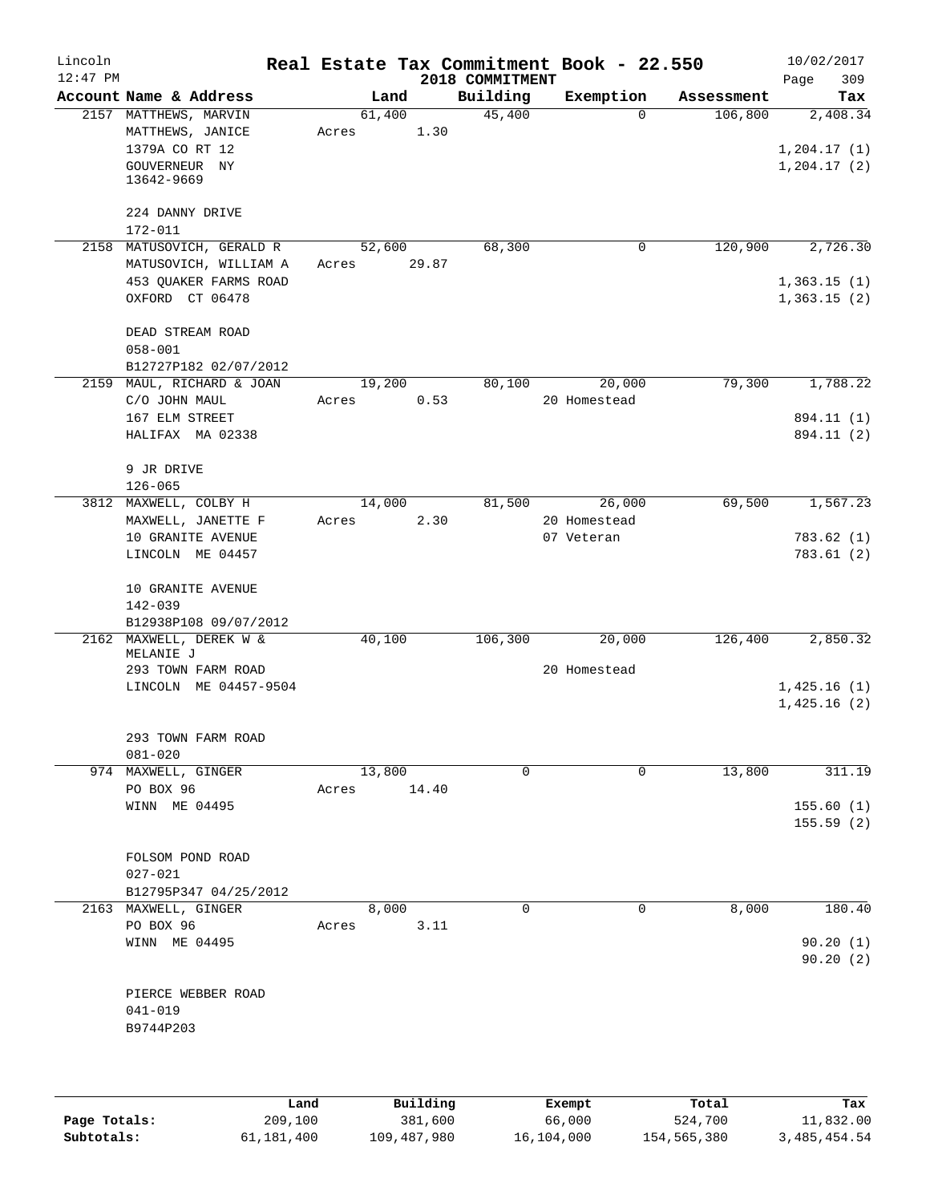Lincoln
12:47 PM

# Real Estate Tax Commitment Book - 22.550

2018 COMMITMENT

10/02/2017
Page 309

| Account Name & Address | Land | Building | Exemption | Assessment | Tax |
|---|---|---|---|---|---|
| 2157 MATTHEWS, MARVIN | 61,400 | 45,400 | 0 | 106,800 | 2,408.34 |
| MATTHEWS, JANICE | Acres 1.30 | | | | |
| 1379A CO RT 12 | | | | | 1,204.17 (1) |
| GOUVERNEUR NY 13642-9669 | | | | | 1,204.17 (2) |
| 224 DANNY DRIVE | | | | | |
| 172-011 | | | | | |
| 2158 MATUSOVICH, GERALD R | 52,600 | 68,300 | 0 | 120,900 | 2,726.30 |
| MATUSOVICH, WILLIAM A | Acres 29.87 | | | | |
| 453 QUAKER FARMS ROAD | | | | | 1,363.15 (1) |
| OXFORD CT 06478 | | | | | 1,363.15 (2) |
| DEAD STREAM ROAD | | | | | |
| 058-001 | | | | | |
| B12727P182 02/07/2012 | | | | | |
| 2159 MAUL, RICHARD & JOAN | 19,200 | 80,100 | 20,000 | 79,300 | 1,788.22 |
| C/O JOHN MAUL | Acres 0.53 | | 20 Homestead | | |
| 167 ELM STREET | | | | | 894.11 (1) |
| HALIFAX MA 02338 | | | | | 894.11 (2) |
| 9 JR DRIVE | | | | | |
| 126-065 | | | | | |
| 3812 MAXWELL, COLBY H | 14,000 | 81,500 | 26,000 | 69,500 | 1,567.23 |
| MAXWELL, JANETTE F | Acres 2.30 | | 20 Homestead | | |
| 10 GRANITE AVENUE | | | 07 Veteran | | 783.62 (1) |
| LINCOLN ME 04457 | | | | | 783.61 (2) |
| 10 GRANITE AVENUE | | | | | |
| 142-039 | | | | | |
| B12938P108 09/07/2012 | | | | | |
| 2162 MAXWELL, DEREK W & MELANIE J | 40,100 | 106,300 | 20,000 | 126,400 | 2,850.32 |
| 293 TOWN FARM ROAD | | | 20 Homestead | | |
| LINCOLN ME 04457-9504 | | | | | 1,425.16 (1) |
| | | | | | 1,425.16 (2) |
| 293 TOWN FARM ROAD | | | | | |
| 081-020 | | | | | |
| 974 MAXWELL, GINGER | 13,800 | 0 | 0 | 13,800 | 311.19 |
| PO BOX 96 | Acres 14.40 | | | | |
| WINN ME 04495 | | | | | 155.60 (1) |
| | | | | | 155.59 (2) |
| FOLSOM POND ROAD | | | | | |
| 027-021 | | | | | |
| B12795P347 04/25/2012 | | | | | |
| 2163 MAXWELL, GINGER | 8,000 | 0 | 0 | 8,000 | 180.40 |
| PO BOX 96 | Acres 3.11 | | | | |
| WINN ME 04495 | | | | | 90.20 (1) |
| | | | | | 90.20 (2) |
| PIERCE WEBBER ROAD | | | | | |
| 041-019 | | | | | |
| B9744P203 | | | | | |

| | Land | Building | Exempt | Total | Tax |
|---|---|---|---|---|---|
| Page Totals: | 209,100 | 381,600 | 66,000 | 524,700 | 11,832.00 |
| Subtotals: | 61,181,400 | 109,487,980 | 16,104,000 | 154,565,380 | 3,485,454.54 |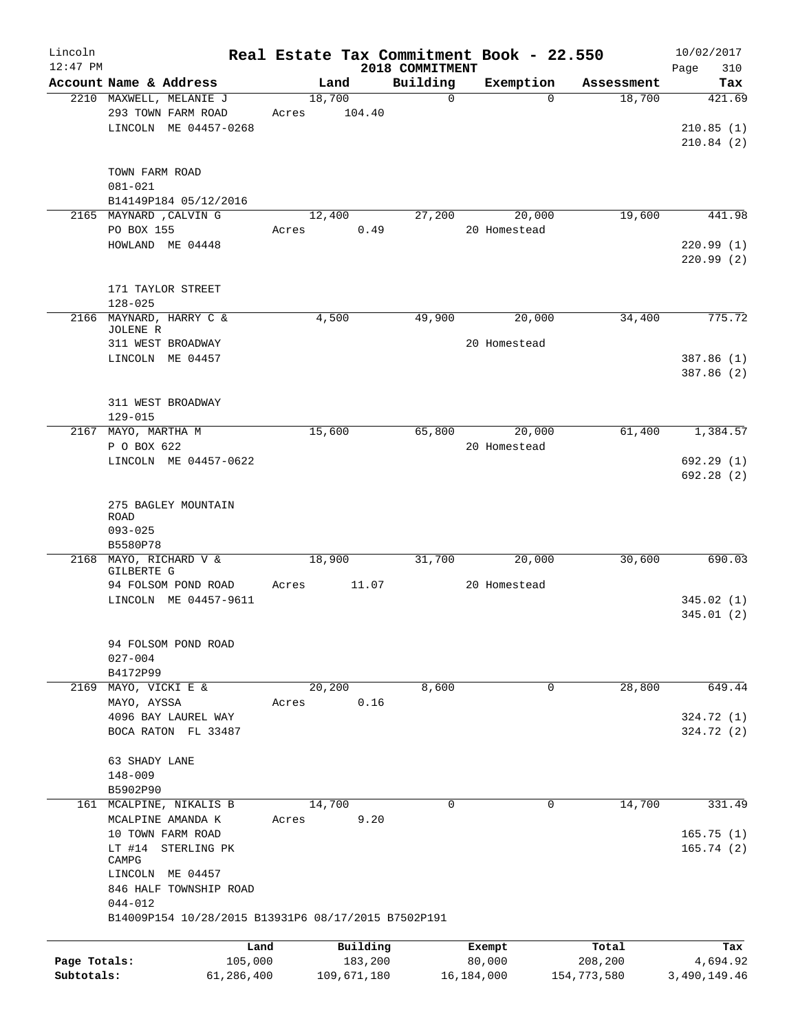# Real Estate Tax Commitment Book - 22.550

Lincoln
12:47 PM

2018 COMMITMENT

10/02/2017
Page 310

| Account | Name & Address | Land | Building | Exemption | Assessment | Tax |
|---|---|---|---|---|---|---|
| 2210 | MAXWELL, MELANIE J<br>293 TOWN FARM ROAD<br>LINCOLN ME 04457-0268<br><br>TOWN FARM ROAD<br>081-021<br>B14149P184 05/12/2016 | 18,700<br>Acres 104.40 | 0 | 0 | 18,700 | 421.69<br><br>210.85 (1)<br>210.84 (2) |
| 2165 | MAYNARD ,CALVIN G<br>PO BOX 155<br>HOWLAND ME 04448<br><br>171 TAYLOR STREET<br>128-025 | 12,400<br>Acres 0.49 | 27,200 | 20,000<br>20 Homestead | 19,600 | 441.98<br><br>220.99 (1)<br>220.99 (2) |
| 2166 | MAYNARD, HARRY C &<br>JOLENE R<br>311 WEST BROADWAY<br>LINCOLN ME 04457<br><br>311 WEST BROADWAY<br>129-015 | 4,500 | 49,900 | 20,000<br>20 Homestead | 34,400 | 775.72<br><br>387.86 (1)<br>387.86 (2) |
| 2167 | MAYO, MARTHA M<br>P O BOX 622<br>LINCOLN ME 04457-0622<br><br>275 BAGLEY MOUNTAIN<br>ROAD<br>093-025<br>B5580P78 | 15,600 | 65,800 | 20,000<br>20 Homestead | 61,400 | 1,384.57<br><br>692.29 (1)<br>692.28 (2) |
| 2168 | MAYO, RICHARD V &<br>GILBERTE G<br>94 FOLSOM POND ROAD<br>LINCOLN ME 04457-9611<br><br>94 FOLSOM POND ROAD<br>027-004<br>B4172P99 | 18,900<br>Acres 11.07 | 31,700 | 20,000<br>20 Homestead | 30,600 | 690.03<br><br>345.02 (1)<br>345.01 (2) |
| 2169 | MAYO, VICKI E &<br>MAYO, AYSSA<br>4096 BAY LAUREL WAY<br>BOCA RATON FL 33487<br><br>63 SHADY LANE<br>148-009<br>B5902P90 | 20,200<br>Acres 0.16 | 8,600 | 0 | 28,800 | 649.44<br><br>324.72 (1)<br>324.72 (2) |
| 161 | MCALPINE, NIKALIS B<br>MCALPINE AMANDA K<br>10 TOWN FARM ROAD<br>LT #14 STERLING PK<br>CAMPG<br>LINCOLN ME 04457<br>846 HALF TOWNSHIP ROAD<br>044-012<br>B14009P154 10/28/2015 B13931P6 08/17/2015 B7502P191 | 14,700<br>Acres 9.20 | 0 | 0 | 14,700 | 331.49<br><br>165.75 (1)<br>165.74 (2) |

| | Land | Building | Exempt | Total | Tax |
|---|---|---|---|---|---|
| Page Totals: | 105,000 | 183,200 | 80,000 | 208,200 | 4,694.92 |
| Subtotals: | 61,286,400 | 109,671,180 | 16,184,000 | 154,773,580 | 3,490,149.46 |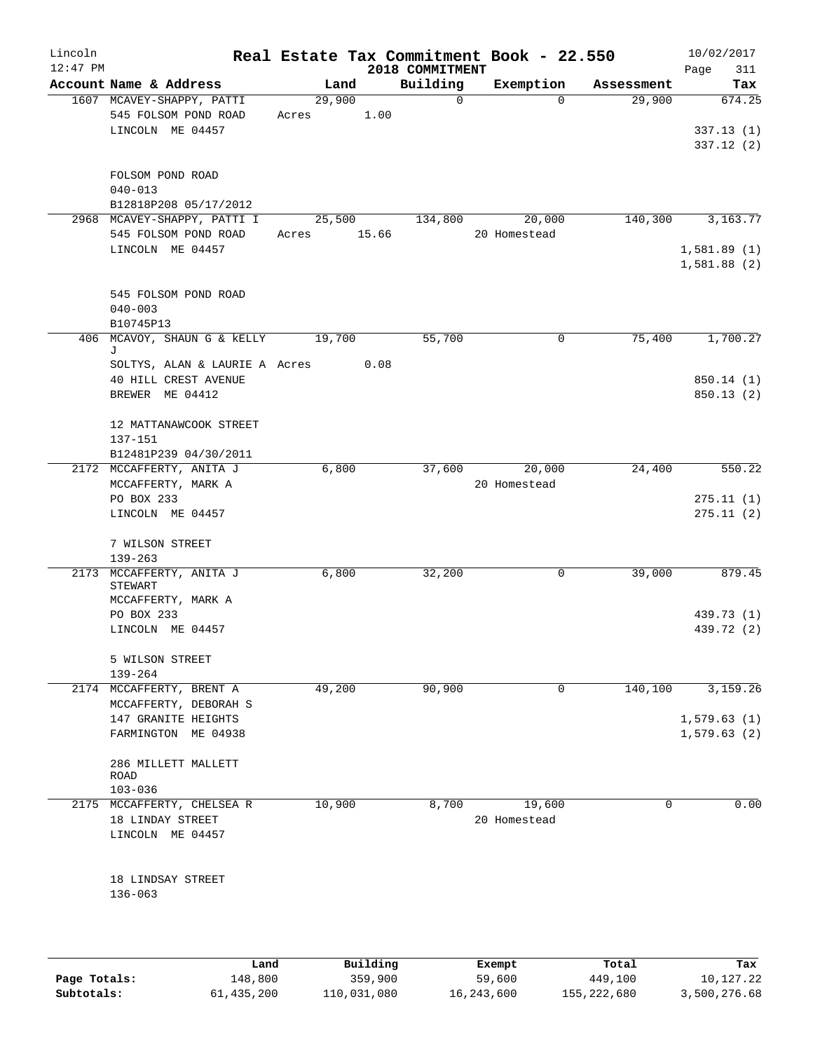Lincoln 12:47 PM

# Real Estate Tax Commitment Book - 22.550

2018 COMMITMENT

10/02/2017 Page 311

| Account | Name & Address | Land | Building | Exemption | Assessment | Tax |
|---|---|---|---|---|---|---|
| 1607 | MCAVEY-SHAPPY, PATTI<br>545 FOLSOM POND ROAD<br>LINCOLN ME 04457<br><br>FOLSOM POND ROAD<br>040-013<br>B12818P208 05/17/2012 | 29,900<br>Acres 1.00 | 0 | 0 | 29,900 | 674.25<br><br>337.13 (1)<br>337.12 (2) |
| 2968 | MCAVEY-SHAPPY, PATTI I<br>545 FOLSOM POND ROAD<br>LINCOLN ME 04457<br><br>545 FOLSOM POND ROAD<br>040-003<br>B10745P13 | 25,500<br>Acres 15.66 | 134,800 | 20,000<br>20 Homestead | 140,300 | 3,163.77<br><br>1,581.89 (1)<br>1,581.88 (2) |
| 406 | MCAVOY, SHAUN G & kELLY J<br>SOLTYS, ALAN & LAURIE A<br>40 HILL CREST AVENUE<br>BREWER ME 04412<br><br>12 MATTANAWCOOK STREET<br>137-151<br>B12481P239 04/30/2011 | 19,700<br>Acres 0.08 | 55,700 | 0 | 75,400 | 1,700.27<br><br>850.14 (1)<br>850.13 (2) |
| 2172 | MCCAFFERTY, ANITA J<br>MCCAFFERTY, MARK A<br>PO BOX 233<br>LINCOLN ME 04457<br><br>7 WILSON STREET<br>139-263 | 6,800 | 37,600 | 20,000<br>20 Homestead | 24,400 | 550.22<br><br>275.11 (1)<br>275.11 (2) |
| 2173 | MCCAFFERTY, ANITA J STEWART<br>MCCAFFERTY, MARK A<br>PO BOX 233<br>LINCOLN ME 04457<br><br>5 WILSON STREET<br>139-264 | 6,800 | 32,200 | 0 | 39,000 | 879.45<br><br>439.73 (1)<br>439.72 (2) |
| 2174 | MCCAFFERTY, BRENT A<br>MCCAFFERTY, DEBORAH S<br>147 GRANITE HEIGHTS<br>FARMINGTON ME 04938<br><br>286 MILLETT MALLETT ROAD<br>103-036 | 49,200 | 90,900 | 0 | 140,100 | 3,159.26<br><br>1,579.63 (1)<br>1,579.63 (2) |
| 2175 | MCCAFFERTY, CHELSEA R<br>18 LINDAY STREET<br>LINCOLN ME 04457<br><br>18 LINDSAY STREET<br>136-063 | 10,900 | 8,700 | 19,600<br>20 Homestead | 0 | 0.00 |

| | Land | Building | Exempt | Total | Tax |
|---|---|---|---|---|---|
| Page Totals: | 148,800 | 359,900 | 59,600 | 449,100 | 10,127.22 |
| Subtotals: | 61,435,200 | 110,031,080 | 16,243,600 | 155,222,680 | 3,500,276.68 |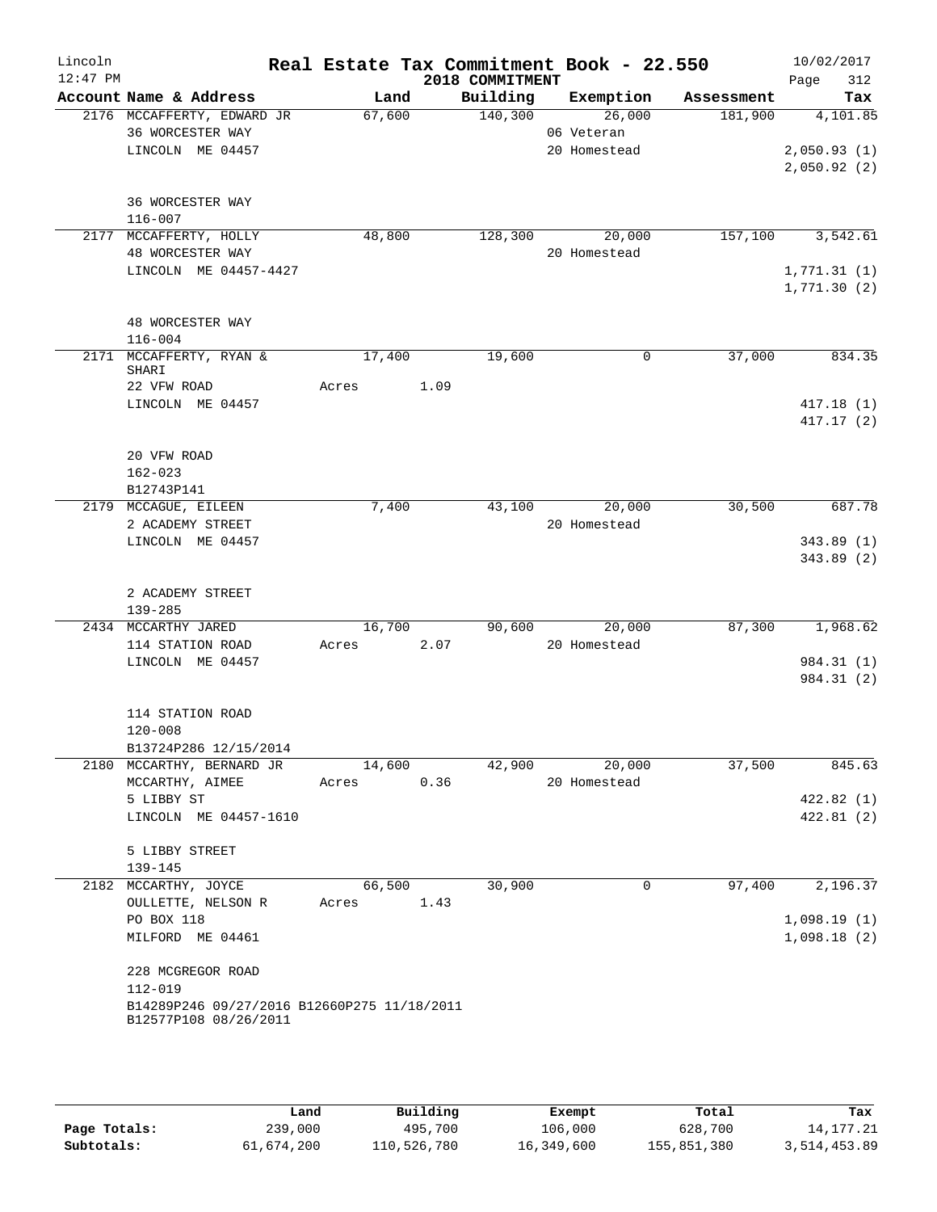# Real Estate Tax Commitment Book - 22.550

Lincoln
12:47 PM

2018 COMMITMENT

10/02/2017

| Account Name & Address | Land | Building | Exemption | Assessment | Tax |
|---|---|---|---|---|---|
| 2176 MCCAFFERTY, EDWARD JR<br>36 WORCESTER WAY<br>LINCOLN ME 04457<br><br>36 WORCESTER WAY<br>116-007 | 67,600 | 140,300 | 26,000<br>06 Veteran<br>20 Homestead | 181,900 | 4,101.85<br><br>2,050.93 (1)<br>2,050.92 (2) |
| 2177 MCCAFFERTY, HOLLY<br>48 WORCESTER WAY<br>LINCOLN ME 04457-4427<br><br>48 WORCESTER WAY<br>116-004 | 48,800 | 128,300 | 20,000<br>20 Homestead | 157,100 | 3,542.61<br><br>1,771.31 (1)<br>1,771.30 (2) |
| 2171 MCCAFFERTY, RYAN & SHARI<br>22 VFW ROAD<br>LINCOLN ME 04457<br><br>20 VFW ROAD<br>162-023<br>B12743P141 | 17,400<br>Acres 1.09 | 19,600 | 0 | 37,000 | 834.35<br><br>417.18 (1)<br>417.17 (2) |
| 2179 MCCAGUE, EILEEN<br>2 ACADEMY STREET<br>LINCOLN ME 04457<br><br>2 ACADEMY STREET<br>139-285 | 7,400 | 43,100 | 20,000<br>20 Homestead | 30,500 | 687.78<br><br>343.89 (1)<br>343.89 (2) |
| 2434 MCCARTHY JARED<br>114 STATION ROAD<br>LINCOLN ME 04457<br><br>114 STATION ROAD<br>120-008<br>B13724P286 12/15/2014 | 16,700<br>Acres 2.07 | 90,600 | 20,000<br>20 Homestead | 87,300 | 1,968.62<br><br>984.31 (1)<br>984.31 (2) |
| 2180 MCCARTHY, BERNARD JR<br>MCCARTHY, AIMEE<br>5 LIBBY ST<br>LINCOLN ME 04457-1610<br><br>5 LIBBY STREET<br>139-145 | 14,600<br>Acres 0.36 | 42,900 | 20,000<br>20 Homestead | 37,500 | 845.63<br><br>422.82 (1)<br>422.81 (2) |
| 2182 MCCARTHY, JOYCE<br>OULLETTE, NELSON R<br>PO BOX 118<br>MILFORD ME 04461<br><br>228 MCGREGOR ROAD<br>112-019<br>B14289P246 09/27/2016 B12660P275 11/18/2011 B12577P108 08/26/2011 | 66,500<br>Acres 1.43 | 30,900 | 0 | 97,400 | 2,196.37<br><br>1,098.19 (1)<br>1,098.18 (2) |

| | Land | Building | Exempt | Total | Tax |
|---|---|---|---|---|---|
| Page Totals: | 239,000 | 495,700 | 106,000 | 628,700 | 14,177.21 |
| Subtotals: | 61,674,200 | 110,526,780 | 16,349,600 | 155,851,380 | 3,514,453.89 |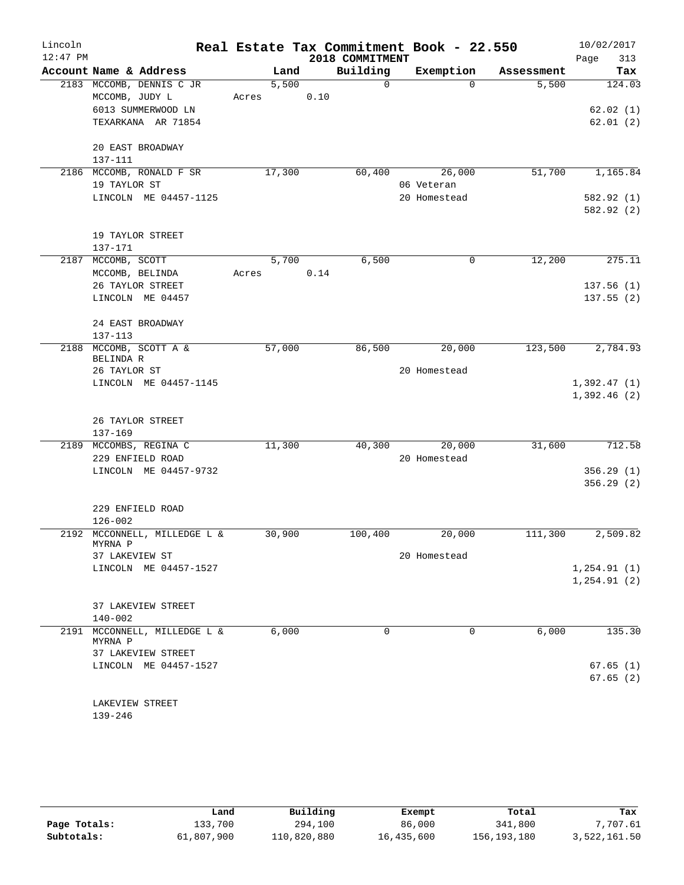# Real Estate Tax Commitment Book - 22.550

Lincoln
12:47 PM

2018 COMMITMENT

10/02/2017

| Account Name & Address | Land | Building | Exemption | Assessment | Tax |
|---|---|---|---|---|---|
| 2183 MCCOMB, DENNIS C JR | 5,500 | 0 | 0 | 5,500 | 124.03 |
| MCCOMB, JUDY L | Acres 0.10 | | | | |
| 6013 SUMMERWOOD LN | | | | | 62.02 (1) |
| TEXARKANA AR 71854 | | | | | 62.01 (2) |
| 20 EAST BROADWAY | | | | | |
| 137-111 | | | | | |
| 2186 MCCOMB, RONALD F SR | 17,300 | 60,400 | 26,000 | 51,700 | 1,165.84 |
| 19 TAYLOR ST | | | 06 Veteran | | |
| LINCOLN ME 04457-1125 | | | 20 Homestead | | 582.92 (1) |
| | | | | | 582.92 (2) |
| 19 TAYLOR STREET | | | | | |
| 137-171 | | | | | |
| 2187 MCCOMB, SCOTT | 5,700 | 6,500 | 0 | 12,200 | 275.11 |
| MCCOMB, BELINDA | Acres 0.14 | | | | |
| 26 TAYLOR STREET | | | | | 137.56 (1) |
| LINCOLN ME 04457 | | | | | 137.55 (2) |
| 24 EAST BROADWAY | | | | | |
| 137-113 | | | | | |
| 2188 MCCOMB, SCOTT A & BELINDA R | 57,000 | 86,500 | 20,000 | 123,500 | 2,784.93 |
| 26 TAYLOR ST | | | 20 Homestead | | |
| LINCOLN ME 04457-1145 | | | | | 1,392.47 (1) |
| | | | | | 1,392.46 (2) |
| 26 TAYLOR STREET | | | | | |
| 137-169 | | | | | |
| 2189 MCCOMBS, REGINA C | 11,300 | 40,300 | 20,000 | 31,600 | 712.58 |
| 229 ENFIELD ROAD | | | 20 Homestead | | |
| LINCOLN ME 04457-9732 | | | | | 356.29 (1) |
| | | | | | 356.29 (2) |
| 229 ENFIELD ROAD | | | | | |
| 126-002 | | | | | |
| 2192 MCCONNELL, MILLEDGE L & MYRNA P | 30,900 | 100,400 | 20,000 | 111,300 | 2,509.82 |
| 37 LAKEVIEW ST | | | 20 Homestead | | |
| LINCOLN ME 04457-1527 | | | | | 1,254.91 (1) |
| | | | | | 1,254.91 (2) |
| 37 LAKEVIEW STREET | | | | | |
| 140-002 | | | | | |
| 2191 MCCONNELL, MILLEDGE L & MYRNA P | 6,000 | 0 | 0 | 6,000 | 135.30 |
| 37 LAKEVIEW STREET | | | | | |
| LINCOLN ME 04457-1527 | | | | | 67.65 (1) |
| | | | | | 67.65 (2) |
| LAKEVIEW STREET | | | | | |
| 139-246 | | | | | |

| | Land | Building | Exempt | Total | Tax |
|---|---|---|---|---|---|
| Page Totals: | 133,700 | 294,100 | 86,000 | 341,800 | 7,707.61 |
| Subtotals: | 61,807,900 | 110,820,880 | 16,435,600 | 156,193,180 | 3,522,161.50 |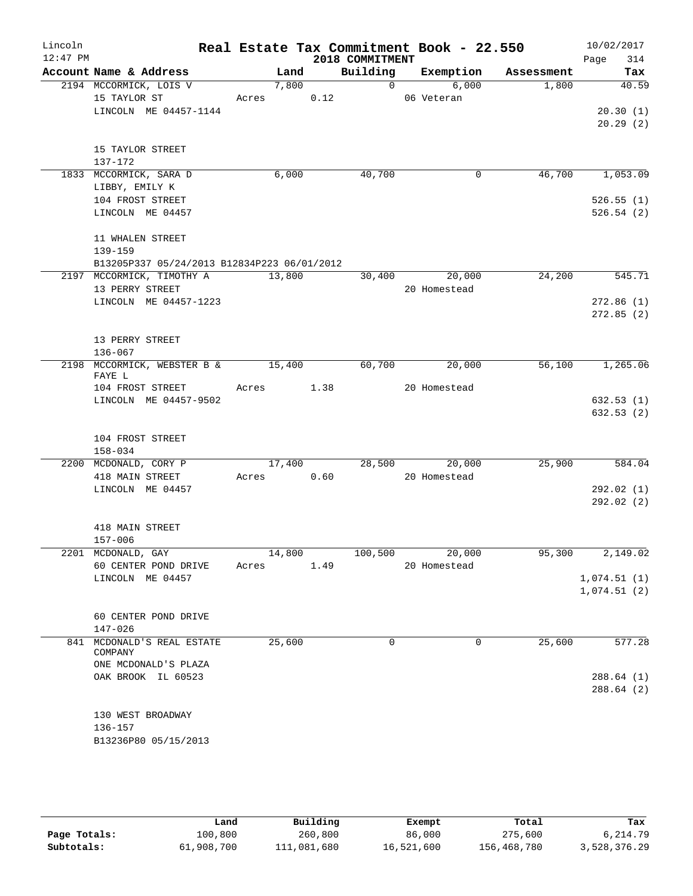# Real Estate Tax Commitment Book - 22.550

Lincoln 12:47 PM — 2018 COMMITMENT — 10/02/2017

| Account Name & Address | Land | Building | Exemption | Assessment | Tax |
|---|---|---|---|---|---|
| 2194 MCCORMICK, LOIS V | 7,800 | 0 | 6,000 | 1,800 | 40.59 |
| 15 TAYLOR ST | Acres 0.12 | | 06 Veteran | | |
| LINCOLN ME 04457-1144 | | | | | 20.30 (1) |
| | | | | | 20.29 (2) |
| 15 TAYLOR STREET | | | | | |
| 137-172 | | | | | |
| 1833 MCCORMICK, SARA D | 6,000 | 40,700 | 0 | 46,700 | 1,053.09 |
| LIBBY, EMILY K | | | | | |
| 104 FROST STREET | | | | | 526.55 (1) |
| LINCOLN ME 04457 | | | | | 526.54 (2) |
| 11 WHALEN STREET | | | | | |
| 139-159 | | | | | |
| B13205P337 05/24/2013 B12834P223 06/01/2012 | | | | | |
| 2197 MCCORMICK, TIMOTHY A | 13,800 | 30,400 | 20,000 | 24,200 | 545.71 |
| 13 PERRY STREET | | | 20 Homestead | | |
| LINCOLN ME 04457-1223 | | | | | 272.86 (1) |
| | | | | | 272.85 (2) |
| 13 PERRY STREET | | | | | |
| 136-067 | | | | | |
| 2198 MCCORMICK, WEBSTER B & FAYE L | 15,400 | 60,700 | 20,000 | 56,100 | 1,265.06 |
| 104 FROST STREET | Acres 1.38 | | 20 Homestead | | |
| LINCOLN ME 04457-9502 | | | | | 632.53 (1) |
| | | | | | 632.53 (2) |
| 104 FROST STREET | | | | | |
| 158-034 | | | | | |
| 2200 MCDONALD, CORY P | 17,400 | 28,500 | 20,000 | 25,900 | 584.04 |
| 418 MAIN STREET | Acres 0.60 | | 20 Homestead | | |
| LINCOLN ME 04457 | | | | | 292.02 (1) |
| | | | | | 292.02 (2) |
| 418 MAIN STREET | | | | | |
| 157-006 | | | | | |
| 2201 MCDONALD, GAY | 14,800 | 100,500 | 20,000 | 95,300 | 2,149.02 |
| 60 CENTER POND DRIVE | Acres 1.49 | | 20 Homestead | | |
| LINCOLN ME 04457 | | | | | 1,074.51 (1) |
| | | | | | 1,074.51 (2) |
| 60 CENTER POND DRIVE | | | | | |
| 147-026 | | | | | |
| 841 MCDONALD'S REAL ESTATE COMPANY | 25,600 | 0 | 0 | 25,600 | 577.28 |
| ONE MCDONALD'S PLAZA | | | | | |
| OAK BROOK IL 60523 | | | | | 288.64 (1) |
| | | | | | 288.64 (2) |
| 130 WEST BROADWAY | | | | | |
| 136-157 | | | | | |
| B13236P80 05/15/2013 | | | | | |

| | Land | Building | Exempt | Total | Tax |
|---|---|---|---|---|---|
| Page Totals: | 100,800 | 260,800 | 86,000 | 275,600 | 6,214.79 |
| Subtotals: | 61,908,700 | 111,081,680 | 16,521,600 | 156,468,780 | 3,528,376.29 |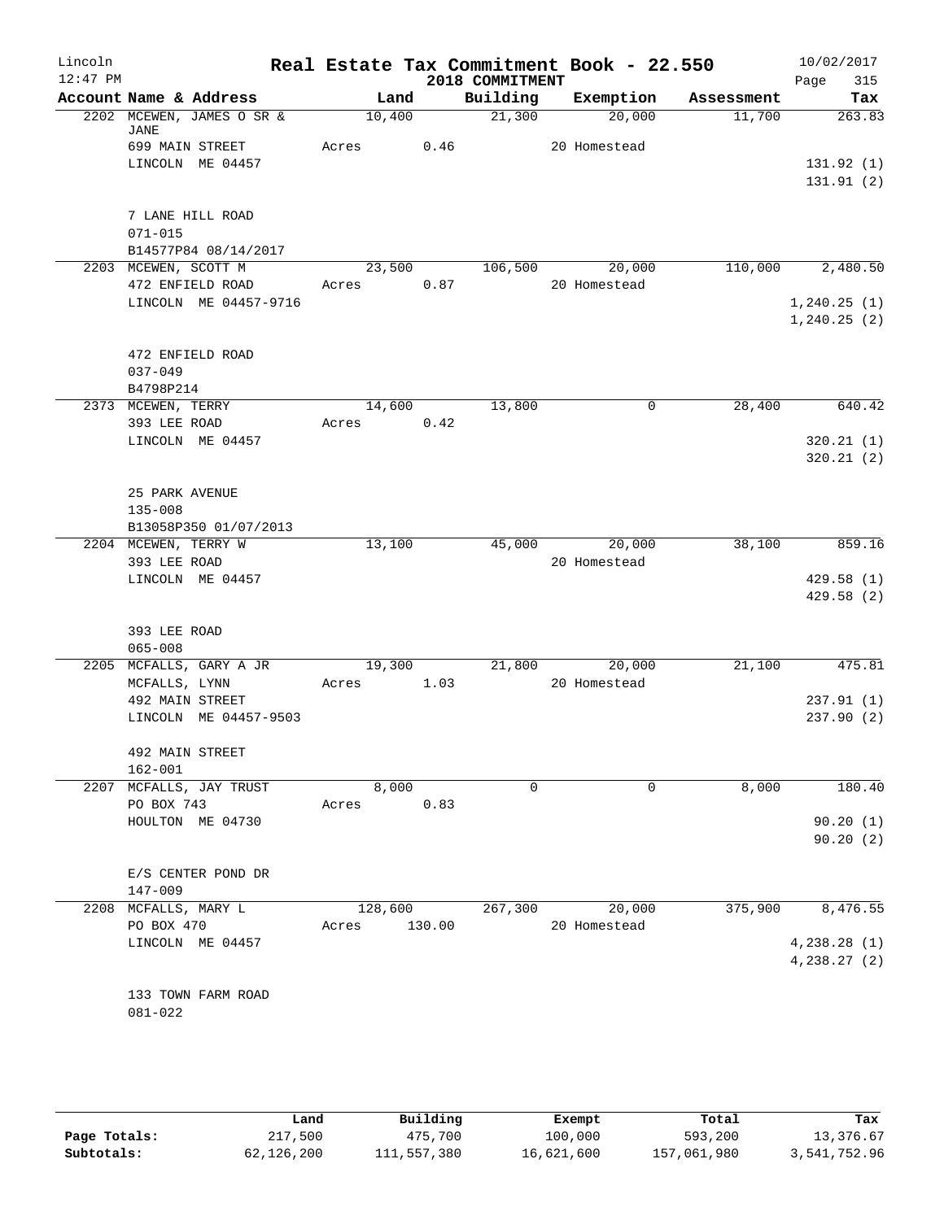Lincoln 12:47 PM

# Real Estate Tax Commitment Book - 22.550

2018 COMMITMENT

10/02/2017 Page 315

| Account | Name & Address | Land | Building | Exemption | Assessment | Tax |
|---|---|---|---|---|---|---|
| 2202 | MCEWEN, JAMES O SR & JANE<br>699 MAIN STREET<br>LINCOLN ME 04457<br><br>7 LANE HILL ROAD<br>071-015<br>B14577P84 08/14/2017 | 10,400<br>Acres 0.46 | 21,300 | 20,000<br>20 Homestead | 11,700 | 263.83<br><br>131.92 (1)<br>131.91 (2) |
| 2203 | MCEWEN, SCOTT M<br>472 ENFIELD ROAD<br>LINCOLN ME 04457-9716<br><br>472 ENFIELD ROAD<br>037-049<br>B4798P214 | 23,500<br>Acres 0.87 | 106,500 | 20,000<br>20 Homestead | 110,000 | 2,480.50<br><br>1,240.25 (1)<br>1,240.25 (2) |
| 2373 | MCEWEN, TERRY<br>393 LEE ROAD<br>LINCOLN ME 04457<br><br>25 PARK AVENUE<br>135-008<br>B13058P350 01/07/2013 | 14,600<br>Acres 0.42 | 13,800 | 0 | 28,400 | 640.42<br><br>320.21 (1)<br>320.21 (2) |
| 2204 | MCEWEN, TERRY W<br>393 LEE ROAD<br>LINCOLN ME 04457<br><br>393 LEE ROAD<br>065-008 | 13,100 | 45,000 | 20,000<br>20 Homestead | 38,100 | 859.16<br><br>429.58 (1)<br>429.58 (2) |
| 2205 | MCFALLS, GARY A JR<br>MCFALLS, LYNN<br>492 MAIN STREET<br>LINCOLN ME 04457-9503<br><br>492 MAIN STREET<br>162-001 | 19,300<br>Acres 1.03 | 21,800 | 20,000<br>20 Homestead | 21,100 | 475.81<br><br>237.91 (1)<br>237.90 (2) |
| 2207 | MCFALLS, JAY TRUST<br>PO BOX 743<br>HOULTON ME 04730<br><br>E/S CENTER POND DR<br>147-009 | 8,000<br>Acres 0.83 | 0 | 0 | 8,000 | 180.40<br><br>90.20 (1)<br>90.20 (2) |
| 2208 | MCFALLS, MARY L<br>PO BOX 470<br>LINCOLN ME 04457<br><br>133 TOWN FARM ROAD<br>081-022 | 128,600<br>Acres 130.00 | 267,300 | 20,000<br>20 Homestead | 375,900 | 8,476.55<br><br>4,238.28 (1)<br>4,238.27 (2) |

| | Land | Building | Exempt | Total | Tax |
|---|---|---|---|---|---|
| Page Totals: | 217,500 | 475,700 | 100,000 | 593,200 | 13,376.67 |
| Subtotals: | 62,126,200 | 111,557,380 | 16,621,600 | 157,061,980 | 3,541,752.96 |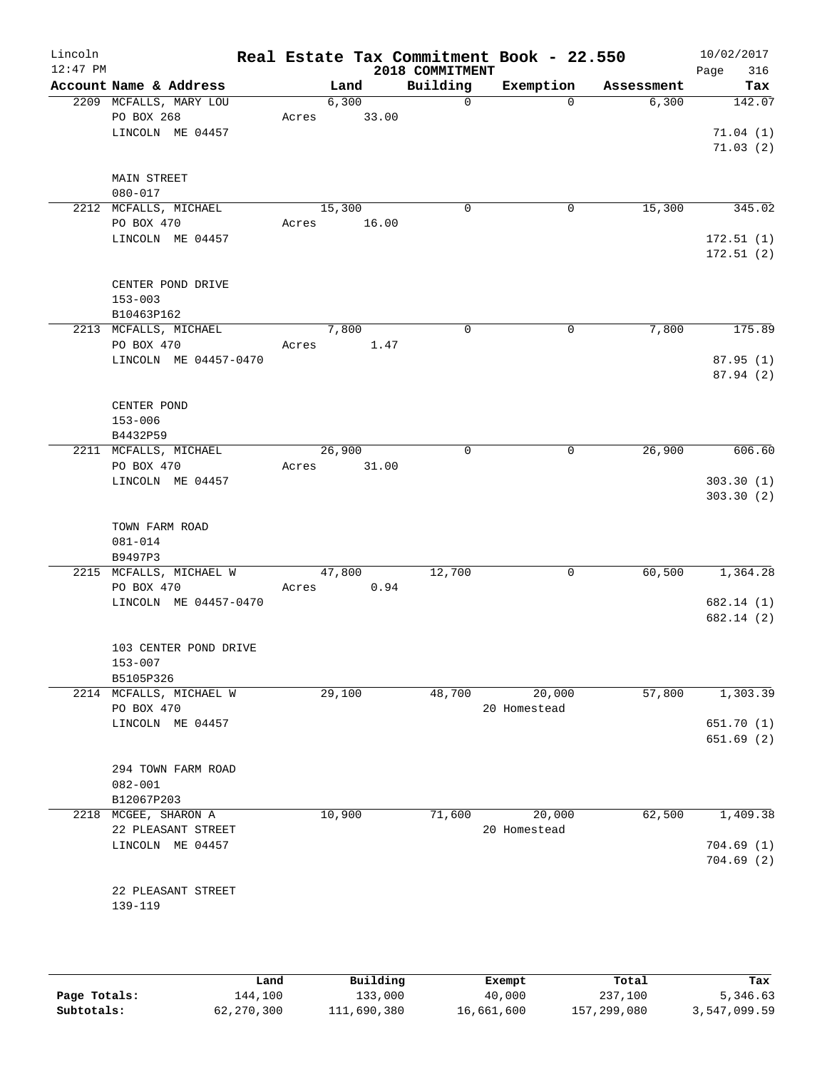Lincoln 12:47 PM

# Real Estate Tax Commitment Book - 22.550

## 2018 COMMITMENT

10/02/2017 Page 316

| Account Name & Address | Land | Building | Exemption | Assessment | Tax |
|---|---|---|---|---|---|
| 2209 MCFALLS, MARY LOU | 6,300 | 0 | 0 | 6,300 | 142.07 |
| PO BOX 268 | Acres 33.00 | | | | |
| LINCOLN ME 04457 | | | | | 71.04 (1) |
| | | | | | 71.03 (2) |
| MAIN STREET | | | | | |
| 080-017 | | | | | |
| 2212 MCFALLS, MICHAEL | 15,300 | 0 | 0 | 15,300 | 345.02 |
| PO BOX 470 | Acres 16.00 | | | | |
| LINCOLN ME 04457 | | | | | 172.51 (1) |
| | | | | | 172.51 (2) |
| CENTER POND DRIVE | | | | | |
| 153-003 | | | | | |
| B10463P162 | | | | | |
| 2213 MCFALLS, MICHAEL | 7,800 | 0 | 0 | 7,800 | 175.89 |
| PO BOX 470 | Acres 1.47 | | | | |
| LINCOLN ME 04457-0470 | | | | | 87.95 (1) |
| | | | | | 87.94 (2) |
| CENTER POND | | | | | |
| 153-006 | | | | | |
| B4432P59 | | | | | |
| 2211 MCFALLS, MICHAEL | 26,900 | 0 | 0 | 26,900 | 606.60 |
| PO BOX 470 | Acres 31.00 | | | | |
| LINCOLN ME 04457 | | | | | 303.30 (1) |
| | | | | | 303.30 (2) |
| TOWN FARM ROAD | | | | | |
| 081-014 | | | | | |
| B9497P3 | | | | | |
| 2215 MCFALLS, MICHAEL W | 47,800 | 12,700 | 0 | 60,500 | 1,364.28 |
| PO BOX 470 | Acres 0.94 | | | | |
| LINCOLN ME 04457-0470 | | | | | 682.14 (1) |
| | | | | | 682.14 (2) |
| 103 CENTER POND DRIVE | | | | | |
| 153-007 | | | | | |
| B5105P326 | | | | | |
| 2214 MCFALLS, MICHAEL W | 29,100 | 48,700 | 20,000 | 57,800 | 1,303.39 |
| PO BOX 470 | | | 20 Homestead | | |
| LINCOLN ME 04457 | | | | | 651.70 (1) |
| | | | | | 651.69 (2) |
| 294 TOWN FARM ROAD | | | | | |
| 082-001 | | | | | |
| B12067P203 | | | | | |
| 2218 MCGEE, SHARON A | 10,900 | 71,600 | 20,000 | 62,500 | 1,409.38 |
| 22 PLEASANT STREET | | | 20 Homestead | | |
| LINCOLN ME 04457 | | | | | 704.69 (1) |
| | | | | | 704.69 (2) |
| 22 PLEASANT STREET | | | | | |
| 139-119 | | | | | |

| | Land | Building | Exempt | Total | Tax |
|---|---|---|---|---|---|
| Page Totals: | 144,100 | 133,000 | 40,000 | 237,100 | 5,346.63 |
| Subtotals: | 62,270,300 | 111,690,380 | 16,661,600 | 157,299,080 | 3,547,099.59 |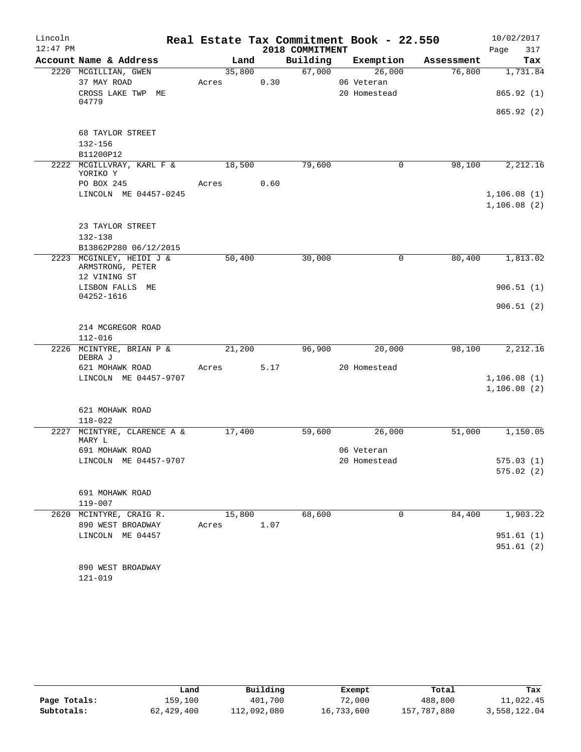# Real Estate Tax Commitment Book - 22.550
## 2018 COMMITMENT

Lincoln
12:47 PM
10/02/2017

| Account Name & Address | Land | Building | Exemption | Assessment | Tax |
|---|---|---|---|---|---|
| 2220 MCGILLIAN, GWEN | 35,800 | 67,000 | 26,000 | 76,800 | 1,731.84 |
| 37 MAY ROAD | Acres 0.30 | | 06 Veteran | | |
| CROSS LAKE TWP ME 04779 | | | 20 Homestead | | 865.92 (1) |
| | | | | | 865.92 (2) |
| 68 TAYLOR STREET | | | | | |
| 132-156 | | | | | |
| B11200P12 | | | | | |
| 2222 MCGILLVRAY, KARL F & YORIKO Y | 18,500 | 79,600 | 0 | 98,100 | 2,212.16 |
| PO BOX 245 | Acres 0.60 | | | | |
| LINCOLN ME 04457-0245 | | | | | 1,106.08 (1) |
| | | | | | 1,106.08 (2) |
| 23 TAYLOR STREET | | | | | |
| 132-138 | | | | | |
| B13862P280 06/12/2015 | | | | | |
| 2223 MCGINLEY, HEIDI J & ARMSTRONG, PETER | 50,400 | 30,000 | 0 | 80,400 | 1,813.02 |
| 12 VINING ST | | | | | |
| LISBON FALLS ME 04252-1616 | | | | | 906.51 (1) |
| | | | | | 906.51 (2) |
| 214 MCGREGOR ROAD | | | | | |
| 112-016 | | | | | |
| 2226 MCINTYRE, BRIAN P & DEBRA J | 21,200 | 96,900 | 20,000 | 98,100 | 2,212.16 |
| 621 MOHAWK ROAD | Acres 5.17 | | 20 Homestead | | |
| LINCOLN ME 04457-9707 | | | | | 1,106.08 (1) |
| | | | | | 1,106.08 (2) |
| 621 MOHAWK ROAD | | | | | |
| 118-022 | | | | | |
| 2227 MCINTYRE, CLARENCE A & MARY L | 17,400 | 59,600 | 26,000 | 51,000 | 1,150.05 |
| 691 MOHAWK ROAD | | | 06 Veteran | | |
| LINCOLN ME 04457-9707 | | | 20 Homestead | | 575.03 (1) |
| | | | | | 575.02 (2) |
| 691 MOHAWK ROAD | | | | | |
| 119-007 | | | | | |
| 2620 MCINTYRE, CRAIG R. | 15,800 | 68,600 | 0 | 84,400 | 1,903.22 |
| 890 WEST BROADWAY | Acres 1.07 | | | | |
| LINCOLN ME 04457 | | | | | 951.61 (1) |
| | | | | | 951.61 (2) |
| 890 WEST BROADWAY | | | | | |
| 121-019 | | | | | |

| | Land | Building | Exempt | Total | Tax |
|---|---|---|---|---|---|
| Page Totals: | 159,100 | 401,700 | 72,000 | 488,800 | 11,022.45 |
| Subtotals: | 62,429,400 | 112,092,080 | 16,733,600 | 157,787,880 | 3,558,122.04 |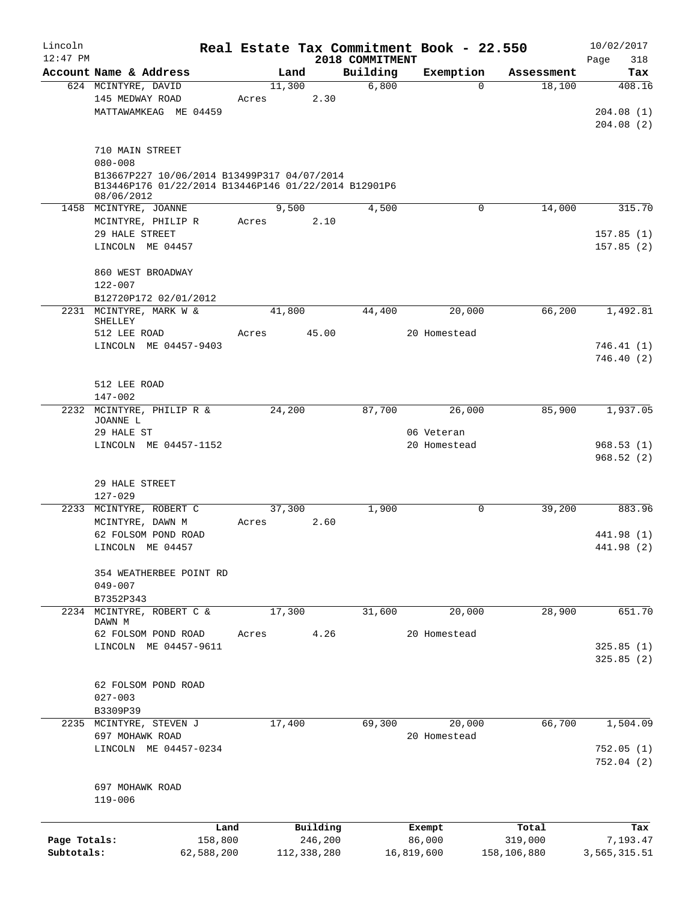# Real Estate Tax Commitment Book - 22.550

Lincoln 12:47 PM — 2018 COMMITMENT — 10/02/2017

| Account Name & Address | Land | Building | Exemption | Assessment | Tax |
|---|---|---|---|---|---|
| 624 MCINTYRE, DAVID | 11,300 | 6,800 | 0 | 18,100 | 408.16 |
| 145 MEDWAY ROAD | Acres 2.30 | | | | |
| MATTAWAMKEAG ME 04459 | | | | | 204.08 (1) |
| | | | | | 204.08 (2) |
| 710 MAIN STREET | | | | | |
| 080-008 | | | | | |
| B13667P227 10/06/2014 B13499P317 04/07/2014 B13446P176 01/22/2014 B13446P146 01/22/2014 B12901P6 08/06/2012 | | | | | |
| 1458 MCINTYRE, JOANNE | 9,500 | 4,500 | 0 | 14,000 | 315.70 |
| MCINTYRE, PHILIP R | Acres 2.10 | | | | |
| 29 HALE STREET | | | | | 157.85 (1) |
| LINCOLN ME 04457 | | | | | 157.85 (2) |
| 860 WEST BROADWAY | | | | | |
| 122-007 | | | | | |
| B12720P172 02/01/2012 | | | | | |
| 2231 MCINTYRE, MARK W & SHELLEY | 41,800 | 44,400 | 20,000 | 66,200 | 1,492.81 |
| 512 LEE ROAD | Acres 45.00 | | 20 Homestead | | |
| LINCOLN ME 04457-9403 | | | | | 746.41 (1) |
| | | | | | 746.40 (2) |
| 512 LEE ROAD | | | | | |
| 147-002 | | | | | |
| 2232 MCINTYRE, PHILIP R & JOANNE L | 24,200 | 87,700 | 26,000 | 85,900 | 1,937.05 |
| 29 HALE ST | | | 06 Veteran | | |
| LINCOLN ME 04457-1152 | | | 20 Homestead | | 968.53 (1) |
| | | | | | 968.52 (2) |
| 29 HALE STREET | | | | | |
| 127-029 | | | | | |
| 2233 MCINTYRE, ROBERT C | 37,300 | 1,900 | 0 | 39,200 | 883.96 |
| MCINTYRE, DAWN M | Acres 2.60 | | | | |
| 62 FOLSOM POND ROAD | | | | | 441.98 (1) |
| LINCOLN ME 04457 | | | | | 441.98 (2) |
| 354 WEATHERBEE POINT RD | | | | | |
| 049-007 | | | | | |
| B7352P343 | | | | | |
| 2234 MCINTYRE, ROBERT C & DAWN M | 17,300 | 31,600 | 20,000 | 28,900 | 651.70 |
| 62 FOLSOM POND ROAD | Acres 4.26 | | 20 Homestead | | |
| LINCOLN ME 04457-9611 | | | | | 325.85 (1) |
| | | | | | 325.85 (2) |
| 62 FOLSOM POND ROAD | | | | | |
| 027-003 | | | | | |
| B3309P39 | | | | | |
| 2235 MCINTYRE, STEVEN J | 17,400 | 69,300 | 20,000 | 66,700 | 1,504.09 |
| 697 MOHAWK ROAD | | | 20 Homestead | | |
| LINCOLN ME 04457-0234 | | | | | 752.05 (1) |
| | | | | | 752.04 (2) |
| 697 MOHAWK ROAD | | | | | |
| 119-006 | | | | | |

| | Land | Building | Exempt | Total | Tax |
|---|---|---|---|---|---|
| Page Totals: | 158,800 | 246,200 | 86,000 | 319,000 | 7,193.47 |
| Subtotals: | 62,588,200 | 112,338,280 | 16,819,600 | 158,106,880 | 3,565,315.51 |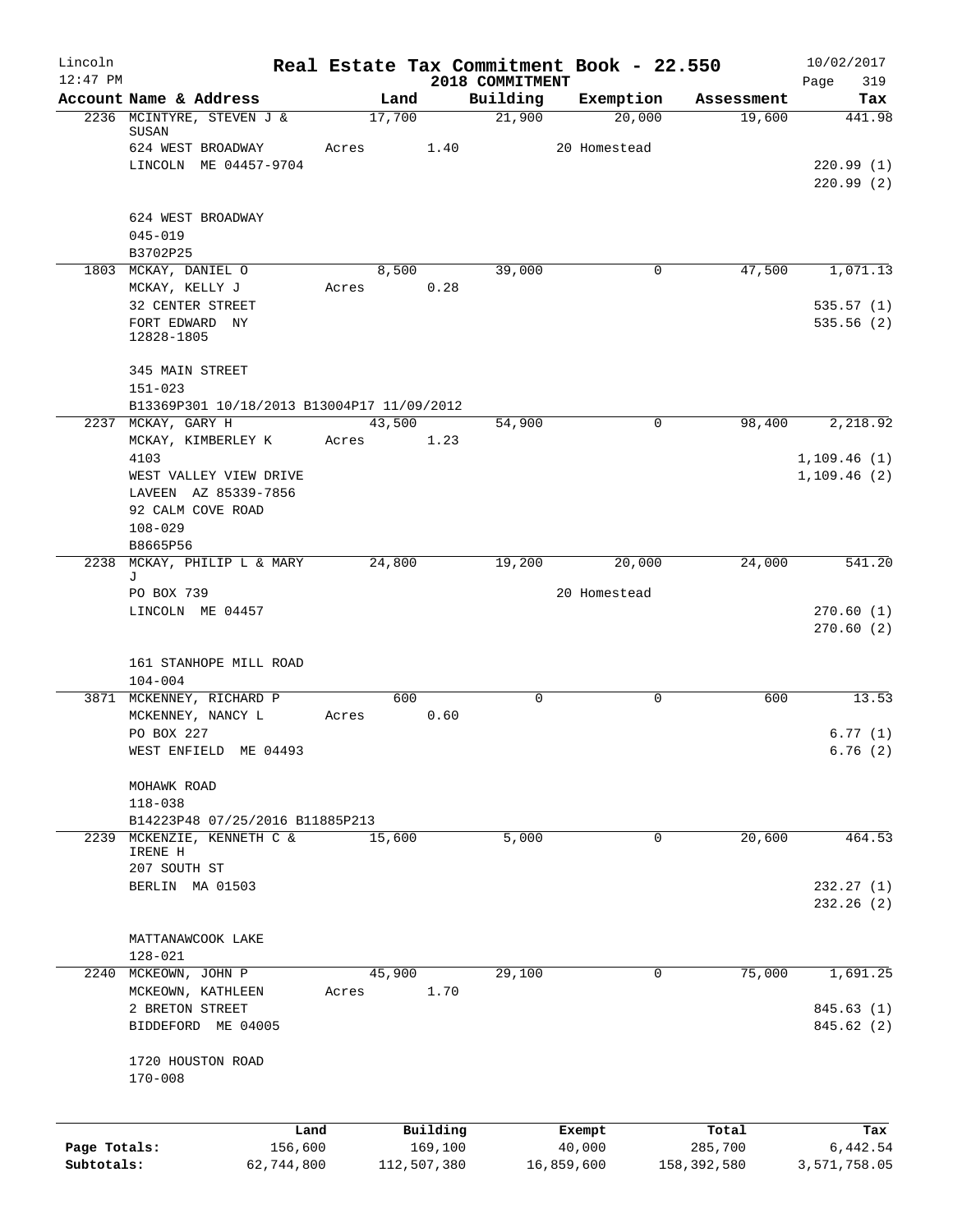# Real Estate Tax Commitment Book - 22.550

2018 COMMITMENT

Lincoln 12:47 PM — 10/02/2017 — Page 319

| Account Name & Address | Land | Building | Exemption | Assessment | Tax |
|---|---|---|---|---|---|
| 2236 MCINTYRE, STEVEN J & SUSAN | 17,700 | 21,900 | 20,000 | 19,600 | 441.98 |
| 624 WEST BROADWAY | Acres 1.40 | | 20 Homestead | | |
| LINCOLN ME 04457-9704 | | | | | 220.99 (1) |
| | | | | | 220.99 (2) |
| 624 WEST BROADWAY | | | | | |
| 045-019 | | | | | |
| B3702P25 | | | | | |
| 1803 MCKAY, DANIEL O | 8,500 | 39,000 | 0 | 47,500 | 1,071.13 |
| MCKAY, KELLY J | Acres 0.28 | | | | |
| 32 CENTER STREET | | | | | 535.57 (1) |
| FORT EDWARD NY 12828-1805 | | | | | 535.56 (2) |
| 345 MAIN STREET | | | | | |
| 151-023 | | | | | |
| B13369P301 10/18/2013 B13004P17 11/09/2012 | | | | | |
| 2237 MCKAY, GARY H | 43,500 | 54,900 | 0 | 98,400 | 2,218.92 |
| MCKAY, KIMBERLEY K | Acres 1.23 | | | | |
| 4103 | | | | | 1,109.46 (1) |
| WEST VALLEY VIEW DRIVE | | | | | 1,109.46 (2) |
| LAVEEN AZ 85339-7856 | | | | | |
| 92 CALM COVE ROAD | | | | | |
| 108-029 | | | | | |
| B8665P56 | | | | | |
| 2238 MCKAY, PHILIP L & MARY J | 24,800 | 19,200 | 20,000 | 24,000 | 541.20 |
| PO BOX 739 | | | 20 Homestead | | |
| LINCOLN ME 04457 | | | | | 270.60 (1) |
| | | | | | 270.60 (2) |
| 161 STANHOPE MILL ROAD | | | | | |
| 104-004 | | | | | |
| 3871 MCKENNEY, RICHARD P | 600 | 0 | 0 | 600 | 13.53 |
| MCKENNEY, NANCY L | Acres 0.60 | | | | |
| PO BOX 227 | | | | | 6.77 (1) |
| WEST ENFIELD ME 04493 | | | | | 6.76 (2) |
| MOHAWK ROAD | | | | | |
| 118-038 | | | | | |
| B14223P48 07/25/2016 B11885P213 | | | | | |
| 2239 MCKENZIE, KENNETH C & IRENE H | 15,600 | 5,000 | 0 | 20,600 | 464.53 |
| 207 SOUTH ST | | | | | |
| BERLIN MA 01503 | | | | | 232.27 (1) |
| | | | | | 232.26 (2) |
| MATTANAWCOOK LAKE | | | | | |
| 128-021 | | | | | |
| 2240 MCKEOWN, JOHN P | 45,900 | 29,100 | 0 | 75,000 | 1,691.25 |
| MCKEOWN, KATHLEEN | Acres 1.70 | | | | |
| 2 BRETON STREET | | | | | 845.63 (1) |
| BIDDEFORD ME 04005 | | | | | 845.62 (2) |
| 1720 HOUSTON ROAD | | | | | |
| 170-008 | | | | | |

| | Land | Building | Exempt | Total | Tax |
|---|---|---|---|---|---|
| Page Totals: | 156,600 | 169,100 | 40,000 | 285,700 | 6,442.54 |
| Subtotals: | 62,744,800 | 112,507,380 | 16,859,600 | 158,392,580 | 3,571,758.05 |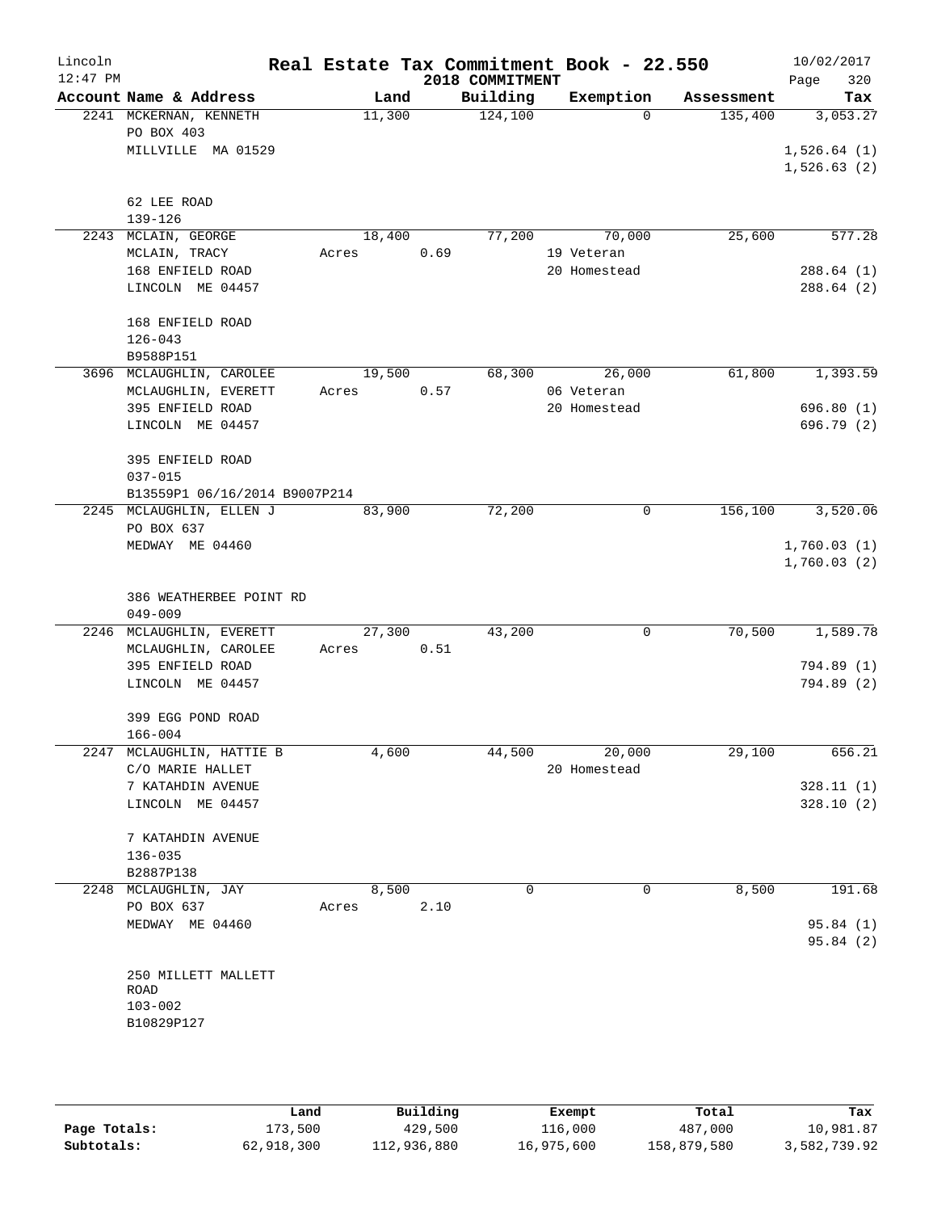# Real Estate Tax Commitment Book - 22.550

Lincoln
12:47 PM

2018 COMMITMENT

10/02/2017
Page 320

| Account | Name & Address | Land | Building | Exemption | Assessment | Tax |
|---|---|---|---|---|---|---|
| 2241 | MCKERNAN, KENNETH<br>PO BOX 403<br>MILLVILLE MA 01529<br><br>62 LEE ROAD<br>139-126 | 11,300 | 124,100 | 0 | 135,400 | 3,053.27<br><br>1,526.64 (1)<br>1,526.63 (2) |
| 2243 | MCLAIN, GEORGE<br>MCLAIN, TRACY<br>168 ENFIELD ROAD<br>LINCOLN ME 04457<br><br>168 ENFIELD ROAD<br>126-043<br>B9588P151 | 18,400<br>Acres 0.69 | 77,200 | 70,000<br>19 Veteran<br>20 Homestead | 25,600 | 577.28<br><br>288.64 (1)<br>288.64 (2) |
| 3696 | MCLAUGHLIN, CAROLEE<br>MCLAUGHLIN, EVERETT<br>395 ENFIELD ROAD<br>LINCOLN ME 04457<br><br>395 ENFIELD ROAD<br>037-015<br>B13559P1 06/16/2014 B9007P214 | 19,500<br>Acres 0.57 | 68,300 | 26,000<br>06 Veteran<br>20 Homestead | 61,800 | 1,393.59<br><br>696.80 (1)<br>696.79 (2) |
| 2245 | MCLAUGHLIN, ELLEN J<br>PO BOX 637<br>MEDWAY ME 04460<br><br>386 WEATHERBEE POINT RD<br>049-009 | 83,900 | 72,200 | 0 | 156,100 | 3,520.06<br><br>1,760.03 (1)<br>1,760.03 (2) |
| 2246 | MCLAUGHLIN, EVERETT<br>MCLAUGHLIN, CAROLEE<br>395 ENFIELD ROAD<br>LINCOLN ME 04457<br><br>399 EGG POND ROAD<br>166-004 | 27,300<br>Acres 0.51 | 43,200 | 0 | 70,500 | 1,589.78<br><br>794.89 (1)<br>794.89 (2) |
| 2247 | MCLAUGHLIN, HATTIE B<br>C/O MARIE HALLET<br>7 KATAHDIN AVENUE<br>LINCOLN ME 04457<br><br>7 KATAHDIN AVENUE<br>136-035<br>B2887P138 | 4,600 | 44,500 | 20,000<br>20 Homestead | 29,100 | 656.21<br><br>328.11 (1)<br>328.10 (2) |
| 2248 | MCLAUGHLIN, JAY<br>PO BOX 637<br>MEDWAY ME 04460<br><br>250 MILLETT MALLETT ROAD<br>103-002<br>B10829P127 | 8,500<br>Acres 2.10 | 0 | 0 | 8,500 | 191.68<br><br>95.84 (1)<br>95.84 (2) |

| | Land | Building | Exempt | Total | Tax |
|---|---|---|---|---|---|
| Page Totals: | 173,500 | 429,500 | 116,000 | 487,000 | 10,981.87 |
| Subtotals: | 62,918,300 | 112,936,880 | 16,975,600 | 158,879,580 | 3,582,739.92 |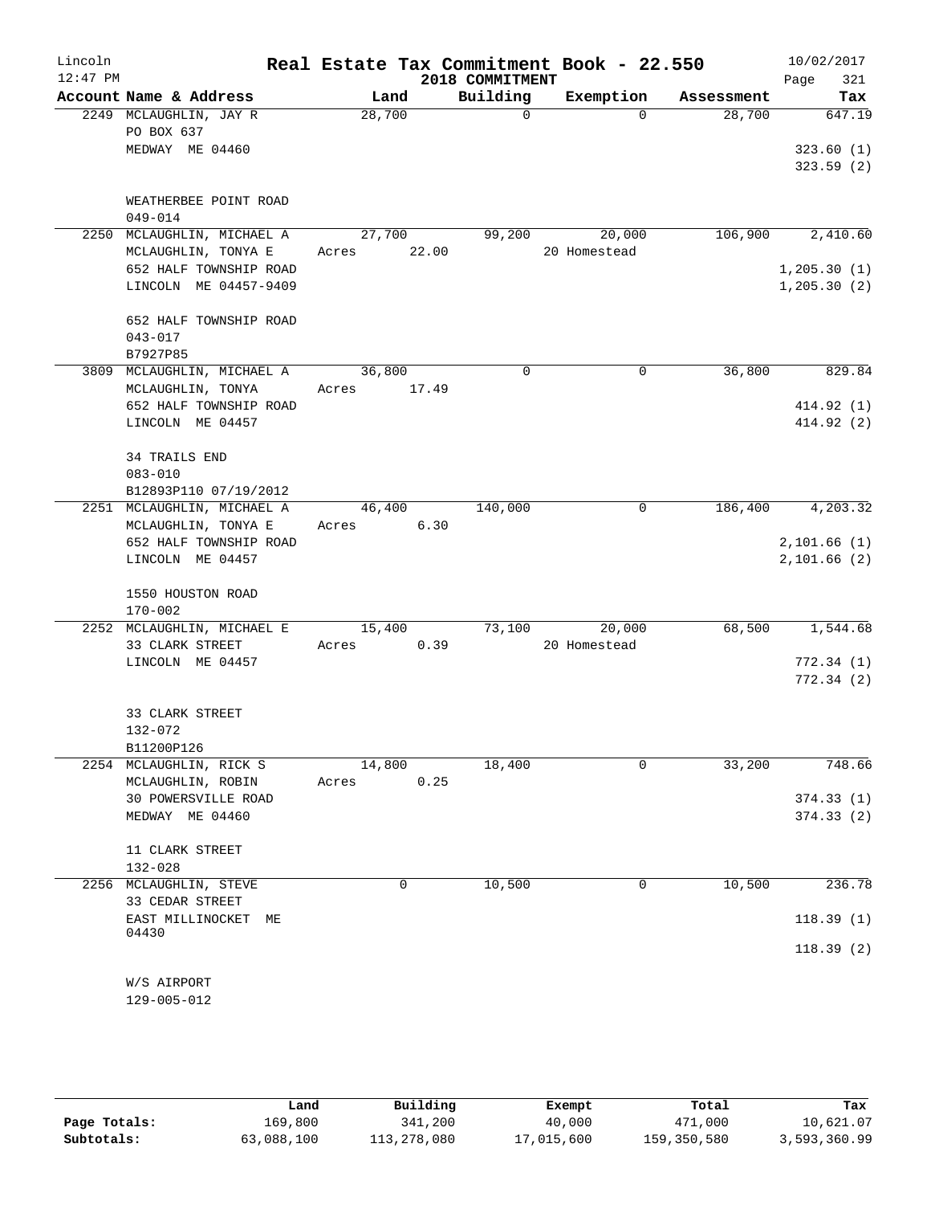# Real Estate Tax Commitment Book - 22.550

Lincoln
12:47 PM

2018 COMMITMENT

10/02/2017
Page 321

| Account | Name & Address | Land | Building | Exemption | Assessment | Tax |
|---|---|---|---|---|---|---|
| 2249 | MCLAUGHLIN, JAY R<br>PO BOX 637<br>MEDWAY ME 04460<br><br>WEATHERBEE POINT ROAD<br>049-014 | 28,700 | 0 | 0 | 28,700 | 647.19<br><br>323.60 (1)<br>323.59 (2) |
| 2250 | MCLAUGHLIN, MICHAEL A<br>MCLAUGHLIN, TONYA E<br>652 HALF TOWNSHIP ROAD<br>LINCOLN ME 04457-9409<br><br>652 HALF TOWNSHIP ROAD<br>043-017<br>B7927P85 | 27,700<br>Acres 22.00 | 99,200 | 20,000<br>20 Homestead | 106,900 | 2,410.60<br><br>1,205.30 (1)<br>1,205.30 (2) |
| 3809 | MCLAUGHLIN, MICHAEL A<br>MCLAUGHLIN, TONYA<br>652 HALF TOWNSHIP ROAD<br>LINCOLN ME 04457<br><br>34 TRAILS END<br>083-010<br>B12893P110 07/19/2012 | 36,800<br>Acres 17.49 | 0 | 0 | 36,800 | 829.84<br><br>414.92 (1)<br>414.92 (2) |
| 2251 | MCLAUGHLIN, MICHAEL A<br>MCLAUGHLIN, TONYA E<br>652 HALF TOWNSHIP ROAD<br>LINCOLN ME 04457<br><br>1550 HOUSTON ROAD<br>170-002 | 46,400<br>Acres 6.30 | 140,000 | 0 | 186,400 | 4,203.32<br><br>2,101.66 (1)<br>2,101.66 (2) |
| 2252 | MCLAUGHLIN, MICHAEL E<br>33 CLARK STREET<br>LINCOLN ME 04457<br><br>33 CLARK STREET<br>132-072<br>B11200P126 | 15,400<br>Acres 0.39 | 73,100 | 20,000<br>20 Homestead | 68,500 | 1,544.68<br><br>772.34 (1)<br>772.34 (2) |
| 2254 | MCLAUGHLIN, RICK S<br>MCLAUGHLIN, ROBIN<br>30 POWERSVILLE ROAD<br>MEDWAY ME 04460<br><br>11 CLARK STREET<br>132-028 | 14,800<br>Acres 0.25 | 18,400 | 0 | 33,200 | 748.66<br><br>374.33 (1)<br>374.33 (2) |
| 2256 | MCLAUGHLIN, STEVE<br>33 CEDAR STREET<br>EAST MILLINOCKET ME 04430<br><br>W/S AIRPORT<br>129-005-012 | 0 | 10,500 | 0 | 10,500 | 236.78<br><br>118.39 (1)<br>118.39 (2) |

| | Land | Building | Exempt | Total | Tax |
|---|---|---|---|---|---|
| Page Totals: | 169,800 | 341,200 | 40,000 | 471,000 | 10,621.07 |
| Subtotals: | 63,088,100 | 113,278,080 | 17,015,600 | 159,350,580 | 3,593,360.99 |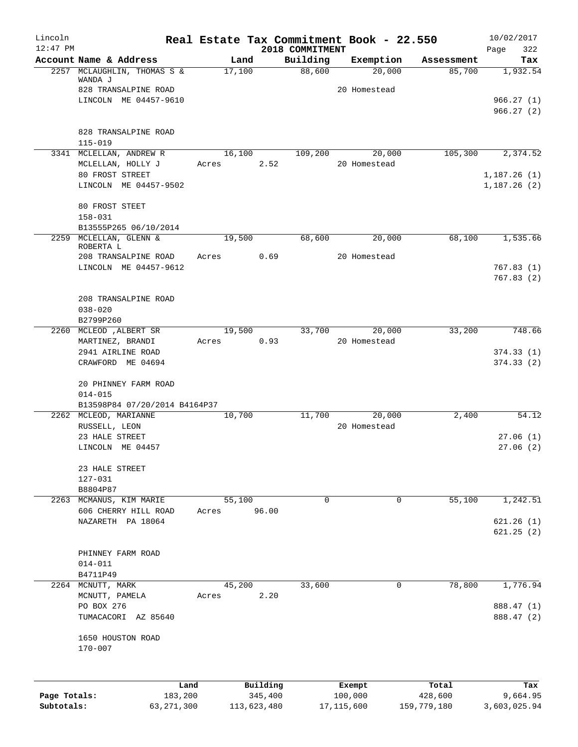Lincoln 12:47 PM

# Real Estate Tax Commitment Book - 22.550
## 2018 COMMITMENT

10/02/2017

| Account Name & Address | Land | Building | Exemption | Assessment | Tax |
|---|---|---|---|---|---|
| 2257 MCLAUGHLIN, THOMAS S & WANDA J | 17,100 | 88,600 | 20,000 | 85,700 | 1,932.54 |
| 828 TRANSALPINE ROAD | | | 20 Homestead | | |
| LINCOLN ME 04457-9610 | | | | | 966.27 (1) |
| | | | | | 966.27 (2) |
| 828 TRANSALPINE ROAD | | | | | |
| 115-019 | | | | | |
| 3341 MCLELLAN, ANDREW R | 16,100 | 109,200 | 20,000 | 105,300 | 2,374.52 |
| MCLELLAN, HOLLY J | Acres 2.52 | | 20 Homestead | | |
| 80 FROST STREET | | | | | 1,187.26 (1) |
| LINCOLN ME 04457-9502 | | | | | 1,187.26 (2) |
| 80 FROST STEET | | | | | |
| 158-031 | | | | | |
| B13555P265 06/10/2014 | | | | | |
| 2259 MCLELLAN, GLENN & ROBERTA L | 19,500 | 68,600 | 20,000 | 68,100 | 1,535.66 |
| 208 TRANSALPINE ROAD | Acres 0.69 | | 20 Homestead | | |
| LINCOLN ME 04457-9612 | | | | | 767.83 (1) |
| | | | | | 767.83 (2) |
| 208 TRANSALPINE ROAD | | | | | |
| 038-020 | | | | | |
| B2799P260 | | | | | |
| 2260 MCLEOD ,ALBERT SR | 19,500 | 33,700 | 20,000 | 33,200 | 748.66 |
| MARTINEZ, BRANDI | Acres 0.93 | | 20 Homestead | | |
| 2941 AIRLINE ROAD | | | | | 374.33 (1) |
| CRAWFORD ME 04694 | | | | | 374.33 (2) |
| 20 PHINNEY FARM ROAD | | | | | |
| 014-015 | | | | | |
| B13598P84 07/20/2014 B4164P37 | | | | | |
| 2262 MCLEOD, MARIANNE | 10,700 | 11,700 | 20,000 | 2,400 | 54.12 |
| RUSSELL, LEON | | | 20 Homestead | | |
| 23 HALE STREET | | | | | 27.06 (1) |
| LINCOLN ME 04457 | | | | | 27.06 (2) |
| 23 HALE STREET | | | | | |
| 127-031 | | | | | |
| B8804P87 | | | | | |
| 2263 MCMANUS, KIM MARIE | 55,100 | 0 | 0 | 55,100 | 1,242.51 |
| 606 CHERRY HILL ROAD | Acres 96.00 | | | | |
| NAZARETH PA 18064 | | | | | 621.26 (1) |
| | | | | | 621.25 (2) |
| PHINNEY FARM ROAD | | | | | |
| 014-011 | | | | | |
| B4711P49 | | | | | |
| 2264 MCNUTT, MARK | 45,200 | 33,600 | 0 | 78,800 | 1,776.94 |
| MCNUTT, PAMELA | Acres 2.20 | | | | |
| PO BOX 276 | | | | | 888.47 (1) |
| TUMACACORI AZ 85640 | | | | | 888.47 (2) |
| 1650 HOUSTON ROAD | | | | | |
| 170-007 | | | | | |

| | Land | Building | Exempt | Total | Tax |
|---|---|---|---|---|---|
| Page Totals: | 183,200 | 345,400 | 100,000 | 428,600 | 9,664.95 |
| Subtotals: | 63,271,300 | 113,623,480 | 17,115,600 | 159,779,180 | 3,603,025.94 |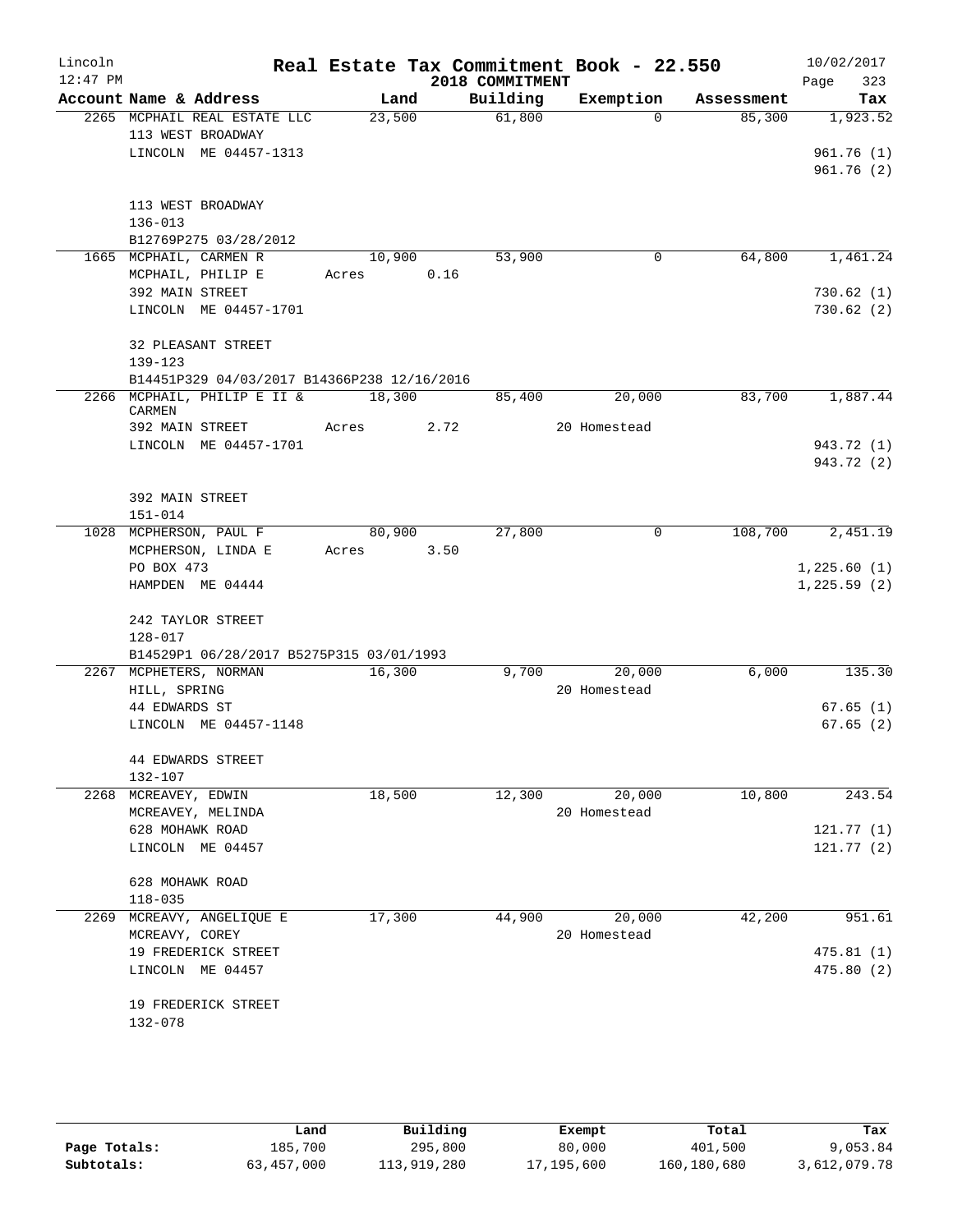# Real Estate Tax Commitment Book - 22.550

Lincoln
12:47 PM

2018 COMMITMENT

10/02/2017

| Account | Name & Address | Land | Building | Exemption | Assessment | Tax |
|---|---|---|---|---|---|---|
| 2265 | MCPHAIL REAL ESTATE LLC<br>113 WEST BROADWAY<br>LINCOLN ME 04457-1313<br><br>113 WEST BROADWAY<br>136-013<br>B12769P275 03/28/2012 | 23,500 | 61,800 | 0 | 85,300 | 1,923.52<br><br>961.76 (1)<br>961.76 (2) |
| 1665 | MCPHAIL, CARMEN R<br>MCPHAIL, PHILIP E<br>392 MAIN STREET<br>LINCOLN ME 04457-1701<br><br>32 PLEASANT STREET<br>139-123<br>B14451P329 04/03/2017 B14366P238 12/16/2016 | 10,900<br>Acres 0.16 | 53,900 | 0 | 64,800 | 1,461.24<br><br>730.62 (1)<br>730.62 (2) |
| 2266 | MCPHAIL, PHILIP E II & CARMEN<br>392 MAIN STREET<br>LINCOLN ME 04457-1701<br><br>392 MAIN STREET<br>151-014 | 18,300<br>Acres 2.72 | 85,400 | 20,000<br>20 Homestead | 83,700 | 1,887.44<br><br>943.72 (1)<br>943.72 (2) |
| 1028 | MCPHERSON, PAUL F<br>MCPHERSON, LINDA E<br>PO BOX 473<br>HAMPDEN ME 04444<br><br>242 TAYLOR STREET<br>128-017<br>B14529P1 06/28/2017 B5275P315 03/01/1993 | 80,900<br>Acres 3.50 | 27,800 | 0 | 108,700 | 2,451.19<br><br>1,225.60 (1)<br>1,225.59 (2) |
| 2267 | MCPHETERS, NORMAN<br>HILL, SPRING<br>44 EDWARDS ST<br>LINCOLN ME 04457-1148<br><br>44 EDWARDS STREET<br>132-107 | 16,300 | 9,700 | 20,000<br>20 Homestead | 6,000 | 135.30<br><br>67.65 (1)<br>67.65 (2) |
| 2268 | MCREAVEY, EDWIN<br>MCREAVEY, MELINDA<br>628 MOHAWK ROAD<br>LINCOLN ME 04457<br><br>628 MOHAWK ROAD<br>118-035 | 18,500 | 12,300 | 20,000<br>20 Homestead | 10,800 | 243.54<br><br>121.77 (1)<br>121.77 (2) |
| 2269 | MCREAVY, ANGELIQUE E<br>MCREAVY, COREY<br>19 FREDERICK STREET<br>LINCOLN ME 04457<br><br>19 FREDERICK STREET<br>132-078 | 17,300 | 44,900 | 20,000<br>20 Homestead | 42,200 | 951.61<br><br>475.81 (1)<br>475.80 (2) |

| | Land | Building | Exempt | Total | Tax |
|---|---|---|---|---|---|
| Page Totals: | 185,700 | 295,800 | 80,000 | 401,500 | 9,053.84 |
| Subtotals: | 63,457,000 | 113,919,280 | 17,195,600 | 160,180,680 | 3,612,079.78 |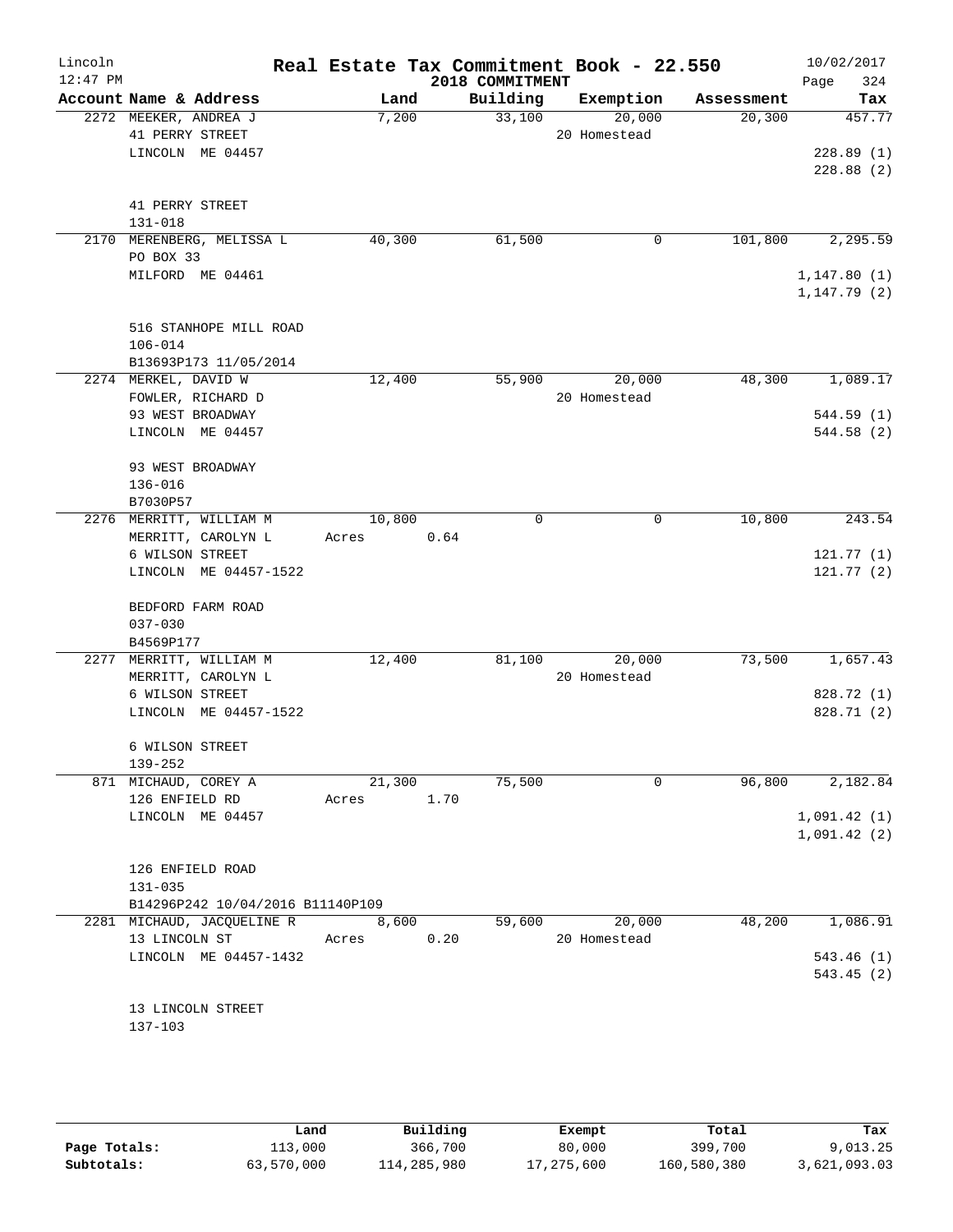Lincoln 12:47 PM

# Real Estate Tax Commitment Book - 22.550

## 2018 COMMITMENT

10/02/2017

| Account Name & Address | Land | Building | Exemption | Assessment | Tax |
|---|---|---|---|---|---|
| 2272 MEEKER, ANDREA J<br>41 PERRY STREET<br>LINCOLN ME 04457<br><br>41 PERRY STREET<br>131-018 | 7,200 | 33,100 | 20,000<br>20 Homestead | 20,300 | 457.77<br><br>228.89 (1)<br>228.88 (2) |
| 2170 MERENBERG, MELISSA L<br>PO BOX 33<br>MILFORD ME 04461<br><br>516 STANHOPE MILL ROAD<br>106-014<br>B13693P173 11/05/2014 | 40,300 | 61,500 | 0 | 101,800 | 2,295.59<br><br>1,147.80 (1)<br>1,147.79 (2) |
| 2274 MERKEL, DAVID W<br>FOWLER, RICHARD D<br>93 WEST BROADWAY<br>LINCOLN ME 04457<br><br>93 WEST BROADWAY<br>136-016<br>B7030P57 | 12,400 | 55,900 | 20,000<br>20 Homestead | 48,300 | 1,089.17<br><br>544.59 (1)<br>544.58 (2) |
| 2276 MERRITT, WILLIAM M<br>MERRITT, CAROLYN L<br>6 WILSON STREET<br>LINCOLN ME 04457-1522<br><br>BEDFORD FARM ROAD<br>037-030<br>B4569P177 | 10,800<br>Acres 0.64 | 0 | 0 | 10,800 | 243.54<br><br>121.77 (1)<br>121.77 (2) |
| 2277 MERRITT, WILLIAM M<br>MERRITT, CAROLYN L<br>6 WILSON STREET<br>LINCOLN ME 04457-1522<br><br>6 WILSON STREET<br>139-252 | 12,400 | 81,100 | 20,000<br>20 Homestead | 73,500 | 1,657.43<br><br>828.72 (1)<br>828.71 (2) |
| 871 MICHAUD, COREY A<br>126 ENFIELD RD<br>LINCOLN ME 04457<br><br>126 ENFIELD ROAD<br>131-035<br>B14296P242 10/04/2016 B11140P109 | 21,300<br>Acres 1.70 | 75,500 | 0 | 96,800 | 2,182.84<br><br>1,091.42 (1)<br>1,091.42 (2) |
| 2281 MICHAUD, JACQUELINE R<br>13 LINCOLN ST<br>LINCOLN ME 04457-1432<br><br>13 LINCOLN STREET<br>137-103 | 8,600<br>Acres 0.20 | 59,600 | 20,000<br>20 Homestead | 48,200 | 1,086.91<br><br>543.46 (1)<br>543.45 (2) |

| | Land | Building | Exempt | Total | Tax |
|---|---|---|---|---|---|
| Page Totals: | 113,000 | 366,700 | 80,000 | 399,700 | 9,013.25 |
| Subtotals: | 63,570,000 | 114,285,980 | 17,275,600 | 160,580,380 | 3,621,093.03 |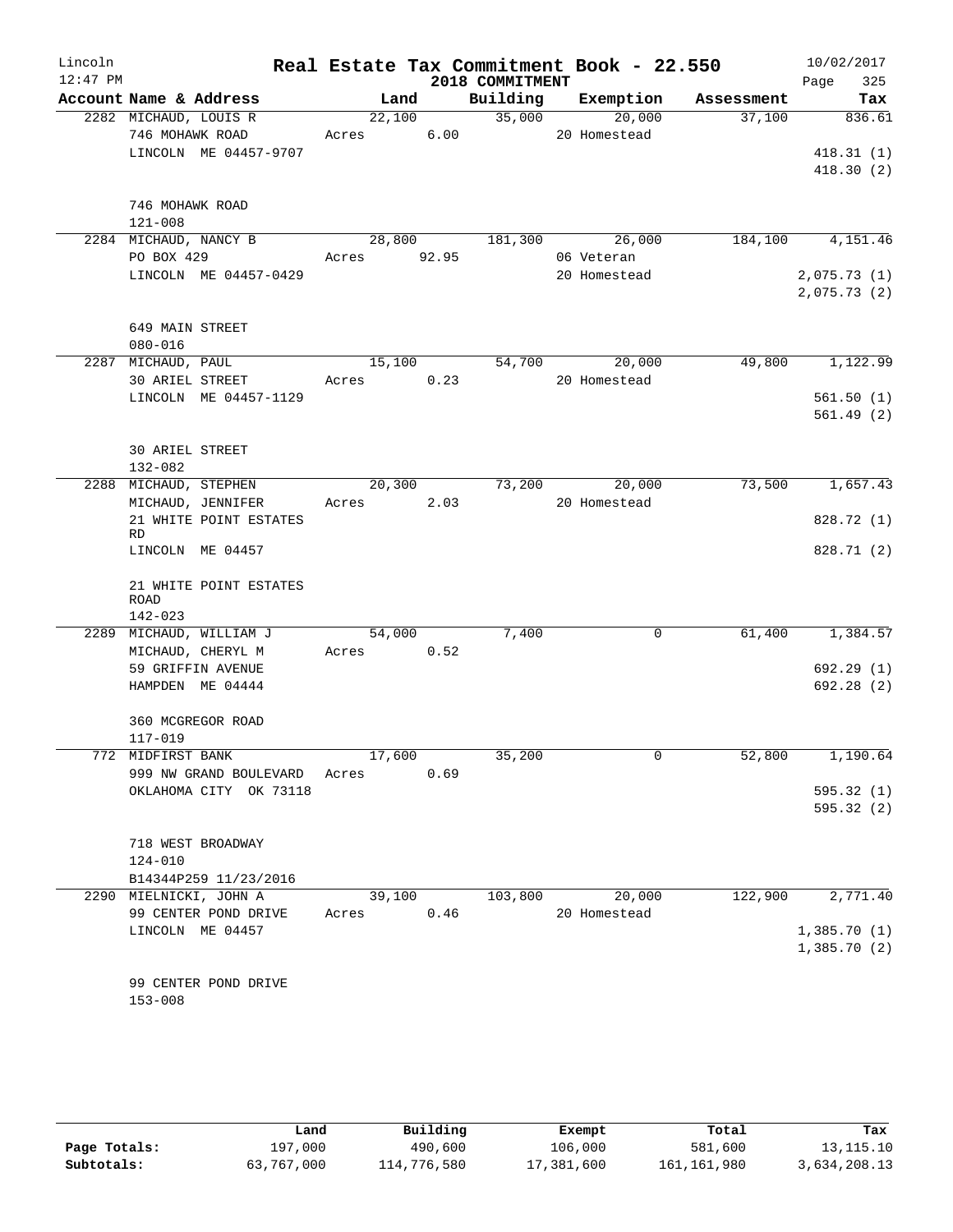# Real Estate Tax Commitment Book - 22.550

Lincoln 12:47 PM — 2018 COMMITMENT — 10/02/2017

| Account Name & Address | Land | Building | Exemption | Assessment | Tax |
|---|---|---|---|---|---|
| 2282 MICHAUD, LOUIS R<br>746 MOHAWK ROAD<br>LINCOLN ME 04457-9707<br><br>746 MOHAWK ROAD<br>121-008 | 22,100<br>Acres 6.00 | 35,000 | 20,000<br>20 Homestead | 37,100 | 836.61<br><br>418.31 (1)<br>418.30 (2) |
| 2284 MICHAUD, NANCY B<br>PO BOX 429<br>LINCOLN ME 04457-0429<br><br>649 MAIN STREET<br>080-016 | 28,800<br>Acres 92.95 | 181,300 | 26,000<br>06 Veteran<br>20 Homestead | 184,100 | 4,151.46<br><br>2,075.73 (1)<br>2,075.73 (2) |
| 2287 MICHAUD, PAUL<br>30 ARIEL STREET<br>LINCOLN ME 04457-1129<br><br>30 ARIEL STREET<br>132-082 | 15,100<br>Acres 0.23 | 54,700 | 20,000<br>20 Homestead | 49,800 | 1,122.99<br><br>561.50 (1)<br>561.49 (2) |
| 2288 MICHAUD, STEPHEN<br>MICHAUD, JENNIFER<br>21 WHITE POINT ESTATES RD<br>LINCOLN ME 04457<br><br>21 WHITE POINT ESTATES ROAD<br>142-023 | 20,300<br>Acres 2.03 | 73,200 | 20,000<br>20 Homestead | 73,500 | 1,657.43<br><br>828.72 (1)<br>828.71 (2) |
| 2289 MICHAUD, WILLIAM J<br>MICHAUD, CHERYL M<br>59 GRIFFIN AVENUE<br>HAMPDEN ME 04444<br><br>360 MCGREGOR ROAD<br>117-019 | 54,000<br>Acres 0.52 | 7,400 | 0 | 61,400 | 1,384.57<br><br>692.29 (1)<br>692.28 (2) |
| 772 MIDFIRST BANK<br>999 NW GRAND BOULEVARD<br>OKLAHOMA CITY OK 73118<br><br>718 WEST BROADWAY<br>124-010<br>B14344P259 11/23/2016 | 17,600<br>Acres 0.69 | 35,200 | 0 | 52,800 | 1,190.64<br><br>595.32 (1)<br>595.32 (2) |
| 2290 MIELNICKI, JOHN A<br>99 CENTER POND DRIVE<br>LINCOLN ME 04457<br><br>99 CENTER POND DRIVE<br>153-008 | 39,100<br>Acres 0.46 | 103,800 | 20,000<br>20 Homestead | 122,900 | 2,771.40<br><br>1,385.70 (1)<br>1,385.70 (2) |

| | Land | Building | Exempt | Total | Tax |
|---|---|---|---|---|---|
| Page Totals: | 197,000 | 490,600 | 106,000 | 581,600 | 13,115.10 |
| Subtotals: | 63,767,000 | 114,776,580 | 17,381,600 | 161,161,980 | 3,634,208.13 |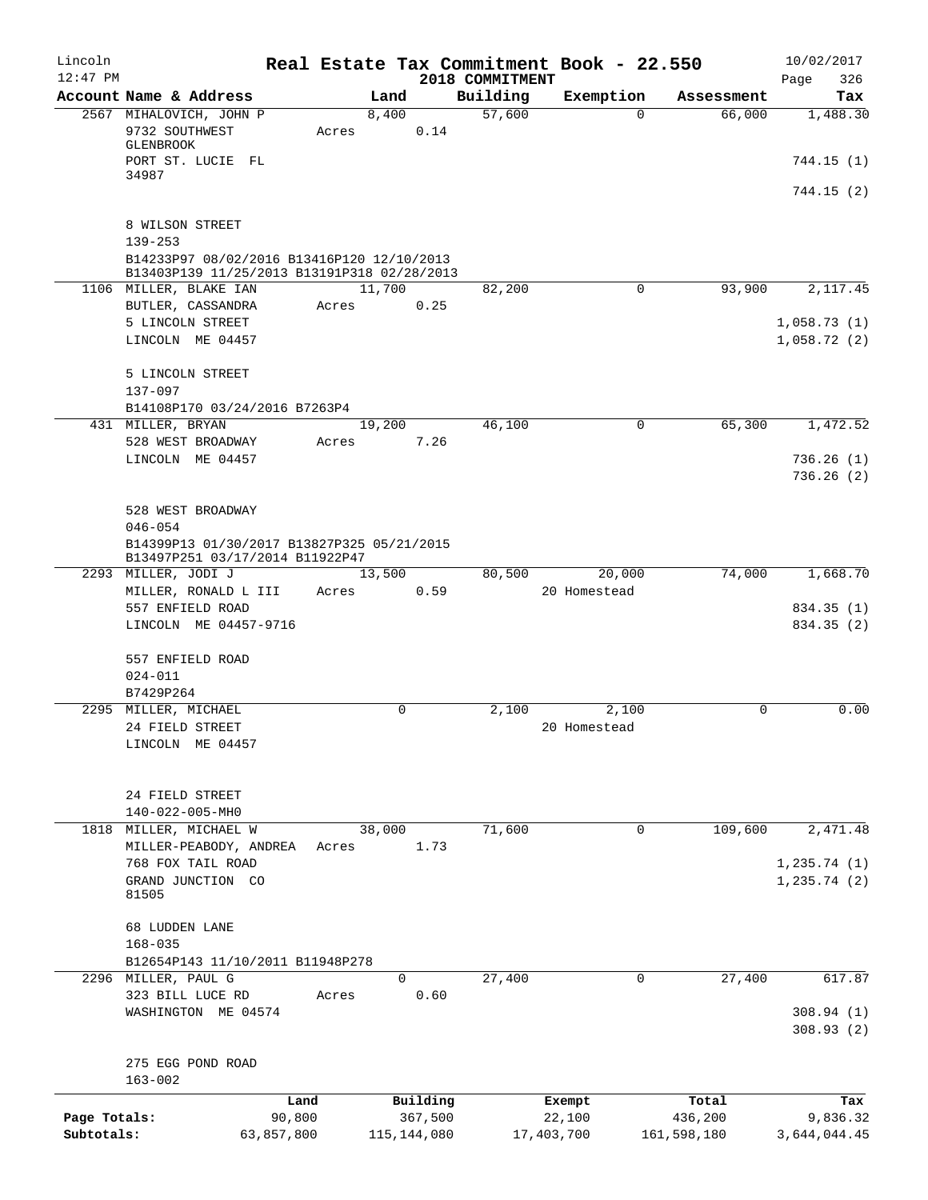Lincoln 12:47 PM

# Real Estate Tax Commitment Book - 22.550

2018 COMMITMENT

10/02/2017 Page 326

| Account Name & Address | Land | Building | Exemption | Assessment | Tax |
|---|---|---|---|---|---|
| 2567 MIHALOVICH, JOHN P<br>9732 SOUTHWEST GLENBROOK<br>PORT ST. LUCIE FL 34987<br><br>8 WILSON STREET<br>139-253<br>B14233P97 08/02/2016 B13416P120 12/10/2013 B13403P139 11/25/2013 B13191P318 02/28/2013 | 8,400<br>Acres 0.14 | 57,600 | 0 | 66,000 | 1,488.30<br><br>744.15 (1)<br>744.15 (2) |
| 1106 MILLER, BLAKE IAN<br>BUTLER, CASSANDRA<br>5 LINCOLN STREET<br>LINCOLN ME 04457<br><br>5 LINCOLN STREET<br>137-097<br>B14108P170 03/24/2016 B7263P4 | 11,700<br>Acres 0.25 | 82,200 | 0 | 93,900 | 2,117.45<br><br>1,058.73 (1)<br>1,058.72 (2) |
| 431 MILLER, BRYAN<br>528 WEST BROADWAY<br>LINCOLN ME 04457<br><br>528 WEST BROADWAY<br>046-054<br>B14399P13 01/30/2017 B13827P325 05/21/2015 B13497P251 03/17/2014 B11922P47 | 19,200<br>Acres 7.26 | 46,100 | 0 | 65,300 | 1,472.52<br><br>736.26 (1)<br>736.26 (2) |
| 2293 MILLER, JODI J<br>MILLER, RONALD L III<br>557 ENFIELD ROAD<br>LINCOLN ME 04457-9716<br><br>557 ENFIELD ROAD<br>024-011<br>B7429P264 | 13,500<br>Acres 0.59 | 80,500 | 20,000<br>20 Homestead | 74,000 | 1,668.70<br><br>834.35 (1)<br>834.35 (2) |
| 2295 MILLER, MICHAEL<br>24 FIELD STREET<br>LINCOLN ME 04457<br><br>24 FIELD STREET<br>140-022-005-MH0 | 0 | 2,100 | 2,100<br>20 Homestead | 0 | 0.00 |
| 1818 MILLER, MICHAEL W<br>MILLER-PEABODY, ANDREA<br>768 FOX TAIL ROAD<br>GRAND JUNCTION CO 81505<br><br>68 LUDDEN LANE<br>168-035<br>B12654P143 11/10/2011 B11948P278 | 38,000<br>Acres 1.73 | 71,600 | 0 | 109,600 | 2,471.48<br><br>1,235.74 (1)<br>1,235.74 (2) |
| 2296 MILLER, PAUL G<br>323 BILL LUCE RD<br>WASHINGTON ME 04574<br><br>275 EGG POND ROAD<br>163-002 | 0<br>Acres 0.60 | 27,400 | 0 | 27,400 | 617.87<br><br>308.94 (1)<br>308.93 (2) |

| | Land | Building | Exempt | Total | Tax |
|---|---|---|---|---|---|
| Page Totals: | 90,800 | 367,500 | 22,100 | 436,200 | 9,836.32 |
| Subtotals: | 63,857,800 | 115,144,080 | 17,403,700 | 161,598,180 | 3,644,044.45 |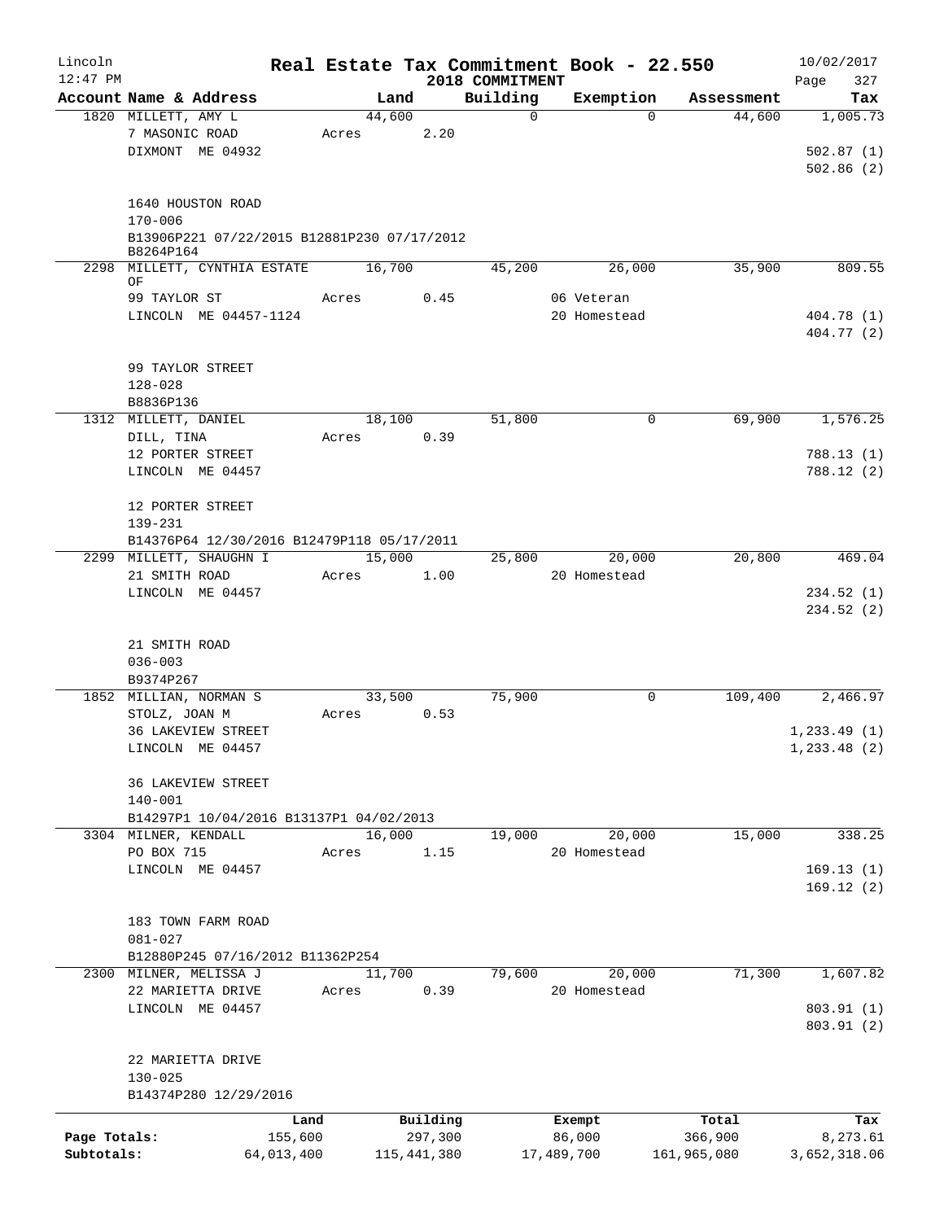Lincoln 12:47 PM

# Real Estate Tax Commitment Book - 22.550

## 2018 COMMITMENT

10/02/2017 Page 327

| Account Name & Address | Land | Building | Exemption | Assessment | Tax |
|---|---|---|---|---|---|
| 1820 MILLETT, AMY L<br>7 MASONIC ROAD<br>DIXMONT ME 04932<br><br>1640 HOUSTON ROAD<br>170-006<br>B13906P221 07/22/2015 B12881P230 07/17/2012 B8264P164 | 44,600<br>Acres 2.20 | 0 | 0 | 44,600 | 1,005.73<br><br>502.87 (1)<br>502.86 (2) |
| 2298 MILLETT, CYNTHIA ESTATE OF<br>99 TAYLOR ST<br>LINCOLN ME 04457-1124<br><br>99 TAYLOR STREET<br>128-028<br>B8836P136 | 16,700<br>Acres 0.45 | 45,200 | 26,000<br>06 Veteran<br>20 Homestead | 35,900 | 809.55<br><br>404.78 (1)<br>404.77 (2) |
| 1312 MILLETT, DANIEL<br>DILL, TINA<br>12 PORTER STREET<br>LINCOLN ME 04457<br><br>12 PORTER STREET<br>139-231<br>B14376P64 12/30/2016 B12479P118 05/17/2011 | 18,100<br>Acres 0.39 | 51,800 | 0 | 69,900 | 1,576.25<br><br>788.13 (1)<br>788.12 (2) |
| 2299 MILLETT, SHAUGHN I<br>21 SMITH ROAD<br>LINCOLN ME 04457<br><br>21 SMITH ROAD<br>036-003<br>B9374P267 | 15,000<br>Acres 1.00 | 25,800 | 20,000<br>20 Homestead | 20,800 | 469.04<br><br>234.52 (1)<br>234.52 (2) |
| 1852 MILLIAN, NORMAN S<br>STOLZ, JOAN M<br>36 LAKEVIEW STREET<br>LINCOLN ME 04457<br><br>36 LAKEVIEW STREET<br>140-001<br>B14297P1 10/04/2016 B13137P1 04/02/2013 | 33,500<br>Acres 0.53 | 75,900 | 0 | 109,400 | 2,466.97<br><br>1,233.49 (1)<br>1,233.48 (2) |
| 3304 MILNER, KENDALL<br>PO BOX 715<br>LINCOLN ME 04457<br><br>183 TOWN FARM ROAD<br>081-027<br>B12880P245 07/16/2012 B11362P254 | 16,000<br>Acres 1.15 | 19,000 | 20,000<br>20 Homestead | 15,000 | 338.25<br><br>169.13 (1)<br>169.12 (2) |
| 2300 MILNER, MELISSA J<br>22 MARIETTA DRIVE<br>LINCOLN ME 04457<br><br>22 MARIETTA DRIVE<br>130-025<br>B14374P280 12/29/2016 | 11,700<br>Acres 0.39 | 79,600 | 20,000<br>20 Homestead | 71,300 | 1,607.82<br><br>803.91 (1)<br>803.91 (2) |

| | Land | Building | Exempt | Total | Tax |
|---|---|---|---|---|---|
| Page Totals: | 155,600 | 297,300 | 86,000 | 366,900 | 8,273.61 |
| Subtotals: | 64,013,400 | 115,441,380 | 17,489,700 | 161,965,080 | 3,652,318.06 |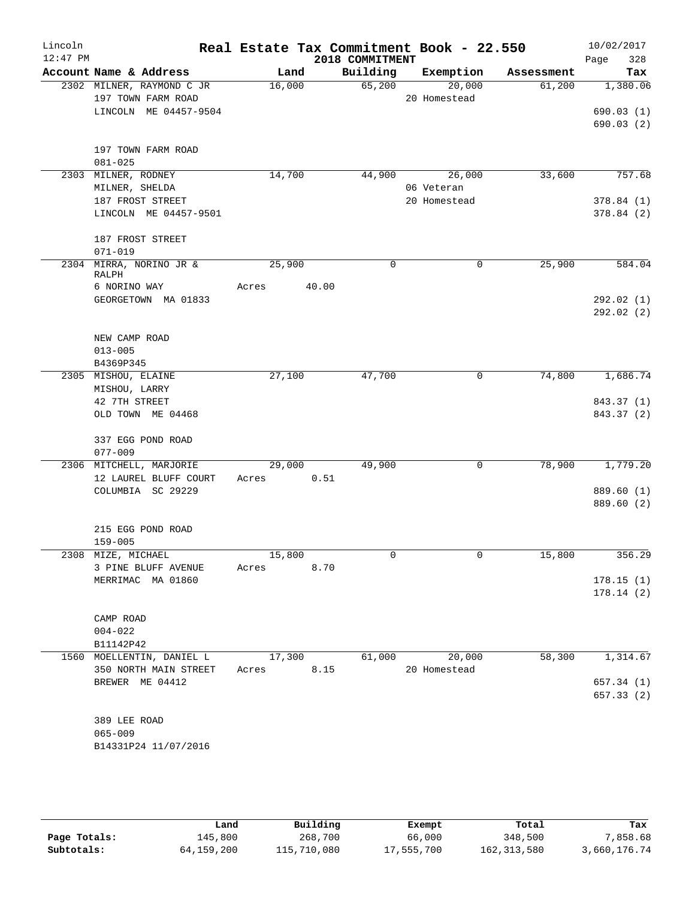Lincoln 12:47 PM

# Real Estate Tax Commitment Book - 22.550

## 2018 COMMITMENT

10/02/2017

| Account Name & Address | Land | Building | Exemption | Assessment | Tax |
|---|---|---|---|---|---|
| 2302 MILNER, RAYMOND C JR<br>197 TOWN FARM ROAD<br>LINCOLN ME 04457-9504<br><br>197 TOWN FARM ROAD<br>081-025 | 16,000 | 65,200 | 20,000<br>20 Homestead | 61,200 | 1,380.06<br><br>690.03 (1)<br>690.03 (2) |
| 2303 MILNER, RODNEY<br>MILNER, SHELDA<br>187 FROST STREET<br>LINCOLN ME 04457-9501<br><br>187 FROST STREET<br>071-019 | 14,700 | 44,900 | 26,000<br>06 Veteran<br>20 Homestead | 33,600 | 757.68<br><br>378.84 (1)<br>378.84 (2) |
| 2304 MIRRA, NORINO JR & RALPH<br>6 NORINO WAY<br>GEORGETOWN MA 01833<br><br>NEW CAMP ROAD<br>013-005<br>B4369P345 | 25,900<br>Acres 40.00 | 0 | 0 | 25,900 | 584.04<br><br>292.02 (1)<br>292.02 (2) |
| 2305 MISHOU, ELAINE<br>MISHOU, LARRY<br>42 7TH STREET<br>OLD TOWN ME 04468<br><br>337 EGG POND ROAD<br>077-009 | 27,100 | 47,700 | 0 | 74,800 | 1,686.74<br><br>843.37 (1)<br>843.37 (2) |
| 2306 MITCHELL, MARJORIE<br>12 LAUREL BLUFF COURT<br>COLUMBIA SC 29229<br><br>215 EGG POND ROAD<br>159-005 | 29,000<br>Acres 0.51 | 49,900 | 0 | 78,900 | 1,779.20<br><br>889.60 (1)<br>889.60 (2) |
| 2308 MIZE, MICHAEL<br>3 PINE BLUFF AVENUE<br>MERRIMAC MA 01860<br><br>CAMP ROAD<br>004-022<br>B11142P42 | 15,800<br>Acres 8.70 | 0 | 0 | 15,800 | 356.29<br><br>178.15 (1)<br>178.14 (2) |
| 1560 MOELLENTIN, DANIEL L<br>350 NORTH MAIN STREET<br>BREWER ME 04412<br><br>389 LEE ROAD<br>065-009<br>B14331P24 11/07/2016 | 17,300<br>Acres 8.15 | 61,000 | 20,000<br>20 Homestead | 58,300 | 1,314.67<br><br>657.34 (1)<br>657.33 (2) |

| | Land | Building | Exempt | Total | Tax |
|---|---|---|---|---|---|
| Page Totals: | 145,800 | 268,700 | 66,000 | 348,500 | 7,858.68 |
| Subtotals: | 64,159,200 | 115,710,080 | 17,555,700 | 162,313,580 | 3,660,176.74 |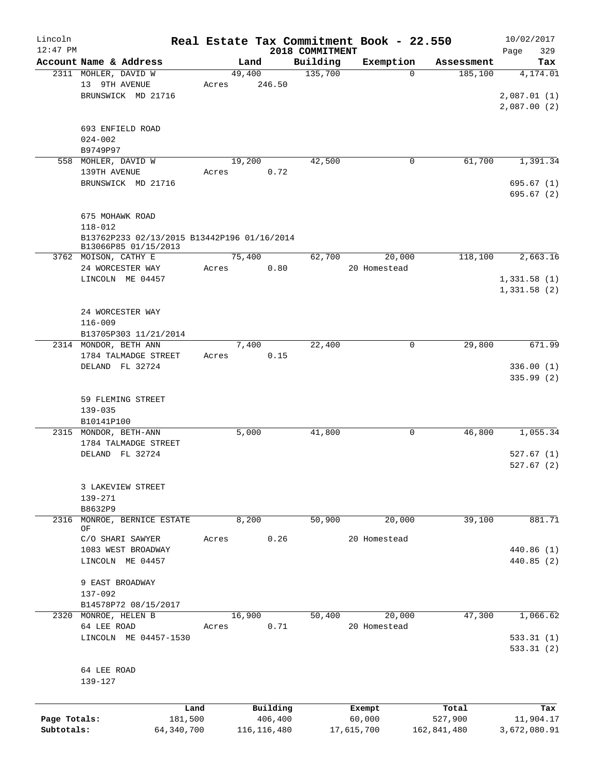Lincoln 12:47 PM

# Real Estate Tax Commitment Book - 22.550
## 2018 COMMITMENT

10/02/2017

| Account Name & Address | Land | Building | Exemption | Assessment | Tax |
|---|---|---|---|---|---|
| 2311 MOHLER, DAVID W | 49,400 | 135,700 | 0 | 185,100 | 4,174.01 |
| 13 9TH AVENUE | Acres 246.50 | | | | |
| BRUNSWICK MD 21716 | | | | | 2,087.01 (1) |
| | | | | | 2,087.00 (2) |
| 693 ENFIELD ROAD | | | | | |
| 024-002 | | | | | |
| B9749P97 | | | | | |
| 558 MOHLER, DAVID W | 19,200 | 42,500 | 0 | 61,700 | 1,391.34 |
| 139TH AVENUE | Acres 0.72 | | | | |
| BRUNSWICK MD 21716 | | | | | 695.67 (1) |
| | | | | | 695.67 (2) |
| 675 MOHAWK ROAD | | | | | |
| 118-012 | | | | | |
| B13762P233 02/13/2015 B13442P196 01/16/2014 | | | | | |
| B13066P85 01/15/2013 | | | | | |
| 3762 MOISON, CATHY E | 75,400 | 62,700 | 20,000 | 118,100 | 2,663.16 |
| 24 WORCESTER WAY | Acres 0.80 | | 20 Homestead | | |
| LINCOLN ME 04457 | | | | | 1,331.58 (1) |
| | | | | | 1,331.58 (2) |
| 24 WORCESTER WAY | | | | | |
| 116-009 | | | | | |
| B13705P303 11/21/2014 | | | | | |
| 2314 MONDOR, BETH ANN | 7,400 | 22,400 | 0 | 29,800 | 671.99 |
| 1784 TALMADGE STREET | Acres 0.15 | | | | |
| DELAND FL 32724 | | | | | 336.00 (1) |
| | | | | | 335.99 (2) |
| 59 FLEMING STREET | | | | | |
| 139-035 | | | | | |
| B10141P100 | | | | | |
| 2315 MONDOR, BETH-ANN | 5,000 | 41,800 | 0 | 46,800 | 1,055.34 |
| 1784 TALMADGE STREET | | | | | |
| DELAND FL 32724 | | | | | 527.67 (1) |
| | | | | | 527.67 (2) |
| 3 LAKEVIEW STREET | | | | | |
| 139-271 | | | | | |
| B8632P9 | | | | | |
| 2316 MONROE, BERNICE ESTATE OF | 8,200 | 50,900 | 20,000 | 39,100 | 881.71 |
| C/O SHARI SAWYER | Acres 0.26 | | 20 Homestead | | |
| 1083 WEST BROADWAY | | | | | 440.86 (1) |
| LINCOLN ME 04457 | | | | | 440.85 (2) |
| 9 EAST BROADWAY | | | | | |
| 137-092 | | | | | |
| B14578P72 08/15/2017 | | | | | |
| 2320 MONROE, HELEN B | 16,900 | 50,400 | 20,000 | 47,300 | 1,066.62 |
| 64 LEE ROAD | Acres 0.71 | | 20 Homestead | | |
| LINCOLN ME 04457-1530 | | | | | 533.31 (1) |
| | | | | | 533.31 (2) |
| 64 LEE ROAD | | | | | |
| 139-127 | | | | | |

| | Land | Building | Exempt | Total | Tax |
|---|---|---|---|---|---|
| Page Totals: | 181,500 | 406,400 | 60,000 | 527,900 | 11,904.17 |
| Subtotals: | 64,340,700 | 116,116,480 | 17,615,700 | 162,841,480 | 3,672,080.91 |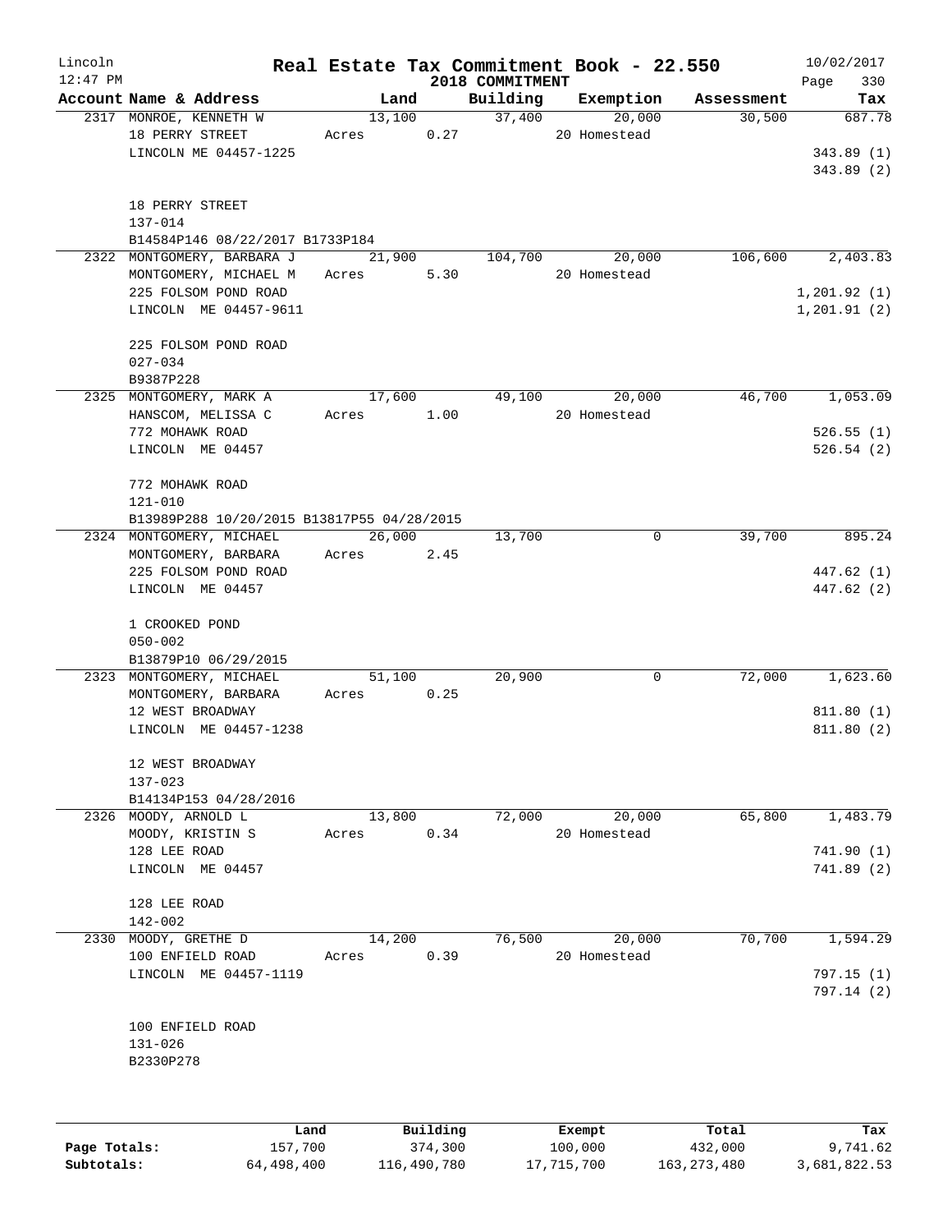# Real Estate Tax Commitment Book - 22.550

Lincoln 12:47 PM — 2018 COMMITMENT — 10/02/2017

| Account Name & Address | Land | Building | Exemption | Assessment | Tax |
|---|---|---|---|---|---|
| 2317 MONROE, KENNETH W<br>18 PERRY STREET<br>LINCOLN ME 04457-1225<br><br>18 PERRY STREET<br>137-014<br>B14584P146 08/22/2017 B1733P184 | 13,100<br>Acres 0.27 | 37,400 | 20,000<br>20 Homestead | 30,500 | 687.78<br><br>343.89 (1)<br>343.89 (2) |
| 2322 MONTGOMERY, BARBARA J<br>MONTGOMERY, MICHAEL M<br>225 FOLSOM POND ROAD<br>LINCOLN ME 04457-9611<br><br>225 FOLSOM POND ROAD<br>027-034<br>B9387P228 | 21,900<br>Acres 5.30 | 104,700 | 20,000<br>20 Homestead | 106,600 | 2,403.83<br><br>1,201.92 (1)<br>1,201.91 (2) |
| 2325 MONTGOMERY, MARK A<br>HANSCOM, MELISSA C<br>772 MOHAWK ROAD<br>LINCOLN ME 04457<br><br>772 MOHAWK ROAD<br>121-010<br>B13989P288 10/20/2015 B13817P55 04/28/2015 | 17,600<br>Acres 1.00 | 49,100 | 20,000<br>20 Homestead | 46,700 | 1,053.09<br><br>526.55 (1)<br>526.54 (2) |
| 2324 MONTGOMERY, MICHAEL<br>MONTGOMERY, BARBARA<br>225 FOLSOM POND ROAD<br>LINCOLN ME 04457<br><br>1 CROOKED POND<br>050-002<br>B13879P10 06/29/2015 | 26,000<br>Acres 2.45 | 13,700 | 0 | 39,700 | 895.24<br><br>447.62 (1)<br>447.62 (2) |
| 2323 MONTGOMERY, MICHAEL<br>MONTGOMERY, BARBARA<br>12 WEST BROADWAY<br>LINCOLN ME 04457-1238<br><br>12 WEST BROADWAY<br>137-023<br>B14134P153 04/28/2016 | 51,100<br>Acres 0.25 | 20,900 | 0 | 72,000 | 1,623.60<br><br>811.80 (1)<br>811.80 (2) |
| 2326 MOODY, ARNOLD L<br>MOODY, KRISTIN S<br>128 LEE ROAD<br>LINCOLN ME 04457<br><br>128 LEE ROAD<br>142-002 | 13,800<br>Acres 0.34 | 72,000 | 20,000<br>20 Homestead | 65,800 | 1,483.79<br><br>741.90 (1)<br>741.89 (2) |
| 2330 MOODY, GRETHE D<br>100 ENFIELD ROAD<br>LINCOLN ME 04457-1119<br><br>100 ENFIELD ROAD<br>131-026<br>B2330P278 | 14,200<br>Acres 0.39 | 76,500 | 20,000<br>20 Homestead | 70,700 | 1,594.29<br><br>797.15 (1)<br>797.14 (2) |

| | Land | Building | Exempt | Total | Tax |
|---|---|---|---|---|---|
| Page Totals: | 157,700 | 374,300 | 100,000 | 432,000 | 9,741.62 |
| Subtotals: | 64,498,400 | 116,490,780 | 17,715,700 | 163,273,480 | 3,681,822.53 |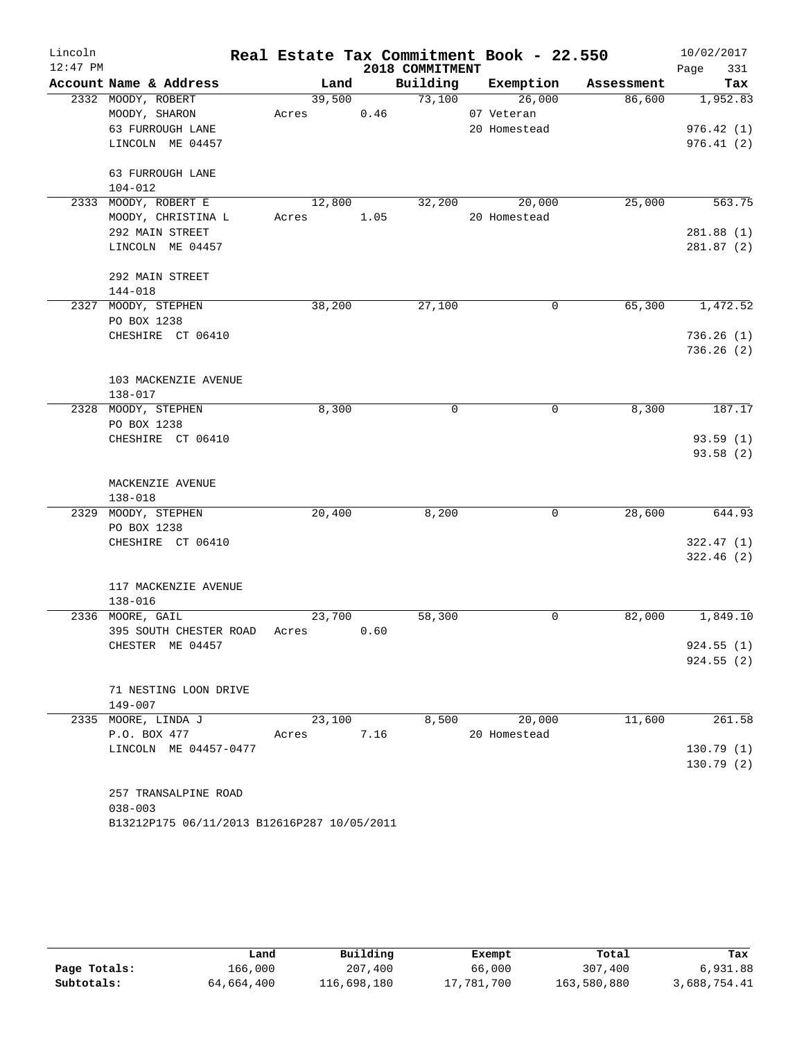# Lincoln — Real Estate Tax Commitment Book - 22.550

12:47 PM — 2018 COMMITMENT — 10/02/2017

| Account Name & Address | Land | Building | Exemption | Assessment | Tax |
|---|---|---|---|---|---|
| 2332 MOODY, ROBERT | 39,500 | 73,100 | 26,000 | 86,600 | 1,952.83 |
| MOODY, SHARON | Acres 0.46 | | 07 Veteran | | |
| 63 FURROUGH LANE | | | 20 Homestead | | 976.42 (1) |
| LINCOLN ME 04457 | | | | | 976.41 (2) |
| 63 FURROUGH LANE | | | | | |
| 104-012 | | | | | |
| 2333 MOODY, ROBERT E | 12,800 | 32,200 | 20,000 | 25,000 | 563.75 |
| MOODY, CHRISTINA L | Acres 1.05 | | 20 Homestead | | |
| 292 MAIN STREET | | | | | 281.88 (1) |
| LINCOLN ME 04457 | | | | | 281.87 (2) |
| 292 MAIN STREET | | | | | |
| 144-018 | | | | | |
| 2327 MOODY, STEPHEN | 38,200 | 27,100 | 0 | 65,300 | 1,472.52 |
| PO BOX 1238 | | | | | |
| CHESHIRE CT 06410 | | | | | 736.26 (1) |
| | | | | | 736.26 (2) |
| 103 MACKENZIE AVENUE | | | | | |
| 138-017 | | | | | |
| 2328 MOODY, STEPHEN | 8,300 | 0 | 0 | 8,300 | 187.17 |
| PO BOX 1238 | | | | | |
| CHESHIRE CT 06410 | | | | | 93.59 (1) |
| | | | | | 93.58 (2) |
| MACKENZIE AVENUE | | | | | |
| 138-018 | | | | | |
| 2329 MOODY, STEPHEN | 20,400 | 8,200 | 0 | 28,600 | 644.93 |
| PO BOX 1238 | | | | | |
| CHESHIRE CT 06410 | | | | | 322.47 (1) |
| | | | | | 322.46 (2) |
| 117 MACKENZIE AVENUE | | | | | |
| 138-016 | | | | | |
| 2336 MOORE, GAIL | 23,700 | 58,300 | 0 | 82,000 | 1,849.10 |
| 395 SOUTH CHESTER ROAD | Acres 0.60 | | | | |
| CHESTER ME 04457 | | | | | 924.55 (1) |
| | | | | | 924.55 (2) |
| 71 NESTING LOON DRIVE | | | | | |
| 149-007 | | | | | |
| 2335 MOORE, LINDA J | 23,100 | 8,500 | 20,000 | 11,600 | 261.58 |
| P.O. BOX 477 | Acres 7.16 | | 20 Homestead | | |
| LINCOLN ME 04457-0477 | | | | | 130.79 (1) |
| | | | | | 130.79 (2) |
| 257 TRANSALPINE ROAD | | | | | |
| 038-003 | | | | | |
| B13212P175 06/11/2013 B12616P287 10/05/2011 | | | | | |

| | Land | Building | Exempt | Total | Tax |
|---|---|---|---|---|---|
| Page Totals: | 166,000 | 207,400 | 66,000 | 307,400 | 6,931.88 |
| Subtotals: | 64,664,400 | 116,698,180 | 17,781,700 | 163,580,880 | 3,688,754.41 |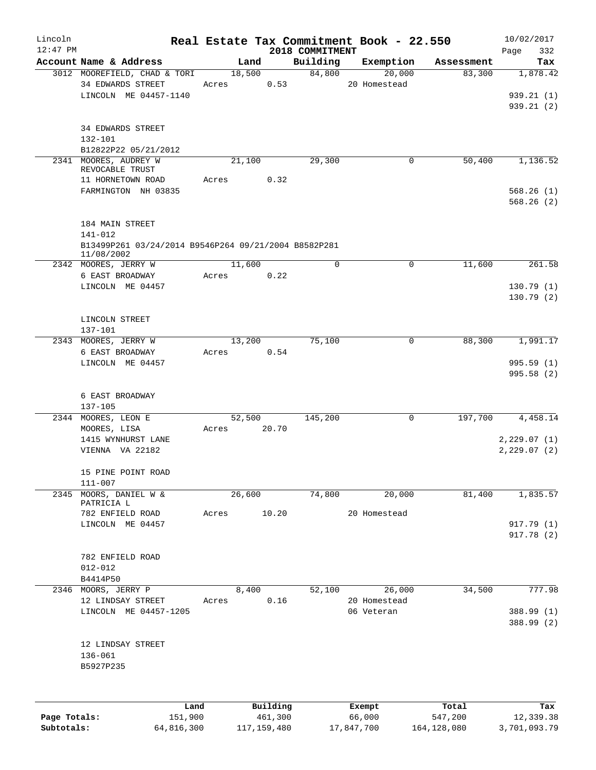# Real Estate Tax Commitment Book - 22.550

Lincoln
12:47 PM

2018 COMMITMENT

10/02/2017
Page 332

| Account Name & Address | Land | Building | Exemption | Assessment | Tax |
|---|---|---|---|---|---|
| 3012 MOOREFIELD, CHAD & TORI | 18,500 | 84,800 | 20,000 | 83,300 | 1,878.42 |
| 34 EDWARDS STREET | Acres 0.53 | | 20 Homestead | | |
| LINCOLN ME 04457-1140 | | | | | 939.21 (1) |
| | | | | | 939.21 (2) |
| 34 EDWARDS STREET | | | | | |
| 132-101 | | | | | |
| B12822P22 05/21/2012 | | | | | |
| 2341 MOORES, AUDREY W REVOCABLE TRUST | 21,100 | 29,300 | 0 | 50,400 | 1,136.52 |
| 11 HORNETOWN ROAD | Acres 0.32 | | | | |
| FARMINGTON NH 03835 | | | | | 568.26 (1) |
| | | | | | 568.26 (2) |
| 184 MAIN STREET | | | | | |
| 141-012 | | | | | |
| B13499P261 03/24/2014 B9546P264 09/21/2004 B8582P281 11/08/2002 | | | | | |
| 2342 MOORES, JERRY W | 11,600 | 0 | 0 | 11,600 | 261.58 |
| 6 EAST BROADWAY | Acres 0.22 | | | | |
| LINCOLN ME 04457 | | | | | 130.79 (1) |
| | | | | | 130.79 (2) |
| LINCOLN STREET | | | | | |
| 137-101 | | | | | |
| 2343 MOORES, JERRY W | 13,200 | 75,100 | 0 | 88,300 | 1,991.17 |
| 6 EAST BROADWAY | Acres 0.54 | | | | |
| LINCOLN ME 04457 | | | | | 995.59 (1) |
| | | | | | 995.58 (2) |
| 6 EAST BROADWAY | | | | | |
| 137-105 | | | | | |
| 2344 MOORES, LEON E | 52,500 | 145,200 | 0 | 197,700 | 4,458.14 |
| MOORES, LISA | Acres 20.70 | | | | |
| 1415 WYNHURST LANE | | | | | 2,229.07 (1) |
| VIENNA VA 22182 | | | | | 2,229.07 (2) |
| 15 PINE POINT ROAD | | | | | |
| 111-007 | | | | | |
| 2345 MOORS, DANIEL W & PATRICIA L | 26,600 | 74,800 | 20,000 | 81,400 | 1,835.57 |
| 782 ENFIELD ROAD | Acres 10.20 | | 20 Homestead | | |
| LINCOLN ME 04457 | | | | | 917.79 (1) |
| | | | | | 917.78 (2) |
| 782 ENFIELD ROAD | | | | | |
| 012-012 | | | | | |
| B4414P50 | | | | | |
| 2346 MOORS, JERRY P | 8,400 | 52,100 | 26,000 | 34,500 | 777.98 |
| 12 LINDSAY STREET | Acres 0.16 | | 20 Homestead | | |
| LINCOLN ME 04457-1205 | | | 06 Veteran | | 388.99 (1) |
| | | | | | 388.99 (2) |
| 12 LINDSAY STREET | | | | | |
| 136-061 | | | | | |
| B5927P235 | | | | | |

| | Land | Building | Exempt | Total | Tax |
|---|---|---|---|---|---|
| Page Totals: | 151,900 | 461,300 | 66,000 | 547,200 | 12,339.38 |
| Subtotals: | 64,816,300 | 117,159,480 | 17,847,700 | 164,128,080 | 3,701,093.79 |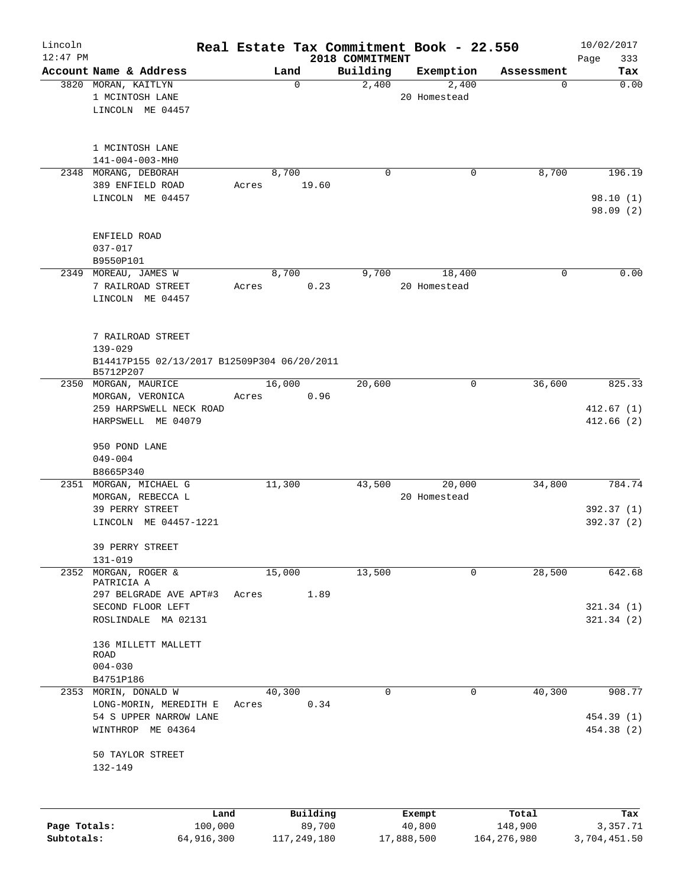# Real Estate Tax Commitment Book - 22.550

Lincoln
12:47 PM

2018 COMMITMENT

10/02/2017

| Account Name & Address | Land | Building | Exemption | Assessment | Tax |
|---|---|---|---|---|---|
| 3820 MORAN, KAITLYN<br>1 MCINTOSH LANE<br>LINCOLN ME 04457<br><br>1 MCINTOSH LANE<br>141-004-003-MH0 | 0 | 2,400 | 2,400<br>20 Homestead | 0 | 0.00 |
| 2348 MORANG, DEBORAH<br>389 ENFIELD ROAD<br>LINCOLN ME 04457<br><br>ENFIELD ROAD<br>037-017<br>B9550P101 | 8,700<br>Acres 19.60 | 0 | 0 | 8,700 | 196.19<br><br>98.10 (1)<br>98.09 (2) |
| 2349 MOREAU, JAMES W<br>7 RAILROAD STREET<br>LINCOLN ME 04457<br><br>7 RAILROAD STREET<br>139-029<br>B14417P155 02/13/2017 B12509P304 06/20/2011<br>B5712P207 | 8,700<br>Acres 0.23 | 9,700 | 18,400<br>20 Homestead | 0 | 0.00 |
| 2350 MORGAN, MAURICE<br>MORGAN, VERONICA<br>259 HARPSWELL NECK ROAD<br>HARPSWELL ME 04079<br><br>950 POND LANE<br>049-004<br>B8665P340 | 16,000<br>Acres 0.96 | 20,600 | 0 | 36,600 | 825.33<br><br>412.67 (1)<br>412.66 (2) |
| 2351 MORGAN, MICHAEL G<br>MORGAN, REBECCA L<br>39 PERRY STREET<br>LINCOLN ME 04457-1221<br><br>39 PERRY STREET<br>131-019 | 11,300 | 43,500 | 20,000<br>20 Homestead | 34,800 | 784.74<br><br>392.37 (1)<br>392.37 (2) |
| 2352 MORGAN, ROGER & PATRICIA A<br>297 BELGRADE AVE APT#3<br>SECOND FLOOR LEFT<br>ROSLINDALE MA 02131<br><br>136 MILLETT MALLETT ROAD<br>004-030<br>B4751P186 | 15,000<br>Acres 1.89 | 13,500 | 0 | 28,500 | 642.68<br><br>321.34 (1)<br>321.34 (2) |
| 2353 MORIN, DONALD W<br>LONG-MORIN, MEREDITH E<br>54 S UPPER NARROW LANE<br>WINTHROP ME 04364<br><br>50 TAYLOR STREET<br>132-149 | 40,300<br>Acres 0.34 | 0 | 0 | 40,300 | 908.77<br><br>454.39 (1)<br>454.38 (2) |

| | Land | Building | Exempt | Total | Tax |
|---|---|---|---|---|---|
| Page Totals: | 100,000 | 89,700 | 40,800 | 148,900 | 3,357.71 |
| Subtotals: | 64,916,300 | 117,249,180 | 17,888,500 | 164,276,980 | 3,704,451.50 |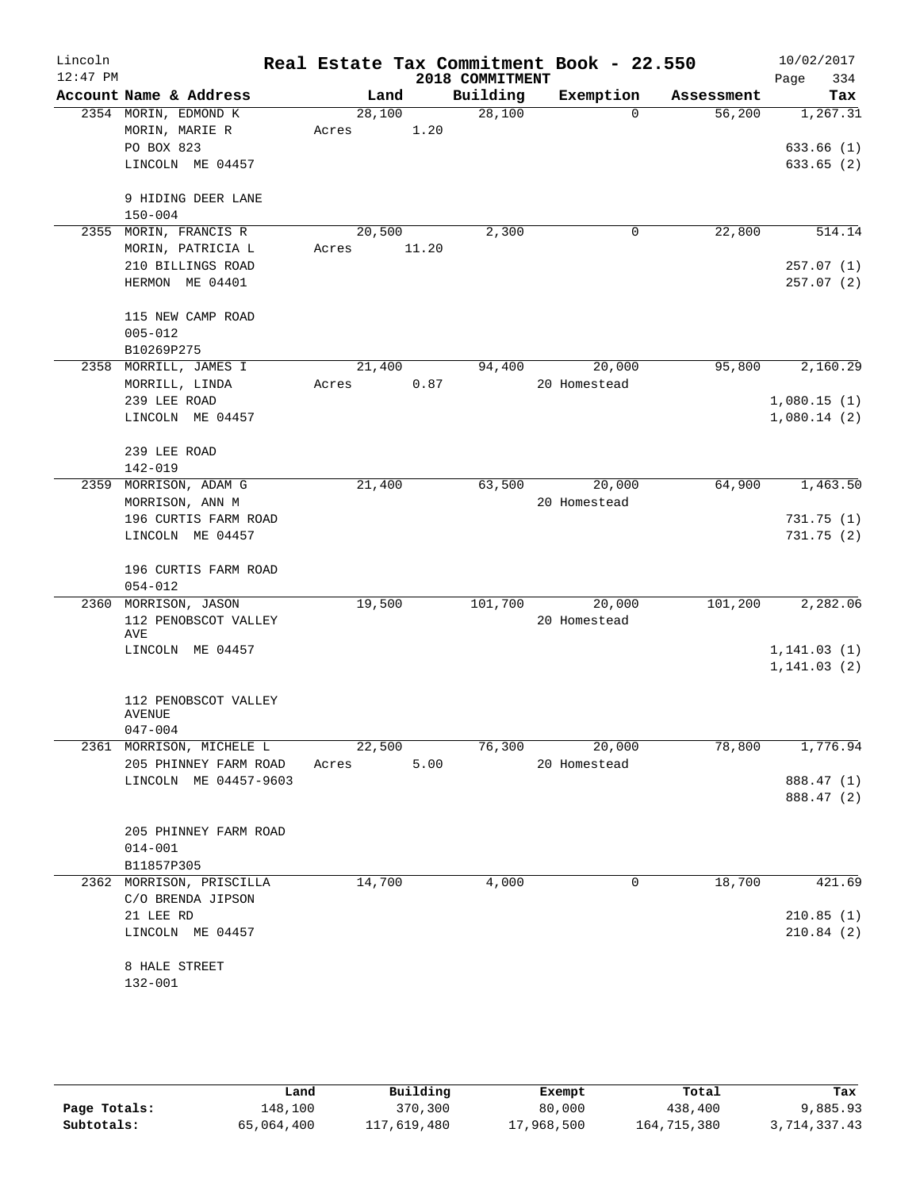Lincoln 12:47 PM

# Real Estate Tax Commitment Book - 22.550

2018 COMMITMENT

10/02/2017 Page 334

| Account Name & Address | Land | Building | Exemption | Assessment | Tax |
|---|---|---|---|---|---|
| 2354 MORIN, EDMOND K | 28,100 | 28,100 | 0 | 56,200 | 1,267.31 |
| MORIN, MARIE R | Acres 1.20 | | | | |
| PO BOX 823 | | | | | 633.66 (1) |
| LINCOLN ME 04457 | | | | | 633.65 (2) |
| 9 HIDING DEER LANE | | | | | |
| 150-004 | | | | | |
| 2355 MORIN, FRANCIS R | 20,500 | 2,300 | 0 | 22,800 | 514.14 |
| MORIN, PATRICIA L | Acres 11.20 | | | | |
| 210 BILLINGS ROAD | | | | | 257.07 (1) |
| HERMON ME 04401 | | | | | 257.07 (2) |
| 115 NEW CAMP ROAD | | | | | |
| 005-012 | | | | | |
| B10269P275 | | | | | |
| 2358 MORRILL, JAMES I | 21,400 | 94,400 | 20,000 | 95,800 | 2,160.29 |
| MORRILL, LINDA | Acres 0.87 | | 20 Homestead | | |
| 239 LEE ROAD | | | | | 1,080.15 (1) |
| LINCOLN ME 04457 | | | | | 1,080.14 (2) |
| 239 LEE ROAD | | | | | |
| 142-019 | | | | | |
| 2359 MORRISON, ADAM G | 21,400 | 63,500 | 20,000 | 64,900 | 1,463.50 |
| MORRISON, ANN M | | | 20 Homestead | | |
| 196 CURTIS FARM ROAD | | | | | 731.75 (1) |
| LINCOLN ME 04457 | | | | | 731.75 (2) |
| 196 CURTIS FARM ROAD | | | | | |
| 054-012 | | | | | |
| 2360 MORRISON, JASON | 19,500 | 101,700 | 20,000 | 101,200 | 2,282.06 |
| 112 PENOBSCOT VALLEY AVE | | | 20 Homestead | | |
| LINCOLN ME 04457 | | | | | 1,141.03 (1) |
| | | | | | 1,141.03 (2) |
| 112 PENOBSCOT VALLEY AVENUE | | | | | |
| 047-004 | | | | | |
| 2361 MORRISON, MICHELE L | 22,500 | 76,300 | 20,000 | 78,800 | 1,776.94 |
| 205 PHINNEY FARM ROAD | Acres 5.00 | | 20 Homestead | | |
| LINCOLN ME 04457-9603 | | | | | 888.47 (1) |
| | | | | | 888.47 (2) |
| 205 PHINNEY FARM ROAD | | | | | |
| 014-001 | | | | | |
| B11857P305 | | | | | |
| 2362 MORRISON, PRISCILLA | 14,700 | 4,000 | 0 | 18,700 | 421.69 |
| C/O BRENDA JIPSON | | | | | |
| 21 LEE RD | | | | | 210.85 (1) |
| LINCOLN ME 04457 | | | | | 210.84 (2) |
| 8 HALE STREET | | | | | |
| 132-001 | | | | | |

| | Land | Building | Exempt | Total | Tax |
|---|---|---|---|---|---|
| Page Totals: | 148,100 | 370,300 | 80,000 | 438,400 | 9,885.93 |
| Subtotals: | 65,064,400 | 117,619,480 | 17,968,500 | 164,715,380 | 3,714,337.43 |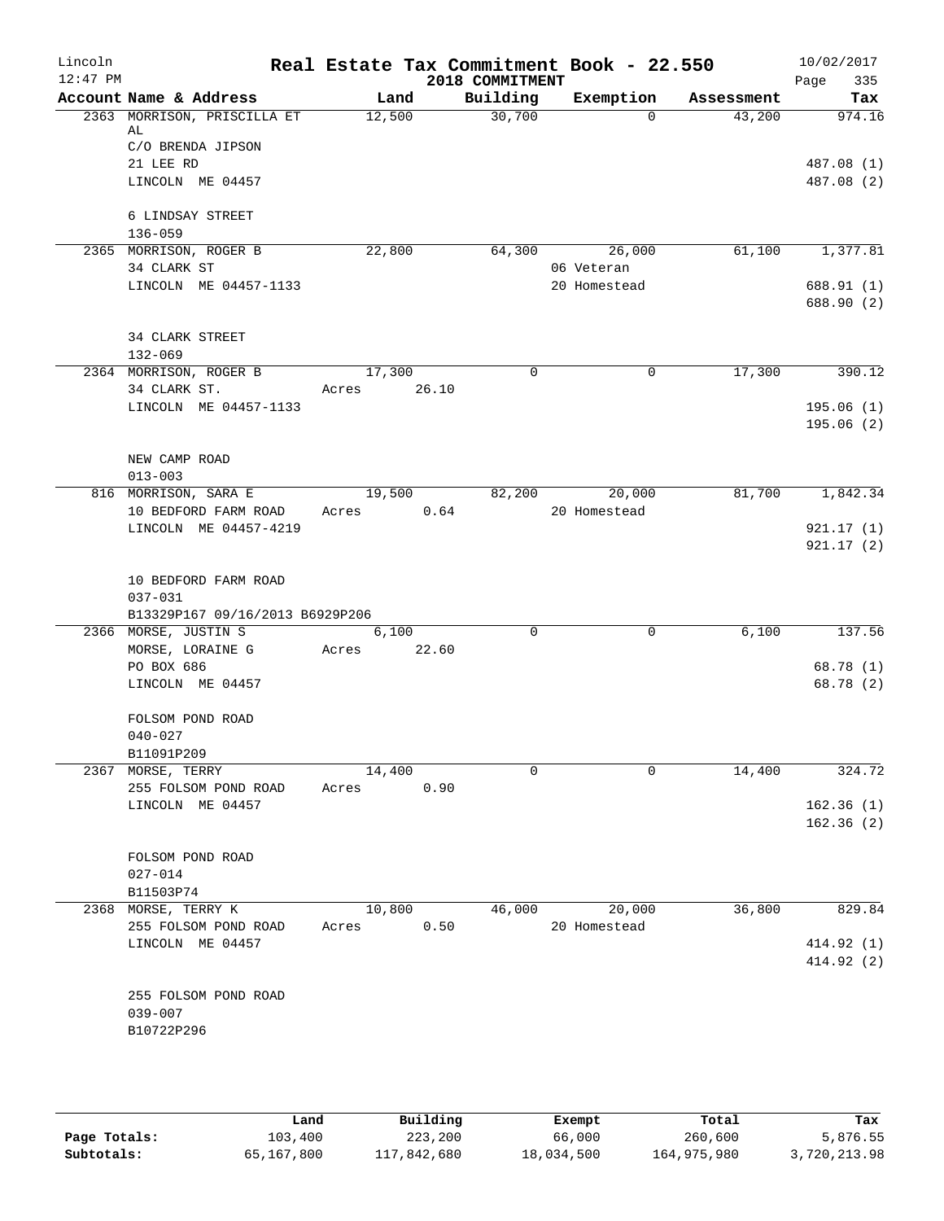# Real Estate Tax Commitment Book - 22.550

Lincoln 12:47 PM — 2018 COMMITMENT — 10/02/2017

| Account Name & Address | Land | Building | Exemption | Assessment | Tax |
|---|---|---|---|---|---|
| 2363 MORRISON, PRISCILLA ET AL<br>C/O BRENDA JIPSON<br>21 LEE RD<br>LINCOLN ME 04457<br><br>6 LINDSAY STREET<br>136-059 | 12,500 | 30,700 | 0 | 43,200 | 974.16<br><br>487.08 (1)<br>487.08 (2) |
| 2365 MORRISON, ROGER B<br>34 CLARK ST<br>LINCOLN ME 04457-1133<br><br>34 CLARK STREET<br>132-069 | 22,800 | 64,300 | 26,000<br>06 Veteran<br>20 Homestead | 61,100 | 1,377.81<br><br>688.91 (1)<br>688.90 (2) |
| 2364 MORRISON, ROGER B<br>34 CLARK ST.<br>LINCOLN ME 04457-1133<br><br>NEW CAMP ROAD<br>013-003 | 17,300<br>Acres 26.10 | 0 | 0 | 17,300 | 390.12<br><br>195.06 (1)<br>195.06 (2) |
| 816 MORRISON, SARA E<br>10 BEDFORD FARM ROAD<br>LINCOLN ME 04457-4219<br><br>10 BEDFORD FARM ROAD<br>037-031<br>B13329P167 09/16/2013 B6929P206 | 19,500<br>Acres 0.64 | 82,200 | 20,000<br>20 Homestead | 81,700 | 1,842.34<br><br>921.17 (1)<br>921.17 (2) |
| 2366 MORSE, JUSTIN S<br>MORSE, LORAINE G<br>PO BOX 686<br>LINCOLN ME 04457<br><br>FOLSOM POND ROAD<br>040-027<br>B11091P209 | 6,100<br>Acres 22.60 | 0 | 0 | 6,100 | 137.56<br><br>68.78 (1)<br>68.78 (2) |
| 2367 MORSE, TERRY<br>255 FOLSOM POND ROAD<br>LINCOLN ME 04457<br><br>FOLSOM POND ROAD<br>027-014<br>B11503P74 | 14,400<br>Acres 0.90 | 0 | 0 | 14,400 | 324.72<br><br>162.36 (1)<br>162.36 (2) |
| 2368 MORSE, TERRY K<br>255 FOLSOM POND ROAD<br>LINCOLN ME 04457<br><br>255 FOLSOM POND ROAD<br>039-007<br>B10722P296 | 10,800<br>Acres 0.50 | 46,000 | 20,000<br>20 Homestead | 36,800 | 829.84<br><br>414.92 (1)<br>414.92 (2) |

| | Land | Building | Exempt | Total | Tax |
|---|---|---|---|---|---|
| Page Totals: | 103,400 | 223,200 | 66,000 | 260,600 | 5,876.55 |
| Subtotals: | 65,167,800 | 117,842,680 | 18,034,500 | 164,975,980 | 3,720,213.98 |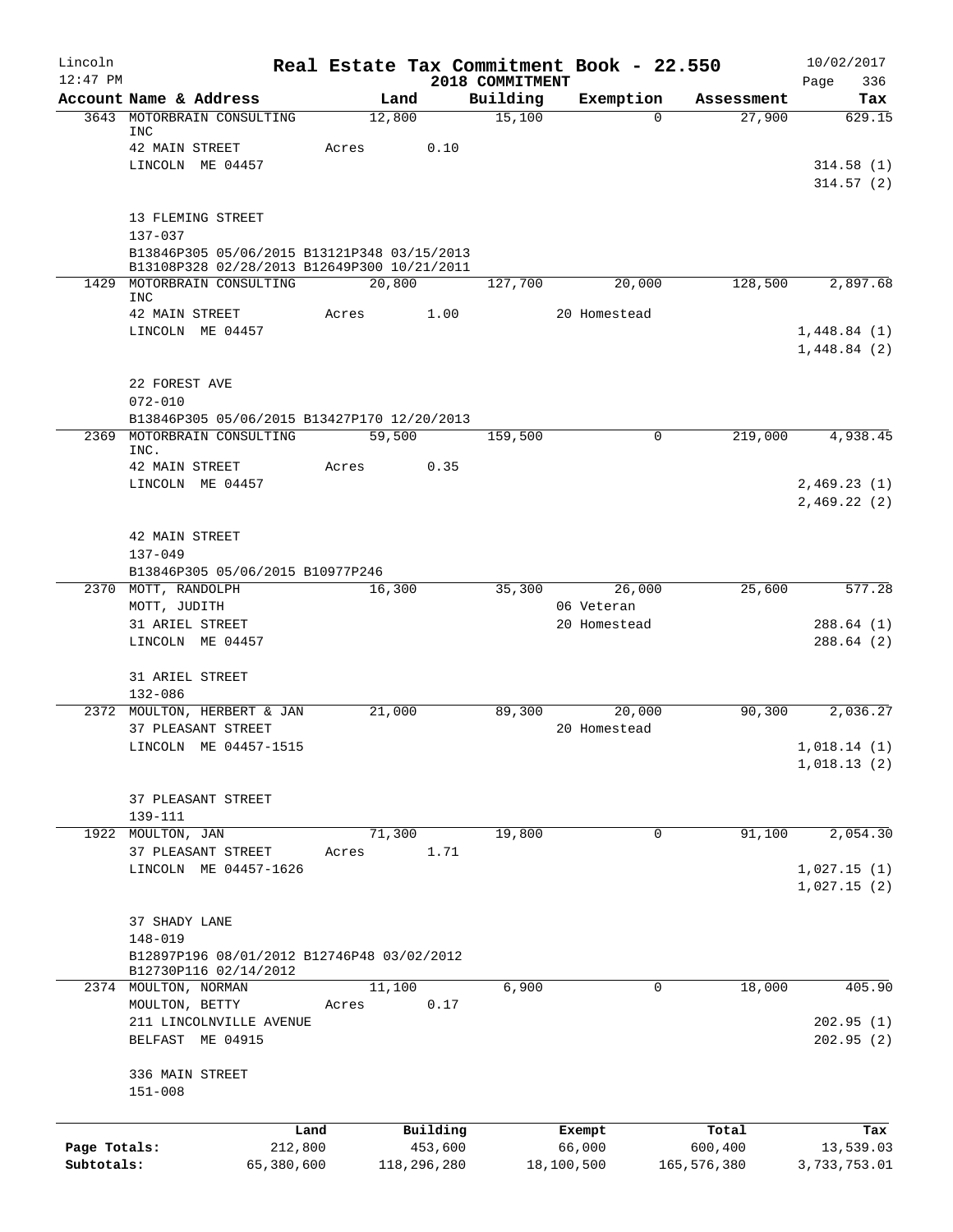# Real Estate Tax Commitment Book - 22.550

Lincoln 12:47 PM — 2018 COMMITMENT — 10/02/2017

| Account Name & Address | Land | Building | Exemption | Assessment | Tax |
|---|---|---|---|---|---|
| 3643 MOTORBRAIN CONSULTING INC | 12,800 | 15,100 | 0 | 27,900 | 629.15 |
| 42 MAIN STREET | Acres 0.10 | | | | |
| LINCOLN ME 04457 | | | | | 314.58 (1) |
| | | | | | 314.57 (2) |
| 13 FLEMING STREET | | | | | |
| 137-037 | | | | | |
| B13846P305 05/06/2015 B13121P348 03/15/2013 B13108P328 02/28/2013 B12649P300 10/21/2011 | | | | | |
| 1429 MOTORBRAIN CONSULTING INC | 20,800 | 127,700 | 20,000 | 128,500 | 2,897.68 |
| 42 MAIN STREET | Acres 1.00 | | 20 Homestead | | |
| LINCOLN ME 04457 | | | | | 1,448.84 (1) |
| | | | | | 1,448.84 (2) |
| 22 FOREST AVE | | | | | |
| 072-010 | | | | | |
| B13846P305 05/06/2015 B13427P170 12/20/2013 | | | | | |
| 2369 MOTORBRAIN CONSULTING INC. | 59,500 | 159,500 | 0 | 219,000 | 4,938.45 |
| 42 MAIN STREET | Acres 0.35 | | | | |
| LINCOLN ME 04457 | | | | | 2,469.23 (1) |
| | | | | | 2,469.22 (2) |
| 42 MAIN STREET | | | | | |
| 137-049 | | | | | |
| B13846P305 05/06/2015 B10977P246 | | | | | |
| 2370 MOTT, RANDOLPH | 16,300 | 35,300 | 26,000 | 25,600 | 577.28 |
| MOTT, JUDITH | | | 06 Veteran | | |
| 31 ARIEL STREET | | | 20 Homestead | | 288.64 (1) |
| LINCOLN ME 04457 | | | | | 288.64 (2) |
| 31 ARIEL STREET | | | | | |
| 132-086 | | | | | |
| 2372 MOULTON, HERBERT & JAN | 21,000 | 89,300 | 20,000 | 90,300 | 2,036.27 |
| 37 PLEASANT STREET | | | 20 Homestead | | |
| LINCOLN ME 04457-1515 | | | | | 1,018.14 (1) |
| | | | | | 1,018.13 (2) |
| 37 PLEASANT STREET | | | | | |
| 139-111 | | | | | |
| 1922 MOULTON, JAN | 71,300 | 19,800 | 0 | 91,100 | 2,054.30 |
| 37 PLEASANT STREET | Acres 1.71 | | | | |
| LINCOLN ME 04457-1626 | | | | | 1,027.15 (1) |
| | | | | | 1,027.15 (2) |
| 37 SHADY LANE | | | | | |
| 148-019 | | | | | |
| B12897P196 08/01/2012 B12746P48 03/02/2012 B12730P116 02/14/2012 | | | | | |
| 2374 MOULTON, NORMAN | 11,100 | 6,900 | 0 | 18,000 | 405.90 |
| MOULTON, BETTY | Acres 0.17 | | | | |
| 211 LINCOLNVILLE AVENUE | | | | | 202.95 (1) |
| BELFAST ME 04915 | | | | | 202.95 (2) |
| 336 MAIN STREET | | | | | |
| 151-008 | | | | | |

| | Land | Building | Exempt | Total | Tax |
|---|---|---|---|---|---|
| Page Totals: | 212,800 | 453,600 | 66,000 | 600,400 | 13,539.03 |
| Subtotals: | 65,380,600 | 118,296,280 | 18,100,500 | 165,576,380 | 3,733,753.01 |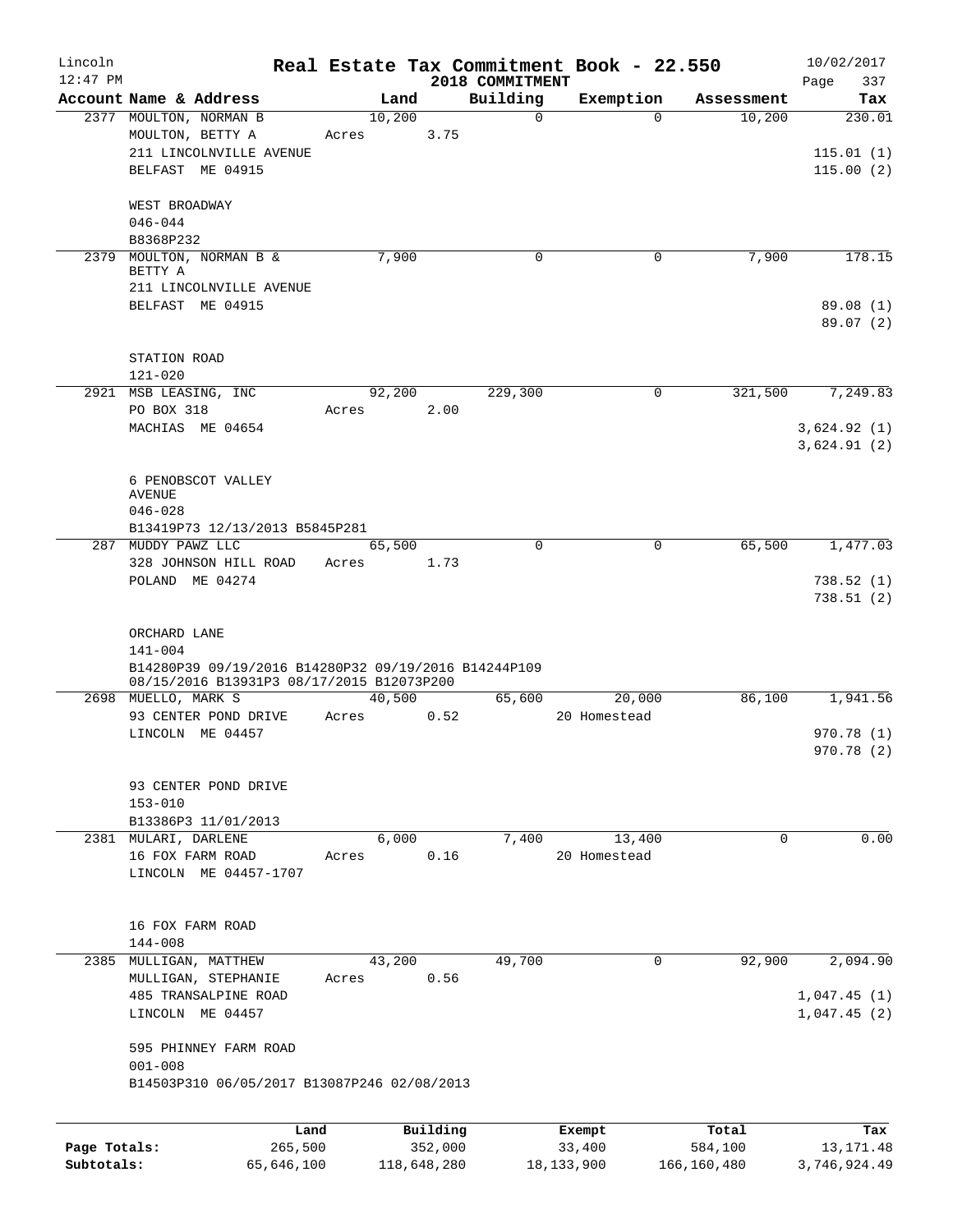Lincoln 12:47 PM

# Real Estate Tax Commitment Book - 22.550

2018 COMMITMENT

10/02/2017

| Account Name & Address | Land | Building | Exemption | Assessment | Tax |
|---|---|---|---|---|---|
| 2377 MOULTON, NORMAN B<br>MOULTON, BETTY A<br>211 LINCOLNVILLE AVENUE<br>BELFAST ME 04915<br><br>WEST BROADWAY<br>046-044<br>B8368P232 | 10,200<br>Acres 3.75 | 0 | 0 | 10,200 | 230.01<br><br>115.01 (1)<br>115.00 (2) |
| 2379 MOULTON, NORMAN B & BETTY A<br>211 LINCOLNVILLE AVENUE<br>BELFAST ME 04915<br><br>STATION ROAD<br>121-020 | 7,900 | 0 | 0 | 7,900 | 178.15<br><br>89.08 (1)<br>89.07 (2) |
| 2921 MSB LEASING, INC<br>PO BOX 318<br>MACHIAS ME 04654<br><br>6 PENOBSCOT VALLEY AVENUE<br>046-028<br>B13419P73 12/13/2013 B5845P281 | 92,200<br>Acres 2.00 | 229,300 | 0 | 321,500 | 7,249.83<br><br>3,624.92 (1)<br>3,624.91 (2) |
| 287 MUDDY PAWZ LLC<br>328 JOHNSON HILL ROAD<br>POLAND ME 04274<br><br>ORCHARD LANE<br>141-004<br>B14280P39 09/19/2016 B14280P32 09/19/2016 B14244P109 08/15/2016 B13931P3 08/17/2015 B12073P200 | 65,500<br>Acres 1.73 | 0 | 0 | 65,500 | 1,477.03<br><br>738.52 (1)<br>738.51 (2) |
| 2698 MUELLO, MARK S<br>93 CENTER POND DRIVE<br>LINCOLN ME 04457<br><br>93 CENTER POND DRIVE<br>153-010<br>B13386P3 11/01/2013 | 40,500<br>Acres 0.52 | 65,600 | 20,000<br>20 Homestead | 86,100 | 1,941.56<br><br>970.78 (1)<br>970.78 (2) |
| 2381 MULARI, DARLENE<br>16 FOX FARM ROAD<br>LINCOLN ME 04457-1707<br><br>16 FOX FARM ROAD<br>144-008 | 6,000<br>Acres 0.16 | 7,400 | 13,400<br>20 Homestead | 0 | 0.00 |
| 2385 MULLIGAN, MATTHEW<br>MULLIGAN, STEPHANIE<br>485 TRANSALPINE ROAD<br>LINCOLN ME 04457<br><br>595 PHINNEY FARM ROAD<br>001-008<br>B14503P310 06/05/2017 B13087P246 02/08/2013 | 43,200<br>Acres 0.56 | 49,700 | 0 | 92,900 | 2,094.90<br><br>1,047.45 (1)<br>1,047.45 (2) |

| | Land | Building | Exempt | Total | Tax |
|---|---|---|---|---|---|
| Page Totals: | 265,500 | 352,000 | 33,400 | 584,100 | 13,171.48 |
| Subtotals: | 65,646,100 | 118,648,280 | 18,133,900 | 166,160,480 | 3,746,924.49 |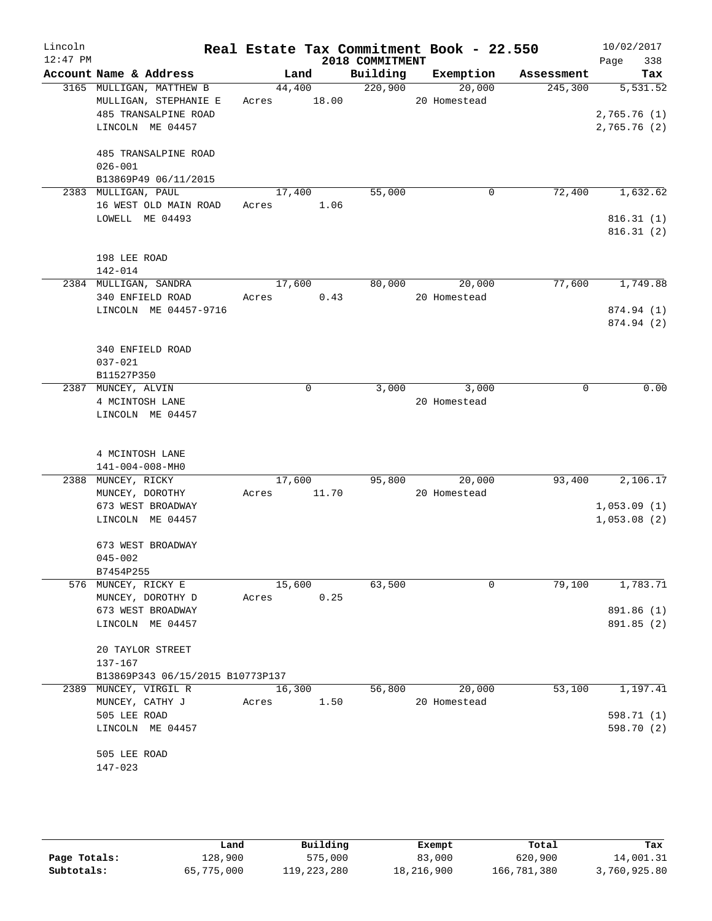Lincoln 12:47 PM

# Real Estate Tax Commitment Book - 22.550

## 2018 COMMITMENT

10/02/2017

| Account Name & Address | Land | Building | Exemption | Assessment | Tax |
|---|---|---|---|---|---|
| 3165 MULLIGAN, MATTHEW B | 44,400 | 220,900 | 20,000 | 245,300 | 5,531.52 |
| MULLIGAN, STEPHANIE E | Acres 18.00 | | 20 Homestead | | |
| 485 TRANSALPINE ROAD | | | | | 2,765.76 (1) |
| LINCOLN ME 04457 | | | | | 2,765.76 (2) |
| 485 TRANSALPINE ROAD | | | | | |
| 026-001 | | | | | |
| B13869P49 06/11/2015 | | | | | |
| 2383 MULLIGAN, PAUL | 17,400 | 55,000 | 0 | 72,400 | 1,632.62 |
| 16 WEST OLD MAIN ROAD | Acres 1.06 | | | | |
| LOWELL ME 04493 | | | | | 816.31 (1) |
| | | | | | 816.31 (2) |
| 198 LEE ROAD | | | | | |
| 142-014 | | | | | |
| 2384 MULLIGAN, SANDRA | 17,600 | 80,000 | 20,000 | 77,600 | 1,749.88 |
| 340 ENFIELD ROAD | Acres 0.43 | | 20 Homestead | | |
| LINCOLN ME 04457-9716 | | | | | 874.94 (1) |
| | | | | | 874.94 (2) |
| 340 ENFIELD ROAD | | | | | |
| 037-021 | | | | | |
| B11527P350 | | | | | |
| 2387 MUNCEY, ALVIN | 0 | 3,000 | 3,000 | 0 | 0.00 |
| 4 MCINTOSH LANE | | | 20 Homestead | | |
| LINCOLN ME 04457 | | | | | |
| 4 MCINTOSH LANE | | | | | |
| 141-004-008-MH0 | | | | | |
| 2388 MUNCEY, RICKY | 17,600 | 95,800 | 20,000 | 93,400 | 2,106.17 |
| MUNCEY, DOROTHY | Acres 11.70 | | 20 Homestead | | |
| 673 WEST BROADWAY | | | | | 1,053.09 (1) |
| LINCOLN ME 04457 | | | | | 1,053.08 (2) |
| 673 WEST BROADWAY | | | | | |
| 045-002 | | | | | |
| B7454P255 | | | | | |
| 576 MUNCEY, RICKY E | 15,600 | 63,500 | 0 | 79,100 | 1,783.71 |
| MUNCEY, DOROTHY D | Acres 0.25 | | | | |
| 673 WEST BROADWAY | | | | | 891.86 (1) |
| LINCOLN ME 04457 | | | | | 891.85 (2) |
| 20 TAYLOR STREET | | | | | |
| 137-167 | | | | | |
| B13869P343 06/15/2015 B10773P137 | | | | | |
| 2389 MUNCEY, VIRGIL R | 16,300 | 56,800 | 20,000 | 53,100 | 1,197.41 |
| MUNCEY, CATHY J | Acres 1.50 | | 20 Homestead | | |
| 505 LEE ROAD | | | | | 598.71 (1) |
| LINCOLN ME 04457 | | | | | 598.70 (2) |
| 505 LEE ROAD | | | | | |
| 147-023 | | | | | |

| | Land | Building | Exempt | Total | Tax |
|---|---|---|---|---|---|
| Page Totals: | 128,900 | 575,000 | 83,000 | 620,900 | 14,001.31 |
| Subtotals: | 65,775,000 | 119,223,280 | 18,216,900 | 166,781,380 | 3,760,925.80 |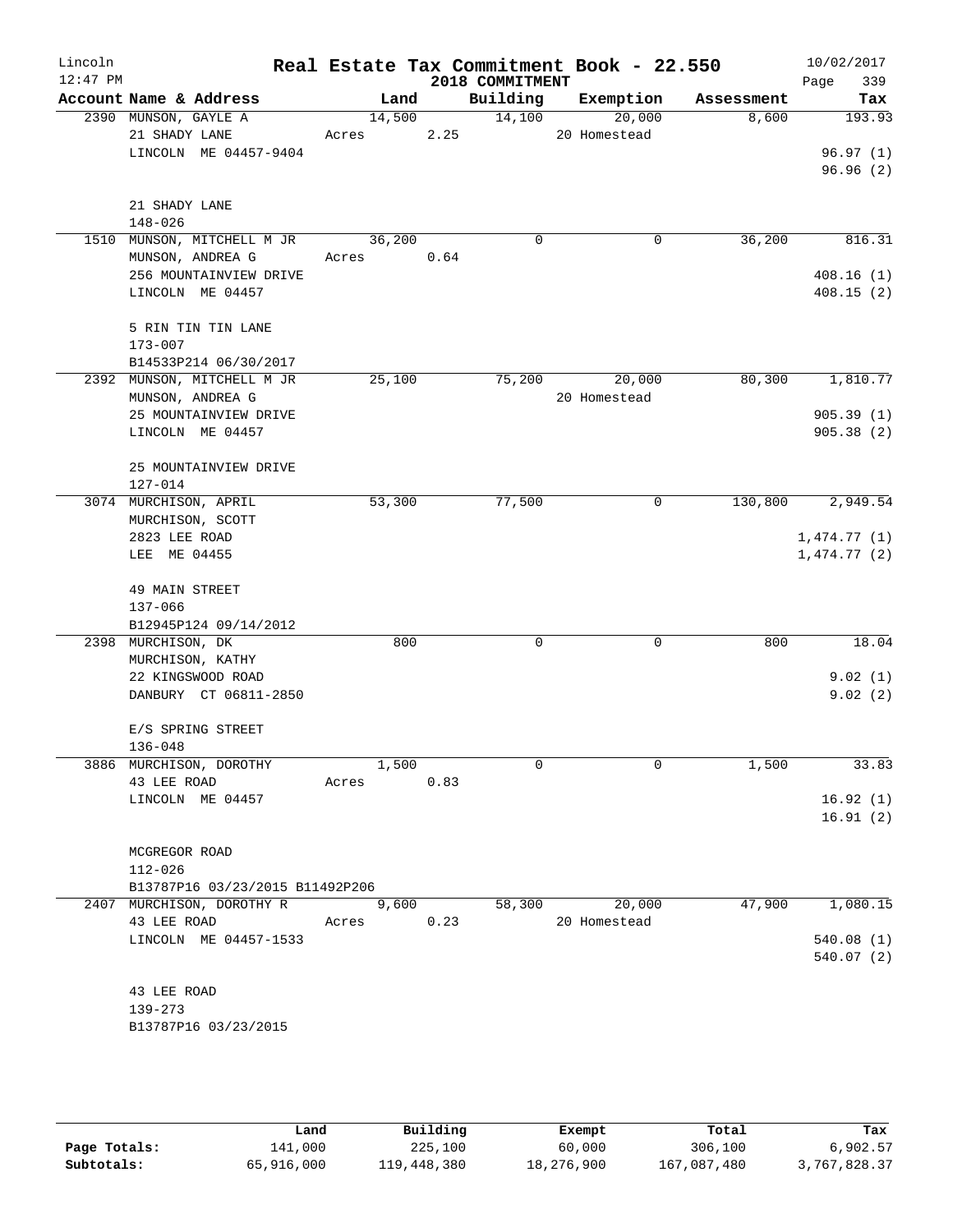# Real Estate Tax Commitment Book - 22.550

Lincoln, 12:47 PM — 2018 COMMITMENT — 10/02/2017

| Account | Name & Address | Land | Building | Exemption | Assessment | Tax |
|---|---|---|---|---|---|---|
| 2390 | MUNSON, GAYLE A<br>21 SHADY LANE<br>LINCOLN ME 04457-9404<br><br>21 SHADY LANE<br>148-026 | 14,500<br>Acres 2.25 | 14,100 | 20,000<br>20 Homestead | 8,600 | 193.93<br>96.97 (1)<br>96.96 (2) |
| 1510 | MUNSON, MITCHELL M JR<br>MUNSON, ANDREA G<br>256 MOUNTAINVIEW DRIVE<br>LINCOLN ME 04457<br><br>5 RIN TIN TIN LANE<br>173-007<br>B14533P214 06/30/2017 | 36,200<br>Acres 0.64 | 0 | 0 | 36,200 | 816.31<br>408.16 (1)<br>408.15 (2) |
| 2392 | MUNSON, MITCHELL M JR<br>MUNSON, ANDREA G<br>25 MOUNTAINVIEW DRIVE<br>LINCOLN ME 04457<br><br>25 MOUNTAINVIEW DRIVE<br>127-014 | 25,100 | 75,200 | 20,000<br>20 Homestead | 80,300 | 1,810.77<br>905.39 (1)<br>905.38 (2) |
| 3074 | MURCHISON, APRIL<br>MURCHISON, SCOTT<br>2823 LEE ROAD<br>LEE ME 04455<br><br>49 MAIN STREET<br>137-066<br>B12945P124 09/14/2012 | 53,300 | 77,500 | 0 | 130,800 | 2,949.54<br>1,474.77 (1)<br>1,474.77 (2) |
| 2398 | MURCHISON, DK<br>MURCHISON, KATHY<br>22 KINGSWOOD ROAD<br>DANBURY CT 06811-2850<br><br>E/S SPRING STREET<br>136-048 | 800 | 0 | 0 | 800 | 18.04<br>9.02 (1)<br>9.02 (2) |
| 3886 | MURCHISON, DOROTHY<br>43 LEE ROAD<br>LINCOLN ME 04457<br><br>MCGREGOR ROAD<br>112-026<br>B13787P16 03/23/2015 B11492P206 | 1,500<br>Acres 0.83 | 0 | 0 | 1,500 | 33.83<br>16.92 (1)<br>16.91 (2) |
| 2407 | MURCHISON, DOROTHY R<br>43 LEE ROAD<br>LINCOLN ME 04457-1533<br><br>43 LEE ROAD<br>139-273<br>B13787P16 03/23/2015 | 9,600<br>Acres 0.23 | 58,300 | 20,000<br>20 Homestead | 47,900 | 1,080.15<br>540.08 (1)<br>540.07 (2) |

| | Land | Building | Exempt | Total | Tax |
|---|---|---|---|---|---|
| Page Totals: | 141,000 | 225,100 | 60,000 | 306,100 | 6,902.57 |
| Subtotals: | 65,916,000 | 119,448,380 | 18,276,900 | 167,087,480 | 3,767,828.37 |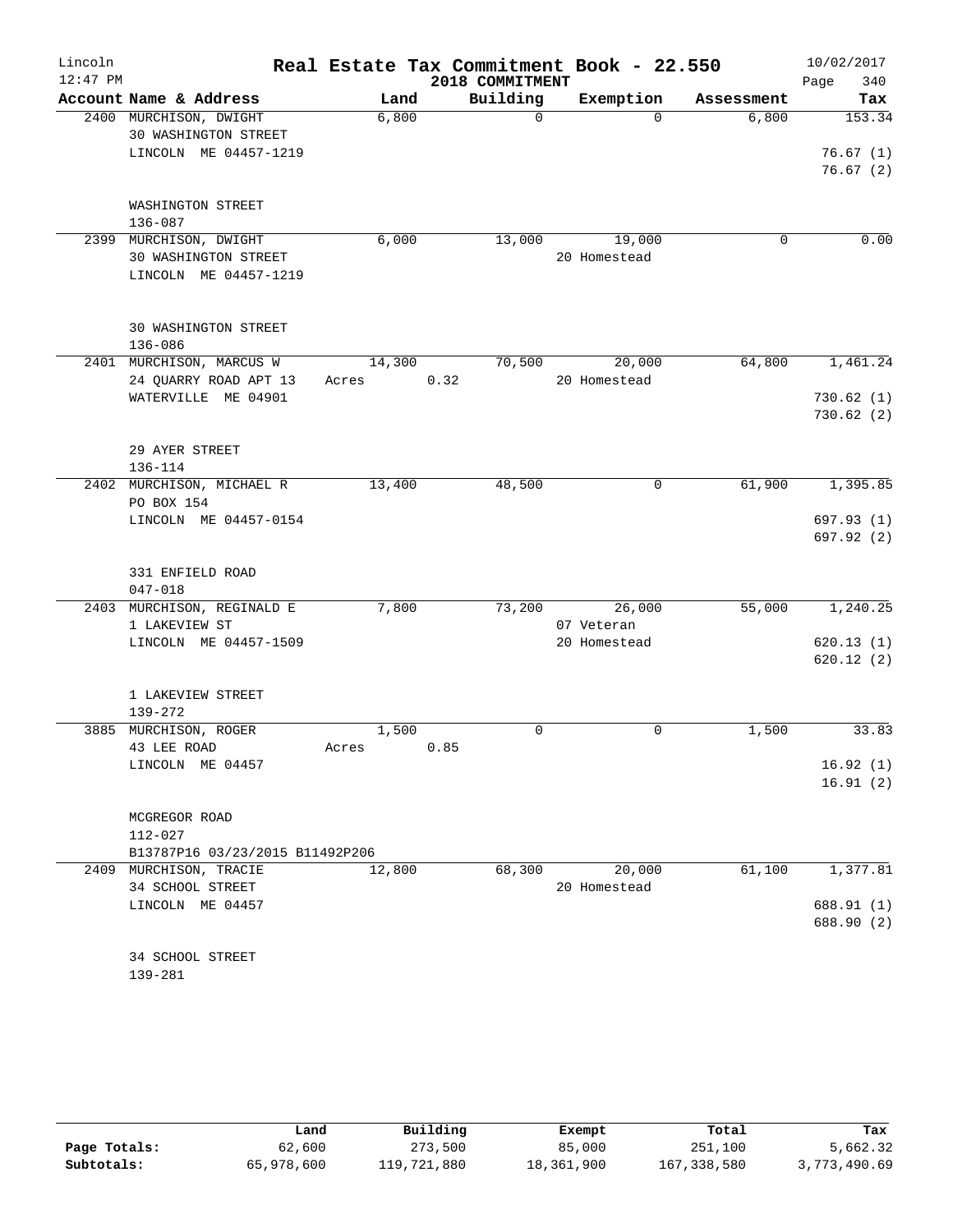# Real Estate Tax Commitment Book - 22.550

Lincoln
12:47 PM

2018 COMMITMENT

10/02/2017

| Account Name & Address | Land | Building | Exemption | Assessment | Tax |
|---|---|---|---|---|---|
| 2400 MURCHISON, DWIGHT<br>30 WASHINGTON STREET<br>LINCOLN ME 04457-1219<br><br>WASHINGTON STREET<br>136-087 | 6,800 | 0 | 0 | 6,800 | 153.34<br><br>76.67 (1)<br>76.67 (2) |
| 2399 MURCHISON, DWIGHT<br>30 WASHINGTON STREET<br>LINCOLN ME 04457-1219<br><br>30 WASHINGTON STREET<br>136-086 | 6,000 | 13,000 | 19,000<br>20 Homestead | 0 | 0.00 |
| 2401 MURCHISON, MARCUS W<br>24 QUARRY ROAD APT 13<br>WATERVILLE ME 04901<br><br>29 AYER STREET<br>136-114 | 14,300<br>Acres 0.32 | 70,500 | 20,000<br>20 Homestead | 64,800 | 1,461.24<br><br>730.62 (1)<br>730.62 (2) |
| 2402 MURCHISON, MICHAEL R<br>PO BOX 154<br>LINCOLN ME 04457-0154<br><br>331 ENFIELD ROAD<br>047-018 | 13,400 | 48,500 | 0 | 61,900 | 1,395.85<br><br>697.93 (1)<br>697.92 (2) |
| 2403 MURCHISON, REGINALD E<br>1 LAKEVIEW ST<br>LINCOLN ME 04457-1509<br><br>1 LAKEVIEW STREET<br>139-272 | 7,800 | 73,200 | 26,000<br>07 Veteran<br>20 Homestead | 55,000 | 1,240.25<br><br>620.13 (1)<br>620.12 (2) |
| 3885 MURCHISON, ROGER<br>43 LEE ROAD<br>LINCOLN ME 04457<br><br>MCGREGOR ROAD<br>112-027<br>B13787P16 03/23/2015 B11492P206 | 1,500<br>Acres 0.85 | 0 | 0 | 1,500 | 33.83<br><br>16.92 (1)<br>16.91 (2) |
| 2409 MURCHISON, TRACIE<br>34 SCHOOL STREET<br>LINCOLN ME 04457<br><br>34 SCHOOL STREET<br>139-281 | 12,800 | 68,300 | 20,000<br>20 Homestead | 61,100 | 1,377.81<br><br>688.91 (1)<br>688.90 (2) |

| | Land | Building | Exempt | Total | Tax |
|---|---|---|---|---|---|
| Page Totals: | 62,600 | 273,500 | 85,000 | 251,100 | 5,662.32 |
| Subtotals: | 65,978,600 | 119,721,880 | 18,361,900 | 167,338,580 | 3,773,490.69 |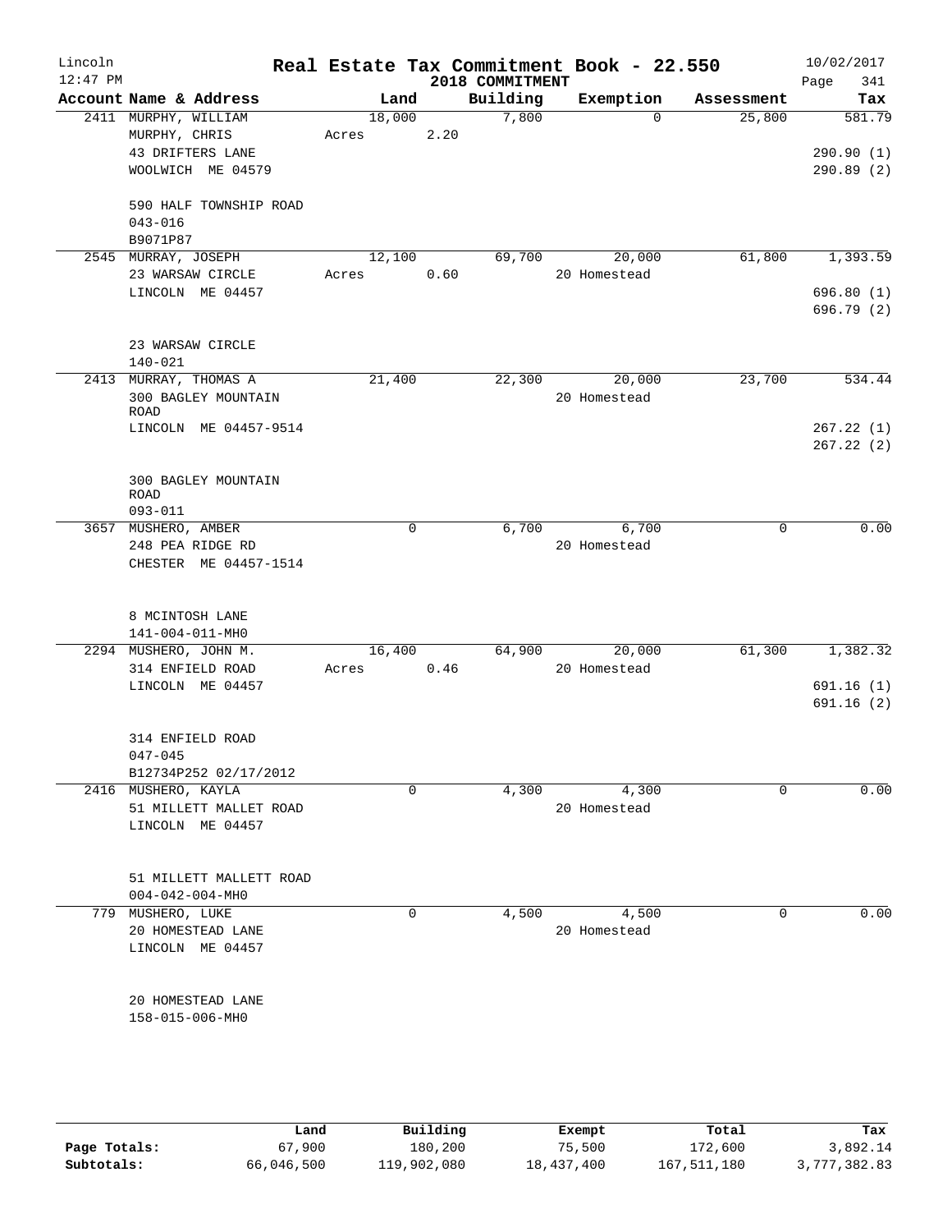Lincoln 12:47 PM

# Real Estate Tax Commitment Book - 22.550

2018 COMMITMENT

10/02/2017 Page 341

| Account Name & Address | Land | Building | Exemption | Assessment | Tax |
|---|---|---|---|---|---|
| 2411 MURPHY, WILLIAM | 18,000 | 7,800 | 0 | 25,800 | 581.79 |
| MURPHY, CHRIS | Acres 2.20 | | | | |
| 43 DRIFTERS LANE | | | | | 290.90 (1) |
| WOOLWICH ME 04579 | | | | | 290.89 (2) |
| 590 HALF TOWNSHIP ROAD | | | | | |
| 043-016 | | | | | |
| B9071P87 | | | | | |
| 2545 MURRAY, JOSEPH | 12,100 | 69,700 | 20,000 | 61,800 | 1,393.59 |
| 23 WARSAW CIRCLE | Acres 0.60 | | 20 Homestead | | |
| LINCOLN ME 04457 | | | | | 696.80 (1) |
| | | | | | 696.79 (2) |
| 23 WARSAW CIRCLE | | | | | |
| 140-021 | | | | | |
| 2413 MURRAY, THOMAS A | 21,400 | 22,300 | 20,000 | 23,700 | 534.44 |
| 300 BAGLEY MOUNTAIN ROAD | | | 20 Homestead | | |
| LINCOLN ME 04457-9514 | | | | | 267.22 (1) |
| | | | | | 267.22 (2) |
| 300 BAGLEY MOUNTAIN ROAD | | | | | |
| 093-011 | | | | | |
| 3657 MUSHERO, AMBER | 0 | 6,700 | 6,700 | 0 | 0.00 |
| 248 PEA RIDGE RD | | | 20 Homestead | | |
| CHESTER ME 04457-1514 | | | | | |
| 8 MCINTOSH LANE | | | | | |
| 141-004-011-MH0 | | | | | |
| 2294 MUSHERO, JOHN M. | 16,400 | 64,900 | 20,000 | 61,300 | 1,382.32 |
| 314 ENFIELD ROAD | Acres 0.46 | | 20 Homestead | | |
| LINCOLN ME 04457 | | | | | 691.16 (1) |
| | | | | | 691.16 (2) |
| 314 ENFIELD ROAD | | | | | |
| 047-045 | | | | | |
| B12734P252 02/17/2012 | | | | | |
| 2416 MUSHERO, KAYLA | 0 | 4,300 | 4,300 | 0 | 0.00 |
| 51 MILLETT MALLET ROAD | | | 20 Homestead | | |
| LINCOLN ME 04457 | | | | | |
| 51 MILLETT MALLETT ROAD | | | | | |
| 004-042-004-MH0 | | | | | |
| 779 MUSHERO, LUKE | 0 | 4,500 | 4,500 | 0 | 0.00 |
| 20 HOMESTEAD LANE | | | 20 Homestead | | |
| LINCOLN ME 04457 | | | | | |
| 20 HOMESTEAD LANE | | | | | |
| 158-015-006-MH0 | | | | | |

| | Land | Building | Exempt | Total | Tax |
|---|---|---|---|---|---|
| Page Totals: | 67,900 | 180,200 | 75,500 | 172,600 | 3,892.14 |
| Subtotals: | 66,046,500 | 119,902,080 | 18,437,400 | 167,511,180 | 3,777,382.83 |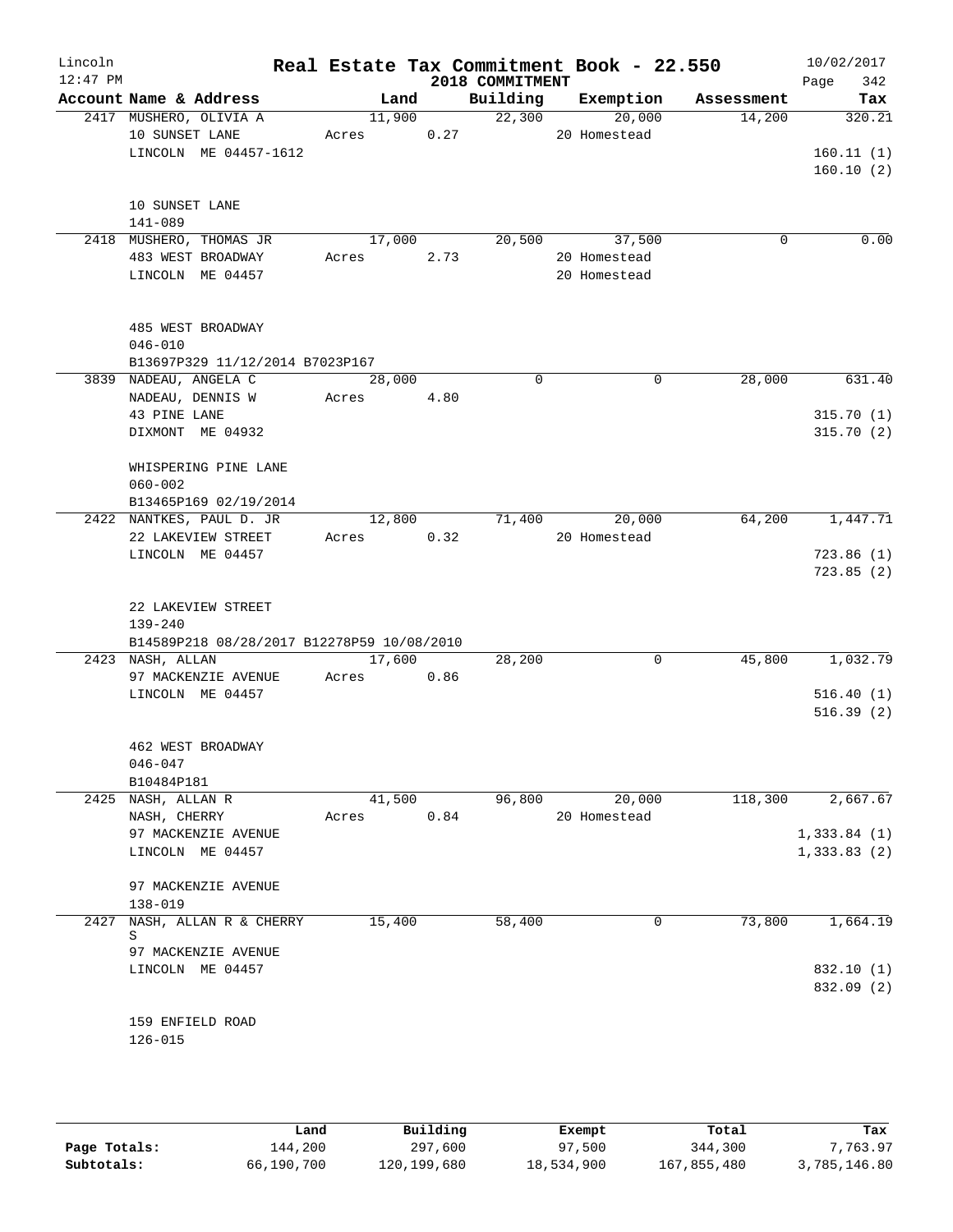Lincoln 12:47 PM

# Real Estate Tax Commitment Book - 22.550

2018 COMMITMENT

10/02/2017 Page 342

| Account Name & Address | Land | Building | Exemption | Assessment | Tax |
|---|---|---|---|---|---|
| 2417 MUSHERO, OLIVIA A<br>10 SUNSET LANE<br>LINCOLN ME 04457-1612<br><br>10 SUNSET LANE<br>141-089 | 11,900<br>Acres 0.27 | 22,300 | 20,000<br>20 Homestead | 14,200 | 320.21<br><br>160.11 (1)<br>160.10 (2) |
| 2418 MUSHERO, THOMAS JR<br>483 WEST BROADWAY<br>LINCOLN ME 04457<br><br>485 WEST BROADWAY<br>046-010<br>B13697P329 11/12/2014 B7023P167 | 17,000<br>Acres 2.73 | 20,500 | 37,500<br>20 Homestead<br>20 Homestead | 0 | 0.00 |
| 3839 NADEAU, ANGELA C<br>NADEAU, DENNIS W<br>43 PINE LANE<br>DIXMONT ME 04932<br><br>WHISPERING PINE LANE<br>060-002<br>B13465P169 02/19/2014 | 28,000<br>Acres 4.80 | 0 | 0 | 28,000 | 631.40<br><br>315.70 (1)<br>315.70 (2) |
| 2422 NANTKES, PAUL D. JR<br>22 LAKEVIEW STREET<br>LINCOLN ME 04457<br><br>22 LAKEVIEW STREET<br>139-240<br>B14589P218 08/28/2017 B12278P59 10/08/2010 | 12,800<br>Acres 0.32 | 71,400 | 20,000<br>20 Homestead | 64,200 | 1,447.71<br><br>723.86 (1)<br>723.85 (2) |
| 2423 NASH, ALLAN<br>97 MACKENZIE AVENUE<br>LINCOLN ME 04457<br><br>462 WEST BROADWAY<br>046-047<br>B10484P181 | 17,600<br>Acres 0.86 | 28,200 | 0 | 45,800 | 1,032.79<br><br>516.40 (1)<br>516.39 (2) |
| 2425 NASH, ALLAN R<br>NASH, CHERRY<br>97 MACKENZIE AVENUE<br>LINCOLN ME 04457<br><br>97 MACKENZIE AVENUE<br>138-019 | 41,500<br>Acres 0.84 | 96,800 | 20,000<br>20 Homestead | 118,300 | 2,667.67<br><br>1,333.84 (1)<br>1,333.83 (2) |
| 2427 NASH, ALLAN R & CHERRY S<br>97 MACKENZIE AVENUE<br>LINCOLN ME 04457<br><br>159 ENFIELD ROAD<br>126-015 | 15,400 | 58,400 | 0 | 73,800 | 1,664.19<br><br>832.10 (1)<br>832.09 (2) |

| | Land | Building | Exempt | Total | Tax |
|---|---|---|---|---|---|
| Page Totals: | 144,200 | 297,600 | 97,500 | 344,300 | 7,763.97 |
| Subtotals: | 66,190,700 | 120,199,680 | 18,534,900 | 167,855,480 | 3,785,146.80 |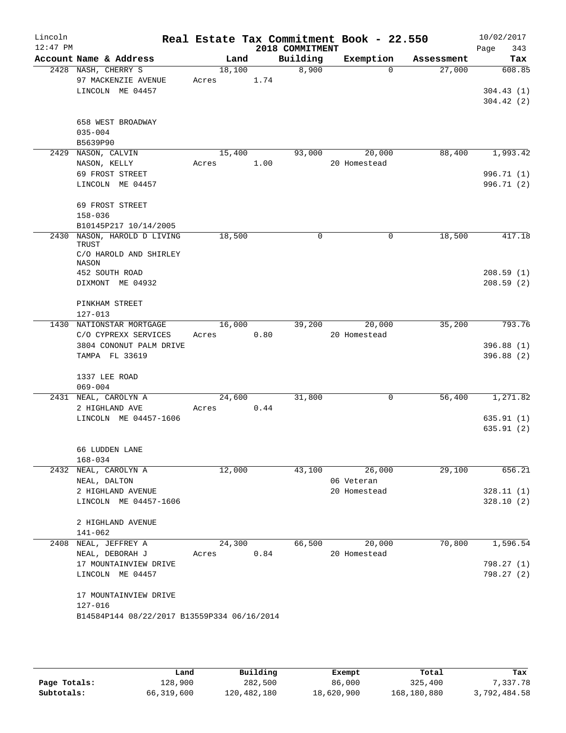Lincoln 12:47 PM

# Real Estate Tax Commitment Book - 22.550

2018 COMMITMENT

10/02/2017 Page 343

| Account Name & Address | Land | Building | Exemption | Assessment | Tax |
|---|---|---|---|---|---|
| 2428 NASH, CHERRY S<br>97 MACKENZIE AVENUE<br>LINCOLN ME 04457<br><br>658 WEST BROADWAY<br>035-004<br>B5639P90 | 18,100<br>Acres 1.74 | 8,900 | 0 | 27,000 | 608.85<br><br>304.43 (1)<br>304.42 (2) |
| 2429 NASON, CALVIN<br>NASON, KELLY<br>69 FROST STREET<br>LINCOLN ME 04457<br><br>69 FROST STREET<br>158-036<br>B10145P217 10/14/2005 | 15,400<br>Acres 1.00 | 93,000 | 20,000<br>20 Homestead | 88,400 | 1,993.42<br><br>996.71 (1)<br>996.71 (2) |
| 2430 NASON, HAROLD D LIVING TRUST<br>C/O HAROLD AND SHIRLEY NASON<br>452 SOUTH ROAD<br>DIXMONT ME 04932<br><br>PINKHAM STREET<br>127-013 | 18,500 | 0 | 0 | 18,500 | 417.18<br><br>208.59 (1)<br>208.59 (2) |
| 1430 NATIONSTAR MORTGAGE<br>C/O CYPREXX SERVICES<br>3804 CONONUT PALM DRIVE<br>TAMPA FL 33619<br><br>1337 LEE ROAD<br>069-004 | 16,000<br>Acres 0.80 | 39,200 | 20,000<br>20 Homestead | 35,200 | 793.76<br><br>396.88 (1)<br>396.88 (2) |
| 2431 NEAL, CAROLYN A<br>2 HIGHLAND AVE<br>LINCOLN ME 04457-1606<br><br>66 LUDDEN LANE<br>168-034 | 24,600<br>Acres 0.44 | 31,800 | 0 | 56,400 | 1,271.82<br><br>635.91 (1)<br>635.91 (2) |
| 2432 NEAL, CAROLYN A<br>NEAL, DALTON<br>2 HIGHLAND AVENUE<br>LINCOLN ME 04457-1606<br><br>2 HIGHLAND AVENUE<br>141-062 | 12,000 | 43,100 | 26,000<br>06 Veteran<br>20 Homestead | 29,100 | 656.21<br><br>328.11 (1)<br>328.10 (2) |
| 2408 NEAL, JEFFREY A<br>NEAL, DEBORAH J<br>17 MOUNTAINVIEW DRIVE<br>LINCOLN ME 04457<br><br>17 MOUNTAINVIEW DRIVE<br>127-016<br>B14584P144 08/22/2017 B13559P334 06/16/2014 | 24,300<br>Acres 0.84 | 66,500 | 20,000<br>20 Homestead | 70,800 | 1,596.54<br><br>798.27 (1)<br>798.27 (2) |

| | Land | Building | Exempt | Total | Tax |
|---|---|---|---|---|---|
| Page Totals: | 128,900 | 282,500 | 86,000 | 325,400 | 7,337.78 |
| Subtotals: | 66,319,600 | 120,482,180 | 18,620,900 | 168,180,880 | 3,792,484.58 |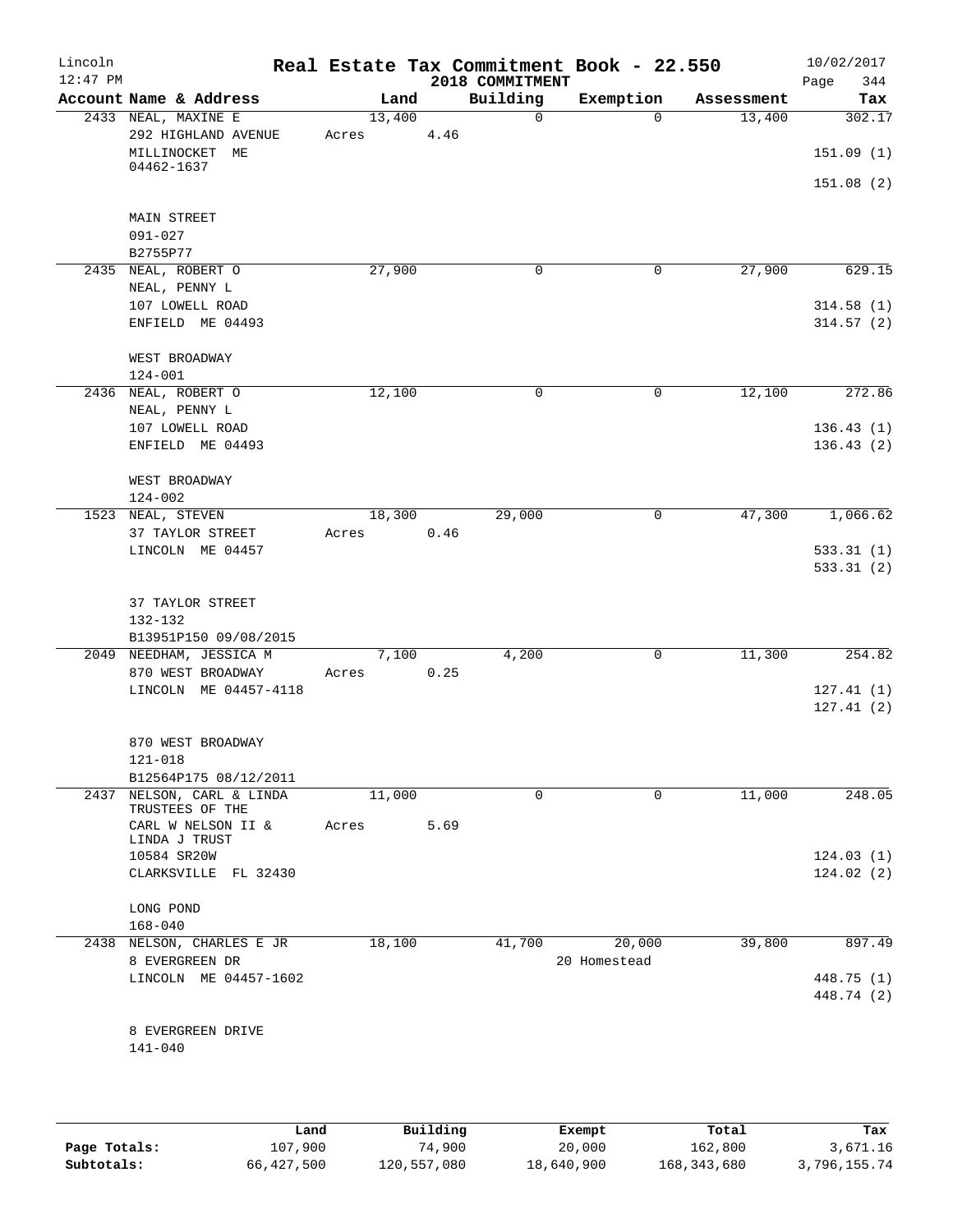Lincoln 12:47 PM — Real Estate Tax Commitment Book - 22.550 — 2018 COMMITMENT — 10/02/2017

| Account Name & Address | Land | Building | Exemption | Assessment | Tax |
|---|---|---|---|---|---|
| 2433 NEAL, MAXINE E<br>292 HIGHLAND AVENUE<br>MILLINOCKET ME<br>04462-1637<br><br>MAIN STREET<br>091-027<br>B2755P77 | 13,400<br>Acres 4.46 | 0 | 0 | 13,400 | 302.17<br><br>151.09 (1)<br><br>151.08 (2) |
| 2435 NEAL, ROBERT O<br>NEAL, PENNY L<br>107 LOWELL ROAD<br>ENFIELD ME 04493<br><br>WEST BROADWAY<br>124-001 | 27,900 | 0 | 0 | 27,900 | 629.15<br><br>314.58 (1)<br>314.57 (2) |
| 2436 NEAL, ROBERT O<br>NEAL, PENNY L<br>107 LOWELL ROAD<br>ENFIELD ME 04493<br><br>WEST BROADWAY<br>124-002 | 12,100 | 0 | 0 | 12,100 | 272.86<br><br>136.43 (1)<br>136.43 (2) |
| 1523 NEAL, STEVEN<br>37 TAYLOR STREET<br>LINCOLN ME 04457<br><br>37 TAYLOR STREET<br>132-132<br>B13951P150 09/08/2015 | 18,300<br>Acres 0.46 | 29,000 | 0 | 47,300 | 1,066.62<br><br>533.31 (1)<br>533.31 (2) |
| 2049 NEEDHAM, JESSICA M<br>870 WEST BROADWAY<br>LINCOLN ME 04457-4118<br><br>870 WEST BROADWAY<br>121-018<br>B12564P175 08/12/2011 | 7,100<br>Acres 0.25 | 4,200 | 0 | 11,300 | 254.82<br><br>127.41 (1)<br>127.41 (2) |
| 2437 NELSON, CARL & LINDA<br>TRUSTEES OF THE<br>CARL W NELSON II &<br>LINDA J TRUST<br>10584 SR20W<br>CLARKSVILLE FL 32430<br><br>LONG POND<br>168-040 | 11,000<br>Acres 5.69 | 0 | 0 | 11,000 | 248.05<br><br>124.03 (1)<br>124.02 (2) |
| 2438 NELSON, CHARLES E JR<br>8 EVERGREEN DR<br>LINCOLN ME 04457-1602<br><br>8 EVERGREEN DRIVE<br>141-040 | 18,100 | 41,700 | 20,000<br>20 Homestead | 39,800 | 897.49<br><br>448.75 (1)<br>448.74 (2) |

| | Land | Building | Exempt | Total | Tax |
|---|---|---|---|---|---|
| Page Totals: | 107,900 | 74,900 | 20,000 | 162,800 | 3,671.16 |
| Subtotals: | 66,427,500 | 120,557,080 | 18,640,900 | 168,343,680 | 3,796,155.74 |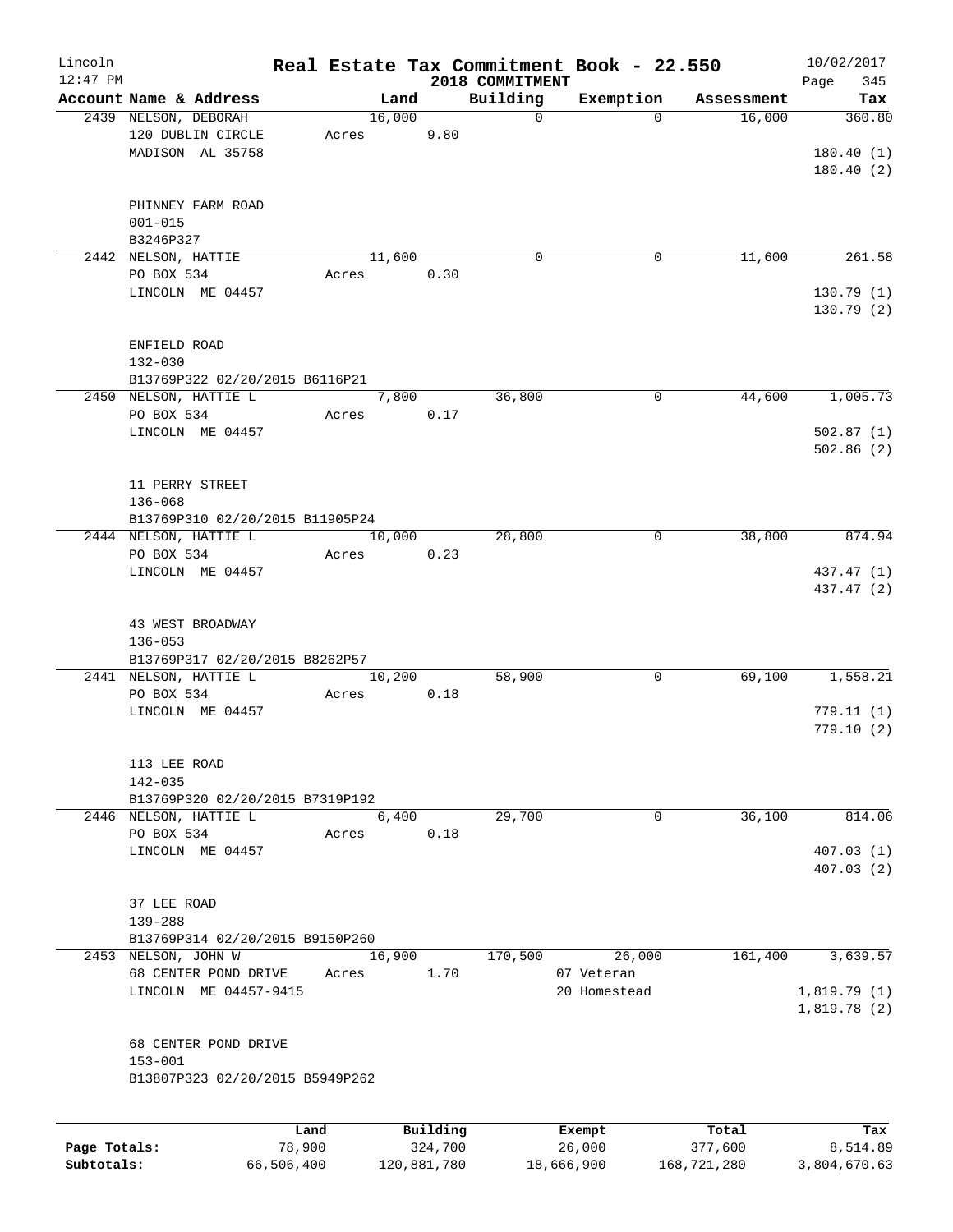Lincoln
12:47 PM

# Real Estate Tax Commitment Book - 22.550
## 2018 COMMITMENT

10/02/2017

| Account Name & Address | Land | Building | Exemption | Assessment | Tax |
|---|---|---|---|---|---|
| 2439 NELSON, DEBORAH<br>120 DUBLIN CIRCLE<br>MADISON AL 35758<br><br>PHINNEY FARM ROAD<br>001-015<br>B3246P327 | 16,000<br>Acres 9.80 | 0 | 0 | 16,000 | 360.80<br>180.40 (1)<br>180.40 (2) |
| 2442 NELSON, HATTIE<br>PO BOX 534<br>LINCOLN ME 04457<br><br>ENFIELD ROAD<br>132-030<br>B13769P322 02/20/2015 B6116P21 | 11,600<br>Acres 0.30 | 0 | 0 | 11,600 | 261.58<br>130.79 (1)<br>130.79 (2) |
| 2450 NELSON, HATTIE L<br>PO BOX 534<br>LINCOLN ME 04457<br><br>11 PERRY STREET<br>136-068<br>B13769P310 02/20/2015 B11905P24 | 7,800<br>Acres 0.17 | 36,800 | 0 | 44,600 | 1,005.73<br>502.87 (1)<br>502.86 (2) |
| 2444 NELSON, HATTIE L<br>PO BOX 534<br>LINCOLN ME 04457<br><br>43 WEST BROADWAY<br>136-053<br>B13769P317 02/20/2015 B8262P57 | 10,000<br>Acres 0.23 | 28,800 | 0 | 38,800 | 874.94<br>437.47 (1)<br>437.47 (2) |
| 2441 NELSON, HATTIE L<br>PO BOX 534<br>LINCOLN ME 04457<br><br>113 LEE ROAD<br>142-035<br>B13769P320 02/20/2015 B7319P192 | 10,200<br>Acres 0.18 | 58,900 | 0 | 69,100 | 1,558.21<br>779.11 (1)<br>779.10 (2) |
| 2446 NELSON, HATTIE L<br>PO BOX 534<br>LINCOLN ME 04457<br><br>37 LEE ROAD<br>139-288<br>B13769P314 02/20/2015 B9150P260 | 6,400<br>Acres 0.18 | 29,700 | 0 | 36,100 | 814.06<br>407.03 (1)<br>407.03 (2) |
| 2453 NELSON, JOHN W<br>68 CENTER POND DRIVE<br>LINCOLN ME 04457-9415<br><br>68 CENTER POND DRIVE<br>153-001<br>B13807P323 02/20/2015 B5949P262 | 16,900<br>Acres 1.70 | 170,500 | 26,000<br>07 Veteran<br>20 Homestead | 161,400 | 3,639.57<br>1,819.79 (1)<br>1,819.78 (2) |

| | Land | Building | Exempt | Total | Tax |
|---|---|---|---|---|---|
| Page Totals: | 78,900 | 324,700 | 26,000 | 377,600 | 8,514.89 |
| Subtotals: | 66,506,400 | 120,881,780 | 18,666,900 | 168,721,280 | 3,804,670.63 |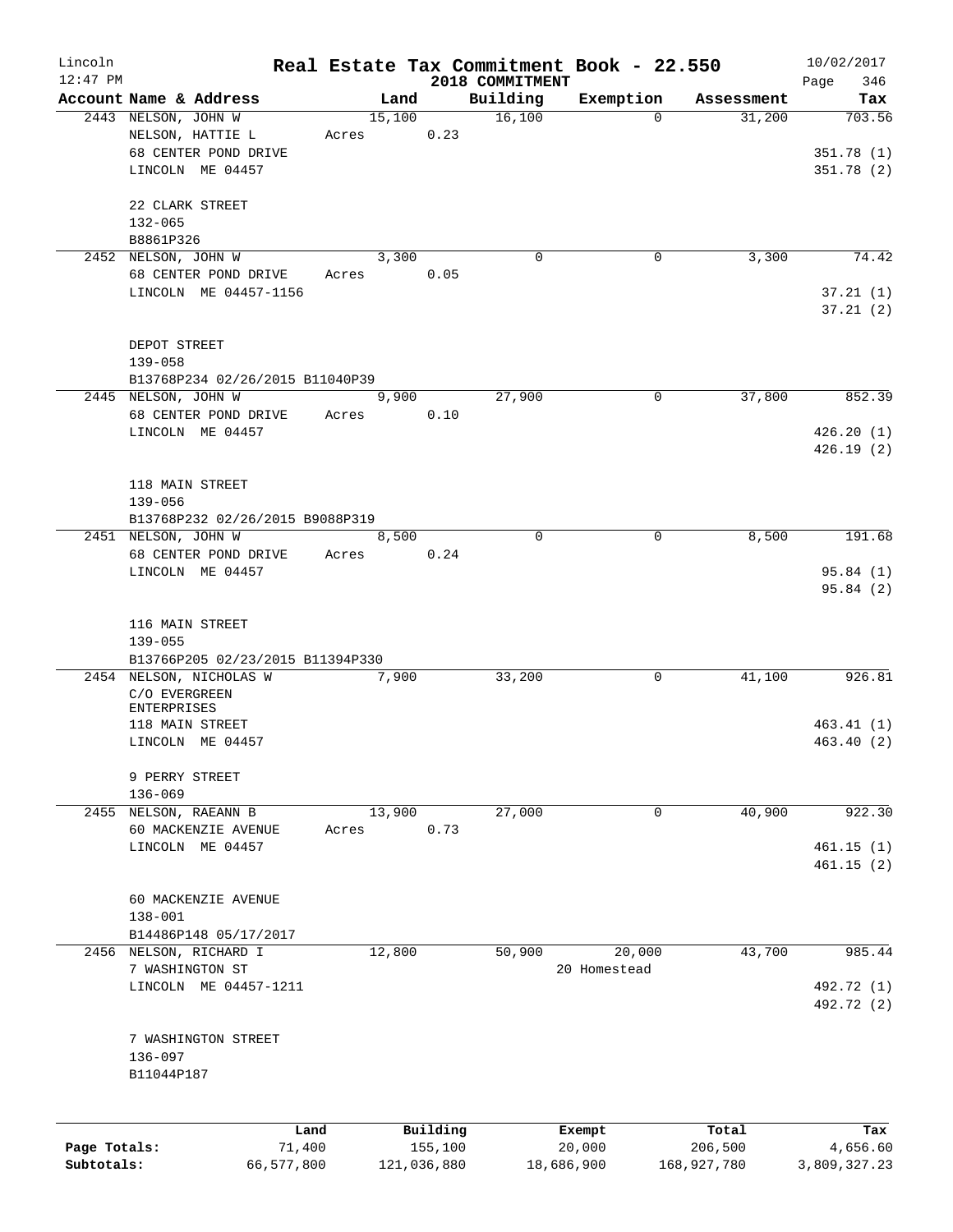# Real Estate Tax Commitment Book - 22.550

Lincoln
12:47 PM

2018 COMMITMENT

10/02/2017

| Account Name & Address | Land | Building | Exemption | Assessment | Tax |
|---|---|---|---|---|---|
| 2443 NELSON, JOHN W | 15,100 | 16,100 | 0 | 31,200 | 703.56 |
| NELSON, HATTIE L | Acres 0.23 | | | | |
| 68 CENTER POND DRIVE | | | | | 351.78 (1) |
| LINCOLN ME 04457 | | | | | 351.78 (2) |
| 22 CLARK STREET | | | | | |
| 132-065 | | | | | |
| B8861P326 | | | | | |
| 2452 NELSON, JOHN W | 3,300 | 0 | 0 | 3,300 | 74.42 |
| 68 CENTER POND DRIVE | Acres 0.05 | | | | |
| LINCOLN ME 04457-1156 | | | | | 37.21 (1) |
| | | | | | 37.21 (2) |
| DEPOT STREET | | | | | |
| 139-058 | | | | | |
| B13768P234 02/26/2015 B11040P39 | | | | | |
| 2445 NELSON, JOHN W | 9,900 | 27,900 | 0 | 37,800 | 852.39 |
| 68 CENTER POND DRIVE | Acres 0.10 | | | | |
| LINCOLN ME 04457 | | | | | 426.20 (1) |
| | | | | | 426.19 (2) |
| 118 MAIN STREET | | | | | |
| 139-056 | | | | | |
| B13768P232 02/26/2015 B9088P319 | | | | | |
| 2451 NELSON, JOHN W | 8,500 | 0 | 0 | 8,500 | 191.68 |
| 68 CENTER POND DRIVE | Acres 0.24 | | | | |
| LINCOLN ME 04457 | | | | | 95.84 (1) |
| | | | | | 95.84 (2) |
| 116 MAIN STREET | | | | | |
| 139-055 | | | | | |
| B13766P205 02/23/2015 B11394P330 | | | | | |
| 2454 NELSON, NICHOLAS W | 7,900 | 33,200 | 0 | 41,100 | 926.81 |
| C/O EVERGREEN ENTERPRISES | | | | | |
| 118 MAIN STREET | | | | | 463.41 (1) |
| LINCOLN ME 04457 | | | | | 463.40 (2) |
| 9 PERRY STREET | | | | | |
| 136-069 | | | | | |
| 2455 NELSON, RAEANN B | 13,900 | 27,000 | 0 | 40,900 | 922.30 |
| 60 MACKENZIE AVENUE | Acres 0.73 | | | | |
| LINCOLN ME 04457 | | | | | 461.15 (1) |
| | | | | | 461.15 (2) |
| 60 MACKENZIE AVENUE | | | | | |
| 138-001 | | | | | |
| B14486P148 05/17/2017 | | | | | |
| 2456 NELSON, RICHARD I | 12,800 | 50,900 | 20,000 | 43,700 | 985.44 |
| 7 WASHINGTON ST | | | 20 Homestead | | |
| LINCOLN ME 04457-1211 | | | | | 492.72 (1) |
| | | | | | 492.72 (2) |
| 7 WASHINGTON STREET | | | | | |
| 136-097 | | | | | |
| B11044P187 | | | | | |

| | Land | Building | Exempt | Total | Tax |
|---|---|---|---|---|---|
| Page Totals: | 71,400 | 155,100 | 20,000 | 206,500 | 4,656.60 |
| Subtotals: | 66,577,800 | 121,036,880 | 18,686,900 | 168,927,780 | 3,809,327.23 |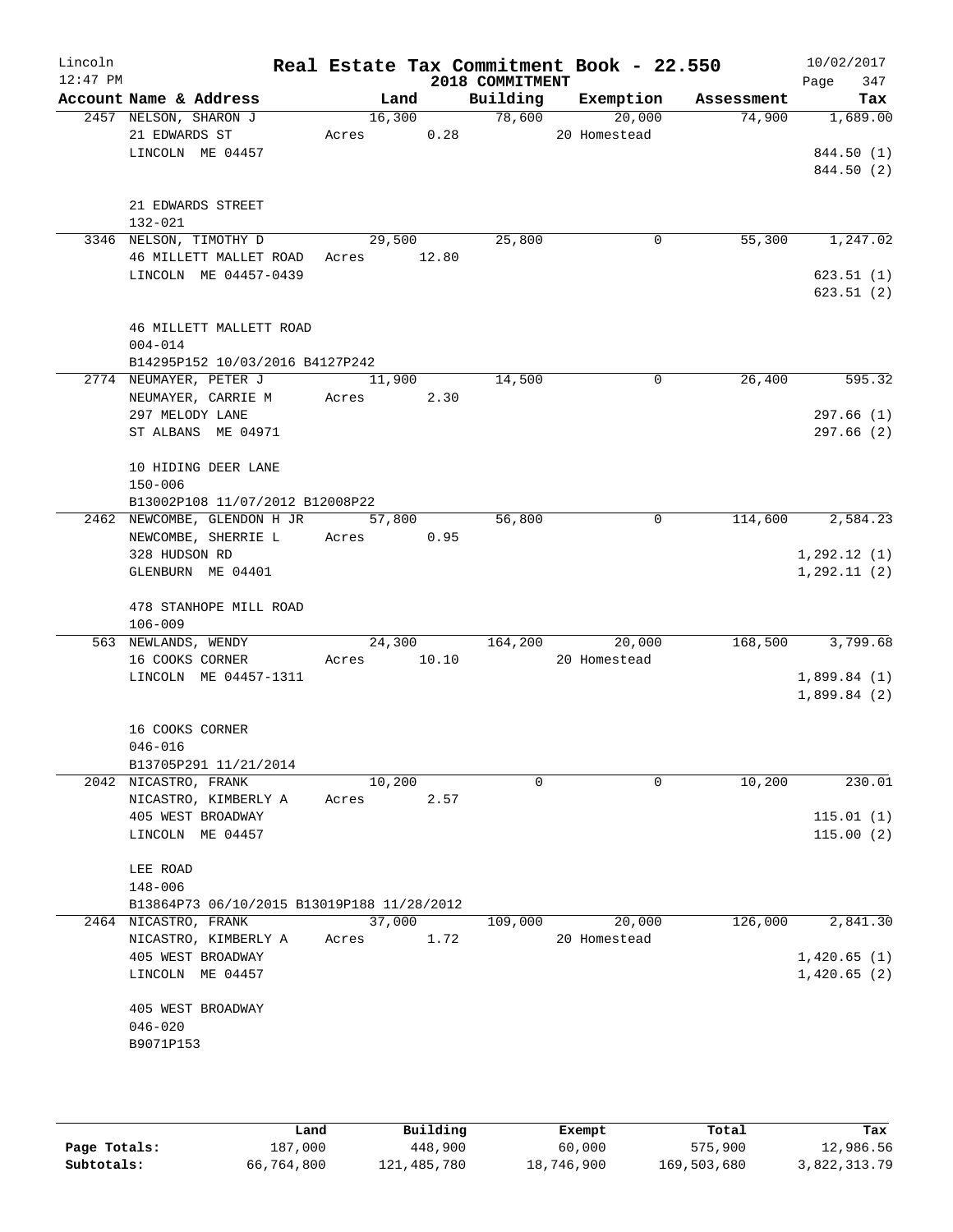Lincoln 12:47 PM

# Real Estate Tax Commitment Book - 22.550

2018 COMMITMENT

10/02/2017

| Account Name & Address | Land | Building | Exemption | Assessment | Tax |
|---|---|---|---|---|---|
| 2457 NELSON, SHARON J | 16,300 | 78,600 | 20,000 | 74,900 | 1,689.00 |
| 21 EDWARDS ST | Acres 0.28 | | 20 Homestead | | |
| LINCOLN ME 04457 | | | | | 844.50 (1) |
| | | | | | 844.50 (2) |
| 21 EDWARDS STREET | | | | | |
| 132-021 | | | | | |
| 3346 NELSON, TIMOTHY D | 29,500 | 25,800 | 0 | 55,300 | 1,247.02 |
| 46 MILLETT MALLET ROAD | Acres 12.80 | | | | |
| LINCOLN ME 04457-0439 | | | | | 623.51 (1) |
| | | | | | 623.51 (2) |
| 46 MILLETT MALLETT ROAD | | | | | |
| 004-014 | | | | | |
| B14295P152 10/03/2016 B4127P242 | | | | | |
| 2774 NEUMAYER, PETER J | 11,900 | 14,500 | 0 | 26,400 | 595.32 |
| NEUMAYER, CARRIE M | Acres 2.30 | | | | |
| 297 MELODY LANE | | | | | 297.66 (1) |
| ST ALBANS ME 04971 | | | | | 297.66 (2) |
| 10 HIDING DEER LANE | | | | | |
| 150-006 | | | | | |
| B13002P108 11/07/2012 B12008P22 | | | | | |
| 2462 NEWCOMBE, GLENDON H JR | 57,800 | 56,800 | 0 | 114,600 | 2,584.23 |
| NEWCOMBE, SHERRIE L | Acres 0.95 | | | | |
| 328 HUDSON RD | | | | | 1,292.12 (1) |
| GLENBURN ME 04401 | | | | | 1,292.11 (2) |
| 478 STANHOPE MILL ROAD | | | | | |
| 106-009 | | | | | |
| 563 NEWLANDS, WENDY | 24,300 | 164,200 | 20,000 | 168,500 | 3,799.68 |
| 16 COOKS CORNER | Acres 10.10 | | 20 Homestead | | |
| LINCOLN ME 04457-1311 | | | | | 1,899.84 (1) |
| | | | | | 1,899.84 (2) |
| 16 COOKS CORNER | | | | | |
| 046-016 | | | | | |
| B13705P291 11/21/2014 | | | | | |
| 2042 NICASTRO, FRANK | 10,200 | 0 | 0 | 10,200 | 230.01 |
| NICASTRO, KIMBERLY A | Acres 2.57 | | | | |
| 405 WEST BROADWAY | | | | | 115.01 (1) |
| LINCOLN ME 04457 | | | | | 115.00 (2) |
| LEE ROAD | | | | | |
| 148-006 | | | | | |
| B13864P73 06/10/2015 B13019P188 11/28/2012 | | | | | |
| 2464 NICASTRO, FRANK | 37,000 | 109,000 | 20,000 | 126,000 | 2,841.30 |
| NICASTRO, KIMBERLY A | Acres 1.72 | | 20 Homestead | | |
| 405 WEST BROADWAY | | | | | 1,420.65 (1) |
| LINCOLN ME 04457 | | | | | 1,420.65 (2) |
| 405 WEST BROADWAY | | | | | |
| 046-020 | | | | | |
| B9071P153 | | | | | |

| | Land | Building | Exempt | Total | Tax |
|---|---|---|---|---|---|
| Page Totals: | 187,000 | 448,900 | 60,000 | 575,900 | 12,986.56 |
| Subtotals: | 66,764,800 | 121,485,780 | 18,746,900 | 169,503,680 | 3,822,313.79 |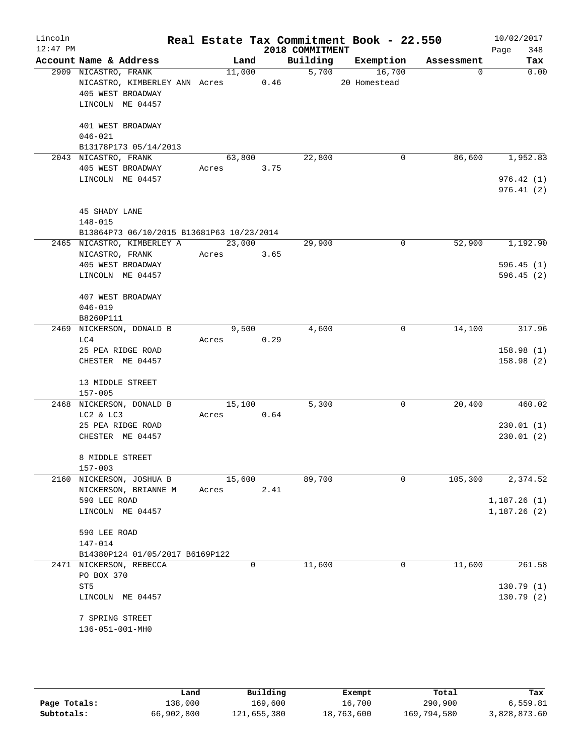Lincoln 12:47 PM

# Real Estate Tax Commitment Book - 22.550

2018 COMMITMENT

10/02/2017 Page 348

| Account Name & Address | Land | Building | Exemption | Assessment | Tax |
|---|---|---|---|---|---|
| 2909 NICASTRO, FRANK | 11,000 | 5,700 | 16,700 | 0 | 0.00 |
| NICASTRO, KIMBERLEY ANN | Acres 0.46 | | 20 Homestead | | |
| 405 WEST BROADWAY | | | | | |
| LINCOLN ME 04457 | | | | | |
| 401 WEST BROADWAY | | | | | |
| 046-021 | | | | | |
| B13178P173 05/14/2013 | | | | | |
| 2043 NICASTRO, FRANK | 63,800 | 22,800 | 0 | 86,600 | 1,952.83 |
| 405 WEST BROADWAY | Acres 3.75 | | | | |
| LINCOLN ME 04457 | | | | | 976.42 (1) |
| | | | | | 976.41 (2) |
| 45 SHADY LANE | | | | | |
| 148-015 | | | | | |
| B13864P73 06/10/2015 B13681P63 10/23/2014 | | | | | |
| 2465 NICASTRO, KIMBERLEY A | 23,000 | 29,900 | 0 | 52,900 | 1,192.90 |
| NICASTRO, FRANK | Acres 3.65 | | | | |
| 405 WEST BROADWAY | | | | | 596.45 (1) |
| LINCOLN ME 04457 | | | | | 596.45 (2) |
| 407 WEST BROADWAY | | | | | |
| 046-019 | | | | | |
| B8260P111 | | | | | |
| 2469 NICKERSON, DONALD B | 9,500 | 4,600 | 0 | 14,100 | 317.96 |
| LC4 | Acres 0.29 | | | | |
| 25 PEA RIDGE ROAD | | | | | 158.98 (1) |
| CHESTER ME 04457 | | | | | 158.98 (2) |
| 13 MIDDLE STREET | | | | | |
| 157-005 | | | | | |
| 2468 NICKERSON, DONALD B | 15,100 | 5,300 | 0 | 20,400 | 460.02 |
| LC2 & LC3 | Acres 0.64 | | | | |
| 25 PEA RIDGE ROAD | | | | | 230.01 (1) |
| CHESTER ME 04457 | | | | | 230.01 (2) |
| 8 MIDDLE STREET | | | | | |
| 157-003 | | | | | |
| 2160 NICKERSON, JOSHUA B | 15,600 | 89,700 | 0 | 105,300 | 2,374.52 |
| NICKERSON, BRIANNE M | Acres 2.41 | | | | |
| 590 LEE ROAD | | | | | 1,187.26 (1) |
| LINCOLN ME 04457 | | | | | 1,187.26 (2) |
| 590 LEE ROAD | | | | | |
| 147-014 | | | | | |
| B14380P124 01/05/2017 B6169P122 | | | | | |
| 2471 NICKERSON, REBECCA | 0 | 11,600 | 0 | 11,600 | 261.58 |
| PO BOX 370 | | | | | |
| ST5 | | | | | 130.79 (1) |
| LINCOLN ME 04457 | | | | | 130.79 (2) |
| 7 SPRING STREET | | | | | |
| 136-051-001-MH0 | | | | | |

| | Land | Building | Exempt | Total | Tax |
|---|---|---|---|---|---|
| Page Totals: | 138,000 | 169,600 | 16,700 | 290,900 | 6,559.81 |
| Subtotals: | 66,902,800 | 121,655,380 | 18,763,600 | 169,794,580 | 3,828,873.60 |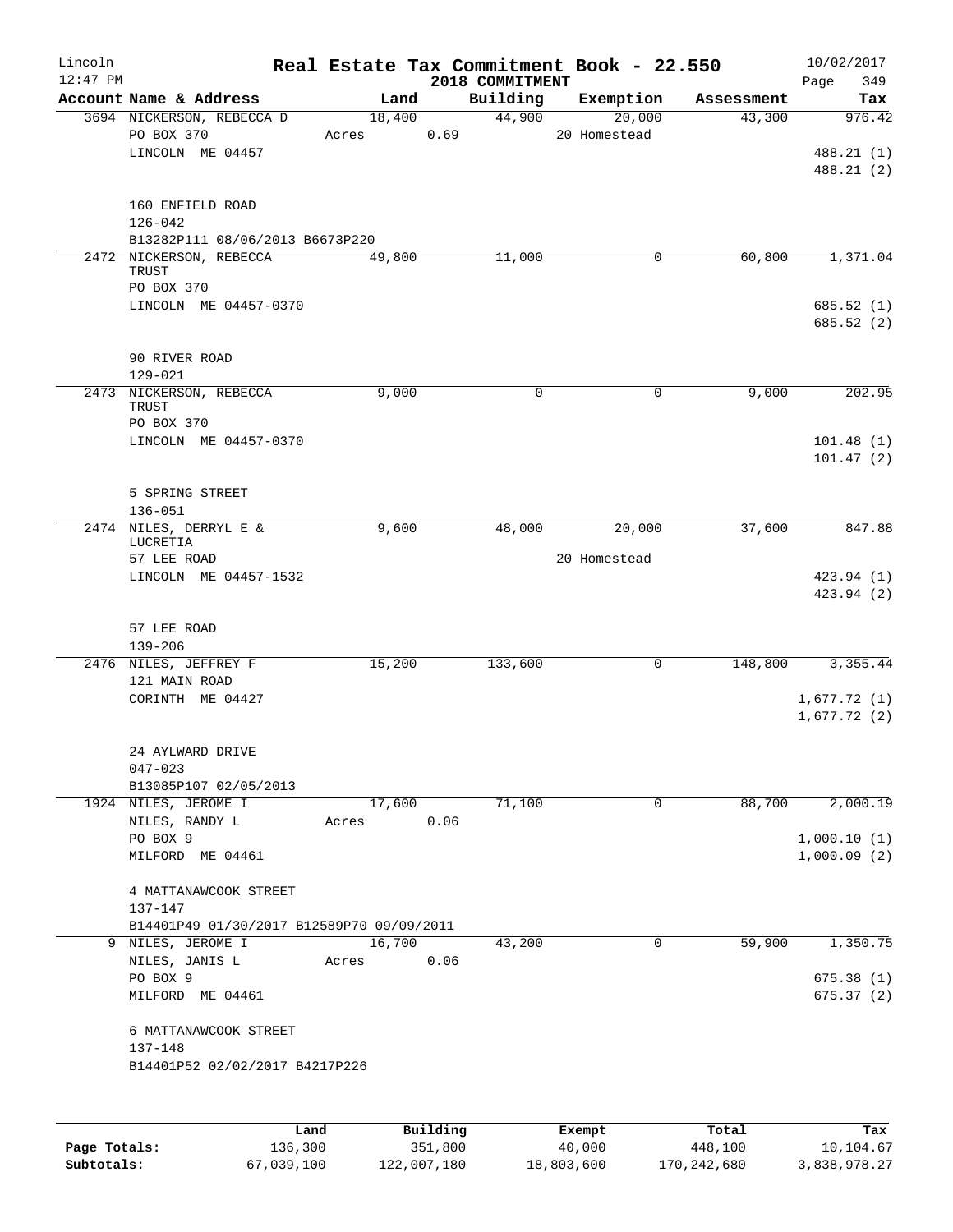Lincoln 12:47 PM

# Real Estate Tax Commitment Book - 22.550

2018 COMMITMENT

10/02/2017

| Account Name & Address | Land | Building | Exemption | Assessment | Tax |
|---|---|---|---|---|---|
| 3694 NICKERSON, REBECCA D | 18,400 | 44,900 | 20,000 | 43,300 | 976.42 |
| PO BOX 370 | Acres 0.69 | | 20 Homestead | | |
| LINCOLN ME 04457 | | | | | 488.21 (1) |
| | | | | | 488.21 (2) |
| 160 ENFIELD ROAD | | | | | |
| 126-042 | | | | | |
| B13282P111 08/06/2013 B6673P220 | | | | | |
| 2472 NICKERSON, REBECCA TRUST | 49,800 | 11,000 | 0 | 60,800 | 1,371.04 |
| PO BOX 370 | | | | | |
| LINCOLN ME 04457-0370 | | | | | 685.52 (1) |
| | | | | | 685.52 (2) |
| 90 RIVER ROAD | | | | | |
| 129-021 | | | | | |
| 2473 NICKERSON, REBECCA TRUST | 9,000 | 0 | 0 | 9,000 | 202.95 |
| PO BOX 370 | | | | | |
| LINCOLN ME 04457-0370 | | | | | 101.48 (1) |
| | | | | | 101.47 (2) |
| 5 SPRING STREET | | | | | |
| 136-051 | | | | | |
| 2474 NILES, DERRYL E & LUCRETIA | 9,600 | 48,000 | 20,000 | 37,600 | 847.88 |
| 57 LEE ROAD | | | 20 Homestead | | |
| LINCOLN ME 04457-1532 | | | | | 423.94 (1) |
| | | | | | 423.94 (2) |
| 57 LEE ROAD | | | | | |
| 139-206 | | | | | |
| 2476 NILES, JEFFREY F | 15,200 | 133,600 | 0 | 148,800 | 3,355.44 |
| 121 MAIN ROAD | | | | | |
| CORINTH ME 04427 | | | | | 1,677.72 (1) |
| | | | | | 1,677.72 (2) |
| 24 AYLWARD DRIVE | | | | | |
| 047-023 | | | | | |
| B13085P107 02/05/2013 | | | | | |
| 1924 NILES, JEROME I | 17,600 | 71,100 | 0 | 88,700 | 2,000.19 |
| NILES, RANDY L | Acres 0.06 | | | | |
| PO BOX 9 | | | | | 1,000.10 (1) |
| MILFORD ME 04461 | | | | | 1,000.09 (2) |
| 4 MATTANAWCOOK STREET | | | | | |
| 137-147 | | | | | |
| B14401P49 01/30/2017 B12589P70 09/09/2011 | | | | | |
| 9 NILES, JEROME I | 16,700 | 43,200 | 0 | 59,900 | 1,350.75 |
| NILES, JANIS L | Acres 0.06 | | | | |
| PO BOX 9 | | | | | 675.38 (1) |
| MILFORD ME 04461 | | | | | 675.37 (2) |
| 6 MATTANAWCOOK STREET | | | | | |
| 137-148 | | | | | |
| B14401P52 02/02/2017 B4217P226 | | | | | |

| | Land | Building | Exempt | Total | Tax |
|---|---|---|---|---|---|
| Page Totals: | 136,300 | 351,800 | 40,000 | 448,100 | 10,104.67 |
| Subtotals: | 67,039,100 | 122,007,180 | 18,803,600 | 170,242,680 | 3,838,978.27 |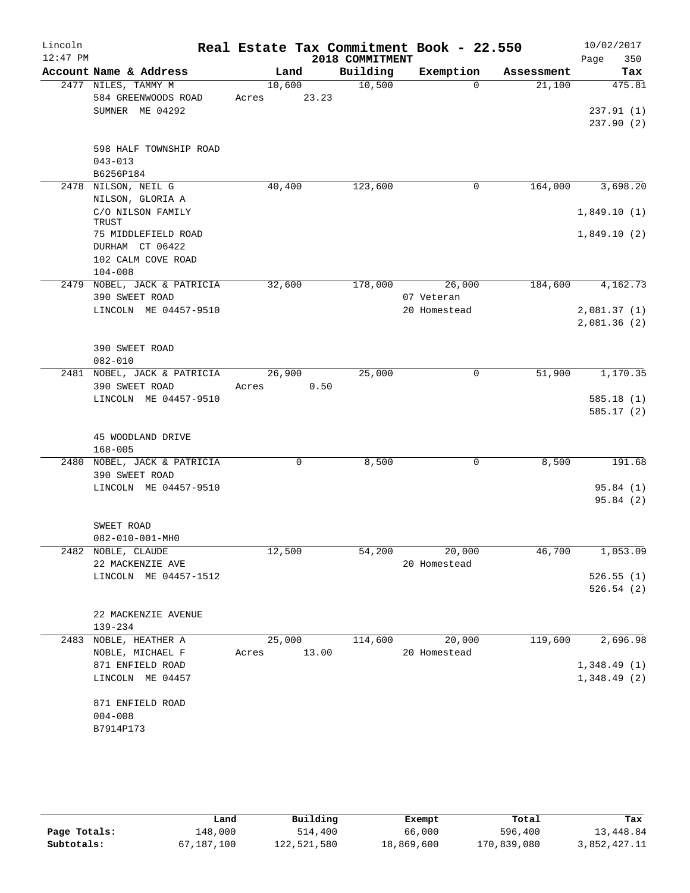Lincoln 12:47 PM

# Real Estate Tax Commitment Book - 22.550

2018 COMMITMENT

10/02/2017

| Account | Name & Address | Land | Building | Exemption | Assessment | Tax |
|---|---|---|---|---|---|---|
| 2477 | NILES, TAMMY M<br>584 GREENWOODS ROAD<br>SUMNER ME 04292<br><br>598 HALF TOWNSHIP ROAD<br>043-013<br>B6256P184 | 10,600<br>Acres 23.23 | 10,500 | 0 | 21,100 | 475.81<br><br>237.91 (1)<br>237.90 (2) |
| 2478 | NILSON, NEIL G<br>NILSON, GLORIA A<br>C/O NILSON FAMILY TRUST<br>75 MIDDLEFIELD ROAD<br>DURHAM CT 06422<br>102 CALM COVE ROAD<br>104-008 | 40,400 | 123,600 | 0 | 164,000 | 3,698.20<br><br>1,849.10 (1)<br>1,849.10 (2) |
| 2479 | NOBEL, JACK & PATRICIA<br>390 SWEET ROAD<br>LINCOLN ME 04457-9510<br><br>390 SWEET ROAD<br>082-010 | 32,600 | 178,000 | 26,000<br>07 Veteran<br>20 Homestead | 184,600 | 4,162.73<br><br>2,081.37 (1)<br>2,081.36 (2) |
| 2481 | NOBEL, JACK & PATRICIA<br>390 SWEET ROAD<br>LINCOLN ME 04457-9510<br><br>45 WOODLAND DRIVE<br>168-005 | 26,900<br>Acres 0.50 | 25,000 | 0 | 51,900 | 1,170.35<br><br>585.18 (1)<br>585.17 (2) |
| 2480 | NOBEL, JACK & PATRICIA<br>390 SWEET ROAD<br>LINCOLN ME 04457-9510<br><br>SWEET ROAD<br>082-010-001-MH0 | 0 | 8,500 | 0 | 8,500 | 191.68<br><br>95.84 (1)<br>95.84 (2) |
| 2482 | NOBLE, CLAUDE<br>22 MACKENZIE AVE<br>LINCOLN ME 04457-1512<br><br>22 MACKENZIE AVENUE<br>139-234 | 12,500 | 54,200 | 20,000<br>20 Homestead | 46,700 | 1,053.09<br><br>526.55 (1)<br>526.54 (2) |
| 2483 | NOBLE, HEATHER A<br>NOBLE, MICHAEL F<br>871 ENFIELD ROAD<br>LINCOLN ME 04457<br><br>871 ENFIELD ROAD<br>004-008<br>B7914P173 | 25,000<br>Acres 13.00 | 114,600 | 20,000<br>20 Homestead | 119,600 | 2,696.98<br><br>1,348.49 (1)<br>1,348.49 (2) |

| | Land | Building | Exempt | Total | Tax |
|---|---|---|---|---|---|
| Page Totals: | 148,000 | 514,400 | 66,000 | 596,400 | 13,448.84 |
| Subtotals: | 67,187,100 | 122,521,580 | 18,869,600 | 170,839,080 | 3,852,427.11 |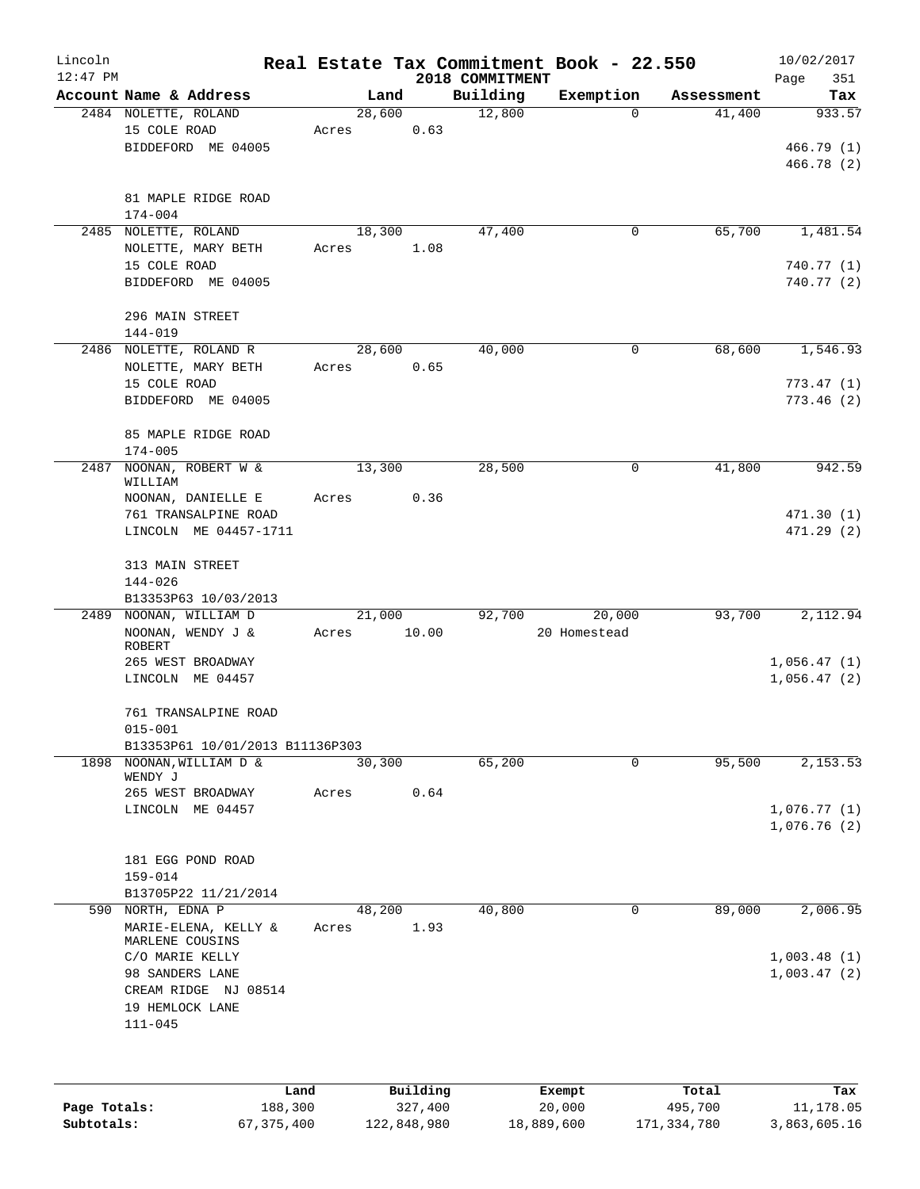# Real Estate Tax Commitment Book - 22.550

Lincoln
12:47 PM

2018 COMMITMENT

10/02/2017

| Account Name & Address | Land | Building | Exemption | Assessment | Tax |
|---|---|---|---|---|---|
| 2484 NOLETTE, ROLAND<br>15 COLE ROAD<br>BIDDEFORD ME 04005<br><br>81 MAPLE RIDGE ROAD<br>174-004 | 28,600<br>Acres 0.63 | 12,800 | 0 | 41,400 | 933.57<br><br>466.79 (1)<br>466.78 (2) |
| 2485 NOLETTE, ROLAND<br>NOLETTE, MARY BETH<br>15 COLE ROAD<br>BIDDEFORD ME 04005<br><br>296 MAIN STREET<br>144-019 | 18,300<br>Acres 1.08 | 47,400 | 0 | 65,700 | 1,481.54<br><br>740.77 (1)<br>740.77 (2) |
| 2486 NOLETTE, ROLAND R<br>NOLETTE, MARY BETH<br>15 COLE ROAD<br>BIDDEFORD ME 04005<br><br>85 MAPLE RIDGE ROAD<br>174-005 | 28,600<br>Acres 0.65 | 40,000 | 0 | 68,600 | 1,546.93<br><br>773.47 (1)<br>773.46 (2) |
| 2487 NOONAN, ROBERT W & WILLIAM<br>NOONAN, DANIELLE E<br>761 TRANSALPINE ROAD<br>LINCOLN ME 04457-1711<br><br>313 MAIN STREET<br>144-026<br>B13353P63 10/03/2013 | 13,300<br>Acres 0.36 | 28,500 | 0 | 41,800 | 942.59<br><br>471.30 (1)<br>471.29 (2) |
| 2489 NOONAN, WILLIAM D<br>NOONAN, WENDY J & ROBERT<br>265 WEST BROADWAY<br>LINCOLN ME 04457<br><br>761 TRANSALPINE ROAD<br>015-001<br>B13353P61 10/01/2013 B11136P303 | 21,000<br>Acres 10.00 | 92,700 | 20,000<br>20 Homestead | 93,700 | 2,112.94<br><br>1,056.47 (1)<br>1,056.47 (2) |
| 1898 NOONAN,WILLIAM D & WENDY J<br>265 WEST BROADWAY<br>LINCOLN ME 04457<br><br>181 EGG POND ROAD<br>159-014<br>B13705P22 11/21/2014 | 30,300<br>Acres 0.64 | 65,200 | 0 | 95,500 | 2,153.53<br><br>1,076.77 (1)<br>1,076.76 (2) |
| 590 NORTH, EDNA P<br>MARIE-ELENA, KELLY & MARLENE COUSINS<br>C/O MARIE KELLY<br>98 SANDERS LANE<br>CREAM RIDGE NJ 08514<br>19 HEMLOCK LANE<br>111-045 | 48,200<br>Acres 1.93 | 40,800 | 0 | 89,000 | 2,006.95<br><br>1,003.48 (1)<br>1,003.47 (2) |

| | Land | Building | Exempt | Total | Tax |
|---|---|---|---|---|---|
| Page Totals: | 188,300 | 327,400 | 20,000 | 495,700 | 11,178.05 |
| Subtotals: | 67,375,400 | 122,848,980 | 18,889,600 | 171,334,780 | 3,863,605.16 |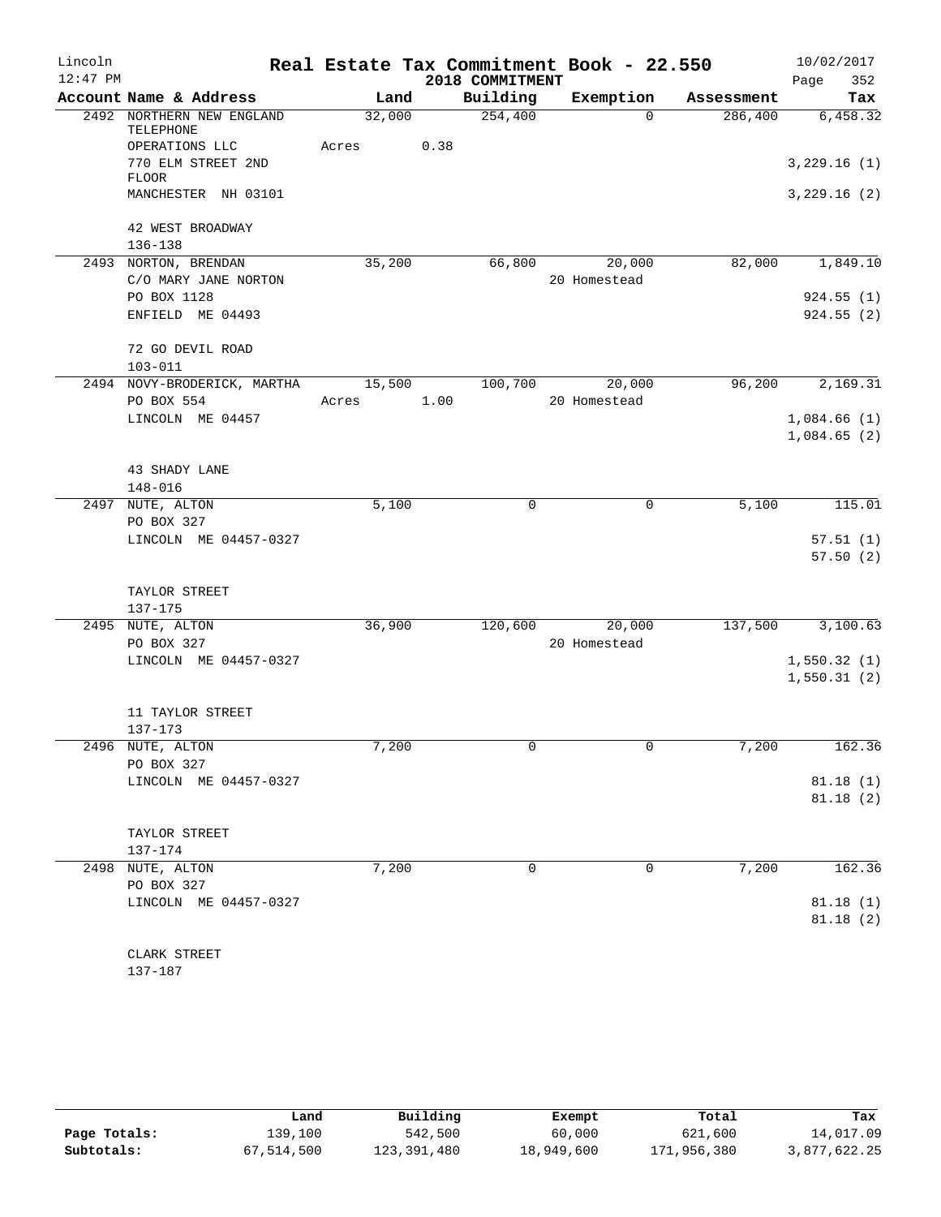# Lincoln — Real Estate Tax Commitment Book - 22.550

12:47 PM — 2018 COMMITMENT — 10/02/2017

| Account Name & Address | Land | Building | Exemption | Assessment | Tax |
|---|---|---|---|---|---|
| 2492 NORTHERN NEW ENGLAND TELEPHONE | 32,000 | 254,400 | 0 | 286,400 | 6,458.32 |
| OPERATIONS LLC | Acres 0.38 | | | | |
| 770 ELM STREET 2ND FLOOR | | | | | 3,229.16 (1) |
| MANCHESTER NH 03101 | | | | | 3,229.16 (2) |
| 42 WEST BROADWAY | | | | | |
| 136-138 | | | | | |
| 2493 NORTON, BRENDAN | 35,200 | 66,800 | 20,000 | 82,000 | 1,849.10 |
| C/O MARY JANE NORTON | | | 20 Homestead | | |
| PO BOX 1128 | | | | | 924.55 (1) |
| ENFIELD ME 04493 | | | | | 924.55 (2) |
| 72 GO DEVIL ROAD | | | | | |
| 103-011 | | | | | |
| 2494 NOVY-BRODERICK, MARTHA | 15,500 | 100,700 | 20,000 | 96,200 | 2,169.31 |
| PO BOX 554 | Acres 1.00 | | 20 Homestead | | |
| LINCOLN ME 04457 | | | | | 1,084.66 (1) |
| | | | | | 1,084.65 (2) |
| 43 SHADY LANE | | | | | |
| 148-016 | | | | | |
| 2497 NUTE, ALTON | 5,100 | 0 | 0 | 5,100 | 115.01 |
| PO BOX 327 | | | | | |
| LINCOLN ME 04457-0327 | | | | | 57.51 (1) |
| | | | | | 57.50 (2) |
| TAYLOR STREET | | | | | |
| 137-175 | | | | | |
| 2495 NUTE, ALTON | 36,900 | 120,600 | 20,000 | 137,500 | 3,100.63 |
| PO BOX 327 | | | 20 Homestead | | |
| LINCOLN ME 04457-0327 | | | | | 1,550.32 (1) |
| | | | | | 1,550.31 (2) |
| 11 TAYLOR STREET | | | | | |
| 137-173 | | | | | |
| 2496 NUTE, ALTON | 7,200 | 0 | 0 | 7,200 | 162.36 |
| PO BOX 327 | | | | | |
| LINCOLN ME 04457-0327 | | | | | 81.18 (1) |
| | | | | | 81.18 (2) |
| TAYLOR STREET | | | | | |
| 137-174 | | | | | |
| 2498 NUTE, ALTON | 7,200 | 0 | 0 | 7,200 | 162.36 |
| PO BOX 327 | | | | | |
| LINCOLN ME 04457-0327 | | | | | 81.18 (1) |
| | | | | | 81.18 (2) |
| CLARK STREET | | | | | |
| 137-187 | | | | | |

| | Land | Building | Exempt | Total | Tax |
|---|---|---|---|---|---|
| Page Totals: | 139,100 | 542,500 | 60,000 | 621,600 | 14,017.09 |
| Subtotals: | 67,514,500 | 123,391,480 | 18,949,600 | 171,956,380 | 3,877,622.25 |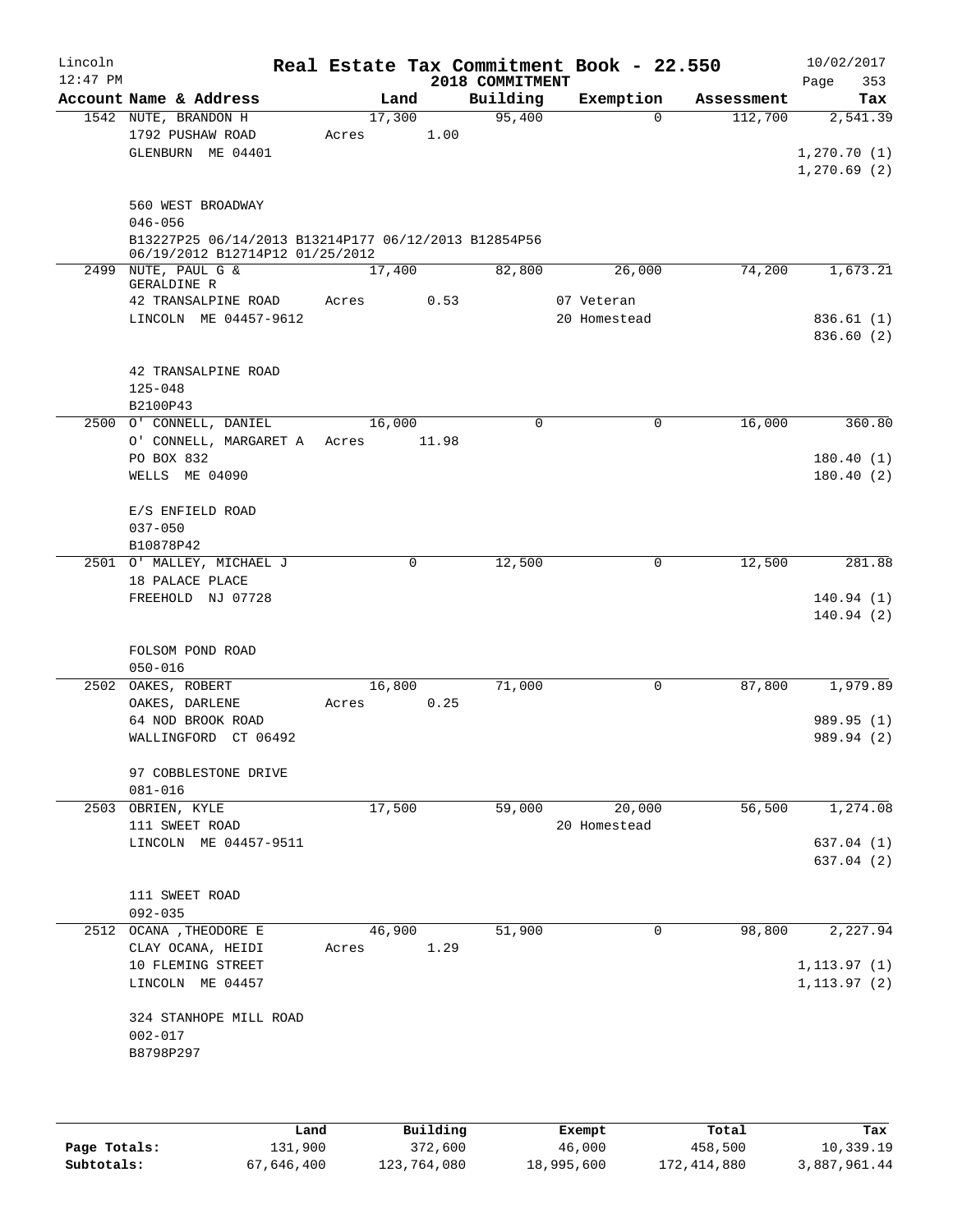# Real Estate Tax Commitment Book - 22.550

## 2018 COMMITMENT

Lincoln 12:47 PM — 10/02/2017

| Account Name & Address | Land | Building | Exemption | Assessment | Tax |
|---|---|---|---|---|---|
| 1542 NUTE, BRANDON H<br>1792 PUSHAW ROAD<br>GLENBURN ME 04401<br><br>560 WEST BROADWAY<br>046-056<br>B13227P25 06/14/2013 B13214P177 06/12/2013 B12854P56 06/19/2012 B12714P12 01/25/2012 | 17,300<br>Acres 1.00 | 95,400 | 0 | 112,700 | 2,541.39<br><br>1,270.70 (1)<br>1,270.69 (2) |
| 2499 NUTE, PAUL G &<br>GERALDINE R<br>42 TRANSALPINE ROAD<br>LINCOLN ME 04457-9612<br><br>42 TRANSALPINE ROAD<br>125-048<br>B2100P43 | 17,400<br>Acres 0.53 | 82,800 | 26,000<br>07 Veteran<br>20 Homestead | 74,200 | 1,673.21<br><br>836.61 (1)<br>836.60 (2) |
| 2500 O' CONNELL, DANIEL<br>O' CONNELL, MARGARET A<br>PO BOX 832<br>WELLS ME 04090<br><br>E/S ENFIELD ROAD<br>037-050<br>B10878P42 | 16,000<br>Acres 11.98 | 0 | 0 | 16,000 | 360.80<br><br>180.40 (1)<br>180.40 (2) |
| 2501 O' MALLEY, MICHAEL J<br>18 PALACE PLACE<br>FREEHOLD NJ 07728<br><br>FOLSOM POND ROAD<br>050-016 | 0 | 12,500 | 0 | 12,500 | 281.88<br><br>140.94 (1)<br>140.94 (2) |
| 2502 OAKES, ROBERT<br>OAKES, DARLENE<br>64 NOD BROOK ROAD<br>WALLINGFORD CT 06492<br><br>97 COBBLESTONE DRIVE<br>081-016 | 16,800<br>Acres 0.25 | 71,000 | 0 | 87,800 | 1,979.89<br><br>989.95 (1)<br>989.94 (2) |
| 2503 OBRIEN, KYLE<br>111 SWEET ROAD<br>LINCOLN ME 04457-9511<br><br>111 SWEET ROAD<br>092-035 | 17,500 | 59,000 | 20,000<br>20 Homestead | 56,500 | 1,274.08<br><br>637.04 (1)<br>637.04 (2) |
| 2512 OCANA ,THEODORE E<br>CLAY OCANA, HEIDI<br>10 FLEMING STREET<br>LINCOLN ME 04457<br><br>324 STANHOPE MILL ROAD<br>002-017<br>B8798P297 | 46,900<br>Acres 1.29 | 51,900 | 0 | 98,800 | 2,227.94<br><br>1,113.97 (1)<br>1,113.97 (2) |

| | Land | Building | Exempt | Total | Tax |
|---|---|---|---|---|---|
| Page Totals: | 131,900 | 372,600 | 46,000 | 458,500 | 10,339.19 |
| Subtotals: | 67,646,400 | 123,764,080 | 18,995,600 | 172,414,880 | 3,887,961.44 |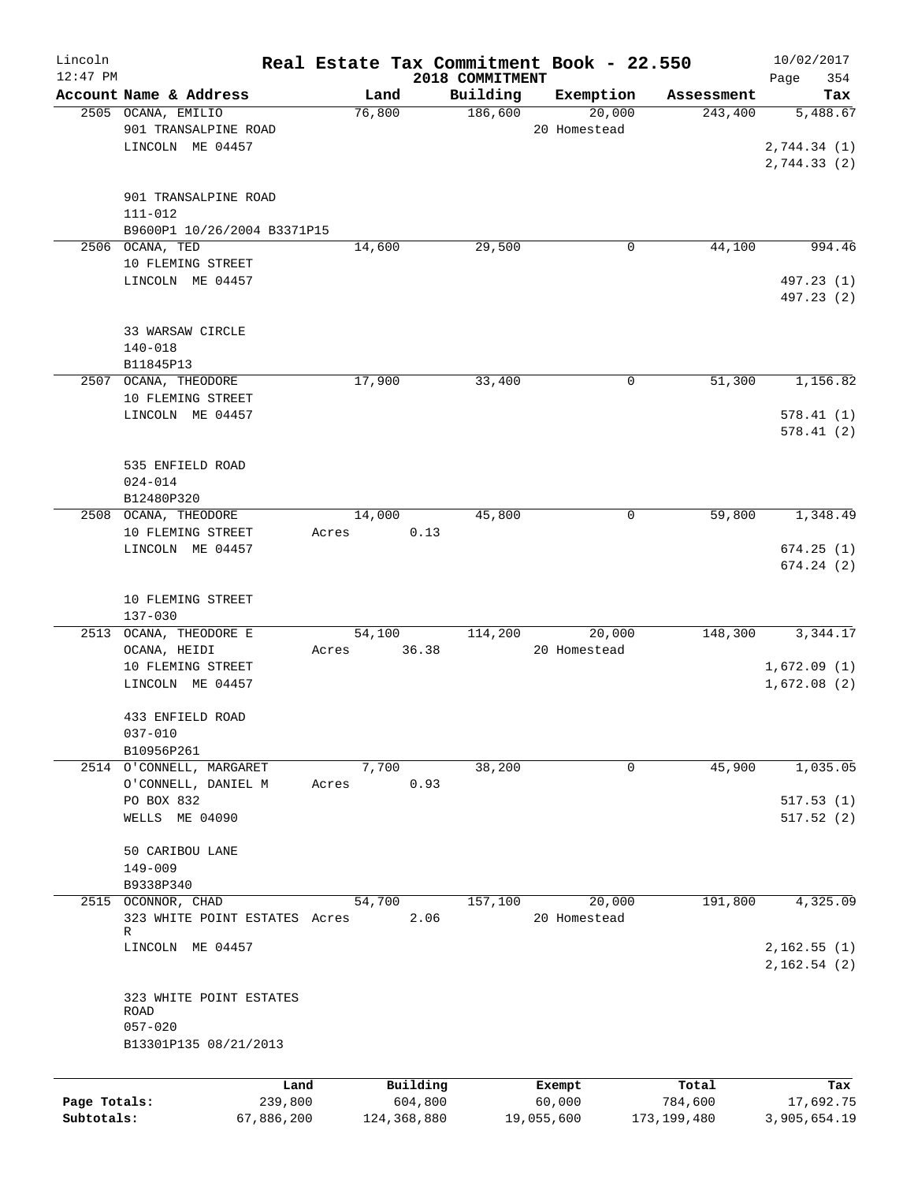Lincoln 12:47 PM

# Real Estate Tax Commitment Book - 22.550

## 2018 COMMITMENT

10/02/2017

| Account | Name & Address | Land | Building | Exemption | Assessment | Tax |
|---|---|---|---|---|---|---|
| 2505 | OCANA, EMILIO<br>901 TRANSALPINE ROAD<br>LINCOLN ME 04457<br><br>901 TRANSALPINE ROAD<br>111-012<br>B9600P1 10/26/2004 B3371P15 | 76,800 | 186,600 | 20,000<br>20 Homestead | 243,400 | 5,488.67<br>2,744.34 (1)<br>2,744.33 (2) |
| 2506 | OCANA, TED<br>10 FLEMING STREET<br>LINCOLN ME 04457<br><br>33 WARSAW CIRCLE<br>140-018<br>B11845P13 | 14,600 | 29,500 | 0 | 44,100 | 994.46<br>497.23 (1)<br>497.23 (2) |
| 2507 | OCANA, THEODORE<br>10 FLEMING STREET<br>LINCOLN ME 04457<br><br>535 ENFIELD ROAD<br>024-014<br>B12480P320 | 17,900 | 33,400 | 0 | 51,300 | 1,156.82<br>578.41 (1)<br>578.41 (2) |
| 2508 | OCANA, THEODORE<br>10 FLEMING STREET<br>LINCOLN ME 04457<br><br>10 FLEMING STREET<br>137-030 | 14,000<br>Acres 0.13 | 45,800 | 0 | 59,800 | 1,348.49<br>674.25 (1)<br>674.24 (2) |
| 2513 | OCANA, THEODORE E<br>OCANA, HEIDI<br>10 FLEMING STREET<br>LINCOLN ME 04457<br><br>433 ENFIELD ROAD<br>037-010<br>B10956P261 | 54,100<br>Acres 36.38 | 114,200 | 20,000<br>20 Homestead | 148,300 | 3,344.17<br>1,672.09 (1)<br>1,672.08 (2) |
| 2514 | O'CONNELL, MARGARET<br>O'CONNELL, DANIEL M<br>PO BOX 832<br>WELLS ME 04090<br><br>50 CARIBOU LANE<br>149-009<br>B9338P340 | 7,700<br>Acres 0.93 | 38,200 | 0 | 45,900 | 1,035.05<br>517.53 (1)<br>517.52 (2) |
| 2515 | OCONNOR, CHAD<br>323 WHITE POINT ESTATES R<br>LINCOLN ME 04457<br><br>323 WHITE POINT ESTATES ROAD<br>057-020<br>B13301P135 08/21/2013 | 54,700<br>Acres 2.06 | 157,100 | 20,000<br>20 Homestead | 191,800 | 4,325.09<br>2,162.55 (1)<br>2,162.54 (2) |

| | Land | Building | Exempt | Total | Tax |
|---|---|---|---|---|---|
| Page Totals: | 239,800 | 604,800 | 60,000 | 784,600 | 17,692.75 |
| Subtotals: | 67,886,200 | 124,368,880 | 19,055,600 | 173,199,480 | 3,905,654.19 |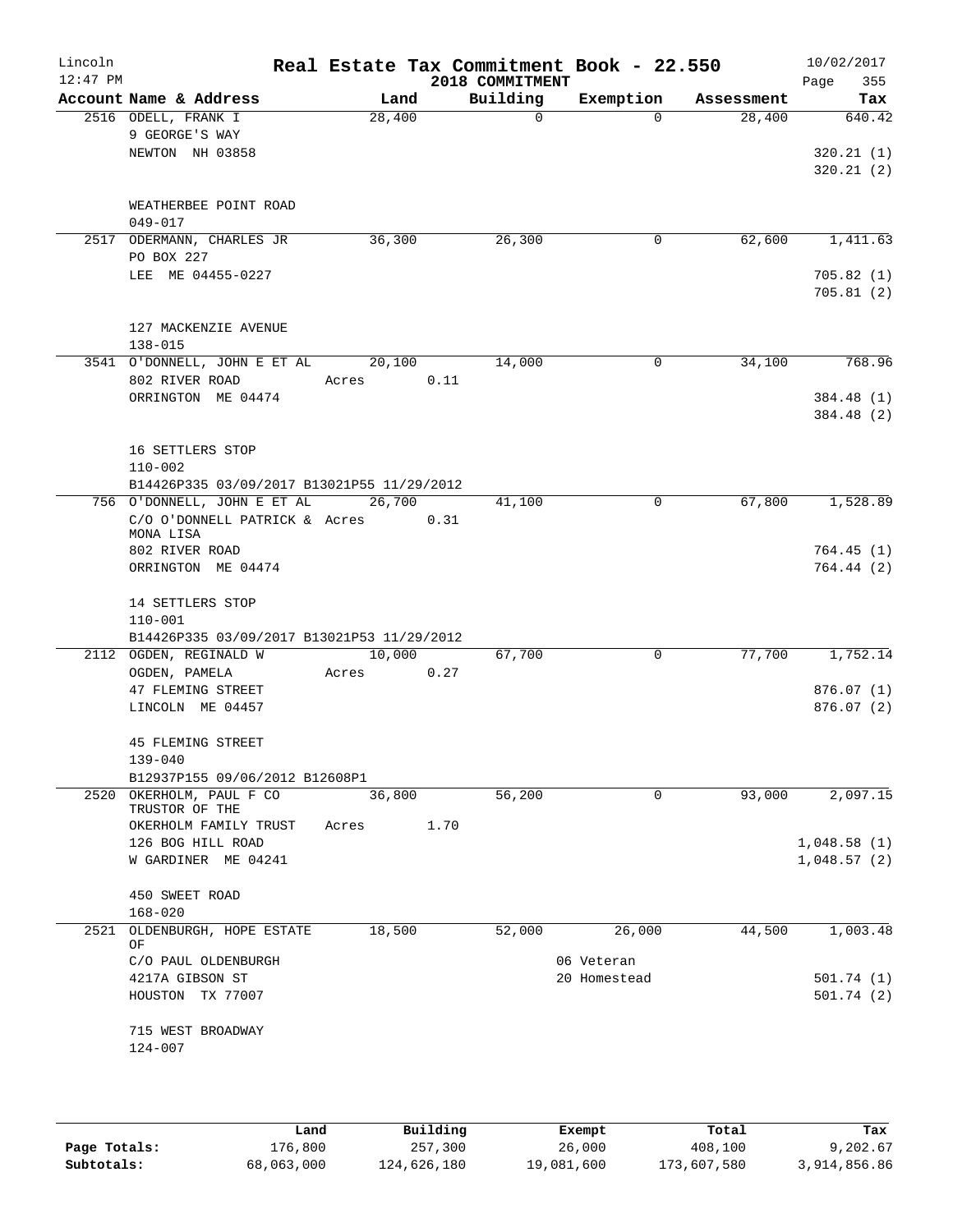# Real Estate Tax Commitment Book - 22.550

Lincoln 12:47 PM — 2018 COMMITMENT — 10/02/2017

| Account | Name & Address | Land | Building | Exemption | Assessment | Tax |
|---|---|---|---|---|---|---|
| 2516 | ODELL, FRANK I<br>9 GEORGE'S WAY<br>NEWTON NH 03858<br><br>WEATHERBEE POINT ROAD<br>049-017 | 28,400 | 0 | 0 | 28,400 | 640.42<br>320.21 (1)<br>320.21 (2) |
| 2517 | ODERMANN, CHARLES JR<br>PO BOX 227<br>LEE ME 04455-0227<br><br>127 MACKENZIE AVENUE<br>138-015 | 36,300 | 26,300 | 0 | 62,600 | 1,411.63<br>705.82 (1)<br>705.81 (2) |
| 3541 | O'DONNELL, JOHN E ET AL<br>802 RIVER ROAD<br>ORRINGTON ME 04474<br><br>16 SETTLERS STOP<br>110-002<br>B14426P335 03/09/2017 B13021P55 11/29/2012 | 20,100<br>Acres 0.11 | 14,000 | 0 | 34,100 | 768.96<br>384.48 (1)<br>384.48 (2) |
| 756 | O'DONNELL, JOHN E ET AL<br>C/O O'DONNELL PATRICK & MONA LISA<br>802 RIVER ROAD<br>ORRINGTON ME 04474<br><br>14 SETTLERS STOP<br>110-001<br>B14426P335 03/09/2017 B13021P53 11/29/2012 | 26,700<br>Acres 0.31 | 41,100 | 0 | 67,800 | 1,528.89<br>764.45 (1)<br>764.44 (2) |
| 2112 | OGDEN, REGINALD W<br>OGDEN, PAMELA<br>47 FLEMING STREET<br>LINCOLN ME 04457<br><br>45 FLEMING STREET<br>139-040<br>B12937P155 09/06/2012 B12608P1 | 10,000<br>Acres 0.27 | 67,700 | 0 | 77,700 | 1,752.14<br>876.07 (1)<br>876.07 (2) |
| 2520 | OKERHOLM, PAUL F CO TRUSTOR OF THE<br>OKERHOLM FAMILY TRUST<br>126 BOG HILL ROAD<br>W GARDINER ME 04241<br><br>450 SWEET ROAD<br>168-020 | 36,800<br>Acres 1.70 | 56,200 | 0 | 93,000 | 2,097.15<br>1,048.58 (1)<br>1,048.57 (2) |
| 2521 | OLDENBURGH, HOPE ESTATE OF<br>C/O PAUL OLDENBURGH<br>4217A GIBSON ST<br>HOUSTON TX 77007<br><br>715 WEST BROADWAY<br>124-007 | 18,500 | 52,000 | 26,000<br>06 Veteran<br>20 Homestead | 44,500 | 1,003.48<br>501.74 (1)<br>501.74 (2) |

| | Land | Building | Exempt | Total | Tax |
|---|---|---|---|---|---|
| Page Totals: | 176,800 | 257,300 | 26,000 | 408,100 | 9,202.67 |
| Subtotals: | 68,063,000 | 124,626,180 | 19,081,600 | 173,607,580 | 3,914,856.86 |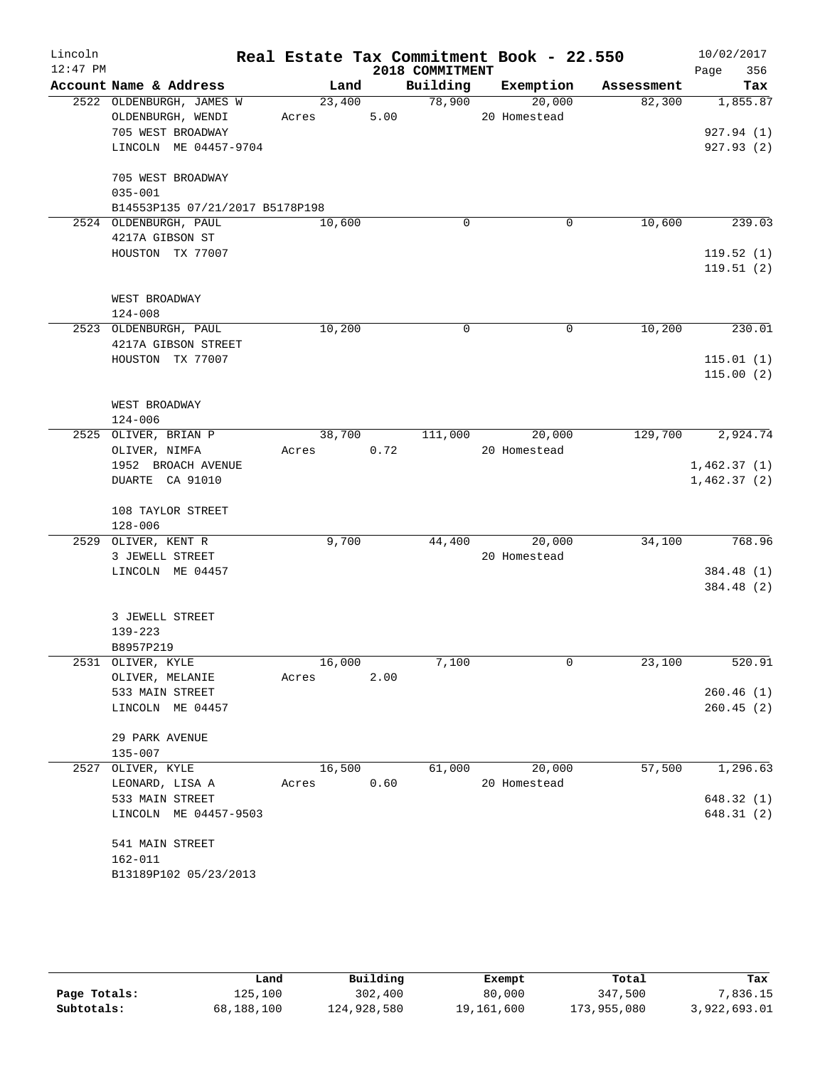# Real Estate Tax Commitment Book - 22.550

Lincoln
12:47 PM

2018 COMMITMENT

10/02/2017

| Account Name & Address | Land | Building | Exemption | Assessment | Tax |
|---|---|---|---|---|---|
| 2522 OLDENBURGH, JAMES W | 23,400 | 78,900 | 20,000 | 82,300 | 1,855.87 |
| OLDENBURGH, WENDI | Acres 5.00 | | 20 Homestead | | |
| 705 WEST BROADWAY | | | | | 927.94 (1) |
| LINCOLN ME 04457-9704 | | | | | 927.93 (2) |
| 705 WEST BROADWAY | | | | | |
| 035-001 | | | | | |
| B14553P135 07/21/2017 B5178P198 | | | | | |
| 2524 OLDENBURGH, PAUL | 10,600 | 0 | 0 | 10,600 | 239.03 |
| 4217A GIBSON ST | | | | | |
| HOUSTON TX 77007 | | | | | 119.52 (1) |
| | | | | | 119.51 (2) |
| WEST BROADWAY | | | | | |
| 124-008 | | | | | |
| 2523 OLDENBURGH, PAUL | 10,200 | 0 | 0 | 10,200 | 230.01 |
| 4217A GIBSON STREET | | | | | |
| HOUSTON TX 77007 | | | | | 115.01 (1) |
| | | | | | 115.00 (2) |
| WEST BROADWAY | | | | | |
| 124-006 | | | | | |
| 2525 OLIVER, BRIAN P | 38,700 | 111,000 | 20,000 | 129,700 | 2,924.74 |
| OLIVER, NIMFA | Acres 0.72 | | 20 Homestead | | |
| 1952 BROACH AVENUE | | | | | 1,462.37 (1) |
| DUARTE CA 91010 | | | | | 1,462.37 (2) |
| 108 TAYLOR STREET | | | | | |
| 128-006 | | | | | |
| 2529 OLIVER, KENT R | 9,700 | 44,400 | 20,000 | 34,100 | 768.96 |
| 3 JEWELL STREET | | | 20 Homestead | | |
| LINCOLN ME 04457 | | | | | 384.48 (1) |
| | | | | | 384.48 (2) |
| 3 JEWELL STREET | | | | | |
| 139-223 | | | | | |
| B8957P219 | | | | | |
| 2531 OLIVER, KYLE | 16,000 | 7,100 | 0 | 23,100 | 520.91 |
| OLIVER, MELANIE | Acres 2.00 | | | | |
| 533 MAIN STREET | | | | | 260.46 (1) |
| LINCOLN ME 04457 | | | | | 260.45 (2) |
| 29 PARK AVENUE | | | | | |
| 135-007 | | | | | |
| 2527 OLIVER, KYLE | 16,500 | 61,000 | 20,000 | 57,500 | 1,296.63 |
| LEONARD, LISA A | Acres 0.60 | | 20 Homestead | | |
| 533 MAIN STREET | | | | | 648.32 (1) |
| LINCOLN ME 04457-9503 | | | | | 648.31 (2) |
| 541 MAIN STREET | | | | | |
| 162-011 | | | | | |
| B13189P102 05/23/2013 | | | | | |

| | Land | Building | Exempt | Total | Tax |
|---|---|---|---|---|---|
| Page Totals: | 125,100 | 302,400 | 80,000 | 347,500 | 7,836.15 |
| Subtotals: | 68,188,100 | 124,928,580 | 19,161,600 | 173,955,080 | 3,922,693.01 |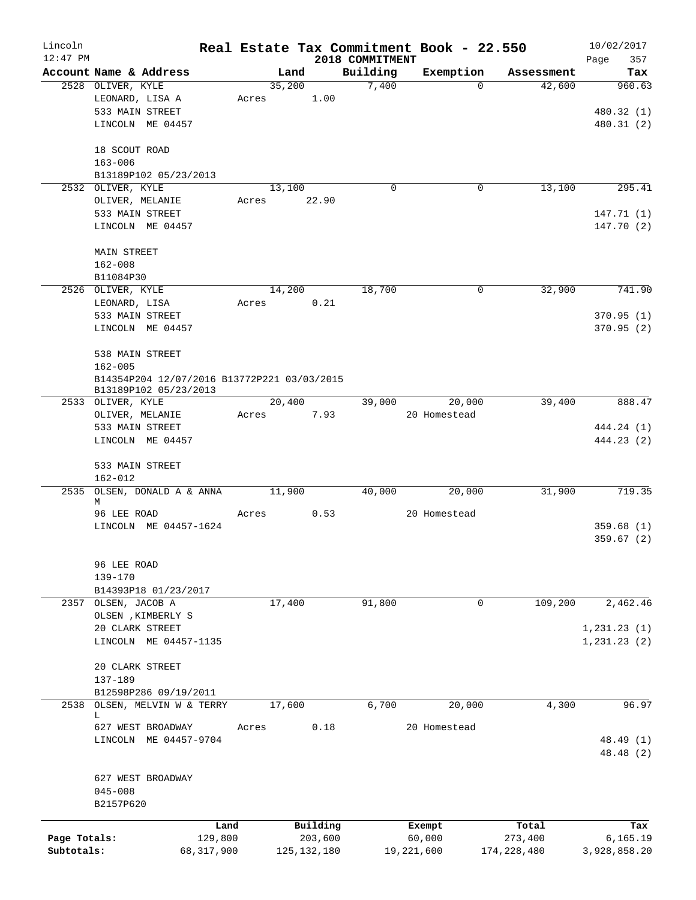Lincoln 12:47 PM

# Real Estate Tax Commitment Book - 22.550

2018 COMMITMENT

10/02/2017

| Account Name & Address | Land | Building | Exemption | Assessment | Tax |
|---|---|---|---|---|---|
| 2528 OLIVER, KYLE<br>LEONARD, LISA A<br>533 MAIN STREET<br>LINCOLN ME 04457<br><br>18 SCOUT ROAD<br>163-006<br>B13189P102 05/23/2013 | 35,200<br>Acres 1.00 | 7,400 | 0 | 42,600 | 960.63<br><br>480.32 (1)<br>480.31 (2) |
| 2532 OLIVER, KYLE<br>OLIVER, MELANIE<br>533 MAIN STREET<br>LINCOLN ME 04457<br><br>MAIN STREET<br>162-008<br>B11084P30 | 13,100<br>Acres 22.90 | 0 | 0 | 13,100 | 295.41<br><br>147.71 (1)<br>147.70 (2) |
| 2526 OLIVER, KYLE<br>LEONARD, LISA<br>533 MAIN STREET<br>LINCOLN ME 04457<br><br>538 MAIN STREET<br>162-005<br>B14354P204 12/07/2016 B13772P221 03/03/2015<br>B13189P102 05/23/2013 | 14,200<br>Acres 0.21 | 18,700 | 0 | 32,900 | 741.90<br><br>370.95 (1)<br>370.95 (2) |
| 2533 OLIVER, KYLE<br>OLIVER, MELANIE<br>533 MAIN STREET<br>LINCOLN ME 04457<br><br>533 MAIN STREET<br>162-012 | 20,400<br>Acres 7.93 | 39,000 | 20,000<br>20 Homestead | 39,400 | 888.47<br><br>444.24 (1)<br>444.23 (2) |
| 2535 OLSEN, DONALD A & ANNA M<br>96 LEE ROAD<br>LINCOLN ME 04457-1624<br><br>96 LEE ROAD<br>139-170<br>B14393P18 01/23/2017 | 11,900<br>Acres 0.53 | 40,000 | 20,000<br>20 Homestead | 31,900 | 719.35<br><br>359.68 (1)<br>359.67 (2) |
| 2357 OLSEN, JACOB A<br>OLSEN ,KIMBERLY S<br>20 CLARK STREET<br>LINCOLN ME 04457-1135<br><br>20 CLARK STREET<br>137-189<br>B12598P286 09/19/2011 | 17,400 | 91,800 | 0 | 109,200 | 2,462.46<br><br>1,231.23 (1)<br>1,231.23 (2) |
| 2538 OLSEN, MELVIN W & TERRY L<br>627 WEST BROADWAY<br>LINCOLN ME 04457-9704<br><br>627 WEST BROADWAY<br>045-008<br>B2157P620 | 17,600<br>Acres 0.18 | 6,700 | 20,000<br>20 Homestead | 4,300 | 96.97<br><br>48.49 (1)<br>48.48 (2) |

| | Land | Building | Exempt | Total | Tax |
|---|---|---|---|---|---|
| Page Totals: | 129,800 | 203,600 | 60,000 | 273,400 | 6,165.19 |
| Subtotals: | 68,317,900 | 125,132,180 | 19,221,600 | 174,228,480 | 3,928,858.20 |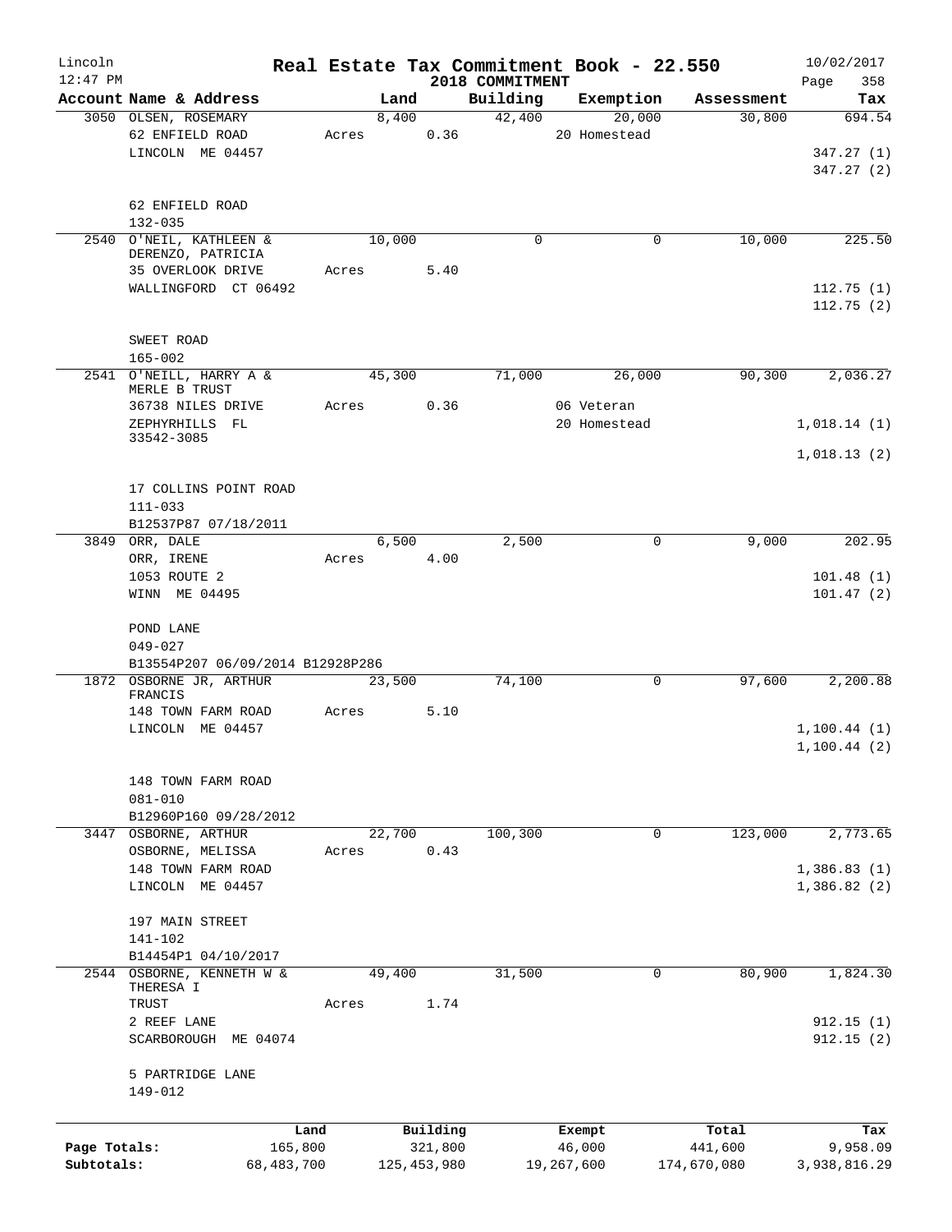Lincoln 12:47 PM

# Real Estate Tax Commitment Book - 22.550

2018 COMMITMENT

10/02/2017

| Account | Name & Address | Land | Building | Exemption | Assessment | Tax |
|---|---|---|---|---|---|---|
| 3050 | OLSEN, ROSEMARY<br>62 ENFIELD ROAD<br>LINCOLN ME 04457<br><br>62 ENFIELD ROAD<br>132-035 | 8,400<br>Acres 0.36 | 42,400 | 20,000<br>20 Homestead | 30,800 | 694.54<br>347.27 (1)<br>347.27 (2) |
| 2540 | O'NEIL, KATHLEEN &<br>DERENZO, PATRICIA<br>35 OVERLOOK DRIVE<br>WALLINGFORD CT 06492<br><br>SWEET ROAD<br>165-002 | 10,000<br>Acres 5.40 | 0 | 0 | 10,000 | 225.50<br>112.75 (1)<br>112.75 (2) |
| 2541 | O'NEILL, HARRY A &<br>MERLE B TRUST<br>36738 NILES DRIVE<br>ZEPHYRHILLS FL<br>33542-3085<br><br>17 COLLINS POINT ROAD<br>111-033<br>B12537P87 07/18/2011 | 45,300<br>Acres 0.36 | 71,000 | 26,000<br>06 Veteran<br>20 Homestead | 90,300 | 2,036.27<br>1,018.14 (1)<br>1,018.13 (2) |
| 3849 | ORR, DALE<br>ORR, IRENE<br>1053 ROUTE 2<br>WINN ME 04495<br><br>POND LANE<br>049-027<br>B13554P207 06/09/2014 B12928P286 | 6,500<br>Acres 4.00 | 2,500 | 0 | 9,000 | 202.95<br>101.48 (1)<br>101.47 (2) |
| 1872 | OSBORNE JR, ARTHUR<br>FRANCIS<br>148 TOWN FARM ROAD<br>LINCOLN ME 04457<br><br>148 TOWN FARM ROAD<br>081-010<br>B12960P160 09/28/2012 | 23,500<br>Acres 5.10 | 74,100 | 0 | 97,600 | 2,200.88<br>1,100.44 (1)<br>1,100.44 (2) |
| 3447 | OSBORNE, ARTHUR<br>OSBORNE, MELISSA<br>148 TOWN FARM ROAD<br>LINCOLN ME 04457<br><br>197 MAIN STREET<br>141-102<br>B14454P1 04/10/2017 | 22,700<br>Acres 0.43 | 100,300 | 0 | 123,000 | 2,773.65<br>1,386.83 (1)<br>1,386.82 (2) |
| 2544 | OSBORNE, KENNETH W &<br>THERESA I<br>TRUST<br>2 REEF LANE<br>SCARBOROUGH ME 04074<br><br>5 PARTRIDGE LANE<br>149-012 | 49,400<br>Acres 1.74 | 31,500 | 0 | 80,900 | 1,824.30<br>912.15 (1)<br>912.15 (2) |

| | Land | Building | Exempt | Total | Tax |
|---|---|---|---|---|---|
| Page Totals: | 165,800 | 321,800 | 46,000 | 441,600 | 9,958.09 |
| Subtotals: | 68,483,700 | 125,453,980 | 19,267,600 | 174,670,080 | 3,938,816.29 |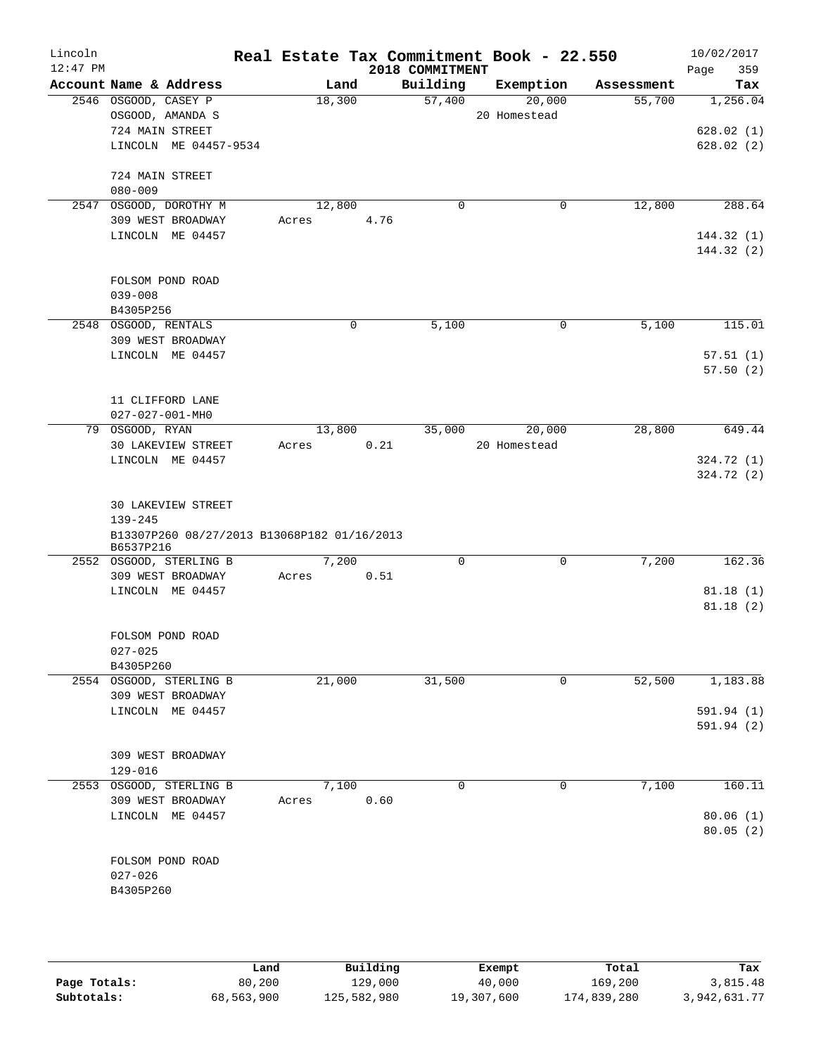Lincoln 12:47 PM

# Real Estate Tax Commitment Book - 22.550

2018 COMMITMENT

10/02/2017

| Account Name & Address | Land | Building | Exemption | Assessment | Tax |
|---|---|---|---|---|---|
| 2546 OSGOOD, CASEY P<br>OSGOOD, AMANDA S<br>724 MAIN STREET<br>LINCOLN ME 04457-9534<br><br>724 MAIN STREET<br>080-009 | 18,300 | 57,400 | 20,000<br>20 Homestead | 55,700 | 1,256.04<br><br>628.02 (1)<br>628.02 (2) |
| 2547 OSGOOD, DOROTHY M<br>309 WEST BROADWAY<br>LINCOLN ME 04457<br><br>FOLSOM POND ROAD<br>039-008<br>B4305P256 | 12,800<br>Acres 4.76 | 0 | 0 | 12,800 | 288.64<br><br>144.32 (1)<br>144.32 (2) |
| 2548 OSGOOD, RENTALS<br>309 WEST BROADWAY<br>LINCOLN ME 04457<br><br>11 CLIFFORD LANE<br>027-027-001-MH0 | 0 | 5,100 | 0 | 5,100 | 115.01<br><br>57.51 (1)<br>57.50 (2) |
| 79 OSGOOD, RYAN<br>30 LAKEVIEW STREET<br>LINCOLN ME 04457<br><br>30 LAKEVIEW STREET<br>139-245<br>B13307P260 08/27/2013 B13068P182 01/16/2013<br>B6537P216 | 13,800<br>Acres 0.21 | 35,000 | 20,000<br>20 Homestead | 28,800 | 649.44<br><br>324.72 (1)<br>324.72 (2) |
| 2552 OSGOOD, STERLING B<br>309 WEST BROADWAY<br>LINCOLN ME 04457<br><br>FOLSOM POND ROAD<br>027-025<br>B4305P260 | 7,200<br>Acres 0.51 | 0 | 0 | 7,200 | 162.36<br><br>81.18 (1)<br>81.18 (2) |
| 2554 OSGOOD, STERLING B<br>309 WEST BROADWAY<br>LINCOLN ME 04457<br><br>309 WEST BROADWAY<br>129-016 | 21,000 | 31,500 | 0 | 52,500 | 1,183.88<br><br>591.94 (1)<br>591.94 (2) |
| 2553 OSGOOD, STERLING B<br>309 WEST BROADWAY<br>LINCOLN ME 04457<br><br>FOLSOM POND ROAD<br>027-026<br>B4305P260 | 7,100<br>Acres 0.60 | 0 | 0 | 7,100 | 160.11<br><br>80.06 (1)<br>80.05 (2) |

| | Land | Building | Exempt | Total | Tax |
|---|---|---|---|---|---|
| Page Totals: | 80,200 | 129,000 | 40,000 | 169,200 | 3,815.48 |
| Subtotals: | 68,563,900 | 125,582,980 | 19,307,600 | 174,839,280 | 3,942,631.77 |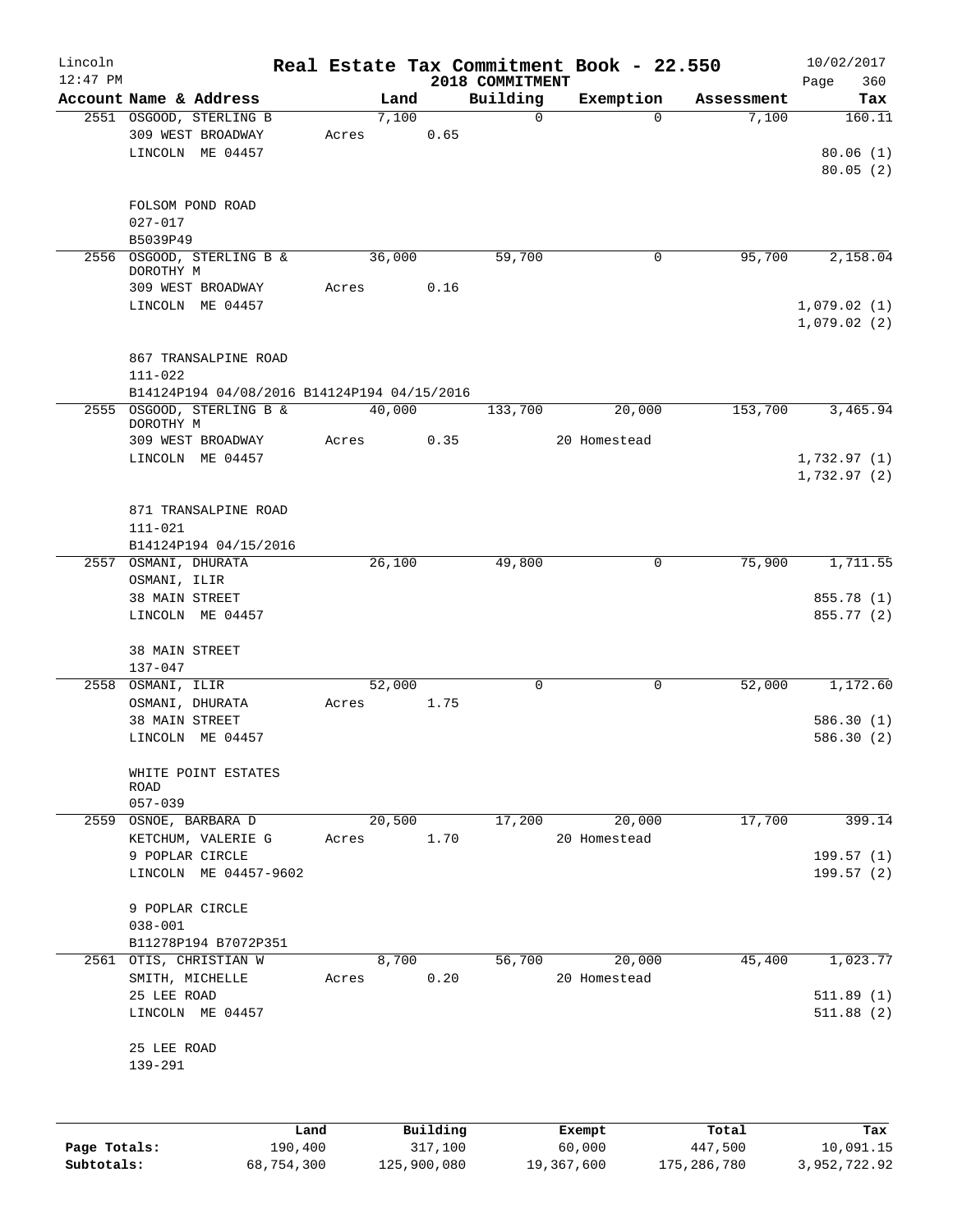# Real Estate Tax Commitment Book - 22.550

Lincoln
12:47 PM

2018 COMMITMENT

10/02/2017

| Account Name & Address | Land | Building | Exemption | Assessment | Tax |
|---|---|---|---|---|---|
| 2551 OSGOOD, STERLING B | 7,100 | 0 | 0 | 7,100 | 160.11 |
| 309 WEST BROADWAY | Acres 0.65 | | | | |
| LINCOLN ME 04457 | | | | | 80.06 (1) |
| | | | | | 80.05 (2) |
| FOLSOM POND ROAD | | | | | |
| 027-017 | | | | | |
| B5039P49 | | | | | |
| 2556 OSGOOD, STERLING B & DOROTHY M | 36,000 | 59,700 | 0 | 95,700 | 2,158.04 |
| 309 WEST BROADWAY | Acres 0.16 | | | | |
| LINCOLN ME 04457 | | | | | 1,079.02 (1) |
| | | | | | 1,079.02 (2) |
| 867 TRANSALPINE ROAD | | | | | |
| 111-022 | | | | | |
| B14124P194 04/08/2016 B14124P194 04/15/2016 | | | | | |
| 2555 OSGOOD, STERLING B & DOROTHY M | 40,000 | 133,700 | 20,000 | 153,700 | 3,465.94 |
| 309 WEST BROADWAY | Acres 0.35 | | 20 Homestead | | |
| LINCOLN ME 04457 | | | | | 1,732.97 (1) |
| | | | | | 1,732.97 (2) |
| 871 TRANSALPINE ROAD | | | | | |
| 111-021 | | | | | |
| B14124P194 04/15/2016 | | | | | |
| 2557 OSMANI, DHURATA | 26,100 | 49,800 | 0 | 75,900 | 1,711.55 |
| OSMANI, ILIR | | | | | |
| 38 MAIN STREET | | | | | 855.78 (1) |
| LINCOLN ME 04457 | | | | | 855.77 (2) |
| 38 MAIN STREET | | | | | |
| 137-047 | | | | | |
| 2558 OSMANI, ILIR | 52,000 | 0 | 0 | 52,000 | 1,172.60 |
| OSMANI, DHURATA | Acres 1.75 | | | | |
| 38 MAIN STREET | | | | | 586.30 (1) |
| LINCOLN ME 04457 | | | | | 586.30 (2) |
| WHITE POINT ESTATES ROAD | | | | | |
| 057-039 | | | | | |
| 2559 OSNOE, BARBARA D | 20,500 | 17,200 | 20,000 | 17,700 | 399.14 |
| KETCHUM, VALERIE G | Acres 1.70 | | 20 Homestead | | |
| 9 POPLAR CIRCLE | | | | | 199.57 (1) |
| LINCOLN ME 04457-9602 | | | | | 199.57 (2) |
| 9 POPLAR CIRCLE | | | | | |
| 038-001 | | | | | |
| B11278P194 B7072P351 | | | | | |
| 2561 OTIS, CHRISTIAN W | 8,700 | 56,700 | 20,000 | 45,400 | 1,023.77 |
| SMITH, MICHELLE | Acres 0.20 | | 20 Homestead | | |
| 25 LEE ROAD | | | | | 511.89 (1) |
| LINCOLN ME 04457 | | | | | 511.88 (2) |
| 25 LEE ROAD | | | | | |
| 139-291 | | | | | |

| | Land | Building | Exempt | Total | Tax |
|---|---|---|---|---|---|
| Page Totals: | 190,400 | 317,100 | 60,000 | 447,500 | 10,091.15 |
| Subtotals: | 68,754,300 | 125,900,080 | 19,367,600 | 175,286,780 | 3,952,722.92 |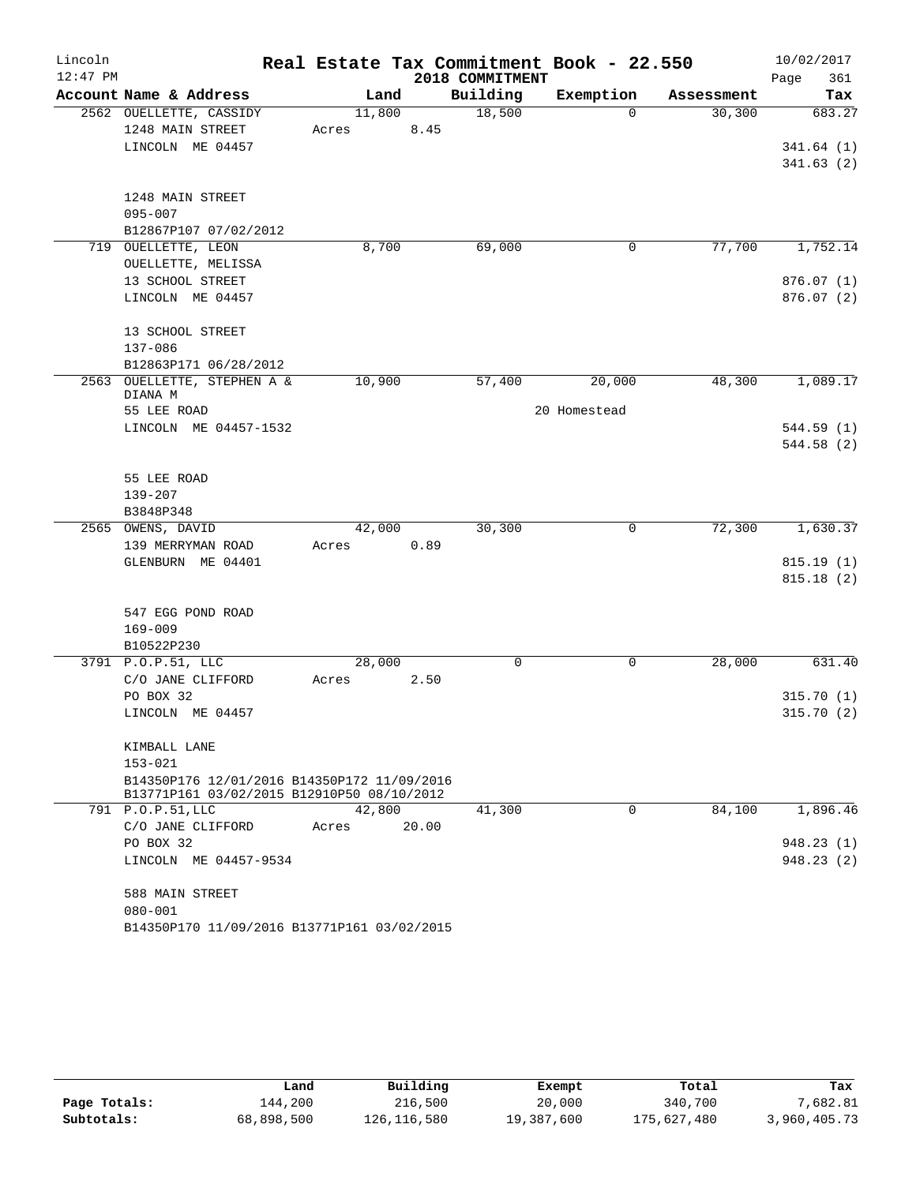# Real Estate Tax Commitment Book - 22.550

Lincoln 12:47 PM — 2018 COMMITMENT — 10/02/2017

| Account Name & Address | Land | Building | Exemption | Assessment | Tax |
|---|---|---|---|---|---|
| 2562 OUELLETTE, CASSIDY | 11,800 | 18,500 | 0 | 30,300 | 683.27 |
| 1248 MAIN STREET | Acres 8.45 | | | | |
| LINCOLN ME 04457 | | | | | 341.64 (1) |
| | | | | | 341.63 (2) |
| 1248 MAIN STREET | | | | | |
| 095-007 | | | | | |
| B12867P107 07/02/2012 | | | | | |
| 719 OUELLETTE, LEON | 8,700 | 69,000 | 0 | 77,700 | 1,752.14 |
| OUELLETTE, MELISSA | | | | | |
| 13 SCHOOL STREET | | | | | 876.07 (1) |
| LINCOLN ME 04457 | | | | | 876.07 (2) |
| 13 SCHOOL STREET | | | | | |
| 137-086 | | | | | |
| B12863P171 06/28/2012 | | | | | |
| 2563 OUELLETTE, STEPHEN A & DIANA M | 10,900 | 57,400 | 20,000 | 48,300 | 1,089.17 |
| 55 LEE ROAD | | | 20 Homestead | | |
| LINCOLN ME 04457-1532 | | | | | 544.59 (1) |
| | | | | | 544.58 (2) |
| 55 LEE ROAD | | | | | |
| 139-207 | | | | | |
| B3848P348 | | | | | |
| 2565 OWENS, DAVID | 42,000 | 30,300 | 0 | 72,300 | 1,630.37 |
| 139 MERRYMAN ROAD | Acres 0.89 | | | | |
| GLENBURN ME 04401 | | | | | 815.19 (1) |
| | | | | | 815.18 (2) |
| 547 EGG POND ROAD | | | | | |
| 169-009 | | | | | |
| B10522P230 | | | | | |
| 3791 P.O.P.51, LLC | 28,000 | 0 | 0 | 28,000 | 631.40 |
| C/O JANE CLIFFORD | Acres 2.50 | | | | |
| PO BOX 32 | | | | | 315.70 (1) |
| LINCOLN ME 04457 | | | | | 315.70 (2) |
| KIMBALL LANE | | | | | |
| 153-021 | | | | | |
| B14350P176 12/01/2016 B14350P172 11/09/2016 B13771P161 03/02/2015 B12910P50 08/10/2012 | | | | | |
| 791 P.O.P.51,LLC | 42,800 | 41,300 | 0 | 84,100 | 1,896.46 |
| C/O JANE CLIFFORD | Acres 20.00 | | | | |
| PO BOX 32 | | | | | 948.23 (1) |
| LINCOLN ME 04457-9534 | | | | | 948.23 (2) |
| 588 MAIN STREET | | | | | |
| 080-001 | | | | | |
| B14350P170 11/09/2016 B13771P161 03/02/2015 | | | | | |

| | Land | Building | Exempt | Total | Tax |
|---|---|---|---|---|---|
| Page Totals: | 144,200 | 216,500 | 20,000 | 340,700 | 7,682.81 |
| Subtotals: | 68,898,500 | 126,116,580 | 19,387,600 | 175,627,480 | 3,960,405.73 |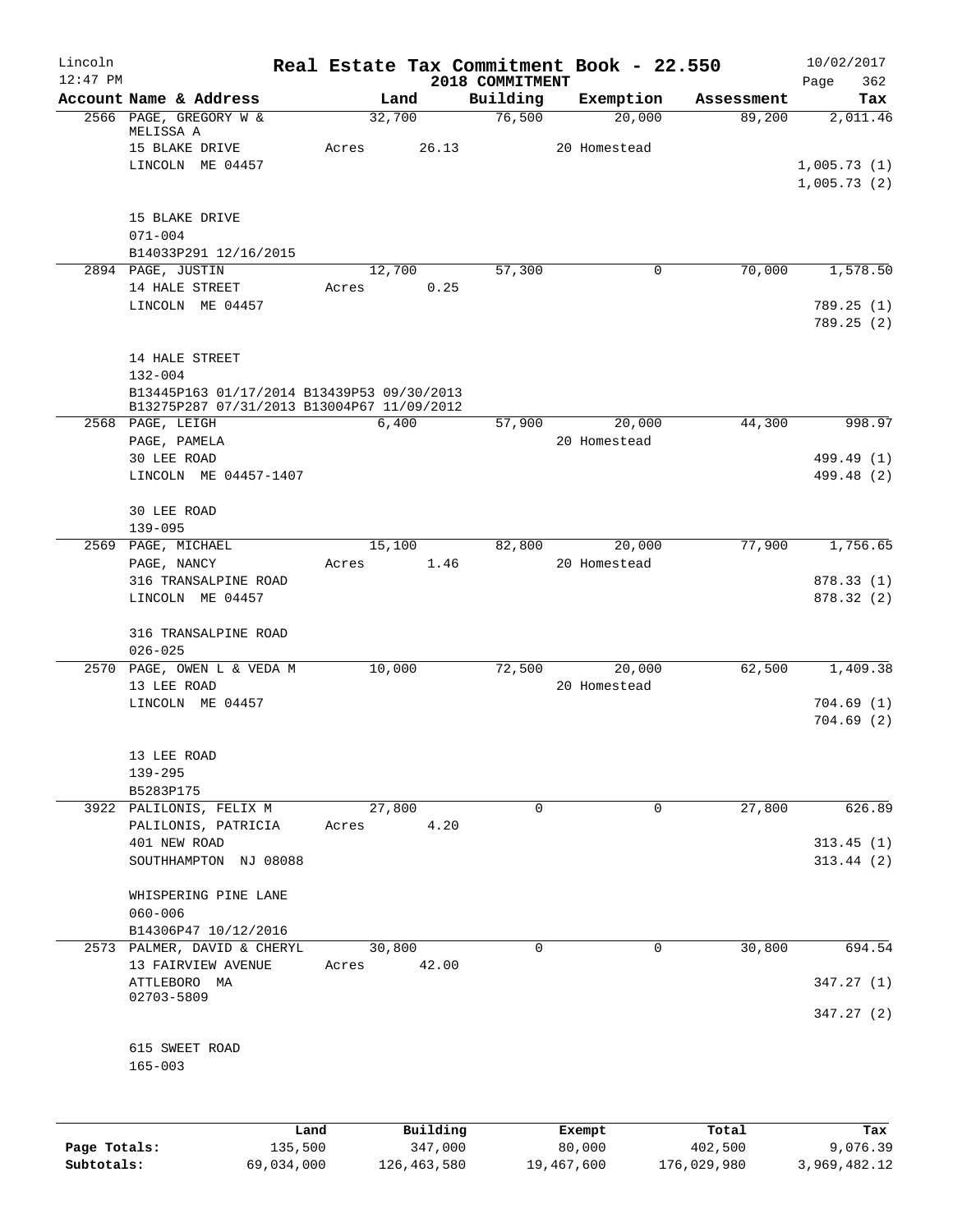# Real Estate Tax Commitment Book - 22.550

Lincoln 12:47 PM — 2018 COMMITMENT — 10/02/2017

| Account Name & Address | Land | Building | Exemption | Assessment | Tax |
|---|---|---|---|---|---|
| 2566 PAGE, GREGORY W & MELISSA A | 32,700 | 76,500 | 20,000 | 89,200 | 2,011.46 |
| 15 BLAKE DRIVE | Acres 26.13 | | 20 Homestead | | |
| LINCOLN ME 04457 | | | | | 1,005.73 (1) |
| | | | | | 1,005.73 (2) |
| 15 BLAKE DRIVE | | | | | |
| 071-004 | | | | | |
| B14033P291 12/16/2015 | | | | | |
| 2894 PAGE, JUSTIN | 12,700 | 57,300 | 0 | 70,000 | 1,578.50 |
| 14 HALE STREET | Acres 0.25 | | | | |
| LINCOLN ME 04457 | | | | | 789.25 (1) |
| | | | | | 789.25 (2) |
| 14 HALE STREET | | | | | |
| 132-004 | | | | | |
| B13445P163 01/17/2014 B13439P53 09/30/2013 B13275P287 07/31/2013 B13004P67 11/09/2012 | | | | | |
| 2568 PAGE, LEIGH | 6,400 | 57,900 | 20,000 | 44,300 | 998.97 |
| PAGE, PAMELA | | | 20 Homestead | | |
| 30 LEE ROAD | | | | | 499.49 (1) |
| LINCOLN ME 04457-1407 | | | | | 499.48 (2) |
| 30 LEE ROAD | | | | | |
| 139-095 | | | | | |
| 2569 PAGE, MICHAEL | 15,100 | 82,800 | 20,000 | 77,900 | 1,756.65 |
| PAGE, NANCY | Acres 1.46 | | 20 Homestead | | |
| 316 TRANSALPINE ROAD | | | | | 878.33 (1) |
| LINCOLN ME 04457 | | | | | 878.32 (2) |
| 316 TRANSALPINE ROAD | | | | | |
| 026-025 | | | | | |
| 2570 PAGE, OWEN L & VEDA M | 10,000 | 72,500 | 20,000 | 62,500 | 1,409.38 |
| 13 LEE ROAD | | | 20 Homestead | | |
| LINCOLN ME 04457 | | | | | 704.69 (1) |
| | | | | | 704.69 (2) |
| 13 LEE ROAD | | | | | |
| 139-295 | | | | | |
| B5283P175 | | | | | |
| 3922 PALILONIS, FELIX M | 27,800 | 0 | 0 | 27,800 | 626.89 |
| PALILONIS, PATRICIA | Acres 4.20 | | | | |
| 401 NEW ROAD | | | | | 313.45 (1) |
| SOUTHHAMPTON NJ 08088 | | | | | 313.44 (2) |
| WHISPERING PINE LANE | | | | | |
| 060-006 | | | | | |
| B14306P47 10/12/2016 | | | | | |
| 2573 PALMER, DAVID & CHERYL | 30,800 | 0 | 0 | 30,800 | 694.54 |
| 13 FAIRVIEW AVENUE | Acres 42.00 | | | | |
| ATTLEBORO MA 02703-5809 | | | | | 347.27 (1) |
| | | | | | 347.27 (2) |
| 615 SWEET ROAD | | | | | |
| 165-003 | | | | | |

| | Land | Building | Exempt | Total | Tax |
|---|---|---|---|---|---|
| Page Totals: | 135,500 | 347,000 | 80,000 | 402,500 | 9,076.39 |
| Subtotals: | 69,034,000 | 126,463,580 | 19,467,600 | 176,029,980 | 3,969,482.12 |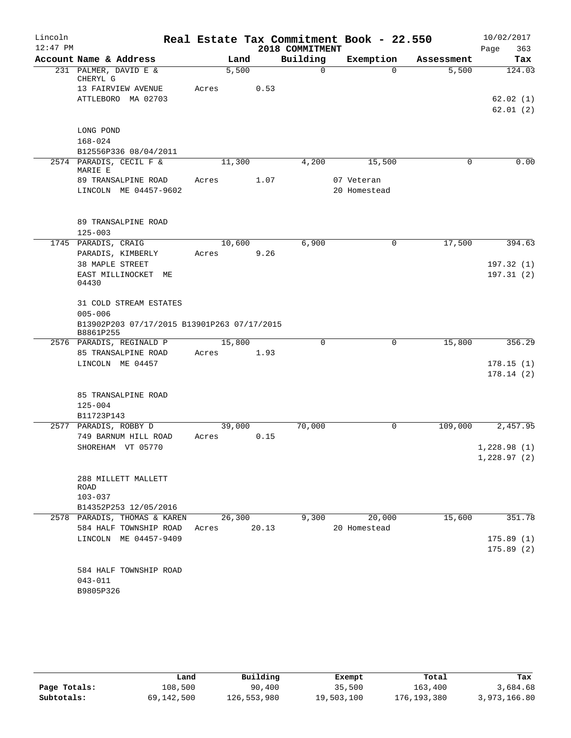# Real Estate Tax Commitment Book - 22.550

Lincoln 12:47 PM — 2018 COMMITMENT — 10/02/2017

| Account Name & Address | Land | Building | Exemption | Assessment | Tax |
|---|---|---|---|---|---|
| 231 PALMER, DAVID E & CHERYL G | 5,500 | 0 | 0 | 5,500 | 124.03 |
| 13 FAIRVIEW AVENUE | Acres 0.53 | | | | |
| ATTLEBORO MA 02703 | | | | | 62.02 (1) |
| | | | | | 62.01 (2) |
| LONG POND | | | | | |
| 168-024 | | | | | |
| B12556P336 08/04/2011 | | | | | |
| 2574 PARADIS, CECIL F & MARIE E | 11,300 | 4,200 | 15,500 | 0 | 0.00 |
| 89 TRANSALPINE ROAD | Acres 1.07 | | 07 Veteran | | |
| LINCOLN ME 04457-9602 | | | 20 Homestead | | |
| 89 TRANSALPINE ROAD | | | | | |
| 125-003 | | | | | |
| 1745 PARADIS, CRAIG | 10,600 | 6,900 | 0 | 17,500 | 394.63 |
| PARADIS, KIMBERLY | Acres 9.26 | | | | |
| 38 MAPLE STREET | | | | | 197.32 (1) |
| EAST MILLINOCKET ME 04430 | | | | | 197.31 (2) |
| 31 COLD STREAM ESTATES | | | | | |
| 005-006 | | | | | |
| B13902P203 07/17/2015 B13901P263 07/17/2015 B8861P255 | | | | | |
| 2576 PARADIS, REGINALD P | 15,800 | 0 | 0 | 15,800 | 356.29 |
| 85 TRANSALPINE ROAD | Acres 1.93 | | | | |
| LINCOLN ME 04457 | | | | | 178.15 (1) |
| | | | | | 178.14 (2) |
| 85 TRANSALPINE ROAD | | | | | |
| 125-004 | | | | | |
| B11723P143 | | | | | |
| 2577 PARADIS, ROBBY D | 39,000 | 70,000 | 0 | 109,000 | 2,457.95 |
| 749 BARNUM HILL ROAD | Acres 0.15 | | | | |
| SHOREHAM VT 05770 | | | | | 1,228.98 (1) |
| | | | | | 1,228.97 (2) |
| 288 MILLETT MALLETT ROAD | | | | | |
| 103-037 | | | | | |
| B14352P253 12/05/2016 | | | | | |
| 2578 PARADIS, THOMAS & KAREN | 26,300 | 9,300 | 20,000 | 15,600 | 351.78 |
| 584 HALF TOWNSHIP ROAD | Acres 20.13 | | 20 Homestead | | |
| LINCOLN ME 04457-9409 | | | | | 175.89 (1) |
| | | | | | 175.89 (2) |
| 584 HALF TOWNSHIP ROAD | | | | | |
| 043-011 | | | | | |
| B9805P326 | | | | | |

| | Land | Building | Exempt | Total | Tax |
|---|---|---|---|---|---|
| Page Totals: | 108,500 | 90,400 | 35,500 | 163,400 | 3,684.68 |
| Subtotals: | 69,142,500 | 126,553,980 | 19,503,100 | 176,193,380 | 3,973,166.80 |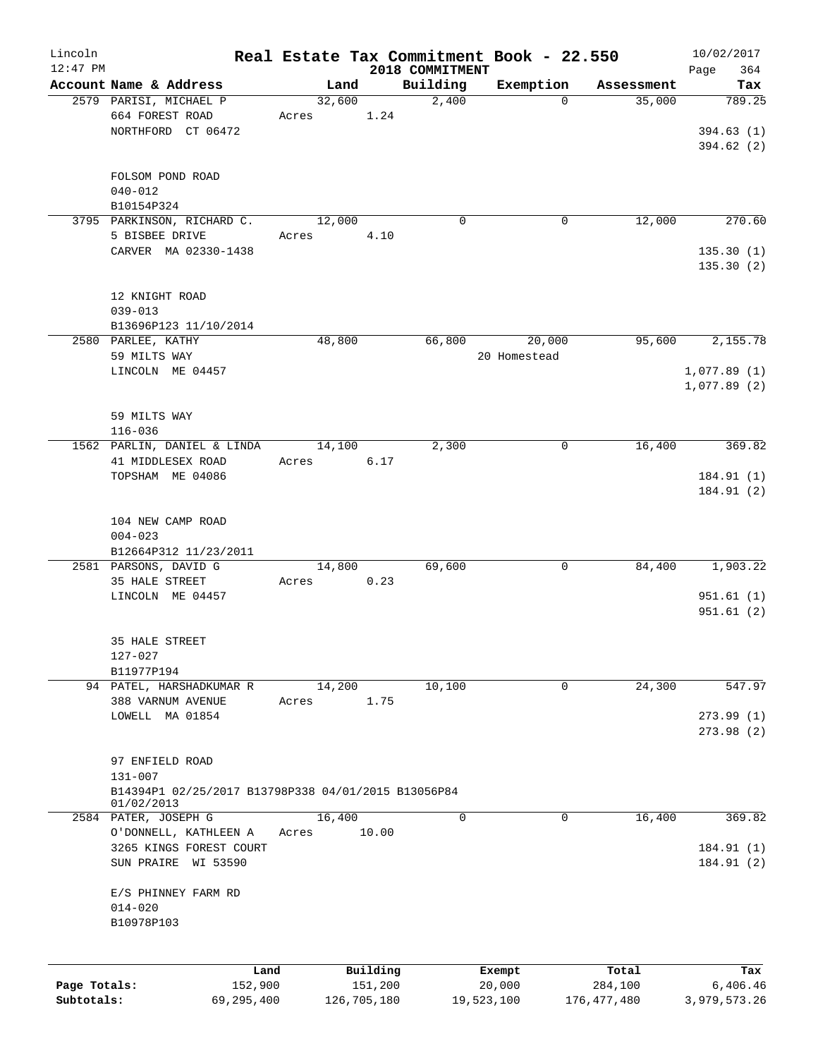# Real Estate Tax Commitment Book - 22.550

Lincoln 12:47 PM — 2018 COMMITMENT — 10/02/2017

| Account Name & Address | Land | Building | Exemption | Assessment | Tax |
|---|---|---|---|---|---|
| 2579 PARISI, MICHAEL P<br>664 FOREST ROAD<br>NORTHFORD CT 06472<br><br>FOLSOM POND ROAD<br>040-012<br>B10154P324 | 32,600<br>Acres 1.24 | 2,400 | 0 | 35,000 | 789.25<br><br>394.63 (1)<br>394.62 (2) |
| 3795 PARKINSON, RICHARD C.<br>5 BISBEE DRIVE<br>CARVER MA 02330-1438<br><br>12 KNIGHT ROAD<br>039-013<br>B13696P123 11/10/2014 | 12,000<br>Acres 4.10 | 0 | 0 | 12,000 | 270.60<br><br>135.30 (1)<br>135.30 (2) |
| 2580 PARLEE, KATHY<br>59 MILTS WAY<br>LINCOLN ME 04457<br><br>59 MILTS WAY<br>116-036 | 48,800 | 66,800 | 20,000<br>20 Homestead | 95,600 | 2,155.78<br><br>1,077.89 (1)<br>1,077.89 (2) |
| 1562 PARLIN, DANIEL & LINDA<br>41 MIDDLESEX ROAD<br>TOPSHAM ME 04086<br><br>104 NEW CAMP ROAD<br>004-023<br>B12664P312 11/23/2011 | 14,100<br>Acres 6.17 | 2,300 | 0 | 16,400 | 369.82<br><br>184.91 (1)<br>184.91 (2) |
| 2581 PARSONS, DAVID G<br>35 HALE STREET<br>LINCOLN ME 04457<br><br>35 HALE STREET<br>127-027<br>B11977P194 | 14,800<br>Acres 0.23 | 69,600 | 0 | 84,400 | 1,903.22<br><br>951.61 (1)<br>951.61 (2) |
| 94 PATEL, HARSHADKUMAR R<br>388 VARNUM AVENUE<br>LOWELL MA 01854<br><br>97 ENFIELD ROAD<br>131-007<br>B14394P1 02/25/2017 B13798P338 04/01/2015 B13056P84 01/02/2013 | 14,200<br>Acres 1.75 | 10,100 | 0 | 24,300 | 547.97<br><br>273.99 (1)<br>273.98 (2) |
| 2584 PATER, JOSEPH G<br>O'DONNELL, KATHLEEN A<br>3265 KINGS FOREST COURT<br>SUN PRAIRE WI 53590<br><br>E/S PHINNEY FARM RD<br>014-020<br>B10978P103 | 16,400<br>Acres 10.00 | 0 | 0 | 16,400 | 369.82<br><br>184.91 (1)<br>184.91 (2) |

| | Land | Building | Exempt | Total | Tax |
|---|---|---|---|---|---|
| Page Totals: | 152,900 | 151,200 | 20,000 | 284,100 | 6,406.46 |
| Subtotals: | 69,295,400 | 126,705,180 | 19,523,100 | 176,477,480 | 3,979,573.26 |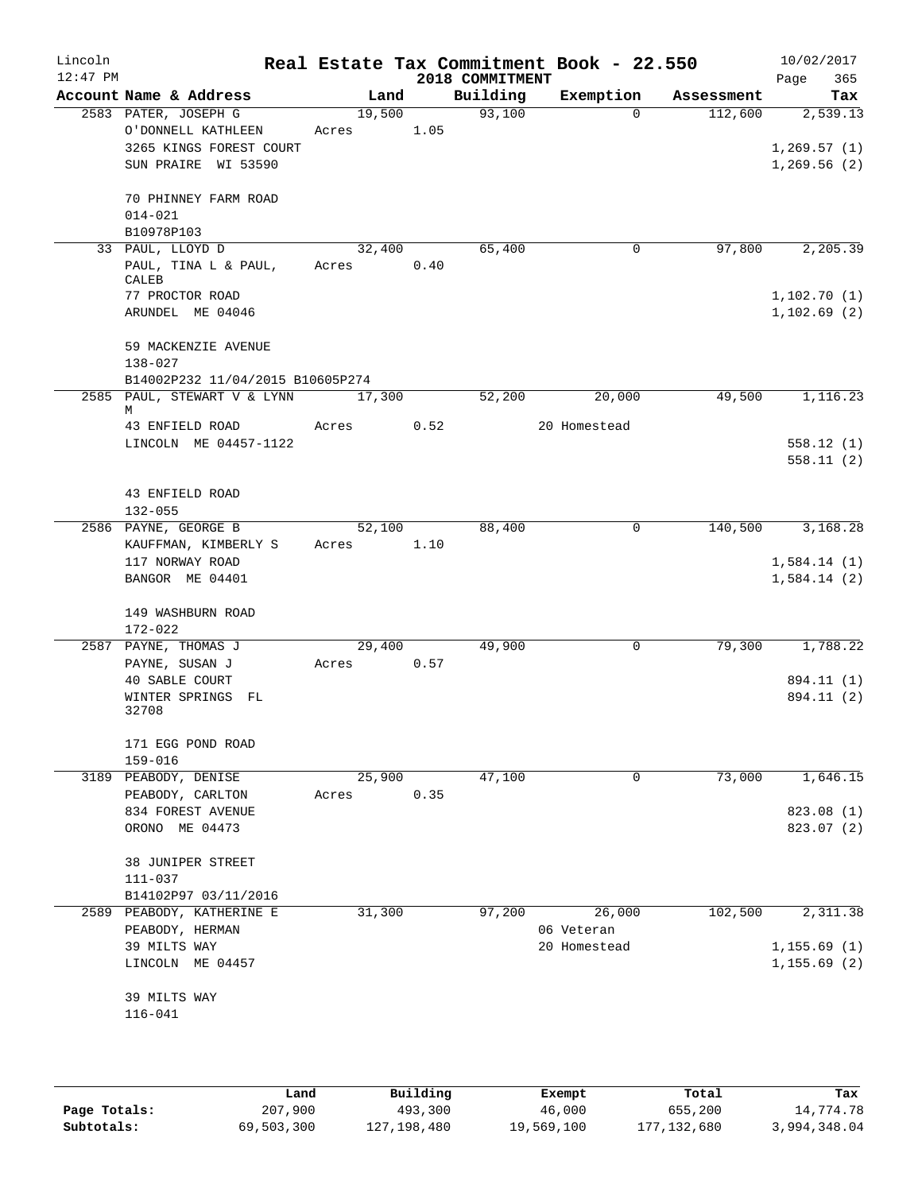# Real Estate Tax Commitment Book - 22.550

Lincoln 12:47 PM — 2018 COMMITMENT — 10/02/2017

| Account Name & Address | Land | Building | Exemption | Assessment | Tax |
|---|---|---|---|---|---|
| 2583 PATER, JOSEPH G<br>O'DONNELL KATHLEEN<br>3265 KINGS FOREST COURT<br>SUN PRAIRE WI 53590<br><br>70 PHINNEY FARM ROAD<br>014-021<br>B10978P103 | 19,500<br>Acres 1.05 | 93,100 | 0 | 112,600 | 2,539.13<br><br>1,269.57 (1)<br>1,269.56 (2) |
| 33 PAUL, LLOYD D<br>PAUL, TINA L & PAUL, CALEB<br>77 PROCTOR ROAD<br>ARUNDEL ME 04046<br><br>59 MACKENZIE AVENUE<br>138-027<br>B14002P232 11/04/2015 B10605P274 | 32,400<br>Acres 0.40 | 65,400 | 0 | 97,800 | 2,205.39<br><br>1,102.70 (1)<br>1,102.69 (2) |
| 2585 PAUL, STEWART V & LYNN M<br>43 ENFIELD ROAD<br>LINCOLN ME 04457-1122<br><br>43 ENFIELD ROAD<br>132-055 | 17,300<br>Acres 0.52 | 52,200 | 20,000<br>20 Homestead | 49,500 | 1,116.23<br><br>558.12 (1)<br>558.11 (2) |
| 2586 PAYNE, GEORGE B<br>KAUFFMAN, KIMBERLY S<br>117 NORWAY ROAD<br>BANGOR ME 04401<br><br>149 WASHBURN ROAD<br>172-022 | 52,100<br>Acres 1.10 | 88,400 | 0 | 140,500 | 3,168.28<br><br>1,584.14 (1)<br>1,584.14 (2) |
| 2587 PAYNE, THOMAS J<br>PAYNE, SUSAN J<br>40 SABLE COURT<br>WINTER SPRINGS FL 32708<br><br>171 EGG POND ROAD<br>159-016 | 29,400<br>Acres 0.57 | 49,900 | 0 | 79,300 | 1,788.22<br><br>894.11 (1)<br>894.11 (2) |
| 3189 PEABODY, DENISE<br>PEABODY, CARLTON<br>834 FOREST AVENUE<br>ORONO ME 04473<br><br>38 JUNIPER STREET<br>111-037<br>B14102P97 03/11/2016 | 25,900<br>Acres 0.35 | 47,100 | 0 | 73,000 | 1,646.15<br><br>823.08 (1)<br>823.07 (2) |
| 2589 PEABODY, KATHERINE E<br>PEABODY, HERMAN<br>39 MILTS WAY<br>LINCOLN ME 04457<br><br>39 MILTS WAY<br>116-041 | 31,300 | 97,200 | 26,000<br>06 Veteran<br>20 Homestead | 102,500 | 2,311.38<br><br>1,155.69 (1)<br>1,155.69 (2) |

| | Land | Building | Exempt | Total | Tax |
|---|---|---|---|---|---|
| Page Totals: | 207,900 | 493,300 | 46,000 | 655,200 | 14,774.78 |
| Subtotals: | 69,503,300 | 127,198,480 | 19,569,100 | 177,132,680 | 3,994,348.04 |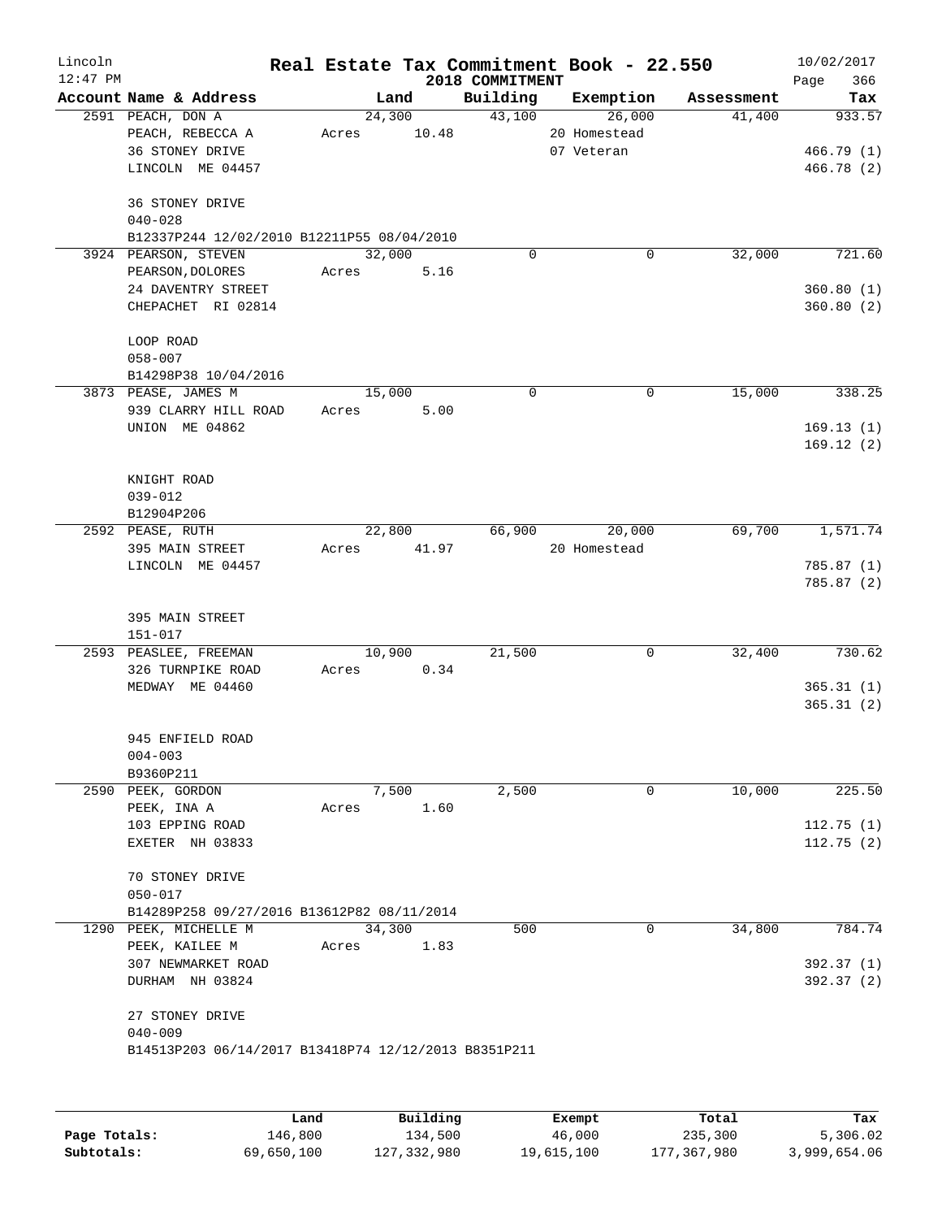# Real Estate Tax Commitment Book - 22.550

Lincoln
12:47 PM

2018 COMMITMENT

10/02/2017
Page 366

| Account Name & Address | Land | Building | Exemption | Assessment | Tax |
|---|---|---|---|---|---|
| 2591 PEACH, DON A<br>PEACH, REBECCA A<br>36 STONEY DRIVE<br>LINCOLN ME 04457<br><br>36 STONEY DRIVE<br>040-028<br>B12337P244 12/02/2010 B12211P55 08/04/2010 | 24,300<br>Acres 10.48 | 43,100 | 26,000<br>20 Homestead<br>07 Veteran | 41,400 | 933.57<br><br>466.79 (1)<br>466.78 (2) |
| 3924 PEARSON, STEVEN<br>PEARSON,DOLORES<br>24 DAVENTRY STREET<br>CHEPACHET RI 02814<br><br>LOOP ROAD<br>058-007<br>B14298P38 10/04/2016 | 32,000<br>Acres 5.16 | 0 | 0 | 32,000 | 721.60<br><br>360.80 (1)<br>360.80 (2) |
| 3873 PEASE, JAMES M<br>939 CLARRY HILL ROAD<br>UNION ME 04862<br><br>KNIGHT ROAD<br>039-012<br>B12904P206 | 15,000<br>Acres 5.00 | 0 | 0 | 15,000 | 338.25<br><br>169.13 (1)<br>169.12 (2) |
| 2592 PEASE, RUTH<br>395 MAIN STREET<br>LINCOLN ME 04457<br><br>395 MAIN STREET<br>151-017 | 22,800<br>Acres 41.97 | 66,900 | 20,000<br>20 Homestead | 69,700 | 1,571.74<br><br>785.87 (1)<br>785.87 (2) |
| 2593 PEASLEE, FREEMAN<br>326 TURNPIKE ROAD<br>MEDWAY ME 04460<br><br>945 ENFIELD ROAD<br>004-003<br>B9360P211 | 10,900<br>Acres 0.34 | 21,500 | 0 | 32,400 | 730.62<br><br>365.31 (1)<br>365.31 (2) |
| 2590 PEEK, GORDON<br>PEEK, INA A<br>103 EPPING ROAD<br>EXETER NH 03833<br><br>70 STONEY DRIVE<br>050-017<br>B14289P258 09/27/2016 B13612P82 08/11/2014 | 7,500<br>Acres 1.60 | 2,500 | 0 | 10,000 | 225.50<br><br>112.75 (1)<br>112.75 (2) |
| 1290 PEEK, MICHELLE M<br>PEEK, KAILEE M<br>307 NEWMARKET ROAD<br>DURHAM NH 03824<br><br>27 STONEY DRIVE<br>040-009<br>B14513P203 06/14/2017 B13418P74 12/12/2013 B8351P211 | 34,300<br>Acres 1.83 | 500 | 0 | 34,800 | 784.74<br><br>392.37 (1)<br>392.37 (2) |

| | Land | Building | Exempt | Total | Tax |
|---|---|---|---|---|---|
| Page Totals: | 146,800 | 134,500 | 46,000 | 235,300 | 5,306.02 |
| Subtotals: | 69,650,100 | 127,332,980 | 19,615,100 | 177,367,980 | 3,999,654.06 |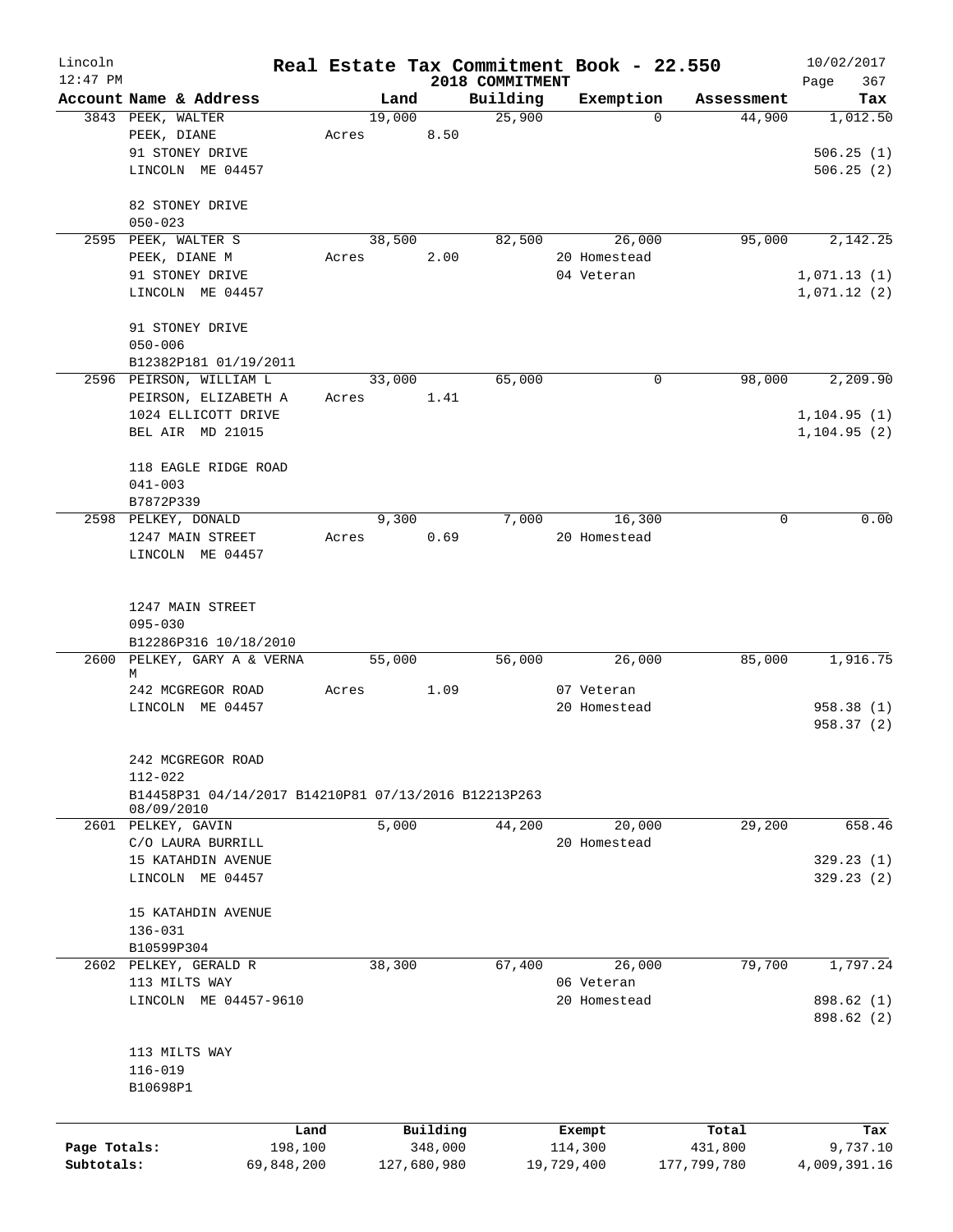Lincoln 12:47 PM

# Real Estate Tax Commitment Book - 22.550

2018 COMMITMENT

10/02/2017 Page 367

| Account Name & Address | Land | Building | Exemption | Assessment | Tax |
|---|---|---|---|---|---|
| 3843 PEEK, WALTER<br>PEEK, DIANE<br>91 STONEY DRIVE<br>LINCOLN ME 04457<br><br>82 STONEY DRIVE<br>050-023 | 19,000<br>Acres 8.50 | 25,900 | 0 | 44,900 | 1,012.50<br><br>506.25 (1)<br>506.25 (2) |
| 2595 PEEK, WALTER S<br>PEEK, DIANE M<br>91 STONEY DRIVE<br>LINCOLN ME 04457<br><br>91 STONEY DRIVE<br>050-006<br>B12382P181 01/19/2011 | 38,500<br>Acres 2.00 | 82,500 | 26,000<br>20 Homestead<br>04 Veteran | 95,000 | 2,142.25<br><br>1,071.13 (1)<br>1,071.12 (2) |
| 2596 PEIRSON, WILLIAM L<br>PEIRSON, ELIZABETH A<br>1024 ELLICOTT DRIVE<br>BEL AIR MD 21015<br><br>118 EAGLE RIDGE ROAD<br>041-003<br>B7872P339 | 33,000<br>Acres 1.41 | 65,000 | 0 | 98,000 | 2,209.90<br><br>1,104.95 (1)<br>1,104.95 (2) |
| 2598 PELKEY, DONALD<br>1247 MAIN STREET<br>LINCOLN ME 04457<br><br>1247 MAIN STREET<br>095-030<br>B12286P316 10/18/2010 | 9,300<br>Acres 0.69 | 7,000 | 16,300<br>20 Homestead | 0 | 0.00 |
| 2600 PELKEY, GARY A & VERNA M<br>242 MCGREGOR ROAD<br>LINCOLN ME 04457<br><br>242 MCGREGOR ROAD<br>112-022<br>B14458P31 04/14/2017 B14210P81 07/13/2016 B12213P263 08/09/2010 | 55,000<br>Acres 1.09 | 56,000 | 26,000<br>07 Veteran<br>20 Homestead | 85,000 | 1,916.75<br><br>958.38 (1)<br>958.37 (2) |
| 2601 PELKEY, GAVIN<br>C/O LAURA BURRILL<br>15 KATAHDIN AVENUE<br>LINCOLN ME 04457<br><br>15 KATAHDIN AVENUE<br>136-031<br>B10599P304 | 5,000 | 44,200 | 20,000<br>20 Homestead | 29,200 | 658.46<br><br>329.23 (1)<br>329.23 (2) |
| 2602 PELKEY, GERALD R<br>113 MILTS WAY<br>LINCOLN ME 04457-9610<br><br>113 MILTS WAY<br>116-019<br>B10698P1 | 38,300 | 67,400 | 26,000<br>06 Veteran<br>20 Homestead | 79,700 | 1,797.24<br><br>898.62 (1)<br>898.62 (2) |

| | Land | Building | Exempt | Total | Tax |
|---|---|---|---|---|---|
| Page Totals: | 198,100 | 348,000 | 114,300 | 431,800 | 9,737.10 |
| Subtotals: | 69,848,200 | 127,680,980 | 19,729,400 | 177,799,780 | 4,009,391.16 |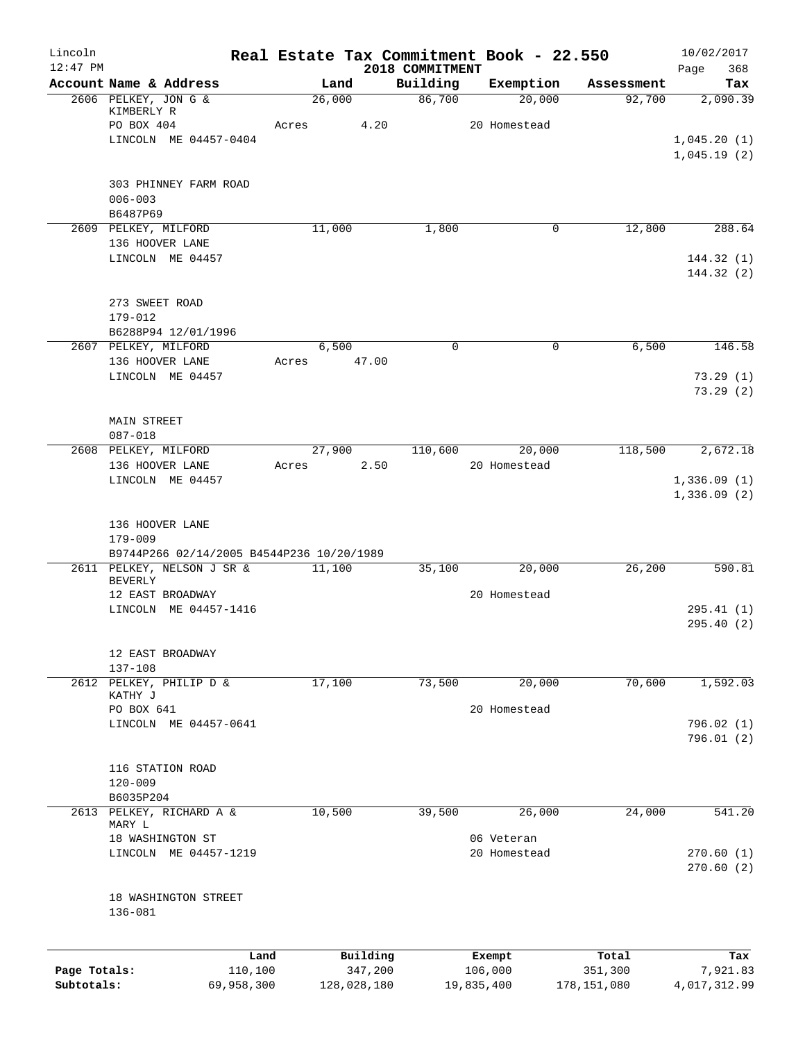Lincoln 12:47 PM

# Real Estate Tax Commitment Book - 22.550

2018 COMMITMENT

10/02/2017 Page 368

| Account Name & Address | Land | Building | Exemption | Assessment | Tax |
|---|---|---|---|---|---|
| 2606 PELKEY, JON G & KIMBERLY R | 26,000 | 86,700 | 20,000 | 92,700 | 2,090.39 |
| PO BOX 404 | Acres 4.20 | | 20 Homestead | | |
| LINCOLN ME 04457-0404 | | | | | 1,045.20 (1) |
| | | | | | 1,045.19 (2) |
| 303 PHINNEY FARM ROAD | | | | | |
| 006-003 | | | | | |
| B6487P69 | | | | | |
| 2609 PELKEY, MILFORD | 11,000 | 1,800 | 0 | 12,800 | 288.64 |
| 136 HOOVER LANE | | | | | |
| LINCOLN ME 04457 | | | | | 144.32 (1) |
| | | | | | 144.32 (2) |
| 273 SWEET ROAD | | | | | |
| 179-012 | | | | | |
| B6288P94 12/01/1996 | | | | | |
| 2607 PELKEY, MILFORD | 6,500 | 0 | 0 | 6,500 | 146.58 |
| 136 HOOVER LANE | Acres 47.00 | | | | |
| LINCOLN ME 04457 | | | | | 73.29 (1) |
| | | | | | 73.29 (2) |
| MAIN STREET | | | | | |
| 087-018 | | | | | |
| 2608 PELKEY, MILFORD | 27,900 | 110,600 | 20,000 | 118,500 | 2,672.18 |
| 136 HOOVER LANE | Acres 2.50 | | 20 Homestead | | |
| LINCOLN ME 04457 | | | | | 1,336.09 (1) |
| | | | | | 1,336.09 (2) |
| 136 HOOVER LANE | | | | | |
| 179-009 | | | | | |
| B9744P266 02/14/2005 B4544P236 10/20/1989 | | | | | |
| 2611 PELKEY, NELSON J SR & BEVERLY | 11,100 | 35,100 | 20,000 | 26,200 | 590.81 |
| 12 EAST BROADWAY | | | 20 Homestead | | |
| LINCOLN ME 04457-1416 | | | | | 295.41 (1) |
| | | | | | 295.40 (2) |
| 12 EAST BROADWAY | | | | | |
| 137-108 | | | | | |
| 2612 PELKEY, PHILIP D & KATHY J | 17,100 | 73,500 | 20,000 | 70,600 | 1,592.03 |
| PO BOX 641 | | | 20 Homestead | | |
| LINCOLN ME 04457-0641 | | | | | 796.02 (1) |
| | | | | | 796.01 (2) |
| 116 STATION ROAD | | | | | |
| 120-009 | | | | | |
| B6035P204 | | | | | |
| 2613 PELKEY, RICHARD A & MARY L | 10,500 | 39,500 | 26,000 | 24,000 | 541.20 |
| 18 WASHINGTON ST | | | 06 Veteran | | |
| LINCOLN ME 04457-1219 | | | 20 Homestead | | 270.60 (1) |
| | | | | | 270.60 (2) |
| 18 WASHINGTON STREET | | | | | |
| 136-081 | | | | | |

| | Land | Building | Exempt | Total | Tax |
|---|---|---|---|---|---|
| Page Totals: | 110,100 | 347,200 | 106,000 | 351,300 | 7,921.83 |
| Subtotals: | 69,958,300 | 128,028,180 | 19,835,400 | 178,151,080 | 4,017,312.99 |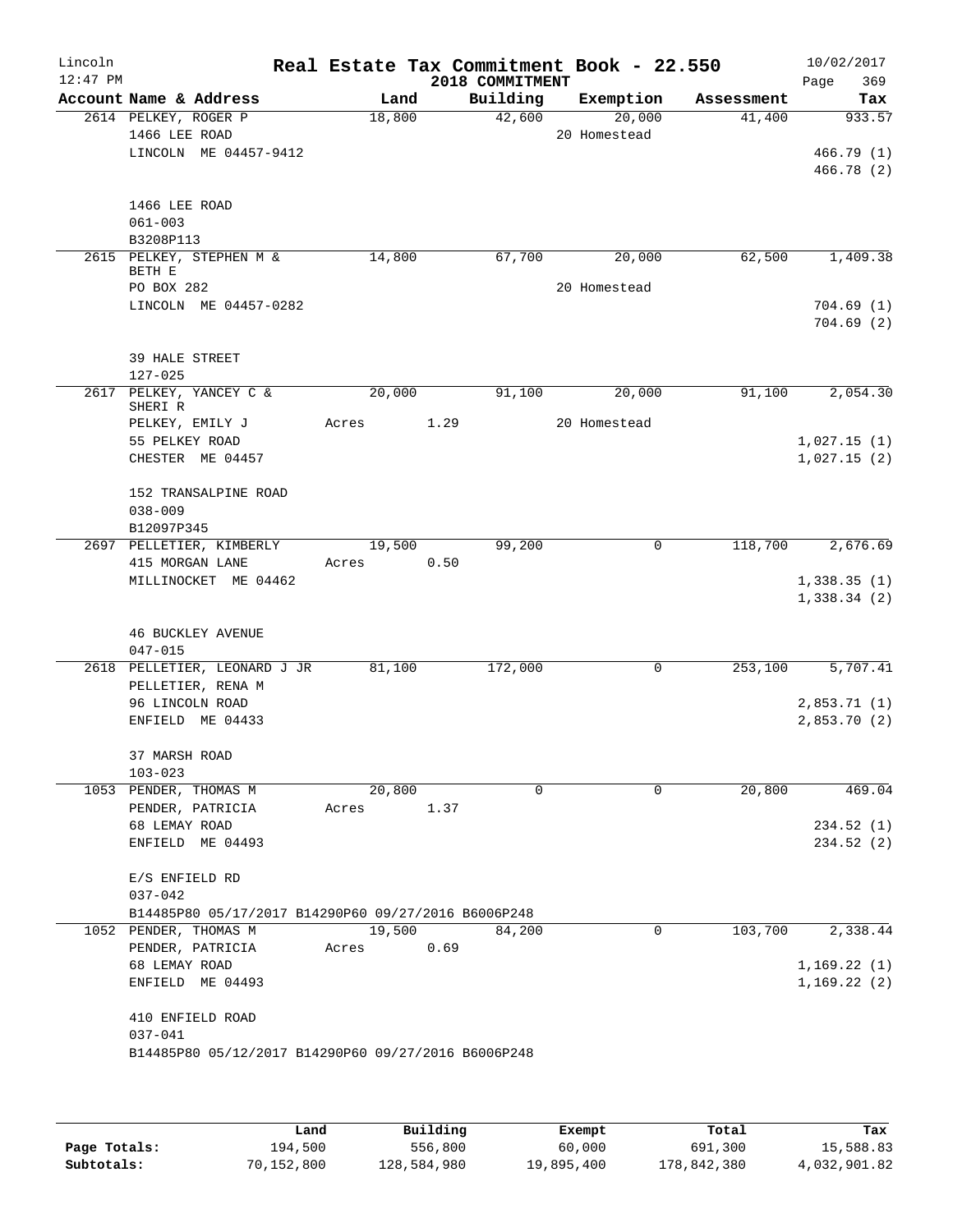Lincoln 12:47 PM

# Real Estate Tax Commitment Book - 22.550

2018 COMMITMENT

10/02/2017

| Account Name & Address | Land | Building | Exemption | Assessment | Tax |
|---|---|---|---|---|---|
| 2614 PELKEY, ROGER P | 18,800 | 42,600 | 20,000 | 41,400 | 933.57 |
| 1466 LEE ROAD | | | 20 Homestead | | |
| LINCOLN ME 04457-9412 | | | | | 466.79 (1) |
| | | | | | 466.78 (2) |
| 1466 LEE ROAD | | | | | |
| 061-003 | | | | | |
| B3208P113 | | | | | |
| 2615 PELKEY, STEPHEN M & BETH E | 14,800 | 67,700 | 20,000 | 62,500 | 1,409.38 |
| PO BOX 282 | | | 20 Homestead | | |
| LINCOLN ME 04457-0282 | | | | | 704.69 (1) |
| | | | | | 704.69 (2) |
| 39 HALE STREET | | | | | |
| 127-025 | | | | | |
| 2617 PELKEY, YANCEY C & SHERI R | 20,000 | 91,100 | 20,000 | 91,100 | 2,054.30 |
| PELKEY, EMILY J | Acres 1.29 | | 20 Homestead | | |
| 55 PELKEY ROAD | | | | | 1,027.15 (1) |
| CHESTER ME 04457 | | | | | 1,027.15 (2) |
| 152 TRANSALPINE ROAD | | | | | |
| 038-009 | | | | | |
| B12097P345 | | | | | |
| 2697 PELLETIER, KIMBERLY | 19,500 | 99,200 | 0 | 118,700 | 2,676.69 |
| 415 MORGAN LANE | Acres 0.50 | | | | |
| MILLINOCKET ME 04462 | | | | | 1,338.35 (1) |
| | | | | | 1,338.34 (2) |
| 46 BUCKLEY AVENUE | | | | | |
| 047-015 | | | | | |
| 2618 PELLETIER, LEONARD J JR | 81,100 | 172,000 | 0 | 253,100 | 5,707.41 |
| PELLETIER, RENA M | | | | | |
| 96 LINCOLN ROAD | | | | | 2,853.71 (1) |
| ENFIELD ME 04433 | | | | | 2,853.70 (2) |
| 37 MARSH ROAD | | | | | |
| 103-023 | | | | | |
| 1053 PENDER, THOMAS M | 20,800 | 0 | 0 | 20,800 | 469.04 |
| PENDER, PATRICIA | Acres 1.37 | | | | |
| 68 LEMAY ROAD | | | | | 234.52 (1) |
| ENFIELD ME 04493 | | | | | 234.52 (2) |
| E/S ENFIELD RD | | | | | |
| 037-042 | | | | | |
| B14485P80 05/17/2017 B14290P60 09/27/2016 B6006P248 | | | | | |
| 1052 PENDER, THOMAS M | 19,500 | 84,200 | 0 | 103,700 | 2,338.44 |
| PENDER, PATRICIA | Acres 0.69 | | | | |
| 68 LEMAY ROAD | | | | | 1,169.22 (1) |
| ENFIELD ME 04493 | | | | | 1,169.22 (2) |
| 410 ENFIELD ROAD | | | | | |
| 037-041 | | | | | |
| B14485P80 05/12/2017 B14290P60 09/27/2016 B6006P248 | | | | | |

| | Land | Building | Exempt | Total | Tax |
|---|---|---|---|---|---|
| Page Totals: | 194,500 | 556,800 | 60,000 | 691,300 | 15,588.83 |
| Subtotals: | 70,152,800 | 128,584,980 | 19,895,400 | 178,842,380 | 4,032,901.82 |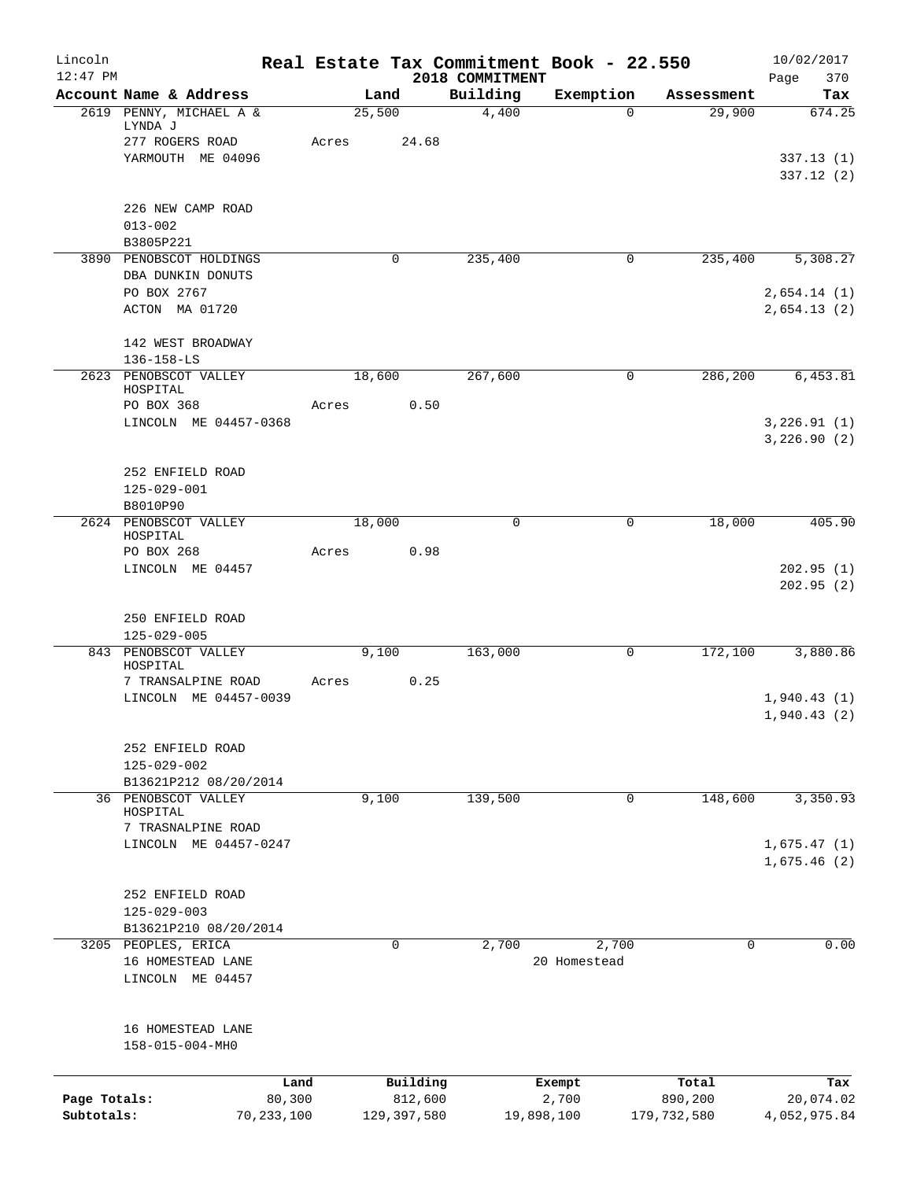Lincoln 12:47 PM

# Real Estate Tax Commitment Book - 22.550

2018 COMMITMENT

10/02/2017 Page 370

| Account Name & Address | Land | Building | Exemption | Assessment | Tax |
|---|---|---|---|---|---|
| 2619 PENNY, MICHAEL A & LYNDA J | 25,500 | 4,400 | 0 | 29,900 | 674.25 |
| 277 ROGERS ROAD | Acres 24.68 | | | | |
| YARMOUTH ME 04096 | | | | | 337.13 (1) |
| | | | | | 337.12 (2) |
| 226 NEW CAMP ROAD | | | | | |
| 013-002 | | | | | |
| B3805P221 | | | | | |
| 3890 PENOBSCOT HOLDINGS | 0 | 235,400 | 0 | 235,400 | 5,308.27 |
| DBA DUNKIN DONUTS | | | | | |
| PO BOX 2767 | | | | | 2,654.14 (1) |
| ACTON MA 01720 | | | | | 2,654.13 (2) |
| 142 WEST BROADWAY | | | | | |
| 136-158-LS | | | | | |
| 2623 PENOBSCOT VALLEY HOSPITAL | 18,600 | 267,600 | 0 | 286,200 | 6,453.81 |
| PO BOX 368 | Acres 0.50 | | | | |
| LINCOLN ME 04457-0368 | | | | | 3,226.91 (1) |
| | | | | | 3,226.90 (2) |
| 252 ENFIELD ROAD | | | | | |
| 125-029-001 | | | | | |
| B8010P90 | | | | | |
| 2624 PENOBSCOT VALLEY HOSPITAL | 18,000 | 0 | 0 | 18,000 | 405.90 |
| PO BOX 268 | Acres 0.98 | | | | |
| LINCOLN ME 04457 | | | | | 202.95 (1) |
| | | | | | 202.95 (2) |
| 250 ENFIELD ROAD | | | | | |
| 125-029-005 | | | | | |
| 843 PENOBSCOT VALLEY HOSPITAL | 9,100 | 163,000 | 0 | 172,100 | 3,880.86 |
| 7 TRANSALPINE ROAD | Acres 0.25 | | | | |
| LINCOLN ME 04457-0039 | | | | | 1,940.43 (1) |
| | | | | | 1,940.43 (2) |
| 252 ENFIELD ROAD | | | | | |
| 125-029-002 | | | | | |
| B13621P212 08/20/2014 | | | | | |
| 36 PENOBSCOT VALLEY HOSPITAL | 9,100 | 139,500 | 0 | 148,600 | 3,350.93 |
| 7 TRASNALPINE ROAD | | | | | |
| LINCOLN ME 04457-0247 | | | | | 1,675.47 (1) |
| | | | | | 1,675.46 (2) |
| 252 ENFIELD ROAD | | | | | |
| 125-029-003 | | | | | |
| B13621P210 08/20/2014 | | | | | |
| 3205 PEOPLES, ERICA | 0 | 2,700 | 2,700 | 0 | 0.00 |
| 16 HOMESTEAD LANE | | | 20 Homestead | | |
| LINCOLN ME 04457 | | | | | |
| 16 HOMESTEAD LANE | | | | | |
| 158-015-004-MH0 | | | | | |

| | Land | Building | Exempt | Total | Tax |
|---|---|---|---|---|---|
| Page Totals: | 80,300 | 812,600 | 2,700 | 890,200 | 20,074.02 |
| Subtotals: | 70,233,100 | 129,397,580 | 19,898,100 | 179,732,580 | 4,052,975.84 |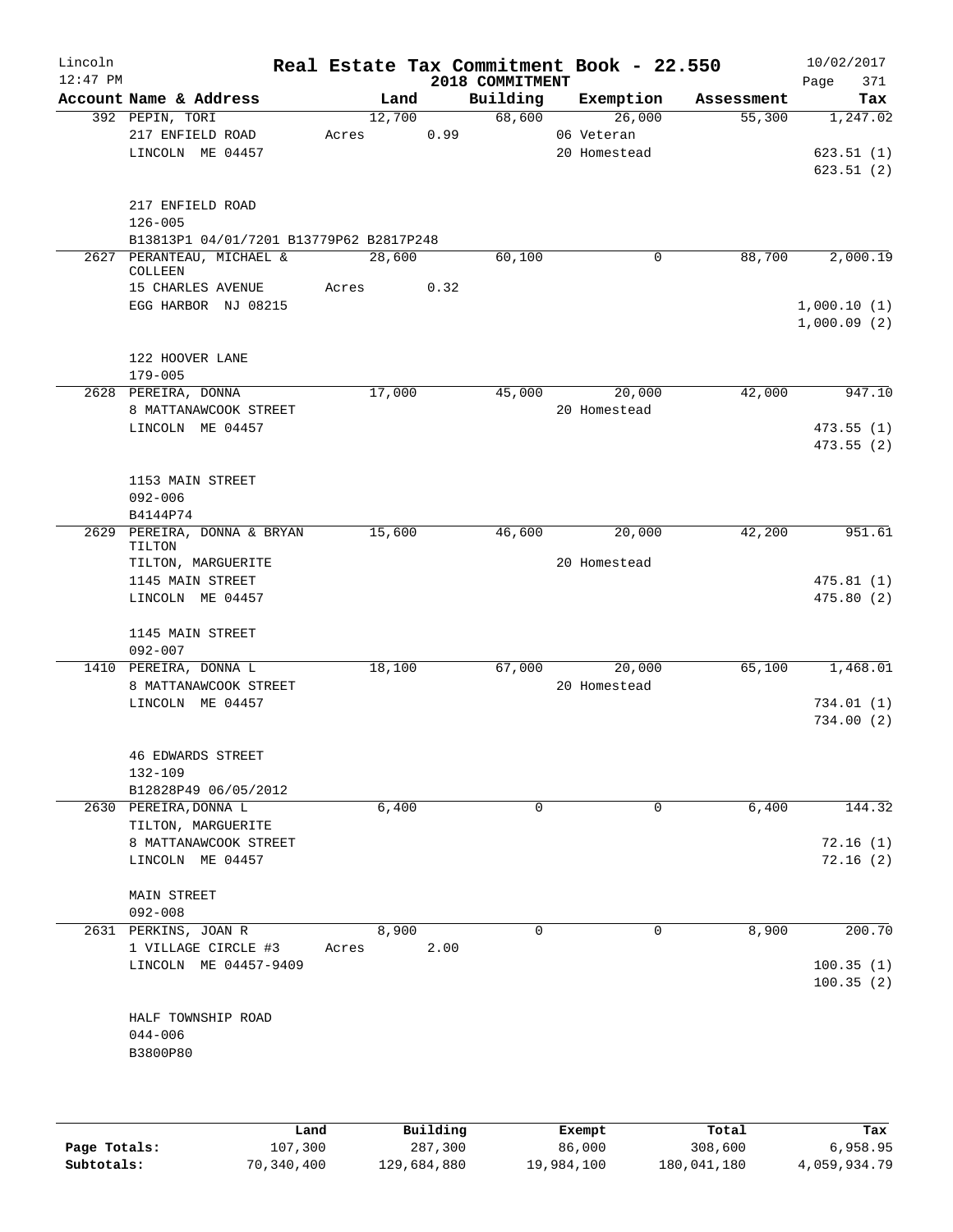Lincoln 12:47 PM

# Real Estate Tax Commitment Book - 22.550

2018 COMMITMENT

10/02/2017 Page 371

| Account Name & Address | Land | Building | Exemption | Assessment | Tax |
|---|---|---|---|---|---|
| 392 PEPIN, TORI | 12,700 | 68,600 | 26,000 | 55,300 | 1,247.02 |
| 217 ENFIELD ROAD | Acres 0.99 | | 06 Veteran | | |
| LINCOLN ME 04457 | | | 20 Homestead | | 623.51 (1) |
| | | | | | 623.51 (2) |
| 217 ENFIELD ROAD | | | | | |
| 126-005 | | | | | |
| B13813P1 04/01/7201 B13779P62 B2817P248 | | | | | |
| 2627 PERANTEAU, MICHAEL & COLLEEN | 28,600 | 60,100 | 0 | 88,700 | 2,000.19 |
| 15 CHARLES AVENUE | Acres 0.32 | | | | |
| EGG HARBOR NJ 08215 | | | | | 1,000.10 (1) |
| | | | | | 1,000.09 (2) |
| 122 HOOVER LANE | | | | | |
| 179-005 | | | | | |
| 2628 PEREIRA, DONNA | 17,000 | 45,000 | 20,000 | 42,000 | 947.10 |
| 8 MATTANAWCOOK STREET | | | 20 Homestead | | |
| LINCOLN ME 04457 | | | | | 473.55 (1) |
| | | | | | 473.55 (2) |
| 1153 MAIN STREET | | | | | |
| 092-006 | | | | | |
| B4144P74 | | | | | |
| 2629 PEREIRA, DONNA & BRYAN TILTON | 15,600 | 46,600 | 20,000 | 42,200 | 951.61 |
| TILTON, MARGUERITE | | | 20 Homestead | | |
| 1145 MAIN STREET | | | | | 475.81 (1) |
| LINCOLN ME 04457 | | | | | 475.80 (2) |
| 1145 MAIN STREET | | | | | |
| 092-007 | | | | | |
| 1410 PEREIRA, DONNA L | 18,100 | 67,000 | 20,000 | 65,100 | 1,468.01 |
| 8 MATTANAWCOOK STREET | | | 20 Homestead | | |
| LINCOLN ME 04457 | | | | | 734.01 (1) |
| | | | | | 734.00 (2) |
| 46 EDWARDS STREET | | | | | |
| 132-109 | | | | | |
| B12828P49 06/05/2012 | | | | | |
| 2630 PEREIRA,DONNA L | 6,400 | 0 | 0 | 6,400 | 144.32 |
| TILTON, MARGUERITE | | | | | |
| 8 MATTANAWCOOK STREET | | | | | 72.16 (1) |
| LINCOLN ME 04457 | | | | | 72.16 (2) |
| MAIN STREET | | | | | |
| 092-008 | | | | | |
| 2631 PERKINS, JOAN R | 8,900 | 0 | 0 | 8,900 | 200.70 |
| 1 VILLAGE CIRCLE #3 | Acres 2.00 | | | | |
| LINCOLN ME 04457-9409 | | | | | 100.35 (1) |
| | | | | | 100.35 (2) |
| HALF TOWNSHIP ROAD | | | | | |
| 044-006 | | | | | |
| B3800P80 | | | | | |

| | Land | Building | Exempt | Total | Tax |
|---|---|---|---|---|---|
| Page Totals: | 107,300 | 287,300 | 86,000 | 308,600 | 6,958.95 |
| Subtotals: | 70,340,400 | 129,684,880 | 19,984,100 | 180,041,180 | 4,059,934.79 |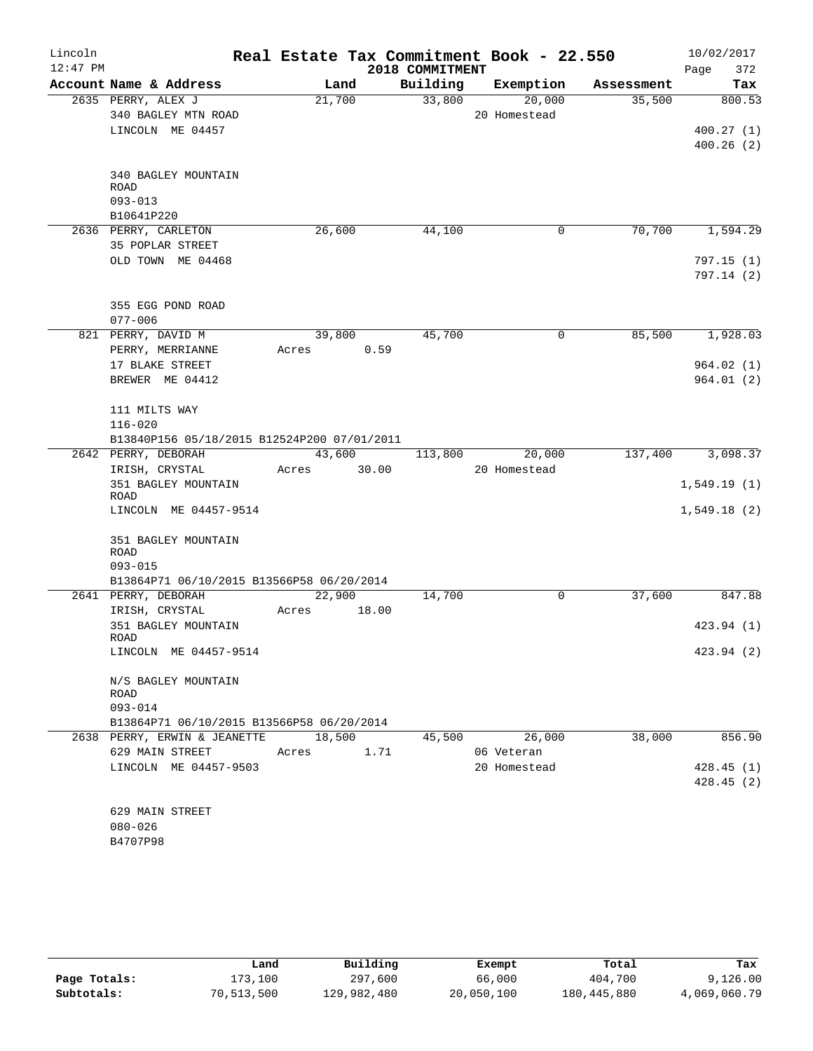# Real Estate Tax Commitment Book - 22.550

Lincoln 12:47 PM — 2018 COMMITMENT — 10/02/2017

| Account Name & Address | Land | Building | Exemption | Assessment | Tax |
|---|---|---|---|---|---|
| 2635 PERRY, ALEX J | 21,700 | 33,800 | 20,000 | 35,500 | 800.53 |
| 340 BAGLEY MTN ROAD | | | 20 Homestead | | |
| LINCOLN ME 04457 | | | | | 400.27 (1) |
| | | | | | 400.26 (2) |
| 340 BAGLEY MOUNTAIN ROAD | | | | | |
| 093-013 | | | | | |
| B10641P220 | | | | | |
| 2636 PERRY, CARLETON | 26,600 | 44,100 | 0 | 70,700 | 1,594.29 |
| 35 POPLAR STREET | | | | | |
| OLD TOWN ME 04468 | | | | | 797.15 (1) |
| | | | | | 797.14 (2) |
| 355 EGG POND ROAD | | | | | |
| 077-006 | | | | | |
| 821 PERRY, DAVID M | 39,800 | 45,700 | 0 | 85,500 | 1,928.03 |
| PERRY, MERRIANNE | Acres 0.59 | | | | |
| 17 BLAKE STREET | | | | | 964.02 (1) |
| BREWER ME 04412 | | | | | 964.01 (2) |
| 111 MILTS WAY | | | | | |
| 116-020 | | | | | |
| B13840P156 05/18/2015 B12524P200 07/01/2011 | | | | | |
| 2642 PERRY, DEBORAH | 43,600 | 113,800 | 20,000 | 137,400 | 3,098.37 |
| IRISH, CRYSTAL | Acres 30.00 | | 20 Homestead | | |
| 351 BAGLEY MOUNTAIN ROAD | | | | | 1,549.19 (1) |
| LINCOLN ME 04457-9514 | | | | | 1,549.18 (2) |
| 351 BAGLEY MOUNTAIN ROAD | | | | | |
| 093-015 | | | | | |
| B13864P71 06/10/2015 B13566P58 06/20/2014 | | | | | |
| 2641 PERRY, DEBORAH | 22,900 | 14,700 | 0 | 37,600 | 847.88 |
| IRISH, CRYSTAL | Acres 18.00 | | | | |
| 351 BAGLEY MOUNTAIN ROAD | | | | | 423.94 (1) |
| LINCOLN ME 04457-9514 | | | | | 423.94 (2) |
| N/S BAGLEY MOUNTAIN ROAD | | | | | |
| 093-014 | | | | | |
| B13864P71 06/10/2015 B13566P58 06/20/2014 | | | | | |
| 2638 PERRY, ERWIN & JEANETTE | 18,500 | 45,500 | 26,000 | 38,000 | 856.90 |
| 629 MAIN STREET | Acres 1.71 | | 06 Veteran | | |
| LINCOLN ME 04457-9503 | | | 20 Homestead | | 428.45 (1) |
| | | | | | 428.45 (2) |
| 629 MAIN STREET | | | | | |
| 080-026 | | | | | |
| B4707P98 | | | | | |

| | Land | Building | Exempt | Total | Tax |
|---|---|---|---|---|---|
| Page Totals: | 173,100 | 297,600 | 66,000 | 404,700 | 9,126.00 |
| Subtotals: | 70,513,500 | 129,982,480 | 20,050,100 | 180,445,880 | 4,069,060.79 |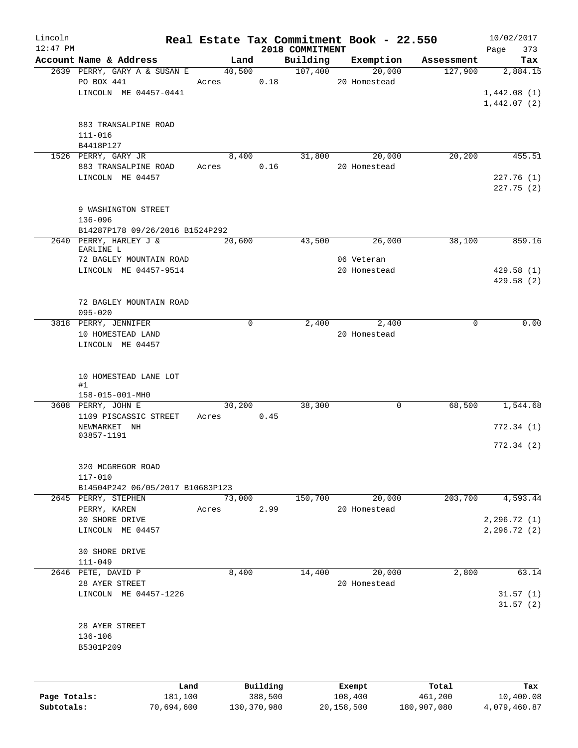# Real Estate Tax Commitment Book - 22.550

Lincoln
12:47 PM

2018 COMMITMENT

10/02/2017

| Account Name & Address | Land | Building | Exemption | Assessment | Tax |
|---|---|---|---|---|---|
| 2639 PERRY, GARY A & SUSAN E | 40,500 | 107,400 | 20,000 | 127,900 | 2,884.15 |
| PO BOX 441 | Acres 0.18 | | 20 Homestead | | |
| LINCOLN ME 04457-0441 | | | | | 1,442.08 (1) |
| | | | | | 1,442.07 (2) |
| 883 TRANSALPINE ROAD | | | | | |
| 111-016 | | | | | |
| B4418P127 | | | | | |
| 1526 PERRY, GARY JR | 8,400 | 31,800 | 20,000 | 20,200 | 455.51 |
| 883 TRANSALPINE ROAD | Acres 0.16 | | 20 Homestead | | |
| LINCOLN ME 04457 | | | | | 227.76 (1) |
| | | | | | 227.75 (2) |
| 9 WASHINGTON STREET | | | | | |
| 136-096 | | | | | |
| B14287P178 09/26/2016 B1524P292 | | | | | |
| 2640 PERRY, HARLEY J & EARLINE L | 20,600 | 43,500 | 26,000 | 38,100 | 859.16 |
| 72 BAGLEY MOUNTAIN ROAD | | | 06 Veteran | | |
| LINCOLN ME 04457-9514 | | | 20 Homestead | | 429.58 (1) |
| | | | | | 429.58 (2) |
| 72 BAGLEY MOUNTAIN ROAD | | | | | |
| 095-020 | | | | | |
| 3818 PERRY, JENNIFER | 0 | 2,400 | 2,400 | 0 | 0.00 |
| 10 HOMESTEAD LAND | | | 20 Homestead | | |
| LINCOLN ME 04457 | | | | | |
| 10 HOMESTEAD LANE LOT #1 | | | | | |
| 158-015-001-MH0 | | | | | |
| 3608 PERRY, JOHN E | 30,200 | 38,300 | 0 | 68,500 | 1,544.68 |
| 1109 PISCASSIC STREET | Acres 0.45 | | | | |
| NEWMARKET NH 03857-1191 | | | | | 772.34 (1) |
| | | | | | 772.34 (2) |
| 320 MCGREGOR ROAD | | | | | |
| 117-010 | | | | | |
| B14504P242 06/05/2017 B10683P123 | | | | | |
| 2645 PERRY, STEPHEN | 73,000 | 150,700 | 20,000 | 203,700 | 4,593.44 |
| PERRY, KAREN | Acres 2.99 | | 20 Homestead | | |
| 30 SHORE DRIVE | | | | | 2,296.72 (1) |
| LINCOLN ME 04457 | | | | | 2,296.72 (2) |
| 30 SHORE DRIVE | | | | | |
| 111-049 | | | | | |
| 2646 PETE, DAVID P | 8,400 | 14,400 | 20,000 | 2,800 | 63.14 |
| 28 AYER STREET | | | 20 Homestead | | |
| LINCOLN ME 04457-1226 | | | | | 31.57 (1) |
| | | | | | 31.57 (2) |
| 28 AYER STREET | | | | | |
| 136-106 | | | | | |
| B5301P209 | | | | | |

| | Land | Building | Exempt | Total | Tax |
|---|---|---|---|---|---|
| Page Totals: | 181,100 | 388,500 | 108,400 | 461,200 | 10,400.08 |
| Subtotals: | 70,694,600 | 130,370,980 | 20,158,500 | 180,907,080 | 4,079,460.87 |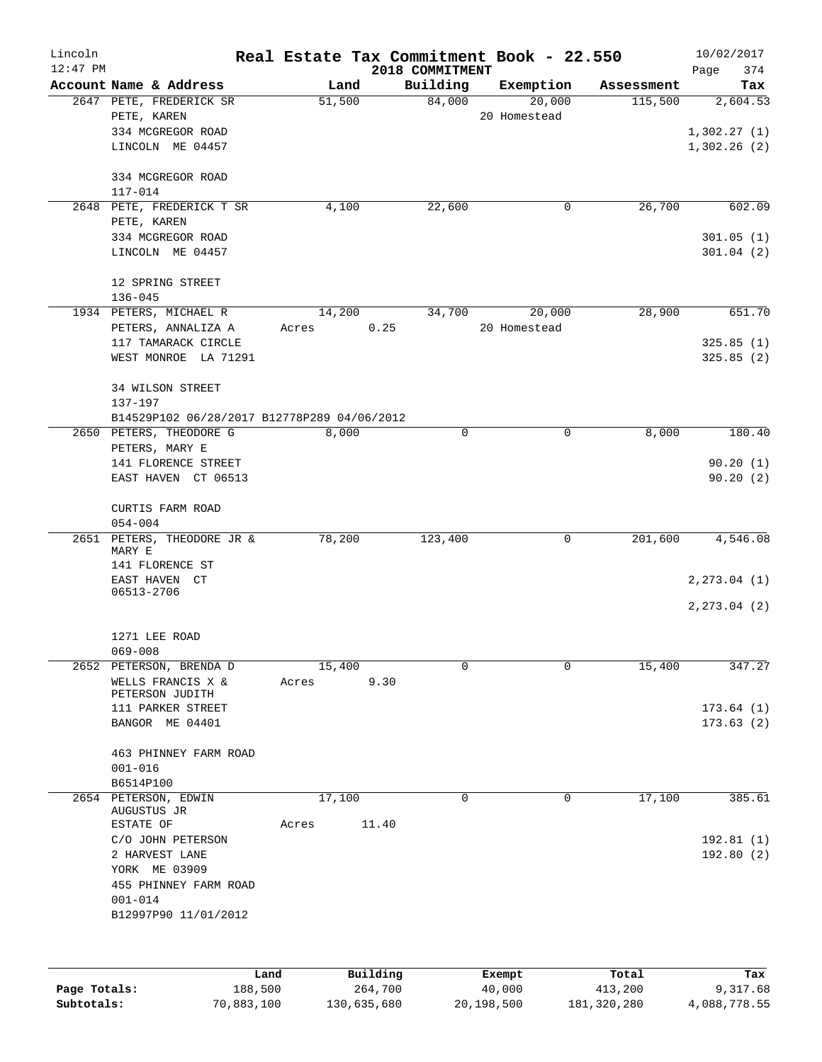# Real Estate Tax Commitment Book - 22.550

Lincoln
12:47 PM

2018 COMMITMENT

10/02/2017

| Account Name & Address | Land | Building | Exemption | Assessment | Tax |
|---|---|---|---|---|---|
| 2647 PETE, FREDERICK SR | 51,500 | 84,000 | 20,000 | 115,500 | 2,604.53 |
| PETE, KAREN | | | 20 Homestead | | |
| 334 MCGREGOR ROAD | | | | | 1,302.27 (1) |
| LINCOLN ME 04457 | | | | | 1,302.26 (2) |
| 334 MCGREGOR ROAD | | | | | |
| 117-014 | | | | | |
| 2648 PETE, FREDERICK T SR | 4,100 | 22,600 | 0 | 26,700 | 602.09 |
| PETE, KAREN | | | | | |
| 334 MCGREGOR ROAD | | | | | 301.05 (1) |
| LINCOLN ME 04457 | | | | | 301.04 (2) |
| 12 SPRING STREET | | | | | |
| 136-045 | | | | | |
| 1934 PETERS, MICHAEL R | 14,200 | 34,700 | 20,000 | 28,900 | 651.70 |
| PETERS, ANNALIZA A | Acres 0.25 | | 20 Homestead | | |
| 117 TAMARACK CIRCLE | | | | | 325.85 (1) |
| WEST MONROE LA 71291 | | | | | 325.85 (2) |
| 34 WILSON STREET | | | | | |
| 137-197 | | | | | |
| B14529P102 06/28/2017 B12778P289 04/06/2012 | | | | | |
| 2650 PETERS, THEODORE G | 8,000 | 0 | 0 | 8,000 | 180.40 |
| PETERS, MARY E | | | | | |
| 141 FLORENCE STREET | | | | | 90.20 (1) |
| EAST HAVEN CT 06513 | | | | | 90.20 (2) |
| CURTIS FARM ROAD | | | | | |
| 054-004 | | | | | |
| 2651 PETERS, THEODORE JR & MARY E | 78,200 | 123,400 | 0 | 201,600 | 4,546.08 |
| 141 FLORENCE ST | | | | | |
| EAST HAVEN CT 06513-2706 | | | | | 2,273.04 (1) |
| | | | | | 2,273.04 (2) |
| 1271 LEE ROAD | | | | | |
| 069-008 | | | | | |
| 2652 PETERSON, BRENDA D | 15,400 | 0 | 0 | 15,400 | 347.27 |
| WELLS FRANCIS X & PETERSON JUDITH | Acres 9.30 | | | | |
| 111 PARKER STREET | | | | | 173.64 (1) |
| BANGOR ME 04401 | | | | | 173.63 (2) |
| 463 PHINNEY FARM ROAD | | | | | |
| 001-016 | | | | | |
| B6514P100 | | | | | |
| 2654 PETERSON, EDWIN AUGUSTUS JR | 17,100 | 0 | 0 | 17,100 | 385.61 |
| ESTATE OF | Acres 11.40 | | | | |
| C/O JOHN PETERSON | | | | | 192.81 (1) |
| 2 HARVEST LANE | | | | | 192.80 (2) |
| YORK ME 03909 | | | | | |
| 455 PHINNEY FARM ROAD | | | | | |
| 001-014 | | | | | |
| B12997P90 11/01/2012 | | | | | |

| | Land | Building | Exempt | Total | Tax |
|---|---|---|---|---|---|
| Page Totals: | 188,500 | 264,700 | 40,000 | 413,200 | 9,317.68 |
| Subtotals: | 70,883,100 | 130,635,680 | 20,198,500 | 181,320,280 | 4,088,778.55 |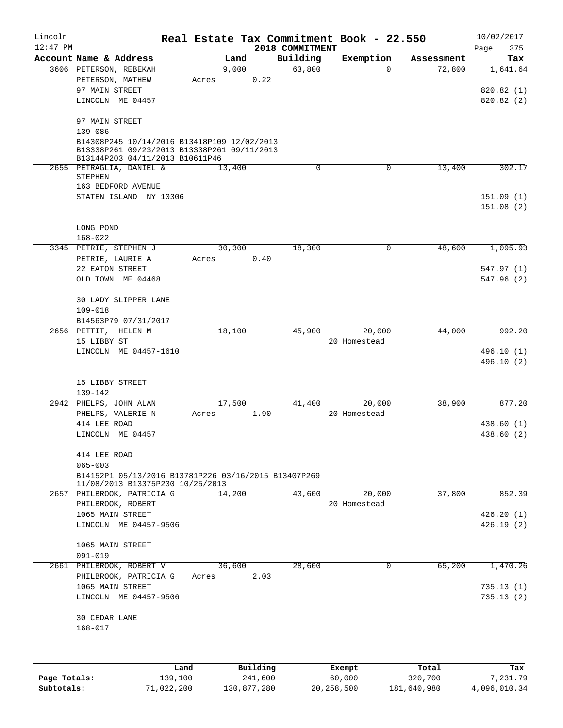# Real Estate Tax Commitment Book - 22.550

Lincoln
12:47 PM

2018 COMMITMENT

10/02/2017

| Account | Name & Address | Land | Building | Exemption | Assessment | Tax |
|---|---|---|---|---|---|---|
| 3606 | PETERSON, REBEKAH | 9,000 | 63,800 | 0 | 72,800 | 1,641.64 |
| | PETERSON, MATHEW | Acres 0.22 | | | | |
| | 97 MAIN STREET | | | | | 820.82 (1) |
| | LINCOLN ME 04457 | | | | | 820.82 (2) |
| | 97 MAIN STREET | | | | | |
| | 139-086 | | | | | |
| | B14308P245 10/14/2016 B13418P109 12/02/2013 B13338P261 09/23/2013 B13338P261 09/11/2013 B13144P203 04/11/2013 B10611P46 | | | | | |
| 2655 | PETRAGLIA, DANIEL & STEPHEN | 13,400 | 0 | 0 | 13,400 | 302.17 |
| | 163 BEDFORD AVENUE | | | | | |
| | STATEN ISLAND NY 10306 | | | | | 151.09 (1) |
| | | | | | | 151.08 (2) |
| | LONG POND | | | | | |
| | 168-022 | | | | | |
| 3345 | PETRIE, STEPHEN J | 30,300 | 18,300 | 0 | 48,600 | 1,095.93 |
| | PETRIE, LAURIE A | Acres 0.40 | | | | |
| | 22 EATON STREET | | | | | 547.97 (1) |
| | OLD TOWN ME 04468 | | | | | 547.96 (2) |
| | 30 LADY SLIPPER LANE | | | | | |
| | 109-018 | | | | | |
| | B14563P79 07/31/2017 | | | | | |
| 2656 | PETTIT, HELEN M | 18,100 | 45,900 | 20,000 | 44,000 | 992.20 |
| | 15 LIBBY ST | | | 20 Homestead | | |
| | LINCOLN ME 04457-1610 | | | | | 496.10 (1) |
| | | | | | | 496.10 (2) |
| | 15 LIBBY STREET | | | | | |
| | 139-142 | | | | | |
| 2942 | PHELPS, JOHN ALAN | 17,500 | 41,400 | 20,000 | 38,900 | 877.20 |
| | PHELPS, VALERIE N | Acres 1.90 | | 20 Homestead | | |
| | 414 LEE ROAD | | | | | 438.60 (1) |
| | LINCOLN ME 04457 | | | | | 438.60 (2) |
| | 414 LEE ROAD | | | | | |
| | 065-003 | | | | | |
| | B14152P1 05/13/2016 B13781P226 03/16/2015 B13407P269 11/08/2013 B13375P230 10/25/2013 | | | | | |
| 2657 | PHILBROOK, PATRICIA G | 14,200 | 43,600 | 20,000 | 37,800 | 852.39 |
| | PHILBROOK, ROBERT | | | 20 Homestead | | |
| | 1065 MAIN STREET | | | | | 426.20 (1) |
| | LINCOLN ME 04457-9506 | | | | | 426.19 (2) |
| | 1065 MAIN STREET | | | | | |
| | 091-019 | | | | | |
| 2661 | PHILBROOK, ROBERT V | 36,600 | 28,600 | 0 | 65,200 | 1,470.26 |
| | PHILBROOK, PATRICIA G | Acres 2.03 | | | | |
| | 1065 MAIN STREET | | | | | 735.13 (1) |
| | LINCOLN ME 04457-9506 | | | | | 735.13 (2) |
| | 30 CEDAR LANE | | | | | |
| | 168-017 | | | | | |

| | Land | Building | Exempt | Total | Tax |
|---|---|---|---|---|---|
| Page Totals: | 139,100 | 241,600 | 60,000 | 320,700 | 7,231.79 |
| Subtotals: | 71,022,200 | 130,877,280 | 20,258,500 | 181,640,980 | 4,096,010.34 |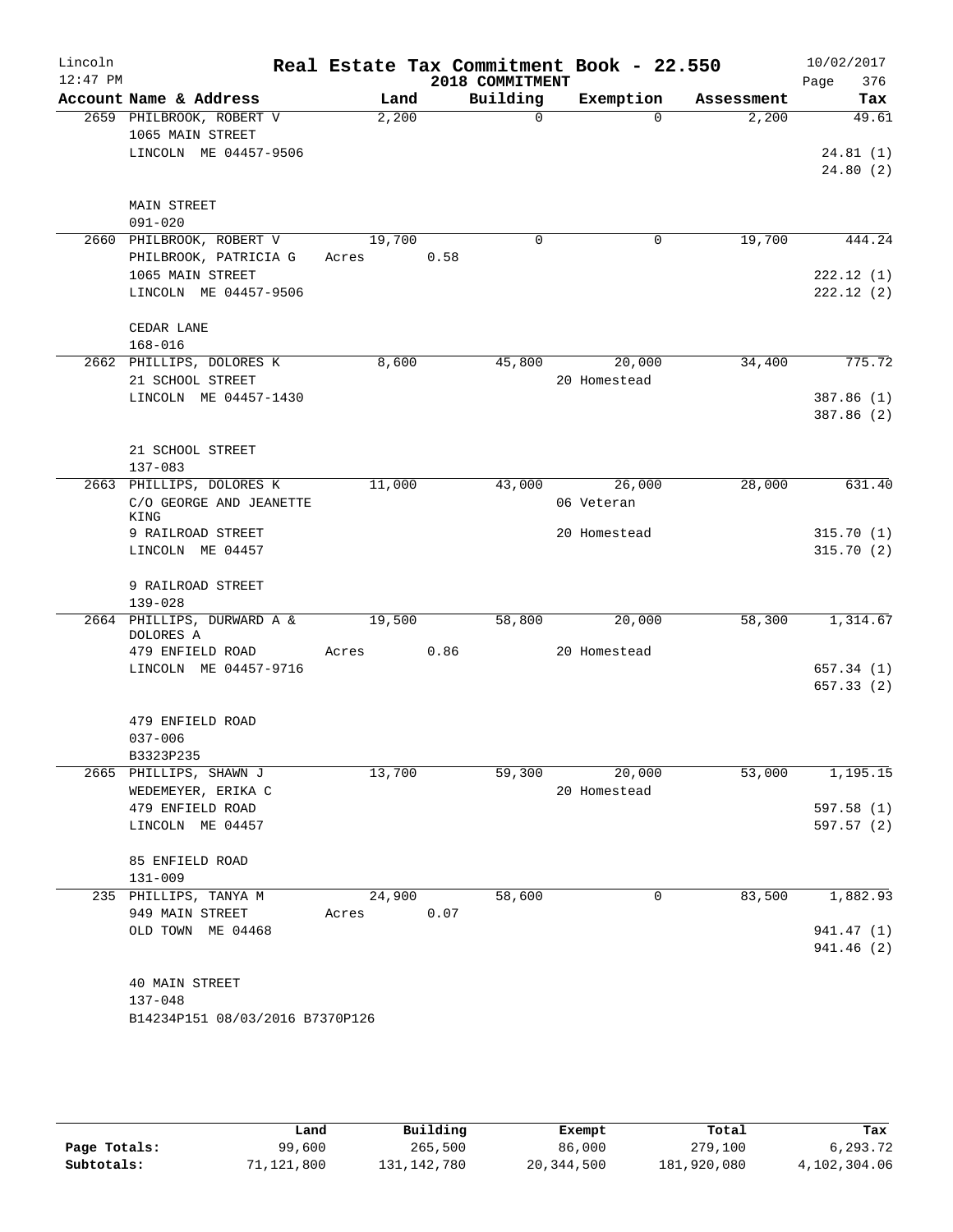Lincoln 12:47 PM

# Real Estate Tax Commitment Book - 22.550

2018 COMMITMENT

10/02/2017 Page 376

| Account Name & Address | Land | Building | Exemption | Assessment | Tax |
|---|---|---|---|---|---|
| 2659 PHILBROOK, ROBERT V | 2,200 | 0 | 0 | 2,200 | 49.61 |
| 1065 MAIN STREET | | | | | |
| LINCOLN ME 04457-9506 | | | | | 24.81 (1) |
| | | | | | 24.80 (2) |
| MAIN STREET | | | | | |
| 091-020 | | | | | |
| 2660 PHILBROOK, ROBERT V | 19,700 | 0 | 0 | 19,700 | 444.24 |
| PHILBROOK, PATRICIA G | Acres 0.58 | | | | |
| 1065 MAIN STREET | | | | | 222.12 (1) |
| LINCOLN ME 04457-9506 | | | | | 222.12 (2) |
| CEDAR LANE | | | | | |
| 168-016 | | | | | |
| 2662 PHILLIPS, DOLORES K | 8,600 | 45,800 | 20,000 | 34,400 | 775.72 |
| 21 SCHOOL STREET | | | 20 Homestead | | |
| LINCOLN ME 04457-1430 | | | | | 387.86 (1) |
| | | | | | 387.86 (2) |
| 21 SCHOOL STREET | | | | | |
| 137-083 | | | | | |
| 2663 PHILLIPS, DOLORES K | 11,000 | 43,000 | 26,000 | 28,000 | 631.40 |
| C/O GEORGE AND JEANETTE KING | | | 06 Veteran | | |
| 9 RAILROAD STREET | | | 20 Homestead | | 315.70 (1) |
| LINCOLN ME 04457 | | | | | 315.70 (2) |
| 9 RAILROAD STREET | | | | | |
| 139-028 | | | | | |
| 2664 PHILLIPS, DURWARD A & DOLORES A | 19,500 | 58,800 | 20,000 | 58,300 | 1,314.67 |
| 479 ENFIELD ROAD | Acres 0.86 | | 20 Homestead | | |
| LINCOLN ME 04457-9716 | | | | | 657.34 (1) |
| | | | | | 657.33 (2) |
| 479 ENFIELD ROAD | | | | | |
| 037-006 | | | | | |
| B3323P235 | | | | | |
| 2665 PHILLIPS, SHAWN J | 13,700 | 59,300 | 20,000 | 53,000 | 1,195.15 |
| WEDEMEYER, ERIKA C | | | 20 Homestead | | |
| 479 ENFIELD ROAD | | | | | 597.58 (1) |
| LINCOLN ME 04457 | | | | | 597.57 (2) |
| 85 ENFIELD ROAD | | | | | |
| 131-009 | | | | | |
| 235 PHILLIPS, TANYA M | 24,900 | 58,600 | 0 | 83,500 | 1,882.93 |
| 949 MAIN STREET | Acres 0.07 | | | | |
| OLD TOWN ME 04468 | | | | | 941.47 (1) |
| | | | | | 941.46 (2) |
| 40 MAIN STREET | | | | | |
| 137-048 | | | | | |
| B14234P151 08/03/2016 B7370P126 | | | | | |

| | Land | Building | Exempt | Total | Tax |
|---|---|---|---|---|---|
| Page Totals: | 99,600 | 265,500 | 86,000 | 279,100 | 6,293.72 |
| Subtotals: | 71,121,800 | 131,142,780 | 20,344,500 | 181,920,080 | 4,102,304.06 |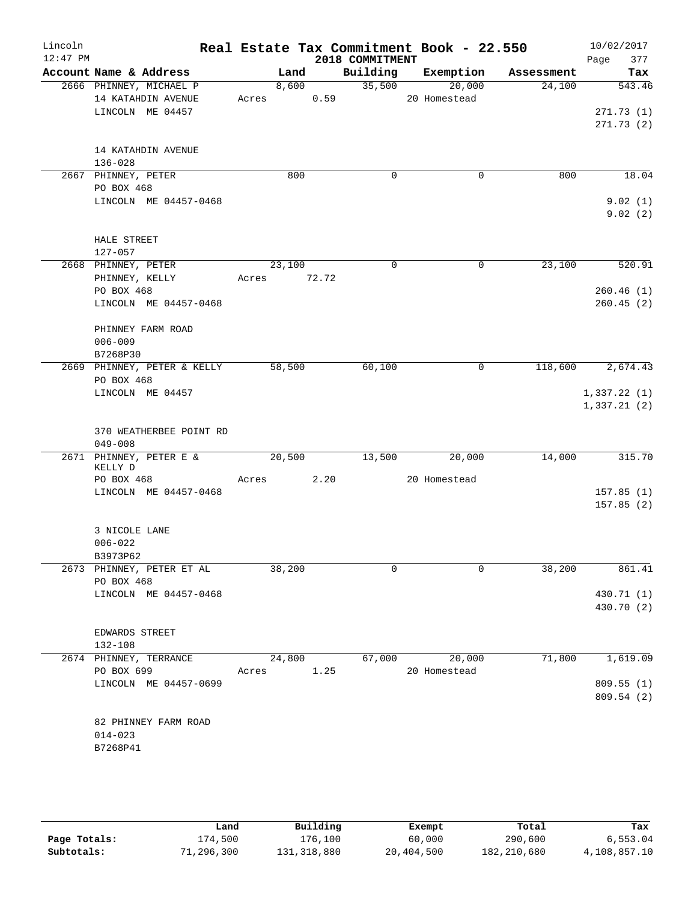# Real Estate Tax Commitment Book - 22.550

Lincoln
12:47 PM

2018 COMMITMENT

10/02/2017

| Account Name & Address | Land | Building | Exemption | Assessment | Tax |
|---|---|---|---|---|---|
| 2666 PHINNEY, MICHAEL P | 8,600 | 35,500 | 20,000 | 24,100 | 543.46 |
| 14 KATAHDIN AVENUE | Acres 0.59 | | 20 Homestead | | |
| LINCOLN ME 04457 | | | | | 271.73 (1) |
| | | | | | 271.73 (2) |
| 14 KATAHDIN AVENUE | | | | | |
| 136-028 | | | | | |
| 2667 PHINNEY, PETER | 800 | 0 | 0 | 800 | 18.04 |
| PO BOX 468 | | | | | |
| LINCOLN ME 04457-0468 | | | | | 9.02 (1) |
| | | | | | 9.02 (2) |
| HALE STREET | | | | | |
| 127-057 | | | | | |
| 2668 PHINNEY, PETER | 23,100 | 0 | 0 | 23,100 | 520.91 |
| PHINNEY, KELLY | Acres 72.72 | | | | |
| PO BOX 468 | | | | | 260.46 (1) |
| LINCOLN ME 04457-0468 | | | | | 260.45 (2) |
| PHINNEY FARM ROAD | | | | | |
| 006-009 | | | | | |
| B7268P30 | | | | | |
| 2669 PHINNEY, PETER & KELLY | 58,500 | 60,100 | 0 | 118,600 | 2,674.43 |
| PO BOX 468 | | | | | |
| LINCOLN ME 04457 | | | | | 1,337.22 (1) |
| | | | | | 1,337.21 (2) |
| 370 WEATHERBEE POINT RD | | | | | |
| 049-008 | | | | | |
| 2671 PHINNEY, PETER E & KELLY D | 20,500 | 13,500 | 20,000 | 14,000 | 315.70 |
| PO BOX 468 | Acres 2.20 | | 20 Homestead | | |
| LINCOLN ME 04457-0468 | | | | | 157.85 (1) |
| | | | | | 157.85 (2) |
| 3 NICOLE LANE | | | | | |
| 006-022 | | | | | |
| B3973P62 | | | | | |
| 2673 PHINNEY, PETER ET AL | 38,200 | 0 | 0 | 38,200 | 861.41 |
| PO BOX 468 | | | | | |
| LINCOLN ME 04457-0468 | | | | | 430.71 (1) |
| | | | | | 430.70 (2) |
| EDWARDS STREET | | | | | |
| 132-108 | | | | | |
| 2674 PHINNEY, TERRANCE | 24,800 | 67,000 | 20,000 | 71,800 | 1,619.09 |
| PO BOX 699 | Acres 1.25 | | 20 Homestead | | |
| LINCOLN ME 04457-0699 | | | | | 809.55 (1) |
| | | | | | 809.54 (2) |
| 82 PHINNEY FARM ROAD | | | | | |
| 014-023 | | | | | |
| B7268P41 | | | | | |

| | Land | Building | Exempt | Total | Tax |
|---|---|---|---|---|---|
| Page Totals: | 174,500 | 176,100 | 60,000 | 290,600 | 6,553.04 |
| Subtotals: | 71,296,300 | 131,318,880 | 20,404,500 | 182,210,680 | 4,108,857.10 |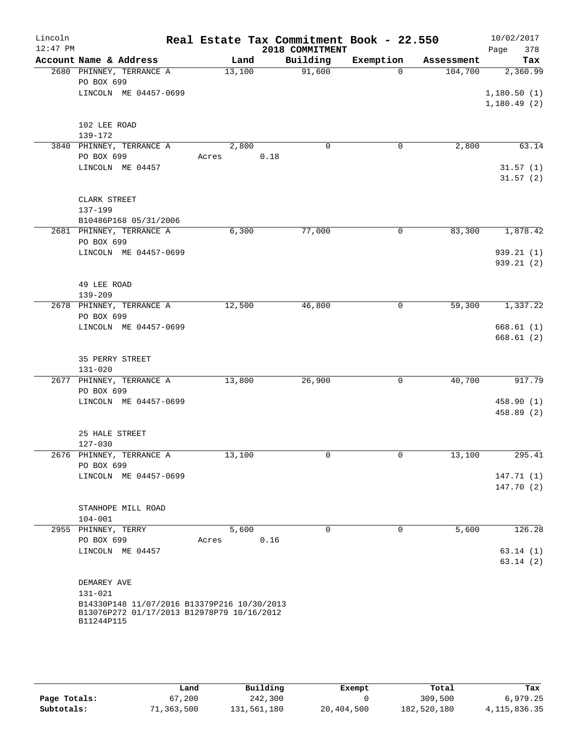# Real Estate Tax Commitment Book - 22.550

Lincoln
12:47 PM

2018 COMMITMENT

10/02/2017

| Account Name & Address | Land | Building | Exemption | Assessment | Tax |
|---|---|---|---|---|---|
| 2680 PHINNEY, TERRANCE A<br>PO BOX 699<br>LINCOLN ME 04457-0699<br><br>102 LEE ROAD<br>139-172 | 13,100 | 91,600 | 0 | 104,700 | 2,360.99<br><br>1,180.50 (1)<br>1,180.49 (2) |
| 3840 PHINNEY, TERRANCE A<br>PO BOX 699<br>LINCOLN ME 04457<br><br>CLARK STREET<br>137-199<br>B10486P168 05/31/2006 | 2,800<br>Acres 0.18 | 0 | 0 | 2,800 | 63.14<br><br>31.57 (1)<br>31.57 (2) |
| 2681 PHINNEY, TERRANCE A<br>PO BOX 699<br>LINCOLN ME 04457-0699<br><br>49 LEE ROAD<br>139-209 | 6,300 | 77,000 | 0 | 83,300 | 1,878.42<br><br>939.21 (1)<br>939.21 (2) |
| 2678 PHINNEY, TERRANCE A<br>PO BOX 699<br>LINCOLN ME 04457-0699<br><br>35 PERRY STREET<br>131-020 | 12,500 | 46,800 | 0 | 59,300 | 1,337.22<br><br>668.61 (1)<br>668.61 (2) |
| 2677 PHINNEY, TERRANCE A<br>PO BOX 699<br>LINCOLN ME 04457-0699<br><br>25 HALE STREET<br>127-030 | 13,800 | 26,900 | 0 | 40,700 | 917.79<br><br>458.90 (1)<br>458.89 (2) |
| 2676 PHINNEY, TERRANCE A<br>PO BOX 699<br>LINCOLN ME 04457-0699<br><br>STANHOPE MILL ROAD<br>104-001 | 13,100 | 0 | 0 | 13,100 | 295.41<br><br>147.71 (1)<br>147.70 (2) |
| 2955 PHINNEY, TERRY<br>PO BOX 699<br>LINCOLN ME 04457<br><br>DEMAREY AVE<br>131-021<br>B14330P148 11/07/2016 B13379P216 10/30/2013<br>B13076P272 01/17/2013 B12978P79 10/16/2012<br>B11244P115 | 5,600<br>Acres 0.16 | 0 | 0 | 5,600 | 126.28<br><br>63.14 (1)<br>63.14 (2) |

| | Land | Building | Exempt | Total | Tax |
|---|---|---|---|---|---|
| Page Totals: | 67,200 | 242,300 | 0 | 309,500 | 6,979.25 |
| Subtotals: | 71,363,500 | 131,561,180 | 20,404,500 | 182,520,180 | 4,115,836.35 |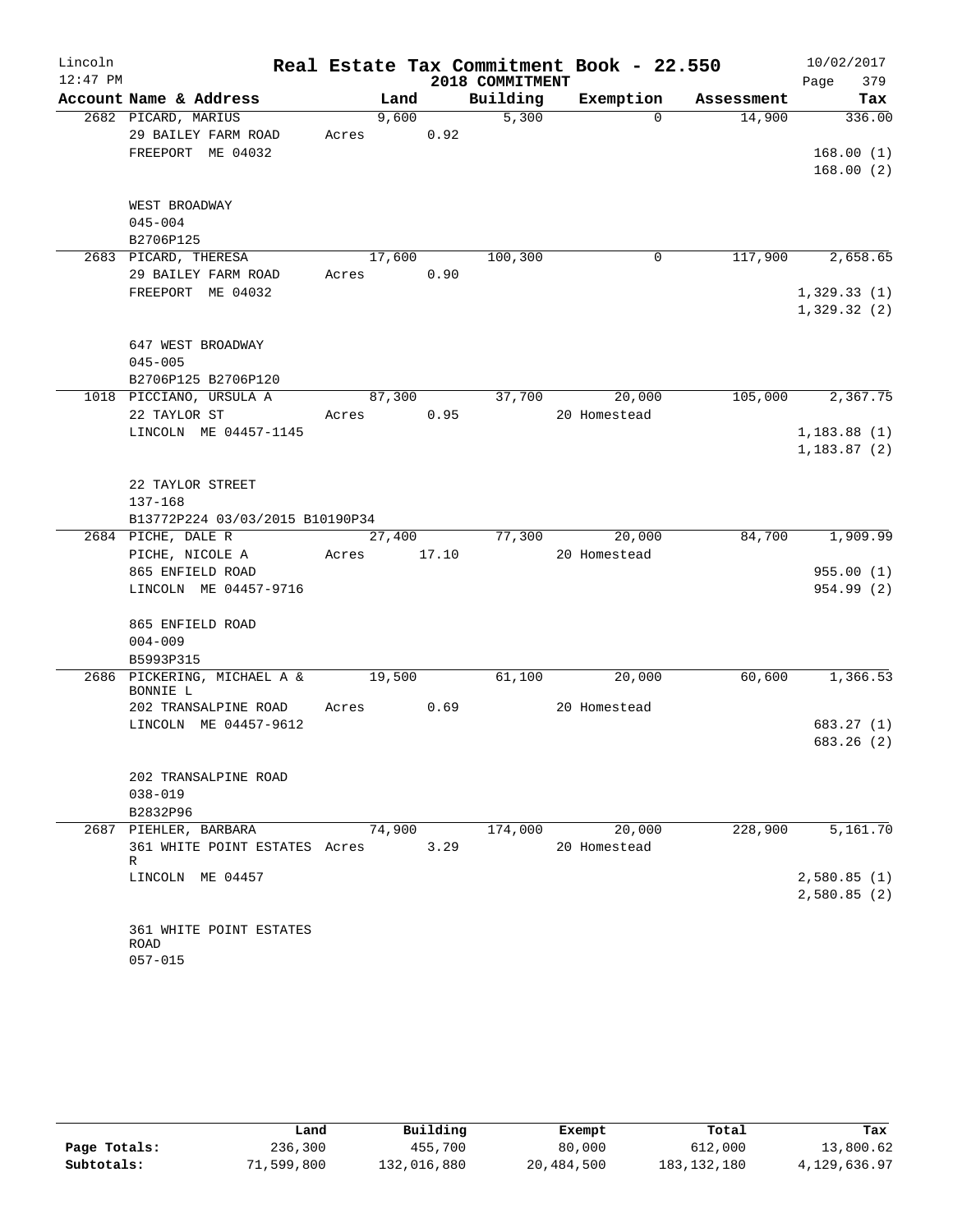Lincoln 12:47 PM

# Real Estate Tax Commitment Book - 22.550

2018 COMMITMENT

10/02/2017 Page 379

| Account Name & Address | Land | Building | Exemption | Assessment | Tax |
|---|---|---|---|---|---|
| 2682 PICARD, MARIUS | 9,600 | 5,300 | 0 | 14,900 | 336.00 |
| 29 BAILEY FARM ROAD | Acres 0.92 | | | | |
| FREEPORT ME 04032 | | | | | 168.00 (1) |
| | | | | | 168.00 (2) |
| WEST BROADWAY | | | | | |
| 045-004 | | | | | |
| B2706P125 | | | | | |
| 2683 PICARD, THERESA | 17,600 | 100,300 | 0 | 117,900 | 2,658.65 |
| 29 BAILEY FARM ROAD | Acres 0.90 | | | | |
| FREEPORT ME 04032 | | | | | 1,329.33 (1) |
| | | | | | 1,329.32 (2) |
| 647 WEST BROADWAY | | | | | |
| 045-005 | | | | | |
| B2706P125 B2706P120 | | | | | |
| 1018 PICCIANO, URSULA A | 87,300 | 37,700 | 20,000 | 105,000 | 2,367.75 |
| 22 TAYLOR ST | Acres 0.95 | | 20 Homestead | | |
| LINCOLN ME 04457-1145 | | | | | 1,183.88 (1) |
| | | | | | 1,183.87 (2) |
| 22 TAYLOR STREET | | | | | |
| 137-168 | | | | | |
| B13772P224 03/03/2015 B10190P34 | | | | | |
| 2684 PICHE, DALE R | 27,400 | 77,300 | 20,000 | 84,700 | 1,909.99 |
| PICHE, NICOLE A | Acres 17.10 | | 20 Homestead | | |
| 865 ENFIELD ROAD | | | | | 955.00 (1) |
| LINCOLN ME 04457-9716 | | | | | 954.99 (2) |
| 865 ENFIELD ROAD | | | | | |
| 004-009 | | | | | |
| B5993P315 | | | | | |
| 2686 PICKERING, MICHAEL A & BONNIE L | 19,500 | 61,100 | 20,000 | 60,600 | 1,366.53 |
| 202 TRANSALPINE ROAD | Acres 0.69 | | 20 Homestead | | |
| LINCOLN ME 04457-9612 | | | | | 683.27 (1) |
| | | | | | 683.26 (2) |
| 202 TRANSALPINE ROAD | | | | | |
| 038-019 | | | | | |
| B2832P96 | | | | | |
| 2687 PIEHLER, BARBARA | 74,900 | 174,000 | 20,000 | 228,900 | 5,161.70 |
| 361 WHITE POINT ESTATES R | Acres 3.29 | | 20 Homestead | | |
| LINCOLN ME 04457 | | | | | 2,580.85 (1) |
| | | | | | 2,580.85 (2) |
| 361 WHITE POINT ESTATES ROAD | | | | | |
| 057-015 | | | | | |

| | Land | Building | Exempt | Total | Tax |
|---|---|---|---|---|---|
| Page Totals: | 236,300 | 455,700 | 80,000 | 612,000 | 13,800.62 |
| Subtotals: | 71,599,800 | 132,016,880 | 20,484,500 | 183,132,180 | 4,129,636.97 |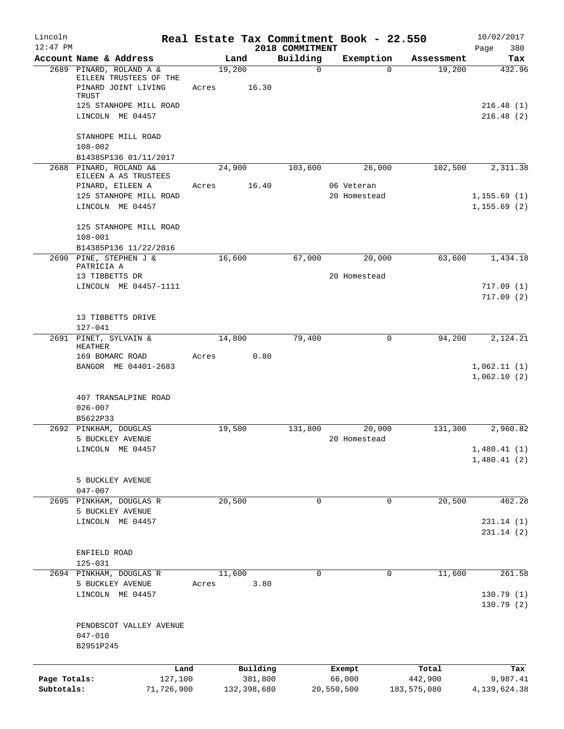# Real Estate Tax Commitment Book - 22.550

Lincoln
12:47 PM

2018 COMMITMENT

10/02/2017

| Account Name & Address | Land | Building | Exemption | Assessment | Tax |
|---|---|---|---|---|---|
| 2689 PINARD, ROLAND A & EILEEN TRUSTEES OF THE PINARD JOINT LIVING TRUST<br>125 STANHOPE MILL ROAD<br>LINCOLN ME 04457<br><br>STANHOPE MILL ROAD<br>108-002<br>B14385P136 01/11/2017 | 19,200<br>Acres 16.30 | 0 | 0 | 19,200 | 432.96<br><br>216.48 (1)<br>216.48 (2) |
| 2688 PINARD, ROLAND A& EILEEN A AS TRUSTEES<br>PINARD, EILEEN A<br>125 STANHOPE MILL ROAD<br>LINCOLN ME 04457<br><br>125 STANHOPE MILL ROAD<br>108-001<br>B14385P136 11/22/2016 | 24,900<br>Acres 16.40 | 103,600 | 26,000<br>06 Veteran<br>20 Homestead | 102,500 | 2,311.38<br><br>1,155.69 (1)<br>1,155.69 (2) |
| 2690 PINE, STEPHEN J & PATRICIA A<br>13 TIBBETTS DR<br>LINCOLN ME 04457-1111<br><br>13 TIBBETTS DRIVE<br>127-041 | 16,600 | 67,000 | 20,000<br>20 Homestead | 63,600 | 1,434.18<br><br>717.09 (1)<br>717.09 (2) |
| 2691 PINET, SYLVAIN & HEATHER<br>169 BOMARC ROAD<br>BANGOR ME 04401-2683<br><br>407 TRANSALPINE ROAD<br>026-007<br>B5622P33 | 14,800<br>Acres 0.80 | 79,400 | 0 | 94,200 | 2,124.21<br><br>1,062.11 (1)<br>1,062.10 (2) |
| 2692 PINKHAM, DOUGLAS<br>5 BUCKLEY AVENUE<br>LINCOLN ME 04457<br><br>5 BUCKLEY AVENUE<br>047-007 | 19,500 | 131,800 | 20,000<br>20 Homestead | 131,300 | 2,960.82<br><br>1,480.41 (1)<br>1,480.41 (2) |
| 2695 PINKHAM, DOUGLAS R<br>5 BUCKLEY AVENUE<br>LINCOLN ME 04457<br><br>ENFIELD ROAD<br>125-031 | 20,500 | 0 | 0 | 20,500 | 462.28<br><br>231.14 (1)<br>231.14 (2) |
| 2694 PINKHAM, DOUGLAS R<br>5 BUCKLEY AVENUE<br>LINCOLN ME 04457<br><br>PENOBSCOT VALLEY AVENUE<br>047-010<br>B2951P245 | 11,600<br>Acres 3.80 | 0 | 0 | 11,600 | 261.58<br><br>130.79 (1)<br>130.79 (2) |

| | Land | Building | Exempt | Total | Tax |
|---|---|---|---|---|---|
| Page Totals: | 127,100 | 381,800 | 66,000 | 442,900 | 9,987.41 |
| Subtotals: | 71,726,900 | 132,398,680 | 20,550,500 | 183,575,080 | 4,139,624.38 |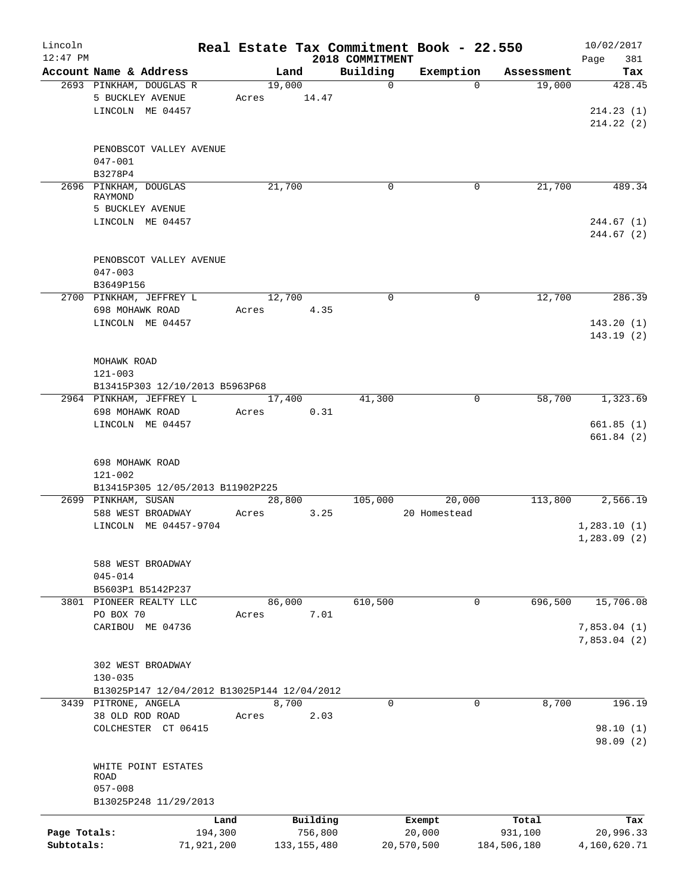# Real Estate Tax Commitment Book - 22.550

**2018 COMMITMENT**

Lincoln
12:47 PM

10/02/2017

| Account Name & Address | Land | Building | Exemption | Assessment | Tax |
|---|---|---|---|---|---|
| 2693 PINKHAM, DOUGLAS R | 19,000 | 0 | 0 | 19,000 | 428.45 |
| 5 BUCKLEY AVENUE | Acres 14.47 | | | | |
| LINCOLN ME 04457 | | | | | 214.23 (1) |
| | | | | | 214.22 (2) |
| PENOBSCOT VALLEY AVENUE | | | | | |
| 047-001 | | | | | |
| B3278P4 | | | | | |
| 2696 PINKHAM, DOUGLAS RAYMOND | 21,700 | 0 | 0 | 21,700 | 489.34 |
| 5 BUCKLEY AVENUE | | | | | |
| LINCOLN ME 04457 | | | | | 244.67 (1) |
| | | | | | 244.67 (2) |
| PENOBSCOT VALLEY AVENUE | | | | | |
| 047-003 | | | | | |
| B3649P156 | | | | | |
| 2700 PINKHAM, JEFFREY L | 12,700 | 0 | 0 | 12,700 | 286.39 |
| 698 MOHAWK ROAD | Acres 4.35 | | | | |
| LINCOLN ME 04457 | | | | | 143.20 (1) |
| | | | | | 143.19 (2) |
| MOHAWK ROAD | | | | | |
| 121-003 | | | | | |
| B13415P303 12/10/2013 B5963P68 | | | | | |
| 2964 PINKHAM, JEFFREY L | 17,400 | 41,300 | 0 | 58,700 | 1,323.69 |
| 698 MOHAWK ROAD | Acres 0.31 | | | | |
| LINCOLN ME 04457 | | | | | 661.85 (1) |
| | | | | | 661.84 (2) |
| 698 MOHAWK ROAD | | | | | |
| 121-002 | | | | | |
| B13415P305 12/05/2013 B11902P225 | | | | | |
| 2699 PINKHAM, SUSAN | 28,800 | 105,000 | 20,000 | 113,800 | 2,566.19 |
| 588 WEST BROADWAY | Acres 3.25 | | 20 Homestead | | |
| LINCOLN ME 04457-9704 | | | | | 1,283.10 (1) |
| | | | | | 1,283.09 (2) |
| 588 WEST BROADWAY | | | | | |
| 045-014 | | | | | |
| B5603P1 B5142P237 | | | | | |
| 3801 PIONEER REALTY LLC | 86,000 | 610,500 | 0 | 696,500 | 15,706.08 |
| PO BOX 70 | Acres 7.01 | | | | |
| CARIBOU ME 04736 | | | | | 7,853.04 (1) |
| | | | | | 7,853.04 (2) |
| 302 WEST BROADWAY | | | | | |
| 130-035 | | | | | |
| B13025P147 12/04/2012 B13025P144 12/04/2012 | | | | | |
| 3439 PITRONE, ANGELA | 8,700 | 0 | 0 | 8,700 | 196.19 |
| 38 OLD ROD ROAD | Acres 2.03 | | | | |
| COLCHESTER CT 06415 | | | | | 98.10 (1) |
| | | | | | 98.09 (2) |
| WHITE POINT ESTATES ROAD | | | | | |
| 057-008 | | | | | |
| B13025P248 11/29/2013 | | | | | |

| | Land | Building | Exempt | Total | Tax |
|---|---|---|---|---|---|
| Page Totals: | 194,300 | 756,800 | 20,000 | 931,100 | 20,996.33 |
| Subtotals: | 71,921,200 | 133,155,480 | 20,570,500 | 184,506,180 | 4,160,620.71 |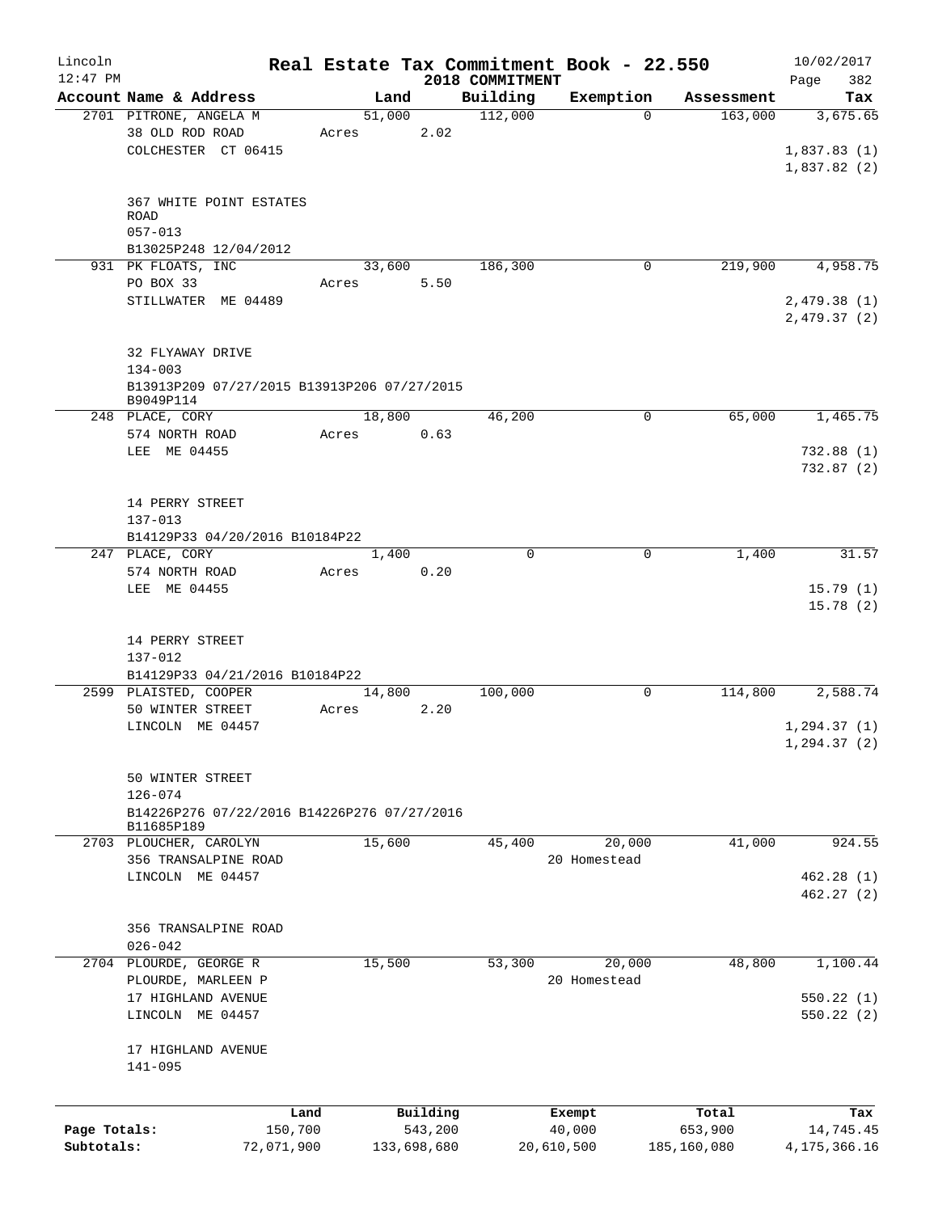# Real Estate Tax Commitment Book - 22.550

Lincoln
12:47 PM

2018 COMMITMENT

10/02/2017

| Account | Name & Address | Land | Building | Exemption | Assessment | Tax |
|---|---|---|---|---|---|---|
| 2701 | PITRONE, ANGELA M<br>38 OLD ROD ROAD<br>COLCHESTER CT 06415<br><br>367 WHITE POINT ESTATES ROAD<br>057-013<br>B13025P248 12/04/2012 | 51,000<br>Acres 2.02 | 112,000 | 0 | 163,000 | 3,675.65<br>1,837.83 (1)<br>1,837.82 (2) |
| 931 | PK FLOATS, INC<br>PO BOX 33<br>STILLWATER ME 04489<br><br>32 FLYAWAY DRIVE<br>134-003<br>B13913P209 07/27/2015 B13913P206 07/27/2015 B9049P114 | 33,600<br>Acres 5.50 | 186,300 | 0 | 219,900 | 4,958.75<br>2,479.38 (1)<br>2,479.37 (2) |
| 248 | PLACE, CORY<br>574 NORTH ROAD<br>LEE ME 04455<br><br>14 PERRY STREET<br>137-013<br>B14129P33 04/20/2016 B10184P22 | 18,800<br>Acres 0.63 | 46,200 | 0 | 65,000 | 1,465.75<br>732.88 (1)<br>732.87 (2) |
| 247 | PLACE, CORY<br>574 NORTH ROAD<br>LEE ME 04455<br><br>14 PERRY STREET<br>137-012<br>B14129P33 04/21/2016 B10184P22 | 1,400<br>Acres 0.20 | 0 | 0 | 1,400 | 31.57<br>15.79 (1)<br>15.78 (2) |
| 2599 | PLAISTED, COOPER<br>50 WINTER STREET<br>LINCOLN ME 04457<br><br>50 WINTER STREET<br>126-074<br>B14226P276 07/22/2016 B14226P276 07/27/2016 B11685P189 | 14,800<br>Acres 2.20 | 100,000 | 0 | 114,800 | 2,588.74<br>1,294.37 (1)<br>1,294.37 (2) |
| 2703 | PLOUCHER, CAROLYN<br>356 TRANSALPINE ROAD<br>LINCOLN ME 04457<br><br>356 TRANSALPINE ROAD<br>026-042 | 15,600 | 45,400 | 20,000<br>20 Homestead | 41,000 | 924.55<br>462.28 (1)<br>462.27 (2) |
| 2704 | PLOURDE, GEORGE R<br>PLOURDE, MARLEEN P<br>17 HIGHLAND AVENUE<br>LINCOLN ME 04457<br><br>17 HIGHLAND AVENUE<br>141-095 | 15,500 | 53,300 | 20,000<br>20 Homestead | 48,800 | 1,100.44<br>550.22 (1)<br>550.22 (2) |

| | Land | Building | Exempt | Total | Tax |
|---|---|---|---|---|---|
| Page Totals: | 150,700 | 543,200 | 40,000 | 653,900 | 14,745.45 |
| Subtotals: | 72,071,900 | 133,698,680 | 20,610,500 | 185,160,080 | 4,175,366.16 |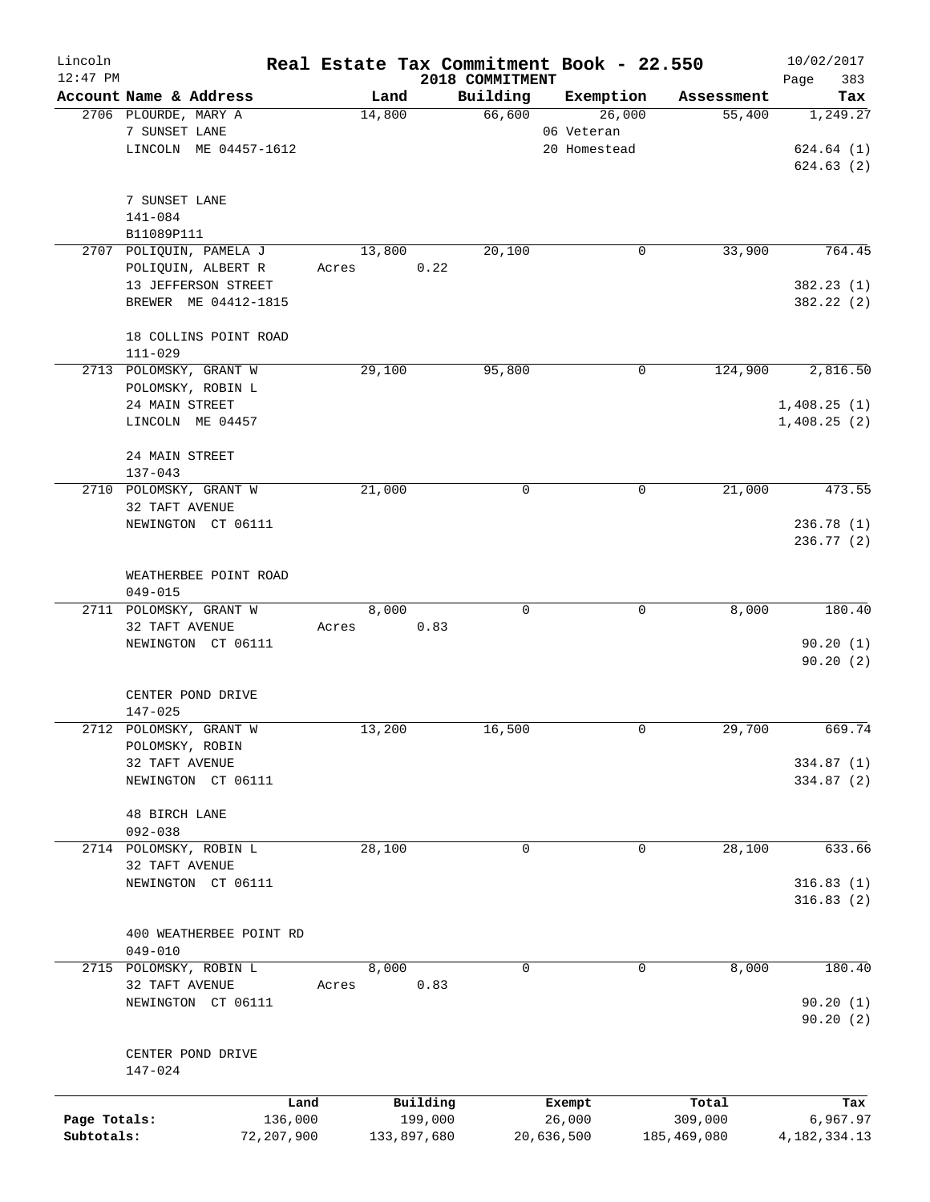# Real Estate Tax Commitment Book - 22.550

Lincoln
12:47 PM

2018 COMMITMENT

10/02/2017

| Account | Name & Address | Land | Building | Exemption | Assessment | Tax |
|---|---|---|---|---|---|---|
| 2706 | PLOURDE, MARY A<br>7 SUNSET LANE<br>LINCOLN ME 04457-1612<br><br>7 SUNSET LANE<br>141-084<br>B11089P111 | 14,800 | 66,600 | 26,000<br>06 Veteran<br>20 Homestead | 55,400 | 1,249.27<br><br>624.64 (1)<br>624.63 (2) |
| 2707 | POLIQUIN, PAMELA J<br>POLIQUIN, ALBERT R<br>13 JEFFERSON STREET<br>BREWER ME 04412-1815<br><br>18 COLLINS POINT ROAD<br>111-029 | 13,800<br>Acres 0.22 | 20,100 | 0 | 33,900 | 764.45<br><br>382.23 (1)<br>382.22 (2) |
| 2713 | POLOMSKY, GRANT W<br>POLOMSKY, ROBIN L<br>24 MAIN STREET<br>LINCOLN ME 04457<br><br>24 MAIN STREET<br>137-043 | 29,100 | 95,800 | 0 | 124,900 | 2,816.50<br><br>1,408.25 (1)<br>1,408.25 (2) |
| 2710 | POLOMSKY, GRANT W<br>32 TAFT AVENUE<br>NEWINGTON CT 06111<br><br>WEATHERBEE POINT ROAD<br>049-015 | 21,000 | 0 | 0 | 21,000 | 473.55<br><br>236.78 (1)<br>236.77 (2) |
| 2711 | POLOMSKY, GRANT W<br>32 TAFT AVENUE<br>NEWINGTON CT 06111<br><br>CENTER POND DRIVE<br>147-025 | 8,000<br>Acres 0.83 | 0 | 0 | 8,000 | 180.40<br><br>90.20 (1)<br>90.20 (2) |
| 2712 | POLOMSKY, GRANT W<br>POLOMSKY, ROBIN<br>32 TAFT AVENUE<br>NEWINGTON CT 06111<br><br>48 BIRCH LANE<br>092-038 | 13,200 | 16,500 | 0 | 29,700 | 669.74<br><br>334.87 (1)<br>334.87 (2) |
| 2714 | POLOMSKY, ROBIN L<br>32 TAFT AVENUE<br>NEWINGTON CT 06111<br><br>400 WEATHERBEE POINT RD<br>049-010 | 28,100 | 0 | 0 | 28,100 | 633.66<br><br>316.83 (1)<br>316.83 (2) |
| 2715 | POLOMSKY, ROBIN L<br>32 TAFT AVENUE<br>NEWINGTON CT 06111<br><br>CENTER POND DRIVE<br>147-024 | 8,000<br>Acres 0.83 | 0 | 0 | 8,000 | 180.40<br><br>90.20 (1)<br>90.20 (2) |

| | Land | Building | Exempt | Total | Tax |
|---|---|---|---|---|---|
| Page Totals: | 136,000 | 199,000 | 26,000 | 309,000 | 6,967.97 |
| Subtotals: | 72,207,900 | 133,897,680 | 20,636,500 | 185,469,080 | 4,182,334.13 |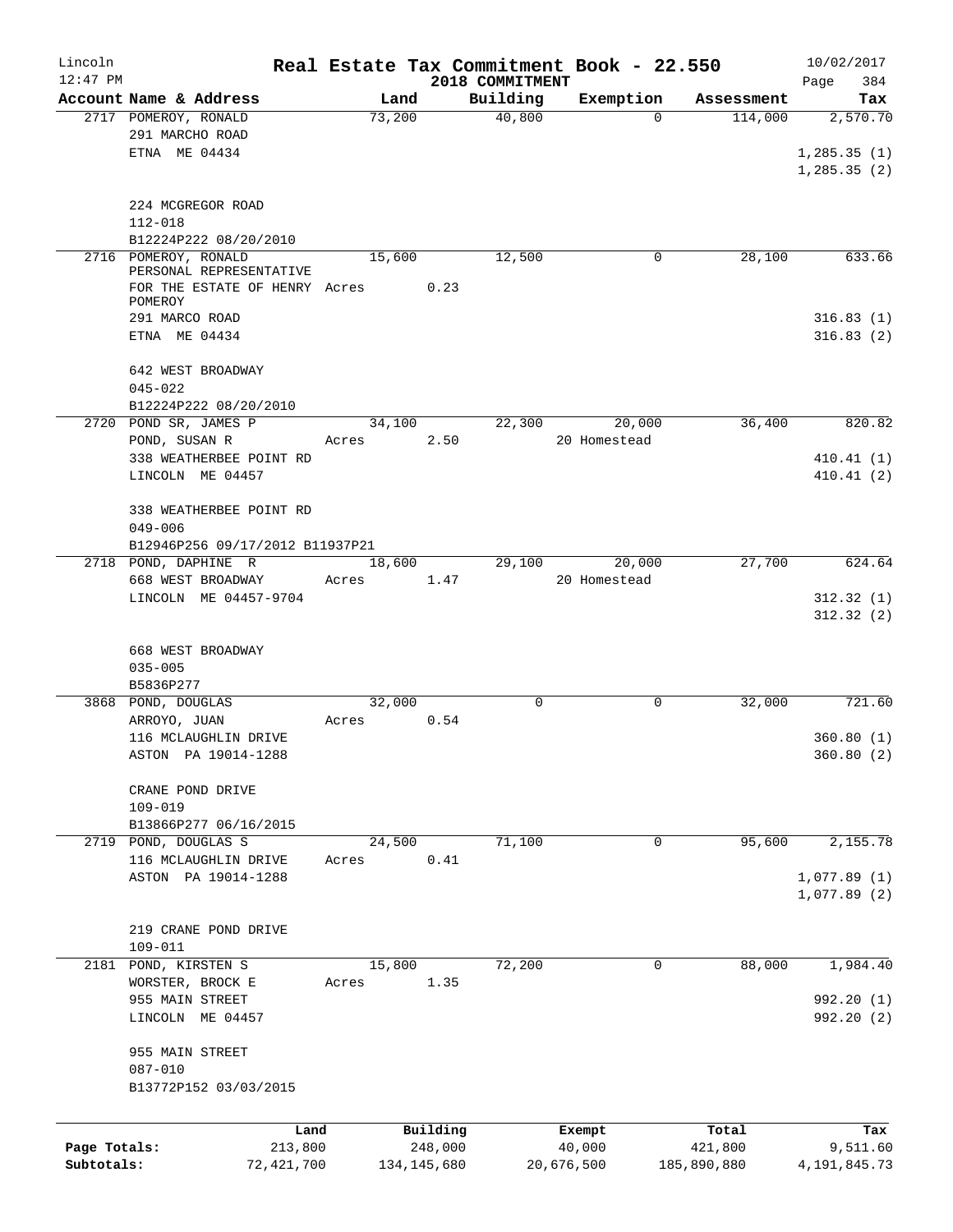# Real Estate Tax Commitment Book - 22.550

Lincoln
12:47 PM

2018 COMMITMENT

10/02/2017
Page 384

| Account Name & Address | Land | Building | Exemption | Assessment | Tax |
|---|---|---|---|---|---|
| 2717 POMEROY, RONALD<br>291 MARCHO ROAD<br>ETNA ME 04434<br><br>224 MCGREGOR ROAD<br>112-018<br>B12224P222 08/20/2010 | 73,200 | 40,800 | 0 | 114,000 | 2,570.70<br><br>1,285.35 (1)<br>1,285.35 (2) |
| 2716 POMEROY, RONALD<br>PERSONAL REPRESENTATIVE<br>FOR THE ESTATE OF HENRY POMEROY<br>291 MARCO ROAD<br>ETNA ME 04434<br><br>642 WEST BROADWAY<br>045-022<br>B12224P222 08/20/2010 | 15,600<br>Acres 0.23 | 12,500 | 0 | 28,100 | 633.66<br><br>316.83 (1)<br>316.83 (2) |
| 2720 POND SR, JAMES P<br>POND, SUSAN R<br>338 WEATHERBEE POINT RD<br>LINCOLN ME 04457<br><br>338 WEATHERBEE POINT RD<br>049-006<br>B12946P256 09/17/2012 B11937P21 | 34,100<br>Acres 2.50 | 22,300 | 20,000<br>20 Homestead | 36,400 | 820.82<br><br>410.41 (1)<br>410.41 (2) |
| 2718 POND, DAPHINE R<br>668 WEST BROADWAY<br>LINCOLN ME 04457-9704<br><br>668 WEST BROADWAY<br>035-005<br>B5836P277 | 18,600<br>Acres 1.47 | 29,100 | 20,000<br>20 Homestead | 27,700 | 624.64<br><br>312.32 (1)<br>312.32 (2) |
| 3868 POND, DOUGLAS<br>ARROYO, JUAN<br>116 MCLAUGHLIN DRIVE<br>ASTON PA 19014-1288<br><br>CRANE POND DRIVE<br>109-019<br>B13866P277 06/16/2015 | 32,000<br>Acres 0.54 | 0 | 0 | 32,000 | 721.60<br><br>360.80 (1)<br>360.80 (2) |
| 2719 POND, DOUGLAS S<br>116 MCLAUGHLIN DRIVE<br>ASTON PA 19014-1288<br><br>219 CRANE POND DRIVE<br>109-011 | 24,500<br>Acres 0.41 | 71,100 | 0 | 95,600 | 2,155.78<br><br>1,077.89 (1)<br>1,077.89 (2) |
| 2181 POND, KIRSTEN S<br>WORSTER, BROCK E<br>955 MAIN STREET<br>LINCOLN ME 04457<br><br>955 MAIN STREET<br>087-010<br>B13772P152 03/03/2015 | 15,800<br>Acres 1.35 | 72,200 | 0 | 88,000 | 1,984.40<br><br>992.20 (1)<br>992.20 (2) |

| | Land | Building | Exempt | Total | Tax |
|---|---|---|---|---|---|
| Page Totals: | 213,800 | 248,000 | 40,000 | 421,800 | 9,511.60 |
| Subtotals: | 72,421,700 | 134,145,680 | 20,676,500 | 185,890,880 | 4,191,845.73 |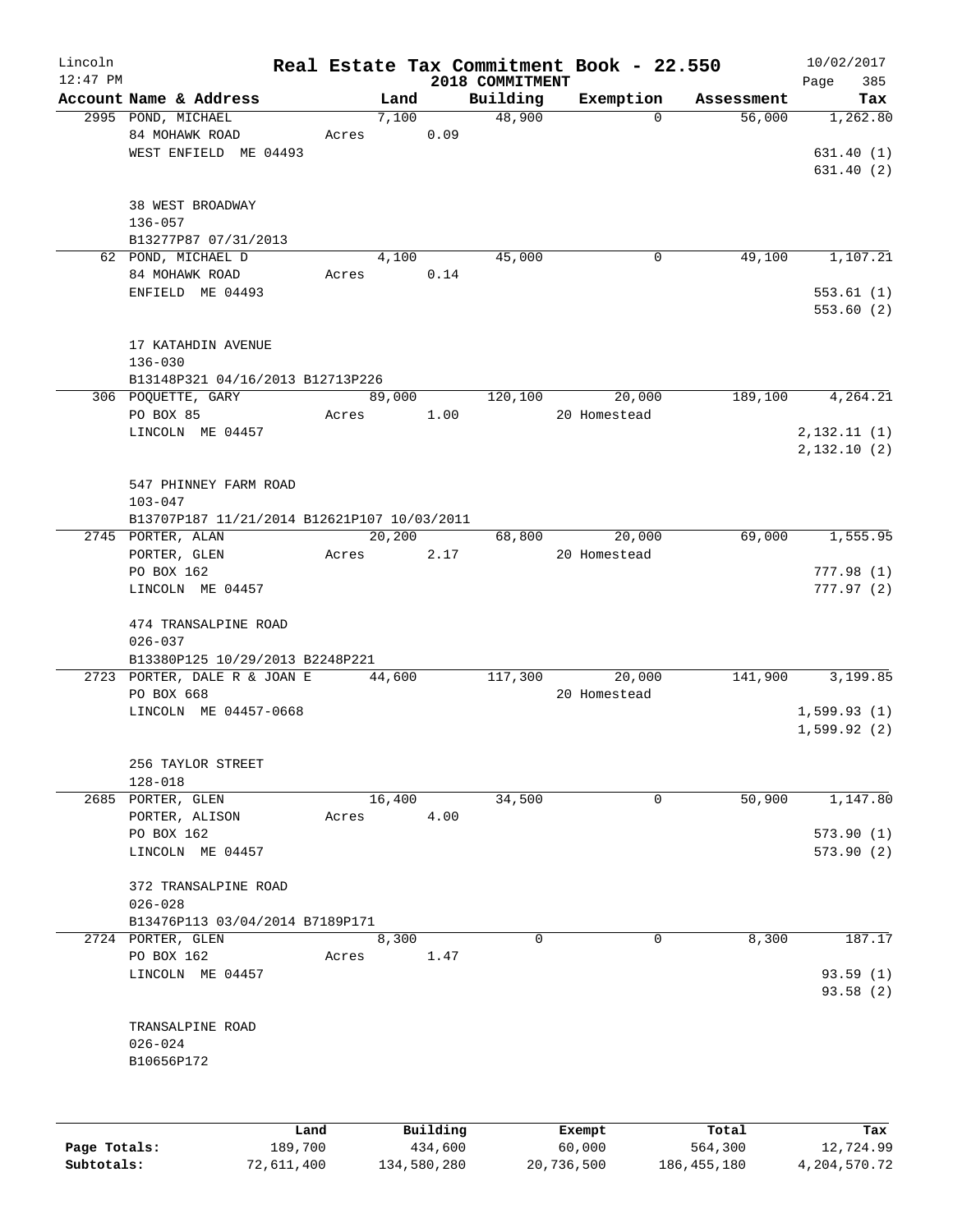# Real Estate Tax Commitment Book - 22.550

Lincoln
12:47 PM

2018 COMMITMENT

10/02/2017

| Account | Name & Address | Land | Building | Exemption | Assessment | Tax |
|---|---|---|---|---|---|---|
| 2995 | POND, MICHAEL<br>84 MOHAWK ROAD<br>WEST ENFIELD ME 04493<br><br>38 WEST BROADWAY<br>136-057<br>B13277P87 07/31/2013 | 7,100<br>Acres 0.09 | 48,900 | 0 | 56,000 | 1,262.80<br>631.40 (1)<br>631.40 (2) |
| 62 | POND, MICHAEL D<br>84 MOHAWK ROAD<br>ENFIELD ME 04493<br><br>17 KATAHDIN AVENUE<br>136-030<br>B13148P321 04/16/2013 B12713P226 | 4,100<br>Acres 0.14 | 45,000 | 0 | 49,100 | 1,107.21<br>553.61 (1)<br>553.60 (2) |
| 306 | POQUETTE, GARY<br>PO BOX 85<br>LINCOLN ME 04457<br><br>547 PHINNEY FARM ROAD<br>103-047<br>B13707P187 11/21/2014 B12621P107 10/03/2011 | 89,000<br>Acres 1.00 | 120,100 | 20,000<br>20 Homestead | 189,100 | 4,264.21<br>2,132.11 (1)<br>2,132.10 (2) |
| 2745 | PORTER, ALAN<br>PORTER, GLEN<br>PO BOX 162<br>LINCOLN ME 04457<br><br>474 TRANSALPINE ROAD<br>026-037<br>B13380P125 10/29/2013 B2248P221 | 20,200<br>Acres 2.17 | 68,800 | 20,000<br>20 Homestead | 69,000 | 1,555.95<br>777.98 (1)<br>777.97 (2) |
| 2723 | PORTER, DALE R & JOAN E<br>PO BOX 668<br>LINCOLN ME 04457-0668<br><br>256 TAYLOR STREET<br>128-018 | 44,600 | 117,300 | 20,000<br>20 Homestead | 141,900 | 3,199.85<br>1,599.93 (1)<br>1,599.92 (2) |
| 2685 | PORTER, GLEN<br>PORTER, ALISON<br>PO BOX 162<br>LINCOLN ME 04457<br><br>372 TRANSALPINE ROAD<br>026-028<br>B13476P113 03/04/2014 B7189P171 | 16,400<br>Acres 4.00 | 34,500 | 0 | 50,900 | 1,147.80<br>573.90 (1)<br>573.90 (2) |
| 2724 | PORTER, GLEN<br>PO BOX 162<br>LINCOLN ME 04457<br><br>TRANSALPINE ROAD<br>026-024<br>B10656P172 | 8,300<br>Acres 1.47 | 0 | 0 | 8,300 | 187.17<br>93.59 (1)<br>93.58 (2) |

| | Land | Building | Exempt | Total | Tax |
|---|---|---|---|---|---|
| Page Totals: | 189,700 | 434,600 | 60,000 | 564,300 | 12,724.99 |
| Subtotals: | 72,611,400 | 134,580,280 | 20,736,500 | 186,455,180 | 4,204,570.72 |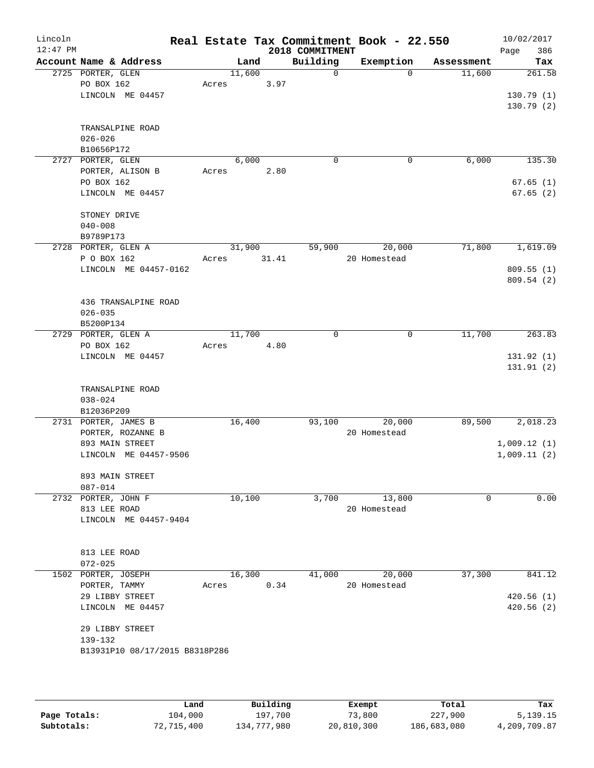# Real Estate Tax Commitment Book - 22.550

Lincoln
12:47 PM

2018 COMMITMENT

10/02/2017

| Account Name & Address | Land | Building | Exemption | Assessment | Tax |
|---|---|---|---|---|---|
| 2725 PORTER, GLEN | 11,600 | 0 | 0 | 11,600 | 261.58 |
| PO BOX 162 | Acres 3.97 | | | | |
| LINCOLN ME 04457 | | | | | 130.79 (1) |
| | | | | | 130.79 (2) |
| TRANSALPINE ROAD | | | | | |
| 026-026 | | | | | |
| B10656P172 | | | | | |
| 2727 PORTER, GLEN | 6,000 | 0 | 0 | 6,000 | 135.30 |
| PORTER, ALISON B | Acres 2.80 | | | | |
| PO BOX 162 | | | | | 67.65 (1) |
| LINCOLN ME 04457 | | | | | 67.65 (2) |
| STONEY DRIVE | | | | | |
| 040-008 | | | | | |
| B9789P173 | | | | | |
| 2728 PORTER, GLEN A | 31,900 | 59,900 | 20,000 | 71,800 | 1,619.09 |
| P O BOX 162 | Acres 31.41 | | 20 Homestead | | |
| LINCOLN ME 04457-0162 | | | | | 809.55 (1) |
| | | | | | 809.54 (2) |
| 436 TRANSALPINE ROAD | | | | | |
| 026-035 | | | | | |
| B5200P134 | | | | | |
| 2729 PORTER, GLEN A | 11,700 | 0 | 0 | 11,700 | 263.83 |
| PO BOX 162 | Acres 4.80 | | | | |
| LINCOLN ME 04457 | | | | | 131.92 (1) |
| | | | | | 131.91 (2) |
| TRANSALPINE ROAD | | | | | |
| 038-024 | | | | | |
| B12036P209 | | | | | |
| 2731 PORTER, JAMES B | 16,400 | 93,100 | 20,000 | 89,500 | 2,018.23 |
| PORTER, ROZANNE B | | | 20 Homestead | | |
| 893 MAIN STREET | | | | | 1,009.12 (1) |
| LINCOLN ME 04457-9506 | | | | | 1,009.11 (2) |
| 893 MAIN STREET | | | | | |
| 087-014 | | | | | |
| 2732 PORTER, JOHN F | 10,100 | 3,700 | 13,800 | 0 | 0.00 |
| 813 LEE ROAD | | | 20 Homestead | | |
| LINCOLN ME 04457-9404 | | | | | |
| 813 LEE ROAD | | | | | |
| 072-025 | | | | | |
| 1502 PORTER, JOSEPH | 16,300 | 41,000 | 20,000 | 37,300 | 841.12 |
| PORTER, TAMMY | Acres 0.34 | | 20 Homestead | | |
| 29 LIBBY STREET | | | | | 420.56 (1) |
| LINCOLN ME 04457 | | | | | 420.56 (2) |
| 29 LIBBY STREET | | | | | |
| 139-132 | | | | | |
| B13931P10 08/17/2015 B8318P286 | | | | | |

| | Land | Building | Exempt | Total | Tax |
|---|---|---|---|---|---|
| Page Totals: | 104,000 | 197,700 | 73,800 | 227,900 | 5,139.15 |
| Subtotals: | 72,715,400 | 134,777,980 | 20,810,300 | 186,683,080 | 4,209,709.87 |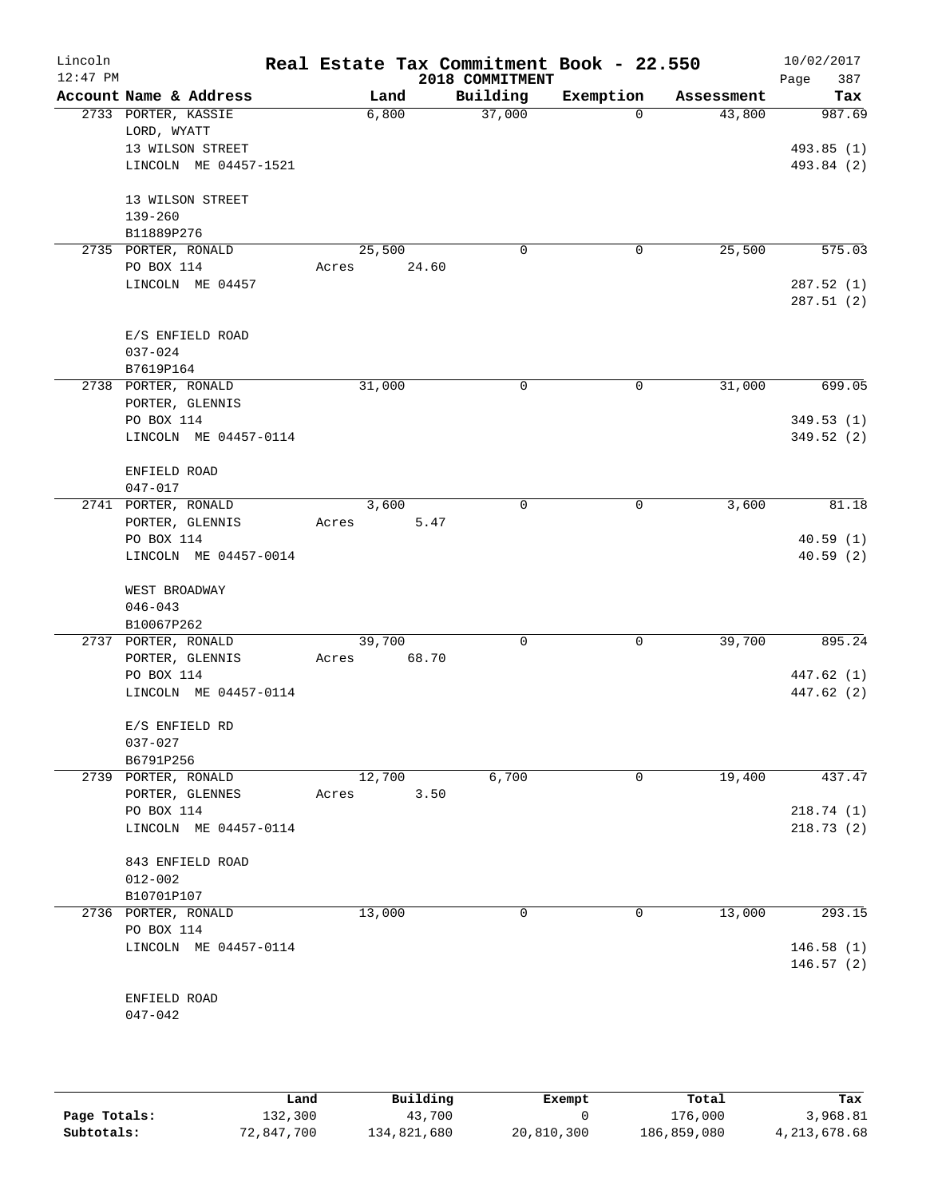# Real Estate Tax Commitment Book - 22.550

Lincoln
12:47 PM

2018 COMMITMENT

10/02/2017

| Account Name & Address | Land | Building | Exemption | Assessment | Tax |
|---|---|---|---|---|---|
| 2733 PORTER, KASSIE<br>LORD, WYATT<br>13 WILSON STREET<br>LINCOLN ME 04457-1521<br><br>13 WILSON STREET<br>139-260<br>B11889P276 | 6,800 | 37,000 | 0 | 43,800 | 987.69<br><br>493.85 (1)<br>493.84 (2) |
| 2735 PORTER, RONALD<br>PO BOX 114<br>LINCOLN ME 04457<br><br>E/S ENFIELD ROAD<br>037-024<br>B7619P164 | 25,500<br>Acres 24.60 | 0 | 0 | 25,500 | 575.03<br><br>287.52 (1)<br>287.51 (2) |
| 2738 PORTER, RONALD<br>PORTER, GLENNIS<br>PO BOX 114<br>LINCOLN ME 04457-0114<br><br>ENFIELD ROAD<br>047-017 | 31,000 | 0 | 0 | 31,000 | 699.05<br><br>349.53 (1)<br>349.52 (2) |
| 2741 PORTER, RONALD<br>PORTER, GLENNIS<br>PO BOX 114<br>LINCOLN ME 04457-0014<br><br>WEST BROADWAY<br>046-043<br>B10067P262 | 3,600<br>Acres 5.47 | 0 | 0 | 3,600 | 81.18<br><br>40.59 (1)<br>40.59 (2) |
| 2737 PORTER, RONALD<br>PORTER, GLENNIS<br>PO BOX 114<br>LINCOLN ME 04457-0114<br><br>E/S ENFIELD RD<br>037-027<br>B6791P256 | 39,700<br>Acres 68.70 | 0 | 0 | 39,700 | 895.24<br><br>447.62 (1)<br>447.62 (2) |
| 2739 PORTER, RONALD<br>PORTER, GLENNES<br>PO BOX 114<br>LINCOLN ME 04457-0114<br><br>843 ENFIELD ROAD<br>012-002<br>B10701P107 | 12,700<br>Acres 3.50 | 6,700 | 0 | 19,400 | 437.47<br><br>218.74 (1)<br>218.73 (2) |
| 2736 PORTER, RONALD<br>PO BOX 114<br>LINCOLN ME 04457-0114<br><br>ENFIELD ROAD<br>047-042 | 13,000 | 0 | 0 | 13,000 | 293.15<br><br>146.58 (1)<br>146.57 (2) |

| | Land | Building | Exempt | Total | Tax |
|---|---|---|---|---|---|
| Page Totals: | 132,300 | 43,700 | 0 | 176,000 | 3,968.81 |
| Subtotals: | 72,847,700 | 134,821,680 | 20,810,300 | 186,859,080 | 4,213,678.68 |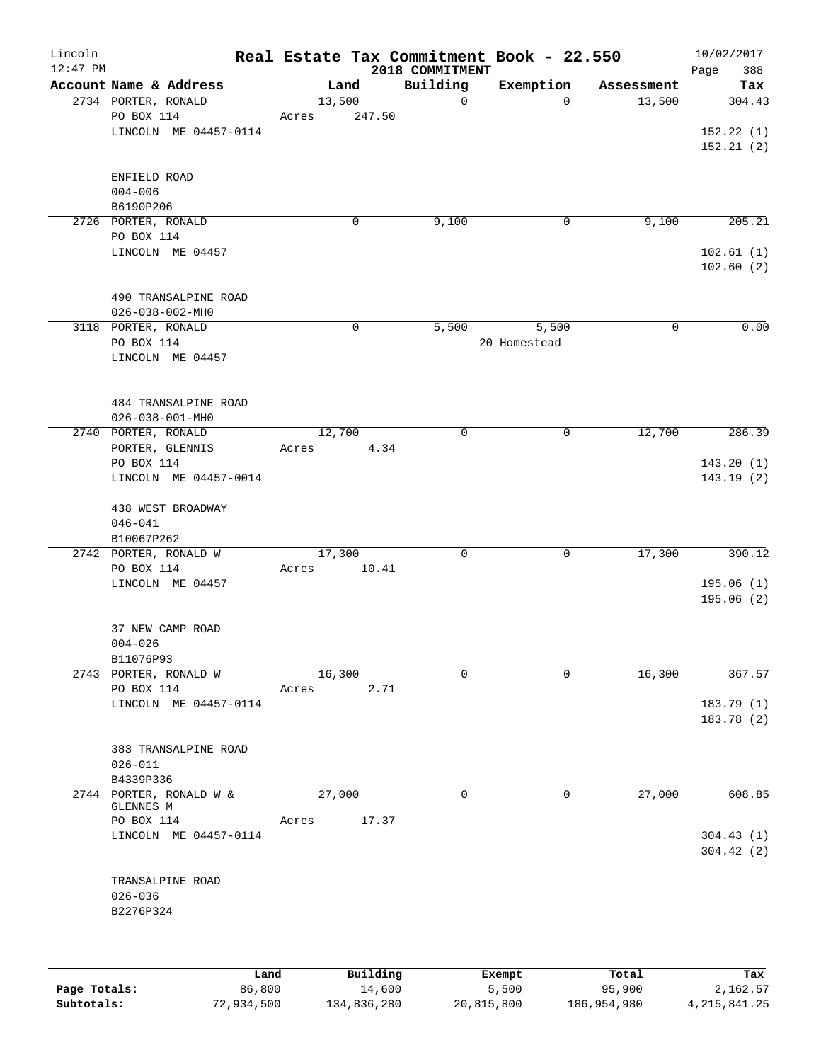# Real Estate Tax Commitment Book - 22.550

Lincoln
12:47 PM

2018 COMMITMENT

10/02/2017
Page 388

| Account Name & Address | Land | Building | Exemption | Assessment | Tax |
|---|---|---|---|---|---|
| 2734 PORTER, RONALD<br>PO BOX 114<br>LINCOLN ME 04457-0114<br><br>ENFIELD ROAD<br>004-006<br>B6190P206 | 13,500<br>Acres 247.50 | 0 | 0 | 13,500 | 304.43<br><br>152.22 (1)<br>152.21 (2) |
| 2726 PORTER, RONALD<br>PO BOX 114<br>LINCOLN ME 04457<br><br>490 TRANSALPINE ROAD<br>026-038-002-MH0 | 0 | 9,100 | 0 | 9,100 | 205.21<br><br>102.61 (1)<br>102.60 (2) |
| 3118 PORTER, RONALD<br>PO BOX 114<br>LINCOLN ME 04457<br><br>484 TRANSALPINE ROAD<br>026-038-001-MH0 | 0 | 5,500 | 5,500<br>20 Homestead | 0 | 0.00 |
| 2740 PORTER, RONALD<br>PORTER, GLENNIS<br>PO BOX 114<br>LINCOLN ME 04457-0014<br><br>438 WEST BROADWAY<br>046-041<br>B10067P262 | 12,700<br>Acres 4.34 | 0 | 0 | 12,700 | 286.39<br><br>143.20 (1)<br>143.19 (2) |
| 2742 PORTER, RONALD W<br>PO BOX 114<br>LINCOLN ME 04457<br><br>37 NEW CAMP ROAD<br>004-026<br>B11076P93 | 17,300<br>Acres 10.41 | 0 | 0 | 17,300 | 390.12<br><br>195.06 (1)<br>195.06 (2) |
| 2743 PORTER, RONALD W<br>PO BOX 114<br>LINCOLN ME 04457-0114<br><br>383 TRANSALPINE ROAD<br>026-011<br>B4339P336 | 16,300<br>Acres 2.71 | 0 | 0 | 16,300 | 367.57<br><br>183.79 (1)<br>183.78 (2) |
| 2744 PORTER, RONALD W &<br>GLENNES M<br>PO BOX 114<br>LINCOLN ME 04457-0114<br><br>TRANSALPINE ROAD<br>026-036<br>B2276P324 | 27,000<br>Acres 17.37 | 0 | 0 | 27,000 | 608.85<br><br>304.43 (1)<br>304.42 (2) |

| | Land | Building | Exempt | Total | Tax |
|---|---|---|---|---|---|
| **Page Totals:** | 86,800 | 14,600 | 5,500 | 95,900 | 2,162.57 |
| **Subtotals:** | 72,934,500 | 134,836,280 | 20,815,800 | 186,954,980 | 4,215,841.25 |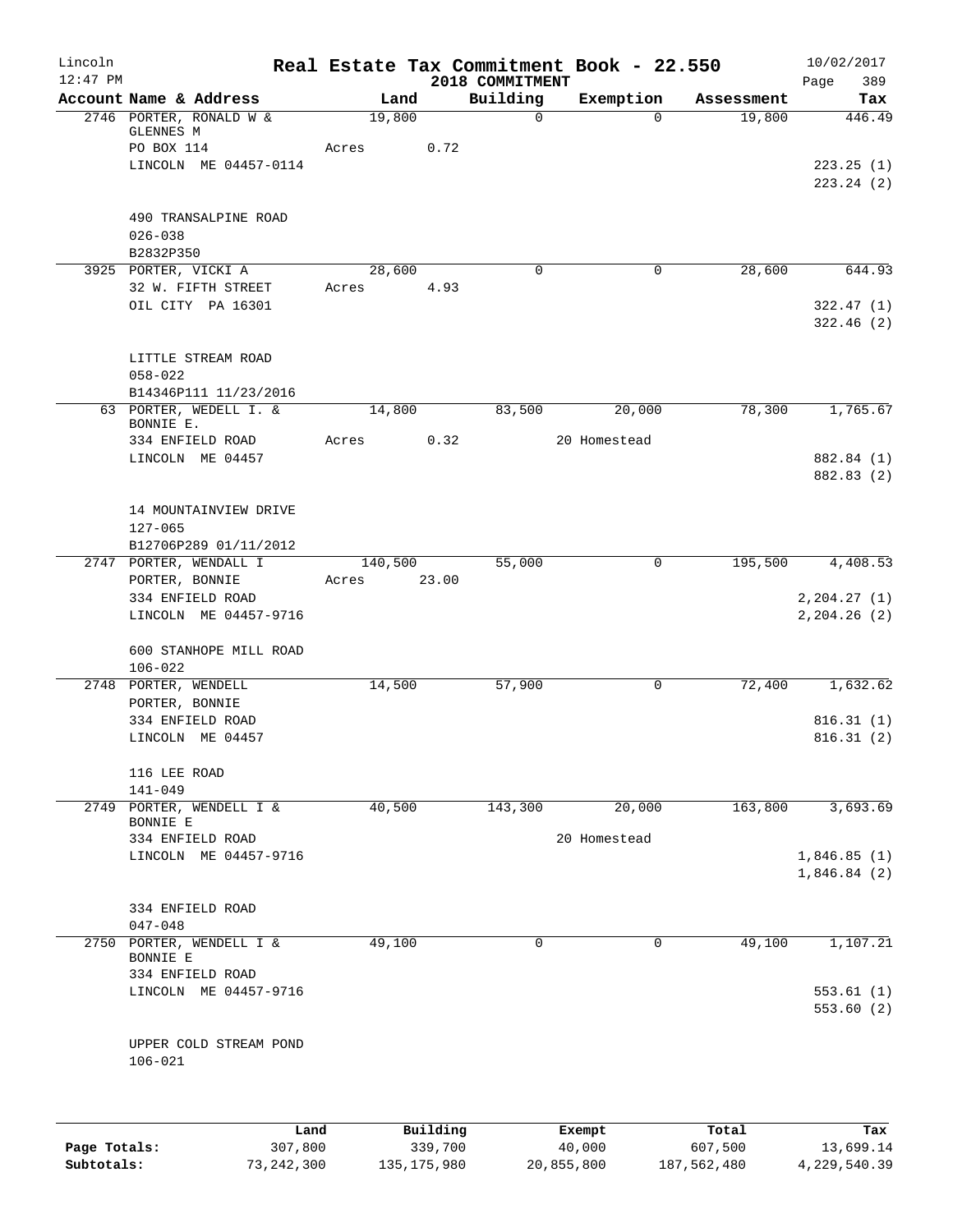# Real Estate Tax Commitment Book - 22.550

Lincoln
12:47 PM

2018 COMMITMENT

10/02/2017
Page 389

| Account Name & Address | Land | Building | Exemption | Assessment | Tax |
|---|---|---|---|---|---|
| 2746 PORTER, RONALD W & GLENNES M | 19,800 | 0 | 0 | 19,800 | 446.49 |
| PO BOX 114 | Acres 0.72 | | | | |
| LINCOLN ME 04457-0114 | | | | | 223.25 (1) |
| | | | | | 223.24 (2) |
| 490 TRANSALPINE ROAD | | | | | |
| 026-038 | | | | | |
| B2832P350 | | | | | |
| 3925 PORTER, VICKI A | 28,600 | 0 | 0 | 28,600 | 644.93 |
| 32 W. FIFTH STREET | Acres 4.93 | | | | |
| OIL CITY PA 16301 | | | | | 322.47 (1) |
| | | | | | 322.46 (2) |
| LITTLE STREAM ROAD | | | | | |
| 058-022 | | | | | |
| B14346P111 11/23/2016 | | | | | |
| 63 PORTER, WEDELL I. & BONNIE E. | 14,800 | 83,500 | 20,000 | 78,300 | 1,765.67 |
| 334 ENFIELD ROAD | Acres 0.32 | | 20 Homestead | | |
| LINCOLN ME 04457 | | | | | 882.84 (1) |
| | | | | | 882.83 (2) |
| 14 MOUNTAINVIEW DRIVE | | | | | |
| 127-065 | | | | | |
| B12706P289 01/11/2012 | | | | | |
| 2747 PORTER, WENDALL I | 140,500 | 55,000 | 0 | 195,500 | 4,408.53 |
| PORTER, BONNIE | Acres 23.00 | | | | |
| 334 ENFIELD ROAD | | | | | 2,204.27 (1) |
| LINCOLN ME 04457-9716 | | | | | 2,204.26 (2) |
| 600 STANHOPE MILL ROAD | | | | | |
| 106-022 | | | | | |
| 2748 PORTER, WENDELL | 14,500 | 57,900 | 0 | 72,400 | 1,632.62 |
| PORTER, BONNIE | | | | | |
| 334 ENFIELD ROAD | | | | | 816.31 (1) |
| LINCOLN ME 04457 | | | | | 816.31 (2) |
| 116 LEE ROAD | | | | | |
| 141-049 | | | | | |
| 2749 PORTER, WENDELL I & BONNIE E | 40,500 | 143,300 | 20,000 | 163,800 | 3,693.69 |
| 334 ENFIELD ROAD | | | 20 Homestead | | |
| LINCOLN ME 04457-9716 | | | | | 1,846.85 (1) |
| | | | | | 1,846.84 (2) |
| 334 ENFIELD ROAD | | | | | |
| 047-048 | | | | | |
| 2750 PORTER, WENDELL I & BONNIE E | 49,100 | 0 | 0 | 49,100 | 1,107.21 |
| 334 ENFIELD ROAD | | | | | |
| LINCOLN ME 04457-9716 | | | | | 553.61 (1) |
| | | | | | 553.60 (2) |
| UPPER COLD STREAM POND | | | | | |
| 106-021 | | | | | |

| | Land | Building | Exempt | Total | Tax |
|---|---|---|---|---|---|
| Page Totals: | 307,800 | 339,700 | 40,000 | 607,500 | 13,699.14 |
| Subtotals: | 73,242,300 | 135,175,980 | 20,855,800 | 187,562,480 | 4,229,540.39 |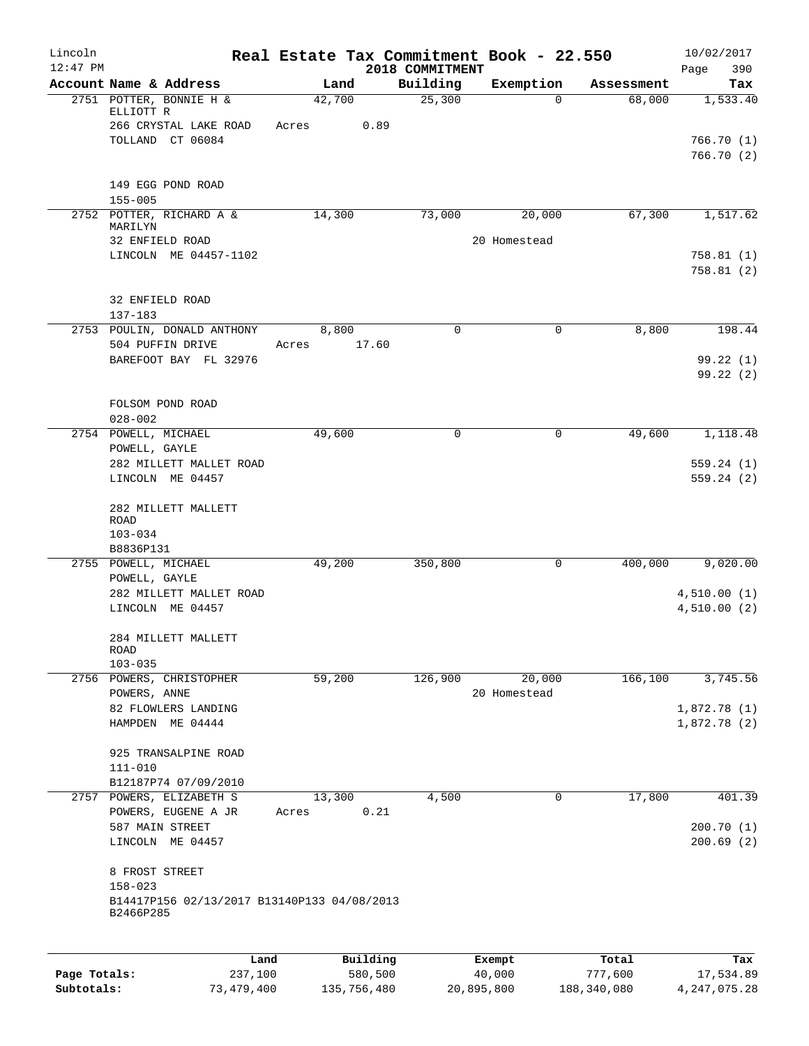# Real Estate Tax Commitment Book - 22.550

Lincoln
12:47 PM

2018 COMMITMENT

10/02/2017

| Account Name & Address | Land | Building | Exemption | Assessment | Tax |
|---|---|---|---|---|---|
| 2751 POTTER, BONNIE H & ELLIOTT R | 42,700 | 25,300 | 0 | 68,000 | 1,533.40 |
| 266 CRYSTAL LAKE ROAD | Acres 0.89 | | | | |
| TOLLAND CT 06084 | | | | | 766.70 (1) |
| | | | | | 766.70 (2) |
| 149 EGG POND ROAD | | | | | |
| 155-005 | | | | | |
| 2752 POTTER, RICHARD A & MARILYN | 14,300 | 73,000 | 20,000 | 67,300 | 1,517.62 |
| 32 ENFIELD ROAD | | | 20 Homestead | | |
| LINCOLN ME 04457-1102 | | | | | 758.81 (1) |
| | | | | | 758.81 (2) |
| 32 ENFIELD ROAD | | | | | |
| 137-183 | | | | | |
| 2753 POULIN, DONALD ANTHONY | 8,800 | 0 | 0 | 8,800 | 198.44 |
| 504 PUFFIN DRIVE | Acres 17.60 | | | | |
| BAREFOOT BAY FL 32976 | | | | | 99.22 (1) |
| | | | | | 99.22 (2) |
| FOLSOM POND ROAD | | | | | |
| 028-002 | | | | | |
| 2754 POWELL, MICHAEL | 49,600 | 0 | 0 | 49,600 | 1,118.48 |
| POWELL, GAYLE | | | | | |
| 282 MILLETT MALLET ROAD | | | | | 559.24 (1) |
| LINCOLN ME 04457 | | | | | 559.24 (2) |
| 282 MILLETT MALLETT ROAD | | | | | |
| 103-034 | | | | | |
| B8836P131 | | | | | |
| 2755 POWELL, MICHAEL | 49,200 | 350,800 | 0 | 400,000 | 9,020.00 |
| POWELL, GAYLE | | | | | |
| 282 MILLETT MALLET ROAD | | | | | 4,510.00 (1) |
| LINCOLN ME 04457 | | | | | 4,510.00 (2) |
| 284 MILLETT MALLETT ROAD | | | | | |
| 103-035 | | | | | |
| 2756 POWERS, CHRISTOPHER | 59,200 | 126,900 | 20,000 | 166,100 | 3,745.56 |
| POWERS, ANNE | | | 20 Homestead | | |
| 82 FLOWLERS LANDING | | | | | 1,872.78 (1) |
| HAMPDEN ME 04444 | | | | | 1,872.78 (2) |
| 925 TRANSALPINE ROAD | | | | | |
| 111-010 | | | | | |
| B12187P74 07/09/2010 | | | | | |
| 2757 POWERS, ELIZABETH S | 13,300 | 4,500 | 0 | 17,800 | 401.39 |
| POWERS, EUGENE A JR | Acres 0.21 | | | | |
| 587 MAIN STREET | | | | | 200.70 (1) |
| LINCOLN ME 04457 | | | | | 200.69 (2) |
| 8 FROST STREET | | | | | |
| 158-023 | | | | | |
| B14417P156 02/13/2017 B13140P133 04/08/2013 B2466P285 | | | | | |

| | Land | Building | Exempt | Total | Tax |
|---|---|---|---|---|---|
| Page Totals: | 237,100 | 580,500 | 40,000 | 777,600 | 17,534.89 |
| Subtotals: | 73,479,400 | 135,756,480 | 20,895,800 | 188,340,080 | 4,247,075.28 |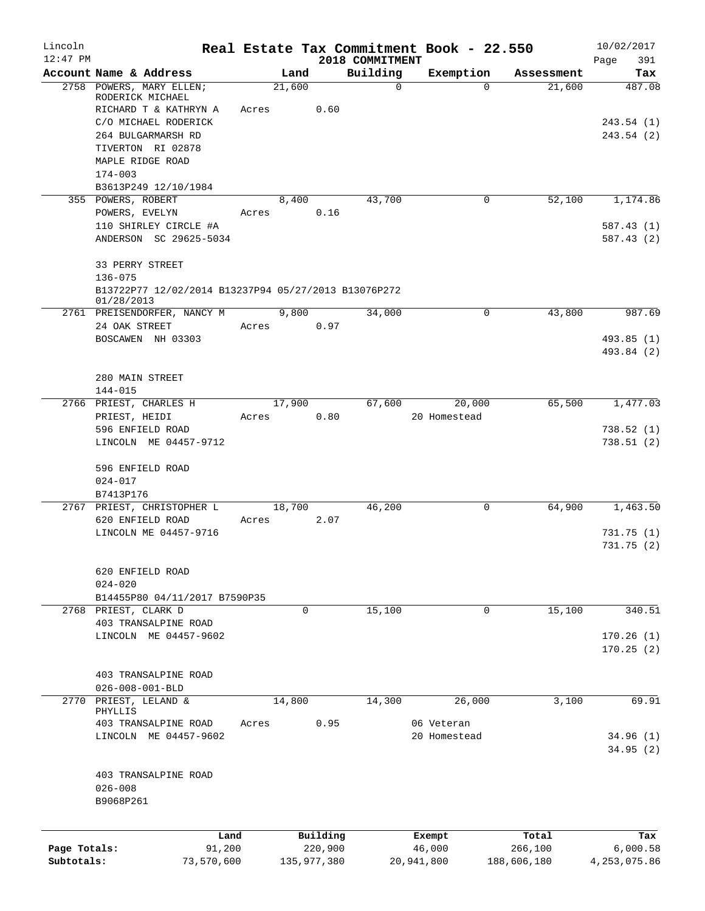# Real Estate Tax Commitment Book - 22.550

Lincoln 12:47 PM — 2018 COMMITMENT — 10/02/2017 Page 391

| Account Name & Address | Land | Building | Exemption | Assessment | Tax |
|---|---|---|---|---|---|
| 2758 POWERS, MARY ELLEN; RODERICK MICHAEL | 21,600 | 0 | 0 | 21,600 | 487.08 |
| RICHARD T & KATHRYN A | Acres 0.60 | | | | |
| C/O MICHAEL RODERICK | | | | | 243.54 (1) |
| 264 BULGARMARSH RD | | | | | 243.54 (2) |
| TIVERTON RI 02878 | | | | | |
| MAPLE RIDGE ROAD | | | | | |
| 174-003 | | | | | |
| B3613P249 12/10/1984 | | | | | |
| 355 POWERS, ROBERT | 8,400 | 43,700 | 0 | 52,100 | 1,174.86 |
| POWERS, EVELYN | Acres 0.16 | | | | |
| 110 SHIRLEY CIRCLE #A | | | | | 587.43 (1) |
| ANDERSON SC 29625-5034 | | | | | 587.43 (2) |
| 33 PERRY STREET | | | | | |
| 136-075 | | | | | |
| B13722P77 12/02/2014 B13237P94 05/27/2013 B13076P272 01/28/2013 | | | | | |
| 2761 PREISENDORFER, NANCY M | 9,800 | 34,000 | 0 | 43,800 | 987.69 |
| 24 OAK STREET | Acres 0.97 | | | | |
| BOSCAWEN NH 03303 | | | | | 493.85 (1) |
| | | | | | 493.84 (2) |
| 280 MAIN STREET | | | | | |
| 144-015 | | | | | |
| 2766 PRIEST, CHARLES H | 17,900 | 67,600 | 20,000 | 65,500 | 1,477.03 |
| PRIEST, HEIDI | Acres 0.80 | | 20 Homestead | | |
| 596 ENFIELD ROAD | | | | | 738.52 (1) |
| LINCOLN ME 04457-9712 | | | | | 738.51 (2) |
| 596 ENFIELD ROAD | | | | | |
| 024-017 | | | | | |
| B7413P176 | | | | | |
| 2767 PRIEST, CHRISTOPHER L | 18,700 | 46,200 | 0 | 64,900 | 1,463.50 |
| 620 ENFIELD ROAD | Acres 2.07 | | | | |
| LINCOLN ME 04457-9716 | | | | | 731.75 (1) |
| | | | | | 731.75 (2) |
| 620 ENFIELD ROAD | | | | | |
| 024-020 | | | | | |
| B14455P80 04/11/2017 B7590P35 | | | | | |
| 2768 PRIEST, CLARK D | 0 | 15,100 | 0 | 15,100 | 340.51 |
| 403 TRANSALPINE ROAD | | | | | |
| LINCOLN ME 04457-9602 | | | | | 170.26 (1) |
| | | | | | 170.25 (2) |
| 403 TRANSALPINE ROAD | | | | | |
| 026-008-001-BLD | | | | | |
| 2770 PRIEST, LELAND & PHYLLIS | 14,800 | 14,300 | 26,000 | 3,100 | 69.91 |
| 403 TRANSALPINE ROAD | Acres 0.95 | | 06 Veteran | | |
| LINCOLN ME 04457-9602 | | | 20 Homestead | | 34.96 (1) |
| | | | | | 34.95 (2) |
| 403 TRANSALPINE ROAD | | | | | |
| 026-008 | | | | | |
| B9068P261 | | | | | |

| | Land | Building | Exempt | Total | Tax |
|---|---|---|---|---|---|
| Page Totals: | 91,200 | 220,900 | 46,000 | 266,100 | 6,000.58 |
| Subtotals: | 73,570,600 | 135,977,380 | 20,941,800 | 188,606,180 | 4,253,075.86 |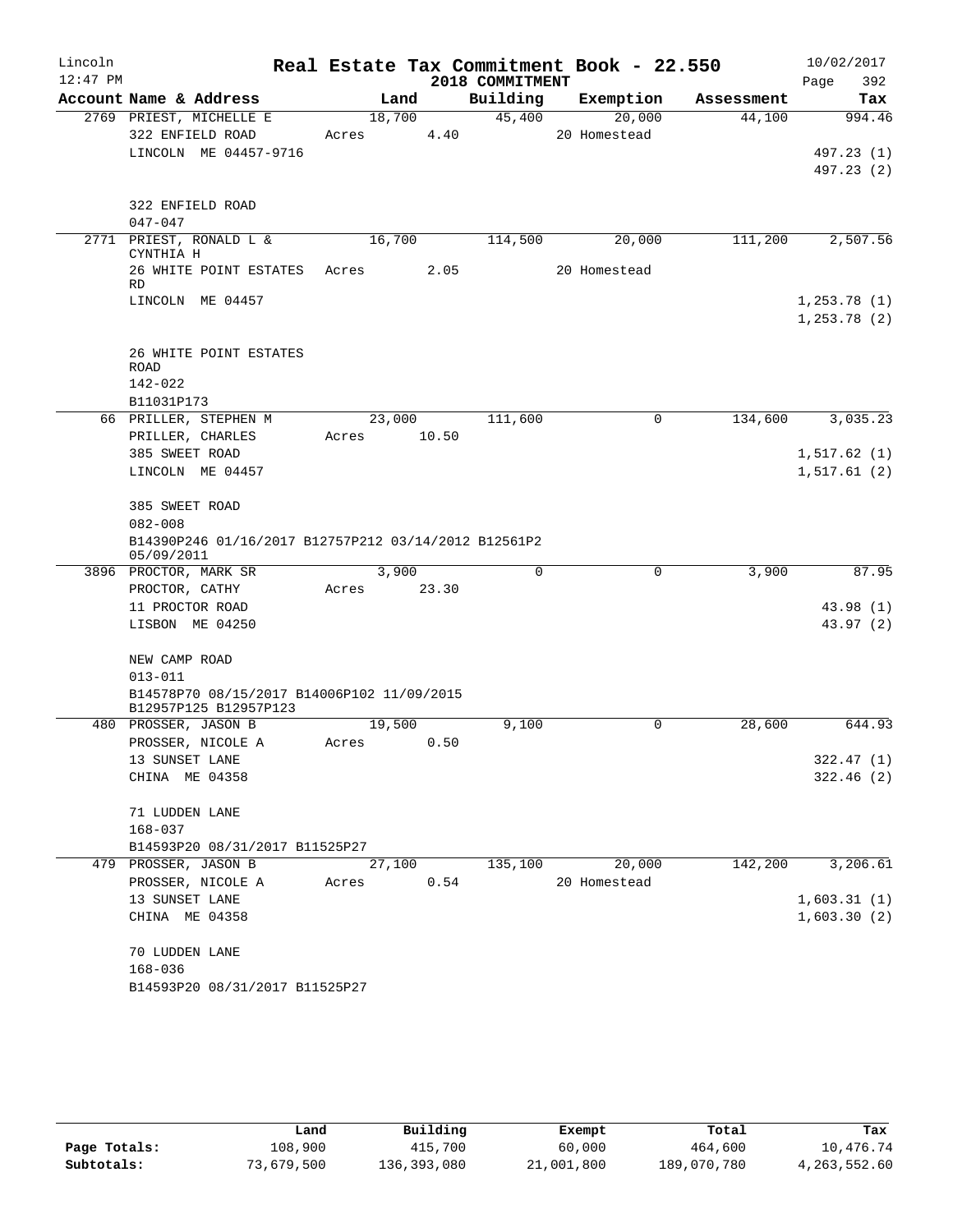Lincoln 12:47 PM

**Real Estate Tax Commitment Book - 22.550**

**2018 COMMITMENT**

10/02/2017 Page 392

| Account Name & Address | Land | Building | Exemption | Assessment | Tax |
|---|---|---|---|---|---|
| 2769 PRIEST, MICHELLE E | 18,700 | 45,400 | 20,000 | 44,100 | 994.46 |
| 322 ENFIELD ROAD | Acres 4.40 | | 20 Homestead | | |
| LINCOLN ME 04457-9716 | | | | | 497.23 (1) |
| | | | | | 497.23 (2) |
| 322 ENFIELD ROAD | | | | | |
| 047-047 | | | | | |
| 2771 PRIEST, RONALD L & CYNTHIA H | 16,700 | 114,500 | 20,000 | 111,200 | 2,507.56 |
| 26 WHITE POINT ESTATES RD | Acres 2.05 | | 20 Homestead | | |
| LINCOLN ME 04457 | | | | | 1,253.78 (1) |
| | | | | | 1,253.78 (2) |
| 26 WHITE POINT ESTATES ROAD | | | | | |
| 142-022 | | | | | |
| B11031P173 | | | | | |
| 66 PRILLER, STEPHEN M | 23,000 | 111,600 | 0 | 134,600 | 3,035.23 |
| PRILLER, CHARLES | Acres 10.50 | | | | |
| 385 SWEET ROAD | | | | | 1,517.62 (1) |
| LINCOLN ME 04457 | | | | | 1,517.61 (2) |
| 385 SWEET ROAD | | | | | |
| 082-008 | | | | | |
| B14390P246 01/16/2017 B12757P212 03/14/2012 B12561P2 05/09/2011 | | | | | |
| 3896 PROCTOR, MARK SR | 3,900 | 0 | 0 | 3,900 | 87.95 |
| PROCTOR, CATHY | Acres 23.30 | | | | |
| 11 PROCTOR ROAD | | | | | 43.98 (1) |
| LISBON ME 04250 | | | | | 43.97 (2) |
| NEW CAMP ROAD | | | | | |
| 013-011 | | | | | |
| B14578P70 08/15/2017 B14006P102 11/09/2015 B12957P125 B12957P123 | | | | | |
| 480 PROSSER, JASON B | 19,500 | 9,100 | 0 | 28,600 | 644.93 |
| PROSSER, NICOLE A | Acres 0.50 | | | | |
| 13 SUNSET LANE | | | | | 322.47 (1) |
| CHINA ME 04358 | | | | | 322.46 (2) |
| 71 LUDDEN LANE | | | | | |
| 168-037 | | | | | |
| B14593P20 08/31/2017 B11525P27 | | | | | |
| 479 PROSSER, JASON B | 27,100 | 135,100 | 20,000 | 142,200 | 3,206.61 |
| PROSSER, NICOLE A | Acres 0.54 | | 20 Homestead | | |
| 13 SUNSET LANE | | | | | 1,603.31 (1) |
| CHINA ME 04358 | | | | | 1,603.30 (2) |
| 70 LUDDEN LANE | | | | | |
| 168-036 | | | | | |
| B14593P20 08/31/2017 B11525P27 | | | | | |

| | Land | Building | Exempt | Total | Tax |
|---|---|---|---|---|---|
| Page Totals: | 108,900 | 415,700 | 60,000 | 464,600 | 10,476.74 |
| Subtotals: | 73,679,500 | 136,393,080 | 21,001,800 | 189,070,780 | 4,263,552.60 |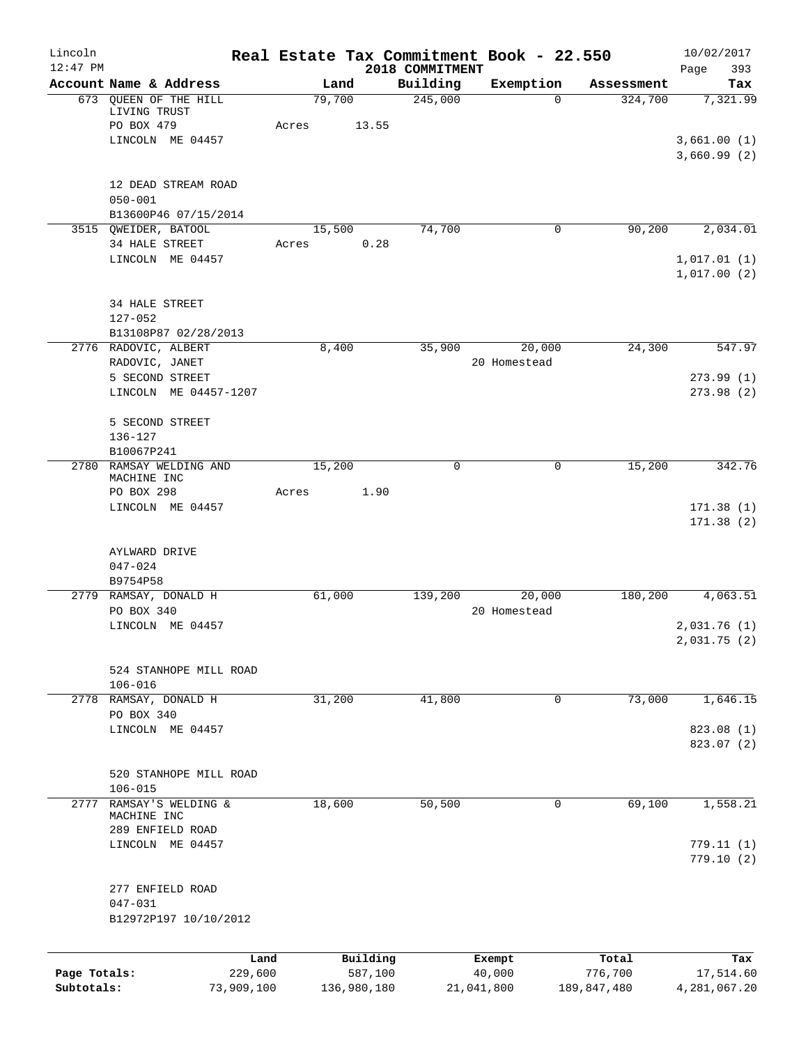# Real Estate Tax Commitment Book - 22.550

Lincoln
12:47 PM

2018 COMMITMENT

10/02/2017
Page 393

| Account Name & Address | Land | Building | Exemption | Assessment | Tax |
|---|---|---|---|---|---|
| 673 QUEEN OF THE HILL LIVING TRUST | 79,700 | 245,000 | 0 | 324,700 | 7,321.99 |
| PO BOX 479 | Acres 13.55 | | | | |
| LINCOLN ME 04457 | | | | | 3,661.00 (1) |
| | | | | | 3,660.99 (2) |
| 12 DEAD STREAM ROAD | | | | | |
| 050-001 | | | | | |
| B13600P46 07/15/2014 | | | | | |
| 3515 QWEIDER, BATOOL | 15,500 | 74,700 | 0 | 90,200 | 2,034.01 |
| 34 HALE STREET | Acres 0.28 | | | | |
| LINCOLN ME 04457 | | | | | 1,017.01 (1) |
| | | | | | 1,017.00 (2) |
| 34 HALE STREET | | | | | |
| 127-052 | | | | | |
| B13108P87 02/28/2013 | | | | | |
| 2776 RADOVIC, ALBERT | 8,400 | 35,900 | 20,000 | 24,300 | 547.97 |
| RADOVIC, JANET | | | 20 Homestead | | |
| 5 SECOND STREET | | | | | 273.99 (1) |
| LINCOLN ME 04457-1207 | | | | | 273.98 (2) |
| 5 SECOND STREET | | | | | |
| 136-127 | | | | | |
| B10067P241 | | | | | |
| 2780 RAMSAY WELDING AND MACHINE INC | 15,200 | 0 | 0 | 15,200 | 342.76 |
| PO BOX 298 | Acres 1.90 | | | | |
| LINCOLN ME 04457 | | | | | 171.38 (1) |
| | | | | | 171.38 (2) |
| AYLWARD DRIVE | | | | | |
| 047-024 | | | | | |
| B9754P58 | | | | | |
| 2779 RAMSAY, DONALD H | 61,000 | 139,200 | 20,000 | 180,200 | 4,063.51 |
| PO BOX 340 | | | 20 Homestead | | |
| LINCOLN ME 04457 | | | | | 2,031.76 (1) |
| | | | | | 2,031.75 (2) |
| 524 STANHOPE MILL ROAD | | | | | |
| 106-016 | | | | | |
| 2778 RAMSAY, DONALD H | 31,200 | 41,800 | 0 | 73,000 | 1,646.15 |
| PO BOX 340 | | | | | |
| LINCOLN ME 04457 | | | | | 823.08 (1) |
| | | | | | 823.07 (2) |
| 520 STANHOPE MILL ROAD | | | | | |
| 106-015 | | | | | |
| 2777 RAMSAY'S WELDING & MACHINE INC | 18,600 | 50,500 | 0 | 69,100 | 1,558.21 |
| 289 ENFIELD ROAD | | | | | |
| LINCOLN ME 04457 | | | | | 779.11 (1) |
| | | | | | 779.10 (2) |
| 277 ENFIELD ROAD | | | | | |
| 047-031 | | | | | |
| B12972P197 10/10/2012 | | | | | |

| | Land | Building | Exempt | Total | Tax |
|---|---|---|---|---|---|
| Page Totals: | 229,600 | 587,100 | 40,000 | 776,700 | 17,514.60 |
| Subtotals: | 73,909,100 | 136,980,180 | 21,041,800 | 189,847,480 | 4,281,067.20 |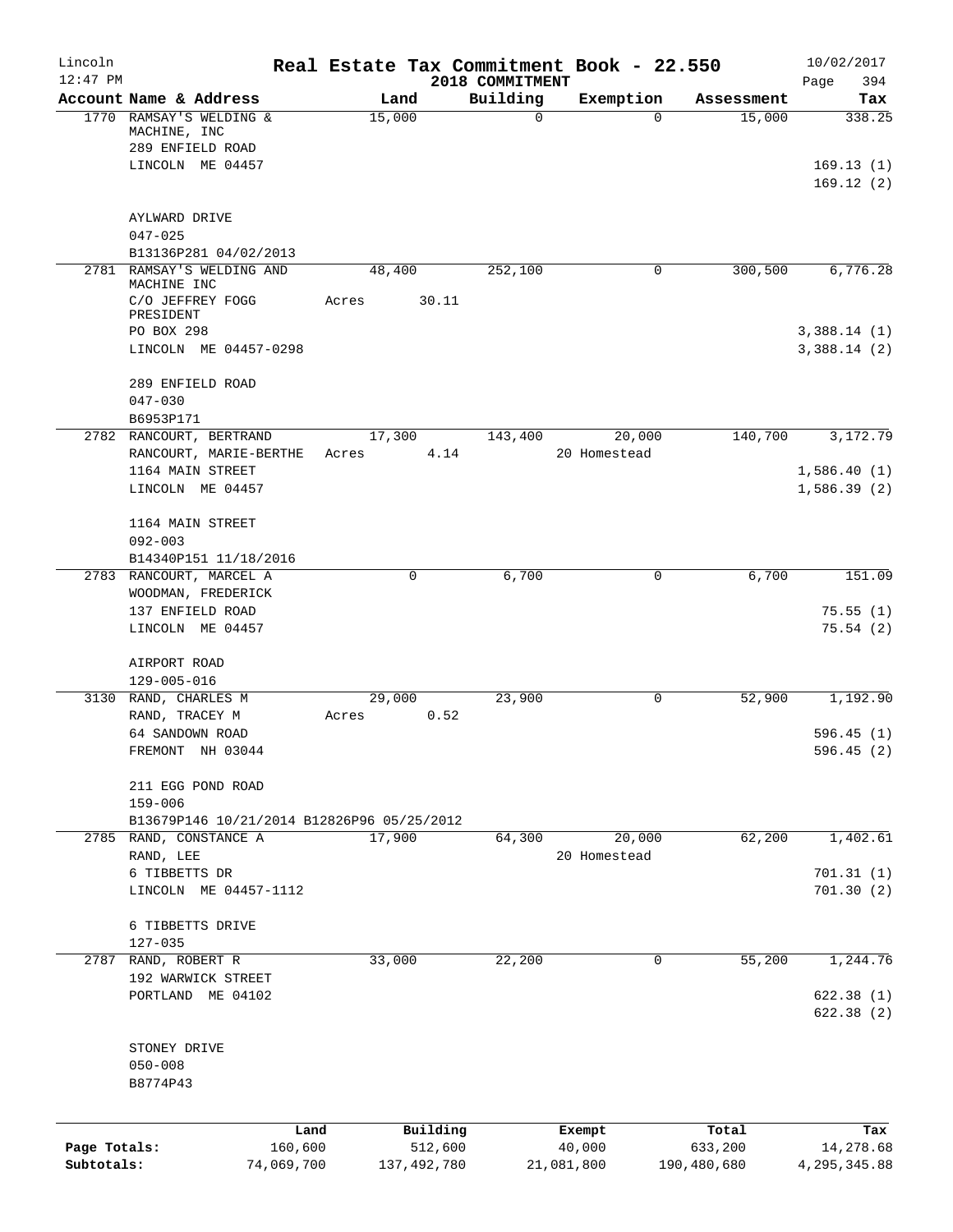Lincoln 12:47 PM

# Real Estate Tax Commitment Book - 22.550
## 2018 COMMITMENT

10/02/2017 Page 394

| Account Name & Address | Land | Building | Exemption | Assessment | Tax |
|---|---|---|---|---|---|
| 1770 RAMSAY'S WELDING & MACHINE, INC<br>289 ENFIELD ROAD<br>LINCOLN ME 04457<br><br>AYLWARD DRIVE<br>047-025<br>B13136P281 04/02/2013 | 15,000 | 0 | 0 | 15,000 | 338.25<br><br>169.13 (1)<br>169.12 (2) |
| 2781 RAMSAY'S WELDING AND MACHINE INC<br>C/O JEFFREY FOGG PRESIDENT<br>PO BOX 298<br>LINCOLN ME 04457-0298<br><br>289 ENFIELD ROAD<br>047-030<br>B6953P171 | 48,400<br>Acres 30.11 | 252,100 | 0 | 300,500 | 6,776.28<br><br>3,388.14 (1)<br>3,388.14 (2) |
| 2782 RANCOURT, BERTRAND<br>RANCOURT, MARIE-BERTHE<br>1164 MAIN STREET<br>LINCOLN ME 04457<br><br>1164 MAIN STREET<br>092-003<br>B14340P151 11/18/2016 | 17,300<br>Acres 4.14 | 143,400 | 20,000<br>20 Homestead | 140,700 | 3,172.79<br><br>1,586.40 (1)<br>1,586.39 (2) |
| 2783 RANCOURT, MARCEL A<br>WOODMAN, FREDERICK<br>137 ENFIELD ROAD<br>LINCOLN ME 04457<br><br>AIRPORT ROAD<br>129-005-016 | 0 | 6,700 | 0 | 6,700 | 151.09<br><br>75.55 (1)<br>75.54 (2) |
| 3130 RAND, CHARLES M<br>RAND, TRACEY M<br>64 SANDOWN ROAD<br>FREMONT NH 03044<br><br>211 EGG POND ROAD<br>159-006<br>B13679P146 10/21/2014 B12826P96 05/25/2012 | 29,000<br>Acres 0.52 | 23,900 | 0 | 52,900 | 1,192.90<br><br>596.45 (1)<br>596.45 (2) |
| 2785 RAND, CONSTANCE A<br>RAND, LEE<br>6 TIBBETTS DR<br>LINCOLN ME 04457-1112<br><br>6 TIBBETTS DRIVE<br>127-035 | 17,900 | 64,300 | 20,000<br>20 Homestead | 62,200 | 1,402.61<br><br>701.31 (1)<br>701.30 (2) |
| 2787 RAND, ROBERT R<br>192 WARWICK STREET<br>PORTLAND ME 04102<br><br>STONEY DRIVE<br>050-008<br>B8774P43 | 33,000 | 22,200 | 0 | 55,200 | 1,244.76<br><br>622.38 (1)<br>622.38 (2) |

| | Land | Building | Exempt | Total | Tax |
|---|---|---|---|---|---|
| Page Totals: | 160,600 | 512,600 | 40,000 | 633,200 | 14,278.68 |
| Subtotals: | 74,069,700 | 137,492,780 | 21,081,800 | 190,480,680 | 4,295,345.88 |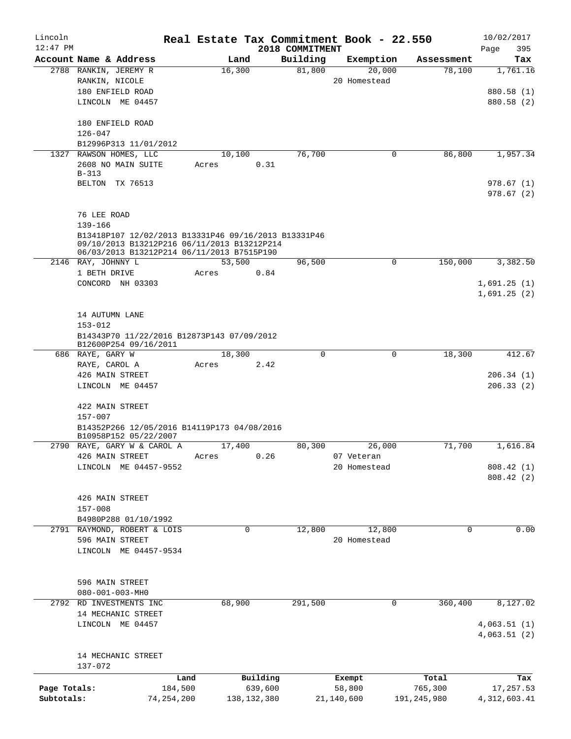# Real Estate Tax Commitment Book - 22.550

Lincoln, 12:47 PM — 2018 COMMITMENT — 10/02/2017

| Account Name & Address | Land | Building | Exemption | Assessment | Tax |
|---|---|---|---|---|---|
| 2788 RANKIN, JEREMY R<br>RANKIN, NICOLE<br>180 ENFIELD ROAD<br>LINCOLN ME 04457<br><br>180 ENFIELD ROAD<br>126-047<br>B12996P313 11/01/2012 | 16,300 | 81,800 | 20,000<br>20 Homestead | 78,100 | 1,761.16<br><br>880.58 (1)<br>880.58 (2) |
| 1327 RAWSON HOMES, LLC<br>2608 NO MAIN SUITE B-313<br>BELTON TX 76513<br><br>76 LEE ROAD<br>139-166<br>B13418P107 12/02/2013 B13331P46 09/16/2013 B13331P46 09/10/2013 B13212P216 06/11/2013 B13212P214 06/03/2013 B13212P214 06/11/2013 B7515P190 | 10,100<br>Acres 0.31 | 76,700 | 0 | 86,800 | 1,957.34<br><br>978.67 (1)<br>978.67 (2) |
| 2146 RAY, JOHNNY L<br>1 BETH DRIVE<br>CONCORD NH 03303<br><br>14 AUTUMN LANE<br>153-012<br>B14343P70 11/22/2016 B12873P143 07/09/2012 B12600P254 09/16/2011 | 53,500<br>Acres 0.84 | 96,500 | 0 | 150,000 | 3,382.50<br><br>1,691.25 (1)<br>1,691.25 (2) |
| 686 RAYE, GARY W<br>RAYE, CAROL A<br>426 MAIN STREET<br>LINCOLN ME 04457<br><br>422 MAIN STREET<br>157-007<br>B14352P266 12/05/2016 B14119P173 04/08/2016 B10958P152 05/22/2007 | 18,300<br>Acres 2.42 | 0 | 0 | 18,300 | 412.67<br><br>206.34 (1)<br>206.33 (2) |
| 2790 RAYE, GARY W & CAROL A<br>426 MAIN STREET<br>LINCOLN ME 04457-9552<br><br>426 MAIN STREET<br>157-008<br>B4980P288 01/10/1992 | 17,400<br>Acres 0.26 | 80,300 | 26,000<br>07 Veteran<br>20 Homestead | 71,700 | 1,616.84<br><br>808.42 (1)<br>808.42 (2) |
| 2791 RAYMOND, ROBERT & LOIS<br>596 MAIN STREET<br>LINCOLN ME 04457-9534<br><br>596 MAIN STREET<br>080-001-003-MH0 | 0 | 12,800 | 12,800<br>20 Homestead | 0 | 0.00 |
| 2792 RD INVESTMENTS INC<br>14 MECHANIC STREET<br>LINCOLN ME 04457<br><br>14 MECHANIC STREET<br>137-072 | 68,900 | 291,500 | 0 | 360,400 | 8,127.02<br><br>4,063.51 (1)<br>4,063.51 (2) |

| | Land | Building | Exempt | Total | Tax |
|---|---|---|---|---|---|
| Page Totals: | 184,500 | 639,600 | 58,800 | 765,300 | 17,257.53 |
| Subtotals: | 74,254,200 | 138,132,380 | 21,140,600 | 191,245,980 | 4,312,603.41 |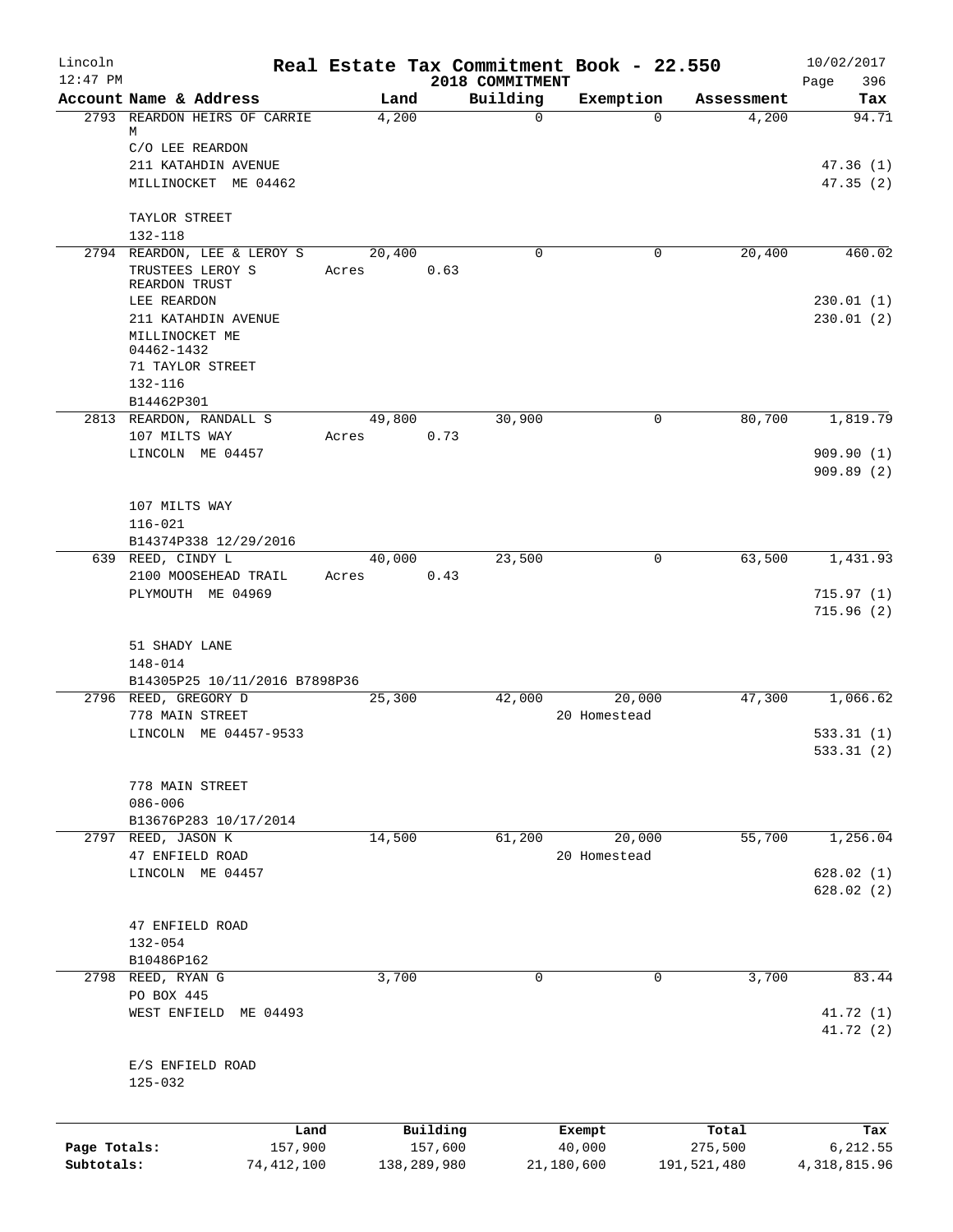Lincoln 12:47 PM

# Real Estate Tax Commitment Book - 22.550
## 2018 COMMITMENT

10/02/2017 Page 396

| Account Name & Address | Land | Building | Exemption | Assessment | Tax |
|---|---|---|---|---|---|
| 2793 REARDON HEIRS OF CARRIE M | 4,200 | 0 | 0 | 4,200 | 94.71 |
| C/O LEE REARDON | | | | | |
| 211 KATAHDIN AVENUE | | | | | 47.36 (1) |
| MILLINOCKET ME 04462 | | | | | 47.35 (2) |
| TAYLOR STREET | | | | | |
| 132-118 | | | | | |
| 2794 REARDON, LEE & LEROY S | 20,400 | 0 | 0 | 20,400 | 460.02 |
| TRUSTEES LEROY S REARDON TRUST | Acres 0.63 | | | | |
| LEE REARDON | | | | | 230.01 (1) |
| 211 KATAHDIN AVENUE | | | | | 230.01 (2) |
| MILLINOCKET ME 04462-1432 | | | | | |
| 71 TAYLOR STREET | | | | | |
| 132-116 | | | | | |
| B14462P301 | | | | | |
| 2813 REARDON, RANDALL S | 49,800 | 30,900 | 0 | 80,700 | 1,819.79 |
| 107 MILTS WAY | Acres 0.73 | | | | |
| LINCOLN ME 04457 | | | | | 909.90 (1) |
| | | | | | 909.89 (2) |
| 107 MILTS WAY | | | | | |
| 116-021 | | | | | |
| B14374P338 12/29/2016 | | | | | |
| 639 REED, CINDY L | 40,000 | 23,500 | 0 | 63,500 | 1,431.93 |
| 2100 MOOSEHEAD TRAIL | Acres 0.43 | | | | |
| PLYMOUTH ME 04969 | | | | | 715.97 (1) |
| | | | | | 715.96 (2) |
| 51 SHADY LANE | | | | | |
| 148-014 | | | | | |
| B14305P25 10/11/2016 B7898P36 | | | | | |
| 2796 REED, GREGORY D | 25,300 | 42,000 | 20,000 | 47,300 | 1,066.62 |
| 778 MAIN STREET | | | 20 Homestead | | |
| LINCOLN ME 04457-9533 | | | | | 533.31 (1) |
| | | | | | 533.31 (2) |
| 778 MAIN STREET | | | | | |
| 086-006 | | | | | |
| B13676P283 10/17/2014 | | | | | |
| 2797 REED, JASON K | 14,500 | 61,200 | 20,000 | 55,700 | 1,256.04 |
| 47 ENFIELD ROAD | | | 20 Homestead | | |
| LINCOLN ME 04457 | | | | | 628.02 (1) |
| | | | | | 628.02 (2) |
| 47 ENFIELD ROAD | | | | | |
| 132-054 | | | | | |
| B10486P162 | | | | | |
| 2798 REED, RYAN G | 3,700 | 0 | 0 | 3,700 | 83.44 |
| PO BOX 445 | | | | | |
| WEST ENFIELD ME 04493 | | | | | 41.72 (1) |
| | | | | | 41.72 (2) |
| E/S ENFIELD ROAD | | | | | |
| 125-032 | | | | | |

| | Land | Building | Exempt | Total | Tax |
|---|---|---|---|---|---|
| Page Totals: | 157,900 | 157,600 | 40,000 | 275,500 | 6,212.55 |
| Subtotals: | 74,412,100 | 138,289,980 | 21,180,600 | 191,521,480 | 4,318,815.96 |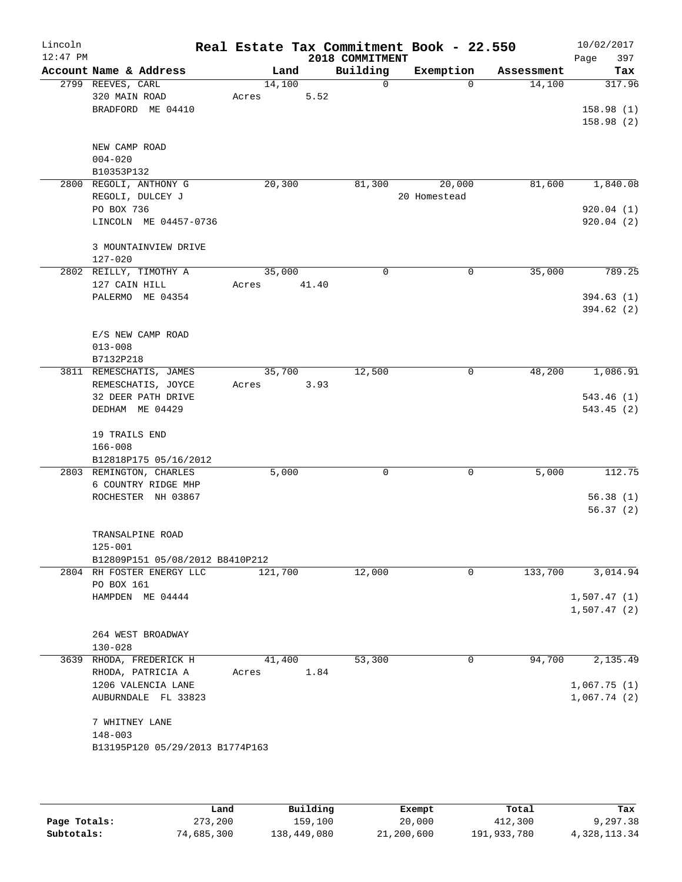# Real Estate Tax Commitment Book - 22.550

Lincoln
12:47 PM

2018 COMMITMENT

10/02/2017

| Account Name & Address | Land | Building | Exemption | Assessment | Tax |
|---|---|---|---|---|---|
| 2799 REEVES, CARL<br>320 MAIN ROAD<br>BRADFORD ME 04410<br><br>NEW CAMP ROAD<br>004-020<br>B10353P132 | 14,100<br>Acres 5.52 | 0 | 0 | 14,100 | 317.96<br><br>158.98 (1)<br>158.98 (2) |
| 2800 REGOLI, ANTHONY G<br>REGOLI, DULCEY J<br>PO BOX 736<br>LINCOLN ME 04457-0736<br><br>3 MOUNTAINVIEW DRIVE<br>127-020 | 20,300 | 81,300 | 20,000<br>20 Homestead | 81,600 | 1,840.08<br><br>920.04 (1)<br>920.04 (2) |
| 2802 REILLY, TIMOTHY A<br>127 CAIN HILL<br>PALERMO ME 04354<br><br>E/S NEW CAMP ROAD<br>013-008<br>B7132P218 | 35,000<br>Acres 41.40 | 0 | 0 | 35,000 | 789.25<br><br>394.63 (1)<br>394.62 (2) |
| 3811 REMESCHATIS, JAMES<br>REMESCHATIS, JOYCE<br>32 DEER PATH DRIVE<br>DEDHAM ME 04429<br><br>19 TRAILS END<br>166-008<br>B12818P175 05/16/2012 | 35,700<br>Acres 3.93 | 12,500 | 0 | 48,200 | 1,086.91<br><br>543.46 (1)<br>543.45 (2) |
| 2803 REMINGTON, CHARLES<br>6 COUNTRY RIDGE MHP<br>ROCHESTER NH 03867<br><br>TRANSALPINE ROAD<br>125-001<br>B12809P151 05/08/2012 B8410P212 | 5,000 | 0 | 0 | 5,000 | 112.75<br><br>56.38 (1)<br>56.37 (2) |
| 2804 RH FOSTER ENERGY LLC<br>PO BOX 161<br>HAMPDEN ME 04444<br><br>264 WEST BROADWAY<br>130-028 | 121,700 | 12,000 | 0 | 133,700 | 3,014.94<br><br>1,507.47 (1)<br>1,507.47 (2) |
| 3639 RHODA, FREDERICK H<br>RHODA, PATRICIA A<br>1206 VALENCIA LANE<br>AUBURNDALE FL 33823<br><br>7 WHITNEY LANE<br>148-003<br>B13195P120 05/29/2013 B1774P163 | 41,400<br>Acres 1.84 | 53,300 | 0 | 94,700 | 2,135.49<br><br>1,067.75 (1)<br>1,067.74 (2) |

| | Land | Building | Exempt | Total | Tax |
|---|---|---|---|---|---|
| Page Totals: | 273,200 | 159,100 | 20,000 | 412,300 | 9,297.38 |
| Subtotals: | 74,685,300 | 138,449,080 | 21,200,600 | 191,933,780 | 4,328,113.34 |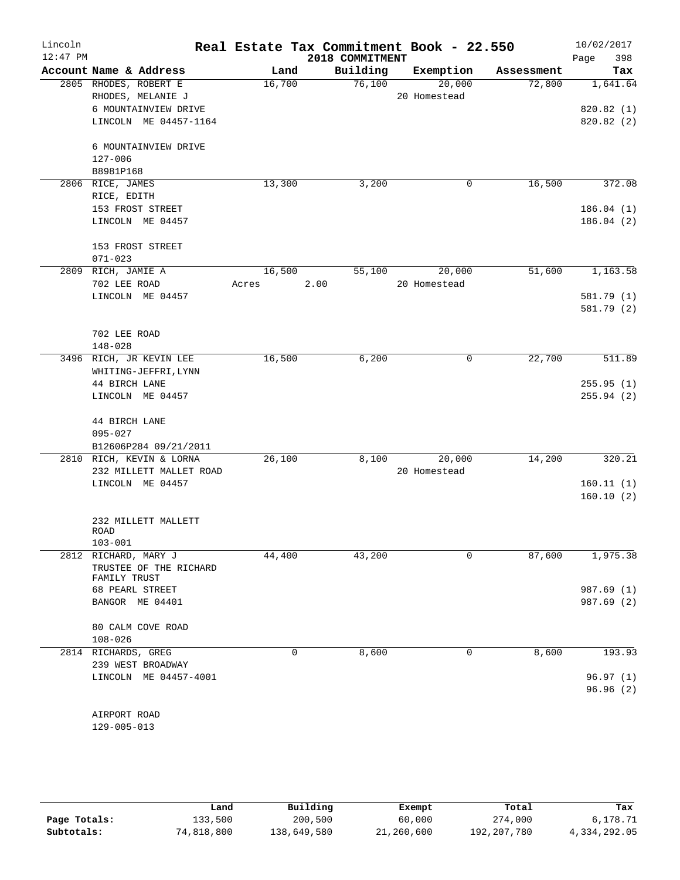Lincoln 12:47 PM

# Real Estate Tax Commitment Book - 22.550

2018 COMMITMENT

10/02/2017

| Account | Name & Address | Land | Building | Exemption | Assessment | Tax |
|---|---|---|---|---|---|---|
| 2805 | RHODES, ROBERT E<br>RHODES, MELANIE J<br>6 MOUNTAINVIEW DRIVE<br>LINCOLN ME 04457-1164<br><br>6 MOUNTAINVIEW DRIVE<br>127-006<br>B8981P168 | 16,700 | 76,100 | 20,000<br>20 Homestead | 72,800 | 1,641.64<br><br>820.82 (1)<br>820.82 (2) |
| 2806 | RICE, JAMES<br>RICE, EDITH<br>153 FROST STREET<br>LINCOLN ME 04457<br><br>153 FROST STREET<br>071-023 | 13,300 | 3,200 | 0 | 16,500 | 372.08<br><br>186.04 (1)<br>186.04 (2) |
| 2809 | RICH, JAMIE A<br>702 LEE ROAD<br>LINCOLN ME 04457<br><br>702 LEE ROAD<br>148-028 | 16,500<br>Acres 2.00 | 55,100 | 20,000<br>20 Homestead | 51,600 | 1,163.58<br><br>581.79 (1)<br>581.79 (2) |
| 3496 | RICH, JR KEVIN LEE<br>WHITING-JEFFRI,LYNN<br>44 BIRCH LANE<br>LINCOLN ME 04457<br><br>44 BIRCH LANE<br>095-027<br>B12606P284 09/21/2011 | 16,500 | 6,200 | 0 | 22,700 | 511.89<br><br>255.95 (1)<br>255.94 (2) |
| 2810 | RICH, KEVIN & LORNA<br>232 MILLETT MALLET ROAD<br>LINCOLN ME 04457<br><br>232 MILLETT MALLETT ROAD<br>103-001 | 26,100 | 8,100 | 20,000<br>20 Homestead | 14,200 | 320.21<br><br>160.11 (1)<br>160.10 (2) |
| 2812 | RICHARD, MARY J<br>TRUSTEE OF THE RICHARD FAMILY TRUST<br>68 PEARL STREET<br>BANGOR ME 04401<br><br>80 CALM COVE ROAD<br>108-026 | 44,400 | 43,200 | 0 | 87,600 | 1,975.38<br><br>987.69 (1)<br>987.69 (2) |
| 2814 | RICHARDS, GREG<br>239 WEST BROADWAY<br>LINCOLN ME 04457-4001<br><br>AIRPORT ROAD<br>129-005-013 | 0 | 8,600 | 0 | 8,600 | 193.93<br><br>96.97 (1)<br>96.96 (2) |

| | Land | Building | Exempt | Total | Tax |
|---|---|---|---|---|---|
| Page Totals: | 133,500 | 200,500 | 60,000 | 274,000 | 6,178.71 |
| Subtotals: | 74,818,800 | 138,649,580 | 21,260,600 | 192,207,780 | 4,334,292.05 |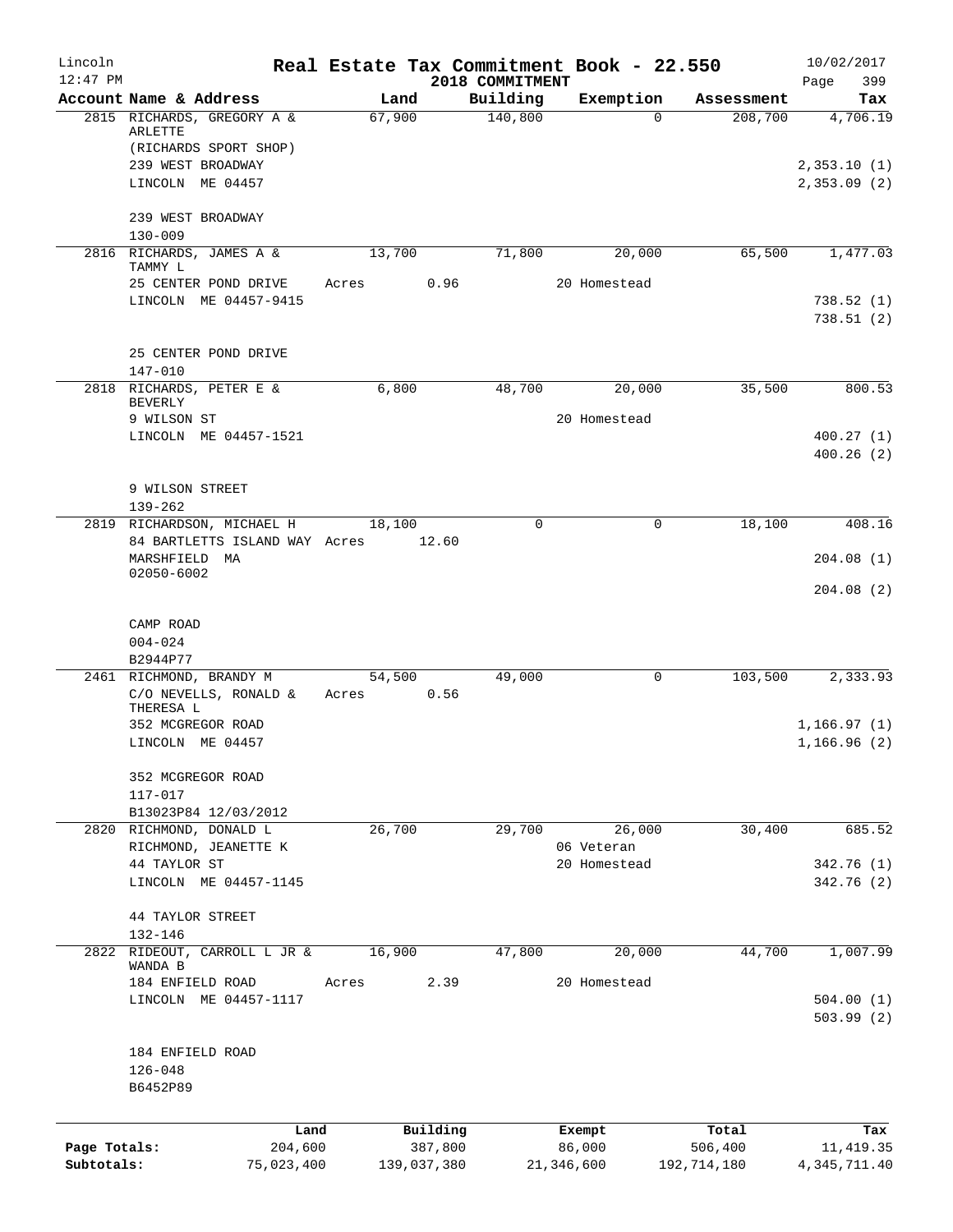Lincoln | Real Estate Tax Commitment Book - 22.550 | 10/02/2017
12:47 PM | 2018 COMMITMENT | Page 399

| Account Name & Address | Land | Building | Exemption | Assessment | Tax |
|---|---|---|---|---|---|
| 2815 RICHARDS, GREGORY A & ARLETTE<br>(RICHARDS SPORT SHOP)<br>239 WEST BROADWAY<br>LINCOLN ME 04457<br><br>239 WEST BROADWAY<br>130-009 | 67,900 | 140,800 | 0 | 208,700 | 4,706.19<br><br>2,353.10 (1)<br>2,353.09 (2) |
| 2816 RICHARDS, JAMES A & TAMMY L<br>25 CENTER POND DRIVE<br>LINCOLN ME 04457-9415<br><br>25 CENTER POND DRIVE<br>147-010 | 13,700<br>Acres 0.96 | 71,800 | 20,000<br>20 Homestead | 65,500 | 1,477.03<br><br>738.52 (1)<br>738.51 (2) |
| 2818 RICHARDS, PETER E & BEVERLY<br>9 WILSON ST<br>LINCOLN ME 04457-1521<br><br>9 WILSON STREET<br>139-262 | 6,800 | 48,700 | 20,000<br>20 Homestead | 35,500 | 800.53<br><br>400.27 (1)<br>400.26 (2) |
| 2819 RICHARDSON, MICHAEL H<br>84 BARTLETTS ISLAND WAY<br>MARSHFIELD MA 02050-6002<br><br>CAMP ROAD<br>004-024<br>B2944P77 | 18,100<br>Acres 12.60 | 0 | 0 | 18,100 | 408.16<br><br>204.08 (1)<br>204.08 (2) |
| 2461 RICHMOND, BRANDY M<br>C/O NEVELLS, RONALD & THERESA L<br>352 MCGREGOR ROAD<br>LINCOLN ME 04457<br><br>352 MCGREGOR ROAD<br>117-017<br>B13023P84 12/03/2012 | 54,500<br>Acres 0.56 | 49,000 | 0 | 103,500 | 2,333.93<br><br>1,166.97 (1)<br>1,166.96 (2) |
| 2820 RICHMOND, DONALD L<br>RICHMOND, JEANETTE K<br>44 TAYLOR ST<br>LINCOLN ME 04457-1145<br><br>44 TAYLOR STREET<br>132-146 | 26,700 | 29,700 | 26,000<br>06 Veteran<br>20 Homestead | 30,400 | 685.52<br><br>342.76 (1)<br>342.76 (2) |
| 2822 RIDEOUT, CARROLL L JR & WANDA B<br>184 ENFIELD ROAD<br>LINCOLN ME 04457-1117<br><br>184 ENFIELD ROAD<br>126-048<br>B6452P89 | 16,900<br>Acres 2.39 | 47,800 | 20,000<br>20 Homestead | 44,700 | 1,007.99<br><br>504.00 (1)<br>503.99 (2) |

| | Land | Building | Exempt | Total | Tax |
|---|---|---|---|---|---|
| Page Totals: | 204,600 | 387,800 | 86,000 | 506,400 | 11,419.35 |
| Subtotals: | 75,023,400 | 139,037,380 | 21,346,600 | 192,714,180 | 4,345,711.40 |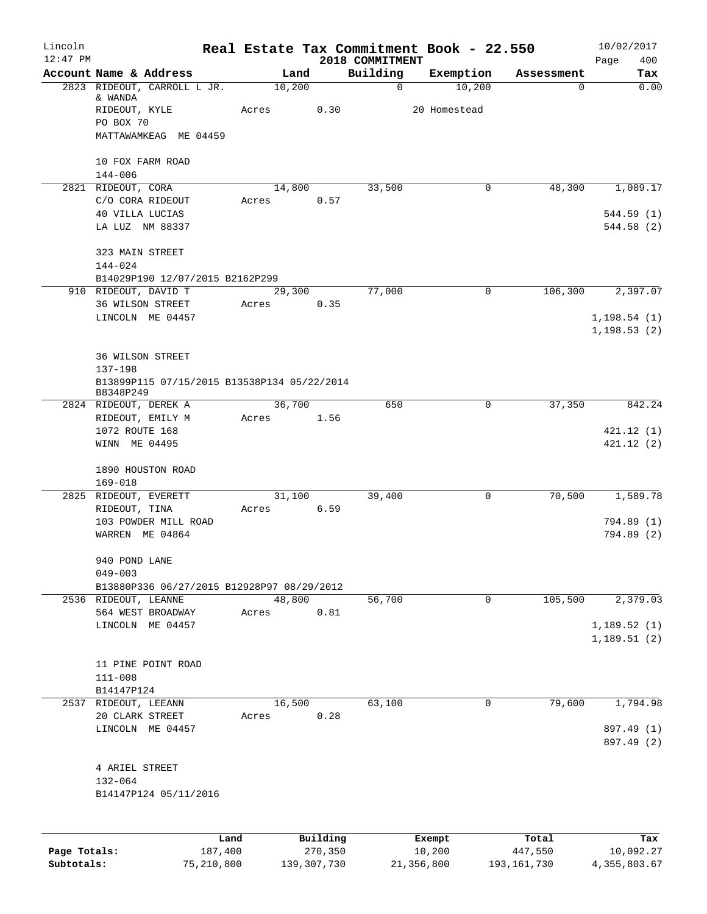Lincoln 12:47 PM

# Real Estate Tax Commitment Book - 22.550

2018 COMMITMENT

10/02/2017

| Account Name & Address | Land | Building | Exemption | Assessment | Tax |
|---|---|---|---|---|---|
| 2823 RIDEOUT, CARROLL L JR. & WANDA<br>RIDEOUT, KYLE<br>PO BOX 70<br>MATTAWAMKEAG ME 04459<br><br>10 FOX FARM ROAD<br>144-006 | 10,200<br>Acres 0.30 | 0 | 10,200<br>20 Homestead | 0 | 0.00 |
| 2821 RIDEOUT, CORA<br>C/O CORA RIDEOUT<br>40 VILLA LUCIAS<br>LA LUZ NM 88337<br><br>323 MAIN STREET<br>144-024<br>B14029P190 12/07/2015 B2162P299 | 14,800<br>Acres 0.57 | 33,500 | 0 | 48,300 | 1,089.17<br><br>544.59 (1)<br>544.58 (2) |
| 910 RIDEOUT, DAVID T<br>36 WILSON STREET<br>LINCOLN ME 04457<br><br>36 WILSON STREET<br>137-198<br>B13899P115 07/15/2015 B13538P134 05/22/2014 B8348P249 | 29,300<br>Acres 0.35 | 77,000 | 0 | 106,300 | 2,397.07<br><br>1,198.54 (1)<br>1,198.53 (2) |
| 2824 RIDEOUT, DEREK A<br>RIDEOUT, EMILY M<br>1072 ROUTE 168<br>WINN ME 04495<br><br>1890 HOUSTON ROAD<br>169-018 | 36,700<br>Acres 1.56 | 650 | 0 | 37,350 | 842.24<br><br>421.12 (1)<br>421.12 (2) |
| 2825 RIDEOUT, EVERETT<br>RIDEOUT, TINA<br>103 POWDER MILL ROAD<br>WARREN ME 04864<br><br>940 POND LANE<br>049-003<br>B13880P336 06/27/2015 B12928P97 08/29/2012 | 31,100<br>Acres 6.59 | 39,400 | 0 | 70,500 | 1,589.78<br><br>794.89 (1)<br>794.89 (2) |
| 2536 RIDEOUT, LEANNE<br>564 WEST BROADWAY<br>LINCOLN ME 04457<br><br>11 PINE POINT ROAD<br>111-008<br>B14147P124 | 48,800<br>Acres 0.81 | 56,700 | 0 | 105,500 | 2,379.03<br><br>1,189.52 (1)<br>1,189.51 (2) |
| 2537 RIDEOUT, LEEANN<br>20 CLARK STREET<br>LINCOLN ME 04457<br><br>4 ARIEL STREET<br>132-064<br>B14147P124 05/11/2016 | 16,500<br>Acres 0.28 | 63,100 | 0 | 79,600 | 1,794.98<br><br>897.49 (1)<br>897.49 (2) |

| | Land | Building | Exempt | Total | Tax |
|---|---|---|---|---|---|
| Page Totals: | 187,400 | 270,350 | 10,200 | 447,550 | 10,092.27 |
| Subtotals: | 75,210,800 | 139,307,730 | 21,356,800 | 193,161,730 | 4,355,803.67 |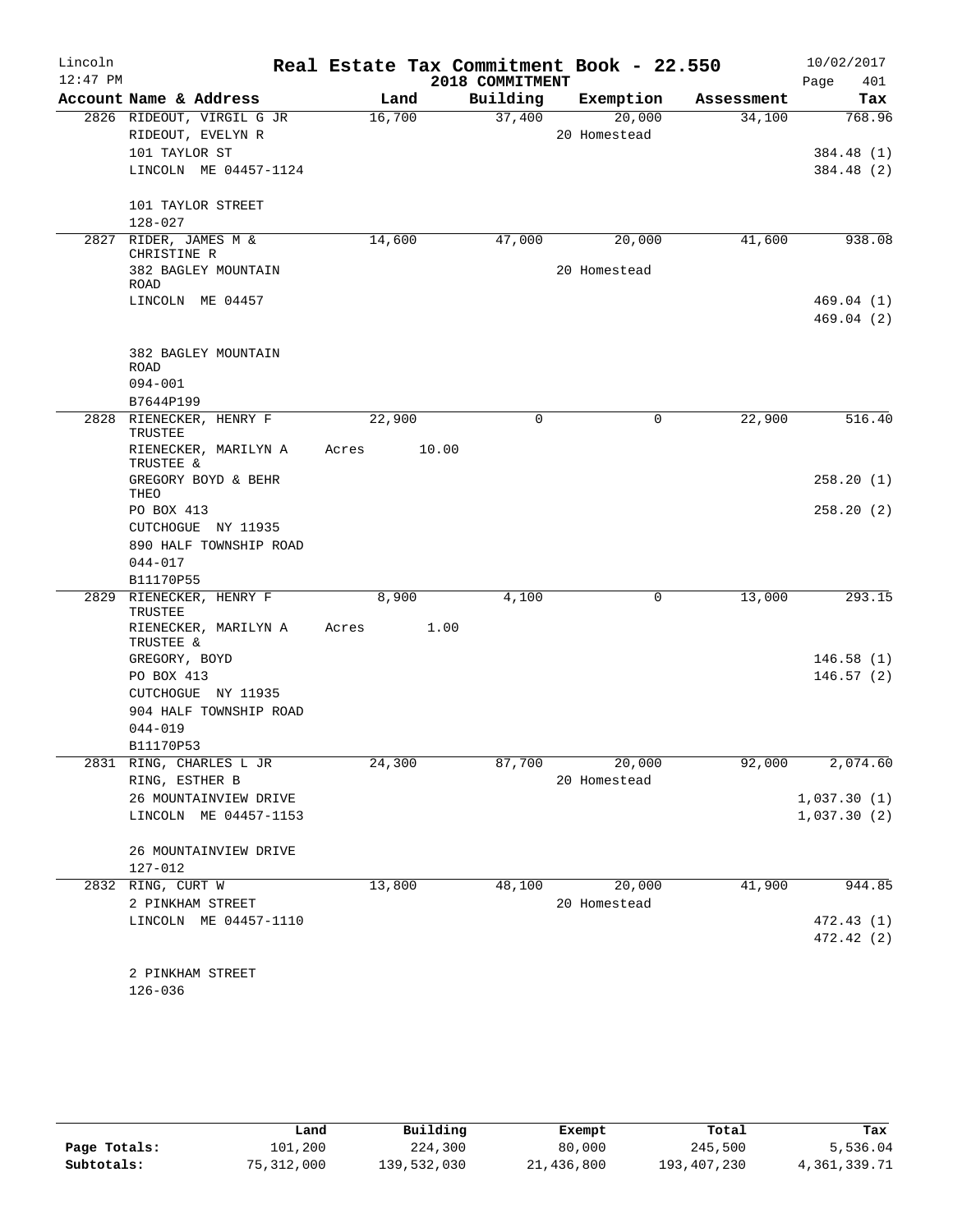# Real Estate Tax Commitment Book - 22.550

Lincoln 12:47 PM — 2018 COMMITMENT — 10/02/2017

| Account Name & Address | Land | Building | Exemption | Assessment | Tax |
|---|---|---|---|---|---|
| 2826 RIDEOUT, VIRGIL G JR | 16,700 | 37,400 | 20,000 | 34,100 | 768.96 |
| RIDEOUT, EVELYN R | | | 20 Homestead | | |
| 101 TAYLOR ST | | | | | 384.48 (1) |
| LINCOLN ME 04457-1124 | | | | | 384.48 (2) |
| 101 TAYLOR STREET | | | | | |
| 128-027 | | | | | |
| 2827 RIDER, JAMES M & CHRISTINE R | 14,600 | 47,000 | 20,000 | 41,600 | 938.08 |
| 382 BAGLEY MOUNTAIN ROAD | | | 20 Homestead | | |
| LINCOLN ME 04457 | | | | | 469.04 (1) |
| | | | | | 469.04 (2) |
| 382 BAGLEY MOUNTAIN ROAD | | | | | |
| 094-001 | | | | | |
| B7644P199 | | | | | |
| 2828 RIENECKER, HENRY F TRUSTEE | 22,900 | 0 | 0 | 22,900 | 516.40 |
| RIENECKER, MARILYN A TRUSTEE & | Acres 10.00 | | | | |
| GREGORY BOYD & BEHR THEO | | | | | 258.20 (1) |
| PO BOX 413 | | | | | 258.20 (2) |
| CUTCHOGUE NY 11935 | | | | | |
| 890 HALF TOWNSHIP ROAD | | | | | |
| 044-017 | | | | | |
| B11170P55 | | | | | |
| 2829 RIENECKER, HENRY F TRUSTEE | 8,900 | 4,100 | 0 | 13,000 | 293.15 |
| RIENECKER, MARILYN A TRUSTEE & | Acres 1.00 | | | | |
| GREGORY, BOYD | | | | | 146.58 (1) |
| PO BOX 413 | | | | | 146.57 (2) |
| CUTCHOGUE NY 11935 | | | | | |
| 904 HALF TOWNSHIP ROAD | | | | | |
| 044-019 | | | | | |
| B11170P53 | | | | | |
| 2831 RING, CHARLES L JR | 24,300 | 87,700 | 20,000 | 92,000 | 2,074.60 |
| RING, ESTHER B | | | 20 Homestead | | |
| 26 MOUNTAINVIEW DRIVE | | | | | 1,037.30 (1) |
| LINCOLN ME 04457-1153 | | | | | 1,037.30 (2) |
| 26 MOUNTAINVIEW DRIVE | | | | | |
| 127-012 | | | | | |
| 2832 RING, CURT W | 13,800 | 48,100 | 20,000 | 41,900 | 944.85 |
| 2 PINKHAM STREET | | | 20 Homestead | | |
| LINCOLN ME 04457-1110 | | | | | 472.43 (1) |
| | | | | | 472.42 (2) |
| 2 PINKHAM STREET | | | | | |
| 126-036 | | | | | |

| | Land | Building | Exempt | Total | Tax |
|---|---|---|---|---|---|
| Page Totals: | 101,200 | 224,300 | 80,000 | 245,500 | 5,536.04 |
| Subtotals: | 75,312,000 | 139,532,030 | 21,436,800 | 193,407,230 | 4,361,339.71 |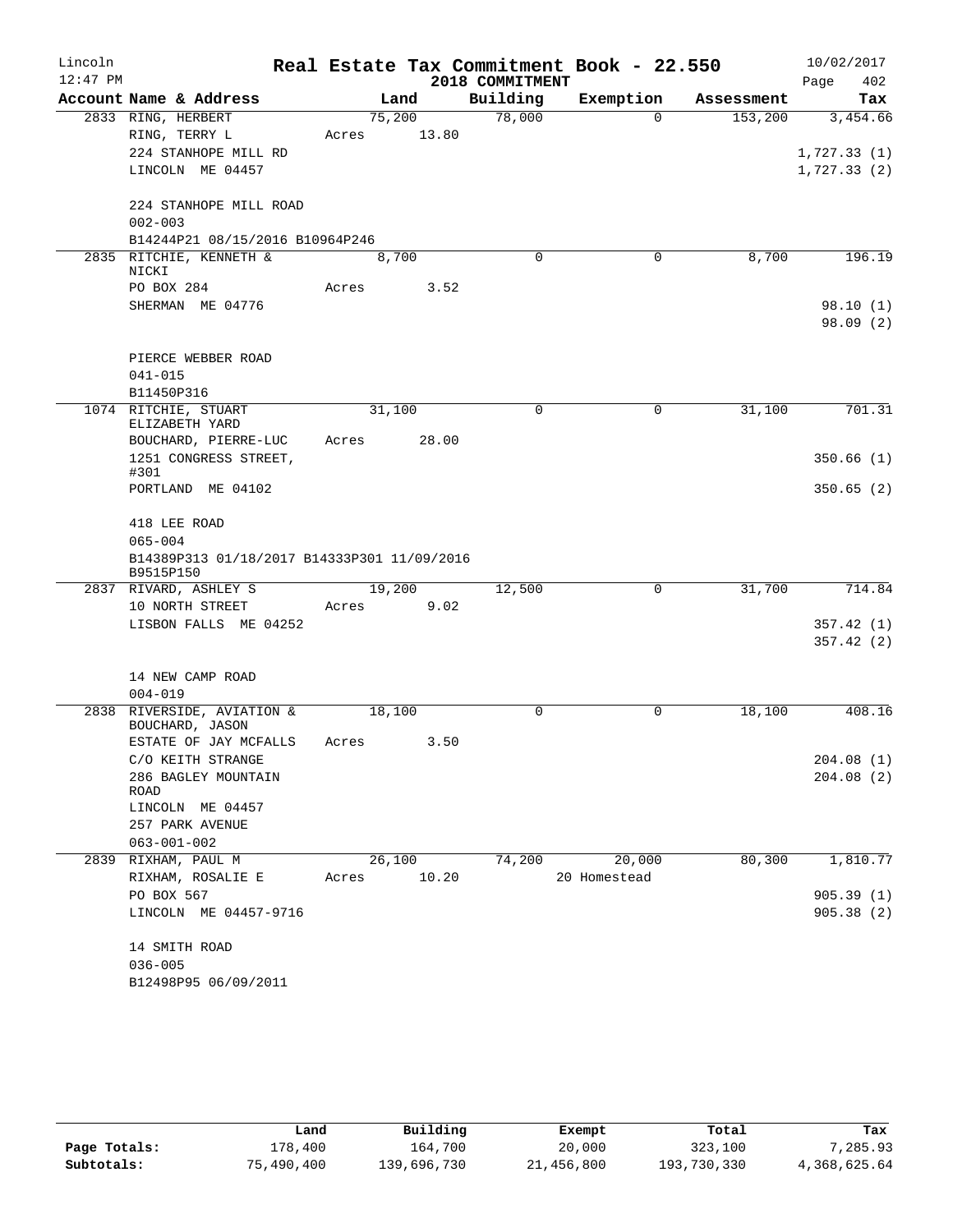# Real Estate Tax Commitment Book - 22.550

Lincoln 12:47 PM — 2018 COMMITMENT — 10/02/2017

| Account Name & Address | Land | Building | Exemption | Assessment | Tax |
|---|---|---|---|---|---|
| 2833 RING, HERBERT | 75,200 | 78,000 | 0 | 153,200 | 3,454.66 |
| RING, TERRY L | Acres 13.80 | | | | |
| 224 STANHOPE MILL RD | | | | | 1,727.33 (1) |
| LINCOLN ME 04457 | | | | | 1,727.33 (2) |
| 224 STANHOPE MILL ROAD | | | | | |
| 002-003 | | | | | |
| B14244P21 08/15/2016 B10964P246 | | | | | |
| 2835 RITCHIE, KENNETH & NICKI | 8,700 | 0 | 0 | 8,700 | 196.19 |
| PO BOX 284 | Acres 3.52 | | | | |
| SHERMAN ME 04776 | | | | | 98.10 (1) |
| | | | | | 98.09 (2) |
| PIERCE WEBBER ROAD | | | | | |
| 041-015 | | | | | |
| B11450P316 | | | | | |
| 1074 RITCHIE, STUART ELIZABETH YARD | 31,100 | 0 | 0 | 31,100 | 701.31 |
| BOUCHARD, PIERRE-LUC | Acres 28.00 | | | | |
| 1251 CONGRESS STREET, #301 | | | | | 350.66 (1) |
| PORTLAND ME 04102 | | | | | 350.65 (2) |
| 418 LEE ROAD | | | | | |
| 065-004 | | | | | |
| B14389P313 01/18/2017 B14333P301 11/09/2016 B9515P150 | | | | | |
| 2837 RIVARD, ASHLEY S | 19,200 | 12,500 | 0 | 31,700 | 714.84 |
| 10 NORTH STREET | Acres 9.02 | | | | |
| LISBON FALLS ME 04252 | | | | | 357.42 (1) |
| | | | | | 357.42 (2) |
| 14 NEW CAMP ROAD | | | | | |
| 004-019 | | | | | |
| 2838 RIVERSIDE, AVIATION & BOUCHARD, JASON | 18,100 | 0 | 0 | 18,100 | 408.16 |
| ESTATE OF JAY MCFALLS | Acres 3.50 | | | | |
| C/O KEITH STRANGE | | | | | 204.08 (1) |
| 286 BAGLEY MOUNTAIN ROAD | | | | | 204.08 (2) |
| LINCOLN ME 04457 | | | | | |
| 257 PARK AVENUE | | | | | |
| 063-001-002 | | | | | |
| 2839 RIXHAM, PAUL M | 26,100 | 74,200 | 20,000 | 80,300 | 1,810.77 |
| RIXHAM, ROSALIE E | Acres 10.20 | | 20 Homestead | | |
| PO BOX 567 | | | | | 905.39 (1) |
| LINCOLN ME 04457-9716 | | | | | 905.38 (2) |
| 14 SMITH ROAD | | | | | |
| 036-005 | | | | | |
| B12498P95 06/09/2011 | | | | | |

| | Land | Building | Exempt | Total | Tax |
|---|---|---|---|---|---|
| Page Totals: | 178,400 | 164,700 | 20,000 | 323,100 | 7,285.93 |
| Subtotals: | 75,490,400 | 139,696,730 | 21,456,800 | 193,730,330 | 4,368,625.64 |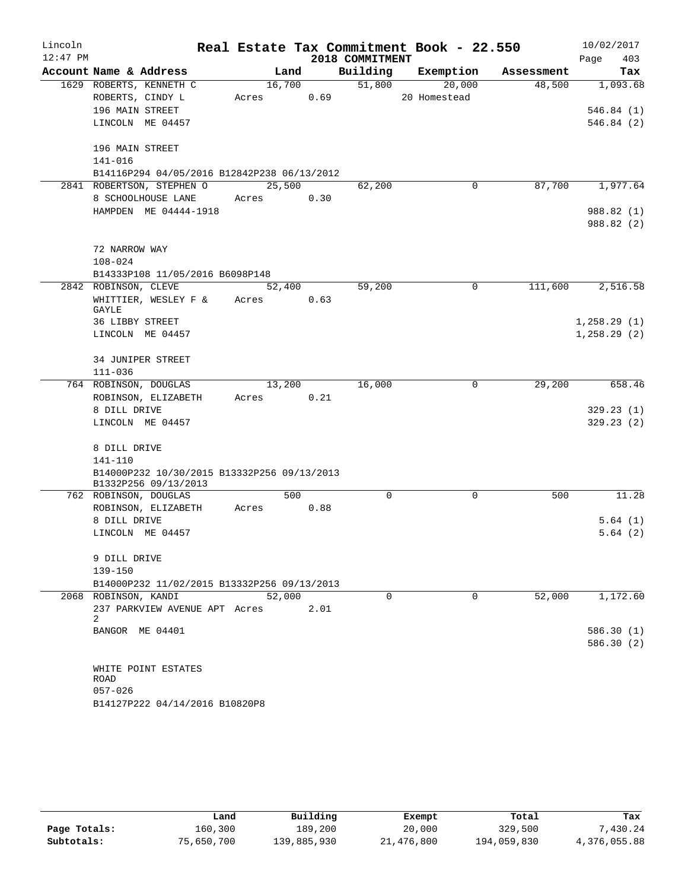# Real Estate Tax Commitment Book - 22.550

Lincoln 12:47 PM — 2018 COMMITMENT — 10/02/2017

| Account | Name & Address | Land | Building | Exemption | Assessment | Tax |
|---|---|---|---|---|---|---|
| 1629 | ROBERTS, KENNETH C<br>ROBERTS, CINDY L<br>196 MAIN STREET<br>LINCOLN ME 04457<br><br>196 MAIN STREET<br>141-016<br>B14116P294 04/05/2016 B12842P238 06/13/2012 | 16,700<br>Acres 0.69 | 51,800 | 20,000<br>20 Homestead | 48,500 | 1,093.68<br>546.84 (1)<br>546.84 (2) |
| 2841 | ROBERTSON, STEPHEN O<br>8 SCHOOLHOUSE LANE<br>HAMPDEN ME 04444-1918<br><br>72 NARROW WAY<br>108-024<br>B14333P108 11/05/2016 B6098P148 | 25,500<br>Acres 0.30 | 62,200 | 0 | 87,700 | 1,977.64<br>988.82 (1)<br>988.82 (2) |
| 2842 | ROBINSON, CLEVE<br>WHITTIER, WESLEY F & GAYLE<br>36 LIBBY STREET<br>LINCOLN ME 04457<br><br>34 JUNIPER STREET<br>111-036 | 52,400<br>Acres 0.63 | 59,200 | 0 | 111,600 | 2,516.58<br>1,258.29 (1)<br>1,258.29 (2) |
| 764 | ROBINSON, DOUGLAS<br>ROBINSON, ELIZABETH<br>8 DILL DRIVE<br>LINCOLN ME 04457<br><br>8 DILL DRIVE<br>141-110<br>B14000P232 10/30/2015 B13332P256 09/13/2013<br>B1332P256 09/13/2013 | 13,200<br>Acres 0.21 | 16,000 | 0 | 29,200 | 658.46<br>329.23 (1)<br>329.23 (2) |
| 762 | ROBINSON, DOUGLAS<br>ROBINSON, ELIZABETH<br>8 DILL DRIVE<br>LINCOLN ME 04457<br><br>9 DILL DRIVE<br>139-150<br>B14000P232 11/02/2015 B13332P256 09/13/2013 | 500<br>Acres 0.88 | 0 | 0 | 500 | 11.28<br>5.64 (1)<br>5.64 (2) |
| 2068 | ROBINSON, KANDI<br>237 PARKVIEW AVENUE APT 2<br>BANGOR ME 04401<br><br>WHITE POINT ESTATES ROAD<br>057-026<br>B14127P222 04/14/2016 B10820P8 | 52,000<br>Acres 2.01 | 0 | 0 | 52,000 | 1,172.60<br>586.30 (1)<br>586.30 (2) |

| | Land | Building | Exempt | Total | Tax |
|---|---|---|---|---|---|
| **Page Totals:** | 160,300 | 189,200 | 20,000 | 329,500 | 7,430.24 |
| **Subtotals:** | 75,650,700 | 139,885,930 | 21,476,800 | 194,059,830 | 4,376,055.88 |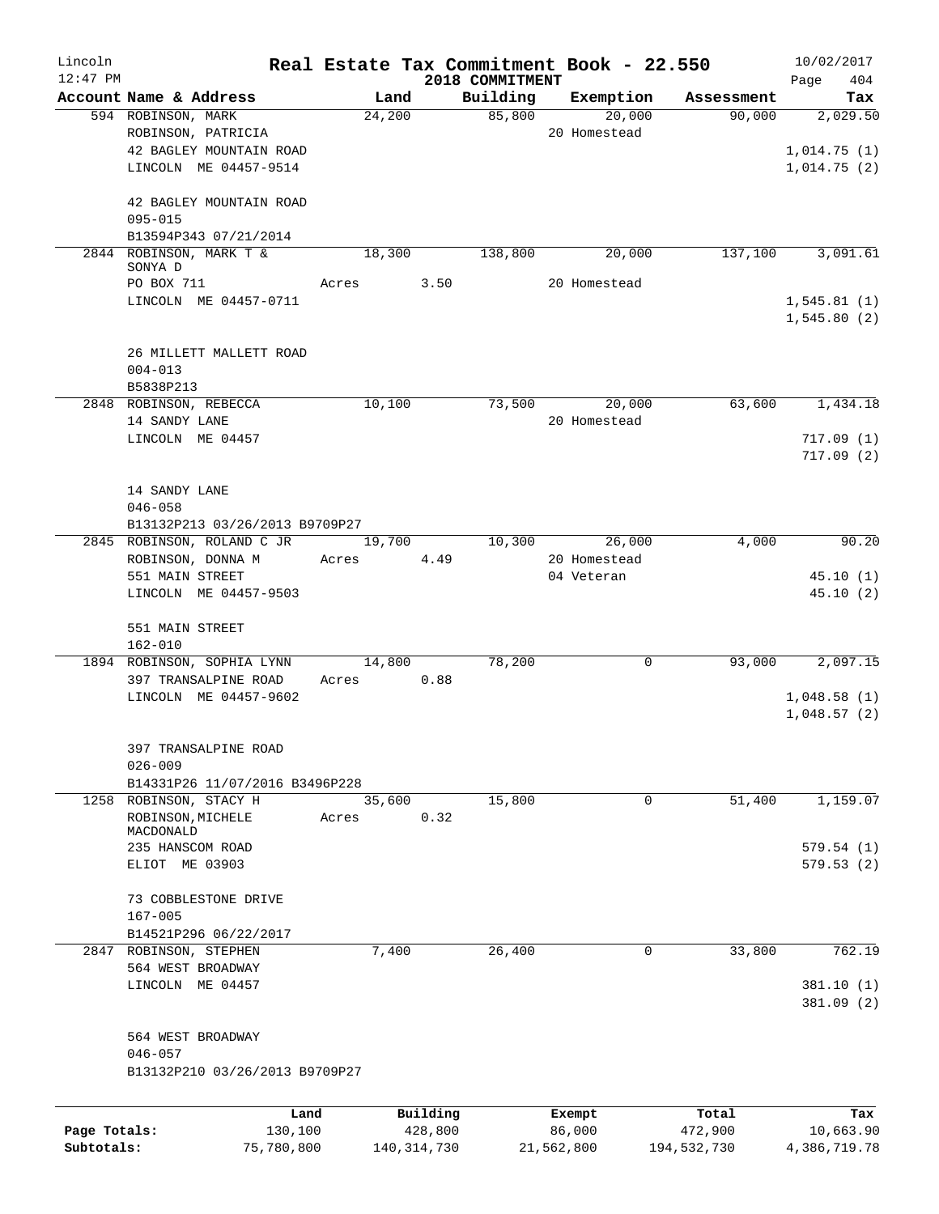Lincoln 12:47 PM

# Real Estate Tax Commitment Book - 22.550

2018 COMMITMENT

10/02/2017

| Account | Name & Address | Land | Building | Exemption | Assessment | Tax |
|---|---|---|---|---|---|---|
| 594 | ROBINSON, MARK<br>ROBINSON, PATRICIA<br>42 BAGLEY MOUNTAIN ROAD<br>LINCOLN ME 04457-9514<br><br>42 BAGLEY MOUNTAIN ROAD<br>095-015<br>B13594P343 07/21/2014 | 24,200 | 85,800 | 20,000<br>20 Homestead | 90,000 | 2,029.50<br><br>1,014.75 (1)<br>1,014.75 (2) |
| 2844 | ROBINSON, MARK T & SONYA D<br>PO BOX 711<br>LINCOLN ME 04457-0711<br><br>26 MILLETT MALLETT ROAD<br>004-013<br>B5838P213 | 18,300<br>Acres 3.50 | 138,800 | 20,000<br>20 Homestead | 137,100 | 3,091.61<br><br>1,545.81 (1)<br>1,545.80 (2) |
| 2848 | ROBINSON, REBECCA<br>14 SANDY LANE<br>LINCOLN ME 04457<br><br>14 SANDY LANE<br>046-058<br>B13132P213 03/26/2013 B9709P27 | 10,100 | 73,500 | 20,000<br>20 Homestead | 63,600 | 1,434.18<br><br>717.09 (1)<br>717.09 (2) |
| 2845 | ROBINSON, ROLAND C JR<br>ROBINSON, DONNA M<br>551 MAIN STREET<br>LINCOLN ME 04457-9503<br><br>551 MAIN STREET<br>162-010 | 19,700<br>Acres 4.49 | 10,300 | 26,000<br>20 Homestead<br>04 Veteran | 4,000 | 90.20<br><br>45.10 (1)<br>45.10 (2) |
| 1894 | ROBINSON, SOPHIA LYNN<br>397 TRANSALPINE ROAD<br>LINCOLN ME 04457-9602<br><br>397 TRANSALPINE ROAD<br>026-009<br>B14331P26 11/07/2016 B3496P228 | 14,800<br>Acres 0.88 | 78,200 | 0 | 93,000 | 2,097.15<br><br>1,048.58 (1)<br>1,048.57 (2) |
| 1258 | ROBINSON, STACY H<br>ROBINSON,MICHELE MACDONALD<br>235 HANSCOM ROAD<br>ELIOT ME 03903<br><br>73 COBBLESTONE DRIVE<br>167-005<br>B14521P296 06/22/2017 | 35,600<br>Acres 0.32 | 15,800 | 0 | 51,400 | 1,159.07<br><br>579.54 (1)<br>579.53 (2) |
| 2847 | ROBINSON, STEPHEN<br>564 WEST BROADWAY<br>LINCOLN ME 04457<br><br>564 WEST BROADWAY<br>046-057<br>B13132P210 03/26/2013 B9709P27 | 7,400 | 26,400 | 0 | 33,800 | 762.19<br><br>381.10 (1)<br>381.09 (2) |

|  | Land | Building | Exempt | Total | Tax |
|---|---|---|---|---|---|
| Page Totals: | 130,100 | 428,800 | 86,000 | 472,900 | 10,663.90 |
| Subtotals: | 75,780,800 | 140,314,730 | 21,562,800 | 194,532,730 | 4,386,719.78 |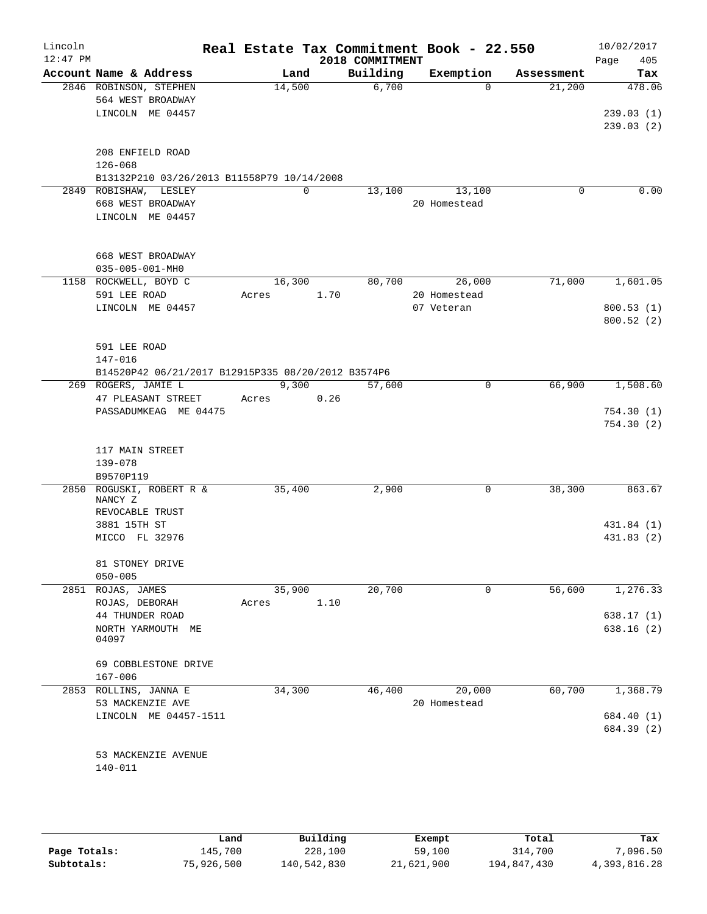# Real Estate Tax Commitment Book - 22.550

## 2018 COMMITMENT

Lincoln
12:47 PM
10/02/2017

| Account Name & Address | Land | Building | Exemption | Assessment | Tax |
|---|---|---|---|---|---|
| 2846 ROBINSON, STEPHEN<br>564 WEST BROADWAY<br>LINCOLN ME 04457<br><br>208 ENFIELD ROAD<br>126-068<br>B13132P210 03/26/2013 B11558P79 10/14/2008 | 14,500 | 6,700 | 0 | 21,200 | 478.06<br><br>239.03 (1)<br>239.03 (2) |
| 2849 ROBISHAW, LESLEY<br>668 WEST BROADWAY<br>LINCOLN ME 04457<br><br>668 WEST BROADWAY<br>035-005-001-MH0 | 0 | 13,100 | 13,100<br>20 Homestead | 0 | 0.00 |
| 1158 ROCKWELL, BOYD C<br>591 LEE ROAD<br>LINCOLN ME 04457<br><br>591 LEE ROAD<br>147-016<br>B14520P42 06/21/2017 B12915P335 08/20/2012 B3574P6 | 16,300<br>Acres 1.70 | 80,700 | 26,000<br>20 Homestead<br>07 Veteran | 71,000 | 1,601.05<br><br>800.53 (1)<br>800.52 (2) |
| 269 ROGERS, JAMIE L<br>47 PLEASANT STREET<br>PASSADUMKEAG ME 04475<br><br>117 MAIN STREET<br>139-078<br>B9570P119 | 9,300<br>Acres 0.26 | 57,600 | 0 | 66,900 | 1,508.60<br><br>754.30 (1)<br>754.30 (2) |
| 2850 ROGUSKI, ROBERT R &<br>NANCY Z<br>REVOCABLE TRUST<br>3881 15TH ST<br>MICCO FL 32976<br><br>81 STONEY DRIVE<br>050-005 | 35,400 | 2,900 | 0 | 38,300 | 863.67<br><br>431.84 (1)<br>431.83 (2) |
| 2851 ROJAS, JAMES<br>ROJAS, DEBORAH<br>44 THUNDER ROAD<br>NORTH YARMOUTH ME<br>04097<br><br>69 COBBLESTONE DRIVE<br>167-006 | 35,900<br>Acres 1.10 | 20,700 | 0 | 56,600 | 1,276.33<br><br>638.17 (1)<br>638.16 (2) |
| 2853 ROLLINS, JANNA E<br>53 MACKENZIE AVE<br>LINCOLN ME 04457-1511<br><br>53 MACKENZIE AVENUE<br>140-011 | 34,300 | 46,400 | 20,000<br>20 Homestead | 60,700 | 1,368.79<br><br>684.40 (1)<br>684.39 (2) |

| | Land | Building | Exempt | Total | Tax |
|---|---|---|---|---|---|
| Page Totals: | 145,700 | 228,100 | 59,100 | 314,700 | 7,096.50 |
| Subtotals: | 75,926,500 | 140,542,830 | 21,621,900 | 194,847,430 | 4,393,816.28 |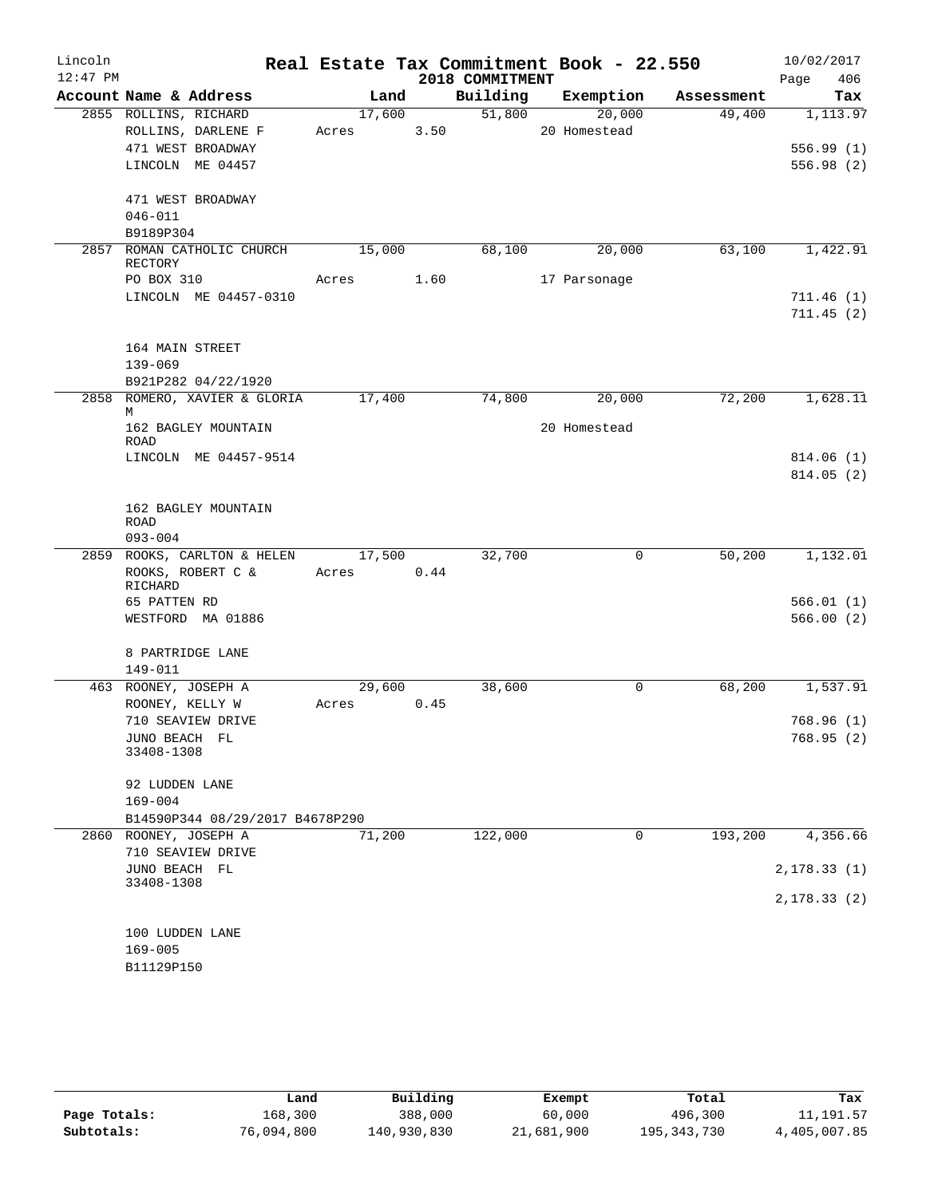Lincoln 12:47 PM

# Real Estate Tax Commitment Book - 22.550

## 2018 COMMITMENT

10/02/2017 Page 406

| Account Name & Address | Land | Building | Exemption | Assessment | Tax |
|---|---|---|---|---|---|
| 2855 ROLLINS, RICHARD | 17,600 | 51,800 | 20,000 | 49,400 | 1,113.97 |
| ROLLINS, DARLENE F | Acres 3.50 | | 20 Homestead | | |
| 471 WEST BROADWAY | | | | | 556.99 (1) |
| LINCOLN ME 04457 | | | | | 556.98 (2) |
| 471 WEST BROADWAY | | | | | |
| 046-011 | | | | | |
| B9189P304 | | | | | |
| 2857 ROMAN CATHOLIC CHURCH RECTORY | 15,000 | 68,100 | 20,000 | 63,100 | 1,422.91 |
| PO BOX 310 | Acres 1.60 | | 17 Parsonage | | |
| LINCOLN ME 04457-0310 | | | | | 711.46 (1) |
| | | | | | 711.45 (2) |
| 164 MAIN STREET | | | | | |
| 139-069 | | | | | |
| B921P282 04/22/1920 | | | | | |
| 2858 ROMERO, XAVIER & GLORIA M | 17,400 | 74,800 | 20,000 | 72,200 | 1,628.11 |
| 162 BAGLEY MOUNTAIN ROAD | | | 20 Homestead | | |
| LINCOLN ME 04457-9514 | | | | | 814.06 (1) |
| | | | | | 814.05 (2) |
| 162 BAGLEY MOUNTAIN ROAD | | | | | |
| 093-004 | | | | | |
| 2859 ROOKS, CARLTON & HELEN | 17,500 | 32,700 | 0 | 50,200 | 1,132.01 |
| ROOKS, ROBERT C & RICHARD | Acres 0.44 | | | | |
| 65 PATTEN RD | | | | | 566.01 (1) |
| WESTFORD MA 01886 | | | | | 566.00 (2) |
| 8 PARTRIDGE LANE | | | | | |
| 149-011 | | | | | |
| 463 ROONEY, JOSEPH A | 29,600 | 38,600 | 0 | 68,200 | 1,537.91 |
| ROONEY, KELLY W | Acres 0.45 | | | | |
| 710 SEAVIEW DRIVE | | | | | 768.96 (1) |
| JUNO BEACH FL 33408-1308 | | | | | 768.95 (2) |
| 92 LUDDEN LANE | | | | | |
| 169-004 | | | | | |
| B14590P344 08/29/2017 B4678P290 | | | | | |
| 2860 ROONEY, JOSEPH A | 71,200 | 122,000 | 0 | 193,200 | 4,356.66 |
| 710 SEAVIEW DRIVE | | | | | |
| JUNO BEACH FL 33408-1308 | | | | | 2,178.33 (1) |
| | | | | | 2,178.33 (2) |
| 100 LUDDEN LANE | | | | | |
| 169-005 | | | | | |
| B11129P150 | | | | | |

| | Land | Building | Exempt | Total | Tax |
|---|---|---|---|---|---|
| Page Totals: | 168,300 | 388,000 | 60,000 | 496,300 | 11,191.57 |
| Subtotals: | 76,094,800 | 140,930,830 | 21,681,900 | 195,343,730 | 4,405,007.85 |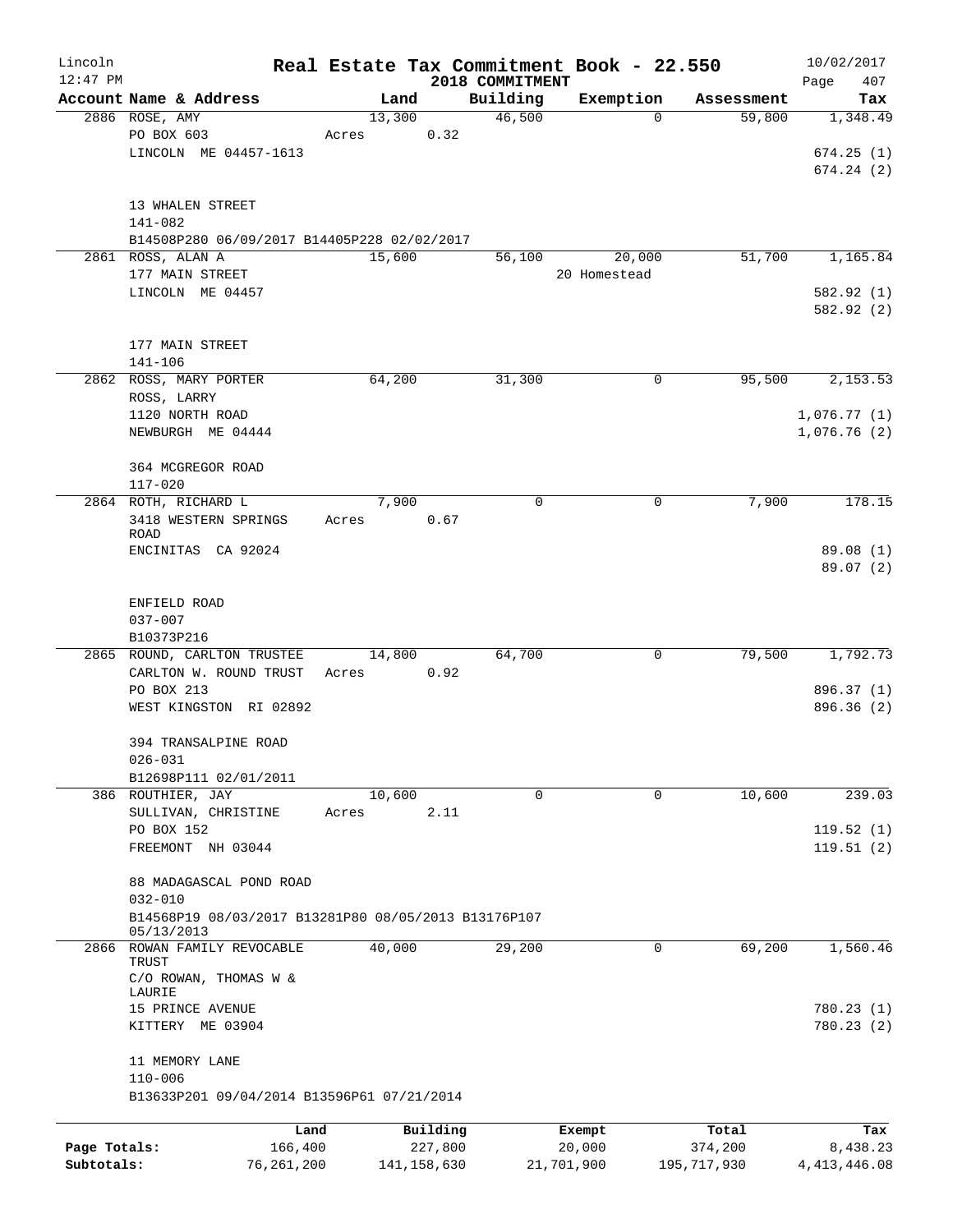Lincoln 12:47 PM

# Real Estate Tax Commitment Book - 22.550

2018 COMMITMENT

10/02/2017 Page 407

| Account Name & Address | Land | Building | Exemption | Assessment | Tax |
|---|---|---|---|---|---|
| 2886 ROSE, AMY<br>PO BOX 603<br>LINCOLN ME 04457-1613<br><br>13 WHALEN STREET<br>141-082<br>B14508P280 06/09/2017 B14405P228 02/02/2017 | 13,300<br>Acres 0.32 | 46,500 | 0 | 59,800 | 1,348.49<br><br>674.25 (1)<br>674.24 (2) |
| 2861 ROSS, ALAN A<br>177 MAIN STREET<br>LINCOLN ME 04457<br><br>177 MAIN STREET<br>141-106 | 15,600 | 56,100 | 20,000<br>20 Homestead | 51,700 | 1,165.84<br><br>582.92 (1)<br>582.92 (2) |
| 2862 ROSS, MARY PORTER<br>ROSS, LARRY<br>1120 NORTH ROAD<br>NEWBURGH ME 04444<br><br>364 MCGREGOR ROAD<br>117-020 | 64,200 | 31,300 | 0 | 95,500 | 2,153.53<br><br>1,076.77 (1)<br>1,076.76 (2) |
| 2864 ROTH, RICHARD L<br>3418 WESTERN SPRINGS ROAD<br>ENCINITAS CA 92024<br><br>ENFIELD ROAD<br>037-007<br>B10373P216 | 7,900<br>Acres 0.67 | 0 | 0 | 7,900 | 178.15<br><br>89.08 (1)<br>89.07 (2) |
| 2865 ROUND, CARLTON TRUSTEE<br>CARLTON W. ROUND TRUST<br>PO BOX 213<br>WEST KINGSTON RI 02892<br><br>394 TRANSALPINE ROAD<br>026-031<br>B12698P111 02/01/2011 | 14,800<br>Acres 0.92 | 64,700 | 0 | 79,500 | 1,792.73<br><br>896.37 (1)<br>896.36 (2) |
| 386 ROUTHIER, JAY<br>SULLIVAN, CHRISTINE<br>PO BOX 152<br>FREEMONT NH 03044<br><br>88 MADAGASCAL POND ROAD<br>032-010<br>B14568P19 08/03/2017 B13281P80 08/05/2013 B13176P107 05/13/2013 | 10,600<br>Acres 2.11 | 0 | 0 | 10,600 | 239.03<br><br>119.52 (1)<br>119.51 (2) |
| 2866 ROWAN FAMILY REVOCABLE TRUST<br>C/O ROWAN, THOMAS W & LAURIE<br>15 PRINCE AVENUE<br>KITTERY ME 03904<br><br>11 MEMORY LANE<br>110-006<br>B13633P201 09/04/2014 B13596P61 07/21/2014 | 40,000 | 29,200 | 0 | 69,200 | 1,560.46<br><br>780.23 (1)<br>780.23 (2) |

| | Land | Building | Exempt | Total | Tax |
|---|---|---|---|---|---|
| Page Totals: | 166,400 | 227,800 | 20,000 | 374,200 | 8,438.23 |
| Subtotals: | 76,261,200 | 141,158,630 | 21,701,900 | 195,717,930 | 4,413,446.08 |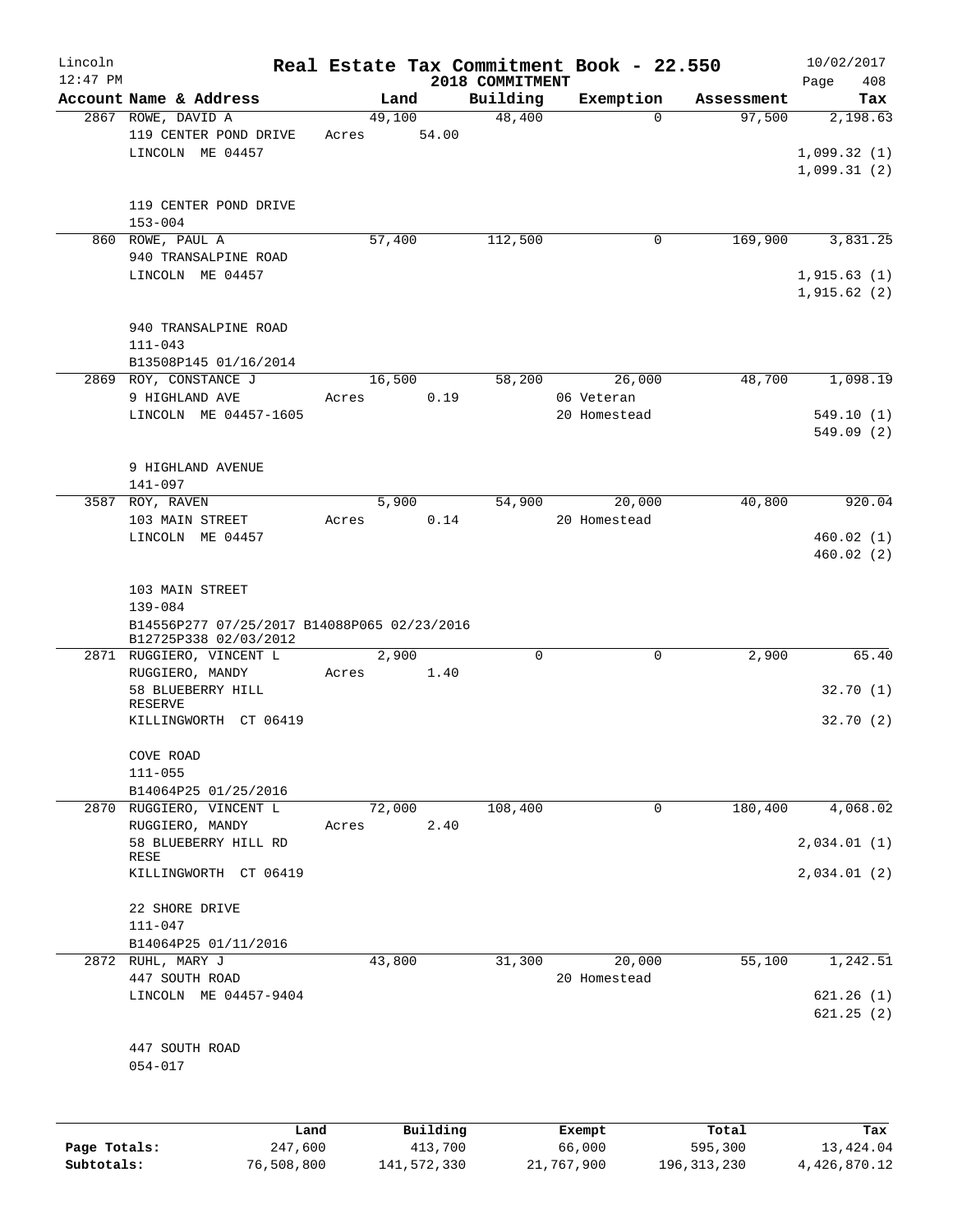# Real Estate Tax Commitment Book - 22.550

Lincoln 12:47 PM — 2018 COMMITMENT — 10/02/2017

| Account Name & Address | Land | Building | Exemption | Assessment | Tax |
|---|---|---|---|---|---|
| 2867 ROWE, DAVID A<br>119 CENTER POND DRIVE<br>LINCOLN ME 04457<br><br>119 CENTER POND DRIVE<br>153-004 | 49,100<br>Acres 54.00 | 48,400 | 0 | 97,500 | 2,198.63<br><br>1,099.32 (1)<br>1,099.31 (2) |
| 860 ROWE, PAUL A<br>940 TRANSALPINE ROAD<br>LINCOLN ME 04457<br><br>940 TRANSALPINE ROAD<br>111-043<br>B13508P145 01/16/2014 | 57,400 | 112,500 | 0 | 169,900 | 3,831.25<br><br>1,915.63 (1)<br>1,915.62 (2) |
| 2869 ROY, CONSTANCE J<br>9 HIGHLAND AVE<br>LINCOLN ME 04457-1605<br><br>9 HIGHLAND AVENUE<br>141-097 | 16,500<br>Acres 0.19 | 58,200 | 26,000<br>06 Veteran<br>20 Homestead | 48,700 | 1,098.19<br><br>549.10 (1)<br>549.09 (2) |
| 3587 ROY, RAVEN<br>103 MAIN STREET<br>LINCOLN ME 04457<br><br>103 MAIN STREET<br>139-084<br>B14556P277 07/25/2017 B14088P065 02/23/2016<br>B12725P338 02/03/2012 | 5,900<br>Acres 0.14 | 54,900 | 20,000<br>20 Homestead | 40,800 | 920.04<br><br>460.02 (1)<br>460.02 (2) |
| 2871 RUGGIERO, VINCENT L<br>RUGGIERO, MANDY<br>58 BLUEBERRY HILL RESERVE<br>KILLINGWORTH CT 06419<br><br>COVE ROAD<br>111-055<br>B14064P25 01/25/2016 | 2,900<br>Acres 1.40 | 0 | 0 | 2,900 | 65.40<br><br>32.70 (1)<br>32.70 (2) |
| 2870 RUGGIERO, VINCENT L<br>RUGGIERO, MANDY<br>58 BLUEBERRY HILL RD RESE<br>KILLINGWORTH CT 06419<br><br>22 SHORE DRIVE<br>111-047<br>B14064P25 01/11/2016 | 72,000<br>Acres 2.40 | 108,400 | 0 | 180,400 | 4,068.02<br><br>2,034.01 (1)<br>2,034.01 (2) |
| 2872 RUHL, MARY J<br>447 SOUTH ROAD<br>LINCOLN ME 04457-9404<br><br>447 SOUTH ROAD<br>054-017 | 43,800 | 31,300 | 20,000<br>20 Homestead | 55,100 | 1,242.51<br><br>621.26 (1)<br>621.25 (2) |

| | Land | Building | Exempt | Total | Tax |
|---|---|---|---|---|---|
| Page Totals: | 247,600 | 413,700 | 66,000 | 595,300 | 13,424.04 |
| Subtotals: | 76,508,800 | 141,572,330 | 21,767,900 | 196,313,230 | 4,426,870.12 |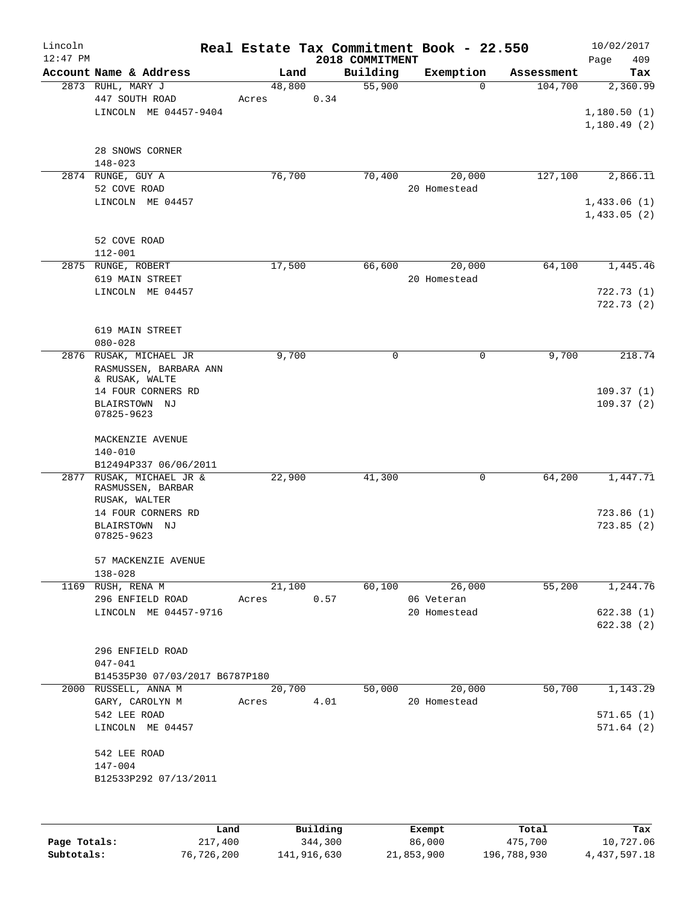Lincoln
12:47 PM

# Real Estate Tax Commitment Book - 22.550

2018 COMMITMENT

10/02/2017

| Account Name & Address | Land | Building | Exemption | Assessment | Tax |
|---|---|---|---|---|---|
| 2873 RUHL, MARY J<br>447 SOUTH ROAD<br>LINCOLN ME 04457-9404<br><br>28 SNOWS CORNER<br>148-023 | 48,800<br>Acres 0.34 | 55,900 | 0 | 104,700 | 2,360.99<br><br>1,180.50 (1)<br>1,180.49 (2) |
| 2874 RUNGE, GUY A<br>52 COVE ROAD<br>LINCOLN ME 04457<br><br>52 COVE ROAD<br>112-001 | 76,700 | 70,400 | 20,000<br>20 Homestead | 127,100 | 2,866.11<br><br>1,433.06 (1)<br>1,433.05 (2) |
| 2875 RUNGE, ROBERT<br>619 MAIN STREET<br>LINCOLN ME 04457<br><br>619 MAIN STREET<br>080-028 | 17,500 | 66,600 | 20,000<br>20 Homestead | 64,100 | 1,445.46<br><br>722.73 (1)<br>722.73 (2) |
| 2876 RUSAK, MICHAEL JR<br>RASMUSSEN, BARBARA ANN<br>& RUSAK, WALTE<br>14 FOUR CORNERS RD<br>BLAIRSTOWN NJ<br>07825-9623<br><br>MACKENZIE AVENUE<br>140-010<br>B12494P337 06/06/2011 | 9,700 | 0 | 0 | 9,700 | 218.74<br><br>109.37 (1)<br>109.37 (2) |
| 2877 RUSAK, MICHAEL JR &<br>RASMUSSEN, BARBAR<br>RUSAK, WALTER<br>14 FOUR CORNERS RD<br>BLAIRSTOWN NJ<br>07825-9623<br><br>57 MACKENZIE AVENUE<br>138-028 | 22,900 | 41,300 | 0 | 64,200 | 1,447.71<br><br>723.86 (1)<br>723.85 (2) |
| 1169 RUSH, RENA M<br>296 ENFIELD ROAD<br>LINCOLN ME 04457-9716<br><br>296 ENFIELD ROAD<br>047-041<br>B14535P30 07/03/2017 B6787P180 | 21,100<br>Acres 0.57 | 60,100 | 26,000<br>06 Veteran<br>20 Homestead | 55,200 | 1,244.76<br><br>622.38 (1)<br>622.38 (2) |
| 2000 RUSSELL, ANNA M<br>GARY, CAROLYN M<br>542 LEE ROAD<br>LINCOLN ME 04457<br><br>542 LEE ROAD<br>147-004<br>B12533P292 07/13/2011 | 20,700<br>Acres 4.01 | 50,000 | 20,000<br>20 Homestead | 50,700 | 1,143.29<br><br>571.65 (1)<br>571.64 (2) |

| | Land | Building | Exempt | Total | Tax |
|---|---|---|---|---|---|
| Page Totals: | 217,400 | 344,300 | 86,000 | 475,700 | 10,727.06 |
| Subtotals: | 76,726,200 | 141,916,630 | 21,853,900 | 196,788,930 | 4,437,597.18 |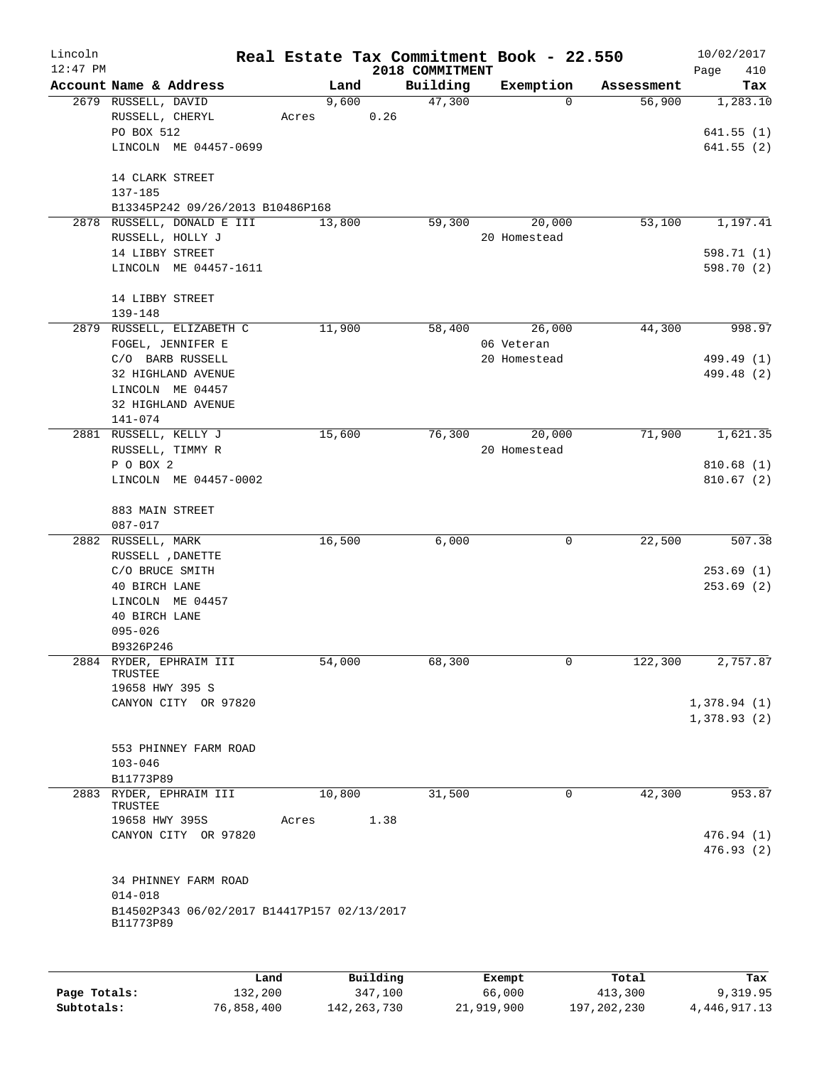# Real Estate Tax Commitment Book - 22.550

Lincoln
12:47 PM
2018 COMMITMENT
10/02/2017

| Account Name & Address | Land | Building | Exemption | Assessment | Tax |
|---|---|---|---|---|---|
| 2679 RUSSELL, DAVID<br>RUSSELL, CHERYL<br>PO BOX 512<br>LINCOLN ME 04457-0699<br><br>14 CLARK STREET<br>137-185<br>B13345P242 09/26/2013 B10486P168 | 9,600<br>Acres 0.26 | 47,300 | 0 | 56,900 | 1,283.10<br><br>641.55 (1)<br>641.55 (2) |
| 2878 RUSSELL, DONALD E III<br>RUSSELL, HOLLY J<br>14 LIBBY STREET<br>LINCOLN ME 04457-1611<br><br>14 LIBBY STREET<br>139-148 | 13,800 | 59,300 | 20,000<br>20 Homestead | 53,100 | 1,197.41<br><br>598.71 (1)<br>598.70 (2) |
| 2879 RUSSELL, ELIZABETH C<br>FOGEL, JENNIFER E<br>C/O BARB RUSSELL<br>32 HIGHLAND AVENUE<br>LINCOLN ME 04457<br>32 HIGHLAND AVENUE<br>141-074 | 11,900 | 58,400 | 26,000<br>06 Veteran<br>20 Homestead | 44,300 | 998.97<br><br>499.49 (1)<br>499.48 (2) |
| 2881 RUSSELL, KELLY J<br>RUSSELL, TIMMY R<br>P O BOX 2<br>LINCOLN ME 04457-0002<br><br>883 MAIN STREET<br>087-017 | 15,600 | 76,300 | 20,000<br>20 Homestead | 71,900 | 1,621.35<br><br>810.68 (1)<br>810.67 (2) |
| 2882 RUSSELL, MARK<br>RUSSELL ,DANETTE<br>C/O BRUCE SMITH<br>40 BIRCH LANE<br>LINCOLN ME 04457<br>40 BIRCH LANE<br>095-026<br>B9326P246 | 16,500 | 6,000 | 0 | 22,500 | 507.38<br><br>253.69 (1)<br>253.69 (2) |
| 2884 RYDER, EPHRAIM III<br>TRUSTEE<br>19658 HWY 395 S<br>CANYON CITY OR 97820<br><br>553 PHINNEY FARM ROAD<br>103-046<br>B11773P89 | 54,000 | 68,300 | 0 | 122,300 | 2,757.87<br><br>1,378.94 (1)<br>1,378.93 (2) |
| 2883 RYDER, EPHRAIM III<br>TRUSTEE<br>19658 HWY 395S<br>CANYON CITY OR 97820<br><br>34 PHINNEY FARM ROAD<br>014-018<br>B14502P343 06/02/2017 B14417P157 02/13/2017<br>B11773P89 | 10,800<br>Acres 1.38 | 31,500 | 0 | 42,300 | 953.87<br><br>476.94 (1)<br>476.93 (2) |

| | Land | Building | Exempt | Total | Tax |
|---|---|---|---|---|---|
| Page Totals: | 132,200 | 347,100 | 66,000 | 413,300 | 9,319.95 |
| Subtotals: | 76,858,400 | 142,263,730 | 21,919,900 | 197,202,230 | 4,446,917.13 |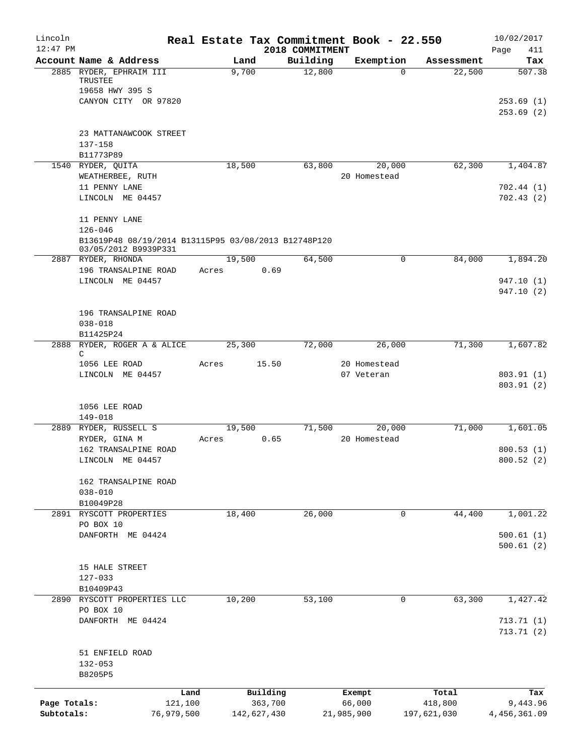Lincoln 12:47 PM — **Real Estate Tax Commitment Book - 22.550** — 2018 COMMITMENT — 10/02/2017

| Account Name & Address | Land | Building | Exemption | Assessment | Tax |
|---|---|---|---|---|---|
| 2885 RYDER, EPHRAIM III TRUSTEE<br>19658 HWY 395 S<br>CANYON CITY OR 97820<br><br>23 MATTANAWCOOK STREET<br>137-158<br>B11773P89 | 9,700 | 12,800 | 0 | 22,500 | 507.38<br><br>253.69 (1)<br>253.69 (2) |
| 1540 RYDER, QUITA<br>WEATHERBEE, RUTH<br>11 PENNY LANE<br>LINCOLN ME 04457<br><br>11 PENNY LANE<br>126-046<br>B13619P48 08/19/2014 B13115P95 03/08/2013 B12748P120 03/05/2012 B9939P331 | 18,500 | 63,800 | 20,000<br>20 Homestead | 62,300 | 1,404.87<br><br>702.44 (1)<br>702.43 (2) |
| 2887 RYDER, RHONDA<br>196 TRANSALPINE ROAD<br>LINCOLN ME 04457<br><br>196 TRANSALPINE ROAD<br>038-018<br>B11425P24 | 19,500<br>Acres 0.69 | 64,500 | 0 | 84,000 | 1,894.20<br><br>947.10 (1)<br>947.10 (2) |
| 2888 RYDER, ROGER A & ALICE C<br>1056 LEE ROAD<br>LINCOLN ME 04457<br><br>1056 LEE ROAD<br>149-018 | 25,300<br>Acres 15.50 | 72,000 | 26,000<br>20 Homestead<br>07 Veteran | 71,300 | 1,607.82<br><br>803.91 (1)<br>803.91 (2) |
| 2889 RYDER, RUSSELL S<br>RYDER, GINA M<br>162 TRANSALPINE ROAD<br>LINCOLN ME 04457<br><br>162 TRANSALPINE ROAD<br>038-010<br>B10049P28 | 19,500<br>Acres 0.65 | 71,500 | 20,000<br>20 Homestead | 71,000 | 1,601.05<br><br>800.53 (1)<br>800.52 (2) |
| 2891 RYSCOTT PROPERTIES<br>PO BOX 10<br>DANFORTH ME 04424<br><br>15 HALE STREET<br>127-033<br>B10409P43 | 18,400 | 26,000 | 0 | 44,400 | 1,001.22<br><br>500.61 (1)<br>500.61 (2) |
| 2890 RYSCOTT PROPERTIES LLC<br>PO BOX 10<br>DANFORTH ME 04424<br><br>51 ENFIELD ROAD<br>132-053<br>B8205P5 | 10,200 | 53,100 | 0 | 63,300 | 1,427.42<br><br>713.71 (1)<br>713.71 (2) |

| | Land | Building | Exempt | Total | Tax |
|---|---|---|---|---|---|
| Page Totals: | 121,100 | 363,700 | 66,000 | 418,800 | 9,443.96 |
| Subtotals: | 76,979,500 | 142,627,430 | 21,985,900 | 197,621,030 | 4,456,361.09 |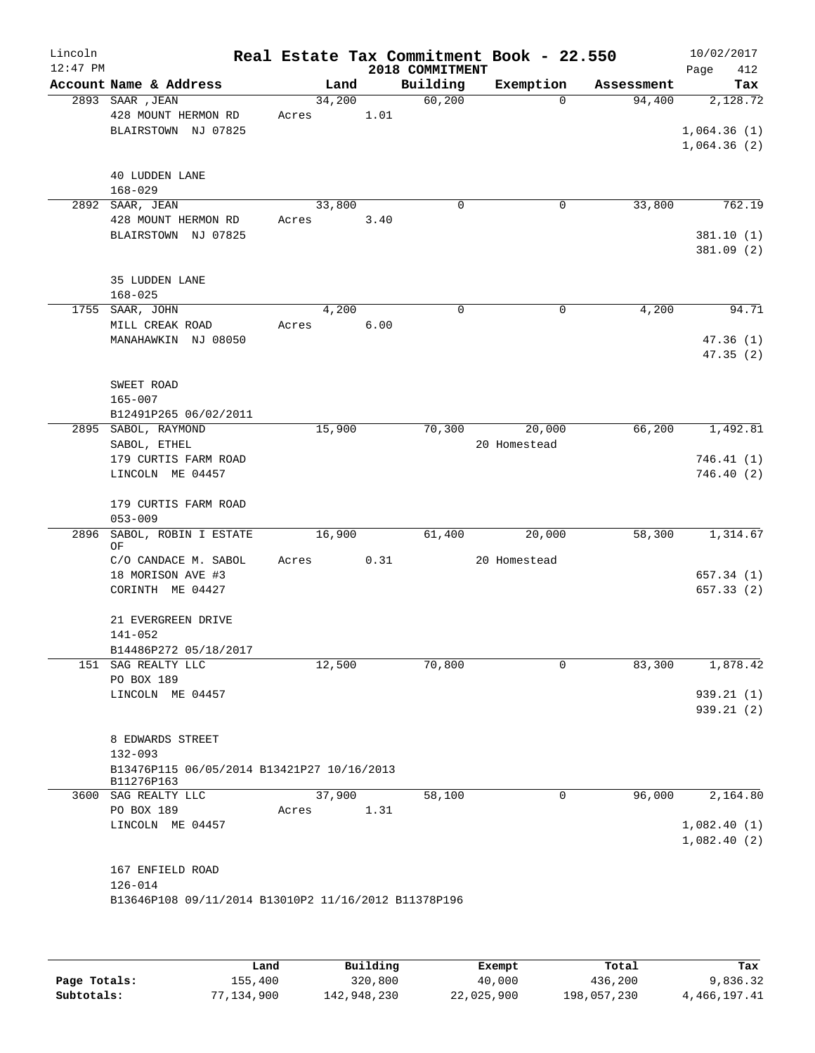Lincoln
12:47 PM

**Real Estate Tax Commitment Book - 22.550**
**2018 COMMITMENT**

10/02/2017
Page 412

| Account Name & Address | Land | Building | Exemption | Assessment | Tax |
|---|---|---|---|---|---|
| 2893 SAAR ,JEAN<br>428 MOUNT HERMON RD<br>BLAIRSTOWN NJ 07825<br><br>40 LUDDEN LANE<br>168-029 | 34,200<br>Acres 1.01 | 60,200 | 0 | 94,400 | 2,128.72<br><br>1,064.36 (1)<br>1,064.36 (2) |
| 2892 SAAR, JEAN<br>428 MOUNT HERMON RD<br>BLAIRSTOWN NJ 07825<br><br>35 LUDDEN LANE<br>168-025 | 33,800<br>Acres 3.40 | 0 | 0 | 33,800 | 762.19<br><br>381.10 (1)<br>381.09 (2) |
| 1755 SAAR, JOHN<br>MILL CREAK ROAD<br>MANAHAWKIN NJ 08050<br><br>SWEET ROAD<br>165-007<br>B12491P265 06/02/2011 | 4,200<br>Acres 6.00 | 0 | 0 | 4,200 | 94.71<br><br>47.36 (1)<br>47.35 (2) |
| 2895 SABOL, RAYMOND<br>SABOL, ETHEL<br>179 CURTIS FARM ROAD<br>LINCOLN ME 04457<br><br>179 CURTIS FARM ROAD<br>053-009 | 15,900 | 70,300 | 20,000<br>20 Homestead | 66,200 | 1,492.81<br><br>746.41 (1)<br>746.40 (2) |
| 2896 SABOL, ROBIN I ESTATE OF<br>C/O CANDACE M. SABOL<br>18 MORISON AVE #3<br>CORINTH ME 04427<br><br>21 EVERGREEN DRIVE<br>141-052<br>B14486P272 05/18/2017 | 16,900<br>Acres 0.31 | 61,400 | 20,000<br>20 Homestead | 58,300 | 1,314.67<br><br>657.34 (1)<br>657.33 (2) |
| 151 SAG REALTY LLC<br>PO BOX 189<br>LINCOLN ME 04457<br><br>8 EDWARDS STREET<br>132-093<br>B13476P115 06/05/2014 B13421P27 10/16/2013 B11276P163 | 12,500 | 70,800 | 0 | 83,300 | 1,878.42<br><br>939.21 (1)<br>939.21 (2) |
| 3600 SAG REALTY LLC<br>PO BOX 189<br>LINCOLN ME 04457<br><br>167 ENFIELD ROAD<br>126-014<br>B13646P108 09/11/2014 B13010P2 11/16/2012 B11378P196 | 37,900<br>Acres 1.31 | 58,100 | 0 | 96,000 | 2,164.80<br><br>1,082.40 (1)<br>1,082.40 (2) |

| | Land | Building | Exempt | Total | Tax |
|---|---|---|---|---|---|
| Page Totals: | 155,400 | 320,800 | 40,000 | 436,200 | 9,836.32 |
| Subtotals: | 77,134,900 | 142,948,230 | 22,025,900 | 198,057,230 | 4,466,197.41 |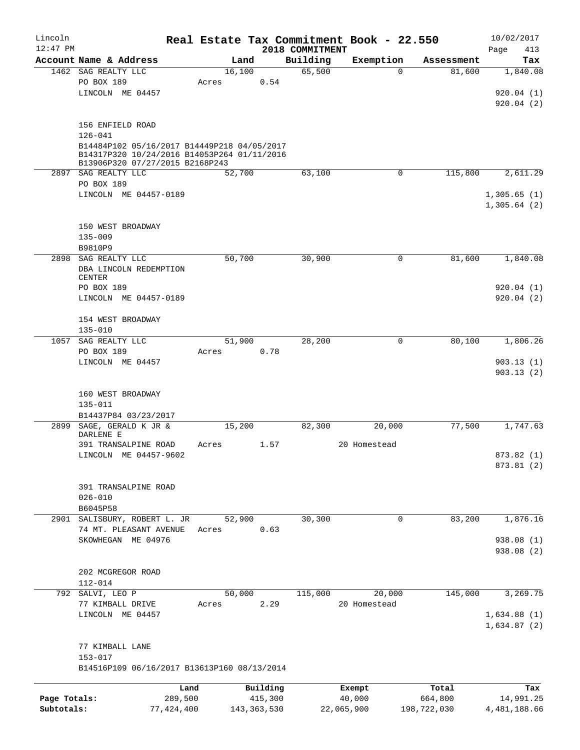Lincoln 12:47 PM

**Real Estate Tax Commitment Book - 22.550**
**2018 COMMITMENT**

10/02/2017

| Account Name & Address | Land | Building | Exemption | Assessment | Tax |
|---|---|---|---|---|---|
| 1462 SAG REALTY LLC | 16,100 | 65,500 | 0 | 81,600 | 1,840.08 |
| PO BOX 189 | Acres 0.54 | | | | |
| LINCOLN ME 04457 | | | | | 920.04 (1) |
| | | | | | 920.04 (2) |
| 156 ENFIELD ROAD | | | | | |
| 126-041 | | | | | |
| B14484P102 05/16/2017 B14449P218 04/05/2017 B14317P320 10/24/2016 B14053P264 01/11/2016 B13906P320 07/27/2015 B2168P243 | | | | | |
| 2897 SAG REALTY LLC | 52,700 | 63,100 | 0 | 115,800 | 2,611.29 |
| PO BOX 189 | | | | | |
| LINCOLN ME 04457-0189 | | | | | 1,305.65 (1) |
| | | | | | 1,305.64 (2) |
| 150 WEST BROADWAY | | | | | |
| 135-009 | | | | | |
| B9810P9 | | | | | |
| 2898 SAG REALTY LLC | 50,700 | 30,900 | 0 | 81,600 | 1,840.08 |
| DBA LINCOLN REDEMPTION CENTER | | | | | |
| PO BOX 189 | | | | | 920.04 (1) |
| LINCOLN ME 04457-0189 | | | | | 920.04 (2) |
| 154 WEST BROADWAY | | | | | |
| 135-010 | | | | | |
| 1057 SAG REALTY LLC | 51,900 | 28,200 | 0 | 80,100 | 1,806.26 |
| PO BOX 189 | Acres 0.78 | | | | |
| LINCOLN ME 04457 | | | | | 903.13 (1) |
| | | | | | 903.13 (2) |
| 160 WEST BROADWAY | | | | | |
| 135-011 | | | | | |
| B14437P84 03/23/2017 | | | | | |
| 2899 SAGE, GERALD K JR & DARLENE E | 15,200 | 82,300 | 20,000 | 77,500 | 1,747.63 |
| 391 TRANSALPINE ROAD | Acres 1.57 | | 20 Homestead | | |
| LINCOLN ME 04457-9602 | | | | | 873.82 (1) |
| | | | | | 873.81 (2) |
| 391 TRANSALPINE ROAD | | | | | |
| 026-010 | | | | | |
| B6045P58 | | | | | |
| 2901 SALISBURY, ROBERT L. JR | 52,900 | 30,300 | 0 | 83,200 | 1,876.16 |
| 74 MT. PLEASANT AVENUE | Acres 0.63 | | | | |
| SKOWHEGAN ME 04976 | | | | | 938.08 (1) |
| | | | | | 938.08 (2) |
| 202 MCGREGOR ROAD | | | | | |
| 112-014 | | | | | |
| 792 SALVI, LEO P | 50,000 | 115,000 | 20,000 | 145,000 | 3,269.75 |
| 77 KIMBALL DRIVE | Acres 2.29 | | 20 Homestead | | |
| LINCOLN ME 04457 | | | | | 1,634.88 (1) |
| | | | | | 1,634.87 (2) |
| 77 KIMBALL LANE | | | | | |
| 153-017 | | | | | |
| B14516P109 06/16/2017 B13613P160 08/13/2014 | | | | | |

| | Land | Building | Exempt | Total | Tax |
|---|---|---|---|---|---|
| Page Totals: | 289,500 | 415,300 | 40,000 | 664,800 | 14,991.25 |
| Subtotals: | 77,424,400 | 143,363,530 | 22,065,900 | 198,722,030 | 4,481,188.66 |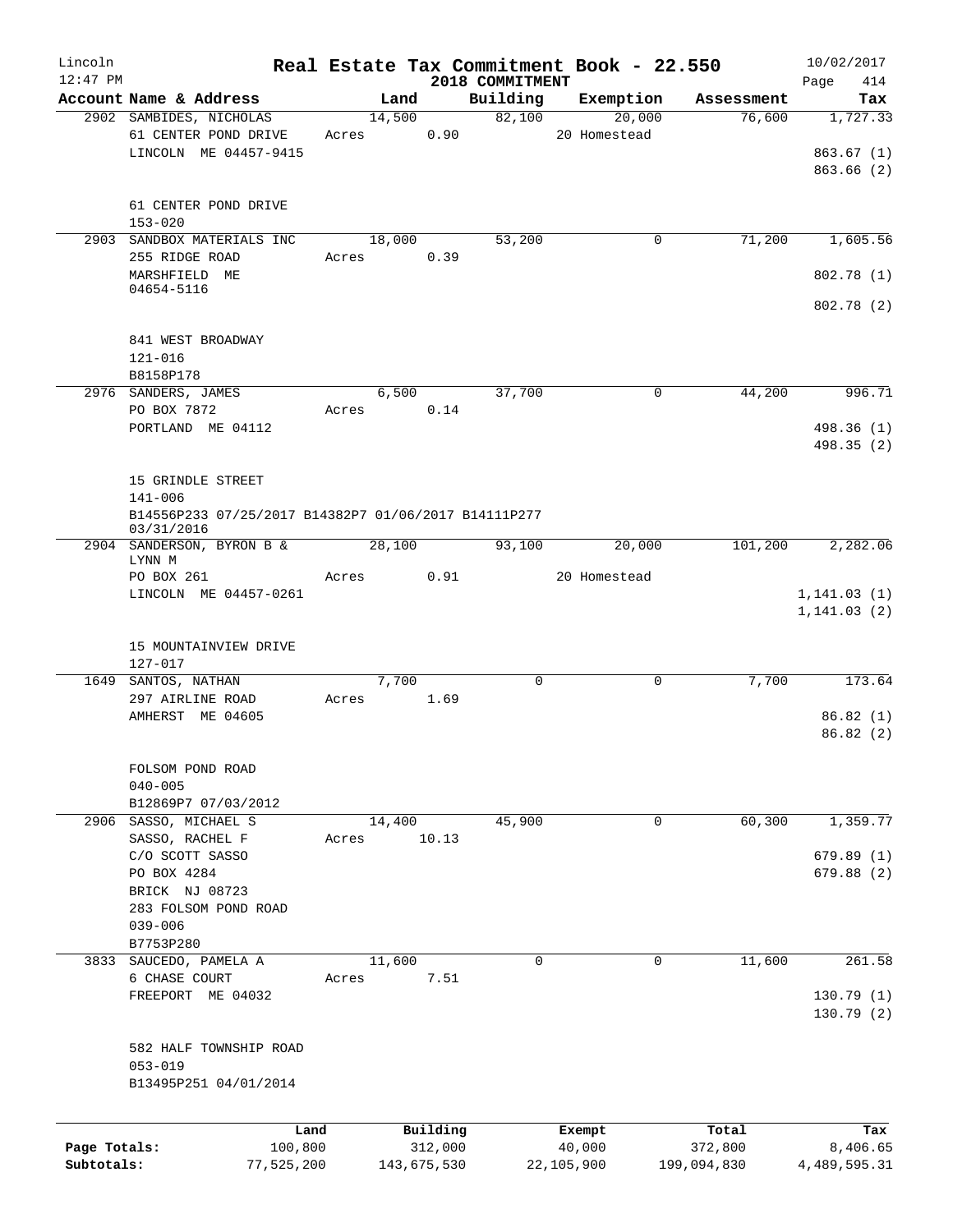# Real Estate Tax Commitment Book - 22.550

Lincoln
12:47 PM

2018 COMMITMENT

10/02/2017

| Account Name & Address | Land | Building | Exemption | Assessment | Tax |
|---|---|---|---|---|---|
| 2902 SAMBIDES, NICHOLAS | 14,500 | 82,100 | 20,000 | 76,600 | 1,727.33 |
| 61 CENTER POND DRIVE | Acres 0.90 | | 20 Homestead | | |
| LINCOLN ME 04457-9415 | | | | | 863.67 (1) |
| | | | | | 863.66 (2) |
| 61 CENTER POND DRIVE | | | | | |
| 153-020 | | | | | |
| 2903 SANDBOX MATERIALS INC | 18,000 | 53,200 | 0 | 71,200 | 1,605.56 |
| 255 RIDGE ROAD | Acres 0.39 | | | | |
| MARSHFIELD ME 04654-5116 | | | | | 802.78 (1) |
| | | | | | 802.78 (2) |
| 841 WEST BROADWAY | | | | | |
| 121-016 | | | | | |
| B8158P178 | | | | | |
| 2976 SANDERS, JAMES | 6,500 | 37,700 | 0 | 44,200 | 996.71 |
| PO BOX 7872 | Acres 0.14 | | | | |
| PORTLAND ME 04112 | | | | | 498.36 (1) |
| | | | | | 498.35 (2) |
| 15 GRINDLE STREET | | | | | |
| 141-006 | | | | | |
| B14556P233 07/25/2017 B14382P7 01/06/2017 B14111P277 03/31/2016 | | | | | |
| 2904 SANDERSON, BYRON B & LYNN M | 28,100 | 93,100 | 20,000 | 101,200 | 2,282.06 |
| PO BOX 261 | Acres 0.91 | | 20 Homestead | | |
| LINCOLN ME 04457-0261 | | | | | 1,141.03 (1) |
| | | | | | 1,141.03 (2) |
| 15 MOUNTAINVIEW DRIVE | | | | | |
| 127-017 | | | | | |
| 1649 SANTOS, NATHAN | 7,700 | 0 | 0 | 7,700 | 173.64 |
| 297 AIRLINE ROAD | Acres 1.69 | | | | |
| AMHERST ME 04605 | | | | | 86.82 (1) |
| | | | | | 86.82 (2) |
| FOLSOM POND ROAD | | | | | |
| 040-005 | | | | | |
| B12869P7 07/03/2012 | | | | | |
| 2906 SASSO, MICHAEL S | 14,400 | 45,900 | 0 | 60,300 | 1,359.77 |
| SASSO, RACHEL F | Acres 10.13 | | | | |
| C/O SCOTT SASSO | | | | | 679.89 (1) |
| PO BOX 4284 | | | | | 679.88 (2) |
| BRICK NJ 08723 | | | | | |
| 283 FOLSOM POND ROAD | | | | | |
| 039-006 | | | | | |
| B7753P280 | | | | | |
| 3833 SAUCEDO, PAMELA A | 11,600 | 0 | 0 | 11,600 | 261.58 |
| 6 CHASE COURT | Acres 7.51 | | | | |
| FREEPORT ME 04032 | | | | | 130.79 (1) |
| | | | | | 130.79 (2) |
| 582 HALF TOWNSHIP ROAD | | | | | |
| 053-019 | | | | | |
| B13495P251 04/01/2014 | | | | | |

| | Land | Building | Exempt | Total | Tax |
|---|---|---|---|---|---|
| Page Totals: | 100,800 | 312,000 | 40,000 | 372,800 | 8,406.65 |
| Subtotals: | 77,525,200 | 143,675,530 | 22,105,900 | 199,094,830 | 4,489,595.31 |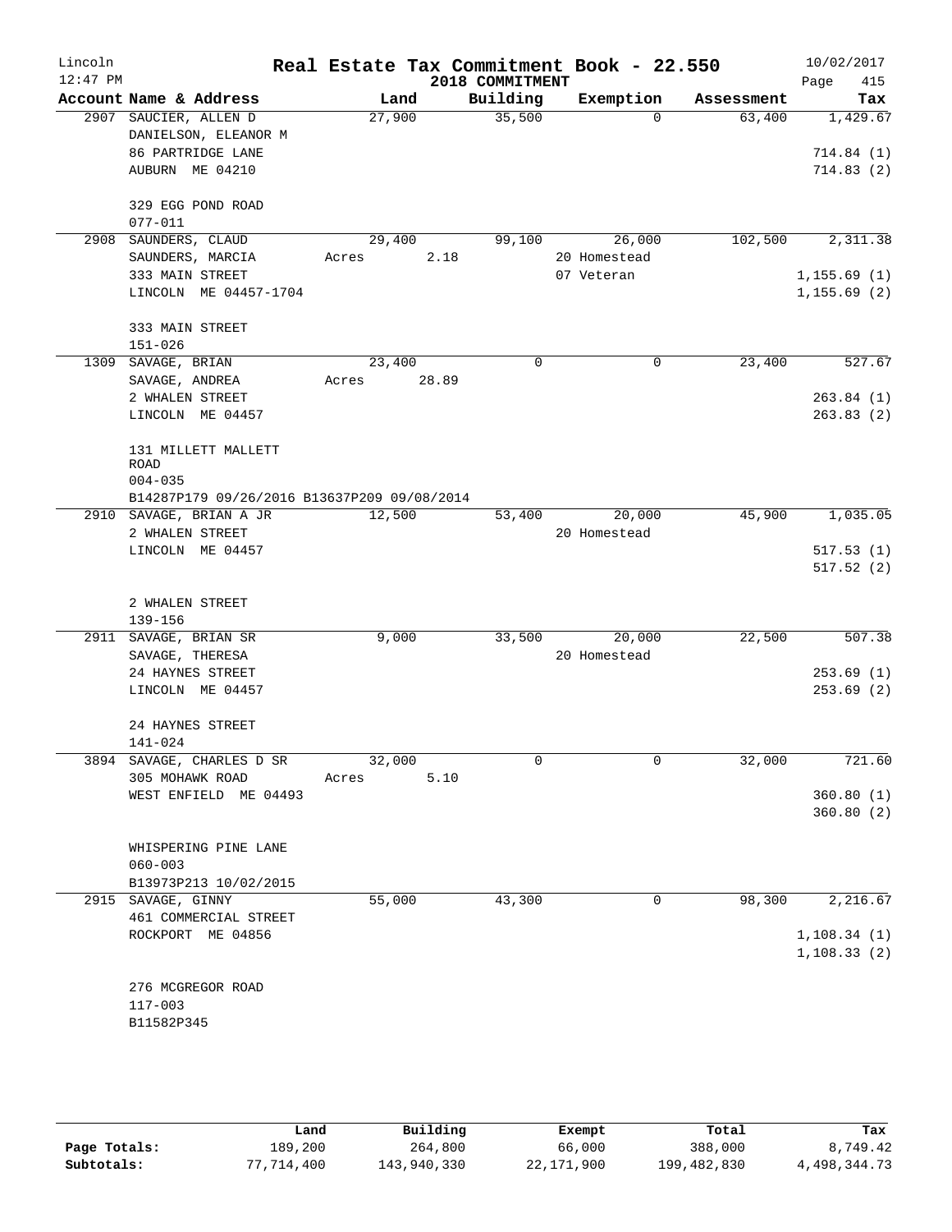# Real Estate Tax Commitment Book - 22.550

Lincoln 12:47 PM | 2018 COMMITMENT | 10/02/2017

| Account Name & Address | Land | Building | Exemption | Assessment | Tax |
|---|---|---|---|---|---|
| 2907 SAUCIER, ALLEN D<br>DANIELSON, ELEANOR M<br>86 PARTRIDGE LANE<br>AUBURN ME 04210<br><br>329 EGG POND ROAD<br>077-011 | 27,900 | 35,500 | 0 | 63,400 | 1,429.67<br><br>714.84 (1)<br>714.83 (2) |
| 2908 SAUNDERS, CLAUD<br>SAUNDERS, MARCIA<br>333 MAIN STREET<br>LINCOLN ME 04457-1704<br><br>333 MAIN STREET<br>151-026 | 29,400<br>Acres 2.18 | 99,100 | 26,000<br>20 Homestead<br>07 Veteran | 102,500 | 2,311.38<br><br>1,155.69 (1)<br>1,155.69 (2) |
| 1309 SAVAGE, BRIAN<br>SAVAGE, ANDREA<br>2 WHALEN STREET<br>LINCOLN ME 04457<br><br>131 MILLETT MALLETT ROAD<br>004-035<br>B14287P179 09/26/2016 B13637P209 09/08/2014 | 23,400<br>Acres 28.89 | 0 | 0 | 23,400 | 527.67<br><br>263.84 (1)<br>263.83 (2) |
| 2910 SAVAGE, BRIAN A JR<br>2 WHALEN STREET<br>LINCOLN ME 04457<br><br>2 WHALEN STREET<br>139-156 | 12,500 | 53,400 | 20,000<br>20 Homestead | 45,900 | 1,035.05<br><br>517.53 (1)<br>517.52 (2) |
| 2911 SAVAGE, BRIAN SR<br>SAVAGE, THERESA<br>24 HAYNES STREET<br>LINCOLN ME 04457<br><br>24 HAYNES STREET<br>141-024 | 9,000 | 33,500 | 20,000<br>20 Homestead | 22,500 | 507.38<br><br>253.69 (1)<br>253.69 (2) |
| 3894 SAVAGE, CHARLES D SR<br>305 MOHAWK ROAD<br>WEST ENFIELD ME 04493<br><br>WHISPERING PINE LANE<br>060-003<br>B13973P213 10/02/2015 | 32,000<br>Acres 5.10 | 0 | 0 | 32,000 | 721.60<br><br>360.80 (1)<br>360.80 (2) |
| 2915 SAVAGE, GINNY<br>461 COMMERCIAL STREET<br>ROCKPORT ME 04856<br><br>276 MCGREGOR ROAD<br>117-003<br>B11582P345 | 55,000 | 43,300 | 0 | 98,300 | 2,216.67<br><br>1,108.34 (1)<br>1,108.33 (2) |

| | Land | Building | Exempt | Total | Tax |
|---|---|---|---|---|---|
| Page Totals: | 189,200 | 264,800 | 66,000 | 388,000 | 8,749.42 |
| Subtotals: | 77,714,400 | 143,940,330 | 22,171,900 | 199,482,830 | 4,498,344.73 |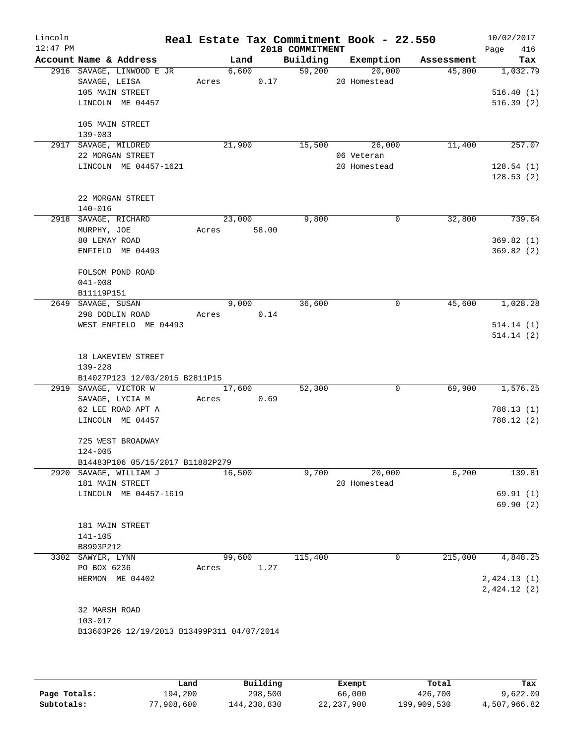# Real Estate Tax Commitment Book - 22.550

Lincoln 12:47 PM — 2018 COMMITMENT — 10/02/2017

| Account Name & Address | Land | Building | Exemption | Assessment | Tax |
|---|---|---|---|---|---|
| 2916 SAVAGE, LINWOOD E JR<br>SAVAGE, LEISA<br>105 MAIN STREET<br>LINCOLN ME 04457<br><br>105 MAIN STREET<br>139-083 | 6,600<br>Acres 0.17 | 59,200 | 20,000<br>20 Homestead | 45,800 | 1,032.79<br><br>516.40 (1)<br>516.39 (2) |
| 2917 SAVAGE, MILDRED<br>22 MORGAN STREET<br>LINCOLN ME 04457-1621<br><br>22 MORGAN STREET<br>140-016 | 21,900 | 15,500 | 26,000<br>06 Veteran<br>20 Homestead | 11,400 | 257.07<br><br>128.54 (1)<br>128.53 (2) |
| 2918 SAVAGE, RICHARD<br>MURPHY, JOE<br>80 LEMAY ROAD<br>ENFIELD ME 04493<br><br>FOLSOM POND ROAD<br>041-008<br>B11119P151 | 23,000<br>Acres 58.00 | 9,800 | 0 | 32,800 | 739.64<br><br>369.82 (1)<br>369.82 (2) |
| 2649 SAVAGE, SUSAN<br>298 DODLIN ROAD<br>WEST ENFIELD ME 04493<br><br>18 LAKEVIEW STREET<br>139-228<br>B14027P123 12/03/2015 B2811P15 | 9,000<br>Acres 0.14 | 36,600 | 0 | 45,600 | 1,028.28<br><br>514.14 (1)<br>514.14 (2) |
| 2919 SAVAGE, VICTOR W<br>SAVAGE, LYCIA M<br>62 LEE ROAD APT A<br>LINCOLN ME 04457<br><br>725 WEST BROADWAY<br>124-005<br>B14483P106 05/15/2017 B11882P279 | 17,600<br>Acres 0.69 | 52,300 | 0 | 69,900 | 1,576.25<br><br>788.13 (1)<br>788.12 (2) |
| 2920 SAVAGE, WILLIAM J<br>181 MAIN STREET<br>LINCOLN ME 04457-1619<br><br>181 MAIN STREET<br>141-105<br>B8993P212 | 16,500 | 9,700 | 20,000<br>20 Homestead | 6,200 | 139.81<br><br>69.91 (1)<br>69.90 (2) |
| 3302 SAWYER, LYNN<br>PO BOX 6236<br>HERMON ME 04402<br><br>32 MARSH ROAD<br>103-017<br>B13603P26 12/19/2013 B13499P311 04/07/2014 | 99,600<br>Acres 1.27 | 115,400 | 0 | 215,000 | 4,848.25<br><br>2,424.13 (1)<br>2,424.12 (2) |

| | Land | Building | Exempt | Total | Tax |
|---|---|---|---|---|---|
| Page Totals: | 194,200 | 298,500 | 66,000 | 426,700 | 9,622.09 |
| Subtotals: | 77,908,600 | 144,238,830 | 22,237,900 | 199,909,530 | 4,507,966.82 |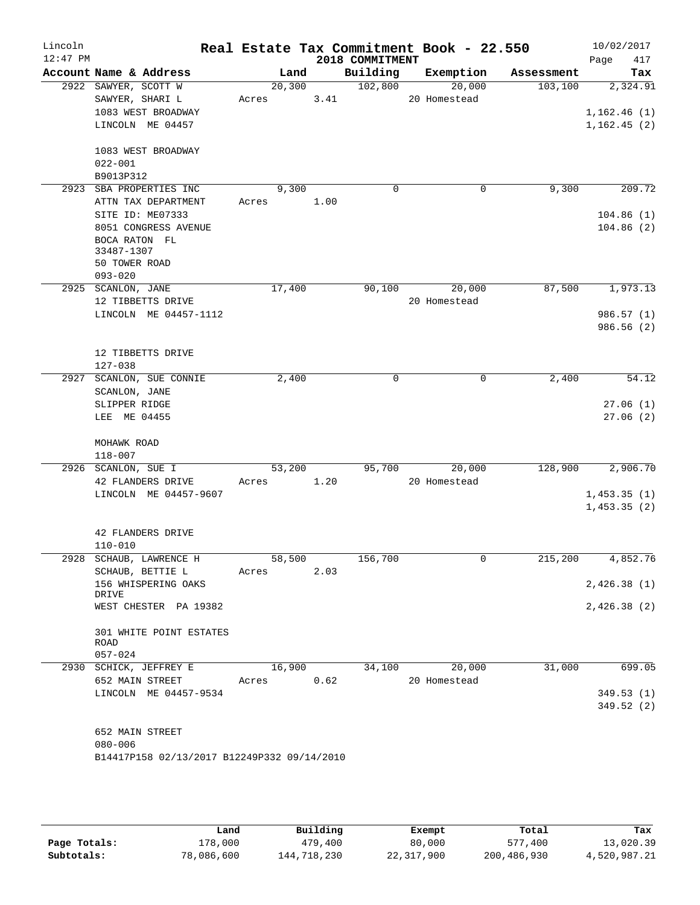# Real Estate Tax Commitment Book - 22.550

Lincoln
12:47 PM

2018 COMMITMENT

10/02/2017
Page 417

| Account Name & Address | Land | Building | Exemption | Assessment | Tax |
|---|---|---|---|---|---|
| 2922 SAWYER, SCOTT W | 20,300 | 102,800 | 20,000 | 103,100 | 2,324.91 |
| SAWYER, SHARI L | Acres 3.41 | | 20 Homestead | | |
| 1083 WEST BROADWAY | | | | | 1,162.46 (1) |
| LINCOLN ME 04457 | | | | | 1,162.45 (2) |
| 1083 WEST BROADWAY | | | | | |
| 022-001 | | | | | |
| B9013P312 | | | | | |
| 2923 SBA PROPERTIES INC | 9,300 | 0 | 0 | 9,300 | 209.72 |
| ATTN TAX DEPARTMENT | Acres 1.00 | | | | |
| SITE ID: ME07333 | | | | | 104.86 (1) |
| 8051 CONGRESS AVENUE | | | | | 104.86 (2) |
| BOCA RATON FL 33487-1307 | | | | | |
| 50 TOWER ROAD | | | | | |
| 093-020 | | | | | |
| 2925 SCANLON, JANE | 17,400 | 90,100 | 20,000 | 87,500 | 1,973.13 |
| 12 TIBBETTS DRIVE | | | 20 Homestead | | |
| LINCOLN ME 04457-1112 | | | | | 986.57 (1) |
| | | | | | 986.56 (2) |
| 12 TIBBETTS DRIVE | | | | | |
| 127-038 | | | | | |
| 2927 SCANLON, SUE CONNIE | 2,400 | 0 | 0 | 2,400 | 54.12 |
| SCANLON, JANE | | | | | |
| SLIPPER RIDGE | | | | | 27.06 (1) |
| LEE ME 04455 | | | | | 27.06 (2) |
| MOHAWK ROAD | | | | | |
| 118-007 | | | | | |
| 2926 SCANLON, SUE I | 53,200 | 95,700 | 20,000 | 128,900 | 2,906.70 |
| 42 FLANDERS DRIVE | Acres 1.20 | | 20 Homestead | | |
| LINCOLN ME 04457-9607 | | | | | 1,453.35 (1) |
| | | | | | 1,453.35 (2) |
| 42 FLANDERS DRIVE | | | | | |
| 110-010 | | | | | |
| 2928 SCHAUB, LAWRENCE H | 58,500 | 156,700 | 0 | 215,200 | 4,852.76 |
| SCHAUB, BETTIE L | Acres 2.03 | | | | |
| 156 WHISPERING OAKS DRIVE | | | | | 2,426.38 (1) |
| WEST CHESTER PA 19382 | | | | | 2,426.38 (2) |
| 301 WHITE POINT ESTATES ROAD | | | | | |
| 057-024 | | | | | |
| 2930 SCHICK, JEFFREY E | 16,900 | 34,100 | 20,000 | 31,000 | 699.05 |
| 652 MAIN STREET | Acres 0.62 | | 20 Homestead | | |
| LINCOLN ME 04457-9534 | | | | | 349.53 (1) |
| | | | | | 349.52 (2) |
| 652 MAIN STREET | | | | | |
| 080-006 | | | | | |
| B14417P158 02/13/2017 B12249P332 09/14/2010 | | | | | |

| | Land | Building | Exempt | Total | Tax |
|---|---|---|---|---|---|
| Page Totals: | 178,000 | 479,400 | 80,000 | 577,400 | 13,020.39 |
| Subtotals: | 78,086,600 | 144,718,230 | 22,317,900 | 200,486,930 | 4,520,987.21 |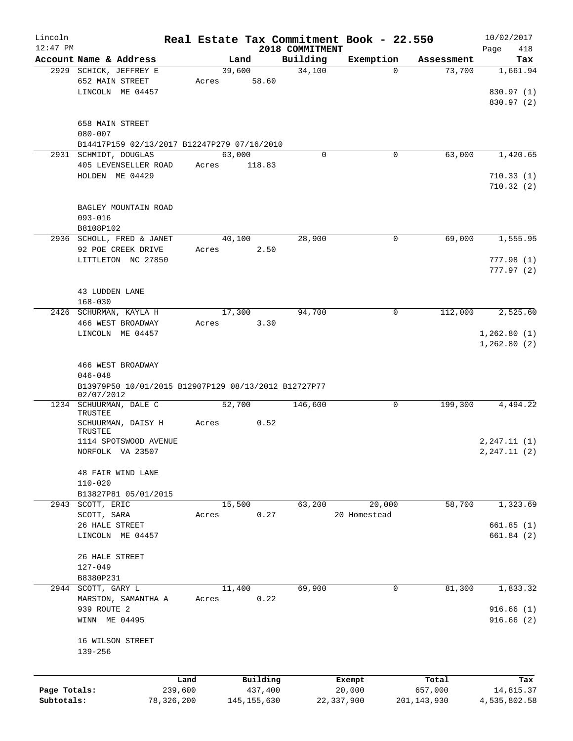Lincoln
12:47 PM

**Real Estate Tax Commitment Book - 22.550**
**2018 COMMITMENT**

10/02/2017

| Account Name & Address | Land | Building | Exemption | Assessment | Tax |
|---|---|---|---|---|---|
| 2929 SCHICK, JEFFREY E<br>652 MAIN STREET<br>LINCOLN ME 04457<br><br>658 MAIN STREET<br>080-007<br>B14417P159 02/13/2017 B12247P279 07/16/2010 | 39,600<br>Acres 58.60 | 34,100 | 0 | 73,700 | 1,661.94<br><br>830.97 (1)<br>830.97 (2) |
| 2931 SCHMIDT, DOUGLAS<br>405 LEVENSELLER ROAD<br>HOLDEN ME 04429<br><br>BAGLEY MOUNTAIN ROAD<br>093-016<br>B8108P102 | 63,000<br>Acres 118.83 | 0 | 0 | 63,000 | 1,420.65<br><br>710.33 (1)<br>710.32 (2) |
| 2936 SCHOLL, FRED & JANET<br>92 POE CREEK DRIVE<br>LITTLETON NC 27850<br><br>43 LUDDEN LANE<br>168-030 | 40,100<br>Acres 2.50 | 28,900 | 0 | 69,000 | 1,555.95<br><br>777.98 (1)<br>777.97 (2) |
| 2426 SCHURMAN, KAYLA H<br>466 WEST BROADWAY<br>LINCOLN ME 04457<br><br>466 WEST BROADWAY<br>046-048<br>B13979P50 10/01/2015 B12907P129 08/13/2012 B12727P77 02/07/2012 | 17,300<br>Acres 3.30 | 94,700 | 0 | 112,000 | 2,525.60<br><br>1,262.80 (1)<br>1,262.80 (2) |
| 1234 SCHUURMAN, DALE C TRUSTEE<br>SCHUURMAN, DAISY H TRUSTEE<br>1114 SPOTSWOOD AVENUE<br>NORFOLK VA 23507<br><br>48 FAIR WIND LANE<br>110-020<br>B13827P81 05/01/2015 | 52,700<br>Acres 0.52 | 146,600 | 0 | 199,300 | 4,494.22<br><br>2,247.11 (1)<br>2,247.11 (2) |
| 2943 SCOTT, ERIC<br>SCOTT, SARA<br>26 HALE STREET<br>LINCOLN ME 04457<br><br>26 HALE STREET<br>127-049<br>B8380P231 | 15,500<br>Acres 0.27 | 63,200 | 20,000<br>20 Homestead | 58,700 | 1,323.69<br><br>661.85 (1)<br>661.84 (2) |
| 2944 SCOTT, GARY L<br>MARSTON, SAMANTHA A<br>939 ROUTE 2<br>WINN ME 04495<br><br>16 WILSON STREET<br>139-256 | 11,400<br>Acres 0.22 | 69,900 | 0 | 81,300 | 1,833.32<br><br>916.66 (1)<br>916.66 (2) |

| | Land | Building | Exempt | Total | Tax |
|---|---|---|---|---|---|
| Page Totals: | 239,600 | 437,400 | 20,000 | 657,000 | 14,815.37 |
| Subtotals: | 78,326,200 | 145,155,630 | 22,337,900 | 201,143,930 | 4,535,802.58 |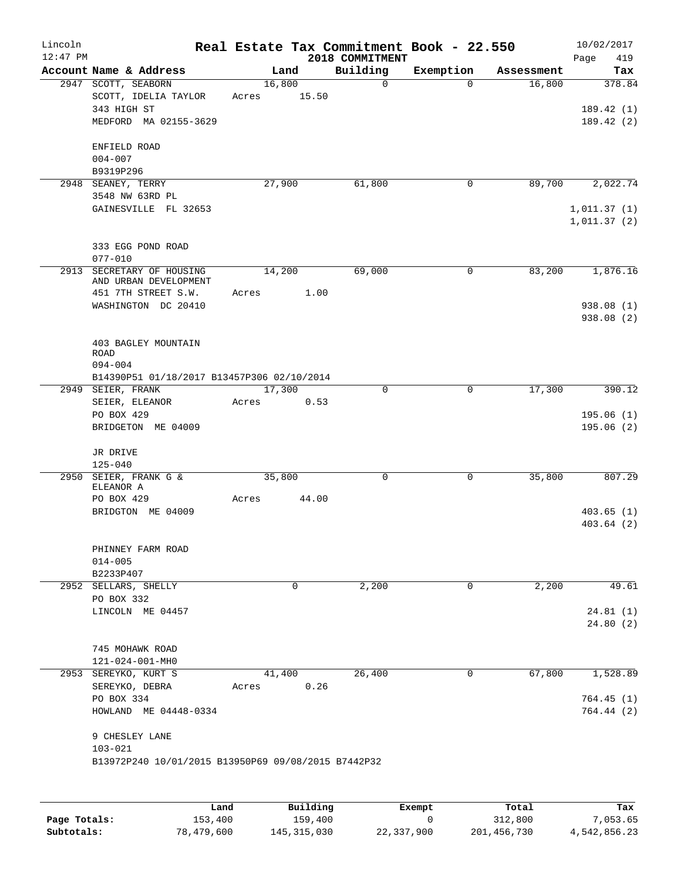# Real Estate Tax Commitment Book - 22.550

Lincoln
12:47 PM

2018 COMMITMENT

10/02/2017

| Account Name & Address | Land | Building | Exemption | Assessment | Tax |
|---|---|---|---|---|---|
| 2947 SCOTT, SEABORN<br>SCOTT, IDELIA TAYLOR<br>343 HIGH ST<br>MEDFORD MA 02155-3629<br><br>ENFIELD ROAD<br>004-007<br>B9319P296 | 16,800<br>Acres 15.50 | 0 | 0 | 16,800 | 378.84<br><br>189.42 (1)<br>189.42 (2) |
| 2948 SEANEY, TERRY<br>3548 NW 63RD PL<br>GAINESVILLE FL 32653<br><br>333 EGG POND ROAD<br>077-010 | 27,900 | 61,800 | 0 | 89,700 | 2,022.74<br><br>1,011.37 (1)<br>1,011.37 (2) |
| 2913 SECRETARY OF HOUSING AND URBAN DEVELOPMENT<br>451 7TH STREET S.W.<br>WASHINGTON DC 20410<br><br>403 BAGLEY MOUNTAIN ROAD<br>094-004<br>B14390P51 01/18/2017 B13457P306 02/10/2014 | 14,200<br>Acres 1.00 | 69,000 | 0 | 83,200 | 1,876.16<br><br>938.08 (1)<br>938.08 (2) |
| 2949 SEIER, FRANK<br>SEIER, ELEANOR<br>PO BOX 429<br>BRIDGETON ME 04009<br><br>JR DRIVE<br>125-040 | 17,300<br>Acres 0.53 | 0 | 0 | 17,300 | 390.12<br><br>195.06 (1)<br>195.06 (2) |
| 2950 SEIER, FRANK G & ELEANOR A<br>PO BOX 429<br>BRIDGTON ME 04009<br><br>PHINNEY FARM ROAD<br>014-005<br>B2233P407 | 35,800<br>Acres 44.00 | 0 | 0 | 35,800 | 807.29<br><br>403.65 (1)<br>403.64 (2) |
| 2952 SELLARS, SHELLY<br>PO BOX 332<br>LINCOLN ME 04457<br><br>745 MOHAWK ROAD<br>121-024-001-MH0 | 0 | 2,200 | 0 | 2,200 | 49.61<br><br>24.81 (1)<br>24.80 (2) |
| 2953 SEREYKO, KURT S<br>SEREYKO, DEBRA<br>PO BOX 334<br>HOWLAND ME 04448-0334<br><br>9 CHESLEY LANE<br>103-021<br>B13972P240 10/01/2015 B13950P69 09/08/2015 B7442P32 | 41,400<br>Acres 0.26 | 26,400 | 0 | 67,800 | 1,528.89<br><br>764.45 (1)<br>764.44 (2) |

| | Land | Building | Exempt | Total | Tax |
|---|---|---|---|---|---|
| Page Totals: | 153,400 | 159,400 | 0 | 312,800 | 7,053.65 |
| Subtotals: | 78,479,600 | 145,315,030 | 22,337,900 | 201,456,730 | 4,542,856.23 |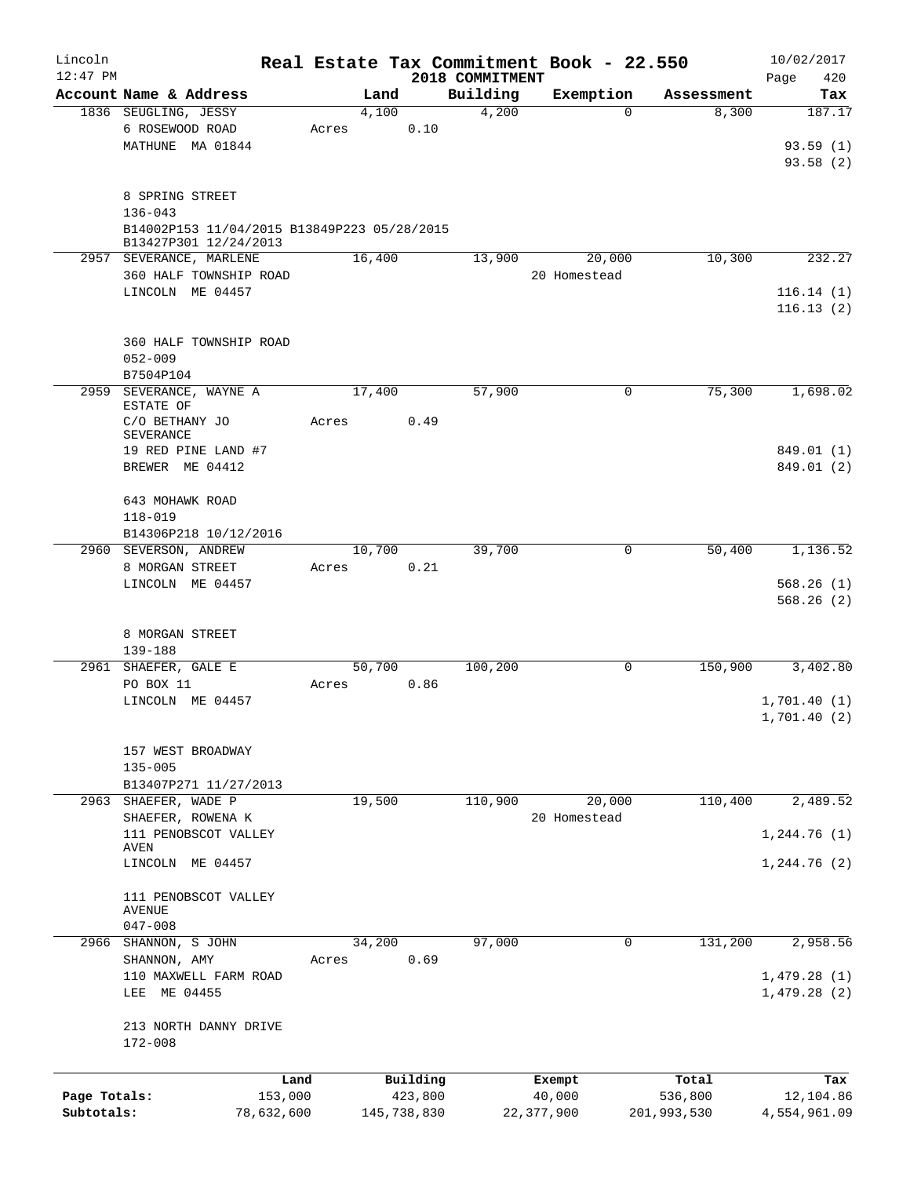# Real Estate Tax Commitment Book - 22.550

Lincoln 12:47 PM — 2018 COMMITMENT — 10/02/2017

| Account | Name & Address | Land | Building | Exemption | Assessment | Tax |
|---|---|---|---|---|---|---|
| 1836 | SEUGLING, JESSY<br>6 ROSEWOOD ROAD<br>MATHUNE MA 01844<br><br>8 SPRING STREET<br>136-043<br>B14002P153 11/04/2015 B13849P223 05/28/2015<br>B13427P301 12/24/2013 | 4,100<br>Acres 0.10 | 4,200 | 0 | 8,300 | 187.17<br>93.59 (1)<br>93.58 (2) |
| 2957 | SEVERANCE, MARLENE<br>360 HALF TOWNSHIP ROAD<br>LINCOLN ME 04457<br><br>360 HALF TOWNSHIP ROAD<br>052-009<br>B7504P104 | 16,400 | 13,900 | 20,000<br>20 Homestead | 10,300 | 232.27<br>116.14 (1)<br>116.13 (2) |
| 2959 | SEVERANCE, WAYNE A<br>ESTATE OF<br>C/O BETHANY JO SEVERANCE<br>19 RED PINE LAND #7<br>BREWER ME 04412<br><br>643 MOHAWK ROAD<br>118-019<br>B14306P218 10/12/2016 | 17,400<br>Acres 0.49 | 57,900 | 0 | 75,300 | 1,698.02<br>849.01 (1)<br>849.01 (2) |
| 2960 | SEVERSON, ANDREW<br>8 MORGAN STREET<br>LINCOLN ME 04457<br><br>8 MORGAN STREET<br>139-188 | 10,700<br>Acres 0.21 | 39,700 | 0 | 50,400 | 1,136.52<br>568.26 (1)<br>568.26 (2) |
| 2961 | SHAEFER, GALE E<br>PO BOX 11<br>LINCOLN ME 04457<br><br>157 WEST BROADWAY<br>135-005<br>B13407P271 11/27/2013 | 50,700<br>Acres 0.86 | 100,200 | 0 | 150,900 | 3,402.80<br>1,701.40 (1)<br>1,701.40 (2) |
| 2963 | SHAEFER, WADE P<br>SHAEFER, ROWENA K<br>111 PENOBSCOT VALLEY AVEN<br>LINCOLN ME 04457<br><br>111 PENOBSCOT VALLEY AVENUE<br>047-008 | 19,500 | 110,900 | 20,000<br>20 Homestead | 110,400 | 2,489.52<br>1,244.76 (1)<br>1,244.76 (2) |
| 2966 | SHANNON, S JOHN<br>SHANNON, AMY<br>110 MAXWELL FARM ROAD<br>LEE ME 04455<br><br>213 NORTH DANNY DRIVE<br>172-008 | 34,200<br>Acres 0.69 | 97,000 | 0 | 131,200 | 2,958.56<br>1,479.28 (1)<br>1,479.28 (2) |

| | Land | Building | Exempt | Total | Tax |
|---|---|---|---|---|---|
| Page Totals: | 153,000 | 423,800 | 40,000 | 536,800 | 12,104.86 |
| Subtotals: | 78,632,600 | 145,738,830 | 22,377,900 | 201,993,530 | 4,554,961.09 |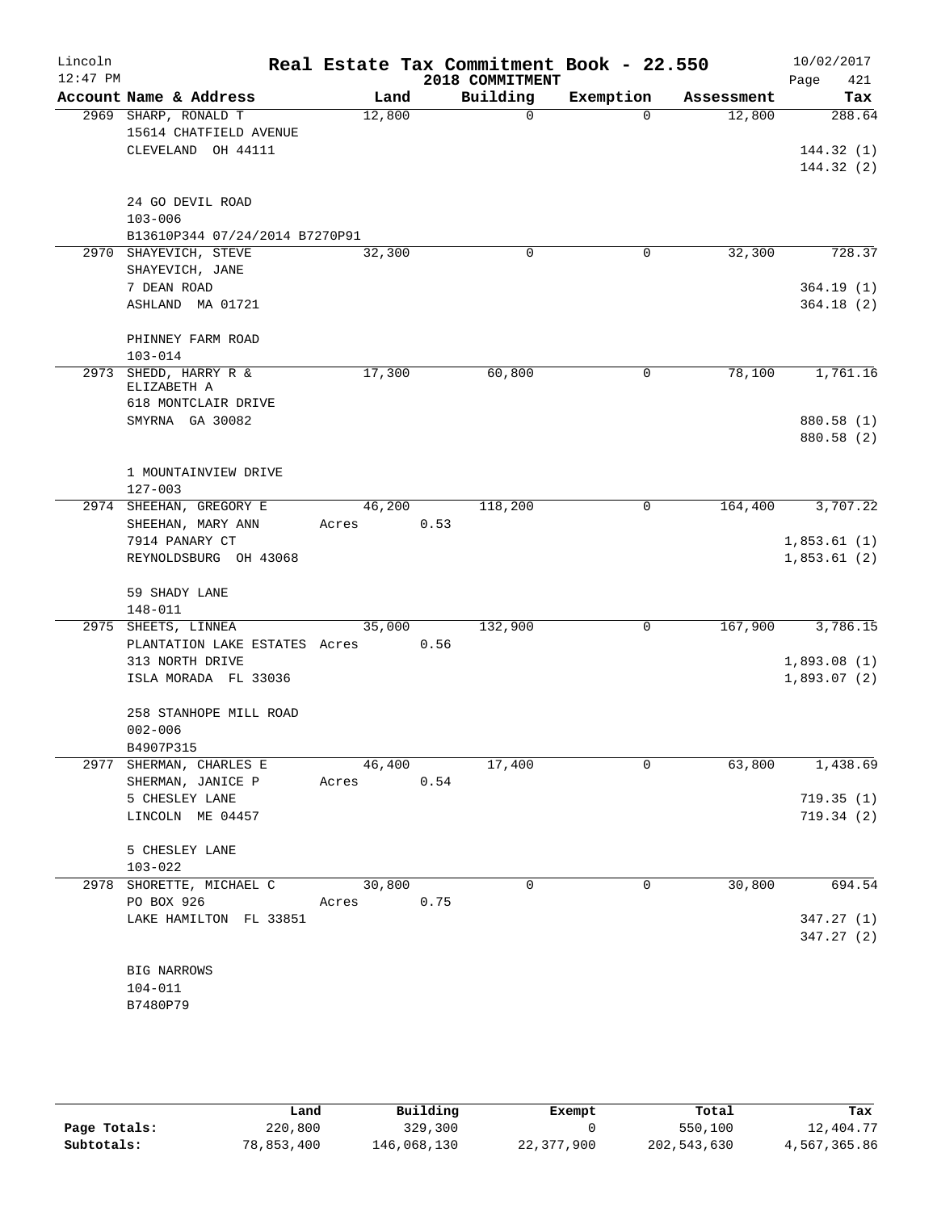# Lincoln — Real Estate Tax Commitment Book - 22.550 — 2018 COMMITMENT

12:47 PM — 10/02/2017 — Page 421

| Account | Name & Address | Land | Building | Exemption | Assessment | Tax |
|---|---|---|---|---|---|---|
| 2969 | SHARP, RONALD T<br>15614 CHATFIELD AVENUE<br>CLEVELAND OH 44111<br><br>24 GO DEVIL ROAD<br>103-006<br>B13610P344 07/24/2014 B7270P91 | 12,800 | 0 | 0 | 12,800 | 288.64<br>144.32 (1)<br>144.32 (2) |
| 2970 | SHAYEVICH, STEVE<br>SHAYEVICH, JANE<br>7 DEAN ROAD<br>ASHLAND MA 01721<br><br>PHINNEY FARM ROAD<br>103-014 | 32,300 | 0 | 0 | 32,300 | 728.37<br>364.19 (1)<br>364.18 (2) |
| 2973 | SHEDD, HARRY R &<br>ELIZABETH A<br>618 MONTCLAIR DRIVE<br>SMYRNA GA 30082<br><br>1 MOUNTAINVIEW DRIVE<br>127-003 | 17,300 | 60,800 | 0 | 78,100 | 1,761.16<br>880.58 (1)<br>880.58 (2) |
| 2974 | SHEEHAN, GREGORY E<br>SHEEHAN, MARY ANN<br>7914 PANARY CT<br>REYNOLDSBURG OH 43068<br><br>59 SHADY LANE<br>148-011 | 46,200<br>Acres 0.53 | 118,200 | 0 | 164,400 | 3,707.22<br>1,853.61 (1)<br>1,853.61 (2) |
| 2975 | SHEETS, LINNEA<br>PLANTATION LAKE ESTATES<br>313 NORTH DRIVE<br>ISLA MORADA FL 33036<br><br>258 STANHOPE MILL ROAD<br>002-006<br>B4907P315 | 35,000<br>Acres 0.56 | 132,900 | 0 | 167,900 | 3,786.15<br>1,893.08 (1)<br>1,893.07 (2) |
| 2977 | SHERMAN, CHARLES E<br>SHERMAN, JANICE P<br>5 CHESLEY LANE<br>LINCOLN ME 04457<br><br>5 CHESLEY LANE<br>103-022 | 46,400<br>Acres 0.54 | 17,400 | 0 | 63,800 | 1,438.69<br>719.35 (1)<br>719.34 (2) |
| 2978 | SHORETTE, MICHAEL C<br>PO BOX 926<br>LAKE HAMILTON FL 33851<br><br>BIG NARROWS<br>104-011<br>B7480P79 | 30,800<br>Acres 0.75 | 0 | 0 | 30,800 | 694.54<br>347.27 (1)<br>347.27 (2) |

| | Land | Building | Exempt | Total | Tax |
|---|---|---|---|---|---|
| Page Totals: | 220,800 | 329,300 | 0 | 550,100 | 12,404.77 |
| Subtotals: | 78,853,400 | 146,068,130 | 22,377,900 | 202,543,630 | 4,567,365.86 |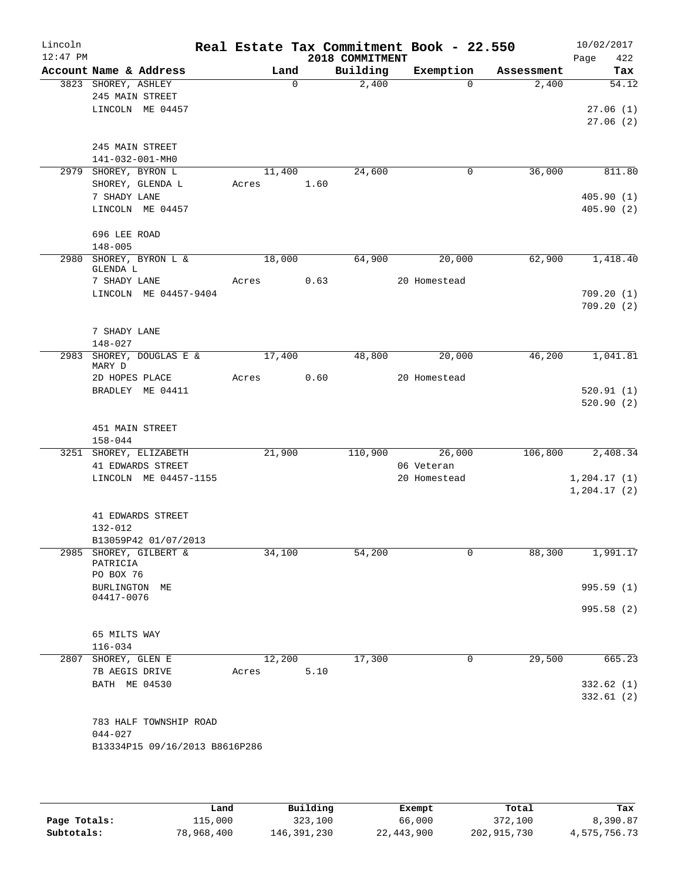# Real Estate Tax Commitment Book - 22.550

Lincoln
12:47 PM
2018 COMMITMENT
10/02/2017

| Account Name & Address | Land | Building | Exemption | Assessment | Tax |
|---|---|---|---|---|---|
| 3823 SHOREY, ASHLEY<br>245 MAIN STREET<br>LINCOLN ME 04457<br><br>245 MAIN STREET<br>141-032-001-MH0 | 0 | 2,400 | 0 | 2,400 | 54.12<br>27.06 (1)<br>27.06 (2) |
| 2979 SHOREY, BYRON L<br>SHOREY, GLENDA L<br>7 SHADY LANE<br>LINCOLN ME 04457<br><br>696 LEE ROAD<br>148-005 | 11,400<br>Acres 1.60 | 24,600 | 0 | 36,000 | 811.80<br>405.90 (1)<br>405.90 (2) |
| 2980 SHOREY, BYRON L & GLENDA L<br>7 SHADY LANE<br>LINCOLN ME 04457-9404<br><br>7 SHADY LANE<br>148-027 | 18,000<br>Acres 0.63 | 64,900 | 20,000<br>20 Homestead | 62,900 | 1,418.40<br>709.20 (1)<br>709.20 (2) |
| 2983 SHOREY, DOUGLAS E & MARY D<br>2D HOPES PLACE<br>BRADLEY ME 04411<br><br>451 MAIN STREET<br>158-044 | 17,400<br>Acres 0.60 | 48,800 | 20,000<br>20 Homestead | 46,200 | 1,041.81<br>520.91 (1)<br>520.90 (2) |
| 3251 SHOREY, ELIZABETH<br>41 EDWARDS STREET<br>LINCOLN ME 04457-1155<br><br>41 EDWARDS STREET<br>132-012<br>B13059P42 01/07/2013 | 21,900 | 110,900 | 26,000<br>06 Veteran<br>20 Homestead | 106,800 | 2,408.34<br>1,204.17 (1)<br>1,204.17 (2) |
| 2985 SHOREY, GILBERT & PATRICIA<br>PO BOX 76<br>BURLINGTON ME 04417-0076<br><br>65 MILTS WAY<br>116-034 | 34,100 | 54,200 | 0 | 88,300 | 1,991.17<br>995.59 (1)<br>995.58 (2) |
| 2807 SHOREY, GLEN E<br>7B AEGIS DRIVE<br>BATH ME 04530<br><br>783 HALF TOWNSHIP ROAD<br>044-027<br>B13334P15 09/16/2013 B8616P286 | 12,200<br>Acres 5.10 | 17,300 | 0 | 29,500 | 665.23<br>332.62 (1)<br>332.61 (2) |

| | Land | Building | Exempt | Total | Tax |
|---|---|---|---|---|---|
| Page Totals: | 115,000 | 323,100 | 66,000 | 372,100 | 8,390.87 |
| Subtotals: | 78,968,400 | 146,391,230 | 22,443,900 | 202,915,730 | 4,575,756.73 |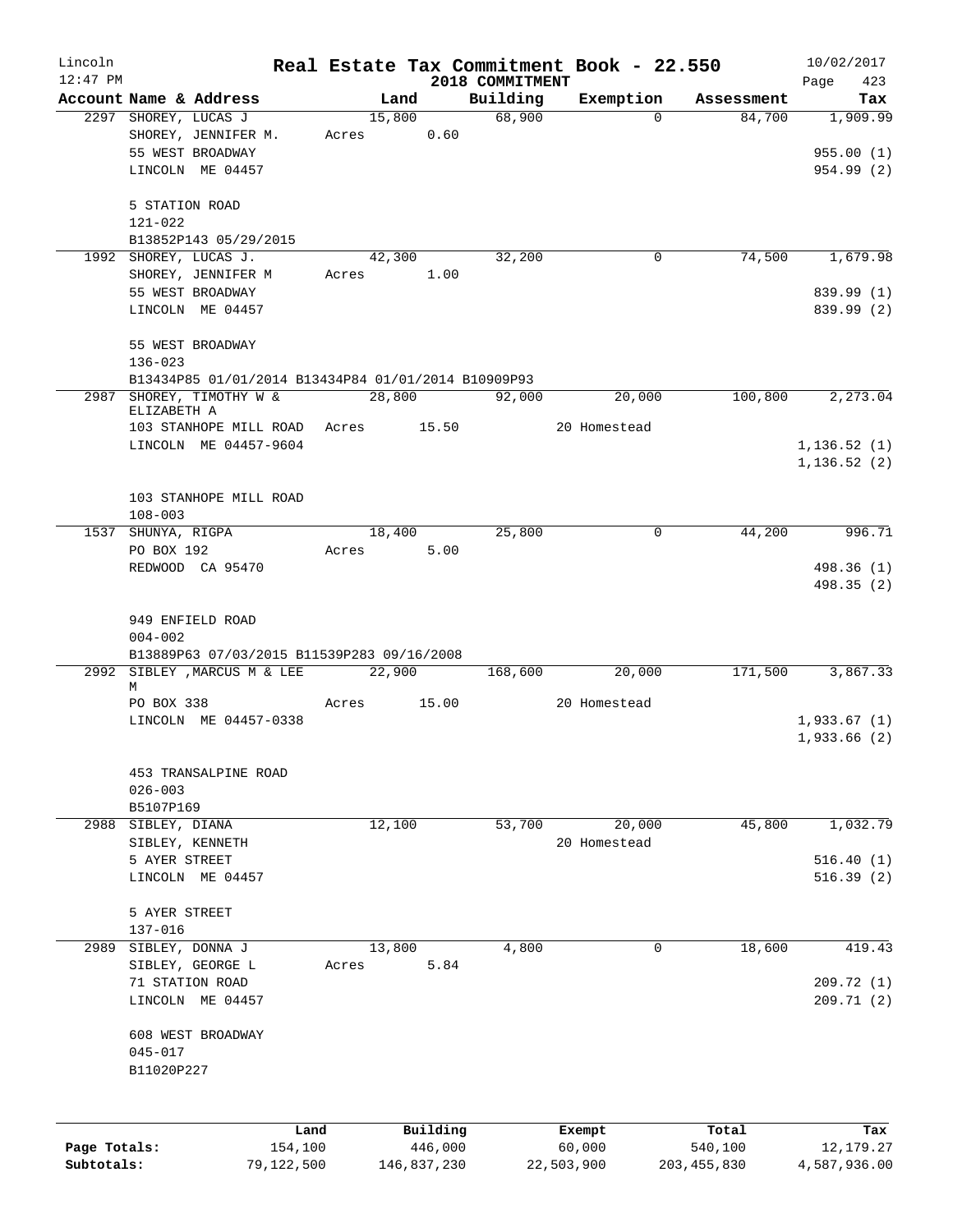# Real Estate Tax Commitment Book - 22.550

Lincoln, 12:47 PM — 2018 COMMITMENT — 10/02/2017

| Account Name & Address | Land | Building | Exemption | Assessment | Tax |
|---|---|---|---|---|---|
| 2297 SHOREY, LUCAS J | 15,800 | 68,900 | 0 | 84,700 | 1,909.99 |
| SHOREY, JENNIFER M. | Acres 0.60 | | | | |
| 55 WEST BROADWAY | | | | | 955.00 (1) |
| LINCOLN ME 04457 | | | | | 954.99 (2) |
| 5 STATION ROAD | | | | | |
| 121-022 | | | | | |
| B13852P143 05/29/2015 | | | | | |
| 1992 SHOREY, LUCAS J. | 42,300 | 32,200 | 0 | 74,500 | 1,679.98 |
| SHOREY, JENNIFER M | Acres 1.00 | | | | |
| 55 WEST BROADWAY | | | | | 839.99 (1) |
| LINCOLN ME 04457 | | | | | 839.99 (2) |
| 55 WEST BROADWAY | | | | | |
| 136-023 | | | | | |
| B13434P85 01/01/2014 B13434P84 01/01/2014 B10909P93 | | | | | |
| 2987 SHOREY, TIMOTHY W & ELIZABETH A | 28,800 | 92,000 | 20,000 | 100,800 | 2,273.04 |
| 103 STANHOPE MILL ROAD | Acres 15.50 | | 20 Homestead | | |
| LINCOLN ME 04457-9604 | | | | | 1,136.52 (1) |
| | | | | | 1,136.52 (2) |
| 103 STANHOPE MILL ROAD | | | | | |
| 108-003 | | | | | |
| 1537 SHUNYA, RIGPA | 18,400 | 25,800 | 0 | 44,200 | 996.71 |
| PO BOX 192 | Acres 5.00 | | | | |
| REDWOOD CA 95470 | | | | | 498.36 (1) |
| | | | | | 498.35 (2) |
| 949 ENFIELD ROAD | | | | | |
| 004-002 | | | | | |
| B13889P63 07/03/2015 B11539P283 09/16/2008 | | | | | |
| 2992 SIBLEY ,MARCUS M & LEE M | 22,900 | 168,600 | 20,000 | 171,500 | 3,867.33 |
| PO BOX 338 | Acres 15.00 | | 20 Homestead | | |
| LINCOLN ME 04457-0338 | | | | | 1,933.67 (1) |
| | | | | | 1,933.66 (2) |
| 453 TRANSALPINE ROAD | | | | | |
| 026-003 | | | | | |
| B5107P169 | | | | | |
| 2988 SIBLEY, DIANA | 12,100 | 53,700 | 20,000 | 45,800 | 1,032.79 |
| SIBLEY, KENNETH | | | 20 Homestead | | |
| 5 AYER STREET | | | | | 516.40 (1) |
| LINCOLN ME 04457 | | | | | 516.39 (2) |
| 5 AYER STREET | | | | | |
| 137-016 | | | | | |
| 2989 SIBLEY, DONNA J | 13,800 | 4,800 | 0 | 18,600 | 419.43 |
| SIBLEY, GEORGE L | Acres 5.84 | | | | |
| 71 STATION ROAD | | | | | 209.72 (1) |
| LINCOLN ME 04457 | | | | | 209.71 (2) |
| 608 WEST BROADWAY | | | | | |
| 045-017 | | | | | |
| B11020P227 | | | | | |

| | Land | Building | Exempt | Total | Tax |
|---|---|---|---|---|---|
| Page Totals: | 154,100 | 446,000 | 60,000 | 540,100 | 12,179.27 |
| Subtotals: | 79,122,500 | 146,837,230 | 22,503,900 | 203,455,830 | 4,587,936.00 |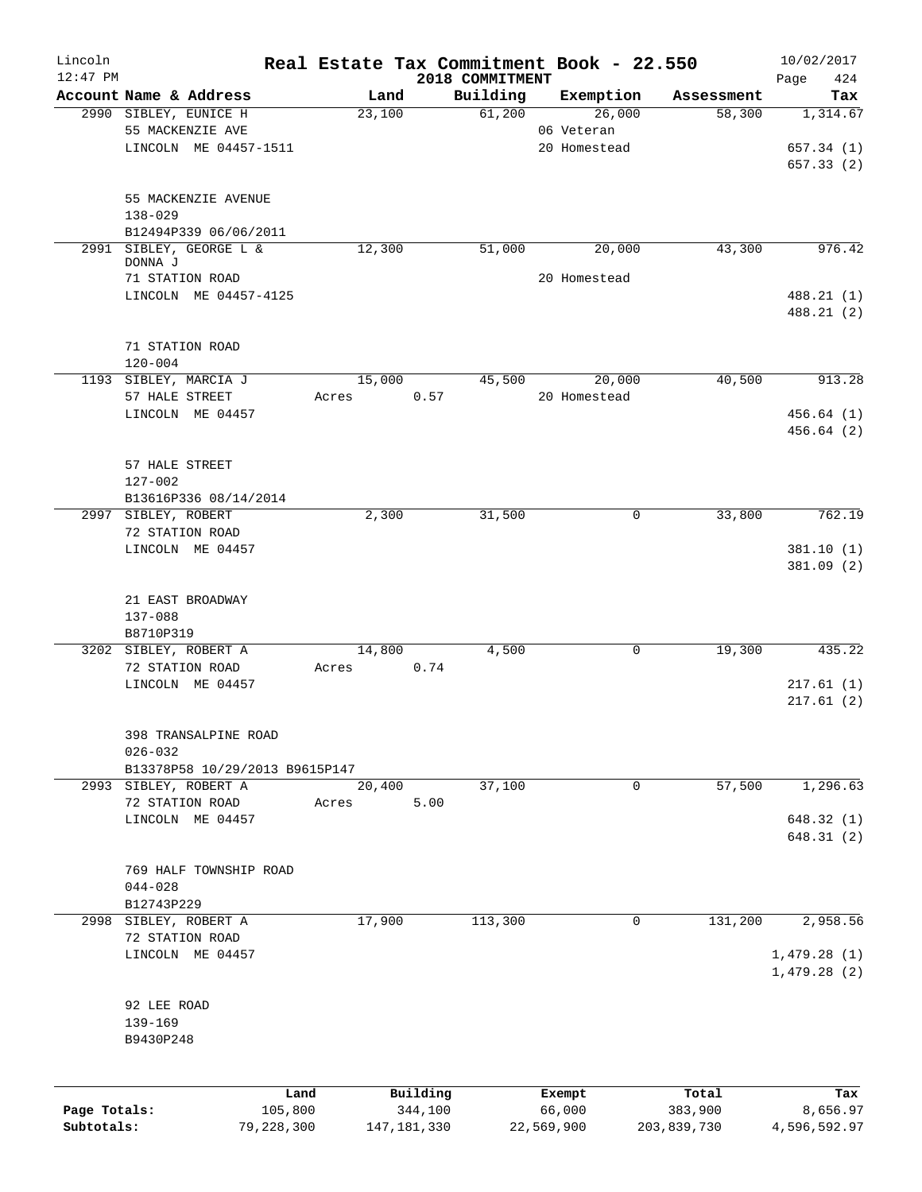# Real Estate Tax Commitment Book - 22.550

Lincoln
12:47 PM

2018 COMMITMENT

10/02/2017

| Account Name & Address | Land | Building | Exemption | Assessment | Tax |
|---|---|---|---|---|---|
| 2990 SIBLEY, EUNICE H | 23,100 | 61,200 | 26,000 | 58,300 | 1,314.67 |
| 55 MACKENZIE AVE | | | 06 Veteran | | |
| LINCOLN ME 04457-1511 | | | 20 Homestead | | 657.34 (1) |
| | | | | | 657.33 (2) |
| 55 MACKENZIE AVENUE | | | | | |
| 138-029 | | | | | |
| B12494P339 06/06/2011 | | | | | |
| 2991 SIBLEY, GEORGE L & DONNA J | 12,300 | 51,000 | 20,000 | 43,300 | 976.42 |
| 71 STATION ROAD | | | 20 Homestead | | |
| LINCOLN ME 04457-4125 | | | | | 488.21 (1) |
| | | | | | 488.21 (2) |
| 71 STATION ROAD | | | | | |
| 120-004 | | | | | |
| 1193 SIBLEY, MARCIA J | 15,000 | 45,500 | 20,000 | 40,500 | 913.28 |
| 57 HALE STREET | Acres 0.57 | | 20 Homestead | | |
| LINCOLN ME 04457 | | | | | 456.64 (1) |
| | | | | | 456.64 (2) |
| 57 HALE STREET | | | | | |
| 127-002 | | | | | |
| B13616P336 08/14/2014 | | | | | |
| 2997 SIBLEY, ROBERT | 2,300 | 31,500 | 0 | 33,800 | 762.19 |
| 72 STATION ROAD | | | | | |
| LINCOLN ME 04457 | | | | | 381.10 (1) |
| | | | | | 381.09 (2) |
| 21 EAST BROADWAY | | | | | |
| 137-088 | | | | | |
| B8710P319 | | | | | |
| 3202 SIBLEY, ROBERT A | 14,800 | 4,500 | 0 | 19,300 | 435.22 |
| 72 STATION ROAD | Acres 0.74 | | | | |
| LINCOLN ME 04457 | | | | | 217.61 (1) |
| | | | | | 217.61 (2) |
| 398 TRANSALPINE ROAD | | | | | |
| 026-032 | | | | | |
| B13378P58 10/29/2013 B9615P147 | | | | | |
| 2993 SIBLEY, ROBERT A | 20,400 | 37,100 | 0 | 57,500 | 1,296.63 |
| 72 STATION ROAD | Acres 5.00 | | | | |
| LINCOLN ME 04457 | | | | | 648.32 (1) |
| | | | | | 648.31 (2) |
| 769 HALF TOWNSHIP ROAD | | | | | |
| 044-028 | | | | | |
| B12743P229 | | | | | |
| 2998 SIBLEY, ROBERT A | 17,900 | 113,300 | 0 | 131,200 | 2,958.56 |
| 72 STATION ROAD | | | | | |
| LINCOLN ME 04457 | | | | | 1,479.28 (1) |
| | | | | | 1,479.28 (2) |
| 92 LEE ROAD | | | | | |
| 139-169 | | | | | |
| B9430P248 | | | | | |

| | Land | Building | Exempt | Total | Tax |
|---|---|---|---|---|---|
| Page Totals: | 105,800 | 344,100 | 66,000 | 383,900 | 8,656.97 |
| Subtotals: | 79,228,300 | 147,181,330 | 22,569,900 | 203,839,730 | 4,596,592.97 |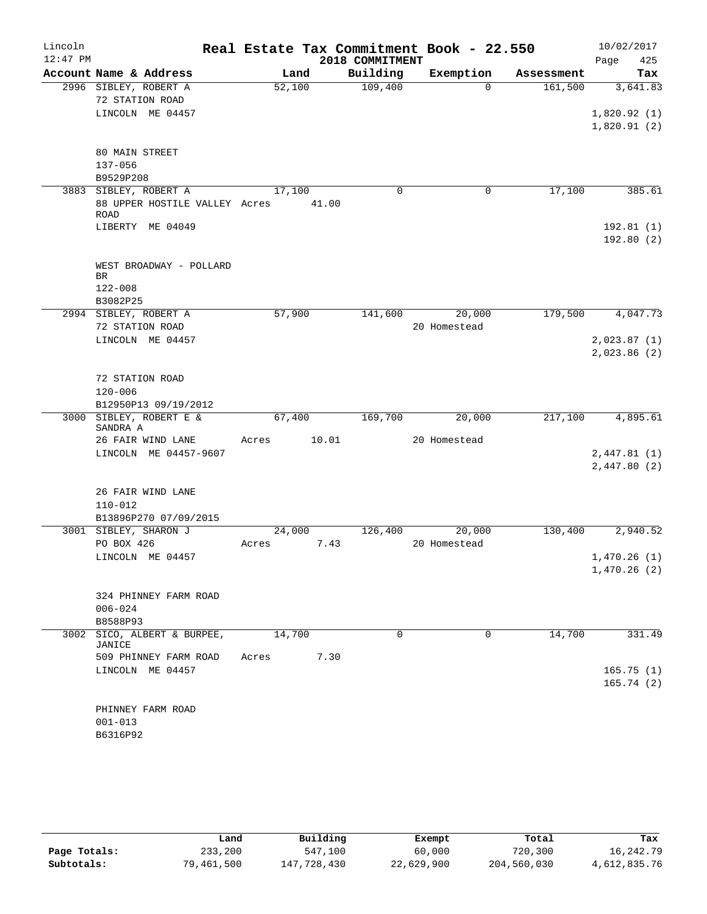# Real Estate Tax Commitment Book - 22.550

Lincoln
12:47 PM

2018 COMMITMENT

10/02/2017

| Account Name & Address | Land | Building | Exemption | Assessment | Tax |
|---|---|---|---|---|---|
| 2996 SIBLEY, ROBERT A<br>72 STATION ROAD<br>LINCOLN ME 04457<br><br>80 MAIN STREET<br>137-056<br>B9529P208 | 52,100 | 109,400 | 0 | 161,500 | 3,641.83<br><br>1,820.92 (1)<br>1,820.91 (2) |
| 3883 SIBLEY, ROBERT A<br>88 UPPER HOSTILE VALLEY ROAD<br>LIBERTY ME 04049<br><br>WEST BROADWAY - POLLARD BR<br>122-008<br>B3082P25 | 17,100<br>Acres 41.00 | 0 | 0 | 17,100 | 385.61<br><br>192.81 (1)<br>192.80 (2) |
| 2994 SIBLEY, ROBERT A<br>72 STATION ROAD<br>LINCOLN ME 04457<br><br>72 STATION ROAD<br>120-006<br>B12950P13 09/19/2012 | 57,900 | 141,600 | 20,000<br>20 Homestead | 179,500 | 4,047.73<br><br>2,023.87 (1)<br>2,023.86 (2) |
| 3000 SIBLEY, ROBERT E & SANDRA A<br>26 FAIR WIND LANE<br>LINCOLN ME 04457-9607<br><br>26 FAIR WIND LANE<br>110-012<br>B13896P270 07/09/2015 | 67,400<br>Acres 10.01 | 169,700 | 20,000<br>20 Homestead | 217,100 | 4,895.61<br><br>2,447.81 (1)<br>2,447.80 (2) |
| 3001 SIBLEY, SHARON J<br>PO BOX 426<br>LINCOLN ME 04457<br><br>324 PHINNEY FARM ROAD<br>006-024<br>B8588P93 | 24,000<br>Acres 7.43 | 126,400 | 20,000<br>20 Homestead | 130,400 | 2,940.52<br><br>1,470.26 (1)<br>1,470.26 (2) |
| 3002 SICO, ALBERT & BURPEE, JANICE<br>509 PHINNEY FARM ROAD<br>LINCOLN ME 04457<br><br>PHINNEY FARM ROAD<br>001-013<br>B6316P92 | 14,700<br>Acres 7.30 | 0 | 0 | 14,700 | 331.49<br><br>165.75 (1)<br>165.74 (2) |

|  | Land | Building | Exempt | Total | Tax |
|---|---|---|---|---|---|
| Page Totals: | 233,200 | 547,100 | 60,000 | 720,300 | 16,242.79 |
| Subtotals: | 79,461,500 | 147,728,430 | 22,629,900 | 204,560,030 | 4,612,835.76 |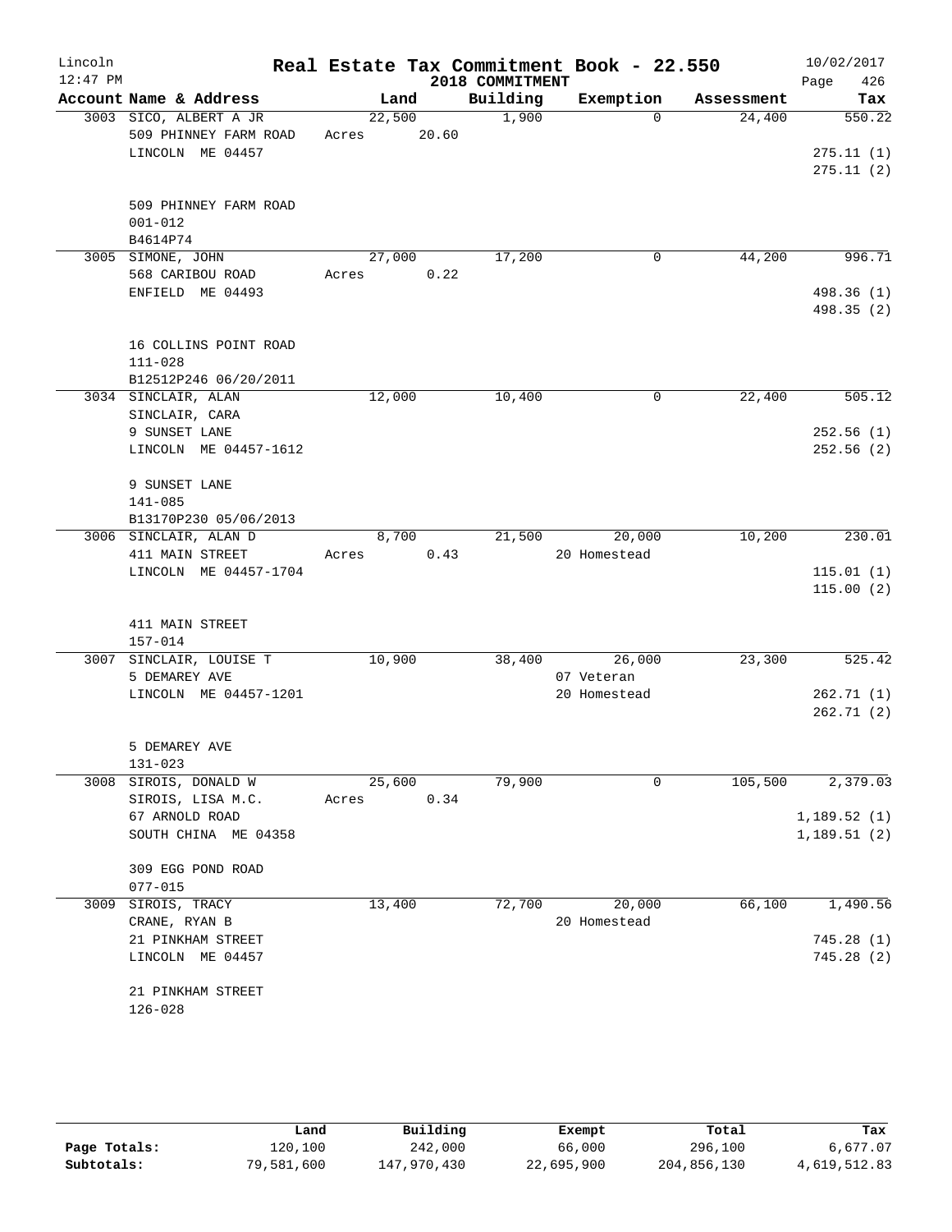# Real Estate Tax Commitment Book - 22.550

Lincoln 12:47 PM — 2018 COMMITMENT — 10/02/2017

| Account Name & Address | Land | Building | Exemption | Assessment | Tax |
|---|---|---|---|---|---|
| 3003 SICO, ALBERT A JR<br>509 PHINNEY FARM ROAD<br>LINCOLN ME 04457<br><br>509 PHINNEY FARM ROAD<br>001-012<br>B4614P74 | 22,500<br>Acres 20.60 | 1,900 | 0 | 24,400 | 550.22<br><br>275.11 (1)<br>275.11 (2) |
| 3005 SIMONE, JOHN<br>568 CARIBOU ROAD<br>ENFIELD ME 04493<br><br>16 COLLINS POINT ROAD<br>111-028<br>B12512P246 06/20/2011 | 27,000<br>Acres 0.22 | 17,200 | 0 | 44,200 | 996.71<br><br>498.36 (1)<br>498.35 (2) |
| 3034 SINCLAIR, ALAN<br>SINCLAIR, CARA<br>9 SUNSET LANE<br>LINCOLN ME 04457-1612<br><br>9 SUNSET LANE<br>141-085<br>B13170P230 05/06/2013 | 12,000 | 10,400 | 0 | 22,400 | 505.12<br><br>252.56 (1)<br>252.56 (2) |
| 3006 SINCLAIR, ALAN D<br>411 MAIN STREET<br>LINCOLN ME 04457-1704<br><br>411 MAIN STREET<br>157-014 | 8,700<br>Acres 0.43 | 21,500 | 20,000<br>20 Homestead | 10,200 | 230.01<br><br>115.01 (1)<br>115.00 (2) |
| 3007 SINCLAIR, LOUISE T<br>5 DEMAREY AVE<br>LINCOLN ME 04457-1201<br><br>5 DEMAREY AVE<br>131-023 | 10,900 | 38,400 | 26,000<br>07 Veteran<br>20 Homestead | 23,300 | 525.42<br><br>262.71 (1)<br>262.71 (2) |
| 3008 SIROIS, DONALD W<br>SIROIS, LISA M.C.<br>67 ARNOLD ROAD<br>SOUTH CHINA ME 04358<br><br>309 EGG POND ROAD<br>077-015 | 25,600<br>Acres 0.34 | 79,900 | 0 | 105,500 | 2,379.03<br><br>1,189.52 (1)<br>1,189.51 (2) |
| 3009 SIROIS, TRACY<br>CRANE, RYAN B<br>21 PINKHAM STREET<br>LINCOLN ME 04457<br><br>21 PINKHAM STREET<br>126-028 | 13,400 | 72,700 | 20,000<br>20 Homestead | 66,100 | 1,490.56<br><br>745.28 (1)<br>745.28 (2) |

| | Land | Building | Exempt | Total | Tax |
|---|---|---|---|---|---|
| Page Totals: | 120,100 | 242,000 | 66,000 | 296,100 | 6,677.07 |
| Subtotals: | 79,581,600 | 147,970,430 | 22,695,900 | 204,856,130 | 4,619,512.83 |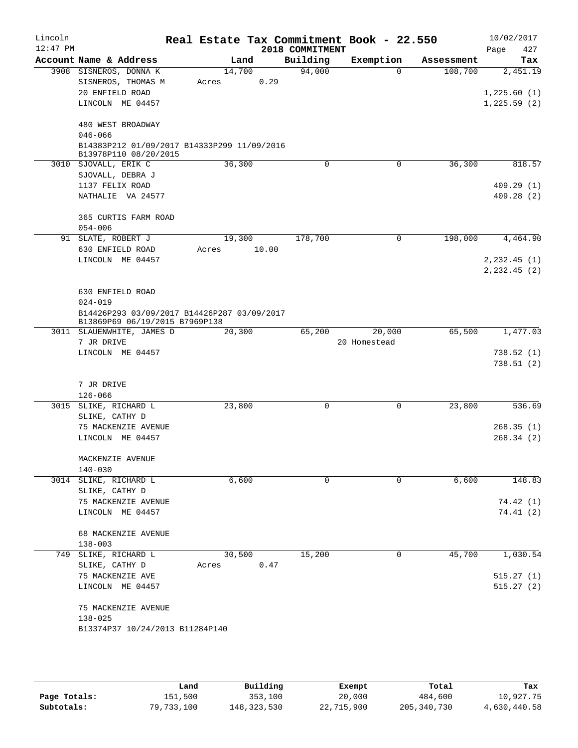Lincoln 12:47 PM

# Real Estate Tax Commitment Book - 22.550

2018 COMMITMENT

10/02/2017

| Account Name & Address | Land | Building | Exemption | Assessment | Tax |
|---|---|---|---|---|---|
| 3908 SISNEROS, DONNA K | 14,700 | 94,000 | 0 | 108,700 | 2,451.19 |
| SISNEROS, THOMAS M | Acres 0.29 | | | | |
| 20 ENFIELD ROAD | | | | | 1,225.60 (1) |
| LINCOLN ME 04457 | | | | | 1,225.59 (2) |
| 480 WEST BROADWAY | | | | | |
| 046-066 | | | | | |
| B14383P212 01/09/2017 B14333P299 11/09/2016 B13978P110 08/20/2015 | | | | | |
| 3010 SJOVALL, ERIK C | 36,300 | 0 | 0 | 36,300 | 818.57 |
| SJOVALL, DEBRA J | | | | | |
| 1137 FELIX ROAD | | | | | 409.29 (1) |
| NATHALIE VA 24577 | | | | | 409.28 (2) |
| 365 CURTIS FARM ROAD | | | | | |
| 054-006 | | | | | |
| 91 SLATE, ROBERT J | 19,300 | 178,700 | 0 | 198,000 | 4,464.90 |
| 630 ENFIELD ROAD | Acres 10.00 | | | | |
| LINCOLN ME 04457 | | | | | 2,232.45 (1) |
| | | | | | 2,232.45 (2) |
| 630 ENFIELD ROAD | | | | | |
| 024-019 | | | | | |
| B14426P293 03/09/2017 B14426P287 03/09/2017 B13869P69 06/19/2015 B7969P138 | | | | | |
| 3011 SLAUENWHITE, JAMES D | 20,300 | 65,200 | 20,000 | 65,500 | 1,477.03 |
| 7 JR DRIVE | | | 20 Homestead | | |
| LINCOLN ME 04457 | | | | | 738.52 (1) |
| | | | | | 738.51 (2) |
| 7 JR DRIVE | | | | | |
| 126-066 | | | | | |
| 3015 SLIKE, RICHARD L | 23,800 | 0 | 0 | 23,800 | 536.69 |
| SLIKE, CATHY D | | | | | |
| 75 MACKENZIE AVENUE | | | | | 268.35 (1) |
| LINCOLN ME 04457 | | | | | 268.34 (2) |
| MACKENZIE AVENUE | | | | | |
| 140-030 | | | | | |
| 3014 SLIKE, RICHARD L | 6,600 | 0 | 0 | 6,600 | 148.83 |
| SLIKE, CATHY D | | | | | |
| 75 MACKENZIE AVENUE | | | | | 74.42 (1) |
| LINCOLN ME 04457 | | | | | 74.41 (2) |
| 68 MACKENZIE AVENUE | | | | | |
| 138-003 | | | | | |
| 749 SLIKE, RICHARD L | 30,500 | 15,200 | 0 | 45,700 | 1,030.54 |
| SLIKE, CATHY D | Acres 0.47 | | | | |
| 75 MACKENZIE AVE | | | | | 515.27 (1) |
| LINCOLN ME 04457 | | | | | 515.27 (2) |
| 75 MACKENZIE AVENUE | | | | | |
| 138-025 | | | | | |
| B13374P37 10/24/2013 B11284P140 | | | | | |

| | Land | Building | Exempt | Total | Tax |
|---|---|---|---|---|---|
| Page Totals: | 151,500 | 353,100 | 20,000 | 484,600 | 10,927.75 |
| Subtotals: | 79,733,100 | 148,323,530 | 22,715,900 | 205,340,730 | 4,630,440.58 |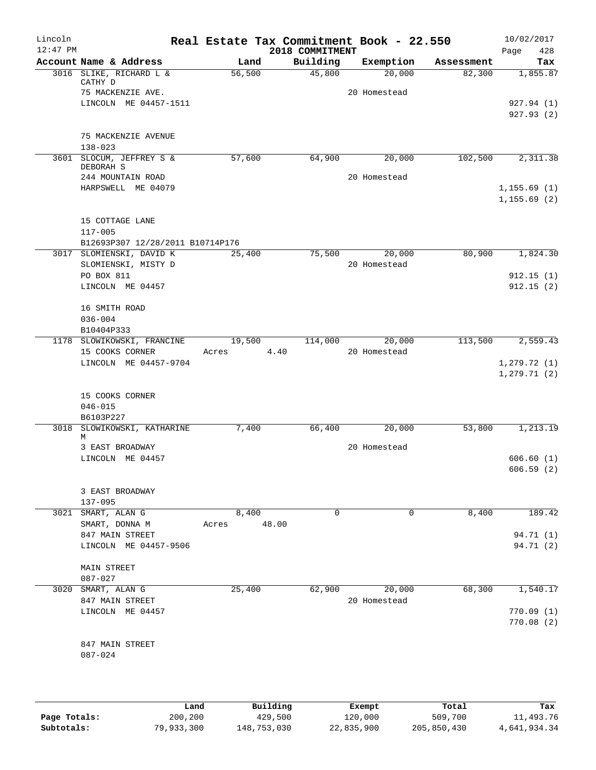# Real Estate Tax Commitment Book - 22.550

Lincoln
12:47 PM

2018 COMMITMENT

10/02/2017

| Account | Name & Address | Land | Building | Exemption | Assessment | Tax |
|---|---|---|---|---|---|---|
| 3016 | SLIKE, RICHARD L & CATHY D<br>75 MACKENZIE AVE.<br>LINCOLN ME 04457-1511<br><br>75 MACKENZIE AVENUE<br>138-023 | 56,500 | 45,800 | 20,000<br>20 Homestead | 82,300 | 1,855.87<br><br>927.94 (1)<br>927.93 (2) |
| 3601 | SLOCUM, JEFFREY S & DEBORAH S<br>244 MOUNTAIN ROAD<br>HARPSWELL ME 04079<br><br>15 COTTAGE LANE<br>117-005<br>B12693P307 12/28/2011 B10714P176 | 57,600 | 64,900 | 20,000<br>20 Homestead | 102,500 | 2,311.38<br><br>1,155.69 (1)<br>1,155.69 (2) |
| 3017 | SLOMIENSKI, DAVID K<br>SLOMIENSKI, MISTY D<br>PO BOX 811<br>LINCOLN ME 04457<br><br>16 SMITH ROAD<br>036-004<br>B10404P333 | 25,400 | 75,500 | 20,000<br>20 Homestead | 80,900 | 1,824.30<br><br>912.15 (1)<br>912.15 (2) |
| 1178 | SLOWIKOWSKI, FRANCINE<br>15 COOKS CORNER<br>LINCOLN ME 04457-9704<br><br>15 COOKS CORNER<br>046-015<br>B6103P227 | 19,500<br>Acres 4.40 | 114,000 | 20,000<br>20 Homestead | 113,500 | 2,559.43<br><br>1,279.72 (1)<br>1,279.71 (2) |
| 3018 | SLOWIKOWSKI, KATHARINE M<br>3 EAST BROADWAY<br>LINCOLN ME 04457<br><br>3 EAST BROADWAY<br>137-095 | 7,400 | 66,400 | 20,000<br>20 Homestead | 53,800 | 1,213.19<br><br>606.60 (1)<br>606.59 (2) |
| 3021 | SMART, ALAN G<br>SMART, DONNA M<br>847 MAIN STREET<br>LINCOLN ME 04457-9506<br><br>MAIN STREET<br>087-027 | 8,400<br>Acres 48.00 | 0 | 0 | 8,400 | 189.42<br><br>94.71 (1)<br>94.71 (2) |
| 3020 | SMART, ALAN G<br>847 MAIN STREET<br>LINCOLN ME 04457<br><br>847 MAIN STREET<br>087-024 | 25,400 | 62,900 | 20,000<br>20 Homestead | 68,300 | 1,540.17<br><br>770.09 (1)<br>770.08 (2) |

| | Land | Building | Exempt | Total | Tax |
|---|---|---|---|---|---|
| Page Totals: | 200,200 | 429,500 | 120,000 | 509,700 | 11,493.76 |
| Subtotals: | 79,933,300 | 148,753,030 | 22,835,900 | 205,850,430 | 4,641,934.34 |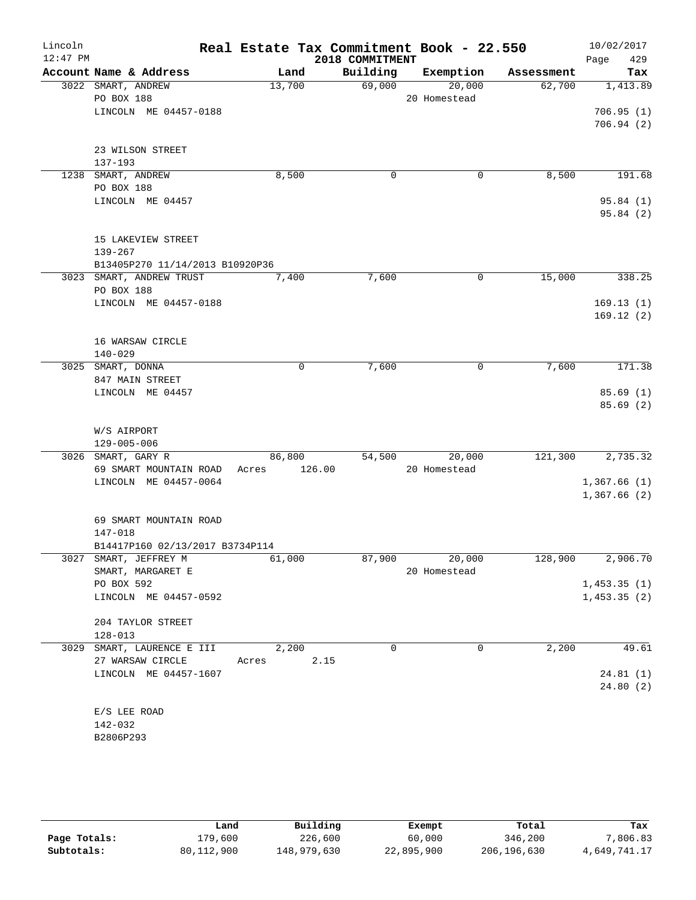# Real Estate Tax Commitment Book - 22.550

Lincoln, 12:47 PM — 2018 COMMITMENT — 10/02/2017

| Account Name & Address | Land | Building | Exemption | Assessment | Tax |
|---|---|---|---|---|---|
| 3022 SMART, ANDREW<br>PO BOX 188<br>LINCOLN ME 04457-0188<br><br>23 WILSON STREET<br>137-193 | 13,700 | 69,000 | 20,000<br>20 Homestead | 62,700 | 1,413.89<br><br>706.95 (1)<br>706.94 (2) |
| 1238 SMART, ANDREW<br>PO BOX 188<br>LINCOLN ME 04457<br><br>15 LAKEVIEW STREET<br>139-267<br>B13405P270 11/14/2013 B10920P36 | 8,500 | 0 | 0 | 8,500 | 191.68<br><br>95.84 (1)<br>95.84 (2) |
| 3023 SMART, ANDREW TRUST<br>PO BOX 188<br>LINCOLN ME 04457-0188<br><br>16 WARSAW CIRCLE<br>140-029 | 7,400 | 7,600 | 0 | 15,000 | 338.25<br><br>169.13 (1)<br>169.12 (2) |
| 3025 SMART, DONNA<br>847 MAIN STREET<br>LINCOLN ME 04457<br><br>W/S AIRPORT<br>129-005-006 | 0 | 7,600 | 0 | 7,600 | 171.38<br><br>85.69 (1)<br>85.69 (2) |
| 3026 SMART, GARY R<br>69 SMART MOUNTAIN ROAD<br>LINCOLN ME 04457-0064<br><br>69 SMART MOUNTAIN ROAD<br>147-018<br>B14417P160 02/13/2017 B3734P114 | 86,800<br>Acres 126.00 | 54,500 | 20,000<br>20 Homestead | 121,300 | 2,735.32<br><br>1,367.66 (1)<br>1,367.66 (2) |
| 3027 SMART, JEFFREY M<br>SMART, MARGARET E<br>PO BOX 592<br>LINCOLN ME 04457-0592<br><br>204 TAYLOR STREET<br>128-013 | 61,000 | 87,900 | 20,000<br>20 Homestead | 128,900 | 2,906.70<br><br>1,453.35 (1)<br>1,453.35 (2) |
| 3029 SMART, LAURENCE E III<br>27 WARSAW CIRCLE<br>LINCOLN ME 04457-1607<br><br>E/S LEE ROAD<br>142-032<br>B2806P293 | 2,200<br>Acres 2.15 | 0 | 0 | 2,200 | 49.61<br><br>24.81 (1)<br>24.80 (2) |

| | Land | Building | Exempt | Total | Tax |
|---|---|---|---|---|---|
| Page Totals: | 179,600 | 226,600 | 60,000 | 346,200 | 7,806.83 |
| Subtotals: | 80,112,900 | 148,979,630 | 22,895,900 | 206,196,630 | 4,649,741.17 |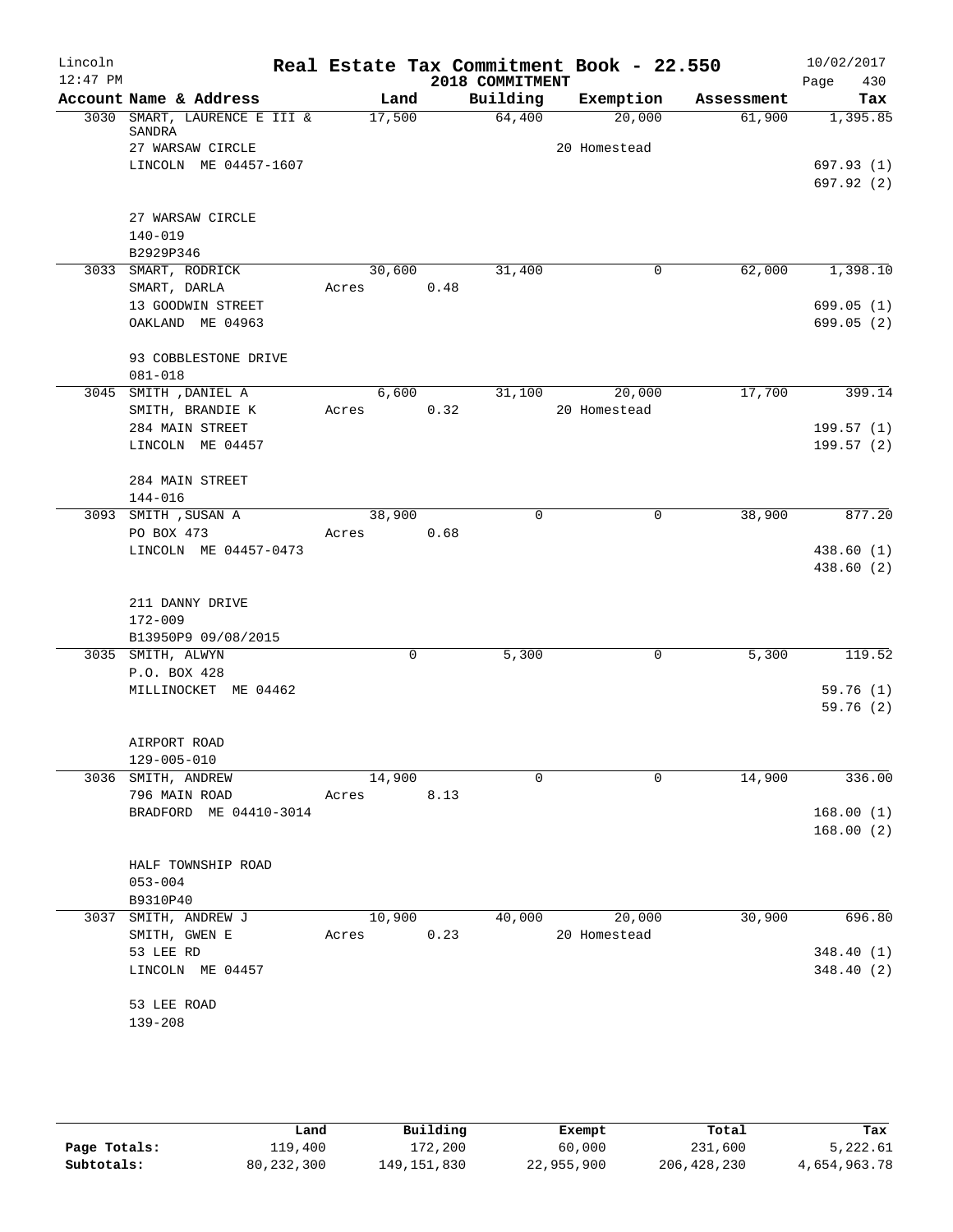# Real Estate Tax Commitment Book - 22.550

Lincoln 12:47 PM — 2018 COMMITMENT — 10/02/2017

| Account | Name & Address | Land | Building | Exemption | Assessment | Tax |
|---|---|---|---|---|---|---|
| 3030 | SMART, LAURENCE E III & SANDRA<br>27 WARSAW CIRCLE<br>LINCOLN ME 04457-1607<br><br>27 WARSAW CIRCLE<br>140-019<br>B2929P346 | 17,500 | 64,400 | 20,000<br>20 Homestead | 61,900 | 1,395.85<br>697.93 (1)<br>697.92 (2) |
| 3033 | SMART, RODRICK<br>SMART, DARLA<br>13 GOODWIN STREET<br>OAKLAND ME 04963<br><br>93 COBBLESTONE DRIVE<br>081-018 | 30,600<br>Acres 0.48 | 31,400 | 0 | 62,000 | 1,398.10<br>699.05 (1)<br>699.05 (2) |
| 3045 | SMITH ,DANIEL A<br>SMITH, BRANDIE K<br>284 MAIN STREET<br>LINCOLN ME 04457<br><br>284 MAIN STREET<br>144-016 | 6,600<br>Acres 0.32 | 31,100 | 20,000<br>20 Homestead | 17,700 | 399.14<br>199.57 (1)<br>199.57 (2) |
| 3093 | SMITH ,SUSAN A<br>PO BOX 473<br>LINCOLN ME 04457-0473<br><br>211 DANNY DRIVE<br>172-009<br>B13950P9 09/08/2015 | 38,900<br>Acres 0.68 | 0 | 0 | 38,900 | 877.20<br>438.60 (1)<br>438.60 (2) |
| 3035 | SMITH, ALWYN<br>P.O. BOX 428<br>MILLINOCKET ME 04462<br><br>AIRPORT ROAD<br>129-005-010 | 0 | 5,300 | 0 | 5,300 | 119.52<br>59.76 (1)<br>59.76 (2) |
| 3036 | SMITH, ANDREW<br>796 MAIN ROAD<br>BRADFORD ME 04410-3014<br><br>HALF TOWNSHIP ROAD<br>053-004<br>B9310P40 | 14,900<br>Acres 8.13 | 0 | 0 | 14,900 | 336.00<br>168.00 (1)<br>168.00 (2) |
| 3037 | SMITH, ANDREW J<br>SMITH, GWEN E<br>53 LEE RD<br>LINCOLN ME 04457<br><br>53 LEE ROAD<br>139-208 | 10,900<br>Acres 0.23 | 40,000 | 20,000<br>20 Homestead | 30,900 | 696.80<br>348.40 (1)<br>348.40 (2) |

| | Land | Building | Exempt | Total | Tax |
|---|---|---|---|---|---|
| Page Totals: | 119,400 | 172,200 | 60,000 | 231,600 | 5,222.61 |
| Subtotals: | 80,232,300 | 149,151,830 | 22,955,900 | 206,428,230 | 4,654,963.78 |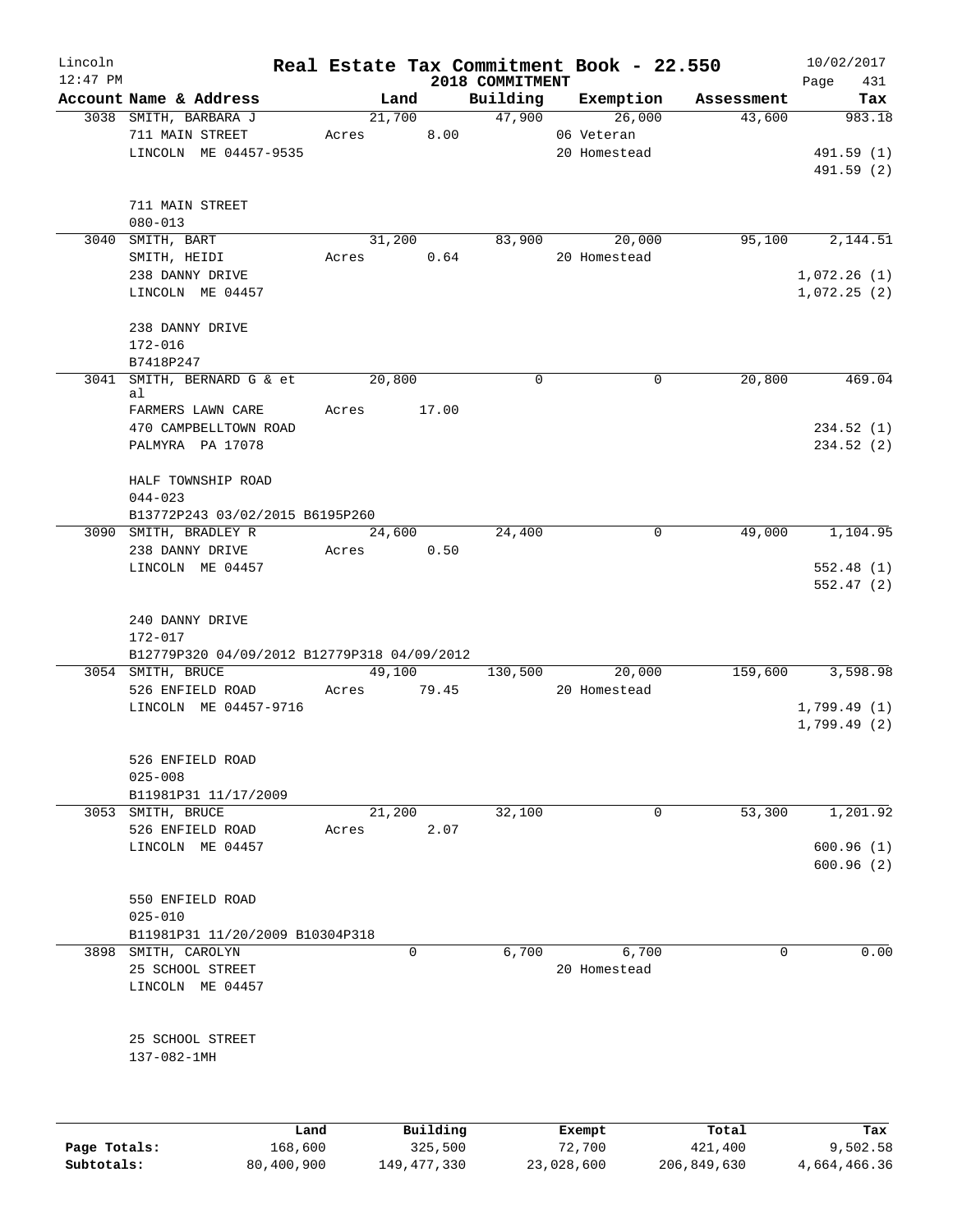# Real Estate Tax Commitment Book - 22.550

Lincoln 12:47 PM — 2018 COMMITMENT — 10/02/2017

| Account Name & Address | Land | Building | Exemption | Assessment | Tax |
|---|---|---|---|---|---|
| 3038 SMITH, BARBARA J | 21,700 | 47,900 | 26,000 | 43,600 | 983.18 |
| 711 MAIN STREET | Acres 8.00 | | 06 Veteran | | |
| LINCOLN ME 04457-9535 | | | 20 Homestead | | 491.59 (1) |
| | | | | | 491.59 (2) |
| 711 MAIN STREET | | | | | |
| 080-013 | | | | | |
| 3040 SMITH, BART | 31,200 | 83,900 | 20,000 | 95,100 | 2,144.51 |
| SMITH, HEIDI | Acres 0.64 | | 20 Homestead | | |
| 238 DANNY DRIVE | | | | | 1,072.26 (1) |
| LINCOLN ME 04457 | | | | | 1,072.25 (2) |
| 238 DANNY DRIVE | | | | | |
| 172-016 | | | | | |
| B7418P247 | | | | | |
| 3041 SMITH, BERNARD G & et al | 20,800 | 0 | 0 | 20,800 | 469.04 |
| FARMERS LAWN CARE | Acres 17.00 | | | | |
| 470 CAMPBELLTOWN ROAD | | | | | 234.52 (1) |
| PALMYRA PA 17078 | | | | | 234.52 (2) |
| HALF TOWNSHIP ROAD | | | | | |
| 044-023 | | | | | |
| B13772P243 03/02/2015 B6195P260 | | | | | |
| 3090 SMITH, BRADLEY R | 24,600 | 24,400 | 0 | 49,000 | 1,104.95 |
| 238 DANNY DRIVE | Acres 0.50 | | | | |
| LINCOLN ME 04457 | | | | | 552.48 (1) |
| | | | | | 552.47 (2) |
| 240 DANNY DRIVE | | | | | |
| 172-017 | | | | | |
| B12779P320 04/09/2012 B12779P318 04/09/2012 | | | | | |
| 3054 SMITH, BRUCE | 49,100 | 130,500 | 20,000 | 159,600 | 3,598.98 |
| 526 ENFIELD ROAD | Acres 79.45 | | 20 Homestead | | |
| LINCOLN ME 04457-9716 | | | | | 1,799.49 (1) |
| | | | | | 1,799.49 (2) |
| 526 ENFIELD ROAD | | | | | |
| 025-008 | | | | | |
| B11981P31 11/17/2009 | | | | | |
| 3053 SMITH, BRUCE | 21,200 | 32,100 | 0 | 53,300 | 1,201.92 |
| 526 ENFIELD ROAD | Acres 2.07 | | | | |
| LINCOLN ME 04457 | | | | | 600.96 (1) |
| | | | | | 600.96 (2) |
| 550 ENFIELD ROAD | | | | | |
| 025-010 | | | | | |
| B11981P31 11/20/2009 B10304P318 | | | | | |
| 3898 SMITH, CAROLYN | 0 | 6,700 | 6,700 | 0 | 0.00 |
| 25 SCHOOL STREET | | | 20 Homestead | | |
| LINCOLN ME 04457 | | | | | |
| 25 SCHOOL STREET | | | | | |
| 137-082-1MH | | | | | |

| | Land | Building | Exempt | Total | Tax |
|---|---|---|---|---|---|
| Page Totals: | 168,600 | 325,500 | 72,700 | 421,400 | 9,502.58 |
| Subtotals: | 80,400,900 | 149,477,330 | 23,028,600 | 206,849,630 | 4,664,466.36 |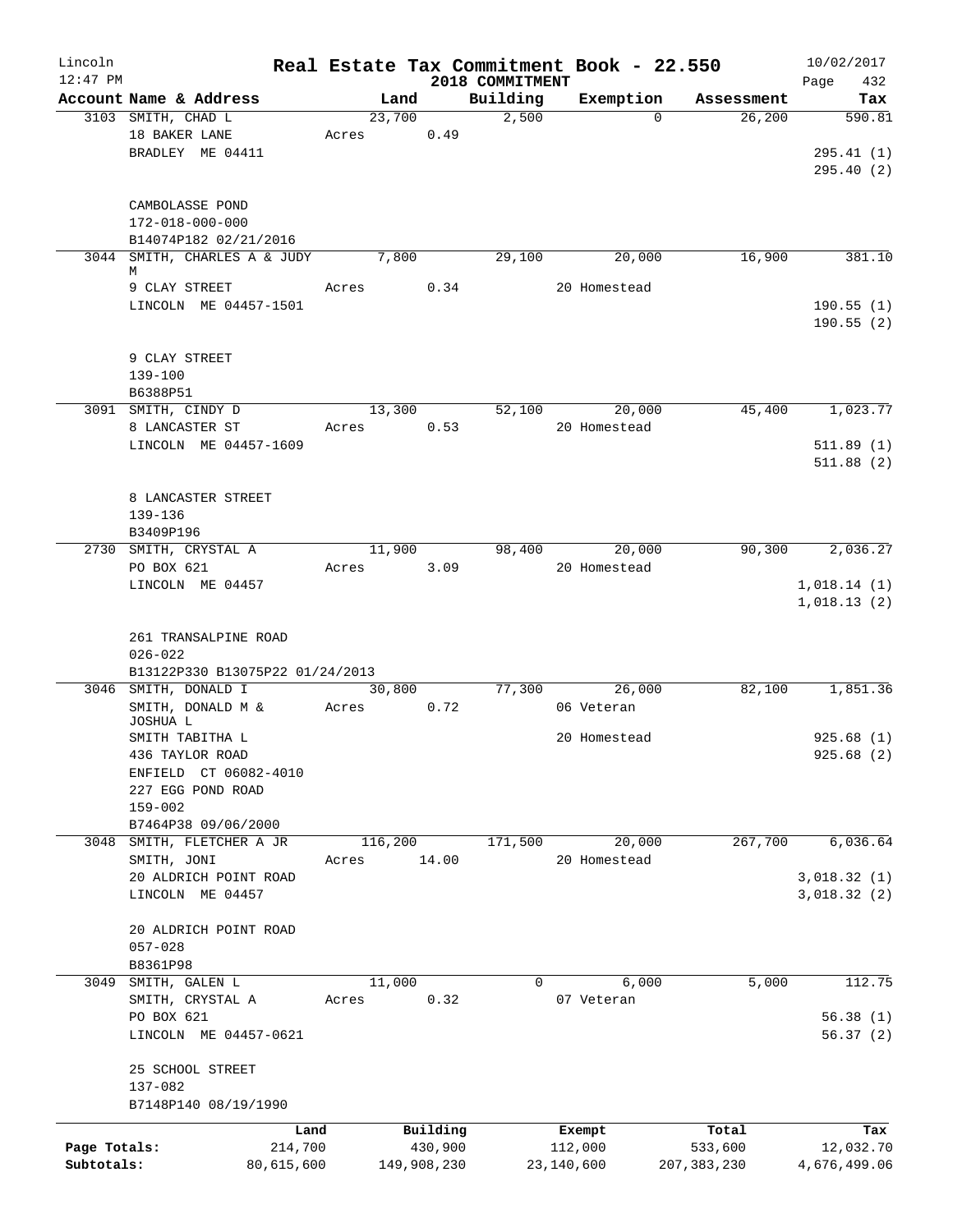Lincoln 12:47 PM

# Real Estate Tax Commitment Book - 22.550

2018 COMMITMENT

10/02/2017

| Account | Name & Address | Land | Building | Exemption | Assessment | Tax |
|---|---|---|---|---|---|---|
| 3103 | SMITH, CHAD L<br>18 BAKER LANE<br>BRADLEY ME 04411<br><br>CAMBOLASSE POND<br>172-018-000-000<br>B14074P182 02/21/2016 | 23,700<br>Acres 0.49 | 2,500 | 0 | 26,200 | 590.81<br><br>295.41 (1)<br>295.40 (2) |
| 3044 | SMITH, CHARLES A & JUDY M<br>9 CLAY STREET<br>LINCOLN ME 04457-1501<br><br>9 CLAY STREET<br>139-100<br>B6388P51 | 7,800<br>Acres 0.34 | 29,100 | 20,000<br>20 Homestead | 16,900 | 381.10<br><br>190.55 (1)<br>190.55 (2) |
| 3091 | SMITH, CINDY D<br>8 LANCASTER ST<br>LINCOLN ME 04457-1609<br><br>8 LANCASTER STREET<br>139-136<br>B3409P196 | 13,300<br>Acres 0.53 | 52,100 | 20,000<br>20 Homestead | 45,400 | 1,023.77<br><br>511.89 (1)<br>511.88 (2) |
| 2730 | SMITH, CRYSTAL A<br>PO BOX 621<br>LINCOLN ME 04457<br><br>261 TRANSALPINE ROAD<br>026-022<br>B13122P330 B13075P22 01/24/2013 | 11,900<br>Acres 3.09 | 98,400 | 20,000<br>20 Homestead | 90,300 | 2,036.27<br><br>1,018.14 (1)<br>1,018.13 (2) |
| 3046 | SMITH, DONALD I<br>SMITH, DONALD M & JOSHUA L<br>SMITH TABITHA L<br>436 TAYLOR ROAD<br>ENFIELD CT 06082-4010<br>227 EGG POND ROAD<br>159-002<br>B7464P38 09/06/2000 | 30,800<br>Acres 0.72 | 77,300 | 26,000<br>06 Veteran<br>20 Homestead | 82,100 | 1,851.36<br><br>925.68 (1)<br>925.68 (2) |
| 3048 | SMITH, FLETCHER A JR<br>SMITH, JONI<br>20 ALDRICH POINT ROAD<br>LINCOLN ME 04457<br><br>20 ALDRICH POINT ROAD<br>057-028<br>B8361P98 | 116,200<br>Acres 14.00 | 171,500 | 20,000<br>20 Homestead | 267,700 | 6,036.64<br><br>3,018.32 (1)<br>3,018.32 (2) |
| 3049 | SMITH, GALEN L<br>SMITH, CRYSTAL A<br>PO BOX 621<br>LINCOLN ME 04457-0621<br><br>25 SCHOOL STREET<br>137-082<br>B7148P140 08/19/1990 | 11,000<br>Acres 0.32 | 0 | 6,000<br>07 Veteran | 5,000 | 112.75<br><br>56.38 (1)<br>56.37 (2) |

| | Land | Building | Exempt | Total | Tax |
|---|---|---|---|---|---|
| Page Totals: | 214,700 | 430,900 | 112,000 | 533,600 | 12,032.70 |
| Subtotals: | 80,615,600 | 149,908,230 | 23,140,600 | 207,383,230 | 4,676,499.06 |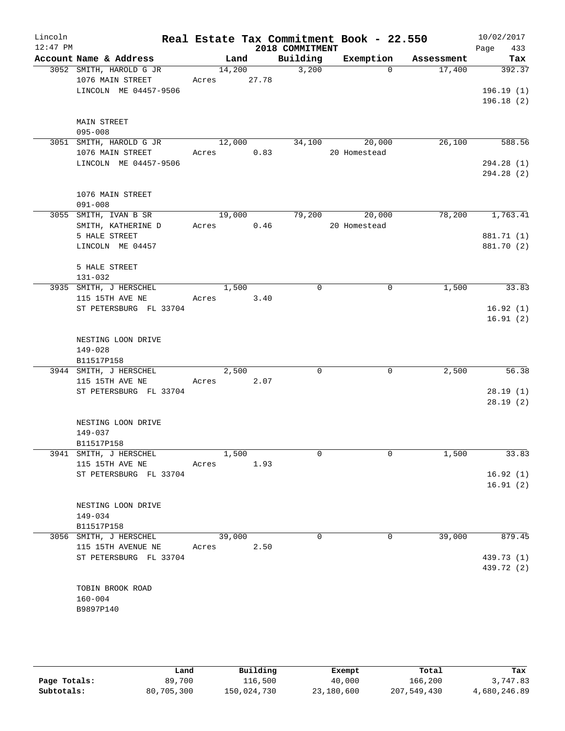# Real Estate Tax Commitment Book - 22.550

Lincoln
12:47 PM

2018 COMMITMENT

10/02/2017

| Account | Name & Address | Land | Building | Exemption | Assessment | Tax |
|---|---|---|---|---|---|---|
| 3052 | SMITH, HAROLD G JR<br>1076 MAIN STREET<br>LINCOLN ME 04457-9506<br><br>MAIN STREET<br>095-008 | 14,200<br>Acres 27.78 | 3,200 | 0 | 17,400 | 392.37<br><br>196.19 (1)<br>196.18 (2) |
| 3051 | SMITH, HAROLD G JR<br>1076 MAIN STREET<br>LINCOLN ME 04457-9506<br><br>1076 MAIN STREET<br>091-008 | 12,000<br>Acres 0.83 | 34,100 | 20,000<br>20 Homestead | 26,100 | 588.56<br><br>294.28 (1)<br>294.28 (2) |
| 3055 | SMITH, IVAN B SR<br>SMITH, KATHERINE D<br>5 HALE STREET<br>LINCOLN ME 04457<br><br>5 HALE STREET<br>131-032 | 19,000<br>Acres 0.46 | 79,200 | 20,000<br>20 Homestead | 78,200 | 1,763.41<br><br>881.71 (1)<br>881.70 (2) |
| 3935 | SMITH, J HERSCHEL<br>115 15TH AVE NE<br>ST PETERSBURG FL 33704<br><br>NESTING LOON DRIVE<br>149-028<br>B11517P158 | 1,500<br>Acres 3.40 | 0 | 0 | 1,500 | 33.83<br><br>16.92 (1)<br>16.91 (2) |
| 3944 | SMITH, J HERSCHEL<br>115 15TH AVE NE<br>ST PETERSBURG FL 33704<br><br>NESTING LOON DRIVE<br>149-037<br>B11517P158 | 2,500<br>Acres 2.07 | 0 | 0 | 2,500 | 56.38<br><br>28.19 (1)<br>28.19 (2) |
| 3941 | SMITH, J HERSCHEL<br>115 15TH AVE NE<br>ST PETERSBURG FL 33704<br><br>NESTING LOON DRIVE<br>149-034<br>B11517P158 | 1,500<br>Acres 1.93 | 0 | 0 | 1,500 | 33.83<br><br>16.92 (1)<br>16.91 (2) |
| 3056 | SMITH, J HERSCHEL<br>115 15TH AVENUE NE<br>ST PETERSBURG FL 33704<br><br>TOBIN BROOK ROAD<br>160-004<br>B9897P140 | 39,000<br>Acres 2.50 | 0 | 0 | 39,000 | 879.45<br><br>439.73 (1)<br>439.72 (2) |

| | Land | Building | Exempt | Total | Tax |
|---|---|---|---|---|---|
| Page Totals: | 89,700 | 116,500 | 40,000 | 166,200 | 3,747.83 |
| Subtotals: | 80,705,300 | 150,024,730 | 23,180,600 | 207,549,430 | 4,680,246.89 |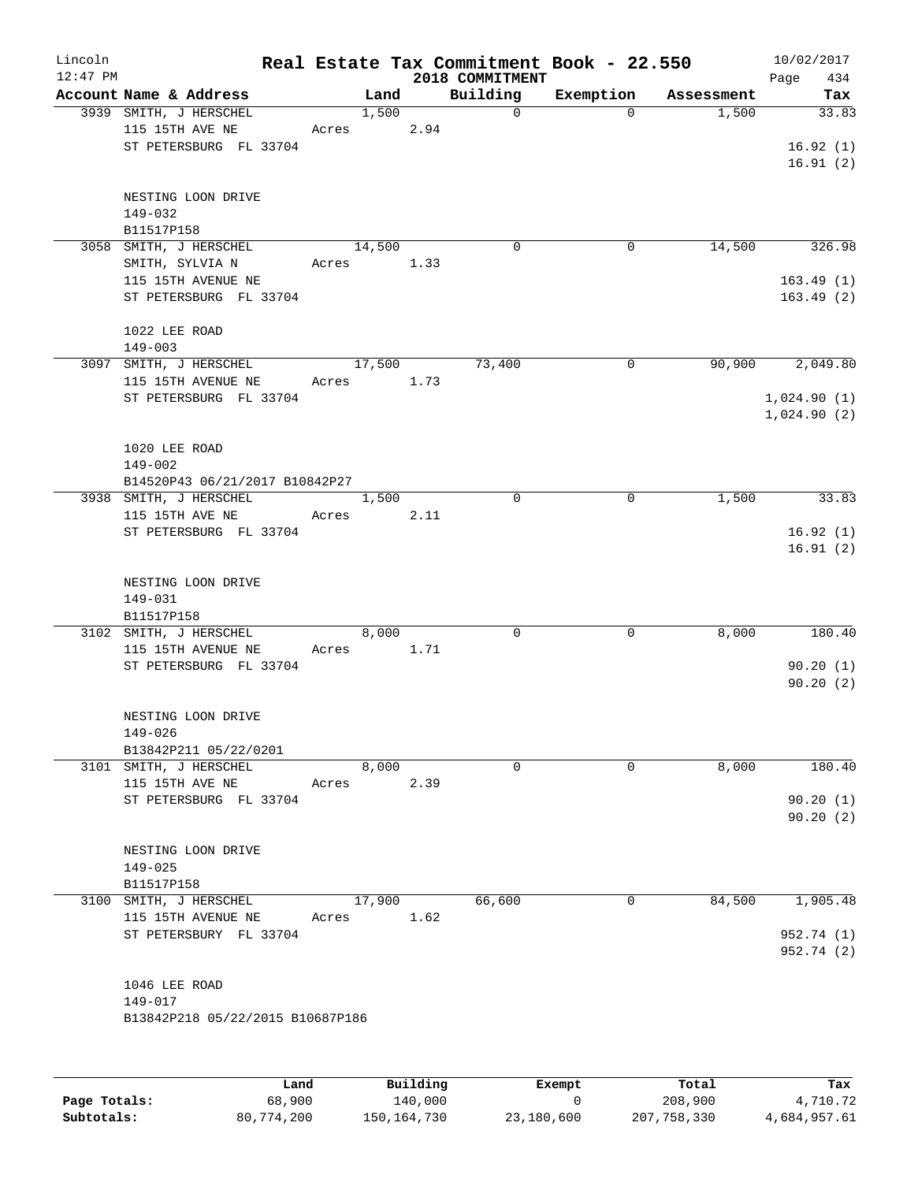Lincoln
12:47 PM

# Real Estate Tax Commitment Book - 22.550

## 2018 COMMITMENT

10/02/2017

| Account Name & Address | Land | Building | Exemption | Assessment | Tax |
|---|---|---|---|---|---|
| 3939 SMITH, J HERSCHEL<br>115 15TH AVE NE<br>ST PETERSBURG FL 33704<br><br>NESTING LOON DRIVE<br>149-032<br>B11517P158 | 1,500<br>Acres 2.94 | 0 | 0 | 1,500 | 33.83<br><br>16.92 (1)<br>16.91 (2) |
| 3058 SMITH, J HERSCHEL<br>SMITH, SYLVIA N<br>115 15TH AVENUE NE<br>ST PETERSBURG FL 33704<br><br>1022 LEE ROAD<br>149-003 | 14,500<br>Acres 1.33 | 0 | 0 | 14,500 | 326.98<br><br>163.49 (1)<br>163.49 (2) |
| 3097 SMITH, J HERSCHEL<br>115 15TH AVENUE NE<br>ST PETERSBURG FL 33704<br><br>1020 LEE ROAD<br>149-002<br>B14520P43 06/21/2017 B10842P27 | 17,500<br>Acres 1.73 | 73,400 | 0 | 90,900 | 2,049.80<br><br>1,024.90 (1)<br>1,024.90 (2) |
| 3938 SMITH, J HERSCHEL<br>115 15TH AVE NE<br>ST PETERSBURG FL 33704<br><br>NESTING LOON DRIVE<br>149-031<br>B11517P158 | 1,500<br>Acres 2.11 | 0 | 0 | 1,500 | 33.83<br><br>16.92 (1)<br>16.91 (2) |
| 3102 SMITH, J HERSCHEL<br>115 15TH AVENUE NE<br>ST PETERSBURG FL 33704<br><br>NESTING LOON DRIVE<br>149-026<br>B13842P211 05/22/0201 | 8,000<br>Acres 1.71 | 0 | 0 | 8,000 | 180.40<br><br>90.20 (1)<br>90.20 (2) |
| 3101 SMITH, J HERSCHEL<br>115 15TH AVE NE<br>ST PETERSBURG FL 33704<br><br>NESTING LOON DRIVE<br>149-025<br>B11517P158 | 8,000<br>Acres 2.39 | 0 | 0 | 8,000 | 180.40<br><br>90.20 (1)<br>90.20 (2) |
| 3100 SMITH, J HERSCHEL<br>115 15TH AVENUE NE<br>ST PETERSBURY FL 33704<br><br>1046 LEE ROAD<br>149-017<br>B13842P218 05/22/2015 B10687P186 | 17,900<br>Acres 1.62 | 66,600 | 0 | 84,500 | 1,905.48<br><br>952.74 (1)<br>952.74 (2) |

| | Land | Building | Exempt | Total | Tax |
|---|---|---|---|---|---|
| Page Totals: | 68,900 | 140,000 | 0 | 208,900 | 4,710.72 |
| Subtotals: | 80,774,200 | 150,164,730 | 23,180,600 | 207,758,330 | 4,684,957.61 |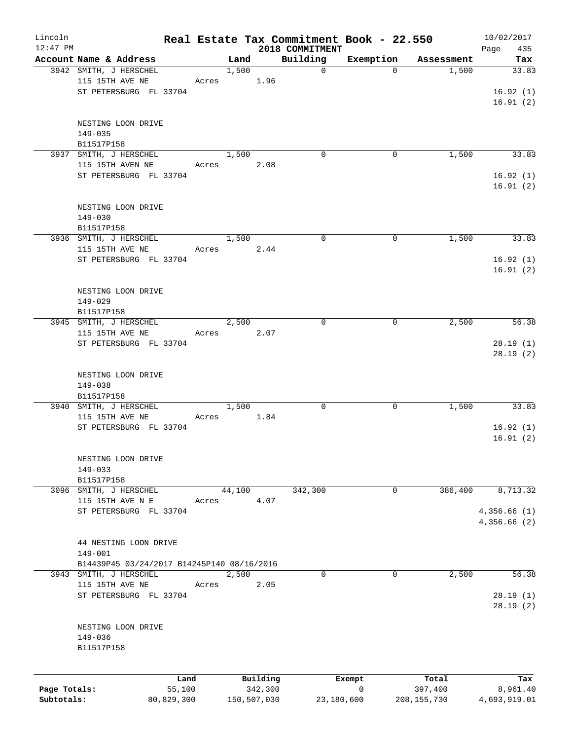Lincoln 12:47 PM

# Real Estate Tax Commitment Book - 22.550
## 2018 COMMITMENT

10/02/2017

| Account | Name & Address | Land | Building | Exemption | Assessment | Tax |
|---|---|---|---|---|---|---|
| 3942 | SMITH, J HERSCHEL<br>115 15TH AVE NE<br>ST PETERSBURG FL 33704<br><br>NESTING LOON DRIVE<br>149-035<br>B11517P158 | 1,500<br>Acres 1.96 | 0 | 0 | 1,500 | 33.83<br>16.92 (1)<br>16.91 (2) |
| 3937 | SMITH, J HERSCHEL<br>115 15TH AVEN NE<br>ST PETERSBURG FL 33704<br><br>NESTING LOON DRIVE<br>149-030<br>B11517P158 | 1,500<br>Acres 2.08 | 0 | 0 | 1,500 | 33.83<br>16.92 (1)<br>16.91 (2) |
| 3936 | SMITH, J HERSCHEL<br>115 15TH AVE NE<br>ST PETERSBURG FL 33704<br><br>NESTING LOON DRIVE<br>149-029<br>B11517P158 | 1,500<br>Acres 2.44 | 0 | 0 | 1,500 | 33.83<br>16.92 (1)<br>16.91 (2) |
| 3945 | SMITH, J HERSCHEL<br>115 15TH AVE NE<br>ST PETERSBURG FL 33704<br><br>NESTING LOON DRIVE<br>149-038<br>B11517P158 | 2,500<br>Acres 2.07 | 0 | 0 | 2,500 | 56.38<br>28.19 (1)<br>28.19 (2) |
| 3940 | SMITH, J HERSCHEL<br>115 15TH AVE NE<br>ST PETERSBURG FL 33704<br><br>NESTING LOON DRIVE<br>149-033<br>B11517P158 | 1,500<br>Acres 1.84 | 0 | 0 | 1,500 | 33.83<br>16.92 (1)<br>16.91 (2) |
| 3096 | SMITH, J HERSCHEL<br>115 15TH AVE N E<br>ST PETERSBURG FL 33704<br><br>44 NESTING LOON DRIVE<br>149-001<br>B14439P45 03/24/2017 B14245P140 08/16/2016 | 44,100<br>Acres 4.07 | 342,300 | 0 | 386,400 | 8,713.32<br>4,356.66 (1)<br>4,356.66 (2) |
| 3943 | SMITH, J HERSCHEL<br>115 15TH AVE NE<br>ST PETERSBURG FL 33704<br><br>NESTING LOON DRIVE<br>149-036<br>B11517P158 | 2,500<br>Acres 2.05 | 0 | 0 | 2,500 | 56.38<br>28.19 (1)<br>28.19 (2) |

| | Land | Building | Exempt | Total | Tax |
|---|---|---|---|---|---|
| Page Totals: | 55,100 | 342,300 | 0 | 397,400 | 8,961.40 |
| Subtotals: | 80,829,300 | 150,507,030 | 23,180,600 | 208,155,730 | 4,693,919.01 |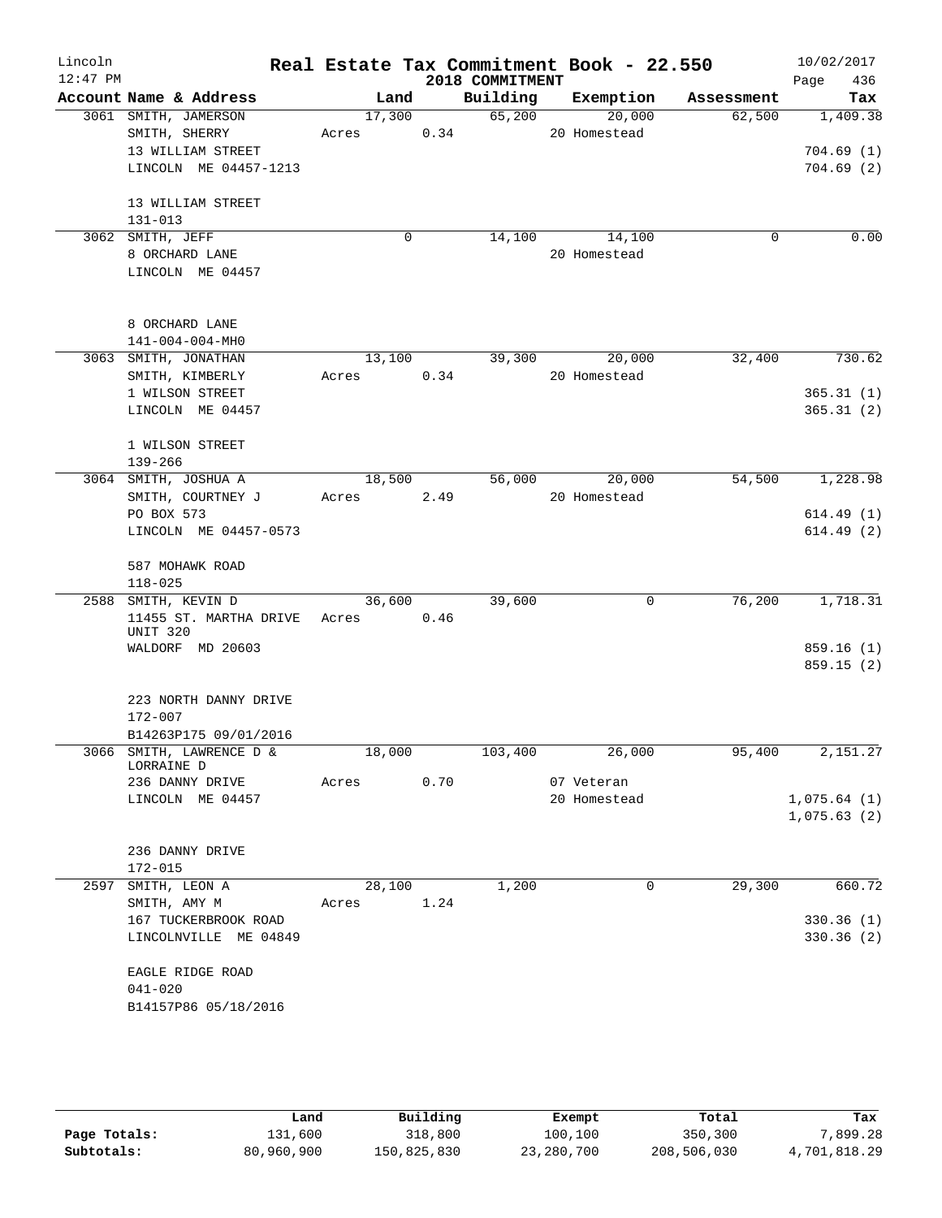Lincoln 12:47 PM

**Real Estate Tax Commitment Book - 22.550**
**2018 COMMITMENT**

10/02/2017

| Account | Name & Address | Land | Building | Exemption | Assessment | Tax |
|---|---|---|---|---|---|---|
| 3061 | SMITH, JAMERSON | 17,300 | 65,200 | 20,000 | 62,500 | 1,409.38 |
| | SMITH, SHERRY | Acres 0.34 | | 20 Homestead | | |
| | 13 WILLIAM STREET | | | | | 704.69 (1) |
| | LINCOLN ME 04457-1213 | | | | | 704.69 (2) |
| | 13 WILLIAM STREET | | | | | |
| | 131-013 | | | | | |
| 3062 | SMITH, JEFF | 0 | 14,100 | 14,100 | 0 | 0.00 |
| | 8 ORCHARD LANE | | | 20 Homestead | | |
| | LINCOLN ME 04457 | | | | | |
| | 8 ORCHARD LANE | | | | | |
| | 141-004-004-MH0 | | | | | |
| 3063 | SMITH, JONATHAN | 13,100 | 39,300 | 20,000 | 32,400 | 730.62 |
| | SMITH, KIMBERLY | Acres 0.34 | | 20 Homestead | | |
| | 1 WILSON STREET | | | | | 365.31 (1) |
| | LINCOLN ME 04457 | | | | | 365.31 (2) |
| | 1 WILSON STREET | | | | | |
| | 139-266 | | | | | |
| 3064 | SMITH, JOSHUA A | 18,500 | 56,000 | 20,000 | 54,500 | 1,228.98 |
| | SMITH, COURTNEY J | Acres 2.49 | | 20 Homestead | | |
| | PO BOX 573 | | | | | 614.49 (1) |
| | LINCOLN ME 04457-0573 | | | | | 614.49 (2) |
| | 587 MOHAWK ROAD | | | | | |
| | 118-025 | | | | | |
| 2588 | SMITH, KEVIN D | 36,600 | 39,600 | 0 | 76,200 | 1,718.31 |
| | 11455 ST. MARTHA DRIVE UNIT 320 | Acres 0.46 | | | | |
| | WALDORF MD 20603 | | | | | 859.16 (1) |
| | | | | | | 859.15 (2) |
| | 223 NORTH DANNY DRIVE | | | | | |
| | 172-007 | | | | | |
| | B14263P175 09/01/2016 | | | | | |
| 3066 | SMITH, LAWRENCE D & LORRAINE D | 18,000 | 103,400 | 26,000 | 95,400 | 2,151.27 |
| | 236 DANNY DRIVE | Acres 0.70 | | 07 Veteran | | |
| | LINCOLN ME 04457 | | | 20 Homestead | | 1,075.64 (1) |
| | | | | | | 1,075.63 (2) |
| | 236 DANNY DRIVE | | | | | |
| | 172-015 | | | | | |
| 2597 | SMITH, LEON A | 28,100 | 1,200 | 0 | 29,300 | 660.72 |
| | SMITH, AMY M | Acres 1.24 | | | | |
| | 167 TUCKERBROOK ROAD | | | | | 330.36 (1) |
| | LINCOLNVILLE ME 04849 | | | | | 330.36 (2) |
| | EAGLE RIDGE ROAD | | | | | |
| | 041-020 | | | | | |
| | B14157P86 05/18/2016 | | | | | |

| | Land | Building | Exempt | Total | Tax |
|---|---|---|---|---|---|
| Page Totals: | 131,600 | 318,800 | 100,100 | 350,300 | 7,899.28 |
| Subtotals: | 80,960,900 | 150,825,830 | 23,280,700 | 208,506,030 | 4,701,818.29 |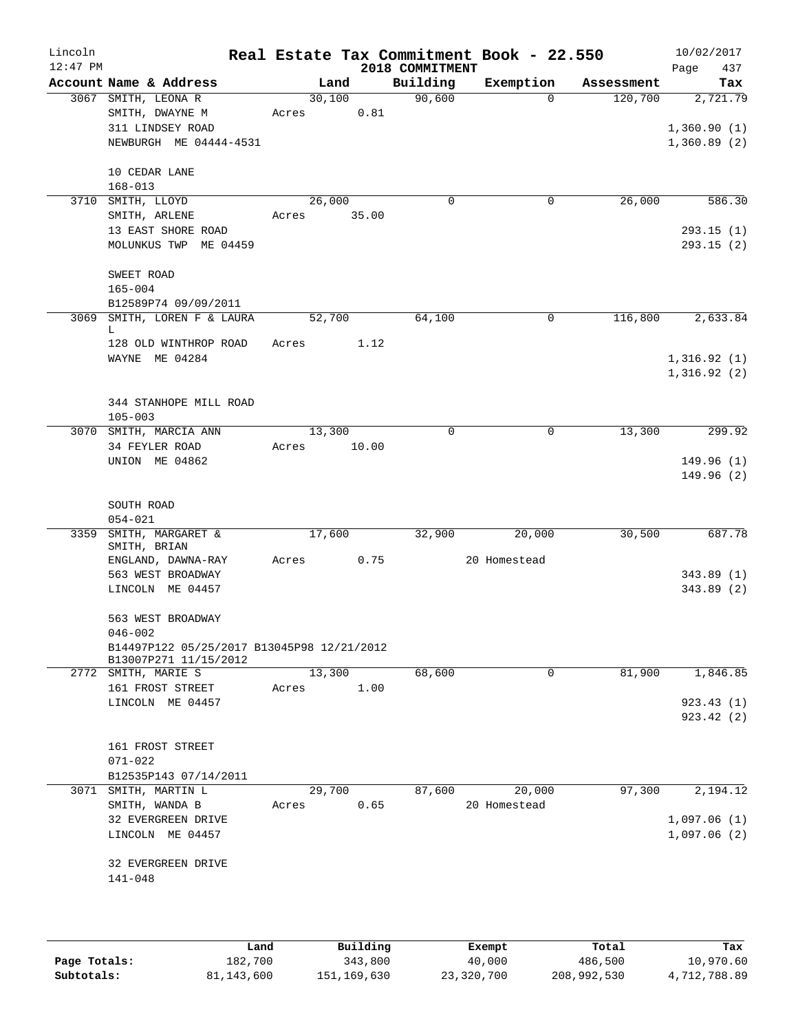Lincoln 12:47 PM — **Real Estate Tax Commitment Book - 22.550** — 2018 COMMITMENT — 10/02/2017

| Account Name & Address | Land | Building | Exemption | Assessment | Tax |
|---|---|---|---|---|---|
| 3067 SMITH, LEONA R | 30,100 | 90,600 | 0 | 120,700 | 2,721.79 |
| SMITH, DWAYNE M | Acres 0.81 | | | | |
| 311 LINDSEY ROAD | | | | | 1,360.90 (1) |
| NEWBURGH ME 04444-4531 | | | | | 1,360.89 (2) |
| 10 CEDAR LANE | | | | | |
| 168-013 | | | | | |
| 3710 SMITH, LLOYD | 26,000 | 0 | 0 | 26,000 | 586.30 |
| SMITH, ARLENE | Acres 35.00 | | | | |
| 13 EAST SHORE ROAD | | | | | 293.15 (1) |
| MOLUNKUS TWP ME 04459 | | | | | 293.15 (2) |
| SWEET ROAD | | | | | |
| 165-004 | | | | | |
| B12589P74 09/09/2011 | | | | | |
| 3069 SMITH, LOREN F & LAURA L | 52,700 | 64,100 | 0 | 116,800 | 2,633.84 |
| 128 OLD WINTHROP ROAD | Acres 1.12 | | | | |
| WAYNE ME 04284 | | | | | 1,316.92 (1) |
| | | | | | 1,316.92 (2) |
| 344 STANHOPE MILL ROAD | | | | | |
| 105-003 | | | | | |
| 3070 SMITH, MARCIA ANN | 13,300 | 0 | 0 | 13,300 | 299.92 |
| 34 FEYLER ROAD | Acres 10.00 | | | | |
| UNION ME 04862 | | | | | 149.96 (1) |
| | | | | | 149.96 (2) |
| SOUTH ROAD | | | | | |
| 054-021 | | | | | |
| 3359 SMITH, MARGARET & SMITH, BRIAN | 17,600 | 32,900 | 20,000 | 30,500 | 687.78 |
| ENGLAND, DAWNA-RAY | Acres 0.75 | | 20 Homestead | | |
| 563 WEST BROADWAY | | | | | 343.89 (1) |
| LINCOLN ME 04457 | | | | | 343.89 (2) |
| 563 WEST BROADWAY | | | | | |
| 046-002 | | | | | |
| B14497P122 05/25/2017 B13045P98 12/21/2012 B13007P271 11/15/2012 | | | | | |
| 2772 SMITH, MARIE S | 13,300 | 68,600 | 0 | 81,900 | 1,846.85 |
| 161 FROST STREET | Acres 1.00 | | | | |
| LINCOLN ME 04457 | | | | | 923.43 (1) |
| | | | | | 923.42 (2) |
| 161 FROST STREET | | | | | |
| 071-022 | | | | | |
| B12535P143 07/14/2011 | | | | | |
| 3071 SMITH, MARTIN L | 29,700 | 87,600 | 20,000 | 97,300 | 2,194.12 |
| SMITH, WANDA B | Acres 0.65 | | 20 Homestead | | |
| 32 EVERGREEN DRIVE | | | | | 1,097.06 (1) |
| LINCOLN ME 04457 | | | | | 1,097.06 (2) |
| 32 EVERGREEN DRIVE | | | | | |
| 141-048 | | | | | |

| | Land | Building | Exempt | Total | Tax |
|---|---|---|---|---|---|
| Page Totals: | 182,700 | 343,800 | 40,000 | 486,500 | 10,970.60 |
| Subtotals: | 81,143,600 | 151,169,630 | 23,320,700 | 208,992,530 | 4,712,788.89 |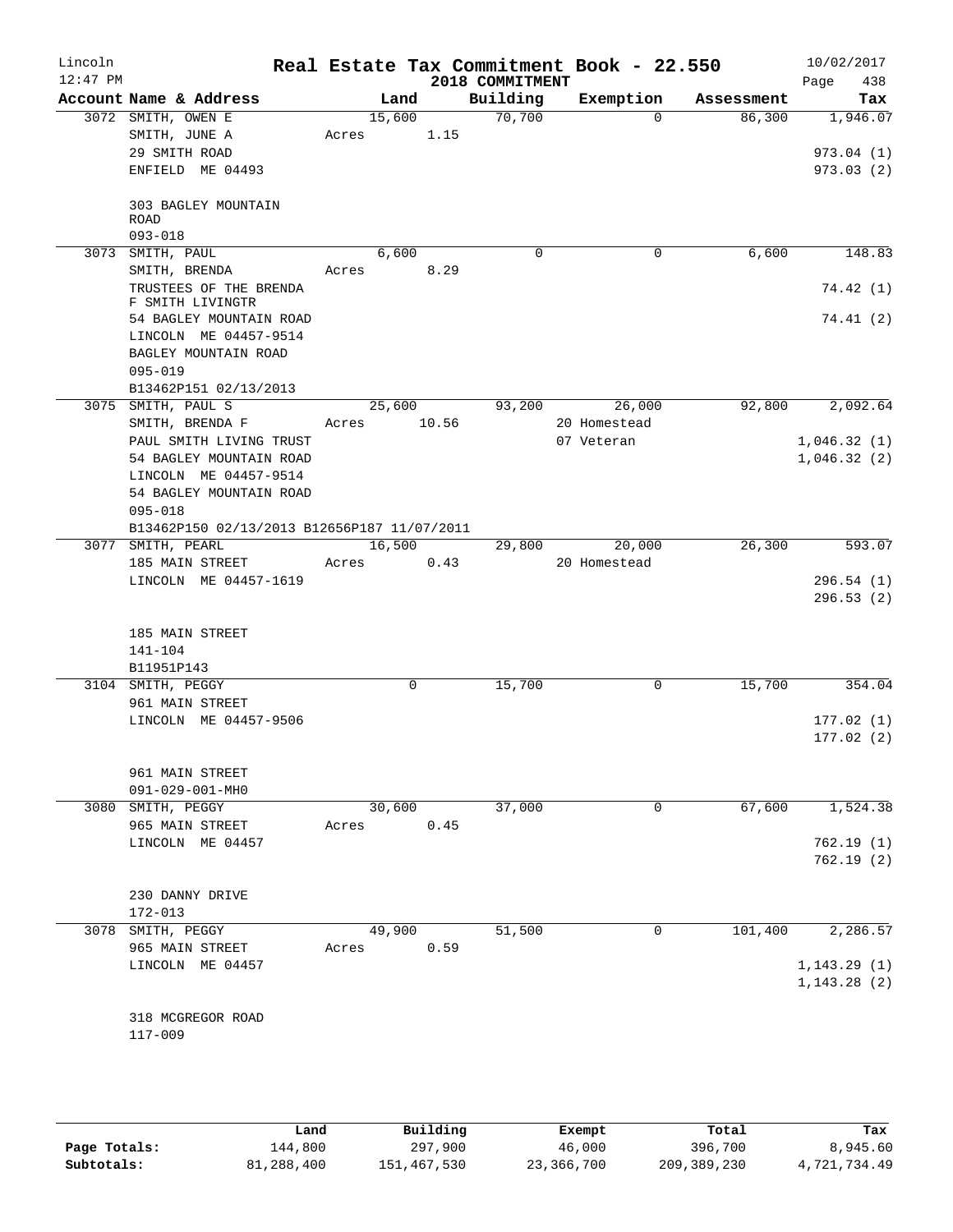# Real Estate Tax Commitment Book - 22.550

Lincoln 12:47 PM — 2018 COMMITMENT — 10/02/2017

| Account Name & Address | Land | Building | Exemption | Assessment | Tax |
|---|---|---|---|---|---|
| 3072 SMITH, OWEN E<br>SMITH, JUNE A<br>29 SMITH ROAD<br>ENFIELD ME 04493<br><br>303 BAGLEY MOUNTAIN ROAD<br>093-018 | 15,600<br>Acres 1.15 | 70,700 | 0 | 86,300 | 1,946.07<br><br>973.04 (1)<br>973.03 (2) |
| 3073 SMITH, PAUL<br>SMITH, BRENDA<br>TRUSTEES OF THE BRENDA F SMITH LIVINGTR<br>54 BAGLEY MOUNTAIN ROAD<br>LINCOLN ME 04457-9514<br>BAGLEY MOUNTAIN ROAD<br>095-019<br>B13462P151 02/13/2013 | 6,600<br>Acres 8.29 | 0 | 0 | 6,600 | 148.83<br><br>74.42 (1)<br>74.41 (2) |
| 3075 SMITH, PAUL S<br>SMITH, BRENDA F<br>PAUL SMITH LIVING TRUST<br>54 BAGLEY MOUNTAIN ROAD<br>LINCOLN ME 04457-9514<br>54 BAGLEY MOUNTAIN ROAD<br>095-018<br>B13462P150 02/13/2013 B12656P187 11/07/2011 | 25,600<br>Acres 10.56 | 93,200 | 26,000<br>20 Homestead<br>07 Veteran | 92,800 | 2,092.64<br><br>1,046.32 (1)<br>1,046.32 (2) |
| 3077 SMITH, PEARL<br>185 MAIN STREET<br>LINCOLN ME 04457-1619<br><br>185 MAIN STREET<br>141-104<br>B11951P143 | 16,500<br>Acres 0.43 | 29,800 | 20,000<br>20 Homestead | 26,300 | 593.07<br><br>296.54 (1)<br>296.53 (2) |
| 3104 SMITH, PEGGY<br>961 MAIN STREET<br>LINCOLN ME 04457-9506<br><br>961 MAIN STREET<br>091-029-001-MH0 | 0 | 15,700 | 0 | 15,700 | 354.04<br><br>177.02 (1)<br>177.02 (2) |
| 3080 SMITH, PEGGY<br>965 MAIN STREET<br>LINCOLN ME 04457<br><br>230 DANNY DRIVE<br>172-013 | 30,600<br>Acres 0.45 | 37,000 | 0 | 67,600 | 1,524.38<br><br>762.19 (1)<br>762.19 (2) |
| 3078 SMITH, PEGGY<br>965 MAIN STREET<br>LINCOLN ME 04457<br><br>318 MCGREGOR ROAD<br>117-009 | 49,900<br>Acres 0.59 | 51,500 | 0 | 101,400 | 2,286.57<br><br>1,143.29 (1)<br>1,143.28 (2) |

| | Land | Building | Exempt | Total | Tax |
|---|---|---|---|---|---|
| Page Totals: | 144,800 | 297,900 | 46,000 | 396,700 | 8,945.60 |
| Subtotals: | 81,288,400 | 151,467,530 | 23,366,700 | 209,389,230 | 4,721,734.49 |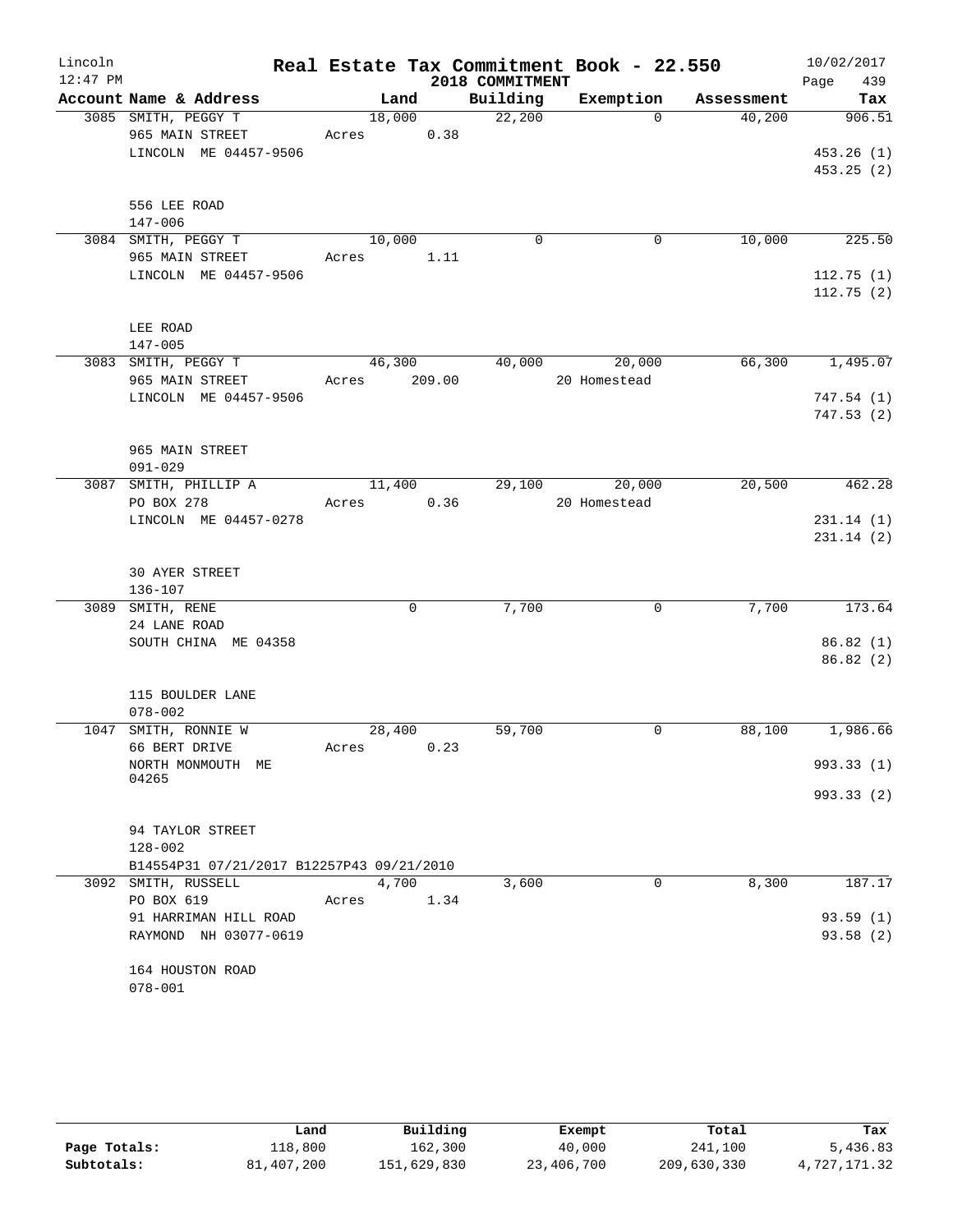# Real Estate Tax Commitment Book - 22.550

Lincoln, 12:47 PM — 2018 COMMITMENT — 10/02/2017

| Account Name & Address | Land | Building | Exemption | Assessment | Tax |
|---|---|---|---|---|---|
| 3085 SMITH, PEGGY T<br>965 MAIN STREET<br>LINCOLN ME 04457-9506<br><br>556 LEE ROAD<br>147-006 | 18,000<br>Acres 0.38 | 22,200 | 0 | 40,200 | 906.51<br><br>453.26 (1)<br>453.25 (2) |
| 3084 SMITH, PEGGY T<br>965 MAIN STREET<br>LINCOLN ME 04457-9506<br><br>LEE ROAD<br>147-005 | 10,000<br>Acres 1.11 | 0 | 0 | 10,000 | 225.50<br><br>112.75 (1)<br>112.75 (2) |
| 3083 SMITH, PEGGY T<br>965 MAIN STREET<br>LINCOLN ME 04457-9506<br><br>965 MAIN STREET<br>091-029 | 46,300<br>Acres 209.00 | 40,000 | 20,000<br>20 Homestead | 66,300 | 1,495.07<br><br>747.54 (1)<br>747.53 (2) |
| 3087 SMITH, PHILLIP A<br>PO BOX 278<br>LINCOLN ME 04457-0278<br><br>30 AYER STREET<br>136-107 | 11,400<br>Acres 0.36 | 29,100 | 20,000<br>20 Homestead | 20,500 | 462.28<br><br>231.14 (1)<br>231.14 (2) |
| 3089 SMITH, RENE<br>24 LANE ROAD<br>SOUTH CHINA ME 04358<br><br>115 BOULDER LANE<br>078-002 | 0 | 7,700 | 0 | 7,700 | 173.64<br><br>86.82 (1)<br>86.82 (2) |
| 1047 SMITH, RONNIE W<br>66 BERT DRIVE<br>NORTH MONMOUTH ME 04265<br><br>94 TAYLOR STREET<br>128-002<br>B14554P31 07/21/2017 B12257P43 09/21/2010 | 28,400<br>Acres 0.23 | 59,700 | 0 | 88,100 | 1,986.66<br><br>993.33 (1)<br>993.33 (2) |
| 3092 SMITH, RUSSELL<br>PO BOX 619<br>91 HARRIMAN HILL ROAD<br>RAYMOND NH 03077-0619<br><br>164 HOUSTON ROAD<br>078-001 | 4,700<br>Acres 1.34 | 3,600 | 0 | 8,300 | 187.17<br><br>93.59 (1)<br>93.58 (2) |

| | Land | Building | Exempt | Total | Tax |
|---|---|---|---|---|---|
| **Page Totals:** | 118,800 | 162,300 | 40,000 | 241,100 | 5,436.83 |
| **Subtotals:** | 81,407,200 | 151,629,830 | 23,406,700 | 209,630,330 | 4,727,171.32 |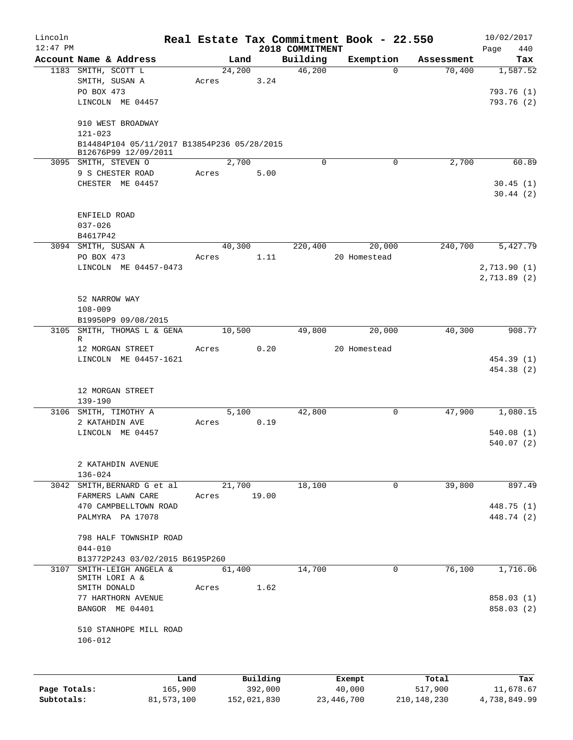# Real Estate Tax Commitment Book - 22.550

Lincoln
12:47 PM

2018 COMMITMENT

10/02/2017

| Account | Name & Address | Land | Building | Exemption | Assessment | Tax |
|---|---|---|---|---|---|---|
| 1183 | SMITH, SCOTT L<br>SMITH, SUSAN A<br>PO BOX 473<br>LINCOLN ME 04457<br><br>910 WEST BROADWAY<br>121-023<br>B14484P104 05/11/2017 B13854P236 05/28/2015<br>B12676P99 12/09/2011 | 24,200<br>Acres 3.24 | 46,200 | 0 | 70,400 | 1,587.52<br><br>793.76 (1)<br>793.76 (2) |
| 3095 | SMITH, STEVEN O<br>9 S CHESTER ROAD<br>CHESTER ME 04457<br><br>ENFIELD ROAD<br>037-026<br>B4617P42 | 2,700<br>Acres 5.00 | 0 | 0 | 2,700 | 60.89<br><br>30.45 (1)<br>30.44 (2) |
| 3094 | SMITH, SUSAN A<br>PO BOX 473<br>LINCOLN ME 04457-0473<br><br>52 NARROW WAY<br>108-009<br>B19950P9 09/08/2015 | 40,300<br>Acres 1.11 | 220,400 | 20,000<br>20 Homestead | 240,700 | 5,427.79<br><br>2,713.90 (1)<br>2,713.89 (2) |
| 3105 | SMITH, THOMAS L & GENA R<br>12 MORGAN STREET<br>LINCOLN ME 04457-1621<br><br>12 MORGAN STREET<br>139-190 | 10,500<br>Acres 0.20 | 49,800 | 20,000<br>20 Homestead | 40,300 | 908.77<br><br>454.39 (1)<br>454.38 (2) |
| 3106 | SMITH, TIMOTHY A<br>2 KATAHDIN AVE<br>LINCOLN ME 04457<br><br>2 KATAHDIN AVENUE<br>136-024 | 5,100<br>Acres 0.19 | 42,800 | 0 | 47,900 | 1,080.15<br><br>540.08 (1)<br>540.07 (2) |
| 3042 | SMITH,BERNARD G et al<br>FARMERS LAWN CARE<br>470 CAMPBELLTOWN ROAD<br>PALMYRA PA 17078<br><br>798 HALF TOWNSHIP ROAD<br>044-010<br>B13772P243 03/02/2015 B6195P260 | 21,700<br>Acres 19.00 | 18,100 | 0 | 39,800 | 897.49<br><br>448.75 (1)<br>448.74 (2) |
| 3107 | SMITH-LEIGH ANGELA &<br>SMITH LORI A &<br>SMITH DONALD<br>77 HARTHORN AVENUE<br>BANGOR ME 04401<br><br>510 STANHOPE MILL ROAD<br>106-012 | 61,400<br>Acres 1.62 | 14,700 | 0 | 76,100 | 1,716.06<br><br>858.03 (1)<br>858.03 (2) |

| | Land | Building | Exempt | Total | Tax |
|---|---|---|---|---|---|
| Page Totals: | 165,900 | 392,000 | 40,000 | 517,900 | 11,678.67 |
| Subtotals: | 81,573,100 | 152,021,830 | 23,446,700 | 210,148,230 | 4,738,849.99 |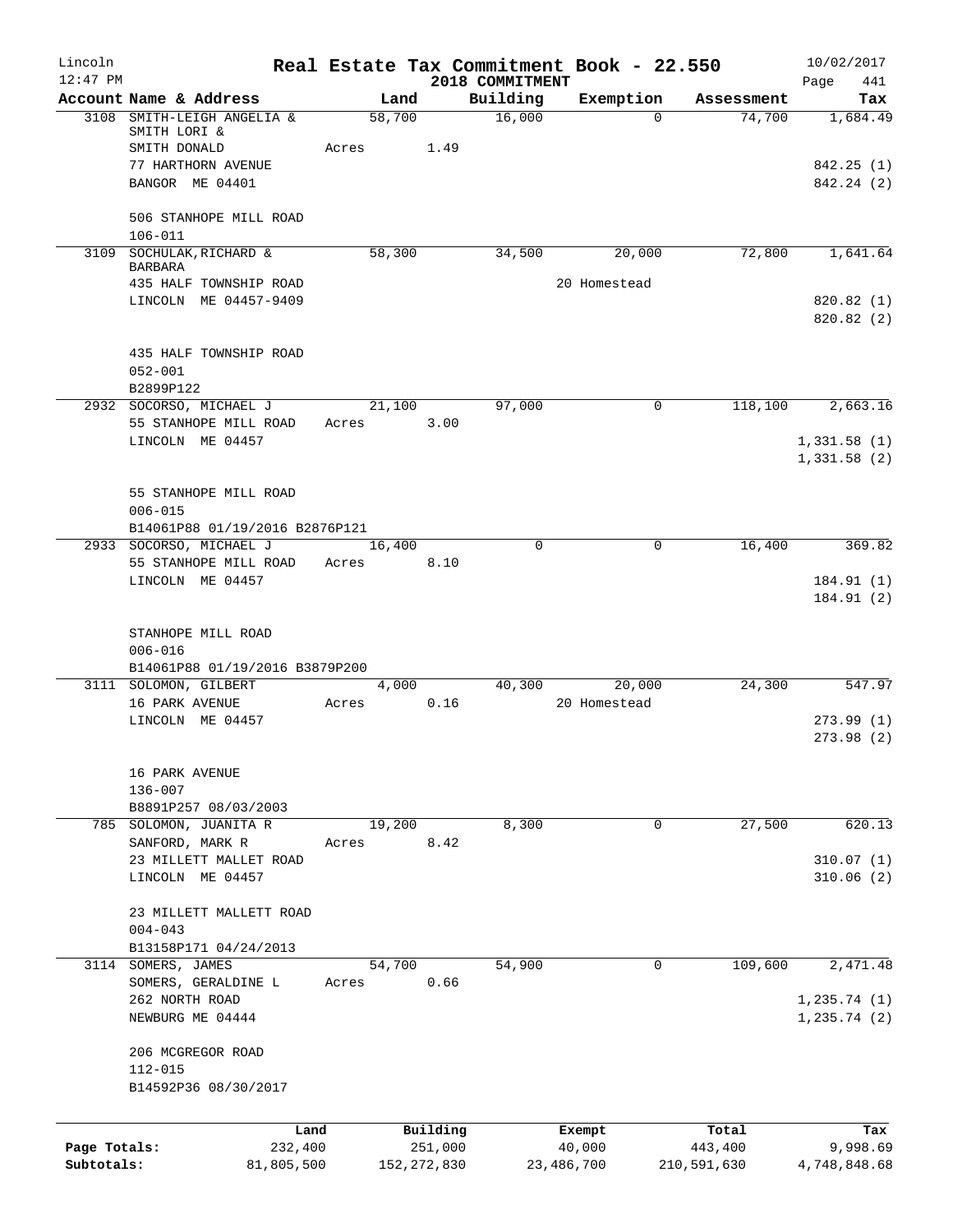# Real Estate Tax Commitment Book - 22.550

Lincoln 12:47 PM — 2018 COMMITMENT — 10/02/2017

| Account | Name & Address | Land | Building | Exemption | Assessment | Tax |
|---|---|---|---|---|---|---|
| 3108 | SMITH-LEIGH ANGELIA & SMITH LORI & SMITH DONALD, 77 HARTHORN AVENUE, BANGOR ME 04401 — 506 STANHOPE MILL ROAD, 106-011 | 58,700 (Acres 1.49) | 16,000 | 0 | 74,700 | 1,684.49; 842.25 (1); 842.24 (2) |
| 3109 | SOCHULAK, RICHARD & BARBARA, 435 HALF TOWNSHIP ROAD, LINCOLN ME 04457-9409 — 435 HALF TOWNSHIP ROAD, 052-001, B2899P122 | 58,300 | 34,500 | 20,000 (20 Homestead) | 72,800 | 1,641.64; 820.82 (1); 820.82 (2) |
| 2932 | SOCORSO, MICHAEL J, 55 STANHOPE MILL ROAD, LINCOLN ME 04457 — 55 STANHOPE MILL ROAD, 006-015, B14061P88 01/19/2016 B2876P121 | 21,100 (Acres 3.00) | 97,000 | 0 | 118,100 | 2,663.16; 1,331.58 (1); 1,331.58 (2) |
| 2933 | SOCORSO, MICHAEL J, 55 STANHOPE MILL ROAD, LINCOLN ME 04457 — STANHOPE MILL ROAD, 006-016, B14061P88 01/19/2016 B3879P200 | 16,400 (Acres 8.10) | 0 | 0 | 16,400 | 369.82; 184.91 (1); 184.91 (2) |
| 3111 | SOLOMON, GILBERT, 16 PARK AVENUE, LINCOLN ME 04457 — 16 PARK AVENUE, 136-007, B8891P257 08/03/2003 | 4,000 (Acres 0.16) | 40,300 | 20,000 (20 Homestead) | 24,300 | 547.97; 273.99 (1); 273.98 (2) |
| 785 | SOLOMON, JUANITA R, SANFORD, MARK R, 23 MILLETT MALLET ROAD, LINCOLN ME 04457 — 23 MILLETT MALLETT ROAD, 004-043, B13158P171 04/24/2013 | 19,200 (Acres 8.42) | 8,300 | 0 | 27,500 | 620.13; 310.07 (1); 310.06 (2) |
| 3114 | SOMERS, JAMES, SOMERS, GERALDINE L, 262 NORTH ROAD, NEWBURG ME 04444 — 206 MCGREGOR ROAD, 112-015, B14592P36 08/30/2017 | 54,700 (Acres 0.66) | 54,900 | 0 | 109,600 | 2,471.48; 1,235.74 (1); 1,235.74 (2) |

| | Land | Building | Exempt | Total | Tax |
|---|---|---|---|---|---|
| Page Totals: | 232,400 | 251,000 | 40,000 | 443,400 | 9,998.69 |
| Subtotals: | 81,805,500 | 152,272,830 | 23,486,700 | 210,591,630 | 4,748,848.68 |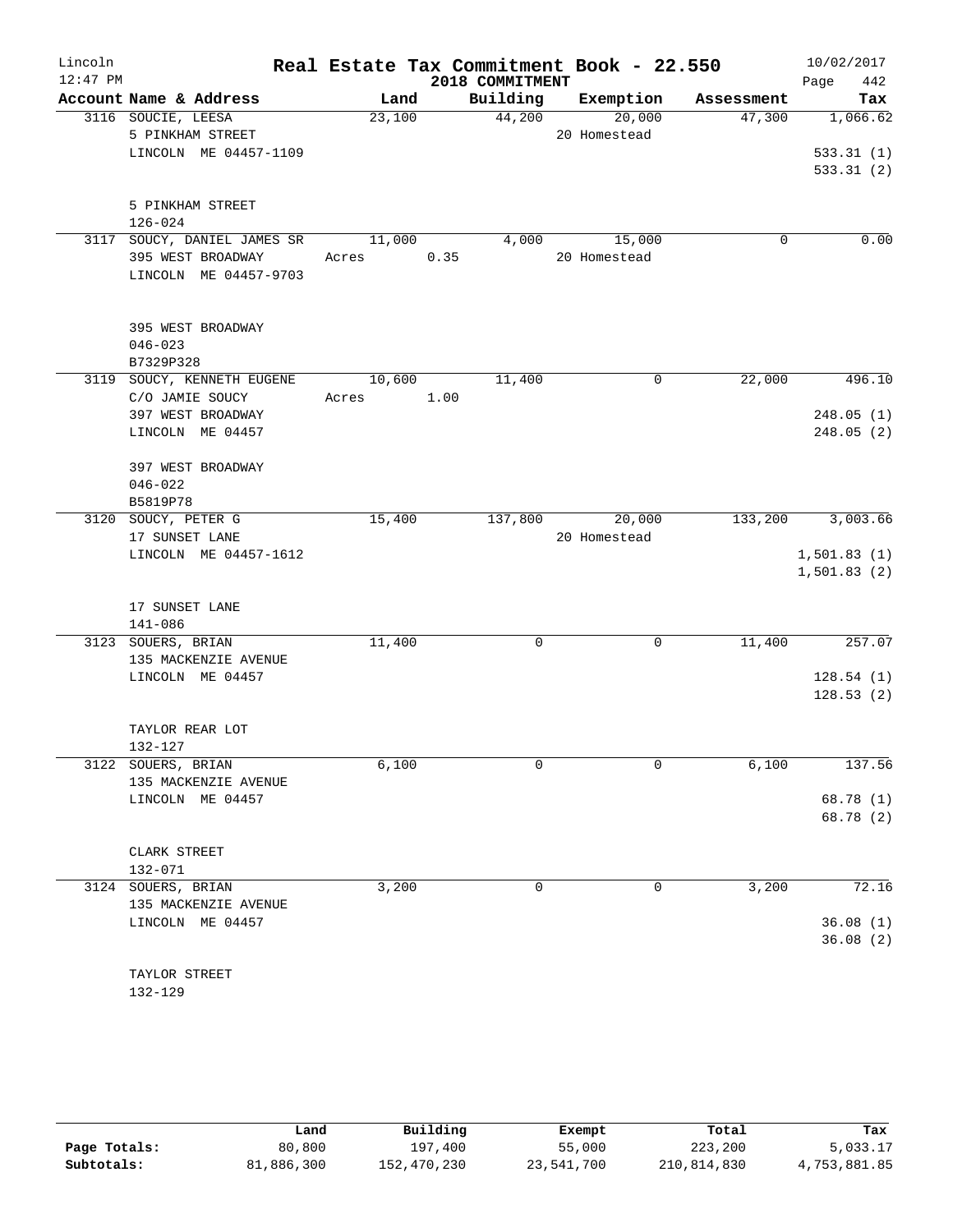# Real Estate Tax Commitment Book - 22.550

Lincoln
2018 COMMITMENT
10/02/2017

| Account Name & Address | Land | Building | Exemption | Assessment | Tax |
|---|---|---|---|---|---|
| 3116 SOUCIE, LEESA<br>5 PINKHAM STREET<br>LINCOLN ME 04457-1109<br><br>5 PINKHAM STREET<br>126-024 | 23,100 | 44,200 | 20,000<br>20 Homestead | 47,300 | 1,066.62<br><br>533.31 (1)<br>533.31 (2) |
| 3117 SOUCY, DANIEL JAMES SR<br>395 WEST BROADWAY<br>LINCOLN ME 04457-9703<br><br>395 WEST BROADWAY<br>046-023<br>B7329P328 | 11,000<br>Acres 0.35 | 4,000 | 15,000<br>20 Homestead | 0 | 0.00 |
| 3119 SOUCY, KENNETH EUGENE<br>C/O JAMIE SOUCY<br>397 WEST BROADWAY<br>LINCOLN ME 04457<br><br>397 WEST BROADWAY<br>046-022<br>B5819P78 | 10,600<br>Acres 1.00 | 11,400 | 0 | 22,000 | 496.10<br><br>248.05 (1)<br>248.05 (2) |
| 3120 SOUCY, PETER G<br>17 SUNSET LANE<br>LINCOLN ME 04457-1612<br><br>17 SUNSET LANE<br>141-086 | 15,400 | 137,800 | 20,000<br>20 Homestead | 133,200 | 3,003.66<br><br>1,501.83 (1)<br>1,501.83 (2) |
| 3123 SOUERS, BRIAN<br>135 MACKENZIE AVENUE<br>LINCOLN ME 04457<br><br>TAYLOR REAR LOT<br>132-127 | 11,400 | 0 | 0 | 11,400 | 257.07<br><br>128.54 (1)<br>128.53 (2) |
| 3122 SOUERS, BRIAN<br>135 MACKENZIE AVENUE<br>LINCOLN ME 04457<br><br>CLARK STREET<br>132-071 | 6,100 | 0 | 0 | 6,100 | 137.56<br><br>68.78 (1)<br>68.78 (2) |
| 3124 SOUERS, BRIAN<br>135 MACKENZIE AVENUE<br>LINCOLN ME 04457<br><br>TAYLOR STREET<br>132-129 | 3,200 | 0 | 0 | 3,200 | 72.16<br><br>36.08 (1)<br>36.08 (2) |

| | Land | Building | Exempt | Total | Tax |
|---|---|---|---|---|---|
| Page Totals: | 80,800 | 197,400 | 55,000 | 223,200 | 5,033.17 |
| Subtotals: | 81,886,300 | 152,470,230 | 23,541,700 | 210,814,830 | 4,753,881.85 |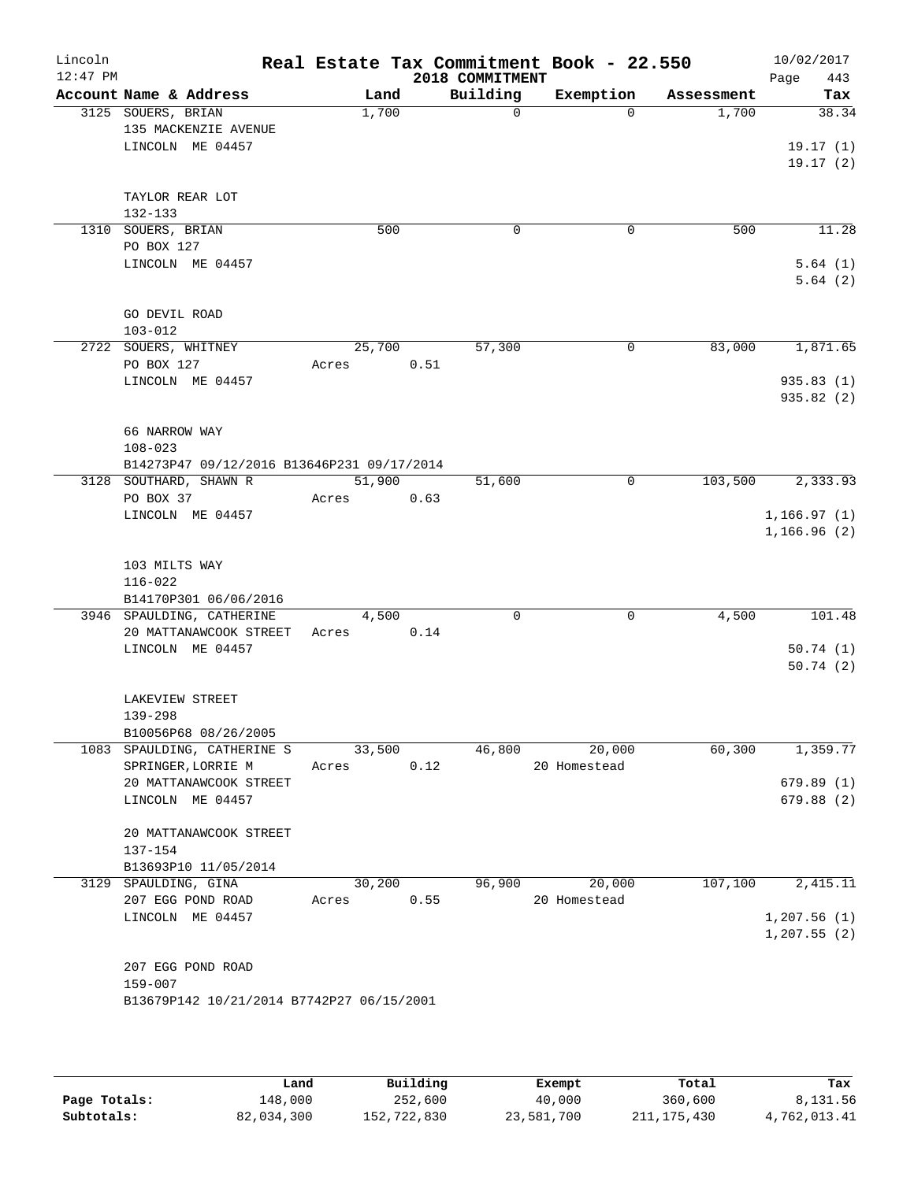Lincoln 12:47 PM

# Real Estate Tax Commitment Book - 22.550

2018 COMMITMENT

10/02/2017

| Account Name & Address | Land | Building | Exemption | Assessment | Tax |
|---|---|---|---|---|---|
| 3125 SOUERS, BRIAN<br>135 MACKENZIE AVENUE<br>LINCOLN ME 04457<br><br>TAYLOR REAR LOT<br>132-133 | 1,700 | 0 | 0 | 1,700 | 38.34<br><br>19.17 (1)<br>19.17 (2) |
| 1310 SOUERS, BRIAN<br>PO BOX 127<br>LINCOLN ME 04457<br><br>GO DEVIL ROAD<br>103-012 | 500 | 0 | 0 | 500 | 11.28<br><br>5.64 (1)<br>5.64 (2) |
| 2722 SOUERS, WHITNEY<br>PO BOX 127<br>LINCOLN ME 04457<br><br>66 NARROW WAY<br>108-023<br>B14273P47 09/12/2016 B13646P231 09/17/2014 | 25,700<br>Acres 0.51 | 57,300 | 0 | 83,000 | 1,871.65<br><br>935.83 (1)<br>935.82 (2) |
| 3128 SOUTHARD, SHAWN R<br>PO BOX 37<br>LINCOLN ME 04457<br><br>103 MILTS WAY<br>116-022<br>B14170P301 06/06/2016 | 51,900<br>Acres 0.63 | 51,600 | 0 | 103,500 | 2,333.93<br><br>1,166.97 (1)<br>1,166.96 (2) |
| 3946 SPAULDING, CATHERINE<br>20 MATTANAWCOOK STREET<br>LINCOLN ME 04457<br><br>LAKEVIEW STREET<br>139-298<br>B10056P68 08/26/2005 | 4,500<br>Acres 0.14 | 0 | 0 | 4,500 | 101.48<br><br>50.74 (1)<br>50.74 (2) |
| 1083 SPAULDING, CATHERINE S<br>SPRINGER,LORRIE M<br>20 MATTANAWCOOK STREET<br>LINCOLN ME 04457<br><br>20 MATTANAWCOOK STREET<br>137-154<br>B13693P10 11/05/2014 | 33,500<br>Acres 0.12 | 46,800 | 20,000<br>20 Homestead | 60,300 | 1,359.77<br><br>679.89 (1)<br>679.88 (2) |
| 3129 SPAULDING, GINA<br>207 EGG POND ROAD<br>LINCOLN ME 04457<br><br>207 EGG POND ROAD<br>159-007<br>B13679P142 10/21/2014 B7742P27 06/15/2001 | 30,200<br>Acres 0.55 | 96,900 | 20,000<br>20 Homestead | 107,100 | 2,415.11<br><br>1,207.56 (1)<br>1,207.55 (2) |

| | Land | Building | Exempt | Total | Tax |
|---|---|---|---|---|---|
| Page Totals: | 148,000 | 252,600 | 40,000 | 360,600 | 8,131.56 |
| Subtotals: | 82,034,300 | 152,722,830 | 23,581,700 | 211,175,430 | 4,762,013.41 |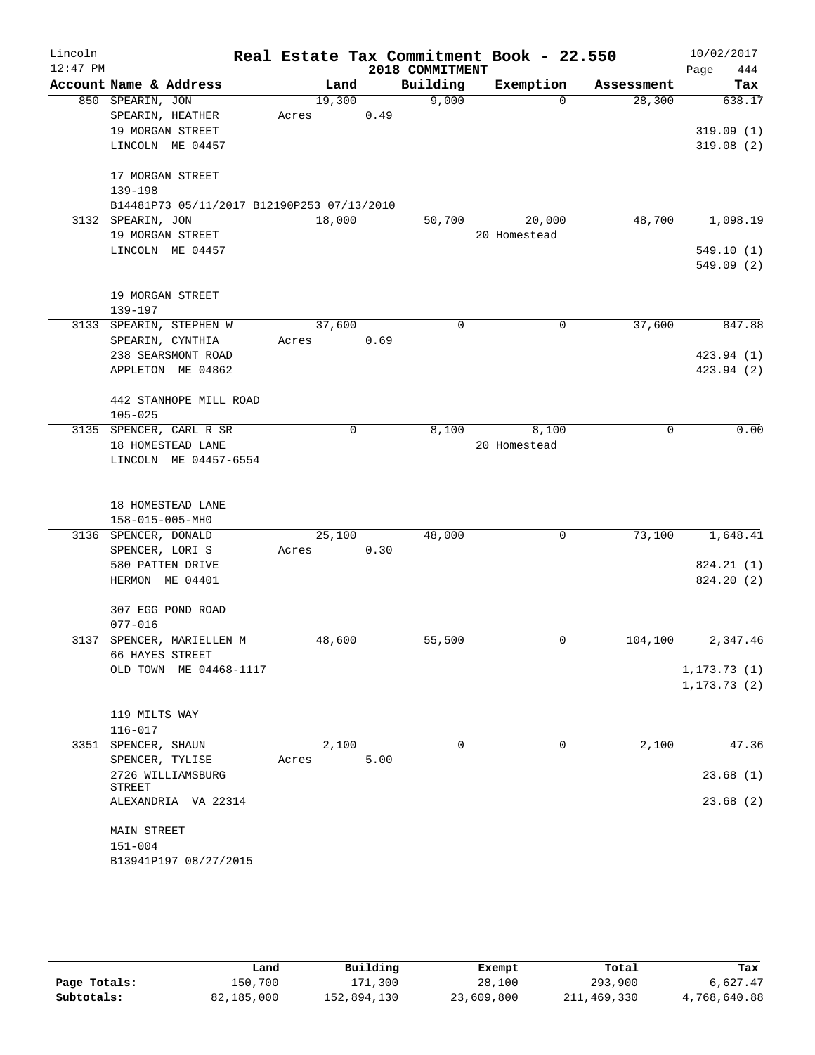# Real Estate Tax Commitment Book - 22.550

Lincoln 12:47 PM — 2018 COMMITMENT — 10/02/2017

| Account Name & Address | Land | Building | Exemption | Assessment | Tax |
|---|---|---|---|---|---|
| 850 SPEARIN, JON<br>SPEARIN, HEATHER<br>19 MORGAN STREET<br>LINCOLN ME 04457<br><br>17 MORGAN STREET<br>139-198<br>B14481P73 05/11/2017 B12190P253 07/13/2010 | 19,300<br>Acres 0.49 | 9,000 | 0 | 28,300 | 638.17<br><br>319.09 (1)<br>319.08 (2) |
| 3132 SPEARIN, JON<br>19 MORGAN STREET<br>LINCOLN ME 04457<br><br>19 MORGAN STREET<br>139-197 | 18,000 | 50,700 | 20,000<br>20 Homestead | 48,700 | 1,098.19<br><br>549.10 (1)<br>549.09 (2) |
| 3133 SPEARIN, STEPHEN W<br>SPEARIN, CYNTHIA<br>238 SEARSMONT ROAD<br>APPLETON ME 04862<br><br>442 STANHOPE MILL ROAD<br>105-025 | 37,600<br>Acres 0.69 | 0 | 0 | 37,600 | 847.88<br><br>423.94 (1)<br>423.94 (2) |
| 3135 SPENCER, CARL R SR<br>18 HOMESTEAD LANE<br>LINCOLN ME 04457-6554<br><br>18 HOMESTEAD LANE<br>158-015-005-MH0 | 0 | 8,100 | 8,100<br>20 Homestead | 0 | 0.00 |
| 3136 SPENCER, DONALD<br>SPENCER, LORI S<br>580 PATTEN DRIVE<br>HERMON ME 04401<br><br>307 EGG POND ROAD<br>077-016 | 25,100<br>Acres 0.30 | 48,000 | 0 | 73,100 | 1,648.41<br><br>824.21 (1)<br>824.20 (2) |
| 3137 SPENCER, MARIELLEN M<br>66 HAYES STREET<br>OLD TOWN ME 04468-1117<br><br>119 MILTS WAY<br>116-017 | 48,600 | 55,500 | 0 | 104,100 | 2,347.46<br><br>1,173.73 (1)<br>1,173.73 (2) |
| 3351 SPENCER, SHAUN<br>SPENCER, TYLISE<br>2726 WILLIAMSBURG STREET<br>ALEXANDRIA VA 22314<br><br>MAIN STREET<br>151-004<br>B13941P197 08/27/2015 | 2,100<br>Acres 5.00 | 0 | 0 | 2,100 | 47.36<br><br>23.68 (1)<br>23.68 (2) |

| | Land | Building | Exempt | Total | Tax |
|---|---|---|---|---|---|
| Page Totals: | 150,700 | 171,300 | 28,100 | 293,900 | 6,627.47 |
| Subtotals: | 82,185,000 | 152,894,130 | 23,609,800 | 211,469,330 | 4,768,640.88 |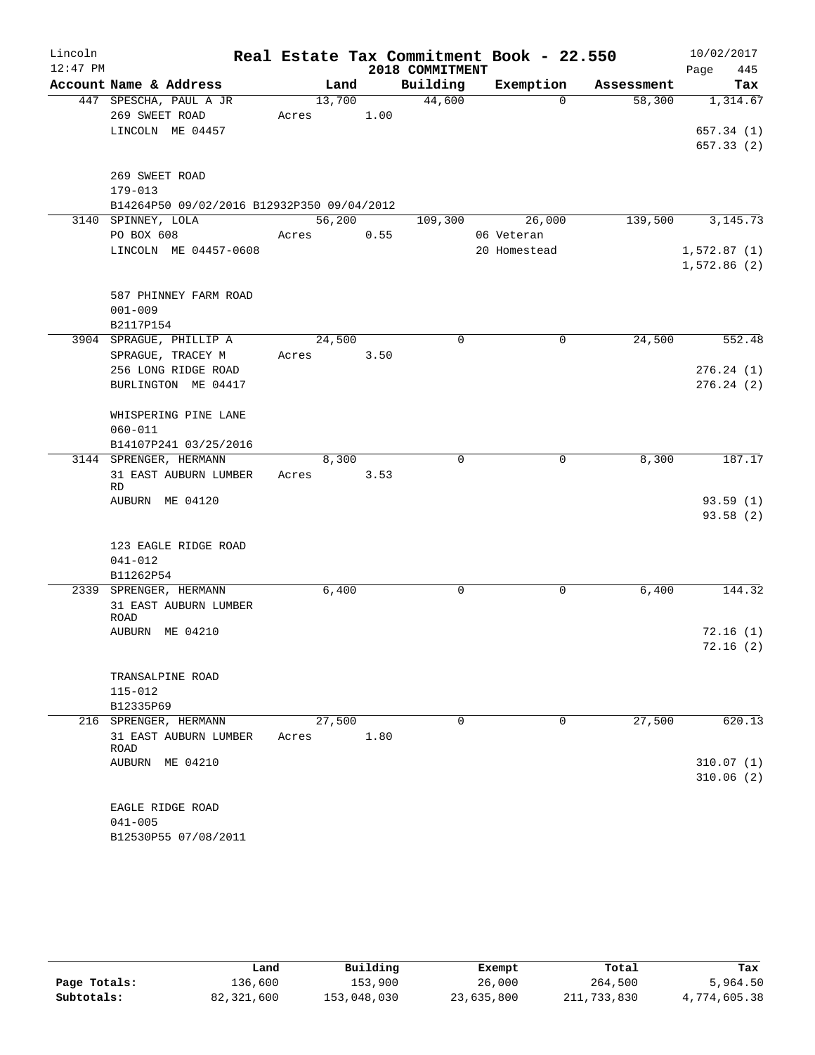# Real Estate Tax Commitment Book - 22.550

Lincoln
12:47 PM

2018 COMMITMENT

10/02/2017

| Account Name & Address | Land | Building | Exemption | Assessment | Tax |
|---|---|---|---|---|---|
| 447 SPESCHA, PAUL A JR | 13,700 | 44,600 | 0 | 58,300 | 1,314.67 |
| 269 SWEET ROAD | Acres 1.00 | | | | |
| LINCOLN ME 04457 | | | | | 657.34 (1) |
| | | | | | 657.33 (2) |
| 269 SWEET ROAD | | | | | |
| 179-013 | | | | | |
| B14264P50 09/02/2016 B12932P350 09/04/2012 | | | | | |
| 3140 SPINNEY, LOLA | 56,200 | 109,300 | 26,000 | 139,500 | 3,145.73 |
| PO BOX 608 | Acres 0.55 | | 06 Veteran | | |
| LINCOLN ME 04457-0608 | | | 20 Homestead | | 1,572.87 (1) |
| | | | | | 1,572.86 (2) |
| 587 PHINNEY FARM ROAD | | | | | |
| 001-009 | | | | | |
| B2117P154 | | | | | |
| 3904 SPRAGUE, PHILLIP A | 24,500 | 0 | 0 | 24,500 | 552.48 |
| SPRAGUE, TRACEY M | Acres 3.50 | | | | |
| 256 LONG RIDGE ROAD | | | | | 276.24 (1) |
| BURLINGTON ME 04417 | | | | | 276.24 (2) |
| WHISPERING PINE LANE | | | | | |
| 060-011 | | | | | |
| B14107P241 03/25/2016 | | | | | |
| 3144 SPRENGER, HERMANN | 8,300 | 0 | 0 | 8,300 | 187.17 |
| 31 EAST AUBURN LUMBER RD | Acres 3.53 | | | | |
| AUBURN ME 04120 | | | | | 93.59 (1) |
| | | | | | 93.58 (2) |
| 123 EAGLE RIDGE ROAD | | | | | |
| 041-012 | | | | | |
| B11262P54 | | | | | |
| 2339 SPRENGER, HERMANN | 6,400 | 0 | 0 | 6,400 | 144.32 |
| 31 EAST AUBURN LUMBER ROAD | | | | | |
| AUBURN ME 04210 | | | | | 72.16 (1) |
| | | | | | 72.16 (2) |
| TRANSALPINE ROAD | | | | | |
| 115-012 | | | | | |
| B12335P69 | | | | | |
| 216 SPRENGER, HERMANN | 27,500 | 0 | 0 | 27,500 | 620.13 |
| 31 EAST AUBURN LUMBER ROAD | Acres 1.80 | | | | |
| AUBURN ME 04210 | | | | | 310.07 (1) |
| | | | | | 310.06 (2) |
| EAGLE RIDGE ROAD | | | | | |
| 041-005 | | | | | |
| B12530P55 07/08/2011 | | | | | |

| | Land | Building | Exempt | Total | Tax |
|---|---|---|---|---|---|
| Page Totals: | 136,600 | 153,900 | 26,000 | 264,500 | 5,964.50 |
| Subtotals: | 82,321,600 | 153,048,030 | 23,635,800 | 211,733,830 | 4,774,605.38 |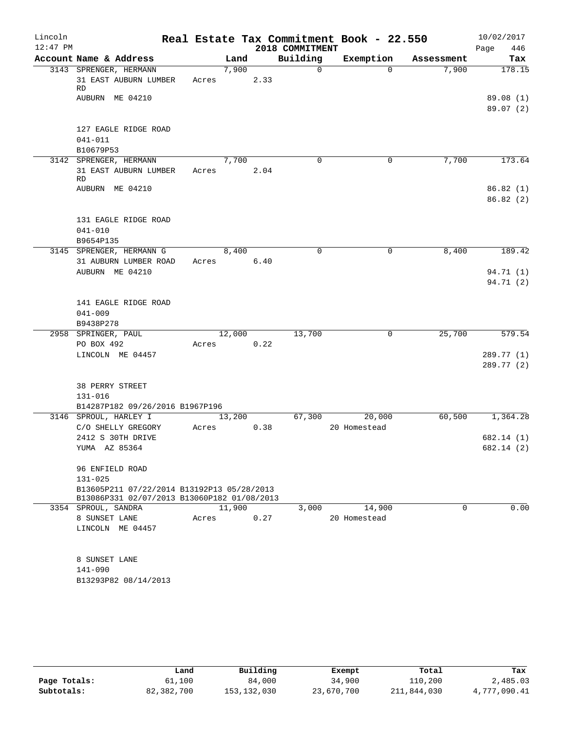# Real Estate Tax Commitment Book - 22.550

Lincoln
12:47 PM

10/02/2017
Page 446

2018 COMMITMENT

| Account Name & Address | Land | Building | Exemption | Assessment | Tax |
|---|---|---|---|---|---|
| 3143 SPRENGER, HERMANN<br>31 EAST AUBURN LUMBER RD<br>AUBURN ME 04210<br><br>127 EAGLE RIDGE ROAD<br>041-011<br>B10679P53 | 7,900<br>Acres 2.33 | 0 | 0 | 7,900 | 178.15<br><br>89.08 (1)<br>89.07 (2) |
| 3142 SPRENGER, HERMANN<br>31 EAST AUBURN LUMBER RD<br>AUBURN ME 04210<br><br>131 EAGLE RIDGE ROAD<br>041-010<br>B9654P135 | 7,700<br>Acres 2.04 | 0 | 0 | 7,700 | 173.64<br><br>86.82 (1)<br>86.82 (2) |
| 3145 SPRENGER, HERMANN G<br>31 AUBURN LUMBER ROAD<br>AUBURN ME 04210<br><br>141 EAGLE RIDGE ROAD<br>041-009<br>B9438P278 | 8,400<br>Acres 6.40 | 0 | 0 | 8,400 | 189.42<br><br>94.71 (1)<br>94.71 (2) |
| 2958 SPRINGER, PAUL<br>PO BOX 492<br>LINCOLN ME 04457<br><br>38 PERRY STREET<br>131-016<br>B14287P182 09/26/2016 B1967P196 | 12,000<br>Acres 0.22 | 13,700 | 0 | 25,700 | 579.54<br><br>289.77 (1)<br>289.77 (2) |
| 3146 SPROUL, HARLEY I<br>C/O SHELLY GREGORY<br>2412 S 30TH DRIVE<br>YUMA AZ 85364<br><br>96 ENFIELD ROAD<br>131-025<br>B13605P211 07/22/2014 B13192P13 05/28/2013<br>B13086P331 02/07/2013 B13060P182 01/08/2013 | 13,200<br>Acres 0.38 | 67,300 | 20,000<br>20 Homestead | 60,500 | 1,364.28<br><br>682.14 (1)<br>682.14 (2) |
| 3354 SPROUL, SANDRA<br>8 SUNSET LANE<br>LINCOLN ME 04457<br><br>8 SUNSET LANE<br>141-090<br>B13293P82 08/14/2013 | 11,900<br>Acres 0.27 | 3,000 | 14,900<br>20 Homestead | 0 | 0.00 |

| | Land | Building | Exempt | Total | Tax |
|---|---|---|---|---|---|
| Page Totals: | 61,100 | 84,000 | 34,900 | 110,200 | 2,485.03 |
| Subtotals: | 82,382,700 | 153,132,030 | 23,670,700 | 211,844,030 | 4,777,090.41 |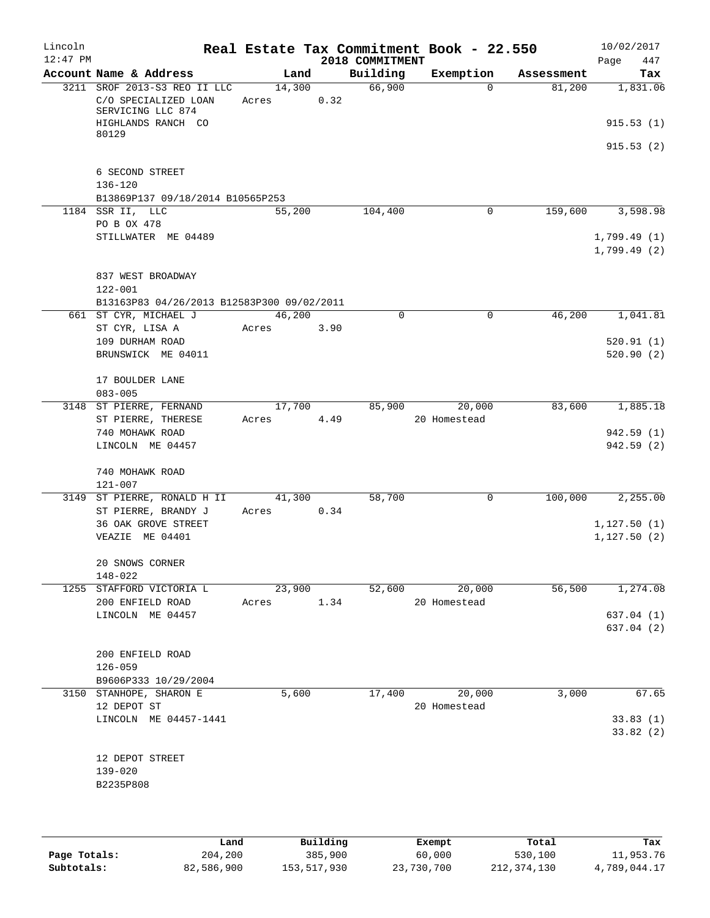Lincoln 12:47 PM

**Real Estate Tax Commitment Book - 22.550**

**2018 COMMITMENT**

10/02/2017

| Account | Name & Address | Land | Building | Exemption | Assessment | Tax |
|---|---|---|---|---|---|---|
| 3211 | SROF 2013-S3 REO II LLC<br>C/O SPECIALIZED LOAN SERVICING LLC 874<br>HIGHLANDS RANCH CO 80129<br><br>6 SECOND STREET<br>136-120<br>B13869P137 09/18/2014 B10565P253 | 14,300<br>Acres 0.32 | 66,900 | 0 | 81,200 | 1,831.06<br><br>915.53 (1)<br>915.53 (2) |
| 1184 | SSR II, LLC<br>PO B OX 478<br>STILLWATER ME 04489<br><br>837 WEST BROADWAY<br>122-001<br>B13163P83 04/26/2013 B12583P300 09/02/2011 | 55,200 | 104,400 | 0 | 159,600 | 3,598.98<br><br>1,799.49 (1)<br>1,799.49 (2) |
| 661 | ST CYR, MICHAEL J<br>ST CYR, LISA A<br>109 DURHAM ROAD<br>BRUNSWICK ME 04011<br><br>17 BOULDER LANE<br>083-005 | 46,200<br>Acres 3.90 | 0 | 0 | 46,200 | 1,041.81<br><br>520.91 (1)<br>520.90 (2) |
| 3148 | ST PIERRE, FERNAND<br>ST PIERRE, THERESE<br>740 MOHAWK ROAD<br>LINCOLN ME 04457<br><br>740 MOHAWK ROAD<br>121-007 | 17,700<br>Acres 4.49 | 85,900 | 20,000<br>20 Homestead | 83,600 | 1,885.18<br><br>942.59 (1)<br>942.59 (2) |
| 3149 | ST PIERRE, RONALD H II<br>ST PIERRE, BRANDY J<br>36 OAK GROVE STREET<br>VEAZIE ME 04401<br><br>20 SNOWS CORNER<br>148-022 | 41,300<br>Acres 0.34 | 58,700 | 0 | 100,000 | 2,255.00<br><br>1,127.50 (1)<br>1,127.50 (2) |
| 1255 | STAFFORD VICTORIA L<br>200 ENFIELD ROAD<br>LINCOLN ME 04457<br><br>200 ENFIELD ROAD<br>126-059<br>B9606P333 10/29/2004 | 23,900<br>Acres 1.34 | 52,600 | 20,000<br>20 Homestead | 56,500 | 1,274.08<br><br>637.04 (1)<br>637.04 (2) |
| 3150 | STANHOPE, SHARON E<br>12 DEPOT ST<br>LINCOLN ME 04457-1441<br><br>12 DEPOT STREET<br>139-020<br>B2235P808 | 5,600 | 17,400 | 20,000<br>20 Homestead | 3,000 | 67.65<br><br>33.83 (1)<br>33.82 (2) |

| | Land | Building | Exempt | Total | Tax |
|---|---|---|---|---|---|
| **Page Totals:** | 204,200 | 385,900 | 60,000 | 530,100 | 11,953.76 |
| **Subtotals:** | 82,586,900 | 153,517,930 | 23,730,700 | 212,374,130 | 4,789,044.17 |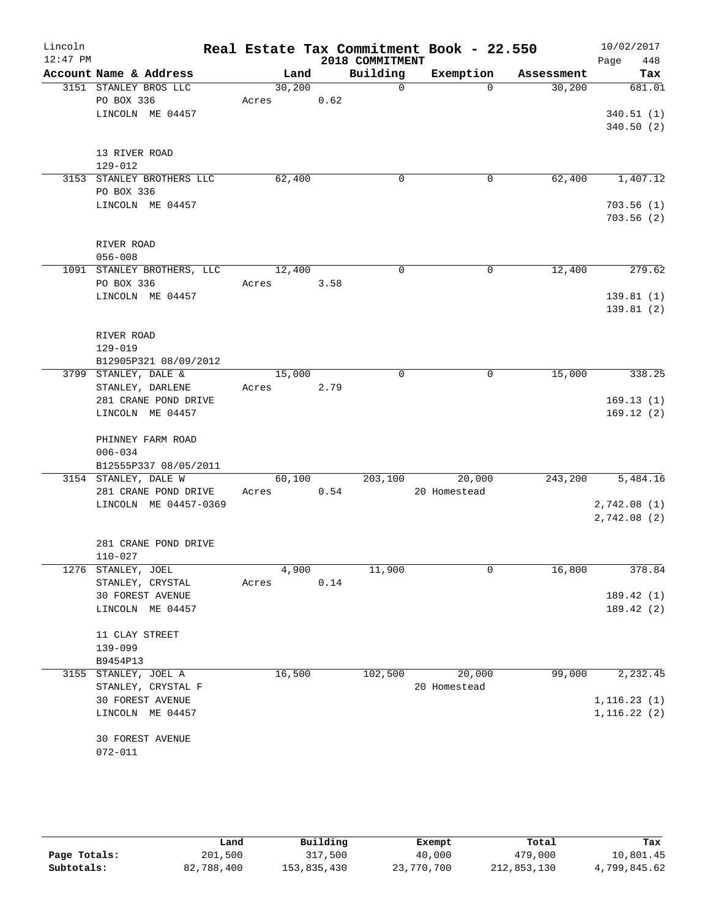Lincoln
12:47 PM

# Real Estate Tax Commitment Book - 22.550

## 2018 COMMITMENT

10/02/2017

| Account Name & Address | Land | Building | Exemption | Assessment | Tax |
|---|---|---|---|---|---|
| 3151 STANLEY BROS LLC | 30,200 | 0 | 0 | 30,200 | 681.01 |
| PO BOX 336 | Acres 0.62 | | | | |
| LINCOLN ME 04457 | | | | | 340.51 (1) |
| | | | | | 340.50 (2) |
| 13 RIVER ROAD | | | | | |
| 129-012 | | | | | |
| 3153 STANLEY BROTHERS LLC | 62,400 | 0 | 0 | 62,400 | 1,407.12 |
| PO BOX 336 | | | | | |
| LINCOLN ME 04457 | | | | | 703.56 (1) |
| | | | | | 703.56 (2) |
| RIVER ROAD | | | | | |
| 056-008 | | | | | |
| 1091 STANLEY BROTHERS, LLC | 12,400 | 0 | 0 | 12,400 | 279.62 |
| PO BOX 336 | Acres 3.58 | | | | |
| LINCOLN ME 04457 | | | | | 139.81 (1) |
| | | | | | 139.81 (2) |
| RIVER ROAD | | | | | |
| 129-019 | | | | | |
| B12905P321 08/09/2012 | | | | | |
| 3799 STANLEY, DALE & | 15,000 | 0 | 0 | 15,000 | 338.25 |
| STANLEY, DARLENE | Acres 2.79 | | | | |
| 281 CRANE POND DRIVE | | | | | 169.13 (1) |
| LINCOLN ME 04457 | | | | | 169.12 (2) |
| PHINNEY FARM ROAD | | | | | |
| 006-034 | | | | | |
| B12555P337 08/05/2011 | | | | | |
| 3154 STANLEY, DALE W | 60,100 | 203,100 | 20,000 | 243,200 | 5,484.16 |
| 281 CRANE POND DRIVE | Acres 0.54 | | 20 Homestead | | |
| LINCOLN ME 04457-0369 | | | | | 2,742.08 (1) |
| | | | | | 2,742.08 (2) |
| 281 CRANE POND DRIVE | | | | | |
| 110-027 | | | | | |
| 1276 STANLEY, JOEL | 4,900 | 11,900 | 0 | 16,800 | 378.84 |
| STANLEY, CRYSTAL | Acres 0.14 | | | | |
| 30 FOREST AVENUE | | | | | 189.42 (1) |
| LINCOLN ME 04457 | | | | | 189.42 (2) |
| 11 CLAY STREET | | | | | |
| 139-099 | | | | | |
| B9454P13 | | | | | |
| 3155 STANLEY, JOEL A | 16,500 | 102,500 | 20,000 | 99,000 | 2,232.45 |
| STANLEY, CRYSTAL F | | | 20 Homestead | | |
| 30 FOREST AVENUE | | | | | 1,116.23 (1) |
| LINCOLN ME 04457 | | | | | 1,116.22 (2) |
| 30 FOREST AVENUE | | | | | |
| 072-011 | | | | | |

| | Land | Building | Exempt | Total | Tax |
|---|---|---|---|---|---|
| Page Totals: | 201,500 | 317,500 | 40,000 | 479,000 | 10,801.45 |
| Subtotals: | 82,788,400 | 153,835,430 | 23,770,700 | 212,853,130 | 4,799,845.62 |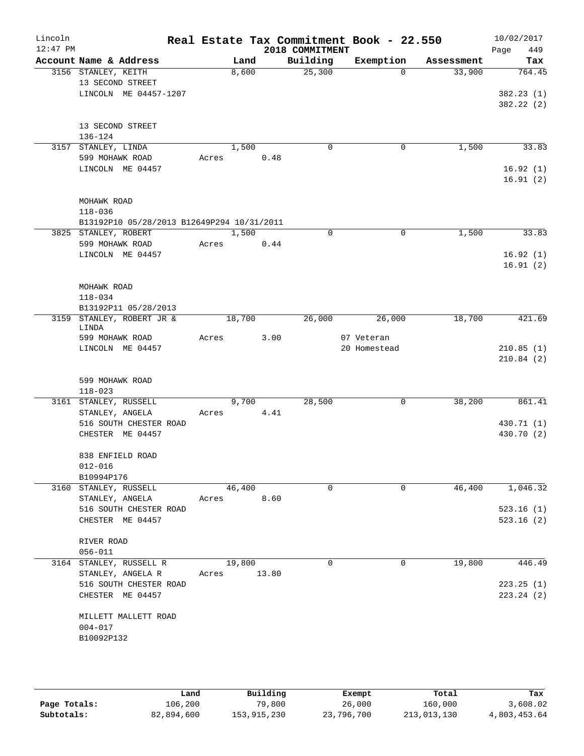# Real Estate Tax Commitment Book - 22.550

Lincoln
12:47 PM

2018 COMMITMENT

10/02/2017

| Account Name & Address | Land | Building | Exemption | Assessment | Tax |
|---|---|---|---|---|---|
| 3156 STANLEY, KEITH | 8,600 | 25,300 | 0 | 33,900 | 764.45 |
| 13 SECOND STREET | | | | | |
| LINCOLN ME 04457-1207 | | | | | 382.23 (1) |
| | | | | | 382.22 (2) |
| 13 SECOND STREET | | | | | |
| 136-124 | | | | | |
| 3157 STANLEY, LINDA | 1,500 | 0 | 0 | 1,500 | 33.83 |
| 599 MOHAWK ROAD | Acres 0.48 | | | | |
| LINCOLN ME 04457 | | | | | 16.92 (1) |
| | | | | | 16.91 (2) |
| MOHAWK ROAD | | | | | |
| 118-036 | | | | | |
| B13192P10 05/28/2013 B12649P294 10/31/2011 | | | | | |
| 3825 STANLEY, ROBERT | 1,500 | 0 | 0 | 1,500 | 33.83 |
| 599 MOHAWK ROAD | Acres 0.44 | | | | |
| LINCOLN ME 04457 | | | | | 16.92 (1) |
| | | | | | 16.91 (2) |
| MOHAWK ROAD | | | | | |
| 118-034 | | | | | |
| B13192P11 05/28/2013 | | | | | |
| 3159 STANLEY, ROBERT JR & LINDA | 18,700 | 26,000 | 26,000 | 18,700 | 421.69 |
| 599 MOHAWK ROAD | Acres 3.00 | | 07 Veteran | | |
| LINCOLN ME 04457 | | | 20 Homestead | | 210.85 (1) |
| | | | | | 210.84 (2) |
| 599 MOHAWK ROAD | | | | | |
| 118-023 | | | | | |
| 3161 STANLEY, RUSSELL | 9,700 | 28,500 | 0 | 38,200 | 861.41 |
| STANLEY, ANGELA | Acres 4.41 | | | | |
| 516 SOUTH CHESTER ROAD | | | | | 430.71 (1) |
| CHESTER ME 04457 | | | | | 430.70 (2) |
| 838 ENFIELD ROAD | | | | | |
| 012-016 | | | | | |
| B10994P176 | | | | | |
| 3160 STANLEY, RUSSELL | 46,400 | 0 | 0 | 46,400 | 1,046.32 |
| STANLEY, ANGELA | Acres 8.60 | | | | |
| 516 SOUTH CHESTER ROAD | | | | | 523.16 (1) |
| CHESTER ME 04457 | | | | | 523.16 (2) |
| RIVER ROAD | | | | | |
| 056-011 | | | | | |
| 3164 STANLEY, RUSSELL R | 19,800 | 0 | 0 | 19,800 | 446.49 |
| STANLEY, ANGELA R | Acres 13.80 | | | | |
| 516 SOUTH CHESTER ROAD | | | | | 223.25 (1) |
| CHESTER ME 04457 | | | | | 223.24 (2) |
| MILLETT MALLETT ROAD | | | | | |
| 004-017 | | | | | |
| B10092P132 | | | | | |

| | Land | Building | Exempt | Total | Tax |
|---|---|---|---|---|---|
| Page Totals: | 106,200 | 79,800 | 26,000 | 160,000 | 3,608.02 |
| Subtotals: | 82,894,600 | 153,915,230 | 23,796,700 | 213,013,130 | 4,803,453.64 |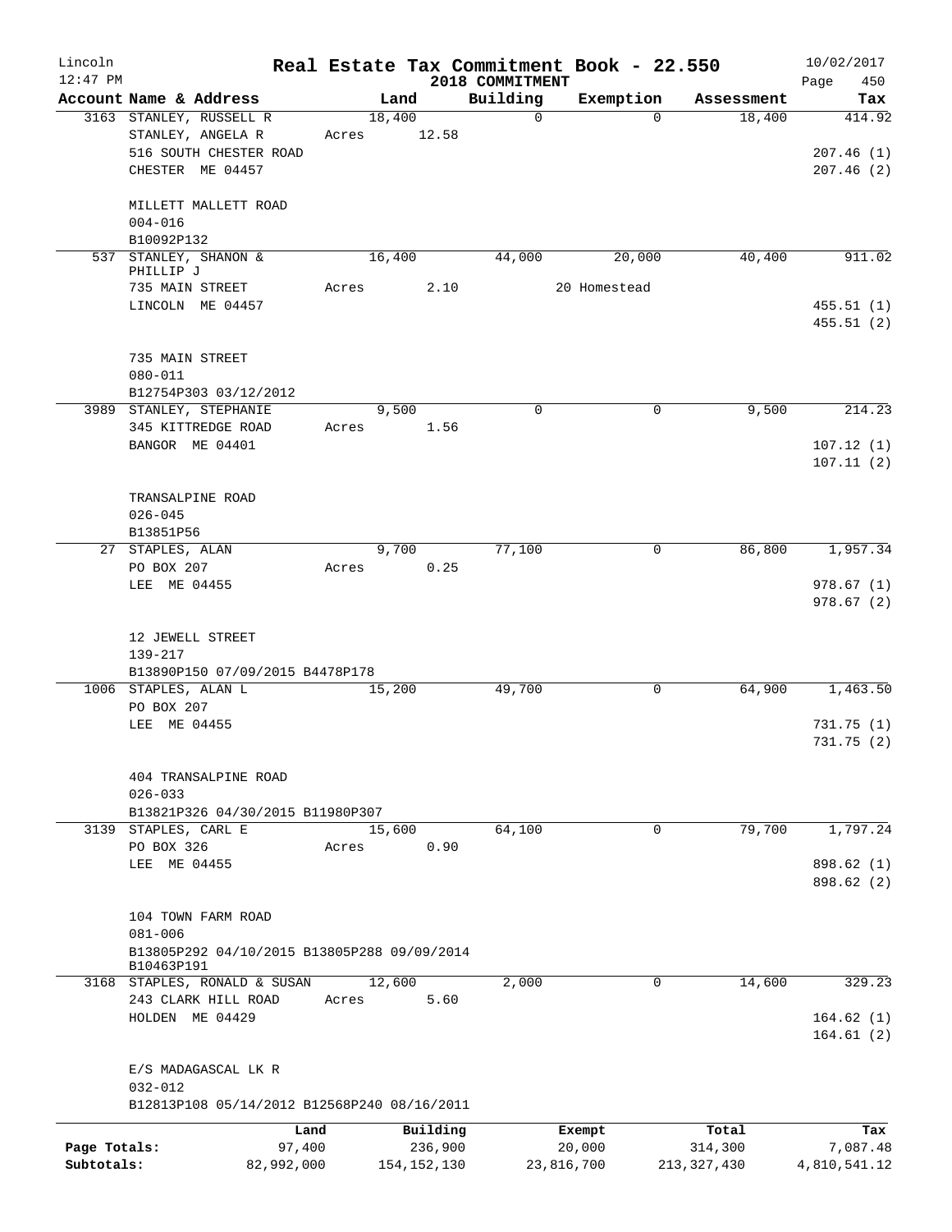Lincoln 12:47 PM

# Real Estate Tax Commitment Book - 22.550

## 2018 COMMITMENT

10/02/2017

| Account Name & Address | Land | Building | Exemption | Assessment | Tax |
|---|---|---|---|---|---|
| 3163 STANLEY, RUSSELL R | 18,400 | 0 | 0 | 18,400 | 414.92 |
| STANLEY, ANGELA R | Acres 12.58 | | | | |
| 516 SOUTH CHESTER ROAD | | | | | 207.46 (1) |
| CHESTER ME 04457 | | | | | 207.46 (2) |
| MILLETT MALLETT ROAD | | | | | |
| 004-016 | | | | | |
| B10092P132 | | | | | |
| 537 STANLEY, SHANON & PHILLIP J | 16,400 | 44,000 | 20,000 | 40,400 | 911.02 |
| 735 MAIN STREET | Acres 2.10 | | 20 Homestead | | |
| LINCOLN ME 04457 | | | | | 455.51 (1) |
| | | | | | 455.51 (2) |
| 735 MAIN STREET | | | | | |
| 080-011 | | | | | |
| B12754P303 03/12/2012 | | | | | |
| 3989 STANLEY, STEPHANIE | 9,500 | 0 | 0 | 9,500 | 214.23 |
| 345 KITTREDGE ROAD | Acres 1.56 | | | | |
| BANGOR ME 04401 | | | | | 107.12 (1) |
| | | | | | 107.11 (2) |
| TRANSALPINE ROAD | | | | | |
| 026-045 | | | | | |
| B13851P56 | | | | | |
| 27 STAPLES, ALAN | 9,700 | 77,100 | 0 | 86,800 | 1,957.34 |
| PO BOX 207 | Acres 0.25 | | | | |
| LEE ME 04455 | | | | | 978.67 (1) |
| | | | | | 978.67 (2) |
| 12 JEWELL STREET | | | | | |
| 139-217 | | | | | |
| B13890P150 07/09/2015 B4478P178 | | | | | |
| 1006 STAPLES, ALAN L | 15,200 | 49,700 | 0 | 64,900 | 1,463.50 |
| PO BOX 207 | | | | | |
| LEE ME 04455 | | | | | 731.75 (1) |
| | | | | | 731.75 (2) |
| 404 TRANSALPINE ROAD | | | | | |
| 026-033 | | | | | |
| B13821P326 04/30/2015 B11980P307 | | | | | |
| 3139 STAPLES, CARL E | 15,600 | 64,100 | 0 | 79,700 | 1,797.24 |
| PO BOX 326 | Acres 0.90 | | | | |
| LEE ME 04455 | | | | | 898.62 (1) |
| | | | | | 898.62 (2) |
| 104 TOWN FARM ROAD | | | | | |
| 081-006 | | | | | |
| B13805P292 04/10/2015 B13805P288 09/09/2014 B10463P191 | | | | | |
| 3168 STAPLES, RONALD & SUSAN | 12,600 | 2,000 | 0 | 14,600 | 329.23 |
| 243 CLARK HILL ROAD | Acres 5.60 | | | | |
| HOLDEN ME 04429 | | | | | 164.62 (1) |
| | | | | | 164.61 (2) |
| E/S MADAGASCAL LK R | | | | | |
| 032-012 | | | | | |
| B12813P108 05/14/2012 B12568P240 08/16/2011 | | | | | |

| | Land | Building | Exempt | Total | Tax |
|---|---|---|---|---|---|
| Page Totals: | 97,400 | 236,900 | 20,000 | 314,300 | 7,087.48 |
| Subtotals: | 82,992,000 | 154,152,130 | 23,816,700 | 213,327,430 | 4,810,541.12 |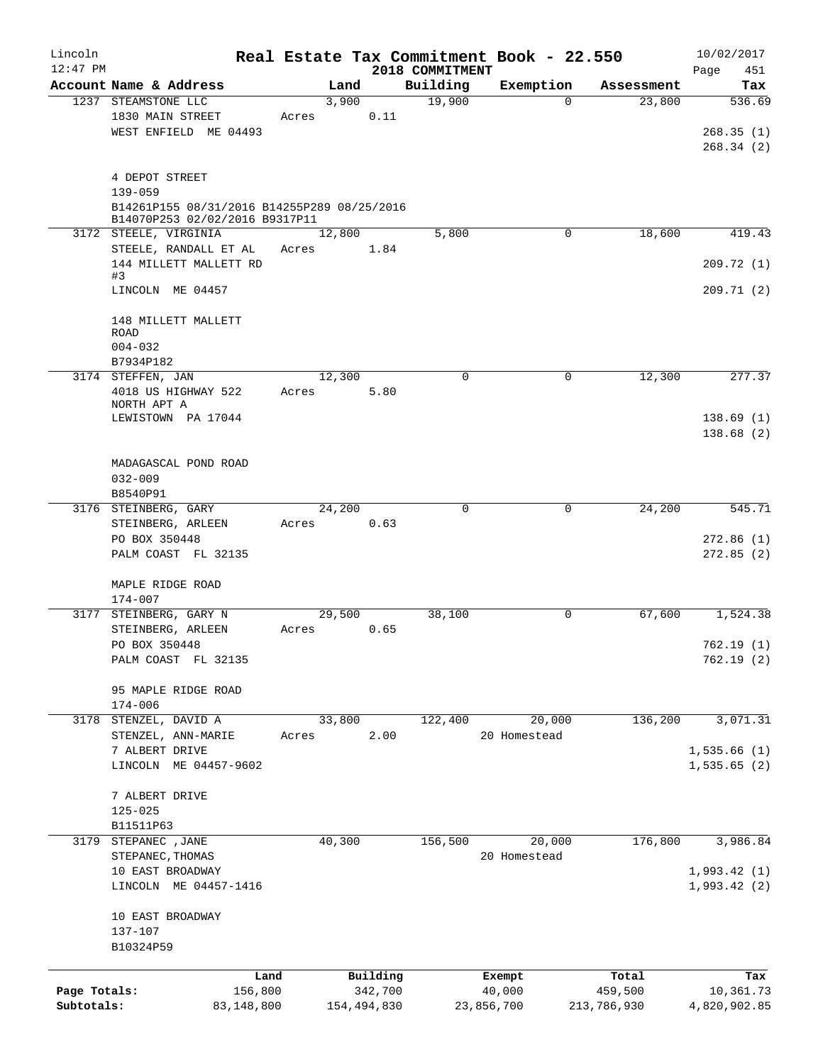# Real Estate Tax Commitment Book - 22.550

Lincoln 12:47 PM — 2018 COMMITMENT — 10/02/2017

| Account Name & Address | Land | Building | Exemption | Assessment | Tax |
|---|---|---|---|---|---|
| 1237 STEAMSTONE LLC | 3,900 | 19,900 | 0 | 23,800 | 536.69 |
| 1830 MAIN STREET | Acres 0.11 | | | | |
| WEST ENFIELD ME 04493 | | | | | 268.35 (1) |
| | | | | | 268.34 (2) |
| 4 DEPOT STREET | | | | | |
| 139-059 | | | | | |
| B14261P155 08/31/2016 B14255P289 08/25/2016 | | | | | |
| B14070P253 02/02/2016 B9317P11 | | | | | |
| 3172 STEELE, VIRGINIA | 12,800 | 5,800 | 0 | 18,600 | 419.43 |
| STEELE, RANDALL ET AL | Acres 1.84 | | | | |
| 144 MILLETT MALLETT RD #3 | | | | | 209.72 (1) |
| LINCOLN ME 04457 | | | | | 209.71 (2) |
| 148 MILLETT MALLETT ROAD | | | | | |
| 004-032 | | | | | |
| B7934P182 | | | | | |
| 3174 STEFFEN, JAN | 12,300 | 0 | 0 | 12,300 | 277.37 |
| 4018 US HIGHWAY 522 NORTH APT A | Acres 5.80 | | | | |
| LEWISTOWN PA 17044 | | | | | 138.69 (1) |
| | | | | | 138.68 (2) |
| MADAGASCAL POND ROAD | | | | | |
| 032-009 | | | | | |
| B8540P91 | | | | | |
| 3176 STEINBERG, GARY | 24,200 | 0 | 0 | 24,200 | 545.71 |
| STEINBERG, ARLEEN | Acres 0.63 | | | | |
| PO BOX 350448 | | | | | 272.86 (1) |
| PALM COAST FL 32135 | | | | | 272.85 (2) |
| MAPLE RIDGE ROAD | | | | | |
| 174-007 | | | | | |
| 3177 STEINBERG, GARY N | 29,500 | 38,100 | 0 | 67,600 | 1,524.38 |
| STEINBERG, ARLEEN | Acres 0.65 | | | | |
| PO BOX 350448 | | | | | 762.19 (1) |
| PALM COAST FL 32135 | | | | | 762.19 (2) |
| 95 MAPLE RIDGE ROAD | | | | | |
| 174-006 | | | | | |
| 3178 STENZEL, DAVID A | 33,800 | 122,400 | 20,000 | 136,200 | 3,071.31 |
| STENZEL, ANN-MARIE | Acres 2.00 | | 20 Homestead | | |
| 7 ALBERT DRIVE | | | | | 1,535.66 (1) |
| LINCOLN ME 04457-9602 | | | | | 1,535.65 (2) |
| 7 ALBERT DRIVE | | | | | |
| 125-025 | | | | | |
| B11511P63 | | | | | |
| 3179 STEPANEC ,JANE | 40,300 | 156,500 | 20,000 | 176,800 | 3,986.84 |
| STEPANEC,THOMAS | | | 20 Homestead | | |
| 10 EAST BROADWAY | | | | | 1,993.42 (1) |
| LINCOLN ME 04457-1416 | | | | | 1,993.42 (2) |
| 10 EAST BROADWAY | | | | | |
| 137-107 | | | | | |
| B10324P59 | | | | | |

| | Land | Building | Exempt | Total | Tax |
|---|---|---|---|---|---|
| Page Totals: | 156,800 | 342,700 | 40,000 | 459,500 | 10,361.73 |
| Subtotals: | 83,148,800 | 154,494,830 | 23,856,700 | 213,786,930 | 4,820,902.85 |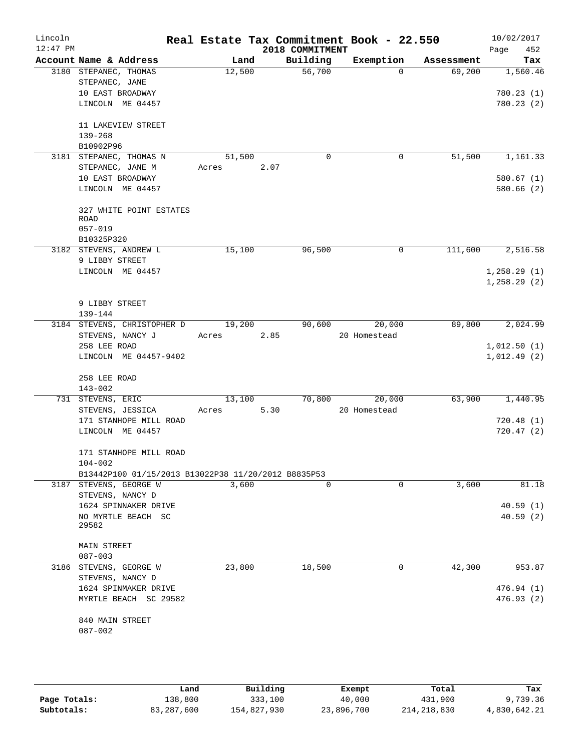# Real Estate Tax Commitment Book - 22.550

Lincoln 12:47 PM — 2018 COMMITMENT — 10/02/2017

| Account Name & Address | Land | Building | Exemption | Assessment | Tax |
|---|---|---|---|---|---|
| 3180 STEPANEC, THOMAS<br>STEPANEC, JANE<br>10 EAST BROADWAY<br>LINCOLN ME 04457<br><br>11 LAKEVIEW STREET<br>139-268<br>B10902P96 | 12,500 | 56,700 | 0 | 69,200 | 1,560.46<br><br>780.23 (1)<br>780.23 (2) |
| 3181 STEPANEC, THOMAS N<br>STEPANEC, JANE M<br>10 EAST BROADWAY<br>LINCOLN ME 04457<br><br>327 WHITE POINT ESTATES ROAD<br>057-019<br>B10325P320 | 51,500<br>Acres 2.07 | 0 | 0 | 51,500 | 1,161.33<br><br>580.67 (1)<br>580.66 (2) |
| 3182 STEVENS, ANDREW L<br>9 LIBBY STREET<br>LINCOLN ME 04457<br><br>9 LIBBY STREET<br>139-144 | 15,100 | 96,500 | 0 | 111,600 | 2,516.58<br><br>1,258.29 (1)<br>1,258.29 (2) |
| 3184 STEVENS, CHRISTOPHER D<br>STEVENS, NANCY J<br>258 LEE ROAD<br>LINCOLN ME 04457-9402<br><br>258 LEE ROAD<br>143-002 | 19,200<br>Acres 2.85 | 90,600 | 20,000<br>20 Homestead | 89,800 | 2,024.99<br><br>1,012.50 (1)<br>1,012.49 (2) |
| 731 STEVENS, ERIC<br>STEVENS, JESSICA<br>171 STANHOPE MILL ROAD<br>LINCOLN ME 04457<br><br>171 STANHOPE MILL ROAD<br>104-002<br>B13442P100 01/15/2013 B13022P38 11/20/2012 B8835P53 | 13,100<br>Acres 5.30 | 70,800 | 20,000<br>20 Homestead | 63,900 | 1,440.95<br><br>720.48 (1)<br>720.47 (2) |
| 3187 STEVENS, GEORGE W<br>STEVENS, NANCY D<br>1624 SPINNAKER DRIVE<br>NO MYRTLE BEACH SC 29582<br><br>MAIN STREET<br>087-003 | 3,600 | 0 | 0 | 3,600 | 81.18<br><br>40.59 (1)<br>40.59 (2) |
| 3186 STEVENS, GEORGE W<br>STEVENS, NANCY D<br>1624 SPINMAKER DRIVE<br>MYRTLE BEACH SC 29582<br><br>840 MAIN STREET<br>087-002 | 23,800 | 18,500 | 0 | 42,300 | 953.87<br><br>476.94 (1)<br>476.93 (2) |

| | Land | Building | Exempt | Total | Tax |
|---|---|---|---|---|---|
| Page Totals: | 138,800 | 333,100 | 40,000 | 431,900 | 9,739.36 |
| Subtotals: | 83,287,600 | 154,827,930 | 23,896,700 | 214,218,830 | 4,830,642.21 |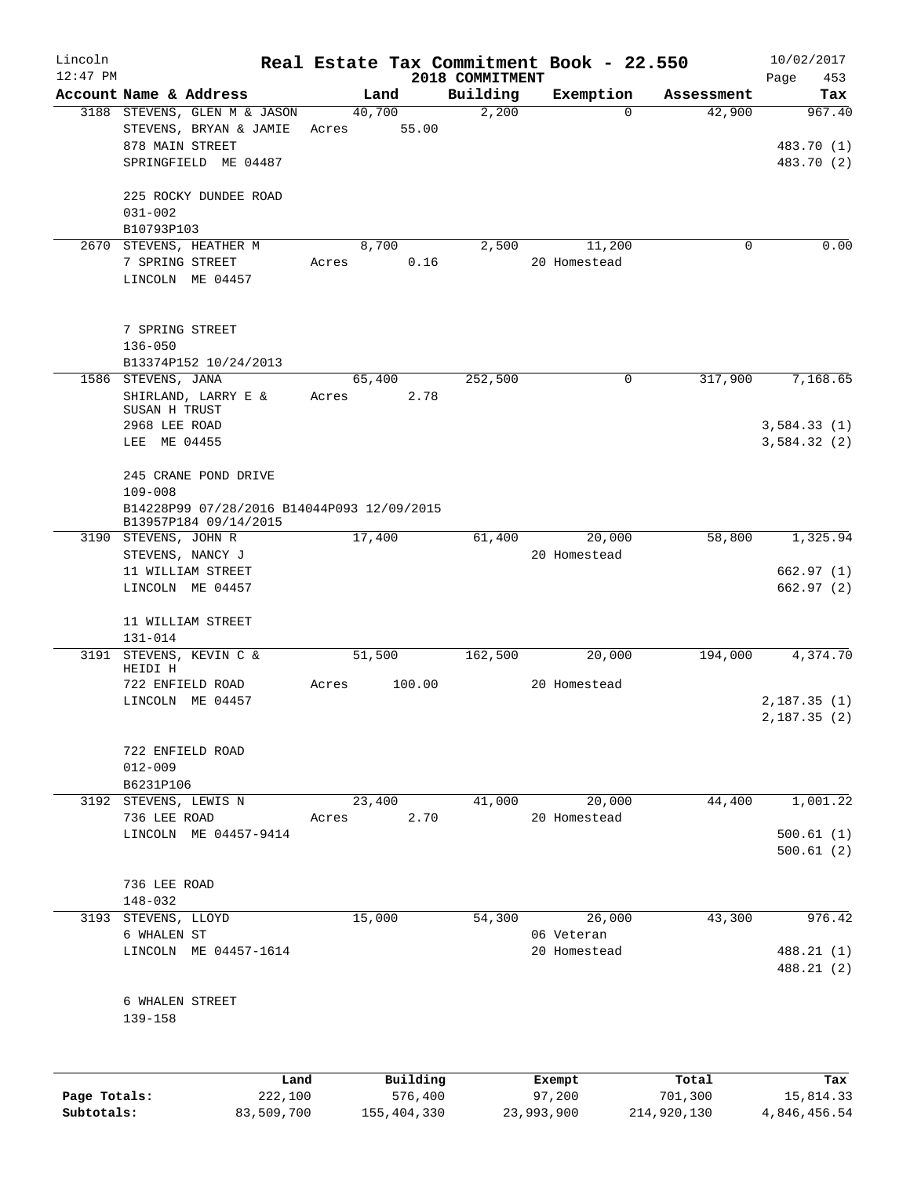Lincoln 12:47 PM

# Real Estate Tax Commitment Book - 22.550

2018 COMMITMENT

10/02/2017 Page 453

| Account | Name & Address | Land | Building | Exemption | Assessment | Tax |
|---|---|---|---|---|---|---|
| 3188 | STEVENS, GLEN M & JASON<br>STEVENS, BRYAN & JAMIE<br>878 MAIN STREET<br>SPRINGFIELD ME 04487<br><br>225 ROCKY DUNDEE ROAD<br>031-002<br>B10793P103 | 40,700<br>Acres 55.00 | 2,200 | 0 | 42,900 | 967.40<br><br>483.70 (1)<br>483.70 (2) |
| 2670 | STEVENS, HEATHER M<br>7 SPRING STREET<br>LINCOLN ME 04457<br><br>7 SPRING STREET<br>136-050<br>B13374P152 10/24/2013 | 8,700<br>Acres 0.16 | 2,500 | 11,200<br>20 Homestead | 0 | 0.00 |
| 1586 | STEVENS, JANA<br>SHIRLAND, LARRY E &<br>SUSAN H TRUST<br>2968 LEE ROAD<br>LEE ME 04455<br><br>245 CRANE POND DRIVE<br>109-008<br>B14228P99 07/28/2016 B14044P093 12/09/2015<br>B13957P184 09/14/2015 | 65,400<br>Acres 2.78 | 252,500 | 0 | 317,900 | 7,168.65<br><br>3,584.33 (1)<br>3,584.32 (2) |
| 3190 | STEVENS, JOHN R<br>STEVENS, NANCY J<br>11 WILLIAM STREET<br>LINCOLN ME 04457<br><br>11 WILLIAM STREET<br>131-014 | 17,400 | 61,400 | 20,000<br>20 Homestead | 58,800 | 1,325.94<br><br>662.97 (1)<br>662.97 (2) |
| 3191 | STEVENS, KEVIN C &<br>HEIDI H<br>722 ENFIELD ROAD<br>LINCOLN ME 04457<br><br>722 ENFIELD ROAD<br>012-009<br>B6231P106 | 51,500<br>Acres 100.00 | 162,500 | 20,000<br>20 Homestead | 194,000 | 4,374.70<br><br>2,187.35 (1)<br>2,187.35 (2) |
| 3192 | STEVENS, LEWIS N<br>736 LEE ROAD<br>LINCOLN ME 04457-9414<br><br>736 LEE ROAD<br>148-032 | 23,400<br>Acres 2.70 | 41,000 | 20,000<br>20 Homestead | 44,400 | 1,001.22<br><br>500.61 (1)<br>500.61 (2) |
| 3193 | STEVENS, LLOYD<br>6 WHALEN ST<br>LINCOLN ME 04457-1614<br><br>6 WHALEN STREET<br>139-158 | 15,000 | 54,300 | 26,000<br>06 Veteran<br>20 Homestead | 43,300 | 976.42<br><br>488.21 (1)<br>488.21 (2) |

| | Land | Building | Exempt | Total | Tax |
|---|---|---|---|---|---|
| Page Totals: | 222,100 | 576,400 | 97,200 | 701,300 | 15,814.33 |
| Subtotals: | 83,509,700 | 155,404,330 | 23,993,900 | 214,920,130 | 4,846,456.54 |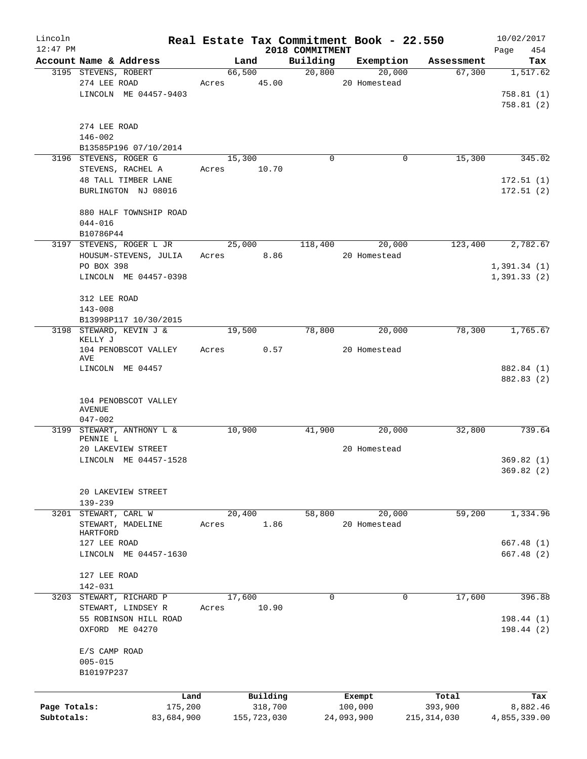Lincoln 12:47 PM

# Real Estate Tax Commitment Book - 22.550

## 2018 COMMITMENT

10/02/2017

| Account Name & Address | Land | Building | Exemption | Assessment | Tax |
|---|---|---|---|---|---|
| 3195 STEVENS, ROBERT | 66,500 | 20,800 | 20,000 | 67,300 | 1,517.62 |
| 274 LEE ROAD | Acres 45.00 | | 20 Homestead | | |
| LINCOLN ME 04457-9403 | | | | | 758.81 (1) |
| | | | | | 758.81 (2) |
| 274 LEE ROAD | | | | | |
| 146-002 | | | | | |
| B13585P196 07/10/2014 | | | | | |
| 3196 STEVENS, ROGER G | 15,300 | 0 | 0 | 15,300 | 345.02 |
| STEVENS, RACHEL A | Acres 10.70 | | | | |
| 48 TALL TIMBER LANE | | | | | 172.51 (1) |
| BURLINGTON NJ 08016 | | | | | 172.51 (2) |
| 880 HALF TOWNSHIP ROAD | | | | | |
| 044-016 | | | | | |
| B10786P44 | | | | | |
| 3197 STEVENS, ROGER L JR | 25,000 | 118,400 | 20,000 | 123,400 | 2,782.67 |
| HOUSUM-STEVENS, JULIA | Acres 8.86 | | 20 Homestead | | |
| PO BOX 398 | | | | | 1,391.34 (1) |
| LINCOLN ME 04457-0398 | | | | | 1,391.33 (2) |
| 312 LEE ROAD | | | | | |
| 143-008 | | | | | |
| B13998P117 10/30/2015 | | | | | |
| 3198 STEWARD, KEVIN J & KELLY J | 19,500 | 78,800 | 20,000 | 78,300 | 1,765.67 |
| 104 PENOBSCOT VALLEY AVE | Acres 0.57 | | 20 Homestead | | |
| LINCOLN ME 04457 | | | | | 882.84 (1) |
| | | | | | 882.83 (2) |
| 104 PENOBSCOT VALLEY AVENUE | | | | | |
| 047-002 | | | | | |
| 3199 STEWART, ANTHONY L & PENNIE L | 10,900 | 41,900 | 20,000 | 32,800 | 739.64 |
| 20 LAKEVIEW STREET | | | 20 Homestead | | |
| LINCOLN ME 04457-1528 | | | | | 369.82 (1) |
| | | | | | 369.82 (2) |
| 20 LAKEVIEW STREET | | | | | |
| 139-239 | | | | | |
| 3201 STEWART, CARL W | 20,400 | 58,800 | 20,000 | 59,200 | 1,334.96 |
| STEWART, MADELINE HARTFORD | Acres 1.86 | | 20 Homestead | | |
| 127 LEE ROAD | | | | | 667.48 (1) |
| LINCOLN ME 04457-1630 | | | | | 667.48 (2) |
| 127 LEE ROAD | | | | | |
| 142-031 | | | | | |
| 3203 STEWART, RICHARD P | 17,600 | 0 | 0 | 17,600 | 396.88 |
| STEWART, LINDSEY R | Acres 10.90 | | | | |
| 55 ROBINSON HILL ROAD | | | | | 198.44 (1) |
| OXFORD ME 04270 | | | | | 198.44 (2) |
| E/S CAMP ROAD | | | | | |
| 005-015 | | | | | |
| B10197P237 | | | | | |

| | Land | Building | Exempt | Total | Tax |
|---|---|---|---|---|---|
| Page Totals: | 175,200 | 318,700 | 100,000 | 393,900 | 8,882.46 |
| Subtotals: | 83,684,900 | 155,723,030 | 24,093,900 | 215,314,030 | 4,855,339.00 |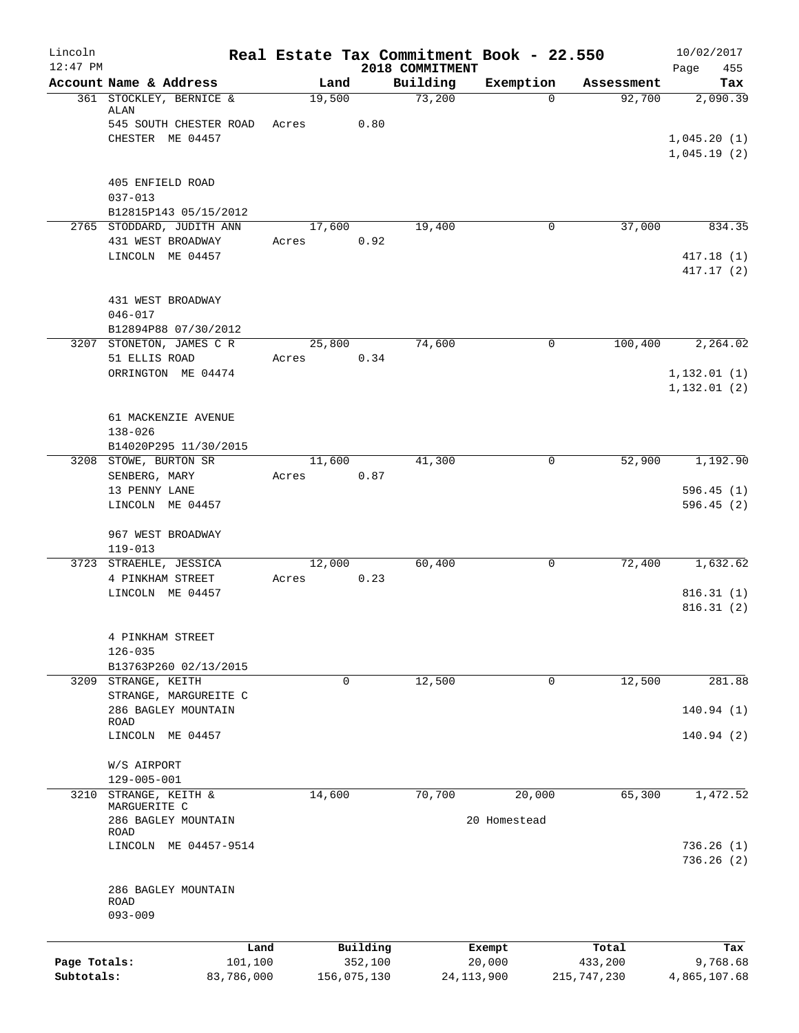Lincoln 12:47 PM

# Real Estate Tax Commitment Book - 22.550

2018 COMMITMENT

10/02/2017 Page 455

| Account Name & Address | Land | Building | Exemption | Assessment | Tax |
|---|---|---|---|---|---|
| 361 STOCKLEY, BERNICE & ALAN | 19,500 | 73,200 | 0 | 92,700 | 2,090.39 |
| 545 SOUTH CHESTER ROAD | Acres 0.80 | | | | |
| CHESTER ME 04457 | | | | | 1,045.20 (1) |
| | | | | | 1,045.19 (2) |
| 405 ENFIELD ROAD | | | | | |
| 037-013 | | | | | |
| B12815P143 05/15/2012 | | | | | |
| 2765 STODDARD, JUDITH ANN | 17,600 | 19,400 | 0 | 37,000 | 834.35 |
| 431 WEST BROADWAY | Acres 0.92 | | | | |
| LINCOLN ME 04457 | | | | | 417.18 (1) |
| | | | | | 417.17 (2) |
| 431 WEST BROADWAY | | | | | |
| 046-017 | | | | | |
| B12894P88 07/30/2012 | | | | | |
| 3207 STONETON, JAMES C R | 25,800 | 74,600 | 0 | 100,400 | 2,264.02 |
| 51 ELLIS ROAD | Acres 0.34 | | | | |
| ORRINGTON ME 04474 | | | | | 1,132.01 (1) |
| | | | | | 1,132.01 (2) |
| 61 MACKENZIE AVENUE | | | | | |
| 138-026 | | | | | |
| B14020P295 11/30/2015 | | | | | |
| 3208 STOWE, BURTON SR | 11,600 | 41,300 | 0 | 52,900 | 1,192.90 |
| SENBERG, MARY | Acres 0.87 | | | | |
| 13 PENNY LANE | | | | | 596.45 (1) |
| LINCOLN ME 04457 | | | | | 596.45 (2) |
| 967 WEST BROADWAY | | | | | |
| 119-013 | | | | | |
| 3723 STRAEHLE, JESSICA | 12,000 | 60,400 | 0 | 72,400 | 1,632.62 |
| 4 PINKHAM STREET | Acres 0.23 | | | | |
| LINCOLN ME 04457 | | | | | 816.31 (1) |
| | | | | | 816.31 (2) |
| 4 PINKHAM STREET | | | | | |
| 126-035 | | | | | |
| B13763P260 02/13/2015 | | | | | |
| 3209 STRANGE, KEITH | 0 | 12,500 | 0 | 12,500 | 281.88 |
| STRANGE, MARGUREITE C | | | | | |
| 286 BAGLEY MOUNTAIN ROAD | | | | | 140.94 (1) |
| LINCOLN ME 04457 | | | | | 140.94 (2) |
| W/S AIRPORT | | | | | |
| 129-005-001 | | | | | |
| 3210 STRANGE, KEITH & MARGUERITE C | 14,600 | 70,700 | 20,000 | 65,300 | 1,472.52 |
| 286 BAGLEY MOUNTAIN ROAD | | | 20 Homestead | | |
| LINCOLN ME 04457-9514 | | | | | 736.26 (1) |
| | | | | | 736.26 (2) |
| 286 BAGLEY MOUNTAIN ROAD | | | | | |
| 093-009 | | | | | |

| | Land | Building | Exempt | Total | Tax |
|---|---|---|---|---|---|
| Page Totals: | 101,100 | 352,100 | 20,000 | 433,200 | 9,768.68 |
| Subtotals: | 83,786,000 | 156,075,130 | 24,113,900 | 215,747,230 | 4,865,107.68 |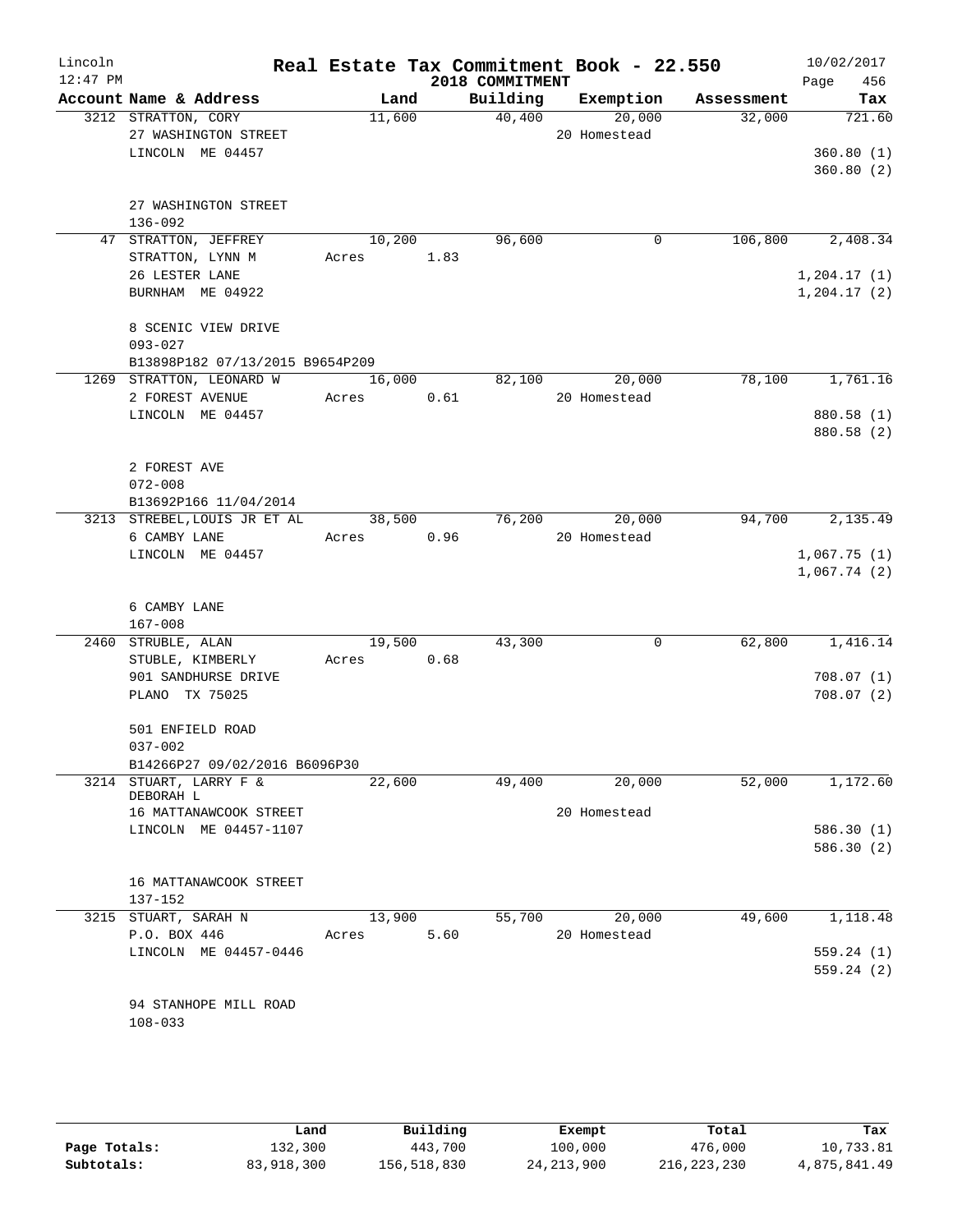Lincoln 12:47 PM

# Real Estate Tax Commitment Book - 22.550

2018 COMMITMENT

10/02/2017 Page 456

| Account Name & Address | Land | Building | Exemption | Assessment | Tax |
|---|---|---|---|---|---|
| 3212 STRATTON, CORY | 11,600 | 40,400 | 20,000 | 32,000 | 721.60 |
| 27 WASHINGTON STREET | | | 20 Homestead | | |
| LINCOLN ME 04457 | | | | | 360.80 (1) |
| | | | | | 360.80 (2) |
| 27 WASHINGTON STREET | | | | | |
| 136-092 | | | | | |
| 47 STRATTON, JEFFREY | 10,200 | 96,600 | 0 | 106,800 | 2,408.34 |
| STRATTON, LYNN M | Acres 1.83 | | | | |
| 26 LESTER LANE | | | | | 1,204.17 (1) |
| BURNHAM ME 04922 | | | | | 1,204.17 (2) |
| 8 SCENIC VIEW DRIVE | | | | | |
| 093-027 | | | | | |
| B13898P182 07/13/2015 B9654P209 | | | | | |
| 1269 STRATTON, LEONARD W | 16,000 | 82,100 | 20,000 | 78,100 | 1,761.16 |
| 2 FOREST AVENUE | Acres 0.61 | | 20 Homestead | | |
| LINCOLN ME 04457 | | | | | 880.58 (1) |
| | | | | | 880.58 (2) |
| 2 FOREST AVE | | | | | |
| 072-008 | | | | | |
| B13692P166 11/04/2014 | | | | | |
| 3213 STREBEL,LOUIS JR ET AL | 38,500 | 76,200 | 20,000 | 94,700 | 2,135.49 |
| 6 CAMBY LANE | Acres 0.96 | | 20 Homestead | | |
| LINCOLN ME 04457 | | | | | 1,067.75 (1) |
| | | | | | 1,067.74 (2) |
| 6 CAMBY LANE | | | | | |
| 167-008 | | | | | |
| 2460 STRUBLE, ALAN | 19,500 | 43,300 | 0 | 62,800 | 1,416.14 |
| STUBLE, KIMBERLY | Acres 0.68 | | | | |
| 901 SANDHURSE DRIVE | | | | | 708.07 (1) |
| PLANO TX 75025 | | | | | 708.07 (2) |
| 501 ENFIELD ROAD | | | | | |
| 037-002 | | | | | |
| B14266P27 09/02/2016 B6096P30 | | | | | |
| 3214 STUART, LARRY F & DEBORAH L | 22,600 | 49,400 | 20,000 | 52,000 | 1,172.60 |
| 16 MATTANAWCOOK STREET | | | 20 Homestead | | |
| LINCOLN ME 04457-1107 | | | | | 586.30 (1) |
| | | | | | 586.30 (2) |
| 16 MATTANAWCOOK STREET | | | | | |
| 137-152 | | | | | |
| 3215 STUART, SARAH N | 13,900 | 55,700 | 20,000 | 49,600 | 1,118.48 |
| P.O. BOX 446 | Acres 5.60 | | 20 Homestead | | |
| LINCOLN ME 04457-0446 | | | | | 559.24 (1) |
| | | | | | 559.24 (2) |
| 94 STANHOPE MILL ROAD | | | | | |
| 108-033 | | | | | |

| | Land | Building | Exempt | Total | Tax |
|---|---|---|---|---|---|
| Page Totals: | 132,300 | 443,700 | 100,000 | 476,000 | 10,733.81 |
| Subtotals: | 83,918,300 | 156,518,830 | 24,213,900 | 216,223,230 | 4,875,841.49 |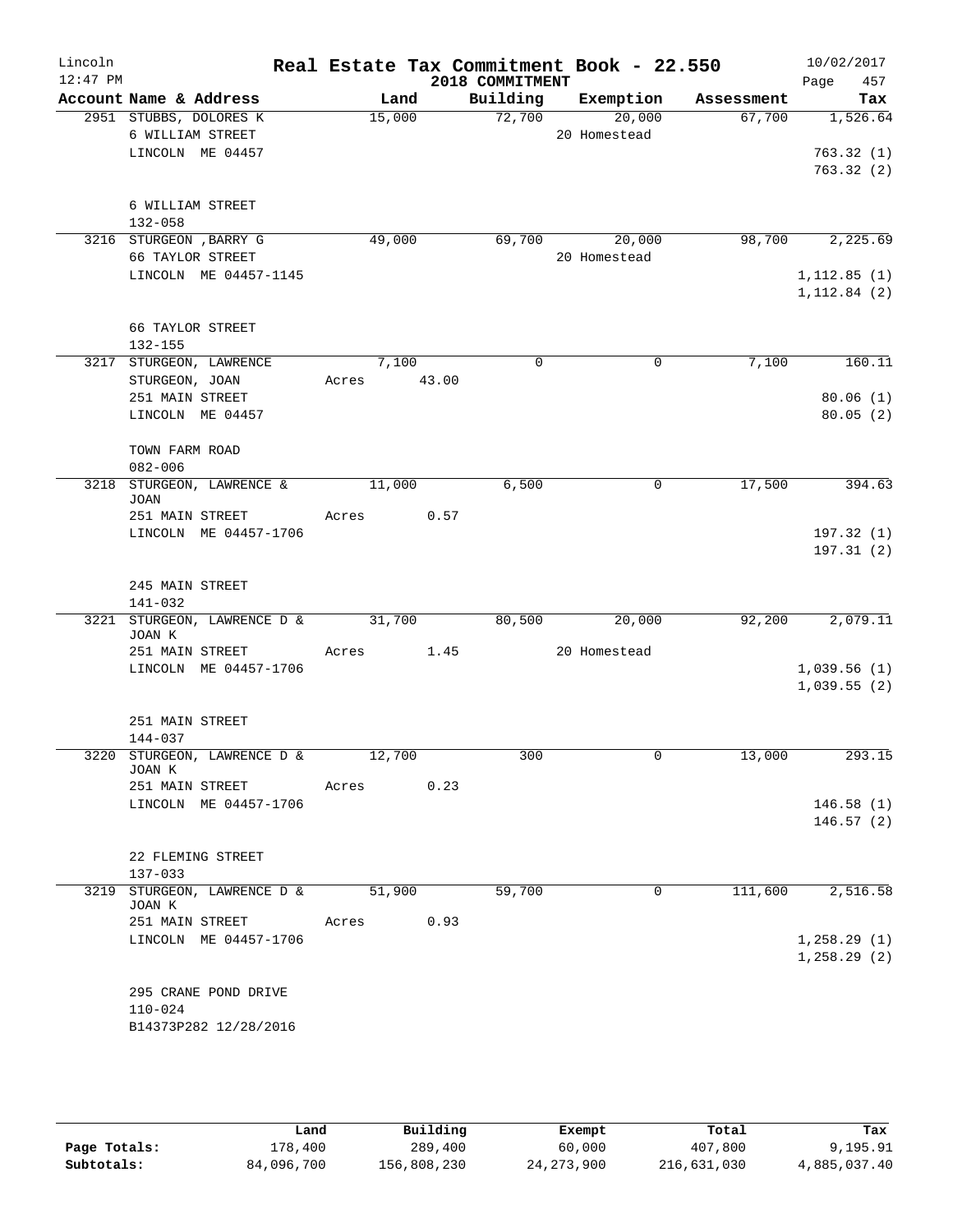# Real Estate Tax Commitment Book - 22.550

Lincoln
12:47 PM

2018 COMMITMENT

10/02/2017

| Account Name & Address | Land | Building | Exemption | Assessment | Tax |
|---|---|---|---|---|---|
| 2951 STUBBS, DOLORES K | 15,000 | 72,700 | 20,000 | 67,700 | 1,526.64 |
| 6 WILLIAM STREET | | | 20 Homestead | | |
| LINCOLN ME 04457 | | | | | 763.32 (1) |
| | | | | | 763.32 (2) |
| 6 WILLIAM STREET | | | | | |
| 132-058 | | | | | |
| 3216 STURGEON ,BARRY G | 49,000 | 69,700 | 20,000 | 98,700 | 2,225.69 |
| 66 TAYLOR STREET | | | 20 Homestead | | |
| LINCOLN ME 04457-1145 | | | | | 1,112.85 (1) |
| | | | | | 1,112.84 (2) |
| 66 TAYLOR STREET | | | | | |
| 132-155 | | | | | |
| 3217 STURGEON, LAWRENCE | 7,100 | 0 | 0 | 7,100 | 160.11 |
| STURGEON, JOAN | Acres 43.00 | | | | |
| 251 MAIN STREET | | | | | 80.06 (1) |
| LINCOLN ME 04457 | | | | | 80.05 (2) |
| TOWN FARM ROAD | | | | | |
| 082-006 | | | | | |
| 3218 STURGEON, LAWRENCE & JOAN | 11,000 | 6,500 | 0 | 17,500 | 394.63 |
| 251 MAIN STREET | Acres 0.57 | | | | |
| LINCOLN ME 04457-1706 | | | | | 197.32 (1) |
| | | | | | 197.31 (2) |
| 245 MAIN STREET | | | | | |
| 141-032 | | | | | |
| 3221 STURGEON, LAWRENCE D & JOAN K | 31,700 | 80,500 | 20,000 | 92,200 | 2,079.11 |
| 251 MAIN STREET | Acres 1.45 | | 20 Homestead | | |
| LINCOLN ME 04457-1706 | | | | | 1,039.56 (1) |
| | | | | | 1,039.55 (2) |
| 251 MAIN STREET | | | | | |
| 144-037 | | | | | |
| 3220 STURGEON, LAWRENCE D & JOAN K | 12,700 | 300 | 0 | 13,000 | 293.15 |
| 251 MAIN STREET | Acres 0.23 | | | | |
| LINCOLN ME 04457-1706 | | | | | 146.58 (1) |
| | | | | | 146.57 (2) |
| 22 FLEMING STREET | | | | | |
| 137-033 | | | | | |
| 3219 STURGEON, LAWRENCE D & JOAN K | 51,900 | 59,700 | 0 | 111,600 | 2,516.58 |
| 251 MAIN STREET | Acres 0.93 | | | | |
| LINCOLN ME 04457-1706 | | | | | 1,258.29 (1) |
| | | | | | 1,258.29 (2) |
| 295 CRANE POND DRIVE | | | | | |
| 110-024 | | | | | |
| B14373P282 12/28/2016 | | | | | |

| | Land | Building | Exempt | Total | Tax |
|---|---|---|---|---|---|
| Page Totals: | 178,400 | 289,400 | 60,000 | 407,800 | 9,195.91 |
| Subtotals: | 84,096,700 | 156,808,230 | 24,273,900 | 216,631,030 | 4,885,037.40 |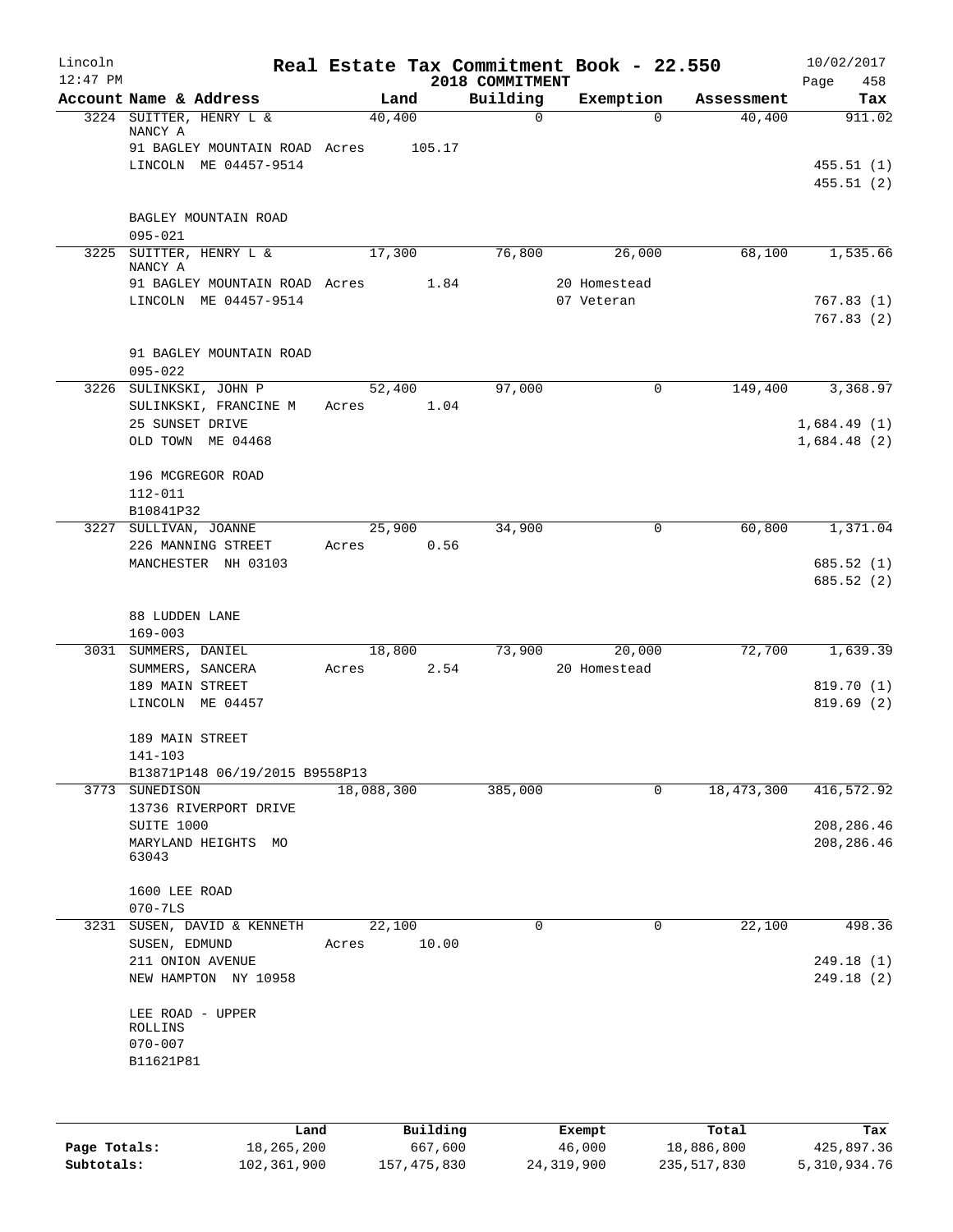# Real Estate Tax Commitment Book - 22.550

Lincoln 12:47 PM — 2018 COMMITMENT — 10/02/2017

| Account Name & Address | Land | Building | Exemption | Assessment | Tax |
|---|---|---|---|---|---|
| 3224 SUITTER, HENRY L & NANCY A | 40,400 | 0 | 0 | 40,400 | 911.02 |
| 91 BAGLEY MOUNTAIN ROAD Acres 105.17 | | | | | |
| LINCOLN ME 04457-9514 | | | | | 455.51 (1) |
| | | | | | 455.51 (2) |
| BAGLEY MOUNTAIN ROAD | | | | | |
| 095-021 | | | | | |
| 3225 SUITTER, HENRY L & NANCY A | 17,300 | 76,800 | 26,000 | 68,100 | 1,535.66 |
| 91 BAGLEY MOUNTAIN ROAD Acres 1.84 | | | 20 Homestead | | |
| LINCOLN ME 04457-9514 | | | 07 Veteran | | 767.83 (1) |
| | | | | | 767.83 (2) |
| 91 BAGLEY MOUNTAIN ROAD | | | | | |
| 095-022 | | | | | |
| 3226 SULINKSKI, JOHN P | 52,400 | 97,000 | 0 | 149,400 | 3,368.97 |
| SULINKSKI, FRANCINE M Acres 1.04 | | | | | |
| 25 SUNSET DRIVE | | | | | 1,684.49 (1) |
| OLD TOWN ME 04468 | | | | | 1,684.48 (2) |
| 196 MCGREGOR ROAD | | | | | |
| 112-011 | | | | | |
| B10841P32 | | | | | |
| 3227 SULLIVAN, JOANNE | 25,900 | 34,900 | 0 | 60,800 | 1,371.04 |
| 226 MANNING STREET Acres 0.56 | | | | | |
| MANCHESTER NH 03103 | | | | | 685.52 (1) |
| | | | | | 685.52 (2) |
| 88 LUDDEN LANE | | | | | |
| 169-003 | | | | | |
| 3031 SUMMERS, DANIEL | 18,800 | 73,900 | 20,000 | 72,700 | 1,639.39 |
| SUMMERS, SANCERA Acres 2.54 | | | 20 Homestead | | |
| 189 MAIN STREET | | | | | 819.70 (1) |
| LINCOLN ME 04457 | | | | | 819.69 (2) |
| 189 MAIN STREET | | | | | |
| 141-103 | | | | | |
| B13871P148 06/19/2015 B9558P13 | | | | | |
| 3773 SUNEDISON | 18,088,300 | 385,000 | 0 | 18,473,300 | 416,572.92 |
| 13736 RIVERPORT DRIVE | | | | | |
| SUITE 1000 | | | | | 208,286.46 |
| MARYLAND HEIGHTS MO 63043 | | | | | 208,286.46 |
| 1600 LEE ROAD | | | | | |
| 070-7LS | | | | | |
| 3231 SUSEN, DAVID & KENNETH | 22,100 | 0 | 0 | 22,100 | 498.36 |
| SUSEN, EDMUND Acres 10.00 | | | | | |
| 211 ONION AVENUE | | | | | 249.18 (1) |
| NEW HAMPTON NY 10958 | | | | | 249.18 (2) |
| LEE ROAD - UPPER ROLLINS | | | | | |
| 070-007 | | | | | |
| B11621P81 | | | | | |

| | Land | Building | Exempt | Total | Tax |
|---|---|---|---|---|---|
| Page Totals: | 18,265,200 | 667,600 | 46,000 | 18,886,800 | 425,897.36 |
| Subtotals: | 102,361,900 | 157,475,830 | 24,319,900 | 235,517,830 | 5,310,934.76 |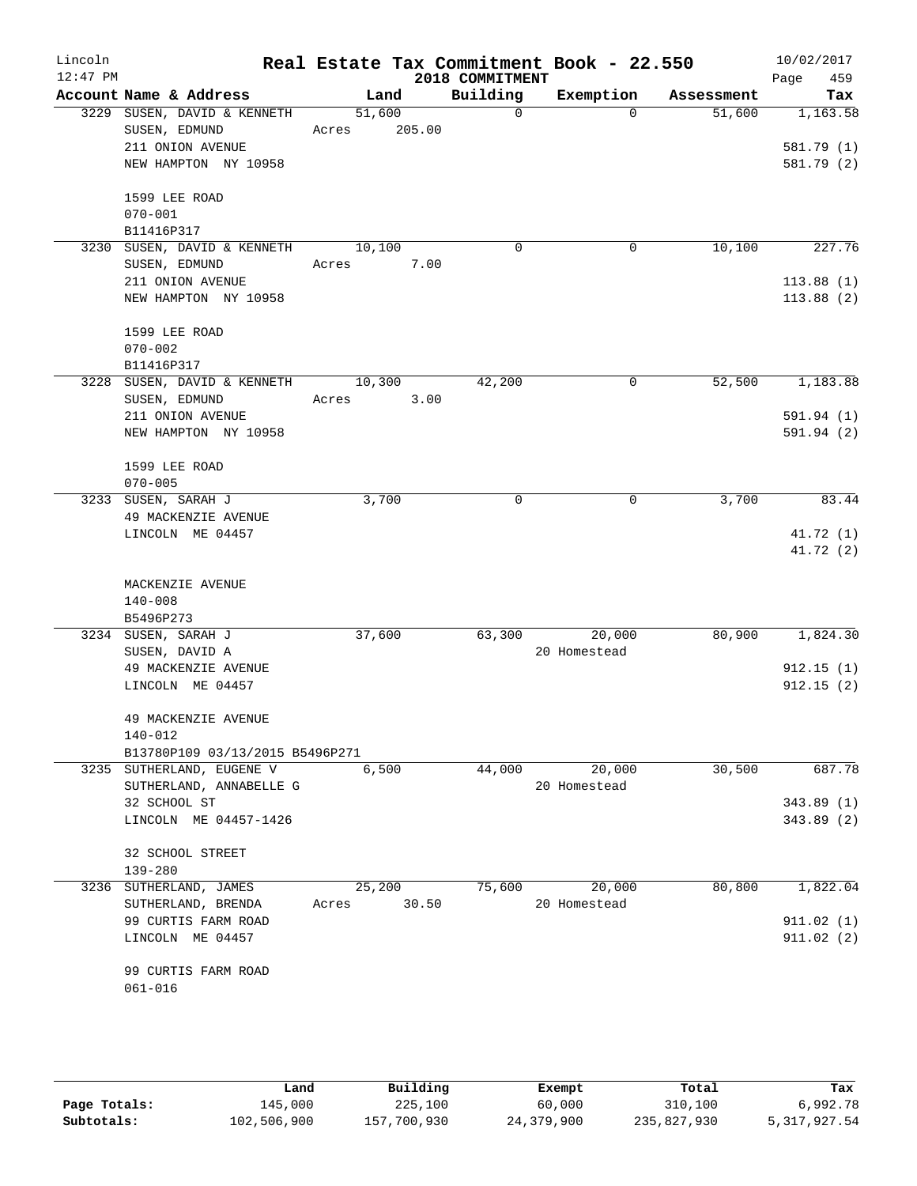# Real Estate Tax Commitment Book - 22.550

Lincoln
12:47 PM

2018 COMMITMENT

10/02/2017

| Account | Name & Address | Land | Building | Exemption | Assessment | Tax |
|---|---|---|---|---|---|---|
| 3229 | SUSEN, DAVID & KENNETH<br>SUSEN, EDMUND<br>211 ONION AVENUE<br>NEW HAMPTON NY 10958<br><br>1599 LEE ROAD<br>070-001<br>B11416P317 | 51,600<br>Acres 205.00 | 0 | 0 | 51,600 | 1,163.58<br><br>581.79 (1)<br>581.79 (2) |
| 3230 | SUSEN, DAVID & KENNETH<br>SUSEN, EDMUND<br>211 ONION AVENUE<br>NEW HAMPTON NY 10958<br><br>1599 LEE ROAD<br>070-002<br>B11416P317 | 10,100<br>Acres 7.00 | 0 | 0 | 10,100 | 227.76<br><br>113.88 (1)<br>113.88 (2) |
| 3228 | SUSEN, DAVID & KENNETH<br>SUSEN, EDMUND<br>211 ONION AVENUE<br>NEW HAMPTON NY 10958<br><br>1599 LEE ROAD<br>070-005 | 10,300<br>Acres 3.00 | 42,200 | 0 | 52,500 | 1,183.88<br><br>591.94 (1)<br>591.94 (2) |
| 3233 | SUSEN, SARAH J<br>49 MACKENZIE AVENUE<br>LINCOLN ME 04457<br><br>MACKENZIE AVENUE<br>140-008<br>B5496P273 | 3,700 | 0 | 0 | 3,700 | 83.44<br><br>41.72 (1)<br>41.72 (2) |
| 3234 | SUSEN, SARAH J<br>SUSEN, DAVID A<br>49 MACKENZIE AVENUE<br>LINCOLN ME 04457<br><br>49 MACKENZIE AVENUE<br>140-012<br>B13780P109 03/13/2015 B5496P271 | 37,600 | 63,300 | 20,000<br>20 Homestead | 80,900 | 1,824.30<br><br>912.15 (1)<br>912.15 (2) |
| 3235 | SUTHERLAND, EUGENE V<br>SUTHERLAND, ANNABELLE G<br>32 SCHOOL ST<br>LINCOLN ME 04457-1426<br><br>32 SCHOOL STREET<br>139-280 | 6,500 | 44,000 | 20,000<br>20 Homestead | 30,500 | 687.78<br><br>343.89 (1)<br>343.89 (2) |
| 3236 | SUTHERLAND, JAMES<br>SUTHERLAND, BRENDA<br>99 CURTIS FARM ROAD<br>LINCOLN ME 04457<br><br>99 CURTIS FARM ROAD<br>061-016 | 25,200<br>Acres 30.50 | 75,600 | 20,000<br>20 Homestead | 80,800 | 1,822.04<br><br>911.02 (1)<br>911.02 (2) |

| | Land | Building | Exempt | Total | Tax |
|---|---|---|---|---|---|
| Page Totals: | 145,000 | 225,100 | 60,000 | 310,100 | 6,992.78 |
| Subtotals: | 102,506,900 | 157,700,930 | 24,379,900 | 235,827,930 | 5,317,927.54 |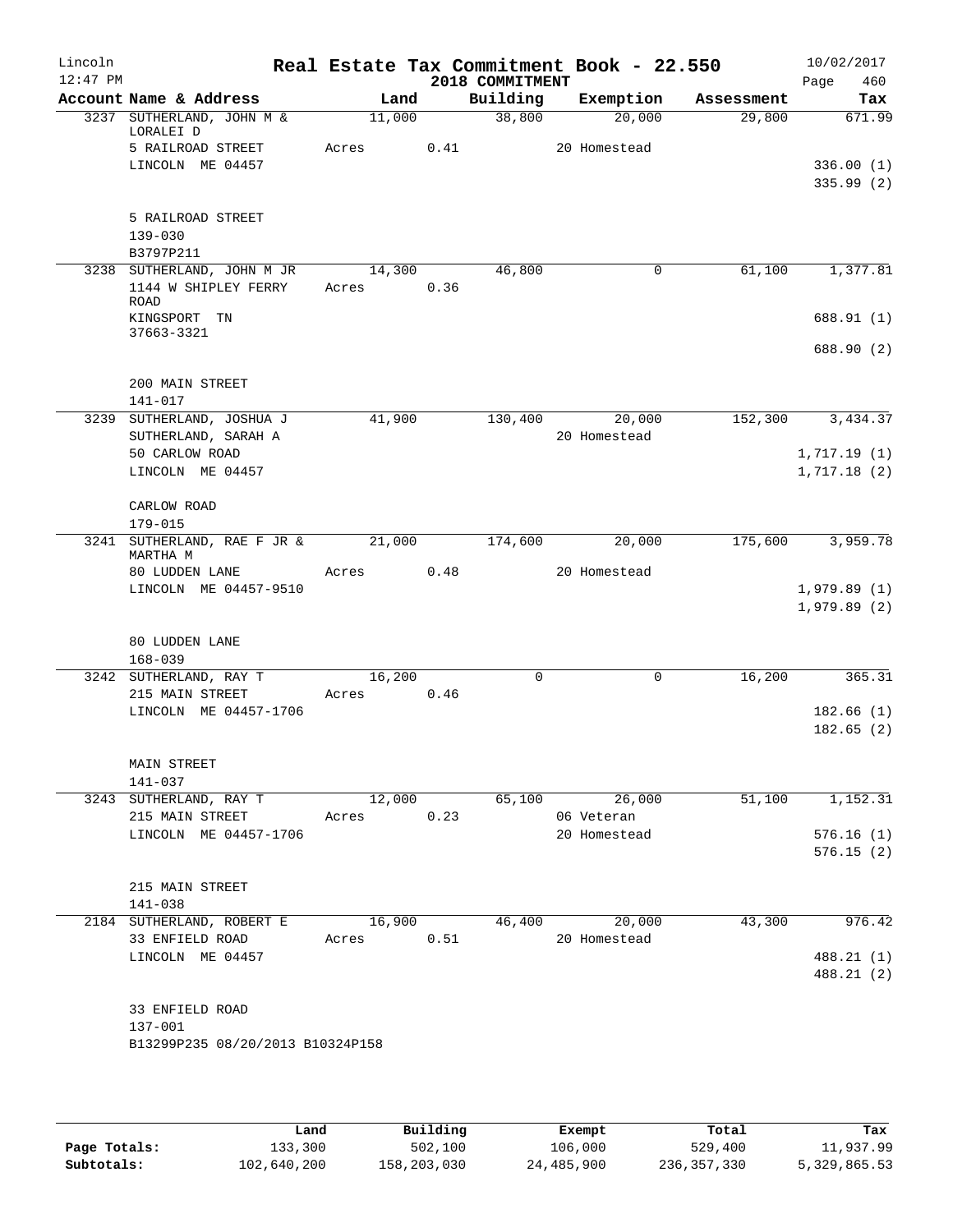# Real Estate Tax Commitment Book - 22.550

Lincoln 12:47 PM — 2018 COMMITMENT — 10/02/2017

| Account Name & Address | Land | Building | Exemption | Assessment | Tax |
|---|---|---|---|---|---|
| 3237 SUTHERLAND, JOHN M & LORALEI D | 11,000 | 38,800 | 20,000 | 29,800 | 671.99 |
| 5 RAILROAD STREET | Acres 0.41 | | 20 Homestead | | |
| LINCOLN ME 04457 | | | | | 336.00 (1) |
| | | | | | 335.99 (2) |
| 5 RAILROAD STREET | | | | | |
| 139-030 | | | | | |
| B3797P211 | | | | | |
| 3238 SUTHERLAND, JOHN M JR | 14,300 | 46,800 | 0 | 61,100 | 1,377.81 |
| 1144 W SHIPLEY FERRY ROAD | Acres 0.36 | | | | |
| KINGSPORT TN 37663-3321 | | | | | 688.91 (1) |
| | | | | | 688.90 (2) |
| 200 MAIN STREET | | | | | |
| 141-017 | | | | | |
| 3239 SUTHERLAND, JOSHUA J | 41,900 | 130,400 | 20,000 | 152,300 | 3,434.37 |
| SUTHERLAND, SARAH A | | | 20 Homestead | | |
| 50 CARLOW ROAD | | | | | 1,717.19 (1) |
| LINCOLN ME 04457 | | | | | 1,717.18 (2) |
| CARLOW ROAD | | | | | |
| 179-015 | | | | | |
| 3241 SUTHERLAND, RAE F JR & MARTHA M | 21,000 | 174,600 | 20,000 | 175,600 | 3,959.78 |
| 80 LUDDEN LANE | Acres 0.48 | | 20 Homestead | | |
| LINCOLN ME 04457-9510 | | | | | 1,979.89 (1) |
| | | | | | 1,979.89 (2) |
| 80 LUDDEN LANE | | | | | |
| 168-039 | | | | | |
| 3242 SUTHERLAND, RAY T | 16,200 | 0 | 0 | 16,200 | 365.31 |
| 215 MAIN STREET | Acres 0.46 | | | | |
| LINCOLN ME 04457-1706 | | | | | 182.66 (1) |
| | | | | | 182.65 (2) |
| MAIN STREET | | | | | |
| 141-037 | | | | | |
| 3243 SUTHERLAND, RAY T | 12,000 | 65,100 | 26,000 | 51,100 | 1,152.31 |
| 215 MAIN STREET | Acres 0.23 | | 06 Veteran | | |
| LINCOLN ME 04457-1706 | | | 20 Homestead | | 576.16 (1) |
| | | | | | 576.15 (2) |
| 215 MAIN STREET | | | | | |
| 141-038 | | | | | |
| 2184 SUTHERLAND, ROBERT E | 16,900 | 46,400 | 20,000 | 43,300 | 976.42 |
| 33 ENFIELD ROAD | Acres 0.51 | | 20 Homestead | | |
| LINCOLN ME 04457 | | | | | 488.21 (1) |
| | | | | | 488.21 (2) |
| 33 ENFIELD ROAD | | | | | |
| 137-001 | | | | | |
| B13299P235 08/20/2013 B10324P158 | | | | | |

| | Land | Building | Exempt | Total | Tax |
|---|---|---|---|---|---|
| Page Totals: | 133,300 | 502,100 | 106,000 | 529,400 | 11,937.99 |
| Subtotals: | 102,640,200 | 158,203,030 | 24,485,900 | 236,357,330 | 5,329,865.53 |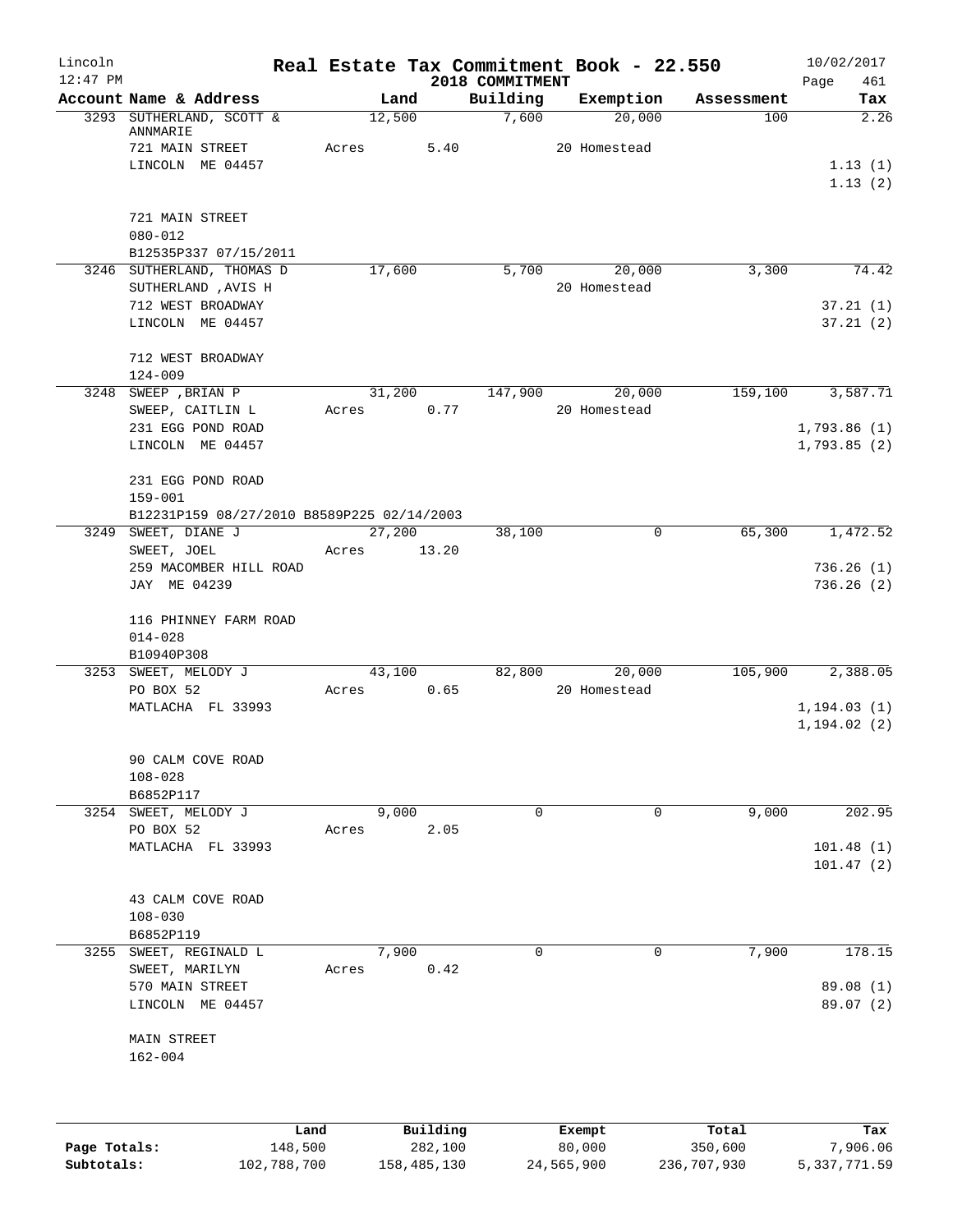Lincoln 12:47 PM

# Real Estate Tax Commitment Book - 22.550

2018 COMMITMENT

10/02/2017

| Account | Name & Address | Land | Building | Exemption | Assessment | Tax |
|---|---|---|---|---|---|---|
| 3293 | SUTHERLAND, SCOTT & ANNMARIE<br>721 MAIN STREET<br>LINCOLN ME 04457<br><br>721 MAIN STREET<br>080-012<br>B12535P337 07/15/2011 | 12,500<br>Acres 5.40 | 7,600 | 20,000<br>20 Homestead | 100 | 2.26<br><br>1.13 (1)<br>1.13 (2) |
| 3246 | SUTHERLAND, THOMAS D<br>SUTHERLAND ,AVIS H<br>712 WEST BROADWAY<br>LINCOLN ME 04457<br><br>712 WEST BROADWAY<br>124-009 | 17,600 | 5,700 | 20,000<br>20 Homestead | 3,300 | 74.42<br><br>37.21 (1)<br>37.21 (2) |
| 3248 | SWEEP ,BRIAN P<br>SWEEP, CAITLIN L<br>231 EGG POND ROAD<br>LINCOLN ME 04457<br><br>231 EGG POND ROAD<br>159-001<br>B12231P159 08/27/2010 B8589P225 02/14/2003 | 31,200<br>Acres 0.77 | 147,900 | 20,000<br>20 Homestead | 159,100 | 3,587.71<br><br>1,793.86 (1)<br>1,793.85 (2) |
| 3249 | SWEET, DIANE J<br>SWEET, JOEL<br>259 MACOMBER HILL ROAD<br>JAY ME 04239<br><br>116 PHINNEY FARM ROAD<br>014-028<br>B10940P308 | 27,200<br>Acres 13.20 | 38,100 | 0 | 65,300 | 1,472.52<br><br>736.26 (1)<br>736.26 (2) |
| 3253 | SWEET, MELODY J<br>PO BOX 52<br>MATLACHA FL 33993<br><br>90 CALM COVE ROAD<br>108-028<br>B6852P117 | 43,100<br>Acres 0.65 | 82,800 | 20,000<br>20 Homestead | 105,900 | 2,388.05<br><br>1,194.03 (1)<br>1,194.02 (2) |
| 3254 | SWEET, MELODY J<br>PO BOX 52<br>MATLACHA FL 33993<br><br>43 CALM COVE ROAD<br>108-030<br>B6852P119 | 9,000<br>Acres 2.05 | 0 | 0 | 9,000 | 202.95<br><br>101.48 (1)<br>101.47 (2) |
| 3255 | SWEET, REGINALD L<br>SWEET, MARILYN<br>570 MAIN STREET<br>LINCOLN ME 04457<br><br>MAIN STREET<br>162-004 | 7,900<br>Acres 0.42 | 0 | 0 | 7,900 | 178.15<br><br>89.08 (1)<br>89.07 (2) |

| | Land | Building | Exempt | Total | Tax |
|---|---|---|---|---|---|
| Page Totals: | 148,500 | 282,100 | 80,000 | 350,600 | 7,906.06 |
| Subtotals: | 102,788,700 | 158,485,130 | 24,565,900 | 236,707,930 | 5,337,771.59 |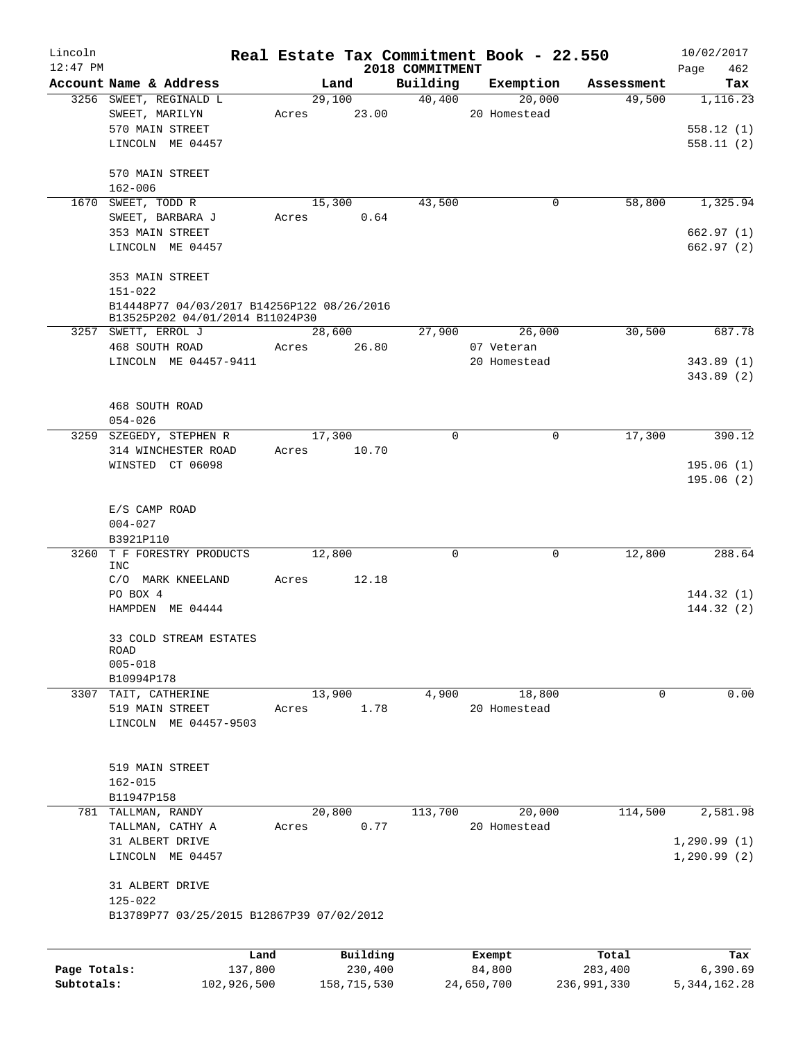Lincoln 12:47 PM

# Real Estate Tax Commitment Book - 22.550

2018 COMMITMENT

10/02/2017

| Account Name & Address | Land | Building | Exemption | Assessment | Tax |
|---|---|---|---|---|---|
| 3256 SWEET, REGINALD L | 29,100 | 40,400 | 20,000 | 49,500 | 1,116.23 |
| SWEET, MARILYN | Acres 23.00 | | 20 Homestead | | |
| 570 MAIN STREET | | | | | 558.12 (1) |
| LINCOLN ME 04457 | | | | | 558.11 (2) |
| 570 MAIN STREET | | | | | |
| 162-006 | | | | | |
| 1670 SWEET, TODD R | 15,300 | 43,500 | 0 | 58,800 | 1,325.94 |
| SWEET, BARBARA J | Acres 0.64 | | | | |
| 353 MAIN STREET | | | | | 662.97 (1) |
| LINCOLN ME 04457 | | | | | 662.97 (2) |
| 353 MAIN STREET | | | | | |
| 151-022 | | | | | |
| B14448P77 04/03/2017 B14256P122 08/26/2016 B13525P202 04/01/2014 B11024P30 | | | | | |
| 3257 SWETT, ERROL J | 28,600 | 27,900 | 26,000 | 30,500 | 687.78 |
| 468 SOUTH ROAD | Acres 26.80 | | 07 Veteran | | |
| LINCOLN ME 04457-9411 | | | 20 Homestead | | 343.89 (1) |
| | | | | | 343.89 (2) |
| 468 SOUTH ROAD | | | | | |
| 054-026 | | | | | |
| 3259 SZEGEDY, STEPHEN R | 17,300 | 0 | 0 | 17,300 | 390.12 |
| 314 WINCHESTER ROAD | Acres 10.70 | | | | |
| WINSTED CT 06098 | | | | | 195.06 (1) |
| | | | | | 195.06 (2) |
| E/S CAMP ROAD | | | | | |
| 004-027 | | | | | |
| B3921P110 | | | | | |
| 3260 T F FORESTRY PRODUCTS INC | 12,800 | 0 | 0 | 12,800 | 288.64 |
| C/O MARK KNEELAND | Acres 12.18 | | | | |
| PO BOX 4 | | | | | 144.32 (1) |
| HAMPDEN ME 04444 | | | | | 144.32 (2) |
| 33 COLD STREAM ESTATES ROAD | | | | | |
| 005-018 | | | | | |
| B10994P178 | | | | | |
| 3307 TAIT, CATHERINE | 13,900 | 4,900 | 18,800 | 0 | 0.00 |
| 519 MAIN STREET | Acres 1.78 | | 20 Homestead | | |
| LINCOLN ME 04457-9503 | | | | | |
| 519 MAIN STREET | | | | | |
| 162-015 | | | | | |
| B11947P158 | | | | | |
| 781 TALLMAN, RANDY | 20,800 | 113,700 | 20,000 | 114,500 | 2,581.98 |
| TALLMAN, CATHY A | Acres 0.77 | | 20 Homestead | | |
| 31 ALBERT DRIVE | | | | | 1,290.99 (1) |
| LINCOLN ME 04457 | | | | | 1,290.99 (2) |
| 31 ALBERT DRIVE | | | | | |
| 125-022 | | | | | |
| B13789P77 03/25/2015 B12867P39 07/02/2012 | | | | | |

| | Land | Building | Exempt | Total | Tax |
|---|---|---|---|---|---|
| Page Totals: | 137,800 | 230,400 | 84,800 | 283,400 | 6,390.69 |
| Subtotals: | 102,926,500 | 158,715,530 | 24,650,700 | 236,991,330 | 5,344,162.28 |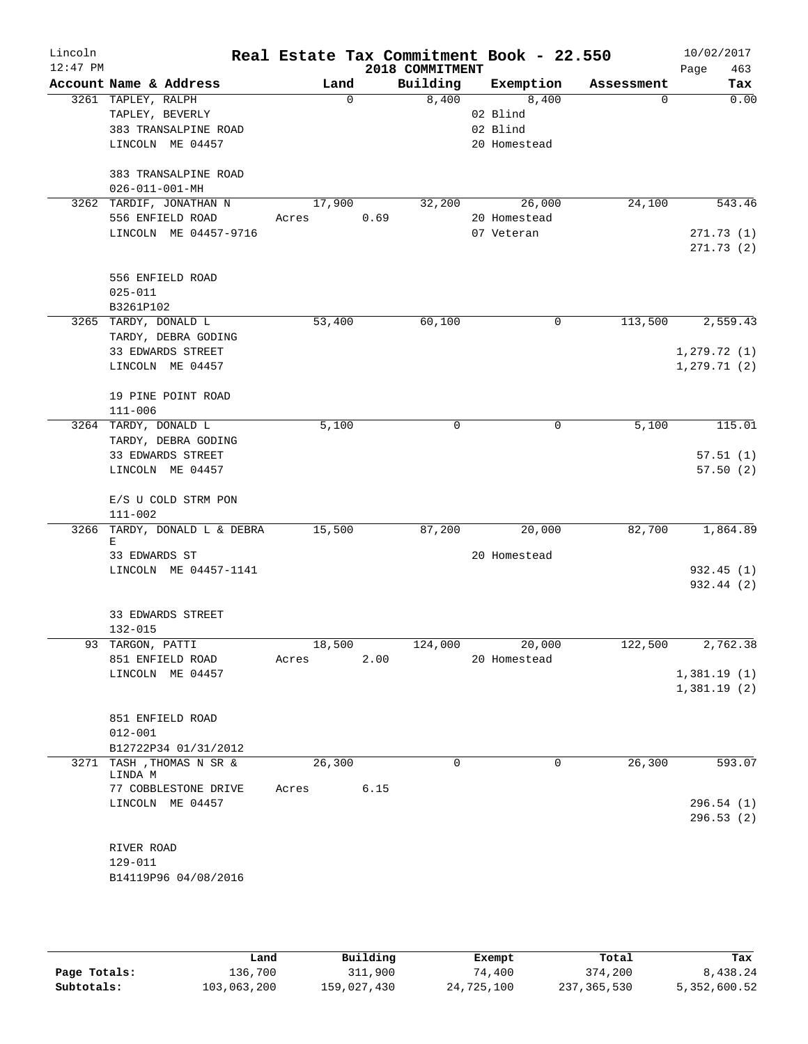# Real Estate Tax Commitment Book - 22.550

Lincoln 12:47 PM — 2018 COMMITMENT — 10/02/2017

| Account Name & Address | Land | Building | Exemption | Assessment | Tax |
|---|---|---|---|---|---|
| 3261 TAPLEY, RALPH<br>TAPLEY, BEVERLY<br>383 TRANSALPINE ROAD<br>LINCOLN ME 04457<br><br>383 TRANSALPINE ROAD<br>026-011-001-MH | 0 | 8,400 | 8,400<br>02 Blind<br>02 Blind<br>20 Homestead | 0 | 0.00 |
| 3262 TARDIF, JONATHAN N<br>556 ENFIELD ROAD<br>LINCOLN ME 04457-9716<br><br>556 ENFIELD ROAD<br>025-011<br>B3261P102 | 17,900<br>Acres 0.69 | 32,200 | 26,000<br>20 Homestead<br>07 Veteran | 24,100 | 543.46<br><br>271.73 (1)<br>271.73 (2) |
| 3265 TARDY, DONALD L<br>TARDY, DEBRA GODING<br>33 EDWARDS STREET<br>LINCOLN ME 04457<br><br>19 PINE POINT ROAD<br>111-006 | 53,400 | 60,100 | 0 | 113,500 | 2,559.43<br><br>1,279.72 (1)<br>1,279.71 (2) |
| 3264 TARDY, DONALD L<br>TARDY, DEBRA GODING<br>33 EDWARDS STREET<br>LINCOLN ME 04457<br><br>E/S U COLD STRM PON<br>111-002 | 5,100 | 0 | 0 | 5,100 | 115.01<br><br>57.51 (1)<br>57.50 (2) |
| 3266 TARDY, DONALD L & DEBRA E<br>33 EDWARDS ST<br>LINCOLN ME 04457-1141<br><br>33 EDWARDS STREET<br>132-015 | 15,500 | 87,200 | 20,000<br>20 Homestead | 82,700 | 1,864.89<br><br>932.45 (1)<br>932.44 (2) |
| 93 TARGON, PATTI<br>851 ENFIELD ROAD<br>LINCOLN ME 04457<br><br>851 ENFIELD ROAD<br>012-001<br>B12722P34 01/31/2012 | 18,500<br>Acres 2.00 | 124,000 | 20,000<br>20 Homestead | 122,500 | 2,762.38<br><br>1,381.19 (1)<br>1,381.19 (2) |
| 3271 TASH ,THOMAS N SR & LINDA M<br>77 COBBLESTONE DRIVE<br>LINCOLN ME 04457<br><br>RIVER ROAD<br>129-011<br>B14119P96 04/08/2016 | 26,300<br>Acres 6.15 | 0 | 0 | 26,300 | 593.07<br><br>296.54 (1)<br>296.53 (2) |

| | Land | Building | Exempt | Total | Tax |
|---|---|---|---|---|---|
| Page Totals: | 136,700 | 311,900 | 74,400 | 374,200 | 8,438.24 |
| Subtotals: | 103,063,200 | 159,027,430 | 24,725,100 | 237,365,530 | 5,352,600.52 |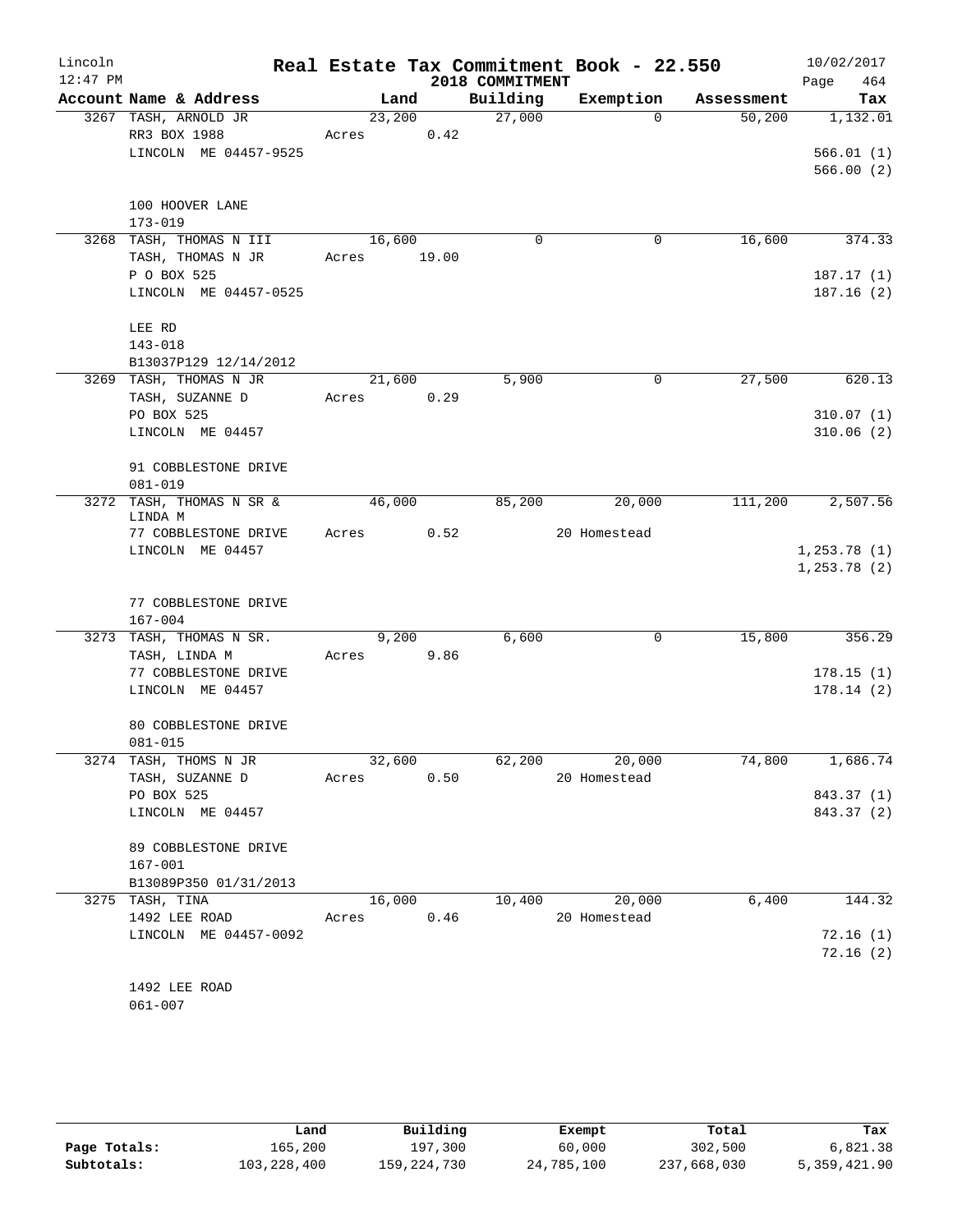# Real Estate Tax Commitment Book - 22.550

Lincoln
12:47 PM

2018 COMMITMENT

10/02/2017

| Account Name & Address | Land | Building | Exemption | Assessment | Tax |
|---|---|---|---|---|---|
| 3267 TASH, ARNOLD JR<br>RR3 BOX 1988<br>LINCOLN ME 04457-9525<br><br>100 HOOVER LANE<br>173-019 | 23,200<br>Acres 0.42 | 27,000 | 0 | 50,200 | 1,132.01<br><br>566.01 (1)<br>566.00 (2) |
| 3268 TASH, THOMAS N III<br>TASH, THOMAS N JR<br>P O BOX 525<br>LINCOLN ME 04457-0525<br><br>LEE RD<br>143-018<br>B13037P129 12/14/2012 | 16,600<br>Acres 19.00 | 0 | 0 | 16,600 | 374.33<br><br>187.17 (1)<br>187.16 (2) |
| 3269 TASH, THOMAS N JR<br>TASH, SUZANNE D<br>PO BOX 525<br>LINCOLN ME 04457<br><br>91 COBBLESTONE DRIVE<br>081-019 | 21,600<br>Acres 0.29 | 5,900 | 0 | 27,500 | 620.13<br><br>310.07 (1)<br>310.06 (2) |
| 3272 TASH, THOMAS N SR &<br>LINDA M<br>77 COBBLESTONE DRIVE<br>LINCOLN ME 04457<br><br>77 COBBLESTONE DRIVE<br>167-004 | 46,000<br>Acres 0.52 | 85,200 | 20,000<br>20 Homestead | 111,200 | 2,507.56<br><br>1,253.78 (1)<br>1,253.78 (2) |
| 3273 TASH, THOMAS N SR.<br>TASH, LINDA M<br>77 COBBLESTONE DRIVE<br>LINCOLN ME 04457<br><br>80 COBBLESTONE DRIVE<br>081-015 | 9,200<br>Acres 9.86 | 6,600 | 0 | 15,800 | 356.29<br><br>178.15 (1)<br>178.14 (2) |
| 3274 TASH, THOMS N JR<br>TASH, SUZANNE D<br>PO BOX 525<br>LINCOLN ME 04457<br><br>89 COBBLESTONE DRIVE<br>167-001<br>B13089P350 01/31/2013 | 32,600<br>Acres 0.50 | 62,200 | 20,000<br>20 Homestead | 74,800 | 1,686.74<br><br>843.37 (1)<br>843.37 (2) |
| 3275 TASH, TINA<br>1492 LEE ROAD<br>LINCOLN ME 04457-0092<br><br>1492 LEE ROAD<br>061-007 | 16,000<br>Acres 0.46 | 10,400 | 20,000<br>20 Homestead | 6,400 | 144.32<br><br>72.16 (1)<br>72.16 (2) |

| | Land | Building | Exempt | Total | Tax |
|---|---|---|---|---|---|
| Page Totals: | 165,200 | 197,300 | 60,000 | 302,500 | 6,821.38 |
| Subtotals: | 103,228,400 | 159,224,730 | 24,785,100 | 237,668,030 | 5,359,421.90 |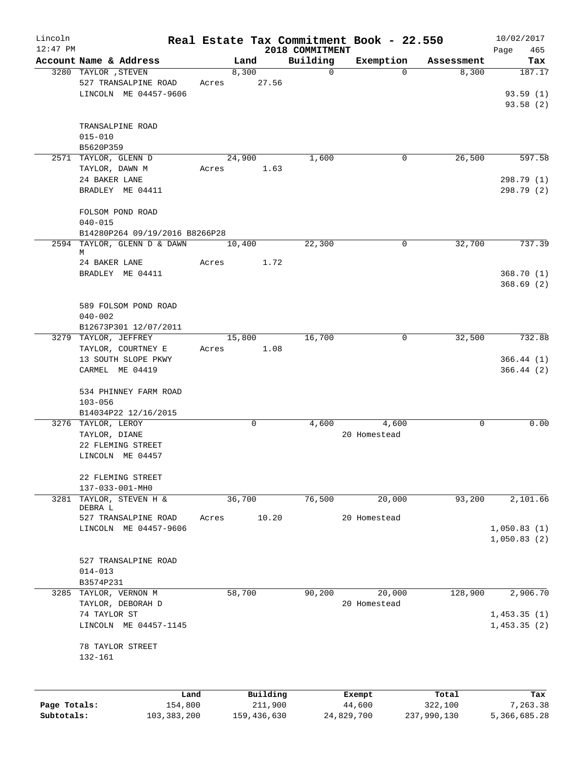# Real Estate Tax Commitment Book - 22.550

Lincoln
12:47 PM

2018 COMMITMENT

10/02/2017
Page 465

| Account | Name & Address | Land | Building | Exemption | Assessment | Tax |
|---|---|---|---|---|---|---|
| 3280 | TAYLOR ,STEVEN<br>527 TRANSALPINE ROAD<br>LINCOLN ME 04457-9606<br><br>TRANSALPINE ROAD<br>015-010<br>B5620P359 | 8,300<br>Acres 27.56 | 0 | 0 | 8,300 | 187.17<br><br>93.59 (1)<br>93.58 (2) |
| 2571 | TAYLOR, GLENN D<br>TAYLOR, DAWN M<br>24 BAKER LANE<br>BRADLEY ME 04411<br><br>FOLSOM POND ROAD<br>040-015<br>B14280P264 09/19/2016 B8266P28 | 24,900<br>Acres 1.63 | 1,600 | 0 | 26,500 | 597.58<br><br>298.79 (1)<br>298.79 (2) |
| 2594 | TAYLOR, GLENN D & DAWN M<br>24 BAKER LANE<br>BRADLEY ME 04411<br><br>589 FOLSOM POND ROAD<br>040-002<br>B12673P301 12/07/2011 | 10,400<br>Acres 1.72 | 22,300 | 0 | 32,700 | 737.39<br><br>368.70 (1)<br>368.69 (2) |
| 3279 | TAYLOR, JEFFREY<br>TAYLOR, COURTNEY E<br>13 SOUTH SLOPE PKWY<br>CARMEL ME 04419<br><br>534 PHINNEY FARM ROAD<br>103-056<br>B14034P22 12/16/2015 | 15,800<br>Acres 1.08 | 16,700 | 0 | 32,500 | 732.88<br><br>366.44 (1)<br>366.44 (2) |
| 3276 | TAYLOR, LEROY<br>TAYLOR, DIANE<br>22 FLEMING STREET<br>LINCOLN ME 04457<br><br>22 FLEMING STREET<br>137-033-001-MH0 | 0 | 4,600 | 4,600<br>20 Homestead | 0 | 0.00 |
| 3281 | TAYLOR, STEVEN H & DEBRA L<br>527 TRANSALPINE ROAD<br>LINCOLN ME 04457-9606<br><br>527 TRANSALPINE ROAD<br>014-013<br>B3574P231 | 36,700<br>Acres 10.20 | 76,500 | 20,000<br>20 Homestead | 93,200 | 2,101.66<br><br>1,050.83 (1)<br>1,050.83 (2) |
| 3285 | TAYLOR, VERNON M<br>TAYLOR, DEBORAH D<br>74 TAYLOR ST<br>LINCOLN ME 04457-1145<br><br>78 TAYLOR STREET<br>132-161 | 58,700 | 90,200 | 20,000<br>20 Homestead | 128,900 | 2,906.70<br><br>1,453.35 (1)<br>1,453.35 (2) |

| | Land | Building | Exempt | Total | Tax |
|---|---|---|---|---|---|
| Page Totals: | 154,800 | 211,900 | 44,600 | 322,100 | 7,263.38 |
| Subtotals: | 103,383,200 | 159,436,630 | 24,829,700 | 237,990,130 | 5,366,685.28 |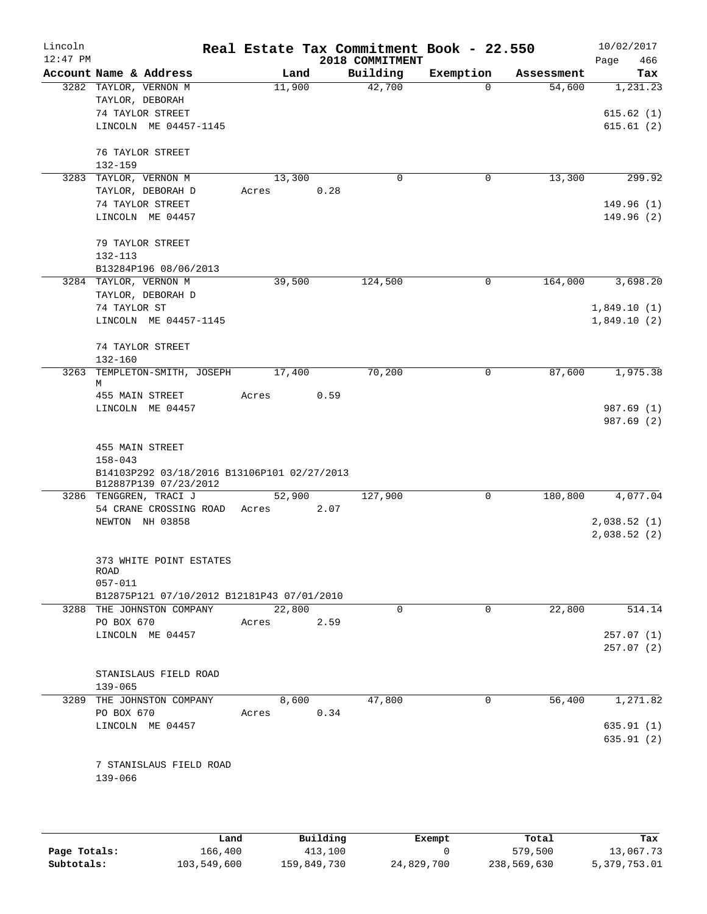# Real Estate Tax Commitment Book - 22.550

Lincoln 12:47 PM — 2018 COMMITMENT — 10/02/2017 Page 466

| Account Name & Address | Land | Building | Exemption | Assessment | Tax |
|---|---|---|---|---|---|
| 3282 TAYLOR, VERNON M<br>TAYLOR, DEBORAH<br>74 TAYLOR STREET<br>LINCOLN ME 04457-1145<br><br>76 TAYLOR STREET<br>132-159 | 11,900 | 42,700 | 0 | 54,600 | 1,231.23<br><br>615.62 (1)<br>615.61 (2) |
| 3283 TAYLOR, VERNON M<br>TAYLOR, DEBORAH D<br>74 TAYLOR STREET<br>LINCOLN ME 04457<br><br>79 TAYLOR STREET<br>132-113<br>B13284P196 08/06/2013 | 13,300<br>Acres 0.28 | 0 | 0 | 13,300 | 299.92<br><br>149.96 (1)<br>149.96 (2) |
| 3284 TAYLOR, VERNON M<br>TAYLOR, DEBORAH D<br>74 TAYLOR ST<br>LINCOLN ME 04457-1145<br><br>74 TAYLOR STREET<br>132-160 | 39,500 | 124,500 | 0 | 164,000 | 3,698.20<br><br>1,849.10 (1)<br>1,849.10 (2) |
| 3263 TEMPLETON-SMITH, JOSEPH M<br>455 MAIN STREET<br>LINCOLN ME 04457<br><br>455 MAIN STREET<br>158-043<br>B14103P292 03/18/2016 B13106P101 02/27/2013<br>B12887P139 07/23/2012 | 17,400<br>Acres 0.59 | 70,200 | 0 | 87,600 | 1,975.38<br><br>987.69 (1)<br>987.69 (2) |
| 3286 TENGGREN, TRACI J<br>54 CRANE CROSSING ROAD<br>NEWTON NH 03858<br><br>373 WHITE POINT ESTATES ROAD<br>057-011<br>B12875P121 07/10/2012 B12181P43 07/01/2010 | 52,900<br>Acres 2.07 | 127,900 | 0 | 180,800 | 4,077.04<br><br>2,038.52 (1)<br>2,038.52 (2) |
| 3288 THE JOHNSTON COMPANY<br>PO BOX 670<br>LINCOLN ME 04457<br><br>STANISLAUS FIELD ROAD<br>139-065 | 22,800<br>Acres 2.59 | 0 | 0 | 22,800 | 514.14<br><br>257.07 (1)<br>257.07 (2) |
| 3289 THE JOHNSTON COMPANY<br>PO BOX 670<br>LINCOLN ME 04457<br><br>7 STANISLAUS FIELD ROAD<br>139-066 | 8,600<br>Acres 0.34 | 47,800 | 0 | 56,400 | 1,271.82<br><br>635.91 (1)<br>635.91 (2) |

| | Land | Building | Exempt | Total | Tax |
|---|---|---|---|---|---|
| Page Totals: | 166,400 | 413,100 | 0 | 579,500 | 13,067.73 |
| Subtotals: | 103,549,600 | 159,849,730 | 24,829,700 | 238,569,630 | 5,379,753.01 |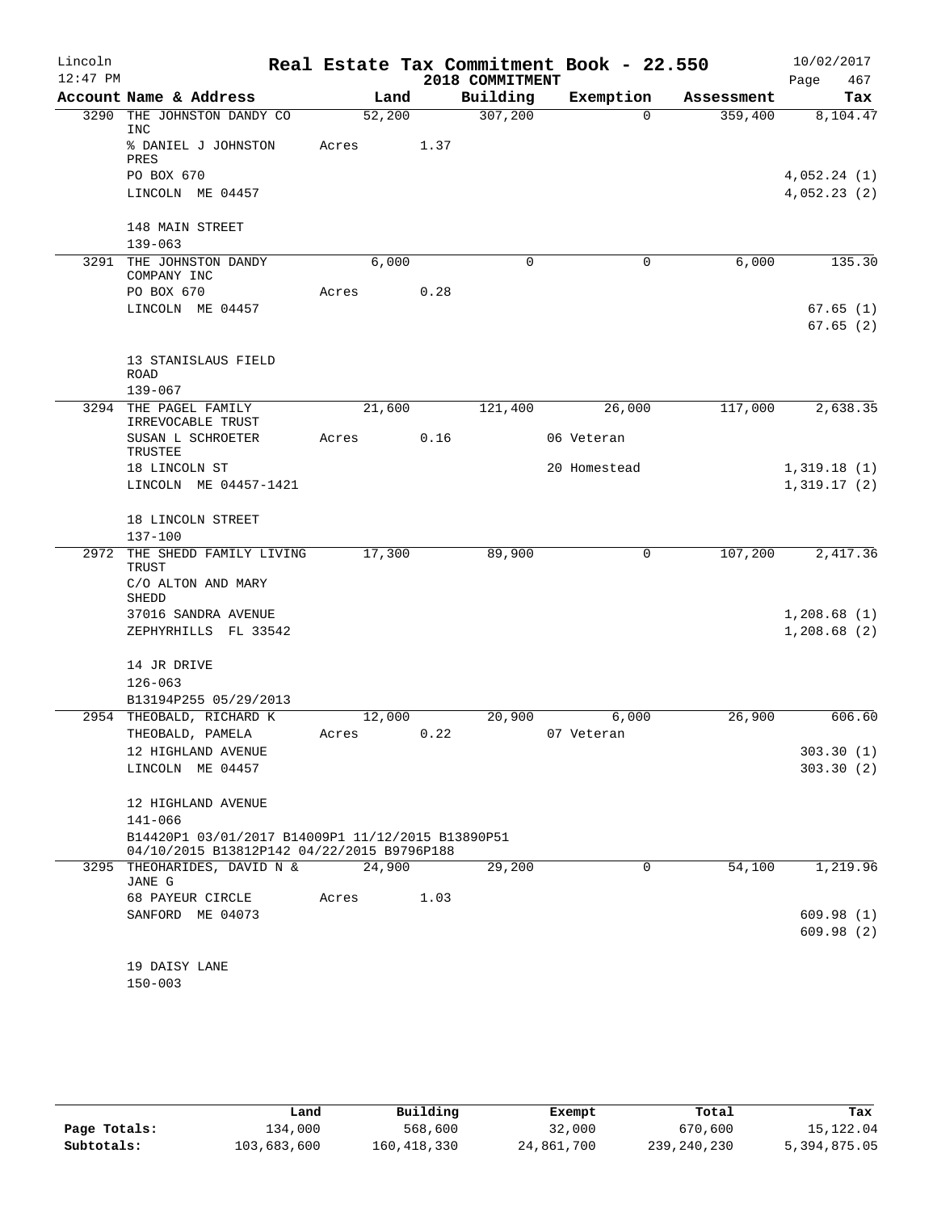# Real Estate Tax Commitment Book - 22.550

Lincoln 12:47 PM — 2018 COMMITMENT — 10/02/2017

| Account Name & Address | Land | Building | Exemption | Assessment | Tax |
|---|---|---|---|---|---|
| 3290 THE JOHNSTON DANDY CO INC | 52,200 | 307,200 | 0 | 359,400 | 8,104.47 |
| % DANIEL J JOHNSTON PRES | Acres 1.37 | | | | |
| PO BOX 670 | | | | | 4,052.24 (1) |
| LINCOLN ME 04457 | | | | | 4,052.23 (2) |
| 148 MAIN STREET | | | | | |
| 139-063 | | | | | |
| 3291 THE JOHNSTON DANDY COMPANY INC | 6,000 | 0 | 0 | 6,000 | 135.30 |
| PO BOX 670 | Acres 0.28 | | | | |
| LINCOLN ME 04457 | | | | | 67.65 (1) |
| | | | | | 67.65 (2) |
| 13 STANISLAUS FIELD ROAD | | | | | |
| 139-067 | | | | | |
| 3294 THE PAGEL FAMILY IRREVOCABLE TRUST | 21,600 | 121,400 | 26,000 | 117,000 | 2,638.35 |
| SUSAN L SCHROETER TRUSTEE | Acres 0.16 | | 06 Veteran | | |
| 18 LINCOLN ST | | | 20 Homestead | | 1,319.18 (1) |
| LINCOLN ME 04457-1421 | | | | | 1,319.17 (2) |
| 18 LINCOLN STREET | | | | | |
| 137-100 | | | | | |
| 2972 THE SHEDD FAMILY LIVING TRUST | 17,300 | 89,900 | 0 | 107,200 | 2,417.36 |
| C/O ALTON AND MARY SHEDD | | | | | |
| 37016 SANDRA AVENUE | | | | | 1,208.68 (1) |
| ZEPHYRHILLS FL 33542 | | | | | 1,208.68 (2) |
| 14 JR DRIVE | | | | | |
| 126-063 | | | | | |
| B13194P255 05/29/2013 | | | | | |
| 2954 THEOBALD, RICHARD K | 12,000 | 20,900 | 6,000 | 26,900 | 606.60 |
| THEOBALD, PAMELA | Acres 0.22 | | 07 Veteran | | |
| 12 HIGHLAND AVENUE | | | | | 303.30 (1) |
| LINCOLN ME 04457 | | | | | 303.30 (2) |
| 12 HIGHLAND AVENUE | | | | | |
| 141-066 | | | | | |
| B14420P1 03/01/2017 B14009P1 11/12/2015 B13890P51 04/10/2015 B13812P142 04/22/2015 B9796P188 | | | | | |
| 3295 THEOHARIDES, DAVID N & JANE G | 24,900 | 29,200 | 0 | 54,100 | 1,219.96 |
| 68 PAYEUR CIRCLE | Acres 1.03 | | | | |
| SANFORD ME 04073 | | | | | 609.98 (1) |
| | | | | | 609.98 (2) |
| 19 DAISY LANE | | | | | |
| 150-003 | | | | | |

| | Land | Building | Exempt | Total | Tax |
|---|---|---|---|---|---|
| Page Totals: | 134,000 | 568,600 | 32,000 | 670,600 | 15,122.04 |
| Subtotals: | 103,683,600 | 160,418,330 | 24,861,700 | 239,240,230 | 5,394,875.05 |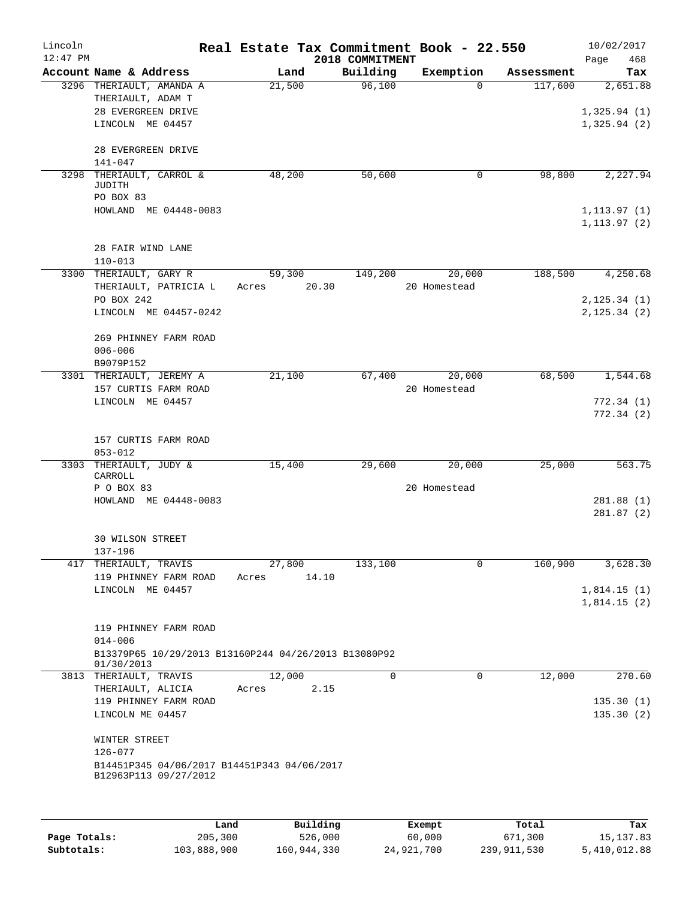Lincoln 12:47 PM

# Real Estate Tax Commitment Book - 22.550

2018 COMMITMENT

10/02/2017 Page 468

| Account Name & Address | Land | Building | Exemption | Assessment | Tax |
|---|---|---|---|---|---|
| 3296 THERIAULT, AMANDA A | 21,500 | 96,100 | 0 | 117,600 | 2,651.88 |
| THERIAULT, ADAM T | | | | | |
| 28 EVERGREEN DRIVE | | | | | 1,325.94 (1) |
| LINCOLN ME 04457 | | | | | 1,325.94 (2) |
| 28 EVERGREEN DRIVE | | | | | |
| 141-047 | | | | | |
| 3298 THERIAULT, CARROL & JUDITH | 48,200 | 50,600 | 0 | 98,800 | 2,227.94 |
| PO BOX 83 | | | | | |
| HOWLAND ME 04448-0083 | | | | | 1,113.97 (1) |
| | | | | | 1,113.97 (2) |
| 28 FAIR WIND LANE | | | | | |
| 110-013 | | | | | |
| 3300 THERIAULT, GARY R | 59,300 | 149,200 | 20,000 | 188,500 | 4,250.68 |
| THERIAULT, PATRICIA L | Acres 20.30 | | 20 Homestead | | |
| PO BOX 242 | | | | | 2,125.34 (1) |
| LINCOLN ME 04457-0242 | | | | | 2,125.34 (2) |
| 269 PHINNEY FARM ROAD | | | | | |
| 006-006 | | | | | |
| B9079P152 | | | | | |
| 3301 THERIAULT, JEREMY A | 21,100 | 67,400 | 20,000 | 68,500 | 1,544.68 |
| 157 CURTIS FARM ROAD | | | 20 Homestead | | |
| LINCOLN ME 04457 | | | | | 772.34 (1) |
| | | | | | 772.34 (2) |
| 157 CURTIS FARM ROAD | | | | | |
| 053-012 | | | | | |
| 3303 THERIAULT, JUDY & CARROLL | 15,400 | 29,600 | 20,000 | 25,000 | 563.75 |
| P O BOX 83 | | | 20 Homestead | | |
| HOWLAND ME 04448-0083 | | | | | 281.88 (1) |
| | | | | | 281.87 (2) |
| 30 WILSON STREET | | | | | |
| 137-196 | | | | | |
| 417 THERIAULT, TRAVIS | 27,800 | 133,100 | 0 | 160,900 | 3,628.30 |
| 119 PHINNEY FARM ROAD | Acres 14.10 | | | | |
| LINCOLN ME 04457 | | | | | 1,814.15 (1) |
| | | | | | 1,814.15 (2) |
| 119 PHINNEY FARM ROAD | | | | | |
| 014-006 | | | | | |
| B13379P65 10/29/2013 B13160P244 04/26/2013 B13080P92 01/30/2013 | | | | | |
| 3813 THERIAULT, TRAVIS | 12,000 | 0 | 0 | 12,000 | 270.60 |
| THERIAULT, ALICIA | Acres 2.15 | | | | |
| 119 PHINNEY FARM ROAD | | | | | 135.30 (1) |
| LINCOLN ME 04457 | | | | | 135.30 (2) |
| WINTER STREET | | | | | |
| 126-077 | | | | | |
| B14451P345 04/06/2017 B14451P343 04/06/2017 B12963P113 09/27/2012 | | | | | |

| | Land | Building | Exempt | Total | Tax |
|---|---|---|---|---|---|
| Page Totals: | 205,300 | 526,000 | 60,000 | 671,300 | 15,137.83 |
| Subtotals: | 103,888,900 | 160,944,330 | 24,921,700 | 239,911,530 | 5,410,012.88 |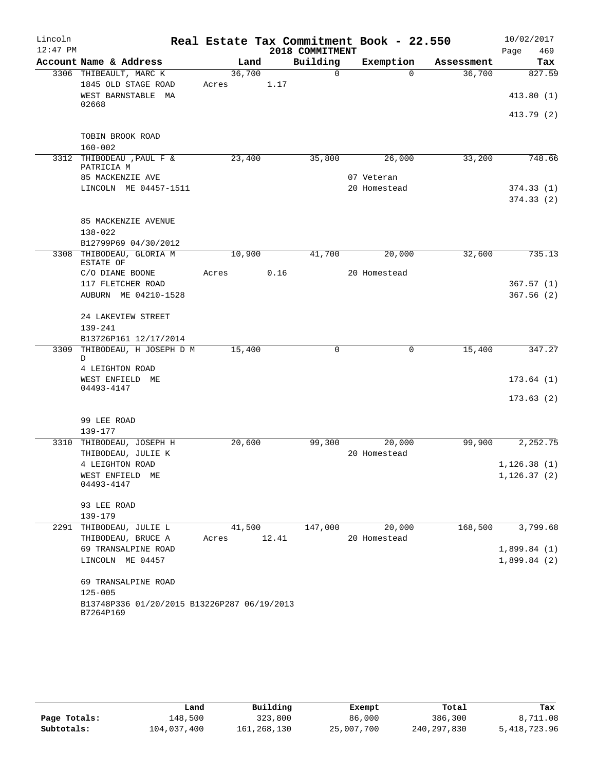# Real Estate Tax Commitment Book - 22.550

Lincoln 12:47 PM — 2018 COMMITMENT — 10/02/2017

| Account Name & Address | Land | Building | Exemption | Assessment | Tax |
|---|---|---|---|---|---|
| 3306 THIBEAULT, MARC K | 36,700 | 0 | 0 | 36,700 | 827.59 |
| 1845 OLD STAGE ROAD | Acres 1.17 | | | | |
| WEST BARNSTABLE MA 02668 | | | | | 413.80 (1) |
| | | | | | 413.79 (2) |
| TOBIN BROOK ROAD | | | | | |
| 160-002 | | | | | |
| 3312 THIBODEAU ,PAUL F & PATRICIA M | 23,400 | 35,800 | 26,000 | 33,200 | 748.66 |
| 85 MACKENZIE AVE | | | 07 Veteran | | |
| LINCOLN ME 04457-1511 | | | 20 Homestead | | 374.33 (1) |
| | | | | | 374.33 (2) |
| 85 MACKENZIE AVENUE | | | | | |
| 138-022 | | | | | |
| B12799P69 04/30/2012 | | | | | |
| 3308 THIBODEAU, GLORIA M ESTATE OF | 10,900 | 41,700 | 20,000 | 32,600 | 735.13 |
| C/O DIANE BOONE | Acres 0.16 | | 20 Homestead | | |
| 117 FLETCHER ROAD | | | | | 367.57 (1) |
| AUBURN ME 04210-1528 | | | | | 367.56 (2) |
| 24 LAKEVIEW STREET | | | | | |
| 139-241 | | | | | |
| B13726P161 12/17/2014 | | | | | |
| 3309 THIBODEAU, H JOSEPH D M D | 15,400 | 0 | 0 | 15,400 | 347.27 |
| 4 LEIGHTON ROAD | | | | | |
| WEST ENFIELD ME 04493-4147 | | | | | 173.64 (1) |
| | | | | | 173.63 (2) |
| 99 LEE ROAD | | | | | |
| 139-177 | | | | | |
| 3310 THIBODEAU, JOSEPH H | 20,600 | 99,300 | 20,000 | 99,900 | 2,252.75 |
| THIBODEAU, JULIE K | | | 20 Homestead | | |
| 4 LEIGHTON ROAD | | | | | 1,126.38 (1) |
| WEST ENFIELD ME 04493-4147 | | | | | 1,126.37 (2) |
| 93 LEE ROAD | | | | | |
| 139-179 | | | | | |
| 2291 THIBODEAU, JULIE L | 41,500 | 147,000 | 20,000 | 168,500 | 3,799.68 |
| THIBODEAU, BRUCE A | Acres 12.41 | | 20 Homestead | | |
| 69 TRANSALPINE ROAD | | | | | 1,899.84 (1) |
| LINCOLN ME 04457 | | | | | 1,899.84 (2) |
| 69 TRANSALPINE ROAD | | | | | |
| 125-005 | | | | | |
| B13748P336 01/20/2015 B13226P287 06/19/2013 B7264P169 | | | | | |

| | Land | Building | Exempt | Total | Tax |
|---|---|---|---|---|---|
| Page Totals: | 148,500 | 323,800 | 86,000 | 386,300 | 8,711.08 |
| Subtotals: | 104,037,400 | 161,268,130 | 25,007,700 | 240,297,830 | 5,418,723.96 |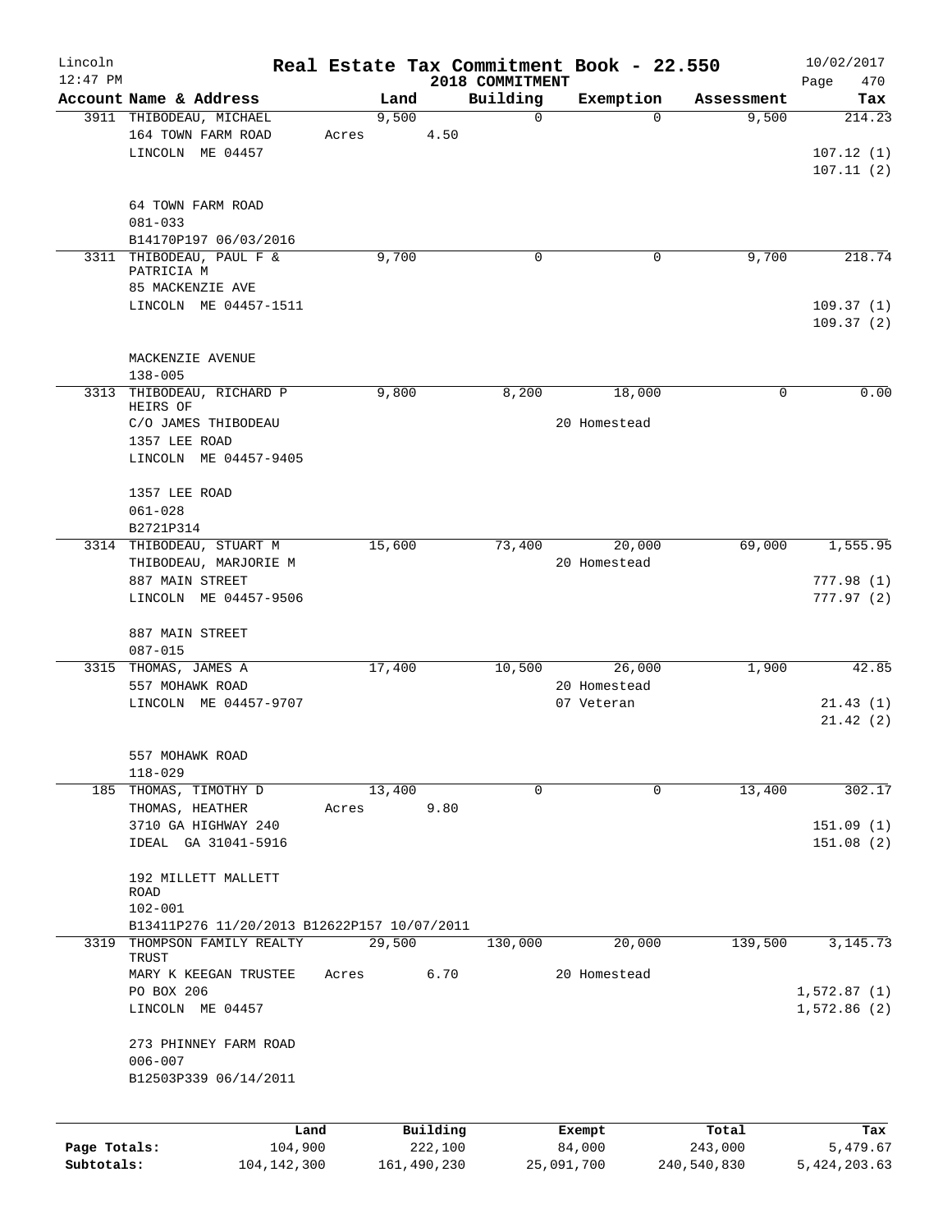# Real Estate Tax Commitment Book - 22.550

Lincoln 12:47 PM — 2018 COMMITMENT — 10/02/2017

| Account | Name & Address | Land | Building | Exemption | Assessment | Tax |
|---|---|---|---|---|---|---|
| 3911 | THIBODEAU, MICHAEL<br>164 TOWN FARM ROAD<br>LINCOLN ME 04457<br><br>64 TOWN FARM ROAD<br>081-033<br>B14170P197 06/03/2016 | 9,500<br>Acres 4.50 | 0 | 0 | 9,500 | 214.23<br><br>107.12 (1)<br>107.11 (2) |
| 3311 | THIBODEAU, PAUL F &<br>PATRICIA M<br>85 MACKENZIE AVE<br>LINCOLN ME 04457-1511<br><br>MACKENZIE AVENUE<br>138-005 | 9,700 | 0 | 0 | 9,700 | 218.74<br><br>109.37 (1)<br>109.37 (2) |
| 3313 | THIBODEAU, RICHARD P<br>HEIRS OF<br>C/O JAMES THIBODEAU<br>1357 LEE ROAD<br>LINCOLN ME 04457-9405<br><br>1357 LEE ROAD<br>061-028<br>B2721P314 | 9,800 | 8,200 | 18,000<br>20 Homestead | 0 | 0.00 |
| 3314 | THIBODEAU, STUART M<br>THIBODEAU, MARJORIE M<br>887 MAIN STREET<br>LINCOLN ME 04457-9506<br><br>887 MAIN STREET<br>087-015 | 15,600 | 73,400 | 20,000<br>20 Homestead | 69,000 | 1,555.95<br><br>777.98 (1)<br>777.97 (2) |
| 3315 | THOMAS, JAMES A<br>557 MOHAWK ROAD<br>LINCOLN ME 04457-9707<br><br>557 MOHAWK ROAD<br>118-029 | 17,400 | 10,500 | 26,000<br>20 Homestead<br>07 Veteran | 1,900 | 42.85<br><br>21.43 (1)<br>21.42 (2) |
| 185 | THOMAS, TIMOTHY D<br>THOMAS, HEATHER<br>3710 GA HIGHWAY 240<br>IDEAL GA 31041-5916<br><br>192 MILLETT MALLETT<br>ROAD<br>102-001<br>B13411P276 11/20/2013 B12622P157 10/07/2011 | 13,400<br>Acres 9.80 | 0 | 0 | 13,400 | 302.17<br><br>151.09 (1)<br>151.08 (2) |
| 3319 | THOMPSON FAMILY REALTY<br>TRUST<br>MARY K KEEGAN TRUSTEE<br>PO BOX 206<br>LINCOLN ME 04457<br><br>273 PHINNEY FARM ROAD<br>006-007<br>B12503P339 06/14/2011 | 29,500<br>Acres 6.70 | 130,000 | 20,000<br>20 Homestead | 139,500 | 3,145.73<br><br>1,572.87 (1)<br>1,572.86 (2) |

| | Land | Building | Exempt | Total | Tax |
|---|---|---|---|---|---|
| Page Totals: | 104,900 | 222,100 | 84,000 | 243,000 | 5,479.67 |
| Subtotals: | 104,142,300 | 161,490,230 | 25,091,700 | 240,540,830 | 5,424,203.63 |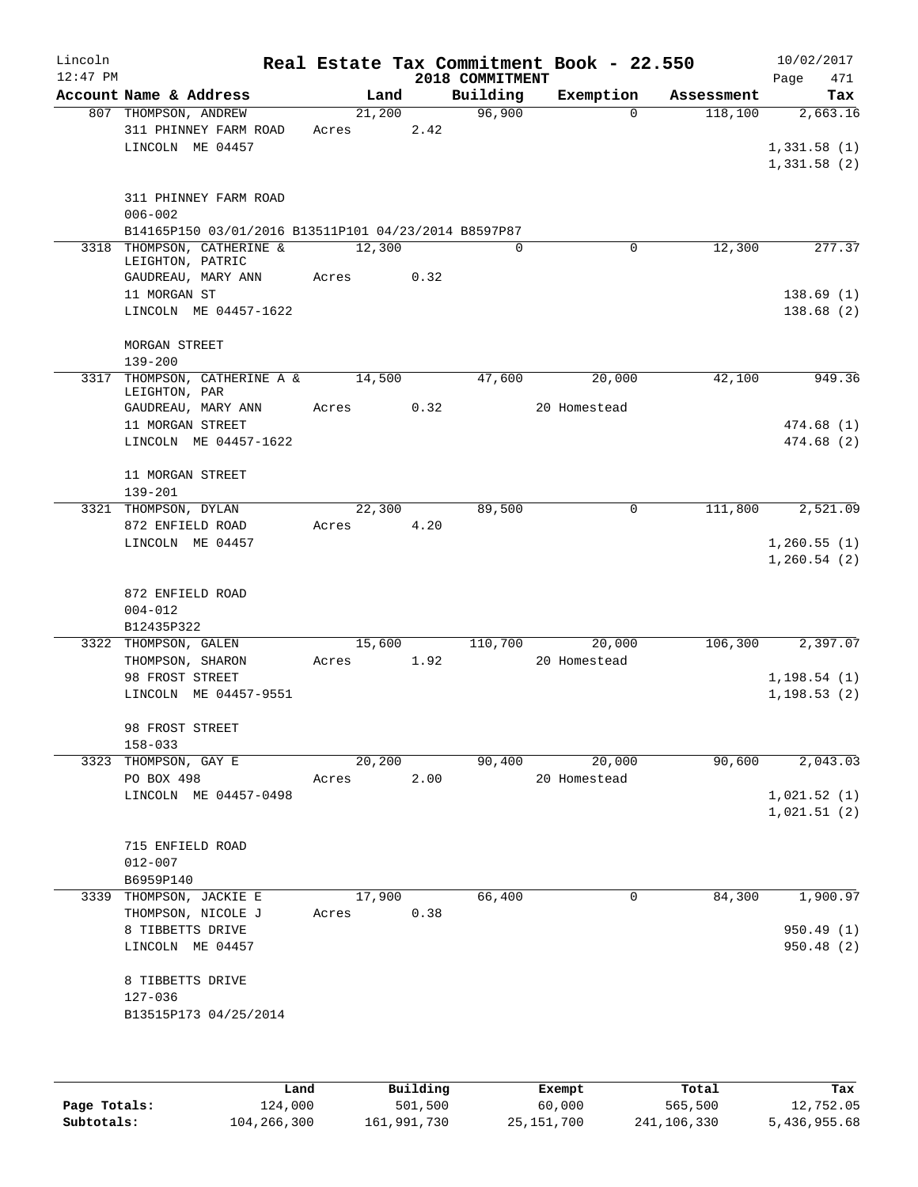Lincoln 12:47 PM

**Real Estate Tax Commitment Book - 22.550**
**2018 COMMITMENT**

10/02/2017 Page 471

| Account | Name & Address | Land | Building | Exemption | Assessment | Tax |
|---|---|---|---|---|---|---|
| 807 | THOMPSON, ANDREW<br>311 PHINNEY FARM ROAD<br>LINCOLN ME 04457<br><br>311 PHINNEY FARM ROAD<br>006-002<br>B14165P150 03/01/2016 B13511P101 04/23/2014 B8597P87 | 21,200<br>Acres 2.42 | 96,900 | 0 | 118,100 | 2,663.16<br>1,331.58 (1)<br>1,331.58 (2) |
| 3318 | THOMPSON, CATHERINE & LEIGHTON, PATRIC<br>GAUDREAU, MARY ANN<br>11 MORGAN ST<br>LINCOLN ME 04457-1622<br><br>MORGAN STREET<br>139-200 | 12,300<br>Acres 0.32 | 0 | 0 | 12,300 | 277.37<br>138.69 (1)<br>138.68 (2) |
| 3317 | THOMPSON, CATHERINE A & LEIGHTON, PAR<br>GAUDREAU, MARY ANN<br>11 MORGAN STREET<br>LINCOLN ME 04457-1622<br><br>11 MORGAN STREET<br>139-201 | 14,500<br>Acres 0.32 | 47,600 | 20,000<br>20 Homestead | 42,100 | 949.36<br>474.68 (1)<br>474.68 (2) |
| 3321 | THOMPSON, DYLAN<br>872 ENFIELD ROAD<br>LINCOLN ME 04457<br><br>872 ENFIELD ROAD<br>004-012<br>B12435P322 | 22,300<br>Acres 4.20 | 89,500 | 0 | 111,800 | 2,521.09<br>1,260.55 (1)<br>1,260.54 (2) |
| 3322 | THOMPSON, GALEN<br>THOMPSON, SHARON<br>98 FROST STREET<br>LINCOLN ME 04457-9551<br><br>98 FROST STREET<br>158-033 | 15,600<br>Acres 1.92 | 110,700 | 20,000<br>20 Homestead | 106,300 | 2,397.07<br>1,198.54 (1)<br>1,198.53 (2) |
| 3323 | THOMPSON, GAY E<br>PO BOX 498<br>LINCOLN ME 04457-0498<br><br>715 ENFIELD ROAD<br>012-007<br>B6959P140 | 20,200<br>Acres 2.00 | 90,400 | 20,000<br>20 Homestead | 90,600 | 2,043.03<br>1,021.52 (1)<br>1,021.51 (2) |
| 3339 | THOMPSON, JACKIE E<br>THOMPSON, NICOLE J<br>8 TIBBETTS DRIVE<br>LINCOLN ME 04457<br><br>8 TIBBETTS DRIVE<br>127-036<br>B13515P173 04/25/2014 | 17,900<br>Acres 0.38 | 66,400 | 0 | 84,300 | 1,900.97<br>950.49 (1)<br>950.48 (2) |

| | Land | Building | Exempt | Total | Tax |
|---|---|---|---|---|---|
| Page Totals: | 124,000 | 501,500 | 60,000 | 565,500 | 12,752.05 |
| Subtotals: | 104,266,300 | 161,991,730 | 25,151,700 | 241,106,330 | 5,436,955.68 |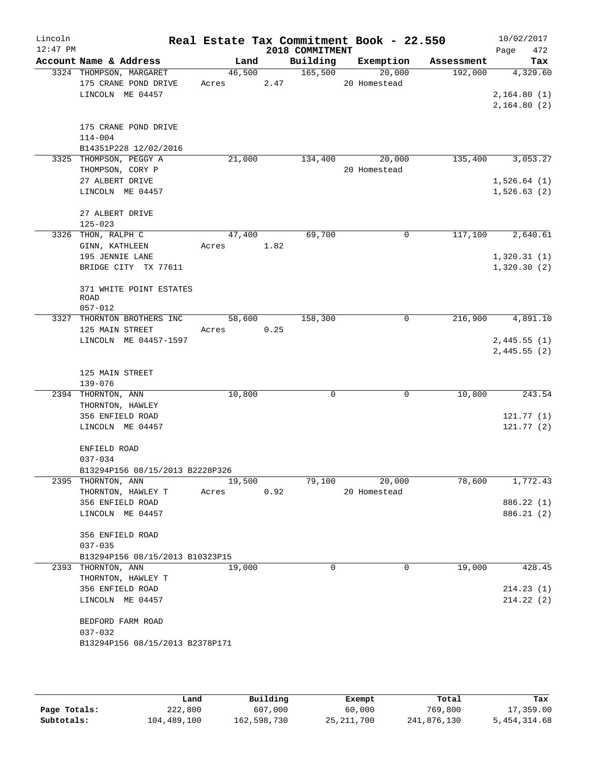# Real Estate Tax Commitment Book - 22.550

Lincoln 12:47 PM — 2018 COMMITMENT — 10/02/2017

| Account Name & Address | Land | Building | Exemption | Assessment | Tax |
|---|---|---|---|---|---|
| 3324 THOMPSON, MARGARET<br>175 CRANE POND DRIVE<br>LINCOLN ME 04457<br><br>175 CRANE POND DRIVE<br>114-004<br>B14351P228 12/02/2016 | 46,500<br>Acres 2.47 | 165,500 | 20,000<br>20 Homestead | 192,000 | 4,329.60<br><br>2,164.80 (1)<br>2,164.80 (2) |
| 3325 THOMPSON, PEGGY A<br>THOMPSON, CORY P<br>27 ALBERT DRIVE<br>LINCOLN ME 04457<br><br>27 ALBERT DRIVE<br>125-023 | 21,000 | 134,400 | 20,000<br>20 Homestead | 135,400 | 3,053.27<br><br>1,526.64 (1)<br>1,526.63 (2) |
| 3326 THON, RALPH C<br>GINN, KATHLEEN<br>195 JENNIE LANE<br>BRIDGE CITY TX 77611<br><br>371 WHITE POINT ESTATES ROAD<br>057-012 | 47,400<br>Acres 1.82 | 69,700 | 0 | 117,100 | 2,640.61<br><br>1,320.31 (1)<br>1,320.30 (2) |
| 3327 THORNTON BROTHERS INC<br>125 MAIN STREET<br>LINCOLN ME 04457-1597<br><br>125 MAIN STREET<br>139-076 | 58,600<br>Acres 0.25 | 158,300 | 0 | 216,900 | 4,891.10<br><br>2,445.55 (1)<br>2,445.55 (2) |
| 2394 THORNTON, ANN<br>THORNTON, HAWLEY<br>356 ENFIELD ROAD<br>LINCOLN ME 04457<br><br>ENFIELD ROAD<br>037-034<br>B13294P156 08/15/2013 B2228P326 | 10,800 | 0 | 0 | 10,800 | 243.54<br><br>121.77 (1)<br>121.77 (2) |
| 2395 THORNTON, ANN<br>THORNTON, HAWLEY T<br>356 ENFIELD ROAD<br>LINCOLN ME 04457<br><br>356 ENFIELD ROAD<br>037-035<br>B13294P156 08/15/2013 B10323P15 | 19,500<br>Acres 0.92 | 79,100 | 20,000<br>20 Homestead | 78,600 | 1,772.43<br><br>886.22 (1)<br>886.21 (2) |
| 2393 THORNTON, ANN<br>THORNTON, HAWLEY T<br>356 ENFIELD ROAD<br>LINCOLN ME 04457<br><br>BEDFORD FARM ROAD<br>037-032<br>B13294P156 08/15/2013 B2378P171 | 19,000 | 0 | 0 | 19,000 | 428.45<br><br>214.23 (1)<br>214.22 (2) |

| | Land | Building | Exempt | Total | Tax |
|---|---|---|---|---|---|
| Page Totals: | 222,800 | 607,000 | 60,000 | 769,800 | 17,359.00 |
| Subtotals: | 104,489,100 | 162,598,730 | 25,211,700 | 241,876,130 | 5,454,314.68 |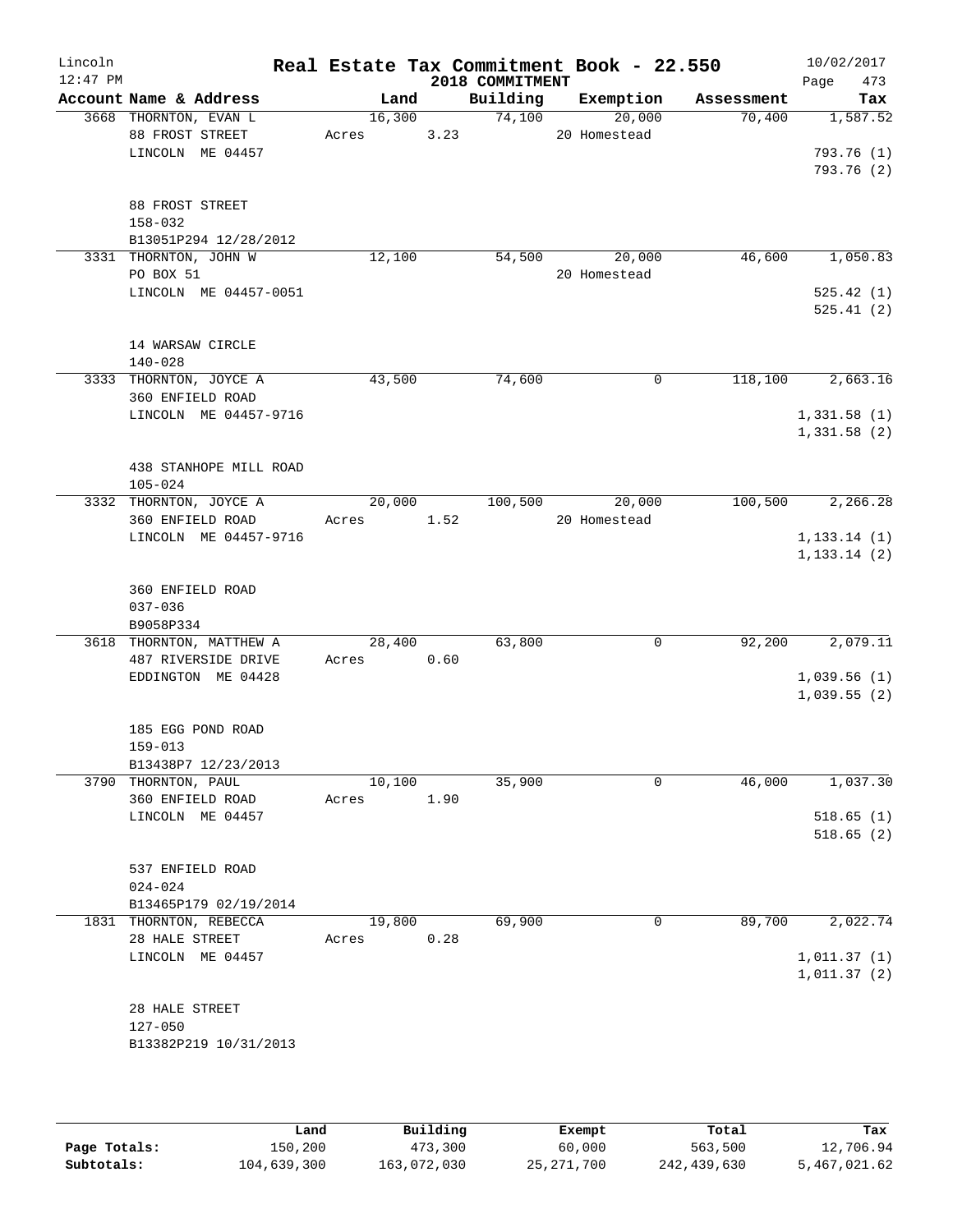# Lincoln — Real Estate Tax Commitment Book - 22.550 — 2018 COMMITMENT

12:47 PM — 10/02/2017

| Account Name & Address | Land | Building | Exemption | Assessment | Tax |
|---|---|---|---|---|---|
| 3668 THORNTON, EVAN L<br>88 FROST STREET<br>LINCOLN ME 04457<br><br>88 FROST STREET<br>158-032<br>B13051P294 12/28/2012 | 16,300<br>Acres 3.23 | 74,100 | 20,000<br>20 Homestead | 70,400 | 1,587.52<br><br>793.76 (1)<br>793.76 (2) |
| 3331 THORNTON, JOHN W<br>PO BOX 51<br>LINCOLN ME 04457-0051<br><br>14 WARSAW CIRCLE<br>140-028 | 12,100 | 54,500 | 20,000<br>20 Homestead | 46,600 | 1,050.83<br><br>525.42 (1)<br>525.41 (2) |
| 3333 THORNTON, JOYCE A<br>360 ENFIELD ROAD<br>LINCOLN ME 04457-9716<br><br>438 STANHOPE MILL ROAD<br>105-024 | 43,500 | 74,600 | 0 | 118,100 | 2,663.16<br><br>1,331.58 (1)<br>1,331.58 (2) |
| 3332 THORNTON, JOYCE A<br>360 ENFIELD ROAD<br>LINCOLN ME 04457-9716<br><br>360 ENFIELD ROAD<br>037-036<br>B9058P334 | 20,000<br>Acres 1.52 | 100,500 | 20,000<br>20 Homestead | 100,500 | 2,266.28<br><br>1,133.14 (1)<br>1,133.14 (2) |
| 3618 THORNTON, MATTHEW A<br>487 RIVERSIDE DRIVE<br>EDDINGTON ME 04428<br><br>185 EGG POND ROAD<br>159-013<br>B13438P7 12/23/2013 | 28,400<br>Acres 0.60 | 63,800 | 0 | 92,200 | 2,079.11<br><br>1,039.56 (1)<br>1,039.55 (2) |
| 3790 THORNTON, PAUL<br>360 ENFIELD ROAD<br>LINCOLN ME 04457<br><br>537 ENFIELD ROAD<br>024-024<br>B13465P179 02/19/2014 | 10,100<br>Acres 1.90 | 35,900 | 0 | 46,000 | 1,037.30<br><br>518.65 (1)<br>518.65 (2) |
| 1831 THORNTON, REBECCA<br>28 HALE STREET<br>LINCOLN ME 04457<br><br>28 HALE STREET<br>127-050<br>B13382P219 10/31/2013 | 19,800<br>Acres 0.28 | 69,900 | 0 | 89,700 | 2,022.74<br><br>1,011.37 (1)<br>1,011.37 (2) |

| | Land | Building | Exempt | Total | Tax |
|---|---|---|---|---|---|
| Page Totals: | 150,200 | 473,300 | 60,000 | 563,500 | 12,706.94 |
| Subtotals: | 104,639,300 | 163,072,030 | 25,271,700 | 242,439,630 | 5,467,021.62 |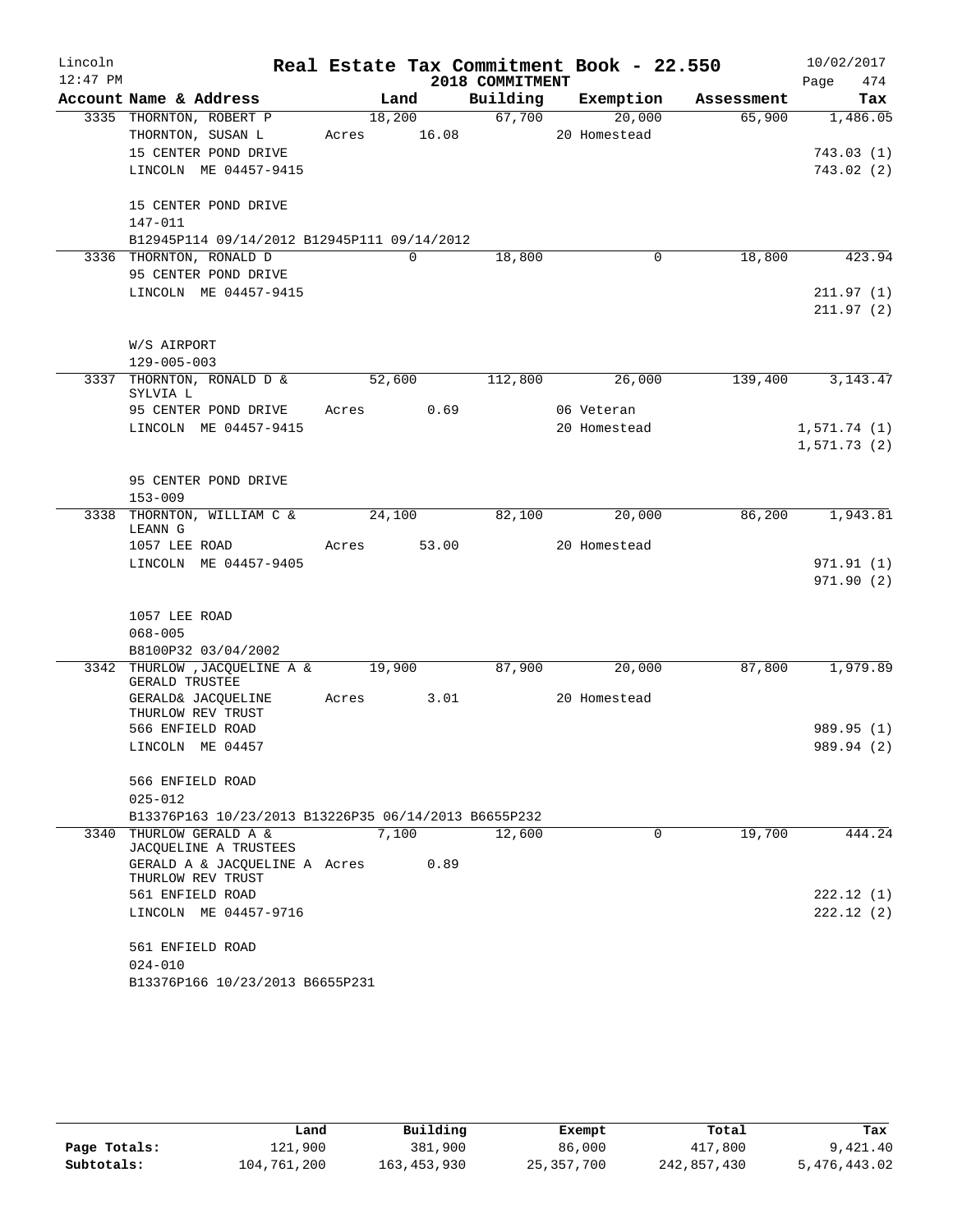# Real Estate Tax Commitment Book - 22.550

Lincoln
12:47 PM

2018 COMMITMENT

10/02/2017

| Account Name & Address | Land | Building | Exemption | Assessment | Tax |
|---|---|---|---|---|---|
| 3335 THORNTON, ROBERT P | 18,200 | 67,700 | 20,000 | 65,900 | 1,486.05 |
| THORNTON, SUSAN L | Acres 16.08 | | 20 Homestead | | |
| 15 CENTER POND DRIVE | | | | | 743.03 (1) |
| LINCOLN ME 04457-9415 | | | | | 743.02 (2) |
| 15 CENTER POND DRIVE | | | | | |
| 147-011 | | | | | |
| B12945P114 09/14/2012 B12945P111 09/14/2012 | | | | | |
| 3336 THORNTON, RONALD D | 0 | 18,800 | 0 | 18,800 | 423.94 |
| 95 CENTER POND DRIVE | | | | | |
| LINCOLN ME 04457-9415 | | | | | 211.97 (1) |
| | | | | | 211.97 (2) |
| W/S AIRPORT | | | | | |
| 129-005-003 | | | | | |
| 3337 THORNTON, RONALD D & SYLVIA L | 52,600 | 112,800 | 26,000 | 139,400 | 3,143.47 |
| 95 CENTER POND DRIVE | Acres 0.69 | | 06 Veteran | | |
| LINCOLN ME 04457-9415 | | | 20 Homestead | | 1,571.74 (1) |
| | | | | | 1,571.73 (2) |
| 95 CENTER POND DRIVE | | | | | |
| 153-009 | | | | | |
| 3338 THORNTON, WILLIAM C & LEANN G | 24,100 | 82,100 | 20,000 | 86,200 | 1,943.81 |
| 1057 LEE ROAD | Acres 53.00 | | 20 Homestead | | |
| LINCOLN ME 04457-9405 | | | | | 971.91 (1) |
| | | | | | 971.90 (2) |
| 1057 LEE ROAD | | | | | |
| 068-005 | | | | | |
| B8100P32 03/04/2002 | | | | | |
| 3342 THURLOW ,JACQUELINE A & GERALD TRUSTEE | 19,900 | 87,900 | 20,000 | 87,800 | 1,979.89 |
| GERALD& JACQUELINE THURLOW REV TRUST | Acres 3.01 | | 20 Homestead | | |
| 566 ENFIELD ROAD | | | | | 989.95 (1) |
| LINCOLN ME 04457 | | | | | 989.94 (2) |
| 566 ENFIELD ROAD | | | | | |
| 025-012 | | | | | |
| B13376P163 10/23/2013 B13226P35 06/14/2013 B6655P232 | | | | | |
| 3340 THURLOW GERALD A & JACQUELINE A TRUSTEES | 7,100 | 12,600 | 0 | 19,700 | 444.24 |
| GERALD A & JACQUELINE A THURLOW REV TRUST | Acres 0.89 | | | | |
| 561 ENFIELD ROAD | | | | | 222.12 (1) |
| LINCOLN ME 04457-9716 | | | | | 222.12 (2) |
| 561 ENFIELD ROAD | | | | | |
| 024-010 | | | | | |
| B13376P166 10/23/2013 B6655P231 | | | | | |

| | Land | Building | Exempt | Total | Tax |
|---|---|---|---|---|---|
| Page Totals: | 121,900 | 381,900 | 86,000 | 417,800 | 9,421.40 |
| Subtotals: | 104,761,200 | 163,453,930 | 25,357,700 | 242,857,430 | 5,476,443.02 |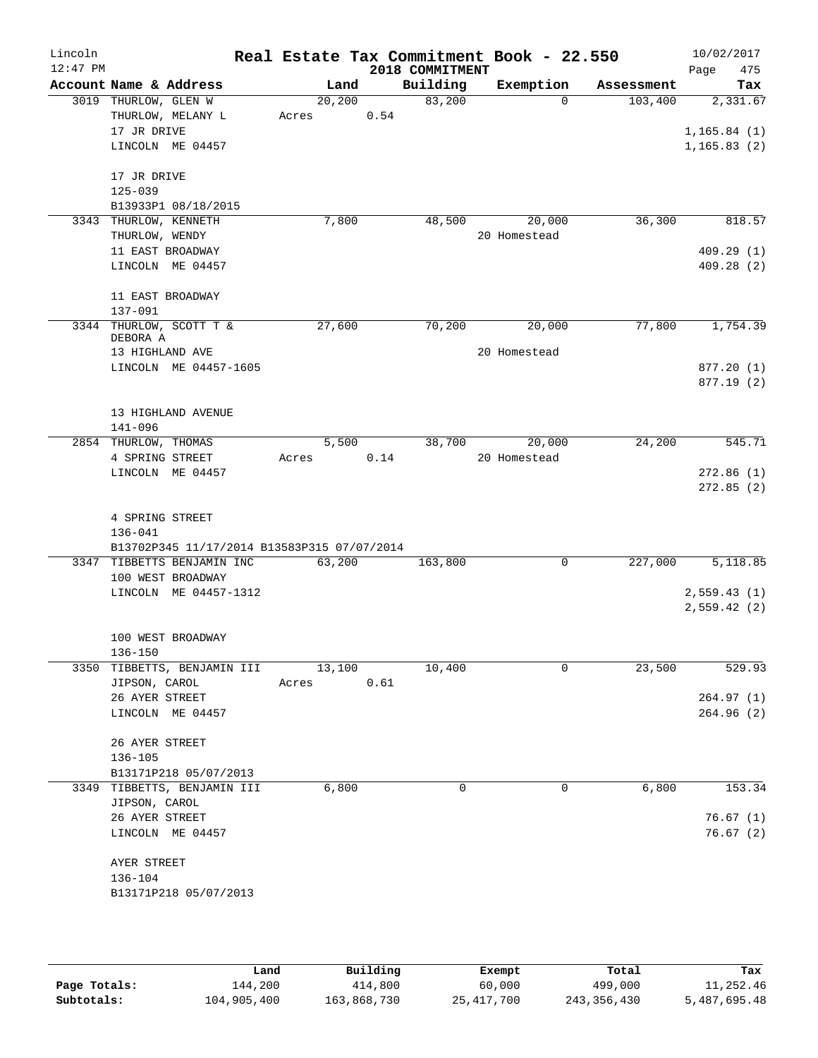# Real Estate Tax Commitment Book - 22.550

Lincoln
12:47 PM

2018 COMMITMENT

10/02/2017

| Account Name & Address | Land | Building | Exemption | Assessment | Tax |
|---|---|---|---|---|---|
| 3019 THURLOW, GLEN W | 20,200 | 83,200 | 0 | 103,400 | 2,331.67 |
| THURLOW, MELANY L | Acres 0.54 | | | | |
| 17 JR DRIVE | | | | | 1,165.84 (1) |
| LINCOLN ME 04457 | | | | | 1,165.83 (2) |
| 17 JR DRIVE | | | | | |
| 125-039 | | | | | |
| B13933P1 08/18/2015 | | | | | |
| 3343 THURLOW, KENNETH | 7,800 | 48,500 | 20,000 | 36,300 | 818.57 |
| THURLOW, WENDY | | | 20 Homestead | | |
| 11 EAST BROADWAY | | | | | 409.29 (1) |
| LINCOLN ME 04457 | | | | | 409.28 (2) |
| 11 EAST BROADWAY | | | | | |
| 137-091 | | | | | |
| 3344 THURLOW, SCOTT T & DEBORA A | 27,600 | 70,200 | 20,000 | 77,800 | 1,754.39 |
| 13 HIGHLAND AVE | | | 20 Homestead | | |
| LINCOLN ME 04457-1605 | | | | | 877.20 (1) |
| | | | | | 877.19 (2) |
| 13 HIGHLAND AVENUE | | | | | |
| 141-096 | | | | | |
| 2854 THURLOW, THOMAS | 5,500 | 38,700 | 20,000 | 24,200 | 545.71 |
| 4 SPRING STREET | Acres 0.14 | | 20 Homestead | | |
| LINCOLN ME 04457 | | | | | 272.86 (1) |
| | | | | | 272.85 (2) |
| 4 SPRING STREET | | | | | |
| 136-041 | | | | | |
| B13702P345 11/17/2014 B13583P315 07/07/2014 | | | | | |
| 3347 TIBBETTS BENJAMIN INC | 63,200 | 163,800 | 0 | 227,000 | 5,118.85 |
| 100 WEST BROADWAY | | | | | |
| LINCOLN ME 04457-1312 | | | | | 2,559.43 (1) |
| | | | | | 2,559.42 (2) |
| 100 WEST BROADWAY | | | | | |
| 136-150 | | | | | |
| 3350 TIBBETTS, BENJAMIN III | 13,100 | 10,400 | 0 | 23,500 | 529.93 |
| JIPSON, CAROL | Acres 0.61 | | | | |
| 26 AYER STREET | | | | | 264.97 (1) |
| LINCOLN ME 04457 | | | | | 264.96 (2) |
| 26 AYER STREET | | | | | |
| 136-105 | | | | | |
| B13171P218 05/07/2013 | | | | | |
| 3349 TIBBETTS, BENJAMIN III | 6,800 | 0 | 0 | 6,800 | 153.34 |
| JIPSON, CAROL | | | | | |
| 26 AYER STREET | | | | | 76.67 (1) |
| LINCOLN ME 04457 | | | | | 76.67 (2) |
| AYER STREET | | | | | |
| 136-104 | | | | | |
| B13171P218 05/07/2013 | | | | | |

| | Land | Building | Exempt | Total | Tax |
|---|---|---|---|---|---|
| Page Totals: | 144,200 | 414,800 | 60,000 | 499,000 | 11,252.46 |
| Subtotals: | 104,905,400 | 163,868,730 | 25,417,700 | 243,356,430 | 5,487,695.48 |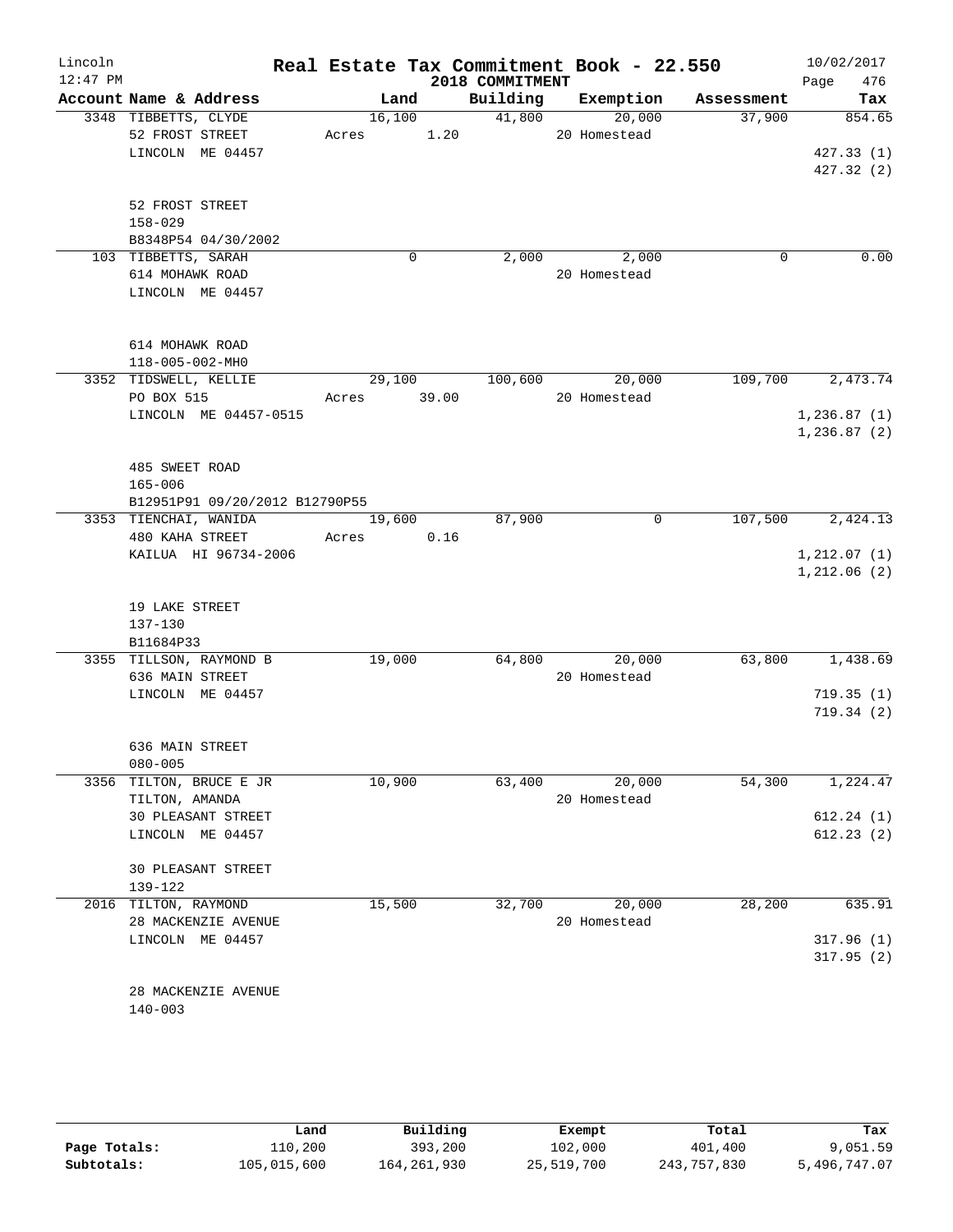# Real Estate Tax Commitment Book - 22.550

Lincoln
12:47 PM

2018 COMMITMENT

10/02/2017

| Account Name & Address | Land | Building | Exemption | Assessment | Tax |
|---|---|---|---|---|---|
| 3348 TIBBETTS, CLYDE<br>52 FROST STREET<br>LINCOLN ME 04457<br><br>52 FROST STREET<br>158-029<br>B8348P54 04/30/2002 | 16,100<br>Acres 1.20 | 41,800 | 20,000<br>20 Homestead | 37,900 | 854.65<br><br>427.33 (1)<br>427.32 (2) |
| 103 TIBBETTS, SARAH<br>614 MOHAWK ROAD<br>LINCOLN ME 04457<br><br>614 MOHAWK ROAD<br>118-005-002-MH0 | 0 | 2,000 | 2,000<br>20 Homestead | 0 | 0.00 |
| 3352 TIDSWELL, KELLIE<br>PO BOX 515<br>LINCOLN ME 04457-0515<br><br>485 SWEET ROAD<br>165-006<br>B12951P91 09/20/2012 B12790P55 | 29,100<br>Acres 39.00 | 100,600 | 20,000<br>20 Homestead | 109,700 | 2,473.74<br><br>1,236.87 (1)<br>1,236.87 (2) |
| 3353 TIENCHAI, WANIDA<br>480 KAHA STREET<br>KAILUA HI 96734-2006<br><br>19 LAKE STREET<br>137-130<br>B11684P33 | 19,600<br>Acres 0.16 | 87,900 | 0 | 107,500 | 2,424.13<br><br>1,212.07 (1)<br>1,212.06 (2) |
| 3355 TILLSON, RAYMOND B<br>636 MAIN STREET<br>LINCOLN ME 04457<br><br>636 MAIN STREET<br>080-005 | 19,000 | 64,800 | 20,000<br>20 Homestead | 63,800 | 1,438.69<br><br>719.35 (1)<br>719.34 (2) |
| 3356 TILTON, BRUCE E JR<br>TILTON, AMANDA<br>30 PLEASANT STREET<br>LINCOLN ME 04457<br><br>30 PLEASANT STREET<br>139-122 | 10,900 | 63,400 | 20,000<br>20 Homestead | 54,300 | 1,224.47<br><br>612.24 (1)<br>612.23 (2) |
| 2016 TILTON, RAYMOND<br>28 MACKENZIE AVENUE<br>LINCOLN ME 04457<br><br>28 MACKENZIE AVENUE<br>140-003 | 15,500 | 32,700 | 20,000<br>20 Homestead | 28,200 | 635.91<br><br>317.96 (1)<br>317.95 (2) |

| | Land | Building | Exempt | Total | Tax |
|---|---|---|---|---|---|
| Page Totals: | 110,200 | 393,200 | 102,000 | 401,400 | 9,051.59 |
| Subtotals: | 105,015,600 | 164,261,930 | 25,519,700 | 243,757,830 | 5,496,747.07 |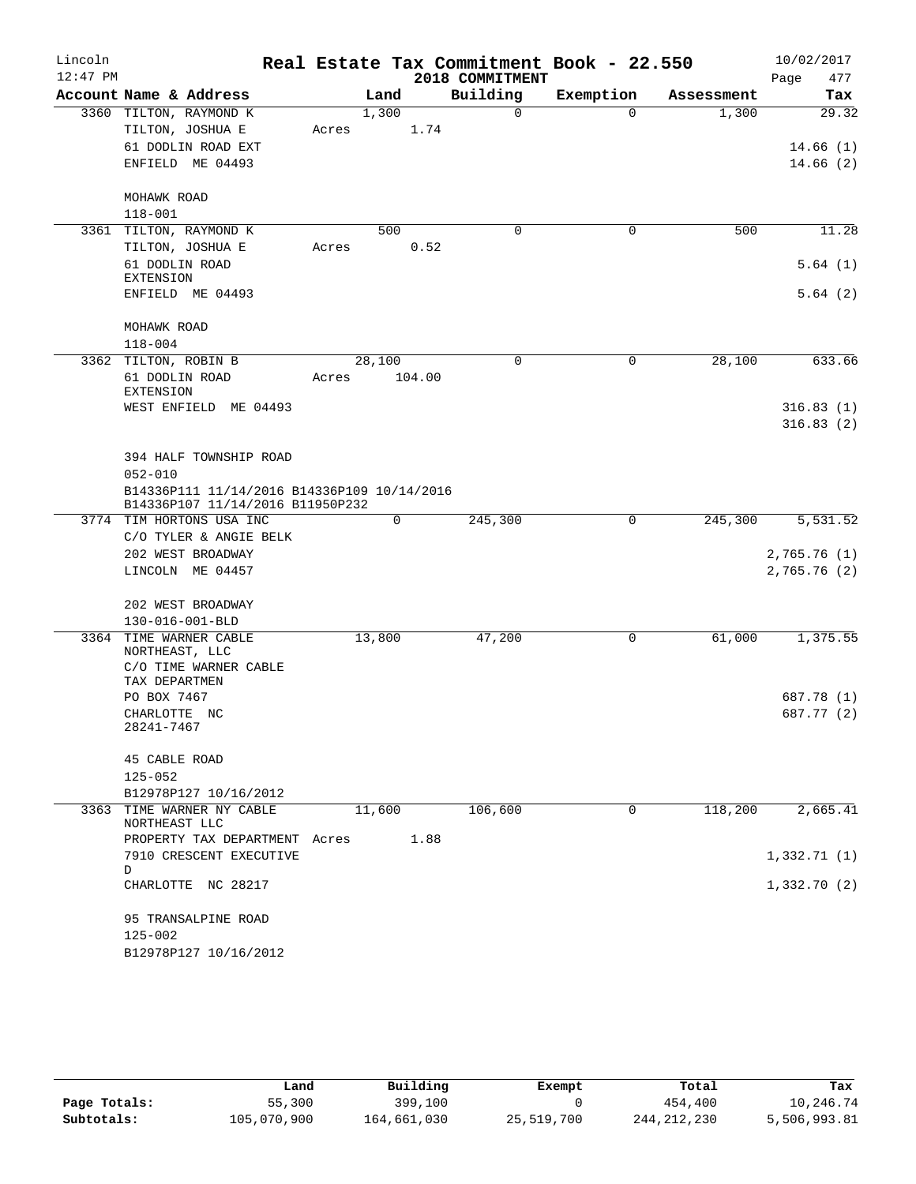# Real Estate Tax Commitment Book - 22.550

Lincoln 12:47 PM | 2018 COMMITMENT | 10/02/2017

| Account | Name & Address | Land | Building | Exemption | Assessment | Tax |
|---|---|---|---|---|---|---|
| 3360 | TILTON, RAYMOND K<br>TILTON, JOSHUA E<br>61 DODLIN ROAD EXT<br>ENFIELD ME 04493<br><br>MOHAWK ROAD<br>118-001 | 1,300<br>Acres 1.74 | 0 | 0 | 1,300 | 29.32<br><br>14.66 (1)<br>14.66 (2) |
| 3361 | TILTON, RAYMOND K<br>TILTON, JOSHUA E<br>61 DODLIN ROAD EXTENSION<br>ENFIELD ME 04493<br><br>MOHAWK ROAD<br>118-004 | 500<br>Acres 0.52 | 0 | 0 | 500 | 11.28<br><br>5.64 (1)<br>5.64 (2) |
| 3362 | TILTON, ROBIN B<br>61 DODLIN ROAD EXTENSION<br>WEST ENFIELD ME 04493<br><br>394 HALF TOWNSHIP ROAD<br>052-010<br>B14336P111 11/14/2016 B14336P109 10/14/2016<br>B14336P107 11/14/2016 B11950P232 | 28,100<br>Acres 104.00 | 0 | 0 | 28,100 | 633.66<br><br>316.83 (1)<br>316.83 (2) |
| 3774 | TIM HORTONS USA INC<br>C/O TYLER & ANGIE BELK<br>202 WEST BROADWAY<br>LINCOLN ME 04457<br><br>202 WEST BROADWAY<br>130-016-001-BLD | 0 | 245,300 | 0 | 245,300 | 5,531.52<br><br>2,765.76 (1)<br>2,765.76 (2) |
| 3364 | TIME WARNER CABLE NORTHEAST, LLC<br>C/O TIME WARNER CABLE TAX DEPARTMEN<br>PO BOX 7467<br>CHARLOTTE NC 28241-7467<br><br>45 CABLE ROAD<br>125-052<br>B12978P127 10/16/2012 | 13,800 | 47,200 | 0 | 61,000 | 1,375.55<br><br>687.78 (1)<br>687.77 (2) |
| 3363 | TIME WARNER NY CABLE NORTHEAST LLC<br>PROPERTY TAX DEPARTMENT<br>7910 CRESCENT EXECUTIVE D<br>CHARLOTTE NC 28217<br><br>95 TRANSALPINE ROAD<br>125-002<br>B12978P127 10/16/2012 | 11,600<br>Acres 1.88 | 106,600 | 0 | 118,200 | 2,665.41<br><br>1,332.71 (1)<br>1,332.70 (2) |

| | Land | Building | Exempt | Total | Tax |
|---|---|---|---|---|---|
| Page Totals: | 55,300 | 399,100 | 0 | 454,400 | 10,246.74 |
| Subtotals: | 105,070,900 | 164,661,030 | 25,519,700 | 244,212,230 | 5,506,993.81 |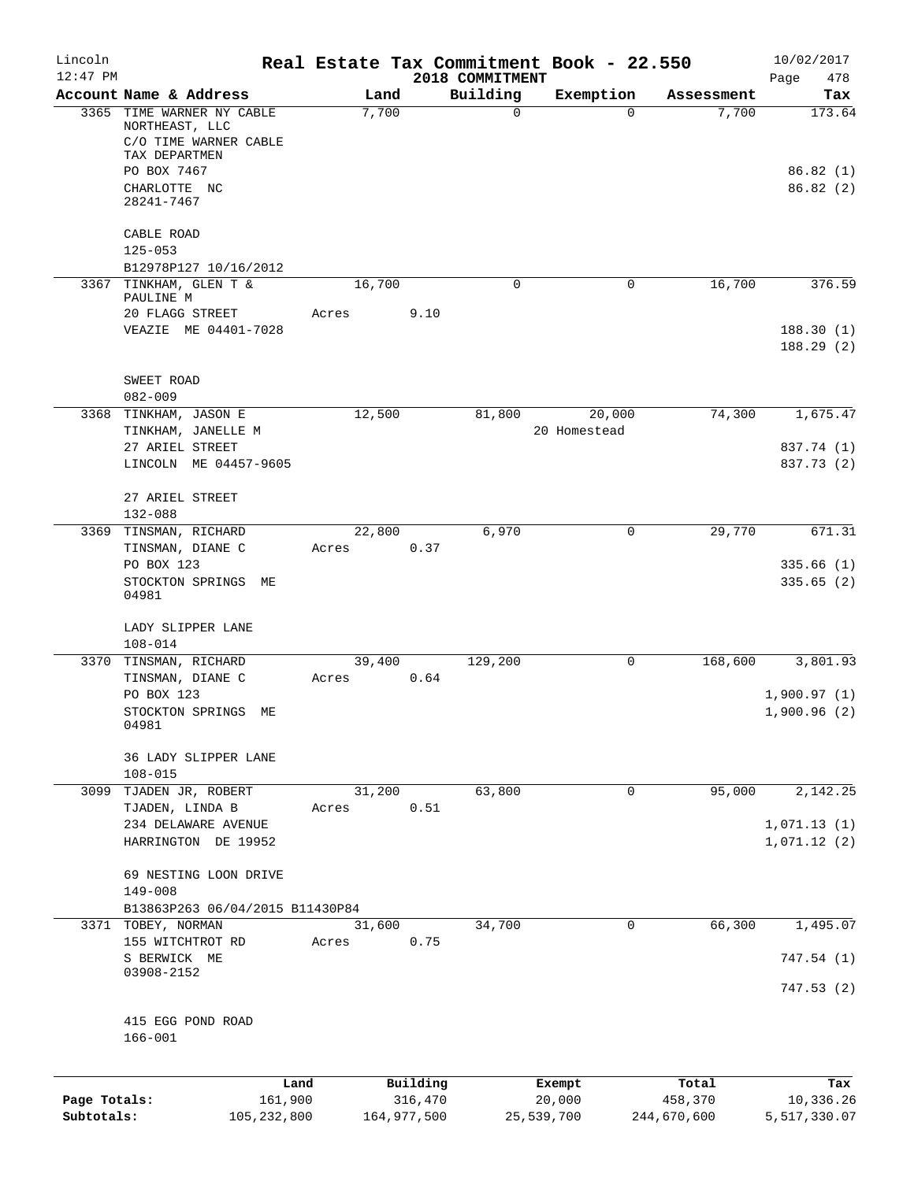# Real Estate Tax Commitment Book - 22.550

Lincoln
12:47 PM

2018 COMMITMENT

10/02/2017
Page 478

| Account Name & Address | Land | Building | Exemption | Assessment | Tax |
|---|---|---|---|---|---|
| 3365 TIME WARNER NY CABLE NORTHEAST, LLC<br>C/O TIME WARNER CABLE TAX DEPARTMEN<br>PO BOX 7467<br>CHARLOTTE NC 28241-7467<br><br>CABLE ROAD<br>125-053<br>B12978P127 10/16/2012 | 7,700 | 0 | 0 | 7,700 | 173.64<br><br>86.82 (1)<br>86.82 (2) |
| 3367 TINKHAM, GLEN T & PAULINE M<br>20 FLAGG STREET<br>VEAZIE ME 04401-7028<br><br>SWEET ROAD<br>082-009 | 16,700<br>Acres 9.10 | 0 | 0 | 16,700 | 376.59<br><br>188.30 (1)<br>188.29 (2) |
| 3368 TINKHAM, JASON E<br>TINKHAM, JANELLE M<br>27 ARIEL STREET<br>LINCOLN ME 04457-9605<br><br>27 ARIEL STREET<br>132-088 | 12,500 | 81,800 | 20,000<br>20 Homestead | 74,300 | 1,675.47<br><br>837.74 (1)<br>837.73 (2) |
| 3369 TINSMAN, RICHARD<br>TINSMAN, DIANE C<br>PO BOX 123<br>STOCKTON SPRINGS ME 04981<br><br>LADY SLIPPER LANE<br>108-014 | 22,800<br>Acres 0.37 | 6,970 | 0 | 29,770 | 671.31<br><br>335.66 (1)<br>335.65 (2) |
| 3370 TINSMAN, RICHARD<br>TINSMAN, DIANE C<br>PO BOX 123<br>STOCKTON SPRINGS ME 04981<br><br>36 LADY SLIPPER LANE<br>108-015 | 39,400<br>Acres 0.64 | 129,200 | 0 | 168,600 | 3,801.93<br><br>1,900.97 (1)<br>1,900.96 (2) |
| 3099 TJADEN JR, ROBERT<br>TJADEN, LINDA B<br>234 DELAWARE AVENUE<br>HARRINGTON DE 19952<br><br>69 NESTING LOON DRIVE<br>149-008<br>B13863P263 06/04/2015 B11430P84 | 31,200<br>Acres 0.51 | 63,800 | 0 | 95,000 | 2,142.25<br><br>1,071.13 (1)<br>1,071.12 (2) |
| 3371 TOBEY, NORMAN<br>155 WITCHTROT RD<br>S BERWICK ME 03908-2152<br><br>415 EGG POND ROAD<br>166-001 | 31,600<br>Acres 0.75 | 34,700 | 0 | 66,300 | 1,495.07<br><br>747.54 (1)<br>747.53 (2) |

| | Land | Building | Exempt | Total | Tax |
|---|---|---|---|---|---|
| Page Totals: | 161,900 | 316,470 | 20,000 | 458,370 | 10,336.26 |
| Subtotals: | 105,232,800 | 164,977,500 | 25,539,700 | 244,670,600 | 5,517,330.07 |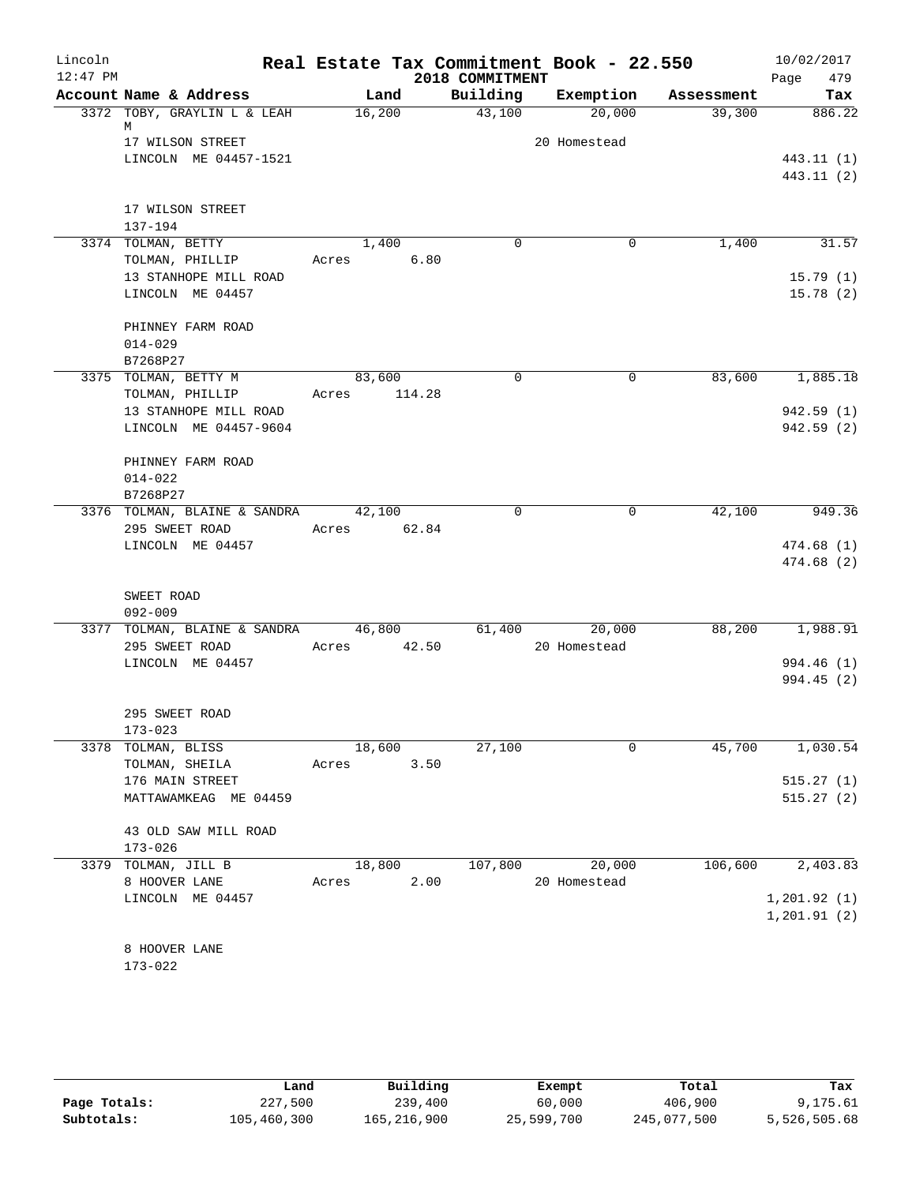Lincoln 12:47 PM

# Real Estate Tax Commitment Book - 22.550

2018 COMMITMENT

10/02/2017

| Account | Name & Address | Land | Building | Exemption | Assessment | Tax |
|---|---|---|---|---|---|---|
| 3372 | TOBY, GRAYLIN L & LEAH M<br>17 WILSON STREET<br>LINCOLN ME 04457-1521<br><br>17 WILSON STREET<br>137-194 | 16,200 | 43,100 | 20,000<br>20 Homestead | 39,300 | 886.22<br><br>443.11 (1)<br>443.11 (2) |
| 3374 | TOLMAN, BETTY<br>TOLMAN, PHILLIP<br>13 STANHOPE MILL ROAD<br>LINCOLN ME 04457<br><br>PHINNEY FARM ROAD<br>014-029<br>B7268P27 | 1,400<br>Acres 6.80 | 0 | 0 | 1,400 | 31.57<br><br>15.79 (1)<br>15.78 (2) |
| 3375 | TOLMAN, BETTY M<br>TOLMAN, PHILLIP<br>13 STANHOPE MILL ROAD<br>LINCOLN ME 04457-9604<br><br>PHINNEY FARM ROAD<br>014-022<br>B7268P27 | 83,600<br>Acres 114.28 | 0 | 0 | 83,600 | 1,885.18<br><br>942.59 (1)<br>942.59 (2) |
| 3376 | TOLMAN, BLAINE & SANDRA<br>295 SWEET ROAD<br>LINCOLN ME 04457<br><br>SWEET ROAD<br>092-009 | 42,100<br>Acres 62.84 | 0 | 0 | 42,100 | 949.36<br><br>474.68 (1)<br>474.68 (2) |
| 3377 | TOLMAN, BLAINE & SANDRA<br>295 SWEET ROAD<br>LINCOLN ME 04457<br><br>295 SWEET ROAD<br>173-023 | 46,800<br>Acres 42.50 | 61,400 | 20,000<br>20 Homestead | 88,200 | 1,988.91<br><br>994.46 (1)<br>994.45 (2) |
| 3378 | TOLMAN, BLISS<br>TOLMAN, SHEILA<br>176 MAIN STREET<br>MATTAWAMKEAG ME 04459<br><br>43 OLD SAW MILL ROAD<br>173-026 | 18,600<br>Acres 3.50 | 27,100 | 0 | 45,700 | 1,030.54<br><br>515.27 (1)<br>515.27 (2) |
| 3379 | TOLMAN, JILL B<br>8 HOOVER LANE<br>LINCOLN ME 04457<br><br>8 HOOVER LANE<br>173-022 | 18,800<br>Acres 2.00 | 107,800 | 20,000<br>20 Homestead | 106,600 | 2,403.83<br><br>1,201.92 (1)<br>1,201.91 (2) |

| | Land | Building | Exempt | Total | Tax |
|---|---|---|---|---|---|
| Page Totals: | 227,500 | 239,400 | 60,000 | 406,900 | 9,175.61 |
| Subtotals: | 105,460,300 | 165,216,900 | 25,599,700 | 245,077,500 | 5,526,505.68 |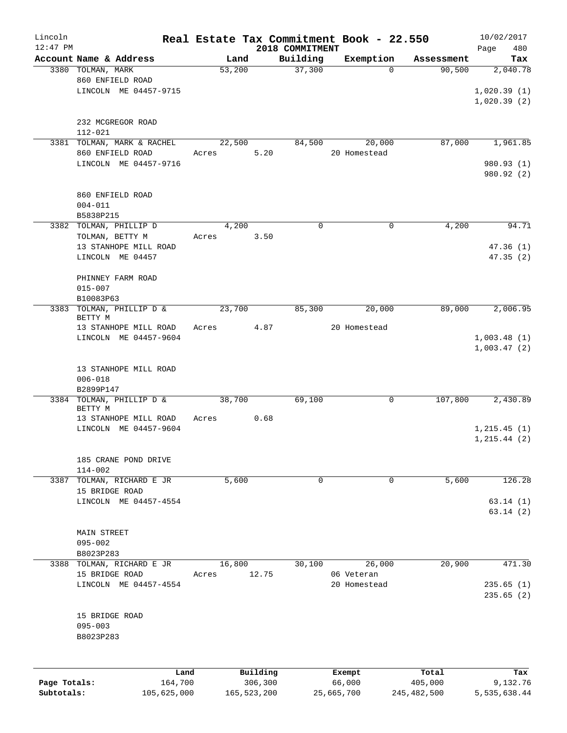# Real Estate Tax Commitment Book - 22.550

Lincoln
12:47 PM

2018 COMMITMENT

10/02/2017

| Account Name & Address | Land | Building | Exemption | Assessment | Tax |
|---|---|---|---|---|---|
| 3380 TOLMAN, MARK<br>860 ENFIELD ROAD<br>LINCOLN ME 04457-9715<br><br>232 MCGREGOR ROAD<br>112-021 | 53,200 | 37,300 | 0 | 90,500 | 2,040.78<br><br>1,020.39 (1)<br>1,020.39 (2) |
| 3381 TOLMAN, MARK & RACHEL<br>860 ENFIELD ROAD<br>LINCOLN ME 04457-9716<br><br>860 ENFIELD ROAD<br>004-011<br>B5838P215 | 22,500<br>Acres 5.20 | 84,500 | 20,000<br>20 Homestead | 87,000 | 1,961.85<br><br>980.93 (1)<br>980.92 (2) |
| 3382 TOLMAN, PHILLIP D<br>TOLMAN, BETTY M<br>13 STANHOPE MILL ROAD<br>LINCOLN ME 04457<br><br>PHINNEY FARM ROAD<br>015-007<br>B10083P63 | 4,200<br>Acres 3.50 | 0 | 0 | 4,200 | 94.71<br><br>47.36 (1)<br>47.35 (2) |
| 3383 TOLMAN, PHILLIP D &<br>BETTY M<br>13 STANHOPE MILL ROAD<br>LINCOLN ME 04457-9604<br><br>13 STANHOPE MILL ROAD<br>006-018<br>B2899P147 | 23,700<br>Acres 4.87 | 85,300 | 20,000<br>20 Homestead | 89,000 | 2,006.95<br><br>1,003.48 (1)<br>1,003.47 (2) |
| 3384 TOLMAN, PHILLIP D &<br>BETTY M<br>13 STANHOPE MILL ROAD<br>LINCOLN ME 04457-9604<br><br>185 CRANE POND DRIVE<br>114-002 | 38,700<br>Acres 0.68 | 69,100 | 0 | 107,800 | 2,430.89<br><br>1,215.45 (1)<br>1,215.44 (2) |
| 3387 TOLMAN, RICHARD E JR<br>15 BRIDGE ROAD<br>LINCOLN ME 04457-4554<br><br>MAIN STREET<br>095-002<br>B8023P283 | 5,600 | 0 | 0 | 5,600 | 126.28<br><br>63.14 (1)<br>63.14 (2) |
| 3388 TOLMAN, RICHARD E JR<br>15 BRIDGE ROAD<br>LINCOLN ME 04457-4554<br><br>15 BRIDGE ROAD<br>095-003<br>B8023P283 | 16,800<br>Acres 12.75 | 30,100 | 26,000<br>06 Veteran<br>20 Homestead | 20,900 | 471.30<br><br>235.65 (1)<br>235.65 (2) |

| | Land | Building | Exempt | Total | Tax |
|---|---|---|---|---|---|
| Page Totals: | 164,700 | 306,300 | 66,000 | 405,000 | 9,132.76 |
| Subtotals: | 105,625,000 | 165,523,200 | 25,665,700 | 245,482,500 | 5,535,638.44 |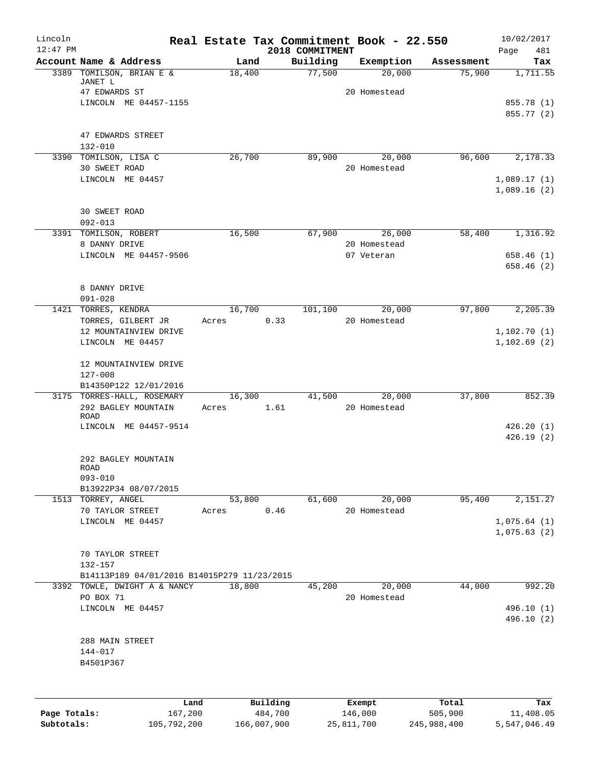Lincoln
12:47 PM

# Real Estate Tax Commitment Book - 22.550

2018 COMMITMENT

10/02/2017
Page 481

| Account | Name & Address | Land | Building | Exemption | Assessment | Tax |
|---|---|---|---|---|---|---|
| 3389 | TOMILSON, BRIAN E & JANET L | 18,400 | 77,500 | 20,000 | 75,900 | 1,711.55 |
| | 47 EDWARDS ST | | | 20 Homestead | | |
| | LINCOLN ME 04457-1155 | | | | | 855.78 (1) |
| | | | | | | 855.77 (2) |
| | 47 EDWARDS STREET | | | | | |
| | 132-010 | | | | | |
| 3390 | TOMILSON, LISA C | 26,700 | 89,900 | 20,000 | 96,600 | 2,178.33 |
| | 30 SWEET ROAD | | | 20 Homestead | | |
| | LINCOLN ME 04457 | | | | | 1,089.17 (1) |
| | | | | | | 1,089.16 (2) |
| | 30 SWEET ROAD | | | | | |
| | 092-013 | | | | | |
| 3391 | TOMILSON, ROBERT | 16,500 | 67,900 | 26,000 | 58,400 | 1,316.92 |
| | 8 DANNY DRIVE | | | 20 Homestead | | |
| | LINCOLN ME 04457-9506 | | | 07 Veteran | | 658.46 (1) |
| | | | | | | 658.46 (2) |
| | 8 DANNY DRIVE | | | | | |
| | 091-028 | | | | | |
| 1421 | TORRES, KENDRA | 16,700 | 101,100 | 20,000 | 97,800 | 2,205.39 |
| | TORRES, GILBERT JR | Acres 0.33 | | 20 Homestead | | |
| | 12 MOUNTAINVIEW DRIVE | | | | | 1,102.70 (1) |
| | LINCOLN ME 04457 | | | | | 1,102.69 (2) |
| | 12 MOUNTAINVIEW DRIVE | | | | | |
| | 127-008 | | | | | |
| | B14350P122 12/01/2016 | | | | | |
| 3175 | TORRES-HALL, ROSEMARY | 16,300 | 41,500 | 20,000 | 37,800 | 852.39 |
| | 292 BAGLEY MOUNTAIN ROAD | Acres 1.61 | | 20 Homestead | | |
| | LINCOLN ME 04457-9514 | | | | | 426.20 (1) |
| | | | | | | 426.19 (2) |
| | 292 BAGLEY MOUNTAIN ROAD | | | | | |
| | 093-010 | | | | | |
| | B13922P34 08/07/2015 | | | | | |
| 1513 | TORREY, ANGEL | 53,800 | 61,600 | 20,000 | 95,400 | 2,151.27 |
| | 70 TAYLOR STREET | Acres 0.46 | | 20 Homestead | | |
| | LINCOLN ME 04457 | | | | | 1,075.64 (1) |
| | | | | | | 1,075.63 (2) |
| | 70 TAYLOR STREET | | | | | |
| | 132-157 | | | | | |
| | B14113P189 04/01/2016 B14015P279 11/23/2015 | | | | | |
| 3392 | TOWLE, DWIGHT A & NANCY | 18,800 | 45,200 | 20,000 | 44,000 | 992.20 |
| | PO BOX 71 | | | 20 Homestead | | |
| | LINCOLN ME 04457 | | | | | 496.10 (1) |
| | | | | | | 496.10 (2) |
| | 288 MAIN STREET | | | | | |
| | 144-017 | | | | | |
| | B4501P367 | | | | | |

| | Land | Building | Exempt | Total | Tax |
|---|---|---|---|---|---|
| Page Totals: | 167,200 | 484,700 | 146,000 | 505,900 | 11,408.05 |
| Subtotals: | 105,792,200 | 166,007,900 | 25,811,700 | 245,988,400 | 5,547,046.49 |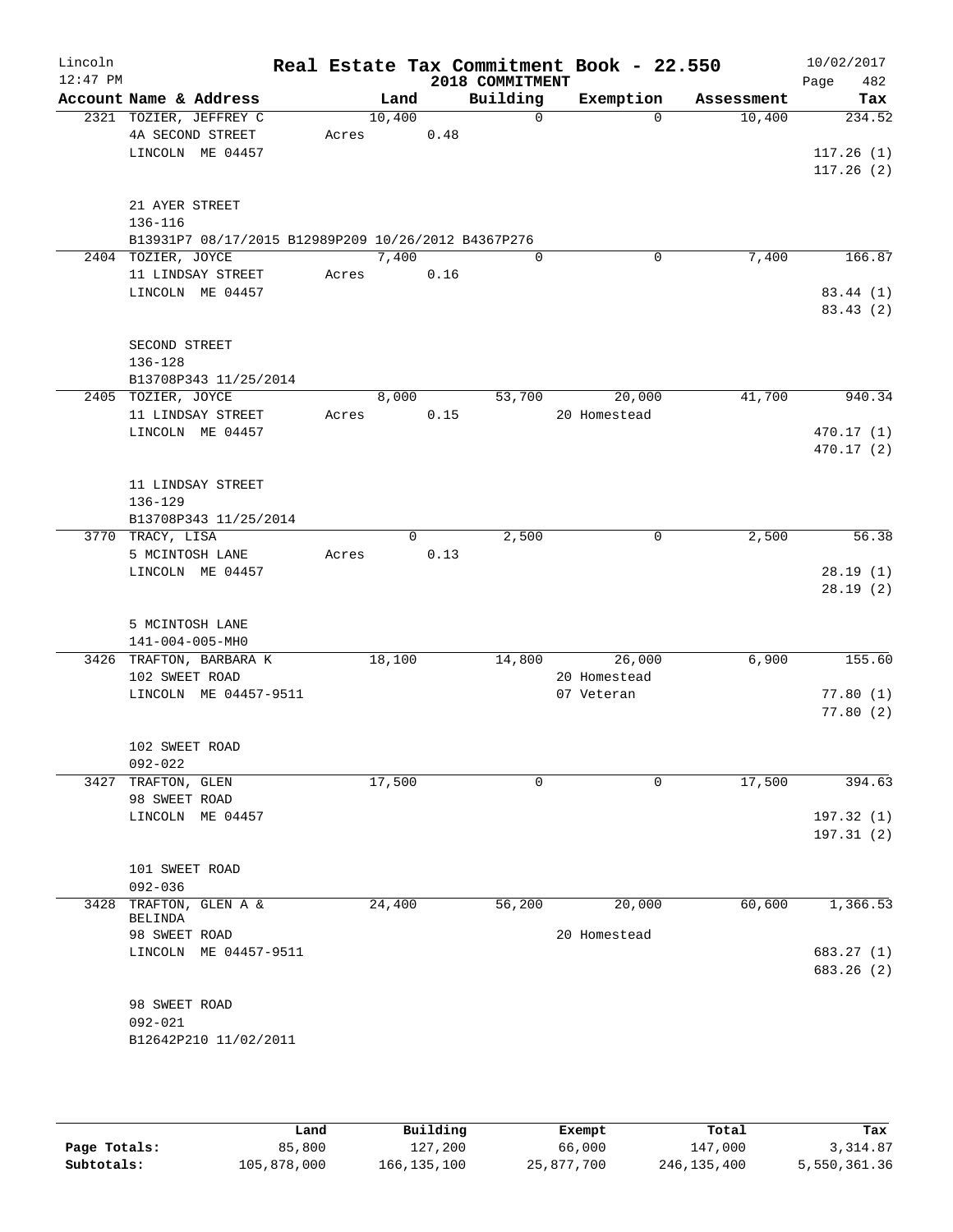Lincoln 12:47 PM

# Real Estate Tax Commitment Book - 22.550

## 2018 COMMITMENT

10/02/2017

| Account Name & Address | Land | Building | Exemption | Assessment | Tax |
|---|---|---|---|---|---|
| 2321 TOZIER, JEFFREY C | 10,400 | 0 | 0 | 10,400 | 234.52 |
| 4A SECOND STREET | Acres 0.48 | | | | |
| LINCOLN ME 04457 | | | | | 117.26 (1) |
| | | | | | 117.26 (2) |
| 21 AYER STREET | | | | | |
| 136-116 | | | | | |
| B13931P7 08/17/2015 B12989P209 10/26/2012 B4367P276 | | | | | |
| 2404 TOZIER, JOYCE | 7,400 | 0 | 0 | 7,400 | 166.87 |
| 11 LINDSAY STREET | Acres 0.16 | | | | |
| LINCOLN ME 04457 | | | | | 83.44 (1) |
| | | | | | 83.43 (2) |
| SECOND STREET | | | | | |
| 136-128 | | | | | |
| B13708P343 11/25/2014 | | | | | |
| 2405 TOZIER, JOYCE | 8,000 | 53,700 | 20,000 | 41,700 | 940.34 |
| 11 LINDSAY STREET | Acres 0.15 | | 20 Homestead | | |
| LINCOLN ME 04457 | | | | | 470.17 (1) |
| | | | | | 470.17 (2) |
| 11 LINDSAY STREET | | | | | |
| 136-129 | | | | | |
| B13708P343 11/25/2014 | | | | | |
| 3770 TRACY, LISA | 0 | 2,500 | 0 | 2,500 | 56.38 |
| 5 MCINTOSH LANE | Acres 0.13 | | | | |
| LINCOLN ME 04457 | | | | | 28.19 (1) |
| | | | | | 28.19 (2) |
| 5 MCINTOSH LANE | | | | | |
| 141-004-005-MH0 | | | | | |
| 3426 TRAFTON, BARBARA K | 18,100 | 14,800 | 26,000 | 6,900 | 155.60 |
| 102 SWEET ROAD | | | 20 Homestead | | |
| LINCOLN ME 04457-9511 | | | 07 Veteran | | 77.80 (1) |
| | | | | | 77.80 (2) |
| 102 SWEET ROAD | | | | | |
| 092-022 | | | | | |
| 3427 TRAFTON, GLEN | 17,500 | 0 | 0 | 17,500 | 394.63 |
| 98 SWEET ROAD | | | | | |
| LINCOLN ME 04457 | | | | | 197.32 (1) |
| | | | | | 197.31 (2) |
| 101 SWEET ROAD | | | | | |
| 092-036 | | | | | |
| 3428 TRAFTON, GLEN A & BELINDA | 24,400 | 56,200 | 20,000 | 60,600 | 1,366.53 |
| 98 SWEET ROAD | | | 20 Homestead | | |
| LINCOLN ME 04457-9511 | | | | | 683.27 (1) |
| | | | | | 683.26 (2) |
| 98 SWEET ROAD | | | | | |
| 092-021 | | | | | |
| B12642P210 11/02/2011 | | | | | |

| | Land | Building | Exempt | Total | Tax |
|---|---|---|---|---|---|
| Page Totals: | 85,800 | 127,200 | 66,000 | 147,000 | 3,314.87 |
| Subtotals: | 105,878,000 | 166,135,100 | 25,877,700 | 246,135,400 | 5,550,361.36 |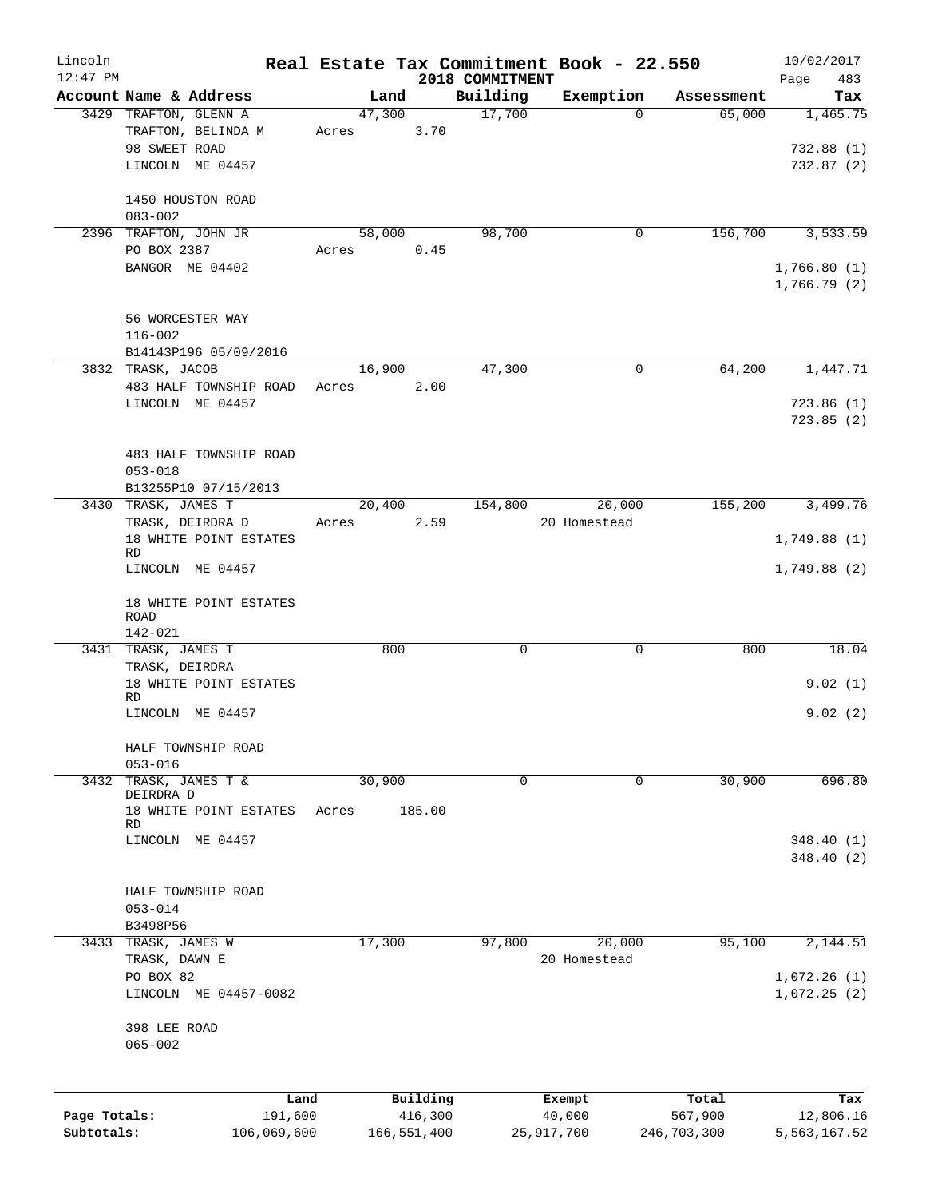Lincoln 12:47 PM

# Real Estate Tax Commitment Book - 22.550

## 2018 COMMITMENT

10/02/2017 Page 483

| Account | Name & Address | Land | Building | Exemption | Assessment | Tax |
|---|---|---|---|---|---|---|
| 3429 | TRAFTON, GLENN A<br>TRAFTON, BELINDA M<br>98 SWEET ROAD<br>LINCOLN ME 04457<br><br>1450 HOUSTON ROAD<br>083-002 | 47,300<br>Acres 3.70 | 17,700 | 0 | 65,000 | 1,465.75<br><br>732.88 (1)<br>732.87 (2) |
| 2396 | TRAFTON, JOHN JR<br>PO BOX 2387<br>BANGOR ME 04402<br><br>56 WORCESTER WAY<br>116-002<br>B14143P196 05/09/2016 | 58,000<br>Acres 0.45 | 98,700 | 0 | 156,700 | 3,533.59<br><br>1,766.80 (1)<br>1,766.79 (2) |
| 3832 | TRASK, JACOB<br>483 HALF TOWNSHIP ROAD<br>LINCOLN ME 04457<br><br>483 HALF TOWNSHIP ROAD<br>053-018<br>B13255P10 07/15/2013 | 16,900<br>Acres 2.00 | 47,300 | 0 | 64,200 | 1,447.71<br><br>723.86 (1)<br>723.85 (2) |
| 3430 | TRASK, JAMES T<br>TRASK, DEIRDRA D<br>18 WHITE POINT ESTATES RD<br>LINCOLN ME 04457<br><br>18 WHITE POINT ESTATES ROAD<br>142-021 | 20,400<br>Acres 2.59 | 154,800 | 20,000<br>20 Homestead | 155,200 | 3,499.76<br><br>1,749.88 (1)<br>1,749.88 (2) |
| 3431 | TRASK, JAMES T<br>TRASK, DEIRDRA<br>18 WHITE POINT ESTATES RD<br>LINCOLN ME 04457<br><br>HALF TOWNSHIP ROAD<br>053-016 | 800 | 0 | 0 | 800 | 18.04<br><br>9.02 (1)<br>9.02 (2) |
| 3432 | TRASK, JAMES T & DEIRDRA D<br>18 WHITE POINT ESTATES RD<br>LINCOLN ME 04457<br><br>HALF TOWNSHIP ROAD<br>053-014<br>B3498P56 | 30,900<br>Acres 185.00 | 0 | 0 | 30,900 | 696.80<br><br>348.40 (1)<br>348.40 (2) |
| 3433 | TRASK, JAMES W<br>TRASK, DAWN E<br>PO BOX 82<br>LINCOLN ME 04457-0082<br><br>398 LEE ROAD<br>065-002 | 17,300 | 97,800 | 20,000<br>20 Homestead | 95,100 | 2,144.51<br><br>1,072.26 (1)<br>1,072.25 (2) |

| | Land | Building | Exempt | Total | Tax |
|---|---|---|---|---|---|
| Page Totals: | 191,600 | 416,300 | 40,000 | 567,900 | 12,806.16 |
| Subtotals: | 106,069,600 | 166,551,400 | 25,917,700 | 246,703,300 | 5,563,167.52 |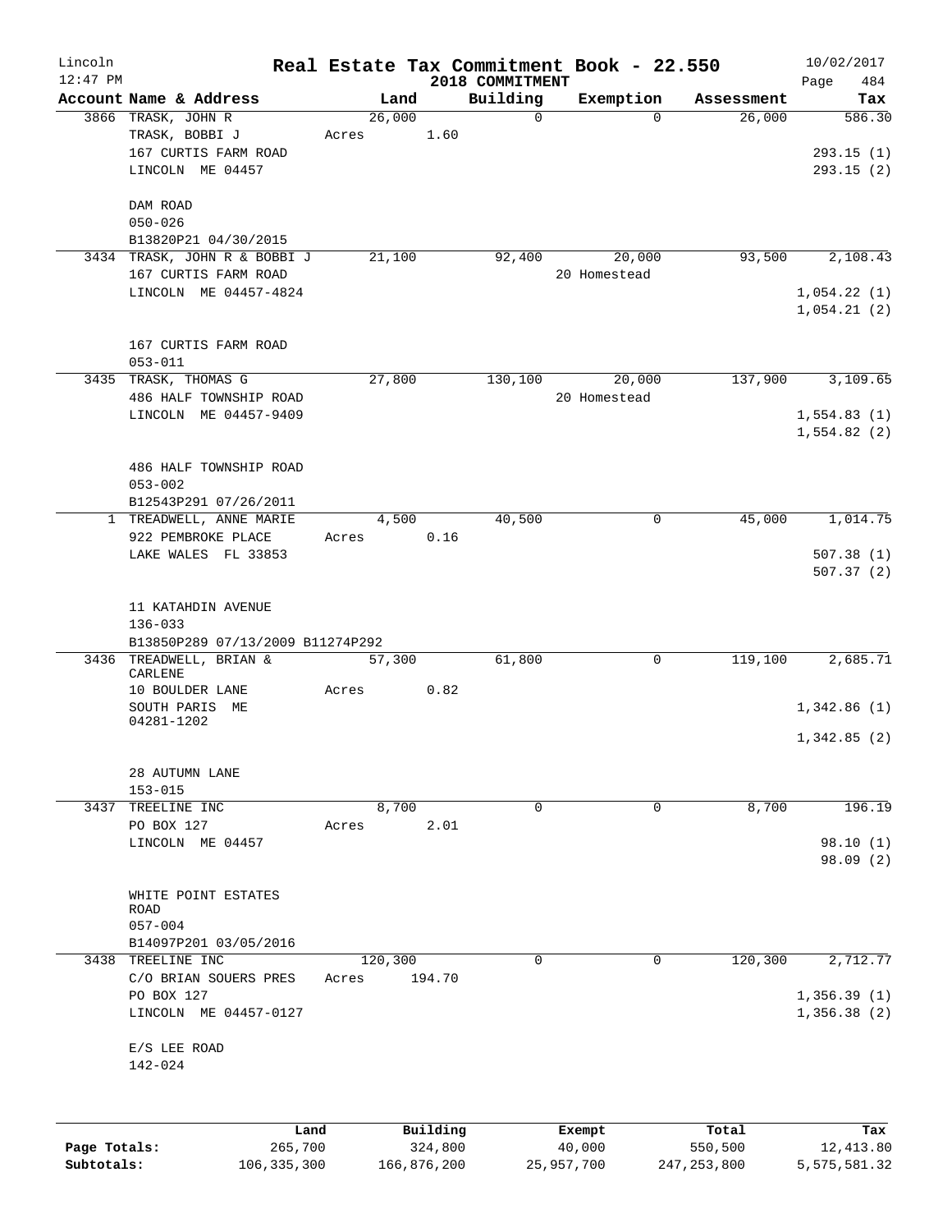# Real Estate Tax Commitment Book - 22.550

Lincoln 12:47 PM — 2018 COMMITMENT — 10/02/2017

| Account Name & Address | Land | Building | Exemption | Assessment | Tax |
|---|---|---|---|---|---|
| 3866 TRASK, JOHN R<br>TRASK, BOBBI J<br>167 CURTIS FARM ROAD<br>LINCOLN ME 04457<br><br>DAM ROAD<br>050-026<br>B13820P21 04/30/2015 | 26,000<br>Acres 1.60 | 0 | 0 | 26,000 | 586.30<br><br>293.15 (1)<br>293.15 (2) |
| 3434 TRASK, JOHN R & BOBBI J<br>167 CURTIS FARM ROAD<br>LINCOLN ME 04457-4824<br><br>167 CURTIS FARM ROAD<br>053-011 | 21,100 | 92,400 | 20,000<br>20 Homestead | 93,500 | 2,108.43<br><br>1,054.22 (1)<br>1,054.21 (2) |
| 3435 TRASK, THOMAS G<br>486 HALF TOWNSHIP ROAD<br>LINCOLN ME 04457-9409<br><br>486 HALF TOWNSHIP ROAD<br>053-002<br>B12543P291 07/26/2011 | 27,800 | 130,100 | 20,000<br>20 Homestead | 137,900 | 3,109.65<br><br>1,554.83 (1)<br>1,554.82 (2) |
| 1 TREADWELL, ANNE MARIE<br>922 PEMBROKE PLACE<br>LAKE WALES FL 33853<br><br>11 KATAHDIN AVENUE<br>136-033<br>B13850P289 07/13/2009 B11274P292 | 4,500<br>Acres 0.16 | 40,500 | 0 | 45,000 | 1,014.75<br><br>507.38 (1)<br>507.37 (2) |
| 3436 TREADWELL, BRIAN & CARLENE<br>10 BOULDER LANE<br>SOUTH PARIS ME 04281-1202<br><br>28 AUTUMN LANE<br>153-015 | 57,300<br>Acres 0.82 | 61,800 | 0 | 119,100 | 2,685.71<br><br>1,342.86 (1)<br>1,342.85 (2) |
| 3437 TREELINE INC<br>PO BOX 127<br>LINCOLN ME 04457<br><br>WHITE POINT ESTATES ROAD<br>057-004<br>B14097P201 03/05/2016 | 8,700<br>Acres 2.01 | 0 | 0 | 8,700 | 196.19<br><br>98.10 (1)<br>98.09 (2) |
| 3438 TREELINE INC<br>C/O BRIAN SOUERS PRES<br>PO BOX 127<br>LINCOLN ME 04457-0127<br><br>E/S LEE ROAD<br>142-024 | 120,300<br>Acres 194.70 | 0 | 0 | 120,300 | 2,712.77<br><br>1,356.39 (1)<br>1,356.38 (2) |

| | Land | Building | Exempt | Total | Tax |
|---|---|---|---|---|---|
| Page Totals: | 265,700 | 324,800 | 40,000 | 550,500 | 12,413.80 |
| Subtotals: | 106,335,300 | 166,876,200 | 25,957,700 | 247,253,800 | 5,575,581.32 |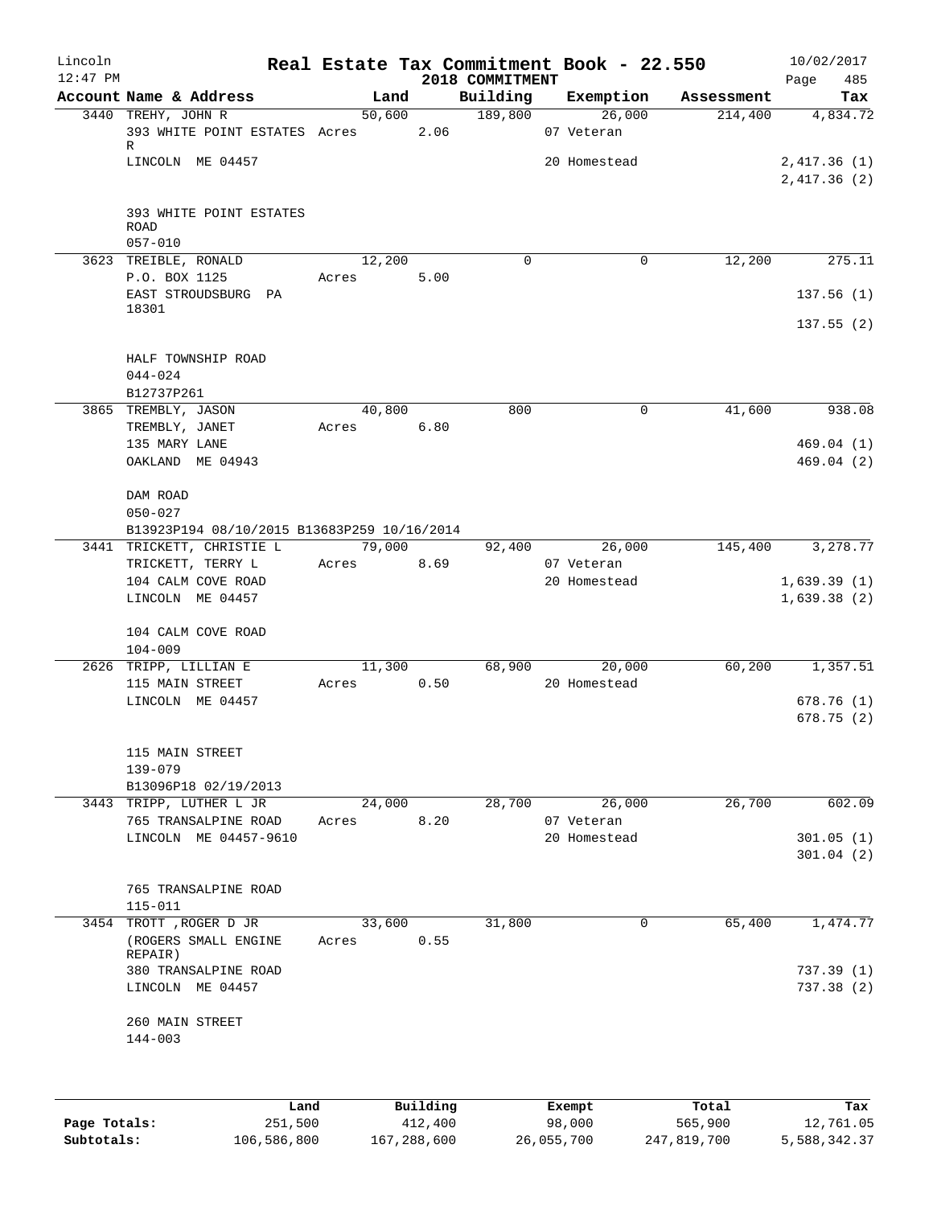Lincoln 12:47 PM

# Real Estate Tax Commitment Book - 22.550

2018 COMMITMENT

10/02/2017 Page 485

| Account Name & Address | Land | Building | Exemption | Assessment | Tax |
|---|---|---|---|---|---|
| 3440 TREHY, JOHN R<br>393 WHITE POINT ESTATES R<br>LINCOLN ME 04457<br><br>393 WHITE POINT ESTATES ROAD<br>057-010 | 50,600<br>Acres 2.06 | 189,800 | 26,000<br>07 Veteran<br>20 Homestead | 214,400 | 4,834.72<br><br>2,417.36 (1)<br>2,417.36 (2) |
| 3623 TREIBLE, RONALD<br>P.O. BOX 1125<br>EAST STROUDSBURG PA 18301<br><br>HALF TOWNSHIP ROAD<br>044-024<br>B12737P261 | 12,200<br>Acres 5.00 | 0 | 0 | 12,200 | 275.11<br><br>137.56 (1)<br>137.55 (2) |
| 3865 TREMBLY, JASON<br>TREMBLY, JANET<br>135 MARY LANE<br>OAKLAND ME 04943<br><br>DAM ROAD<br>050-027<br>B13923P194 08/10/2015 B13683P259 10/16/2014 | 40,800<br>Acres 6.80 | 800 | 0 | 41,600 | 938.08<br><br>469.04 (1)<br>469.04 (2) |
| 3441 TRICKETT, CHRISTIE L<br>TRICKETT, TERRY L<br>104 CALM COVE ROAD<br>LINCOLN ME 04457<br><br>104 CALM COVE ROAD<br>104-009 | 79,000<br>Acres 8.69 | 92,400 | 26,000<br>07 Veteran<br>20 Homestead | 145,400 | 3,278.77<br><br>1,639.39 (1)<br>1,639.38 (2) |
| 2626 TRIPP, LILLIAN E<br>115 MAIN STREET<br>LINCOLN ME 04457<br><br>115 MAIN STREET<br>139-079<br>B13096P18 02/19/2013 | 11,300<br>Acres 0.50 | 68,900 | 20,000<br>20 Homestead | 60,200 | 1,357.51<br><br>678.76 (1)<br>678.75 (2) |
| 3443 TRIPP, LUTHER L JR<br>765 TRANSALPINE ROAD<br>LINCOLN ME 04457-9610<br><br>765 TRANSALPINE ROAD<br>115-011 | 24,000<br>Acres 8.20 | 28,700 | 26,000<br>07 Veteran<br>20 Homestead | 26,700 | 602.09<br><br>301.05 (1)<br>301.04 (2) |
| 3454 TROTT ,ROGER D JR<br>(ROGERS SMALL ENGINE REPAIR)<br>380 TRANSALPINE ROAD<br>LINCOLN ME 04457<br><br>260 MAIN STREET<br>144-003 | 33,600<br>Acres 0.55 | 31,800 | 0 | 65,400 | 1,474.77<br><br>737.39 (1)<br>737.38 (2) |

| | Land | Building | Exempt | Total | Tax |
|---|---|---|---|---|---|
| Page Totals: | 251,500 | 412,400 | 98,000 | 565,900 | 12,761.05 |
| Subtotals: | 106,586,800 | 167,288,600 | 26,055,700 | 247,819,700 | 5,588,342.37 |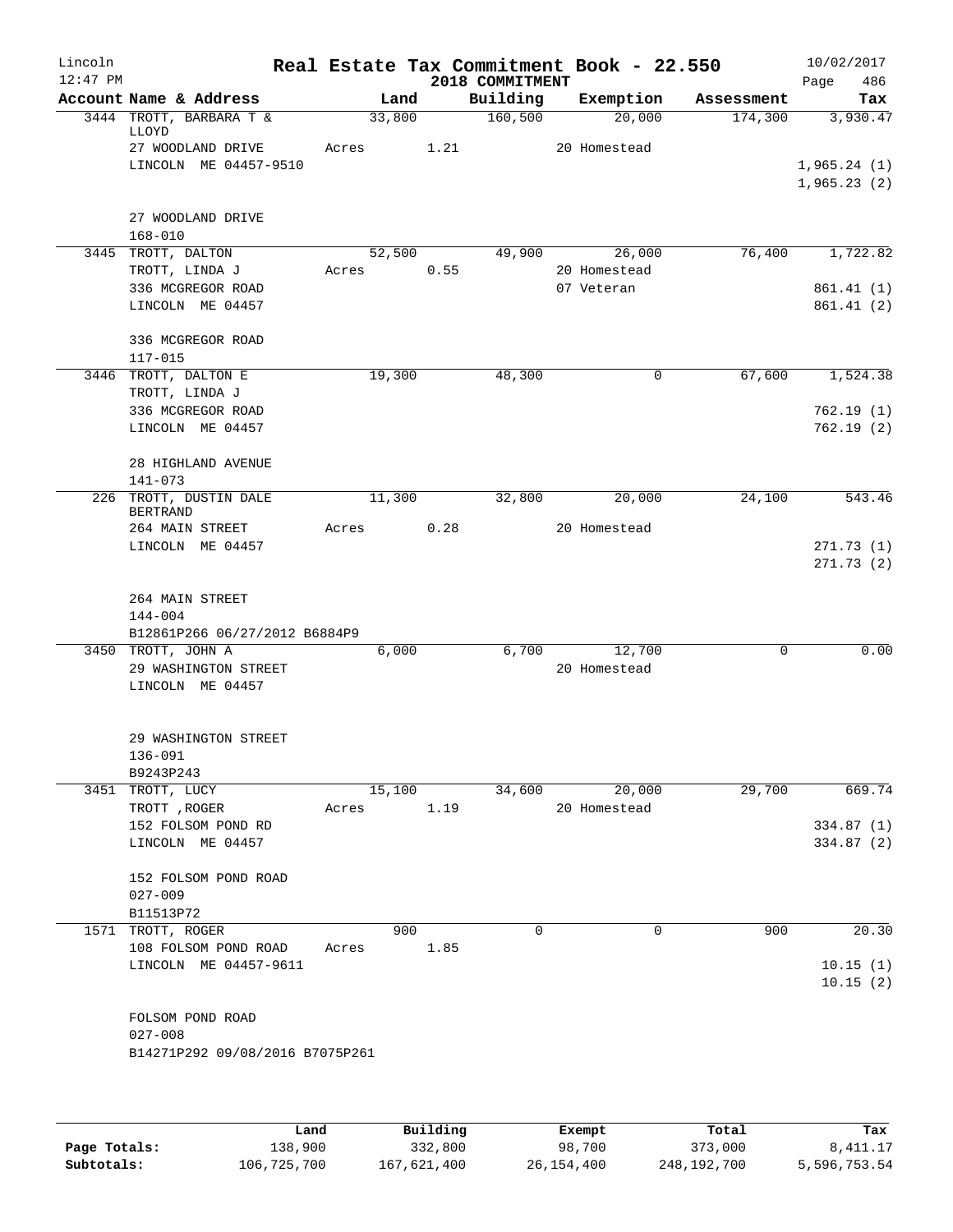# Real Estate Tax Commitment Book - 22.550

Lincoln
12:47 PM

2018 COMMITMENT

10/02/2017
Page 486

| Account | Name & Address | Land | Building | Exemption | Assessment | Tax |
|---|---|---|---|---|---|---|
| 3444 | TROTT, BARBARA T & LLOYD | 33,800 | 160,500 | 20,000 | 174,300 | 3,930.47 |
| | 27 WOODLAND DRIVE | Acres 1.21 | | 20 Homestead | | |
| | LINCOLN ME 04457-9510 | | | | | 1,965.24 (1) |
| | | | | | | 1,965.23 (2) |
| | 27 WOODLAND DRIVE | | | | | |
| | 168-010 | | | | | |
| 3445 | TROTT, DALTON | 52,500 | 49,900 | 26,000 | 76,400 | 1,722.82 |
| | TROTT, LINDA J | Acres 0.55 | | 20 Homestead | | |
| | 336 MCGREGOR ROAD | | | 07 Veteran | | 861.41 (1) |
| | LINCOLN ME 04457 | | | | | 861.41 (2) |
| | 336 MCGREGOR ROAD | | | | | |
| | 117-015 | | | | | |
| 3446 | TROTT, DALTON E | 19,300 | 48,300 | 0 | 67,600 | 1,524.38 |
| | TROTT, LINDA J | | | | | |
| | 336 MCGREGOR ROAD | | | | | 762.19 (1) |
| | LINCOLN ME 04457 | | | | | 762.19 (2) |
| | 28 HIGHLAND AVENUE | | | | | |
| | 141-073 | | | | | |
| 226 | TROTT, DUSTIN DALE BERTRAND | 11,300 | 32,800 | 20,000 | 24,100 | 543.46 |
| | 264 MAIN STREET | Acres 0.28 | | 20 Homestead | | |
| | LINCOLN ME 04457 | | | | | 271.73 (1) |
| | | | | | | 271.73 (2) |
| | 264 MAIN STREET | | | | | |
| | 144-004 | | | | | |
| | B12861P266 06/27/2012 B6884P9 | | | | | |
| 3450 | TROTT, JOHN A | 6,000 | 6,700 | 12,700 | 0 | 0.00 |
| | 29 WASHINGTON STREET | | | 20 Homestead | | |
| | LINCOLN ME 04457 | | | | | |
| | 29 WASHINGTON STREET | | | | | |
| | 136-091 | | | | | |
| | B9243P243 | | | | | |
| 3451 | TROTT, LUCY | 15,100 | 34,600 | 20,000 | 29,700 | 669.74 |
| | TROTT ,ROGER | Acres 1.19 | | 20 Homestead | | |
| | 152 FOLSOM POND RD | | | | | 334.87 (1) |
| | LINCOLN ME 04457 | | | | | 334.87 (2) |
| | 152 FOLSOM POND ROAD | | | | | |
| | 027-009 | | | | | |
| | B11513P72 | | | | | |
| 1571 | TROTT, ROGER | 900 | 0 | 0 | 900 | 20.30 |
| | 108 FOLSOM POND ROAD | Acres 1.85 | | | | |
| | LINCOLN ME 04457-9611 | | | | | 10.15 (1) |
| | | | | | | 10.15 (2) |
| | FOLSOM POND ROAD | | | | | |
| | 027-008 | | | | | |
| | B14271P292 09/08/2016 B7075P261 | | | | | |

| | Land | Building | Exempt | Total | Tax |
|---|---|---|---|---|---|
| Page Totals: | 138,900 | 332,800 | 98,700 | 373,000 | 8,411.17 |
| Subtotals: | 106,725,700 | 167,621,400 | 26,154,400 | 248,192,700 | 5,596,753.54 |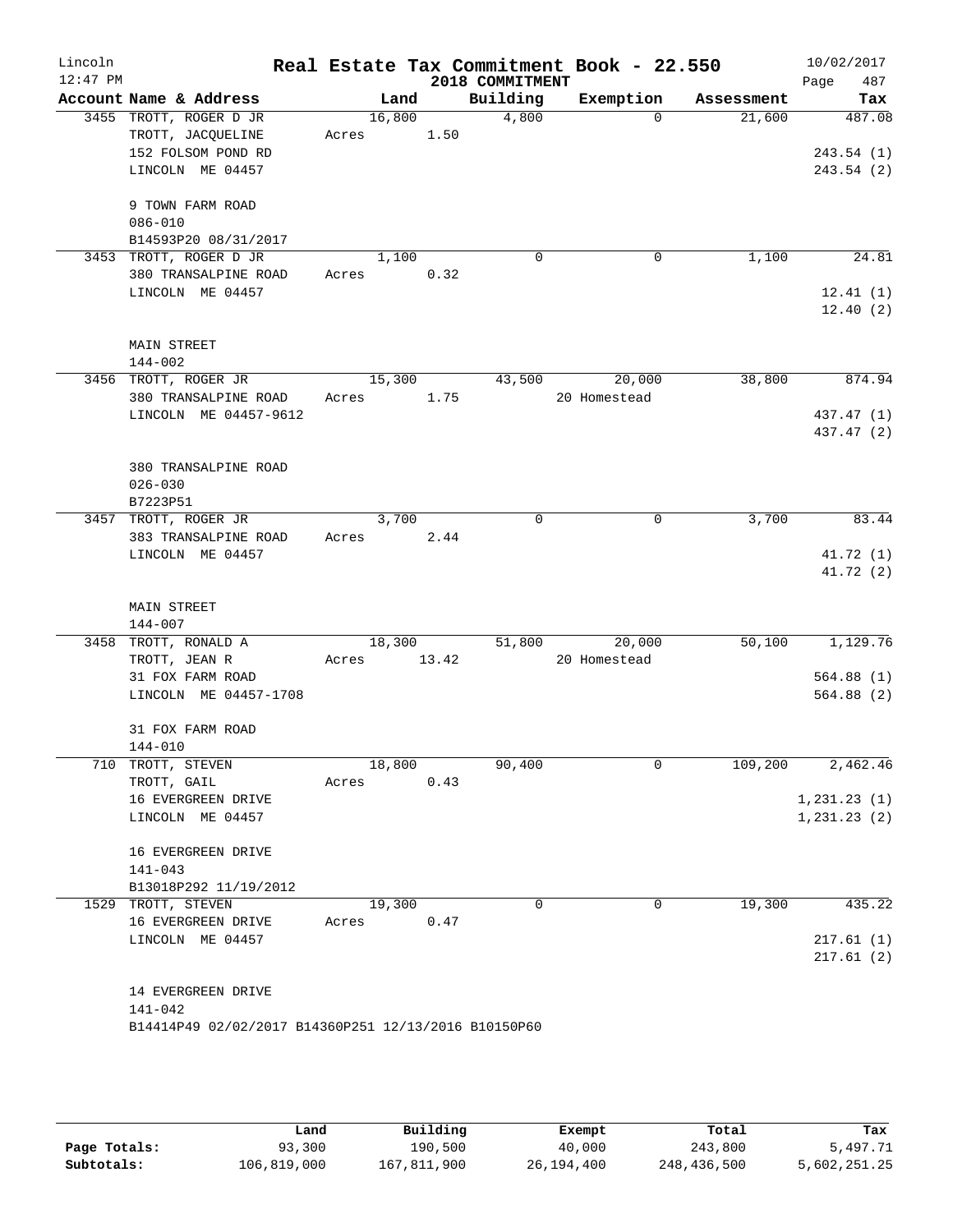# Real Estate Tax Commitment Book - 22.550

Lincoln 12:47 PM — 2018 COMMITMENT — 10/02/2017

| Account | Name & Address | Land | Building | Exemption | Assessment | Tax |
|---|---|---|---|---|---|---|
| 3455 | TROTT, ROGER D JR<br>TROTT, JACQUELINE<br>152 FOLSOM POND RD<br>LINCOLN ME 04457<br><br>9 TOWN FARM ROAD<br>086-010<br>B14593P20 08/31/2017 | 16,800<br>Acres 1.50 | 4,800 | 0 | 21,600 | 487.08<br><br>243.54 (1)<br>243.54 (2) |
| 3453 | TROTT, ROGER D JR<br>380 TRANSALPINE ROAD<br>LINCOLN ME 04457<br><br>MAIN STREET<br>144-002 | 1,100<br>Acres 0.32 | 0 | 0 | 1,100 | 24.81<br><br>12.41 (1)<br>12.40 (2) |
| 3456 | TROTT, ROGER JR<br>380 TRANSALPINE ROAD<br>LINCOLN ME 04457-9612<br><br>380 TRANSALPINE ROAD<br>026-030<br>B7223P51 | 15,300<br>Acres 1.75 | 43,500 | 20,000<br>20 Homestead | 38,800 | 874.94<br><br>437.47 (1)<br>437.47 (2) |
| 3457 | TROTT, ROGER JR<br>383 TRANSALPINE ROAD<br>LINCOLN ME 04457<br><br>MAIN STREET<br>144-007 | 3,700<br>Acres 2.44 | 0 | 0 | 3,700 | 83.44<br><br>41.72 (1)<br>41.72 (2) |
| 3458 | TROTT, RONALD A<br>TROTT, JEAN R<br>31 FOX FARM ROAD<br>LINCOLN ME 04457-1708<br><br>31 FOX FARM ROAD<br>144-010 | 18,300<br>Acres 13.42 | 51,800 | 20,000<br>20 Homestead | 50,100 | 1,129.76<br><br>564.88 (1)<br>564.88 (2) |
| 710 | TROTT, STEVEN<br>TROTT, GAIL<br>16 EVERGREEN DRIVE<br>LINCOLN ME 04457<br><br>16 EVERGREEN DRIVE<br>141-043<br>B13018P292 11/19/2012 | 18,800<br>Acres 0.43 | 90,400 | 0 | 109,200 | 2,462.46<br><br>1,231.23 (1)<br>1,231.23 (2) |
| 1529 | TROTT, STEVEN<br>16 EVERGREEN DRIVE<br>LINCOLN ME 04457<br><br>14 EVERGREEN DRIVE<br>141-042<br>B14414P49 02/02/2017 B14360P251 12/13/2016 B10150P60 | 19,300<br>Acres 0.47 | 0 | 0 | 19,300 | 435.22<br><br>217.61 (1)<br>217.61 (2) |

| | Land | Building | Exempt | Total | Tax |
|---|---|---|---|---|---|
| Page Totals: | 93,300 | 190,500 | 40,000 | 243,800 | 5,497.71 |
| Subtotals: | 106,819,000 | 167,811,900 | 26,194,400 | 248,436,500 | 5,602,251.25 |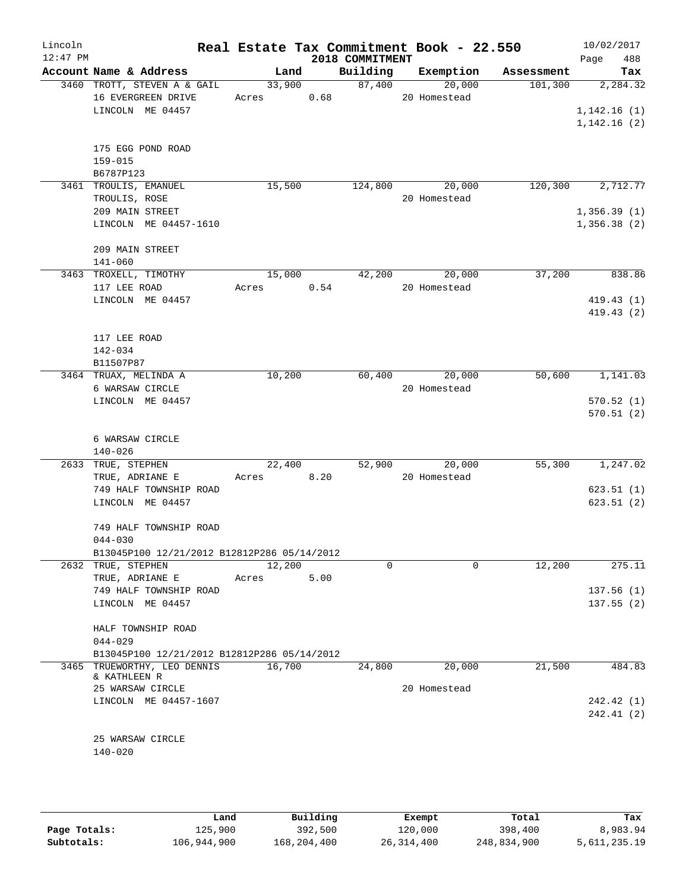# Real Estate Tax Commitment Book - 22.550

Lincoln 12:47 PM — 2018 COMMITMENT — 10/02/2017

| Account Name & Address | Land | Building | Exemption | Assessment | Tax |
|---|---|---|---|---|---|
| 3460 TROTT, STEVEN A & GAIL<br>16 EVERGREEN DRIVE<br>LINCOLN ME 04457<br><br>175 EGG POND ROAD<br>159-015<br>B6787P123 | 33,900<br>Acres 0.68 | 87,400 | 20,000<br>20 Homestead | 101,300 | 2,284.32<br>1,142.16 (1)<br>1,142.16 (2) |
| 3461 TROULIS, EMANUEL<br>TROULIS, ROSE<br>209 MAIN STREET<br>LINCOLN ME 04457-1610<br><br>209 MAIN STREET<br>141-060 | 15,500 | 124,800 | 20,000<br>20 Homestead | 120,300 | 2,712.77<br>1,356.39 (1)<br>1,356.38 (2) |
| 3463 TROXELL, TIMOTHY<br>117 LEE ROAD<br>LINCOLN ME 04457<br><br>117 LEE ROAD<br>142-034<br>B11507P87 | 15,000<br>Acres 0.54 | 42,200 | 20,000<br>20 Homestead | 37,200 | 838.86<br>419.43 (1)<br>419.43 (2) |
| 3464 TRUAX, MELINDA A<br>6 WARSAW CIRCLE<br>LINCOLN ME 04457<br><br>6 WARSAW CIRCLE<br>140-026 | 10,200 | 60,400 | 20,000<br>20 Homestead | 50,600 | 1,141.03<br>570.52 (1)<br>570.51 (2) |
| 2633 TRUE, STEPHEN<br>TRUE, ADRIANE E<br>749 HALF TOWNSHIP ROAD<br>LINCOLN ME 04457<br><br>749 HALF TOWNSHIP ROAD<br>044-030<br>B13045P100 12/21/2012 B12812P286 05/14/2012 | 22,400<br>Acres 8.20 | 52,900 | 20,000<br>20 Homestead | 55,300 | 1,247.02<br>623.51 (1)<br>623.51 (2) |
| 2632 TRUE, STEPHEN<br>TRUE, ADRIANE E<br>749 HALF TOWNSHIP ROAD<br>LINCOLN ME 04457<br><br>HALF TOWNSHIP ROAD<br>044-029<br>B13045P100 12/21/2012 B12812P286 05/14/2012 | 12,200<br>Acres 5.00 | 0 | 0 | 12,200 | 275.11<br>137.56 (1)<br>137.55 (2) |
| 3465 TRUEWORTHY, LEO DENNIS & KATHLEEN R<br>25 WARSAW CIRCLE<br>LINCOLN ME 04457-1607<br><br>25 WARSAW CIRCLE<br>140-020 | 16,700 | 24,800 | 20,000<br>20 Homestead | 21,500 | 484.83<br>242.42 (1)<br>242.41 (2) |

| | Land | Building | Exempt | Total | Tax |
|---|---|---|---|---|---|
| Page Totals: | 125,900 | 392,500 | 120,000 | 398,400 | 8,983.94 |
| Subtotals: | 106,944,900 | 168,204,400 | 26,314,400 | 248,834,900 | 5,611,235.19 |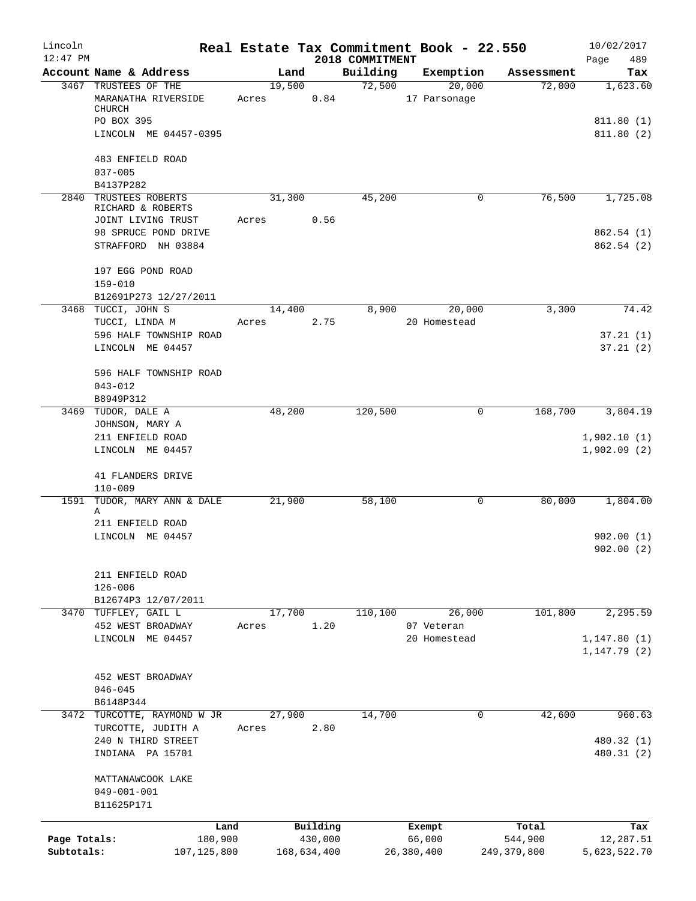Lincoln 12:47 PM

# Real Estate Tax Commitment Book - 22.550

2018 COMMITMENT

10/02/2017 Page 489

| Account Name & Address | Land | Building | Exemption | Assessment | Tax |
|---|---|---|---|---|---|
| 3467 TRUSTEES OF THE MARANATHA RIVERSIDE CHURCH<br>PO BOX 395<br>LINCOLN ME 04457-0395<br><br>483 ENFIELD ROAD<br>037-005<br>B4137P282 | 19,500<br>Acres 0.84 | 72,500 | 20,000<br>17 Parsonage | 72,000 | 1,623.60<br><br>811.80 (1)<br>811.80 (2) |
| 2840 TRUSTEES ROBERTS RICHARD & ROBERTS JOINT LIVING TRUST<br>98 SPRUCE POND DRIVE<br>STRAFFORD NH 03884<br><br>197 EGG POND ROAD<br>159-010<br>B12691P273 12/27/2011 | 31,300<br>Acres 0.56 | 45,200 | 0 | 76,500 | 1,725.08<br><br>862.54 (1)<br>862.54 (2) |
| 3468 TUCCI, JOHN S<br>TUCCI, LINDA M<br>596 HALF TOWNSHIP ROAD<br>LINCOLN ME 04457<br><br>596 HALF TOWNSHIP ROAD<br>043-012<br>B8949P312 | 14,400<br>Acres 2.75 | 8,900 | 20,000<br>20 Homestead | 3,300 | 74.42<br><br>37.21 (1)<br>37.21 (2) |
| 3469 TUDOR, DALE A<br>JOHNSON, MARY A<br>211 ENFIELD ROAD<br>LINCOLN ME 04457<br><br>41 FLANDERS DRIVE<br>110-009 | 48,200 | 120,500 | 0 | 168,700 | 3,804.19<br><br>1,902.10 (1)<br>1,902.09 (2) |
| 1591 TUDOR, MARY ANN & DALE A<br>211 ENFIELD ROAD<br>LINCOLN ME 04457<br><br>211 ENFIELD ROAD<br>126-006<br>B12674P3 12/07/2011 | 21,900 | 58,100 | 0 | 80,000 | 1,804.00<br><br>902.00 (1)<br>902.00 (2) |
| 3470 TUFFLEY, GAIL L<br>452 WEST BROADWAY<br>LINCOLN ME 04457<br><br>452 WEST BROADWAY<br>046-045<br>B6148P344 | 17,700<br>Acres 1.20 | 110,100 | 26,000<br>07 Veteran<br>20 Homestead | 101,800 | 2,295.59<br><br>1,147.80 (1)<br>1,147.79 (2) |
| 3472 TURCOTTE, RAYMOND W JR<br>TURCOTTE, JUDITH A<br>240 N THIRD STREET<br>INDIANA PA 15701<br><br>MATTANAWCOOK LAKE<br>049-001-001<br>B11625P171 | 27,900<br>Acres 2.80 | 14,700 | 0 | 42,600 | 960.63<br><br>480.32 (1)<br>480.31 (2) |

| | Land | Building | Exempt | Total | Tax |
|---|---|---|---|---|---|
| Page Totals: | 180,900 | 430,000 | 66,000 | 544,900 | 12,287.51 |
| Subtotals: | 107,125,800 | 168,634,400 | 26,380,400 | 249,379,800 | 5,623,522.70 |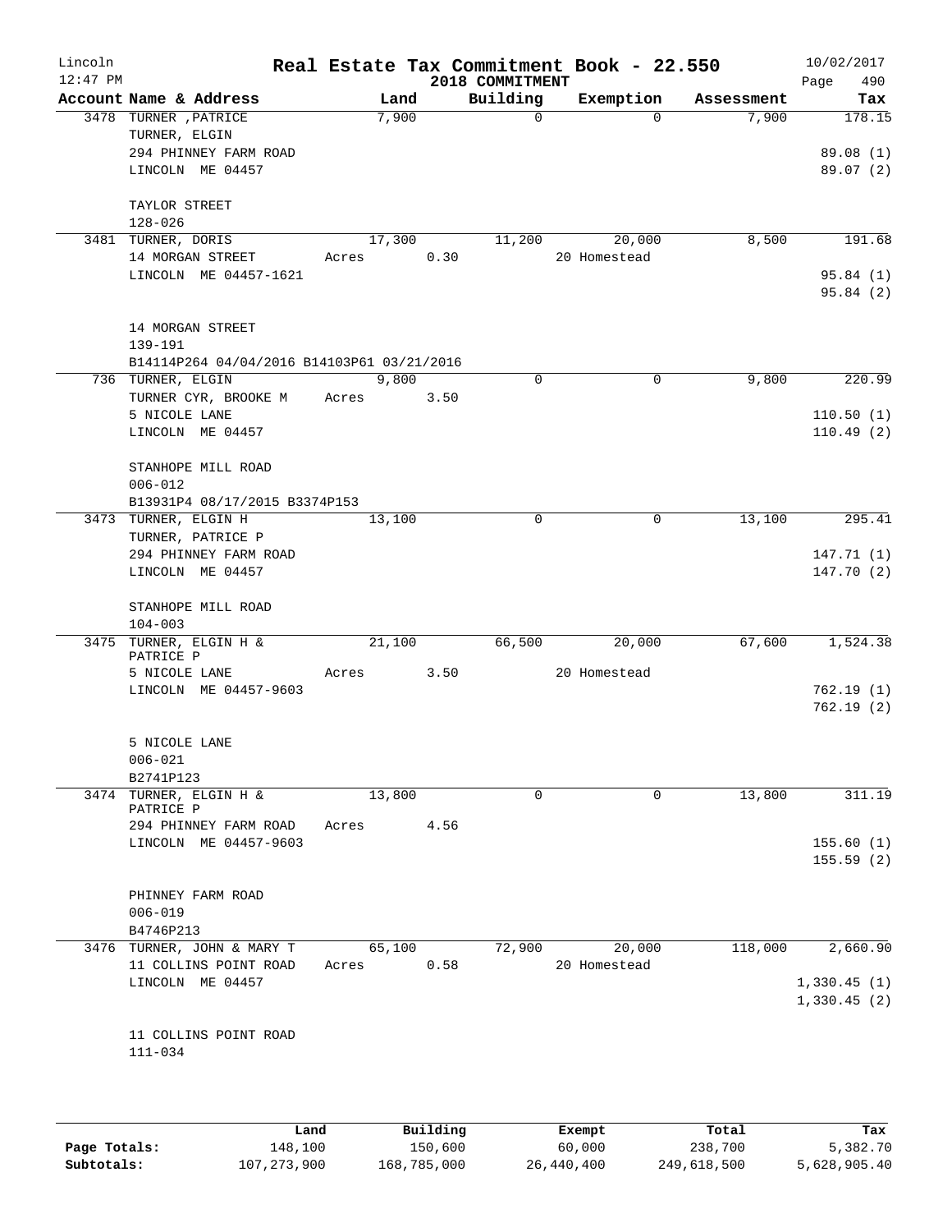Lincoln 12:47 PM

# Real Estate Tax Commitment Book - 22.550

## 2018 COMMITMENT

10/02/2017

| Account Name & Address | Land | Building | Exemption | Assessment | Tax |
|---|---|---|---|---|---|
| 3478 TURNER ,PATRICE<br>TURNER, ELGIN<br>294 PHINNEY FARM ROAD<br>LINCOLN ME 04457<br><br>TAYLOR STREET<br>128-026 | 7,900 | 0 | 0 | 7,900 | 178.15<br><br>89.08 (1)<br>89.07 (2) |
| 3481 TURNER, DORIS<br>14 MORGAN STREET<br>LINCOLN ME 04457-1621<br><br>14 MORGAN STREET<br>139-191<br>B14114P264 04/04/2016 B14103P61 03/21/2016 | 17,300<br>Acres 0.30 | 11,200 | 20,000<br>20 Homestead | 8,500 | 191.68<br><br>95.84 (1)<br>95.84 (2) |
| 736 TURNER, ELGIN<br>TURNER CYR, BROOKE M<br>5 NICOLE LANE<br>LINCOLN ME 04457<br><br>STANHOPE MILL ROAD<br>006-012<br>B13931P4 08/17/2015 B3374P153 | 9,800<br>Acres 3.50 | 0 | 0 | 9,800 | 220.99<br><br>110.50 (1)<br>110.49 (2) |
| 3473 TURNER, ELGIN H<br>TURNER, PATRICE P<br>294 PHINNEY FARM ROAD<br>LINCOLN ME 04457<br><br>STANHOPE MILL ROAD<br>104-003 | 13,100 | 0 | 0 | 13,100 | 295.41<br><br>147.71 (1)<br>147.70 (2) |
| 3475 TURNER, ELGIN H &<br>PATRICE P<br>5 NICOLE LANE<br>LINCOLN ME 04457-9603<br><br>5 NICOLE LANE<br>006-021<br>B2741P123 | 21,100<br>Acres 3.50 | 66,500 | 20,000<br>20 Homestead | 67,600 | 1,524.38<br><br>762.19 (1)<br>762.19 (2) |
| 3474 TURNER, ELGIN H &<br>PATRICE P<br>294 PHINNEY FARM ROAD<br>LINCOLN ME 04457-9603<br><br>PHINNEY FARM ROAD<br>006-019<br>B4746P213 | 13,800<br>Acres 4.56 | 0 | 0 | 13,800 | 311.19<br><br>155.60 (1)<br>155.59 (2) |
| 3476 TURNER, JOHN & MARY T<br>11 COLLINS POINT ROAD<br>LINCOLN ME 04457<br><br>11 COLLINS POINT ROAD<br>111-034 | 65,100<br>Acres 0.58 | 72,900 | 20,000<br>20 Homestead | 118,000 | 2,660.90<br><br>1,330.45 (1)<br>1,330.45 (2) |

| | Land | Building | Exempt | Total | Tax |
|---|---|---|---|---|---|
| Page Totals: | 148,100 | 150,600 | 60,000 | 238,700 | 5,382.70 |
| Subtotals: | 107,273,900 | 168,785,000 | 26,440,400 | 249,618,500 | 5,628,905.40 |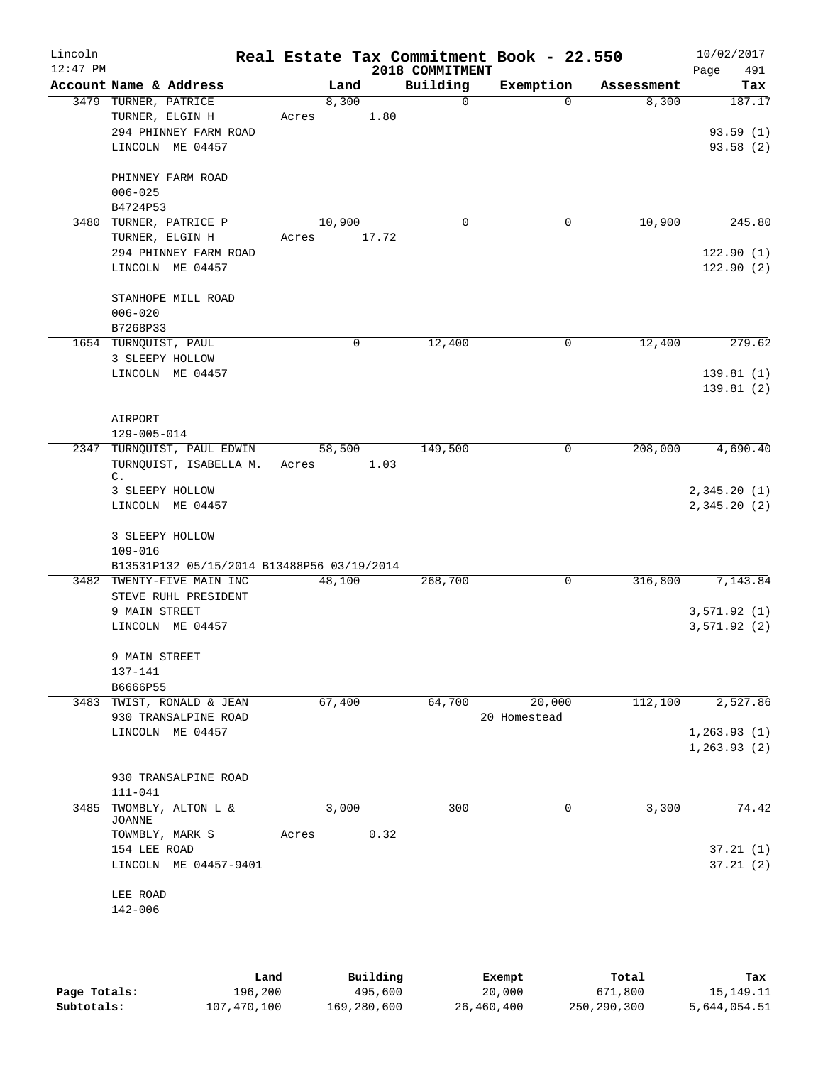# Real Estate Tax Commitment Book - 22.550

Lincoln
12:47 PM

2018 COMMITMENT

10/02/2017

| Account | Name & Address | Land | Building | Exemption | Assessment | Tax |
|---|---|---|---|---|---|---|
| 3479 | TURNER, PATRICE<br>TURNER, ELGIN H<br>294 PHINNEY FARM ROAD<br>LINCOLN ME 04457<br><br>PHINNEY FARM ROAD<br>006-025<br>B4724P53 | 8,300<br>Acres 1.80 | 0 | 0 | 8,300 | 187.17<br><br>93.59 (1)<br>93.58 (2) |
| 3480 | TURNER, PATRICE P<br>TURNER, ELGIN H<br>294 PHINNEY FARM ROAD<br>LINCOLN ME 04457<br><br>STANHOPE MILL ROAD<br>006-020<br>B7268P33 | 10,900<br>Acres 17.72 | 0 | 0 | 10,900 | 245.80<br><br>122.90 (1)<br>122.90 (2) |
| 1654 | TURNQUIST, PAUL<br>3 SLEEPY HOLLOW<br>LINCOLN ME 04457<br><br>AIRPORT<br>129-005-014 | 0 | 12,400 | 0 | 12,400 | 279.62<br><br>139.81 (1)<br>139.81 (2) |
| 2347 | TURNQUIST, PAUL EDWIN<br>TURNQUIST, ISABELLA M. C.<br>3 SLEEPY HOLLOW<br>LINCOLN ME 04457<br><br>3 SLEEPY HOLLOW<br>109-016<br>B13531P132 05/15/2014 B13488P56 03/19/2014 | 58,500<br>Acres 1.03 | 149,500 | 0 | 208,000 | 4,690.40<br><br>2,345.20 (1)<br>2,345.20 (2) |
| 3482 | TWENTY-FIVE MAIN INC<br>STEVE RUHL PRESIDENT<br>9 MAIN STREET<br>LINCOLN ME 04457<br><br>9 MAIN STREET<br>137-141<br>B6666P55 | 48,100 | 268,700 | 0 | 316,800 | 7,143.84<br><br>3,571.92 (1)<br>3,571.92 (2) |
| 3483 | TWIST, RONALD & JEAN<br>930 TRANSALPINE ROAD<br>LINCOLN ME 04457<br><br>930 TRANSALPINE ROAD<br>111-041 | 67,400 | 64,700 | 20,000<br>20 Homestead | 112,100 | 2,527.86<br><br>1,263.93 (1)<br>1,263.93 (2) |
| 3485 | TWOMBLY, ALTON L & JOANNE<br>TOWMBLY, MARK S<br>154 LEE ROAD<br>LINCOLN ME 04457-9401<br><br>LEE ROAD<br>142-006 | 3,000<br>Acres 0.32 | 300 | 0 | 3,300 | 74.42<br><br>37.21 (1)<br>37.21 (2) |

| | Land | Building | Exempt | Total | Tax |
|---|---|---|---|---|---|
| Page Totals: | 196,200 | 495,600 | 20,000 | 671,800 | 15,149.11 |
| Subtotals: | 107,470,100 | 169,280,600 | 26,460,400 | 250,290,300 | 5,644,054.51 |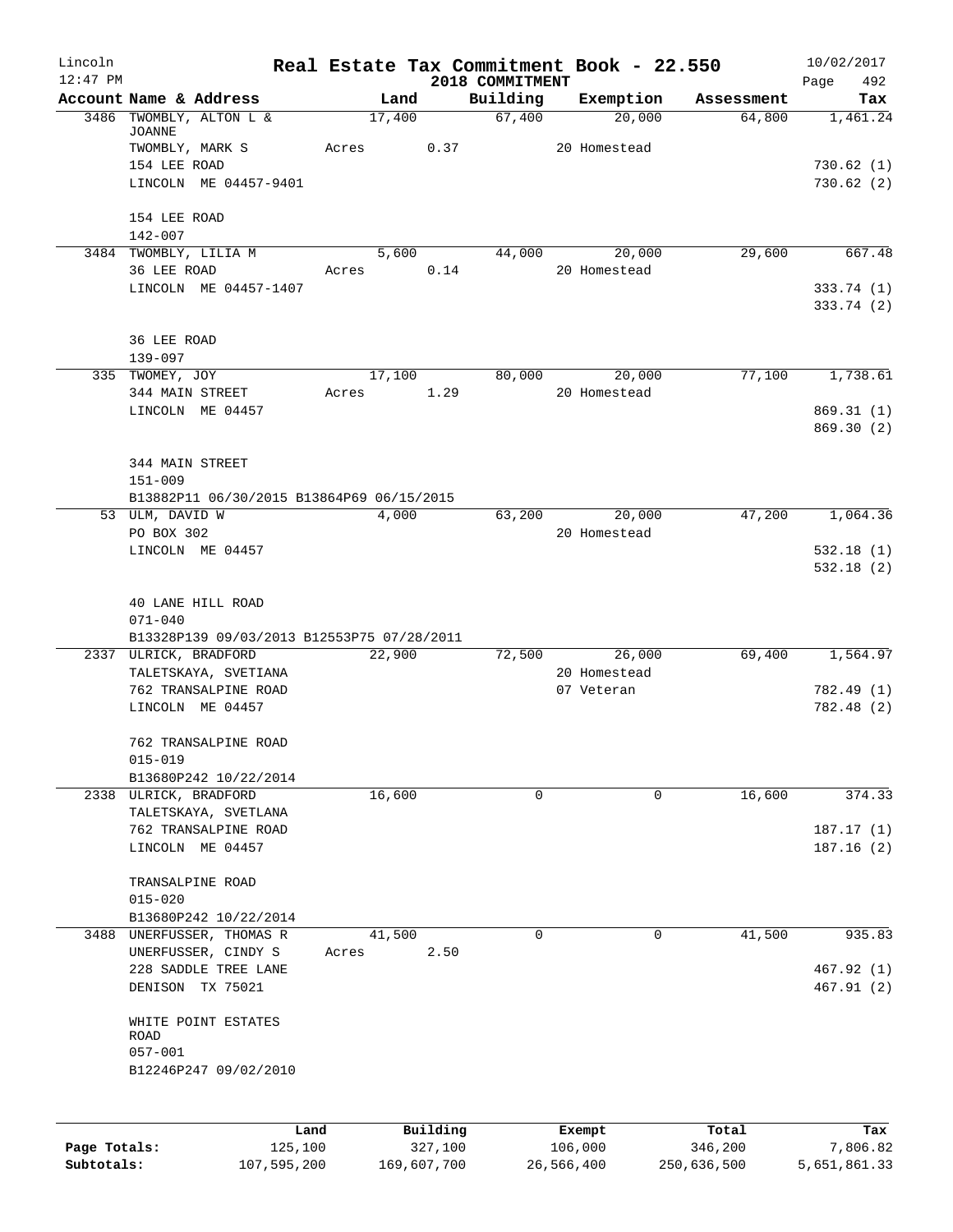# Real Estate Tax Commitment Book - 22.550

Lincoln
12:47 PM

2018 COMMITMENT

10/02/2017

| Account Name & Address | Land | Building | Exemption | Assessment | Tax |
|---|---|---|---|---|---|
| 3486 TWOMBLY, ALTON L & JOANNE | 17,400 | 67,400 | 20,000 | 64,800 | 1,461.24 |
| TWOMBLY, MARK S | Acres 0.37 | | 20 Homestead | | |
| 154 LEE ROAD | | | | | 730.62 (1) |
| LINCOLN ME 04457-9401 | | | | | 730.62 (2) |
| 154 LEE ROAD | | | | | |
| 142-007 | | | | | |
| 3484 TWOMBLY, LILIA M | 5,600 | 44,000 | 20,000 | 29,600 | 667.48 |
| 36 LEE ROAD | Acres 0.14 | | 20 Homestead | | |
| LINCOLN ME 04457-1407 | | | | | 333.74 (1) |
| | | | | | 333.74 (2) |
| 36 LEE ROAD | | | | | |
| 139-097 | | | | | |
| 335 TWOMEY, JOY | 17,100 | 80,000 | 20,000 | 77,100 | 1,738.61 |
| 344 MAIN STREET | Acres 1.29 | | 20 Homestead | | |
| LINCOLN ME 04457 | | | | | 869.31 (1) |
| | | | | | 869.30 (2) |
| 344 MAIN STREET | | | | | |
| 151-009 | | | | | |
| B13882P11 06/30/2015 B13864P69 06/15/2015 | | | | | |
| 53 ULM, DAVID W | 4,000 | 63,200 | 20,000 | 47,200 | 1,064.36 |
| PO BOX 302 | | | 20 Homestead | | |
| LINCOLN ME 04457 | | | | | 532.18 (1) |
| | | | | | 532.18 (2) |
| 40 LANE HILL ROAD | | | | | |
| 071-040 | | | | | |
| B13328P139 09/03/2013 B12553P75 07/28/2011 | | | | | |
| 2337 ULRICK, BRADFORD | 22,900 | 72,500 | 26,000 | 69,400 | 1,564.97 |
| TALETSKAYA, SVETIANA | | | 20 Homestead | | |
| 762 TRANSALPINE ROAD | | | 07 Veteran | | 782.49 (1) |
| LINCOLN ME 04457 | | | | | 782.48 (2) |
| 762 TRANSALPINE ROAD | | | | | |
| 015-019 | | | | | |
| B13680P242 10/22/2014 | | | | | |
| 2338 ULRICK, BRADFORD | 16,600 | 0 | 0 | 16,600 | 374.33 |
| TALETSKAYA, SVETLANA | | | | | |
| 762 TRANSALPINE ROAD | | | | | 187.17 (1) |
| LINCOLN ME 04457 | | | | | 187.16 (2) |
| TRANSALPINE ROAD | | | | | |
| 015-020 | | | | | |
| B13680P242 10/22/2014 | | | | | |
| 3488 UNERFUSSER, THOMAS R | 41,500 | 0 | 0 | 41,500 | 935.83 |
| UNERFUSSER, CINDY S | Acres 2.50 | | | | |
| 228 SADDLE TREE LANE | | | | | 467.92 (1) |
| DENISON TX 75021 | | | | | 467.91 (2) |
| WHITE POINT ESTATES ROAD | | | | | |
| 057-001 | | | | | |
| B12246P247 09/02/2010 | | | | | |

| | Land | Building | Exempt | Total | Tax |
|---|---|---|---|---|---|
| Page Totals: | 125,100 | 327,100 | 106,000 | 346,200 | 7,806.82 |
| Subtotals: | 107,595,200 | 169,607,700 | 26,566,400 | 250,636,500 | 5,651,861.33 |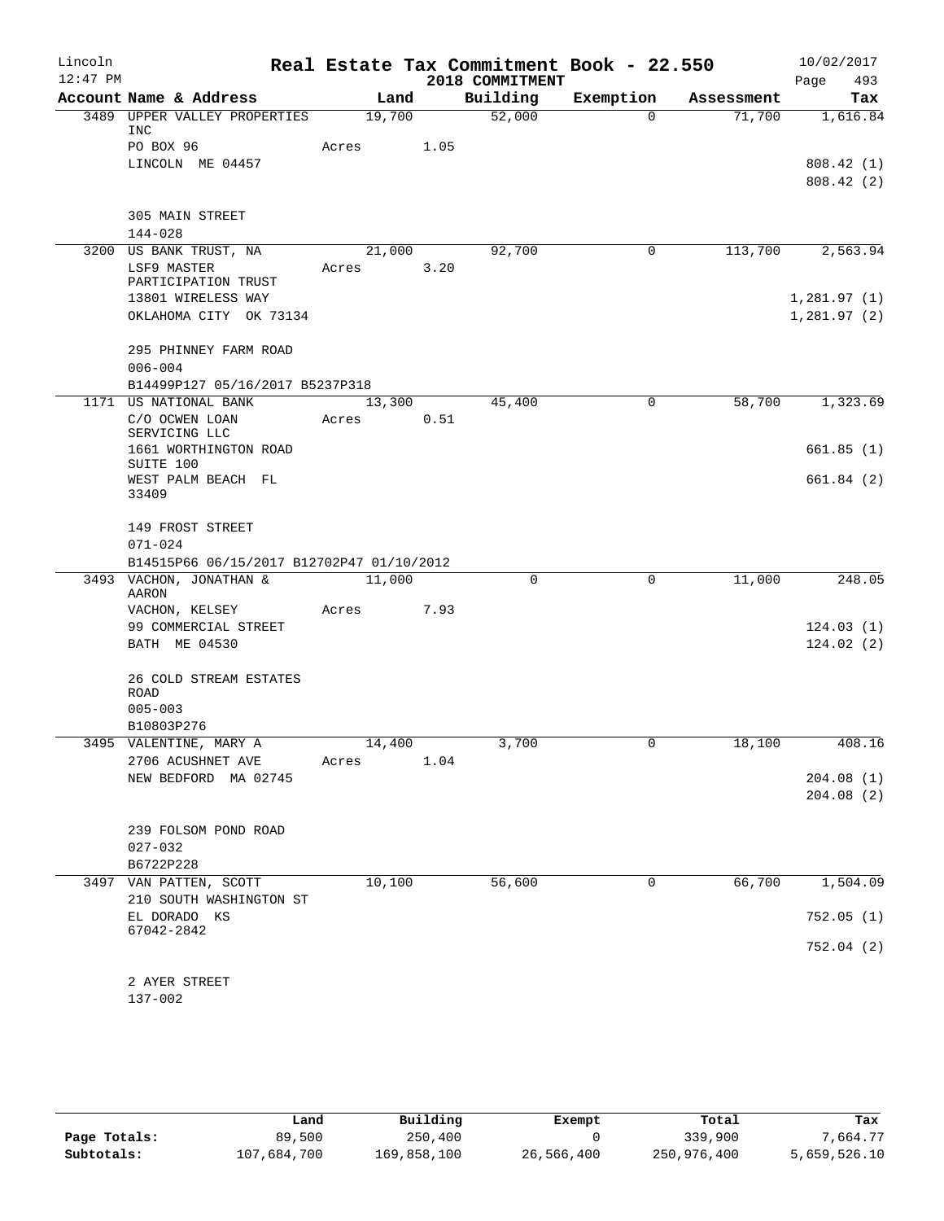# Real Estate Tax Commitment Book - 22.550

Lincoln
12:47 PM

2018 COMMITMENT

10/02/2017

| Account Name & Address | Land | Building | Exemption | Assessment | Tax |
|---|---|---|---|---|---|
| 3489 UPPER VALLEY PROPERTIES INC | 19,700 | 52,000 | 0 | 71,700 | 1,616.84 |
| PO BOX 96 | Acres 1.05 | | | | |
| LINCOLN ME 04457 | | | | | 808.42 (1) |
| | | | | | 808.42 (2) |
| 305 MAIN STREET | | | | | |
| 144-028 | | | | | |
| 3200 US BANK TRUST, NA | 21,000 | 92,700 | 0 | 113,700 | 2,563.94 |
| LSF9 MASTER PARTICIPATION TRUST | Acres 3.20 | | | | |
| 13801 WIRELESS WAY | | | | | 1,281.97 (1) |
| OKLAHOMA CITY OK 73134 | | | | | 1,281.97 (2) |
| 295 PHINNEY FARM ROAD | | | | | |
| 006-004 | | | | | |
| B14499P127 05/16/2017 B5237P318 | | | | | |
| 1171 US NATIONAL BANK | 13,300 | 45,400 | 0 | 58,700 | 1,323.69 |
| C/O OCWEN LOAN SERVICING LLC | Acres 0.51 | | | | |
| 1661 WORTHINGTON ROAD SUITE 100 | | | | | 661.85 (1) |
| WEST PALM BEACH FL 33409 | | | | | 661.84 (2) |
| 149 FROST STREET | | | | | |
| 071-024 | | | | | |
| B14515P66 06/15/2017 B12702P47 01/10/2012 | | | | | |
| 3493 VACHON, JONATHAN & AARON | 11,000 | 0 | 0 | 11,000 | 248.05 |
| VACHON, KELSEY | Acres 7.93 | | | | |
| 99 COMMERCIAL STREET | | | | | 124.03 (1) |
| BATH ME 04530 | | | | | 124.02 (2) |
| 26 COLD STREAM ESTATES ROAD | | | | | |
| 005-003 | | | | | |
| B10803P276 | | | | | |
| 3495 VALENTINE, MARY A | 14,400 | 3,700 | 0 | 18,100 | 408.16 |
| 2706 ACUSHNET AVE | Acres 1.04 | | | | |
| NEW BEDFORD MA 02745 | | | | | 204.08 (1) |
| | | | | | 204.08 (2) |
| 239 FOLSOM POND ROAD | | | | | |
| 027-032 | | | | | |
| B6722P228 | | | | | |
| 3497 VAN PATTEN, SCOTT | 10,100 | 56,600 | 0 | 66,700 | 1,504.09 |
| 210 SOUTH WASHINGTON ST | | | | | |
| EL DORADO KS 67042-2842 | | | | | 752.05 (1) |
| | | | | | 752.04 (2) |
| 2 AYER STREET | | | | | |
| 137-002 | | | | | |

| | Land | Building | Exempt | Total | Tax |
|---|---|---|---|---|---|
| Page Totals: | 89,500 | 250,400 | 0 | 339,900 | 7,664.77 |
| Subtotals: | 107,684,700 | 169,858,100 | 26,566,400 | 250,976,400 | 5,659,526.10 |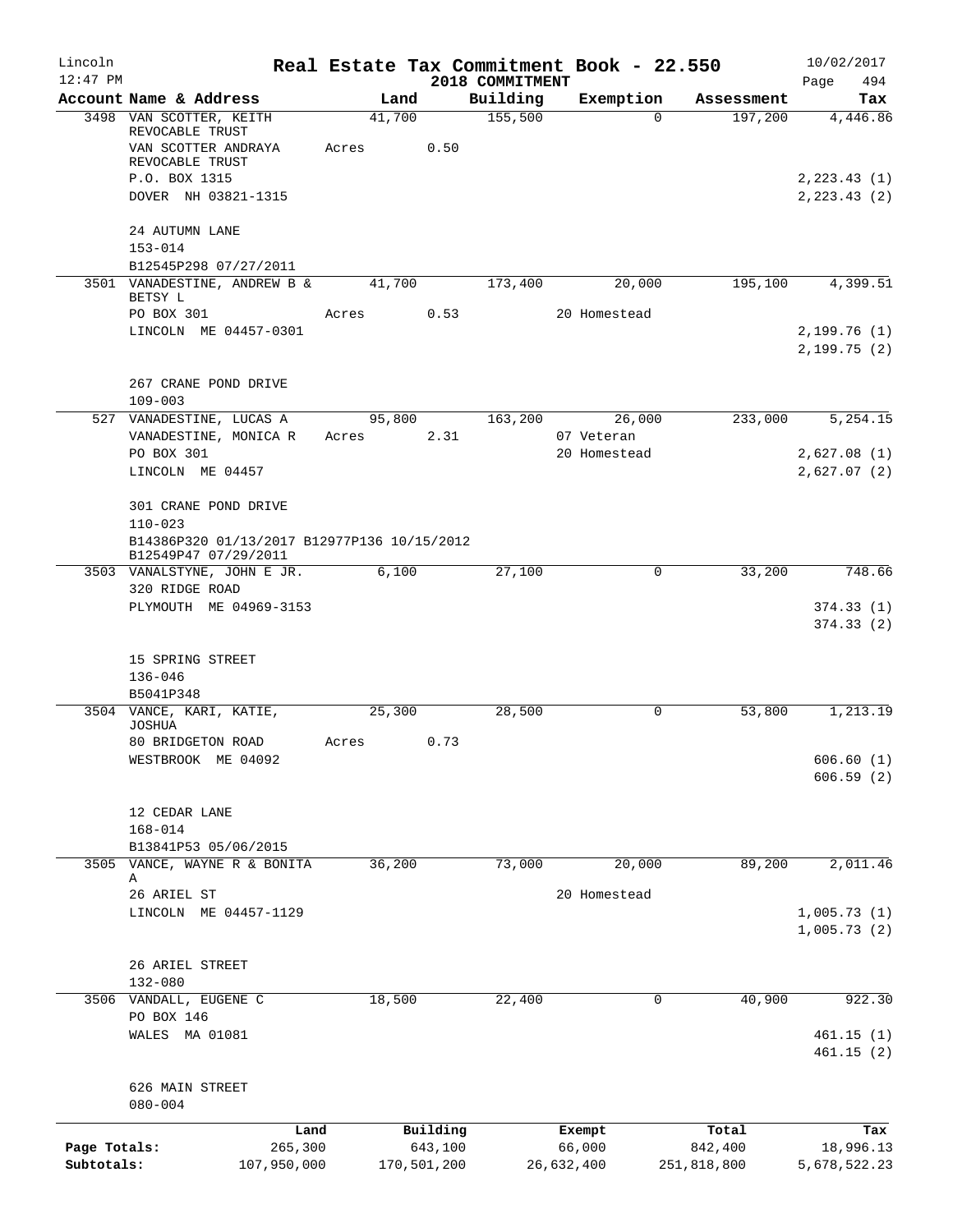Lincoln 12:47 PM

# Real Estate Tax Commitment Book - 22.550

2018 COMMITMENT

10/02/2017 Page 494

| Account Name & Address | Land | Building | Exemption | Assessment | Tax |
|---|---|---|---|---|---|
| 3498 VAN SCOTTER, KEITH REVOCABLE TRUST | 41,700 | 155,500 | 0 | 197,200 | 4,446.86 |
| VAN SCOTTER ANDRAYA REVOCABLE TRUST | Acres 0.50 | | | | |
| P.O. BOX 1315 | | | | | 2,223.43 (1) |
| DOVER NH 03821-1315 | | | | | 2,223.43 (2) |
| 24 AUTUMN LANE | | | | | |
| 153-014 | | | | | |
| B12545P298 07/27/2011 | | | | | |
| 3501 VANADESTINE, ANDREW B & BETSY L | 41,700 | 173,400 | 20,000 | 195,100 | 4,399.51 |
| PO BOX 301 | Acres 0.53 | | 20 Homestead | | |
| LINCOLN ME 04457-0301 | | | | | 2,199.76 (1) |
| | | | | | 2,199.75 (2) |
| 267 CRANE POND DRIVE | | | | | |
| 109-003 | | | | | |
| 527 VANADESTINE, LUCAS A | 95,800 | 163,200 | 26,000 | 233,000 | 5,254.15 |
| VANADESTINE, MONICA R | Acres 2.31 | | 07 Veteran | | |
| PO BOX 301 | | | 20 Homestead | | 2,627.08 (1) |
| LINCOLN ME 04457 | | | | | 2,627.07 (2) |
| 301 CRANE POND DRIVE | | | | | |
| 110-023 | | | | | |
| B14386P320 01/13/2017 B12977P136 10/15/2012 B12549P47 07/29/2011 | | | | | |
| 3503 VANALSTYNE, JOHN E JR. | 6,100 | 27,100 | 0 | 33,200 | 748.66 |
| 320 RIDGE ROAD | | | | | |
| PLYMOUTH ME 04969-3153 | | | | | 374.33 (1) |
| | | | | | 374.33 (2) |
| 15 SPRING STREET | | | | | |
| 136-046 | | | | | |
| B5041P348 | | | | | |
| 3504 VANCE, KARI, KATIE, JOSHUA | 25,300 | 28,500 | 0 | 53,800 | 1,213.19 |
| 80 BRIDGETON ROAD | Acres 0.73 | | | | |
| WESTBROOK ME 04092 | | | | | 606.60 (1) |
| | | | | | 606.59 (2) |
| 12 CEDAR LANE | | | | | |
| 168-014 | | | | | |
| B13841P53 05/06/2015 | | | | | |
| 3505 VANCE, WAYNE R & BONITA A | 36,200 | 73,000 | 20,000 | 89,200 | 2,011.46 |
| 26 ARIEL ST | | | 20 Homestead | | |
| LINCOLN ME 04457-1129 | | | | | 1,005.73 (1) |
| | | | | | 1,005.73 (2) |
| 26 ARIEL STREET | | | | | |
| 132-080 | | | | | |
| 3506 VANDALL, EUGENE C | 18,500 | 22,400 | 0 | 40,900 | 922.30 |
| PO BOX 146 | | | | | |
| WALES MA 01081 | | | | | 461.15 (1) |
| | | | | | 461.15 (2) |
| 626 MAIN STREET | | | | | |
| 080-004 | | | | | |

| | Land | Building | Exempt | Total | Tax |
|---|---|---|---|---|---|
| Page Totals: | 265,300 | 643,100 | 66,000 | 842,400 | 18,996.13 |
| Subtotals: | 107,950,000 | 170,501,200 | 26,632,400 | 251,818,800 | 5,678,522.23 |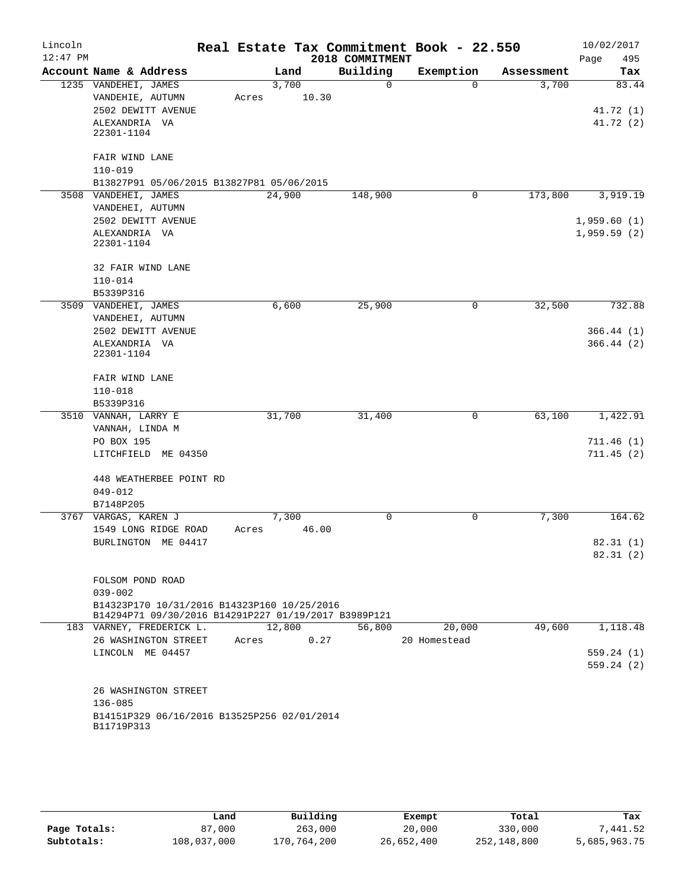Lincoln 12:47 PM

# Real Estate Tax Commitment Book - 22.550

2018 COMMITMENT

10/02/2017

| Account Name & Address | Land | Building | Exemption | Assessment | Tax |
|---|---|---|---|---|---|
| 1235 VANDEHEI, JAMES | 3,700 | 0 | 0 | 3,700 | 83.44 |
| VANDEHIE, AUTUMN | Acres 10.30 | | | | |
| 2502 DEWITT AVENUE | | | | | 41.72 (1) |
| ALEXANDRIA VA | | | | | 41.72 (2) |
| 22301-1104 | | | | | |
| FAIR WIND LANE | | | | | |
| 110-019 | | | | | |
| B13827P91 05/06/2015 B13827P81 05/06/2015 | | | | | |
| 3508 VANDEHEI, JAMES | 24,900 | 148,900 | 0 | 173,800 | 3,919.19 |
| VANDEHEI, AUTUMN | | | | | |
| 2502 DEWITT AVENUE | | | | | 1,959.60 (1) |
| ALEXANDRIA VA | | | | | 1,959.59 (2) |
| 22301-1104 | | | | | |
| 32 FAIR WIND LANE | | | | | |
| 110-014 | | | | | |
| B5339P316 | | | | | |
| 3509 VANDEHEI, JAMES | 6,600 | 25,900 | 0 | 32,500 | 732.88 |
| VANDEHEI, AUTUMN | | | | | |
| 2502 DEWITT AVENUE | | | | | 366.44 (1) |
| ALEXANDRIA VA | | | | | 366.44 (2) |
| 22301-1104 | | | | | |
| FAIR WIND LANE | | | | | |
| 110-018 | | | | | |
| B5339P316 | | | | | |
| 3510 VANNAH, LARRY E | 31,700 | 31,400 | 0 | 63,100 | 1,422.91 |
| VANNAH, LINDA M | | | | | |
| PO BOX 195 | | | | | 711.46 (1) |
| LITCHFIELD ME 04350 | | | | | 711.45 (2) |
| 448 WEATHERBEE POINT RD | | | | | |
| 049-012 | | | | | |
| B7148P205 | | | | | |
| 3767 VARGAS, KAREN J | 7,300 | 0 | 0 | 7,300 | 164.62 |
| 1549 LONG RIDGE ROAD | Acres 46.00 | | | | |
| BURLINGTON ME 04417 | | | | | 82.31 (1) |
| | | | | | 82.31 (2) |
| FOLSOM POND ROAD | | | | | |
| 039-002 | | | | | |
| B14323P170 10/31/2016 B14323P160 10/25/2016 | | | | | |
| B14294P71 09/30/2016 B14291P227 01/19/2017 B3989P121 | | | | | |
| 183 VARNEY, FREDERICK L. | 12,800 | 56,800 | 20,000 | 49,600 | 1,118.48 |
| 26 WASHINGTON STREET | Acres 0.27 | | 20 Homestead | | |
| LINCOLN ME 04457 | | | | | 559.24 (1) |
| | | | | | 559.24 (2) |
| 26 WASHINGTON STREET | | | | | |
| 136-085 | | | | | |
| B14151P329 06/16/2016 B13525P256 02/01/2014 | | | | | |
| B11719P313 | | | | | |

| | Land | Building | Exempt | Total | Tax |
|---|---|---|---|---|---|
| Page Totals: | 87,000 | 263,000 | 20,000 | 330,000 | 7,441.52 |
| Subtotals: | 108,037,000 | 170,764,200 | 26,652,400 | 252,148,800 | 5,685,963.75 |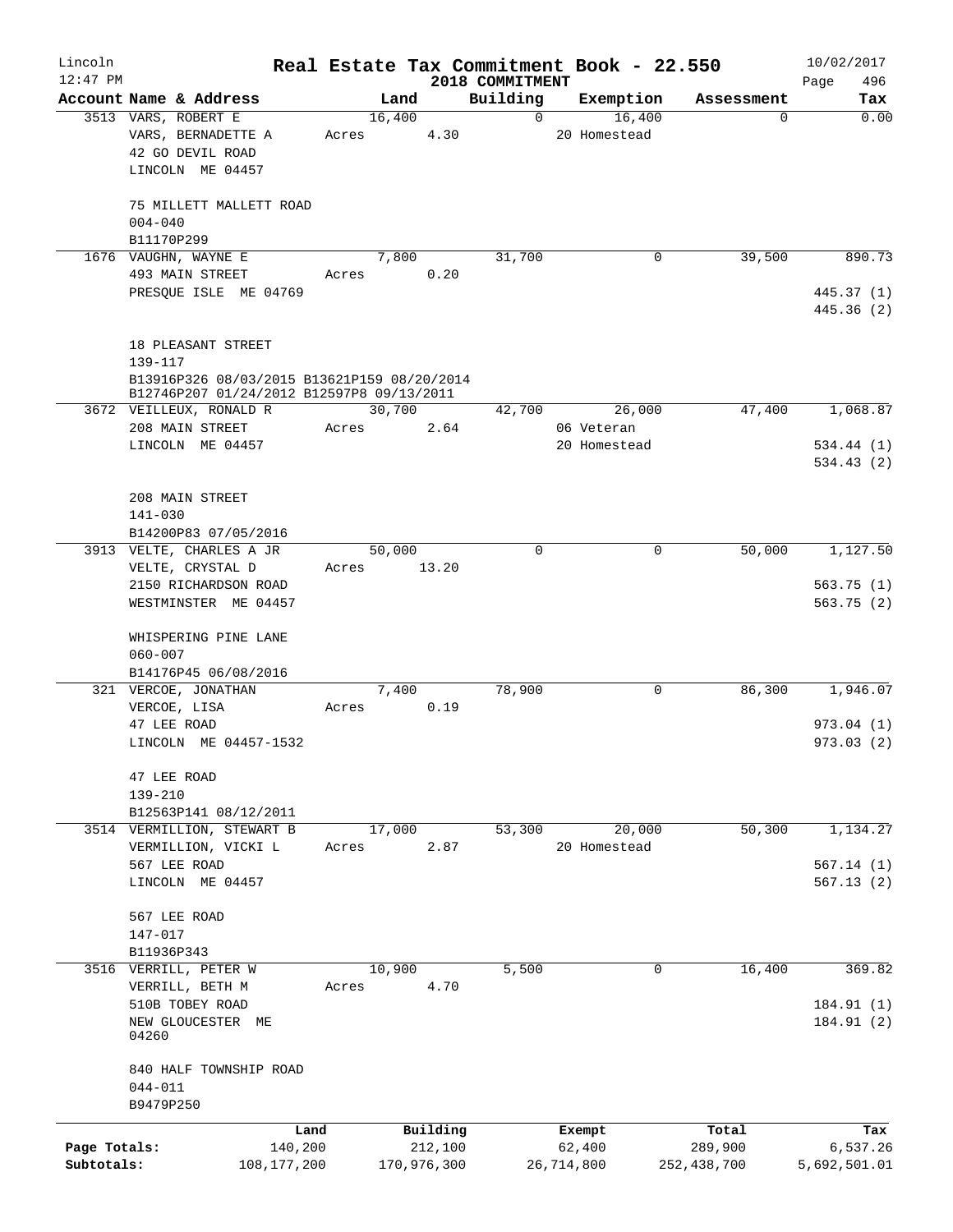Lincoln 12:47 PM

# Real Estate Tax Commitment Book - 22.550

2018 COMMITMENT

10/02/2017 Page 496

| Account Name & Address | Land | Building | Exemption | Assessment | Tax |
|---|---|---|---|---|---|
| 3513 VARS, ROBERT E<br>VARS, BERNADETTE A<br>42 GO DEVIL ROAD<br>LINCOLN ME 04457<br><br>75 MILLETT MALLETT ROAD<br>004-040<br>B11170P299 | 16,400<br>Acres 4.30 | 0 | 16,400<br>20 Homestead | 0 | 0.00 |
| 1676 VAUGHN, WAYNE E<br>493 MAIN STREET<br>PRESQUE ISLE ME 04769<br><br>18 PLEASANT STREET<br>139-117<br>B13916P326 08/03/2015 B13621P159 08/20/2014<br>B12746P207 01/24/2012 B12597P8 09/13/2011 | 7,800<br>Acres 0.20 | 31,700 | 0 | 39,500 | 890.73<br>445.37 (1)<br>445.36 (2) |
| 3672 VEILLEUX, RONALD R<br>208 MAIN STREET<br>LINCOLN ME 04457<br><br>208 MAIN STREET<br>141-030<br>B14200P83 07/05/2016 | 30,700<br>Acres 2.64 | 42,700 | 26,000<br>06 Veteran<br>20 Homestead | 47,400 | 1,068.87<br>534.44 (1)<br>534.43 (2) |
| 3913 VELTE, CHARLES A JR<br>VELTE, CRYSTAL D<br>2150 RICHARDSON ROAD<br>WESTMINSTER ME 04457<br><br>WHISPERING PINE LANE<br>060-007<br>B14176P45 06/08/2016 | 50,000<br>Acres 13.20 | 0 | 0 | 50,000 | 1,127.50<br>563.75 (1)<br>563.75 (2) |
| 321 VERCOE, JONATHAN<br>VERCOE, LISA<br>47 LEE ROAD<br>LINCOLN ME 04457-1532<br><br>47 LEE ROAD<br>139-210<br>B12563P141 08/12/2011 | 7,400<br>Acres 0.19 | 78,900 | 0 | 86,300 | 1,946.07<br>973.04 (1)<br>973.03 (2) |
| 3514 VERMILLION, STEWART B<br>VERMILLION, VICKI L<br>567 LEE ROAD<br>LINCOLN ME 04457<br><br>567 LEE ROAD<br>147-017<br>B11936P343 | 17,000<br>Acres 2.87 | 53,300 | 20,000<br>20 Homestead | 50,300 | 1,134.27<br>567.14 (1)<br>567.13 (2) |
| 3516 VERRILL, PETER W<br>VERRILL, BETH M<br>510B TOBEY ROAD<br>NEW GLOUCESTER ME 04260<br><br>840 HALF TOWNSHIP ROAD<br>044-011<br>B9479P250 | 10,900<br>Acres 4.70 | 5,500 | 0 | 16,400 | 369.82<br>184.91 (1)<br>184.91 (2) |

| | Land | Building | Exempt | Total | Tax |
|---|---|---|---|---|---|
| Page Totals: | 140,200 | 212,100 | 62,400 | 289,900 | 6,537.26 |
| Subtotals: | 108,177,200 | 170,976,300 | 26,714,800 | 252,438,700 | 5,692,501.01 |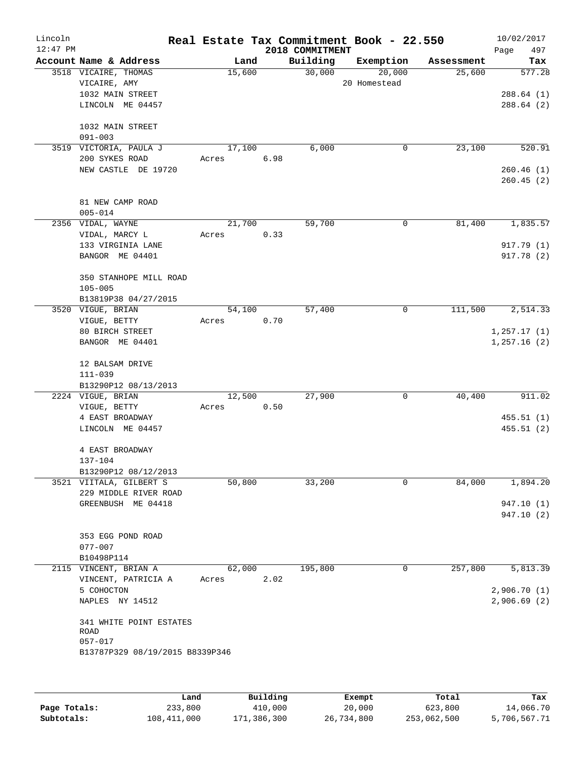# Lincoln — Real Estate Tax Commitment Book - 22.550 — 2018 COMMITMENT

12:47 PM — 10/02/2017

| Account Name & Address | Land | Building | Exemption | Assessment | Tax |
|---|---|---|---|---|---|
| 3518 VICAIRE, THOMAS<br>VICAIRE, AMY<br>1032 MAIN STREET<br>LINCOLN ME 04457<br><br>1032 MAIN STREET<br>091-003 | 15,600 | 30,000 | 20,000<br>20 Homestead | 25,600 | 577.28<br><br>288.64 (1)<br>288.64 (2) |
| 3519 VICTORIA, PAULA J<br>200 SYKES ROAD<br>NEW CASTLE DE 19720<br><br>81 NEW CAMP ROAD<br>005-014 | 17,100<br>Acres 6.98 | 6,000 | 0 | 23,100 | 520.91<br><br>260.46 (1)<br>260.45 (2) |
| 2356 VIDAL, WAYNE<br>VIDAL, MARCY L<br>133 VIRGINIA LANE<br>BANGOR ME 04401<br><br>350 STANHOPE MILL ROAD<br>105-005<br>B13819P38 04/27/2015 | 21,700<br>Acres 0.33 | 59,700 | 0 | 81,400 | 1,835.57<br><br>917.79 (1)<br>917.78 (2) |
| 3520 VIGUE, BRIAN<br>VIGUE, BETTY<br>80 BIRCH STREET<br>BANGOR ME 04401<br><br>12 BALSAM DRIVE<br>111-039<br>B13290P12 08/13/2013 | 54,100<br>Acres 0.70 | 57,400 | 0 | 111,500 | 2,514.33<br><br>1,257.17 (1)<br>1,257.16 (2) |
| 2224 VIGUE, BRIAN<br>VIGUE, BETTY<br>4 EAST BROADWAY<br>LINCOLN ME 04457<br><br>4 EAST BROADWAY<br>137-104<br>B13290P12 08/12/2013 | 12,500<br>Acres 0.50 | 27,900 | 0 | 40,400 | 911.02<br><br>455.51 (1)<br>455.51 (2) |
| 3521 VIITALA, GILBERT S<br>229 MIDDLE RIVER ROAD<br>GREENBUSH ME 04418<br><br>353 EGG POND ROAD<br>077-007<br>B10498P114 | 50,800 | 33,200 | 0 | 84,000 | 1,894.20<br><br>947.10 (1)<br>947.10 (2) |
| 2115 VINCENT, BRIAN A<br>VINCENT, PATRICIA A<br>5 COHOCTON<br>NAPLES NY 14512<br><br>341 WHITE POINT ESTATES ROAD<br>057-017<br>B13787P329 08/19/2015 B8339P346 | 62,000<br>Acres 2.02 | 195,800 | 0 | 257,800 | 5,813.39<br><br>2,906.70 (1)<br>2,906.69 (2) |

| | Land | Building | Exempt | Total | Tax |
|---|---|---|---|---|---|
| Page Totals: | 233,800 | 410,000 | 20,000 | 623,800 | 14,066.70 |
| Subtotals: | 108,411,000 | 171,386,300 | 26,734,800 | 253,062,500 | 5,706,567.71 |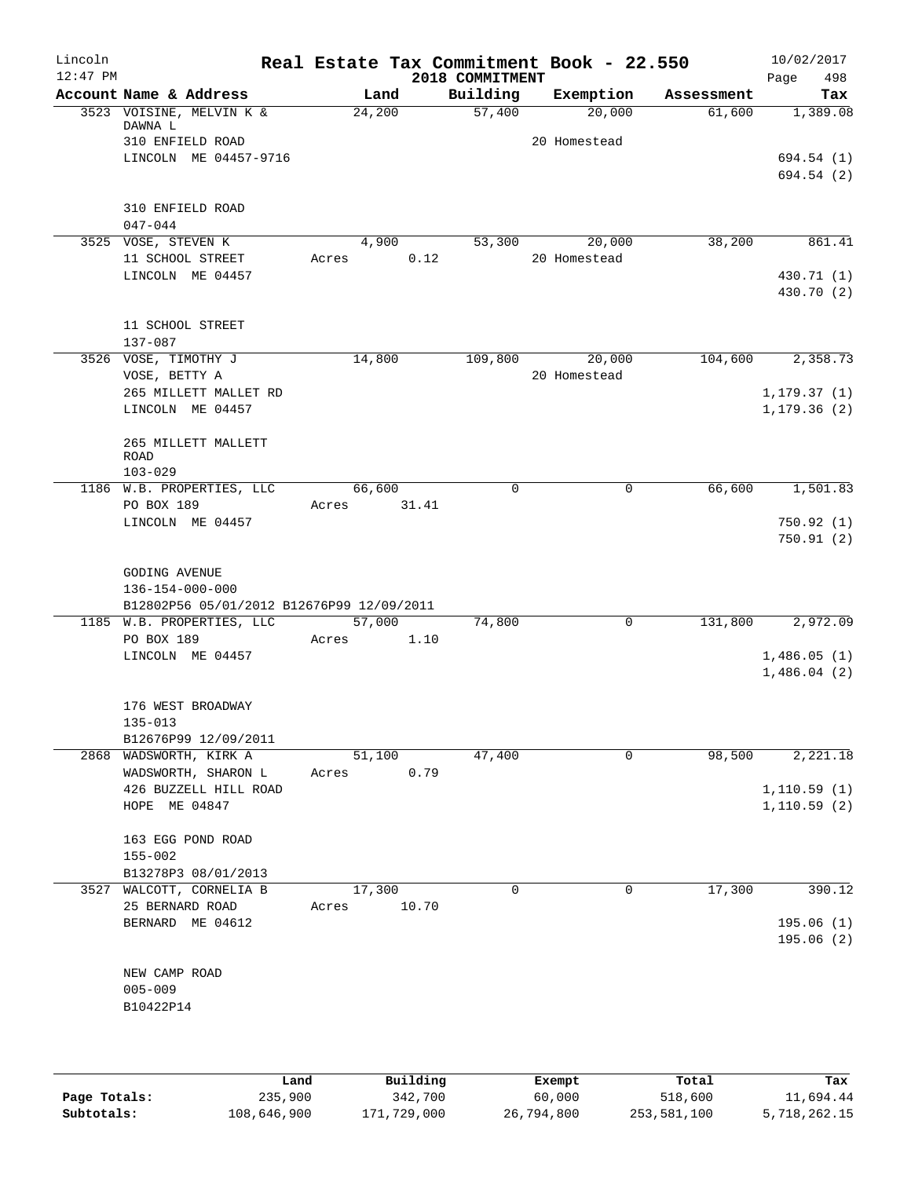Lincoln 12:47 PM

# Real Estate Tax Commitment Book - 22.550

2018 COMMITMENT

10/02/2017 Page 498

| Account Name & Address | Land | Building | Exemption | Assessment | Tax |
|---|---|---|---|---|---|
| 3523 VOISINE, MELVIN K & DAWNA L | 24,200 | 57,400 | 20,000 | 61,600 | 1,389.08 |
| 310 ENFIELD ROAD | | | 20 Homestead | | |
| LINCOLN ME 04457-9716 | | | | | 694.54 (1) |
| | | | | | 694.54 (2) |
| 310 ENFIELD ROAD | | | | | |
| 047-044 | | | | | |
| 3525 VOSE, STEVEN K | 4,900 | 53,300 | 20,000 | 38,200 | 861.41 |
| 11 SCHOOL STREET | Acres 0.12 | | 20 Homestead | | |
| LINCOLN ME 04457 | | | | | 430.71 (1) |
| | | | | | 430.70 (2) |
| 11 SCHOOL STREET | | | | | |
| 137-087 | | | | | |
| 3526 VOSE, TIMOTHY J | 14,800 | 109,800 | 20,000 | 104,600 | 2,358.73 |
| VOSE, BETTY A | | | 20 Homestead | | |
| 265 MILLETT MALLET RD | | | | | 1,179.37 (1) |
| LINCOLN ME 04457 | | | | | 1,179.36 (2) |
| 265 MILLETT MALLETT ROAD | | | | | |
| 103-029 | | | | | |
| 1186 W.B. PROPERTIES, LLC | 66,600 | 0 | 0 | 66,600 | 1,501.83 |
| PO BOX 189 | Acres 31.41 | | | | |
| LINCOLN ME 04457 | | | | | 750.92 (1) |
| | | | | | 750.91 (2) |
| GODING AVENUE | | | | | |
| 136-154-000-000 | | | | | |
| B12802P56 05/01/2012 B12676P99 12/09/2011 | | | | | |
| 1185 W.B. PROPERTIES, LLC | 57,000 | 74,800 | 0 | 131,800 | 2,972.09 |
| PO BOX 189 | Acres 1.10 | | | | |
| LINCOLN ME 04457 | | | | | 1,486.05 (1) |
| | | | | | 1,486.04 (2) |
| 176 WEST BROADWAY | | | | | |
| 135-013 | | | | | |
| B12676P99 12/09/2011 | | | | | |
| 2868 WADSWORTH, KIRK A | 51,100 | 47,400 | 0 | 98,500 | 2,221.18 |
| WADSWORTH, SHARON L | Acres 0.79 | | | | |
| 426 BUZZELL HILL ROAD | | | | | 1,110.59 (1) |
| HOPE ME 04847 | | | | | 1,110.59 (2) |
| 163 EGG POND ROAD | | | | | |
| 155-002 | | | | | |
| B13278P3 08/01/2013 | | | | | |
| 3527 WALCOTT, CORNELIA B | 17,300 | 0 | 0 | 17,300 | 390.12 |
| 25 BERNARD ROAD | Acres 10.70 | | | | |
| BERNARD ME 04612 | | | | | 195.06 (1) |
| | | | | | 195.06 (2) |
| NEW CAMP ROAD | | | | | |
| 005-009 | | | | | |
| B10422P14 | | | | | |

| | Land | Building | Exempt | Total | Tax |
|---|---|---|---|---|---|
| Page Totals: | 235,900 | 342,700 | 60,000 | 518,600 | 11,694.44 |
| Subtotals: | 108,646,900 | 171,729,000 | 26,794,800 | 253,581,100 | 5,718,262.15 |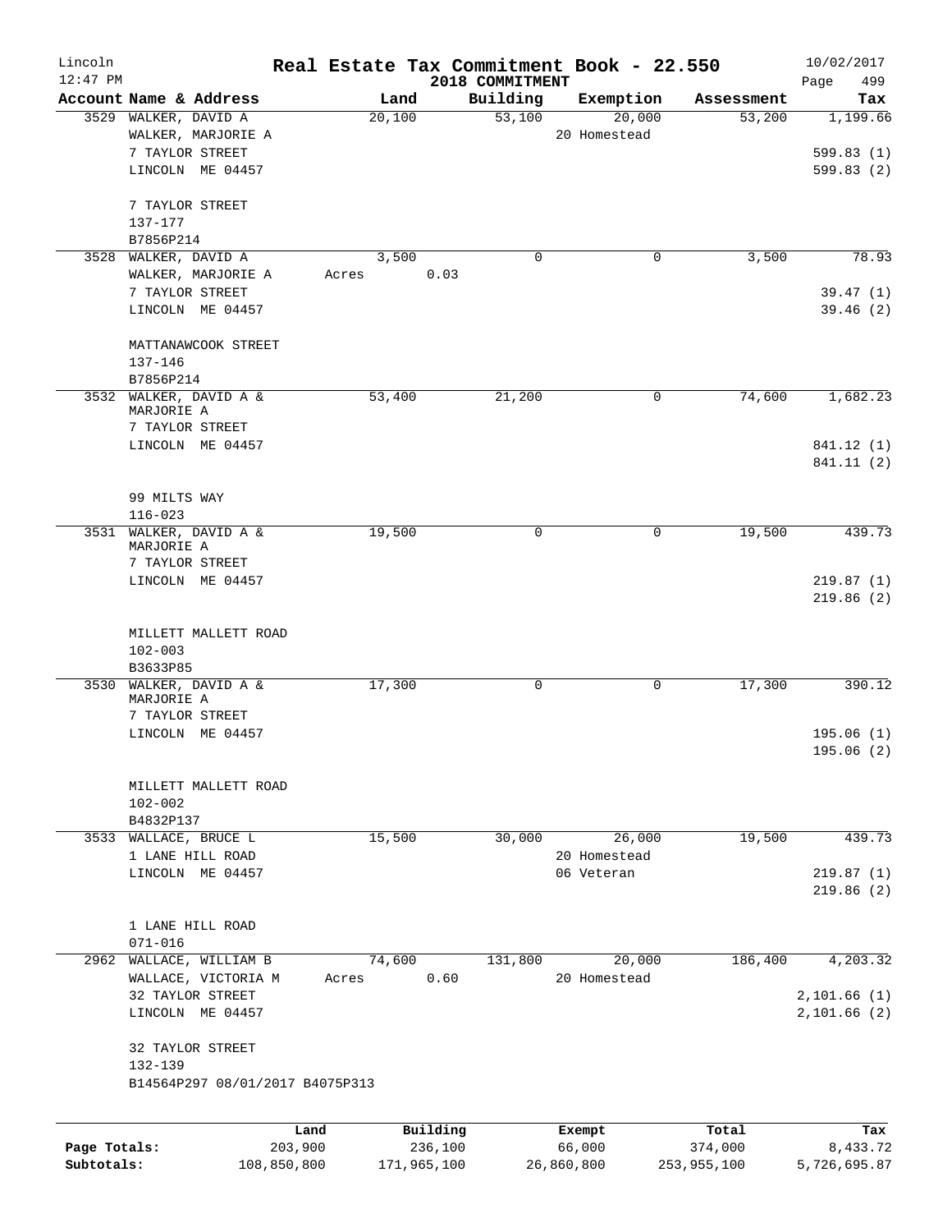# Real Estate Tax Commitment Book - 22.550

## 2018 COMMITMENT

| Account | Name & Address | Land | Building | Exemption | Assessment | Tax |
|---|---|---|---|---|---|---|
| 3529 | WALKER, DAVID A<br>WALKER, MARJORIE A<br>7 TAYLOR STREET<br>LINCOLN ME 04457<br><br>7 TAYLOR STREET<br>137-177<br>B7856P214 | 20,100 | 53,100 | 20,000<br>20 Homestead | 53,200 | 1,199.66<br><br>599.83 (1)<br>599.83 (2) |
| 3528 | WALKER, DAVID A<br>WALKER, MARJORIE A<br>7 TAYLOR STREET<br>LINCOLN ME 04457<br><br>MATTANAWCOOK STREET<br>137-146<br>B7856P214 | 3,500<br>Acres 0.03 | 0 | 0 | 3,500 | 78.93<br><br>39.47 (1)<br>39.46 (2) |
| 3532 | WALKER, DAVID A &<br>MARJORIE A<br>7 TAYLOR STREET<br>LINCOLN ME 04457<br><br>99 MILTS WAY<br>116-023 | 53,400 | 21,200 | 0 | 74,600 | 1,682.23<br><br>841.12 (1)<br>841.11 (2) |
| 3531 | WALKER, DAVID A &<br>MARJORIE A<br>7 TAYLOR STREET<br>LINCOLN ME 04457<br><br>MILLETT MALLETT ROAD<br>102-003<br>B3633P85 | 19,500 | 0 | 0 | 19,500 | 439.73<br><br>219.87 (1)<br>219.86 (2) |
| 3530 | WALKER, DAVID A &<br>MARJORIE A<br>7 TAYLOR STREET<br>LINCOLN ME 04457<br><br>MILLETT MALLETT ROAD<br>102-002<br>B4832P137 | 17,300 | 0 | 0 | 17,300 | 390.12<br><br>195.06 (1)<br>195.06 (2) |
| 3533 | WALLACE, BRUCE L<br>1 LANE HILL ROAD<br>LINCOLN ME 04457<br><br>1 LANE HILL ROAD<br>071-016 | 15,500 | 30,000 | 26,000<br>20 Homestead<br>06 Veteran | 19,500 | 439.73<br><br>219.87 (1)<br>219.86 (2) |
| 2962 | WALLACE, WILLIAM B<br>WALLACE, VICTORIA M<br>32 TAYLOR STREET<br>LINCOLN ME 04457<br><br>32 TAYLOR STREET<br>132-139<br>B14564P297 08/01/2017 B4075P313 | 74,600<br>Acres 0.60 | 131,800 | 20,000<br>20 Homestead | 186,400 | 4,203.32<br><br>2,101.66 (1)<br>2,101.66 (2) |

| | Land | Building | Exempt | Total | Tax |
|---|---|---|---|---|---|
| Page Totals: | 203,900 | 236,100 | 66,000 | 374,000 | 8,433.72 |
| Subtotals: | 108,850,800 | 171,965,100 | 26,860,800 | 253,955,100 | 5,726,695.87 |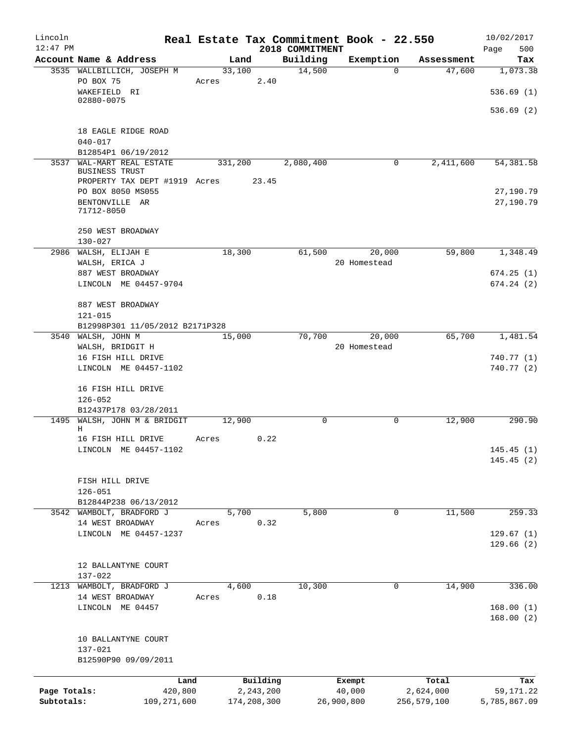# Real Estate Tax Commitment Book - 22.550

Lincoln
12:47 PM

2018 COMMITMENT

10/02/2017
Page 500

| Account Name & Address | Land | Building | Exemption | Assessment | Tax |
|---|---|---|---|---|---|
| 3535 WALLBILLICH, JOSEPH M | 33,100 | 14,500 | 0 | 47,600 | 1,073.38 |
| PO BOX 75 | Acres 2.40 | | | | |
| WAKEFIELD RI 02880-0075 | | | | | 536.69 (1) |
| | | | | | 536.69 (2) |
| 18 EAGLE RIDGE ROAD | | | | | |
| 040-017 | | | | | |
| B12854P1 06/19/2012 | | | | | |
| 3537 WAL-MART REAL ESTATE BUSINESS TRUST | 331,200 | 2,080,400 | 0 | 2,411,600 | 54,381.58 |
| PROPERTY TAX DEPT #1919 | Acres 23.45 | | | | |
| PO BOX 8050 MS055 | | | | | 27,190.79 |
| BENTONVILLE AR 71712-8050 | | | | | 27,190.79 |
| 250 WEST BROADWAY | | | | | |
| 130-027 | | | | | |
| 2986 WALSH, ELIJAH E | 18,300 | 61,500 | 20,000 | 59,800 | 1,348.49 |
| WALSH, ERICA J | | | 20 Homestead | | |
| 887 WEST BROADWAY | | | | | 674.25 (1) |
| LINCOLN ME 04457-9704 | | | | | 674.24 (2) |
| 887 WEST BROADWAY | | | | | |
| 121-015 | | | | | |
| B12998P301 11/05/2012 B2171P328 | | | | | |
| 3540 WALSH, JOHN M | 15,000 | 70,700 | 20,000 | 65,700 | 1,481.54 |
| WALSH, BRIDGIT H | | | 20 Homestead | | |
| 16 FISH HILL DRIVE | | | | | 740.77 (1) |
| LINCOLN ME 04457-1102 | | | | | 740.77 (2) |
| 16 FISH HILL DRIVE | | | | | |
| 126-052 | | | | | |
| B12437P178 03/28/2011 | | | | | |
| 1495 WALSH, JOHN M & BRIDGIT H | 12,900 | 0 | 0 | 12,900 | 290.90 |
| 16 FISH HILL DRIVE | Acres 0.22 | | | | |
| LINCOLN ME 04457-1102 | | | | | 145.45 (1) |
| | | | | | 145.45 (2) |
| FISH HILL DRIVE | | | | | |
| 126-051 | | | | | |
| B12844P238 06/13/2012 | | | | | |
| 3542 WAMBOLT, BRADFORD J | 5,700 | 5,800 | 0 | 11,500 | 259.33 |
| 14 WEST BROADWAY | Acres 0.32 | | | | |
| LINCOLN ME 04457-1237 | | | | | 129.67 (1) |
| | | | | | 129.66 (2) |
| 12 BALLANTYNE COURT | | | | | |
| 137-022 | | | | | |
| 1213 WAMBOLT, BRADFORD J | 4,600 | 10,300 | 0 | 14,900 | 336.00 |
| 14 WEST BROADWAY | Acres 0.18 | | | | |
| LINCOLN ME 04457 | | | | | 168.00 (1) |
| | | | | | 168.00 (2) |
| 10 BALLANTYNE COURT | | | | | |
| 137-021 | | | | | |
| B12590P90 09/09/2011 | | | | | |

| | Land | Building | Exempt | Total | Tax |
|---|---|---|---|---|---|
| Page Totals: | 420,800 | 2,243,200 | 40,000 | 2,624,000 | 59,171.22 |
| Subtotals: | 109,271,600 | 174,208,300 | 26,900,800 | 256,579,100 | 5,785,867.09 |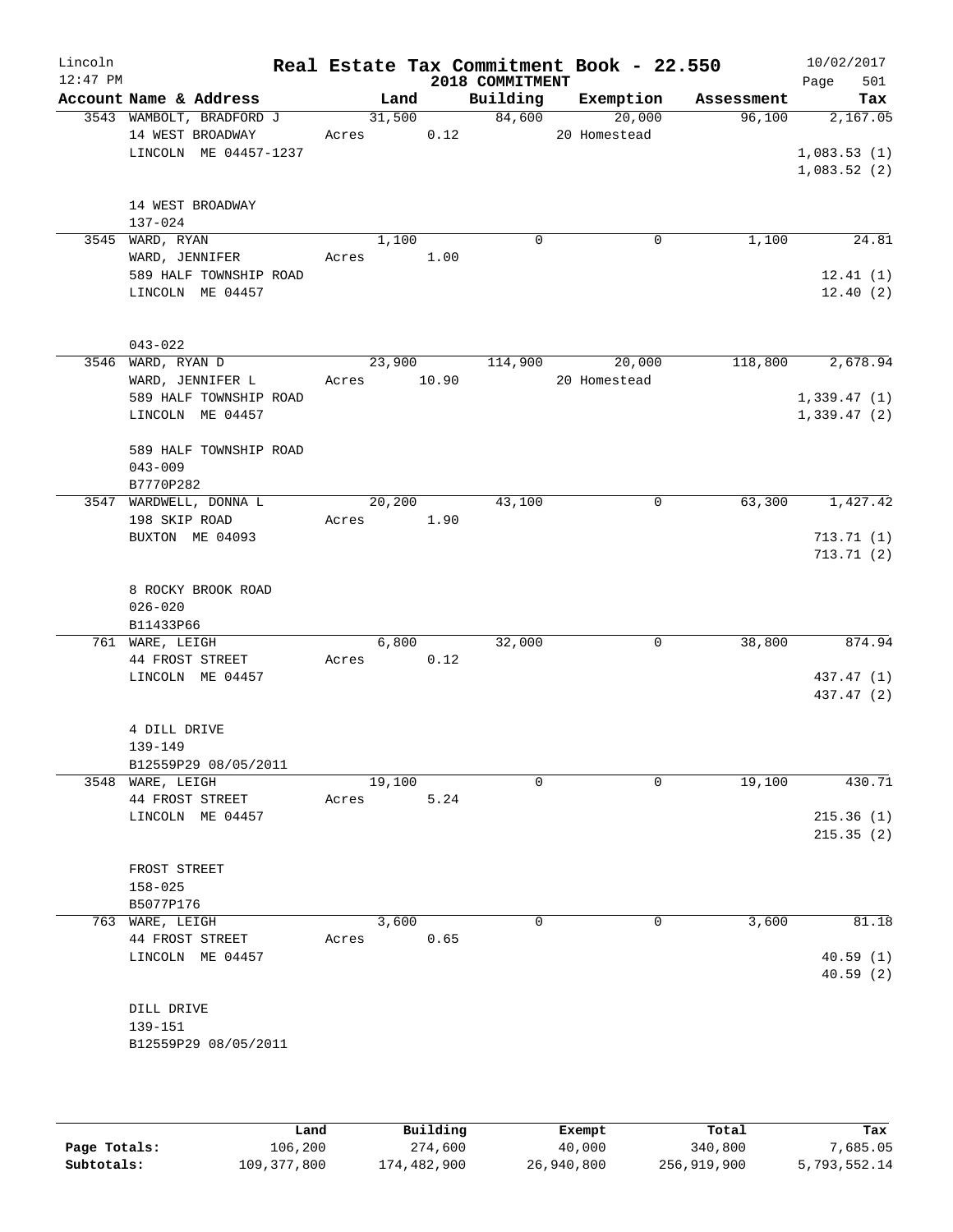# Real Estate Tax Commitment Book - 22.550

Lincoln 12:47 PM — 2018 COMMITMENT — 10/02/2017

| Account | Name & Address | Land | Building | Exemption | Assessment | Tax |
|---|---|---|---|---|---|---|
| 3543 | WAMBOLT, BRADFORD J<br>14 WEST BROADWAY<br>LINCOLN ME 04457-1237<br><br>14 WEST BROADWAY<br>137-024 | 31,500<br>Acres 0.12 | 84,600 | 20,000<br>20 Homestead | 96,100 | 2,167.05<br><br>1,083.53 (1)<br>1,083.52 (2) |
| 3545 | WARD, RYAN<br>WARD, JENNIFER<br>589 HALF TOWNSHIP ROAD<br>LINCOLN ME 04457<br><br>043-022 | 1,100<br>Acres 1.00 | 0 | 0 | 1,100 | 24.81<br><br>12.41 (1)<br>12.40 (2) |
| 3546 | WARD, RYAN D<br>WARD, JENNIFER L<br>589 HALF TOWNSHIP ROAD<br>LINCOLN ME 04457<br><br>589 HALF TOWNSHIP ROAD<br>043-009<br>B7770P282 | 23,900<br>Acres 10.90 | 114,900 | 20,000<br>20 Homestead | 118,800 | 2,678.94<br><br>1,339.47 (1)<br>1,339.47 (2) |
| 3547 | WARDWELL, DONNA L<br>198 SKIP ROAD<br>BUXTON ME 04093<br><br>8 ROCKY BROOK ROAD<br>026-020<br>B11433P66 | 20,200<br>Acres 1.90 | 43,100 | 0 | 63,300 | 1,427.42<br><br>713.71 (1)<br>713.71 (2) |
| 761 | WARE, LEIGH<br>44 FROST STREET<br>LINCOLN ME 04457<br><br>4 DILL DRIVE<br>139-149<br>B12559P29 08/05/2011 | 6,800<br>Acres 0.12 | 32,000 | 0 | 38,800 | 874.94<br><br>437.47 (1)<br>437.47 (2) |
| 3548 | WARE, LEIGH<br>44 FROST STREET<br>LINCOLN ME 04457<br><br>FROST STREET<br>158-025<br>B5077P176 | 19,100<br>Acres 5.24 | 0 | 0 | 19,100 | 430.71<br><br>215.36 (1)<br>215.35 (2) |
| 763 | WARE, LEIGH<br>44 FROST STREET<br>LINCOLN ME 04457<br><br>DILL DRIVE<br>139-151<br>B12559P29 08/05/2011 | 3,600<br>Acres 0.65 | 0 | 0 | 3,600 | 81.18<br><br>40.59 (1)<br>40.59 (2) |

| | Land | Building | Exempt | Total | Tax |
|---|---|---|---|---|---|
| Page Totals: | 106,200 | 274,600 | 40,000 | 340,800 | 7,685.05 |
| Subtotals: | 109,377,800 | 174,482,900 | 26,940,800 | 256,919,900 | 5,793,552.14 |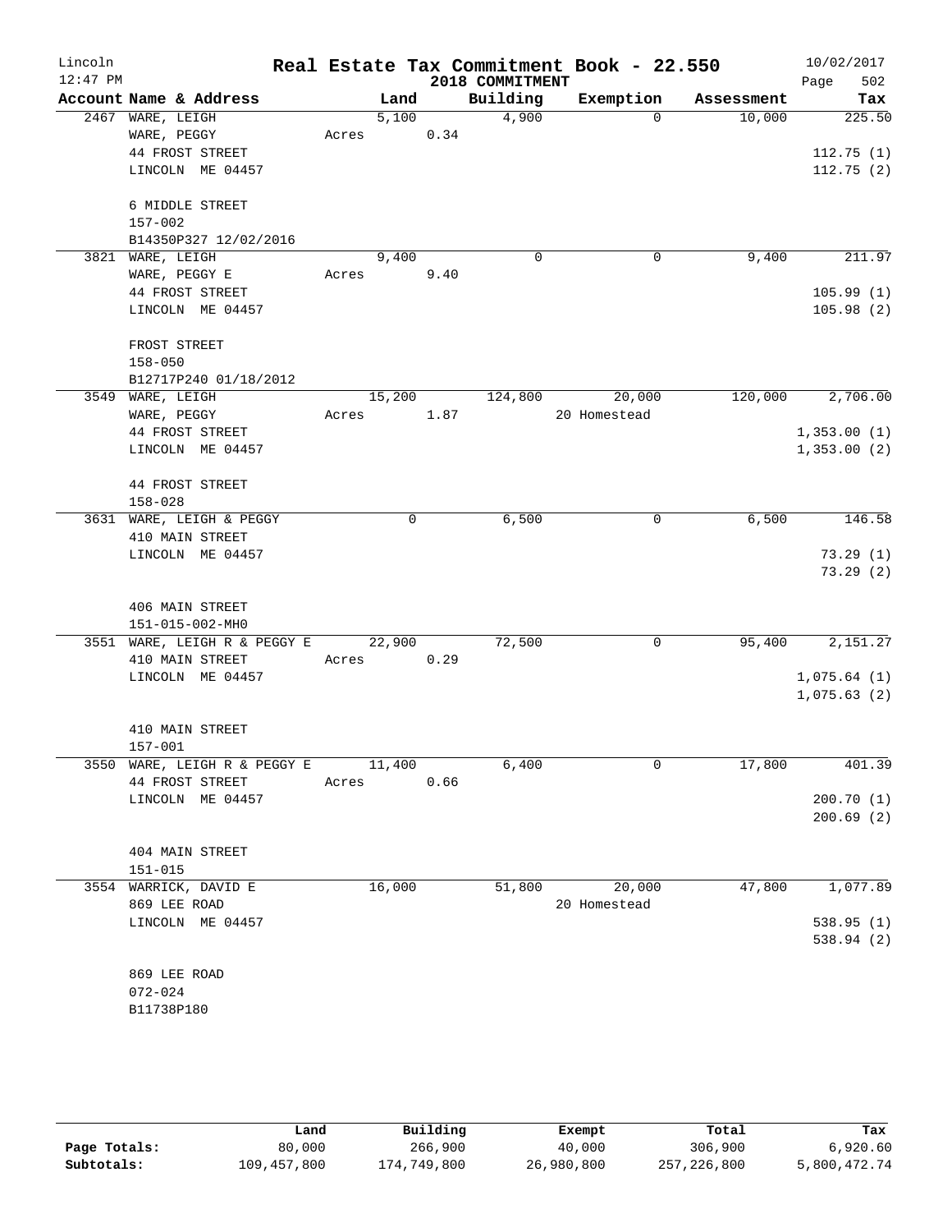# Real Estate Tax Commitment Book - 22.550

Lincoln
12:47 PM

2018 COMMITMENT

10/02/2017

| Account | Name & Address | Land | Building | Exemption | Assessment | Tax |
|---|---|---|---|---|---|---|
| 2467 | WARE, LEIGH<br>WARE, PEGGY<br>44 FROST STREET<br>LINCOLN ME 04457<br><br>6 MIDDLE STREET<br>157-002<br>B14350P327 12/02/2016 | 5,100<br>Acres 0.34 | 4,900 | 0 | 10,000 | 225.50<br>112.75 (1)<br>112.75 (2) |
| 3821 | WARE, LEIGH<br>WARE, PEGGY E<br>44 FROST STREET<br>LINCOLN ME 04457<br><br>FROST STREET<br>158-050<br>B12717P240 01/18/2012 | 9,400<br>Acres 9.40 | 0 | 0 | 9,400 | 211.97<br>105.99 (1)<br>105.98 (2) |
| 3549 | WARE, LEIGH<br>WARE, PEGGY<br>44 FROST STREET<br>LINCOLN ME 04457<br><br>44 FROST STREET<br>158-028 | 15,200<br>Acres 1.87 | 124,800 | 20,000<br>20 Homestead | 120,000 | 2,706.00<br>1,353.00 (1)<br>1,353.00 (2) |
| 3631 | WARE, LEIGH & PEGGY<br>410 MAIN STREET<br>LINCOLN ME 04457<br><br>406 MAIN STREET<br>151-015-002-MH0 | 0 | 6,500 | 0 | 6,500 | 146.58<br>73.29 (1)<br>73.29 (2) |
| 3551 | WARE, LEIGH R & PEGGY E<br>410 MAIN STREET<br>LINCOLN ME 04457<br><br>410 MAIN STREET<br>157-001 | 22,900<br>Acres 0.29 | 72,500 | 0 | 95,400 | 2,151.27<br>1,075.64 (1)<br>1,075.63 (2) |
| 3550 | WARE, LEIGH R & PEGGY E<br>44 FROST STREET<br>LINCOLN ME 04457<br><br>404 MAIN STREET<br>151-015 | 11,400<br>Acres 0.66 | 6,400 | 0 | 17,800 | 401.39<br>200.70 (1)<br>200.69 (2) |
| 3554 | WARRICK, DAVID E<br>869 LEE ROAD<br>LINCOLN ME 04457<br><br>869 LEE ROAD<br>072-024<br>B11738P180 | 16,000 | 51,800 | 20,000<br>20 Homestead | 47,800 | 1,077.89<br>538.95 (1)<br>538.94 (2) |

| | Land | Building | Exempt | Total | Tax |
|---|---|---|---|---|---|
| Page Totals: | 80,000 | 266,900 | 40,000 | 306,900 | 6,920.60 |
| Subtotals: | 109,457,800 | 174,749,800 | 26,980,800 | 257,226,800 | 5,800,472.74 |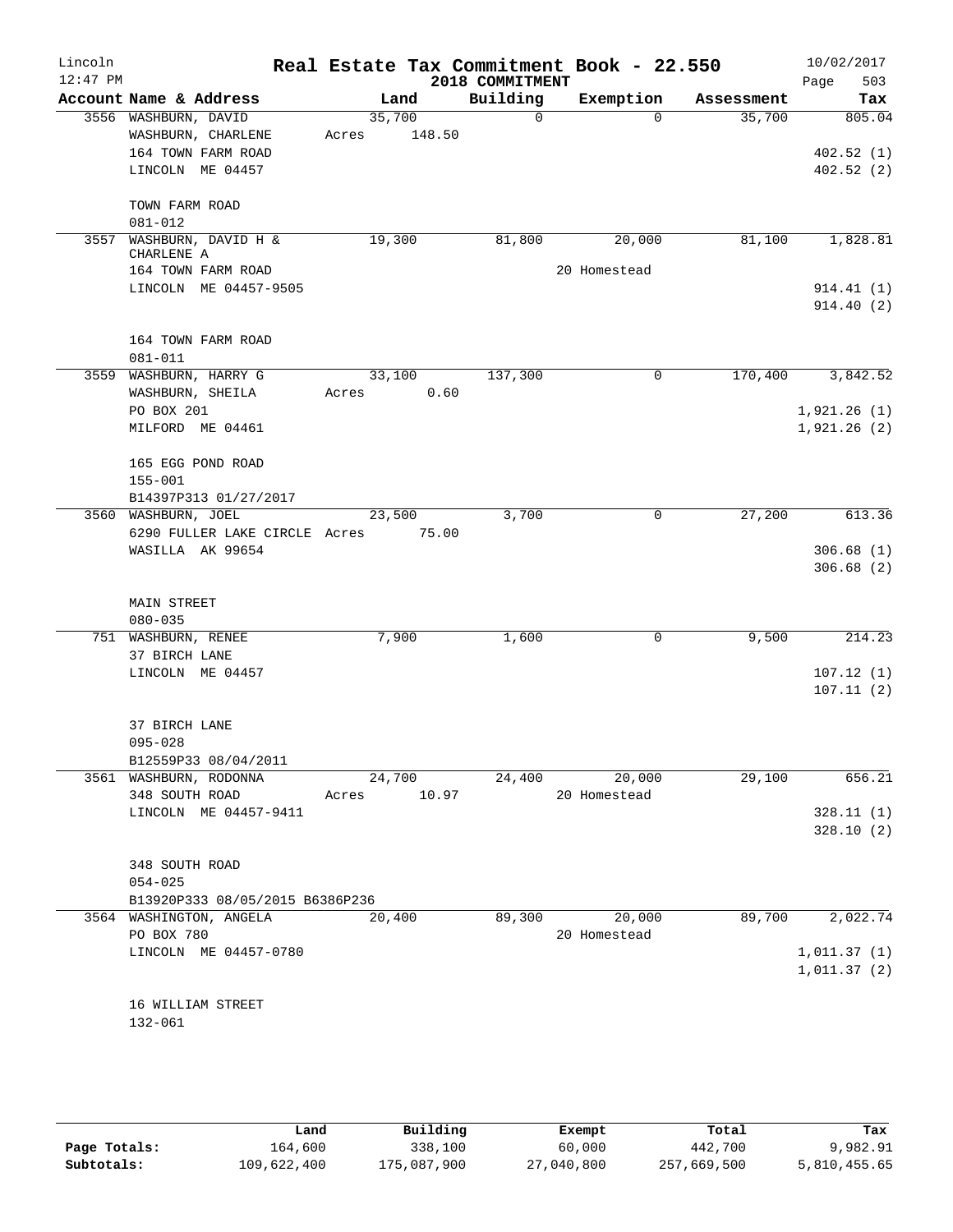Lincoln 12:47 PM

# Real Estate Tax Commitment Book - 22.550

2018 COMMITMENT

10/02/2017

| Account | Name & Address | Land | Building | Exemption | Assessment | Tax |
|---|---|---|---|---|---|---|
| 3556 | WASHBURN, DAVID<br>WASHBURN, CHARLENE<br>164 TOWN FARM ROAD<br>LINCOLN ME 04457<br><br>TOWN FARM ROAD<br>081-012 | 35,700<br>Acres 148.50 | 0 | 0 | 35,700 | 805.04<br><br>402.52 (1)<br>402.52 (2) |
| 3557 | WASHBURN, DAVID H &<br>CHARLENE A<br>164 TOWN FARM ROAD<br>LINCOLN ME 04457-9505<br><br>164 TOWN FARM ROAD<br>081-011 | 19,300 | 81,800 | 20,000<br>20 Homestead | 81,100 | 1,828.81<br><br>914.41 (1)<br>914.40 (2) |
| 3559 | WASHBURN, HARRY G<br>WASHBURN, SHEILA<br>PO BOX 201<br>MILFORD ME 04461<br><br>165 EGG POND ROAD<br>155-001<br>B14397P313 01/27/2017 | 33,100<br>Acres 0.60 | 137,300 | 0 | 170,400 | 3,842.52<br><br>1,921.26 (1)<br>1,921.26 (2) |
| 3560 | WASHBURN, JOEL<br>6290 FULLER LAKE CIRCLE<br>WASILLA AK 99654<br><br>MAIN STREET<br>080-035 | 23,500<br>Acres 75.00 | 3,700 | 0 | 27,200 | 613.36<br><br>306.68 (1)<br>306.68 (2) |
| 751 | WASHBURN, RENEE<br>37 BIRCH LANE<br>LINCOLN ME 04457<br><br>37 BIRCH LANE<br>095-028<br>B12559P33 08/04/2011 | 7,900 | 1,600 | 0 | 9,500 | 214.23<br><br>107.12 (1)<br>107.11 (2) |
| 3561 | WASHBURN, RODONNA<br>348 SOUTH ROAD<br>LINCOLN ME 04457-9411<br><br>348 SOUTH ROAD<br>054-025<br>B13920P333 08/05/2015 B6386P236 | 24,700<br>Acres 10.97 | 24,400 | 20,000<br>20 Homestead | 29,100 | 656.21<br><br>328.11 (1)<br>328.10 (2) |
| 3564 | WASHINGTON, ANGELA<br>PO BOX 780<br>LINCOLN ME 04457-0780<br><br>16 WILLIAM STREET<br>132-061 | 20,400 | 89,300 | 20,000<br>20 Homestead | 89,700 | 2,022.74<br><br>1,011.37 (1)<br>1,011.37 (2) |

| | Land | Building | Exempt | Total | Tax |
|---|---|---|---|---|---|
| Page Totals: | 164,600 | 338,100 | 60,000 | 442,700 | 9,982.91 |
| Subtotals: | 109,622,400 | 175,087,900 | 27,040,800 | 257,669,500 | 5,810,455.65 |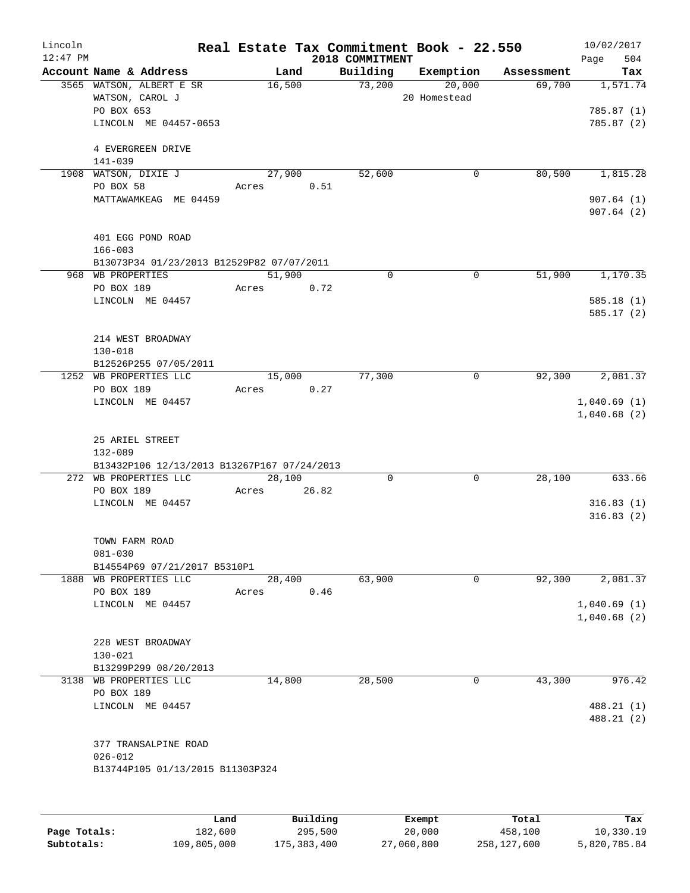Lincoln
12:47 PM

# Real Estate Tax Commitment Book - 22.550

2018 COMMITMENT

10/02/2017

| Account | Name & Address | Land | Building | Exemption | Assessment | Tax |
|---|---|---|---|---|---|---|
| 3565 | WATSON, ALBERT E SR<br>WATSON, CAROL J<br>PO BOX 653<br>LINCOLN ME 04457-0653<br><br>4 EVERGREEN DRIVE<br>141-039 | 16,500 | 73,200 | 20,000<br>20 Homestead | 69,700 | 1,571.74<br><br>785.87 (1)<br>785.87 (2) |
| 1908 | WATSON, DIXIE J<br>PO BOX 58<br>MATTAWAMKEAG ME 04459<br><br>401 EGG POND ROAD<br>166-003<br>B13073P34 01/23/2013 B12529P82 07/07/2011 | 27,900<br>Acres 0.51 | 52,600 | 0 | 80,500 | 1,815.28<br><br>907.64 (1)<br>907.64 (2) |
| 968 | WB PROPERTIES<br>PO BOX 189<br>LINCOLN ME 04457<br><br>214 WEST BROADWAY<br>130-018<br>B12526P255 07/05/2011 | 51,900<br>Acres 0.72 | 0 | 0 | 51,900 | 1,170.35<br><br>585.18 (1)<br>585.17 (2) |
| 1252 | WB PROPERTIES LLC<br>PO BOX 189<br>LINCOLN ME 04457<br><br>25 ARIEL STREET<br>132-089<br>B13432P106 12/13/2013 B13267P167 07/24/2013 | 15,000<br>Acres 0.27 | 77,300 | 0 | 92,300 | 2,081.37<br><br>1,040.69 (1)<br>1,040.68 (2) |
| 272 | WB PROPERTIES LLC<br>PO BOX 189<br>LINCOLN ME 04457<br><br>TOWN FARM ROAD<br>081-030<br>B14554P69 07/21/2017 B5310P1 | 28,100<br>Acres 26.82 | 0 | 0 | 28,100 | 633.66<br><br>316.83 (1)<br>316.83 (2) |
| 1888 | WB PROPERTIES LLC<br>PO BOX 189<br>LINCOLN ME 04457<br><br>228 WEST BROADWAY<br>130-021<br>B13299P299 08/20/2013 | 28,400<br>Acres 0.46 | 63,900 | 0 | 92,300 | 2,081.37<br><br>1,040.69 (1)<br>1,040.68 (2) |
| 3138 | WB PROPERTIES LLC<br>PO BOX 189<br>LINCOLN ME 04457<br><br>377 TRANSALPINE ROAD<br>026-012<br>B13744P105 01/13/2015 B11303P324 | 14,800 | 28,500 | 0 | 43,300 | 976.42<br><br>488.21 (1)<br>488.21 (2) |

| | Land | Building | Exempt | Total | Tax |
|---|---|---|---|---|---|
| Page Totals: | 182,600 | 295,500 | 20,000 | 458,100 | 10,330.19 |
| Subtotals: | 109,805,000 | 175,383,400 | 27,060,800 | 258,127,600 | 5,820,785.84 |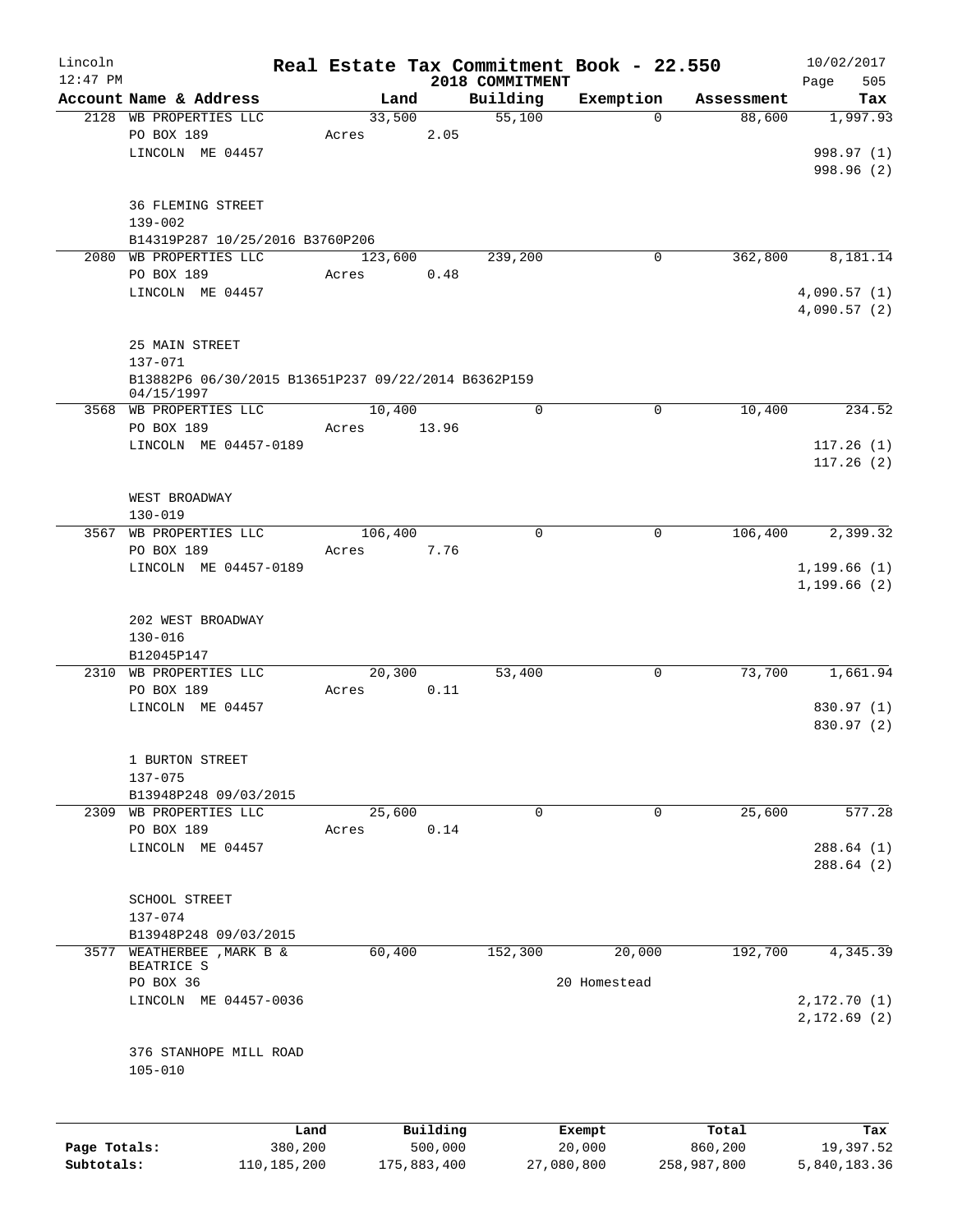Lincoln 12:47 PM

# Real Estate Tax Commitment Book - 22.550

2018 COMMITMENT

10/02/2017 Page 505

| Account | Name & Address | Land | Building | Exemption | Assessment | Tax |
|---|---|---|---|---|---|---|
| 2128 | WB PROPERTIES LLC<br>PO BOX 189<br>LINCOLN ME 04457<br><br>36 FLEMING STREET<br>139-002<br>B14319P287 10/25/2016 B3760P206 | 33,500<br>Acres 2.05 | 55,100 | 0 | 88,600 | 1,997.93<br>998.97 (1)<br>998.96 (2) |
| 2080 | WB PROPERTIES LLC<br>PO BOX 189<br>LINCOLN ME 04457<br><br>25 MAIN STREET<br>137-071<br>B13882P6 06/30/2015 B13651P237 09/22/2014 B6362P159 04/15/1997 | 123,600<br>Acres 0.48 | 239,200 | 0 | 362,800 | 8,181.14<br>4,090.57 (1)<br>4,090.57 (2) |
| 3568 | WB PROPERTIES LLC<br>PO BOX 189<br>LINCOLN ME 04457-0189<br><br>WEST BROADWAY<br>130-019 | 10,400<br>Acres 13.96 | 0 | 0 | 10,400 | 234.52<br>117.26 (1)<br>117.26 (2) |
| 3567 | WB PROPERTIES LLC<br>PO BOX 189<br>LINCOLN ME 04457-0189<br><br>202 WEST BROADWAY<br>130-016<br>B12045P147 | 106,400<br>Acres 7.76 | 0 | 0 | 106,400 | 2,399.32<br>1,199.66 (1)<br>1,199.66 (2) |
| 2310 | WB PROPERTIES LLC<br>PO BOX 189<br>LINCOLN ME 04457<br><br>1 BURTON STREET<br>137-075<br>B13948P248 09/03/2015 | 20,300<br>Acres 0.11 | 53,400 | 0 | 73,700 | 1,661.94<br>830.97 (1)<br>830.97 (2) |
| 2309 | WB PROPERTIES LLC<br>PO BOX 189<br>LINCOLN ME 04457<br><br>SCHOOL STREET<br>137-074<br>B13948P248 09/03/2015 | 25,600<br>Acres 0.14 | 0 | 0 | 25,600 | 577.28<br>288.64 (1)<br>288.64 (2) |
| 3577 | WEATHERBEE , MARK B & BEATRICE S<br>PO BOX 36<br>LINCOLN ME 04457-0036<br><br>376 STANHOPE MILL ROAD<br>105-010 | 60,400 | 152,300 | 20,000<br>20 Homestead | 192,700 | 4,345.39<br>2,172.70 (1)<br>2,172.69 (2) |

| | Land | Building | Exempt | Total | Tax |
|---|---|---|---|---|---|
| Page Totals: | 380,200 | 500,000 | 20,000 | 860,200 | 19,397.52 |
| Subtotals: | 110,185,200 | 175,883,400 | 27,080,800 | 258,987,800 | 5,840,183.36 |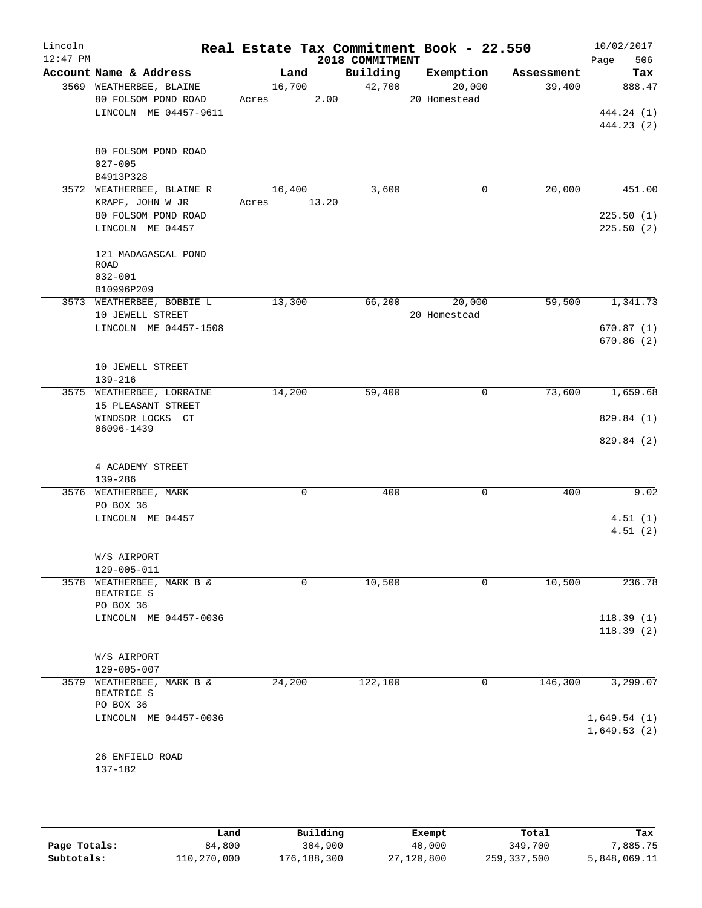# Real Estate Tax Commitment Book - 22.550

Lincoln 12:47 PM — 2018 COMMITMENT — 10/02/2017

| Account Name & Address | Land | Building | Exemption | Assessment | Tax |
|---|---|---|---|---|---|
| 3569 WEATHERBEE, BLAINE<br>80 FOLSOM POND ROAD<br>LINCOLN ME 04457-9611<br><br>80 FOLSOM POND ROAD<br>027-005<br>B4913P328 | 16,700<br>Acres 2.00 | 42,700 | 20,000<br>20 Homestead | 39,400 | 888.47<br><br>444.24 (1)<br>444.23 (2) |
| 3572 WEATHERBEE, BLAINE R<br>KRAPF, JOHN W JR<br>80 FOLSOM POND ROAD<br>LINCOLN ME 04457<br><br>121 MADAGASCAL POND ROAD<br>032-001<br>B10996P209 | 16,400<br>Acres 13.20 | 3,600 | 0 | 20,000 | 451.00<br><br>225.50 (1)<br>225.50 (2) |
| 3573 WEATHERBEE, BOBBIE L<br>10 JEWELL STREET<br>LINCOLN ME 04457-1508<br><br>10 JEWELL STREET<br>139-216 | 13,300 | 66,200 | 20,000<br>20 Homestead | 59,500 | 1,341.73<br><br>670.87 (1)<br>670.86 (2) |
| 3575 WEATHERBEE, LORRAINE<br>15 PLEASANT STREET<br>WINDSOR LOCKS CT 06096-1439<br><br>4 ACADEMY STREET<br>139-286 | 14,200 | 59,400 | 0 | 73,600 | 1,659.68<br><br>829.84 (1)<br>829.84 (2) |
| 3576 WEATHERBEE, MARK<br>PO BOX 36<br>LINCOLN ME 04457<br><br>W/S AIRPORT<br>129-005-011 | 0 | 400 | 0 | 400 | 9.02<br><br>4.51 (1)<br>4.51 (2) |
| 3578 WEATHERBEE, MARK B & BEATRICE S<br>PO BOX 36<br>LINCOLN ME 04457-0036<br><br>W/S AIRPORT<br>129-005-007 | 0 | 10,500 | 0 | 10,500 | 236.78<br><br>118.39 (1)<br>118.39 (2) |
| 3579 WEATHERBEE, MARK B & BEATRICE S<br>PO BOX 36<br>LINCOLN ME 04457-0036<br><br>26 ENFIELD ROAD<br>137-182 | 24,200 | 122,100 | 0 | 146,300 | 3,299.07<br><br>1,649.54 (1)<br>1,649.53 (2) |

| | Land | Building | Exempt | Total | Tax |
|---|---|---|---|---|---|
| Page Totals: | 84,800 | 304,900 | 40,000 | 349,700 | 7,885.75 |
| Subtotals: | 110,270,000 | 176,188,300 | 27,120,800 | 259,337,500 | 5,848,069.11 |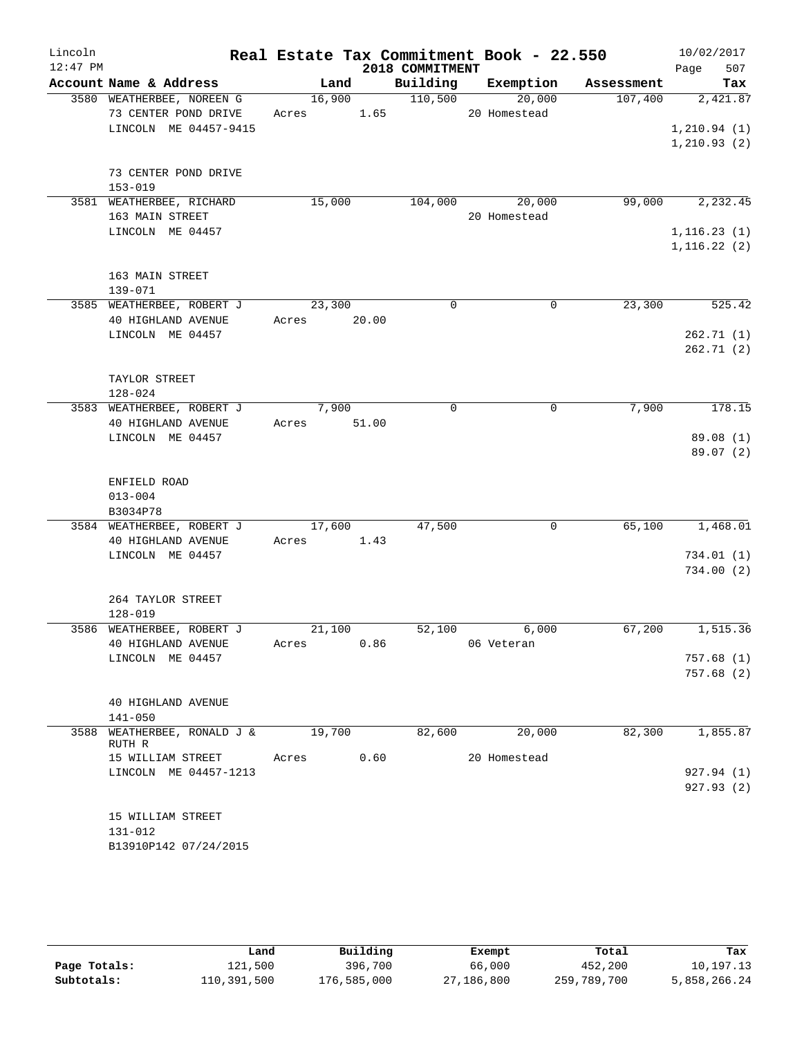# Real Estate Tax Commitment Book - 22.550

Lincoln
12:47 PM

2018 COMMITMENT

10/02/2017

| Account Name & Address | Land | Building | Exemption | Assessment | Tax |
|---|---|---|---|---|---|
| 3580 WEATHERBEE, NOREEN G<br>73 CENTER POND DRIVE<br>LINCOLN ME 04457-9415<br><br>73 CENTER POND DRIVE<br>153-019 | 16,900<br>Acres 1.65 | 110,500 | 20,000<br>20 Homestead | 107,400 | 2,421.87<br><br>1,210.94 (1)<br>1,210.93 (2) |
| 3581 WEATHERBEE, RICHARD<br>163 MAIN STREET<br>LINCOLN ME 04457<br><br>163 MAIN STREET<br>139-071 | 15,000 | 104,000 | 20,000<br>20 Homestead | 99,000 | 2,232.45<br><br>1,116.23 (1)<br>1,116.22 (2) |
| 3585 WEATHERBEE, ROBERT J<br>40 HIGHLAND AVENUE<br>LINCOLN ME 04457<br><br>TAYLOR STREET<br>128-024 | 23,300<br>Acres 20.00 | 0 | 0 | 23,300 | 525.42<br><br>262.71 (1)<br>262.71 (2) |
| 3583 WEATHERBEE, ROBERT J<br>40 HIGHLAND AVENUE<br>LINCOLN ME 04457<br><br>ENFIELD ROAD<br>013-004<br>B3034P78 | 7,900<br>Acres 51.00 | 0 | 0 | 7,900 | 178.15<br><br>89.08 (1)<br>89.07 (2) |
| 3584 WEATHERBEE, ROBERT J<br>40 HIGHLAND AVENUE<br>LINCOLN ME 04457<br><br>264 TAYLOR STREET<br>128-019 | 17,600<br>Acres 1.43 | 47,500 | 0 | 65,100 | 1,468.01<br><br>734.01 (1)<br>734.00 (2) |
| 3586 WEATHERBEE, ROBERT J<br>40 HIGHLAND AVENUE<br>LINCOLN ME 04457<br><br>40 HIGHLAND AVENUE<br>141-050 | 21,100<br>Acres 0.86 | 52,100 | 6,000<br>06 Veteran | 67,200 | 1,515.36<br><br>757.68 (1)<br>757.68 (2) |
| 3588 WEATHERBEE, RONALD J & RUTH R<br>15 WILLIAM STREET<br>LINCOLN ME 04457-1213<br><br>15 WILLIAM STREET<br>131-012<br>B13910P142 07/24/2015 | 19,700<br>Acres 0.60 | 82,600 | 20,000<br>20 Homestead | 82,300 | 1,855.87<br><br>927.94 (1)<br>927.93 (2) |

| | Land | Building | Exempt | Total | Tax |
|---|---|---|---|---|---|
| Page Totals: | 121,500 | 396,700 | 66,000 | 452,200 | 10,197.13 |
| Subtotals: | 110,391,500 | 176,585,000 | 27,186,800 | 259,789,700 | 5,858,266.24 |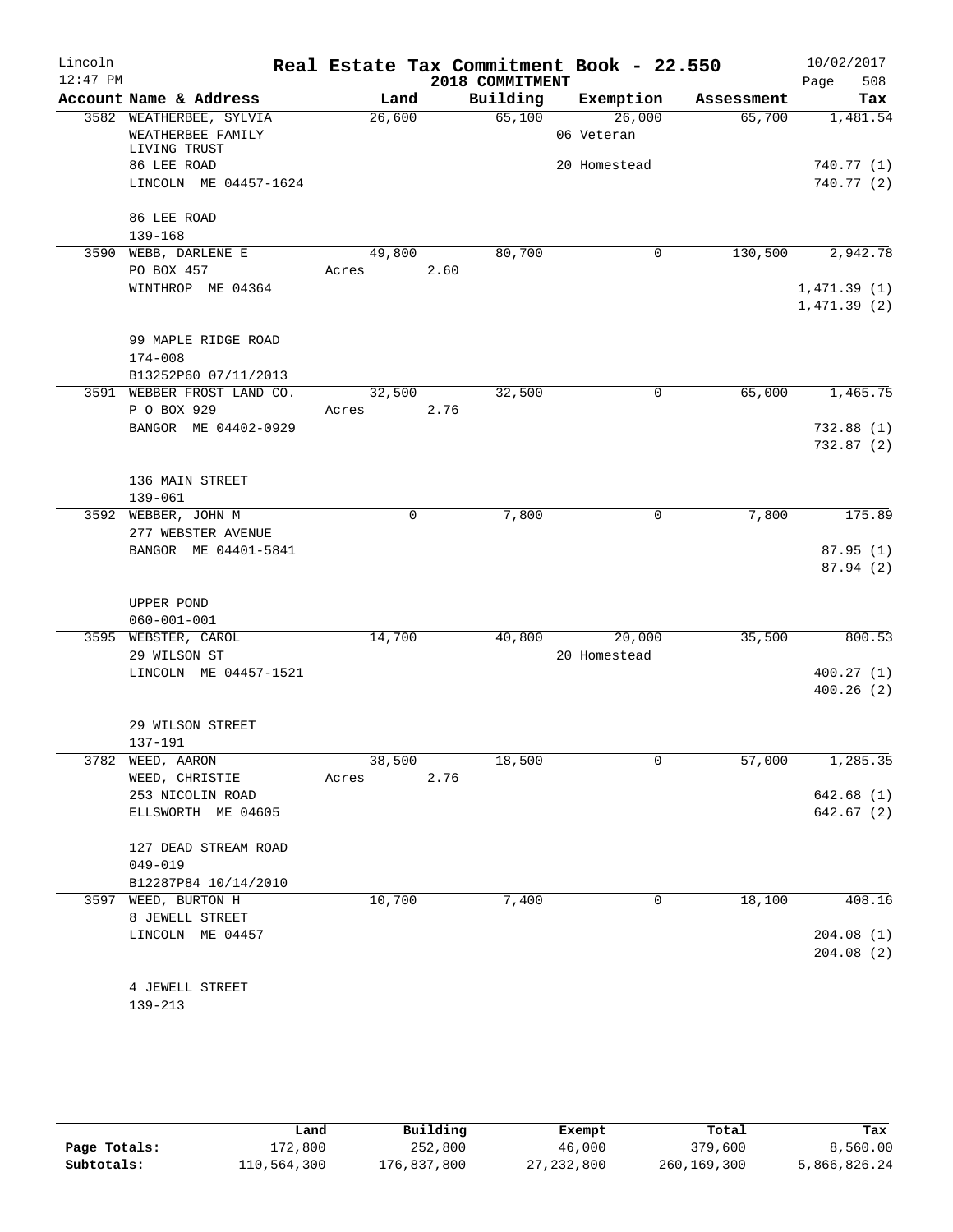# Real Estate Tax Commitment Book - 22.550

Lincoln 12:47 PM — 2018 COMMITMENT — 10/02/2017

| Account Name & Address | Land | Building | Exemption | Assessment | Tax |
|---|---|---|---|---|---|
| 3582 WEATHERBEE, SYLVIA | 26,600 | 65,100 | 26,000 | 65,700 | 1,481.54 |
| WEATHERBEE FAMILY LIVING TRUST | | | 06 Veteran | | |
| 86 LEE ROAD | | | 20 Homestead | | 740.77 (1) |
| LINCOLN ME 04457-1624 | | | | | 740.77 (2) |
| 86 LEE ROAD | | | | | |
| 139-168 | | | | | |
| 3590 WEBB, DARLENE E | 49,800 | 80,700 | 0 | 130,500 | 2,942.78 |
| PO BOX 457 | Acres 2.60 | | | | |
| WINTHROP ME 04364 | | | | | 1,471.39 (1) |
| | | | | | 1,471.39 (2) |
| 99 MAPLE RIDGE ROAD | | | | | |
| 174-008 | | | | | |
| B13252P60 07/11/2013 | | | | | |
| 3591 WEBBER FROST LAND CO. | 32,500 | 32,500 | 0 | 65,000 | 1,465.75 |
| P O BOX 929 | Acres 2.76 | | | | |
| BANGOR ME 04402-0929 | | | | | 732.88 (1) |
| | | | | | 732.87 (2) |
| 136 MAIN STREET | | | | | |
| 139-061 | | | | | |
| 3592 WEBBER, JOHN M | 0 | 7,800 | 0 | 7,800 | 175.89 |
| 277 WEBSTER AVENUE | | | | | |
| BANGOR ME 04401-5841 | | | | | 87.95 (1) |
| | | | | | 87.94 (2) |
| UPPER POND | | | | | |
| 060-001-001 | | | | | |
| 3595 WEBSTER, CAROL | 14,700 | 40,800 | 20,000 | 35,500 | 800.53 |
| 29 WILSON ST | | | 20 Homestead | | |
| LINCOLN ME 04457-1521 | | | | | 400.27 (1) |
| | | | | | 400.26 (2) |
| 29 WILSON STREET | | | | | |
| 137-191 | | | | | |
| 3782 WEED, AARON | 38,500 | 18,500 | 0 | 57,000 | 1,285.35 |
| WEED, CHRISTIE | Acres 2.76 | | | | |
| 253 NICOLIN ROAD | | | | | 642.68 (1) |
| ELLSWORTH ME 04605 | | | | | 642.67 (2) |
| 127 DEAD STREAM ROAD | | | | | |
| 049-019 | | | | | |
| B12287P84 10/14/2010 | | | | | |
| 3597 WEED, BURTON H | 10,700 | 7,400 | 0 | 18,100 | 408.16 |
| 8 JEWELL STREET | | | | | |
| LINCOLN ME 04457 | | | | | 204.08 (1) |
| | | | | | 204.08 (2) |
| 4 JEWELL STREET | | | | | |
| 139-213 | | | | | |

| | Land | Building | Exempt | Total | Tax |
|---|---|---|---|---|---|
| Page Totals: | 172,800 | 252,800 | 46,000 | 379,600 | 8,560.00 |
| Subtotals: | 110,564,300 | 176,837,800 | 27,232,800 | 260,169,300 | 5,866,826.24 |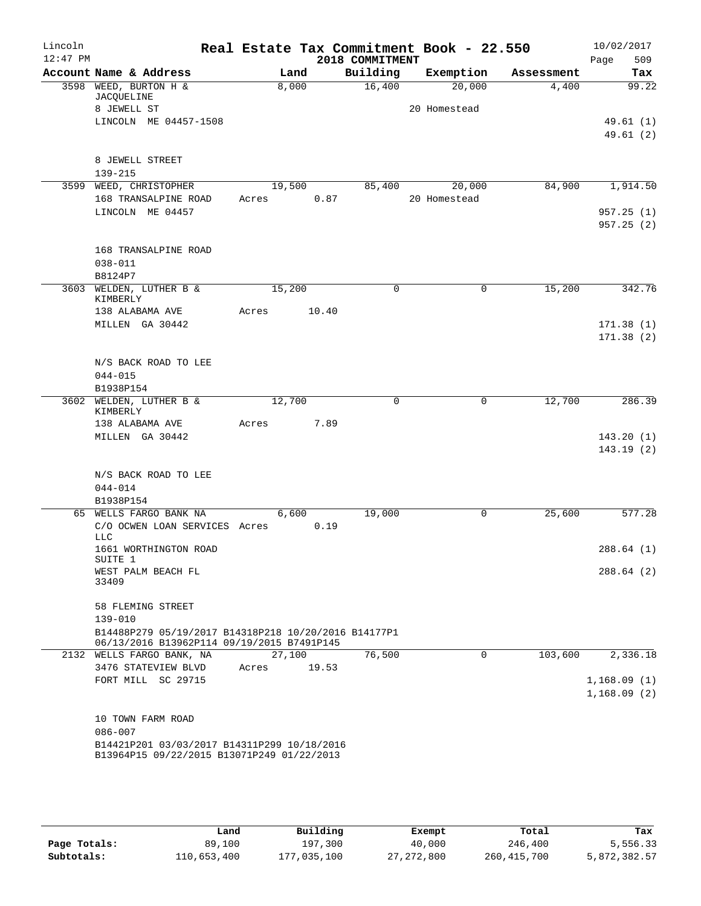Lincoln 12:47 PM

# Real Estate Tax Commitment Book - 22.550

2018 COMMITMENT

10/02/2017 Page 509

| Account Name & Address | Land | Building | Exemption | Assessment | Tax |
|---|---|---|---|---|---|
| 3598 WEED, BURTON H & JACQUELINE | 8,000 | 16,400 | 20,000 | 4,400 | 99.22 |
| 8 JEWELL ST | | | 20 Homestead | | |
| LINCOLN ME 04457-1508 | | | | | 49.61 (1) |
| | | | | | 49.61 (2) |
| 8 JEWELL STREET | | | | | |
| 139-215 | | | | | |
| 3599 WEED, CHRISTOPHER | 19,500 | 85,400 | 20,000 | 84,900 | 1,914.50 |
| 168 TRANSALPINE ROAD | Acres 0.87 | | 20 Homestead | | |
| LINCOLN ME 04457 | | | | | 957.25 (1) |
| | | | | | 957.25 (2) |
| 168 TRANSALPINE ROAD | | | | | |
| 038-011 | | | | | |
| B8124P7 | | | | | |
| 3603 WELDEN, LUTHER B & KIMBERLY | 15,200 | 0 | 0 | 15,200 | 342.76 |
| 138 ALABAMA AVE | Acres 10.40 | | | | |
| MILLEN GA 30442 | | | | | 171.38 (1) |
| | | | | | 171.38 (2) |
| N/S BACK ROAD TO LEE | | | | | |
| 044-015 | | | | | |
| B1938P154 | | | | | |
| 3602 WELDEN, LUTHER B & KIMBERLY | 12,700 | 0 | 0 | 12,700 | 286.39 |
| 138 ALABAMA AVE | Acres 7.89 | | | | |
| MILLEN GA 30442 | | | | | 143.20 (1) |
| | | | | | 143.19 (2) |
| N/S BACK ROAD TO LEE | | | | | |
| 044-014 | | | | | |
| B1938P154 | | | | | |
| 65 WELLS FARGO BANK NA | 6,600 | 19,000 | 0 | 25,600 | 577.28 |
| C/O OCWEN LOAN SERVICES LLC | Acres 0.19 | | | | |
| 1661 WORTHINGTON ROAD SUITE 1 | | | | | 288.64 (1) |
| WEST PALM BEACH FL 33409 | | | | | 288.64 (2) |
| 58 FLEMING STREET | | | | | |
| 139-010 | | | | | |
| B14488P279 05/19/2017 B14318P218 10/20/2016 B14177P1 06/13/2016 B13962P114 09/19/2015 B7491P145 | | | | | |
| 2132 WELLS FARGO BANK, NA | 27,100 | 76,500 | 0 | 103,600 | 2,336.18 |
| 3476 STATEVIEW BLVD | Acres 19.53 | | | | |
| FORT MILL SC 29715 | | | | | 1,168.09 (1) |
| | | | | | 1,168.09 (2) |
| 10 TOWN FARM ROAD | | | | | |
| 086-007 | | | | | |
| B14421P201 03/03/2017 B14311P299 10/18/2016 B13964P15 09/22/2015 B13071P249 01/22/2013 | | | | | |

| | Land | Building | Exempt | Total | Tax |
|---|---|---|---|---|---|
| Page Totals: | 89,100 | 197,300 | 40,000 | 246,400 | 5,556.33 |
| Subtotals: | 110,653,400 | 177,035,100 | 27,272,800 | 260,415,700 | 5,872,382.57 |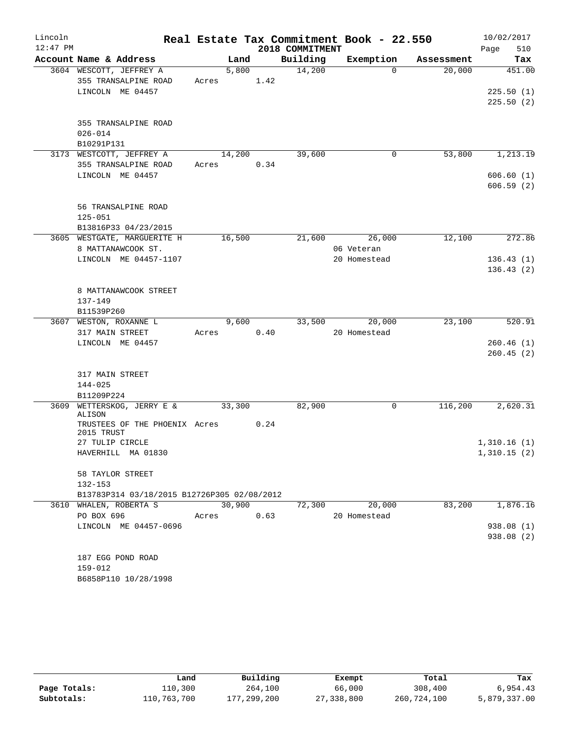# Real Estate Tax Commitment Book - 22.550

Lincoln 12:47 PM — 2018 COMMITMENT — 10/02/2017

| Account | Name & Address | Land | Building | Exemption | Assessment | Tax |
|---|---|---|---|---|---|---|
| 3604 | WESCOTT, JEFFREY A<br>355 TRANSALPINE ROAD<br>LINCOLN ME 04457<br><br>355 TRANSALPINE ROAD<br>026-014<br>B10291P131 | 5,800<br>Acres 1.42 | 14,200 | 0 | 20,000 | 451.00<br>225.50 (1)<br>225.50 (2) |
| 3173 | WESTCOTT, JEFFREY A<br>355 TRANSALPINE ROAD<br>LINCOLN ME 04457<br><br>56 TRANSALPINE ROAD<br>125-051<br>B13816P33 04/23/2015 | 14,200<br>Acres 0.34 | 39,600 | 0 | 53,800 | 1,213.19<br>606.60 (1)<br>606.59 (2) |
| 3605 | WESTGATE, MARGUERITE H<br>8 MATTANAWCOOK ST.<br>LINCOLN ME 04457-1107<br><br>8 MATTANAWCOOK STREET<br>137-149<br>B11539P260 | 16,500 | 21,600 | 26,000<br>06 Veteran<br>20 Homestead | 12,100 | 272.86<br>136.43 (1)<br>136.43 (2) |
| 3607 | WESTON, ROXANNE L<br>317 MAIN STREET<br>LINCOLN ME 04457<br><br>317 MAIN STREET<br>144-025<br>B11209P224 | 9,600<br>Acres 0.40 | 33,500 | 20,000<br>20 Homestead | 23,100 | 520.91<br>260.46 (1)<br>260.45 (2) |
| 3609 | WETTERSKOG, JERRY E & ALISON<br>TRUSTEES OF THE PHOENIX 2015 TRUST<br>27 TULIP CIRCLE<br>HAVERHILL MA 01830<br><br>58 TAYLOR STREET<br>132-153<br>B13783P314 03/18/2015 B12726P305 02/08/2012 | 33,300<br>Acres 0.24 | 82,900 | 0 | 116,200 | 2,620.31<br>1,310.16 (1)<br>1,310.15 (2) |
| 3610 | WHALEN, ROBERTA S<br>PO BOX 696<br>LINCOLN ME 04457-0696<br><br>187 EGG POND ROAD<br>159-012<br>B6858P110 10/28/1998 | 30,900<br>Acres 0.63 | 72,300 | 20,000<br>20 Homestead | 83,200 | 1,876.16<br>938.08 (1)<br>938.08 (2) |

| | Land | Building | Exempt | Total | Tax |
|---|---|---|---|---|---|
| Page Totals: | 110,300 | 264,100 | 66,000 | 308,400 | 6,954.43 |
| Subtotals: | 110,763,700 | 177,299,200 | 27,338,800 | 260,724,100 | 5,879,337.00 |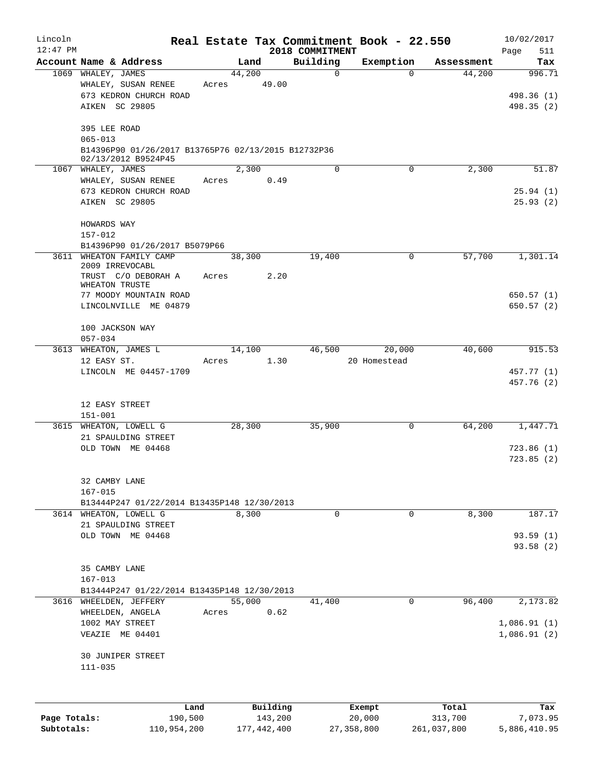# Real Estate Tax Commitment Book - 22.550

Lincoln
12:47 PM

2018 COMMITMENT

10/02/2017

| Account Name & Address | Land | Building | Exemption | Assessment | Tax |
|---|---|---|---|---|---|
| 1069 WHALEY, JAMES<br>WHALEY, SUSAN RENEE<br>673 KEDRON CHURCH ROAD<br>AIKEN SC 29805<br><br>395 LEE ROAD<br>065-013<br>B14396P90 01/26/2017 B13765P76 02/13/2015 B12732P36 02/13/2012 B9524P45 | 44,200<br>Acres 49.00 | 0 | 0 | 44,200 | 996.71<br><br>498.36 (1)<br>498.35 (2) |
| 1067 WHALEY, JAMES<br>WHALEY, SUSAN RENEE<br>673 KEDRON CHURCH ROAD<br>AIKEN SC 29805<br><br>HOWARDS WAY<br>157-012<br>B14396P90 01/26/2017 B5079P66 | 2,300<br>Acres 0.49 | 0 | 0 | 2,300 | 51.87<br><br>25.94 (1)<br>25.93 (2) |
| 3611 WHEATON FAMILY CAMP 2009 IRREVOCABL<br>TRUST C/O DEBORAH A WHEATON TRUSTE<br>77 MOODY MOUNTAIN ROAD<br>LINCOLNVILLE ME 04879<br><br>100 JACKSON WAY<br>057-034 | 38,300<br>Acres 2.20 | 19,400 | 0 | 57,700 | 1,301.14<br><br>650.57 (1)<br>650.57 (2) |
| 3613 WHEATON, JAMES L<br>12 EASY ST.<br>LINCOLN ME 04457-1709<br><br>12 EASY STREET<br>151-001 | 14,100<br>Acres 1.30 | 46,500 | 20,000<br>20 Homestead | 40,600 | 915.53<br><br>457.77 (1)<br>457.76 (2) |
| 3615 WHEATON, LOWELL G<br>21 SPAULDING STREET<br>OLD TOWN ME 04468<br><br>32 CAMBY LANE<br>167-015<br>B13444P247 01/22/2014 B13435P148 12/30/2013 | 28,300 | 35,900 | 0 | 64,200 | 1,447.71<br><br>723.86 (1)<br>723.85 (2) |
| 3614 WHEATON, LOWELL G<br>21 SPAULDING STREET<br>OLD TOWN ME 04468<br><br>35 CAMBY LANE<br>167-013<br>B13444P247 01/22/2014 B13435P148 12/30/2013 | 8,300 | 0 | 0 | 8,300 | 187.17<br><br>93.59 (1)<br>93.58 (2) |
| 3616 WHEELDEN, JEFFERY<br>WHEELDEN, ANGELA<br>1002 MAY STREET<br>VEAZIE ME 04401<br><br>30 JUNIPER STREET<br>111-035 | 55,000<br>Acres 0.62 | 41,400 | 0 | 96,400 | 2,173.82<br><br>1,086.91 (1)<br>1,086.91 (2) |

| | Land | Building | Exempt | Total | Tax |
|---|---|---|---|---|---|
| Page Totals: | 190,500 | 143,200 | 20,000 | 313,700 | 7,073.95 |
| Subtotals: | 110,954,200 | 177,442,400 | 27,358,800 | 261,037,800 | 5,886,410.95 |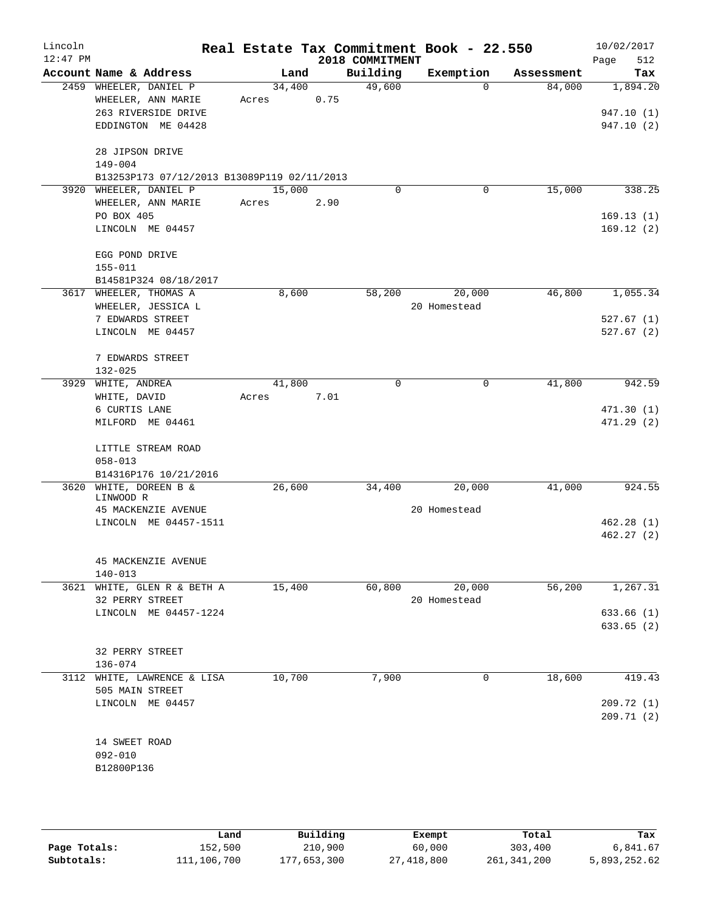# Real Estate Tax Commitment Book - 22.550

Lincoln
12:47 PM
2018 COMMITMENT
10/02/2017

| Account | Name & Address | Land | Building | Exemption | Assessment | Tax |
|---|---|---|---|---|---|---|
| 2459 | WHEELER, DANIEL P<br>WHEELER, ANN MARIE<br>263 RIVERSIDE DRIVE<br>EDDINGTON ME 04428<br><br>28 JIPSON DRIVE<br>149-004<br>B13253P173 07/12/2013 B13089P119 02/11/2013 | 34,400<br>Acres 0.75 | 49,600 | 0 | 84,000 | 1,894.20<br><br>947.10 (1)<br>947.10 (2) |
| 3920 | WHEELER, DANIEL P<br>WHEELER, ANN MARIE<br>PO BOX 405<br>LINCOLN ME 04457<br><br>EGG POND DRIVE<br>155-011<br>B14581P324 08/18/2017 | 15,000<br>Acres 2.90 | 0 | 0 | 15,000 | 338.25<br><br>169.13 (1)<br>169.12 (2) |
| 3617 | WHEELER, THOMAS A<br>WHEELER, JESSICA L<br>7 EDWARDS STREET<br>LINCOLN ME 04457<br><br>7 EDWARDS STREET<br>132-025 | 8,600 | 58,200 | 20,000<br>20 Homestead | 46,800 | 1,055.34<br><br>527.67 (1)<br>527.67 (2) |
| 3929 | WHITE, ANDREA<br>WHITE, DAVID<br>6 CURTIS LANE<br>MILFORD ME 04461<br><br>LITTLE STREAM ROAD<br>058-013<br>B14316P176 10/21/2016 | 41,800<br>Acres 7.01 | 0 | 0 | 41,800 | 942.59<br><br>471.30 (1)<br>471.29 (2) |
| 3620 | WHITE, DOREEN B &<br>LINWOOD R<br>45 MACKENZIE AVENUE<br>LINCOLN ME 04457-1511<br><br>45 MACKENZIE AVENUE<br>140-013 | 26,600 | 34,400 | 20,000<br>20 Homestead | 41,000 | 924.55<br><br>462.28 (1)<br>462.27 (2) |
| 3621 | WHITE, GLEN R & BETH A<br>32 PERRY STREET<br>LINCOLN ME 04457-1224<br><br>32 PERRY STREET<br>136-074 | 15,400 | 60,800 | 20,000<br>20 Homestead | 56,200 | 1,267.31<br><br>633.66 (1)<br>633.65 (2) |
| 3112 | WHITE, LAWRENCE & LISA<br>505 MAIN STREET<br>LINCOLN ME 04457<br><br>14 SWEET ROAD<br>092-010<br>B12800P136 | 10,700 | 7,900 | 0 | 18,600 | 419.43<br><br>209.72 (1)<br>209.71 (2) |

| | Land | Building | Exempt | Total | Tax |
|---|---|---|---|---|---|
| Page Totals: | 152,500 | 210,900 | 60,000 | 303,400 | 6,841.67 |
| Subtotals: | 111,106,700 | 177,653,300 | 27,418,800 | 261,341,200 | 5,893,252.62 |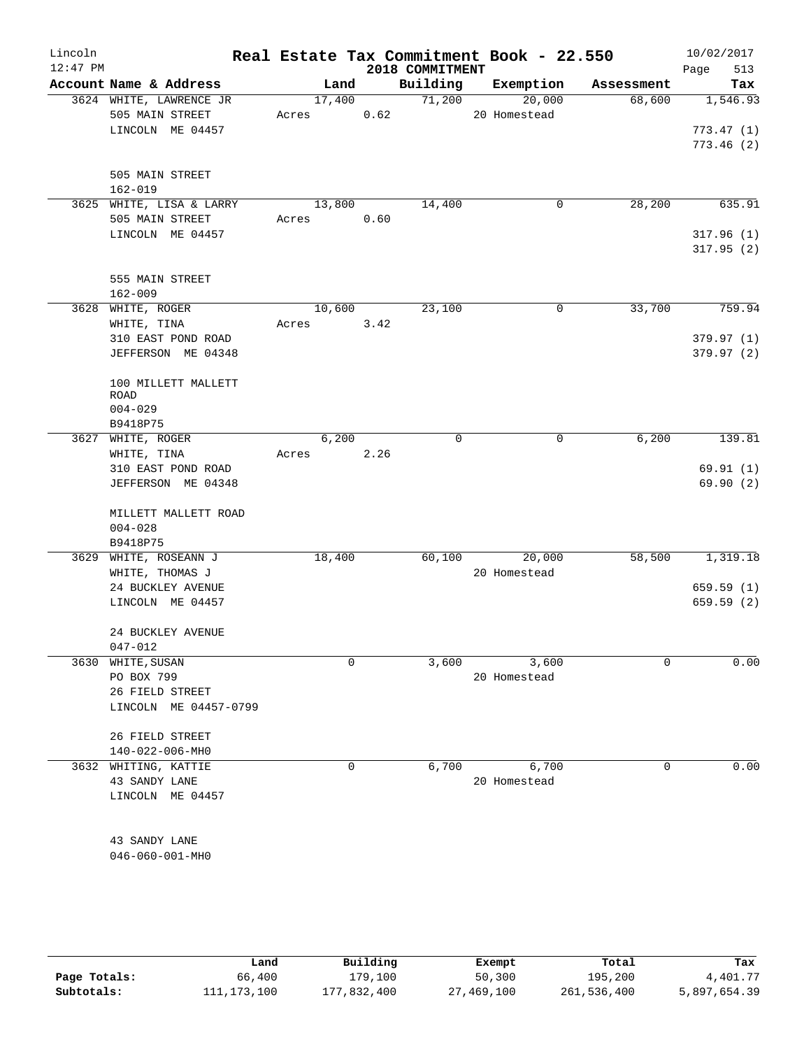Lincoln 12:47 PM

# Real Estate Tax Commitment Book - 22.550

## 2018 COMMITMENT

10/02/2017

| Account | Name & Address | Land | Building | Exemption | Assessment | Tax |
|---|---|---|---|---|---|---|
| 3624 | WHITE, LAWRENCE JR<br>505 MAIN STREET<br>LINCOLN ME 04457<br><br>505 MAIN STREET<br>162-019 | 17,400<br>Acres 0.62 | 71,200 | 20,000<br>20 Homestead | 68,600 | 1,546.93<br><br>773.47 (1)<br>773.46 (2) |
| 3625 | WHITE, LISA & LARRY<br>505 MAIN STREET<br>LINCOLN ME 04457<br><br>555 MAIN STREET<br>162-009 | 13,800<br>Acres 0.60 | 14,400 | 0 | 28,200 | 635.91<br><br>317.96 (1)<br>317.95 (2) |
| 3628 | WHITE, ROGER<br>WHITE, TINA<br>310 EAST POND ROAD<br>JEFFERSON ME 04348<br><br>100 MILLETT MALLETT ROAD<br>004-029<br>B9418P75 | 10,600<br>Acres 3.42 | 23,100 | 0 | 33,700 | 759.94<br><br>379.97 (1)<br>379.97 (2) |
| 3627 | WHITE, ROGER<br>WHITE, TINA<br>310 EAST POND ROAD<br>JEFFERSON ME 04348<br><br>MILLETT MALLETT ROAD<br>004-028<br>B9418P75 | 6,200<br>Acres 2.26 | 0 | 0 | 6,200 | 139.81<br><br>69.91 (1)<br>69.90 (2) |
| 3629 | WHITE, ROSEANN J<br>WHITE, THOMAS J<br>24 BUCKLEY AVENUE<br>LINCOLN ME 04457<br><br>24 BUCKLEY AVENUE<br>047-012 | 18,400 | 60,100 | 20,000<br>20 Homestead | 58,500 | 1,319.18<br><br>659.59 (1)<br>659.59 (2) |
| 3630 | WHITE, SUSAN<br>PO BOX 799<br>26 FIELD STREET<br>LINCOLN ME 04457-0799<br><br>26 FIELD STREET<br>140-022-006-MH0 | 0 | 3,600 | 3,600<br>20 Homestead | 0 | 0.00 |
| 3632 | WHITING, KATTIE<br>43 SANDY LANE<br>LINCOLN ME 04457<br><br>43 SANDY LANE<br>046-060-001-MH0 | 0 | 6,700 | 6,700<br>20 Homestead | 0 | 0.00 |

| | Land | Building | Exempt | Total | Tax |
|---|---|---|---|---|---|
| Page Totals: | 66,400 | 179,100 | 50,300 | 195,200 | 4,401.77 |
| Subtotals: | 111,173,100 | 177,832,400 | 27,469,100 | 261,536,400 | 5,897,654.39 |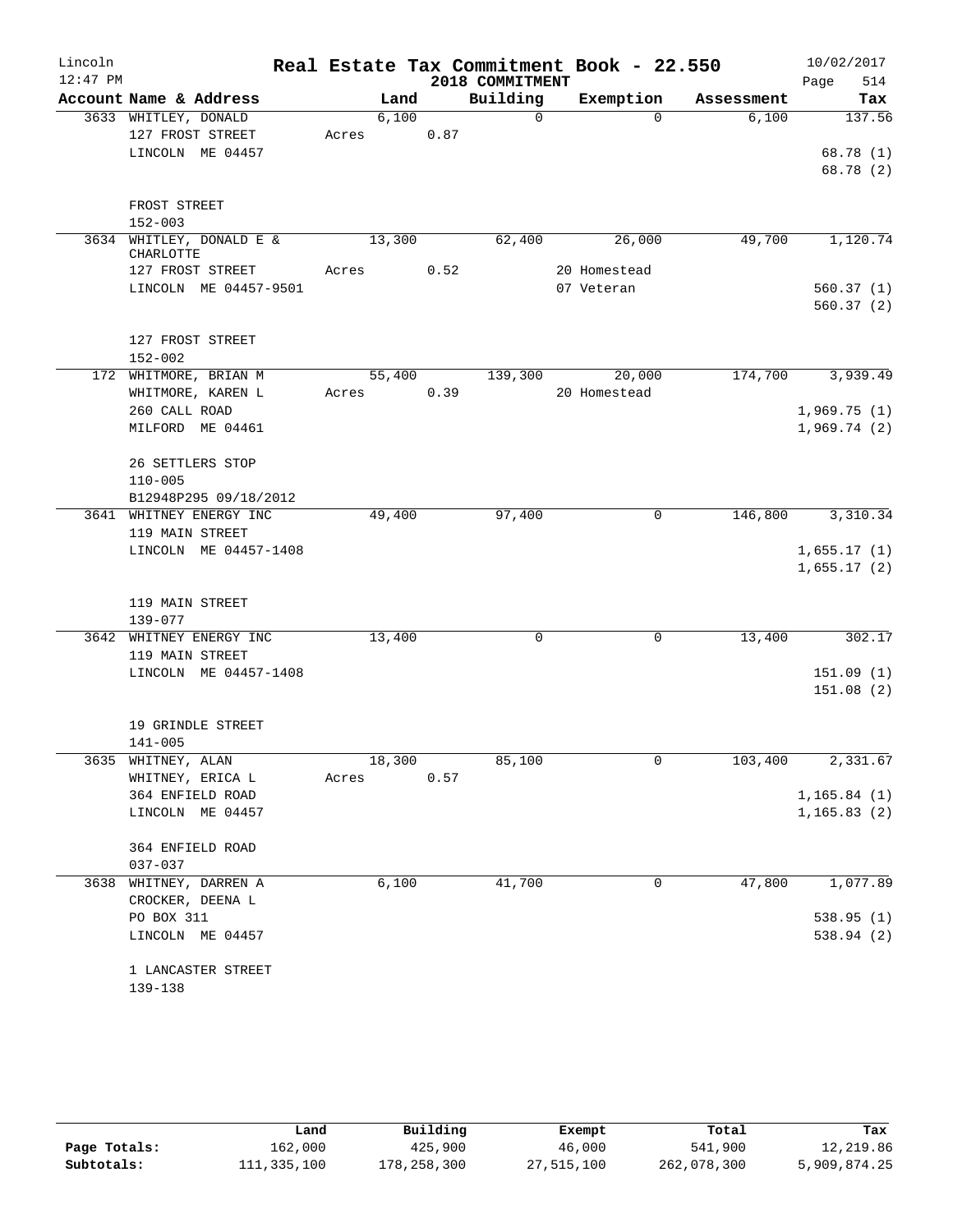Lincoln 12:47 PM

# Real Estate Tax Commitment Book - 22.550

## 2018 COMMITMENT

10/02/2017 Page 514

| Account Name & Address | Land | Building | Exemption | Assessment | Tax |
|---|---|---|---|---|---|
| 3633 WHITLEY, DONALD | 6,100 | 0 | 0 | 6,100 | 137.56 |
| 127 FROST STREET | Acres 0.87 | | | | |
| LINCOLN ME 04457 | | | | | 68.78 (1) |
| | | | | | 68.78 (2) |
| FROST STREET | | | | | |
| 152-003 | | | | | |
| 3634 WHITLEY, DONALD E & CHARLOTTE | 13,300 | 62,400 | 26,000 | 49,700 | 1,120.74 |
| 127 FROST STREET | Acres 0.52 | | 20 Homestead | | |
| LINCOLN ME 04457-9501 | | | 07 Veteran | | 560.37 (1) |
| | | | | | 560.37 (2) |
| 127 FROST STREET | | | | | |
| 152-002 | | | | | |
| 172 WHITMORE, BRIAN M | 55,400 | 139,300 | 20,000 | 174,700 | 3,939.49 |
| WHITMORE, KAREN L | Acres 0.39 | | 20 Homestead | | |
| 260 CALL ROAD | | | | | 1,969.75 (1) |
| MILFORD ME 04461 | | | | | 1,969.74 (2) |
| 26 SETTLERS STOP | | | | | |
| 110-005 | | | | | |
| B12948P295 09/18/2012 | | | | | |
| 3641 WHITNEY ENERGY INC | 49,400 | 97,400 | 0 | 146,800 | 3,310.34 |
| 119 MAIN STREET | | | | | |
| LINCOLN ME 04457-1408 | | | | | 1,655.17 (1) |
| | | | | | 1,655.17 (2) |
| 119 MAIN STREET | | | | | |
| 139-077 | | | | | |
| 3642 WHITNEY ENERGY INC | 13,400 | 0 | 0 | 13,400 | 302.17 |
| 119 MAIN STREET | | | | | |
| LINCOLN ME 04457-1408 | | | | | 151.09 (1) |
| | | | | | 151.08 (2) |
| 19 GRINDLE STREET | | | | | |
| 141-005 | | | | | |
| 3635 WHITNEY, ALAN | 18,300 | 85,100 | 0 | 103,400 | 2,331.67 |
| WHITNEY, ERICA L | Acres 0.57 | | | | |
| 364 ENFIELD ROAD | | | | | 1,165.84 (1) |
| LINCOLN ME 04457 | | | | | 1,165.83 (2) |
| 364 ENFIELD ROAD | | | | | |
| 037-037 | | | | | |
| 3638 WHITNEY, DARREN A | 6,100 | 41,700 | 0 | 47,800 | 1,077.89 |
| CROCKER, DEENA L | | | | | |
| PO BOX 311 | | | | | 538.95 (1) |
| LINCOLN ME 04457 | | | | | 538.94 (2) |
| 1 LANCASTER STREET | | | | | |
| 139-138 | | | | | |

| | Land | Building | Exempt | Total | Tax |
|---|---|---|---|---|---|
| Page Totals: | 162,000 | 425,900 | 46,000 | 541,900 | 12,219.86 |
| Subtotals: | 111,335,100 | 178,258,300 | 27,515,100 | 262,078,300 | 5,909,874.25 |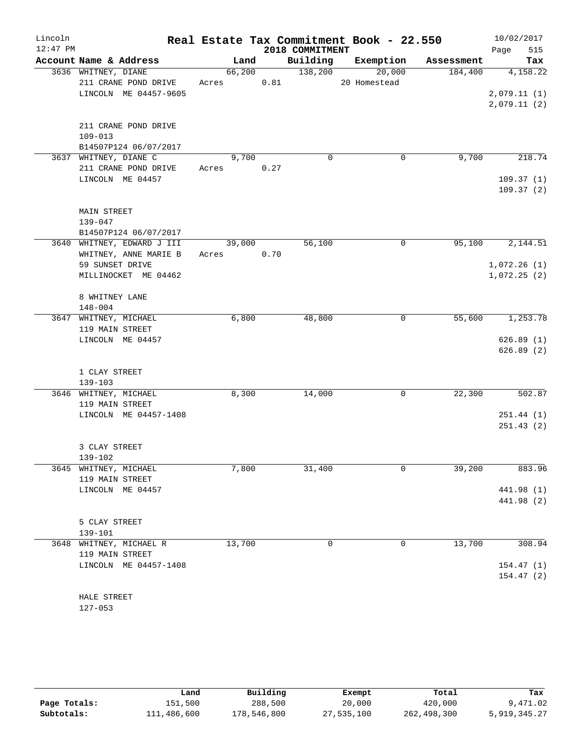# Real Estate Tax Commitment Book - 22.550

Lincoln
12:47 PM

2018 COMMITMENT

10/02/2017

| Account Name & Address | Land | Building | Exemption | Assessment | Tax |
|---|---|---|---|---|---|
| 3636 WHITNEY, DIANE<br>211 CRANE POND DRIVE<br>LINCOLN ME 04457-9605<br><br>211 CRANE POND DRIVE<br>109-013<br>B14507P124 06/07/2017 | 66,200<br>Acres 0.81 | 138,200 | 20,000<br>20 Homestead | 184,400 | 4,158.22<br><br>2,079.11 (1)<br>2,079.11 (2) |
| 3637 WHITNEY, DIANE C<br>211 CRANE POND DRIVE<br>LINCOLN ME 04457<br><br>MAIN STREET<br>139-047<br>B14507P124 06/07/2017 | 9,700<br>Acres 0.27 | 0 | 0 | 9,700 | 218.74<br><br>109.37 (1)<br>109.37 (2) |
| 3640 WHITNEY, EDWARD J III<br>WHITNEY, ANNE MARIE B<br>59 SUNSET DRIVE<br>MILLINOCKET ME 04462<br><br>8 WHITNEY LANE<br>148-004 | 39,000<br>Acres 0.70 | 56,100 | 0 | 95,100 | 2,144.51<br><br>1,072.26 (1)<br>1,072.25 (2) |
| 3647 WHITNEY, MICHAEL<br>119 MAIN STREET<br>LINCOLN ME 04457<br><br>1 CLAY STREET<br>139-103 | 6,800 | 48,800 | 0 | 55,600 | 1,253.78<br><br>626.89 (1)<br>626.89 (2) |
| 3646 WHITNEY, MICHAEL<br>119 MAIN STREET<br>LINCOLN ME 04457-1408<br><br>3 CLAY STREET<br>139-102 | 8,300 | 14,000 | 0 | 22,300 | 502.87<br><br>251.44 (1)<br>251.43 (2) |
| 3645 WHITNEY, MICHAEL<br>119 MAIN STREET<br>LINCOLN ME 04457<br><br>5 CLAY STREET<br>139-101 | 7,800 | 31,400 | 0 | 39,200 | 883.96<br><br>441.98 (1)<br>441.98 (2) |
| 3648 WHITNEY, MICHAEL R<br>119 MAIN STREET<br>LINCOLN ME 04457-1408<br><br>HALE STREET<br>127-053 | 13,700 | 0 | 0 | 13,700 | 308.94<br><br>154.47 (1)<br>154.47 (2) |

| | Land | Building | Exempt | Total | Tax |
|---|---|---|---|---|---|
| Page Totals: | 151,500 | 288,500 | 20,000 | 420,000 | 9,471.02 |
| Subtotals: | 111,486,600 | 178,546,800 | 27,535,100 | 262,498,300 | 5,919,345.27 |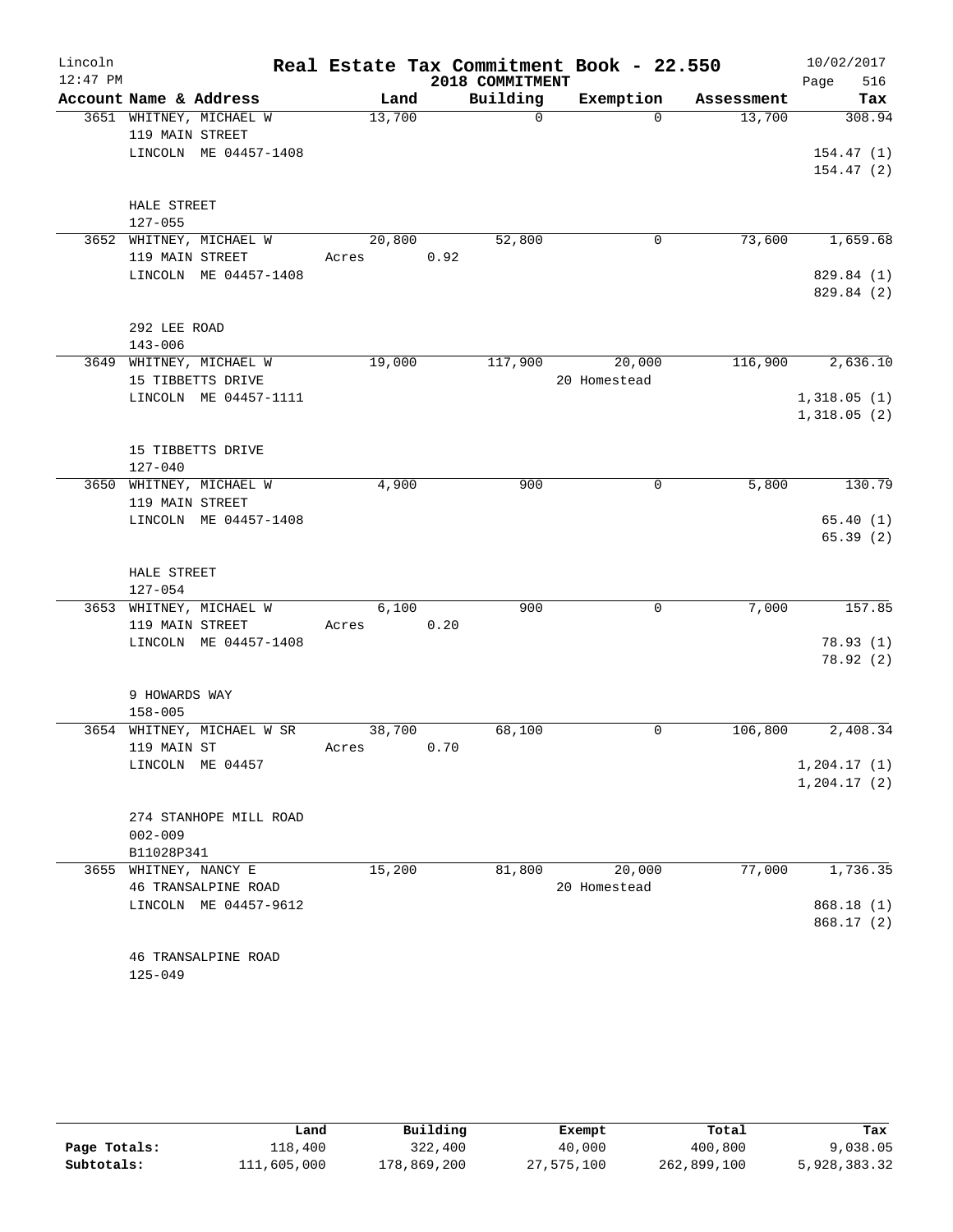# Real Estate Tax Commitment Book - 22.550

Lincoln 12:47 PM — 2018 COMMITMENT — 10/02/2017

| Account Name & Address | Land | Building | Exemption | Assessment | Tax |
|---|---|---|---|---|---|
| 3651 WHITNEY, MICHAEL W<br>119 MAIN STREET<br>LINCOLN ME 04457-1408<br><br>HALE STREET<br>127-055 | 13,700 | 0 | 0 | 13,700 | 308.94<br>154.47 (1)<br>154.47 (2) |
| 3652 WHITNEY, MICHAEL W<br>119 MAIN STREET<br>LINCOLN ME 04457-1408<br><br>292 LEE ROAD<br>143-006 | 20,800<br>Acres 0.92 | 52,800 | 0 | 73,600 | 1,659.68<br>829.84 (1)<br>829.84 (2) |
| 3649 WHITNEY, MICHAEL W<br>15 TIBBETTS DRIVE<br>LINCOLN ME 04457-1111<br><br>15 TIBBETTS DRIVE<br>127-040 | 19,000 | 117,900 | 20,000<br>20 Homestead | 116,900 | 2,636.10<br>1,318.05 (1)<br>1,318.05 (2) |
| 3650 WHITNEY, MICHAEL W<br>119 MAIN STREET<br>LINCOLN ME 04457-1408<br><br>HALE STREET<br>127-054 | 4,900 | 900 | 0 | 5,800 | 130.79<br>65.40 (1)<br>65.39 (2) |
| 3653 WHITNEY, MICHAEL W<br>119 MAIN STREET<br>LINCOLN ME 04457-1408<br><br>9 HOWARDS WAY<br>158-005 | 6,100<br>Acres 0.20 | 900 | 0 | 7,000 | 157.85<br>78.93 (1)<br>78.92 (2) |
| 3654 WHITNEY, MICHAEL W SR<br>119 MAIN ST<br>LINCOLN ME 04457<br><br>274 STANHOPE MILL ROAD<br>002-009<br>B11028P341 | 38,700<br>Acres 0.70 | 68,100 | 0 | 106,800 | 2,408.34<br>1,204.17 (1)<br>1,204.17 (2) |
| 3655 WHITNEY, NANCY E<br>46 TRANSALPINE ROAD<br>LINCOLN ME 04457-9612<br><br>46 TRANSALPINE ROAD<br>125-049 | 15,200 | 81,800 | 20,000<br>20 Homestead | 77,000 | 1,736.35<br>868.18 (1)<br>868.17 (2) |

| | Land | Building | Exempt | Total | Tax |
|---|---|---|---|---|---|
| Page Totals: | 118,400 | 322,400 | 40,000 | 400,800 | 9,038.05 |
| Subtotals: | 111,605,000 | 178,869,200 | 27,575,100 | 262,899,100 | 5,928,383.32 |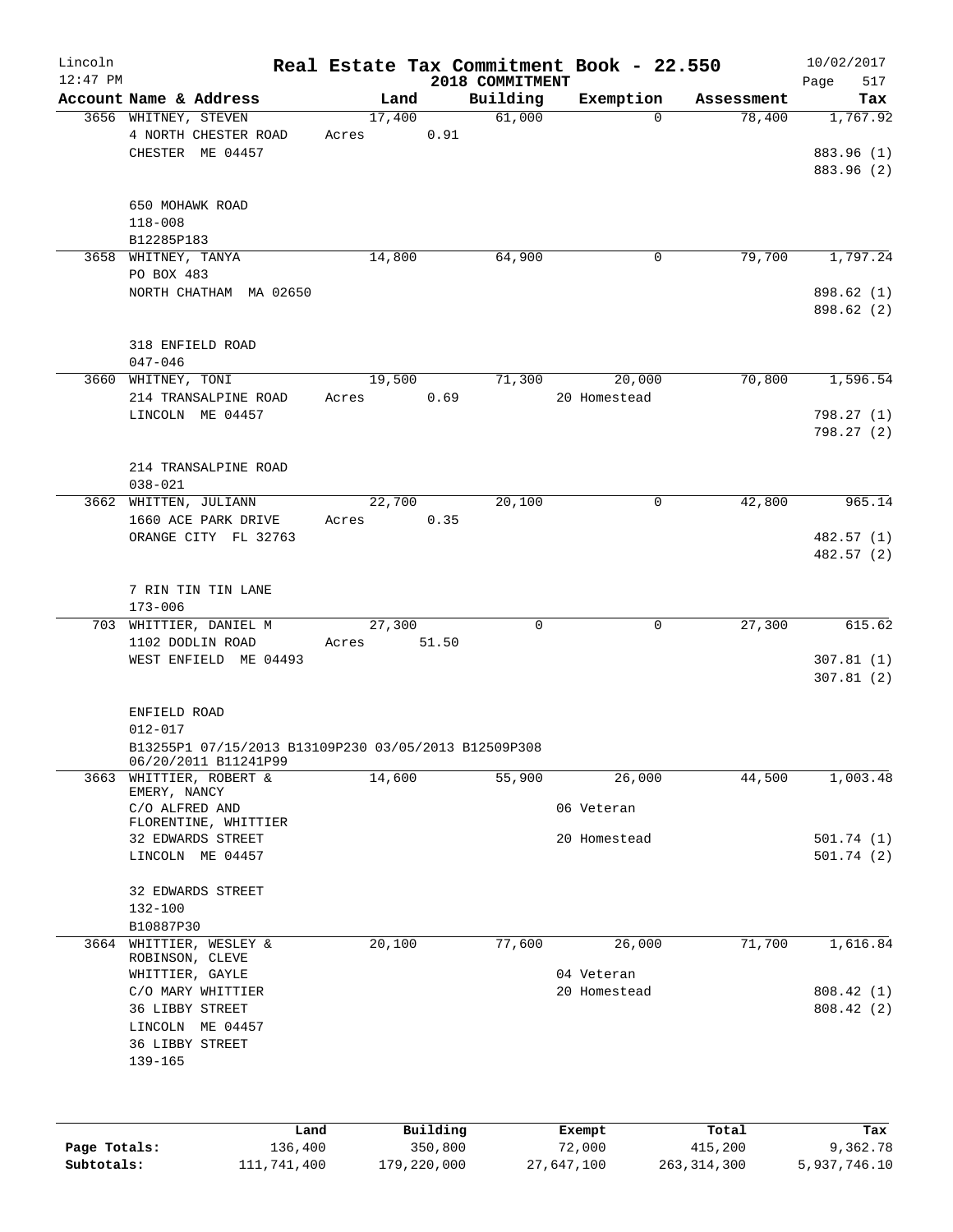# Real Estate Tax Commitment Book - 22.550

Lincoln 12:47 PM — 2018 COMMITMENT — 10/02/2017

| Account Name & Address | Land | Building | Exemption | Assessment | Tax |
|---|---|---|---|---|---|
| 3656 WHITNEY, STEVEN<br>4 NORTH CHESTER ROAD<br>CHESTER ME 04457<br><br>650 MOHAWK ROAD<br>118-008<br>B12285P183 | 17,400<br>Acres 0.91 | 61,000 | 0 | 78,400 | 1,767.92<br><br>883.96 (1)<br>883.96 (2) |
| 3658 WHITNEY, TANYA<br>PO BOX 483<br>NORTH CHATHAM MA 02650<br><br>318 ENFIELD ROAD<br>047-046 | 14,800 | 64,900 | 0 | 79,700 | 1,797.24<br><br>898.62 (1)<br>898.62 (2) |
| 3660 WHITNEY, TONI<br>214 TRANSALPINE ROAD<br>LINCOLN ME 04457<br><br>214 TRANSALPINE ROAD<br>038-021 | 19,500<br>Acres 0.69 | 71,300 | 20,000<br>20 Homestead | 70,800 | 1,596.54<br><br>798.27 (1)<br>798.27 (2) |
| 3662 WHITTEN, JULIANN<br>1660 ACE PARK DRIVE<br>ORANGE CITY FL 32763<br><br>7 RIN TIN TIN LANE<br>173-006 | 22,700<br>Acres 0.35 | 20,100 | 0 | 42,800 | 965.14<br><br>482.57 (1)<br>482.57 (2) |
| 703 WHITTIER, DANIEL M<br>1102 DODLIN ROAD<br>WEST ENFIELD ME 04493<br><br>ENFIELD ROAD<br>012-017<br>B13255P1 07/15/2013 B13109P230 03/05/2013 B12509P308 06/20/2011 B11241P99 | 27,300<br>Acres 51.50 | 0 | 0 | 27,300 | 615.62<br><br>307.81 (1)<br>307.81 (2) |
| 3663 WHITTIER, ROBERT &<br>EMERY, NANCY<br>C/O ALFRED AND<br>FLORENTINE, WHITTIER<br>32 EDWARDS STREET<br>LINCOLN ME 04457<br><br>32 EDWARDS STREET<br>132-100<br>B10887P30 | 14,600 | 55,900 | 26,000<br>06 Veteran<br>20 Homestead | 44,500 | 1,003.48<br><br>501.74 (1)<br>501.74 (2) |
| 3664 WHITTIER, WESLEY &<br>ROBINSON, CLEVE<br>WHITTIER, GAYLE<br>C/O MARY WHITTIER<br>36 LIBBY STREET<br>LINCOLN ME 04457<br>36 LIBBY STREET<br>139-165 | 20,100 | 77,600 | 26,000<br>04 Veteran<br>20 Homestead | 71,700 | 1,616.84<br><br>808.42 (1)<br>808.42 (2) |

| | Land | Building | Exempt | Total | Tax |
|---|---|---|---|---|---|
| Page Totals: | 136,400 | 350,800 | 72,000 | 415,200 | 9,362.78 |
| Subtotals: | 111,741,400 | 179,220,000 | 27,647,100 | 263,314,300 | 5,937,746.10 |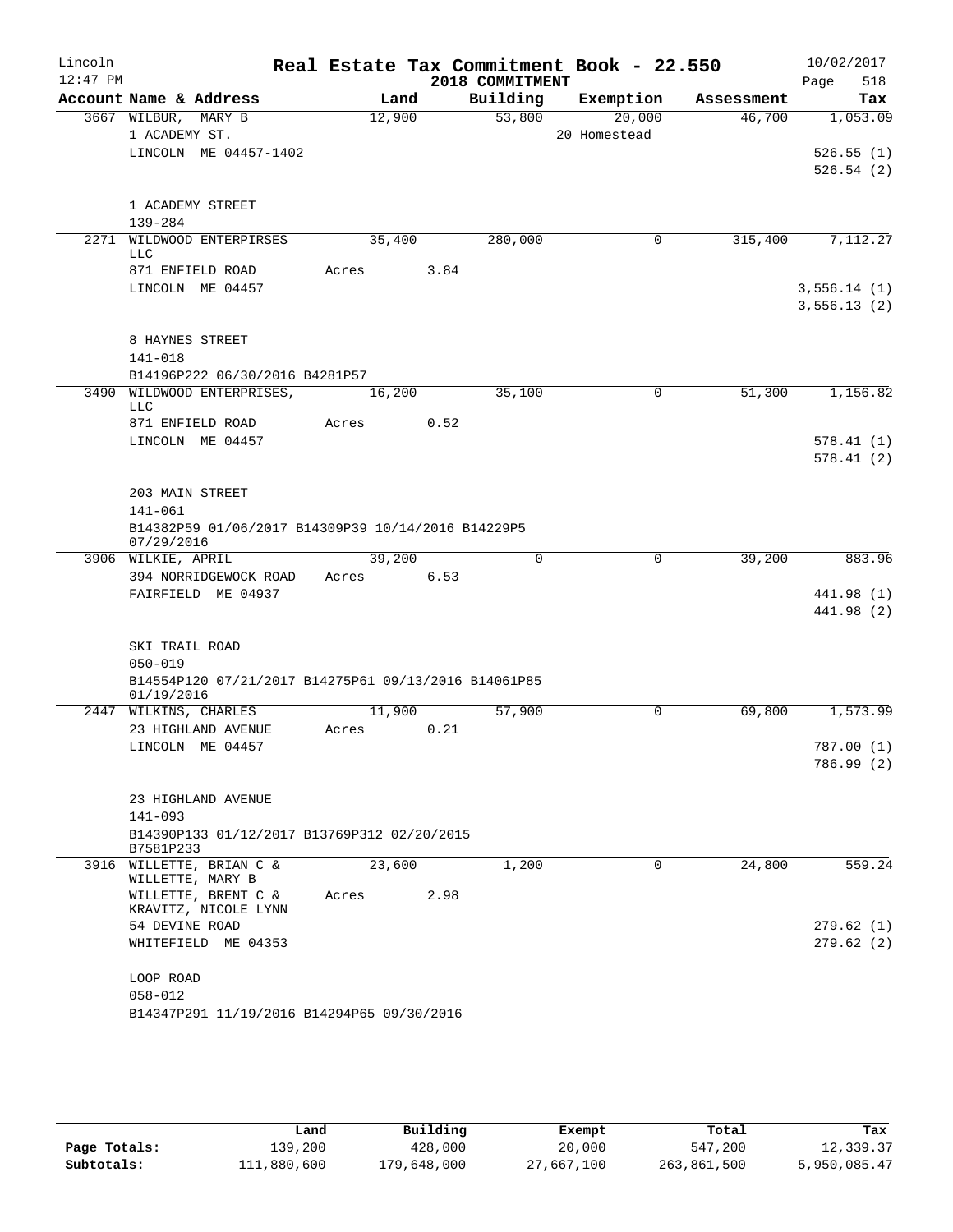# Real Estate Tax Commitment Book - 22.550

Lincoln 12:47 PM — 2018 COMMITMENT — 10/02/2017

| Account Name & Address | Land | Building | Exemption | Assessment | Tax |
|---|---|---|---|---|---|
| 3667 WILBUR, MARY B | 12,900 | 53,800 | 20,000 | 46,700 | 1,053.09 |
| 1 ACADEMY ST. | | | 20 Homestead | | |
| LINCOLN ME 04457-1402 | | | | | 526.55 (1) |
| | | | | | 526.54 (2) |
| 1 ACADEMY STREET | | | | | |
| 139-284 | | | | | |
| 2271 WILDWOOD ENTERPIRSES LLC | 35,400 | 280,000 | 0 | 315,400 | 7,112.27 |
| 871 ENFIELD ROAD | Acres 3.84 | | | | |
| LINCOLN ME 04457 | | | | | 3,556.14 (1) |
| | | | | | 3,556.13 (2) |
| 8 HAYNES STREET | | | | | |
| 141-018 | | | | | |
| B14196P222 06/30/2016 B4281P57 | | | | | |
| 3490 WILDWOOD ENTERPRISES, LLC | 16,200 | 35,100 | 0 | 51,300 | 1,156.82 |
| 871 ENFIELD ROAD | Acres 0.52 | | | | |
| LINCOLN ME 04457 | | | | | 578.41 (1) |
| | | | | | 578.41 (2) |
| 203 MAIN STREET | | | | | |
| 141-061 | | | | | |
| B14382P59 01/06/2017 B14309P39 10/14/2016 B14229P5 07/29/2016 | | | | | |
| 3906 WILKIE, APRIL | 39,200 | 0 | 0 | 39,200 | 883.96 |
| 394 NORRIDGEWOCK ROAD | Acres 6.53 | | | | |
| FAIRFIELD ME 04937 | | | | | 441.98 (1) |
| | | | | | 441.98 (2) |
| SKI TRAIL ROAD | | | | | |
| 050-019 | | | | | |
| B14554P120 07/21/2017 B14275P61 09/13/2016 B14061P85 01/19/2016 | | | | | |
| 2447 WILKINS, CHARLES | 11,900 | 57,900 | 0 | 69,800 | 1,573.99 |
| 23 HIGHLAND AVENUE | Acres 0.21 | | | | |
| LINCOLN ME 04457 | | | | | 787.00 (1) |
| | | | | | 786.99 (2) |
| 23 HIGHLAND AVENUE | | | | | |
| 141-093 | | | | | |
| B14390P133 01/12/2017 B13769P312 02/20/2015 B7581P233 | | | | | |
| 3916 WILLETTE, BRIAN C & WILLETTE, MARY B | 23,600 | 1,200 | 0 | 24,800 | 559.24 |
| WILLETTE, BRENT C & KRAVITZ, NICOLE LYNN | Acres 2.98 | | | | |
| 54 DEVINE ROAD | | | | | 279.62 (1) |
| WHITEFIELD ME 04353 | | | | | 279.62 (2) |
| LOOP ROAD | | | | | |
| 058-012 | | | | | |
| B14347P291 11/19/2016 B14294P65 09/30/2016 | | | | | |

| | Land | Building | Exempt | Total | Tax |
|---|---|---|---|---|---|
| Page Totals: | 139,200 | 428,000 | 20,000 | 547,200 | 12,339.37 |
| Subtotals: | 111,880,600 | 179,648,000 | 27,667,100 | 263,861,500 | 5,950,085.47 |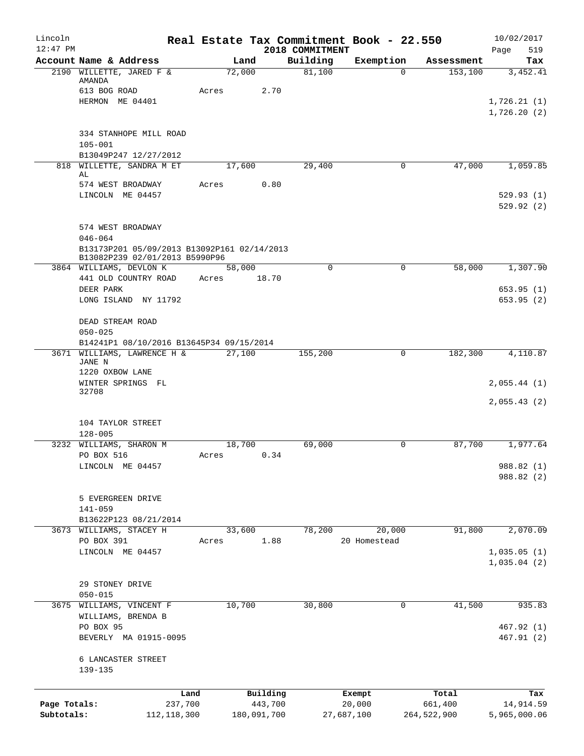# Real Estate Tax Commitment Book - 22.550

Lincoln
12:47 PM

2018 COMMITMENT

10/02/2017

| Account Name & Address | Land | Building | Exemption | Assessment | Tax |
|---|---|---|---|---|---|
| 2190 WILLETTE, JARED F & AMANDA | 72,000 | 81,100 | 0 | 153,100 | 3,452.41 |
| 613 BOG ROAD | Acres 2.70 | | | | |
| HERMON ME 04401 | | | | | 1,726.21 (1) |
| | | | | | 1,726.20 (2) |
| 334 STANHOPE MILL ROAD | | | | | |
| 105-001 | | | | | |
| B13049P247 12/27/2012 | | | | | |
| 818 WILLETTE, SANDRA M ET AL | 17,600 | 29,400 | 0 | 47,000 | 1,059.85 |
| 574 WEST BROADWAY | Acres 0.80 | | | | |
| LINCOLN ME 04457 | | | | | 529.93 (1) |
| | | | | | 529.92 (2) |
| 574 WEST BROADWAY | | | | | |
| 046-064 | | | | | |
| B13173P201 05/09/2013 B13092P161 02/14/2013 B13082P239 02/01/2013 B5990P96 | | | | | |
| 3864 WILLIAMS, DEVLON K | 58,000 | 0 | 0 | 58,000 | 1,307.90 |
| 441 OLD COUNTRY ROAD | Acres 18.70 | | | | |
| DEER PARK | | | | | 653.95 (1) |
| LONG ISLAND NY 11792 | | | | | 653.95 (2) |
| DEAD STREAM ROAD | | | | | |
| 050-025 | | | | | |
| B14241P1 08/10/2016 B13645P34 09/15/2014 | | | | | |
| 3671 WILLIAMS, LAWRENCE H & JANE N | 27,100 | 155,200 | 0 | 182,300 | 4,110.87 |
| 1220 OXBOW LANE | | | | | |
| WINTER SPRINGS FL 32708 | | | | | 2,055.44 (1) |
| | | | | | 2,055.43 (2) |
| 104 TAYLOR STREET | | | | | |
| 128-005 | | | | | |
| 3232 WILLIAMS, SHARON M | 18,700 | 69,000 | 0 | 87,700 | 1,977.64 |
| PO BOX 516 | Acres 0.34 | | | | |
| LINCOLN ME 04457 | | | | | 988.82 (1) |
| | | | | | 988.82 (2) |
| 5 EVERGREEN DRIVE | | | | | |
| 141-059 | | | | | |
| B13622P123 08/21/2014 | | | | | |
| 3673 WILLIAMS, STACEY H | 33,600 | 78,200 | 20,000 | 91,800 | 2,070.09 |
| PO BOX 391 | Acres 1.88 | | 20 Homestead | | |
| LINCOLN ME 04457 | | | | | 1,035.05 (1) |
| | | | | | 1,035.04 (2) |
| 29 STONEY DRIVE | | | | | |
| 050-015 | | | | | |
| 3675 WILLIAMS, VINCENT F | 10,700 | 30,800 | 0 | 41,500 | 935.83 |
| WILLIAMS, BRENDA B | | | | | |
| PO BOX 95 | | | | | 467.92 (1) |
| BEVERLY MA 01915-0095 | | | | | 467.91 (2) |
| 6 LANCASTER STREET | | | | | |
| 139-135 | | | | | |

| | Land | Building | Exempt | Total | Tax |
|---|---|---|---|---|---|
| Page Totals: | 237,700 | 443,700 | 20,000 | 661,400 | 14,914.59 |
| Subtotals: | 112,118,300 | 180,091,700 | 27,687,100 | 264,522,900 | 5,965,000.06 |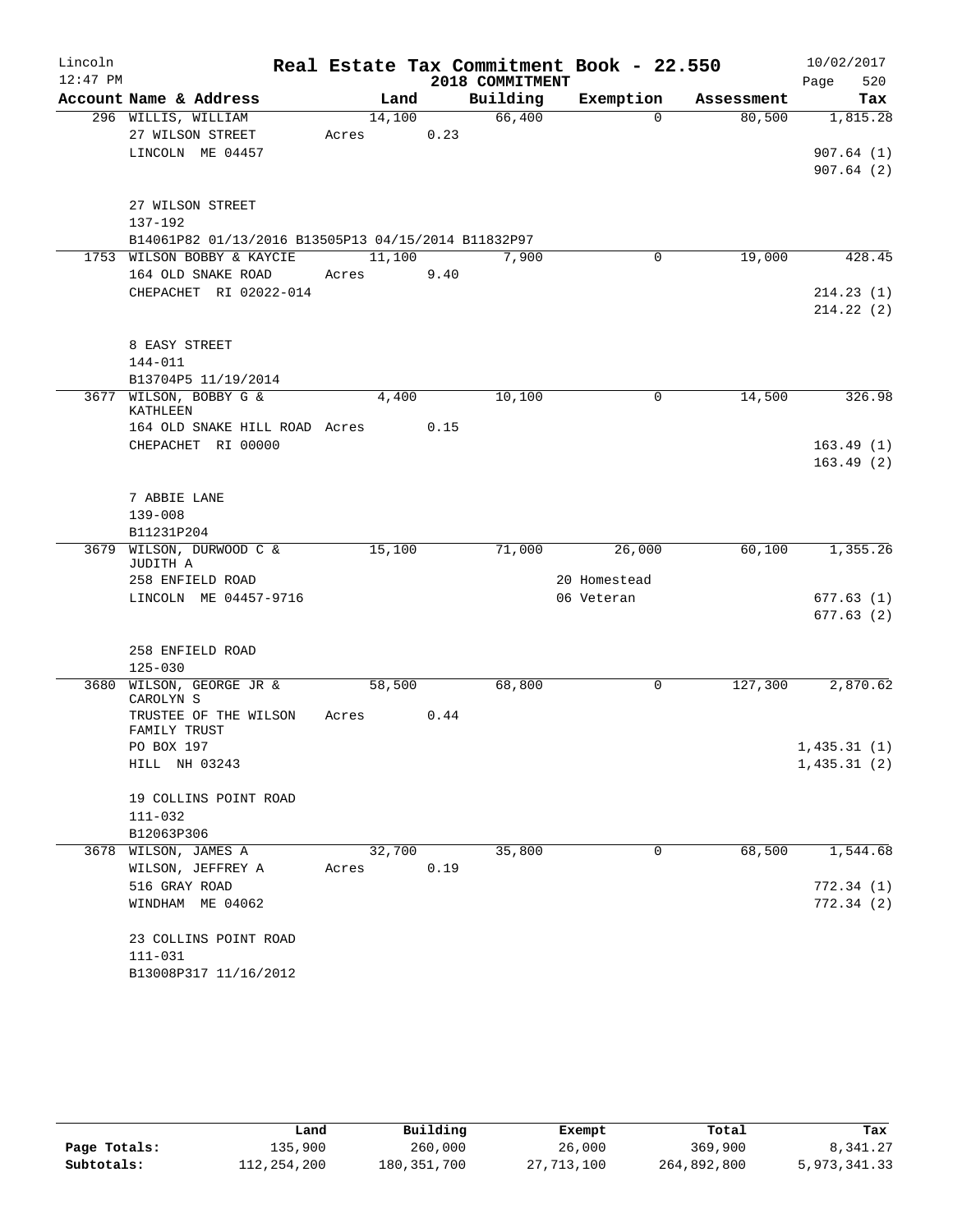# Real Estate Tax Commitment Book - 22.550

Lincoln, 12:47 PM — 2018 COMMITMENT — 10/02/2017

| Account Name & Address | Land | Building | Exemption | Assessment | Tax |
|---|---|---|---|---|---|
| 296 WILLIS, WILLIAM | 14,100 | 66,400 | 0 | 80,500 | 1,815.28 |
| 27 WILSON STREET | Acres 0.23 | | | | |
| LINCOLN ME 04457 | | | | | 907.64 (1) |
| | | | | | 907.64 (2) |
| 27 WILSON STREET | | | | | |
| 137-192 | | | | | |
| B14061P82 01/13/2016 B13505P13 04/15/2014 B11832P97 | | | | | |
| 1753 WILSON BOBBY & KAYCIE | 11,100 | 7,900 | 0 | 19,000 | 428.45 |
| 164 OLD SNAKE ROAD | Acres 9.40 | | | | |
| CHEPACHET RI 02022-014 | | | | | 214.23 (1) |
| | | | | | 214.22 (2) |
| 8 EASY STREET | | | | | |
| 144-011 | | | | | |
| B13704P5 11/19/2014 | | | | | |
| 3677 WILSON, BOBBY G & KATHLEEN | 4,400 | 10,100 | 0 | 14,500 | 326.98 |
| 164 OLD SNAKE HILL ROAD | Acres 0.15 | | | | |
| CHEPACHET RI 00000 | | | | | 163.49 (1) |
| | | | | | 163.49 (2) |
| 7 ABBIE LANE | | | | | |
| 139-008 | | | | | |
| B11231P204 | | | | | |
| 3679 WILSON, DURWOOD C & JUDITH A | 15,100 | 71,000 | 26,000 | 60,100 | 1,355.26 |
| 258 ENFIELD ROAD | | | 20 Homestead | | |
| LINCOLN ME 04457-9716 | | | 06 Veteran | | 677.63 (1) |
| | | | | | 677.63 (2) |
| 258 ENFIELD ROAD | | | | | |
| 125-030 | | | | | |
| 3680 WILSON, GEORGE JR & CAROLYN S | 58,500 | 68,800 | 0 | 127,300 | 2,870.62 |
| TRUSTEE OF THE WILSON FAMILY TRUST | Acres 0.44 | | | | |
| PO BOX 197 | | | | | 1,435.31 (1) |
| HILL NH 03243 | | | | | 1,435.31 (2) |
| 19 COLLINS POINT ROAD | | | | | |
| 111-032 | | | | | |
| B12063P306 | | | | | |
| 3678 WILSON, JAMES A | 32,700 | 35,800 | 0 | 68,500 | 1,544.68 |
| WILSON, JEFFREY A | Acres 0.19 | | | | |
| 516 GRAY ROAD | | | | | 772.34 (1) |
| WINDHAM ME 04062 | | | | | 772.34 (2) |
| 23 COLLINS POINT ROAD | | | | | |
| 111-031 | | | | | |
| B13008P317 11/16/2012 | | | | | |

| | Land | Building | Exempt | Total | Tax |
|---|---|---|---|---|---|
| Page Totals: | 135,900 | 260,000 | 26,000 | 369,900 | 8,341.27 |
| Subtotals: | 112,254,200 | 180,351,700 | 27,713,100 | 264,892,800 | 5,973,341.33 |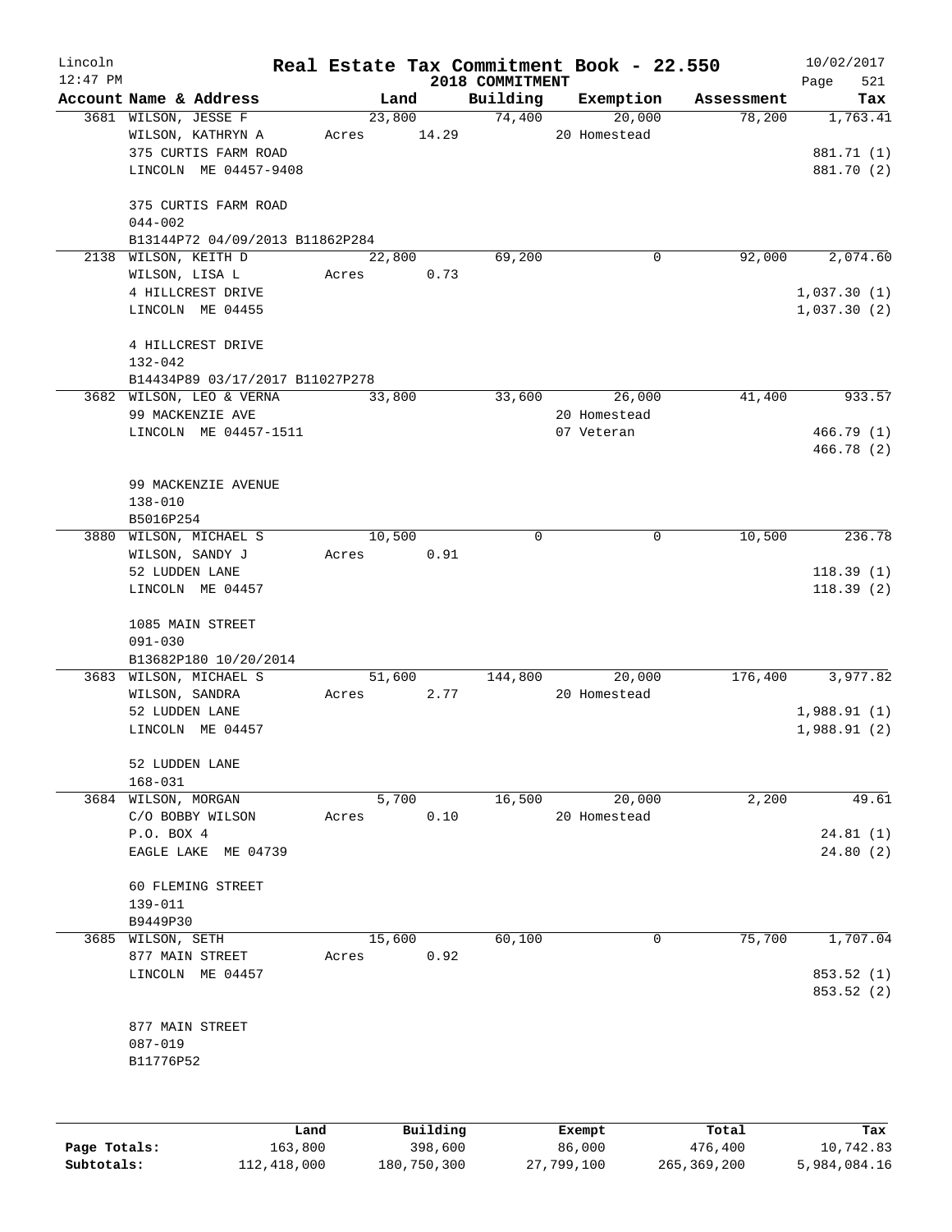# Real Estate Tax Commitment Book - 22.550

Lincoln
12:47 PM

2018 COMMITMENT

10/02/2017

| Account | Name & Address | Land | Building | Exemption | Assessment | Tax |
|---|---|---|---|---|---|---|
| 3681 | WILSON, JESSE F<br>WILSON, KATHRYN A<br>375 CURTIS FARM ROAD<br>LINCOLN ME 04457-9408<br><br>375 CURTIS FARM ROAD<br>044-002<br>B13144P72 04/09/2013 B11862P284 | 23,800<br>Acres 14.29 | 74,400 | 20,000<br>20 Homestead | 78,200 | 1,763.41<br><br>881.71 (1)<br>881.70 (2) |
| 2138 | WILSON, KEITH D<br>WILSON, LISA L<br>4 HILLCREST DRIVE<br>LINCOLN ME 04455<br><br>4 HILLCREST DRIVE<br>132-042<br>B14434P89 03/17/2017 B11027P278 | 22,800<br>Acres 0.73 | 69,200 | 0 | 92,000 | 2,074.60<br><br>1,037.30 (1)<br>1,037.30 (2) |
| 3682 | WILSON, LEO & VERNA<br>99 MACKENZIE AVE<br>LINCOLN ME 04457-1511<br><br>99 MACKENZIE AVENUE<br>138-010<br>B5016P254 | 33,800 | 33,600 | 26,000<br>20 Homestead<br>07 Veteran | 41,400 | 933.57<br><br>466.79 (1)<br>466.78 (2) |
| 3880 | WILSON, MICHAEL S<br>WILSON, SANDY J<br>52 LUDDEN LANE<br>LINCOLN ME 04457<br><br>1085 MAIN STREET<br>091-030<br>B13682P180 10/20/2014 | 10,500<br>Acres 0.91 | 0 | 0 | 10,500 | 236.78<br><br>118.39 (1)<br>118.39 (2) |
| 3683 | WILSON, MICHAEL S<br>WILSON, SANDRA<br>52 LUDDEN LANE<br>LINCOLN ME 04457<br><br>52 LUDDEN LANE<br>168-031 | 51,600<br>Acres 2.77 | 144,800 | 20,000<br>20 Homestead | 176,400 | 3,977.82<br><br>1,988.91 (1)<br>1,988.91 (2) |
| 3684 | WILSON, MORGAN<br>C/O BOBBY WILSON<br>P.O. BOX 4<br>EAGLE LAKE ME 04739<br><br>60 FLEMING STREET<br>139-011<br>B9449P30 | 5,700<br>Acres 0.10 | 16,500 | 20,000<br>20 Homestead | 2,200 | 49.61<br><br>24.81 (1)<br>24.80 (2) |
| 3685 | WILSON, SETH<br>877 MAIN STREET<br>LINCOLN ME 04457<br><br>877 MAIN STREET<br>087-019<br>B11776P52 | 15,600<br>Acres 0.92 | 60,100 | 0 | 75,700 | 1,707.04<br><br>853.52 (1)<br>853.52 (2) |

| | Land | Building | Exempt | Total | Tax |
|---|---|---|---|---|---|
| Page Totals: | 163,800 | 398,600 | 86,000 | 476,400 | 10,742.83 |
| Subtotals: | 112,418,000 | 180,750,300 | 27,799,100 | 265,369,200 | 5,984,084.16 |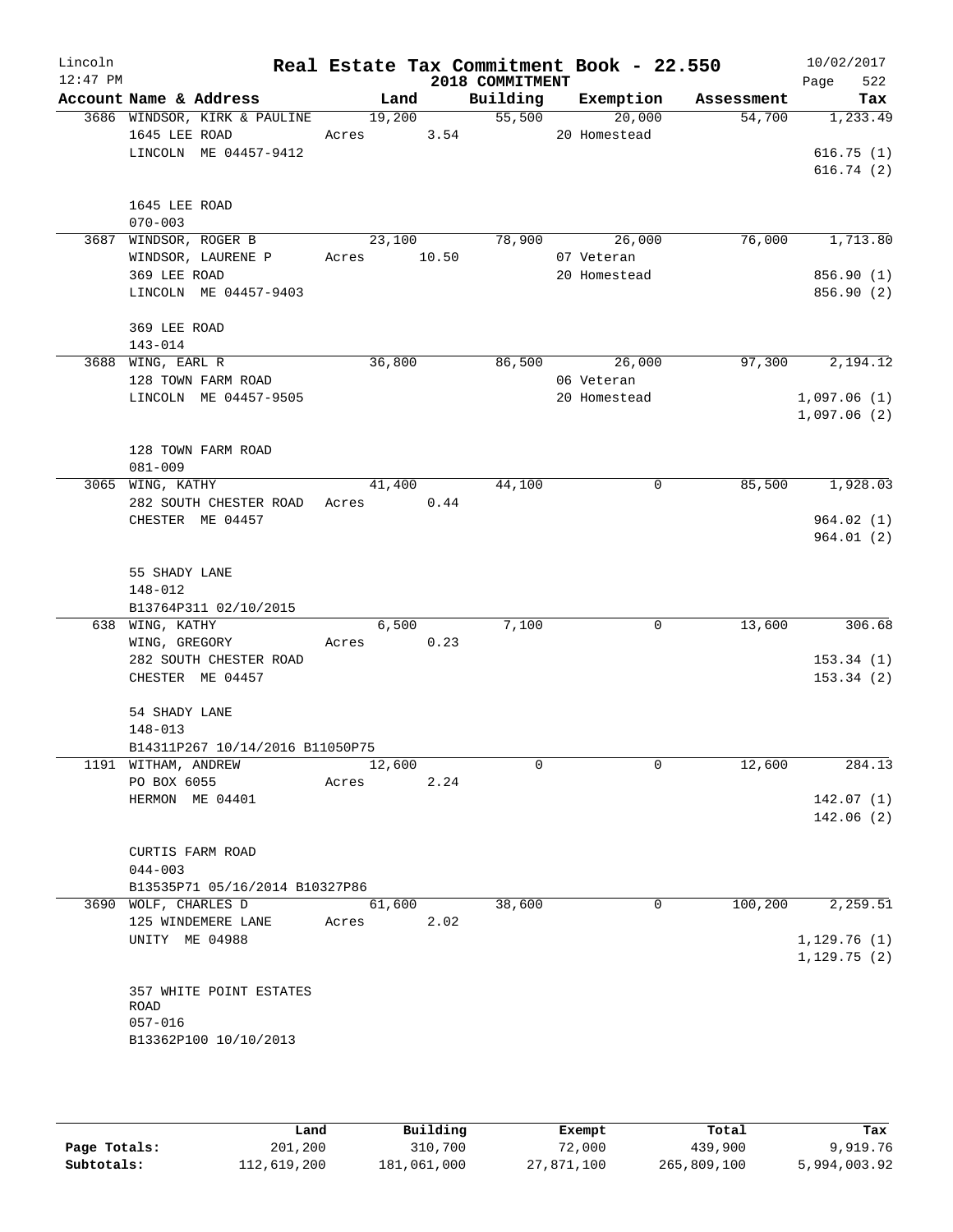Lincoln
12:47 PM

# Real Estate Tax Commitment Book - 22.550

2018 COMMITMENT

10/02/2017

| Account Name & Address | Land | Building | Exemption | Assessment | Tax |
|---|---|---|---|---|---|
| 3686 WINDSOR, KIRK & PAULINE | 19,200 | 55,500 | 20,000 | 54,700 | 1,233.49 |
| 1645 LEE ROAD | Acres 3.54 | | 20 Homestead | | |
| LINCOLN ME 04457-9412 | | | | | 616.75 (1) |
| | | | | | 616.74 (2) |
| 1645 LEE ROAD | | | | | |
| 070-003 | | | | | |
| 3687 WINDSOR, ROGER B | 23,100 | 78,900 | 26,000 | 76,000 | 1,713.80 |
| WINDSOR, LAURENE P | Acres 10.50 | | 07 Veteran | | |
| 369 LEE ROAD | | | 20 Homestead | | 856.90 (1) |
| LINCOLN ME 04457-9403 | | | | | 856.90 (2) |
| 369 LEE ROAD | | | | | |
| 143-014 | | | | | |
| 3688 WING, EARL R | 36,800 | 86,500 | 26,000 | 97,300 | 2,194.12 |
| 128 TOWN FARM ROAD | | | 06 Veteran | | |
| LINCOLN ME 04457-9505 | | | 20 Homestead | | 1,097.06 (1) |
| | | | | | 1,097.06 (2) |
| 128 TOWN FARM ROAD | | | | | |
| 081-009 | | | | | |
| 3065 WING, KATHY | 41,400 | 44,100 | 0 | 85,500 | 1,928.03 |
| 282 SOUTH CHESTER ROAD | Acres 0.44 | | | | |
| CHESTER ME 04457 | | | | | 964.02 (1) |
| | | | | | 964.01 (2) |
| 55 SHADY LANE | | | | | |
| 148-012 | | | | | |
| B13764P311 02/10/2015 | | | | | |
| 638 WING, KATHY | 6,500 | 7,100 | 0 | 13,600 | 306.68 |
| WING, GREGORY | Acres 0.23 | | | | |
| 282 SOUTH CHESTER ROAD | | | | | 153.34 (1) |
| CHESTER ME 04457 | | | | | 153.34 (2) |
| 54 SHADY LANE | | | | | |
| 148-013 | | | | | |
| B14311P267 10/14/2016 B11050P75 | | | | | |
| 1191 WITHAM, ANDREW | 12,600 | 0 | 0 | 12,600 | 284.13 |
| PO BOX 6055 | Acres 2.24 | | | | |
| HERMON ME 04401 | | | | | 142.07 (1) |
| | | | | | 142.06 (2) |
| CURTIS FARM ROAD | | | | | |
| 044-003 | | | | | |
| B13535P71 05/16/2014 B10327P86 | | | | | |
| 3690 WOLF, CHARLES D | 61,600 | 38,600 | 0 | 100,200 | 2,259.51 |
| 125 WINDEMERE LANE | Acres 2.02 | | | | |
| UNITY ME 04988 | | | | | 1,129.76 (1) |
| | | | | | 1,129.75 (2) |
| 357 WHITE POINT ESTATES ROAD | | | | | |
| 057-016 | | | | | |
| B13362P100 10/10/2013 | | | | | |

| | Land | Building | Exempt | Total | Tax |
|---|---|---|---|---|---|
| Page Totals: | 201,200 | 310,700 | 72,000 | 439,900 | 9,919.76 |
| Subtotals: | 112,619,200 | 181,061,000 | 27,871,100 | 265,809,100 | 5,994,003.92 |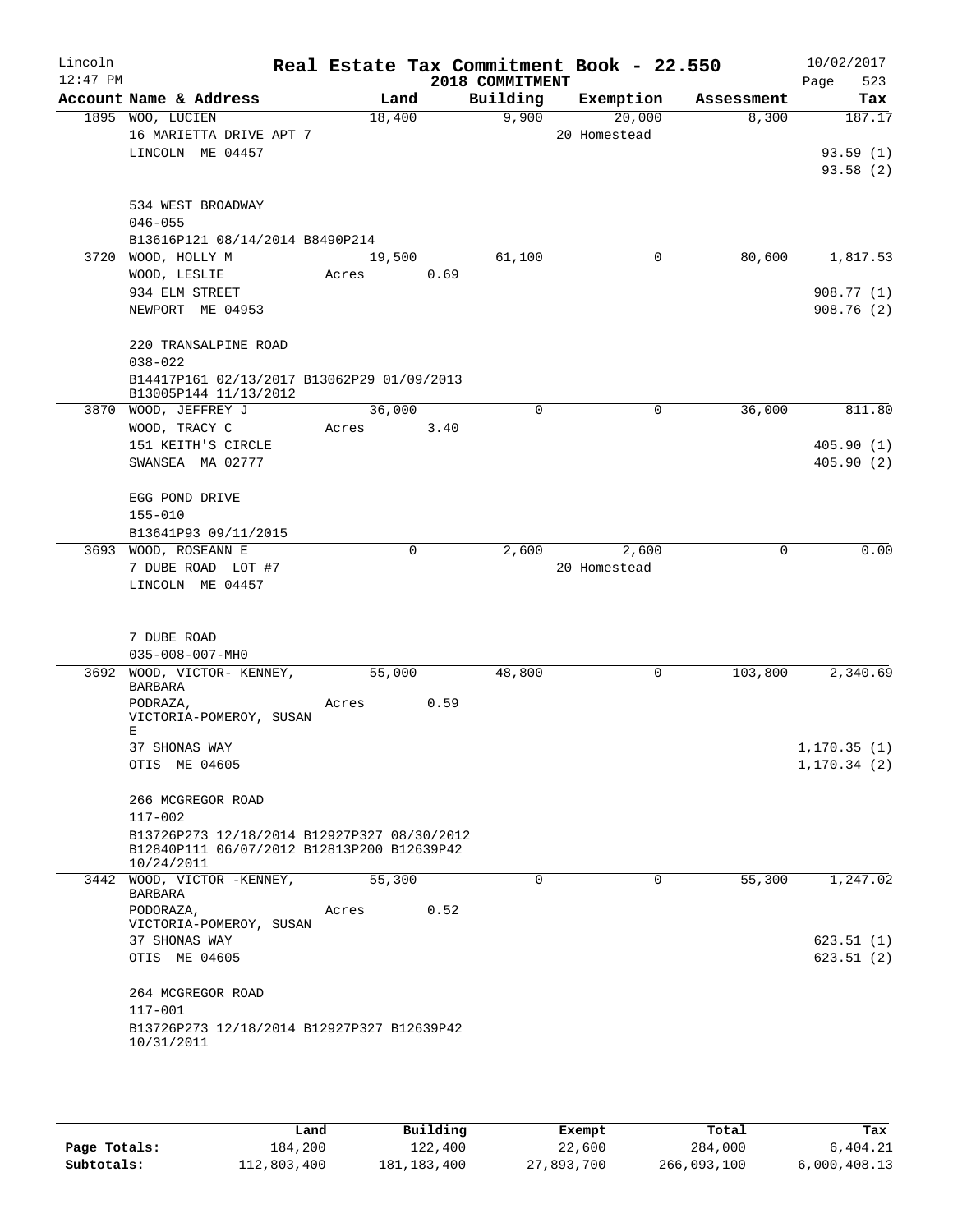# Real Estate Tax Commitment Book - 22.550

Lincoln 12:47 PM — 2018 COMMITMENT — 10/02/2017

| Account Name & Address | Land | Building | Exemption | Assessment | Tax |
|---|---|---|---|---|---|
| 1895 WOO, LUCIEN<br>16 MARIETTA DRIVE APT 7<br>LINCOLN ME 04457<br><br>534 WEST BROADWAY<br>046-055<br>B13616P121 08/14/2014 B8490P214 | 18,400 | 9,900 | 20,000<br>20 Homestead | 8,300 | 187.17<br><br>93.59 (1)<br>93.58 (2) |
| 3720 WOOD, HOLLY M<br>WOOD, LESLIE<br>934 ELM STREET<br>NEWPORT ME 04953<br><br>220 TRANSALPINE ROAD<br>038-022<br>B14417P161 02/13/2017 B13062P29 01/09/2013 B13005P144 11/13/2012 | 19,500<br>Acres 0.69 | 61,100 | 0 | 80,600 | 1,817.53<br><br>908.77 (1)<br>908.76 (2) |
| 3870 WOOD, JEFFREY J<br>WOOD, TRACY C<br>151 KEITH'S CIRCLE<br>SWANSEA MA 02777<br><br>EGG POND DRIVE<br>155-010<br>B13641P93 09/11/2015 | 36,000<br>Acres 3.40 | 0 | 0 | 36,000 | 811.80<br><br>405.90 (1)<br>405.90 (2) |
| 3693 WOOD, ROSEANN E<br>7 DUBE ROAD LOT #7<br>LINCOLN ME 04457<br><br>7 DUBE ROAD<br>035-008-007-MH0 | 0 | 2,600 | 2,600<br>20 Homestead | 0 | 0.00 |
| 3692 WOOD, VICTOR- KENNEY, BARBARA<br>PODRAZA, VICTORIA-POMEROY, SUSAN E<br>37 SHONAS WAY<br>OTIS ME 04605<br><br>266 MCGREGOR ROAD<br>117-002<br>B13726P273 12/18/2014 B12927P327 08/30/2012 B12840P111 06/07/2012 B12813P200 B12639P42 10/24/2011 | 55,000<br>Acres 0.59 | 48,800 | 0 | 103,800 | 2,340.69<br><br>1,170.35 (1)<br>1,170.34 (2) |
| 3442 WOOD, VICTOR -KENNEY, BARBARA<br>PODORAZA, VICTORIA-POMEROY, SUSAN<br>37 SHONAS WAY<br>OTIS ME 04605<br><br>264 MCGREGOR ROAD<br>117-001<br>B13726P273 12/18/2014 B12927P327 B12639P42 10/31/2011 | 55,300<br>Acres 0.52 | 0 | 0 | 55,300 | 1,247.02<br><br>623.51 (1)<br>623.51 (2) |

| | Land | Building | Exempt | Total | Tax |
|---|---|---|---|---|---|
| Page Totals: | 184,200 | 122,400 | 22,600 | 284,000 | 6,404.21 |
| Subtotals: | 112,803,400 | 181,183,400 | 27,893,700 | 266,093,100 | 6,000,408.13 |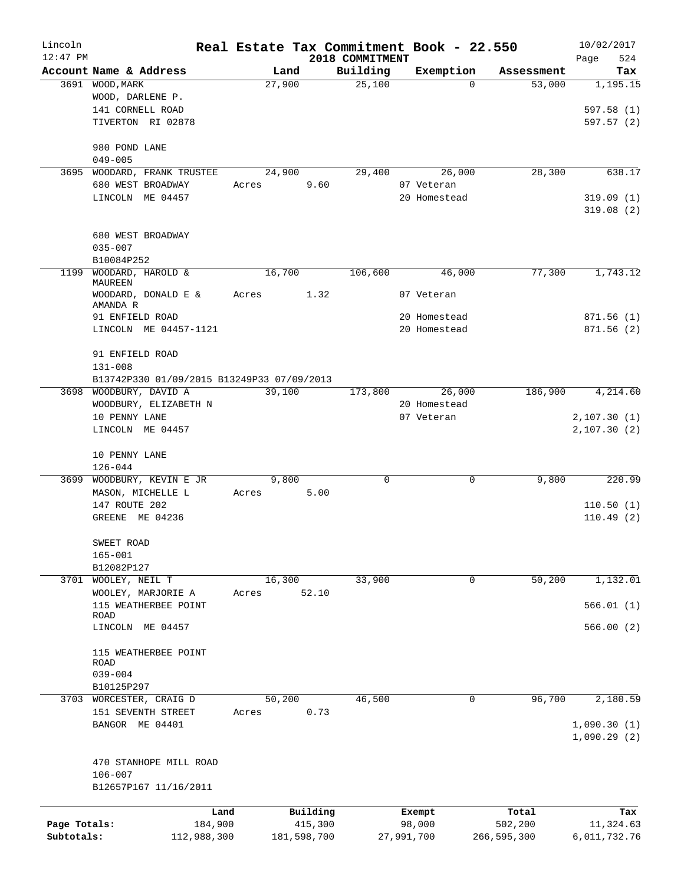# Real Estate Tax Commitment Book - 22.550

Lincoln
12:47 PM

2018 COMMITMENT

10/02/2017

| Account Name & Address | Land | Building | Exemption | Assessment | Tax |
|---|---|---|---|---|---|
| 3691 WOOD, MARK | 27,900 | 25,100 | 0 | 53,000 | 1,195.15 |
| WOOD, DARLENE P. | | | | | |
| 141 CORNELL ROAD | | | | | 597.58 (1) |
| TIVERTON RI 02878 | | | | | 597.57 (2) |
| 980 POND LANE | | | | | |
| 049-005 | | | | | |
| 3695 WOODARD, FRANK TRUSTEE | 24,900 | 29,400 | 26,000 | 28,300 | 638.17 |
| 680 WEST BROADWAY | Acres 9.60 | | 07 Veteran | | |
| LINCOLN ME 04457 | | | 20 Homestead | | 319.09 (1) |
| | | | | | 319.08 (2) |
| 680 WEST BROADWAY | | | | | |
| 035-007 | | | | | |
| B10084P252 | | | | | |
| 1199 WOODARD, HAROLD & MAUREEN | 16,700 | 106,600 | 46,000 | 77,300 | 1,743.12 |
| WOODARD, DONALD E & AMANDA R | Acres 1.32 | | 07 Veteran | | |
| 91 ENFIELD ROAD | | | 20 Homestead | | 871.56 (1) |
| LINCOLN ME 04457-1121 | | | 20 Homestead | | 871.56 (2) |
| 91 ENFIELD ROAD | | | | | |
| 131-008 | | | | | |
| B13742P330 01/09/2015 B13249P33 07/09/2013 | | | | | |
| 3698 WOODBURY, DAVID A | 39,100 | 173,800 | 26,000 | 186,900 | 4,214.60 |
| WOODBURY, ELIZABETH N | | | 20 Homestead | | |
| 10 PENNY LANE | | | 07 Veteran | | 2,107.30 (1) |
| LINCOLN ME 04457 | | | | | 2,107.30 (2) |
| 10 PENNY LANE | | | | | |
| 126-044 | | | | | |
| 3699 WOODBURY, KEVIN E JR | 9,800 | 0 | 0 | 9,800 | 220.99 |
| MASON, MICHELLE L | Acres 5.00 | | | | |
| 147 ROUTE 202 | | | | | 110.50 (1) |
| GREENE ME 04236 | | | | | 110.49 (2) |
| SWEET ROAD | | | | | |
| 165-001 | | | | | |
| B12082P127 | | | | | |
| 3701 WOOLEY, NEIL T | 16,300 | 33,900 | 0 | 50,200 | 1,132.01 |
| WOOLEY, MARJORIE A | Acres 52.10 | | | | |
| 115 WEATHERBEE POINT ROAD | | | | | 566.01 (1) |
| LINCOLN ME 04457 | | | | | 566.00 (2) |
| 115 WEATHERBEE POINT ROAD | | | | | |
| 039-004 | | | | | |
| B10125P297 | | | | | |
| 3703 WORCESTER, CRAIG D | 50,200 | 46,500 | 0 | 96,700 | 2,180.59 |
| 151 SEVENTH STREET | Acres 0.73 | | | | |
| BANGOR ME 04401 | | | | | 1,090.30 (1) |
| | | | | | 1,090.29 (2) |
| 470 STANHOPE MILL ROAD | | | | | |
| 106-007 | | | | | |
| B12657P167 11/16/2011 | | | | | |

| | Land | Building | Exempt | Total | Tax |
|---|---|---|---|---|---|
| Page Totals: | 184,900 | 415,300 | 98,000 | 502,200 | 11,324.63 |
| Subtotals: | 112,988,300 | 181,598,700 | 27,991,700 | 266,595,300 | 6,011,732.76 |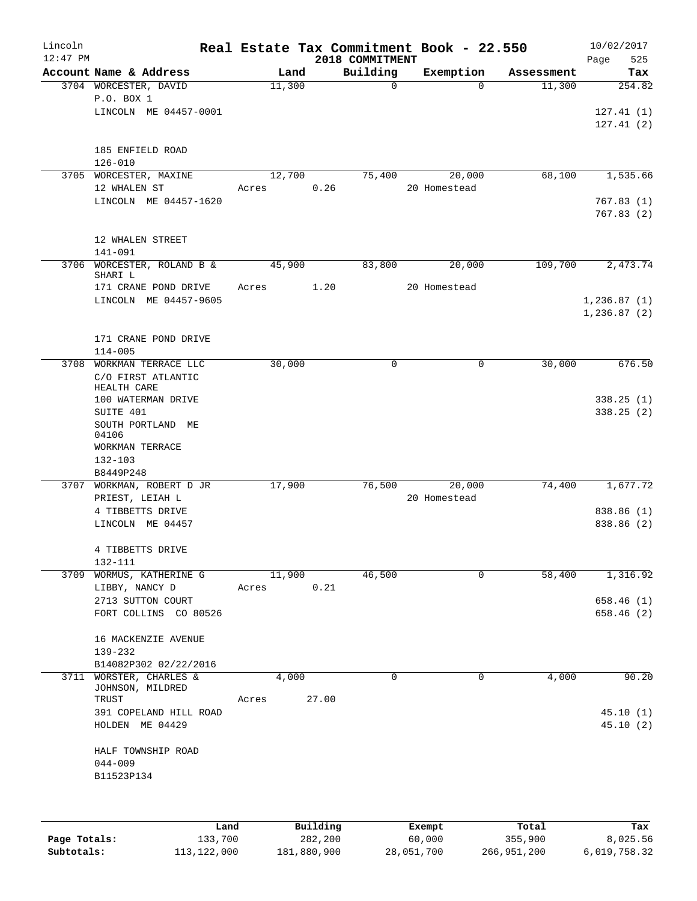# Real Estate Tax Commitment Book - 22.550

Lincoln
12:47 PM

2018 COMMITMENT

10/02/2017

| Account Name & Address | Land | Building | Exemption | Assessment | Tax |
|---|---|---|---|---|---|
| 3704 WORCESTER, DAVID | 11,300 | 0 | 0 | 11,300 | 254.82 |
| P.O. BOX 1 | | | | | |
| LINCOLN ME 04457-0001 | | | | | 127.41 (1) |
| | | | | | 127.41 (2) |
| 185 ENFIELD ROAD | | | | | |
| 126-010 | | | | | |
| 3705 WORCESTER, MAXINE | 12,700 | 75,400 | 20,000 | 68,100 | 1,535.66 |
| 12 WHALEN ST | Acres 0.26 | | 20 Homestead | | |
| LINCOLN ME 04457-1620 | | | | | 767.83 (1) |
| | | | | | 767.83 (2) |
| 12 WHALEN STREET | | | | | |
| 141-091 | | | | | |
| 3706 WORCESTER, ROLAND B & SHARI L | 45,900 | 83,800 | 20,000 | 109,700 | 2,473.74 |
| 171 CRANE POND DRIVE | Acres 1.20 | | 20 Homestead | | |
| LINCOLN ME 04457-9605 | | | | | 1,236.87 (1) |
| | | | | | 1,236.87 (2) |
| 171 CRANE POND DRIVE | | | | | |
| 114-005 | | | | | |
| 3708 WORKMAN TERRACE LLC | 30,000 | 0 | 0 | 30,000 | 676.50 |
| C/O FIRST ATLANTIC HEALTH CARE | | | | | |
| 100 WATERMAN DRIVE | | | | | 338.25 (1) |
| SUITE 401 | | | | | 338.25 (2) |
| SOUTH PORTLAND ME 04106 | | | | | |
| WORKMAN TERRACE | | | | | |
| 132-103 | | | | | |
| B8449P248 | | | | | |
| 3707 WORKMAN, ROBERT D JR | 17,900 | 76,500 | 20,000 | 74,400 | 1,677.72 |
| PRIEST, LEIAH L | | | 20 Homestead | | |
| 4 TIBBETTS DRIVE | | | | | 838.86 (1) |
| LINCOLN ME 04457 | | | | | 838.86 (2) |
| 4 TIBBETTS DRIVE | | | | | |
| 132-111 | | | | | |
| 3709 WORMUS, KATHERINE G | 11,900 | 46,500 | 0 | 58,400 | 1,316.92 |
| LIBBY, NANCY D | Acres 0.21 | | | | |
| 2713 SUTTON COURT | | | | | 658.46 (1) |
| FORT COLLINS CO 80526 | | | | | 658.46 (2) |
| 16 MACKENZIE AVENUE | | | | | |
| 139-232 | | | | | |
| B14082P302 02/22/2016 | | | | | |
| 3711 WORSTER, CHARLES & JOHNSON, MILDRED TRUST | 4,000 | 0 | 0 | 4,000 | 90.20 |
| | Acres 27.00 | | | | |
| 391 COPELAND HILL ROAD | | | | | 45.10 (1) |
| HOLDEN ME 04429 | | | | | 45.10 (2) |
| HALF TOWNSHIP ROAD | | | | | |
| 044-009 | | | | | |
| B11523P134 | | | | | |

| | Land | Building | Exempt | Total | Tax |
|---|---|---|---|---|---|
| Page Totals: | 133,700 | 282,200 | 60,000 | 355,900 | 8,025.56 |
| Subtotals: | 113,122,000 | 181,880,900 | 28,051,700 | 266,951,200 | 6,019,758.32 |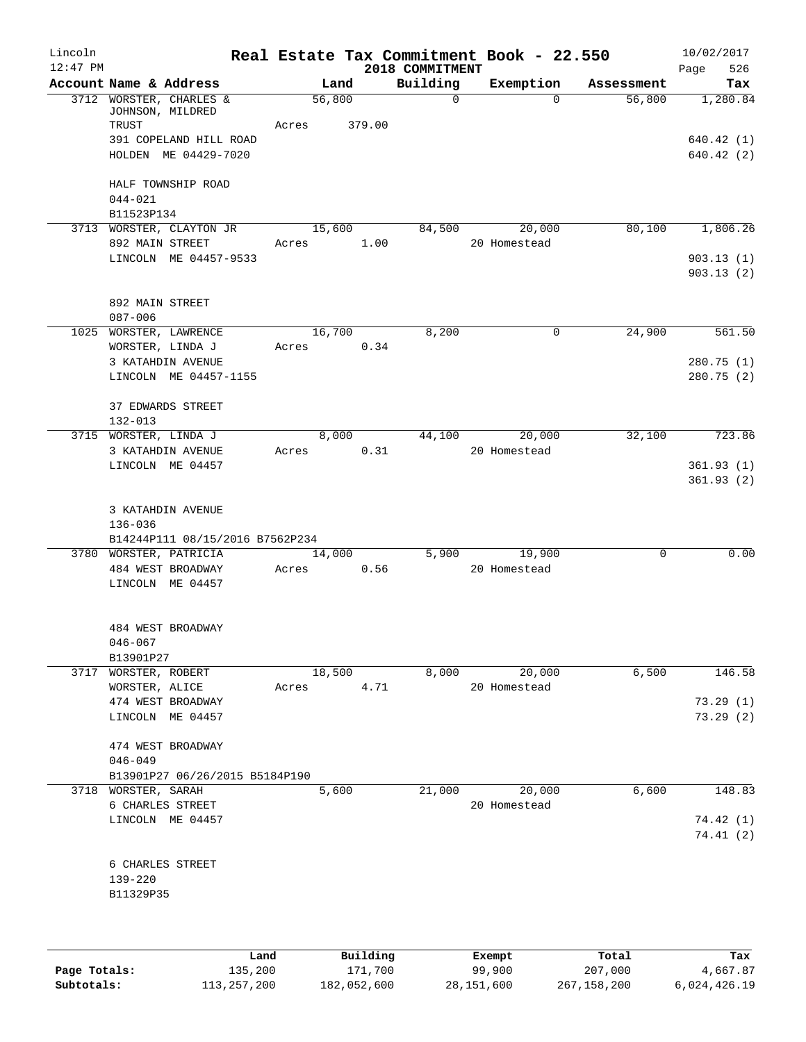# Real Estate Tax Commitment Book - 22.550

Lincoln
12:47 PM

2018 COMMITMENT

10/02/2017

| Account Name & Address | Land | Building | Exemption | Assessment | Tax |
|---|---|---|---|---|---|
| 3712 WORSTER, CHARLES & JOHNSON, MILDRED TRUST<br>391 COPELAND HILL ROAD<br>HOLDEN ME 04429-7020<br><br>HALF TOWNSHIP ROAD<br>044-021<br>B11523P134 | 56,800<br>Acres 379.00 | 0 | 0 | 56,800 | 1,280.84<br><br>640.42 (1)<br>640.42 (2) |
| 3713 WORSTER, CLAYTON JR<br>892 MAIN STREET<br>LINCOLN ME 04457-9533<br><br>892 MAIN STREET<br>087-006 | 15,600<br>Acres 1.00 | 84,500 | 20,000<br>20 Homestead | 80,100 | 1,806.26<br><br>903.13 (1)<br>903.13 (2) |
| 1025 WORSTER, LAWRENCE<br>WORSTER, LINDA J<br>3 KATAHDIN AVENUE<br>LINCOLN ME 04457-1155<br><br>37 EDWARDS STREET<br>132-013 | 16,700<br>Acres 0.34 | 8,200 | 0 | 24,900 | 561.50<br><br>280.75 (1)<br>280.75 (2) |
| 3715 WORSTER, LINDA J<br>3 KATAHDIN AVENUE<br>LINCOLN ME 04457<br><br>3 KATAHDIN AVENUE<br>136-036<br>B14244P111 08/15/2016 B7562P234 | 8,000<br>Acres 0.31 | 44,100 | 20,000<br>20 Homestead | 32,100 | 723.86<br><br>361.93 (1)<br>361.93 (2) |
| 3780 WORSTER, PATRICIA<br>484 WEST BROADWAY<br>LINCOLN ME 04457<br><br>484 WEST BROADWAY<br>046-067<br>B13901P27 | 14,000<br>Acres 0.56 | 5,900 | 19,900<br>20 Homestead | 0 | 0.00 |
| 3717 WORSTER, ROBERT<br>WORSTER, ALICE<br>474 WEST BROADWAY<br>LINCOLN ME 04457<br><br>474 WEST BROADWAY<br>046-049<br>B13901P27 06/26/2015 B5184P190 | 18,500<br>Acres 4.71 | 8,000 | 20,000<br>20 Homestead | 6,500 | 146.58<br><br>73.29 (1)<br>73.29 (2) |
| 3718 WORSTER, SARAH<br>6 CHARLES STREET<br>LINCOLN ME 04457<br><br>6 CHARLES STREET<br>139-220<br>B11329P35 | 5,600 | 21,000 | 20,000<br>20 Homestead | 6,600 | 148.83<br><br>74.42 (1)<br>74.41 (2) |

| | Land | Building | Exempt | Total | Tax |
|---|---|---|---|---|---|
| Page Totals: | 135,200 | 171,700 | 99,900 | 207,000 | 4,667.87 |
| Subtotals: | 113,257,200 | 182,052,600 | 28,151,600 | 267,158,200 | 6,024,426.19 |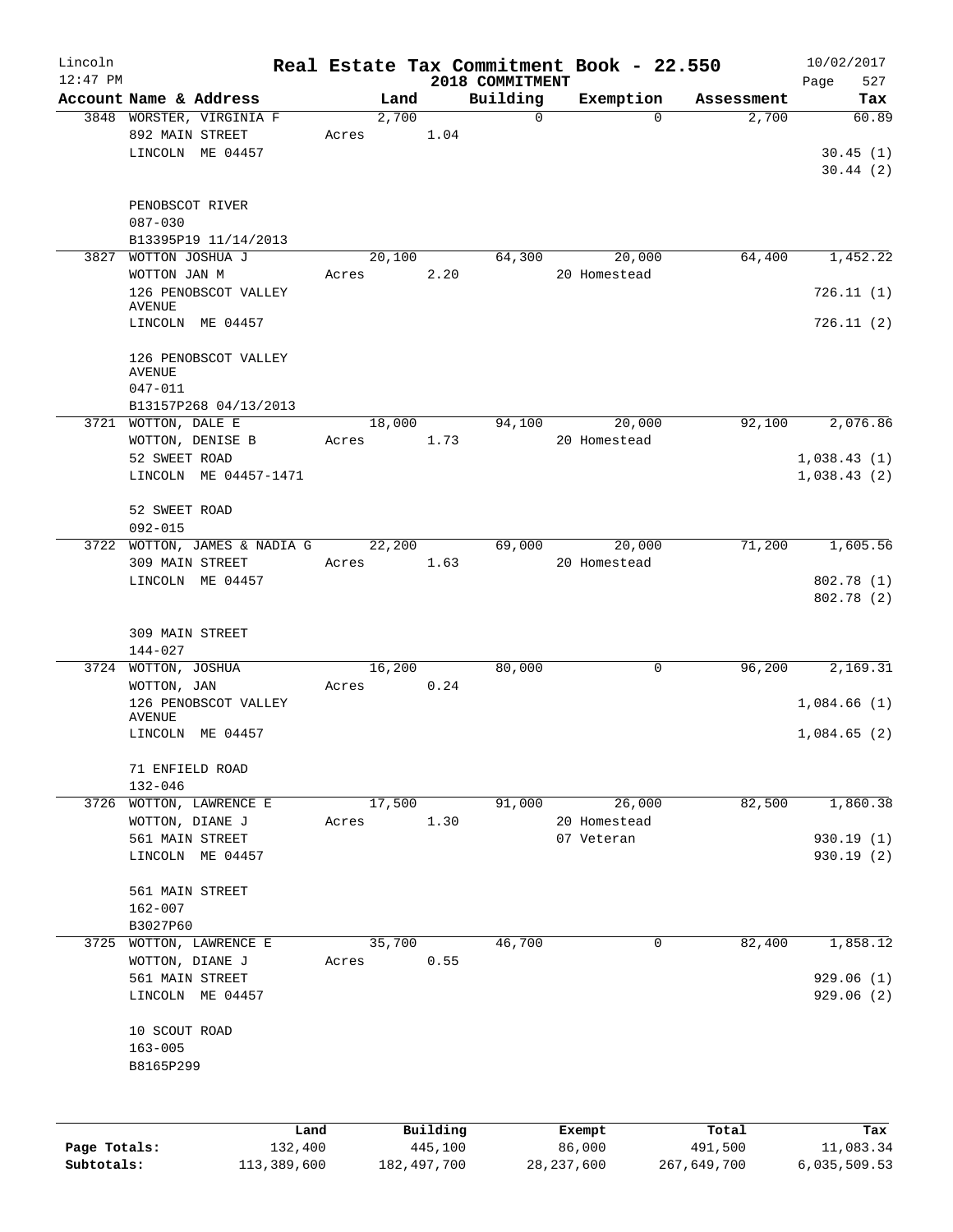# Real Estate Tax Commitment Book - 22.550

Lincoln 12:47 PM — 2018 COMMITMENT — 10/02/2017

| Account Name & Address | Land | Building | Exemption | Assessment | Tax |
|---|---|---|---|---|---|
| 3848 WORSTER, VIRGINIA F<br>892 MAIN STREET<br>LINCOLN ME 04457<br><br>PENOBSCOT RIVER<br>087-030<br>B13395P19 11/14/2013 | 2,700<br>Acres 1.04 | 0 | 0 | 2,700 | 60.89<br>30.45 (1)<br>30.44 (2) |
| 3827 WOTTON JOSHUA J<br>WOTTON JAN M<br>126 PENOBSCOT VALLEY AVENUE<br>LINCOLN ME 04457<br><br>126 PENOBSCOT VALLEY AVENUE<br>047-011<br>B13157P268 04/13/2013 | 20,100<br>Acres 2.20 | 64,300 | 20,000<br>20 Homestead | 64,400 | 1,452.22<br>726.11 (1)<br>726.11 (2) |
| 3721 WOTTON, DALE E<br>WOTTON, DENISE B<br>52 SWEET ROAD<br>LINCOLN ME 04457-1471<br><br>52 SWEET ROAD<br>092-015 | 18,000<br>Acres 1.73 | 94,100 | 20,000<br>20 Homestead | 92,100 | 2,076.86<br>1,038.43 (1)<br>1,038.43 (2) |
| 3722 WOTTON, JAMES & NADIA G<br>309 MAIN STREET<br>LINCOLN ME 04457<br><br>309 MAIN STREET<br>144-027 | 22,200<br>Acres 1.63 | 69,000 | 20,000<br>20 Homestead | 71,200 | 1,605.56<br>802.78 (1)<br>802.78 (2) |
| 3724 WOTTON, JOSHUA<br>WOTTON, JAN<br>126 PENOBSCOT VALLEY AVENUE<br>LINCOLN ME 04457<br><br>71 ENFIELD ROAD<br>132-046 | 16,200<br>Acres 0.24 | 80,000 | 0 | 96,200 | 2,169.31<br>1,084.66 (1)<br>1,084.65 (2) |
| 3726 WOTTON, LAWRENCE E<br>WOTTON, DIANE J<br>561 MAIN STREET<br>LINCOLN ME 04457<br><br>561 MAIN STREET<br>162-007<br>B3027P60 | 17,500<br>Acres 1.30 | 91,000 | 26,000<br>20 Homestead<br>07 Veteran | 82,500 | 1,860.38<br>930.19 (1)<br>930.19 (2) |
| 3725 WOTTON, LAWRENCE E<br>WOTTON, DIANE J<br>561 MAIN STREET<br>LINCOLN ME 04457<br><br>10 SCOUT ROAD<br>163-005<br>B8165P299 | 35,700<br>Acres 0.55 | 46,700 | 0 | 82,400 | 1,858.12<br>929.06 (1)<br>929.06 (2) |

| | Land | Building | Exempt | Total | Tax |
|---|---|---|---|---|---|
| Page Totals: | 132,400 | 445,100 | 86,000 | 491,500 | 11,083.34 |
| Subtotals: | 113,389,600 | 182,497,700 | 28,237,600 | 267,649,700 | 6,035,509.53 |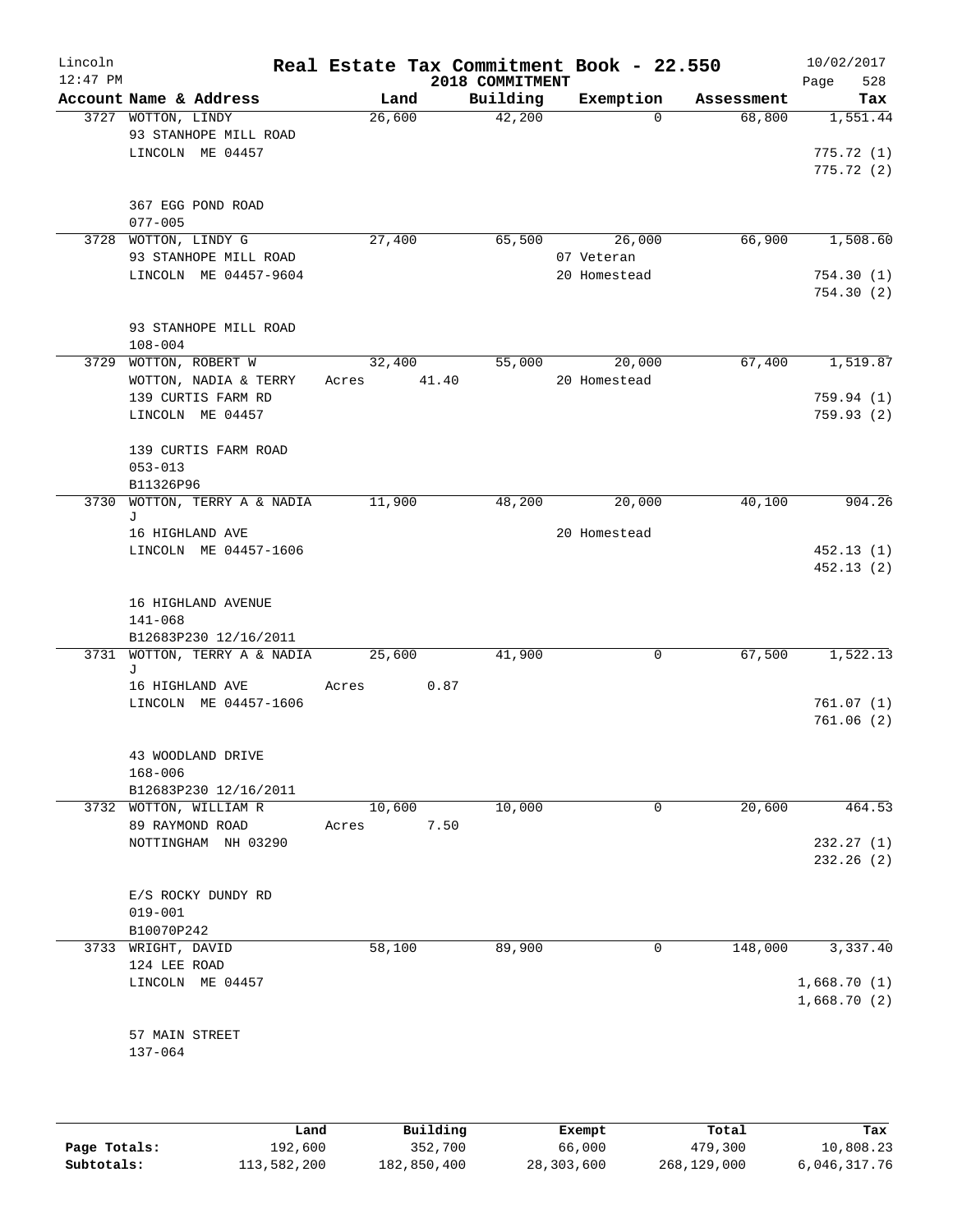# Real Estate Tax Commitment Book - 22.550

Lincoln 12:47 PM — 2018 COMMITMENT — 10/02/2017

| Account Name & Address | Land | Building | Exemption | Assessment | Tax |
|---|---|---|---|---|---|
| 3727 WOTTON, LINDY<br>93 STANHOPE MILL ROAD<br>LINCOLN ME 04457<br><br>367 EGG POND ROAD<br>077-005 | 26,600 | 42,200 | 0 | 68,800 | 1,551.44<br><br>775.72 (1)<br>775.72 (2) |
| 3728 WOTTON, LINDY G<br>93 STANHOPE MILL ROAD<br>LINCOLN ME 04457-9604<br><br>93 STANHOPE MILL ROAD<br>108-004 | 27,400 | 65,500 | 26,000<br>07 Veteran<br>20 Homestead | 66,900 | 1,508.60<br><br>754.30 (1)<br>754.30 (2) |
| 3729 WOTTON, ROBERT W<br>WOTTON, NADIA & TERRY<br>139 CURTIS FARM RD<br>LINCOLN ME 04457<br><br>139 CURTIS FARM ROAD<br>053-013<br>B11326P96 | 32,400<br>Acres 41.40 | 55,000 | 20,000<br>20 Homestead | 67,400 | 1,519.87<br><br>759.94 (1)<br>759.93 (2) |
| 3730 WOTTON, TERRY A & NADIA J<br>16 HIGHLAND AVE<br>LINCOLN ME 04457-1606<br><br>16 HIGHLAND AVENUE<br>141-068<br>B12683P230 12/16/2011 | 11,900 | 48,200 | 20,000<br>20 Homestead | 40,100 | 904.26<br><br>452.13 (1)<br>452.13 (2) |
| 3731 WOTTON, TERRY A & NADIA J<br>16 HIGHLAND AVE<br>LINCOLN ME 04457-1606<br><br>43 WOODLAND DRIVE<br>168-006<br>B12683P230 12/16/2011 | 25,600<br>Acres 0.87 | 41,900 | 0 | 67,500 | 1,522.13<br><br>761.07 (1)<br>761.06 (2) |
| 3732 WOTTON, WILLIAM R<br>89 RAYMOND ROAD<br>NOTTINGHAM NH 03290<br><br>E/S ROCKY DUNDY RD<br>019-001<br>B10070P242 | 10,600<br>Acres 7.50 | 10,000 | 0 | 20,600 | 464.53<br><br>232.27 (1)<br>232.26 (2) |
| 3733 WRIGHT, DAVID<br>124 LEE ROAD<br>LINCOLN ME 04457<br><br>57 MAIN STREET<br>137-064 | 58,100 | 89,900 | 0 | 148,000 | 3,337.40<br><br>1,668.70 (1)<br>1,668.70 (2) |

| | Land | Building | Exempt | Total | Tax |
|---|---|---|---|---|---|
| Page Totals: | 192,600 | 352,700 | 66,000 | 479,300 | 10,808.23 |
| Subtotals: | 113,582,200 | 182,850,400 | 28,303,600 | 268,129,000 | 6,046,317.76 |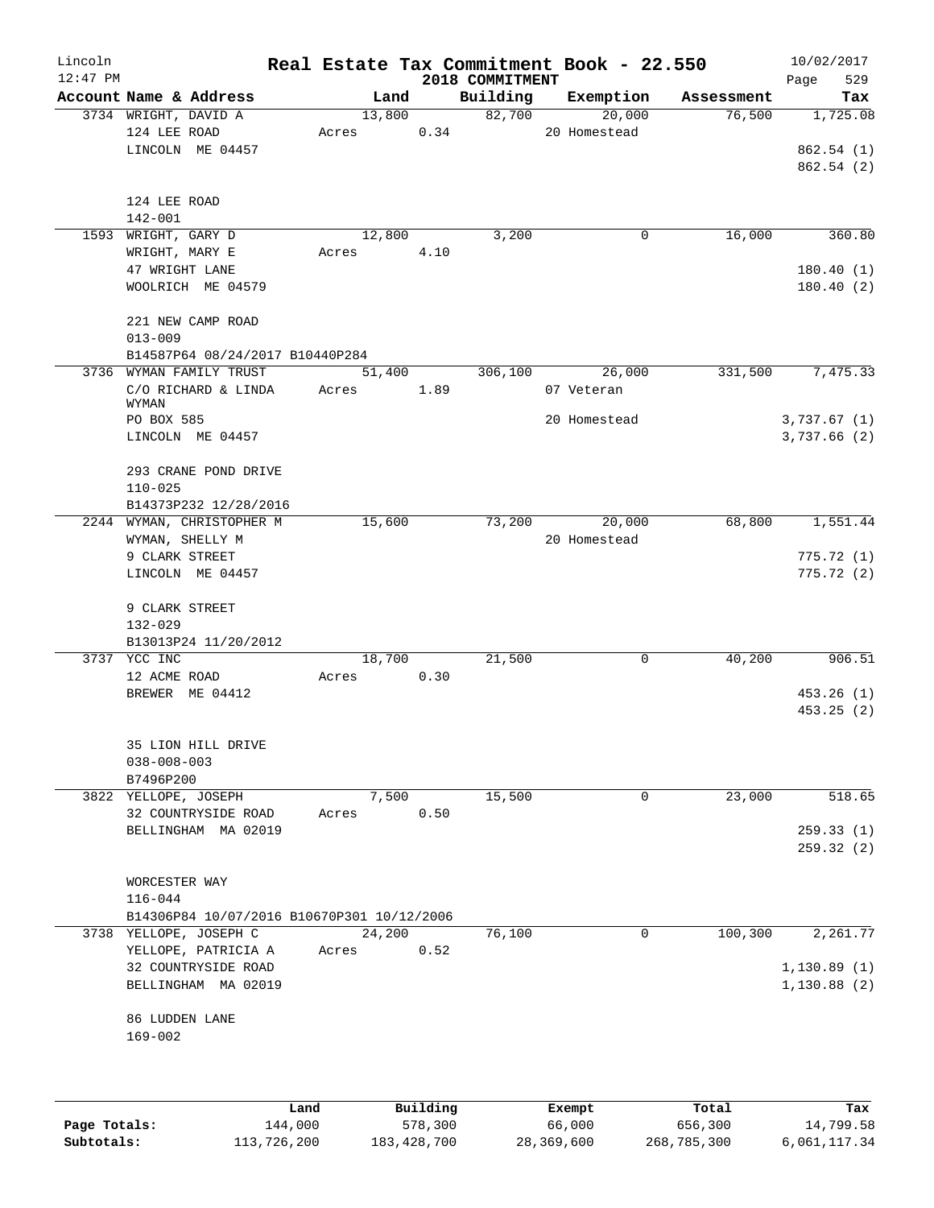# Real Estate Tax Commitment Book - 22.550

Lincoln
12:47 PM

2018 COMMITMENT

10/02/2017

| Account Name & Address | Land | Building | Exemption | Assessment | Tax |
|---|---|---|---|---|---|
| 3734 WRIGHT, DAVID A | 13,800 | 82,700 | 20,000 | 76,500 | 1,725.08 |
| 124 LEE ROAD | Acres 0.34 | | 20 Homestead | | |
| LINCOLN ME 04457 | | | | | 862.54 (1) |
| | | | | | 862.54 (2) |
| 124 LEE ROAD | | | | | |
| 142-001 | | | | | |
| 1593 WRIGHT, GARY D | 12,800 | 3,200 | 0 | 16,000 | 360.80 |
| WRIGHT, MARY E | Acres 4.10 | | | | |
| 47 WRIGHT LANE | | | | | 180.40 (1) |
| WOOLRICH ME 04579 | | | | | 180.40 (2) |
| 221 NEW CAMP ROAD | | | | | |
| 013-009 | | | | | |
| B14587P64 08/24/2017 B10440P284 | | | | | |
| 3736 WYMAN FAMILY TRUST | 51,400 | 306,100 | 26,000 | 331,500 | 7,475.33 |
| C/O RICHARD & LINDA WYMAN | Acres 1.89 | | 07 Veteran | | |
| PO BOX 585 | | | 20 Homestead | | 3,737.67 (1) |
| LINCOLN ME 04457 | | | | | 3,737.66 (2) |
| 293 CRANE POND DRIVE | | | | | |
| 110-025 | | | | | |
| B14373P232 12/28/2016 | | | | | |
| 2244 WYMAN, CHRISTOPHER M | 15,600 | 73,200 | 20,000 | 68,800 | 1,551.44 |
| WYMAN, SHELLY M | | | 20 Homestead | | |
| 9 CLARK STREET | | | | | 775.72 (1) |
| LINCOLN ME 04457 | | | | | 775.72 (2) |
| 9 CLARK STREET | | | | | |
| 132-029 | | | | | |
| B13013P24 11/20/2012 | | | | | |
| 3737 YCC INC | 18,700 | 21,500 | 0 | 40,200 | 906.51 |
| 12 ACME ROAD | Acres 0.30 | | | | |
| BREWER ME 04412 | | | | | 453.26 (1) |
| | | | | | 453.25 (2) |
| 35 LION HILL DRIVE | | | | | |
| 038-008-003 | | | | | |
| B7496P200 | | | | | |
| 3822 YELLOPE, JOSEPH | 7,500 | 15,500 | 0 | 23,000 | 518.65 |
| 32 COUNTRYSIDE ROAD | Acres 0.50 | | | | |
| BELLINGHAM MA 02019 | | | | | 259.33 (1) |
| | | | | | 259.32 (2) |
| WORCESTER WAY | | | | | |
| 116-044 | | | | | |
| B14306P84 10/07/2016 B10670P301 10/12/2006 | | | | | |
| 3738 YELLOPE, JOSEPH C | 24,200 | 76,100 | 0 | 100,300 | 2,261.77 |
| YELLOPE, PATRICIA A | Acres 0.52 | | | | |
| 32 COUNTRYSIDE ROAD | | | | | 1,130.89 (1) |
| BELLINGHAM MA 02019 | | | | | 1,130.88 (2) |
| 86 LUDDEN LANE | | | | | |
| 169-002 | | | | | |

| | Land | Building | Exempt | Total | Tax |
|---|---|---|---|---|---|
| Page Totals: | 144,000 | 578,300 | 66,000 | 656,300 | 14,799.58 |
| Subtotals: | 113,726,200 | 183,428,700 | 28,369,600 | 268,785,300 | 6,061,117.34 |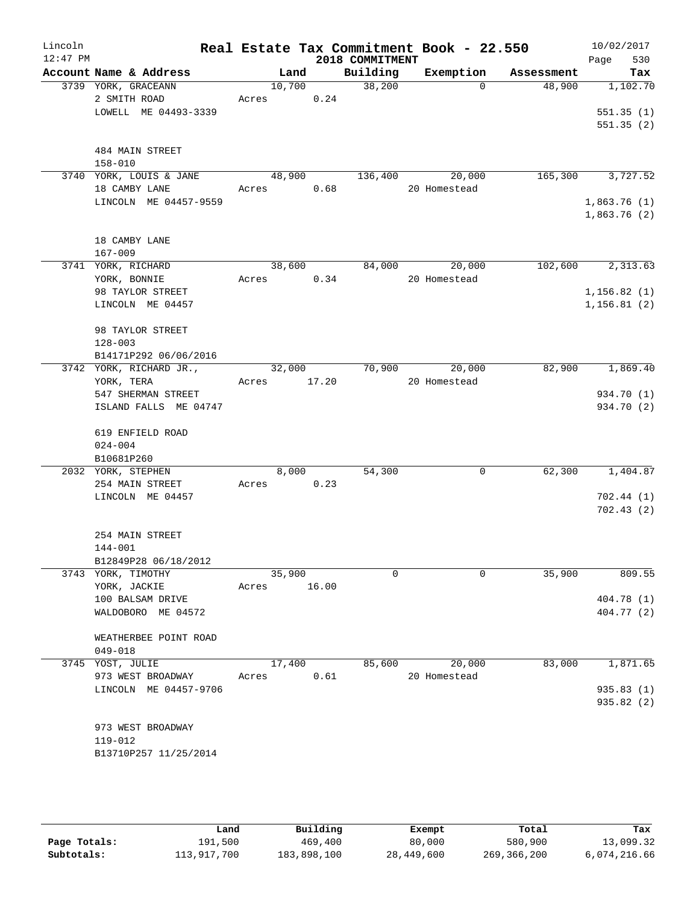# Real Estate Tax Commitment Book - 22.550

Lincoln 12:47 PM — 2018 COMMITMENT — 10/02/2017

| Account | Name & Address | Land | Building | Exemption | Assessment | Tax |
|---|---|---|---|---|---|---|
| 3739 | YORK, GRACEANN<br>2 SMITH ROAD<br>LOWELL ME 04493-3339<br><br>484 MAIN STREET<br>158-010 | 10,700<br>Acres 0.24 | 38,200 | 0 | 48,900 | 1,102.70<br><br>551.35 (1)<br>551.35 (2) |
| 3740 | YORK, LOUIS & JANE<br>18 CAMBY LANE<br>LINCOLN ME 04457-9559<br><br>18 CAMBY LANE<br>167-009 | 48,900<br>Acres 0.68 | 136,400 | 20,000<br>20 Homestead | 165,300 | 3,727.52<br><br>1,863.76 (1)<br>1,863.76 (2) |
| 3741 | YORK, RICHARD<br>YORK, BONNIE<br>98 TAYLOR STREET<br>LINCOLN ME 04457<br><br>98 TAYLOR STREET<br>128-003<br>B14171P292 06/06/2016 | 38,600<br>Acres 0.34 | 84,000 | 20,000<br>20 Homestead | 102,600 | 2,313.63<br><br>1,156.82 (1)<br>1,156.81 (2) |
| 3742 | YORK, RICHARD JR.,<br>YORK, TERA<br>547 SHERMAN STREET<br>ISLAND FALLS ME 04747<br><br>619 ENFIELD ROAD<br>024-004<br>B10681P260 | 32,000<br>Acres 17.20 | 70,900 | 20,000<br>20 Homestead | 82,900 | 1,869.40<br><br>934.70 (1)<br>934.70 (2) |
| 2032 | YORK, STEPHEN<br>254 MAIN STREET<br>LINCOLN ME 04457<br><br>254 MAIN STREET<br>144-001<br>B12849P28 06/18/2012 | 8,000<br>Acres 0.23 | 54,300 | 0 | 62,300 | 1,404.87<br><br>702.44 (1)<br>702.43 (2) |
| 3743 | YORK, TIMOTHY<br>YORK, JACKIE<br>100 BALSAM DRIVE<br>WALDOBORO ME 04572<br><br>WEATHERBEE POINT ROAD<br>049-018 | 35,900<br>Acres 16.00 | 0 | 0 | 35,900 | 809.55<br><br>404.78 (1)<br>404.77 (2) |
| 3745 | YOST, JULIE<br>973 WEST BROADWAY<br>LINCOLN ME 04457-9706<br><br>973 WEST BROADWAY<br>119-012<br>B13710P257 11/25/2014 | 17,400<br>Acres 0.61 | 85,600 | 20,000<br>20 Homestead | 83,000 | 1,871.65<br><br>935.83 (1)<br>935.82 (2) |

| | Land | Building | Exempt | Total | Tax |
|---|---|---|---|---|---|
| Page Totals: | 191,500 | 469,400 | 80,000 | 580,900 | 13,099.32 |
| Subtotals: | 113,917,700 | 183,898,100 | 28,449,600 | 269,366,200 | 6,074,216.66 |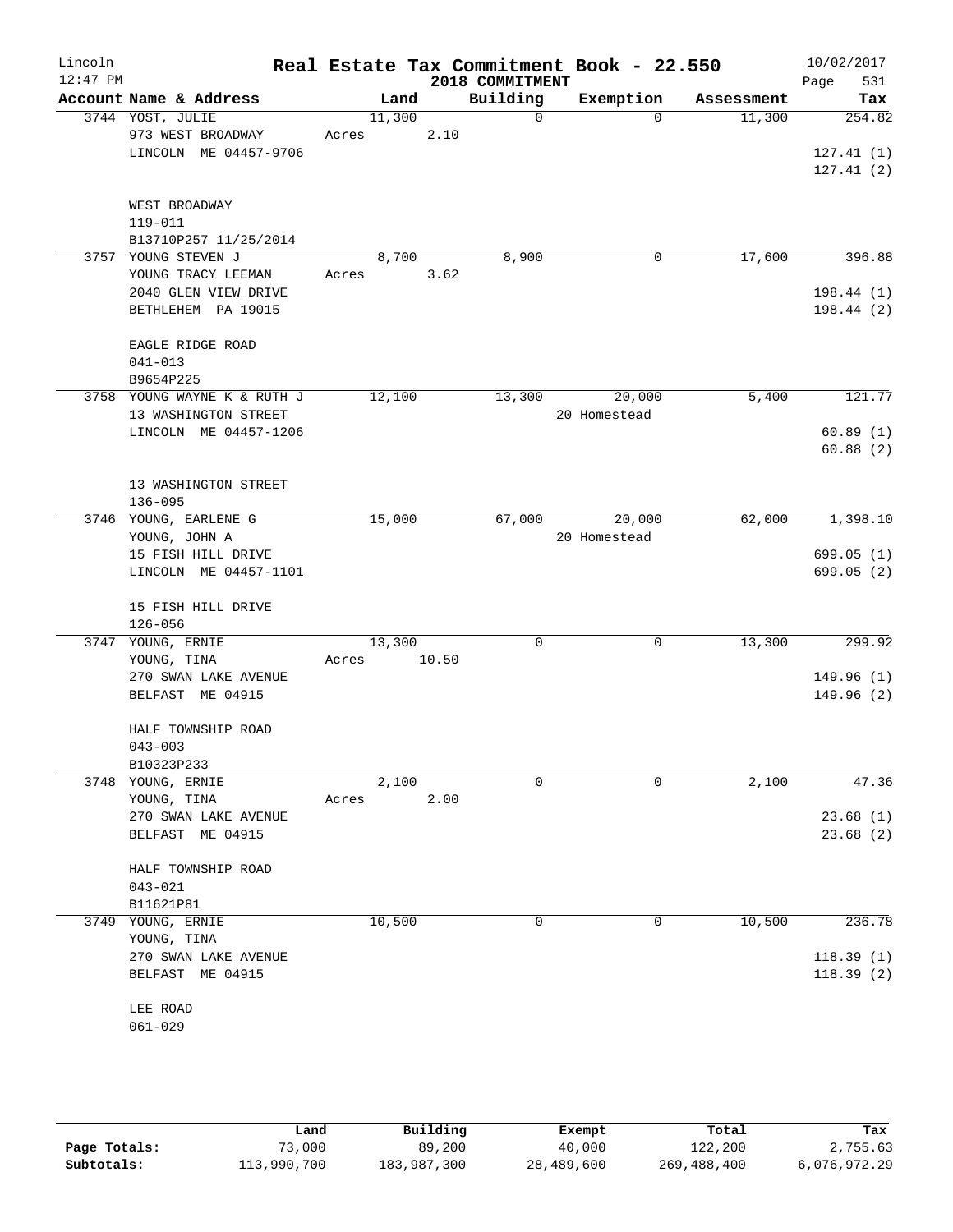# Real Estate Tax Commitment Book - 22.550

Lincoln
12:47 PM

2018 COMMITMENT

10/02/2017

| Account Name & Address | Land | Building | Exemption | Assessment | Tax |
|---|---|---|---|---|---|
| 3744 YOST, JULIE<br>973 WEST BROADWAY<br>LINCOLN ME 04457-9706<br><br>WEST BROADWAY<br>119-011<br>B13710P257 11/25/2014 | 11,300<br>Acres 2.10 | 0 | 0 | 11,300 | 254.82<br><br>127.41 (1)<br>127.41 (2) |
| 3757 YOUNG STEVEN J<br>YOUNG TRACY LEEMAN<br>2040 GLEN VIEW DRIVE<br>BETHLEHEM PA 19015<br><br>EAGLE RIDGE ROAD<br>041-013<br>B9654P225 | 8,700<br>Acres 3.62 | 8,900 | 0 | 17,600 | 396.88<br><br>198.44 (1)<br>198.44 (2) |
| 3758 YOUNG WAYNE K & RUTH J<br>13 WASHINGTON STREET<br>LINCOLN ME 04457-1206<br><br>13 WASHINGTON STREET<br>136-095 | 12,100 | 13,300 | 20,000<br>20 Homestead | 5,400 | 121.77<br><br>60.89 (1)<br>60.88 (2) |
| 3746 YOUNG, EARLENE G<br>YOUNG, JOHN A<br>15 FISH HILL DRIVE<br>LINCOLN ME 04457-1101<br><br>15 FISH HILL DRIVE<br>126-056 | 15,000 | 67,000 | 20,000<br>20 Homestead | 62,000 | 1,398.10<br><br>699.05 (1)<br>699.05 (2) |
| 3747 YOUNG, ERNIE<br>YOUNG, TINA<br>270 SWAN LAKE AVENUE<br>BELFAST ME 04915<br><br>HALF TOWNSHIP ROAD<br>043-003<br>B10323P233 | 13,300<br>Acres 10.50 | 0 | 0 | 13,300 | 299.92<br><br>149.96 (1)<br>149.96 (2) |
| 3748 YOUNG, ERNIE<br>YOUNG, TINA<br>270 SWAN LAKE AVENUE<br>BELFAST ME 04915<br><br>HALF TOWNSHIP ROAD<br>043-021<br>B11621P81 | 2,100<br>Acres 2.00 | 0 | 0 | 2,100 | 47.36<br><br>23.68 (1)<br>23.68 (2) |
| 3749 YOUNG, ERNIE<br>YOUNG, TINA<br>270 SWAN LAKE AVENUE<br>BELFAST ME 04915<br><br>LEE ROAD<br>061-029 | 10,500 | 0 | 0 | 10,500 | 236.78<br><br>118.39 (1)<br>118.39 (2) |

| | Land | Building | Exempt | Total | Tax |
|---|---|---|---|---|---|
| Page Totals: | 73,000 | 89,200 | 40,000 | 122,200 | 2,755.63 |
| Subtotals: | 113,990,700 | 183,987,300 | 28,489,600 | 269,488,400 | 6,076,972.29 |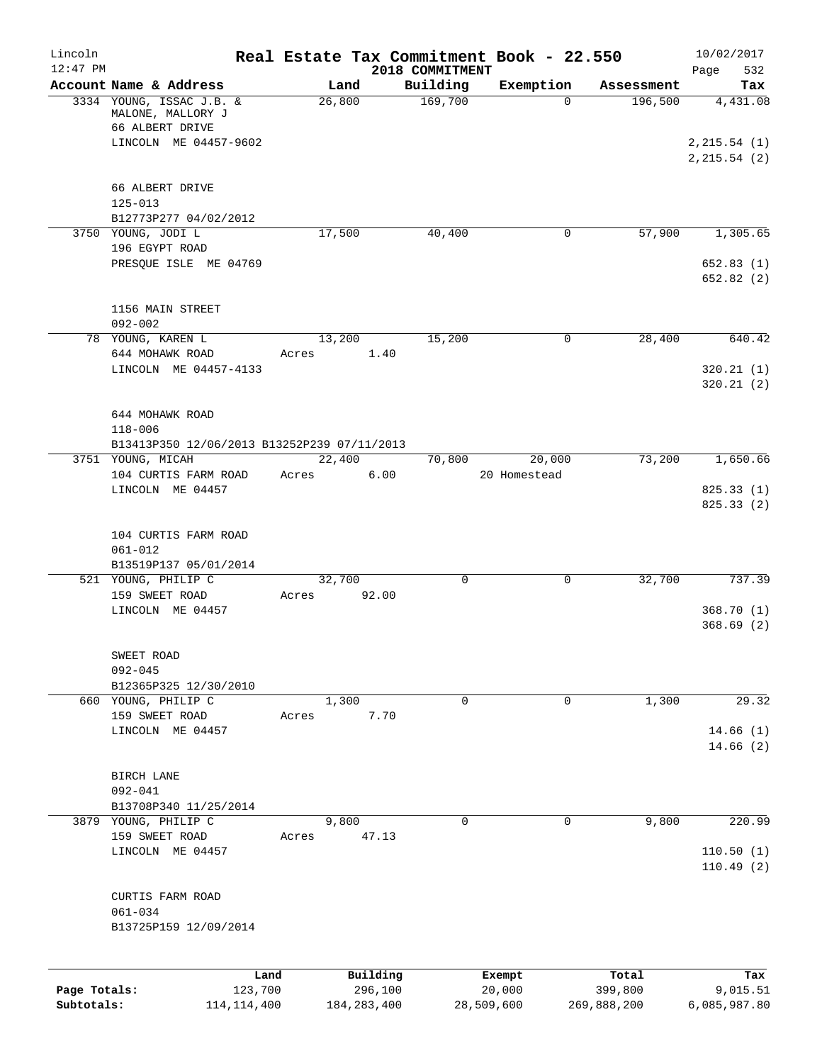Lincoln 12:47 PM

# Real Estate Tax Commitment Book - 22.550

## 2018 COMMITMENT

10/02/2017

| Account Name & Address | Land | Building | Exemption | Assessment | Tax |
|---|---|---|---|---|---|
| 3334 YOUNG, ISSAC J.B. & MALONE, MALLORY J<br>66 ALBERT DRIVE<br>LINCOLN ME 04457-9602<br><br>66 ALBERT DRIVE<br>125-013<br>B12773P277 04/02/2012 | 26,800 | 169,700 | 0 | 196,500 | 4,431.08<br><br>2,215.54 (1)<br>2,215.54 (2) |
| 3750 YOUNG, JODI L<br>196 EGYPT ROAD<br>PRESQUE ISLE ME 04769<br><br>1156 MAIN STREET<br>092-002 | 17,500 | 40,400 | 0 | 57,900 | 1,305.65<br><br>652.83 (1)<br>652.82 (2) |
| 78 YOUNG, KAREN L<br>644 MOHAWK ROAD<br>LINCOLN ME 04457-4133<br><br>644 MOHAWK ROAD<br>118-006<br>B13413P350 12/06/2013 B13252P239 07/11/2013 | 13,200<br>Acres 1.40 | 15,200 | 0 | 28,400 | 640.42<br><br>320.21 (1)<br>320.21 (2) |
| 3751 YOUNG, MICAH<br>104 CURTIS FARM ROAD<br>LINCOLN ME 04457<br><br>104 CURTIS FARM ROAD<br>061-012<br>B13519P137 05/01/2014 | 22,400<br>Acres 6.00 | 70,800 | 20,000<br>20 Homestead | 73,200 | 1,650.66<br><br>825.33 (1)<br>825.33 (2) |
| 521 YOUNG, PHILIP C<br>159 SWEET ROAD<br>LINCOLN ME 04457<br><br>SWEET ROAD<br>092-045<br>B12365P325 12/30/2010 | 32,700<br>Acres 92.00 | 0 | 0 | 32,700 | 737.39<br><br>368.70 (1)<br>368.69 (2) |
| 660 YOUNG, PHILIP C<br>159 SWEET ROAD<br>LINCOLN ME 04457<br><br>BIRCH LANE<br>092-041<br>B13708P340 11/25/2014 | 1,300<br>Acres 7.70 | 0 | 0 | 1,300 | 29.32<br><br>14.66 (1)<br>14.66 (2) |
| 3879 YOUNG, PHILIP C<br>159 SWEET ROAD<br>LINCOLN ME 04457<br><br>CURTIS FARM ROAD<br>061-034<br>B13725P159 12/09/2014 | 9,800<br>Acres 47.13 | 0 | 0 | 9,800 | 220.99<br><br>110.50 (1)<br>110.49 (2) |

| | Land | Building | Exempt | Total | Tax |
|---|---|---|---|---|---|
| Page Totals: | 123,700 | 296,100 | 20,000 | 399,800 | 9,015.51 |
| Subtotals: | 114,114,400 | 184,283,400 | 28,509,600 | 269,888,200 | 6,085,987.80 |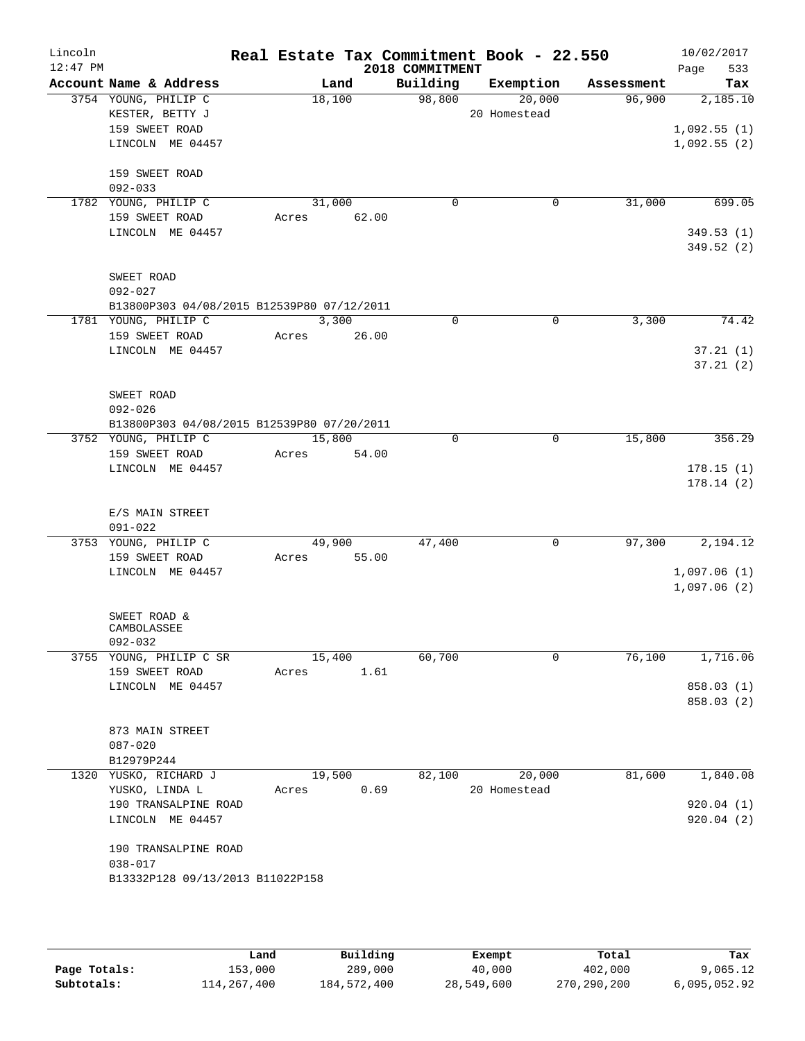# Real Estate Tax Commitment Book - 22.550

Lincoln
12:47 PM

2018 COMMITMENT

10/02/2017

| Account Name & Address | Land | Building | Exemption | Assessment | Tax |
|---|---|---|---|---|---|
| 3754 YOUNG, PHILIP C | 18,100 | 98,800 | 20,000 | 96,900 | 2,185.10 |
| KESTER, BETTY J | | | 20 Homestead | | |
| 159 SWEET ROAD | | | | | 1,092.55 (1) |
| LINCOLN ME 04457 | | | | | 1,092.55 (2) |
| 159 SWEET ROAD | | | | | |
| 092-033 | | | | | |
| 1782 YOUNG, PHILIP C | 31,000 | 0 | 0 | 31,000 | 699.05 |
| 159 SWEET ROAD | Acres 62.00 | | | | |
| LINCOLN ME 04457 | | | | | 349.53 (1) |
| | | | | | 349.52 (2) |
| SWEET ROAD | | | | | |
| 092-027 | | | | | |
| B13800P303 04/08/2015 B12539P80 07/12/2011 | | | | | |
| 1781 YOUNG, PHILIP C | 3,300 | 0 | 0 | 3,300 | 74.42 |
| 159 SWEET ROAD | Acres 26.00 | | | | |
| LINCOLN ME 04457 | | | | | 37.21 (1) |
| | | | | | 37.21 (2) |
| SWEET ROAD | | | | | |
| 092-026 | | | | | |
| B13800P303 04/08/2015 B12539P80 07/20/2011 | | | | | |
| 3752 YOUNG, PHILIP C | 15,800 | 0 | 0 | 15,800 | 356.29 |
| 159 SWEET ROAD | Acres 54.00 | | | | |
| LINCOLN ME 04457 | | | | | 178.15 (1) |
| | | | | | 178.14 (2) |
| E/S MAIN STREET | | | | | |
| 091-022 | | | | | |
| 3753 YOUNG, PHILIP C | 49,900 | 47,400 | 0 | 97,300 | 2,194.12 |
| 159 SWEET ROAD | Acres 55.00 | | | | |
| LINCOLN ME 04457 | | | | | 1,097.06 (1) |
| | | | | | 1,097.06 (2) |
| SWEET ROAD & CAMBOLASSEE | | | | | |
| 092-032 | | | | | |
| 3755 YOUNG, PHILIP C SR | 15,400 | 60,700 | 0 | 76,100 | 1,716.06 |
| 159 SWEET ROAD | Acres 1.61 | | | | |
| LINCOLN ME 04457 | | | | | 858.03 (1) |
| | | | | | 858.03 (2) |
| 873 MAIN STREET | | | | | |
| 087-020 | | | | | |
| B12979P244 | | | | | |
| 1320 YUSKO, RICHARD J | 19,500 | 82,100 | 20,000 | 81,600 | 1,840.08 |
| YUSKO, LINDA L | Acres 0.69 | | 20 Homestead | | |
| 190 TRANSALPINE ROAD | | | | | 920.04 (1) |
| LINCOLN ME 04457 | | | | | 920.04 (2) |
| 190 TRANSALPINE ROAD | | | | | |
| 038-017 | | | | | |
| B13332P128 09/13/2013 B11022P158 | | | | | |

| | Land | Building | Exempt | Total | Tax |
|---|---|---|---|---|---|
| Page Totals: | 153,000 | 289,000 | 40,000 | 402,000 | 9,065.12 |
| Subtotals: | 114,267,400 | 184,572,400 | 28,549,600 | 270,290,200 | 6,095,052.92 |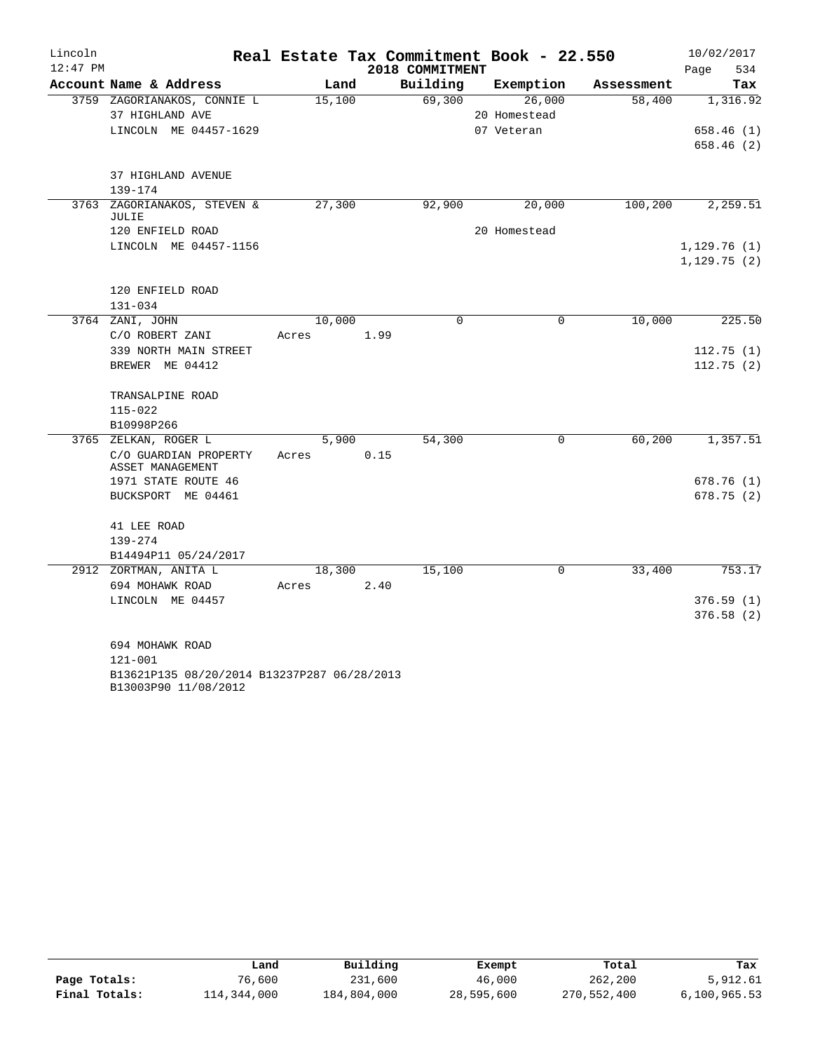# Real Estate Tax Commitment Book - 22.550

Lincoln
12:47 PM

2018 COMMITMENT

10/02/2017

| Account Name & Address | Land | Building | Exemption | Assessment | Tax |
|---|---|---|---|---|---|
| 3759 ZAGORIANAKOS, CONNIE L | 15,100 | 69,300 | 26,000 | 58,400 | 1,316.92 |
| 37 HIGHLAND AVE | | | 20 Homestead | | |
| LINCOLN ME 04457-1629 | | | 07 Veteran | | 658.46 (1) |
| | | | | | 658.46 (2) |
| 37 HIGHLAND AVENUE | | | | | |
| 139-174 | | | | | |
| 3763 ZAGORIANAKOS, STEVEN & JULIE | 27,300 | 92,900 | 20,000 | 100,200 | 2,259.51 |
| 120 ENFIELD ROAD | | | 20 Homestead | | |
| LINCOLN ME 04457-1156 | | | | | 1,129.76 (1) |
| | | | | | 1,129.75 (2) |
| 120 ENFIELD ROAD | | | | | |
| 131-034 | | | | | |
| 3764 ZANI, JOHN | 10,000 | 0 | 0 | 10,000 | 225.50 |
| C/O ROBERT ZANI | Acres 1.99 | | | | |
| 339 NORTH MAIN STREET | | | | | 112.75 (1) |
| BREWER ME 04412 | | | | | 112.75 (2) |
| TRANSALPINE ROAD | | | | | |
| 115-022 | | | | | |
| B10998P266 | | | | | |
| 3765 ZELKAN, ROGER L | 5,900 | 54,300 | 0 | 60,200 | 1,357.51 |
| C/O GUARDIAN PROPERTY ASSET MANAGEMENT | Acres 0.15 | | | | |
| 1971 STATE ROUTE 46 | | | | | 678.76 (1) |
| BUCKSPORT ME 04461 | | | | | 678.75 (2) |
| 41 LEE ROAD | | | | | |
| 139-274 | | | | | |
| B14494P11 05/24/2017 | | | | | |
| 2912 ZORTMAN, ANITA L | 18,300 | 15,100 | 0 | 33,400 | 753.17 |
| 694 MOHAWK ROAD | Acres 2.40 | | | | |
| LINCOLN ME 04457 | | | | | 376.59 (1) |
| | | | | | 376.58 (2) |
| 694 MOHAWK ROAD | | | | | |
| 121-001 | | | | | |
| B13621P135 08/20/2014 B13237P287 06/28/2013 B13003P90 11/08/2012 | | | | | |

| | Land | Building | Exempt | Total | Tax |
|---|---|---|---|---|---|
| Page Totals: | 76,600 | 231,600 | 46,000 | 262,200 | 5,912.61 |
| Final Totals: | 114,344,000 | 184,804,000 | 28,595,600 | 270,552,400 | 6,100,965.53 |